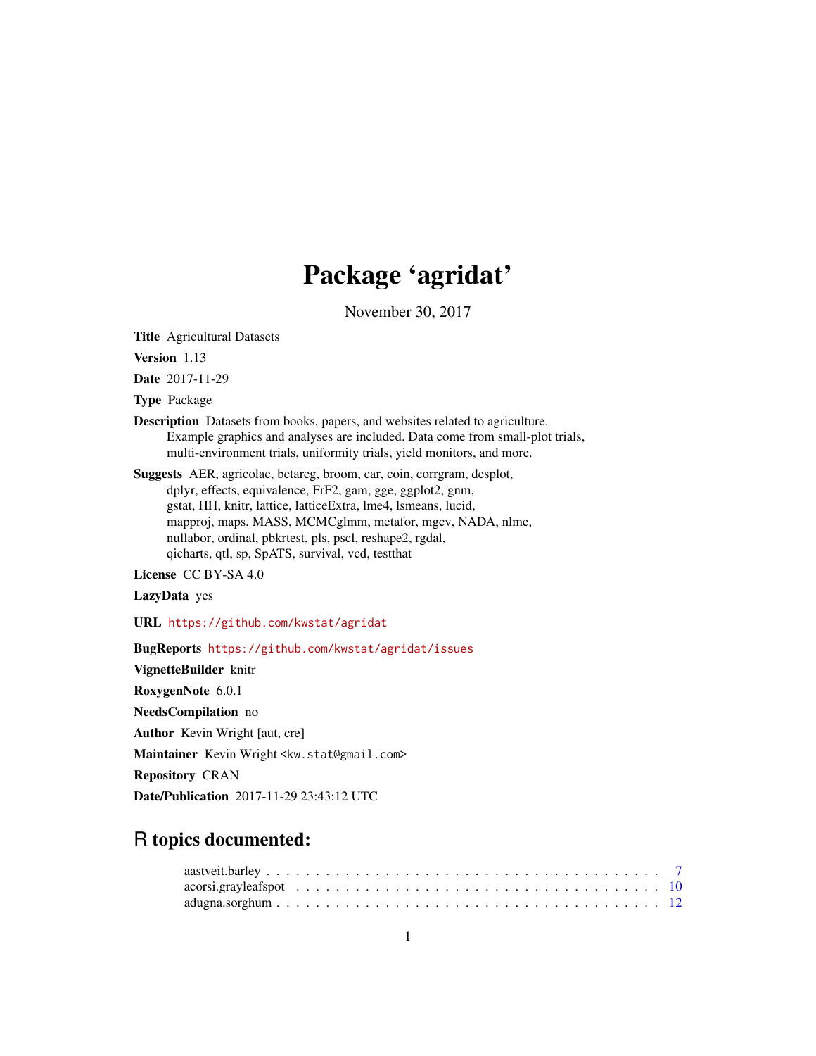# Package 'agridat'

November 30, 2017

**Title** Agricultural Datasets

**Version** 1.13

**Date** 2017-11-29

**Type** Package

**Description** Datasets from books, papers, and websites related to agriculture. Example graphics and analyses are included. Data come from small-plot trials, multi-environment trials, uniformity trials, yield monitors, and more.

**Suggests** AER, agricolae, betareg, broom, car, coin, corrgram, desplot, dplyr, effects, equivalence, FrF2, gam, gge, ggplot2, gnm, gstat, HH, knitr, lattice, latticeExtra, lme4, lsmeans, lucid, mapproj, maps, MASS, MCMCglmm, metafor, mgcv, NADA, nlme, nullabor, ordinal, pbkrtest, pls, pscl, reshape2, rgdal, qicharts, qtl, sp, SpATS, survival, vcd, testthat

**License** CC BY-SA 4.0

**LazyData** yes

**URL** https://github.com/kwstat/agridat

**BugReports** https://github.com/kwstat/agridat/issues

**VignetteBuilder** knitr

**RoxygenNote** 6.0.1

**NeedsCompilation** no

**Author** Kevin Wright [aut, cre]

**Maintainer** Kevin Wright <kw.stat@gmail.com>

**Repository** CRAN

**Date/Publication** 2017-11-29 23:43:12 UTC

## R topics documented:

aastveit.barley . . . . . . . . . . . . . . . . . . . . . . . . . . . . . . . . . . . . . 7
acorsi.grayleafspot . . . . . . . . . . . . . . . . . . . . . . . . . . . . . . . . . . . 10
adugna.sorghum . . . . . . . . . . . . . . . . . . . . . . . . . . . . . . . . . . . . . 12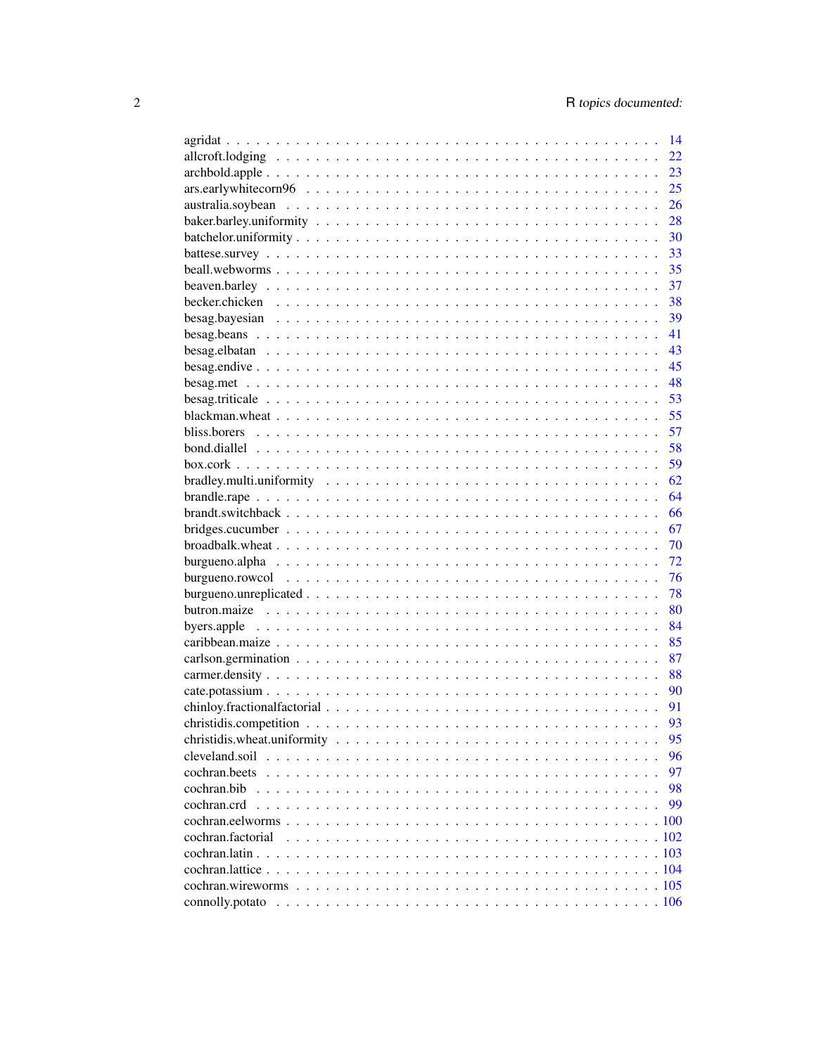| | |
|---|---|
| agridat | 14 |
| allcroft.lodging | 22 |
| archbold.apple | 23 |
| ars.earlywhitecorn96 | 25 |
| australia.soybean | 26 |
| baker.barley.uniformity | 28 |
| batchelor.uniformity | 30 |
| battese.survey | 33 |
| beall.webworms | 35 |
| beaven.barley | 37 |
| becker.chicken | 38 |
| besag.bayesian | 39 |
| besag.beans | 41 |
| besag.elbatan | 43 |
| besag.endive | 45 |
| besag.met | 48 |
| besag.triticale | 53 |
| blackman.wheat | 55 |
| bliss.borers | 57 |
| bond.diallel | 58 |
| box.cork | 59 |
| bradley.multi.uniformity | 62 |
| brandle.rape | 64 |
| brandt.switchback | 66 |
| bridges.cucumber | 67 |
| broadbalk.wheat | 70 |
| burgueno.alpha | 72 |
| burgueno.rowcol | 76 |
| burgueno.unreplicated | 78 |
| butron.maize | 80 |
| byers.apple | 84 |
| caribbean.maize | 85 |
| carlson.germination | 87 |
| carmer.density | 88 |
| cate.potassium | 90 |
| chinloy.fractionalfactorial | 91 |
| christidis.competition | 93 |
| christidis.wheat.uniformity | 95 |
| cleveland.soil | 96 |
| cochran.beets | 97 |
| cochran.bib | 98 |
| cochran.crd | 99 |
| cochran.eelworms | 100 |
| cochran.factorial | 102 |
| cochran.latin | 103 |
| cochran.lattice | 104 |
| cochran.wireworms | 105 |
| connolly.potato | 106 |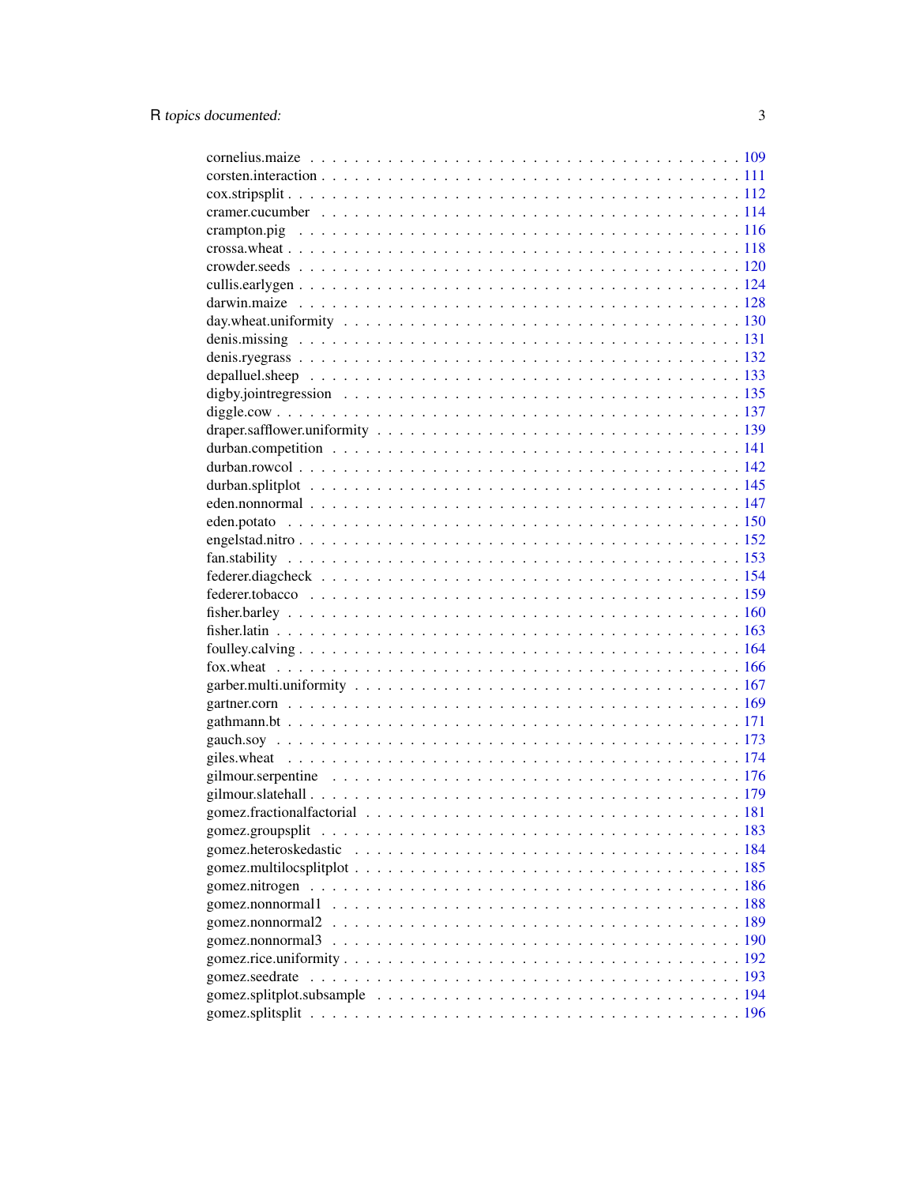cornelius.maize . . . . . . . . . . . . . . . . . . . . . . . . . . . . . . . . . . . . 109
corsten.interaction . . . . . . . . . . . . . . . . . . . . . . . . . . . . . . . . . . . 111
cox.stripsplit . . . . . . . . . . . . . . . . . . . . . . . . . . . . . . . . . . . . . 112
cramer.cucumber . . . . . . . . . . . . . . . . . . . . . . . . . . . . . . . . . . . . 114
crampton.pig . . . . . . . . . . . . . . . . . . . . . . . . . . . . . . . . . . . . . 116
crossa.wheat . . . . . . . . . . . . . . . . . . . . . . . . . . . . . . . . . . . . . 118
crowder.seeds . . . . . . . . . . . . . . . . . . . . . . . . . . . . . . . . . . . . . 120
cullis.earlygen . . . . . . . . . . . . . . . . . . . . . . . . . . . . . . . . . . . . 124
darwin.maize . . . . . . . . . . . . . . . . . . . . . . . . . . . . . . . . . . . . . 128
day.wheat.uniformity . . . . . . . . . . . . . . . . . . . . . . . . . . . . . . . . . 130
denis.missing . . . . . . . . . . . . . . . . . . . . . . . . . . . . . . . . . . . . . 131
denis.ryegrass . . . . . . . . . . . . . . . . . . . . . . . . . . . . . . . . . . . . 132
depalluel.sheep . . . . . . . . . . . . . . . . . . . . . . . . . . . . . . . . . . . . 133
digby.jointregression . . . . . . . . . . . . . . . . . . . . . . . . . . . . . . . . . 135
diggle.cow . . . . . . . . . . . . . . . . . . . . . . . . . . . . . . . . . . . . . . 137
draper.safflower.uniformity . . . . . . . . . . . . . . . . . . . . . . . . . . . . . . 139
durban.competition . . . . . . . . . . . . . . . . . . . . . . . . . . . . . . . . . . 141
durban.rowcol . . . . . . . . . . . . . . . . . . . . . . . . . . . . . . . . . . . . . 142
durban.splitplot . . . . . . . . . . . . . . . . . . . . . . . . . . . . . . . . . . . . 145
eden.nonnormal . . . . . . . . . . . . . . . . . . . . . . . . . . . . . . . . . . . . 147
eden.potato . . . . . . . . . . . . . . . . . . . . . . . . . . . . . . . . . . . . . . 150
engelstad.nitro . . . . . . . . . . . . . . . . . . . . . . . . . . . . . . . . . . . . 152
fan.stability . . . . . . . . . . . . . . . . . . . . . . . . . . . . . . . . . . . . . 153
federer.diagcheck . . . . . . . . . . . . . . . . . . . . . . . . . . . . . . . . . . . 154
federer.tobacco . . . . . . . . . . . . . . . . . . . . . . . . . . . . . . . . . . . . 159
fisher.barley . . . . . . . . . . . . . . . . . . . . . . . . . . . . . . . . . . . . . 160
fisher.latin . . . . . . . . . . . . . . . . . . . . . . . . . . . . . . . . . . . . . . 163
foulley.calving . . . . . . . . . . . . . . . . . . . . . . . . . . . . . . . . . . . . 164
fox.wheat . . . . . . . . . . . . . . . . . . . . . . . . . . . . . . . . . . . . . . . 166
garber.multi.uniformity . . . . . . . . . . . . . . . . . . . . . . . . . . . . . . . . 167
gartner.corn . . . . . . . . . . . . . . . . . . . . . . . . . . . . . . . . . . . . . 169
gathmann.bt . . . . . . . . . . . . . . . . . . . . . . . . . . . . . . . . . . . . . . 171
gauch.soy . . . . . . . . . . . . . . . . . . . . . . . . . . . . . . . . . . . . . . . 173
giles.wheat . . . . . . . . . . . . . . . . . . . . . . . . . . . . . . . . . . . . . . 174
gilmour.serpentine . . . . . . . . . . . . . . . . . . . . . . . . . . . . . . . . . . 176
gilmour.slatehall . . . . . . . . . . . . . . . . . . . . . . . . . . . . . . . . . . . 179
gomez.fractionalfactorial . . . . . . . . . . . . . . . . . . . . . . . . . . . . . . . 181
gomez.groupsplit . . . . . . . . . . . . . . . . . . . . . . . . . . . . . . . . . . . 183
gomez.heteroskedastic . . . . . . . . . . . . . . . . . . . . . . . . . . . . . . . . . 184
gomez.multilocsplitplot . . . . . . . . . . . . . . . . . . . . . . . . . . . . . . . . 185
gomez.nitrogen . . . . . . . . . . . . . . . . . . . . . . . . . . . . . . . . . . . . 186
gomez.nonnormal1 . . . . . . . . . . . . . . . . . . . . . . . . . . . . . . . . . . . 188
gomez.nonnormal2 . . . . . . . . . . . . . . . . . . . . . . . . . . . . . . . . . . . 189
gomez.nonnormal3 . . . . . . . . . . . . . . . . . . . . . . . . . . . . . . . . . . . 190
gomez.rice.uniformity . . . . . . . . . . . . . . . . . . . . . . . . . . . . . . . . . 192
gomez.seedrate . . . . . . . . . . . . . . . . . . . . . . . . . . . . . . . . . . . . 193
gomez.splitplot.subsample . . . . . . . . . . . . . . . . . . . . . . . . . . . . . . . 194
gomez.splitsplit . . . . . . . . . . . . . . . . . . . . . . . . . . . . . . . . . . . . 196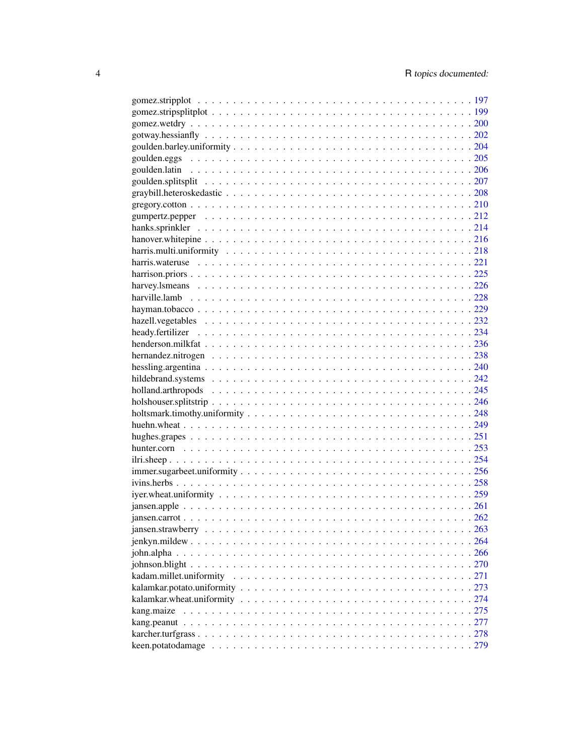| | |
|---|---|
| gomez.stripplot | 197 |
| gomez.stripsplitplot | 199 |
| gomez.wetdry | 200 |
| gotway.hessianfly | 202 |
| goulden.barley.uniformity | 204 |
| goulden.eggs | 205 |
| goulden.latin | 206 |
| goulden.splitsplit | 207 |
| graybill.heteroskedastic | 208 |
| gregory.cotton | 210 |
| gumpertz.pepper | 212 |
| hanks.sprinkler | 214 |
| hanover.whitepine | 216 |
| harris.multi.uniformity | 218 |
| harris.wateruse | 221 |
| harrison.priors | 225 |
| harvey.lsmeans | 226 |
| harville.lamb | 228 |
| hayman.tobacco | 229 |
| hazell.vegetables | 232 |
| heady.fertilizer | 234 |
| henderson.milkfat | 236 |
| hernandez.nitrogen | 238 |
| hessling.argentina | 240 |
| hildebrand.systems | 242 |
| holland.arthropods | 245 |
| holshouser.splitstrip | 246 |
| holtsmark.timothy.uniformity | 248 |
| huehn.wheat | 249 |
| hughes.grapes | 251 |
| hunter.corn | 253 |
| ilri.sheep | 254 |
| immer.sugarbeet.uniformity | 256 |
| ivins.herbs | 258 |
| iyer.wheat.uniformity | 259 |
| jansen.apple | 261 |
| jansen.carrot | 262 |
| jansen.strawberry | 263 |
| jenkyn.mildew | 264 |
| john.alpha | 266 |
| johnson.blight | 270 |
| kadam.millet.uniformity | 271 |
| kalamkar.potato.uniformity | 273 |
| kalamkar.wheat.uniformity | 274 |
| kang.maize | 275 |
| kang.peanut | 277 |
| karcher.turfgrass | 278 |
| keen.potatodamage | 279 |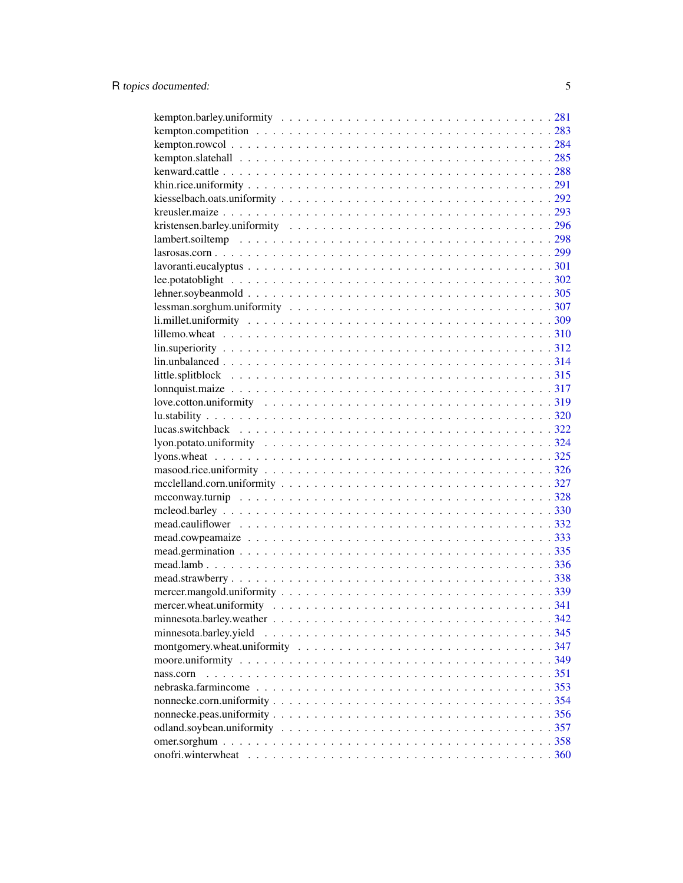kempton.barley.uniformity . . . . . . . . . . . . . . . . . . . . . . . . . . . . . . . . 281
kempton.competition . . . . . . . . . . . . . . . . . . . . . . . . . . . . . . . . . . . 283
kempton.rowcol . . . . . . . . . . . . . . . . . . . . . . . . . . . . . . . . . . . . . . 284
kempton.slatehall . . . . . . . . . . . . . . . . . . . . . . . . . . . . . . . . . . . . . 285
kenward.cattle . . . . . . . . . . . . . . . . . . . . . . . . . . . . . . . . . . . . . . . 288
khin.rice.uniformity . . . . . . . . . . . . . . . . . . . . . . . . . . . . . . . . . . . 291
kiesselbach.oats.uniformity . . . . . . . . . . . . . . . . . . . . . . . . . . . . . . . 292
kreusler.maize . . . . . . . . . . . . . . . . . . . . . . . . . . . . . . . . . . . . . . . 293
kristensen.barley.uniformity . . . . . . . . . . . . . . . . . . . . . . . . . . . . . . . 296
lambert.soiltemp . . . . . . . . . . . . . . . . . . . . . . . . . . . . . . . . . . . . . 298
lasrosas.corn . . . . . . . . . . . . . . . . . . . . . . . . . . . . . . . . . . . . . . . 299
lavoranti.eucalyptus . . . . . . . . . . . . . . . . . . . . . . . . . . . . . . . . . . . 301
lee.potatoblight . . . . . . . . . . . . . . . . . . . . . . . . . . . . . . . . . . . . . 302
lehner.soybeanmold . . . . . . . . . . . . . . . . . . . . . . . . . . . . . . . . . . . . 305
lessman.sorghum.uniformity . . . . . . . . . . . . . . . . . . . . . . . . . . . . . . . 307
li.millet.uniformity . . . . . . . . . . . . . . . . . . . . . . . . . . . . . . . . . . . 309
lillemo.wheat . . . . . . . . . . . . . . . . . . . . . . . . . . . . . . . . . . . . . . . 310
lin.superiority . . . . . . . . . . . . . . . . . . . . . . . . . . . . . . . . . . . . . . 312
lin.unbalanced . . . . . . . . . . . . . . . . . . . . . . . . . . . . . . . . . . . . . . 314
little.splitblock . . . . . . . . . . . . . . . . . . . . . . . . . . . . . . . . . . . . . 315
lonnquist.maize . . . . . . . . . . . . . . . . . . . . . . . . . . . . . . . . . . . . . . 317
love.cotton.uniformity . . . . . . . . . . . . . . . . . . . . . . . . . . . . . . . . . . 319
lu.stability . . . . . . . . . . . . . . . . . . . . . . . . . . . . . . . . . . . . . . . . 320
lucas.switchback . . . . . . . . . . . . . . . . . . . . . . . . . . . . . . . . . . . . . 322
lyon.potato.uniformity . . . . . . . . . . . . . . . . . . . . . . . . . . . . . . . . . . 324
lyons.wheat . . . . . . . . . . . . . . . . . . . . . . . . . . . . . . . . . . . . . . . . 325
masood.rice.uniformity . . . . . . . . . . . . . . . . . . . . . . . . . . . . . . . . . . 326
mcclelland.corn.uniformity . . . . . . . . . . . . . . . . . . . . . . . . . . . . . . . . 327
mcconway.turnip . . . . . . . . . . . . . . . . . . . . . . . . . . . . . . . . . . . . . . 328
mcleod.barley . . . . . . . . . . . . . . . . . . . . . . . . . . . . . . . . . . . . . . . 330
mead.cauliflower . . . . . . . . . . . . . . . . . . . . . . . . . . . . . . . . . . . . . 332
mead.cowpeamaize . . . . . . . . . . . . . . . . . . . . . . . . . . . . . . . . . . . . . 333
mead.germination . . . . . . . . . . . . . . . . . . . . . . . . . . . . . . . . . . . . . 335
mead.lamb . . . . . . . . . . . . . . . . . . . . . . . . . . . . . . . . . . . . . . . . . 336
mead.strawberry . . . . . . . . . . . . . . . . . . . . . . . . . . . . . . . . . . . . . . 338
mercer.mangold.uniformity . . . . . . . . . . . . . . . . . . . . . . . . . . . . . . . . 339
mercer.wheat.uniformity . . . . . . . . . . . . . . . . . . . . . . . . . . . . . . . . . 341
minnesota.barley.weather . . . . . . . . . . . . . . . . . . . . . . . . . . . . . . . . . 342
minnesota.barley.yield . . . . . . . . . . . . . . . . . . . . . . . . . . . . . . . . . . 345
montgomery.wheat.uniformity . . . . . . . . . . . . . . . . . . . . . . . . . . . . . . . 347
moore.uniformity . . . . . . . . . . . . . . . . . . . . . . . . . . . . . . . . . . . . . 349
nass.corn . . . . . . . . . . . . . . . . . . . . . . . . . . . . . . . . . . . . . . . . . 351
nebraska.farmincome . . . . . . . . . . . . . . . . . . . . . . . . . . . . . . . . . . . 353
nonnecke.corn.uniformity . . . . . . . . . . . . . . . . . . . . . . . . . . . . . . . . . 354
nonnecke.peas.uniformity . . . . . . . . . . . . . . . . . . . . . . . . . . . . . . . . . 356
odland.soybean.uniformity . . . . . . . . . . . . . . . . . . . . . . . . . . . . . . . . 357
omer.sorghum . . . . . . . . . . . . . . . . . . . . . . . . . . . . . . . . . . . . . . . 358
onofri.winterwheat . . . . . . . . . . . . . . . . . . . . . . . . . . . . . . . . . . . . 360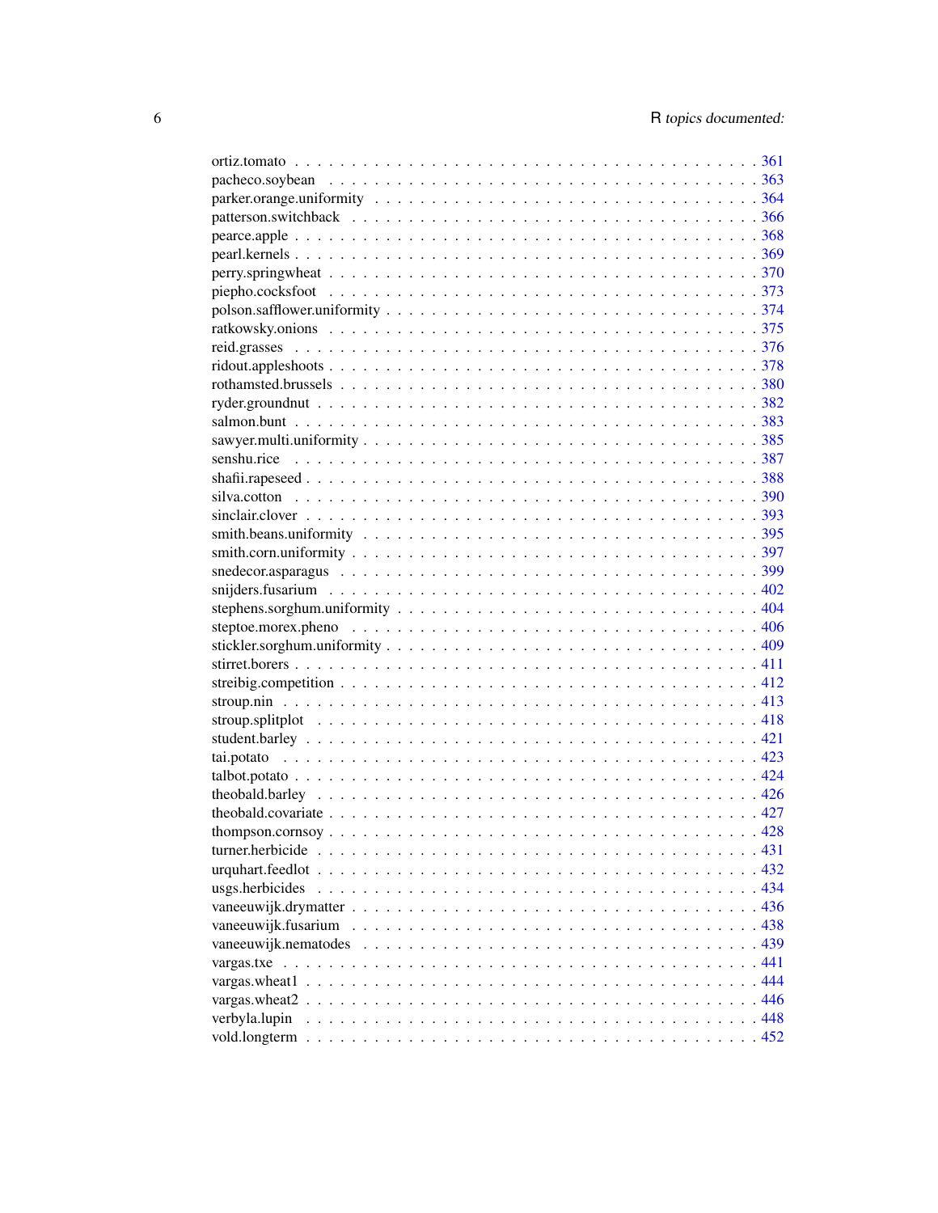ortiz.tomato . . . . . . . . . . . . . . . . . . . . . . . . . . . . . . . . . . . . . . . 361
pacheco.soybean . . . . . . . . . . . . . . . . . . . . . . . . . . . . . . . . . . . . . 363
parker.orange.uniformity . . . . . . . . . . . . . . . . . . . . . . . . . . . . . . . . . 364
patterson.switchback . . . . . . . . . . . . . . . . . . . . . . . . . . . . . . . . . . . 366
pearce.apple . . . . . . . . . . . . . . . . . . . . . . . . . . . . . . . . . . . . . . . 368
pearl.kernels . . . . . . . . . . . . . . . . . . . . . . . . . . . . . . . . . . . . . . . 369
perry.springwheat . . . . . . . . . . . . . . . . . . . . . . . . . . . . . . . . . . . . 370
piepho.cocksfoot . . . . . . . . . . . . . . . . . . . . . . . . . . . . . . . . . . . . . 373
polson.safflower.uniformity . . . . . . . . . . . . . . . . . . . . . . . . . . . . . . . 374
ratkowsky.onions . . . . . . . . . . . . . . . . . . . . . . . . . . . . . . . . . . . . . 375
reid.grasses . . . . . . . . . . . . . . . . . . . . . . . . . . . . . . . . . . . . . . . 376
ridout.appleshoots . . . . . . . . . . . . . . . . . . . . . . . . . . . . . . . . . . . . 378
rothamsted.brussels . . . . . . . . . . . . . . . . . . . . . . . . . . . . . . . . . . . 380
ryder.groundnut . . . . . . . . . . . . . . . . . . . . . . . . . . . . . . . . . . . . . 382
salmon.bunt . . . . . . . . . . . . . . . . . . . . . . . . . . . . . . . . . . . . . . . 383
sawyer.multi.uniformity . . . . . . . . . . . . . . . . . . . . . . . . . . . . . . . . . 385
senshu.rice . . . . . . . . . . . . . . . . . . . . . . . . . . . . . . . . . . . . . . . 387
shafii.rapeseed . . . . . . . . . . . . . . . . . . . . . . . . . . . . . . . . . . . . . 388
silva.cotton . . . . . . . . . . . . . . . . . . . . . . . . . . . . . . . . . . . . . . . 390
sinclair.clover . . . . . . . . . . . . . . . . . . . . . . . . . . . . . . . . . . . . . . 393
smith.beans.uniformity . . . . . . . . . . . . . . . . . . . . . . . . . . . . . . . . . 395
smith.corn.uniformity . . . . . . . . . . . . . . . . . . . . . . . . . . . . . . . . . . 397
snedecor.asparagus . . . . . . . . . . . . . . . . . . . . . . . . . . . . . . . . . . . 399
snijders.fusarium . . . . . . . . . . . . . . . . . . . . . . . . . . . . . . . . . . . . 402
stephens.sorghum.uniformity . . . . . . . . . . . . . . . . . . . . . . . . . . . . . . 404
steptoe.morex.pheno . . . . . . . . . . . . . . . . . . . . . . . . . . . . . . . . . . . 406
stickler.sorghum.uniformity . . . . . . . . . . . . . . . . . . . . . . . . . . . . . . . 409
stirret.borers . . . . . . . . . . . . . . . . . . . . . . . . . . . . . . . . . . . . . . 411
streibig.competition . . . . . . . . . . . . . . . . . . . . . . . . . . . . . . . . . . . 412
stroup.nin . . . . . . . . . . . . . . . . . . . . . . . . . . . . . . . . . . . . . . . . 413
stroup.splitplot . . . . . . . . . . . . . . . . . . . . . . . . . . . . . . . . . . . . . 418
student.barley . . . . . . . . . . . . . . . . . . . . . . . . . . . . . . . . . . . . . . 421
tai.potato . . . . . . . . . . . . . . . . . . . . . . . . . . . . . . . . . . . . . . . . 423
talbot.potato . . . . . . . . . . . . . . . . . . . . . . . . . . . . . . . . . . . . . . . 424
theobald.barley . . . . . . . . . . . . . . . . . . . . . . . . . . . . . . . . . . . . . 426
theobald.covariate . . . . . . . . . . . . . . . . . . . . . . . . . . . . . . . . . . . . 427
thompson.cornsoy . . . . . . . . . . . . . . . . . . . . . . . . . . . . . . . . . . . . 428
turner.herbicide . . . . . . . . . . . . . . . . . . . . . . . . . . . . . . . . . . . . . 431
urquhart.feedlot . . . . . . . . . . . . . . . . . . . . . . . . . . . . . . . . . . . . . 432
usgs.herbicides . . . . . . . . . . . . . . . . . . . . . . . . . . . . . . . . . . . . . 434
vaneeuwijk.drymatter . . . . . . . . . . . . . . . . . . . . . . . . . . . . . . . . . . 436
vaneeuwijk.fusarium . . . . . . . . . . . . . . . . . . . . . . . . . . . . . . . . . . . 438
vaneeuwijk.nematodes . . . . . . . . . . . . . . . . . . . . . . . . . . . . . . . . . . 439
vargas.txe . . . . . . . . . . . . . . . . . . . . . . . . . . . . . . . . . . . . . . . . 441
vargas.wheat1 . . . . . . . . . . . . . . . . . . . . . . . . . . . . . . . . . . . . . . 444
vargas.wheat2 . . . . . . . . . . . . . . . . . . . . . . . . . . . . . . . . . . . . . . 446
verbyla.lupin . . . . . . . . . . . . . . . . . . . . . . . . . . . . . . . . . . . . . . 448
vold.longterm . . . . . . . . . . . . . . . . . . . . . . . . . . . . . . . . . . . . . . 452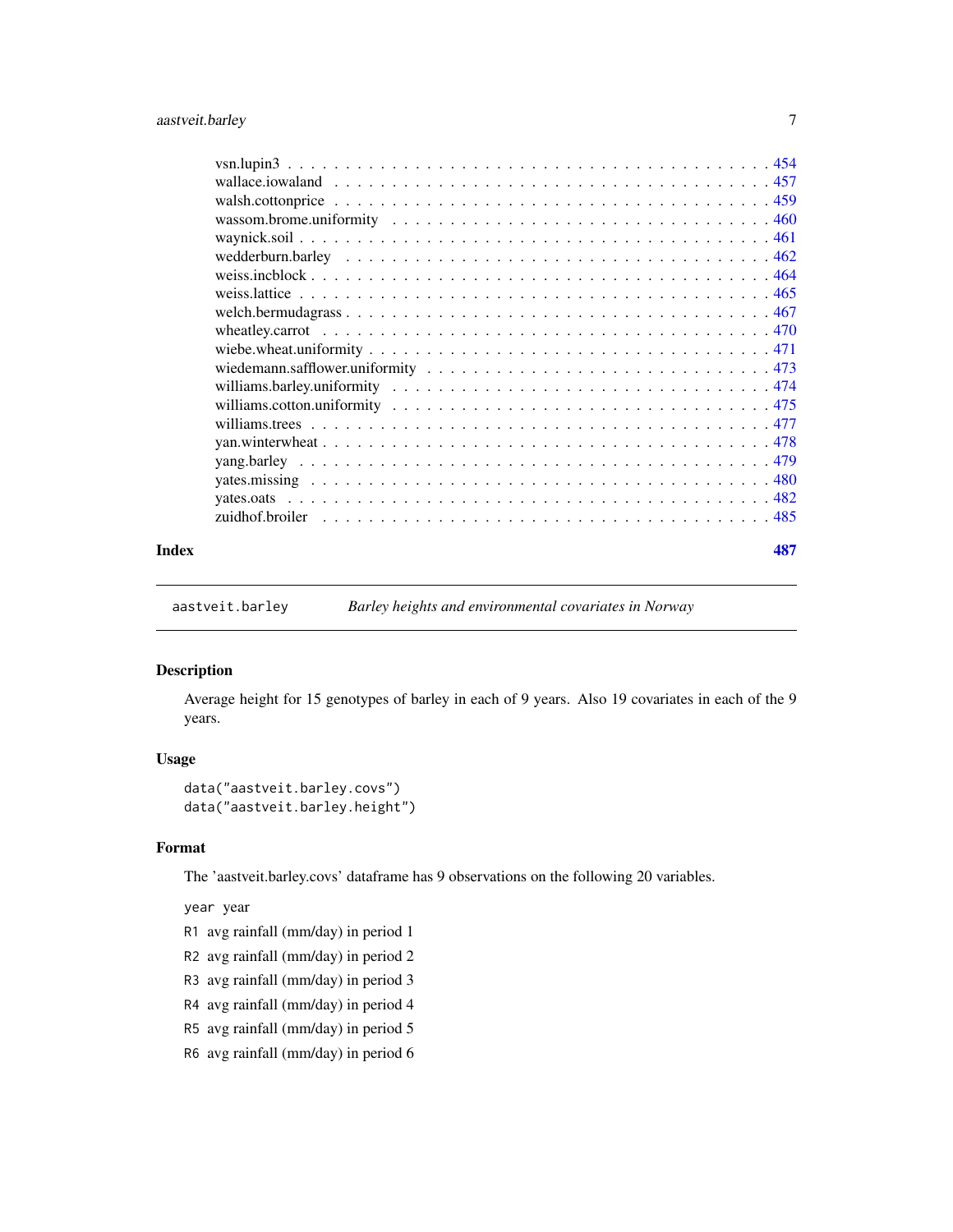vsn.lupin3 . . . . . . . . . . . . . . . . . . . . . . . . . . . . . . . . . . . . . . . . 454
wallace.iowaland . . . . . . . . . . . . . . . . . . . . . . . . . . . . . . . . . . . . 457
walsh.cottonprice . . . . . . . . . . . . . . . . . . . . . . . . . . . . . . . . . . . . 459
wassom.brome.uniformity . . . . . . . . . . . . . . . . . . . . . . . . . . . . . . . . 460
waynick.soil . . . . . . . . . . . . . . . . . . . . . . . . . . . . . . . . . . . . . . . 461
wedderburn.barley . . . . . . . . . . . . . . . . . . . . . . . . . . . . . . . . . . . . 462
weiss.incblock . . . . . . . . . . . . . . . . . . . . . . . . . . . . . . . . . . . . . . 464
weiss.lattice . . . . . . . . . . . . . . . . . . . . . . . . . . . . . . . . . . . . . . . 465
welch.bermudagrass . . . . . . . . . . . . . . . . . . . . . . . . . . . . . . . . . . . 467
wheatley.carrot . . . . . . . . . . . . . . . . . . . . . . . . . . . . . . . . . . . . . 470
wiebe.wheat.uniformity . . . . . . . . . . . . . . . . . . . . . . . . . . . . . . . . . 471
wiedemann.safflower.uniformity . . . . . . . . . . . . . . . . . . . . . . . . . . . . 473
williams.barley.uniformity . . . . . . . . . . . . . . . . . . . . . . . . . . . . . . . 474
williams.cotton.uniformity . . . . . . . . . . . . . . . . . . . . . . . . . . . . . . . 475
williams.trees . . . . . . . . . . . . . . . . . . . . . . . . . . . . . . . . . . . . . . 477
yan.winterwheat . . . . . . . . . . . . . . . . . . . . . . . . . . . . . . . . . . . . . 478
yang.barley . . . . . . . . . . . . . . . . . . . . . . . . . . . . . . . . . . . . . . . 479
yates.missing . . . . . . . . . . . . . . . . . . . . . . . . . . . . . . . . . . . . . . 480
yates.oats . . . . . . . . . . . . . . . . . . . . . . . . . . . . . . . . . . . . . . . . 482
zuidhof.broiler . . . . . . . . . . . . . . . . . . . . . . . . . . . . . . . . . . . . . 485

**Index** **487**

---

`aastveit.barley` *Barley heights and environmental covariates in Norway*

---

## Description

Average height for 15 genotypes of barley in each of 9 years. Also 19 covariates in each of the 9 years.

## Usage

```
data("aastveit.barley.covs")
data("aastveit.barley.height")
```

## Format

The 'aastveit.barley.covs' dataframe has 9 observations on the following 20 variables.

`year` year

`R1` avg rainfall (mm/day) in period 1

`R2` avg rainfall (mm/day) in period 2

`R3` avg rainfall (mm/day) in period 3

`R4` avg rainfall (mm/day) in period 4

`R5` avg rainfall (mm/day) in period 5

`R6` avg rainfall (mm/day) in period 6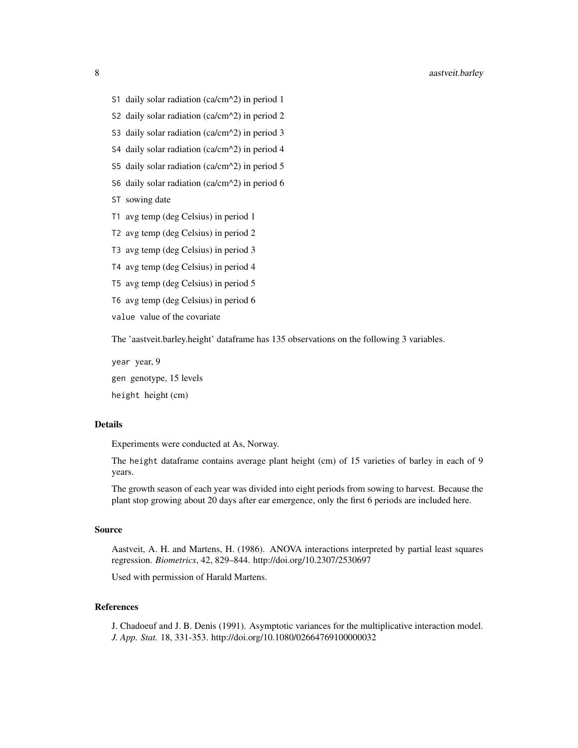S1 daily solar radiation (ca/cm^2) in period 1

S2 daily solar radiation (ca/cm^2) in period 2

S3 daily solar radiation (ca/cm^2) in period 3

S4 daily solar radiation (ca/cm^2) in period 4

S5 daily solar radiation (ca/cm^2) in period 5

S6 daily solar radiation (ca/cm^2) in period 6

ST sowing date

T1 avg temp (deg Celsius) in period 1

T2 avg temp (deg Celsius) in period 2

T3 avg temp (deg Celsius) in period 3

T4 avg temp (deg Celsius) in period 4

T5 avg temp (deg Celsius) in period 5

T6 avg temp (deg Celsius) in period 6

value value of the covariate

The 'aastveit.barley.height' dataframe has 135 observations on the following 3 variables.

year year, 9

gen genotype, 15 levels

height height (cm)

### Details

Experiments were conducted at As, Norway.

The height dataframe contains average plant height (cm) of 15 varieties of barley in each of 9 years.

The growth season of each year was divided into eight periods from sowing to harvest. Because the plant stop growing about 20 days after ear emergence, only the first 6 periods are included here.

### Source

Aastveit, A. H. and Martens, H. (1986). ANOVA interactions interpreted by partial least squares regression. *Biometrics*, 42, 829–844. http://doi.org/10.2307/2530697

Used with permission of Harald Martens.

### References

J. Chadoeuf and J. B. Denis (1991). Asymptotic variances for the multiplicative interaction model. *J. App. Stat.* 18, 331-353. http://doi.org/10.1080/02664769100000032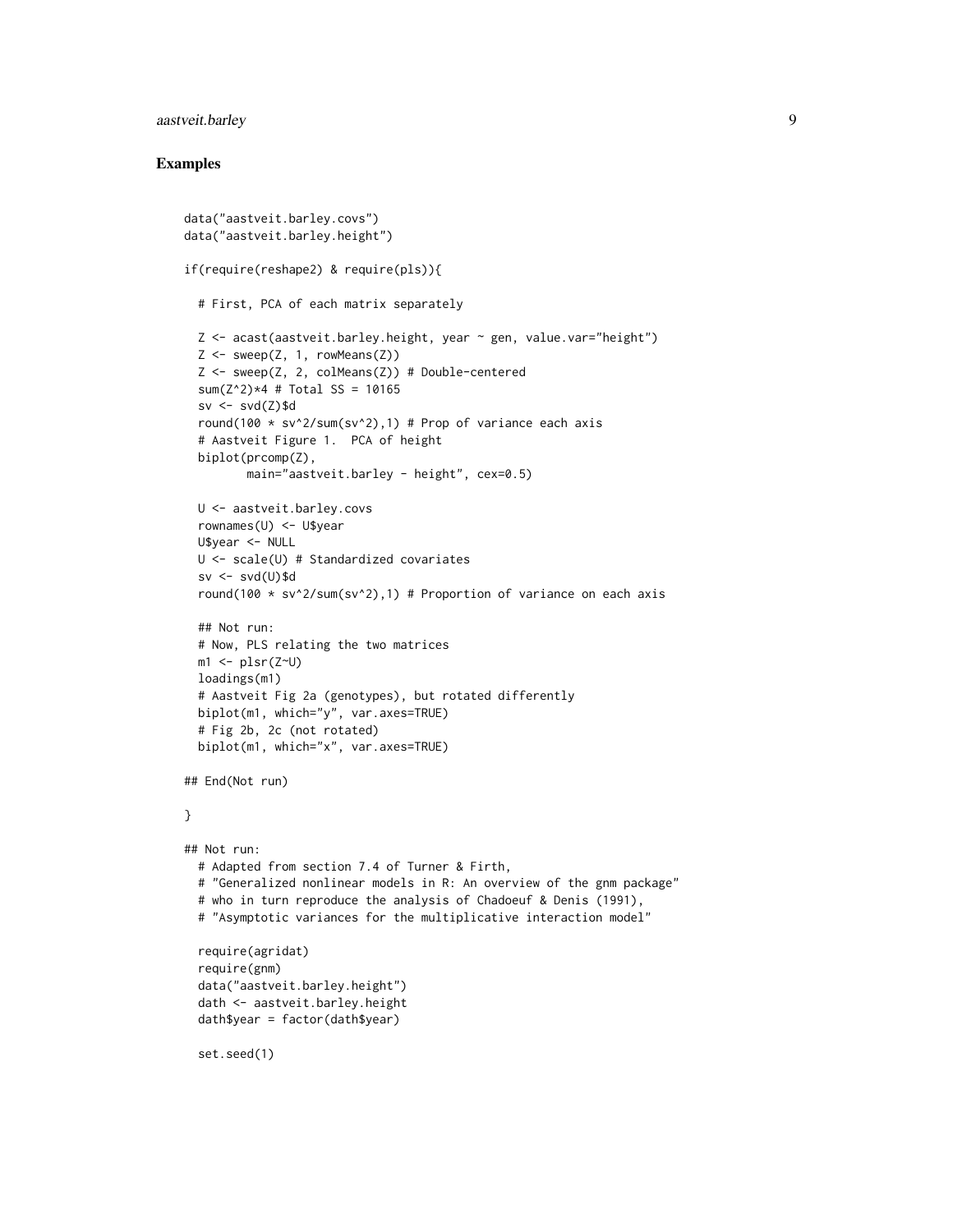## Examples

```
data("aastveit.barley.covs")
data("aastveit.barley.height")

if(require(reshape2) & require(pls)){

  # First, PCA of each matrix separately

  Z <- acast(aastveit.barley.height, year ~ gen, value.var="height")
  Z <- sweep(Z, 1, rowMeans(Z))
  Z <- sweep(Z, 2, colMeans(Z)) # Double-centered
  sum(Z^2)*4 # Total SS = 10165
  sv <- svd(Z)$d
  round(100 * sv^2/sum(sv^2),1) # Prop of variance each axis
  # Aastveit Figure 1.  PCA of height
  biplot(prcomp(Z),
         main="aastveit.barley - height", cex=0.5)

  U <- aastveit.barley.covs
  rownames(U) <- U$year
  U$year <- NULL
  U <- scale(U) # Standardized covariates
  sv <- svd(U)$d
  round(100 * sv^2/sum(sv^2),1) # Proportion of variance on each axis

  ## Not run:
  # Now, PLS relating the two matrices
  m1 <- plsr(Z~U)
  loadings(m1)
  # Aastveit Fig 2a (genotypes), but rotated differently
  biplot(m1, which="y", var.axes=TRUE)
  # Fig 2b, 2c (not rotated)
  biplot(m1, which="x", var.axes=TRUE)

## End(Not run)

}

## Not run:
  # Adapted from section 7.4 of Turner & Firth,
  # "Generalized nonlinear models in R: An overview of the gnm package"
  # who in turn reproduce the analysis of Chadoeuf & Denis (1991),
  # "Asymptotic variances for the multiplicative interaction model"

  require(agridat)
  require(gnm)
  data("aastveit.barley.height")
  dath <- aastveit.barley.height
  dath$year = factor(dath$year)

  set.seed(1)
```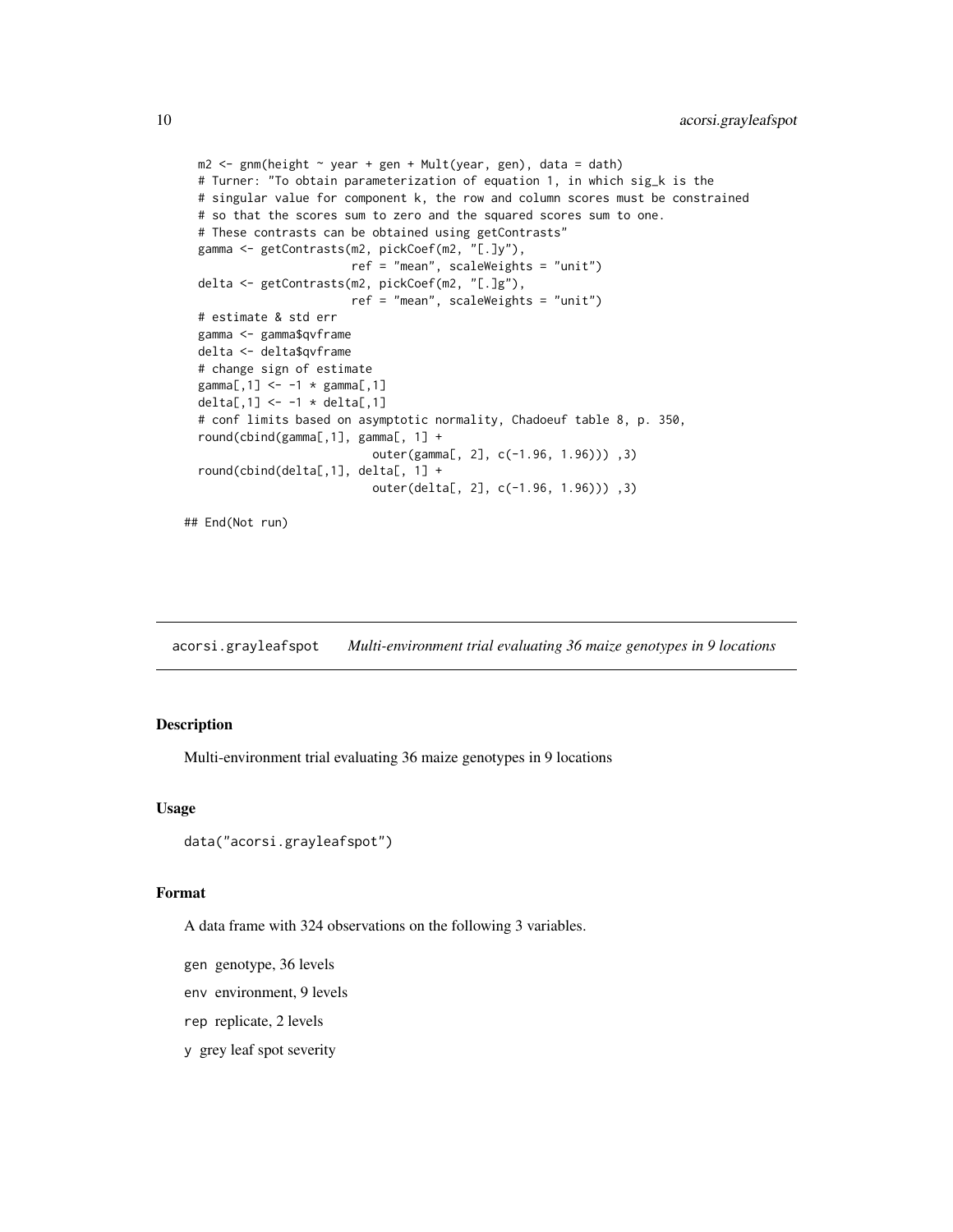```
  m2 <- gnm(height ~ year + gen + Mult(year, gen), data = dath)
  # Turner: "To obtain parameterization of equation 1, in which sig_k is the
  # singular value for component k, the row and column scores must be constrained
  # so that the scores sum to zero and the squared scores sum to one.
  # These contrasts can be obtained using getContrasts"
  gamma <- getContrasts(m2, pickCoef(m2, "[.]y"),
                        ref = "mean", scaleWeights = "unit")
  delta <- getContrasts(m2, pickCoef(m2, "[.]g"),
                        ref = "mean", scaleWeights = "unit")
  # estimate & std err
  gamma <- gamma$qvframe
  delta <- delta$qvframe
  # change sign of estimate
  gamma[,1] <- -1 * gamma[,1]
  delta[,1] <- -1 * delta[,1]
  # conf limits based on asymptotic normality, Chadoeuf table 8, p. 350,
  round(cbind(gamma[,1], gamma[, 1] +
                           outer(gamma[, 2], c(-1.96, 1.96))) ,3)
  round(cbind(delta[,1], delta[, 1] +
                           outer(delta[, 2], c(-1.96, 1.96))) ,3)

## End(Not run)
```

## acorsi.grayleafspot *Multi-environment trial evaluating 36 maize genotypes in 9 locations*

### Description

Multi-environment trial evaluating 36 maize genotypes in 9 locations

### Usage

```
data("acorsi.grayleafspot")
```

### Format

A data frame with 324 observations on the following 3 variables.

`gen` genotype, 36 levels

`env` environment, 9 levels

`rep` replicate, 2 levels

`y` grey leaf spot severity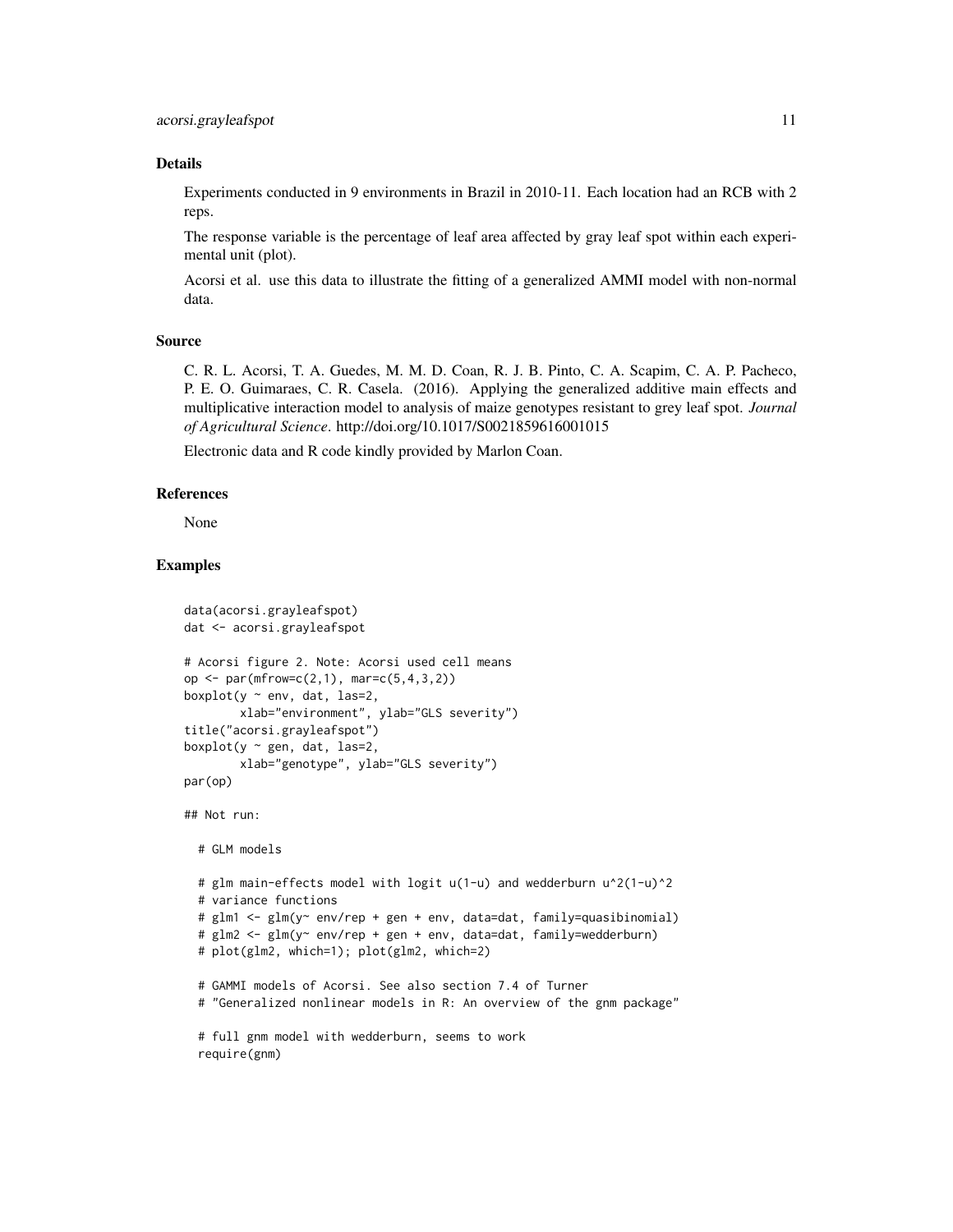## Details

Experiments conducted in 9 environments in Brazil in 2010-11. Each location had an RCB with 2 reps.

The response variable is the percentage of leaf area affected by gray leaf spot within each experimental unit (plot).

Acorsi et al. use this data to illustrate the fitting of a generalized AMMI model with non-normal data.

## Source

C. R. L. Acorsi, T. A. Guedes, M. M. D. Coan, R. J. B. Pinto, C. A. Scapim, C. A. P. Pacheco, P. E. O. Guimaraes, C. R. Casela. (2016). Applying the generalized additive main effects and multiplicative interaction model to analysis of maize genotypes resistant to grey leaf spot. *Journal of Agricultural Science*. http://doi.org/10.1017/S0021859616001015

Electronic data and R code kindly provided by Marlon Coan.

## References

None

## Examples

```
data(acorsi.grayleafspot)
dat <- acorsi.grayleafspot

# Acorsi figure 2. Note: Acorsi used cell means
op <- par(mfrow=c(2,1), mar=c(5,4,3,2))
boxplot(y ~ env, dat, las=2,
        xlab="environment", ylab="GLS severity")
title("acorsi.grayleafspot")
boxplot(y ~ gen, dat, las=2,
        xlab="genotype", ylab="GLS severity")
par(op)

## Not run:

  # GLM models

  # glm main-effects model with logit u(1-u) and wedderburn u^2(1-u)^2
  # variance functions
  # glm1 <- glm(y~ env/rep + gen + env, data=dat, family=quasibinomial)
  # glm2 <- glm(y~ env/rep + gen + env, data=dat, family=wedderburn)
  # plot(glm2, which=1); plot(glm2, which=2)

  # GAMMI models of Acorsi. See also section 7.4 of Turner
  # "Generalized nonlinear models in R: An overview of the gnm package"

  # full gnm model with wedderburn, seems to work
  require(gnm)
```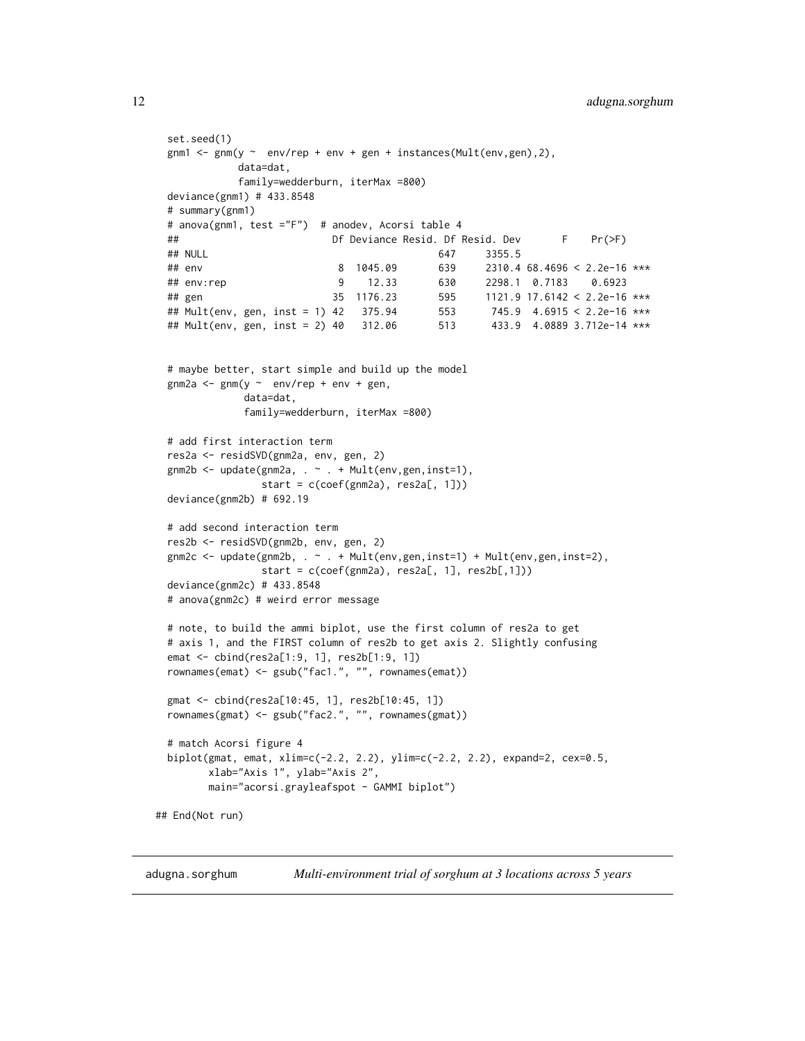```
set.seed(1)
gnm1 <- gnm(y ~  env/rep + env + gen + instances(Mult(env,gen),2),
            data=dat,
            family=wedderburn, iterMax =800)
deviance(gnm1) # 433.8548
# summary(gnm1)
# anova(gnm1, test ="F")  # anodev, Acorsi table 4
##                          Df Deviance Resid. Df Resid. Dev       F    Pr(>F)
## NULL                                       647     3355.5
## env                       8  1045.09       639     2310.4 68.4696 < 2.2e-16 ***
## env:rep                   9    12.33       630     2298.1  0.7183    0.6923
## gen                      35  1176.23       595     1121.9 17.6142 < 2.2e-16 ***
## Mult(env, gen, inst = 1) 42   375.94       553      745.9  4.6915 < 2.2e-16 ***
## Mult(env, gen, inst = 2) 40   312.06       513      433.9  4.0889 3.712e-14 ***


# maybe better, start simple and build up the model
gnm2a <- gnm(y ~  env/rep + env + gen,
             data=dat,
             family=wedderburn, iterMax =800)

# add first interaction term
res2a <- residSVD(gnm2a, env, gen, 2)
gnm2b <- update(gnm2a, . ~ . + Mult(env,gen,inst=1),
                start = c(coef(gnm2a), res2a[, 1]))
deviance(gnm2b) # 692.19

# add second interaction term
res2b <- residSVD(gnm2b, env, gen, 2)
gnm2c <- update(gnm2b, . ~ . + Mult(env,gen,inst=1) + Mult(env,gen,inst=2),
                start = c(coef(gnm2a), res2a[, 1], res2b[,1]))
deviance(gnm2c) # 433.8548
# anova(gnm2c) # weird error message

# note, to build the ammi biplot, use the first column of res2a to get
# axis 1, and the FIRST column of res2b to get axis 2. Slightly confusing
emat <- cbind(res2a[1:9, 1], res2b[1:9, 1])
rownames(emat) <- gsub("fac1.", "", rownames(emat))

gmat <- cbind(res2a[10:45, 1], res2b[10:45, 1])
rownames(gmat) <- gsub("fac2.", "", rownames(gmat))

# match Acorsi figure 4
biplot(gmat, emat, xlim=c(-2.2, 2.2), ylim=c(-2.2, 2.2), expand=2, cex=0.5,
       xlab="Axis 1", ylab="Axis 2",
       main="acorsi.grayleafspot - GAMMI biplot")

## End(Not run)
```

---

adugna.sorghum    *Multi-environment trial of sorghum at 3 locations across 5 years*

---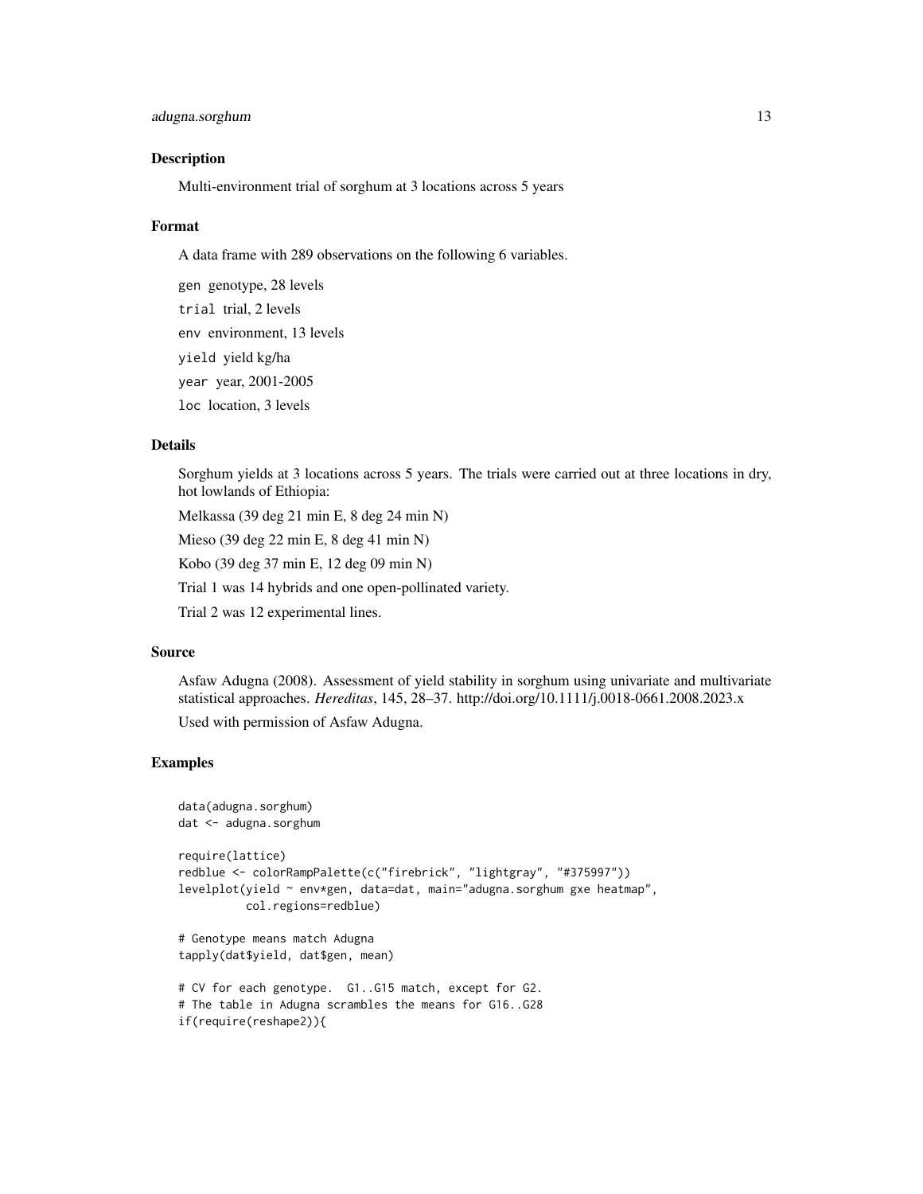## Description

Multi-environment trial of sorghum at 3 locations across 5 years

## Format

A data frame with 289 observations on the following 6 variables.

`gen` genotype, 28 levels

`trial` trial, 2 levels

`env` environment, 13 levels

`yield` yield kg/ha

`year` year, 2001-2005

`loc` location, 3 levels

## Details

Sorghum yields at 3 locations across 5 years. The trials were carried out at three locations in dry, hot lowlands of Ethiopia:

Melkassa (39 deg 21 min E, 8 deg 24 min N)

Mieso (39 deg 22 min E, 8 deg 41 min N)

Kobo (39 deg 37 min E, 12 deg 09 min N)

Trial 1 was 14 hybrids and one open-pollinated variety.

Trial 2 was 12 experimental lines.

## Source

Asfaw Adugna (2008). Assessment of yield stability in sorghum using univariate and multivariate statistical approaches. *Hereditas*, 145, 28–37. http://doi.org/10.1111/j.0018-0661.2008.2023.x

Used with permission of Asfaw Adugna.

## Examples

```
data(adugna.sorghum)
dat <- adugna.sorghum

require(lattice)
redblue <- colorRampPalette(c("firebrick", "lightgray", "#375997"))
levelplot(yield ~ env*gen, data=dat, main="adugna.sorghum gxe heatmap",
          col.regions=redblue)

# Genotype means match Adugna
tapply(dat$yield, dat$gen, mean)

# CV for each genotype.  G1..G15 match, except for G2.
# The table in Adugna scrambles the means for G16..G28
if(require(reshape2)){
```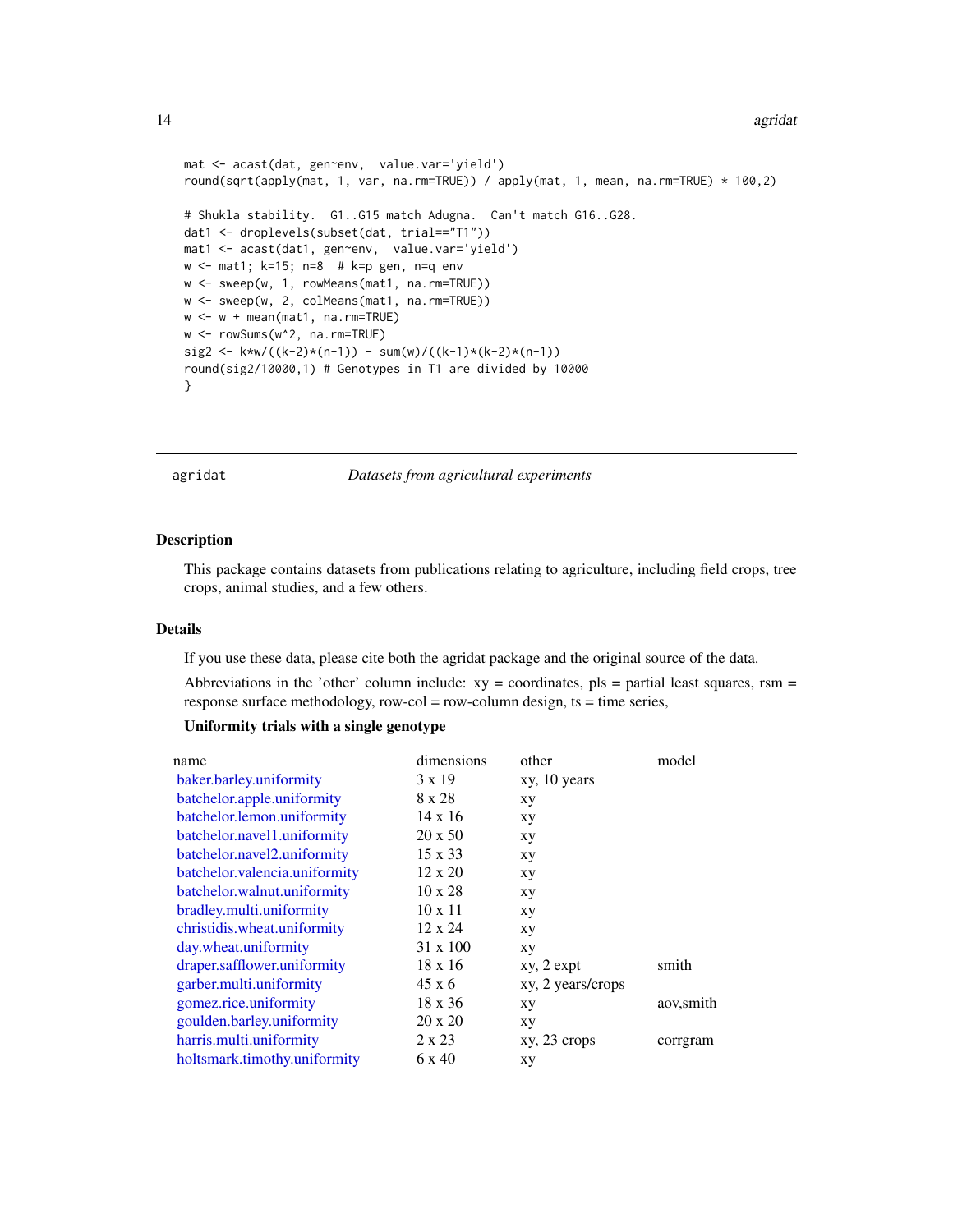```
mat <- acast(dat, gen~env,  value.var='yield')
round(sqrt(apply(mat, 1, var, na.rm=TRUE)) / apply(mat, 1, mean, na.rm=TRUE) * 100,2)

# Shukla stability.  G1..G15 match Adugna.  Can't match G16..G28.
dat1 <- droplevels(subset(dat, trial=="T1"))
mat1 <- acast(dat1, gen~env,  value.var='yield')
w <- mat1; k=15; n=8  # k=p gen, n=q env
w <- sweep(w, 1, rowMeans(mat1, na.rm=TRUE))
w <- sweep(w, 2, colMeans(mat1, na.rm=TRUE))
w <- w + mean(mat1, na.rm=TRUE)
w <- rowSums(w^2, na.rm=TRUE)
sig2 <- k*w/((k-2)*(n-1)) - sum(w)/((k-1)*(k-2)*(n-1))
round(sig2/10000,1) # Genotypes in T1 are divided by 10000
}
```

---

agridat — *Datasets from agricultural experiments*

---

## Description

This package contains datasets from publications relating to agriculture, including field crops, tree crops, animal studies, and a few others.

## Details

If you use these data, please cite both the agridat package and the original source of the data.

Abbreviations in the 'other' column include: xy = coordinates, pls = partial least squares, rsm = response surface methodology, row-col = row-column design, ts = time series,

**Uniformity trials with a single genotype**

| name | dimensions | other | model |
|---|---|---|---|
| baker.barley.uniformity | 3 x 19 | xy, 10 years | |
| batchelor.apple.uniformity | 8 x 28 | xy | |
| batchelor.lemon.uniformity | 14 x 16 | xy | |
| batchelor.navel1.uniformity | 20 x 50 | xy | |
| batchelor.navel2.uniformity | 15 x 33 | xy | |
| batchelor.valencia.uniformity | 12 x 20 | xy | |
| batchelor.walnut.uniformity | 10 x 28 | xy | |
| bradley.multi.uniformity | 10 x 11 | xy | |
| christidis.wheat.uniformity | 12 x 24 | xy | |
| day.wheat.uniformity | 31 x 100 | xy | |
| draper.safflower.uniformity | 18 x 16 | xy, 2 expt | smith |
| garber.multi.uniformity | 45 x 6 | xy, 2 years/crops | |
| gomez.rice.uniformity | 18 x 36 | xy | aov,smith |
| goulden.barley.uniformity | 20 x 20 | xy | |
| harris.multi.uniformity | 2 x 23 | xy, 23 crops | corrgram |
| holtsmark.timothy.uniformity | 6 x 40 | xy | |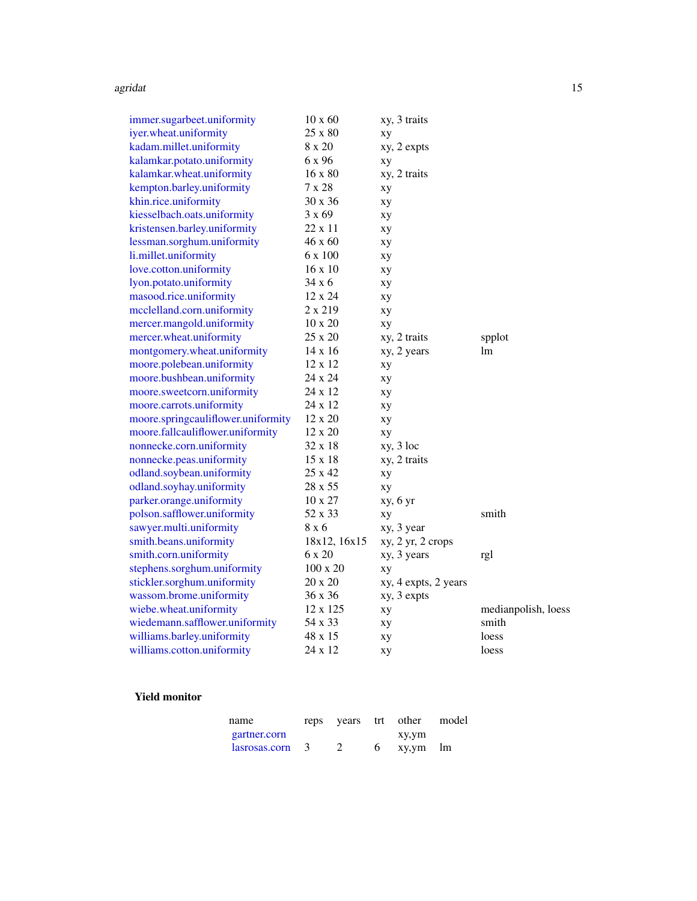| | | | |
|---|---|---|---|
| immer.sugarbeet.uniformity | 10 x 60 | xy, 3 traits | |
| iyer.wheat.uniformity | 25 x 80 | xy | |
| kadam.millet.uniformity | 8 x 20 | xy, 2 expts | |
| kalamkar.potato.uniformity | 6 x 96 | xy | |
| kalamkar.wheat.uniformity | 16 x 80 | xy, 2 traits | |
| kempton.barley.uniformity | 7 x 28 | xy | |
| khin.rice.uniformity | 30 x 36 | xy | |
| kiesselbach.oats.uniformity | 3 x 69 | xy | |
| kristensen.barley.uniformity | 22 x 11 | xy | |
| lessman.sorghum.uniformity | 46 x 60 | xy | |
| li.millet.uniformity | 6 x 100 | xy | |
| love.cotton.uniformity | 16 x 10 | xy | |
| lyon.potato.uniformity | 34 x 6 | xy | |
| masood.rice.uniformity | 12 x 24 | xy | |
| mcclelland.corn.uniformity | 2 x 219 | xy | |
| mercer.mangold.uniformity | 10 x 20 | xy | |
| mercer.wheat.uniformity | 25 x 20 | xy, 2 traits | spplot |
| montgomery.wheat.uniformity | 14 x 16 | xy, 2 years | lm |
| moore.polebean.uniformity | 12 x 12 | xy | |
| moore.bushbean.uniformity | 24 x 24 | xy | |
| moore.sweetcorn.uniformity | 24 x 12 | xy | |
| moore.carrots.uniformity | 24 x 12 | xy | |
| moore.springcauliflower.uniformity | 12 x 20 | xy | |
| moore.fallcauliflower.uniformity | 12 x 20 | xy | |
| nonnecke.corn.uniformity | 32 x 18 | xy, 3 loc | |
| nonnecke.peas.uniformity | 15 x 18 | xy, 2 traits | |
| odland.soybean.uniformity | 25 x 42 | xy | |
| odland.soyhay.uniformity | 28 x 55 | xy | |
| parker.orange.uniformity | 10 x 27 | xy, 6 yr | |
| polson.safflower.uniformity | 52 x 33 | xy | smith |
| sawyer.multi.uniformity | 8 x 6 | xy, 3 year | |
| smith.beans.uniformity | 18x12, 16x15 | xy, 2 yr, 2 crops | |
| smith.corn.uniformity | 6 x 20 | xy, 3 years | rgl |
| stephens.sorghum.uniformity | 100 x 20 | xy | |
| stickler.sorghum.uniformity | 20 x 20 | xy, 4 expts, 2 years | |
| wassom.brome.uniformity | 36 x 36 | xy, 3 expts | |
| wiebe.wheat.uniformity | 12 x 125 | xy | medianpolish, loess |
| wiedemann.safflower.uniformity | 54 x 33 | xy | smith |
| williams.barley.uniformity | 48 x 15 | xy | loess |
| williams.cotton.uniformity | 24 x 12 | xy | loess |

## Yield monitor

| name | reps | years | trt | other | model |
|---|---|---|---|---|---|
| gartner.corn | | | | xy,ym | |
| lasrosas.corn | 3 | 2 | 6 | xy,ym | lm |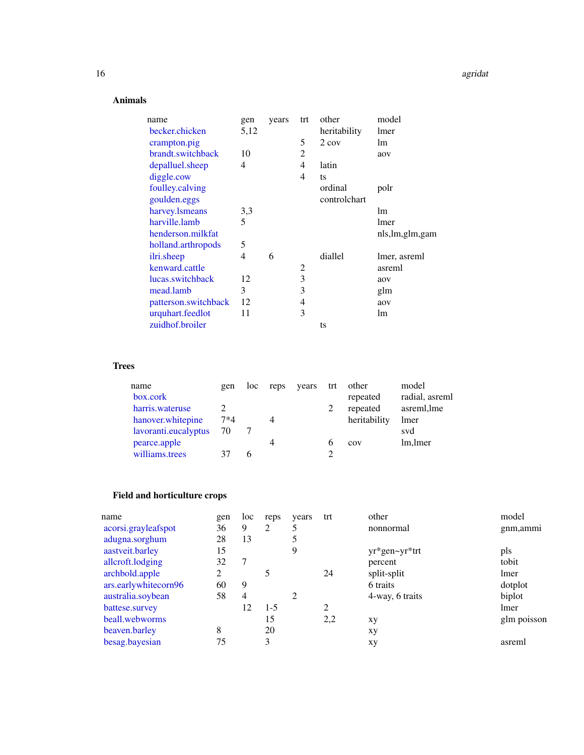**Animals**

| name | gen | years | trt | other | model |
|---|---|---|---|---|---|
| becker.chicken | 5,12 | | | heritability | lmer |
| crampton.pig | | | 5 | 2 cov | lm |
| brandt.switchback | 10 | | 2 | | aov |
| depalluel.sheep | 4 | | 4 | latin | |
| diggle.cow | | | 4 | ts | |
| foulley.calving | | | | ordinal | polr |
| goulden.eggs | | | | controlchart | |
| harvey.lsmeans | 3,3 | | | | lm |
| harville.lamb | 5 | | | | lmer |
| henderson.milkfat | | | | | nls,lm,glm,gam |
| holland.arthropods | 5 | | | | |
| ilri.sheep | 4 | 6 | | diallel | lmer, asreml |
| kenward.cattle | | | 2 | | asreml |
| lucas.switchback | 12 | | 3 | | aov |
| mead.lamb | 3 | | 3 | | glm |
| patterson.switchback | 12 | | 4 | | aov |
| urquhart.feedlot | 11 | | 3 | | lm |
| zuidhof.broiler | | | | ts | |

**Trees**

| name | gen | loc | reps | years | trt | other | model |
|---|---|---|---|---|---|---|---|
| box.cork | | | | | | repeated | radial, asreml |
| harris.wateruse | 2 | | | | 2 | repeated | asreml,lme |
| hanover.whitepine | 7*4 | | 4 | | | heritability | lmer |
| lavoranti.eucalyptus | 70 | 7 | | | | | svd |
| pearce.apple | | | 4 | | 6 | cov | lm,lmer |
| williams.trees | 37 | 6 | | | 2 | | |

**Field and horticulture crops**

| name | gen | loc | reps | years | trt | other | model |
|---|---|---|---|---|---|---|---|
| acorsi.grayleafspot | 36 | 9 | 2 | 5 | | nonnormal | gnm,ammi |
| adugna.sorghum | 28 | 13 | | 5 | | | |
| aastveit.barley | 15 | | | 9 | | yr*gen~yr*trt | pls |
| allcroft.lodging | 32 | 7 | | | | percent | tobit |
| archbold.apple | 2 | | 5 | | 24 | split-split | lmer |
| ars.earlywhitecorn96 | 60 | 9 | | | | 6 traits | dotplot |
| australia.soybean | 58 | 4 | | 2 | | 4-way, 6 traits | biplot |
| battese.survey | | 12 | 1-5 | | 2 | | lmer |
| beall.webworms | | | 15 | | 2,2 | xy | glm poisson |
| beaven.barley | 8 | | 20 | | | xy | |
| besag.bayesian | 75 | | 3 | | | xy | asreml |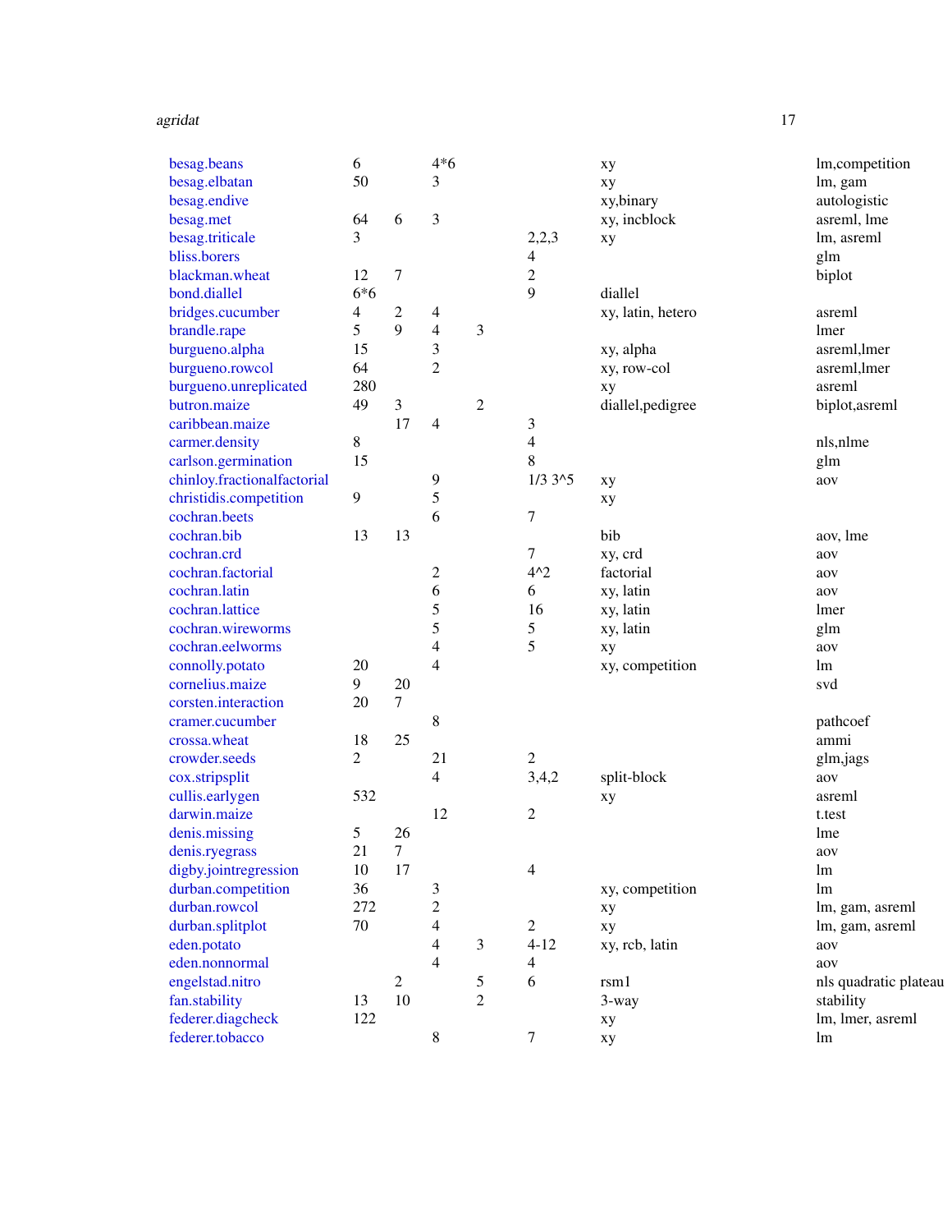| | | | | | | | |
|---|---|---|---|---|---|---|---|
| besag.beans | 6 | | 4*6 | | | xy | lm,competition |
| besag.elbatan | 50 | | 3 | | | xy | lm, gam |
| besag.endive | | | | | | xy,binary | autologistic |
| besag.met | 64 | 6 | 3 | | | xy, incblock | asreml, lme |
| besag.triticale | 3 | | | | 2,2,3 | xy | lm, asreml |
| bliss.borers | | | | | 4 | | glm |
| blackman.wheat | 12 | 7 | | | 2 | | biplot |
| bond.diallel | 6*6 | | | | 9 | diallel | |
| bridges.cucumber | 4 | 2 | 4 | | | xy, latin, hetero | asreml |
| brandle.rape | 5 | 9 | 4 | 3 | | | lmer |
| burgueno.alpha | 15 | | 3 | | | xy, alpha | asreml,lmer |
| burgueno.rowcol | 64 | | 2 | | | xy, row-col | asreml,lmer |
| burgueno.unreplicated | 280 | | | | | xy | asreml |
| butron.maize | 49 | 3 | | 2 | | diallel,pedigree | biplot,asreml |
| caribbean.maize | | 17 | 4 | | 3 | | |
| carmer.density | 8 | | | | 4 | | nls,nlme |
| carlson.germination | 15 | | | | 8 | | glm |
| chinloy.fractionalfactorial | | | 9 | | 1/3 3^5 | xy | aov |
| christidis.competition | 9 | | 5 | | | xy | |
| cochran.beets | | | 6 | | 7 | | |
| cochran.bib | 13 | 13 | | | | bib | aov, lme |
| cochran.crd | | | | | 7 | xy, crd | aov |
| cochran.factorial | | | 2 | | 4^2 | factorial | aov |
| cochran.latin | | | 6 | | 6 | xy, latin | aov |
| cochran.lattice | | | 5 | | 16 | xy, latin | lmer |
| cochran.wireworms | | | 5 | | 5 | xy, latin | glm |
| cochran.eelworms | | | 4 | | 5 | xy | aov |
| connolly.potato | 20 | | 4 | | | xy, competition | lm |
| cornelius.maize | 9 | 20 | | | | | svd |
| corsten.interaction | 20 | 7 | | | | | |
| cramer.cucumber | | | 8 | | | | pathcoef |
| crossa.wheat | 18 | 25 | | | | | ammi |
| crowder.seeds | 2 | | 21 | | 2 | | glm,jags |
| cox.stripsplit | | | 4 | | 3,4,2 | split-block | aov |
| cullis.earlygen | 532 | | | | | xy | asreml |
| darwin.maize | | | 12 | | 2 | | t.test |
| denis.missing | 5 | 26 | | | | | lme |
| denis.ryegrass | 21 | 7 | | | | | aov |
| digby.jointregression | 10 | 17 | | | 4 | | lm |
| durban.competition | 36 | | 3 | | | xy, competition | lm |
| durban.rowcol | 272 | | 2 | | | xy | lm, gam, asreml |
| durban.splitplot | 70 | | 4 | | 2 | xy | lm, gam, asreml |
| eden.potato | | | 4 | 3 | 4-12 | xy, rcb, latin | aov |
| eden.nonnormal | | | 4 | | 4 | | aov |
| engelstad.nitro | | 2 | | 5 | 6 | rsm1 | nls quadratic plateau |
| fan.stability | 13 | 10 | | 2 | | 3-way | stability |
| federer.diagcheck | 122 | | | | | xy | lm, lmer, asreml |
| federer.tobacco | | | 8 | | 7 | xy | lm |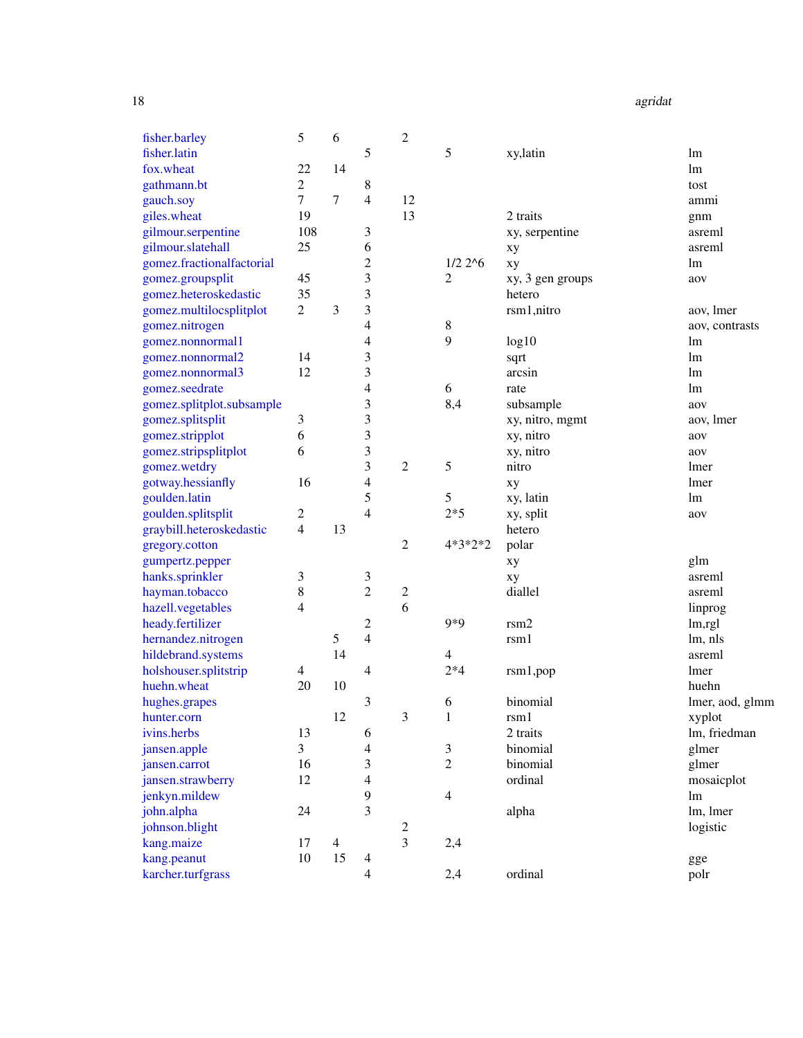| | | | | | | | |
|---|---|---|---|---|---|---|---|
| fisher.barley | 5 | 6 | | 2 | | | |
| fisher.latin | | | 5 | | 5 | xy,latin | lm |
| fox.wheat | 22 | 14 | | | | | lm |
| gathmann.bt | 2 | | 8 | | | | tost |
| gauch.soy | 7 | 7 | 4 | 12 | | | ammi |
| giles.wheat | 19 | | | 13 | | 2 traits | gnm |
| gilmour.serpentine | 108 | | 3 | | | xy, serpentine | asreml |
| gilmour.slatehall | 25 | | 6 | | | xy | asreml |
| gomez.fractionalfactorial | | | 2 | | 1/2 2^6 | xy | lm |
| gomez.groupsplit | 45 | | 3 | | 2 | xy, 3 gen groups | aov |
| gomez.heteroskedastic | 35 | | 3 | | | hetero | |
| gomez.multilocsplitplot | 2 | 3 | 3 | | | rsm1,nitro | aov, lmer |
| gomez.nitrogen | | | 4 | | 8 | | aov, contrasts |
| gomez.nonnormal1 | | | 4 | | 9 | log10 | lm |
| gomez.nonnormal2 | 14 | | 3 | | | sqrt | lm |
| gomez.nonnormal3 | 12 | | 3 | | | arcsin | lm |
| gomez.seedrate | | | 4 | | 6 | rate | lm |
| gomez.splitplot.subsample | | | 3 | | 8,4 | subsample | aov |
| gomez.splitsplit | 3 | | 3 | | | xy, nitro, mgmt | aov, lmer |
| gomez.stripplot | 6 | | 3 | | | xy, nitro | aov |
| gomez.stripsplitplot | 6 | | 3 | | | xy, nitro | aov |
| gomez.wetdry | | | 3 | 2 | 5 | nitro | lmer |
| gotway.hessianfly | 16 | | 4 | | | xy | lmer |
| goulden.latin | | | 5 | | 5 | xy, latin | lm |
| goulden.splitsplit | 2 | | 4 | | 2*5 | xy, split | aov |
| graybill.heteroskedastic | 4 | 13 | | | | hetero | |
| gregory.cotton | | | | 2 | 4*3*2*2 | polar | |
| gumpertz.pepper | | | | | | xy | glm |
| hanks.sprinkler | 3 | | 3 | | | xy | asreml |
| hayman.tobacco | 8 | | 2 | 2 | | diallel | asreml |
| hazell.vegetables | 4 | | | 6 | | | linprog |
| heady.fertilizer | | | 2 | | 9*9 | rsm2 | lm,rgl |
| hernandez.nitrogen | | 5 | 4 | | | rsm1 | lm, nls |
| hildebrand.systems | | 14 | | | 4 | | asreml |
| holshouser.splitstrip | 4 | | 4 | | 2*4 | rsm1,pop | lmer |
| huehn.wheat | 20 | 10 | | | | | huehn |
| hughes.grapes | | | 3 | | 6 | binomial | lmer, aod, glmm |
| hunter.corn | | 12 | | 3 | 1 | rsm1 | xyplot |
| ivins.herbs | 13 | | 6 | | | 2 traits | lm, friedman |
| jansen.apple | 3 | | 4 | | 3 | binomial | glmer |
| jansen.carrot | 16 | | 3 | | 2 | binomial | glmer |
| jansen.strawberry | 12 | | 4 | | | ordinal | mosaicplot |
| jenkyn.mildew | | | 9 | | 4 | | lm |
| john.alpha | 24 | | 3 | | | alpha | lm, lmer |
| johnson.blight | | | | 2 | | | logistic |
| kang.maize | 17 | 4 | | 3 | 2,4 | | |
| kang.peanut | 10 | 15 | 4 | | | | gge |
| karcher.turfgrass | | | 4 | | 2,4 | ordinal | polr |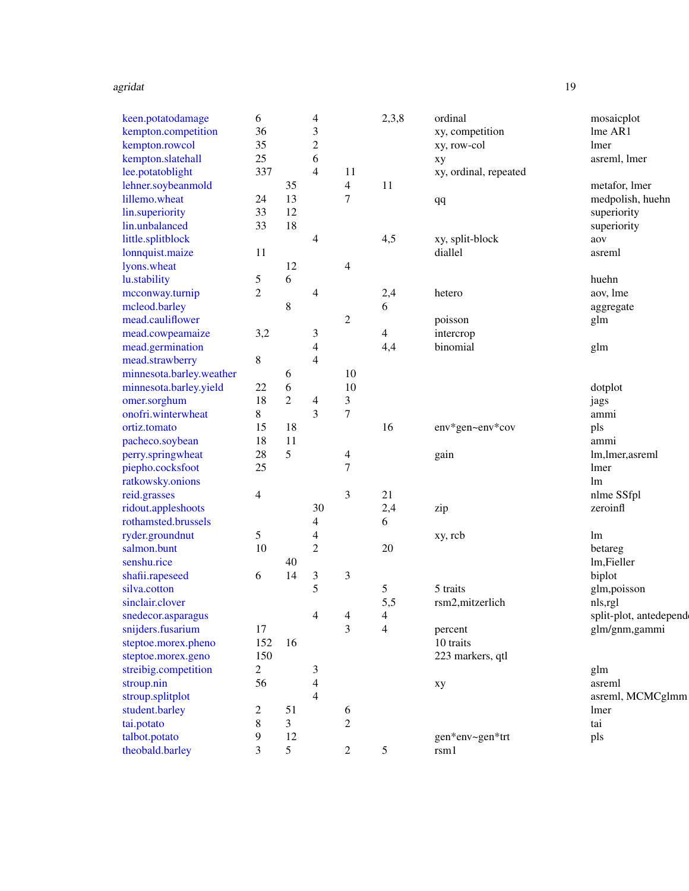| | | | | | | | |
|---|---|---|---|---|---|---|---|
| keen.potatodamage | 6 | | 4 | | 2,3,8 | ordinal | mosaicplot |
| kempton.competition | 36 | | 3 | | | xy, competition | lme AR1 |
| kempton.rowcol | 35 | | 2 | | | xy, row-col | lmer |
| kempton.slatehall | 25 | | 6 | | | xy | asreml, lmer |
| lee.potatoblight | 337 | | 4 | 11 | | xy, ordinal, repeated | |
| lehner.soybeanmold | | 35 | | 4 | 11 | | metafor, lmer |
| lillemo.wheat | 24 | 13 | | 7 | | qq | medpolish, huehn |
| lin.superiority | 33 | 12 | | | | | superiority |
| lin.unbalanced | 33 | 18 | | | | | superiority |
| little.splitblock | | | 4 | | 4,5 | xy, split-block | aov |
| lonnquist.maize | 11 | | | | | diallel | asreml |
| lyons.wheat | | 12 | | 4 | | | |
| lu.stability | 5 | 6 | | | | | huehn |
| mcconway.turnip | 2 | | 4 | | 2,4 | hetero | aov, lme |
| mcleod.barley | | 8 | | | 6 | | aggregate |
| mead.cauliflower | | | | 2 | | poisson | glm |
| mead.cowpeamaize | 3,2 | | 3 | | 4 | intercrop | |
| mead.germination | | | 4 | | 4,4 | binomial | glm |
| mead.strawberry | 8 | | 4 | | | | |
| minnesota.barley.weather | | 6 | | 10 | | | |
| minnesota.barley.yield | 22 | 6 | | 10 | | | dotplot |
| omer.sorghum | 18 | 2 | 4 | 3 | | | jags |
| onofri.winterwheat | 8 | | 3 | 7 | | | ammi |
| ortiz.tomato | 15 | 18 | | | 16 | env*gen~env*cov | pls |
| pacheco.soybean | 18 | 11 | | | | | ammi |
| perry.springwheat | 28 | 5 | | 4 | | gain | lm,lmer,asreml |
| piepho.cocksfoot | 25 | | | 7 | | | lmer |
| ratkowsky.onions | | | | | | | lm |
| reid.grasses | 4 | | | 3 | 21 | | nlme SSfpl |
| ridout.appleshoots | | | 30 | | 2,4 | zip | zeroinfl |
| rothamsted.brussels | | | 4 | | 6 | | |
| ryder.groundnut | 5 | | 4 | | | xy, rcb | lm |
| salmon.bunt | 10 | | 2 | | 20 | | betareg |
| senshu.rice | | 40 | | | | | lm,Fieller |
| shafii.rapeseed | 6 | 14 | 3 | 3 | | | biplot |
| silva.cotton | | | 5 | | 5 | 5 traits | glm,poisson |
| sinclair.clover | | | | | 5,5 | rsm2,mitzerlich | nls,rgl |
| snedecor.asparagus | | | 4 | 4 | 4 | | split-plot, antedepend |
| snijders.fusarium | 17 | | | 3 | 4 | percent | glm/gnm,gammi |
| steptoe.morex.pheno | 152 | 16 | | | | 10 traits | |
| steptoe.morex.geno | 150 | | | | | 223 markers, qtl | |
| streibig.competition | 2 | | 3 | | | | glm |
| stroup.nin | 56 | | 4 | | | xy | asreml |
| stroup.splitplot | | | 4 | | | | asreml, MCMCglmm |
| student.barley | 2 | 51 | | 6 | | | lmer |
| tai.potato | 8 | 3 | | 2 | | | tai |
| talbot.potato | 9 | 12 | | | | gen*env~gen*trt | pls |
| theobald.barley | 3 | 5 | | 2 | 5 | rsm1 | |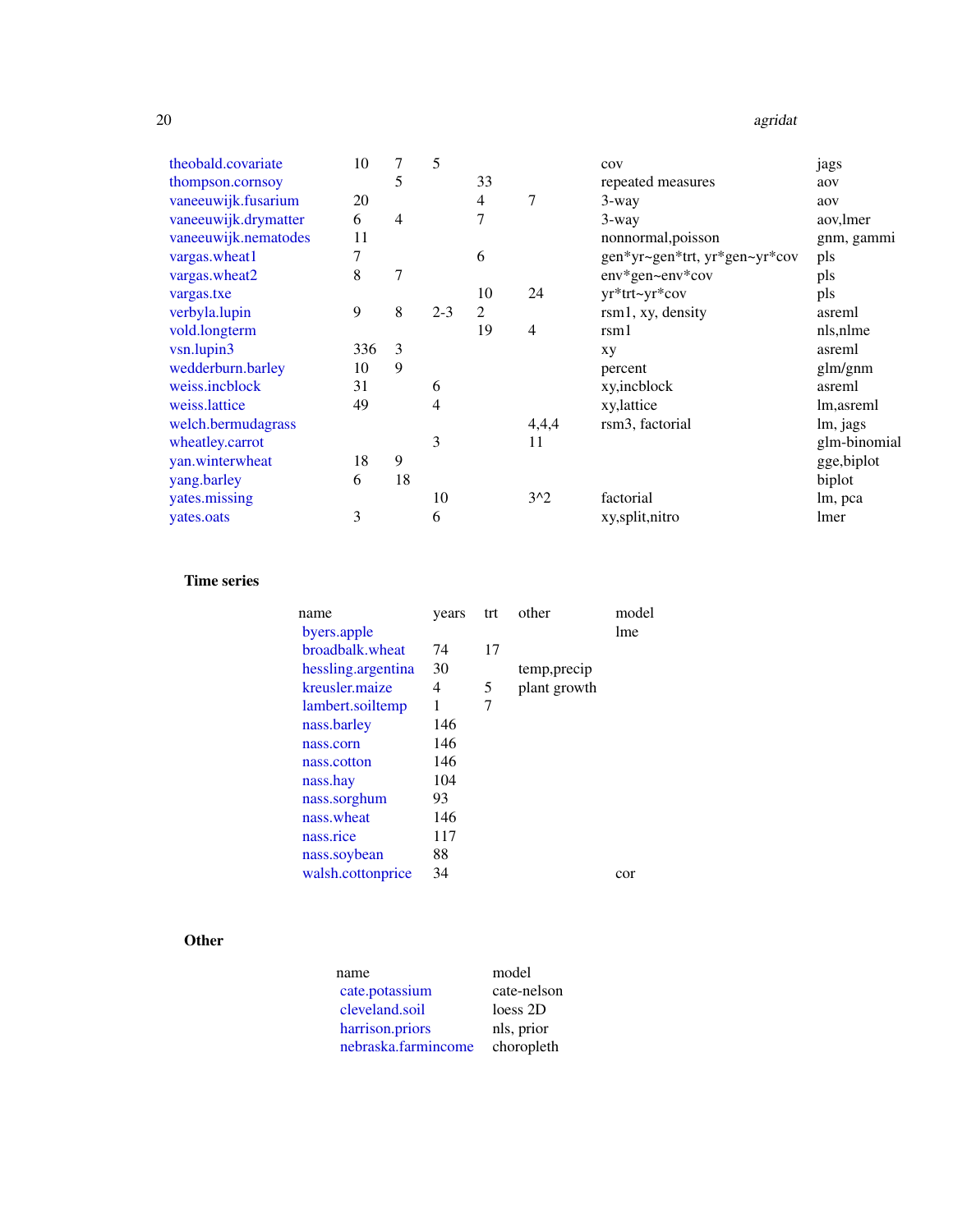| | | | | | | | |
|---|---|---|---|---|---|---|---|
| theobald.covariate | 10 | 7 | 5 | | | cov | jags |
| thompson.cornsoy | | 5 | | 33 | | repeated measures | aov |
| vaneeuwijk.fusarium | 20 | | | 4 | 7 | 3-way | aov |
| vaneeuwijk.drymatter | 6 | 4 | | 7 | | 3-way | aov,lmer |
| vaneeuwijk.nematodes | 11 | | | | | nonnormal,poisson | gnm, gammi |
| vargas.wheat1 | 7 | | | 6 | | gen*yr~gen*trt, yr*gen~yr*cov | pls |
| vargas.wheat2 | 8 | 7 | | | | env*gen~env*cov | pls |
| vargas.txe | | | | 10 | 24 | yr*trt~yr*cov | pls |
| verbyla.lupin | 9 | 8 | 2-3 | 2 | | rsm1, xy, density | asreml |
| vold.longterm | | | | 19 | 4 | rsm1 | nls,nlme |
| vsn.lupin3 | 336 | 3 | | | | xy | asreml |
| wedderburn.barley | 10 | 9 | | | | percent | glm/gnm |
| weiss.incblock | 31 | | 6 | | | xy,incblock | asreml |
| weiss.lattice | 49 | | 4 | | | xy,lattice | lm,asreml |
| welch.bermudagrass | | | | | 4,4,4 | rsm3, factorial | lm, jags |
| wheatley.carrot | | | 3 | | 11 | | glm-binomial |
| yan.winterwheat | 18 | 9 | | | | | gge,biplot |
| yang.barley | 6 | 18 | | | | | biplot |
| yates.missing | | | 10 | | 3^2 | factorial | lm, pca |
| yates.oats | 3 | | 6 | | | xy,split,nitro | lmer |

**Time series**

| name | years | trt | other | model |
|---|---|---|---|---|
| byers.apple | | | | lme |
| broadbalk.wheat | 74 | 17 | | |
| hessling.argentina | 30 | | temp,precip | |
| kreusler.maize | 4 | 5 | plant growth | |
| lambert.soiltemp | 1 | 7 | | |
| nass.barley | 146 | | | |
| nass.corn | 146 | | | |
| nass.cotton | 146 | | | |
| nass.hay | 104 | | | |
| nass.sorghum | 93 | | | |
| nass.wheat | 146 | | | |
| nass.rice | 117 | | | |
| nass.soybean | 88 | | | |
| walsh.cottonprice | 34 | | | cor |

**Other**

| name | model |
|---|---|
| cate.potassium | cate-nelson |
| cleveland.soil | loess 2D |
| harrison.priors | nls, prior |
| nebraska.farmincome | choropleth |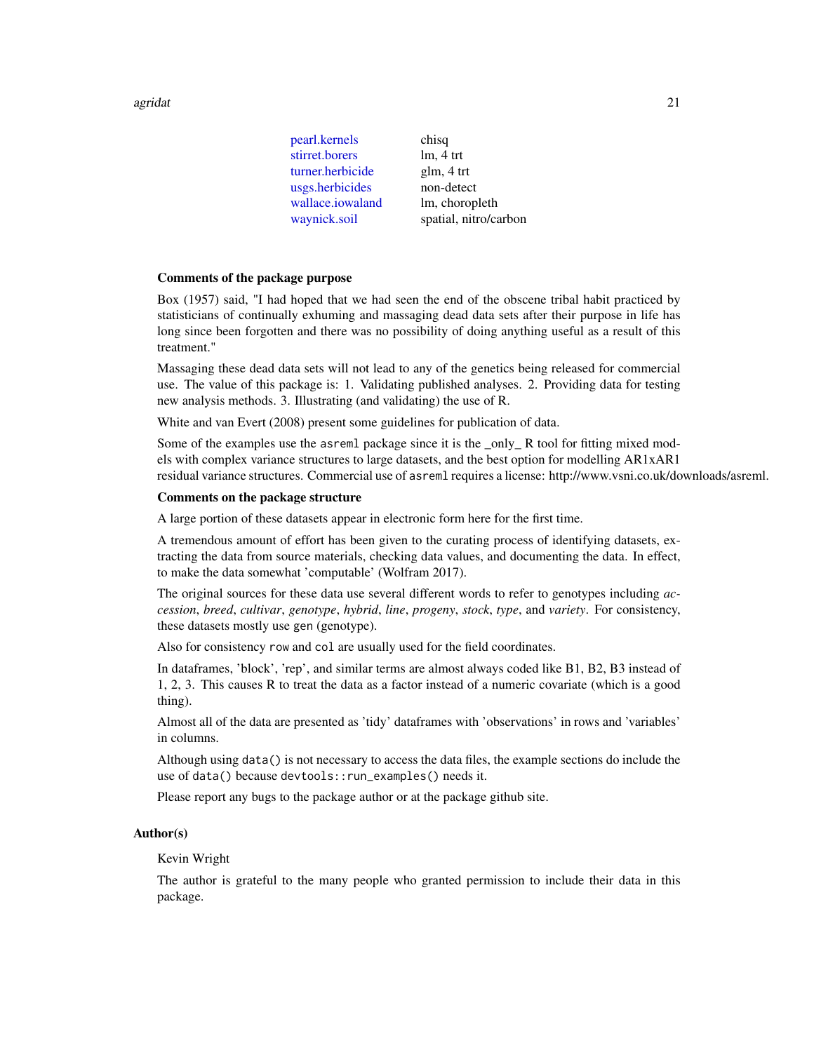| | |
|---|---|
| pearl.kernels | chisq |
| stirret.borers | lm, 4 trt |
| turner.herbicide | glm, 4 trt |
| usgs.herbicides | non-detect |
| wallace.iowaland | lm, choropleth |
| waynick.soil | spatial, nitro/carbon |

**Comments of the package purpose**

Box (1957) said, "I had hoped that we had seen the end of the obscene tribal habit practiced by statisticians of continually exhuming and massaging dead data sets after their purpose in life has long since been forgotten and there was no possibility of doing anything useful as a result of this treatment."

Massaging these dead data sets will not lead to any of the genetics being released for commercial use. The value of this package is: 1. Validating published analyses. 2. Providing data for testing new analysis methods. 3. Illustrating (and validating) the use of R.

White and van Evert (2008) present some guidelines for publication of data.

Some of the examples use the `asreml` package since it is the _only_ R tool for fitting mixed models with complex variance structures to large datasets, and the best option for modelling AR1xAR1 residual variance structures. Commercial use of `asreml` requires a license: http://www.vsni.co.uk/downloads/asreml.

**Comments on the package structure**

A large portion of these datasets appear in electronic form here for the first time.

A tremendous amount of effort has been given to the curating process of identifying datasets, extracting the data from source materials, checking data values, and documenting the data. In effect, to make the data somewhat 'computable' (Wolfram 2017).

The original sources for these data use several different words to refer to genotypes including *accession*, *breed*, *cultivar*, *genotype*, *hybrid*, *line*, *progeny*, *stock*, *type*, and *variety*. For consistency, these datasets mostly use `gen` (genotype).

Also for consistency `row` and `col` are usually used for the field coordinates.

In dataframes, 'block', 'rep', and similar terms are almost always coded like B1, B2, B3 instead of 1, 2, 3. This causes R to treat the data as a factor instead of a numeric covariate (which is a good thing).

Almost all of the data are presented as 'tidy' dataframes with 'observations' in rows and 'variables' in columns.

Although using `data()` is not necessary to access the data files, the example sections do include the use of `data()` because `devtools::run_examples()` needs it.

Please report any bugs to the package author or at the package github site.

## Author(s)

Kevin Wright

The author is grateful to the many people who granted permission to include their data in this package.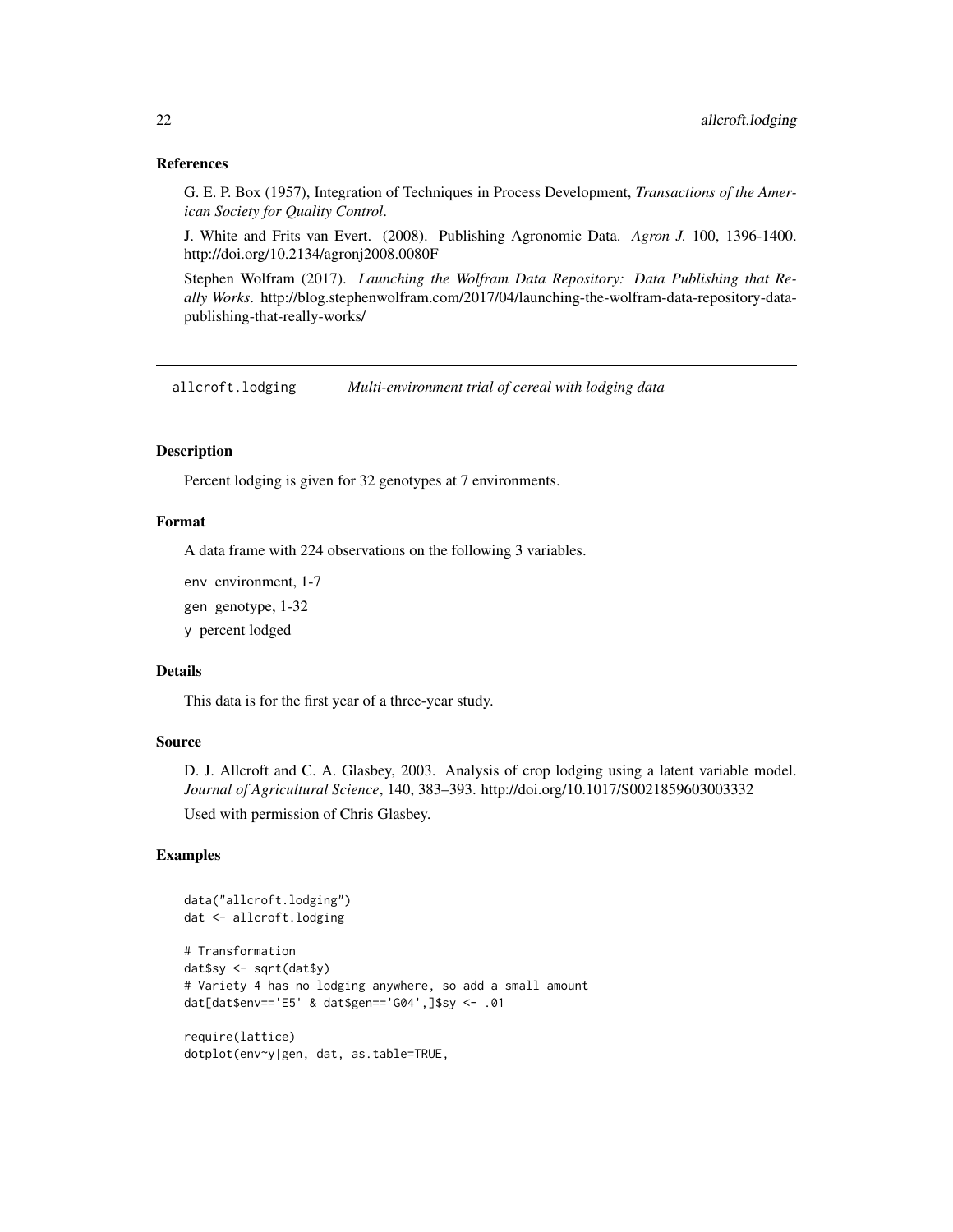### References

G. E. P. Box (1957), Integration of Techniques in Process Development, *Transactions of the American Society for Quality Control*.

J. White and Frits van Evert. (2008). Publishing Agronomic Data. *Agron J.* 100, 1396-1400. http://doi.org/10.2134/agronj2008.0080F

Stephen Wolfram (2017). *Launching the Wolfram Data Repository: Data Publishing that Really Works*. http://blog.stephenwolfram.com/2017/04/launching-the-wolfram-data-repository-data-publishing-that-really-works/

---

## allcroft.lodging — *Multi-environment trial of cereal with lodging data*

---

### Description

Percent lodging is given for 32 genotypes at 7 environments.

### Format

A data frame with 224 observations on the following 3 variables.

`env` environment, 1-7

`gen` genotype, 1-32

`y` percent lodged

### Details

This data is for the first year of a three-year study.

### Source

D. J. Allcroft and C. A. Glasbey, 2003. Analysis of crop lodging using a latent variable model. *Journal of Agricultural Science*, 140, 383–393. http://doi.org/10.1017/S0021859603003332

Used with permission of Chris Glasbey.

### Examples

```
data("allcroft.lodging")
dat <- allcroft.lodging

# Transformation
dat$sy <- sqrt(dat$y)
# Variety 4 has no lodging anywhere, so add a small amount
dat[dat$env=='E5' & dat$gen=='G04',]$sy <- .01

require(lattice)
dotplot(env~y|gen, dat, as.table=TRUE,
```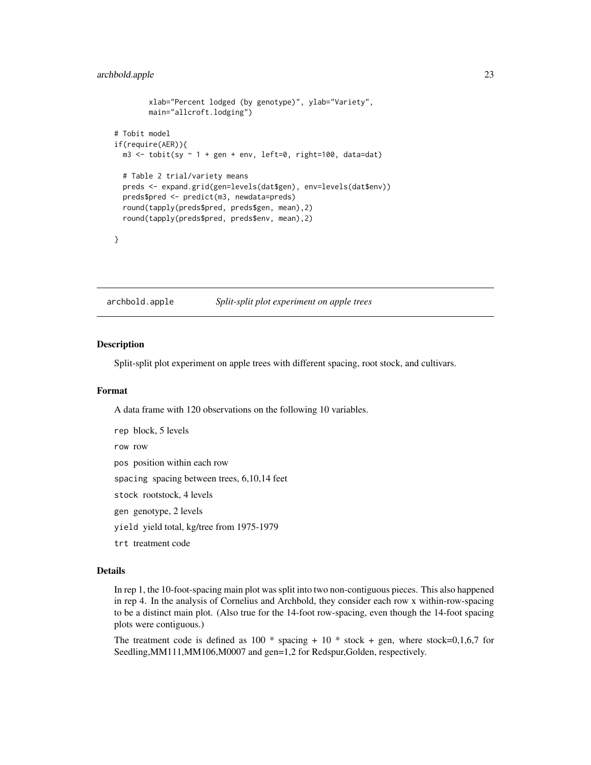```
        xlab="Percent lodged (by genotype)", ylab="Variety",
        main="allcroft.lodging")

# Tobit model
if(require(AER)){
  m3 <- tobit(sy ~ 1 + gen + env, left=0, right=100, data=dat)

  # Table 2 trial/variety means
  preds <- expand.grid(gen=levels(dat$gen), env=levels(dat$env))
  preds$pred <- predict(m3, newdata=preds)
  round(tapply(preds$pred, preds$gen, mean),2)
  round(tapply(preds$pred, preds$env, mean),2)

}
```

---

## archbold.apple *Split-split plot experiment on apple trees*

---

### Description

Split-split plot experiment on apple trees with different spacing, root stock, and cultivars.

### Format

A data frame with 120 observations on the following 10 variables.

- `rep` block, 5 levels
- `row` row
- `pos` position within each row
- `spacing` spacing between trees, 6,10,14 feet
- `stock` rootstock, 4 levels
- `gen` genotype, 2 levels
- `yield` yield total, kg/tree from 1975-1979
- `trt` treatment code

### Details

In rep 1, the 10-foot-spacing main plot was split into two non-contiguous pieces. This also happened in rep 4. In the analysis of Cornelius and Archbold, they consider each row x within-row-spacing to be a distinct main plot. (Also true for the 14-foot row-spacing, even though the 14-foot spacing plots were contiguous.)

The treatment code is defined as `100 * spacing + 10 * stock + gen`, where stock=0,1,6,7 for Seedling,MM111,MM106,M0007 and gen=1,2 for Redspur,Golden, respectively.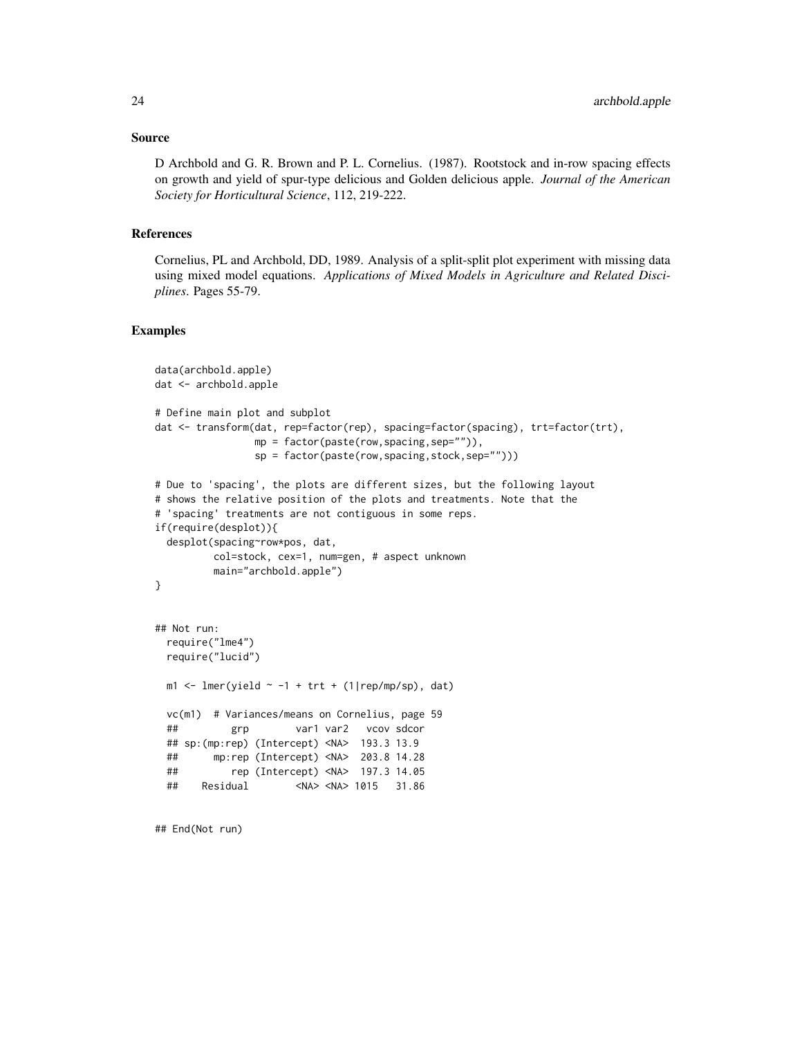### Source

D Archbold and G. R. Brown and P. L. Cornelius. (1987). Rootstock and in-row spacing effects on growth and yield of spur-type delicious and Golden delicious apple. *Journal of the American Society for Horticultural Science*, 112, 219-222.

### References

Cornelius, PL and Archbold, DD, 1989. Analysis of a split-split plot experiment with missing data using mixed model equations. *Applications of Mixed Models in Agriculture and Related Disciplines*. Pages 55-79.

### Examples

```
data(archbold.apple)
dat <- archbold.apple

# Define main plot and subplot
dat <- transform(dat, rep=factor(rep), spacing=factor(spacing), trt=factor(trt),
                 mp = factor(paste(row,spacing,sep="")),
                 sp = factor(paste(row,spacing,stock,sep="")))

# Due to 'spacing', the plots are different sizes, but the following layout
# shows the relative position of the plots and treatments. Note that the
# 'spacing' treatments are not contiguous in some reps.
if(require(desplot)){
  desplot(spacing~row*pos, dat,
          col=stock, cex=1, num=gen, # aspect unknown
          main="archbold.apple")
}


## Not run:
  require("lme4")
  require("lucid")

  m1 <- lmer(yield ~ -1 + trt + (1|rep/mp/sp), dat)

  vc(m1)  # Variances/means on Cornelius, page 59
  ##         grp        var1 var2   vcov sdcor
  ## sp:(mp:rep) (Intercept) <NA>  193.3 13.9
  ##      mp:rep (Intercept) <NA>  203.8 14.28
  ##         rep (Intercept) <NA>  197.3 14.05
  ##    Residual        <NA> <NA> 1015   31.86


## End(Not run)
```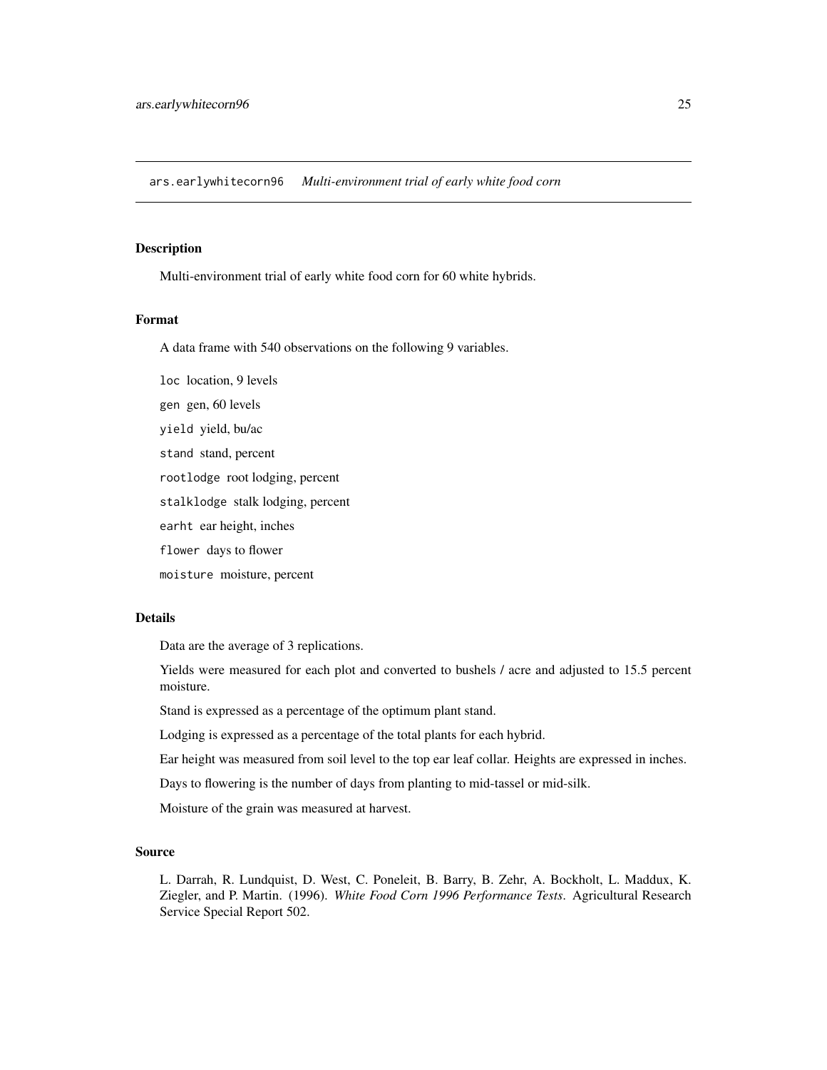ars.earlywhitecorn96 *Multi-environment trial of early white food corn*

## Description

Multi-environment trial of early white food corn for 60 white hybrids.

## Format

A data frame with 540 observations on the following 9 variables.

- `loc` location, 9 levels
- `gen` gen, 60 levels
- `yield` yield, bu/ac
- `stand` stand, percent
- `rootlodge` root lodging, percent
- `stalklodge` stalk lodging, percent
- `earht` ear height, inches
- `flower` days to flower
- `moisture` moisture, percent

## Details

Data are the average of 3 replications.

Yields were measured for each plot and converted to bushels / acre and adjusted to 15.5 percent moisture.

Stand is expressed as a percentage of the optimum plant stand.

Lodging is expressed as a percentage of the total plants for each hybrid.

Ear height was measured from soil level to the top ear leaf collar. Heights are expressed in inches.

Days to flowering is the number of days from planting to mid-tassel or mid-silk.

Moisture of the grain was measured at harvest.

## Source

L. Darrah, R. Lundquist, D. West, C. Poneleit, B. Barry, B. Zehr, A. Bockholt, L. Maddux, K. Ziegler, and P. Martin. (1996). *White Food Corn 1996 Performance Tests*. Agricultural Research Service Special Report 502.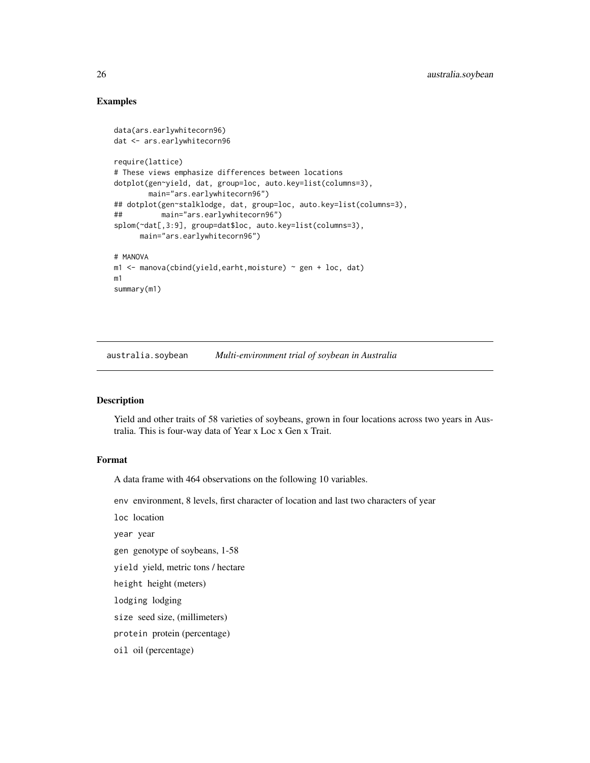### Examples

```
data(ars.earlywhitecorn96)
dat <- ars.earlywhitecorn96

require(lattice)
# These views emphasize differences between locations
dotplot(gen~yield, dat, group=loc, auto.key=list(columns=3),
        main="ars.earlywhitecorn96")
## dotplot(gen~stalklodge, dat, group=loc, auto.key=list(columns=3),
##         main="ars.earlywhitecorn96")
splom(~dat[,3:9], group=dat$loc, auto.key=list(columns=3),
      main="ars.earlywhitecorn96")

# MANOVA
m1 <- manova(cbind(yield,earht,moisture) ~ gen + loc, dat)
m1
summary(m1)
```

---

## australia.soybean *Multi-environment trial of soybean in Australia*

---

### Description

Yield and other traits of 58 varieties of soybeans, grown in four locations across two years in Australia. This is four-way data of Year x Loc x Gen x Trait.

### Format

A data frame with 464 observations on the following 10 variables.

`env` environment, 8 levels, first character of location and last two characters of year

`loc` location

`year` year

`gen` genotype of soybeans, 1-58

`yield` yield, metric tons / hectare

`height` height (meters)

`lodging` lodging

`size` seed size, (millimeters)

`protein` protein (percentage)

`oil` oil (percentage)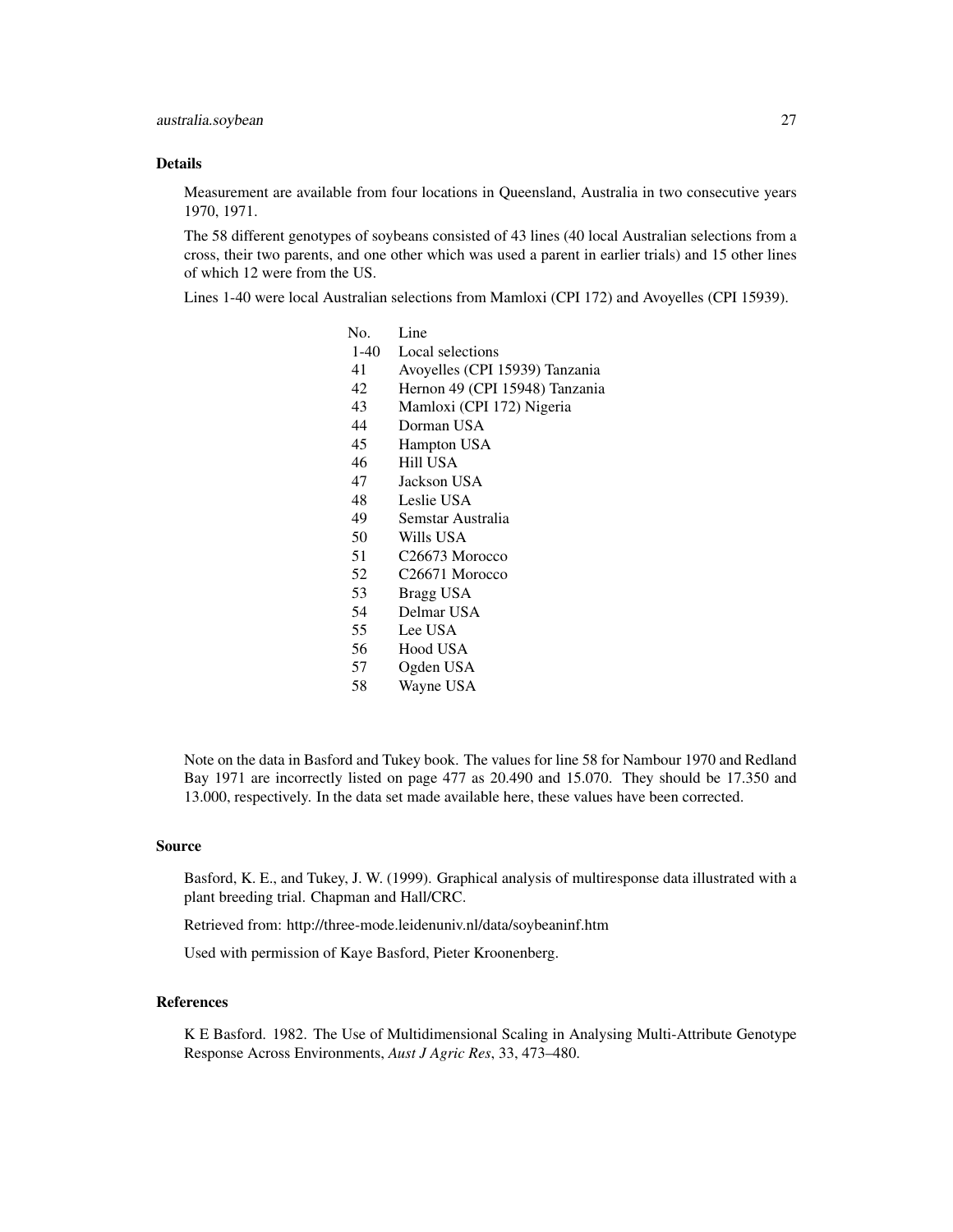### Details

Measurement are available from four locations in Queensland, Australia in two consecutive years 1970, 1971.

The 58 different genotypes of soybeans consisted of 43 lines (40 local Australian selections from a cross, their two parents, and one other which was used a parent in earlier trials) and 15 other lines of which 12 were from the US.

Lines 1-40 were local Australian selections from Mamloxi (CPI 172) and Avoyelles (CPI 15939).

| No. | Line |
|---|---|
| 1-40 | Local selections |
| 41 | Avoyelles (CPI 15939) Tanzania |
| 42 | Hernon 49 (CPI 15948) Tanzania |
| 43 | Mamloxi (CPI 172) Nigeria |
| 44 | Dorman USA |
| 45 | Hampton USA |
| 46 | Hill USA |
| 47 | Jackson USA |
| 48 | Leslie USA |
| 49 | Semstar Australia |
| 50 | Wills USA |
| 51 | C26673 Morocco |
| 52 | C26671 Morocco |
| 53 | Bragg USA |
| 54 | Delmar USA |
| 55 | Lee USA |
| 56 | Hood USA |
| 57 | Ogden USA |
| 58 | Wayne USA |

Note on the data in Basford and Tukey book. The values for line 58 for Nambour 1970 and Redland Bay 1971 are incorrectly listed on page 477 as 20.490 and 15.070. They should be 17.350 and 13.000, respectively. In the data set made available here, these values have been corrected.

### Source

Basford, K. E., and Tukey, J. W. (1999). Graphical analysis of multiresponse data illustrated with a plant breeding trial. Chapman and Hall/CRC.

Retrieved from: http://three-mode.leidenuniv.nl/data/soybeaninf.htm

Used with permission of Kaye Basford, Pieter Kroonenberg.

### References

K E Basford. 1982. The Use of Multidimensional Scaling in Analysing Multi-Attribute Genotype Response Across Environments, *Aust J Agric Res*, 33, 473–480.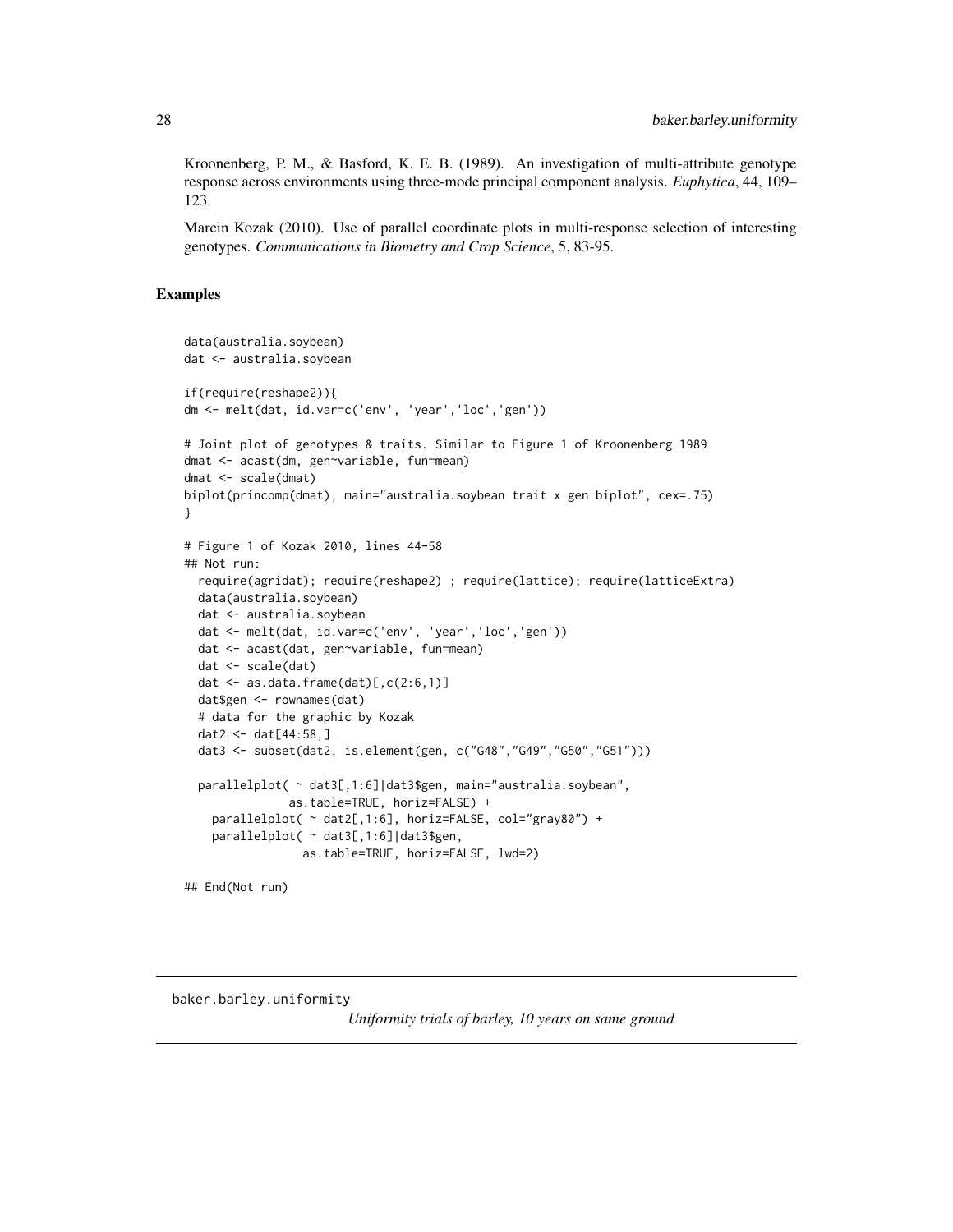Kroonenberg, P. M., & Basford, K. E. B. (1989). An investigation of multi-attribute genotype response across environments using three-mode principal component analysis. *Euphytica*, 44, 109–123.

Marcin Kozak (2010). Use of parallel coordinate plots in multi-response selection of interesting genotypes. *Communications in Biometry and Crop Science*, 5, 83-95.

## Examples

```
data(australia.soybean)
dat <- australia.soybean

if(require(reshape2)){
dm <- melt(dat, id.var=c('env', 'year','loc','gen'))

# Joint plot of genotypes & traits. Similar to Figure 1 of Kroonenberg 1989
dmat <- acast(dm, gen~variable, fun=mean)
dmat <- scale(dmat)
biplot(princomp(dmat), main="australia.soybean trait x gen biplot", cex=.75)
}

# Figure 1 of Kozak 2010, lines 44-58
## Not run:
  require(agridat); require(reshape2) ; require(lattice); require(latticeExtra)
  data(australia.soybean)
  dat <- australia.soybean
  dat <- melt(dat, id.var=c('env', 'year','loc','gen'))
  dat <- acast(dat, gen~variable, fun=mean)
  dat <- scale(dat)
  dat <- as.data.frame(dat)[,c(2:6,1)]
  dat$gen <- rownames(dat)
  # data for the graphic by Kozak
  dat2 <- dat[44:58,]
  dat3 <- subset(dat2, is.element(gen, c("G48","G49","G50","G51")))

  parallelplot( ~ dat3[,1:6]|dat3$gen, main="australia.soybean",
               as.table=TRUE, horiz=FALSE) +
    parallelplot( ~ dat2[,1:6], horiz=FALSE, col="gray80") +
    parallelplot( ~ dat3[,1:6]|dat3$gen,
                 as.table=TRUE, horiz=FALSE, lwd=2)

## End(Not run)
```

---

baker.barley.uniformity *Uniformity trials of barley, 10 years on same ground*

---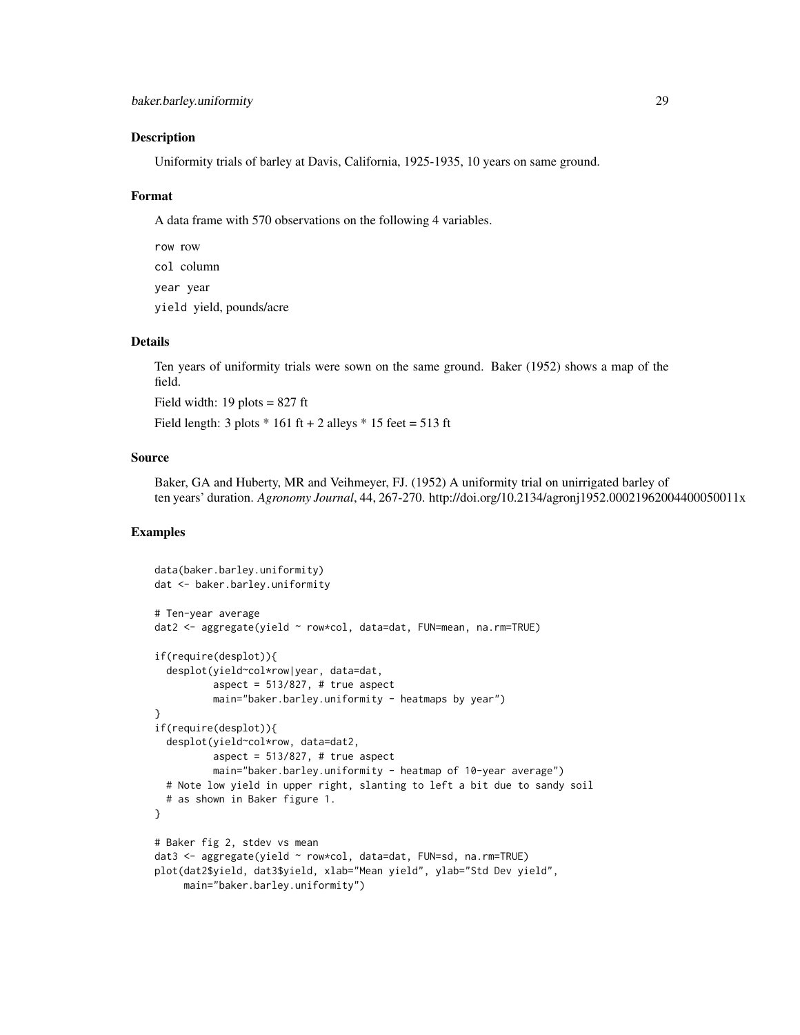## Description

Uniformity trials of barley at Davis, California, 1925-1935, 10 years on same ground.

## Format

A data frame with 570 observations on the following 4 variables.

`row` row

`col` column

`year` year

`yield` yield, pounds/acre

## Details

Ten years of uniformity trials were sown on the same ground. Baker (1952) shows a map of the field.

Field width: 19 plots = 827 ft

Field length: 3 plots * 161 ft + 2 alleys * 15 feet = 513 ft

## Source

Baker, GA and Huberty, MR and Veihmeyer, FJ. (1952) A uniformity trial on unirrigated barley of ten years' duration. *Agronomy Journal*, 44, 267-270. http://doi.org/10.2134/agronj1952.00021962004400050011x

## Examples

```
data(baker.barley.uniformity)
dat <- baker.barley.uniformity

# Ten-year average
dat2 <- aggregate(yield ~ row*col, data=dat, FUN=mean, na.rm=TRUE)

if(require(desplot)){
  desplot(yield~col*row|year, data=dat,
          aspect = 513/827, # true aspect
          main="baker.barley.uniformity - heatmaps by year")
}
if(require(desplot)){
  desplot(yield~col*row, data=dat2,
          aspect = 513/827, # true aspect
          main="baker.barley.uniformity - heatmap of 10-year average")
  # Note low yield in upper right, slanting to left a bit due to sandy soil
  # as shown in Baker figure 1.
}

# Baker fig 2, stdev vs mean
dat3 <- aggregate(yield ~ row*col, data=dat, FUN=sd, na.rm=TRUE)
plot(dat2$yield, dat3$yield, xlab="Mean yield", ylab="Std Dev yield",
     main="baker.barley.uniformity")
```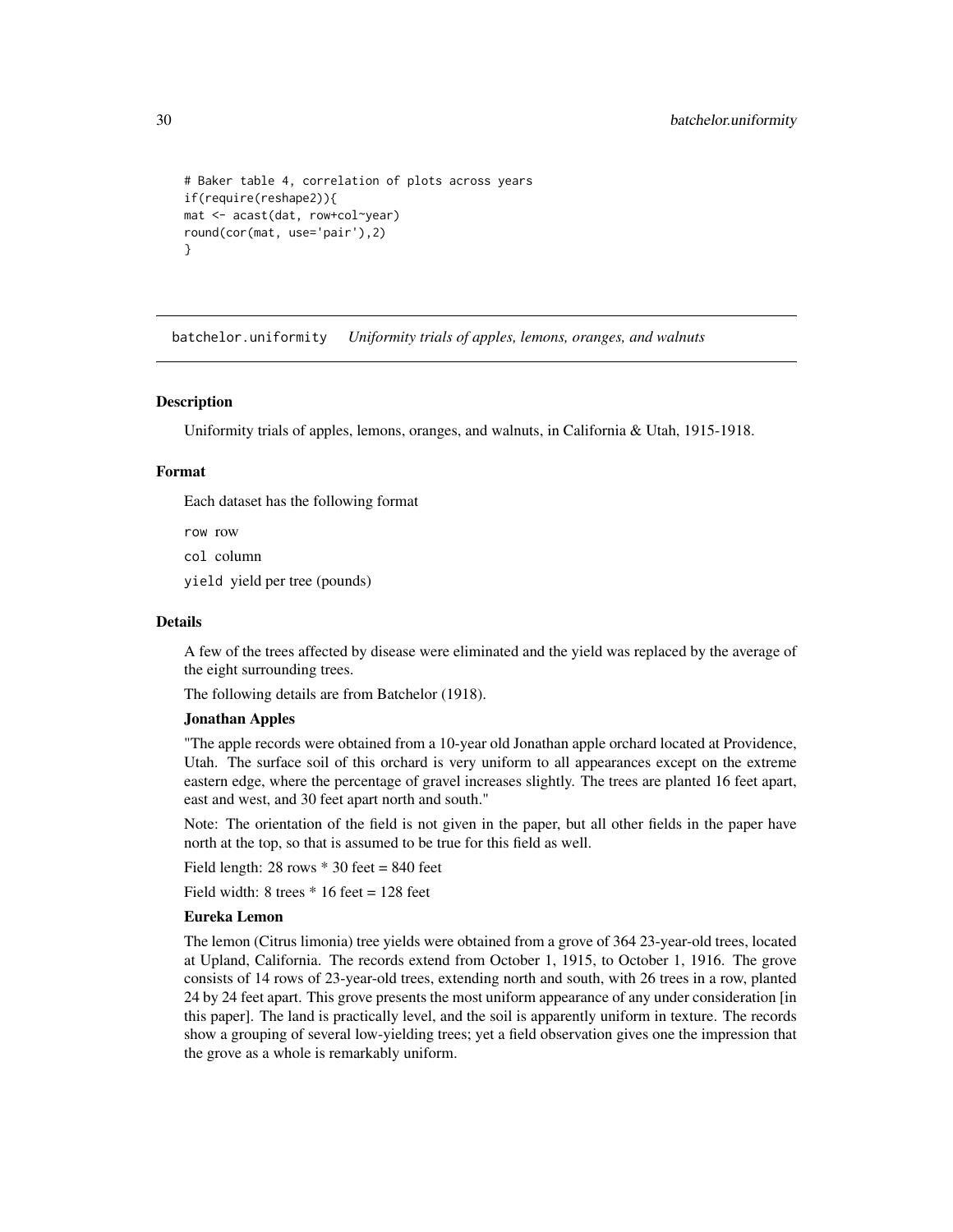```
# Baker table 4, correlation of plots across years
if(require(reshape2)){
mat <- acast(dat, row+col~year)
round(cor(mat, use='pair'),2)
}
```

---

## batchelor.uniformity — *Uniformity trials of apples, lemons, oranges, and walnuts*

### Description

Uniformity trials of apples, lemons, oranges, and walnuts, in California & Utah, 1915-1918.

### Format

Each dataset has the following format

`row` row

`col` column

`yield` yield per tree (pounds)

### Details

A few of the trees affected by disease were eliminated and the yield was replaced by the average of the eight surrounding trees.

The following details are from Batchelor (1918).

**Jonathan Apples**

"The apple records were obtained from a 10-year old Jonathan apple orchard located at Providence, Utah. The surface soil of this orchard is very uniform to all appearances except on the extreme eastern edge, where the percentage of gravel increases slightly. The trees are planted 16 feet apart, east and west, and 30 feet apart north and south."

Note: The orientation of the field is not given in the paper, but all other fields in the paper have north at the top, so that is assumed to be true for this field as well.

Field length: 28 rows * 30 feet = 840 feet

Field width: 8 trees * 16 feet = 128 feet

**Eureka Lemon**

The lemon (Citrus limonia) tree yields were obtained from a grove of 364 23-year-old trees, located at Upland, California. The records extend from October 1, 1915, to October 1, 1916. The grove consists of 14 rows of 23-year-old trees, extending north and south, with 26 trees in a row, planted 24 by 24 feet apart. This grove presents the most uniform appearance of any under consideration [in this paper]. The land is practically level, and the soil is apparently uniform in texture. The records show a grouping of several low-yielding trees; yet a field observation gives one the impression that the grove as a whole is remarkably uniform.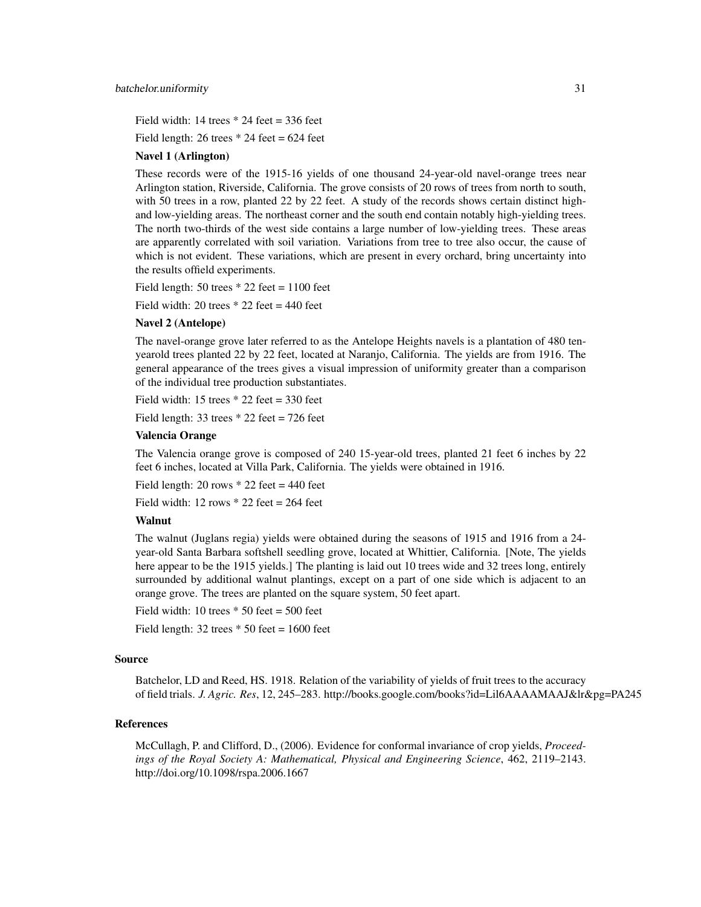Field width: 14 trees * 24 feet = 336 feet

Field length: 26 trees * 24 feet = 624 feet

**Navel 1 (Arlington)**

These records were of the 1915-16 yields of one thousand 24-year-old navel-orange trees near Arlington station, Riverside, California. The grove consists of 20 rows of trees from north to south, with 50 trees in a row, planted 22 by 22 feet. A study of the records shows certain distinct high- and low-yielding areas. The northeast corner and the south end contain notably high-yielding trees. The north two-thirds of the west side contains a large number of low-yielding trees. These areas are apparently correlated with soil variation. Variations from tree to tree also occur, the cause of which is not evident. These variations, which are present in every orchard, bring uncertainty into the results offield experiments.

Field length: 50 trees * 22 feet = 1100 feet

Field width: 20 trees * 22 feet = 440 feet

**Navel 2 (Antelope)**

The navel-orange grove later referred to as the Antelope Heights navels is a plantation of 480 ten-yearold trees planted 22 by 22 feet, located at Naranjo, California. The yields are from 1916. The general appearance of the trees gives a visual impression of uniformity greater than a comparison of the individual tree production substantiates.

Field width: 15 trees * 22 feet = 330 feet

Field length: 33 trees * 22 feet = 726 feet

**Valencia Orange**

The Valencia orange grove is composed of 240 15-year-old trees, planted 21 feet 6 inches by 22 feet 6 inches, located at Villa Park, California. The yields were obtained in 1916.

Field length: 20 rows * 22 feet = 440 feet

Field width: 12 rows * 22 feet = 264 feet

**Walnut**

The walnut (Juglans regia) yields were obtained during the seasons of 1915 and 1916 from a 24-year-old Santa Barbara softshell seedling grove, located at Whittier, California. [Note, The yields here appear to be the 1915 yields.] The planting is laid out 10 trees wide and 32 trees long, entirely surrounded by additional walnut plantings, except on a part of one side which is adjacent to an orange grove. The trees are planted on the square system, 50 feet apart.

Field width: 10 trees * 50 feet = 500 feet

Field length: 32 trees * 50 feet = 1600 feet

## Source

Batchelor, LD and Reed, HS. 1918. Relation of the variability of yields of fruit trees to the accuracy of field trials. *J. Agric. Res*, 12, 245–283. http://books.google.com/books?id=Lil6AAAAMAAJ&lr&pg=PA245

## References

McCullagh, P. and Clifford, D., (2006). Evidence for conformal invariance of crop yields, *Proceedings of the Royal Society A: Mathematical, Physical and Engineering Science*, 462, 2119–2143. http://doi.org/10.1098/rspa.2006.1667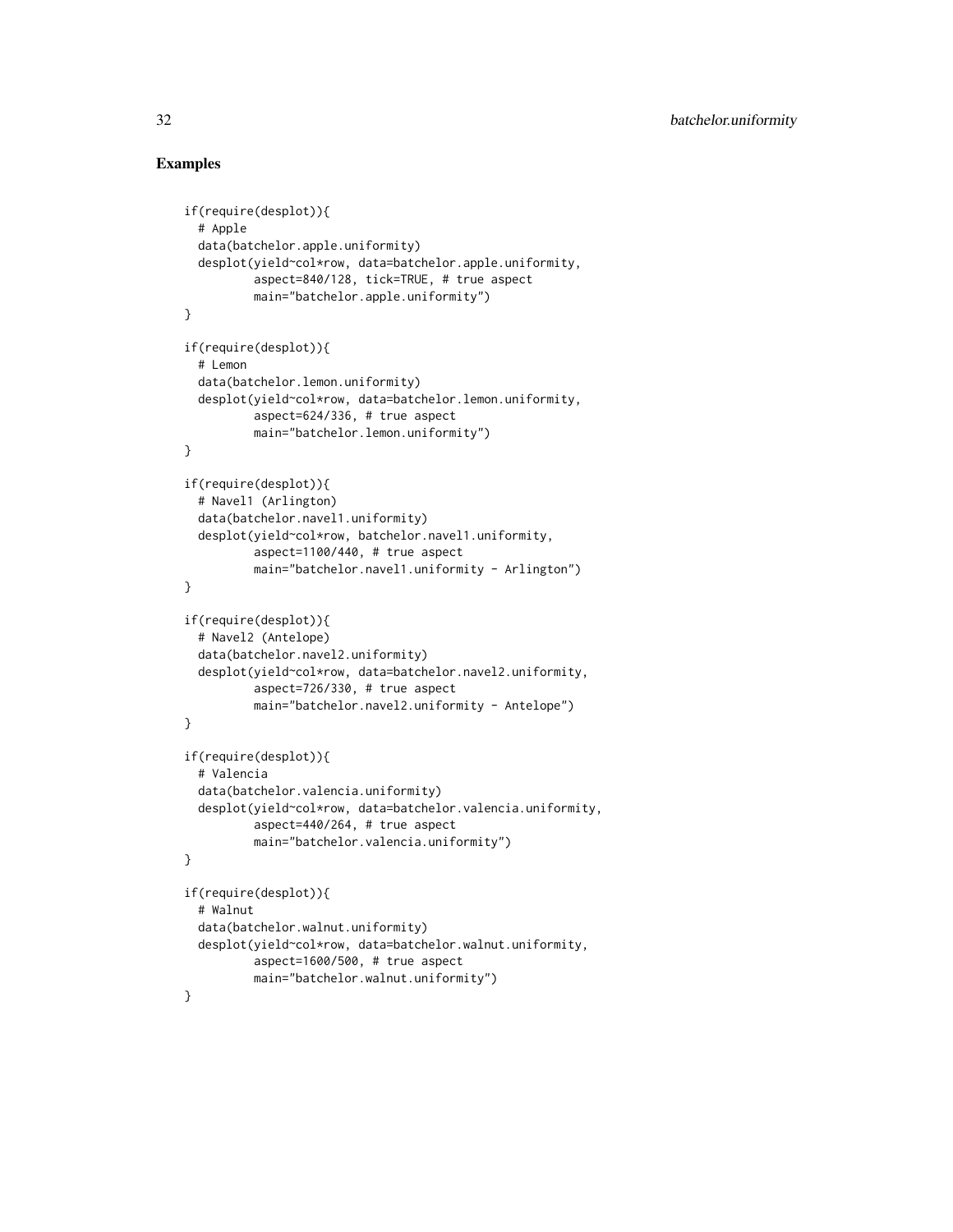## Examples

```
if(require(desplot)){
  # Apple
  data(batchelor.apple.uniformity)
  desplot(yield~col*row, data=batchelor.apple.uniformity,
          aspect=840/128, tick=TRUE, # true aspect
          main="batchelor.apple.uniformity")
}

if(require(desplot)){
  # Lemon
  data(batchelor.lemon.uniformity)
  desplot(yield~col*row, data=batchelor.lemon.uniformity,
          aspect=624/336, # true aspect
          main="batchelor.lemon.uniformity")
}

if(require(desplot)){
  # Navel1 (Arlington)
  data(batchelor.navel1.uniformity)
  desplot(yield~col*row, batchelor.navel1.uniformity,
          aspect=1100/440, # true aspect
          main="batchelor.navel1.uniformity - Arlington")
}

if(require(desplot)){
  # Navel2 (Antelope)
  data(batchelor.navel2.uniformity)
  desplot(yield~col*row, data=batchelor.navel2.uniformity,
          aspect=726/330, # true aspect
          main="batchelor.navel2.uniformity - Antelope")
}

if(require(desplot)){
  # Valencia
  data(batchelor.valencia.uniformity)
  desplot(yield~col*row, data=batchelor.valencia.uniformity,
          aspect=440/264, # true aspect
          main="batchelor.valencia.uniformity")
}

if(require(desplot)){
  # Walnut
  data(batchelor.walnut.uniformity)
  desplot(yield~col*row, data=batchelor.walnut.uniformity,
          aspect=1600/500, # true aspect
          main="batchelor.walnut.uniformity")
}
```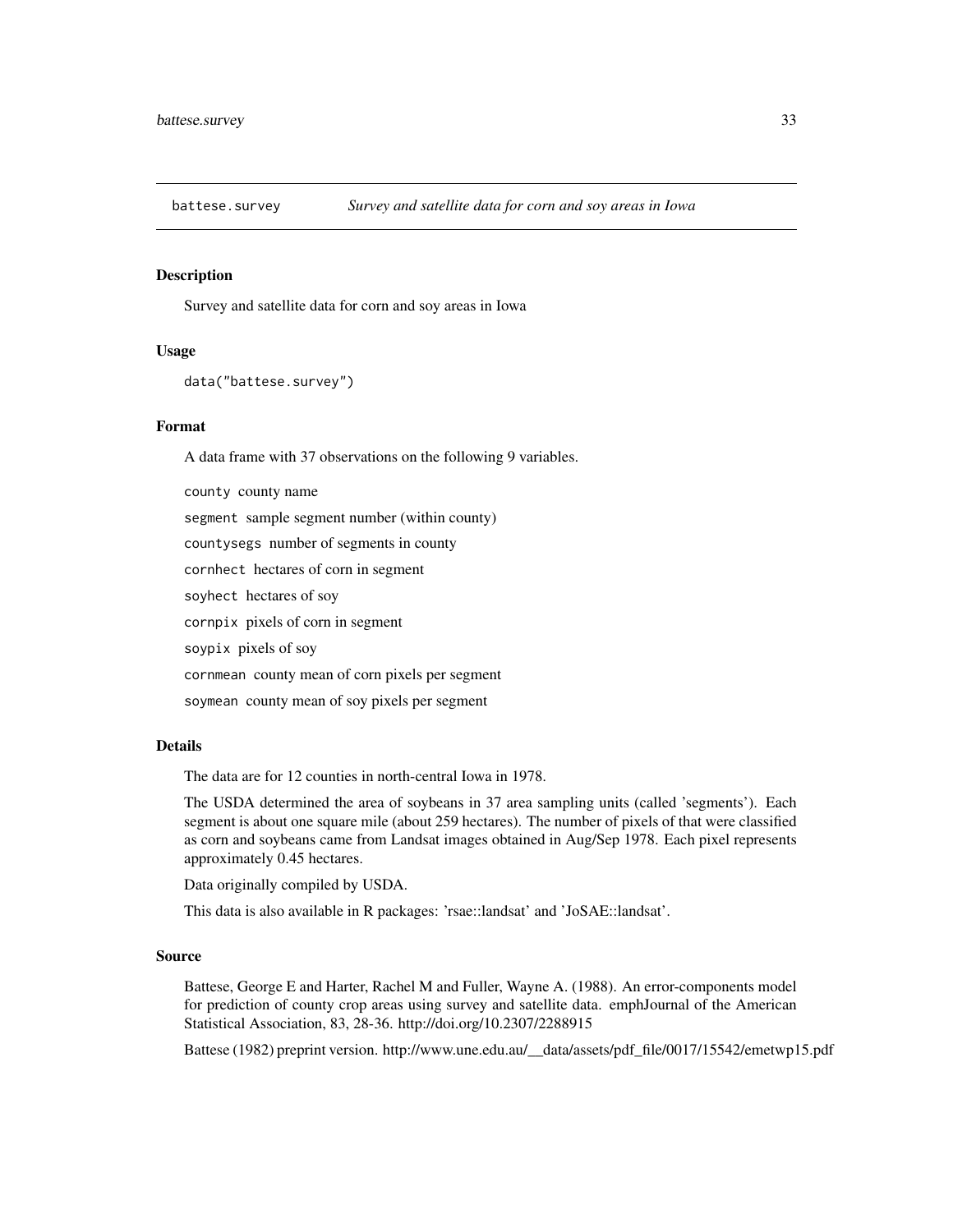battese.survey *Survey and satellite data for corn and soy areas in Iowa*

## Description

Survey and satellite data for corn and soy areas in Iowa

## Usage

```
data("battese.survey")
```

## Format

A data frame with 37 observations on the following 9 variables.

- `county` county name
- `segment` sample segment number (within county)
- `countysegs` number of segments in county
- `cornhect` hectares of corn in segment
- `soyhect` hectares of soy
- `cornpix` pixels of corn in segment
- `soypix` pixels of soy
- `cornmean` county mean of corn pixels per segment
- `soymean` county mean of soy pixels per segment

## Details

The data are for 12 counties in north-central Iowa in 1978.

The USDA determined the area of soybeans in 37 area sampling units (called 'segments'). Each segment is about one square mile (about 259 hectares). The number of pixels of that were classified as corn and soybeans came from Landsat images obtained in Aug/Sep 1978. Each pixel represents approximately 0.45 hectares.

Data originally compiled by USDA.

This data is also available in R packages: 'rsae::landsat' and 'JoSAE::landsat'.

## Source

Battese, George E and Harter, Rachel M and Fuller, Wayne A. (1988). An error-components model for prediction of county crop areas using survey and satellite data. emphJournal of the American Statistical Association, 83, 28-36. http://doi.org/10.2307/2288915

Battese (1982) preprint version. http://www.une.edu.au/__data/assets/pdf_file/0017/15542/emetwp15.pdf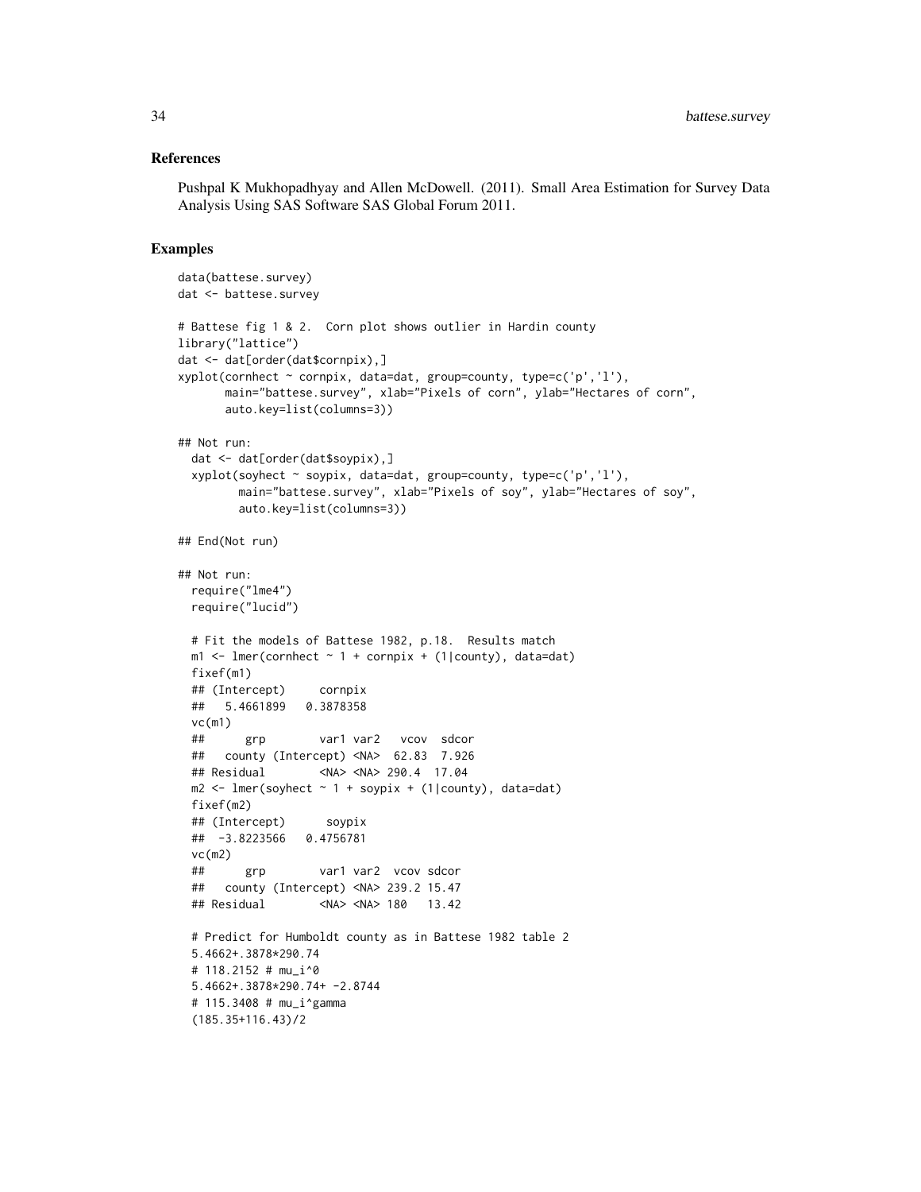## References

Pushpal K Mukhopadhyay and Allen McDowell. (2011). Small Area Estimation for Survey Data Analysis Using SAS Software SAS Global Forum 2011.

## Examples

```
data(battese.survey)
dat <- battese.survey

# Battese fig 1 & 2.  Corn plot shows outlier in Hardin county
library("lattice")
dat <- dat[order(dat$cornpix),]
xyplot(cornhect ~ cornpix, data=dat, group=county, type=c('p','l'),
       main="battese.survey", xlab="Pixels of corn", ylab="Hectares of corn",
       auto.key=list(columns=3))

## Not run:
  dat <- dat[order(dat$soypix),]
  xyplot(soyhect ~ soypix, data=dat, group=county, type=c('p','l'),
         main="battese.survey", xlab="Pixels of soy", ylab="Hectares of soy",
         auto.key=list(columns=3))

## End(Not run)

## Not run:
  require("lme4")
  require("lucid")

  # Fit the models of Battese 1982, p.18.  Results match
  m1 <- lmer(cornhect ~ 1 + cornpix + (1|county), data=dat)
  fixef(m1)
  ## (Intercept)     cornpix
  ##   5.4661899   0.3878358
  vc(m1)
  ##      grp        var1 var2   vcov  sdcor
  ##   county (Intercept) <NA>  62.83  7.926
  ## Residual        <NA> <NA> 290.4  17.04
  m2 <- lmer(soyhect ~ 1 + soypix + (1|county), data=dat)
  fixef(m2)
  ## (Intercept)      soypix
  ##  -3.8223566   0.4756781
  vc(m2)
  ##      grp        var1 var2  vcov sdcor
  ##   county (Intercept) <NA> 239.2 15.47
  ## Residual        <NA> <NA> 180   13.42

  # Predict for Humboldt county as in Battese 1982 table 2
  5.4662+.3878*290.74
  # 118.2152 # mu_i^0
  5.4662+.3878*290.74+ -2.8744
  # 115.3408 # mu_i^gamma
  (185.35+116.43)/2
```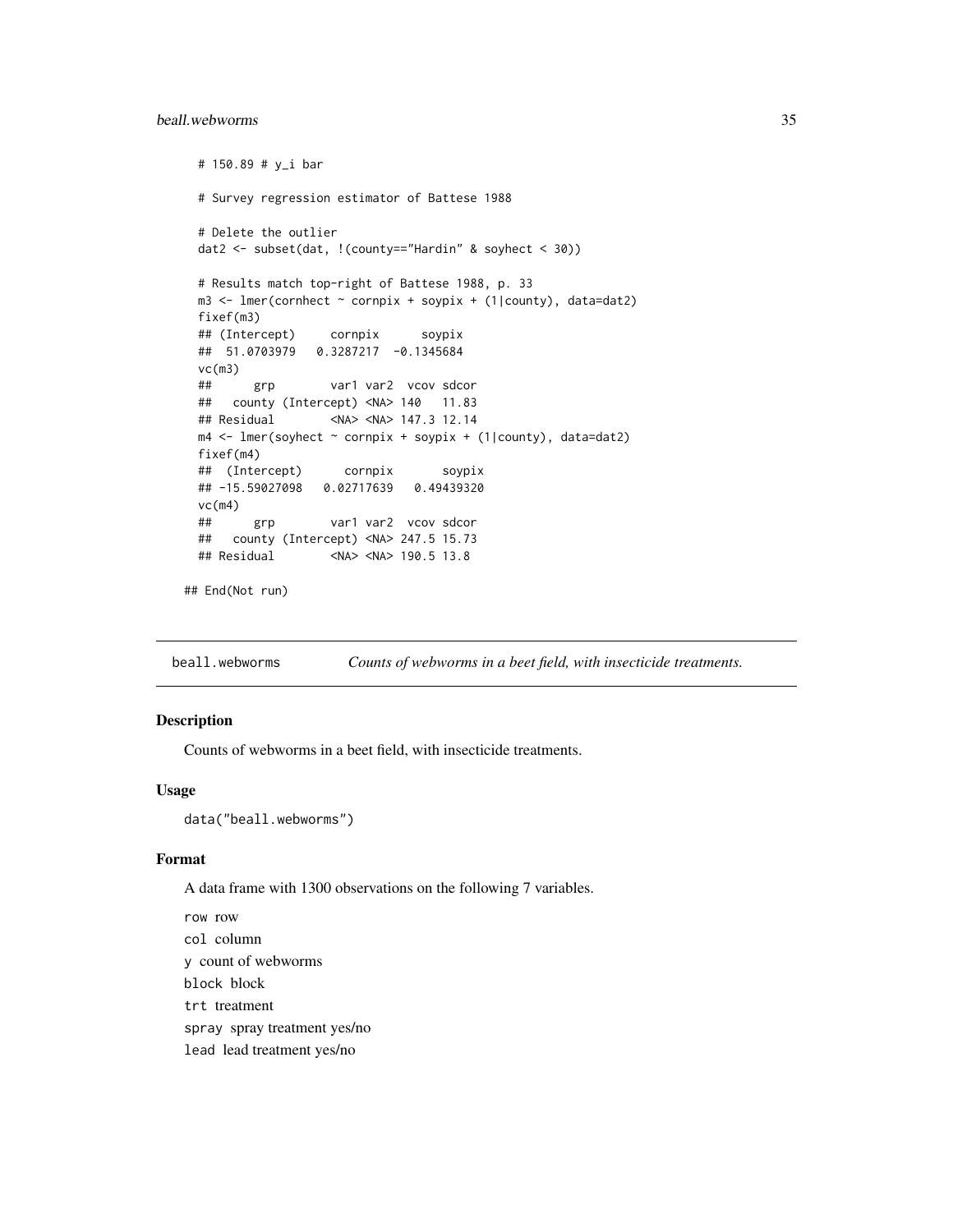```
  # 150.89 # y_i bar

  # Survey regression estimator of Battese 1988

  # Delete the outlier
  dat2 <- subset(dat, !(county=="Hardin" & soyhect < 30))

  # Results match top-right of Battese 1988, p. 33
  m3 <- lmer(cornhect ~ cornpix + soypix + (1|county), data=dat2)
  fixef(m3)
  ## (Intercept)     cornpix      soypix
  ##  51.0703979   0.3287217  -0.1345684
  vc(m3)
  ##      grp        var1 var2  vcov sdcor
  ##   county (Intercept) <NA> 140   11.83
  ## Residual        <NA> <NA> 147.3 12.14
  m4 <- lmer(soyhect ~ cornpix + soypix + (1|county), data=dat2)
  fixef(m4)
  ##  (Intercept)      cornpix       soypix
  ## -15.59027098   0.02717639   0.49439320
  vc(m4)
  ##      grp        var1 var2  vcov sdcor
  ##   county (Intercept) <NA> 247.5 15.73
  ## Residual        <NA> <NA> 190.5 13.8

## End(Not run)
```

---

## beall.webworms — *Counts of webworms in a beet field, with insecticide treatments.*

### Description

Counts of webworms in a beet field, with insecticide treatments.

### Usage

```
data("beall.webworms")
```

### Format

A data frame with 1300 observations on the following 7 variables.

- `row` row
- `col` column
- `y` count of webworms
- `block` block
- `trt` treatment
- `spray` spray treatment yes/no
- `lead` lead treatment yes/no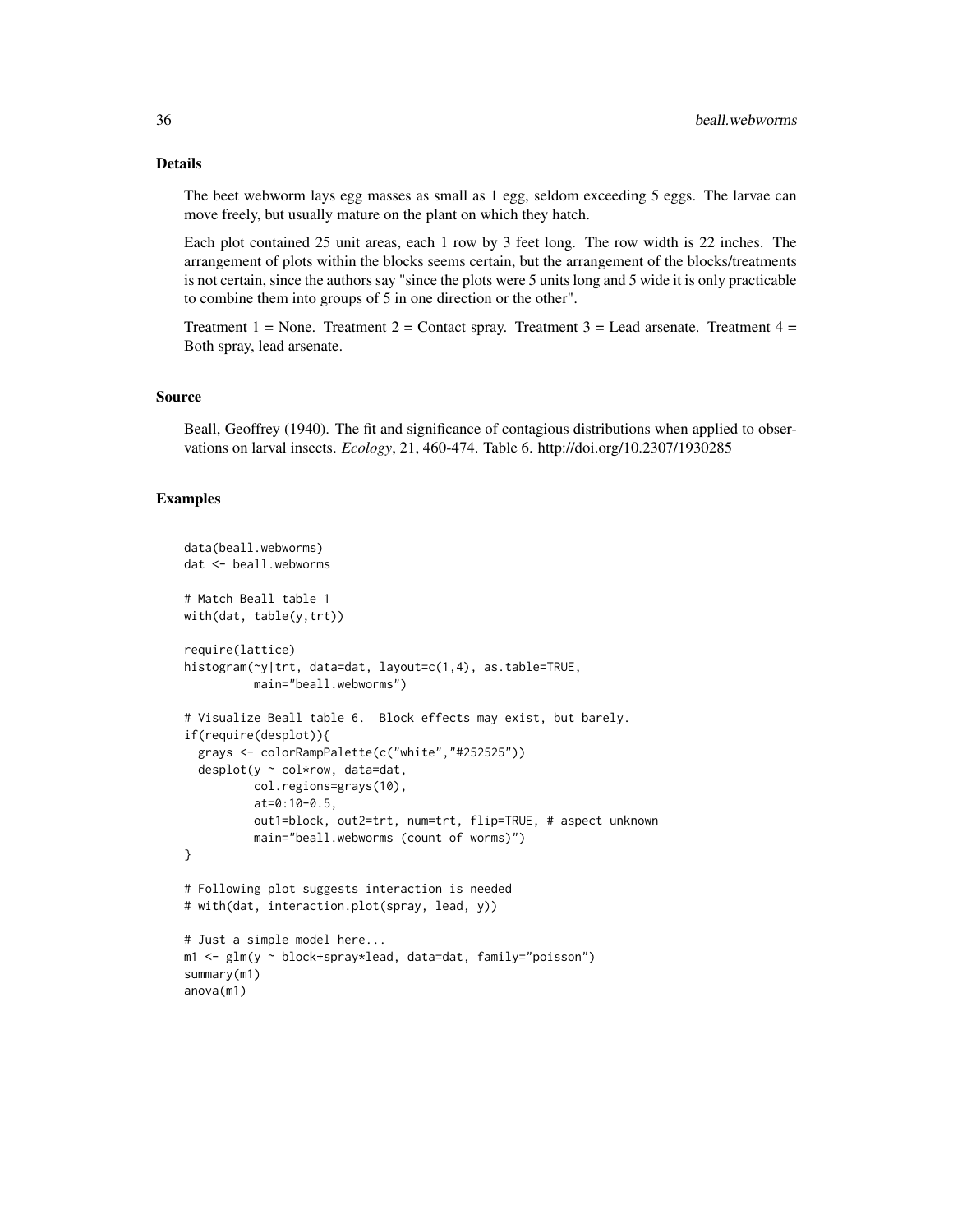## Details

The beet webworm lays egg masses as small as 1 egg, seldom exceeding 5 eggs. The larvae can move freely, but usually mature on the plant on which they hatch.

Each plot contained 25 unit areas, each 1 row by 3 feet long. The row width is 22 inches. The arrangement of plots within the blocks seems certain, but the arrangement of the blocks/treatments is not certain, since the authors say "since the plots were 5 units long and 5 wide it is only practicable to combine them into groups of 5 in one direction or the other".

Treatment 1 = None. Treatment 2 = Contact spray. Treatment 3 = Lead arsenate. Treatment 4 = Both spray, lead arsenate.

## Source

Beall, Geoffrey (1940). The fit and significance of contagious distributions when applied to observations on larval insects. *Ecology*, 21, 460-474. Table 6. http://doi.org/10.2307/1930285

## Examples

```
data(beall.webworms)
dat <- beall.webworms

# Match Beall table 1
with(dat, table(y,trt))

require(lattice)
histogram(~y|trt, data=dat, layout=c(1,4), as.table=TRUE,
          main="beall.webworms")

# Visualize Beall table 6.  Block effects may exist, but barely.
if(require(desplot)){
  grays <- colorRampPalette(c("white","#252525"))
  desplot(y ~ col*row, data=dat,
          col.regions=grays(10),
          at=0:10-0.5,
          out1=block, out2=trt, num=trt, flip=TRUE, # aspect unknown
          main="beall.webworms (count of worms)")
}

# Following plot suggests interaction is needed
# with(dat, interaction.plot(spray, lead, y))

# Just a simple model here...
m1 <- glm(y ~ block+spray*lead, data=dat, family="poisson")
summary(m1)
anova(m1)
```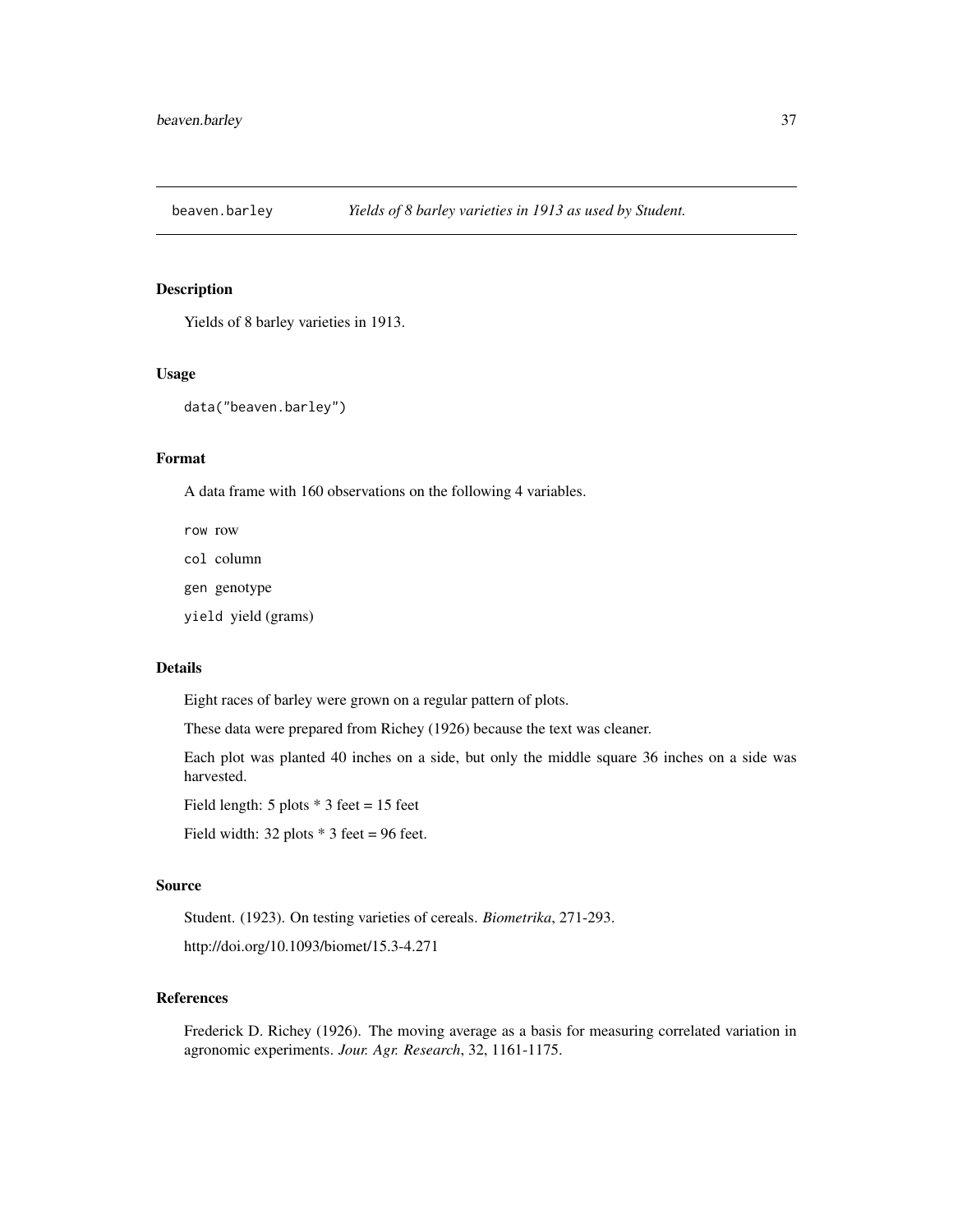beaven.barley *Yields of 8 barley varieties in 1913 as used by Student.*

## Description

Yields of 8 barley varieties in 1913.

## Usage

```
data("beaven.barley")
```

## Format

A data frame with 160 observations on the following 4 variables.

`row` row

`col` column

`gen` genotype

`yield` yield (grams)

## Details

Eight races of barley were grown on a regular pattern of plots.

These data were prepared from Richey (1926) because the text was cleaner.

Each plot was planted 40 inches on a side, but only the middle square 36 inches on a side was harvested.

Field length: 5 plots * 3 feet = 15 feet

Field width: 32 plots * 3 feet = 96 feet.

## Source

Student. (1923). On testing varieties of cereals. *Biometrika*, 271-293.

http://doi.org/10.1093/biomet/15.3-4.271

## References

Frederick D. Richey (1926). The moving average as a basis for measuring correlated variation in agronomic experiments. *Jour. Agr. Research*, 32, 1161-1175.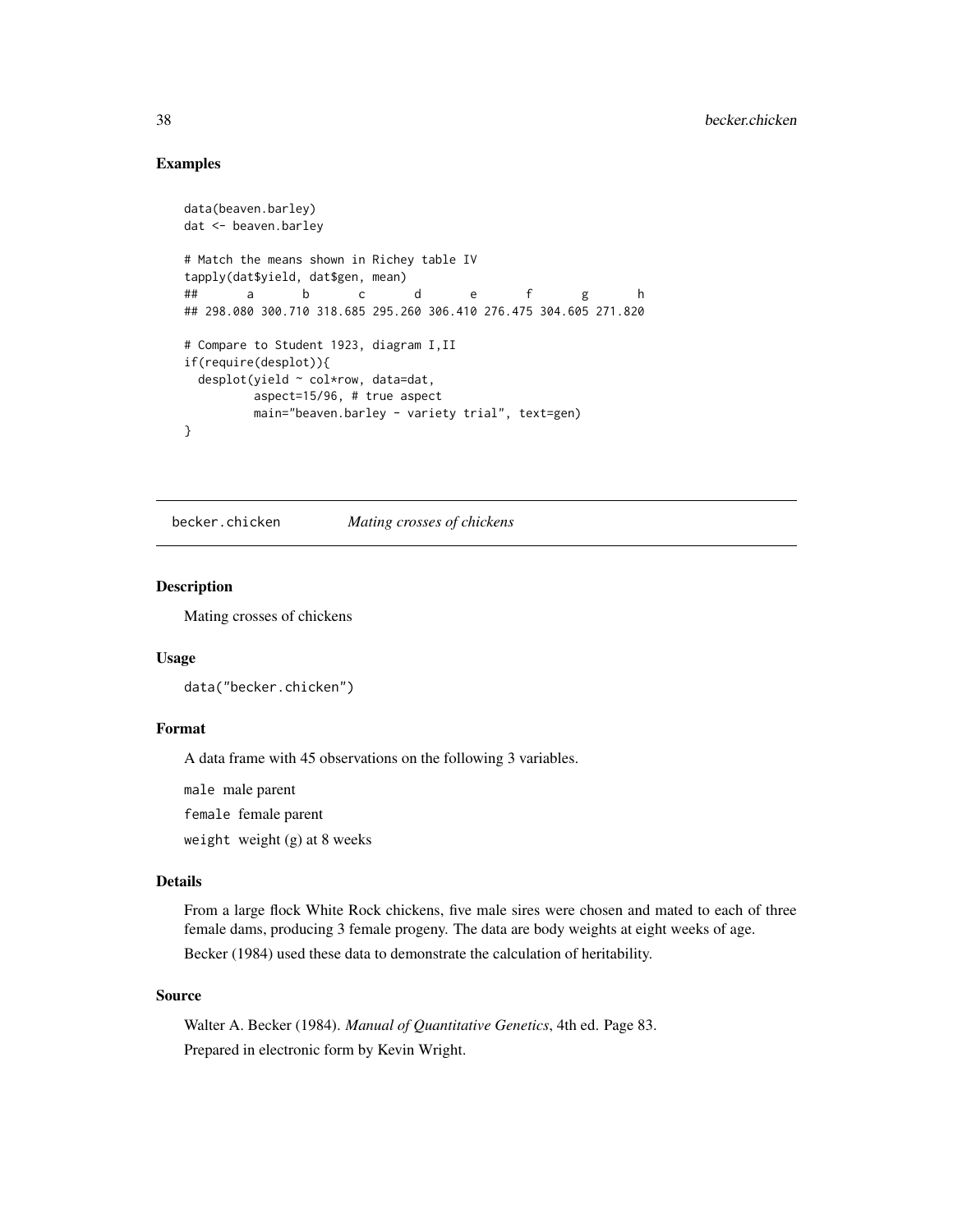### Examples

```
data(beaven.barley)
dat <- beaven.barley

# Match the means shown in Richey table IV
tapply(dat$yield, dat$gen, mean)
##       a       b       c       d       e       f       g       h
## 298.080 300.710 318.685 295.260 306.410 276.475 304.605 271.820

# Compare to Student 1923, diagram I,II
if(require(desplot)){
  desplot(yield ~ col*row, data=dat,
          aspect=15/96, # true aspect
          main="beaven.barley - variety trial", text=gen)
}
```

---

## becker.chicken *Mating crosses of chickens*

---

### Description

Mating crosses of chickens

### Usage

```
data("becker.chicken")
```

### Format

A data frame with 45 observations on the following 3 variables.

`male` male parent

`female` female parent

`weight` weight (g) at 8 weeks

### Details

From a large flock White Rock chickens, five male sires were chosen and mated to each of three female dams, producing 3 female progeny. The data are body weights at eight weeks of age.

Becker (1984) used these data to demonstrate the calculation of heritability.

### Source

Walter A. Becker (1984). *Manual of Quantitative Genetics*, 4th ed. Page 83.

Prepared in electronic form by Kevin Wright.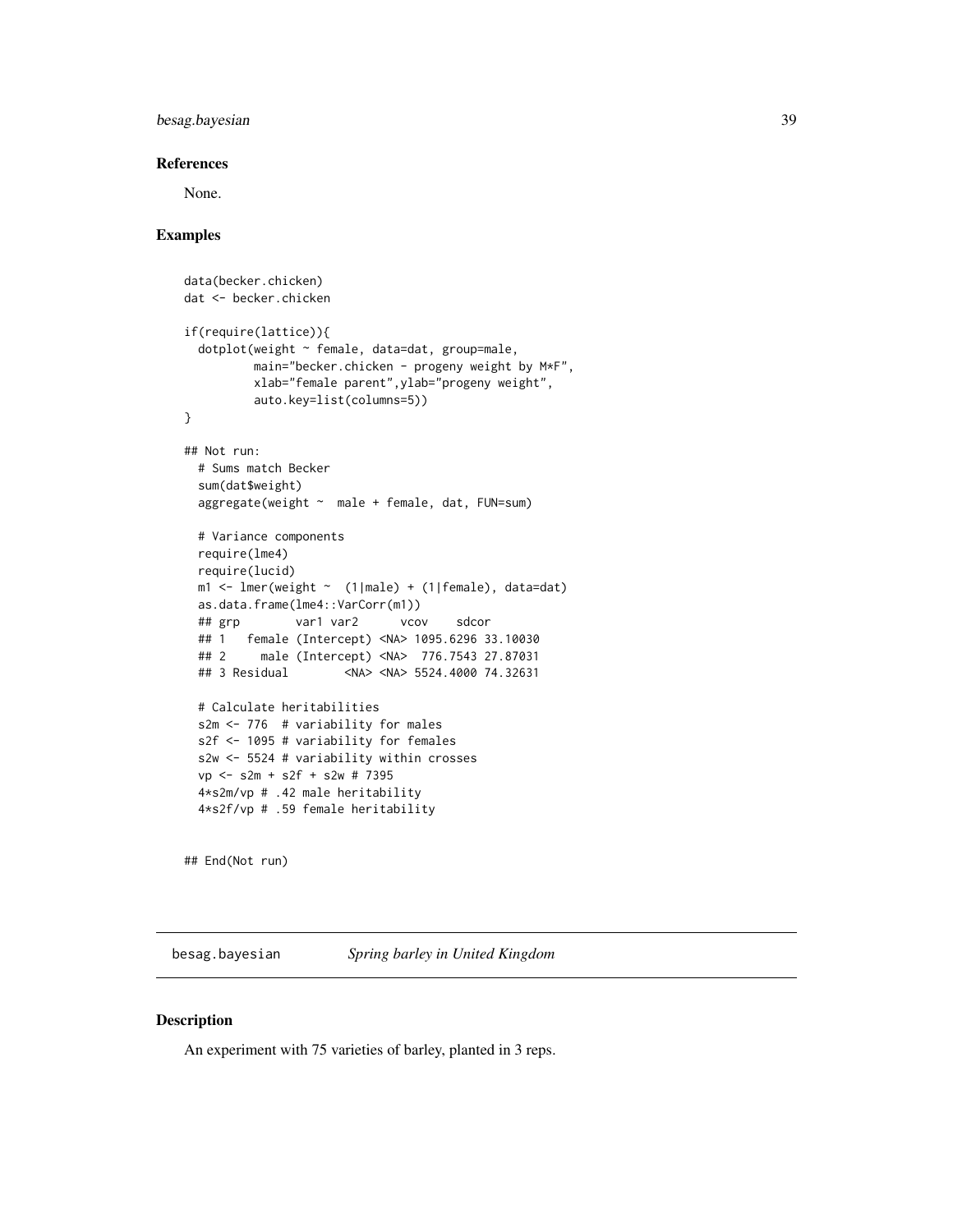### References

None.

### Examples

```
data(becker.chicken)
dat <- becker.chicken

if(require(lattice)){
  dotplot(weight ~ female, data=dat, group=male,
          main="becker.chicken - progeny weight by M*F",
          xlab="female parent",ylab="progeny weight",
          auto.key=list(columns=5))
}

## Not run:
  # Sums match Becker
  sum(dat$weight)
  aggregate(weight ~  male + female, dat, FUN=sum)

  # Variance components
  require(lme4)
  require(lucid)
  m1 <- lmer(weight ~  (1|male) + (1|female), data=dat)
  as.data.frame(lme4::VarCorr(m1))
  ## grp        var1 var2      vcov    sdcor
  ## 1   female (Intercept) <NA> 1095.6296 33.10030
  ## 2     male (Intercept) <NA>  776.7543 27.87031
  ## 3 Residual        <NA> <NA> 5524.4000 74.32631

  # Calculate heritabilities
  s2m <- 776  # variability for males
  s2f <- 1095 # variability for females
  s2w <- 5524 # variability within crosses
  vp <- s2m + s2f + s2w # 7395
  4*s2m/vp # .42 male heritability
  4*s2f/vp # .59 female heritability


## End(Not run)
```

---

## besag.bayesian    *Spring barley in United Kingdom*

---

### Description

An experiment with 75 varieties of barley, planted in 3 reps.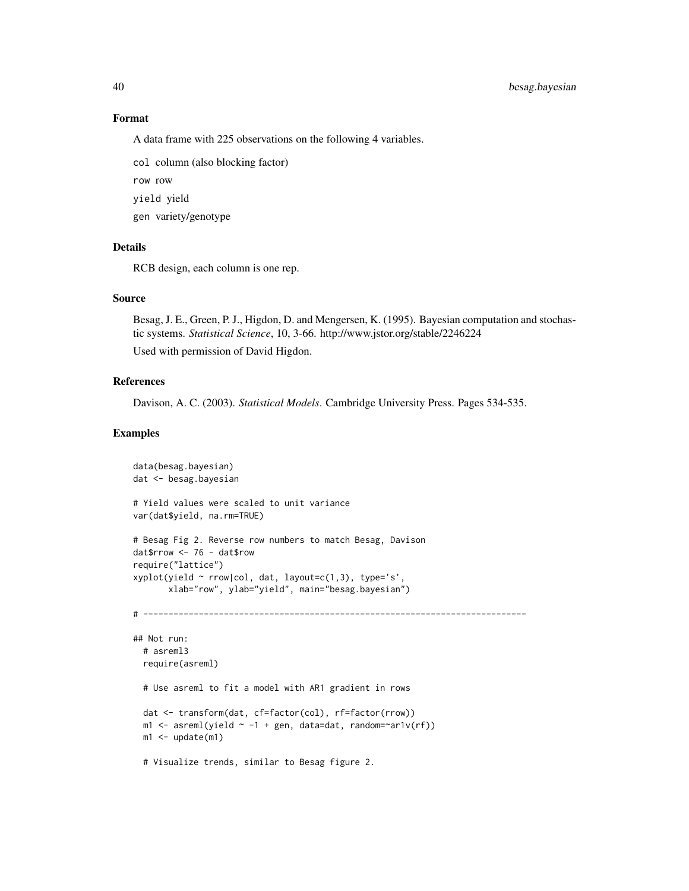### Format

A data frame with 225 observations on the following 4 variables.

`col` column (also blocking factor)

`row` row

`yield` yield

`gen` variety/genotype

### Details

RCB design, each column is one rep.

### Source

Besag, J. E., Green, P. J., Higdon, D. and Mengersen, K. (1995). Bayesian computation and stochastic systems. *Statistical Science*, 10, 3-66. http://www.jstor.org/stable/2246224

Used with permission of David Higdon.

### References

Davison, A. C. (2003). *Statistical Models*. Cambridge University Press. Pages 534-535.

### Examples

```
data(besag.bayesian)
dat <- besag.bayesian

# Yield values were scaled to unit variance
var(dat$yield, na.rm=TRUE)

# Besag Fig 2. Reverse row numbers to match Besag, Davison
dat$rrow <- 76 - dat$row
require("lattice")
xyplot(yield ~ rrow|col, dat, layout=c(1,3), type='s',
       xlab="row", ylab="yield", main="besag.bayesian")

# ---------------------------------------------------------------------------

## Not run:
  # asreml3
  require(asreml)

  # Use asreml to fit a model with AR1 gradient in rows

  dat <- transform(dat, cf=factor(col), rf=factor(rrow))
  m1 <- asreml(yield ~ -1 + gen, data=dat, random=~ar1v(rf))
  m1 <- update(m1)

  # Visualize trends, similar to Besag figure 2.
```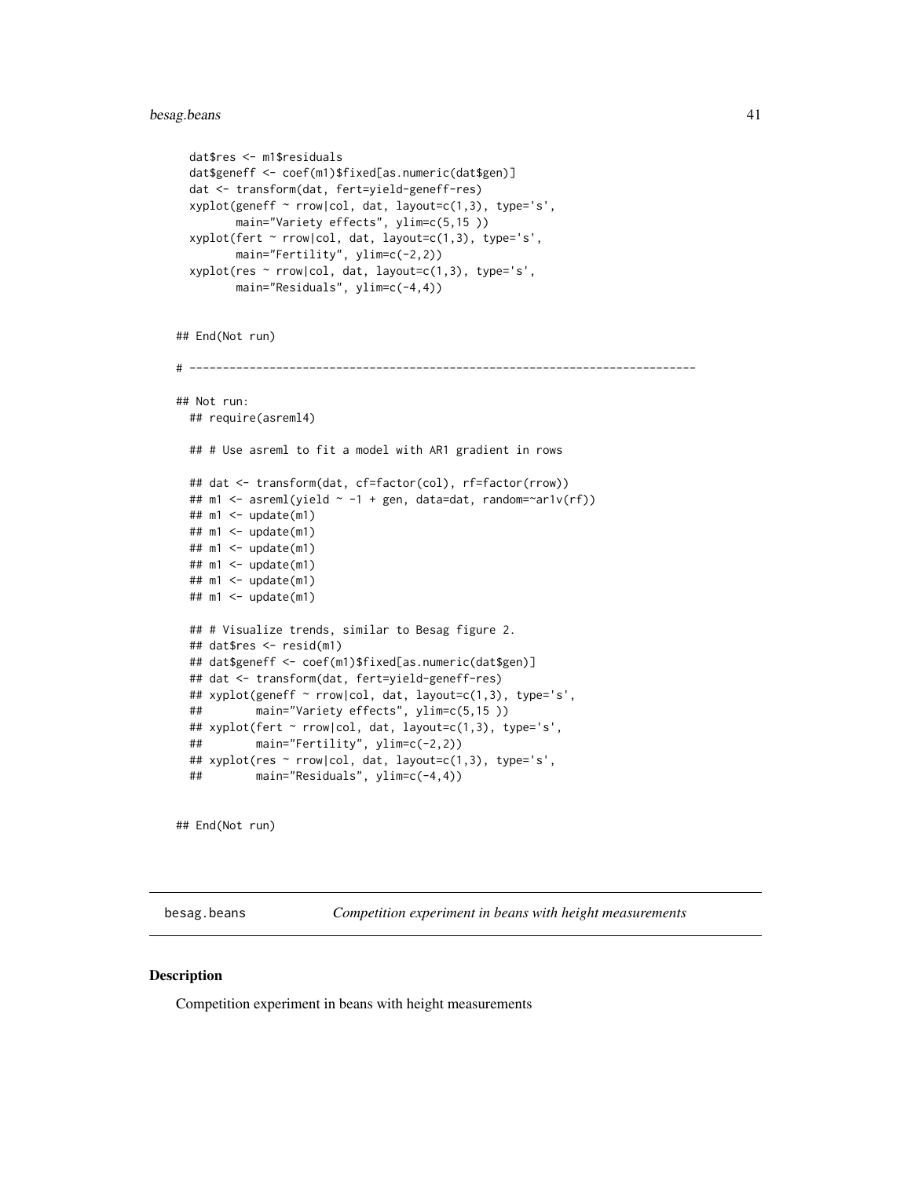```
  dat$res <- m1$residuals
  dat$geneff <- coef(m1)$fixed[as.numeric(dat$gen)]
  dat <- transform(dat, fert=yield-geneff-res)
  xyplot(geneff ~ rrow|col, dat, layout=c(1,3), type='s',
         main="Variety effects", ylim=c(5,15 ))
  xyplot(fert ~ rrow|col, dat, layout=c(1,3), type='s',
         main="Fertility", ylim=c(-2,2))
  xyplot(res ~ rrow|col, dat, layout=c(1,3), type='s',
         main="Residuals", ylim=c(-4,4))


## End(Not run)

# ----------------------------------------------------------------------------

## Not run:
  ## require(asreml4)

  ## # Use asreml to fit a model with AR1 gradient in rows

  ## dat <- transform(dat, cf=factor(col), rf=factor(rrow))
  ## m1 <- asreml(yield ~ -1 + gen, data=dat, random=~ar1v(rf))
  ## m1 <- update(m1)
  ## m1 <- update(m1)
  ## m1 <- update(m1)
  ## m1 <- update(m1)
  ## m1 <- update(m1)
  ## m1 <- update(m1)

  ## # Visualize trends, similar to Besag figure 2.
  ## dat$res <- resid(m1)
  ## dat$geneff <- coef(m1)$fixed[as.numeric(dat$gen)]
  ## dat <- transform(dat, fert=yield-geneff-res)
  ## xyplot(geneff ~ rrow|col, dat, layout=c(1,3), type='s',
  ##        main="Variety effects", ylim=c(5,15 ))
  ## xyplot(fert ~ rrow|col, dat, layout=c(1,3), type='s',
  ##        main="Fertility", ylim=c(-2,2))
  ## xyplot(res ~ rrow|col, dat, layout=c(1,3), type='s',
  ##        main="Residuals", ylim=c(-4,4))


## End(Not run)
```

---

besag.beans *Competition experiment in beans with height measurements*

---

## Description

Competition experiment in beans with height measurements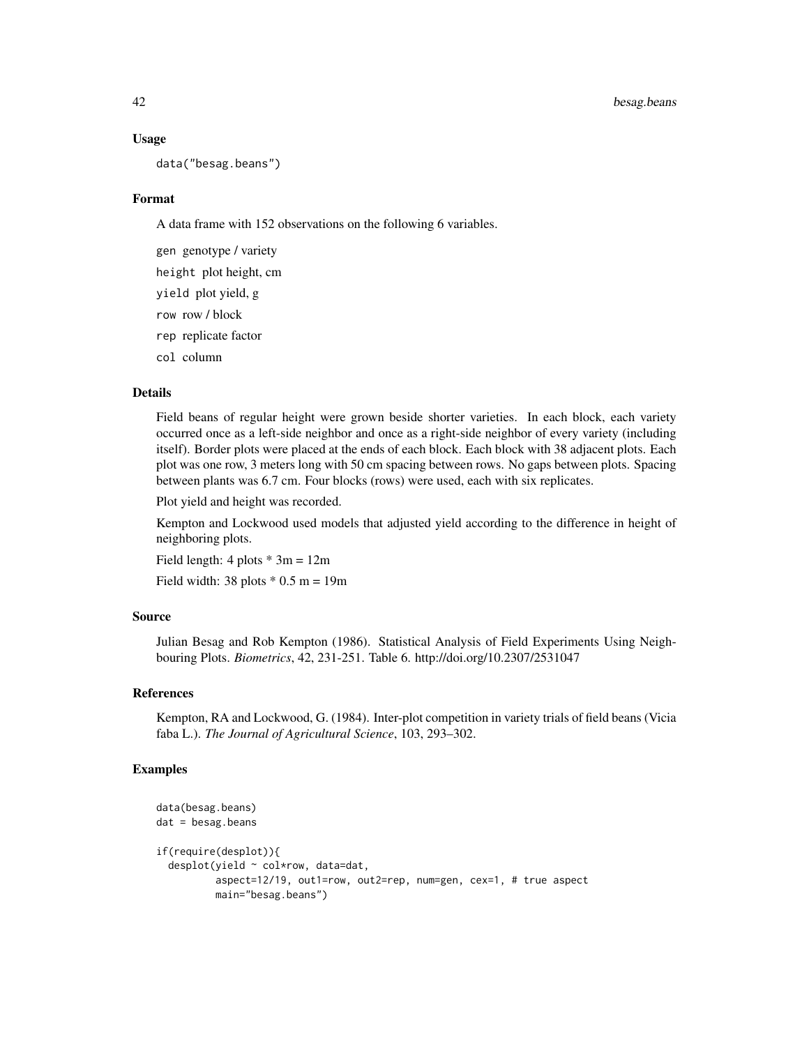## Usage

```
data("besag.beans")
```

## Format

A data frame with 152 observations on the following 6 variables.

`gen` genotype / variety

`height` plot height, cm

`yield` plot yield, g

`row` row / block

`rep` replicate factor

`col` column

## Details

Field beans of regular height were grown beside shorter varieties. In each block, each variety occurred once as a left-side neighbor and once as a right-side neighbor of every variety (including itself). Border plots were placed at the ends of each block. Each block with 38 adjacent plots. Each plot was one row, 3 meters long with 50 cm spacing between rows. No gaps between plots. Spacing between plants was 6.7 cm. Four blocks (rows) were used, each with six replicates.

Plot yield and height was recorded.

Kempton and Lockwood used models that adjusted yield according to the difference in height of neighboring plots.

Field length: 4 plots * 3m = 12m

Field width: 38 plots * 0.5 m = 19m

## Source

Julian Besag and Rob Kempton (1986). Statistical Analysis of Field Experiments Using Neighbouring Plots. *Biometrics*, 42, 231-251. Table 6. http://doi.org/10.2307/2531047

## References

Kempton, RA and Lockwood, G. (1984). Inter-plot competition in variety trials of field beans (Vicia faba L.). *The Journal of Agricultural Science*, 103, 293–302.

## Examples

```
data(besag.beans)
dat = besag.beans

if(require(desplot)){
  desplot(yield ~ col*row, data=dat,
          aspect=12/19, out1=row, out2=rep, num=gen, cex=1, # true aspect
          main="besag.beans")
```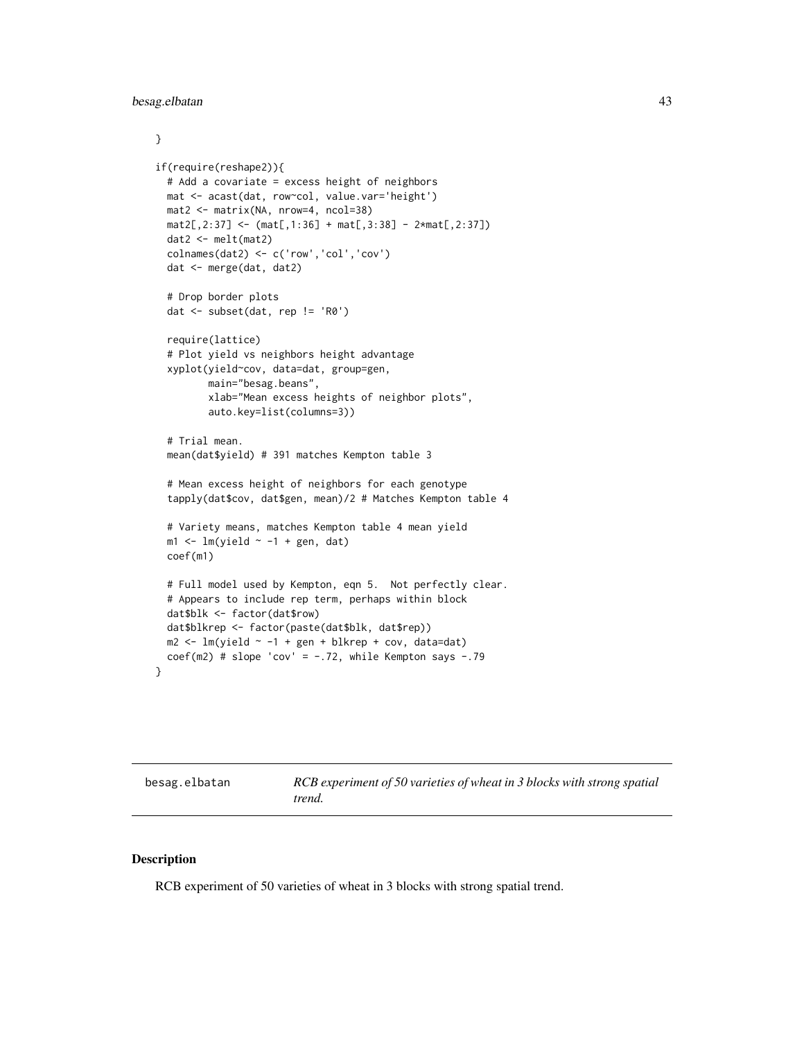```
}

if(require(reshape2)){
  # Add a covariate = excess height of neighbors
  mat <- acast(dat, row~col, value.var='height')
  mat2 <- matrix(NA, nrow=4, ncol=38)
  mat2[,2:37] <- (mat[,1:36] + mat[,3:38] - 2*mat[,2:37])
  dat2 <- melt(mat2)
  colnames(dat2) <- c('row','col','cov')
  dat <- merge(dat, dat2)

  # Drop border plots
  dat <- subset(dat, rep != 'R0')

  require(lattice)
  # Plot yield vs neighbors height advantage
  xyplot(yield~cov, data=dat, group=gen,
         main="besag.beans",
         xlab="Mean excess heights of neighbor plots",
         auto.key=list(columns=3))

  # Trial mean.
  mean(dat$yield) # 391 matches Kempton table 3

  # Mean excess height of neighbors for each genotype
  tapply(dat$cov, dat$gen, mean)/2 # Matches Kempton table 4

  # Variety means, matches Kempton table 4 mean yield
  m1 <- lm(yield ~ -1 + gen, dat)
  coef(m1)

  # Full model used by Kempton, eqn 5.  Not perfectly clear.
  # Appears to include rep term, perhaps within block
  dat$blk <- factor(dat$row)
  dat$blkrep <- factor(paste(dat$blk, dat$rep))
  m2 <- lm(yield ~ -1 + gen + blkrep + cov, data=dat)
  coef(m2) # slope 'cov' = -.72, while Kempton says -.79
}
```

## besag.elbatan

*RCB experiment of 50 varieties of wheat in 3 blocks with strong spatial trend.*

### Description

RCB experiment of 50 varieties of wheat in 3 blocks with strong spatial trend.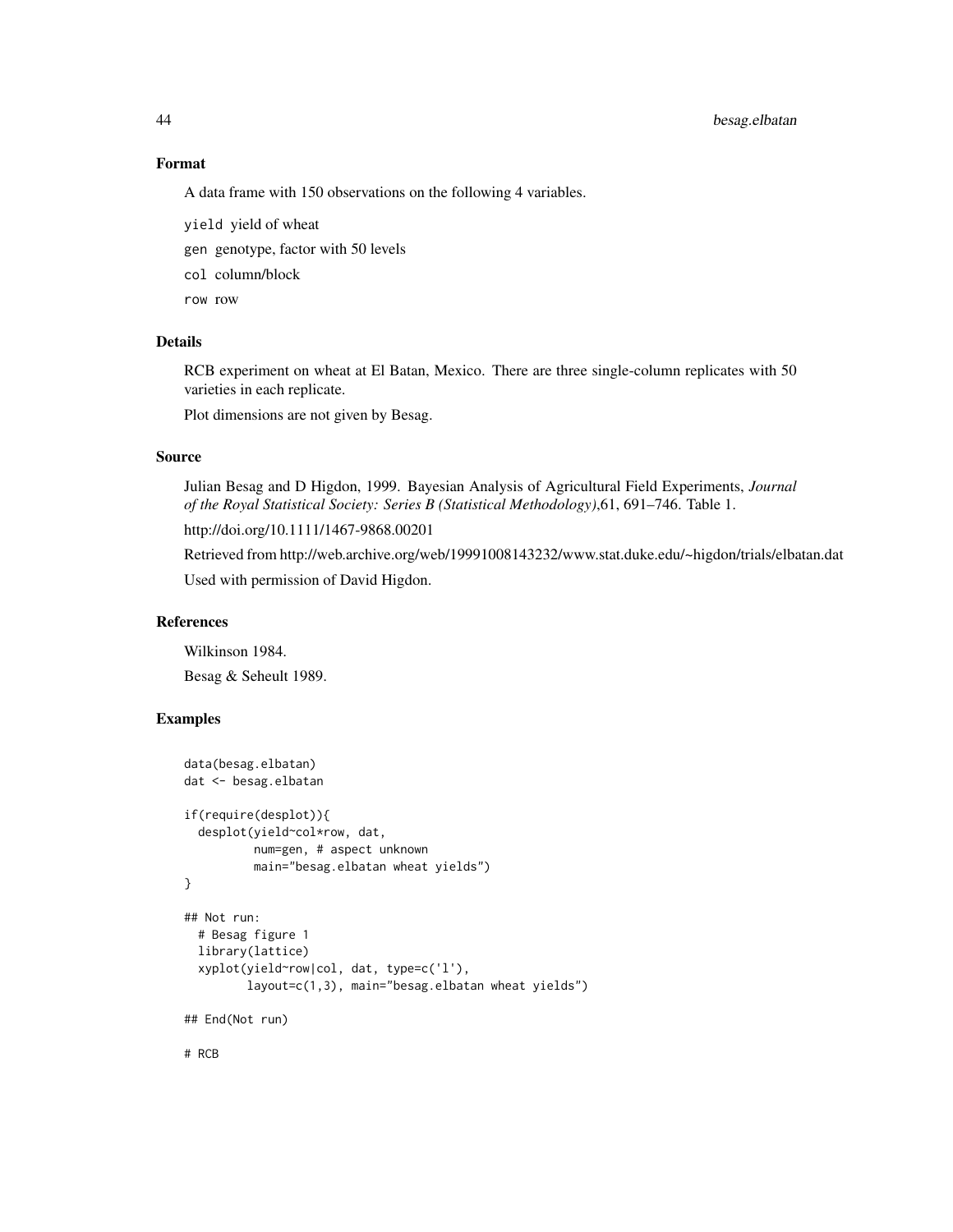### Format

A data frame with 150 observations on the following 4 variables.

`yield` yield of wheat

`gen` genotype, factor with 50 levels

`col` column/block

`row` row

### Details

RCB experiment on wheat at El Batan, Mexico. There are three single-column replicates with 50 varieties in each replicate.

Plot dimensions are not given by Besag.

### Source

Julian Besag and D Higdon, 1999. Bayesian Analysis of Agricultural Field Experiments, *Journal of the Royal Statistical Society: Series B (Statistical Methodology)*,61, 691–746. Table 1.

http://doi.org/10.1111/1467-9868.00201

Retrieved from http://web.archive.org/web/19991008143232/www.stat.duke.edu/~higdon/trials/elbatan.dat

Used with permission of David Higdon.

### References

Wilkinson 1984.

Besag & Seheult 1989.

### Examples

```
data(besag.elbatan)
dat <- besag.elbatan

if(require(desplot)){
  desplot(yield~col*row, dat,
          num=gen, # aspect unknown
          main="besag.elbatan wheat yields")
}

## Not run:
  # Besag figure 1
  library(lattice)
  xyplot(yield~row|col, dat, type=c('l'),
         layout=c(1,3), main="besag.elbatan wheat yields")

## End(Not run)

# RCB
```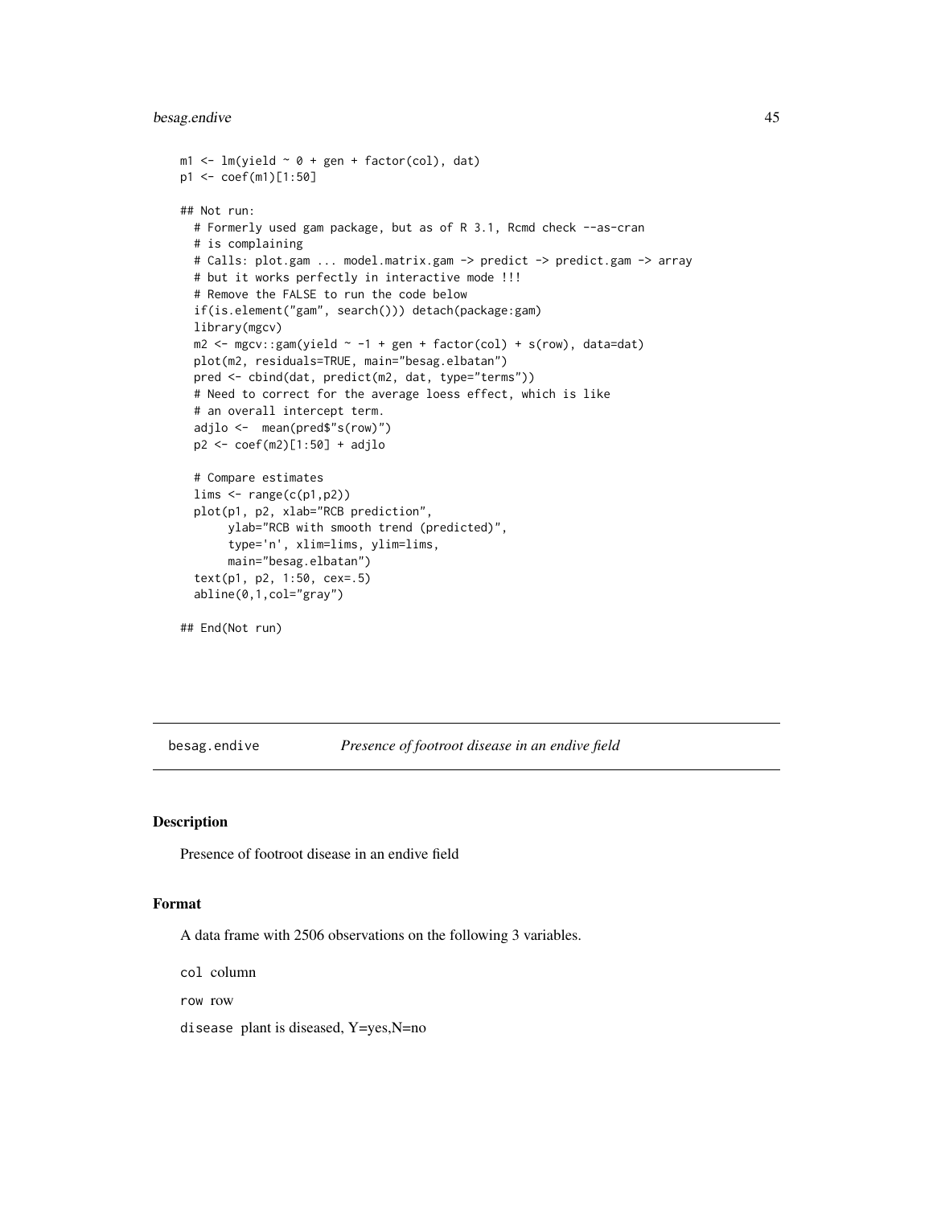```
m1 <- lm(yield ~ 0 + gen + factor(col), dat)
p1 <- coef(m1)[1:50]

## Not run:
  # Formerly used gam package, but as of R 3.1, Rcmd check --as-cran
  # is complaining
  # Calls: plot.gam ... model.matrix.gam -> predict -> predict.gam -> array
  # but it works perfectly in interactive mode !!!
  # Remove the FALSE to run the code below
  if(is.element("gam", search())) detach(package:gam)
  library(mgcv)
  m2 <- mgcv::gam(yield ~ -1 + gen + factor(col) + s(row), data=dat)
  plot(m2, residuals=TRUE, main="besag.elbatan")
  pred <- cbind(dat, predict(m2, dat, type="terms"))
  # Need to correct for the average loess effect, which is like
  # an overall intercept term.
  adjlo <-  mean(pred$"s(row)")
  p2 <- coef(m2)[1:50] + adjlo

  # Compare estimates
  lims <- range(c(p1,p2))
  plot(p1, p2, xlab="RCB prediction",
       ylab="RCB with smooth trend (predicted)",
       type='n', xlim=lims, ylim=lims,
       main="besag.elbatan")
  text(p1, p2, 1:50, cex=.5)
  abline(0,1,col="gray")

## End(Not run)
```

---

## besag.endive — *Presence of footroot disease in an endive field*

### Description

Presence of footroot disease in an endive field

### Format

A data frame with 2506 observations on the following 3 variables.

`col` column

`row` row

`disease` plant is diseased, Y=yes,N=no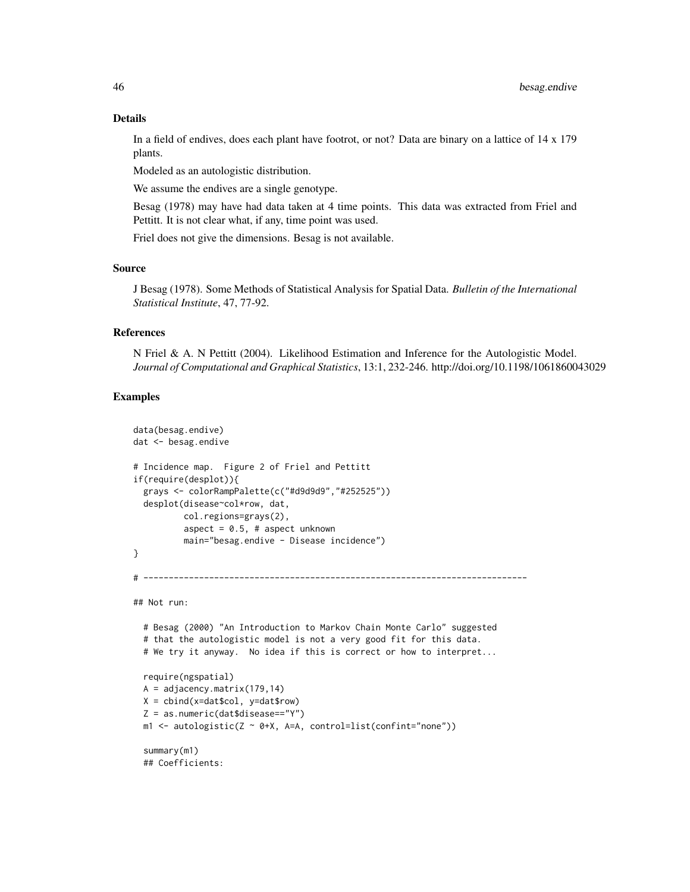### Details

In a field of endives, does each plant have footrot, or not? Data are binary on a lattice of 14 x 179 plants.

Modeled as an autologistic distribution.

We assume the endives are a single genotype.

Besag (1978) may have had data taken at 4 time points. This data was extracted from Friel and Pettitt. It is not clear what, if any, time point was used.

Friel does not give the dimensions. Besag is not available.

### Source

J Besag (1978). Some Methods of Statistical Analysis for Spatial Data. *Bulletin of the International Statistical Institute*, 47, 77-92.

### References

N Friel & A. N Pettitt (2004). Likelihood Estimation and Inference for the Autologistic Model. *Journal of Computational and Graphical Statistics*, 13:1, 232-246. http://doi.org/10.1198/1061860043029

### Examples

```
data(besag.endive)
dat <- besag.endive

# Incidence map.  Figure 2 of Friel and Pettitt
if(require(desplot)){
  grays <- colorRampPalette(c("#d9d9d9","#252525"))
  desplot(disease~col*row, dat,
          col.regions=grays(2),
          aspect = 0.5, # aspect unknown
          main="besag.endive - Disease incidence")
}

# ----------------------------------------------------------------------------

## Not run:

  # Besag (2000) "An Introduction to Markov Chain Monte Carlo" suggested
  # that the autologistic model is not a very good fit for this data.
  # We try it anyway.  No idea if this is correct or how to interpret...

  require(ngspatial)
  A = adjacency.matrix(179,14)
  X = cbind(x=dat$col, y=dat$row)
  Z = as.numeric(dat$disease=="Y")
  m1 <- autologistic(Z ~ 0+X, A=A, control=list(confint="none"))

  summary(m1)
  ## Coefficients:
```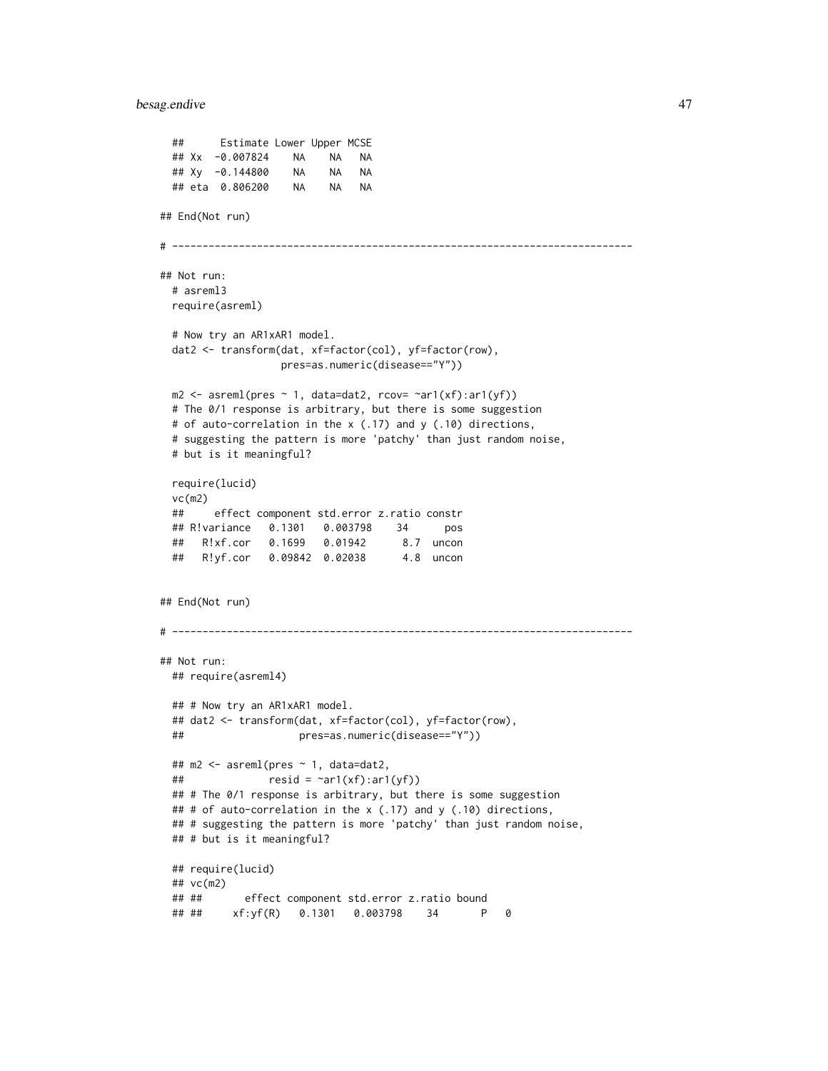```
##      Estimate Lower Upper MCSE
## Xx  -0.007824    NA    NA   NA
## Xy  -0.144800    NA    NA   NA
## eta  0.806200    NA    NA   NA

## End(Not run)

# ----------------------------------------------------------------------------

## Not run:
  # asreml3
  require(asreml)

  # Now try an AR1xAR1 model.
  dat2 <- transform(dat, xf=factor(col), yf=factor(row),
                    pres=as.numeric(disease=="Y"))

  m2 <- asreml(pres ~ 1, data=dat2, rcov= ~ar1(xf):ar1(yf))
  # The 0/1 response is arbitrary, but there is some suggestion
  # of auto-correlation in the x (.17) and y (.10) directions,
  # suggesting the pattern is more 'patchy' than just random noise,
  # but is it meaningful?

  require(lucid)
  vc(m2)
  ##     effect component std.error z.ratio constr
  ## R!variance   0.1301   0.003798    34      pos
  ##   R!xf.cor   0.1699   0.01942      8.7  uncon
  ##   R!yf.cor   0.09842  0.02038      4.8  uncon


## End(Not run)

# ----------------------------------------------------------------------------

## Not run:
  ## require(asreml4)

  ## # Now try an AR1xAR1 model.
  ## dat2 <- transform(dat, xf=factor(col), yf=factor(row),
  ##                   pres=as.numeric(disease=="Y"))

  ## m2 <- asreml(pres ~ 1, data=dat2,
  ##              resid = ~ar1(xf):ar1(yf))
  ## # The 0/1 response is arbitrary, but there is some suggestion
  ## # of auto-correlation in the x (.17) and y (.10) directions,
  ## # suggesting the pattern is more 'patchy' than just random noise,
  ## # but is it meaningful?

  ## require(lucid)
  ## vc(m2)
  ## ##       effect component std.error z.ratio bound
  ## ##     xf:yf(R)   0.1301   0.003798    34       P   0
```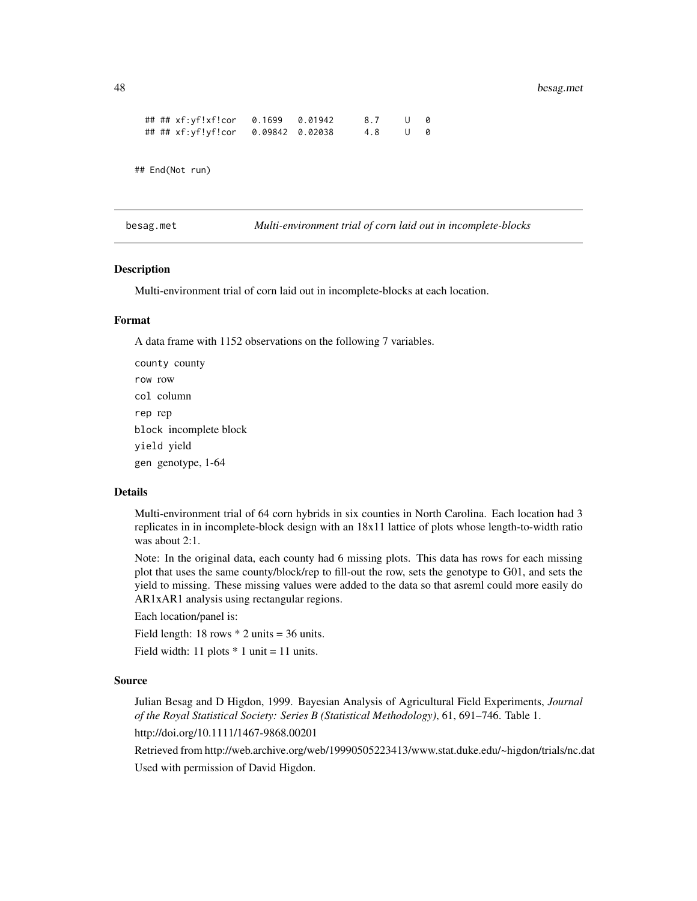```
## ## xf:yf!xf!cor   0.1699   0.01942     8.7    U  0
## ## xf:yf!yf!cor   0.09842  0.02038     4.8    U  0
```

```
## End(Not run)
```

---

besag.met — *Multi-environment trial of corn laid out in incomplete-blocks*

---

### Description

Multi-environment trial of corn laid out in incomplete-blocks at each location.

### Format

A data frame with 1152 observations on the following 7 variables.

`county` county

`row` row

`col` column

`rep` rep

`block` incomplete block

`yield` yield

`gen` genotype, 1-64

### Details

Multi-environment trial of 64 corn hybrids in six counties in North Carolina. Each location had 3 replicates in in incomplete-block design with an 18x11 lattice of plots whose length-to-width ratio was about 2:1.

Note: In the original data, each county had 6 missing plots. This data has rows for each missing plot that uses the same county/block/rep to fill-out the row, sets the genotype to G01, and sets the yield to missing. These missing values were added to the data so that asreml could more easily do AR1xAR1 analysis using rectangular regions.

Each location/panel is:

Field length: 18 rows * 2 units = 36 units.

Field width: 11 plots * 1 unit = 11 units.

### Source

Julian Besag and D Higdon, 1999. Bayesian Analysis of Agricultural Field Experiments, *Journal of the Royal Statistical Society: Series B (Statistical Methodology)*, 61, 691–746. Table 1.

http://doi.org/10.1111/1467-9868.00201

Retrieved from http://web.archive.org/web/19990505223413/www.stat.duke.edu/~higdon/trials/nc.dat

Used with permission of David Higdon.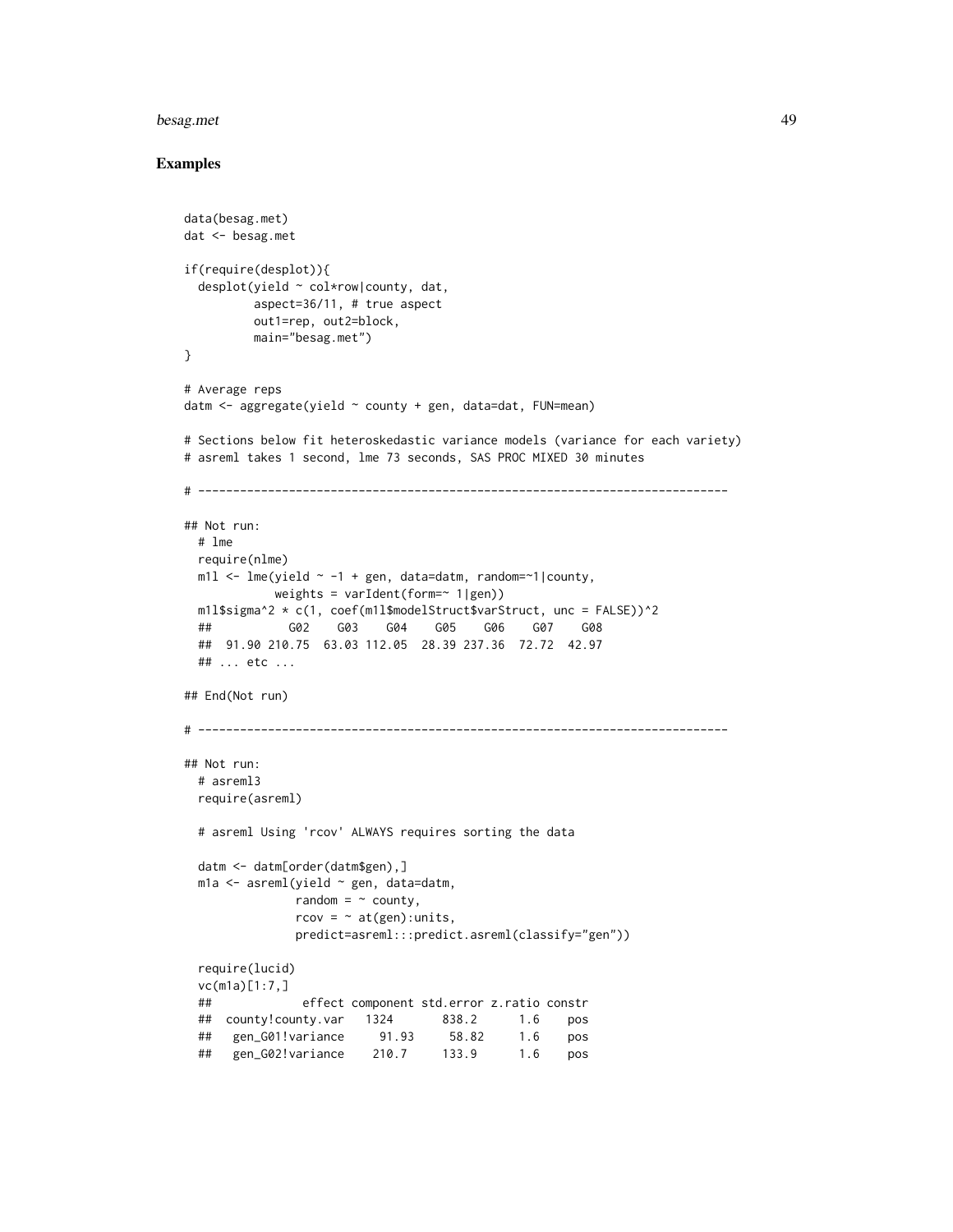## Examples

```
data(besag.met)
dat <- besag.met

if(require(desplot)){
  desplot(yield ~ col*row|county, dat,
          aspect=36/11, # true aspect
          out1=rep, out2=block,
          main="besag.met")
}

# Average reps
datm <- aggregate(yield ~ county + gen, data=dat, FUN=mean)

# Sections below fit heteroskedastic variance models (variance for each variety)
# asreml takes 1 second, lme 73 seconds, SAS PROC MIXED 30 minutes

# ----------------------------------------------------------------------------

## Not run:
  # lme
  require(nlme)
  m1l <- lme(yield ~ -1 + gen, data=datm, random=~1|county,
             weights = varIdent(form=~ 1|gen))
  m1l$sigma^2 * c(1, coef(m1l$modelStruct$varStruct, unc = FALSE))^2
  ##          G02    G03    G04    G05    G06    G07    G08
  ##  91.90 210.75  63.03 112.05  28.39 237.36  72.72  42.97
  ## ... etc ...

## End(Not run)

# ----------------------------------------------------------------------------

## Not run:
  # asreml3
  require(asreml)

  # asreml Using 'rcov' ALWAYS requires sorting the data

  datm <- datm[order(datm$gen),]
  m1a <- asreml(yield ~ gen, data=datm,
                random = ~ county,
                rcov = ~ at(gen):units,
                predict=asreml:::predict.asreml(classify="gen"))

  require(lucid)
  vc(m1a)[1:7,]
  ##             effect component std.error z.ratio constr
  ##  county!county.var   1324       838.2      1.6    pos
  ##   gen_G01!variance     91.93     58.82     1.6    pos
  ##   gen_G02!variance    210.7     133.9      1.6    pos
```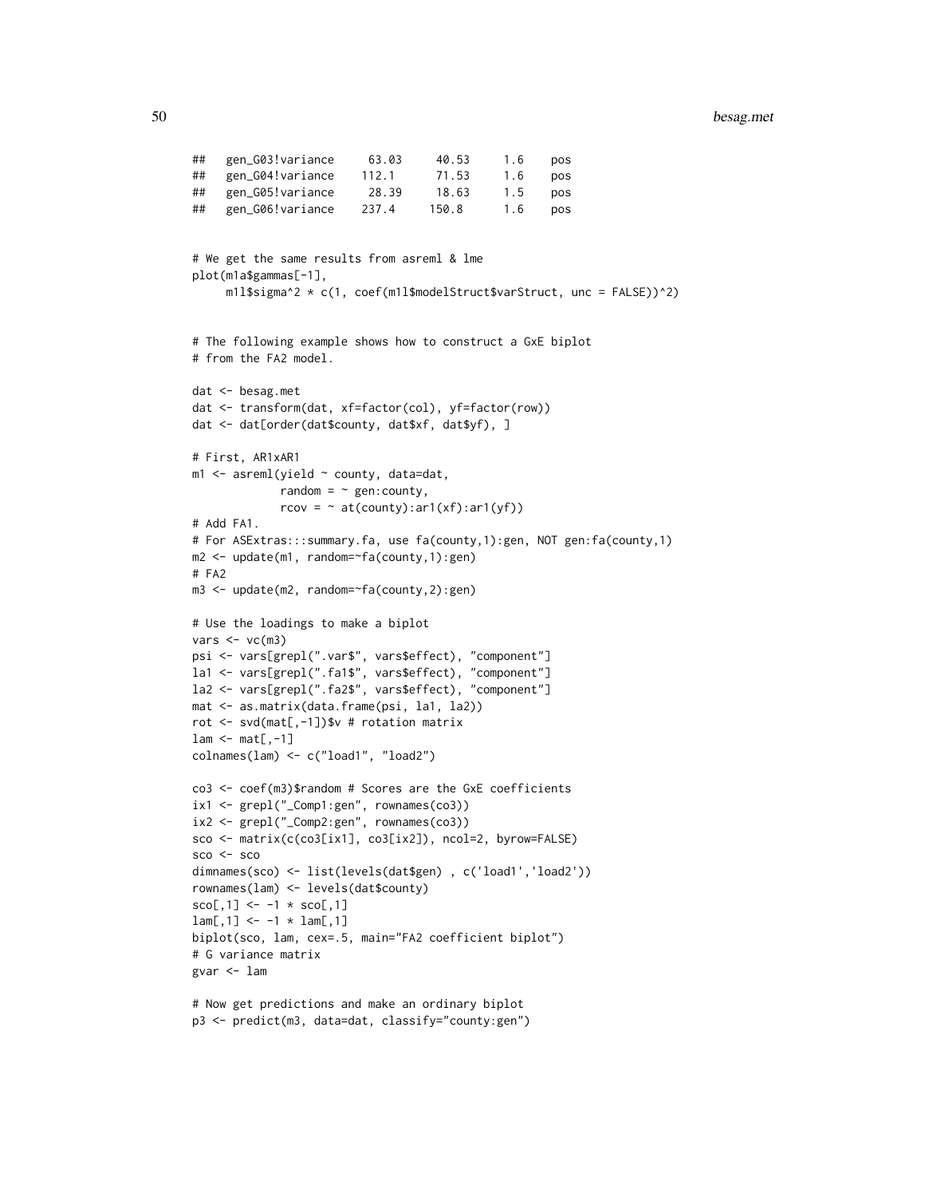```
##   gen_G03!variance     63.03     40.53     1.6    pos
##   gen_G04!variance    112.1      71.53     1.6    pos
##   gen_G05!variance     28.39     18.63     1.5    pos
##   gen_G06!variance    237.4     150.8      1.6    pos


# We get the same results from asreml & lme
plot(m1a$gammas[-1],
     m1l$sigma^2 * c(1, coef(m1l$modelStruct$varStruct, unc = FALSE))^2)


# The following example shows how to construct a GxE biplot
# from the FA2 model.

dat <- besag.met
dat <- transform(dat, xf=factor(col), yf=factor(row))
dat <- dat[order(dat$county, dat$xf, dat$yf), ]

# First, AR1xAR1
m1 <- asreml(yield ~ county, data=dat,
             random = ~ gen:county,
             rcov = ~ at(county):ar1(xf):ar1(yf))
# Add FA1.
# For ASExtras:::summary.fa, use fa(county,1):gen, NOT gen:fa(county,1)
m2 <- update(m1, random=~fa(county,1):gen)
# FA2
m3 <- update(m2, random=~fa(county,2):gen)

# Use the loadings to make a biplot
vars <- vc(m3)
psi <- vars[grepl(".var$", vars$effect), "component"]
la1 <- vars[grepl(".fa1$", vars$effect), "component"]
la2 <- vars[grepl(".fa2$", vars$effect), "component"]
mat <- as.matrix(data.frame(psi, la1, la2))
rot <- svd(mat[,-1])$v # rotation matrix
lam <- mat[,-1]
colnames(lam) <- c("load1", "load2")

co3 <- coef(m3)$random # Scores are the GxE coefficients
ix1 <- grepl("_Comp1:gen", rownames(co3))
ix2 <- grepl("_Comp2:gen", rownames(co3))
sco <- matrix(c(co3[ix1], co3[ix2]), ncol=2, byrow=FALSE)
sco <- sco
dimnames(sco) <- list(levels(dat$gen) , c('load1','load2'))
rownames(lam) <- levels(dat$county)
sco[,1] <- -1 * sco[,1]
lam[,1] <- -1 * lam[,1]
biplot(sco, lam, cex=.5, main="FA2 coefficient biplot")
# G variance matrix
gvar <- lam

# Now get predictions and make an ordinary biplot
p3 <- predict(m3, data=dat, classify="county:gen")
```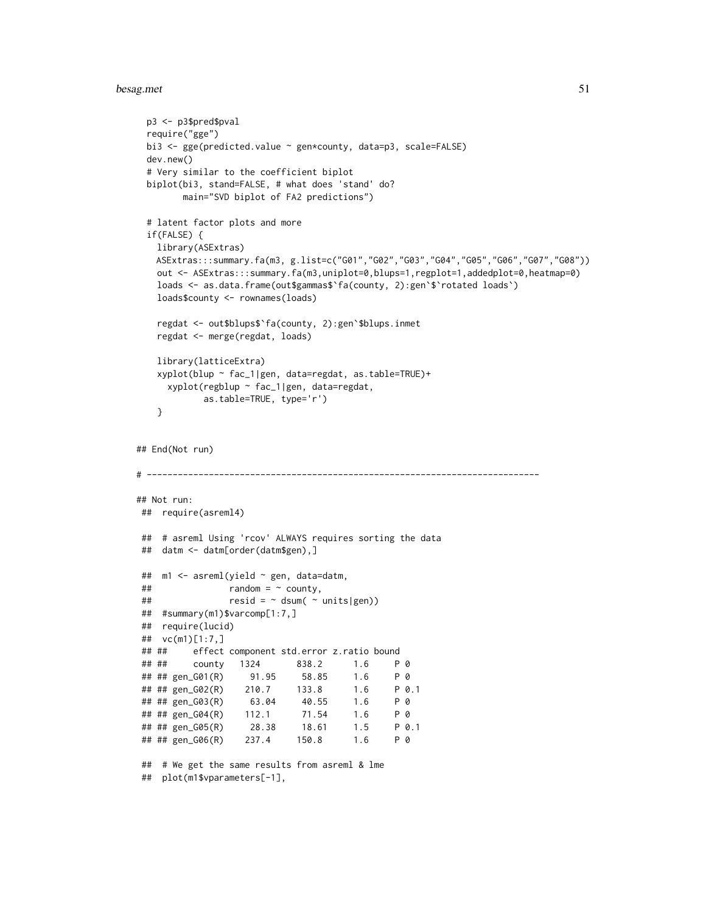```
  p3 <- p3$pred$pval
  require("gge")
  bi3 <- gge(predicted.value ~ gen*county, data=p3, scale=FALSE)
  dev.new()
  # Very similar to the coefficient biplot
  biplot(bi3, stand=FALSE, # what does 'stand' do?
         main="SVD biplot of FA2 predictions")

  # latent factor plots and more
  if(FALSE) {
    library(ASExtras)
    ASExtras:::summary.fa(m3, g.list=c("G01","G02","G03","G04","G05","G06","G07","G08"))
    out <- ASExtras:::summary.fa(m3,uniplot=0,blups=1,regplot=1,addedplot=0,heatmap=0)
    loads <- as.data.frame(out$gammas$`fa(county, 2):gen`$`rotated loads`)
    loads$county <- rownames(loads)

    regdat <- out$blups$`fa(county, 2):gen`$blups.inmet
    regdat <- merge(regdat, loads)

    library(latticeExtra)
    xyplot(blup ~ fac_1|gen, data=regdat, as.table=TRUE)+
      xyplot(regblup ~ fac_1|gen, data=regdat,
             as.table=TRUE, type='r')
    }


## End(Not run)

# ----------------------------------------------------------------------------

## Not run:
 ##  require(asreml4)

 ##  # asreml Using 'rcov' ALWAYS requires sorting the data
 ##  datm <- datm[order(datm$gen),]

 ##  m1 <- asreml(yield ~ gen, data=datm,
 ##               random = ~ county,
 ##               resid = ~ dsum( ~ units|gen))
 ##  #summary(m1)$varcomp[1:7,]
 ##  require(lucid)
 ##  vc(m1)[1:7,]
 ## ##      effect component std.error z.ratio bound
 ## ##      county   1324       838.2      1.6     P 0
 ## ## gen_G01(R)     91.95     58.85      1.6     P 0
 ## ## gen_G02(R)    210.7     133.8       1.6     P 0.1
 ## ## gen_G03(R)     63.04     40.55      1.6     P 0
 ## ## gen_G04(R)    112.1      71.54      1.6     P 0
 ## ## gen_G05(R)     28.38     18.61      1.5     P 0.1
 ## ## gen_G06(R)    237.4     150.8       1.6     P 0

 ##  # We get the same results from asreml & lme
 ##  plot(m1$vparameters[-1],
```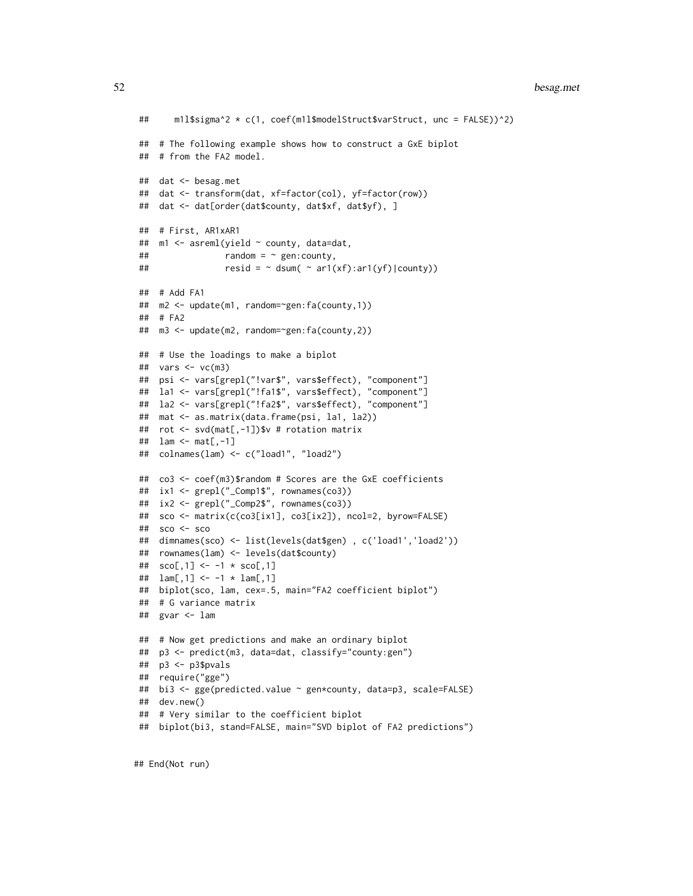```
##     m1l$sigma^2 * c(1, coef(m1l$modelStruct$varStruct, unc = FALSE))^2)

##  # The following example shows how to construct a GxE biplot
##  # from the FA2 model.

##  dat <- besag.met
##  dat <- transform(dat, xf=factor(col), yf=factor(row))
##  dat <- dat[order(dat$county, dat$xf, dat$yf), ]

##  # First, AR1xAR1
##  m1 <- asreml(yield ~ county, data=dat,
##               random = ~ gen:county,
##               resid = ~ dsum( ~ ar1(xf):ar1(yf)|county))

##  # Add FA1
##  m2 <- update(m1, random=~gen:fa(county,1))
##  # FA2
##  m3 <- update(m2, random=~gen:fa(county,2))

##  # Use the loadings to make a biplot
##  vars <- vc(m3)
##  psi <- vars[grepl("!var$", vars$effect), "component"]
##  la1 <- vars[grepl("!fa1$", vars$effect), "component"]
##  la2 <- vars[grepl("!fa2$", vars$effect), "component"]
##  mat <- as.matrix(data.frame(psi, la1, la2))
##  rot <- svd(mat[,-1])$v # rotation matrix
##  lam <- mat[,-1]
##  colnames(lam) <- c("load1", "load2")

##  co3 <- coef(m3)$random # Scores are the GxE coefficients
##  ix1 <- grepl("_Comp1$", rownames(co3))
##  ix2 <- grepl("_Comp2$", rownames(co3))
##  sco <- matrix(c(co3[ix1], co3[ix2]), ncol=2, byrow=FALSE)
##  sco <- sco
##  dimnames(sco) <- list(levels(dat$gen) , c('load1','load2'))
##  rownames(lam) <- levels(dat$county)
##  sco[,1] <- -1 * sco[,1]
##  lam[,1] <- -1 * lam[,1]
##  biplot(sco, lam, cex=.5, main="FA2 coefficient biplot")
##  # G variance matrix
##  gvar <- lam

##  # Now get predictions and make an ordinary biplot
##  p3 <- predict(m3, data=dat, classify="county:gen")
##  p3 <- p3$pvals
##  require("gge")
##  bi3 <- gge(predicted.value ~ gen*county, data=p3, scale=FALSE)
##  dev.new()
##  # Very similar to the coefficient biplot
##  biplot(bi3, stand=FALSE, main="SVD biplot of FA2 predictions")

## End(Not run)
```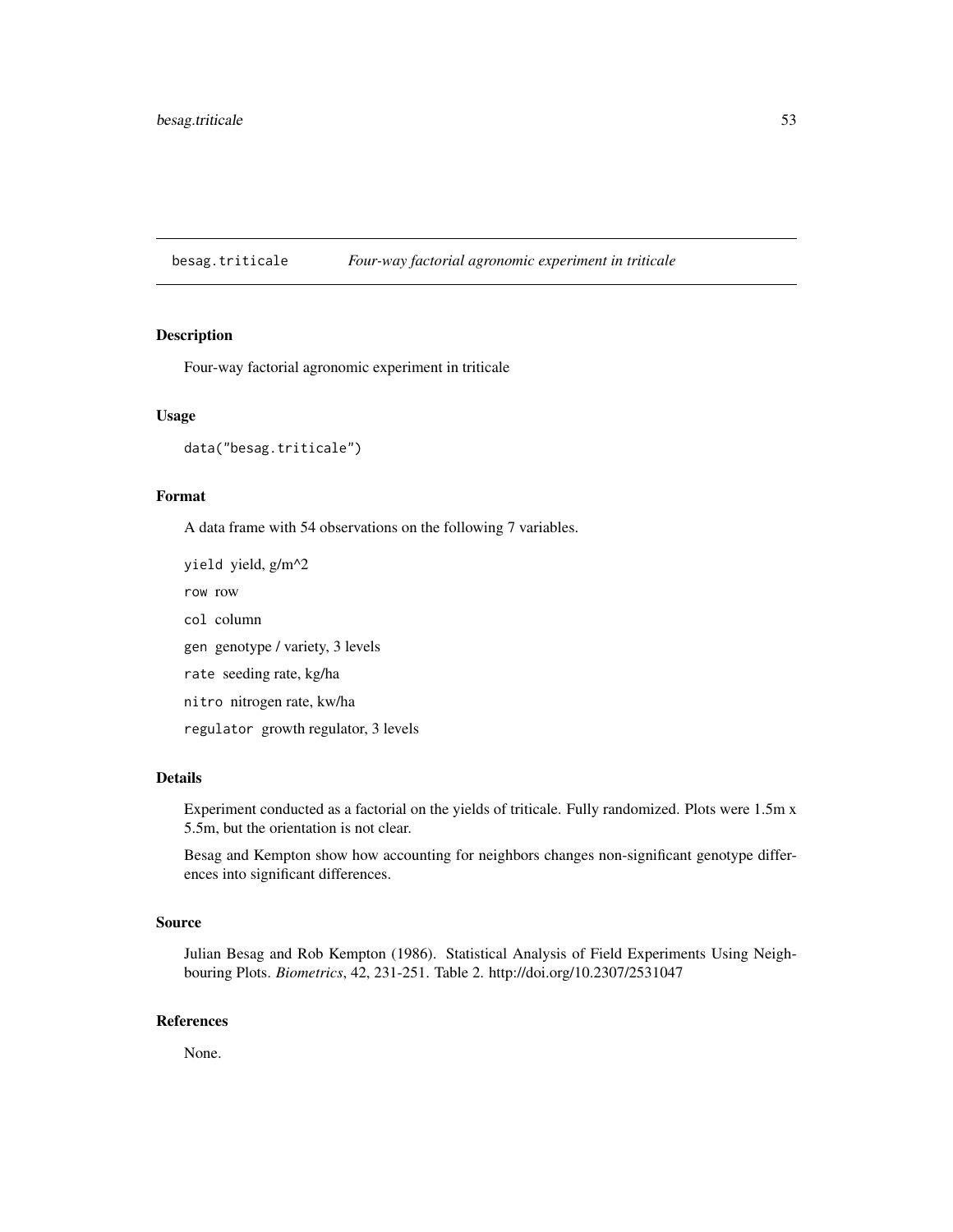besag.triticale *Four-way factorial agronomic experiment in triticale*

## Description

Four-way factorial agronomic experiment in triticale

## Usage

```
data("besag.triticale")
```

## Format

A data frame with 54 observations on the following 7 variables.

`yield` yield, g/m^2

`row` row

`col` column

`gen` genotype / variety, 3 levels

`rate` seeding rate, kg/ha

`nitro` nitrogen rate, kw/ha

`regulator` growth regulator, 3 levels

## Details

Experiment conducted as a factorial on the yields of triticale. Fully randomized. Plots were 1.5m x 5.5m, but the orientation is not clear.

Besag and Kempton show how accounting for neighbors changes non-significant genotype differences into significant differences.

## Source

Julian Besag and Rob Kempton (1986). Statistical Analysis of Field Experiments Using Neighbouring Plots. *Biometrics*, 42, 231-251. Table 2. http://doi.org/10.2307/2531047

## References

None.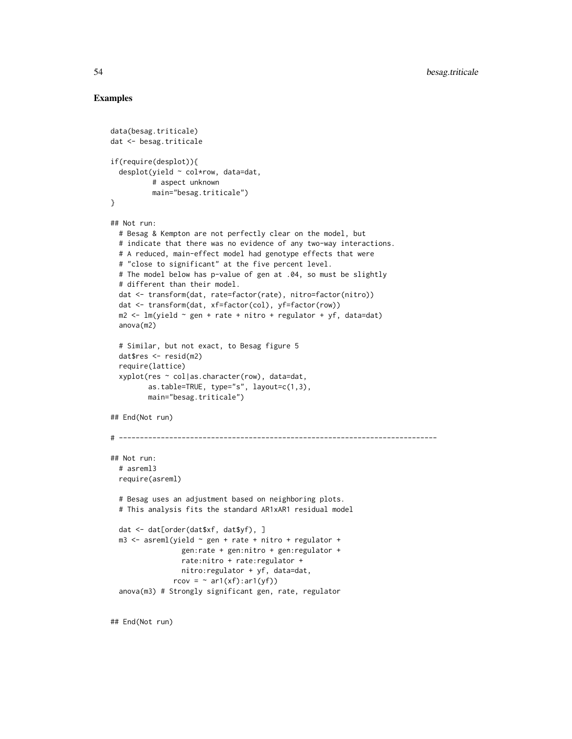## Examples

```
data(besag.triticale)
dat <- besag.triticale

if(require(desplot)){
  desplot(yield ~ col*row, data=dat,
          # aspect unknown
          main="besag.triticale")
}

## Not run:
  # Besag & Kempton are not perfectly clear on the model, but
  # indicate that there was no evidence of any two-way interactions.
  # A reduced, main-effect model had genotype effects that were
  # "close to significant" at the five percent level.
  # The model below has p-value of gen at .04, so must be slightly
  # different than their model.
  dat <- transform(dat, rate=factor(rate), nitro=factor(nitro))
  dat <- transform(dat, xf=factor(col), yf=factor(row))
  m2 <- lm(yield ~ gen + rate + nitro + regulator + yf, data=dat)
  anova(m2)

  # Similar, but not exact, to Besag figure 5
  dat$res <- resid(m2)
  require(lattice)
  xyplot(res ~ col|as.character(row), data=dat,
         as.table=TRUE, type="s", layout=c(1,3),
         main="besag.triticale")

## End(Not run)

# ----------------------------------------------------------------------------

## Not run:
  # asreml3
  require(asreml)

  # Besag uses an adjustment based on neighboring plots.
  # This analysis fits the standard AR1xAR1 residual model

  dat <- dat[order(dat$xf, dat$yf), ]
  m3 <- asreml(yield ~ gen + rate + nitro + regulator +
                 gen:rate + gen:nitro + gen:regulator +
                 rate:nitro + rate:regulator +
                 nitro:regulator + yf, data=dat,
               rcov = ~ ar1(xf):ar1(yf))
  anova(m3) # Strongly significant gen, rate, regulator


## End(Not run)
```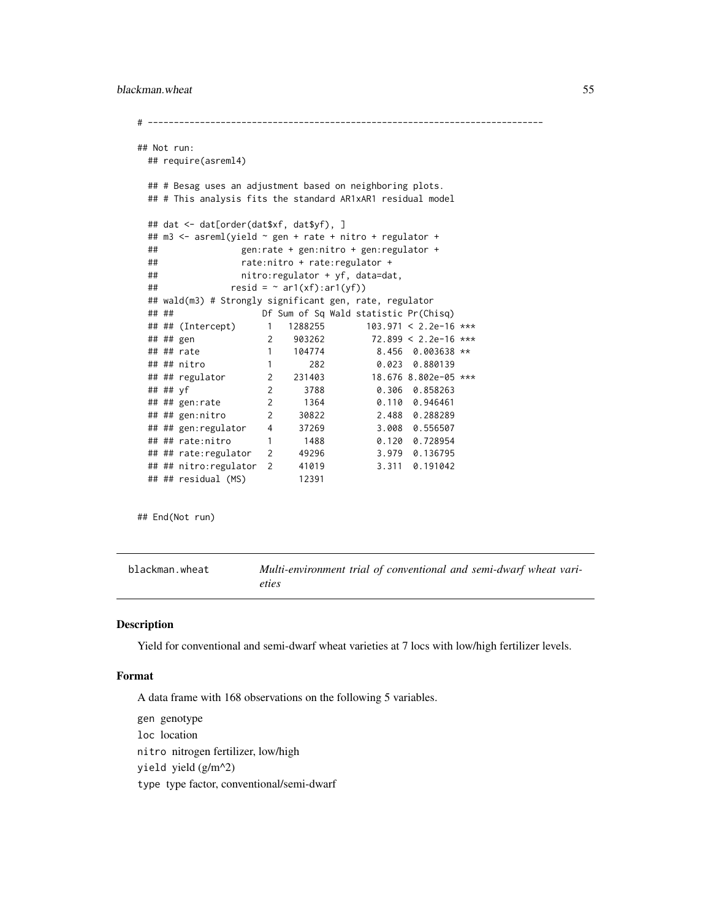```
# ----------------------------------------------------------------------------

## Not run:
  ## require(asreml4)

  ## # Besag uses an adjustment based on neighboring plots.
  ## # This analysis fits the standard AR1xAR1 residual model

  ## dat <- dat[order(dat$xf, dat$yf), ]
  ## m3 <- asreml(yield ~ gen + rate + nitro + regulator +
  ##                gen:rate + gen:nitro + gen:regulator +
  ##                rate:nitro + rate:regulator +
  ##                nitro:regulator + yf, data=dat,
  ##              resid = ~ ar1(xf):ar1(yf))
  ## wald(m3) # Strongly significant gen, rate, regulator
  ## ##                 Df Sum of Sq Wald statistic Pr(Chisq)
  ## ## (Intercept)      1   1288255        103.971 < 2.2e-16 ***
  ## ## gen              2    903262         72.899 < 2.2e-16 ***
  ## ## rate             1    104774          8.456  0.003638 **
  ## ## nitro            1       282          0.023  0.880139
  ## ## regulator        2    231403         18.676 8.802e-05 ***
  ## ## yf               2      3788          0.306  0.858263
  ## ## gen:rate         2      1364          0.110  0.946461
  ## ## gen:nitro        2     30822          2.488  0.288289
  ## ## gen:regulator    4     37269          3.008  0.556507
  ## ## rate:nitro       1      1488          0.120  0.728954
  ## ## rate:regulator   2     49296          3.979  0.136795
  ## ## nitro:regulator  2     41019          3.311  0.191042
  ## ## residual (MS)          12391

## End(Not run)
```

---

blackman.wheat — *Multi-environment trial of conventional and semi-dwarf wheat varieties*

---

### Description

Yield for conventional and semi-dwarf wheat varieties at 7 locs with low/high fertilizer levels.

### Format

A data frame with 168 observations on the following 5 variables.

gen genotype

loc location

nitro nitrogen fertilizer, low/high

yield yield (g/m^2)

type type factor, conventional/semi-dwarf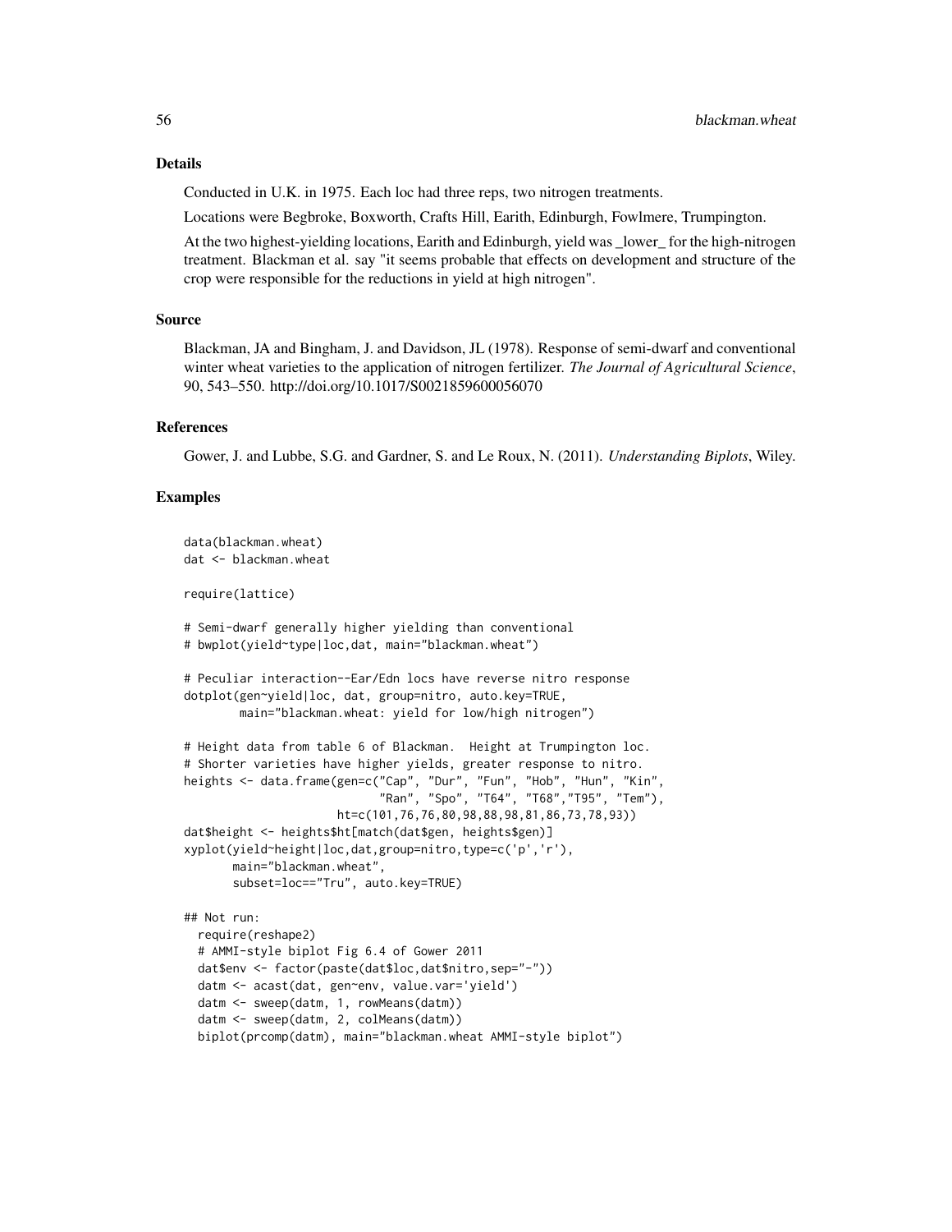### Details

Conducted in U.K. in 1975. Each loc had three reps, two nitrogen treatments.

Locations were Begbroke, Boxworth, Crafts Hill, Earith, Edinburgh, Fowlmere, Trumpington.

At the two highest-yielding locations, Earith and Edinburgh, yield was _lower_ for the high-nitrogen treatment. Blackman et al. say "it seems probable that effects on development and structure of the crop were responsible for the reductions in yield at high nitrogen".

### Source

Blackman, JA and Bingham, J. and Davidson, JL (1978). Response of semi-dwarf and conventional winter wheat varieties to the application of nitrogen fertilizer. *The Journal of Agricultural Science*, 90, 543–550. http://doi.org/10.1017/S0021859600056070

### References

Gower, J. and Lubbe, S.G. and Gardner, S. and Le Roux, N. (2011). *Understanding Biplots*, Wiley.

### Examples

```
data(blackman.wheat)
dat <- blackman.wheat

require(lattice)

# Semi-dwarf generally higher yielding than conventional
# bwplot(yield~type|loc,dat, main="blackman.wheat")

# Peculiar interaction--Ear/Edn locs have reverse nitro response
dotplot(gen~yield|loc, dat, group=nitro, auto.key=TRUE,
        main="blackman.wheat: yield for low/high nitrogen")

# Height data from table 6 of Blackman.  Height at Trumpington loc.
# Shorter varieties have higher yields, greater response to nitro.
heights <- data.frame(gen=c("Cap", "Dur", "Fun", "Hob", "Hun", "Kin",
                            "Ran", "Spo", "T64", "T68","T95", "Tem"),
                      ht=c(101,76,76,80,98,88,98,81,86,73,78,93))
dat$height <- heights$ht[match(dat$gen, heights$gen)]
xyplot(yield~height|loc,dat,group=nitro,type=c('p','r'),
       main="blackman.wheat",
       subset=loc=="Tru", auto.key=TRUE)

## Not run:
  require(reshape2)
  # AMMI-style biplot Fig 6.4 of Gower 2011
  dat$env <- factor(paste(dat$loc,dat$nitro,sep="-"))
  datm <- acast(dat, gen~env, value.var='yield')
  datm <- sweep(datm, 1, rowMeans(datm))
  datm <- sweep(datm, 2, colMeans(datm))
  biplot(prcomp(datm), main="blackman.wheat AMMI-style biplot")
```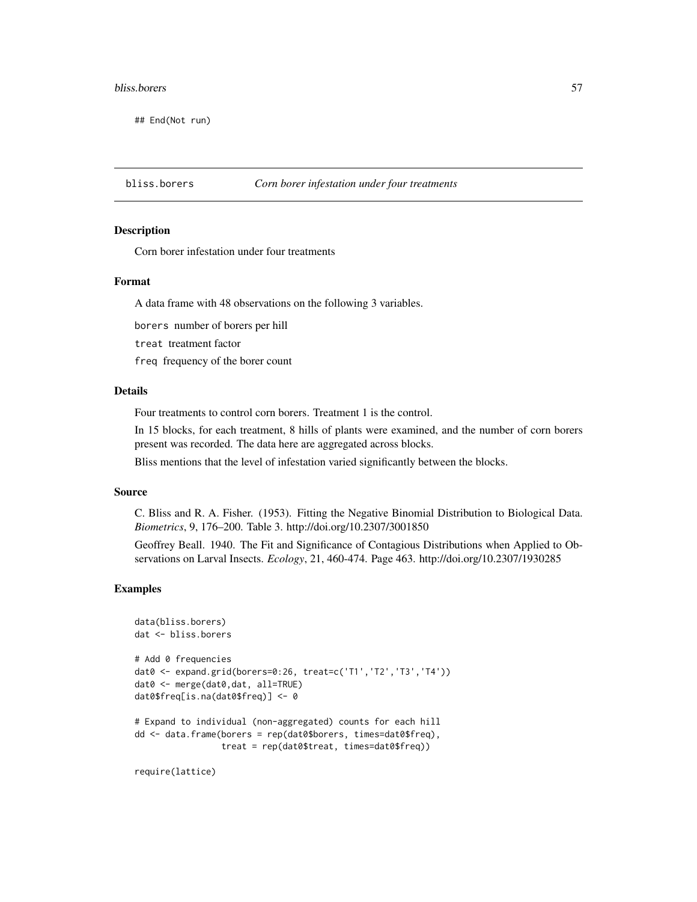```
## End(Not run)
```

## bliss.borers *Corn borer infestation under four treatments*

### Description

Corn borer infestation under four treatments

### Format

A data frame with 48 observations on the following 3 variables.

borers number of borers per hill

treat treatment factor

freq frequency of the borer count

### Details

Four treatments to control corn borers. Treatment 1 is the control.

In 15 blocks, for each treatment, 8 hills of plants were examined, and the number of corn borers present was recorded. The data here are aggregated across blocks.

Bliss mentions that the level of infestation varied significantly between the blocks.

### Source

C. Bliss and R. A. Fisher. (1953). Fitting the Negative Binomial Distribution to Biological Data. *Biometrics*, 9, 176–200. Table 3. http://doi.org/10.2307/3001850

Geoffrey Beall. 1940. The Fit and Significance of Contagious Distributions when Applied to Observations on Larval Insects. *Ecology*, 21, 460-474. Page 463. http://doi.org/10.2307/1930285

### Examples

```
data(bliss.borers)
dat <- bliss.borers

# Add 0 frequencies
dat0 <- expand.grid(borers=0:26, treat=c('T1','T2','T3','T4'))
dat0 <- merge(dat0,dat, all=TRUE)
dat0$freq[is.na(dat0$freq)] <- 0

# Expand to individual (non-aggregated) counts for each hill
dd <- data.frame(borers = rep(dat0$borers, times=dat0$freq),
                 treat = rep(dat0$treat, times=dat0$freq))

require(lattice)
```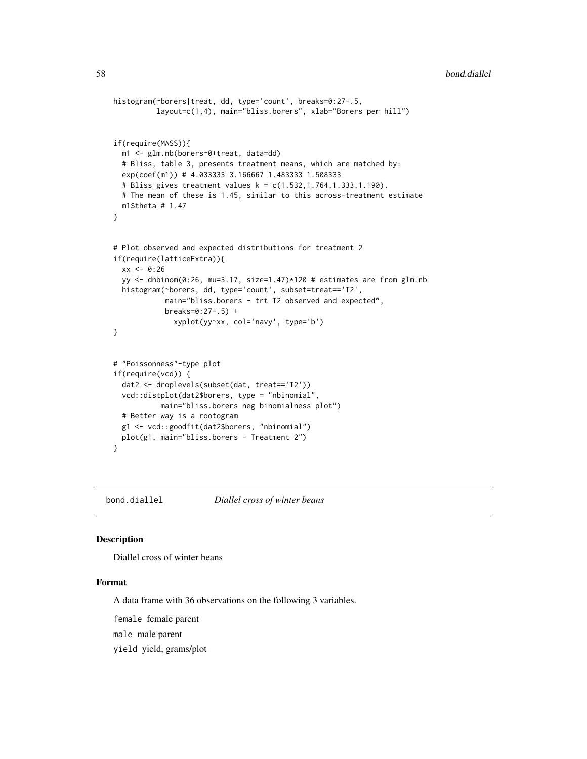```
histogram(~borers|treat, dd, type='count', breaks=0:27-.5,
          layout=c(1,4), main="bliss.borers", xlab="Borers per hill")


if(require(MASS)){
  m1 <- glm.nb(borers~0+treat, data=dd)
  # Bliss, table 3, presents treatment means, which are matched by:
  exp(coef(m1)) # 4.033333 3.166667 1.483333 1.508333
  # Bliss gives treatment values k = c(1.532,1.764,1.333,1.190).
  # The mean of these is 1.45, similar to this across-treatment estimate
  m1$theta # 1.47
}


# Plot observed and expected distributions for treatment 2
if(require(latticeExtra)){
  xx <- 0:26
  yy <- dnbinom(0:26, mu=3.17, size=1.47)*120 # estimates are from glm.nb
  histogram(~borers, dd, type='count', subset=treat=='T2',
            main="bliss.borers - trt T2 observed and expected",
            breaks=0:27-.5) +
              xyplot(yy~xx, col='navy', type='b')
}


# "Poissonness"-type plot
if(require(vcd)) {
  dat2 <- droplevels(subset(dat, treat=='T2'))
  vcd::distplot(dat2$borers, type = "nbinomial",
           main="bliss.borers neg binomialness plot")
  # Better way is a rootogram
  g1 <- vcd::goodfit(dat2$borers, "nbinomial")
  plot(g1, main="bliss.borers - Treatment 2")
}
```

---

## bond.diallel — *Diallel cross of winter beans*

### Description

Diallel cross of winter beans

### Format

A data frame with 36 observations on the following 3 variables.

`female` female parent

`male` male parent

`yield` yield, grams/plot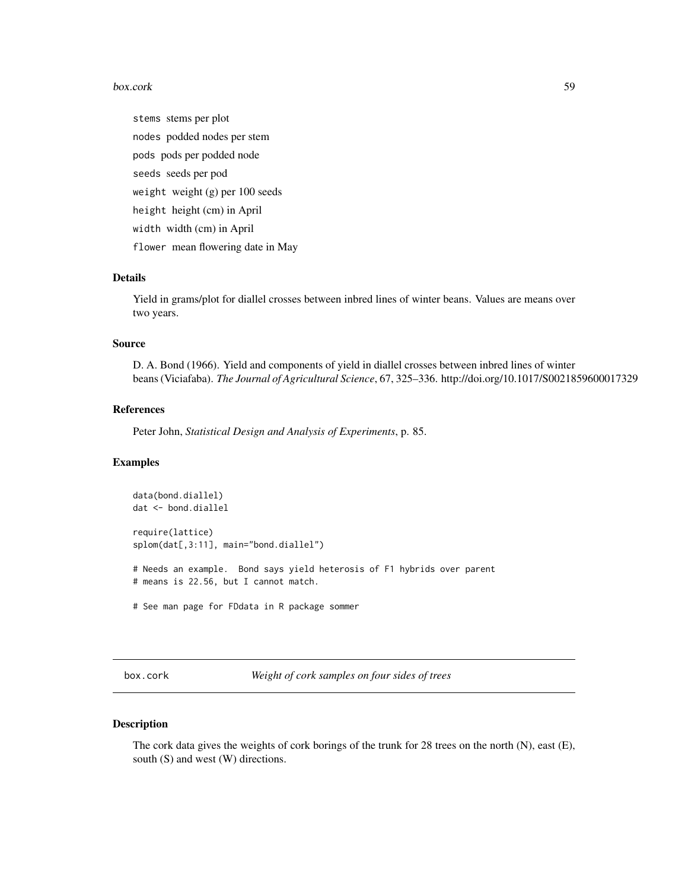stems stems per plot

nodes podded nodes per stem

pods pods per podded node

seeds seeds per pod

weight weight (g) per 100 seeds

height height (cm) in April

width width (cm) in April

flower mean flowering date in May

### Details

Yield in grams/plot for diallel crosses between inbred lines of winter beans. Values are means over two years.

### Source

D. A. Bond (1966). Yield and components of yield in diallel crosses between inbred lines of winter beans (Viciafaba). *The Journal of Agricultural Science*, 67, 325–336. http://doi.org/10.1017/S0021859600017329

### References

Peter John, *Statistical Design and Analysis of Experiments*, p. 85.

### Examples

```
data(bond.diallel)
dat <- bond.diallel

require(lattice)
splom(dat[,3:11], main="bond.diallel")

# Needs an example.  Bond says yield heterosis of F1 hybrids over parent
# means is 22.56, but I cannot match.

# See man page for FDdata in R package sommer
```

---

## box.cork *Weight of cork samples on four sides of trees*

### Description

The cork data gives the weights of cork borings of the trunk for 28 trees on the north (N), east (E), south (S) and west (W) directions.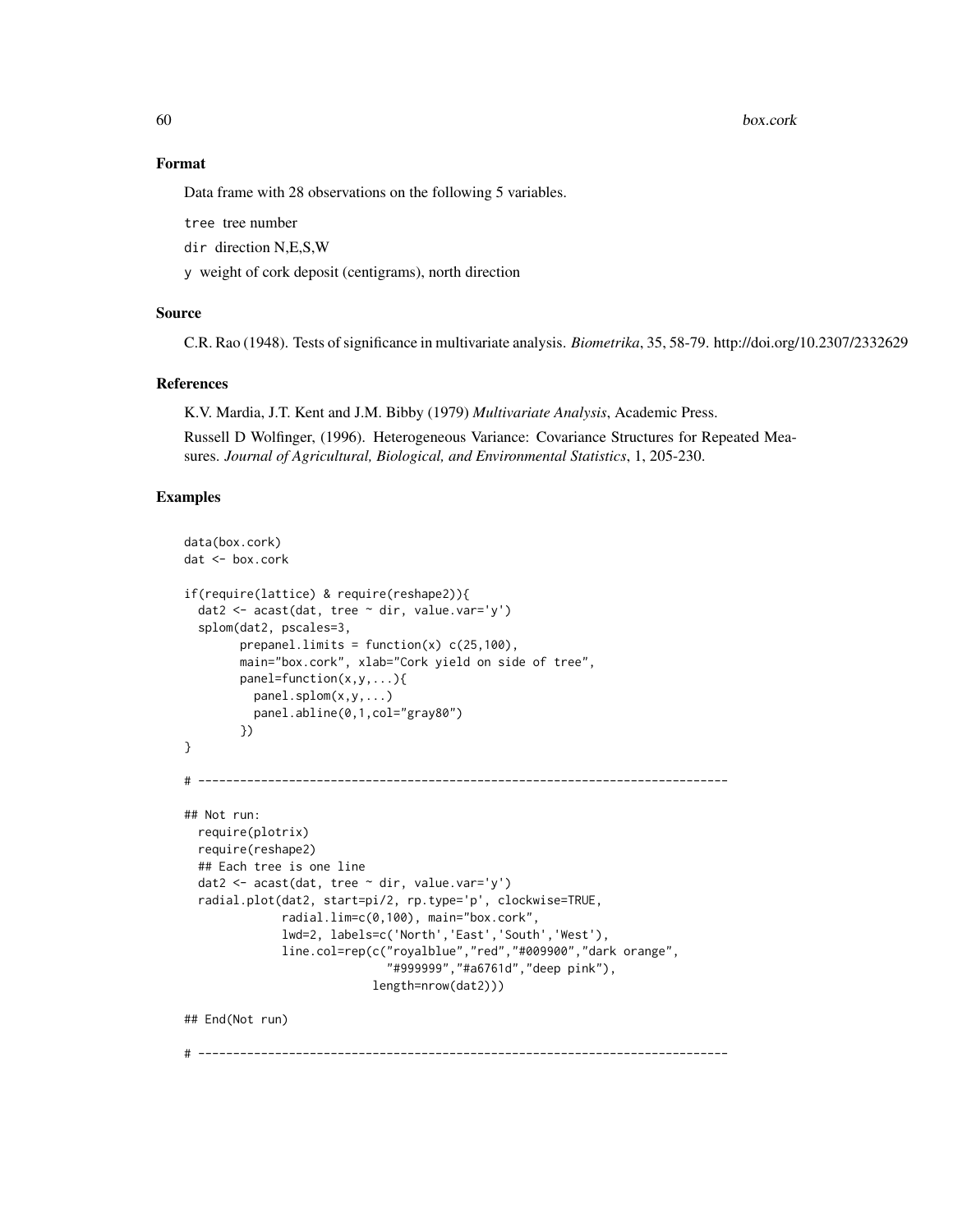## Format

Data frame with 28 observations on the following 5 variables.

`tree` tree number

`dir` direction N,E,S,W

`y` weight of cork deposit (centigrams), north direction

## Source

C.R. Rao (1948). Tests of significance in multivariate analysis. *Biometrika*, 35, 58-79. http://doi.org/10.2307/2332629

## References

K.V. Mardia, J.T. Kent and J.M. Bibby (1979) *Multivariate Analysis*, Academic Press.

Russell D Wolfinger, (1996). Heterogeneous Variance: Covariance Structures for Repeated Measures. *Journal of Agricultural, Biological, and Environmental Statistics*, 1, 205-230.

## Examples

```
data(box.cork)
dat <- box.cork

if(require(lattice) & require(reshape2)){
  dat2 <- acast(dat, tree ~ dir, value.var='y')
  splom(dat2, pscales=3,
        prepanel.limits = function(x) c(25,100),
        main="box.cork", xlab="Cork yield on side of tree",
        panel=function(x,y,...){
          panel.splom(x,y,...)
          panel.abline(0,1,col="gray80")
        })
}

# ----------------------------------------------------------------------------

## Not run:
  require(plotrix)
  require(reshape2)
  ## Each tree is one line
  dat2 <- acast(dat, tree ~ dir, value.var='y')
  radial.plot(dat2, start=pi/2, rp.type='p', clockwise=TRUE,
              radial.lim=c(0,100), main="box.cork",
              lwd=2, labels=c('North','East','South','West'),
              line.col=rep(c("royalblue","red","#009900","dark orange",
                             "#999999","#a6761d","deep pink"),
                           length=nrow(dat2)))

## End(Not run)

# ----------------------------------------------------------------------------
```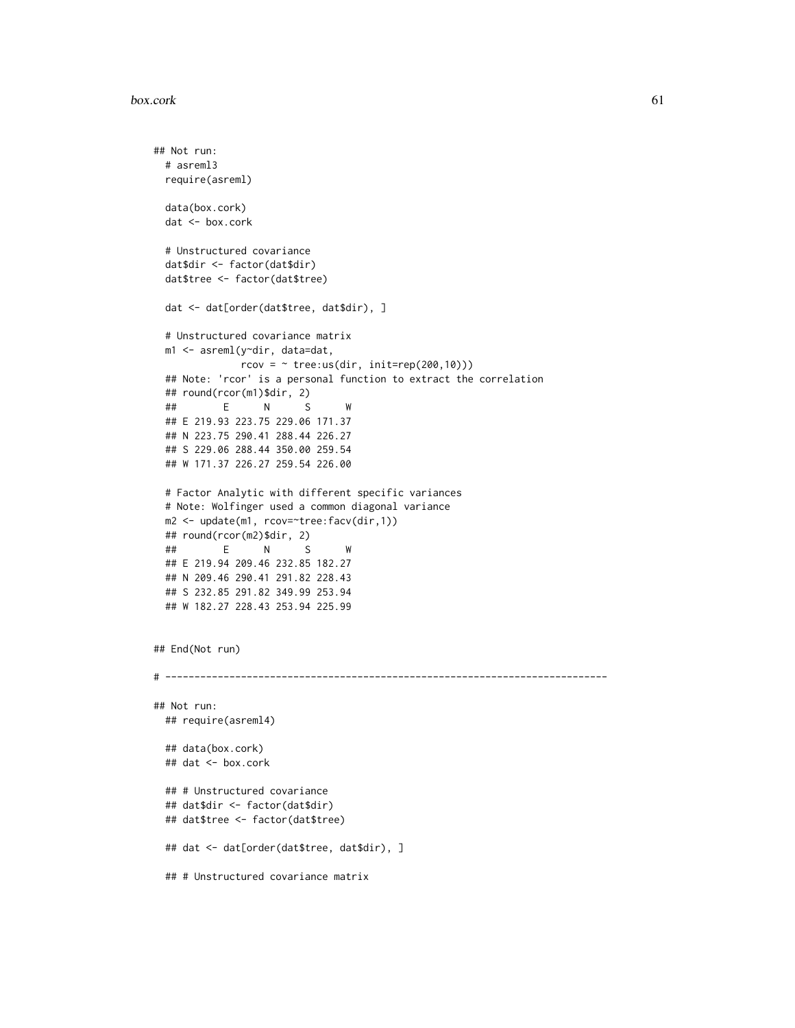```
## Not run:
  # asreml3
  require(asreml)

  data(box.cork)
  dat <- box.cork

  # Unstructured covariance
  dat$dir <- factor(dat$dir)
  dat$tree <- factor(dat$tree)

  dat <- dat[order(dat$tree, dat$dir), ]

  # Unstructured covariance matrix
  m1 <- asreml(y~dir, data=dat,
               rcov = ~ tree:us(dir, init=rep(200,10)))
  ## Note: 'rcor' is a personal function to extract the correlation
  ## round(rcor(m1)$dir, 2)
  ##        E      N      S      W
  ## E 219.93 223.75 229.06 171.37
  ## N 223.75 290.41 288.44 226.27
  ## S 229.06 288.44 350.00 259.54
  ## W 171.37 226.27 259.54 226.00

  # Factor Analytic with different specific variances
  # Note: Wolfinger used a common diagonal variance
  m2 <- update(m1, rcov=~tree:facv(dir,1))
  ## round(rcor(m2)$dir, 2)
  ##        E      N      S      W
  ## E 219.94 209.46 232.85 182.27
  ## N 209.46 290.41 291.82 228.43
  ## S 232.85 291.82 349.99 253.94
  ## W 182.27 228.43 253.94 225.99


## End(Not run)

# ----------------------------------------------------------------------------

## Not run:
  ## require(asreml4)

  ## data(box.cork)
  ## dat <- box.cork

  ## # Unstructured covariance
  ## dat$dir <- factor(dat$dir)
  ## dat$tree <- factor(dat$tree)

  ## dat <- dat[order(dat$tree, dat$dir), ]

  ## # Unstructured covariance matrix
```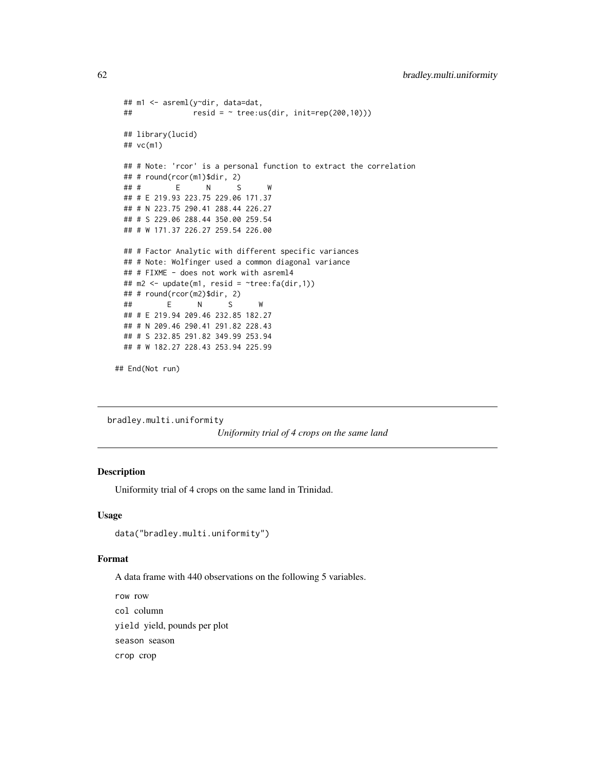```
  ## m1 <- asreml(y~dir, data=dat,
  ##              resid = ~ tree:us(dir, init=rep(200,10)))

  ## library(lucid)
  ## vc(m1)

  ## # Note: 'rcor' is a personal function to extract the correlation
  ## # round(rcor(m1)$dir, 2)
  ## #        E      N      S      W
  ## # E 219.93 223.75 229.06 171.37
  ## # N 223.75 290.41 288.44 226.27
  ## # S 229.06 288.44 350.00 259.54
  ## # W 171.37 226.27 259.54 226.00

  ## # Factor Analytic with different specific variances
  ## # Note: Wolfinger used a common diagonal variance
  ## # FIXME - does not work with asreml4
  ## m2 <- update(m1, resid = ~tree:fa(dir,1))
  ## # round(rcor(m2)$dir, 2)
  ##        E      N      S      W
  ## # E 219.94 209.46 232.85 182.27
  ## # N 209.46 290.41 291.82 228.43
  ## # S 232.85 291.82 349.99 253.94
  ## # W 182.27 228.43 253.94 225.99

## End(Not run)
```

---

bradley.multi.uniformity *Uniformity trial of 4 crops on the same land*

---

## Description

Uniformity trial of 4 crops on the same land in Trinidad.

## Usage

```
data("bradley.multi.uniformity")
```

## Format

A data frame with 440 observations on the following 5 variables.

`row` row

`col` column

`yield` yield, pounds per plot

`season` season

`crop` crop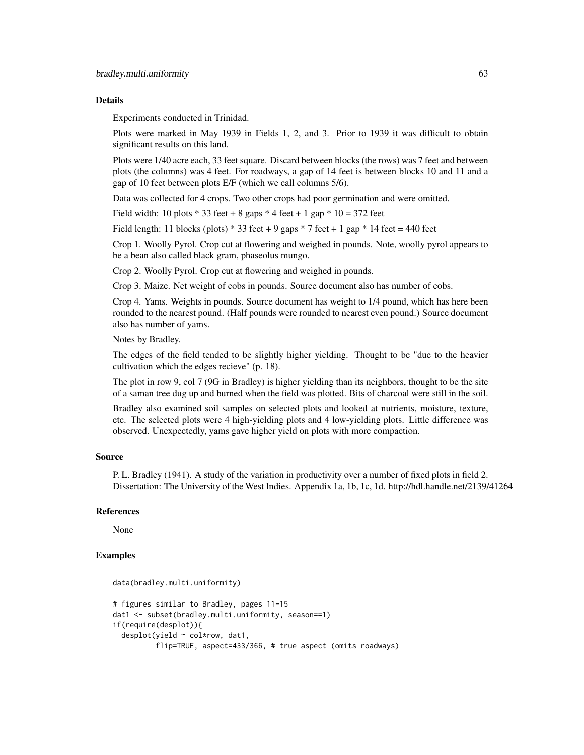## Details

Experiments conducted in Trinidad.

Plots were marked in May 1939 in Fields 1, 2, and 3. Prior to 1939 it was difficult to obtain significant results on this land.

Plots were 1/40 acre each, 33 feet square. Discard between blocks (the rows) was 7 feet and between plots (the columns) was 4 feet. For roadways, a gap of 14 feet is between blocks 10 and 11 and a gap of 10 feet between plots E/F (which we call columns 5/6).

Data was collected for 4 crops. Two other crops had poor germination and were omitted.

Field width: 10 plots * 33 feet + 8 gaps * 4 feet + 1 gap * 10 = 372 feet

Field length: 11 blocks (plots) * 33 feet + 9 gaps * 7 feet + 1 gap * 14 feet = 440 feet

Crop 1. Woolly Pyrol. Crop cut at flowering and weighed in pounds. Note, woolly pyrol appears to be a bean also called black gram, phaseolus mungo.

Crop 2. Woolly Pyrol. Crop cut at flowering and weighed in pounds.

Crop 3. Maize. Net weight of cobs in pounds. Source document also has number of cobs.

Crop 4. Yams. Weights in pounds. Source document has weight to 1/4 pound, which has here been rounded to the nearest pound. (Half pounds were rounded to nearest even pound.) Source document also has number of yams.

Notes by Bradley.

The edges of the field tended to be slightly higher yielding. Thought to be "due to the heavier cultivation which the edges recieve" (p. 18).

The plot in row 9, col 7 (9G in Bradley) is higher yielding than its neighbors, thought to be the site of a saman tree dug up and burned when the field was plotted. Bits of charcoal were still in the soil.

Bradley also examined soil samples on selected plots and looked at nutrients, moisture, texture, etc. The selected plots were 4 high-yielding plots and 4 low-yielding plots. Little difference was observed. Unexpectedly, yams gave higher yield on plots with more compaction.

## Source

P. L. Bradley (1941). A study of the variation in productivity over a number of fixed plots in field 2. Dissertation: The University of the West Indies. Appendix 1a, 1b, 1c, 1d. http://hdl.handle.net/2139/41264

## References

None

## Examples

```
data(bradley.multi.uniformity)

# figures similar to Bradley, pages 11-15
dat1 <- subset(bradley.multi.uniformity, season==1)
if(require(desplot)){
  desplot(yield ~ col*row, dat1,
          flip=TRUE, aspect=433/366, # true aspect (omits roadways)
```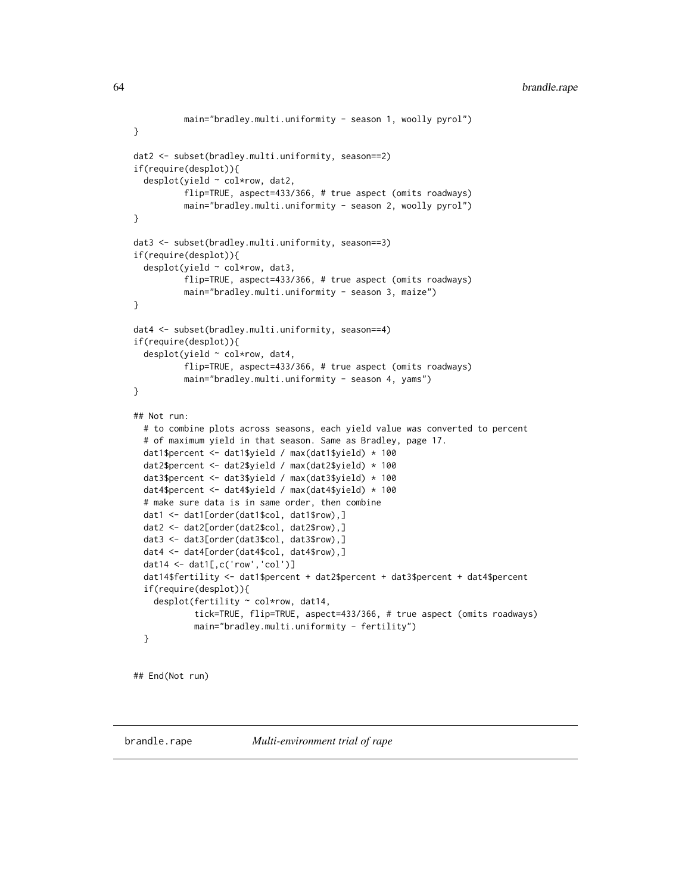```
          main="bradley.multi.uniformity - season 1, woolly pyrol")
}

dat2 <- subset(bradley.multi.uniformity, season==2)
if(require(desplot)){
  desplot(yield ~ col*row, dat2,
          flip=TRUE, aspect=433/366, # true aspect (omits roadways)
          main="bradley.multi.uniformity - season 2, woolly pyrol")
}

dat3 <- subset(bradley.multi.uniformity, season==3)
if(require(desplot)){
  desplot(yield ~ col*row, dat3,
          flip=TRUE, aspect=433/366, # true aspect (omits roadways)
          main="bradley.multi.uniformity - season 3, maize")
}

dat4 <- subset(bradley.multi.uniformity, season==4)
if(require(desplot)){
  desplot(yield ~ col*row, dat4,
          flip=TRUE, aspect=433/366, # true aspect (omits roadways)
          main="bradley.multi.uniformity - season 4, yams")
}

## Not run:
  # to combine plots across seasons, each yield value was converted to percent
  # of maximum yield in that season. Same as Bradley, page 17.
  dat1$percent <- dat1$yield / max(dat1$yield) * 100
  dat2$percent <- dat2$yield / max(dat2$yield) * 100
  dat3$percent <- dat3$yield / max(dat3$yield) * 100
  dat4$percent <- dat4$yield / max(dat4$yield) * 100
  # make sure data is in same order, then combine
  dat1 <- dat1[order(dat1$col, dat1$row),]
  dat2 <- dat2[order(dat2$col, dat2$row),]
  dat3 <- dat3[order(dat3$col, dat3$row),]
  dat4 <- dat4[order(dat4$col, dat4$row),]
  dat14 <- dat1[,c('row','col')]
  dat14$fertility <- dat1$percent + dat2$percent + dat3$percent + dat4$percent
  if(require(desplot)){
    desplot(fertility ~ col*row, dat14,
            tick=TRUE, flip=TRUE, aspect=433/366, # true aspect (omits roadways)
            main="bradley.multi.uniformity - fertility")
  }

## End(Not run)
```

---

brandle.rape    *Multi-environment trial of rape*

---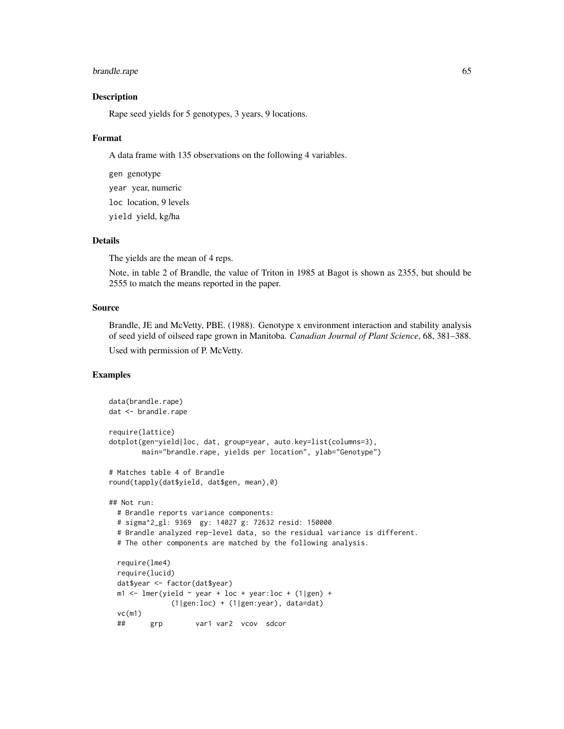## Description

Rape seed yields for 5 genotypes, 3 years, 9 locations.

## Format

A data frame with 135 observations on the following 4 variables.

`gen` genotype

`year` year, numeric

`loc` location, 9 levels

`yield` yield, kg/ha

## Details

The yields are the mean of 4 reps.

Note, in table 2 of Brandle, the value of Triton in 1985 at Bagot is shown as 2355, but should be 2555 to match the means reported in the paper.

## Source

Brandle, JE and McVetty, PBE. (1988). Genotype x environment interaction and stability analysis of seed yield of oilseed rape grown in Manitoba. *Canadian Journal of Plant Science*, 68, 381–388.

Used with permission of P. McVetty.

## Examples

```
data(brandle.rape)
dat <- brandle.rape

require(lattice)
dotplot(gen~yield|loc, dat, group=year, auto.key=list(columns=3),
        main="brandle.rape, yields per location", ylab="Genotype")

# Matches table 4 of Brandle
round(tapply(dat$yield, dat$gen, mean),0)

## Not run:
  # Brandle reports variance components:
  # sigma^2_gl: 9369  gy: 14027 g: 72632 resid: 150000
  # Brandle analyzed rep-level data, so the residual variance is different.
  # The other components are matched by the following analysis.

  require(lme4)
  require(lucid)
  dat$year <- factor(dat$year)
  m1 <- lmer(yield ~ year + loc + year:loc + (1|gen) +
             (1|gen:loc) + (1|gen:year), data=dat)
  vc(m1)
  ##      grp        var1 var2  vcov  sdcor
```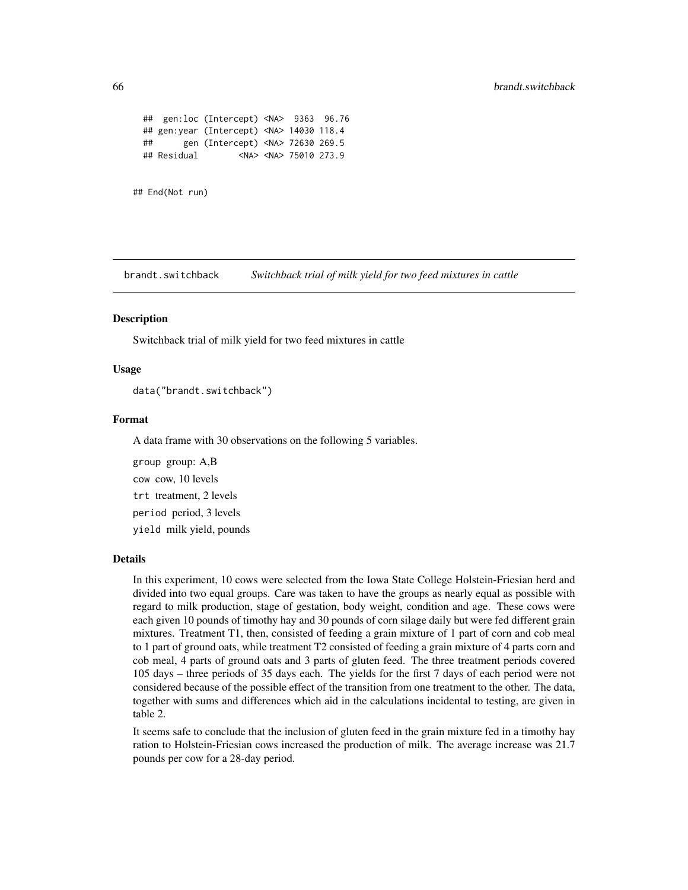```
##  gen:loc (Intercept) <NA>  9363  96.76
## gen:year (Intercept) <NA> 14030 118.4
##      gen (Intercept) <NA> 72630 269.5
## Residual        <NA> <NA> 75010 273.9


## End(Not run)
```

## brandt.switchback — *Switchback trial of milk yield for two feed mixtures in cattle*

### Description

Switchback trial of milk yield for two feed mixtures in cattle

### Usage

```
data("brandt.switchback")
```

### Format

A data frame with 30 observations on the following 5 variables.

- `group` group: A,B
- `cow` cow, 10 levels
- `trt` treatment, 2 levels
- `period` period, 3 levels
- `yield` milk yield, pounds

### Details

In this experiment, 10 cows were selected from the Iowa State College Holstein-Friesian herd and divided into two equal groups. Care was taken to have the groups as nearly equal as possible with regard to milk production, stage of gestation, body weight, condition and age. These cows were each given 10 pounds of timothy hay and 30 pounds of corn silage daily but were fed different grain mixtures. Treatment T1, then, consisted of feeding a grain mixture of 1 part of corn and cob meal to 1 part of ground oats, while treatment T2 consisted of feeding a grain mixture of 4 parts corn and cob meal, 4 parts of ground oats and 3 parts of gluten feed. The three treatment periods covered 105 days – three periods of 35 days each. The yields for the first 7 days of each period were not considered because of the possible effect of the transition from one treatment to the other. The data, together with sums and differences which aid in the calculations incidental to testing, are given in table 2.

It seems safe to conclude that the inclusion of gluten feed in the grain mixture fed in a timothy hay ration to Holstein-Friesian cows increased the production of milk. The average increase was 21.7 pounds per cow for a 28-day period.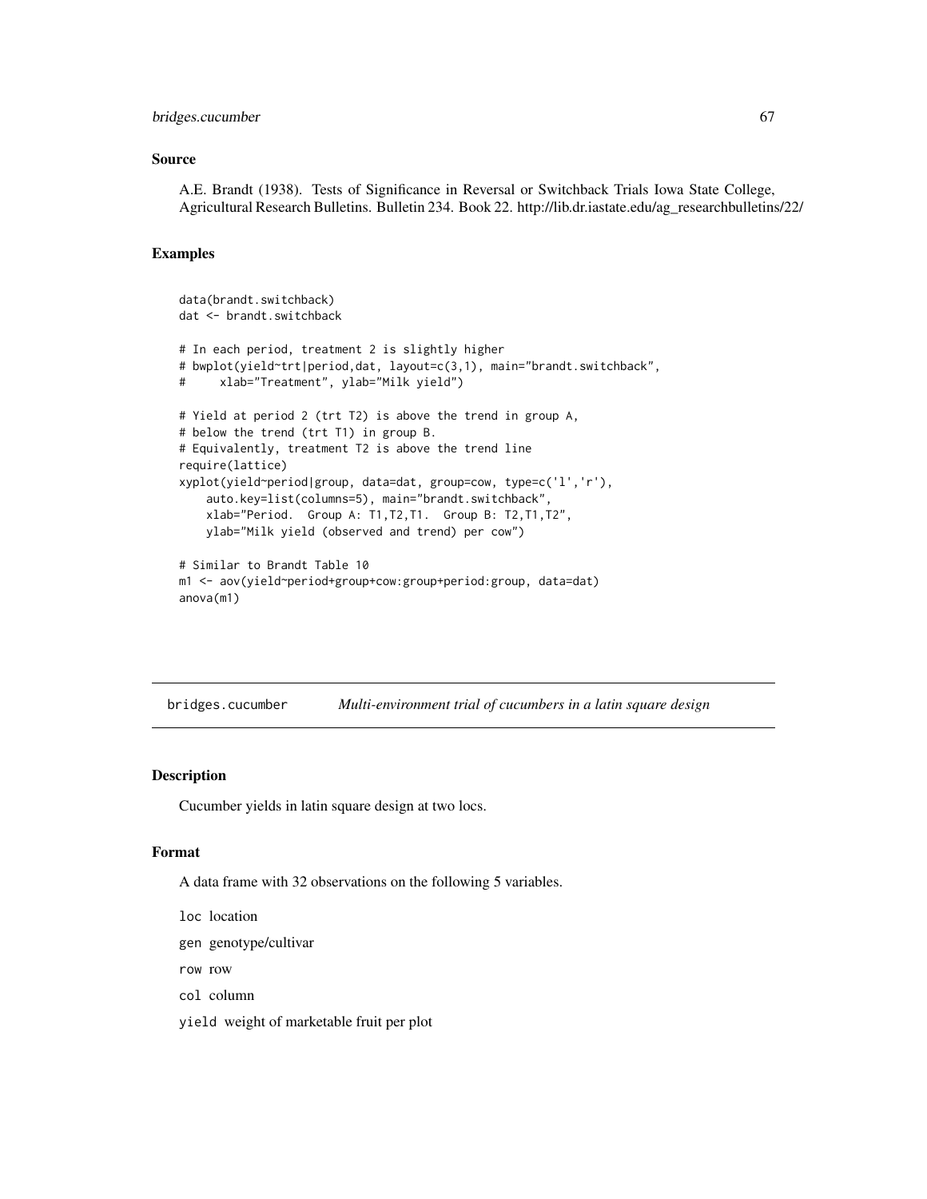### Source

A.E. Brandt (1938). Tests of Significance in Reversal or Switchback Trials Iowa State College, Agricultural Research Bulletins. Bulletin 234. Book 22. http://lib.dr.iastate.edu/ag_researchbulletins/22/

### Examples

```
data(brandt.switchback)
dat <- brandt.switchback

# In each period, treatment 2 is slightly higher
# bwplot(yield~trt|period,dat, layout=c(3,1), main="brandt.switchback",
#      xlab="Treatment", ylab="Milk yield")

# Yield at period 2 (trt T2) is above the trend in group A,
# below the trend (trt T1) in group B.
# Equivalently, treatment T2 is above the trend line
require(lattice)
xyplot(yield~period|group, data=dat, group=cow, type=c('l','r'),
    auto.key=list(columns=5), main="brandt.switchback",
    xlab="Period.  Group A: T1,T2,T1.  Group B: T2,T1,T2",
    ylab="Milk yield (observed and trend) per cow")

# Similar to Brandt Table 10
m1 <- aov(yield~period+group+cow:group+period:group, data=dat)
anova(m1)
```

---

## bridges.cucumber *Multi-environment trial of cucumbers in a latin square design*

### Description

Cucumber yields in latin square design at two locs.

### Format

A data frame with 32 observations on the following 5 variables.

`loc` location

`gen` genotype/cultivar

`row` row

`col` column

`yield` weight of marketable fruit per plot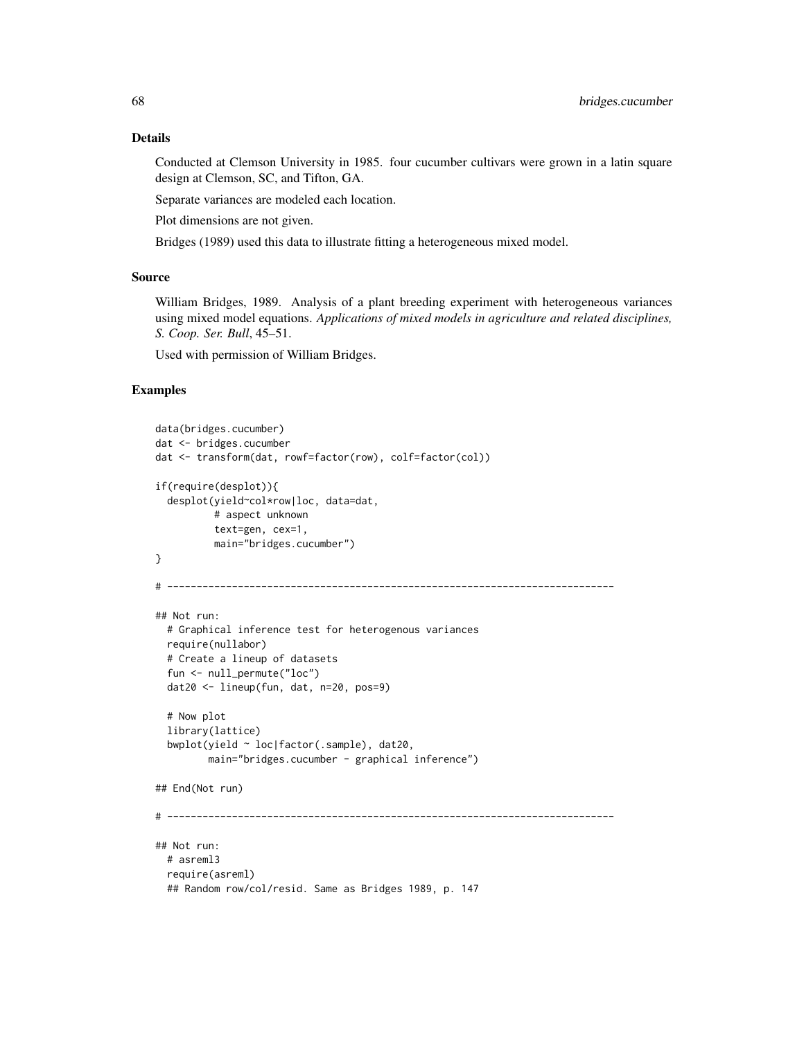## Details

Conducted at Clemson University in 1985. four cucumber cultivars were grown in a latin square design at Clemson, SC, and Tifton, GA.

Separate variances are modeled each location.

Plot dimensions are not given.

Bridges (1989) used this data to illustrate fitting a heterogeneous mixed model.

## Source

William Bridges, 1989. Analysis of a plant breeding experiment with heterogeneous variances using mixed model equations. *Applications of mixed models in agriculture and related disciplines, S. Coop. Ser. Bull*, 45–51.

Used with permission of William Bridges.

## Examples

```
data(bridges.cucumber)
dat <- bridges.cucumber
dat <- transform(dat, rowf=factor(row), colf=factor(col))

if(require(desplot)){
  desplot(yield~col*row|loc, data=dat,
          # aspect unknown
          text=gen, cex=1,
          main="bridges.cucumber")
}

# ----------------------------------------------------------------------------

## Not run:
  # Graphical inference test for heterogenous variances
  require(nullabor)
  # Create a lineup of datasets
  fun <- null_permute("loc")
  dat20 <- lineup(fun, dat, n=20, pos=9)

  # Now plot
  library(lattice)
  bwplot(yield ~ loc|factor(.sample), dat20,
         main="bridges.cucumber - graphical inference")

## End(Not run)

# ----------------------------------------------------------------------------

## Not run:
  # asreml3
  require(asreml)
  ## Random row/col/resid. Same as Bridges 1989, p. 147
```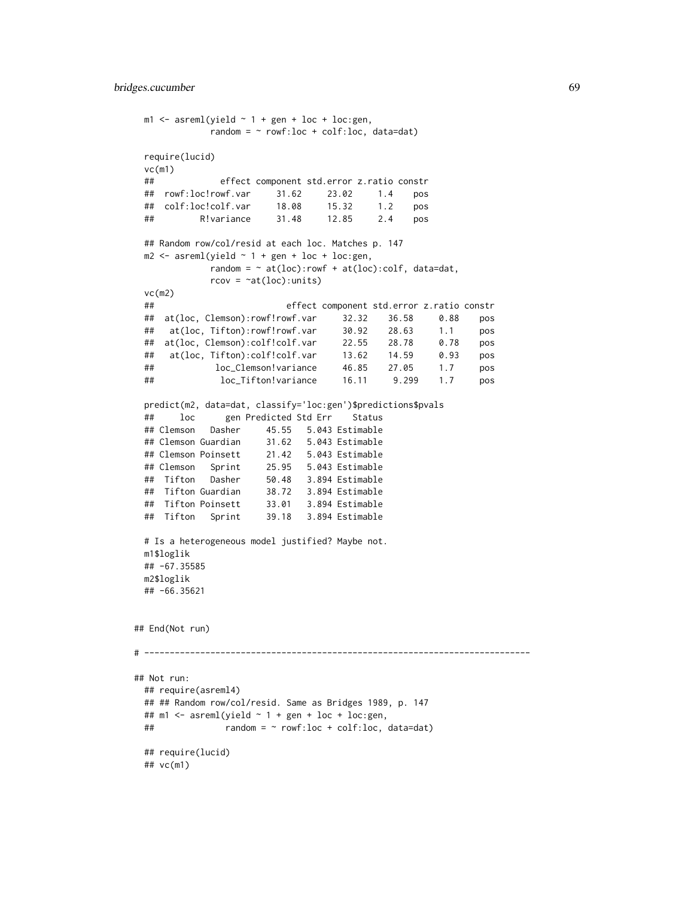```
m1 <- asreml(yield ~ 1 + gen + loc + loc:gen,
             random = ~ rowf:loc + colf:loc, data=dat)

require(lucid)
vc(m1)
##            effect component std.error z.ratio constr
##  rowf:loc!rowf.var     31.62     23.02     1.4    pos
##  colf:loc!colf.var     18.08     15.32     1.2    pos
##         R!variance     31.48     12.85     2.4    pos

## Random row/col/resid at each loc. Matches p. 147
m2 <- asreml(yield ~ 1 + gen + loc + loc:gen,
             random = ~ at(loc):rowf + at(loc):colf, data=dat,
             rcov = ~at(loc):units)
vc(m2)
##                         effect component std.error z.ratio constr
##  at(loc, Clemson):rowf!rowf.var     32.32    36.58     0.88    pos
##   at(loc, Tifton):rowf!rowf.var     30.92    28.63     1.1     pos
##  at(loc, Clemson):colf!colf.var     22.55    28.78     0.78    pos
##   at(loc, Tifton):colf!colf.var     13.62    14.59     0.93    pos
##           loc_Clemson!variance     46.85    27.05     1.7     pos
##            loc_Tifton!variance     16.11     9.299    1.7     pos

predict(m2, data=dat, classify='loc:gen')$predictions$pvals
##     loc      gen Predicted Std Err    Status
## Clemson   Dasher     45.55   5.043 Estimable
## Clemson Guardian     31.62   5.043 Estimable
## Clemson Poinsett     21.42   5.043 Estimable
## Clemson   Sprint     25.95   5.043 Estimable
##  Tifton   Dasher     50.48   3.894 Estimable
##  Tifton Guardian     38.72   3.894 Estimable
##  Tifton Poinsett     33.01   3.894 Estimable
##  Tifton   Sprint     39.18   3.894 Estimable

# Is a heterogeneous model justified? Maybe not.
m1$loglik
## -67.35585
m2$loglik
## -66.35621


## End(Not run)

# ----------------------------------------------------------------------------

## Not run:
  ## require(asreml4)
  ## ## Random row/col/resid. Same as Bridges 1989, p. 147
  ## m1 <- asreml(yield ~ 1 + gen + loc + loc:gen,
  ##              random = ~ rowf:loc + colf:loc, data=dat)

  ## require(lucid)
  ## vc(m1)
```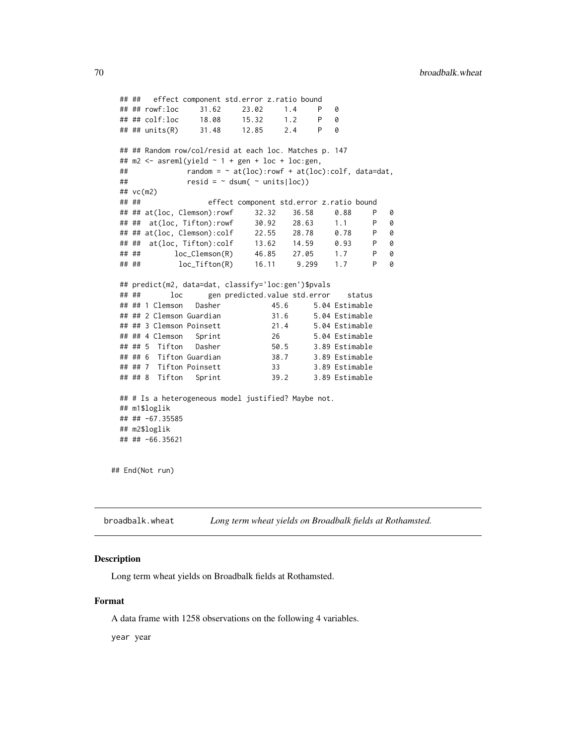```
  ## ##   effect component std.error z.ratio bound
  ## ## rowf:loc     31.62     23.02     1.4     P   0
  ## ## colf:loc     18.08     15.32     1.2     P   0
  ## ## units(R)     31.48     12.85     2.4     P   0

  ## ## Random row/col/resid at each loc. Matches p. 147
  ## m2 <- asreml(yield ~ 1 + gen + loc + loc:gen,
  ##              random = ~ at(loc):rowf + at(loc):colf, data=dat,
  ##              resid = ~ dsum( ~ units|loc))
  ## vc(m2)
  ## ##                effect component std.error z.ratio bound
  ## ## at(loc, Clemson):rowf     32.32    36.58     0.88     P   0
  ## ##  at(loc, Tifton):rowf     30.92    28.63     1.1      P   0
  ## ## at(loc, Clemson):colf     22.55    28.78     0.78     P   0
  ## ##  at(loc, Tifton):colf     13.62    14.59     0.93     P   0
  ## ##        loc_Clemson(R)     46.85    27.05     1.7      P   0
  ## ##         loc_Tifton(R)     16.11     9.299    1.7      P   0

  ## predict(m2, data=dat, classify='loc:gen')$pvals
  ## ##       loc      gen predicted.value std.error    status
  ## ## 1 Clemson   Dasher            45.6      5.04 Estimable
  ## ## 2 Clemson Guardian            31.6      5.04 Estimable
  ## ## 3 Clemson Poinsett            21.4      5.04 Estimable
  ## ## 4 Clemson   Sprint            26        5.04 Estimable
  ## ## 5  Tifton   Dasher            50.5      3.89 Estimable
  ## ## 6  Tifton Guardian            38.7      3.89 Estimable
  ## ## 7  Tifton Poinsett            33        3.89 Estimable
  ## ## 8  Tifton   Sprint            39.2      3.89 Estimable

  ## # Is a heterogeneous model justified? Maybe not.
  ## m1$loglik
  ## ## -67.35585
  ## m2$loglik
  ## ## -66.35621

## End(Not run)
```

---

broadbalk.wheat    *Long term wheat yields on Broadbalk fields at Rothamsted.*

---

### Description

Long term wheat yields on Broadbalk fields at Rothamsted.

### Format

A data frame with 1258 observations on the following 4 variables.

year year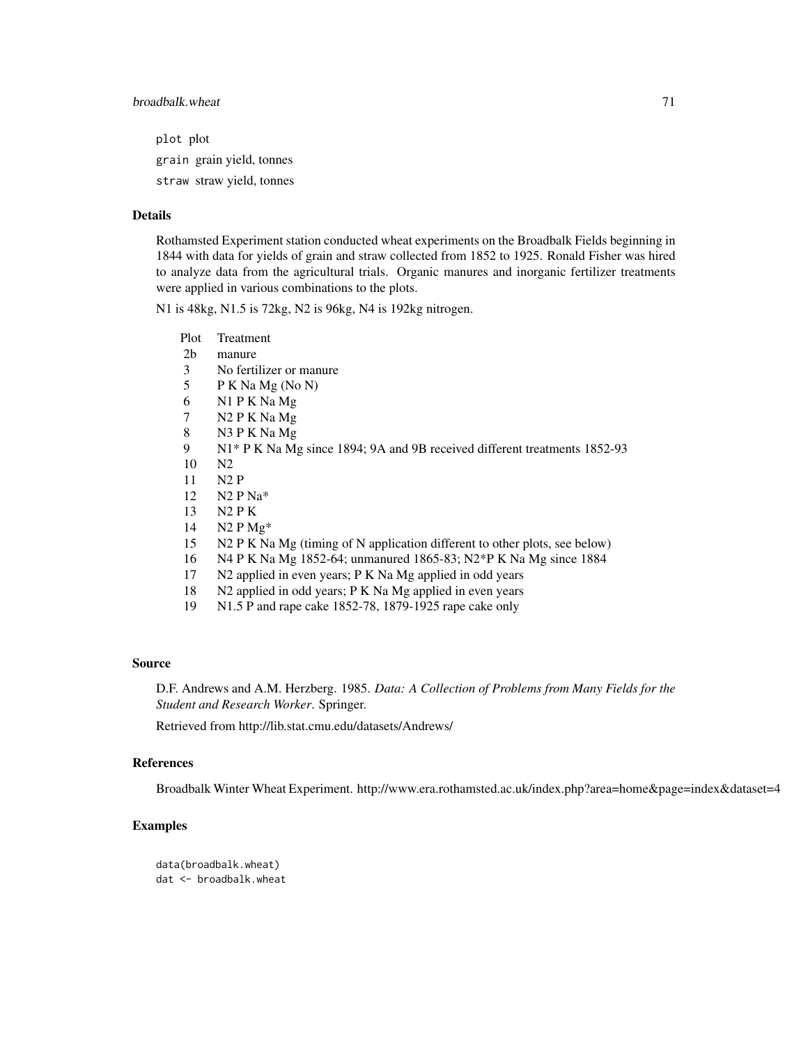plot plot

grain grain yield, tonnes

straw straw yield, tonnes

## Details

Rothamsted Experiment station conducted wheat experiments on the Broadbalk Fields beginning in 1844 with data for yields of grain and straw collected from 1852 to 1925. Ronald Fisher was hired to analyze data from the agricultural trials. Organic manures and inorganic fertilizer treatments were applied in various combinations to the plots.

N1 is 48kg, N1.5 is 72kg, N2 is 96kg, N4 is 192kg nitrogen.

| Plot | Treatment |
|---|---|
| 2b | manure |
| 3 | No fertilizer or manure |
| 5 | P K Na Mg (No N) |
| 6 | N1 P K Na Mg |
| 7 | N2 P K Na Mg |
| 8 | N3 P K Na Mg |
| 9 | N1* P K Na Mg since 1894; 9A and 9B received different treatments 1852-93 |
| 10 | N2 |
| 11 | N2 P |
| 12 | N2 P Na* |
| 13 | N2 P K |
| 14 | N2 P Mg* |
| 15 | N2 P K Na Mg (timing of N application different to other plots, see below) |
| 16 | N4 P K Na Mg 1852-64; unmanured 1865-83; N2*P K Na Mg since 1884 |
| 17 | N2 applied in even years; P K Na Mg applied in odd years |
| 18 | N2 applied in odd years; P K Na Mg applied in even years |
| 19 | N1.5 P and rape cake 1852-78, 1879-1925 rape cake only |

## Source

D.F. Andrews and A.M. Herzberg. 1985. *Data: A Collection of Problems from Many Fields for the Student and Research Worker*. Springer.

Retrieved from http://lib.stat.cmu.edu/datasets/Andrews/

## References

Broadbalk Winter Wheat Experiment. http://www.era.rothamsted.ac.uk/index.php?area=home&page=index&dataset=4

## Examples

```
data(broadbalk.wheat)
dat <- broadbalk.wheat
```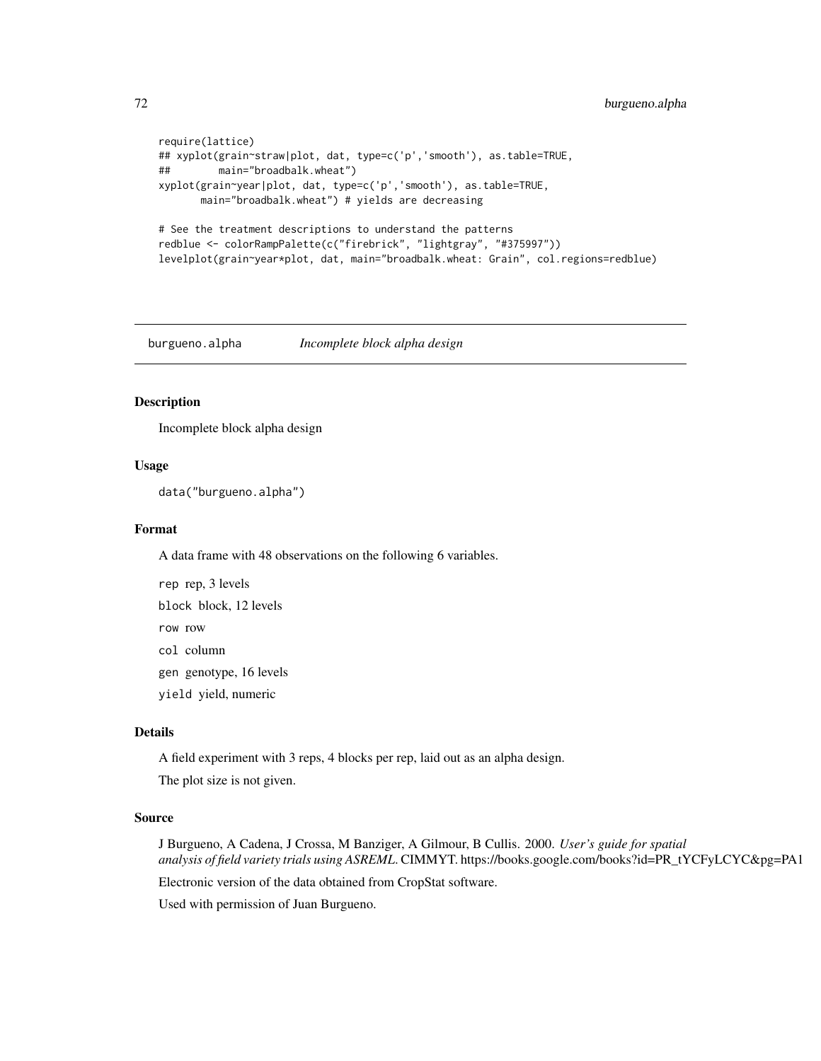```
require(lattice)
## xyplot(grain~straw|plot, dat, type=c('p','smooth'), as.table=TRUE,
##        main="broadbalk.wheat")
xyplot(grain~year|plot, dat, type=c('p','smooth'), as.table=TRUE,
       main="broadbalk.wheat") # yields are decreasing

# See the treatment descriptions to understand the patterns
redblue <- colorRampPalette(c("firebrick", "lightgray", "#375997"))
levelplot(grain~year*plot, dat, main="broadbalk.wheat: Grain", col.regions=redblue)
```

## burgueno.alpha — *Incomplete block alpha design*

### Description

Incomplete block alpha design

### Usage

```
data("burgueno.alpha")
```

### Format

A data frame with 48 observations on the following 6 variables.

- `rep` rep, 3 levels
- `block` block, 12 levels
- `row` row
- `col` column
- `gen` genotype, 16 levels
- `yield` yield, numeric

### Details

A field experiment with 3 reps, 4 blocks per rep, laid out as an alpha design.

The plot size is not given.

### Source

J Burgueno, A Cadena, J Crossa, M Banziger, A Gilmour, B Cullis. 2000. *User's guide for spatial analysis of field variety trials using ASREML*. CIMMYT. https://books.google.com/books?id=PR_tYCFyLCYC&pg=PA1

Electronic version of the data obtained from CropStat software.

Used with permission of Juan Burgueno.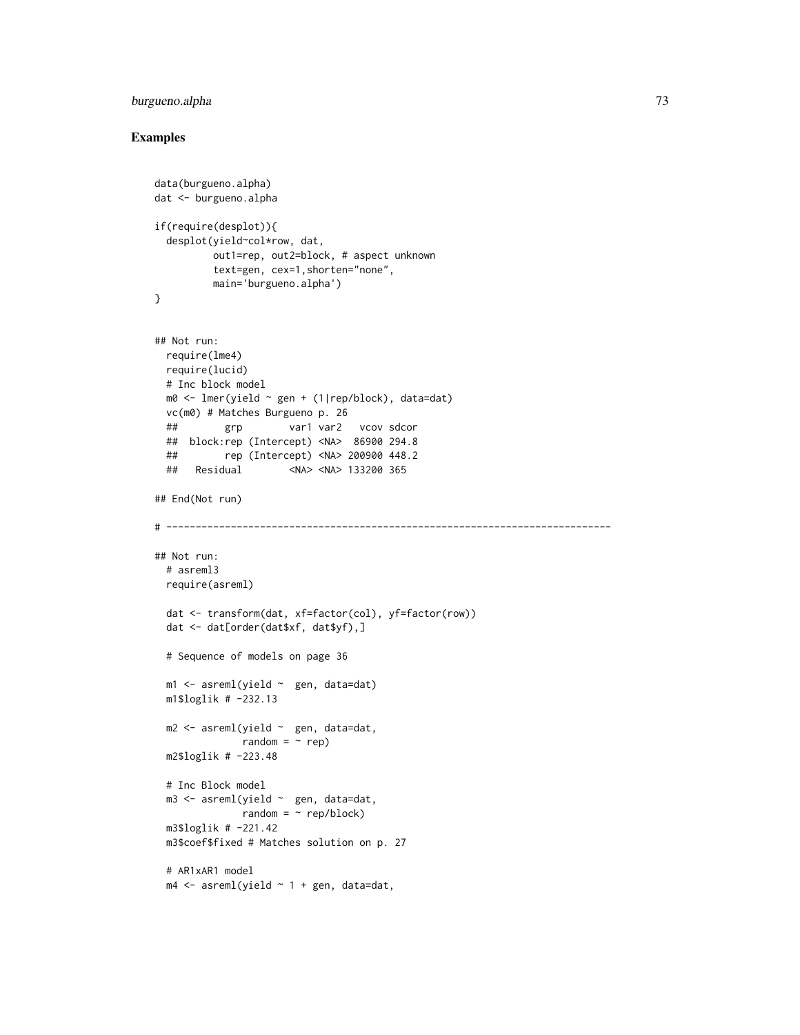## Examples

```
data(burgueno.alpha)
dat <- burgueno.alpha

if(require(desplot)){
  desplot(yield~col*row, dat,
          out1=rep, out2=block, # aspect unknown
          text=gen, cex=1,shorten="none",
          main='burgueno.alpha')
}


## Not run:
  require(lme4)
  require(lucid)
  # Inc block model
  m0 <- lmer(yield ~ gen + (1|rep/block), data=dat)
  vc(m0) # Matches Burgueno p. 26
  ##        grp        var1 var2   vcov sdcor
  ##  block:rep (Intercept) <NA>  86900 294.8
  ##        rep (Intercept) <NA> 200900 448.2
  ##   Residual        <NA> <NA> 133200 365

## End(Not run)

# ----------------------------------------------------------------------------

## Not run:
  # asreml3
  require(asreml)

  dat <- transform(dat, xf=factor(col), yf=factor(row))
  dat <- dat[order(dat$xf, dat$yf),]

  # Sequence of models on page 36

  m1 <- asreml(yield ~  gen, data=dat)
  m1$loglik # -232.13

  m2 <- asreml(yield ~  gen, data=dat,
               random = ~ rep)
  m2$loglik # -223.48

  # Inc Block model
  m3 <- asreml(yield ~  gen, data=dat,
               random = ~ rep/block)
  m3$loglik # -221.42
  m3$coef$fixed # Matches solution on p. 27

  # AR1xAR1 model
  m4 <- asreml(yield ~ 1 + gen, data=dat,
```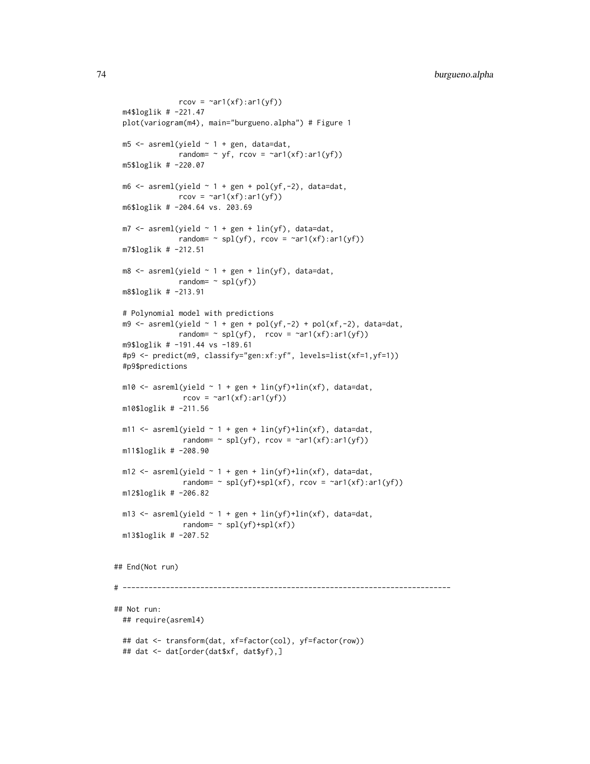```
              rcov = ~ar1(xf):ar1(yf))
  m4$loglik # -221.47
  plot(variogram(m4), main="burgueno.alpha") # Figure 1

  m5 <- asreml(yield ~ 1 + gen, data=dat,
              random= ~ yf, rcov = ~ar1(xf):ar1(yf))
  m5$loglik # -220.07

  m6 <- asreml(yield ~ 1 + gen + pol(yf,-2), data=dat,
              rcov = ~ar1(xf):ar1(yf))
  m6$loglik # -204.64 vs. 203.69

  m7 <- asreml(yield ~ 1 + gen + lin(yf), data=dat,
              random= ~ spl(yf), rcov = ~ar1(xf):ar1(yf))
  m7$loglik # -212.51

  m8 <- asreml(yield ~ 1 + gen + lin(yf), data=dat,
              random= ~ spl(yf))
  m8$loglik # -213.91

  # Polynomial model with predictions
  m9 <- asreml(yield ~ 1 + gen + pol(yf,-2) + pol(xf,-2), data=dat,
              random= ~ spl(yf),  rcov = ~ar1(xf):ar1(yf))
  m9$loglik # -191.44 vs -189.61
  #p9 <- predict(m9, classify="gen:xf:yf", levels=list(xf=1,yf=1))
  #p9$predictions

  m10 <- asreml(yield ~ 1 + gen + lin(yf)+lin(xf), data=dat,
               rcov = ~ar1(xf):ar1(yf))
  m10$loglik # -211.56

  m11 <- asreml(yield ~ 1 + gen + lin(yf)+lin(xf), data=dat,
               random= ~ spl(yf), rcov = ~ar1(xf):ar1(yf))
  m11$loglik # -208.90

  m12 <- asreml(yield ~ 1 + gen + lin(yf)+lin(xf), data=dat,
               random= ~ spl(yf)+spl(xf), rcov = ~ar1(xf):ar1(yf))
  m12$loglik # -206.82

  m13 <- asreml(yield ~ 1 + gen + lin(yf)+lin(xf), data=dat,
               random= ~ spl(yf)+spl(xf))
  m13$loglik # -207.52


## End(Not run)

# ----------------------------------------------------------------------------

## Not run:
  ## require(asreml4)

  ## dat <- transform(dat, xf=factor(col), yf=factor(row))
  ## dat <- dat[order(dat$xf, dat$yf),]
```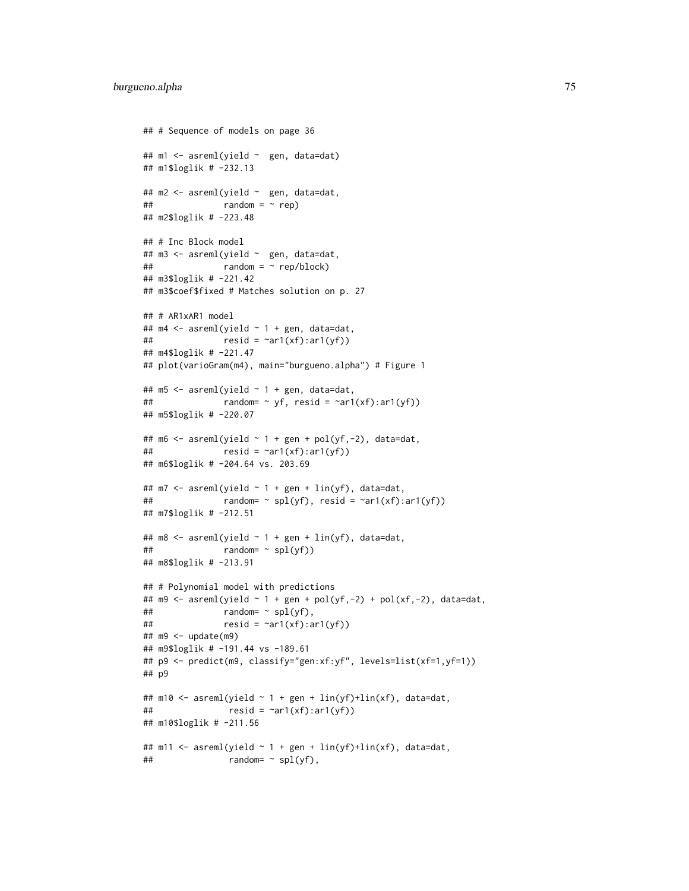```
## # Sequence of models on page 36

## m1 <- asreml(yield ~  gen, data=dat)
## m1$loglik # -232.13

## m2 <- asreml(yield ~  gen, data=dat,
##              random = ~ rep)
## m2$loglik # -223.48

## # Inc Block model
## m3 <- asreml(yield ~  gen, data=dat,
##              random = ~ rep/block)
## m3$loglik # -221.42
## m3$coef$fixed # Matches solution on p. 27

## # AR1xAR1 model
## m4 <- asreml(yield ~ 1 + gen, data=dat,
##              resid = ~ar1(xf):ar1(yf))
## m4$loglik # -221.47
## plot(varioGram(m4), main="burgueno.alpha") # Figure 1

## m5 <- asreml(yield ~ 1 + gen, data=dat,
##              random= ~ yf, resid = ~ar1(xf):ar1(yf))
## m5$loglik # -220.07

## m6 <- asreml(yield ~ 1 + gen + pol(yf,-2), data=dat,
##              resid = ~ar1(xf):ar1(yf))
## m6$loglik # -204.64 vs. 203.69

## m7 <- asreml(yield ~ 1 + gen + lin(yf), data=dat,
##              random= ~ spl(yf), resid = ~ar1(xf):ar1(yf))
## m7$loglik # -212.51

## m8 <- asreml(yield ~ 1 + gen + lin(yf), data=dat,
##              random= ~ spl(yf))
## m8$loglik # -213.91

## # Polynomial model with predictions
## m9 <- asreml(yield ~ 1 + gen + pol(yf,-2) + pol(xf,-2), data=dat,
##              random= ~ spl(yf),
##              resid = ~ar1(xf):ar1(yf))
## m9 <- update(m9)
## m9$loglik # -191.44 vs -189.61
## p9 <- predict(m9, classify="gen:xf:yf", levels=list(xf=1,yf=1))
## p9

## m10 <- asreml(yield ~ 1 + gen + lin(yf)+lin(xf), data=dat,
##               resid = ~ar1(xf):ar1(yf))
## m10$loglik # -211.56

## m11 <- asreml(yield ~ 1 + gen + lin(yf)+lin(xf), data=dat,
##               random= ~ spl(yf),
```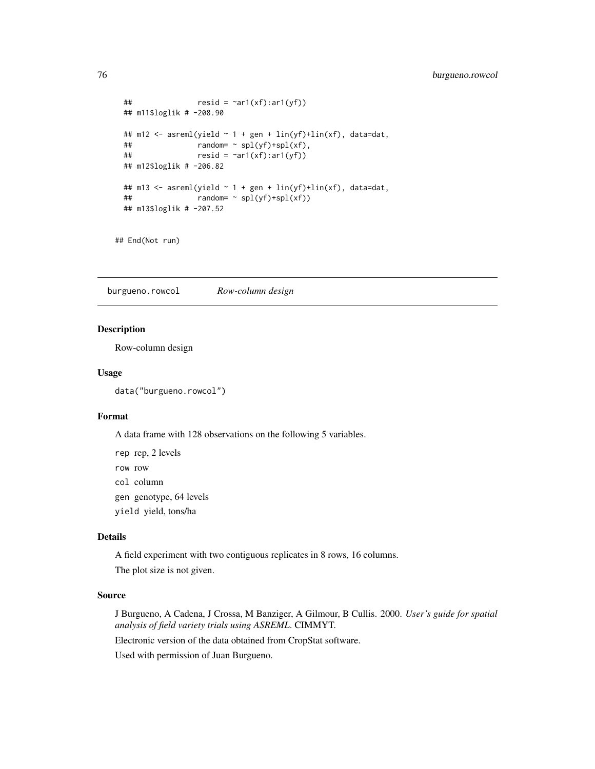```
##               resid = ~ar1(xf):ar1(yf))
## m11$loglik # -208.90

## m12 <- asreml(yield ~ 1 + gen + lin(yf)+lin(xf), data=dat,
##               random= ~ spl(yf)+spl(xf),
##               resid = ~ar1(xf):ar1(yf))
## m12$loglik # -206.82

## m13 <- asreml(yield ~ 1 + gen + lin(yf)+lin(xf), data=dat,
##               random= ~ spl(yf)+spl(xf))
## m13$loglik # -207.52


## End(Not run)
```

---

## burgueno.rowcol &nbsp;&nbsp;&nbsp;&nbsp; *Row-column design*

### Description

Row-column design

### Usage

```
data("burgueno.rowcol")
```

### Format

A data frame with 128 observations on the following 5 variables.

- `rep` rep, 2 levels
- `row` row
- `col` column
- `gen` genotype, 64 levels
- `yield` yield, tons/ha

### Details

A field experiment with two contiguous replicates in 8 rows, 16 columns.

The plot size is not given.

### Source

J Burgueno, A Cadena, J Crossa, M Banziger, A Gilmour, B Cullis. 2000. *User's guide for spatial analysis of field variety trials using ASREML*. CIMMYT.

Electronic version of the data obtained from CropStat software.

Used with permission of Juan Burgueno.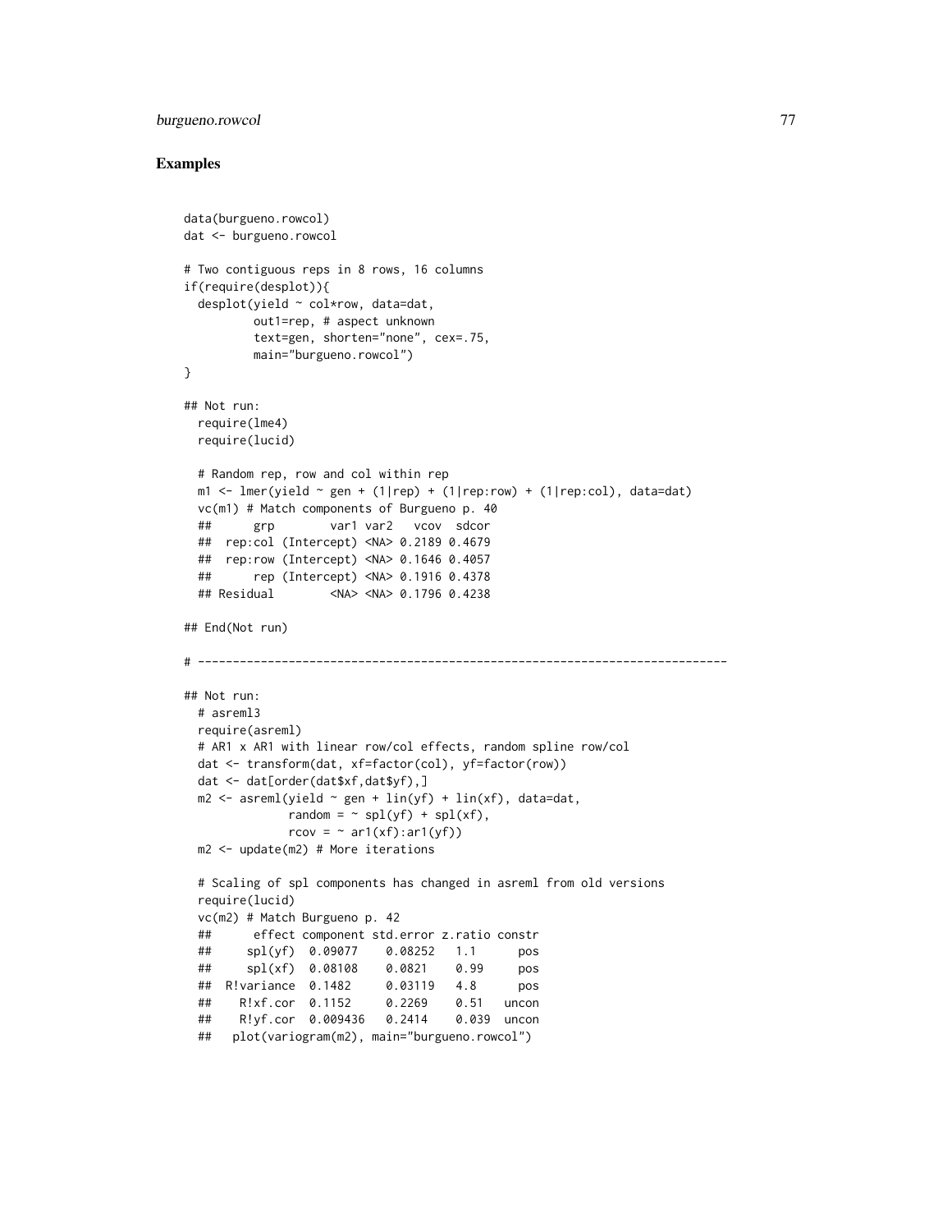## Examples

```
data(burgueno.rowcol)
dat <- burgueno.rowcol

# Two contiguous reps in 8 rows, 16 columns
if(require(desplot)){
  desplot(yield ~ col*row, data=dat,
          out1=rep, # aspect unknown
          text=gen, shorten="none", cex=.75,
          main="burgueno.rowcol")
}

## Not run:
  require(lme4)
  require(lucid)

  # Random rep, row and col within rep
  m1 <- lmer(yield ~ gen + (1|rep) + (1|rep:row) + (1|rep:col), data=dat)
  vc(m1) # Match components of Burgueno p. 40
  ##      grp        var1 var2   vcov  sdcor
  ##  rep:col (Intercept) <NA> 0.2189 0.4679
  ##  rep:row (Intercept) <NA> 0.1646 0.4057
  ##      rep (Intercept) <NA> 0.1916 0.4378
  ## Residual        <NA> <NA> 0.1796 0.4238

## End(Not run)

# ----------------------------------------------------------------------------

## Not run:
  # asreml3
  require(asreml)
  # AR1 x AR1 with linear row/col effects, random spline row/col
  dat <- transform(dat, xf=factor(col), yf=factor(row))
  dat <- dat[order(dat$xf,dat$yf),]
  m2 <- asreml(yield ~ gen + lin(yf) + lin(xf), data=dat,
               random = ~ spl(yf) + spl(xf),
               rcov = ~ ar1(xf):ar1(yf))
  m2 <- update(m2) # More iterations

  # Scaling of spl components has changed in asreml from old versions
  require(lucid)
  vc(m2) # Match Burgueno p. 42
  ##      effect component std.error z.ratio constr
  ##     spl(yf)  0.09077    0.08252   1.1      pos
  ##     spl(xf)  0.08108    0.0821    0.99     pos
  ##  R!variance  0.1482     0.03119   4.8      pos
  ##    R!xf.cor  0.1152     0.2269    0.51   uncon
  ##    R!yf.cor  0.009436   0.2414    0.039  uncon
  ##   plot(variogram(m2), main="burgueno.rowcol")
```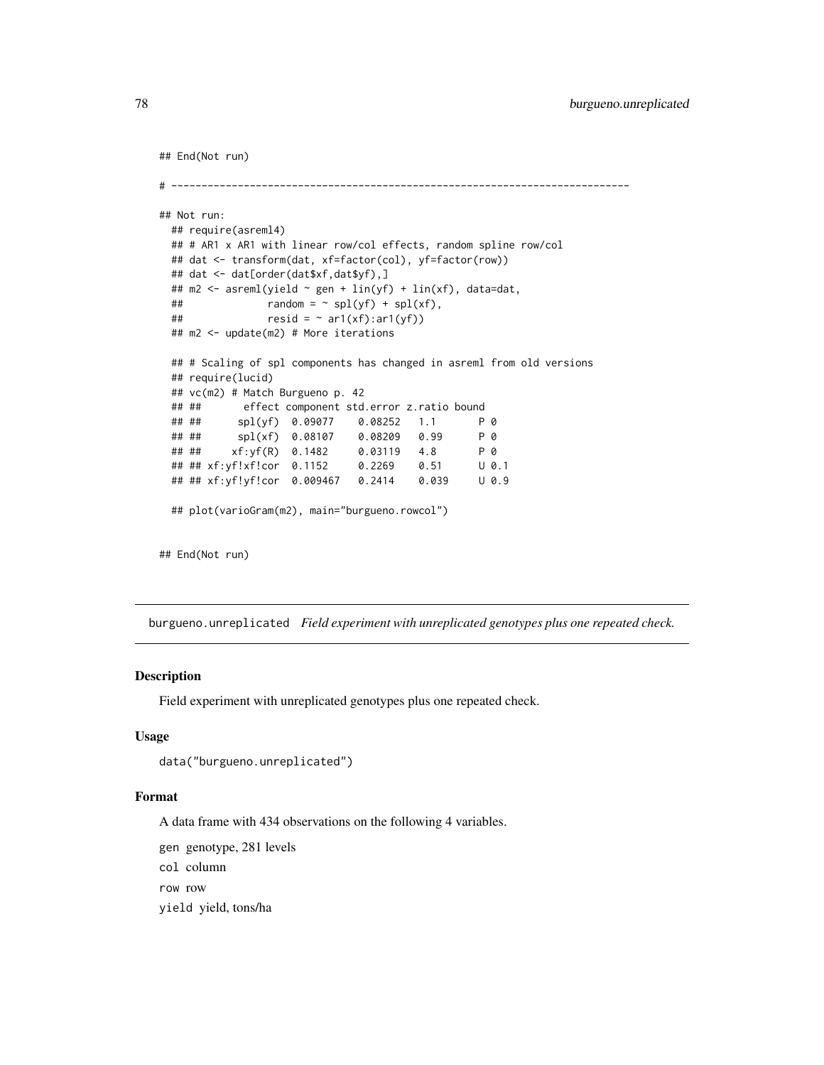```
## End(Not run)

# ----------------------------------------------------------------------------

## Not run:
  ## require(asreml4)
  ## # AR1 x AR1 with linear row/col effects, random spline row/col
  ## dat <- transform(dat, xf=factor(col), yf=factor(row))
  ## dat <- dat[order(dat$xf,dat$yf),]
  ## m2 <- asreml(yield ~ gen + lin(yf) + lin(xf), data=dat,
  ##              random = ~ spl(yf) + spl(xf),
  ##              resid = ~ ar1(xf):ar1(yf))
  ## m2 <- update(m2) # More iterations

  ## # Scaling of spl components has changed in asreml from old versions
  ## require(lucid)
  ## vc(m2) # Match Burgueno p. 42
  ## ##       effect component std.error z.ratio bound
  ## ##      spl(yf)  0.09077    0.08252   1.1       P 0
  ## ##      spl(xf)  0.08107    0.08209   0.99      P 0
  ## ##     xf:yf(R)  0.1482     0.03119   4.8       P 0
  ## ## xf:yf!xf!cor  0.1152     0.2269    0.51      U 0.1
  ## ## xf:yf!yf!cor  0.009467   0.2414    0.039     U 0.9

  ## plot(varioGram(m2), main="burgueno.rowcol")


## End(Not run)
```

---

## burgueno.unreplicated *Field experiment with unreplicated genotypes plus one repeated check.*

### Description

Field experiment with unreplicated genotypes plus one repeated check.

### Usage

```
data("burgueno.unreplicated")
```

### Format

A data frame with 434 observations on the following 4 variables.

`gen` genotype, 281 levels

`col` column

`row` row

`yield` yield, tons/ha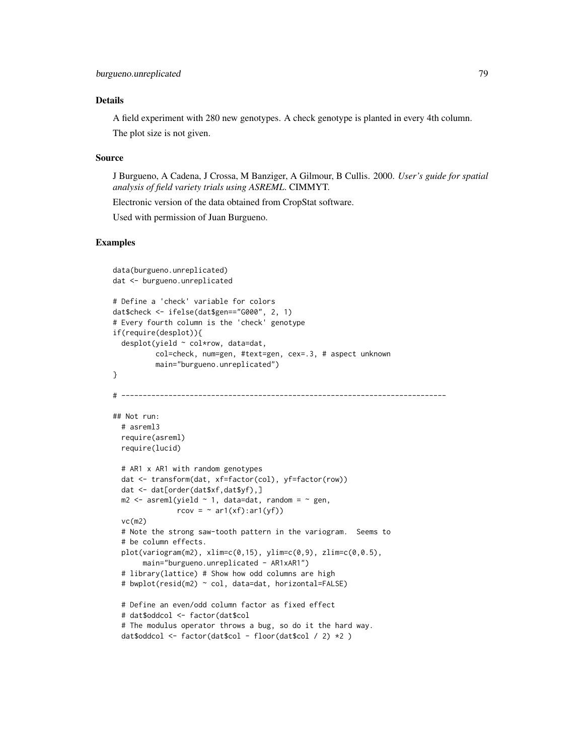## Details

A field experiment with 280 new genotypes. A check genotype is planted in every 4th column.

The plot size is not given.

## Source

J Burgueno, A Cadena, J Crossa, M Banziger, A Gilmour, B Cullis. 2000. *User's guide for spatial analysis of field variety trials using ASREML*. CIMMYT.

Electronic version of the data obtained from CropStat software.

Used with permission of Juan Burgueno.

## Examples

```
data(burgueno.unreplicated)
dat <- burgueno.unreplicated

# Define a 'check' variable for colors
dat$check <- ifelse(dat$gen=="G000", 2, 1)
# Every fourth column is the 'check' genotype
if(require(desplot)){
  desplot(yield ~ col*row, data=dat,
          col=check, num=gen, #text=gen, cex=.3, # aspect unknown
          main="burgueno.unreplicated")
}

# ----------------------------------------------------------------------------

## Not run:
  # asreml3
  require(asreml)
  require(lucid)

  # AR1 x AR1 with random genotypes
  dat <- transform(dat, xf=factor(col), yf=factor(row))
  dat <- dat[order(dat$xf,dat$yf),]
  m2 <- asreml(yield ~ 1, data=dat, random = ~ gen,
              rcov = ~ ar1(xf):ar1(yf))
  vc(m2)
  # Note the strong saw-tooth pattern in the variogram.  Seems to
  # be column effects.
  plot(variogram(m2), xlim=c(0,15), ylim=c(0,9), zlim=c(0,0.5),
       main="burgueno.unreplicated - AR1xAR1")
  # library(lattice) # Show how odd columns are high
  # bwplot(resid(m2) ~ col, data=dat, horizontal=FALSE)

  # Define an even/odd column factor as fixed effect
  # dat$oddcol <- factor(dat$col
  # The modulus operator throws a bug, so do it the hard way.
  dat$oddcol <- factor(dat$col - floor(dat$col / 2) *2 )
```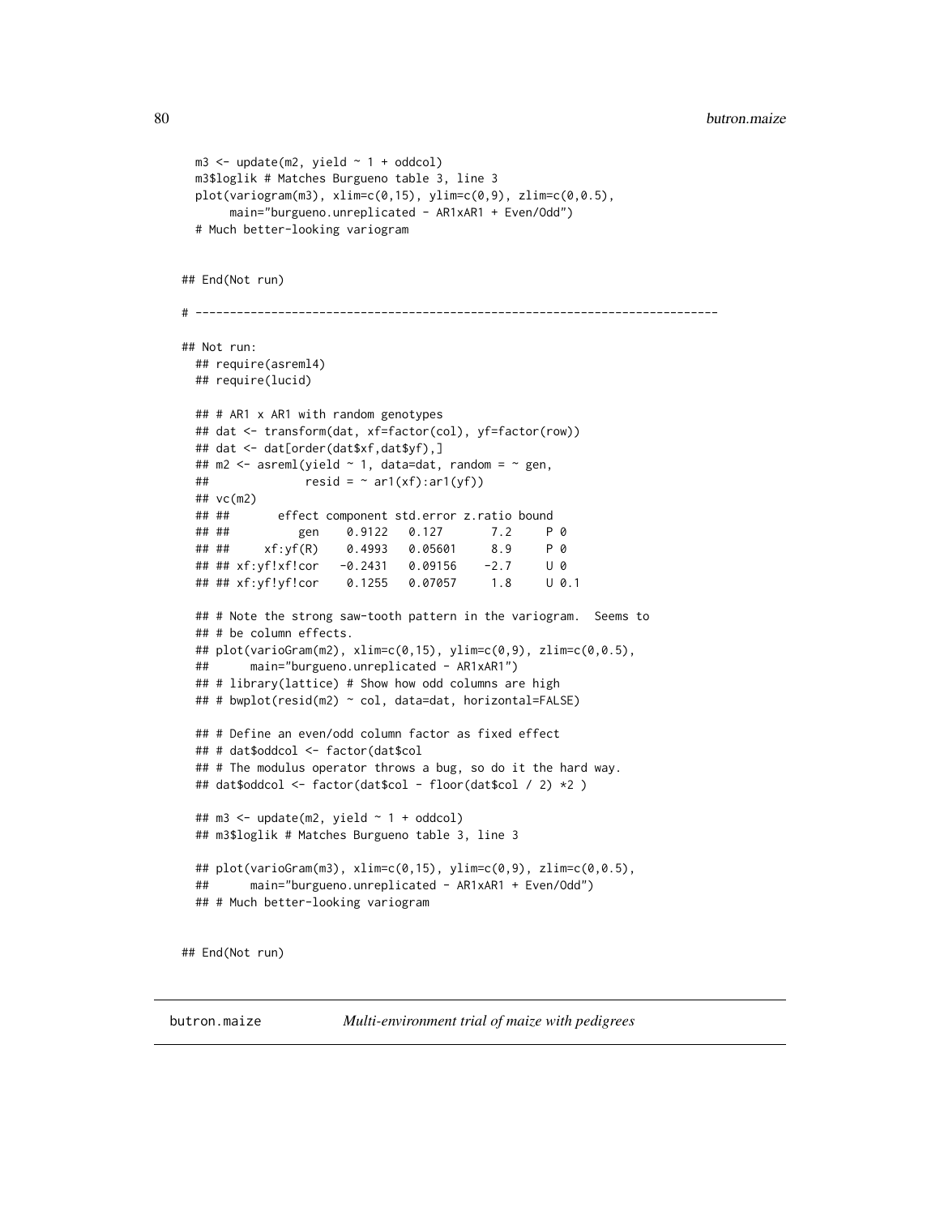```
  m3 <- update(m2, yield ~ 1 + oddcol)
  m3$loglik # Matches Burgueno table 3, line 3
  plot(variogram(m3), xlim=c(0,15), ylim=c(0,9), zlim=c(0,0.5),
       main="burgueno.unreplicated - AR1xAR1 + Even/Odd")
  # Much better-looking variogram


## End(Not run)

# ----------------------------------------------------------------------------

## Not run:
  ## require(asreml4)
  ## require(lucid)

  ## # AR1 x AR1 with random genotypes
  ## dat <- transform(dat, xf=factor(col), yf=factor(row))
  ## dat <- dat[order(dat$xf,dat$yf),]
  ## m2 <- asreml(yield ~ 1, data=dat, random = ~ gen,
  ##              resid = ~ ar1(xf):ar1(yf))
  ## vc(m2)
  ## ##        effect component std.error z.ratio bound
  ## ##           gen    0.9122   0.127       7.2     P 0
  ## ##      xf:yf(R)    0.4993   0.05601     8.9     P 0
  ## ## xf:yf!xf!cor   -0.2431   0.09156    -2.7     U 0
  ## ## xf:yf!yf!cor    0.1255   0.07057     1.8     U 0.1

  ## # Note the strong saw-tooth pattern in the variogram.  Seems to
  ## # be column effects.
  ## plot(varioGram(m2), xlim=c(0,15), ylim=c(0,9), zlim=c(0,0.5),
  ##      main="burgueno.unreplicated - AR1xAR1")
  ## # library(lattice) # Show how odd columns are high
  ## # bwplot(resid(m2) ~ col, data=dat, horizontal=FALSE)

  ## # Define an even/odd column factor as fixed effect
  ## # dat$oddcol <- factor(dat$col
  ## # The modulus operator throws a bug, so do it the hard way.
  ## dat$oddcol <- factor(dat$col - floor(dat$col / 2) *2 )

  ## m3 <- update(m2, yield ~ 1 + oddcol)
  ## m3$loglik # Matches Burgueno table 3, line 3

  ## plot(varioGram(m3), xlim=c(0,15), ylim=c(0,9), zlim=c(0,0.5),
  ##      main="burgueno.unreplicated - AR1xAR1 + Even/Odd")
  ## # Much better-looking variogram


## End(Not run)
```

---

butron.maize    *Multi-environment trial of maize with pedigrees*

---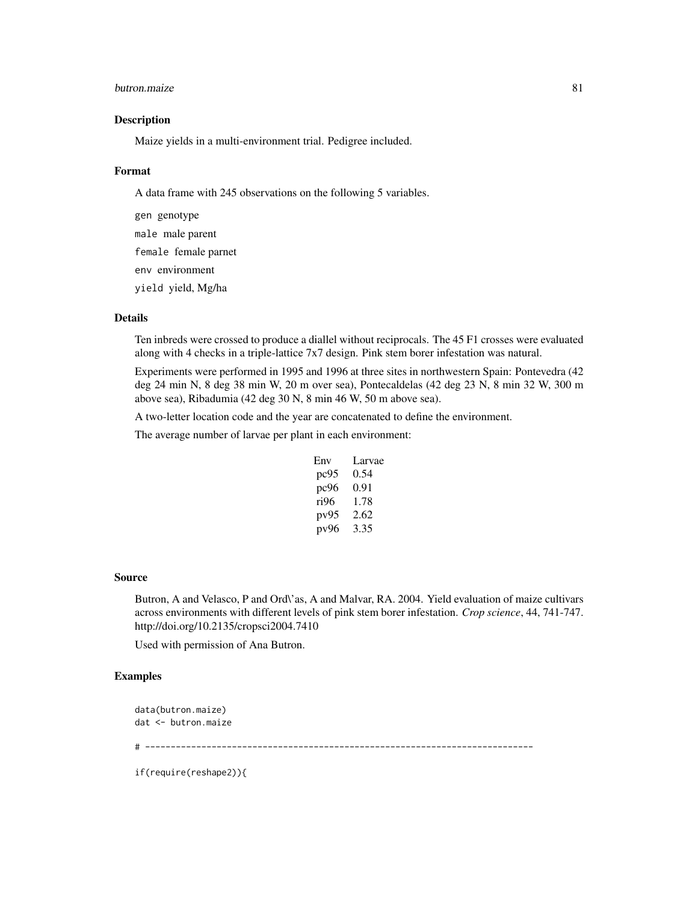## Description

Maize yields in a multi-environment trial. Pedigree included.

## Format

A data frame with 245 observations on the following 5 variables.

- `gen` genotype
- `male` male parent
- `female` female parnet
- `env` environment
- `yield` yield, Mg/ha

## Details

Ten inbreds were crossed to produce a diallel without reciprocals. The 45 F1 crosses were evaluated along with 4 checks in a triple-lattice 7x7 design. Pink stem borer infestation was natural.

Experiments were performed in 1995 and 1996 at three sites in northwestern Spain: Pontevedra (42 deg 24 min N, 8 deg 38 min W, 20 m over sea), Pontecaldelas (42 deg 23 N, 8 min 32 W, 300 m above sea), Ribadumia (42 deg 30 N, 8 min 46 W, 50 m above sea).

A two-letter location code and the year are concatenated to define the environment.

The average number of larvae per plant in each environment:

| Env | Larvae |
|---|---|
| pc95 | 0.54 |
| pc96 | 0.91 |
| ri96 | 1.78 |
| pv95 | 2.62 |
| pv96 | 3.35 |

## Source

Butron, A and Velasco, P and Ord\'as, A and Malvar, RA. 2004. Yield evaluation of maize cultivars across environments with different levels of pink stem borer infestation. *Crop science*, 44, 741-747. http://doi.org/10.2135/cropsci2004.7410

Used with permission of Ana Butron.

## Examples

```
data(butron.maize)
dat <- butron.maize

# ----------------------------------------------------------------------------

if(require(reshape2)){
```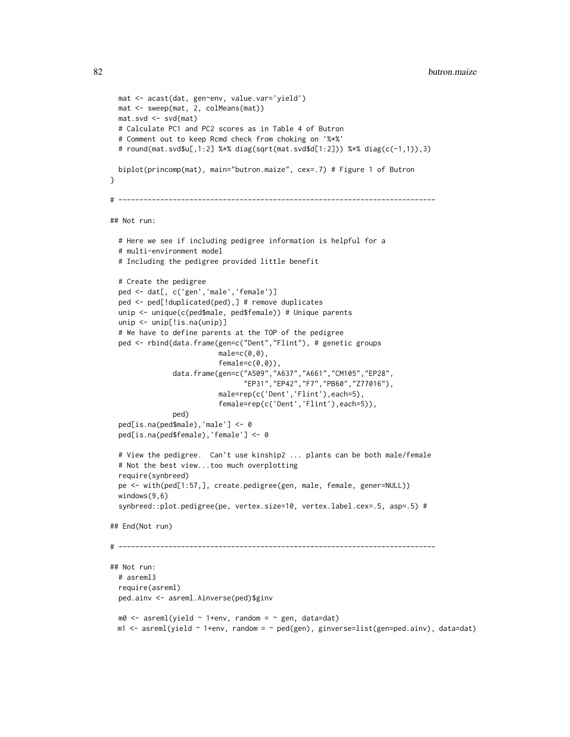```
  mat <- acast(dat, gen~env, value.var='yield')
  mat <- sweep(mat, 2, colMeans(mat))
  mat.svd <- svd(mat)
  # Calculate PC1 and PC2 scores as in Table 4 of Butron
  # Comment out to keep Rcmd check from choking on '%*%'
  # round(mat.svd$u[,1:2] %*% diag(sqrt(mat.svd$d[1:2])) %*% diag(c(-1,1)),3)

  biplot(princomp(mat), main="butron.maize", cex=.7) # Figure 1 of Butron
}

# ----------------------------------------------------------------------------

## Not run:

  # Here we see if including pedigree information is helpful for a
  # multi-environment model
  # Including the pedigree provided little benefit

  # Create the pedigree
  ped <- dat[, c('gen','male','female')]
  ped <- ped[!duplicated(ped),] # remove duplicates
  unip <- unique(c(ped$male, ped$female)) # Unique parents
  unip <- unip[!is.na(unip)]
  # We have to define parents at the TOP of the pedigree
  ped <- rbind(data.frame(gen=c("Dent","Flint"), # genetic groups
                          male=c(0,0),
                          female=c(0,0)),
               data.frame(gen=c("A509","A637","A661","CM105","EP28",
                                "EP31","EP42","F7","PB60","Z77016"),
                          male=rep(c('Dent','Flint'),each=5),
                          female=rep(c('Dent','Flint'),each=5)),
               ped)
  ped[is.na(ped$male),'male'] <- 0
  ped[is.na(ped$female),'female'] <- 0

  # View the pedigree.  Can't use kinship2 ... plants can be both male/female
  # Not the best view...too much overplotting
  require(synbreed)
  pe <- with(ped[1:57,], create.pedigree(gen, male, female, gener=NULL))
  windows(9,6)
  synbreed::plot.pedigree(pe, vertex.size=10, vertex.label.cex=.5, asp=.5) #

## End(Not run)

# ----------------------------------------------------------------------------

## Not run:
  # asreml3
  require(asreml)
  ped.ainv <- asreml.Ainverse(ped)$ginv

  m0 <- asreml(yield ~ 1+env, random = ~ gen, data=dat)
  m1 <- asreml(yield ~ 1+env, random = ~ ped(gen), ginverse=list(gen=ped.ainv), data=dat)
```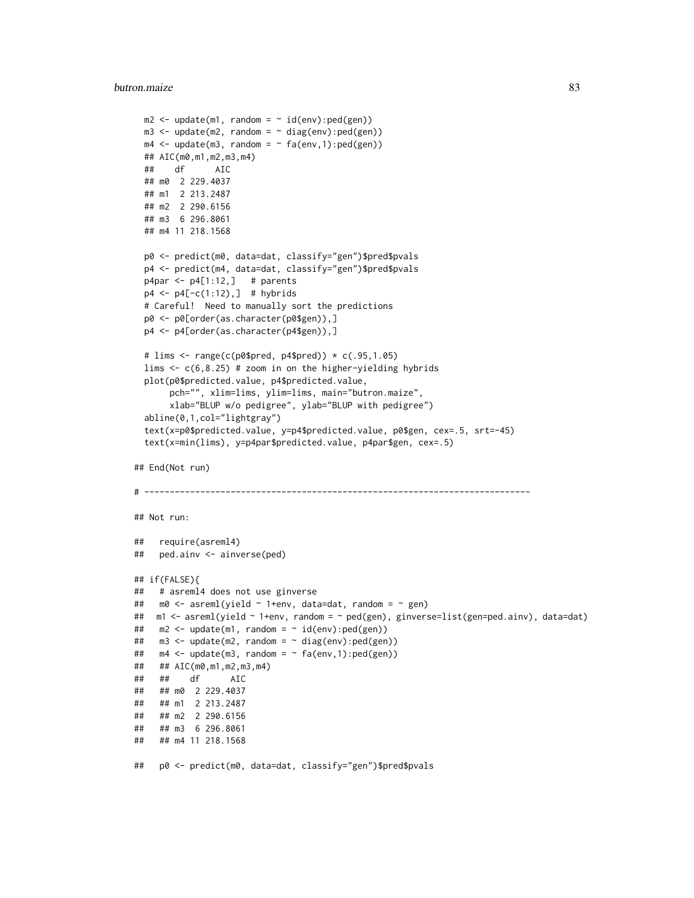```
  m2 <- update(m1, random = ~ id(env):ped(gen))
  m3 <- update(m2, random = ~ diag(env):ped(gen))
  m4 <- update(m3, random = ~ fa(env,1):ped(gen))
  ## AIC(m0,m1,m2,m3,m4)
  ##    df      AIC
  ## m0  2 229.4037
  ## m1  2 213.2487
  ## m2  2 290.6156
  ## m3  6 296.8061
  ## m4 11 218.1568

  p0 <- predict(m0, data=dat, classify="gen")$pred$pvals
  p4 <- predict(m4, data=dat, classify="gen")$pred$pvals
  p4par <- p4[1:12,]   # parents
  p4 <- p4[-c(1:12),]  # hybrids
  # Careful!  Need to manually sort the predictions
  p0 <- p0[order(as.character(p0$gen)),]
  p4 <- p4[order(as.character(p4$gen)),]

  # lims <- range(c(p0$pred, p4$pred)) * c(.95,1.05)
  lims <- c(6,8.25) # zoom in on the higher-yielding hybrids
  plot(p0$predicted.value, p4$predicted.value,
       pch="", xlim=lims, ylim=lims, main="butron.maize",
       xlab="BLUP w/o pedigree", ylab="BLUP with pedigree")
  abline(0,1,col="lightgray")
  text(x=p0$predicted.value, y=p4$predicted.value, p0$gen, cex=.5, srt=-45)
  text(x=min(lims), y=p4par$predicted.value, p4par$gen, cex=.5)

## End(Not run)

# ----------------------------------------------------------------------------

## Not run:

##   require(asreml4)
##   ped.ainv <- ainverse(ped)

## if(FALSE){
##   # asreml4 does not use ginverse
##   m0 <- asreml(yield ~ 1+env, data=dat, random = ~ gen)
##  m1 <- asreml(yield ~ 1+env, random = ~ ped(gen), ginverse=list(gen=ped.ainv), data=dat)
##   m2 <- update(m1, random = ~ id(env):ped(gen))
##   m3 <- update(m2, random = ~ diag(env):ped(gen))
##   m4 <- update(m3, random = ~ fa(env,1):ped(gen))
##   ## AIC(m0,m1,m2,m3,m4)
##   ##    df      AIC
##   ## m0  2 229.4037
##   ## m1  2 213.2487
##   ## m2  2 290.6156
##   ## m3  6 296.8061
##   ## m4 11 218.1568

##   p0 <- predict(m0, data=dat, classify="gen")$pred$pvals
```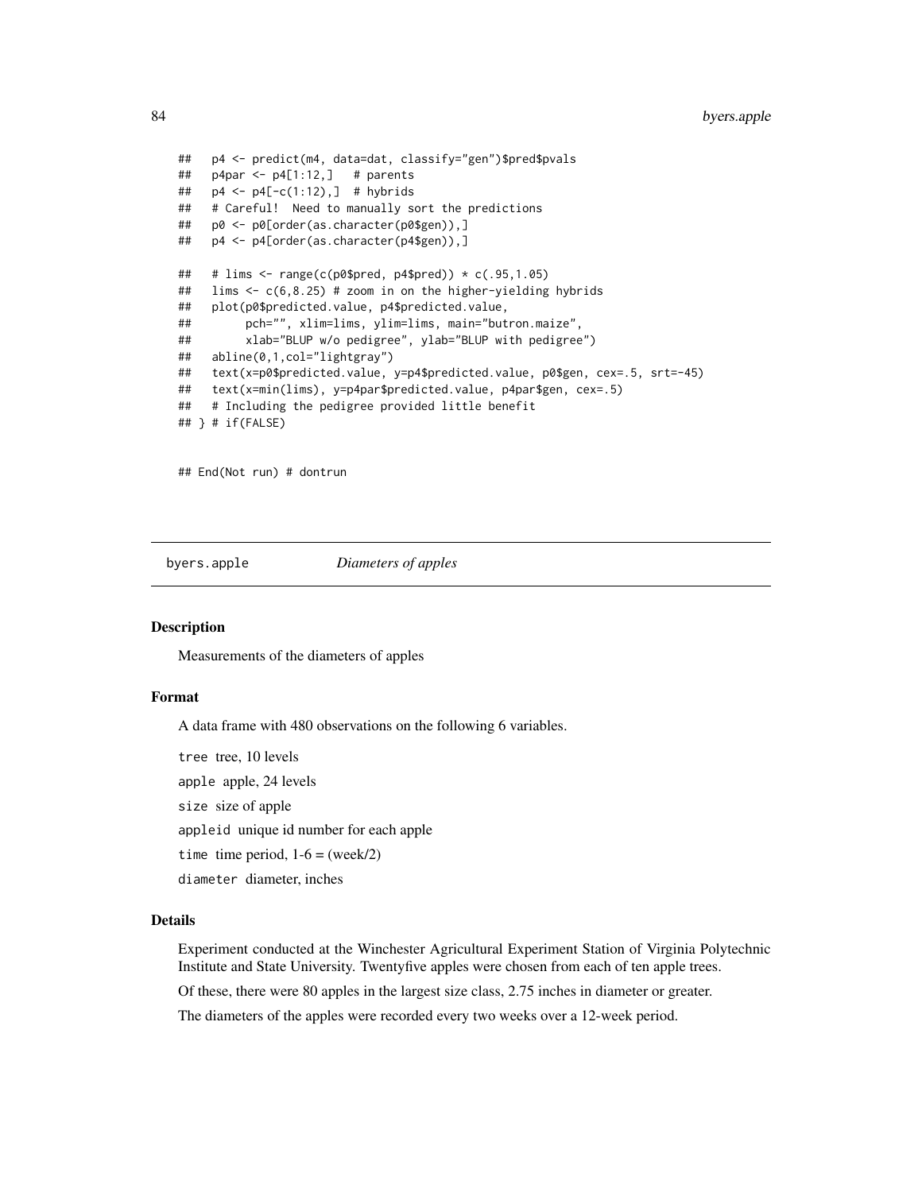```
##   p4 <- predict(m4, data=dat, classify="gen")$pred$pvals
##   p4par <- p4[1:12,]   # parents
##   p4 <- p4[-c(1:12),]  # hybrids
##   # Careful!  Need to manually sort the predictions
##   p0 <- p0[order(as.character(p0$gen)),]
##   p4 <- p4[order(as.character(p4$gen)),]

##   # lims <- range(c(p0$pred, p4$pred)) * c(.95,1.05)
##   lims <- c(6,8.25) # zoom in on the higher-yielding hybrids
##   plot(p0$predicted.value, p4$predicted.value,
##        pch="", xlim=lims, ylim=lims, main="butron.maize",
##        xlab="BLUP w/o pedigree", ylab="BLUP with pedigree")
##   abline(0,1,col="lightgray")
##   text(x=p0$predicted.value, y=p4$predicted.value, p0$gen, cex=.5, srt=-45)
##   text(x=min(lims), y=p4par$predicted.value, p4par$gen, cex=.5)
##   # Including the pedigree provided little benefit
## } # if(FALSE)


## End(Not run) # dontrun
```

# byers.apple — *Diameters of apples*

### Description

Measurements of the diameters of apples

### Format

A data frame with 480 observations on the following 6 variables.

`tree` tree, 10 levels

`apple` apple, 24 levels

`size` size of apple

`appleid` unique id number for each apple

`time` time period, 1-6 = (week/2)

`diameter` diameter, inches

### Details

Experiment conducted at the Winchester Agricultural Experiment Station of Virginia Polytechnic Institute and State University. Twentyfive apples were chosen from each of ten apple trees.

Of these, there were 80 apples in the largest size class, 2.75 inches in diameter or greater.

The diameters of the apples were recorded every two weeks over a 12-week period.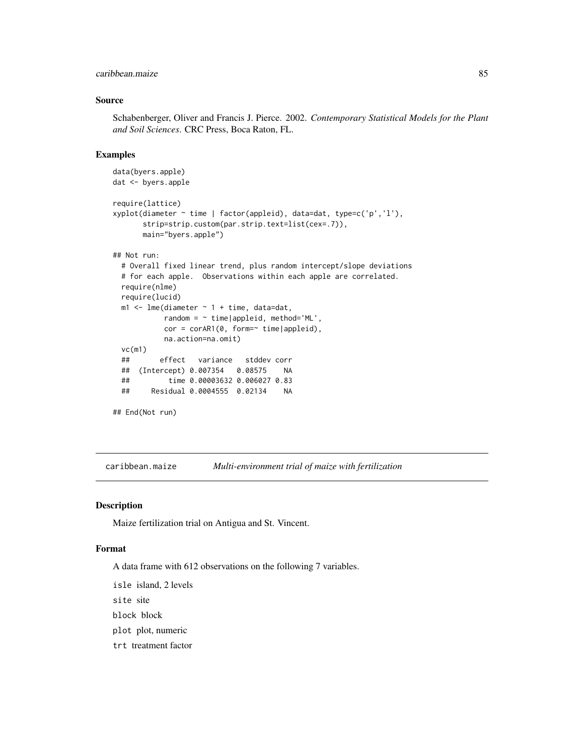## Source

Schabenberger, Oliver and Francis J. Pierce. 2002. *Contemporary Statistical Models for the Plant and Soil Sciences*. CRC Press, Boca Raton, FL.

## Examples

```
data(byers.apple)
dat <- byers.apple

require(lattice)
xyplot(diameter ~ time | factor(appleid), data=dat, type=c('p','l'),
       strip=strip.custom(par.strip.text=list(cex=.7)),
       main="byers.apple")

## Not run:
  # Overall fixed linear trend, plus random intercept/slope deviations
  # for each apple.  Observations within each apple are correlated.
  require(nlme)
  require(lucid)
  m1 <- lme(diameter ~ 1 + time, data=dat,
            random = ~ time|appleid, method='ML',
            cor = corAR1(0, form=~ time|appleid),
            na.action=na.omit)
  vc(m1)
  ##       effect   variance   stddev corr
  ##  (Intercept) 0.007354   0.08575    NA
  ##         time 0.00003632 0.006027 0.83
  ##     Residual 0.0004555  0.02134    NA

## End(Not run)
```

---

# caribbean.maize    *Multi-environment trial of maize with fertilization*

## Description

Maize fertilization trial on Antigua and St. Vincent.

## Format

A data frame with 612 observations on the following 7 variables.

- `isle` island, 2 levels
- `site` site
- `block` block
- `plot` plot, numeric
- `trt` treatment factor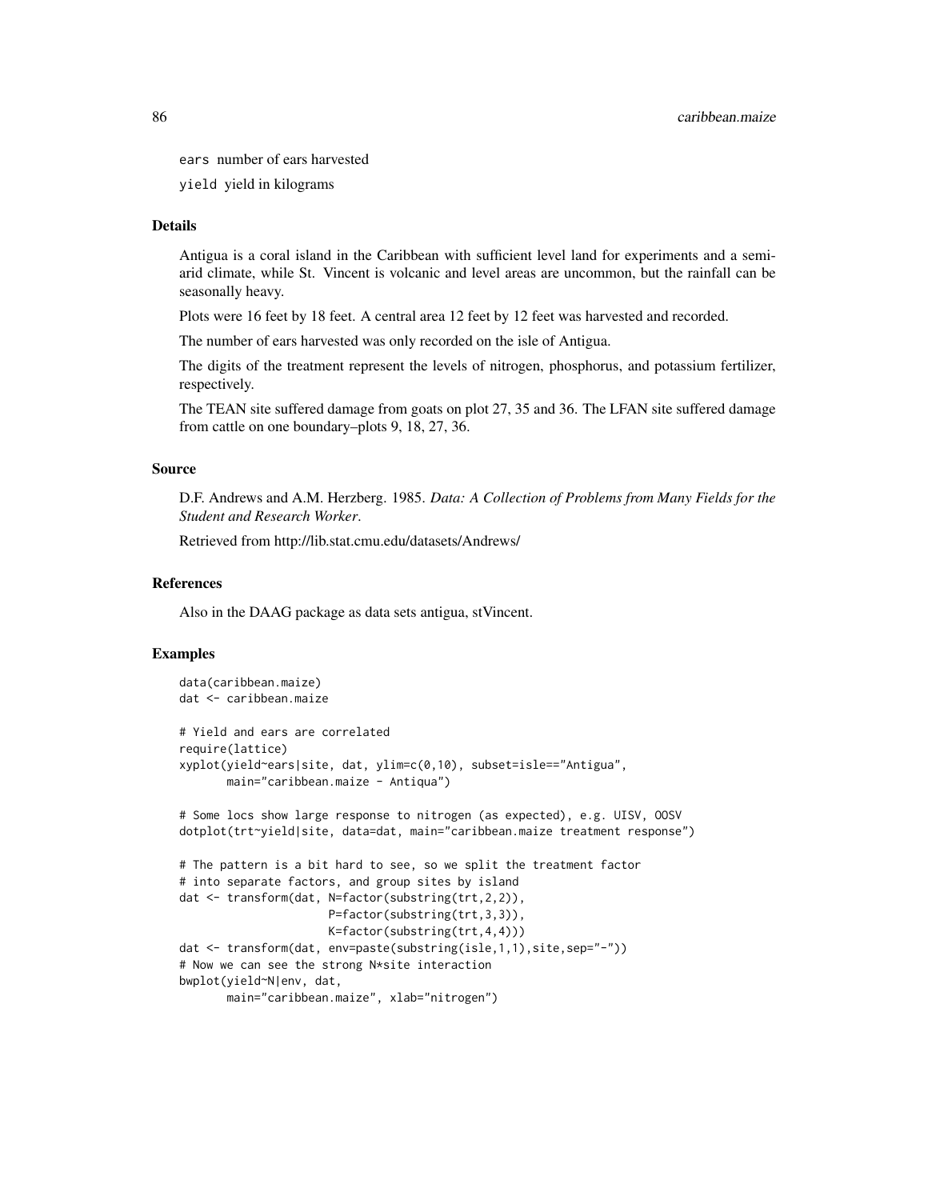ears number of ears harvested

yield yield in kilograms

### Details

Antigua is a coral island in the Caribbean with sufficient level land for experiments and a semi-arid climate, while St. Vincent is volcanic and level areas are uncommon, but the rainfall can be seasonally heavy.

Plots were 16 feet by 18 feet. A central area 12 feet by 12 feet was harvested and recorded.

The number of ears harvested was only recorded on the isle of Antigua.

The digits of the treatment represent the levels of nitrogen, phosphorus, and potassium fertilizer, respectively.

The TEAN site suffered damage from goats on plot 27, 35 and 36. The LFAN site suffered damage from cattle on one boundary–plots 9, 18, 27, 36.

### Source

D.F. Andrews and A.M. Herzberg. 1985. *Data: A Collection of Problems from Many Fields for the Student and Research Worker*.

Retrieved from http://lib.stat.cmu.edu/datasets/Andrews/

### References

Also in the DAAG package as data sets antigua, stVincent.

### Examples

```
data(caribbean.maize)
dat <- caribbean.maize

# Yield and ears are correlated
require(lattice)
xyplot(yield~ears|site, dat, ylim=c(0,10), subset=isle=="Antigua",
       main="caribbean.maize - Antiqua")

# Some locs show large response to nitrogen (as expected), e.g. UISV, OOSV
dotplot(trt~yield|site, data=dat, main="caribbean.maize treatment response")

# The pattern is a bit hard to see, so we split the treatment factor
# into separate factors, and group sites by island
dat <- transform(dat, N=factor(substring(trt,2,2)),
                      P=factor(substring(trt,3,3)),
                      K=factor(substring(trt,4,4)))
dat <- transform(dat, env=paste(substring(isle,1,1),site,sep="-"))
# Now we can see the strong N*site interaction
bwplot(yield~N|env, dat,
       main="caribbean.maize", xlab="nitrogen")
```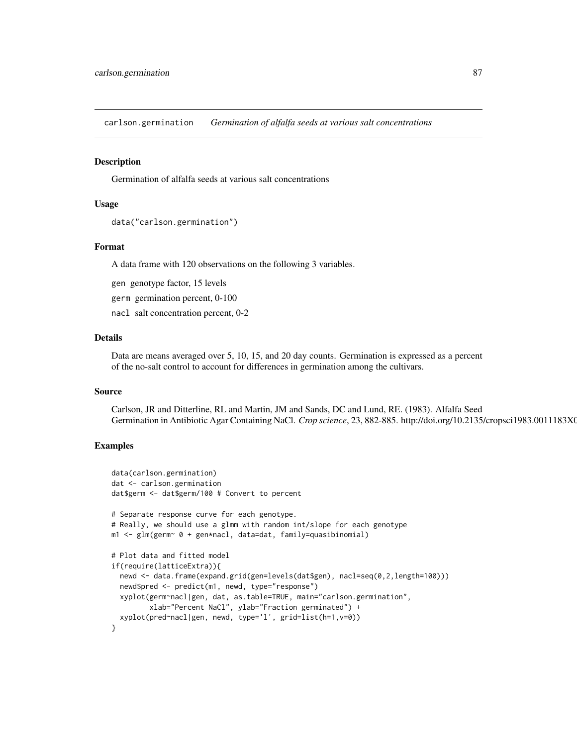carlson.germination *Germination of alfalfa seeds at various salt concentrations*

### Description

Germination of alfalfa seeds at various salt concentrations

### Usage

```
data("carlson.germination")
```

### Format

A data frame with 120 observations on the following 3 variables.

`gen` genotype factor, 15 levels

`germ` germination percent, 0-100

`nacl` salt concentration percent, 0-2

### Details

Data are means averaged over 5, 10, 15, and 20 day counts. Germination is expressed as a percent of the no-salt control to account for differences in germination among the cultivars.

### Source

Carlson, JR and Ditterline, RL and Martin, JM and Sands, DC and Lund, RE. (1983). Alfalfa Seed Germination in Antibiotic Agar Containing NaCl. *Crop science*, 23, 882-885. http://doi.org/10.2135/cropsci1983.0011183X0

### Examples

```
data(carlson.germination)
dat <- carlson.germination
dat$germ <- dat$germ/100 # Convert to percent

# Separate response curve for each genotype.
# Really, we should use a glmm with random int/slope for each genotype
m1 <- glm(germ~ 0 + gen*nacl, data=dat, family=quasibinomial)

# Plot data and fitted model
if(require(latticeExtra)){
  newd <- data.frame(expand.grid(gen=levels(dat$gen), nacl=seq(0,2,length=100)))
  newd$pred <- predict(m1, newd, type="response")
  xyplot(germ~nacl|gen, dat, as.table=TRUE, main="carlson.germination",
         xlab="Percent NaCl", ylab="Fraction germinated") +
  xyplot(pred~nacl|gen, newd, type='l', grid=list(h=1,v=0))
}
```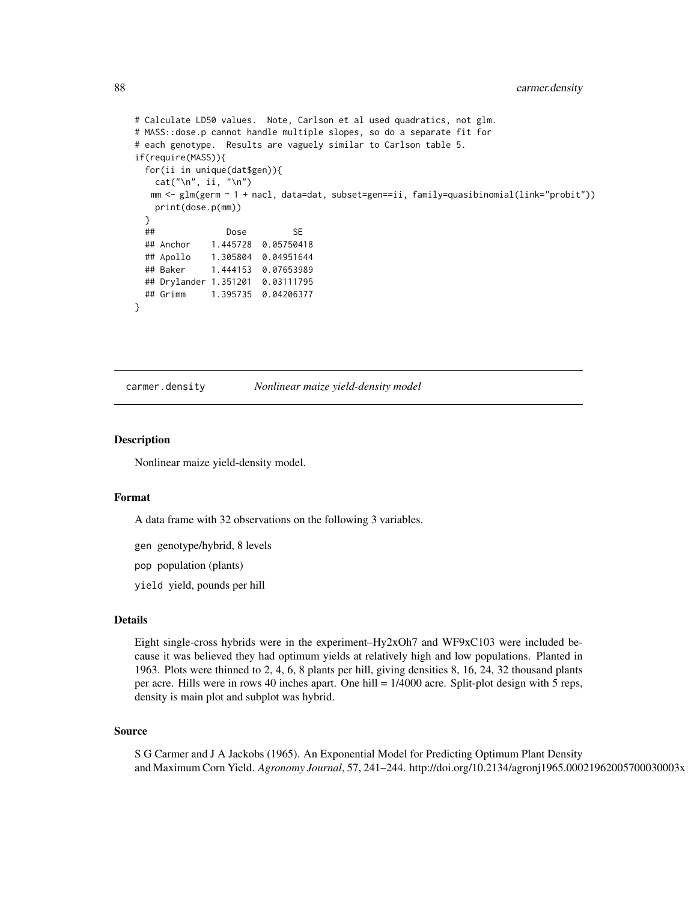```
# Calculate LD50 values.  Note, Carlson et al used quadratics, not glm.
# MASS::dose.p cannot handle multiple slopes, so do a separate fit for
# each genotype.  Results are vaguely similar to Carlson table 5.
if(require(MASS)){
  for(ii in unique(dat$gen)){
    cat("\n", ii, "\n")
    mm <- glm(germ ~ 1 + nacl, data=dat, subset=gen==ii, family=quasibinomial(link="probit"))
    print(dose.p(mm))
  }
  ##              Dose         SE
  ## Anchor    1.445728  0.05750418
  ## Apollo    1.305804  0.04951644
  ## Baker     1.444153  0.07653989
  ## Drylander 1.351201  0.03111795
  ## Grimm     1.395735  0.04206377
}
```

---

carmer.density *Nonlinear maize yield-density model*

---

## Description

Nonlinear maize yield-density model.

## Format

A data frame with 32 observations on the following 3 variables.

- `gen` genotype/hybrid, 8 levels
- `pop` population (plants)
- `yield` yield, pounds per hill

## Details

Eight single-cross hybrids were in the experiment–Hy2xOh7 and WF9xC103 were included because it was believed they had optimum yields at relatively high and low populations. Planted in 1963. Plots were thinned to 2, 4, 6, 8 plants per hill, giving densities 8, 16, 24, 32 thousand plants per acre. Hills were in rows 40 inches apart. One hill = 1/4000 acre. Split-plot design with 5 reps, density is main plot and subplot was hybrid.

## Source

S G Carmer and J A Jackobs (1965). An Exponential Model for Predicting Optimum Plant Density and Maximum Corn Yield. *Agronomy Journal*, 57, 241–244. http://doi.org/10.2134/agronj1965.00021962005700030003x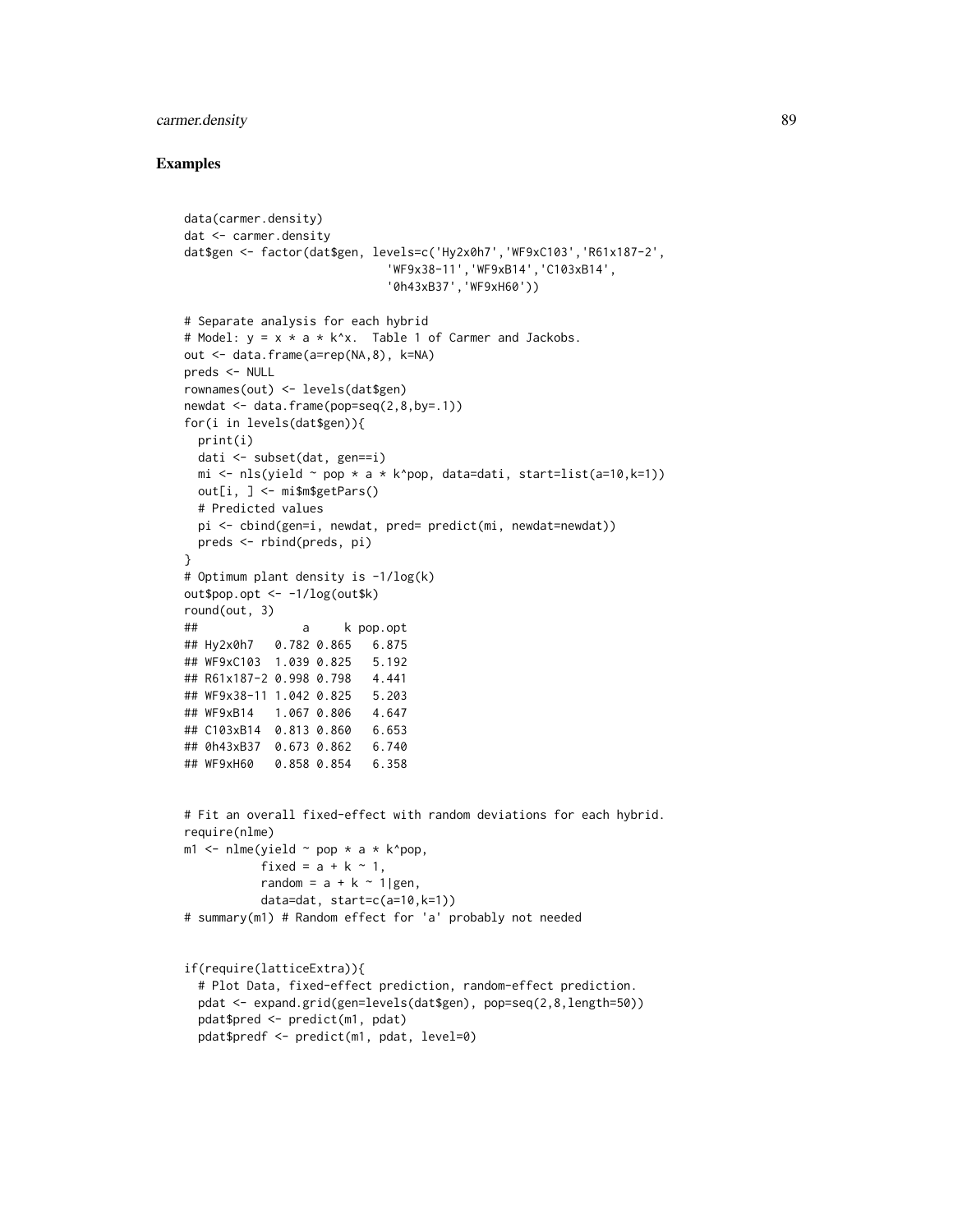## Examples

```
data(carmer.density)
dat <- carmer.density
dat$gen <- factor(dat$gen, levels=c('Hy2x0h7','WF9xC103','R61x187-2',
                             'WF9x38-11','WF9xB14','C103xB14',
                             '0h43xB37','WF9xH60'))

# Separate analysis for each hybrid
# Model: y = x * a * k^x.  Table 1 of Carmer and Jackobs.
out <- data.frame(a=rep(NA,8), k=NA)
preds <- NULL
rownames(out) <- levels(dat$gen)
newdat <- data.frame(pop=seq(2,8,by=.1))
for(i in levels(dat$gen)){
  print(i)
  dati <- subset(dat, gen==i)
  mi <- nls(yield ~ pop * a * k^pop, data=dati, start=list(a=10,k=1))
  out[i, ] <- mi$m$getPars()
  # Predicted values
  pi <- cbind(gen=i, newdat, pred= predict(mi, newdat=newdat))
  preds <- rbind(preds, pi)
}
# Optimum plant density is -1/log(k)
out$pop.opt <- -1/log(out$k)
round(out, 3)
##               a     k pop.opt
## Hy2x0h7   0.782 0.865   6.875
## WF9xC103  1.039 0.825   5.192
## R61x187-2 0.998 0.798   4.441
## WF9x38-11 1.042 0.825   5.203
## WF9xB14   1.067 0.806   4.647
## C103xB14  0.813 0.860   6.653
## 0h43xB37  0.673 0.862   6.740
## WF9xH60   0.858 0.854   6.358


# Fit an overall fixed-effect with random deviations for each hybrid.
require(nlme)
m1 <- nlme(yield ~ pop * a * k^pop,
           fixed = a + k ~ 1,
           random = a + k ~ 1|gen,
           data=dat, start=c(a=10,k=1))
# summary(m1) # Random effect for 'a' probably not needed


if(require(latticeExtra)){
  # Plot Data, fixed-effect prediction, random-effect prediction.
  pdat <- expand.grid(gen=levels(dat$gen), pop=seq(2,8,length=50))
  pdat$pred <- predict(m1, pdat)
  pdat$predf <- predict(m1, pdat, level=0)
```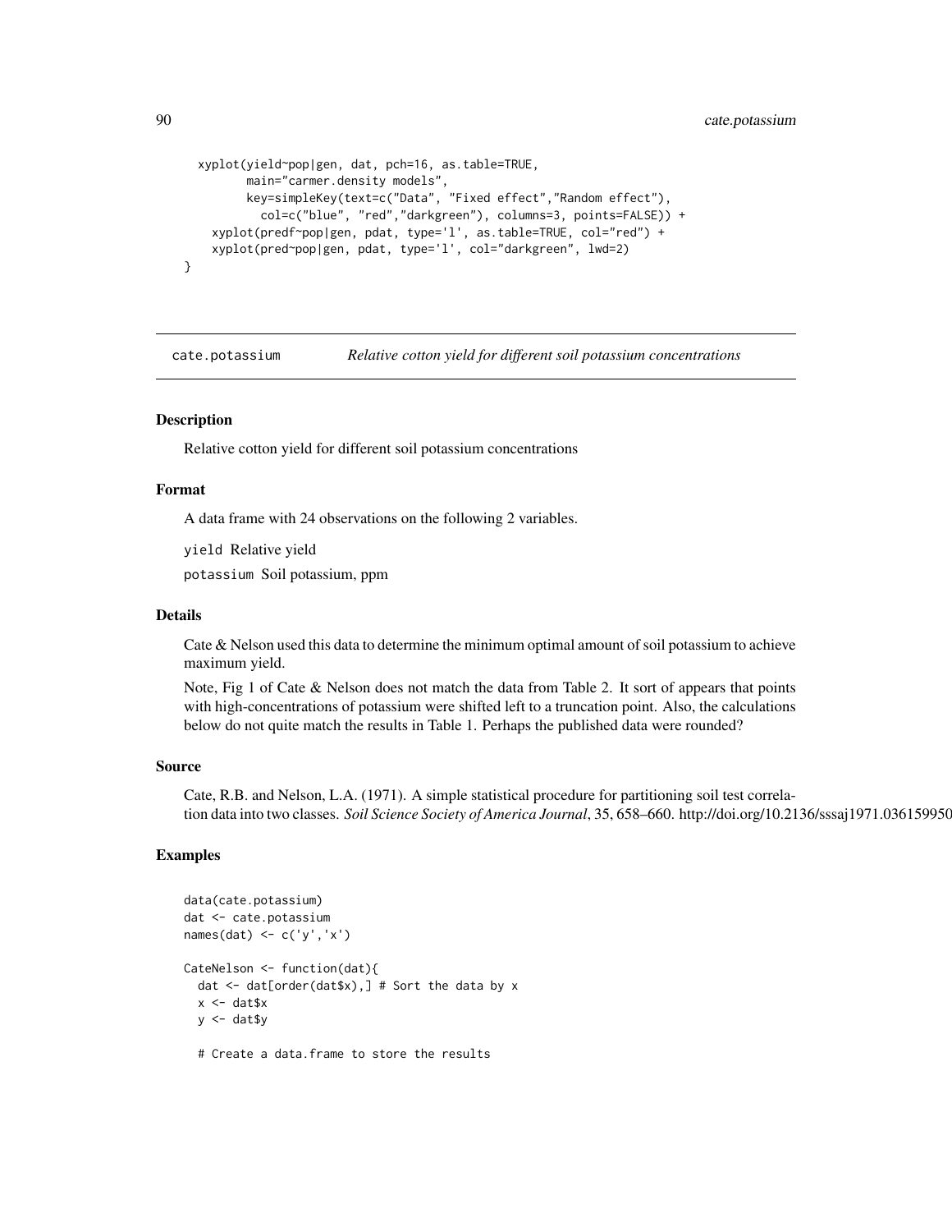```
  xyplot(yield~pop|gen, dat, pch=16, as.table=TRUE,
         main="carmer.density models",
         key=simpleKey(text=c("Data", "Fixed effect","Random effect"),
           col=c("blue", "red","darkgreen"), columns=3, points=FALSE)) +
    xyplot(predf~pop|gen, pdat, type='l', as.table=TRUE, col="red") +
    xyplot(pred~pop|gen, pdat, type='l', col="darkgreen", lwd=2)
}
```

---

cate.potassium *Relative cotton yield for different soil potassium concentrations*

---

### Description

Relative cotton yield for different soil potassium concentrations

### Format

A data frame with 24 observations on the following 2 variables.

`yield` Relative yield

`potassium` Soil potassium, ppm

### Details

Cate & Nelson used this data to determine the minimum optimal amount of soil potassium to achieve maximum yield.

Note, Fig 1 of Cate & Nelson does not match the data from Table 2. It sort of appears that points with high-concentrations of potassium were shifted left to a truncation point. Also, the calculations below do not quite match the results in Table 1. Perhaps the published data were rounded?

### Source

Cate, R.B. and Nelson, L.A. (1971). A simple statistical procedure for partitioning soil test correlation data into two classes. *Soil Science Society of America Journal*, 35, 658–660. http://doi.org/10.2136/sssaj1971.036159950

### Examples

```
data(cate.potassium)
dat <- cate.potassium
names(dat) <- c('y','x')

CateNelson <- function(dat){
  dat <- dat[order(dat$x),] # Sort the data by x
  x <- dat$x
  y <- dat$y

  # Create a data.frame to store the results
```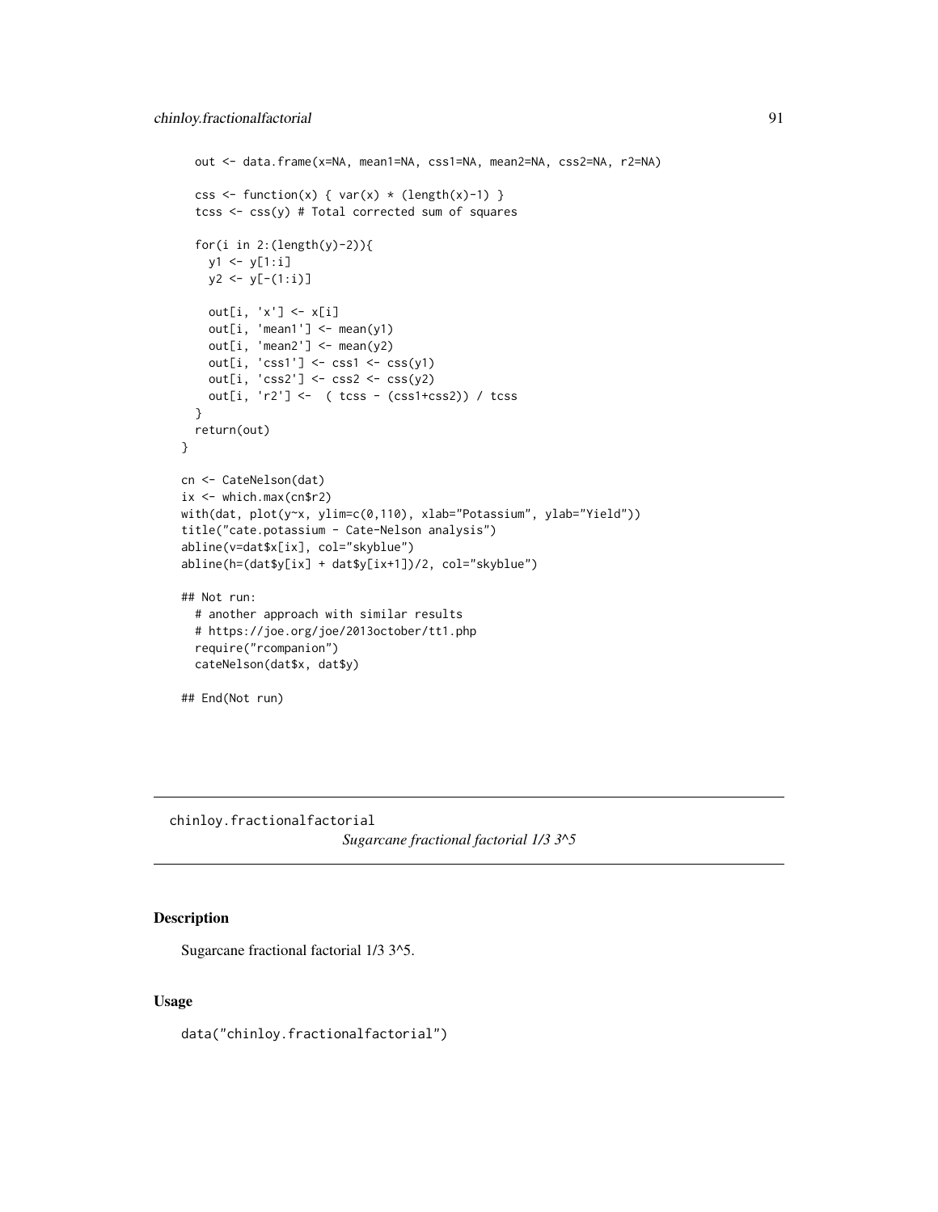```
  out <- data.frame(x=NA, mean1=NA, css1=NA, mean2=NA, css2=NA, r2=NA)

  css <- function(x) { var(x) * (length(x)-1) }
  tcss <- css(y) # Total corrected sum of squares

  for(i in 2:(length(y)-2)){
    y1 <- y[1:i]
    y2 <- y[-(1:i)]

    out[i, 'x'] <- x[i]
    out[i, 'mean1'] <- mean(y1)
    out[i, 'mean2'] <- mean(y2)
    out[i, 'css1'] <- css1 <- css(y1)
    out[i, 'css2'] <- css2 <- css(y2)
    out[i, 'r2'] <-  ( tcss - (css1+css2)) / tcss
  }
  return(out)
}

cn <- CateNelson(dat)
ix <- which.max(cn$r2)
with(dat, plot(y~x, ylim=c(0,110), xlab="Potassium", ylab="Yield"))
title("cate.potassium - Cate-Nelson analysis")
abline(v=dat$x[ix], col="skyblue")
abline(h=(dat$y[ix] + dat$y[ix+1])/2, col="skyblue")

## Not run:
  # another approach with similar results
  # https://joe.org/joe/2013october/tt1.php
  require("rcompanion")
  cateNelson(dat$x, dat$y)

## End(Not run)
```

---

## chinloy.fractionalfactorial

*Sugarcane fractional factorial 1/3 3^5*

---

### Description

Sugarcane fractional factorial 1/3 3^5.

### Usage

```
data("chinloy.fractionalfactorial")
```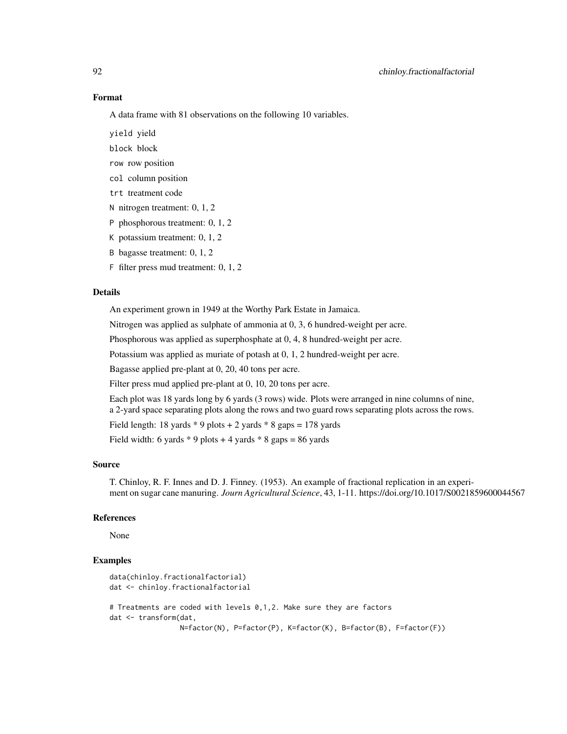## Format

A data frame with 81 observations on the following 10 variables.

`yield` yield

`block` block

`row` row position

`col` column position

`trt` treatment code

`N` nitrogen treatment: 0, 1, 2

`P` phosphorous treatment: 0, 1, 2

`K` potassium treatment: 0, 1, 2

`B` bagasse treatment: 0, 1, 2

`F` filter press mud treatment: 0, 1, 2

## Details

An experiment grown in 1949 at the Worthy Park Estate in Jamaica.

Nitrogen was applied as sulphate of ammonia at 0, 3, 6 hundred-weight per acre.

Phosphorous was applied as superphosphate at 0, 4, 8 hundred-weight per acre.

Potassium was applied as muriate of potash at 0, 1, 2 hundred-weight per acre.

Bagasse applied pre-plant at 0, 20, 40 tons per acre.

Filter press mud applied pre-plant at 0, 10, 20 tons per acre.

Each plot was 18 yards long by 6 yards (3 rows) wide. Plots were arranged in nine columns of nine, a 2-yard space separating plots along the rows and two guard rows separating plots across the rows.

Field length: 18 yards * 9 plots + 2 yards * 8 gaps = 178 yards

Field width: 6 yards * 9 plots + 4 yards * 8 gaps = 86 yards

## Source

T. Chinloy, R. F. Innes and D. J. Finney. (1953). An example of fractional replication in an experiment on sugar cane manuring. *Journ Agricultural Science*, 43, 1-11. https://doi.org/10.1017/S0021859600044567

## References

None

## Examples

```
data(chinloy.fractionalfactorial)
dat <- chinloy.fractionalfactorial

# Treatments are coded with levels 0,1,2. Make sure they are factors
dat <- transform(dat,
                 N=factor(N), P=factor(P), K=factor(K), B=factor(B), F=factor(F))
```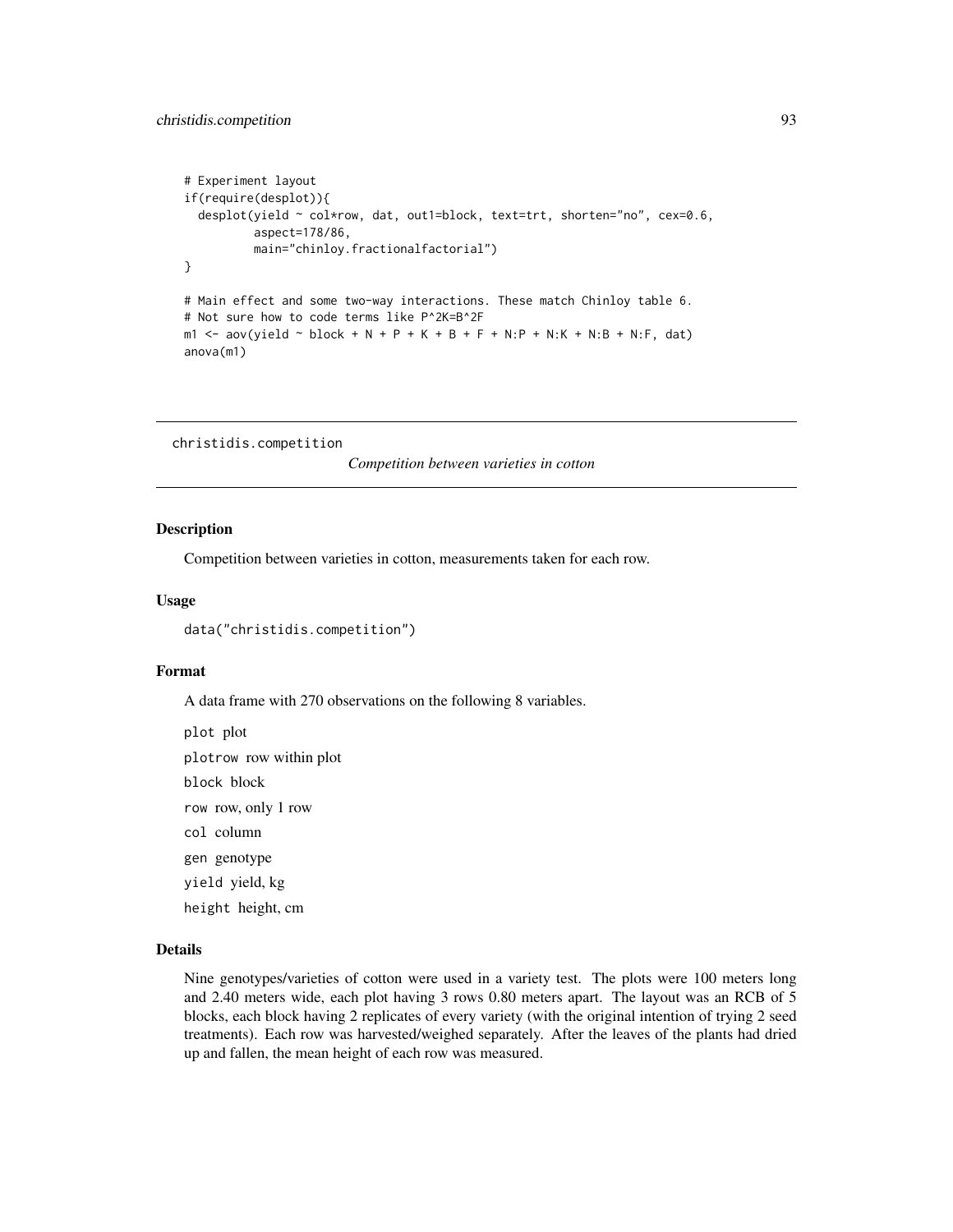```
# Experiment layout
if(require(desplot)){
  desplot(yield ~ col*row, dat, out1=block, text=trt, shorten="no", cex=0.6,
          aspect=178/86,
          main="chinloy.fractionalfactorial")
}

# Main effect and some two-way interactions. These match Chinloy table 6.
# Not sure how to code terms like P^2K=B^2F
m1 <- aov(yield ~ block + N + P + K + B + F + N:P + N:K + N:B + N:F, dat)
anova(m1)
```

---

## christidis.competition

*Competition between varieties in cotton*

---

### Description

Competition between varieties in cotton, measurements taken for each row.

### Usage

```
data("christidis.competition")
```

### Format

A data frame with 270 observations on the following 8 variables.

- `plot` plot
- `plotrow` row within plot
- `block` block
- `row` row, only 1 row
- `col` column
- `gen` genotype
- `yield` yield, kg
- `height` height, cm

### Details

Nine genotypes/varieties of cotton were used in a variety test. The plots were 100 meters long and 2.40 meters wide, each plot having 3 rows 0.80 meters apart. The layout was an RCB of 5 blocks, each block having 2 replicates of every variety (with the original intention of trying 2 seed treatments). Each row was harvested/weighed separately. After the leaves of the plants had dried up and fallen, the mean height of each row was measured.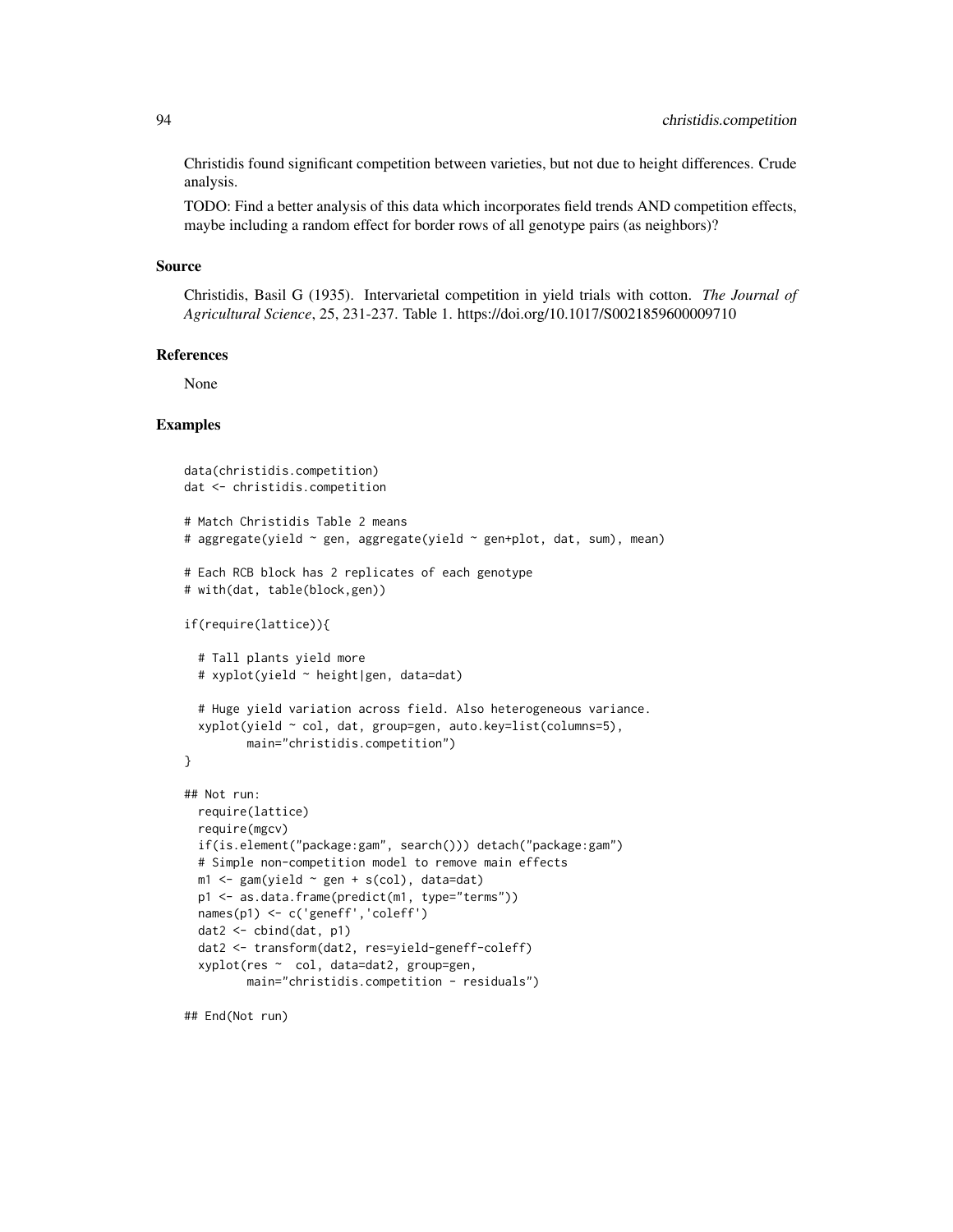Christidis found significant competition between varieties, but not due to height differences. Crude analysis.

TODO: Find a better analysis of this data which incorporates field trends AND competition effects, maybe including a random effect for border rows of all genotype pairs (as neighbors)?

## Source

Christidis, Basil G (1935). Intervarietal competition in yield trials with cotton. *The Journal of Agricultural Science*, 25, 231-237. Table 1. https://doi.org/10.1017/S0021859600009710

## References

None

## Examples

```
data(christidis.competition)
dat <- christidis.competition

# Match Christidis Table 2 means
# aggregate(yield ~ gen, aggregate(yield ~ gen+plot, dat, sum), mean)

# Each RCB block has 2 replicates of each genotype
# with(dat, table(block,gen))

if(require(lattice)){

  # Tall plants yield more
  # xyplot(yield ~ height|gen, data=dat)

  # Huge yield variation across field. Also heterogeneous variance.
  xyplot(yield ~ col, dat, group=gen, auto.key=list(columns=5),
         main="christidis.competition")
}

## Not run:
  require(lattice)
  require(mgcv)
  if(is.element("package:gam", search())) detach("package:gam")
  # Simple non-competition model to remove main effects
  m1 <- gam(yield ~ gen + s(col), data=dat)
  p1 <- as.data.frame(predict(m1, type="terms"))
  names(p1) <- c('geneff','coleff')
  dat2 <- cbind(dat, p1)
  dat2 <- transform(dat2, res=yield-geneff-coleff)
  xyplot(res ~  col, data=dat2, group=gen,
         main="christidis.competition - residuals")

## End(Not run)
```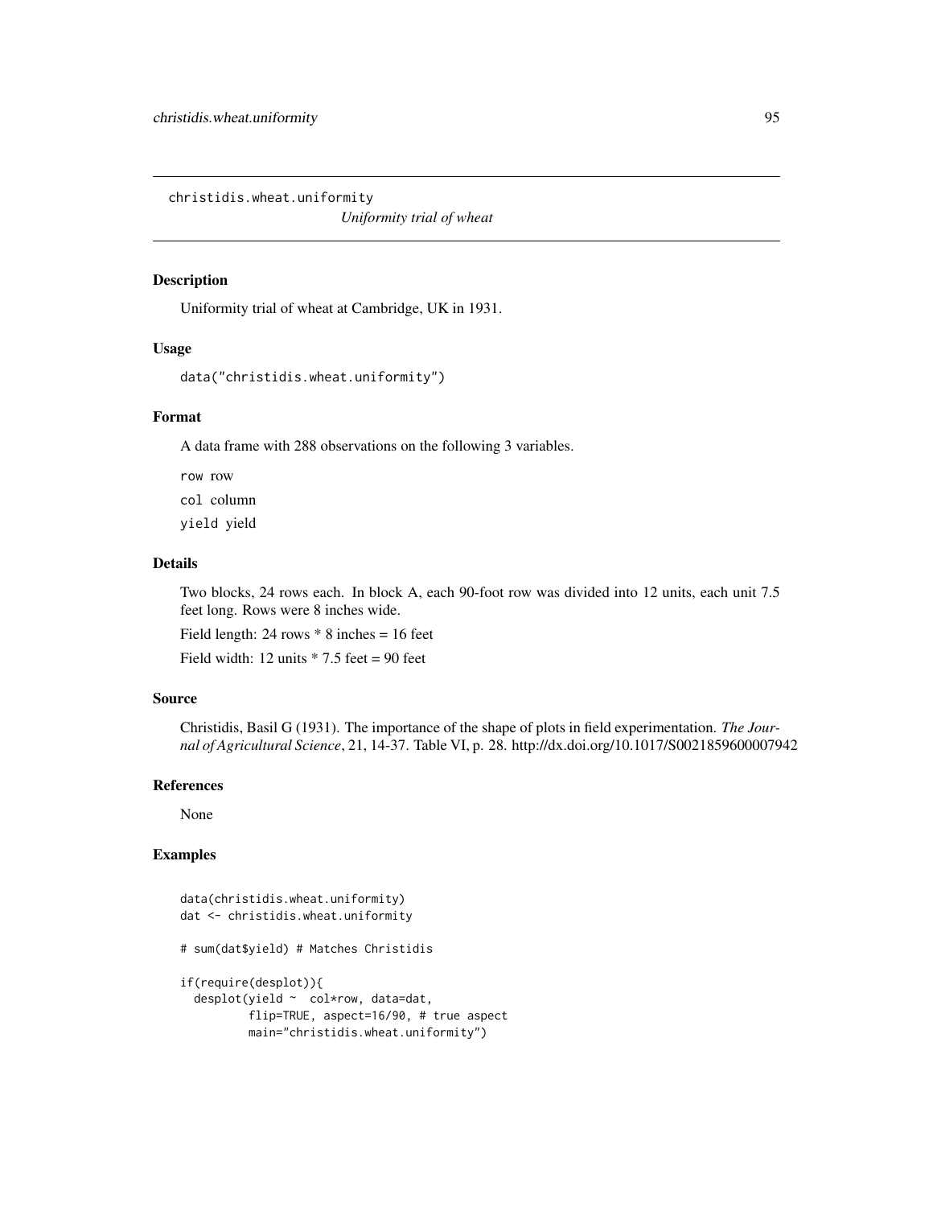`christidis.wheat.uniformity` *Uniformity trial of wheat*

## Description

Uniformity trial of wheat at Cambridge, UK in 1931.

## Usage

```
data("christidis.wheat.uniformity")
```

## Format

A data frame with 288 observations on the following 3 variables.

`row` row

`col` column

`yield` yield

## Details

Two blocks, 24 rows each. In block A, each 90-foot row was divided into 12 units, each unit 7.5 feet long. Rows were 8 inches wide.

Field length: 24 rows * 8 inches = 16 feet

Field width: 12 units * 7.5 feet = 90 feet

## Source

Christidis, Basil G (1931). The importance of the shape of plots in field experimentation. *The Journal of Agricultural Science*, 21, 14-37. Table VI, p. 28. http://dx.doi.org/10.1017/S0021859600007942

## References

None

## Examples

```
data(christidis.wheat.uniformity)
dat <- christidis.wheat.uniformity

# sum(dat$yield) # Matches Christidis

if(require(desplot)){
  desplot(yield ~  col*row, data=dat,
          flip=TRUE, aspect=16/90, # true aspect
          main="christidis.wheat.uniformity")
```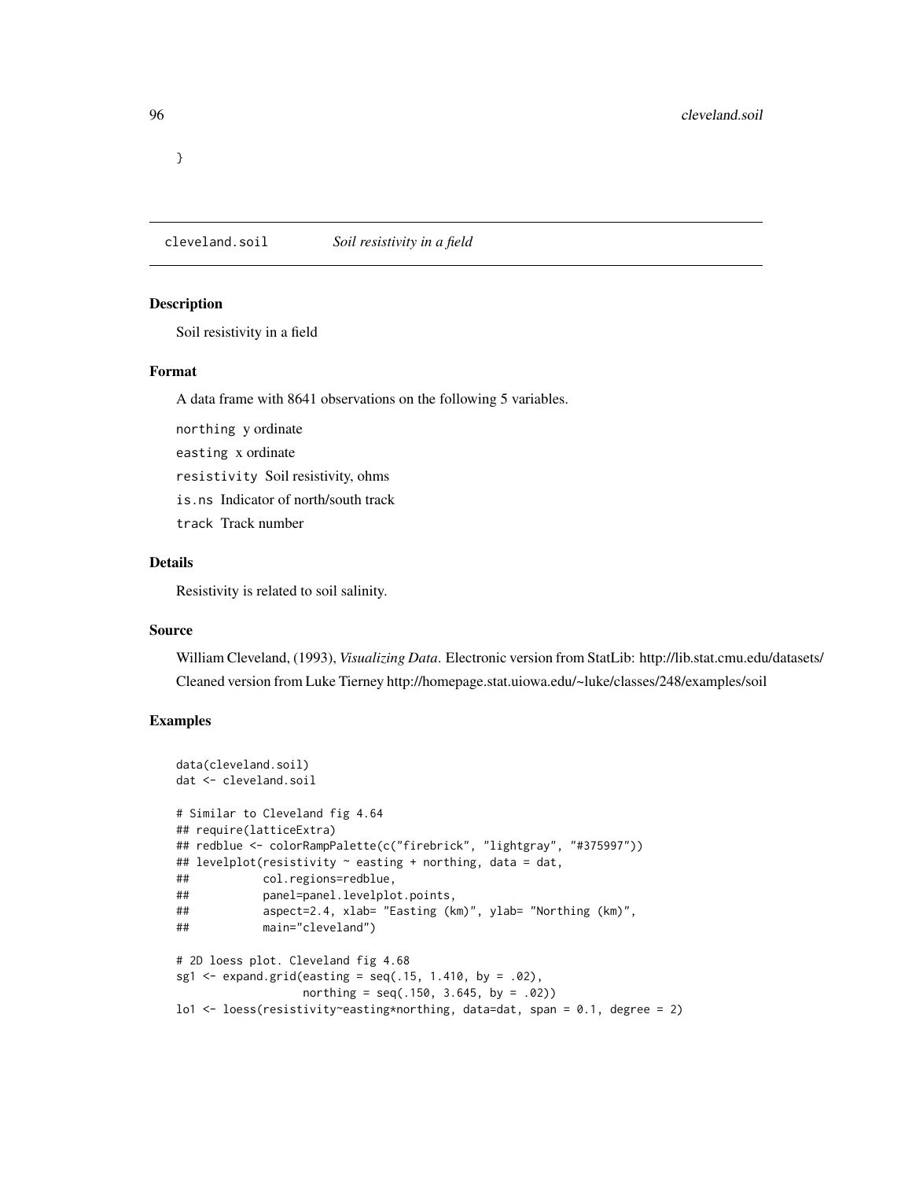```
}
```

## cleveland.soil *Soil resistivity in a field*

### Description

Soil resistivity in a field

### Format

A data frame with 8641 observations on the following 5 variables.

`northing` y ordinate

`easting` x ordinate

`resistivity` Soil resistivity, ohms

`is.ns` Indicator of north/south track

`track` Track number

### Details

Resistivity is related to soil salinity.

### Source

William Cleveland, (1993), *Visualizing Data*. Electronic version from StatLib: http://lib.stat.cmu.edu/datasets/

Cleaned version from Luke Tierney http://homepage.stat.uiowa.edu/~luke/classes/248/examples/soil

### Examples

```
data(cleveland.soil)
dat <- cleveland.soil

# Similar to Cleveland fig 4.64
## require(latticeExtra)
## redblue <- colorRampPalette(c("firebrick", "lightgray", "#375997"))
## levelplot(resistivity ~ easting + northing, data = dat,
##           col.regions=redblue,
##           panel=panel.levelplot.points,
##           aspect=2.4, xlab= "Easting (km)", ylab= "Northing (km)",
##           main="cleveland")

# 2D loess plot. Cleveland fig 4.68
sg1 <- expand.grid(easting = seq(.15, 1.410, by = .02),
                   northing = seq(.150, 3.645, by = .02))
lo1 <- loess(resistivity~easting*northing, data=dat, span = 0.1, degree = 2)
```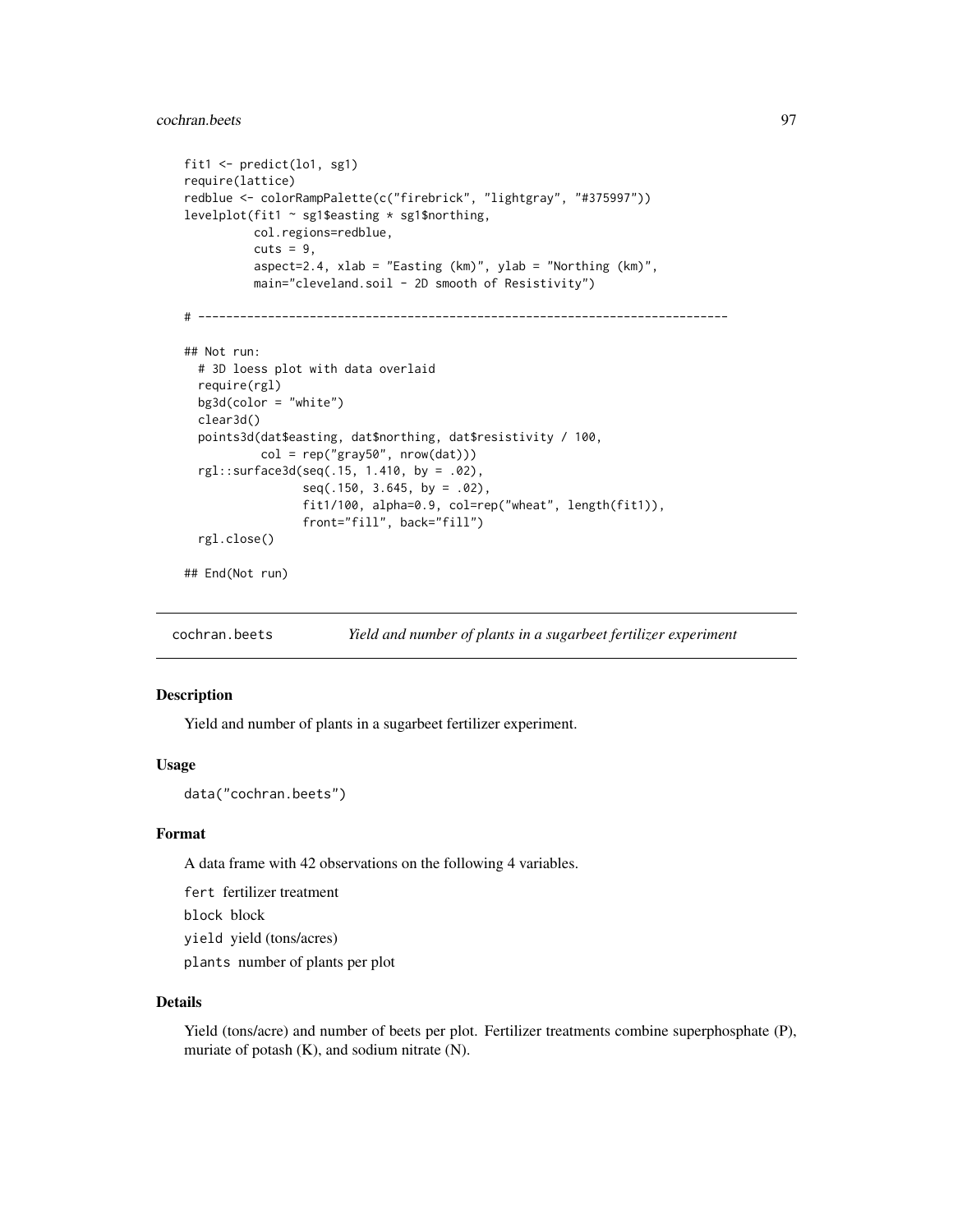```
fit1 <- predict(lo1, sg1)
require(lattice)
redblue <- colorRampPalette(c("firebrick", "lightgray", "#375997"))
levelplot(fit1 ~ sg1$easting * sg1$northing,
          col.regions=redblue,
          cuts = 9,
          aspect=2.4, xlab = "Easting (km)", ylab = "Northing (km)",
          main="cleveland.soil - 2D smooth of Resistivity")

# ----------------------------------------------------------------------------

## Not run:
  # 3D loess plot with data overlaid
  require(rgl)
  bg3d(color = "white")
  clear3d()
  points3d(dat$easting, dat$northing, dat$resistivity / 100,
           col = rep("gray50", nrow(dat)))
  rgl::surface3d(seq(.15, 1.410, by = .02),
                 seq(.150, 3.645, by = .02),
                 fit1/100, alpha=0.9, col=rep("wheat", length(fit1)),
                 front="fill", back="fill")
  rgl.close()

## End(Not run)
```

---

`cochran.beets` *Yield and number of plants in a sugarbeet fertilizer experiment*

---

### Description

Yield and number of plants in a sugarbeet fertilizer experiment.

### Usage

```
data("cochran.beets")
```

### Format

A data frame with 42 observations on the following 4 variables.

`fert` fertilizer treatment

`block` block

`yield` yield (tons/acres)

`plants` number of plants per plot

### Details

Yield (tons/acre) and number of beets per plot. Fertilizer treatments combine superphosphate (P), muriate of potash (K), and sodium nitrate (N).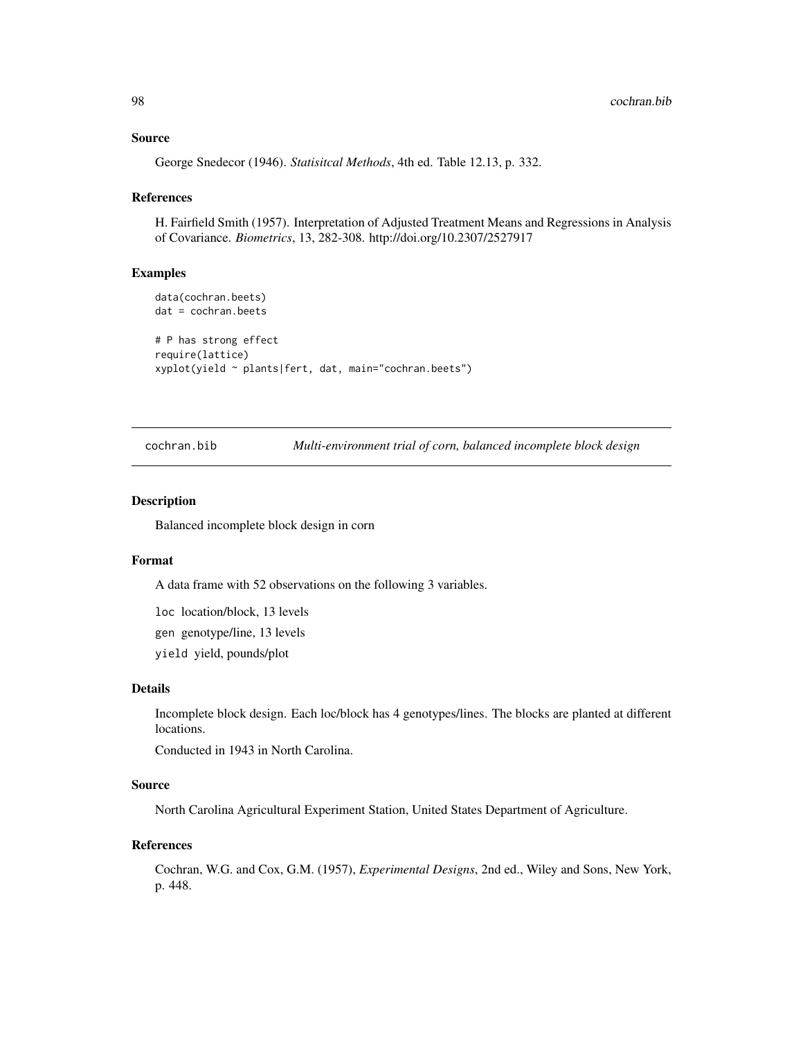### Source

George Snedecor (1946). *Statisitcal Methods*, 4th ed. Table 12.13, p. 332.

### References

H. Fairfield Smith (1957). Interpretation of Adjusted Treatment Means and Regressions in Analysis of Covariance. *Biometrics*, 13, 282-308. http://doi.org/10.2307/2527917

### Examples

```
data(cochran.beets)
dat = cochran.beets

# P has strong effect
require(lattice)
xyplot(yield ~ plants|fert, dat, main="cochran.beets")
```

---

## cochran.bib — *Multi-environment trial of corn, balanced incomplete block design*

### Description

Balanced incomplete block design in corn

### Format

A data frame with 52 observations on the following 3 variables.

`loc` location/block, 13 levels

`gen` genotype/line, 13 levels

`yield` yield, pounds/plot

### Details

Incomplete block design. Each loc/block has 4 genotypes/lines. The blocks are planted at different locations.

Conducted in 1943 in North Carolina.

### Source

North Carolina Agricultural Experiment Station, United States Department of Agriculture.

### References

Cochran, W.G. and Cox, G.M. (1957), *Experimental Designs*, 2nd ed., Wiley and Sons, New York, p. 448.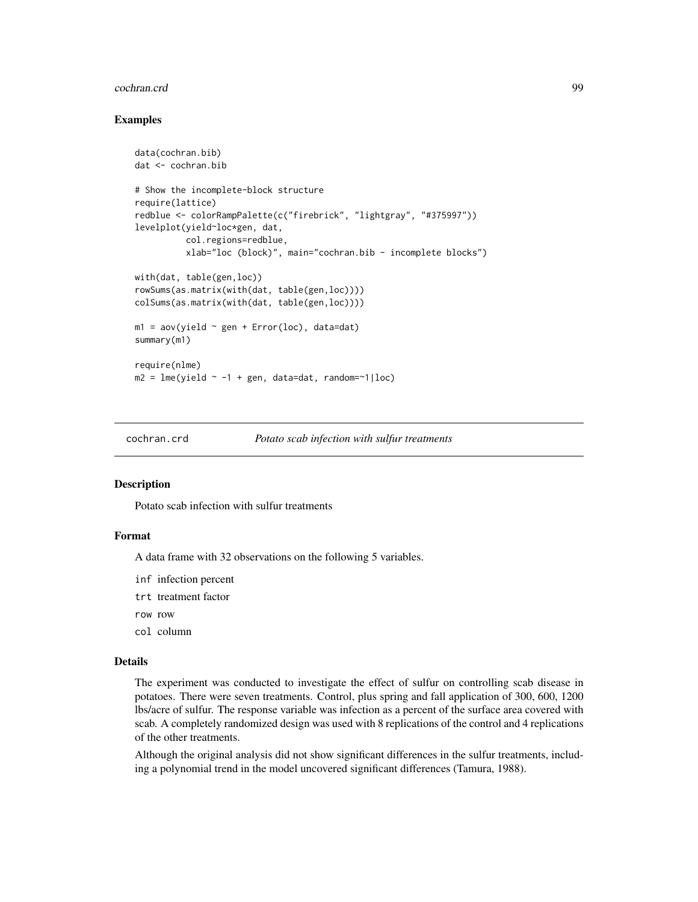## Examples

```
data(cochran.bib)
dat <- cochran.bib

# Show the incomplete-block structure
require(lattice)
redblue <- colorRampPalette(c("firebrick", "lightgray", "#375997"))
levelplot(yield~loc*gen, dat,
          col.regions=redblue,
          xlab="loc (block)", main="cochran.bib - incomplete blocks")

with(dat, table(gen,loc))
rowSums(as.matrix(with(dat, table(gen,loc))))
colSums(as.matrix(with(dat, table(gen,loc))))

m1 = aov(yield ~ gen + Error(loc), data=dat)
summary(m1)

require(nlme)
m2 = lme(yield ~ -1 + gen, data=dat, random=~1|loc)
```

---

`cochran.crd` *Potato scab infection with sulfur treatments*

---

## Description

Potato scab infection with sulfur treatments

## Format

A data frame with 32 observations on the following 5 variables.

- `inf` infection percent
- `trt` treatment factor
- `row` row
- `col` column

## Details

The experiment was conducted to investigate the effect of sulfur on controlling scab disease in potatoes. There were seven treatments. Control, plus spring and fall application of 300, 600, 1200 lbs/acre of sulfur. The response variable was infection as a percent of the surface area covered with scab. A completely randomized design was used with 8 replications of the control and 4 replications of the other treatments.

Although the original analysis did not show significant differences in the sulfur treatments, including a polynomial trend in the model uncovered significant differences (Tamura, 1988).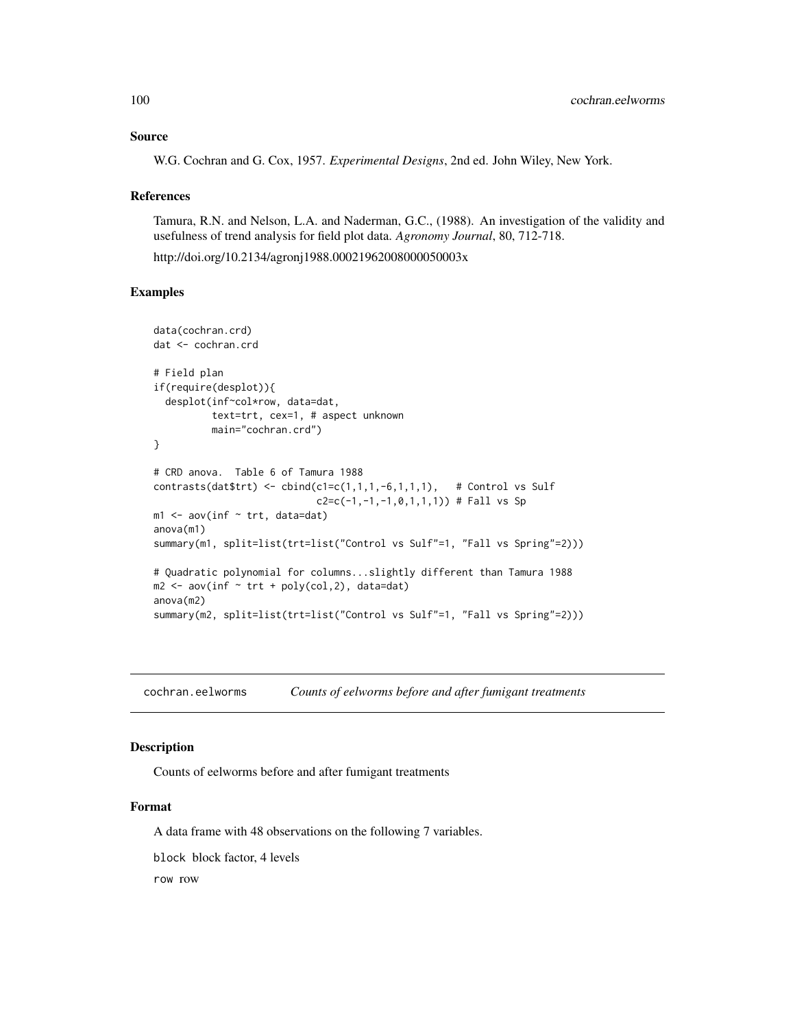## Source

W.G. Cochran and G. Cox, 1957. *Experimental Designs*, 2nd ed. John Wiley, New York.

## References

Tamura, R.N. and Nelson, L.A. and Naderman, G.C., (1988). An investigation of the validity and usefulness of trend analysis for field plot data. *Agronomy Journal*, 80, 712-718.

http://doi.org/10.2134/agronj1988.00021962008000050003x

## Examples

```
data(cochran.crd)
dat <- cochran.crd

# Field plan
if(require(desplot)){
  desplot(inf~col*row, data=dat,
          text=trt, cex=1, # aspect unknown
          main="cochran.crd")
}

# CRD anova.  Table 6 of Tamura 1988
contrasts(dat$trt) <- cbind(c1=c(1,1,1,-6,1,1,1),   # Control vs Sulf
                            c2=c(-1,-1,-1,0,1,1,1)) # Fall vs Sp
m1 <- aov(inf ~ trt, data=dat)
anova(m1)
summary(m1, split=list(trt=list("Control vs Sulf"=1, "Fall vs Spring"=2)))

# Quadratic polynomial for columns...slightly different than Tamura 1988
m2 <- aov(inf ~ trt + poly(col,2), data=dat)
anova(m2)
summary(m2, split=list(trt=list("Control vs Sulf"=1, "Fall vs Spring"=2)))
```

---

# cochran.eelworms — *Counts of eelworms before and after fumigant treatments*

## Description

Counts of eelworms before and after fumigant treatments

## Format

A data frame with 48 observations on the following 7 variables.

`block` block factor, 4 levels

`row` row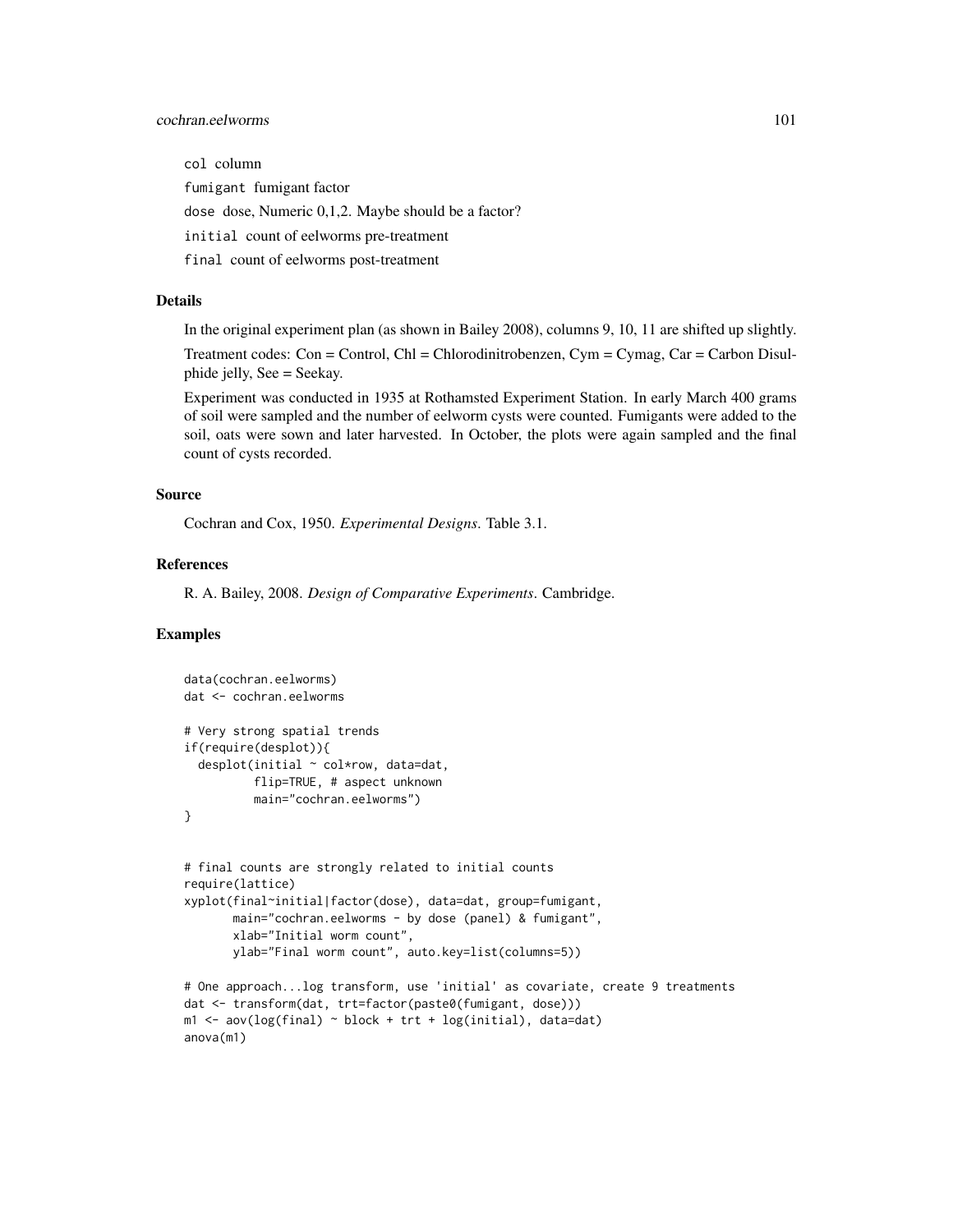col column

fumigant fumigant factor

dose dose, Numeric 0,1,2. Maybe should be a factor?

initial count of eelworms pre-treatment

final count of eelworms post-treatment

## Details

In the original experiment plan (as shown in Bailey 2008), columns 9, 10, 11 are shifted up slightly.

Treatment codes: Con = Control, Chl = Chlorodinitrobenzen, Cym = Cymag, Car = Carbon Disulphide jelly, See = Seekay.

Experiment was conducted in 1935 at Rothamsted Experiment Station. In early March 400 grams of soil were sampled and the number of eelworm cysts were counted. Fumigants were added to the soil, oats were sown and later harvested. In October, the plots were again sampled and the final count of cysts recorded.

## Source

Cochran and Cox, 1950. *Experimental Designs*. Table 3.1.

## References

R. A. Bailey, 2008. *Design of Comparative Experiments*. Cambridge.

## Examples

```
data(cochran.eelworms)
dat <- cochran.eelworms

# Very strong spatial trends
if(require(desplot)){
  desplot(initial ~ col*row, data=dat,
          flip=TRUE, # aspect unknown
          main="cochran.eelworms")
}


# final counts are strongly related to initial counts
require(lattice)
xyplot(final~initial|factor(dose), data=dat, group=fumigant,
       main="cochran.eelworms - by dose (panel) & fumigant",
       xlab="Initial worm count",
       ylab="Final worm count", auto.key=list(columns=5))

# One approach...log transform, use 'initial' as covariate, create 9 treatments
dat <- transform(dat, trt=factor(paste0(fumigant, dose)))
m1 <- aov(log(final) ~ block + trt + log(initial), data=dat)
anova(m1)
```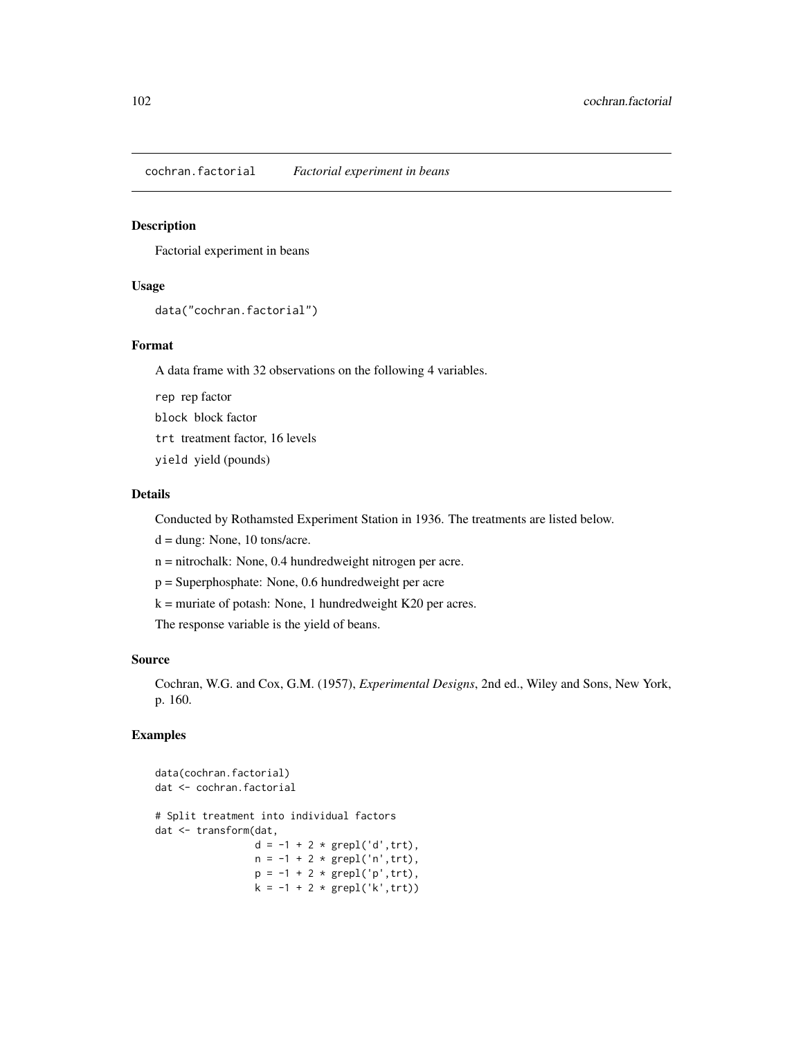cochran.factorial *Factorial experiment in beans*

## Description

Factorial experiment in beans

## Usage

```
data("cochran.factorial")
```

## Format

A data frame with 32 observations on the following 4 variables.

`rep` rep factor

`block` block factor

`trt` treatment factor, 16 levels

`yield` yield (pounds)

## Details

Conducted by Rothamsted Experiment Station in 1936. The treatments are listed below.

d = dung: None, 10 tons/acre.

n = nitrochalk: None, 0.4 hundredweight nitrogen per acre.

p = Superphosphate: None, 0.6 hundredweight per acre

k = muriate of potash: None, 1 hundredweight K20 per acres.

The response variable is the yield of beans.

## Source

Cochran, W.G. and Cox, G.M. (1957), *Experimental Designs*, 2nd ed., Wiley and Sons, New York, p. 160.

## Examples

```
data(cochran.factorial)
dat <- cochran.factorial

# Split treatment into individual factors
dat <- transform(dat,
                 d = -1 + 2 * grepl('d',trt),
                 n = -1 + 2 * grepl('n',trt),
                 p = -1 + 2 * grepl('p',trt),
                 k = -1 + 2 * grepl('k',trt))
```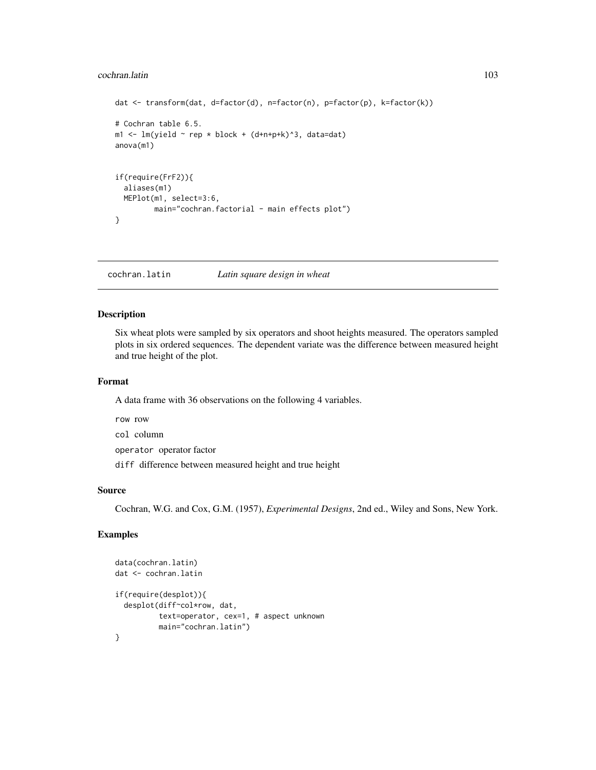```
dat <- transform(dat, d=factor(d), n=factor(n), p=factor(p), k=factor(k))

# Cochran table 6.5.
m1 <- lm(yield ~ rep * block + (d+n+p+k)^3, data=dat)
anova(m1)


if(require(FrF2)){
  aliases(m1)
  MEPlot(m1, select=3:6,
         main="cochran.factorial - main effects plot")
}
```

## cochran.latin — *Latin square design in wheat*

### Description

Six wheat plots were sampled by six operators and shoot heights measured. The operators sampled plots in six ordered sequences. The dependent variate was the difference between measured height and true height of the plot.

### Format

A data frame with 36 observations on the following 4 variables.

`row` row

`col` column

`operator` operator factor

`diff` difference between measured height and true height

### Source

Cochran, W.G. and Cox, G.M. (1957), *Experimental Designs*, 2nd ed., Wiley and Sons, New York.

### Examples

```
data(cochran.latin)
dat <- cochran.latin

if(require(desplot)){
  desplot(diff~col*row, dat,
          text=operator, cex=1, # aspect unknown
          main="cochran.latin")
}
```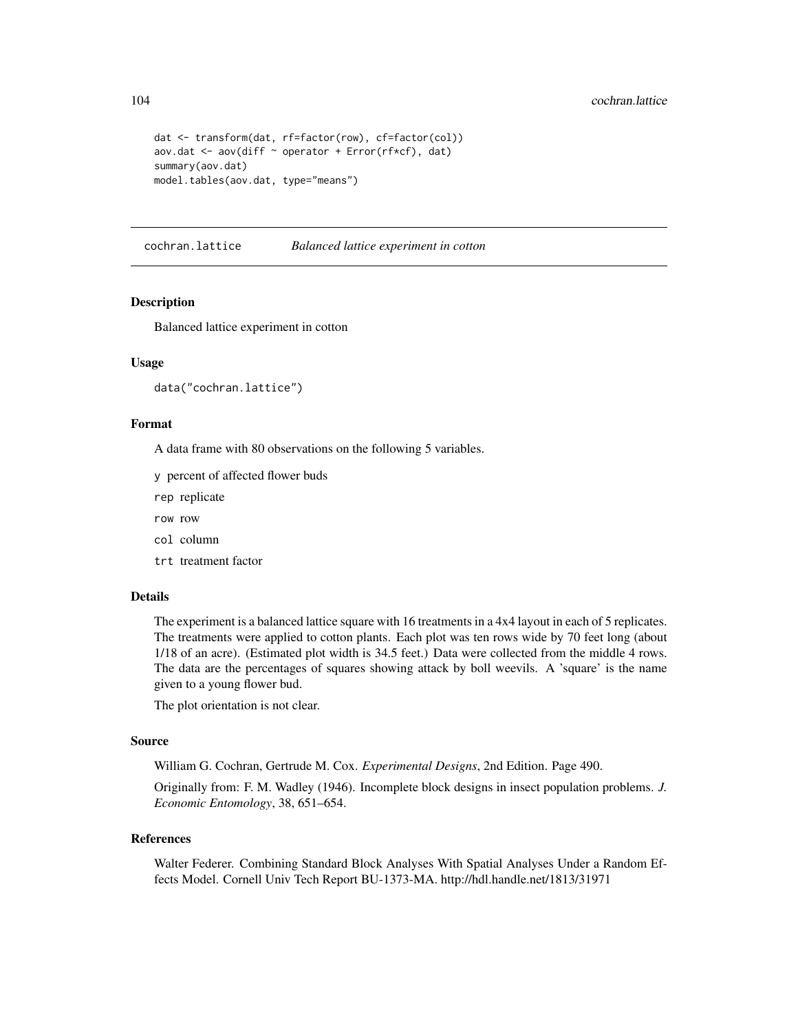```
dat <- transform(dat, rf=factor(row), cf=factor(col))
aov.dat <- aov(diff ~ operator + Error(rf*cf), dat)
summary(aov.dat)
model.tables(aov.dat, type="means")
```

---

## cochran.lattice *Balanced lattice experiment in cotton*

### Description

Balanced lattice experiment in cotton

### Usage

```
data("cochran.lattice")
```

### Format

A data frame with 80 observations on the following 5 variables.

- `y` percent of affected flower buds
- `rep` replicate
- `row` row
- `col` column
- `trt` treatment factor

### Details

The experiment is a balanced lattice square with 16 treatments in a 4x4 layout in each of 5 replicates. The treatments were applied to cotton plants. Each plot was ten rows wide by 70 feet long (about 1/18 of an acre). (Estimated plot width is 34.5 feet.) Data were collected from the middle 4 rows. The data are the percentages of squares showing attack by boll weevils. A 'square' is the name given to a young flower bud.

The plot orientation is not clear.

### Source

William G. Cochran, Gertrude M. Cox. *Experimental Designs*, 2nd Edition. Page 490.

Originally from: F. M. Wadley (1946). Incomplete block designs in insect population problems. *J. Economic Entomology*, 38, 651–654.

### References

Walter Federer. Combining Standard Block Analyses With Spatial Analyses Under a Random Effects Model. Cornell Univ Tech Report BU-1373-MA. http://hdl.handle.net/1813/31971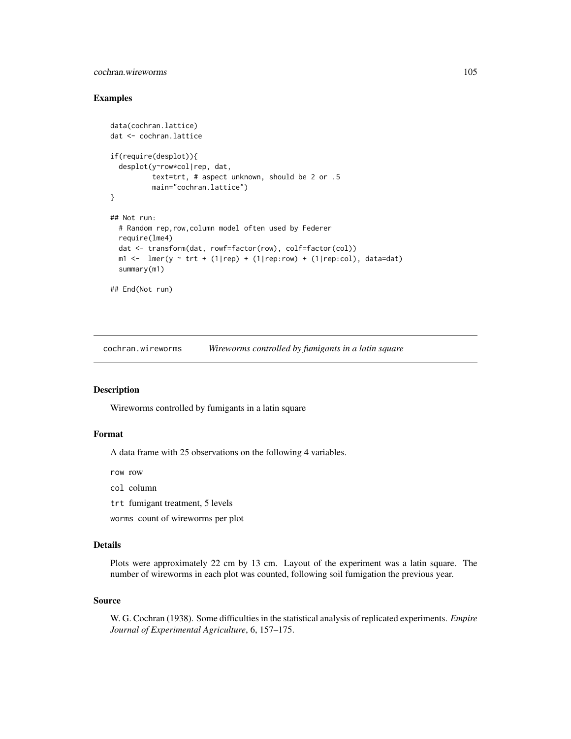### Examples

```
data(cochran.lattice)
dat <- cochran.lattice

if(require(desplot)){
  desplot(y~row*col|rep, dat,
          text=trt, # aspect unknown, should be 2 or .5
          main="cochran.lattice")
}

## Not run:
  # Random rep,row,column model often used by Federer
  require(lme4)
  dat <- transform(dat, rowf=factor(row), colf=factor(col))
  m1 <-  lmer(y ~ trt + (1|rep) + (1|rep:row) + (1|rep:col), data=dat)
  summary(m1)

## End(Not run)
```

---

## cochran.wireworms — *Wireworms controlled by fumigants in a latin square*

### Description

Wireworms controlled by fumigants in a latin square

### Format

A data frame with 25 observations on the following 4 variables.

`row` row

`col` column

`trt` fumigant treatment, 5 levels

`worms` count of wireworms per plot

### Details

Plots were approximately 22 cm by 13 cm. Layout of the experiment was a latin square. The number of wireworms in each plot was counted, following soil fumigation the previous year.

### Source

W. G. Cochran (1938). Some difficulties in the statistical analysis of replicated experiments. *Empire Journal of Experimental Agriculture*, 6, 157–175.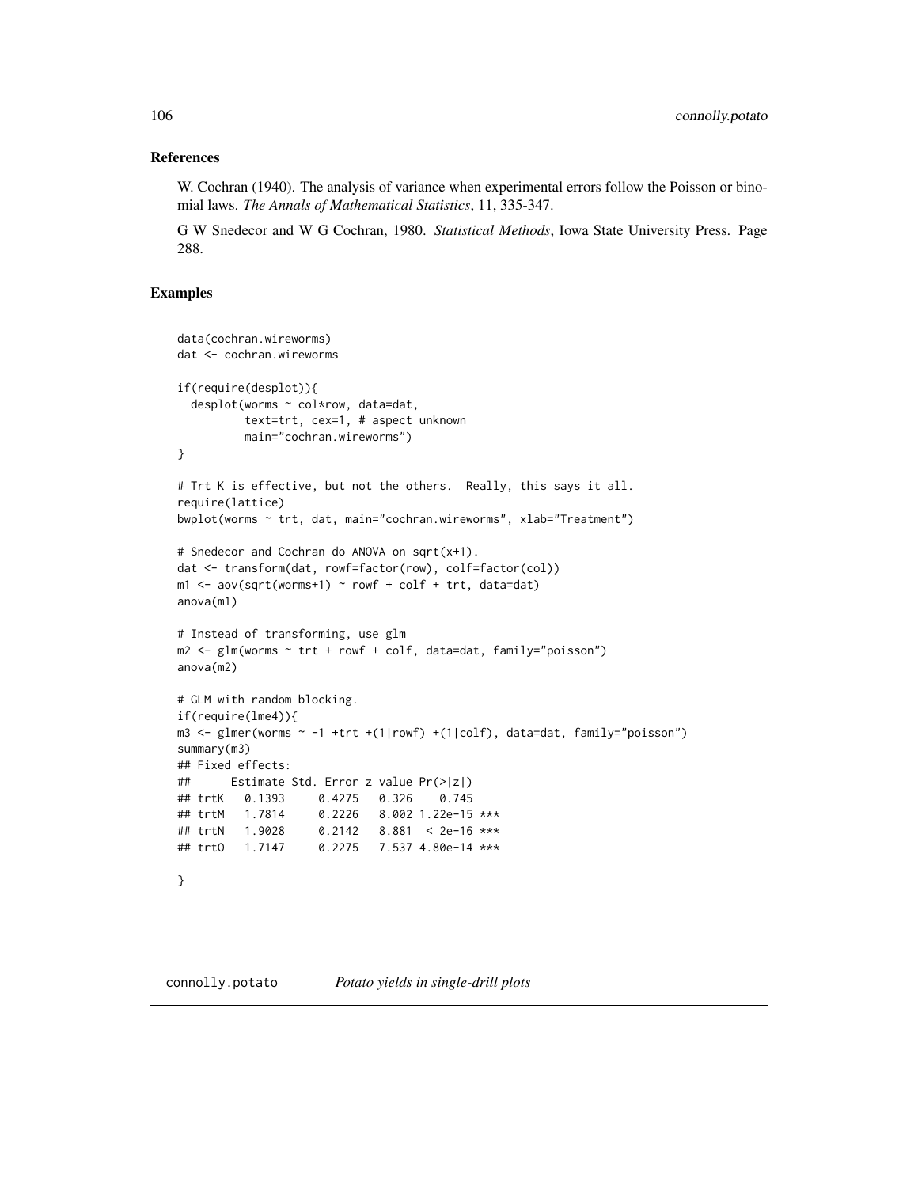## References

W. Cochran (1940). The analysis of variance when experimental errors follow the Poisson or binomial laws. *The Annals of Mathematical Statistics*, 11, 335-347.

G W Snedecor and W G Cochran, 1980. *Statistical Methods*, Iowa State University Press. Page 288.

## Examples

```
data(cochran.wireworms)
dat <- cochran.wireworms

if(require(desplot)){
  desplot(worms ~ col*row, data=dat,
          text=trt, cex=1, # aspect unknown
          main="cochran.wireworms")
}

# Trt K is effective, but not the others.  Really, this says it all.
require(lattice)
bwplot(worms ~ trt, dat, main="cochran.wireworms", xlab="Treatment")

# Snedecor and Cochran do ANOVA on sqrt(x+1).
dat <- transform(dat, rowf=factor(row), colf=factor(col))
m1 <- aov(sqrt(worms+1) ~ rowf + colf + trt, data=dat)
anova(m1)

# Instead of transforming, use glm
m2 <- glm(worms ~ trt + rowf + colf, data=dat, family="poisson")
anova(m2)

# GLM with random blocking.
if(require(lme4)){
m3 <- glmer(worms ~ -1 +trt +(1|rowf) +(1|colf), data=dat, family="poisson")
summary(m3)
## Fixed effects:
##      Estimate Std. Error z value Pr(>|z|)
## trtK   0.1393     0.4275   0.326    0.745
## trtM   1.7814     0.2226   8.002 1.22e-15 ***
## trtN   1.9028     0.2142   8.881  < 2e-16 ***
## trtO   1.7147     0.2275   7.537 4.80e-14 ***

}
```

---

connolly.potato     *Potato yields in single-drill plots*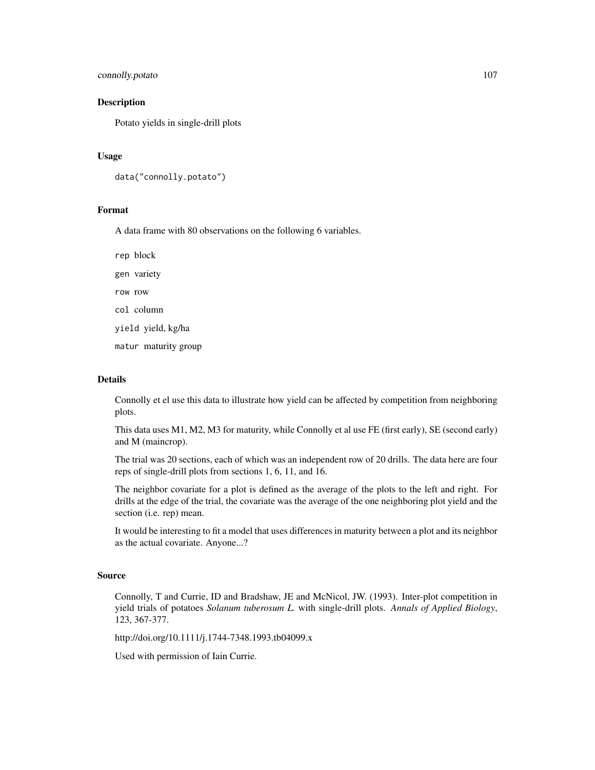## Description

Potato yields in single-drill plots

## Usage

```
data("connolly.potato")
```

## Format

A data frame with 80 observations on the following 6 variables.

- `rep` block
- `gen` variety
- `row` row
- `col` column
- `yield` yield, kg/ha
- `matur` maturity group

## Details

Connolly et el use this data to illustrate how yield can be affected by competition from neighboring plots.

This data uses M1, M2, M3 for maturity, while Connolly et al use FE (first early), SE (second early) and M (maincrop).

The trial was 20 sections, each of which was an independent row of 20 drills. The data here are four reps of single-drill plots from sections 1, 6, 11, and 16.

The neighbor covariate for a plot is defined as the average of the plots to the left and right. For drills at the edge of the trial, the covariate was the average of the one neighboring plot yield and the section (i.e. rep) mean.

It would be interesting to fit a model that uses differences in maturity between a plot and its neighbor as the actual covariate. Anyone...?

## Source

Connolly, T and Currie, ID and Bradshaw, JE and McNicol, JW. (1993). Inter-plot competition in yield trials of potatoes *Solanum tuberosum L.* with single-drill plots. *Annals of Applied Biology*, 123, 367-377.

http://doi.org/10.1111/j.1744-7348.1993.tb04099.x

Used with permission of Iain Currie.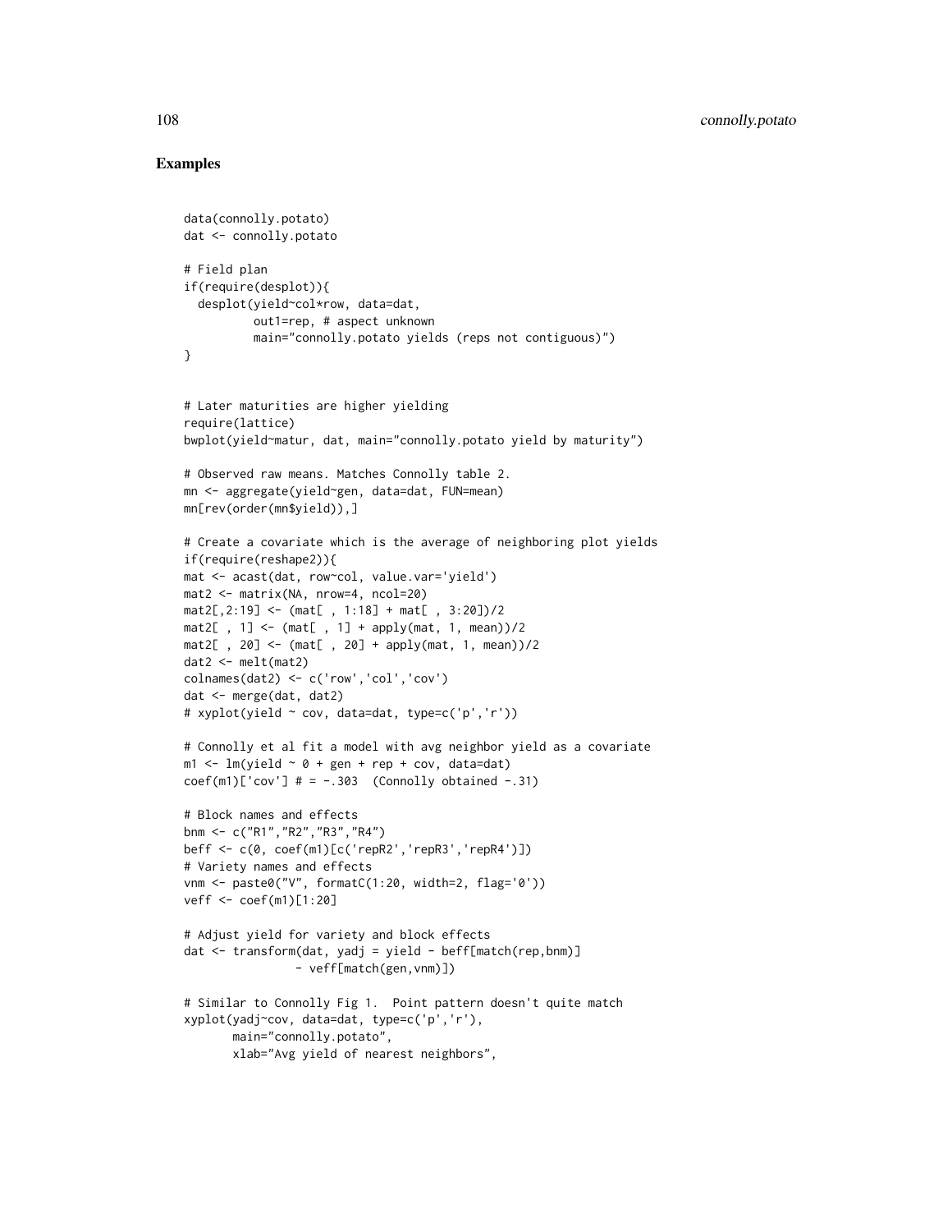## Examples

```
data(connolly.potato)
dat <- connolly.potato

# Field plan
if(require(desplot)){
  desplot(yield~col*row, data=dat,
          out1=rep, # aspect unknown
          main="connolly.potato yields (reps not contiguous)")
}


# Later maturities are higher yielding
require(lattice)
bwplot(yield~matur, dat, main="connolly.potato yield by maturity")

# Observed raw means. Matches Connolly table 2.
mn <- aggregate(yield~gen, data=dat, FUN=mean)
mn[rev(order(mn$yield)),]

# Create a covariate which is the average of neighboring plot yields
if(require(reshape2)){
mat <- acast(dat, row~col, value.var='yield')
mat2 <- matrix(NA, nrow=4, ncol=20)
mat2[,2:19] <- (mat[ , 1:18] + mat[ , 3:20])/2
mat2[ , 1] <- (mat[ , 1] + apply(mat, 1, mean))/2
mat2[ , 20] <- (mat[ , 20] + apply(mat, 1, mean))/2
dat2 <- melt(mat2)
colnames(dat2) <- c('row','col','cov')
dat <- merge(dat, dat2)
# xyplot(yield ~ cov, data=dat, type=c('p','r'))

# Connolly et al fit a model with avg neighbor yield as a covariate
m1 <- lm(yield ~ 0 + gen + rep + cov, data=dat)
coef(m1)['cov'] # = -.303  (Connolly obtained -.31)

# Block names and effects
bnm <- c("R1","R2","R3","R4")
beff <- c(0, coef(m1)[c('repR2','repR3','repR4')])
# Variety names and effects
vnm <- paste0("V", formatC(1:20, width=2, flag='0'))
veff <- coef(m1)[1:20]

# Adjust yield for variety and block effects
dat <- transform(dat, yadj = yield - beff[match(rep,bnm)]
                 - veff[match(gen,vnm)])

# Similar to Connolly Fig 1.  Point pattern doesn't quite match
xyplot(yadj~cov, data=dat, type=c('p','r'),
       main="connolly.potato",
       xlab="Avg yield of nearest neighbors",
```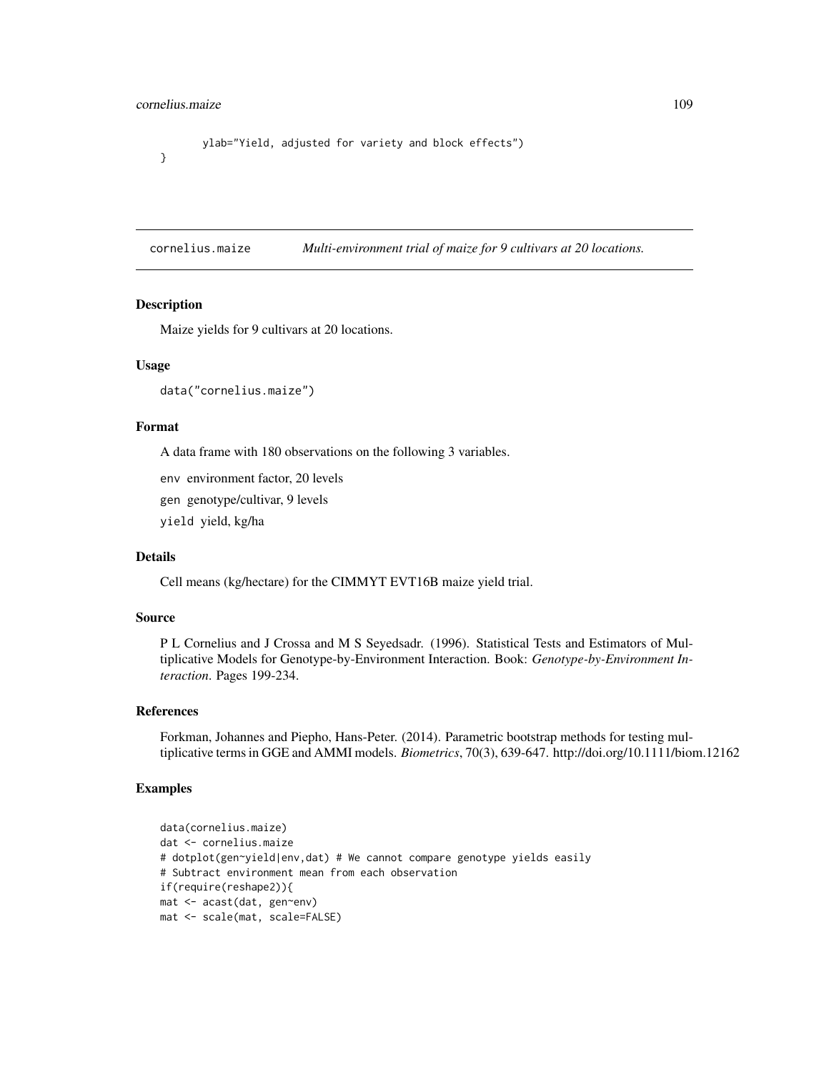```
        ylab="Yield, adjusted for variety and block effects")
}
```

---

cornelius.maize    *Multi-environment trial of maize for 9 cultivars at 20 locations.*

---

## Description

Maize yields for 9 cultivars at 20 locations.

## Usage

```
data("cornelius.maize")
```

## Format

A data frame with 180 observations on the following 3 variables.

`env` environment factor, 20 levels

`gen` genotype/cultivar, 9 levels

`yield` yield, kg/ha

## Details

Cell means (kg/hectare) for the CIMMYT EVT16B maize yield trial.

## Source

P L Cornelius and J Crossa and M S Seyedsadr. (1996). Statistical Tests and Estimators of Multiplicative Models for Genotype-by-Environment Interaction. Book: *Genotype-by-Environment Interaction*. Pages 199-234.

## References

Forkman, Johannes and Piepho, Hans-Peter. (2014). Parametric bootstrap methods for testing multiplicative terms in GGE and AMMI models. *Biometrics*, 70(3), 639-647. http://doi.org/10.1111/biom.12162

## Examples

```
data(cornelius.maize)
dat <- cornelius.maize
# dotplot(gen~yield|env,dat) # We cannot compare genotype yields easily
# Subtract environment mean from each observation
if(require(reshape2)){
mat <- acast(dat, gen~env)
mat <- scale(mat, scale=FALSE)
```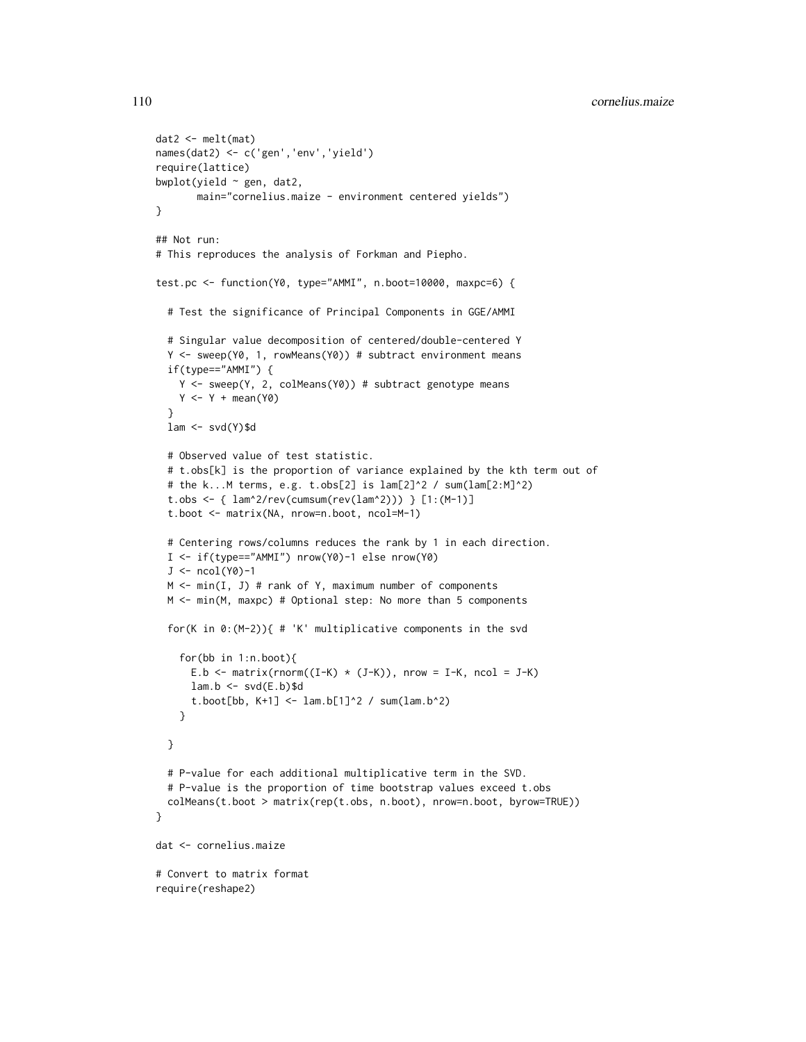```
dat2 <- melt(mat)
names(dat2) <- c('gen','env','yield')
require(lattice)
bwplot(yield ~ gen, dat2,
       main="cornelius.maize - environment centered yields")
}

## Not run:
# This reproduces the analysis of Forkman and Piepho.

test.pc <- function(Y0, type="AMMI", n.boot=10000, maxpc=6) {

  # Test the significance of Principal Components in GGE/AMMI

  # Singular value decomposition of centered/double-centered Y
  Y <- sweep(Y0, 1, rowMeans(Y0)) # subtract environment means
  if(type=="AMMI") {
    Y <- sweep(Y, 2, colMeans(Y0)) # subtract genotype means
    Y <- Y + mean(Y0)
  }
  lam <- svd(Y)$d

  # Observed value of test statistic.
  # t.obs[k] is the proportion of variance explained by the kth term out of
  # the k...M terms, e.g. t.obs[2] is lam[2]^2 / sum(lam[2:M]^2)
  t.obs <- { lam^2/rev(cumsum(rev(lam^2))) } [1:(M-1)]
  t.boot <- matrix(NA, nrow=n.boot, ncol=M-1)

  # Centering rows/columns reduces the rank by 1 in each direction.
  I <- if(type=="AMMI") nrow(Y0)-1 else nrow(Y0)
  J <- ncol(Y0)-1
  M <- min(I, J) # rank of Y, maximum number of components
  M <- min(M, maxpc) # Optional step: No more than 5 components

  for(K in 0:(M-2)){ # 'K' multiplicative components in the svd

    for(bb in 1:n.boot){
      E.b <- matrix(rnorm((I-K) * (J-K)), nrow = I-K, ncol = J-K)
      lam.b <- svd(E.b)$d
      t.boot[bb, K+1] <- lam.b[1]^2 / sum(lam.b^2)
    }

  }

  # P-value for each additional multiplicative term in the SVD.
  # P-value is the proportion of time bootstrap values exceed t.obs
  colMeans(t.boot > matrix(rep(t.obs, n.boot), nrow=n.boot, byrow=TRUE))
}

dat <- cornelius.maize

# Convert to matrix format
require(reshape2)
```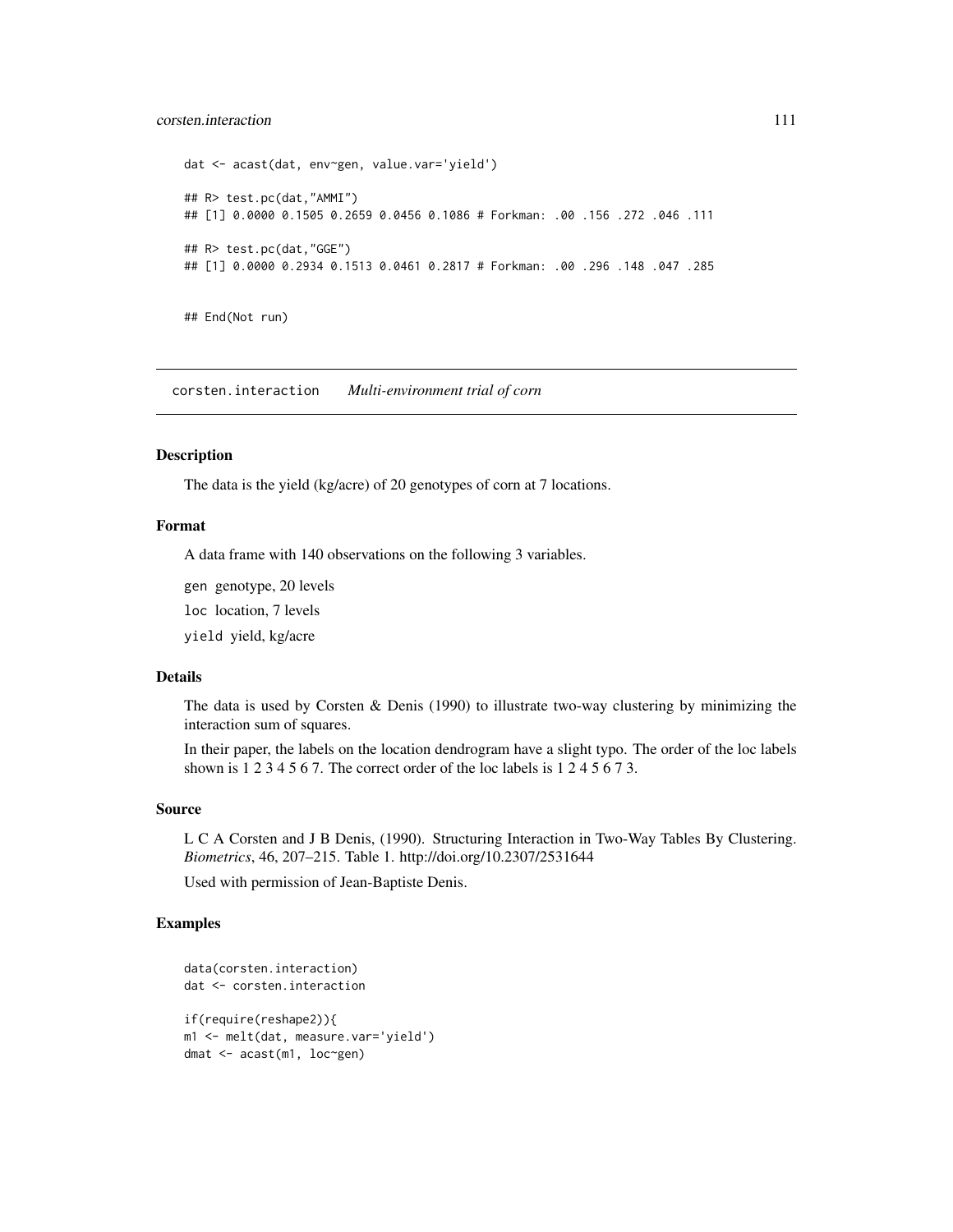```
dat <- acast(dat, env~gen, value.var='yield')

## R> test.pc(dat,"AMMI")
## [1] 0.0000 0.1505 0.2659 0.0456 0.1086 # Forkman: .00 .156 .272 .046 .111

## R> test.pc(dat,"GGE")
## [1] 0.0000 0.2934 0.1513 0.0461 0.2817 # Forkman: .00 .296 .148 .047 .285


## End(Not run)
```

---

corsten.interaction    *Multi-environment trial of corn*

---

## Description

The data is the yield (kg/acre) of 20 genotypes of corn at 7 locations.

## Format

A data frame with 140 observations on the following 3 variables.

`gen` genotype, 20 levels

`loc` location, 7 levels

`yield` yield, kg/acre

## Details

The data is used by Corsten & Denis (1990) to illustrate two-way clustering by minimizing the interaction sum of squares.

In their paper, the labels on the location dendrogram have a slight typo. The order of the loc labels shown is 1 2 3 4 5 6 7. The correct order of the loc labels is 1 2 4 5 6 7 3.

## Source

L C A Corsten and J B Denis, (1990). Structuring Interaction in Two-Way Tables By Clustering. *Biometrics*, 46, 207–215. Table 1. http://doi.org/10.2307/2531644

Used with permission of Jean-Baptiste Denis.

## Examples

```
data(corsten.interaction)
dat <- corsten.interaction

if(require(reshape2)){
m1 <- melt(dat, measure.var='yield')
dmat <- acast(m1, loc~gen)
```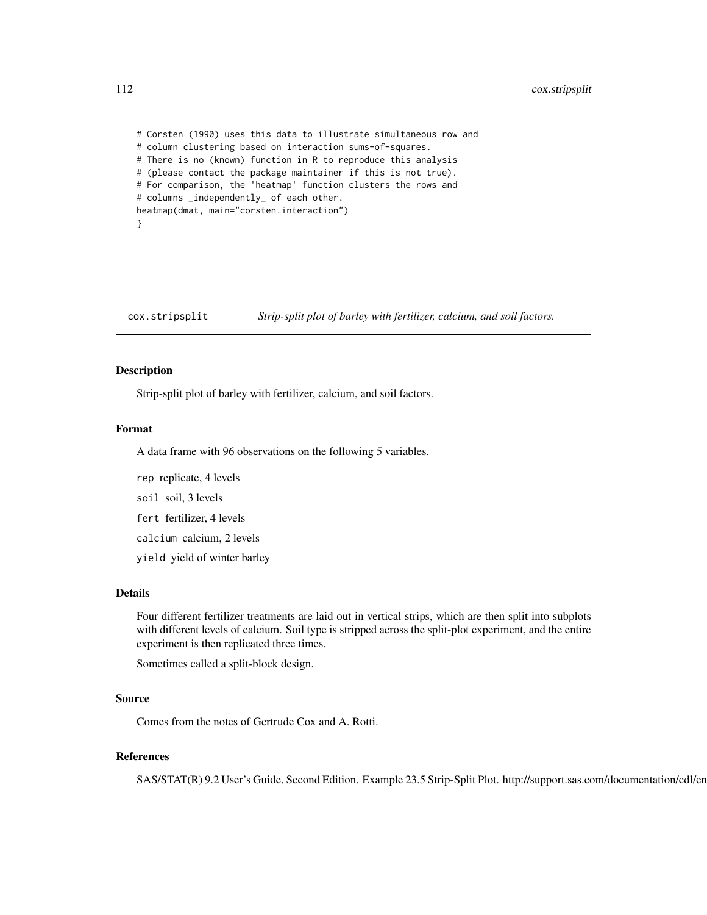```
# Corsten (1990) uses this data to illustrate simultaneous row and
# column clustering based on interaction sums-of-squares.
# There is no (known) function in R to reproduce this analysis
# (please contact the package maintainer if this is not true).
# For comparison, the 'heatmap' function clusters the rows and
# columns _independently_ of each other.
heatmap(dmat, main="corsten.interaction")
}
```

## cox.stripsplit *Strip-split plot of barley with fertilizer, calcium, and soil factors.*

### Description

Strip-split plot of barley with fertilizer, calcium, and soil factors.

### Format

A data frame with 96 observations on the following 5 variables.

- `rep` replicate, 4 levels
- `soil` soil, 3 levels
- `fert` fertilizer, 4 levels
- `calcium` calcium, 2 levels
- `yield` yield of winter barley

### Details

Four different fertilizer treatments are laid out in vertical strips, which are then split into subplots with different levels of calcium. Soil type is stripped across the split-plot experiment, and the entire experiment is then replicated three times.

Sometimes called a split-block design.

### Source

Comes from the notes of Gertrude Cox and A. Rotti.

### References

SAS/STAT(R) 9.2 User's Guide, Second Edition. Example 23.5 Strip-Split Plot. http://support.sas.com/documentation/cdl/en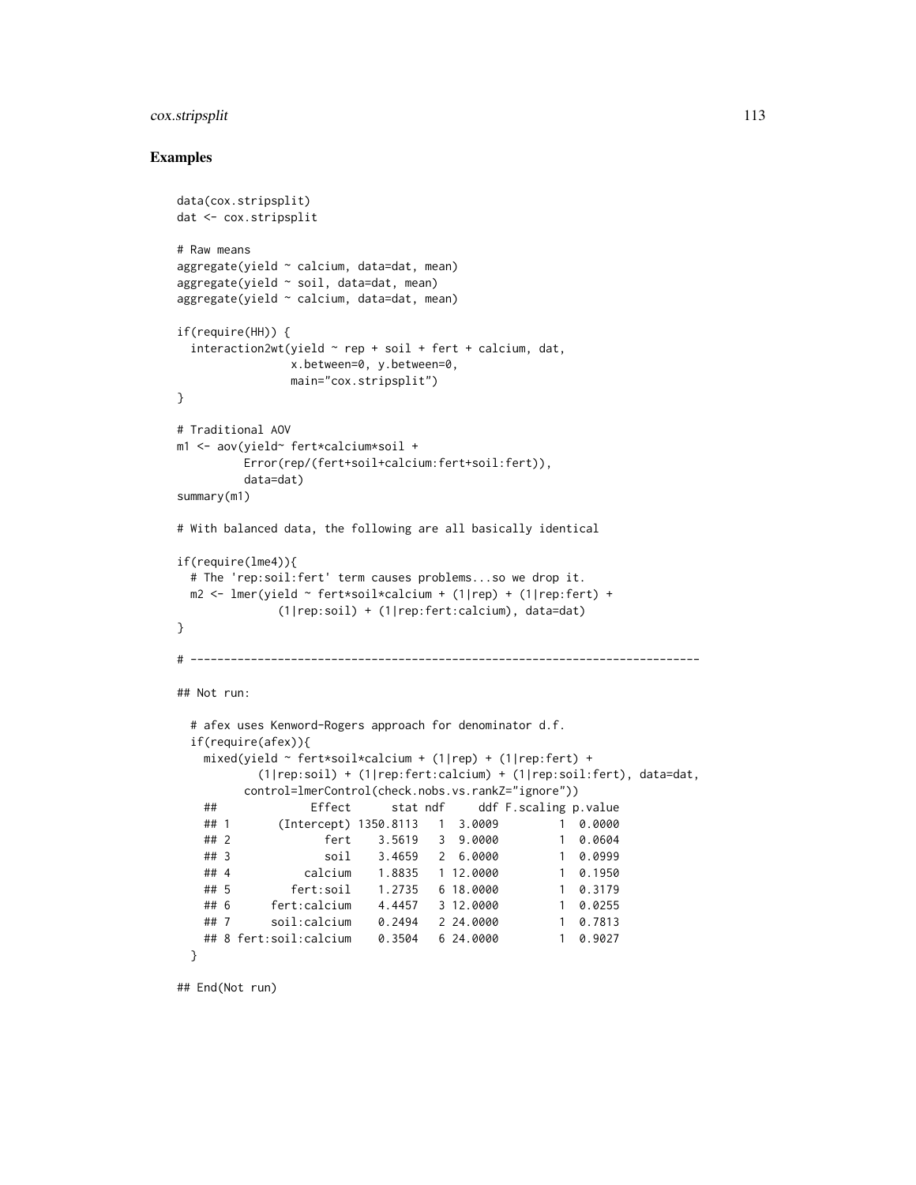## Examples

```
data(cox.stripsplit)
dat <- cox.stripsplit

# Raw means
aggregate(yield ~ calcium, data=dat, mean)
aggregate(yield ~ soil, data=dat, mean)
aggregate(yield ~ calcium, data=dat, mean)

if(require(HH)) {
  interaction2wt(yield ~ rep + soil + fert + calcium, dat,
                 x.between=0, y.between=0,
                 main="cox.stripsplit")
}

# Traditional AOV
m1 <- aov(yield~ fert*calcium*soil +
          Error(rep/(fert+soil+calcium:fert+soil:fert)),
          data=dat)
summary(m1)

# With balanced data, the following are all basically identical

if(require(lme4)){
  # The 'rep:soil:fert' term causes problems...so we drop it.
  m2 <- lmer(yield ~ fert*soil*calcium + (1|rep) + (1|rep:fert) +
              (1|rep:soil) + (1|rep:fert:calcium), data=dat)
}

# ---------------------------------------------------------------------------

## Not run:

  # afex uses Kenword-Rogers approach for denominator d.f.
  if(require(afex)){
    mixed(yield ~ fert*soil*calcium + (1|rep) + (1|rep:fert) +
            (1|rep:soil) + (1|rep:fert:calcium) + (1|rep:soil:fert), data=dat,
          control=lmerControl(check.nobs.vs.rankZ="ignore"))
    ##              Effect      stat ndf     ddf F.scaling p.value
    ## 1       (Intercept) 1350.8113   1  3.0009         1  0.0000
    ## 2              fert    3.5619   3  9.0000         1  0.0604
    ## 3              soil    3.4659   2  6.0000         1  0.0999
    ## 4           calcium    1.8835   1 12.0000         1  0.1950
    ## 5         fert:soil    1.2735   6 18.0000         1  0.3179
    ## 6      fert:calcium    4.4457   3 12.0000         1  0.0255
    ## 7      soil:calcium    0.2494   2 24.0000         1  0.7813
    ## 8 fert:soil:calcium    0.3504   6 24.0000         1  0.9027
  }

## End(Not run)
```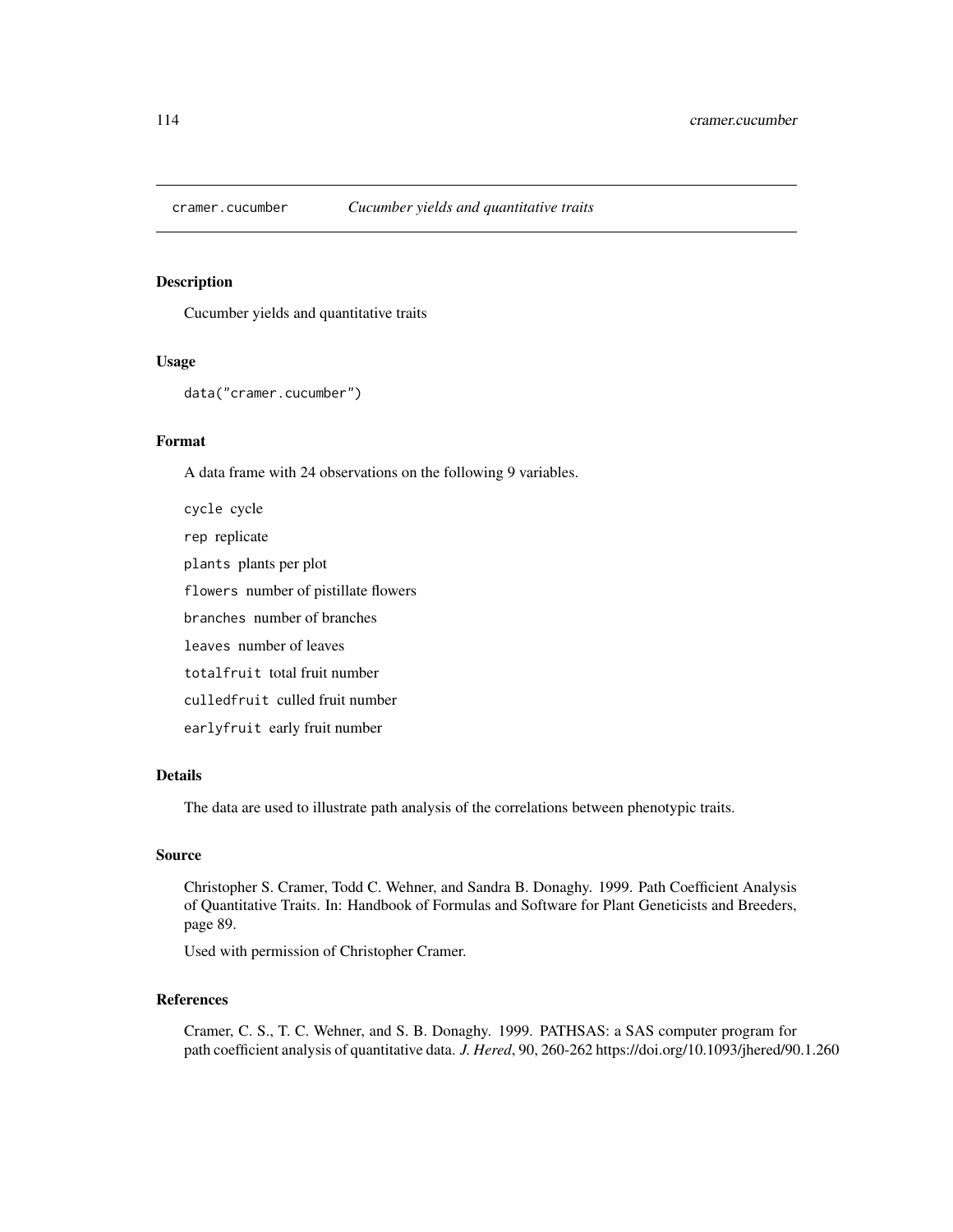## cramer.cucumber *Cucumber yields and quantitative traits*

### Description

Cucumber yields and quantitative traits

### Usage

```
data("cramer.cucumber")
```

### Format

A data frame with 24 observations on the following 9 variables.

- `cycle` cycle
- `rep` replicate
- `plants` plants per plot
- `flowers` number of pistillate flowers
- `branches` number of branches
- `leaves` number of leaves
- `totalfruit` total fruit number
- `culledfruit` culled fruit number
- `earlyfruit` early fruit number

### Details

The data are used to illustrate path analysis of the correlations between phenotypic traits.

### Source

Christopher S. Cramer, Todd C. Wehner, and Sandra B. Donaghy. 1999. Path Coefficient Analysis of Quantitative Traits. In: Handbook of Formulas and Software for Plant Geneticists and Breeders, page 89.

Used with permission of Christopher Cramer.

### References

Cramer, C. S., T. C. Wehner, and S. B. Donaghy. 1999. PATHSAS: a SAS computer program for path coefficient analysis of quantitative data. *J. Hered*, 90, 260-262 https://doi.org/10.1093/jhered/90.1.260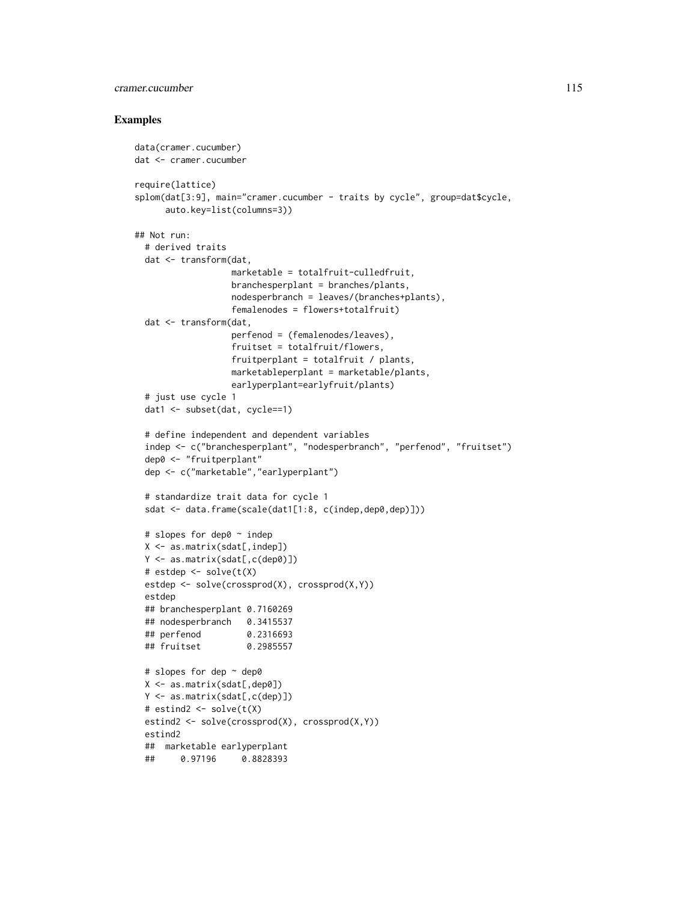## Examples

```
data(cramer.cucumber)
dat <- cramer.cucumber

require(lattice)
splom(dat[3:9], main="cramer.cucumber - traits by cycle", group=dat$cycle,
      auto.key=list(columns=3))

## Not run:
  # derived traits
  dat <- transform(dat,
                   marketable = totalfruit-culledfruit,
                   branchesperplant = branches/plants,
                   nodesperbranch = leaves/(branches+plants),
                   femalenodes = flowers+totalfruit)
  dat <- transform(dat,
                   perfenod = (femalenodes/leaves),
                   fruitset = totalfruit/flowers,
                   fruitperplant = totalfruit / plants,
                   marketableperplant = marketable/plants,
                   earlyperplant=earlyfruit/plants)
  # just use cycle 1
  dat1 <- subset(dat, cycle==1)

  # define independent and dependent variables
  indep <- c("branchesperplant", "nodesperbranch", "perfenod", "fruitset")
  dep0 <- "fruitperplant"
  dep <- c("marketable","earlyperplant")

  # standardize trait data for cycle 1
  sdat <- data.frame(scale(dat1[1:8, c(indep,dep0,dep)]))

  # slopes for dep0 ~ indep
  X <- as.matrix(sdat[,indep])
  Y <- as.matrix(sdat[,c(dep0)])
  # estdep <- solve(t(X)
  estdep <- solve(crossprod(X), crossprod(X,Y))
  estdep
  ## branchesperplant 0.7160269
  ## nodesperbranch   0.3415537
  ## perfenod         0.2316693
  ## fruitset         0.2985557

  # slopes for dep ~ dep0
  X <- as.matrix(sdat[,dep0])
  Y <- as.matrix(sdat[,c(dep)])
  # estind2 <- solve(t(X)
  estind2 <- solve(crossprod(X), crossprod(X,Y))
  estind2
  ##  marketable earlyperplant
  ##     0.97196     0.8828393
```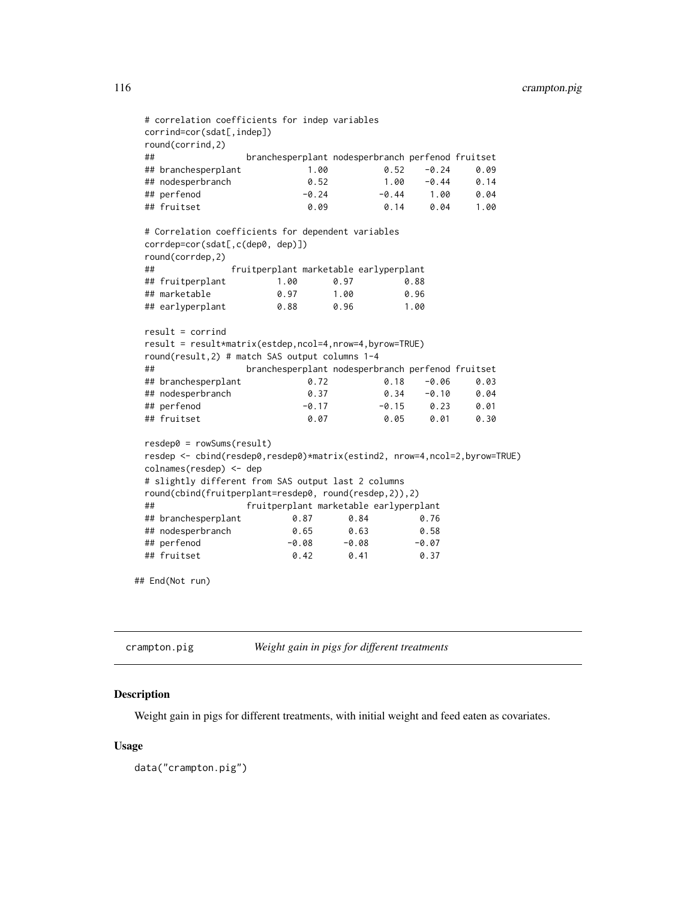```
# correlation coefficients for indep variables
corrind=cor(sdat[,indep])
round(corrind,2)
##                  branchesperplant nodesperbranch perfenod fruitset
## branchesperplant             1.00           0.52    -0.24     0.09
## nodesperbranch               0.52           1.00    -0.44     0.14
## perfenod                    -0.24          -0.44     1.00     0.04
## fruitset                     0.09           0.14     0.04     1.00

# Correlation coefficients for dependent variables
corrdep=cor(sdat[,c(dep0, dep)])
round(corrdep,2)
##               fruitperplant marketable earlyperplant
## fruitperplant          1.00       0.97          0.88
## marketable             0.97       1.00          0.96
## earlyperplant          0.88       0.96          1.00

result = corrind
result = result*matrix(estdep,ncol=4,nrow=4,byrow=TRUE)
round(result,2) # match SAS output columns 1-4
##                  branchesperplant nodesperbranch perfenod fruitset
## branchesperplant             0.72           0.18    -0.06     0.03
## nodesperbranch               0.37           0.34    -0.10     0.04
## perfenod                    -0.17          -0.15     0.23     0.01
## fruitset                     0.07           0.05     0.01     0.30

resdep0 = rowSums(result)
resdep <- cbind(resdep0,resdep0)*matrix(estind2, nrow=4,ncol=2,byrow=TRUE)
colnames(resdep) <- dep
# slightly different from SAS output last 2 columns
round(cbind(fruitperplant=resdep0, round(resdep,2)),2)
##                  fruitperplant marketable earlyperplant
## branchesperplant          0.87       0.84          0.76
## nodesperbranch            0.65       0.63          0.58
## perfenod                 -0.08      -0.08         -0.07
## fruitset                  0.42       0.41          0.37

## End(Not run)
```

---

## crampton.pig — *Weight gain in pigs for different treatments*

### Description

Weight gain in pigs for different treatments, with initial weight and feed eaten as covariates.

### Usage

```
data("crampton.pig")
```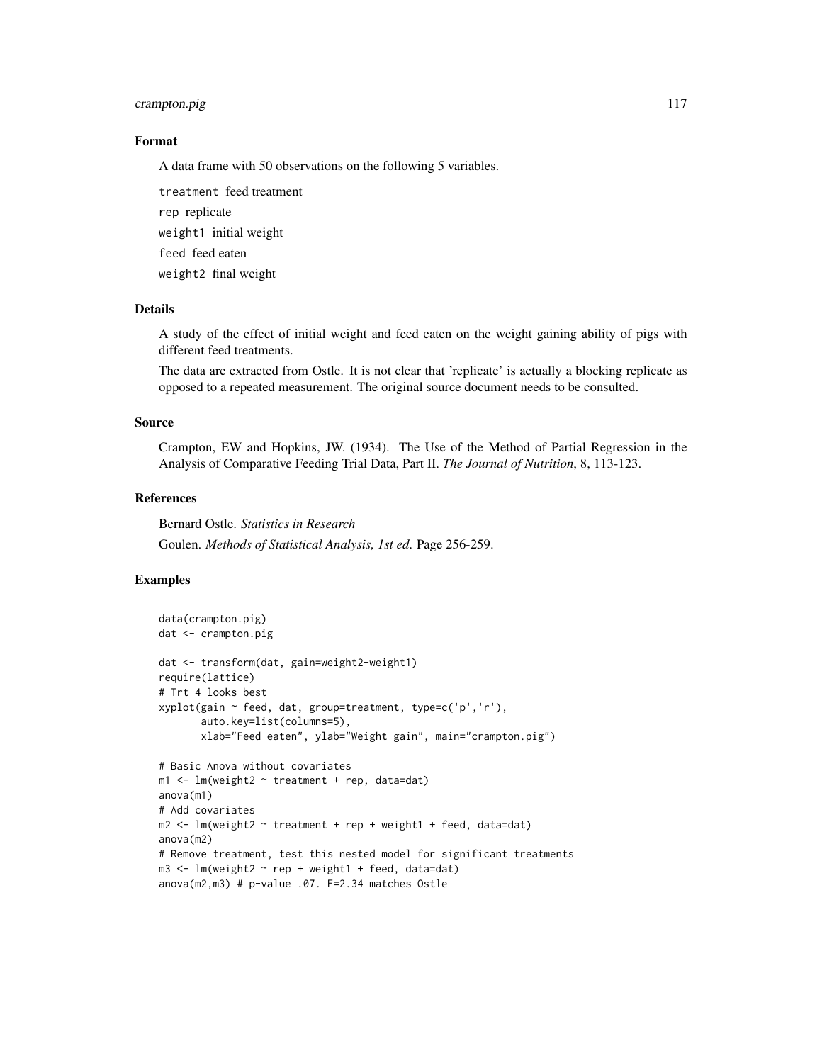## Format

A data frame with 50 observations on the following 5 variables.

`treatment` feed treatment

`rep` replicate

`weight1` initial weight

`feed` feed eaten

`weight2` final weight

## Details

A study of the effect of initial weight and feed eaten on the weight gaining ability of pigs with different feed treatments.

The data are extracted from Ostle. It is not clear that 'replicate' is actually a blocking replicate as opposed to a repeated measurement. The original source document needs to be consulted.

## Source

Crampton, EW and Hopkins, JW. (1934). The Use of the Method of Partial Regression in the Analysis of Comparative Feeding Trial Data, Part II. *The Journal of Nutrition*, 8, 113-123.

## References

Bernard Ostle. *Statistics in Research*

Goulen. *Methods of Statistical Analysis, 1st ed.* Page 256-259.

## Examples

```
data(crampton.pig)
dat <- crampton.pig

dat <- transform(dat, gain=weight2-weight1)
require(lattice)
# Trt 4 looks best
xyplot(gain ~ feed, dat, group=treatment, type=c('p','r'),
       auto.key=list(columns=5),
       xlab="Feed eaten", ylab="Weight gain", main="crampton.pig")

# Basic Anova without covariates
m1 <- lm(weight2 ~ treatment + rep, data=dat)
anova(m1)
# Add covariates
m2 <- lm(weight2 ~ treatment + rep + weight1 + feed, data=dat)
anova(m2)
# Remove treatment, test this nested model for significant treatments
m3 <- lm(weight2 ~ rep + weight1 + feed, data=dat)
anova(m2,m3) # p-value .07. F=2.34 matches Ostle
```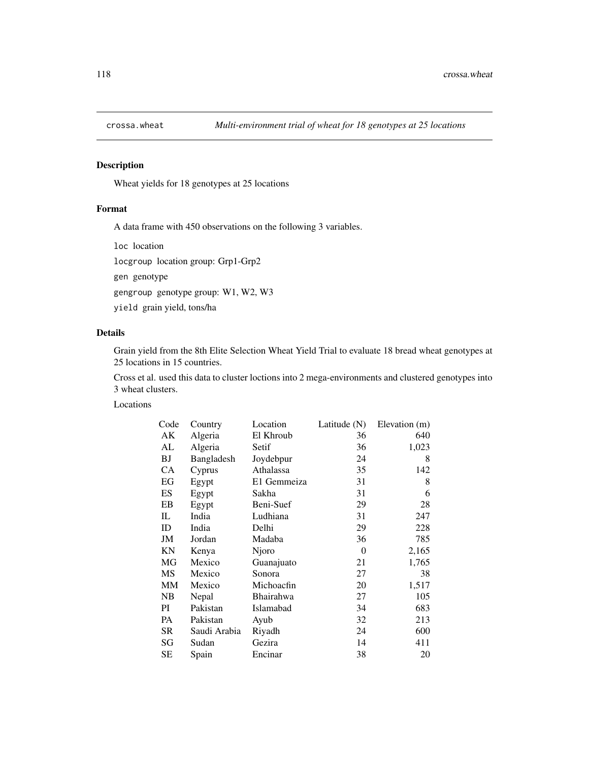## crossa.wheat *Multi-environment trial of wheat for 18 genotypes at 25 locations*

### Description

Wheat yields for 18 genotypes at 25 locations

### Format

A data frame with 450 observations on the following 3 variables.

`loc` location

`locgroup` location group: Grp1-Grp2

`gen` genotype

`gengroup` genotype group: W1, W2, W3

`yield` grain yield, tons/ha

### Details

Grain yield from the 8th Elite Selection Wheat Yield Trial to evaluate 18 bread wheat genotypes at 25 locations in 15 countries.

Cross et al. used this data to cluster loctions into 2 mega-environments and clustered genotypes into 3 wheat clusters.

Locations

| Code | Country | Location | Latitude (N) | Elevation (m) |
|---|---|---|---|---|
| AK | Algeria | El Khroub | 36 | 640 |
| AL | Algeria | Setif | 36 | 1,023 |
| BJ | Bangladesh | Joydebpur | 24 | 8 |
| CA | Cyprus | Athalassa | 35 | 142 |
| EG | Egypt | E1 Gemmeiza | 31 | 8 |
| ES | Egypt | Sakha | 31 | 6 |
| EB | Egypt | Beni-Suef | 29 | 28 |
| IL | India | Ludhiana | 31 | 247 |
| ID | India | Delhi | 29 | 228 |
| JM | Jordan | Madaba | 36 | 785 |
| KN | Kenya | Njoro | 0 | 2,165 |
| MG | Mexico | Guanajuato | 21 | 1,765 |
| MS | Mexico | Sonora | 27 | 38 |
| MM | Mexico | Michoacfin | 20 | 1,517 |
| NB | Nepal | Bhairahwa | 27 | 105 |
| PI | Pakistan | Islamabad | 34 | 683 |
| PA | Pakistan | Ayub | 32 | 213 |
| SR | Saudi Arabia | Riyadh | 24 | 600 |
| SG | Sudan | Gezira | 14 | 411 |
| SE | Spain | Encinar | 38 | 20 |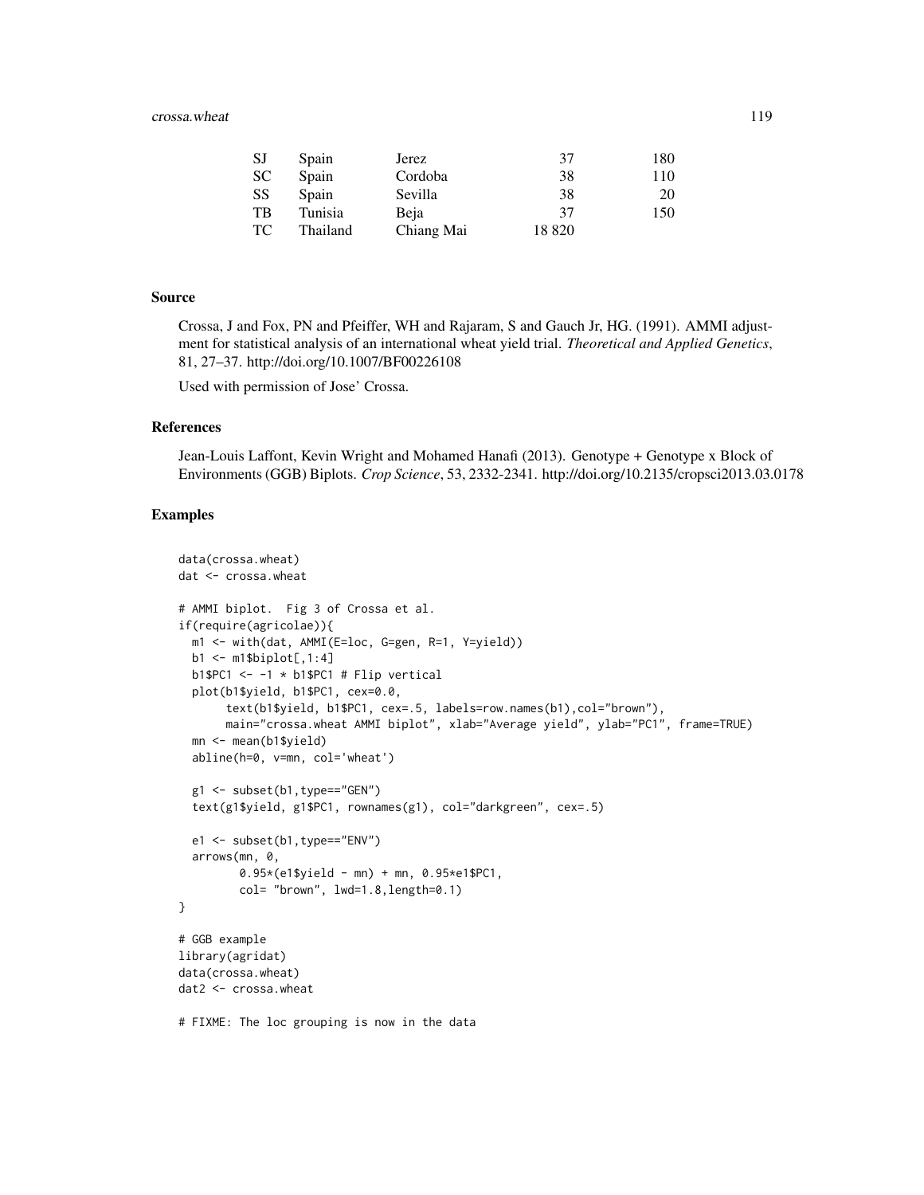| | | | | |
|---|---|---|---|---|
| SJ | Spain | Jerez | 37 | 180 |
| SC | Spain | Cordoba | 38 | 110 |
| SS | Spain | Sevilla | 38 | 20 |
| TB | Tunisia | Beja | 37 | 150 |
| TC | Thailand | Chiang Mai | 18 820 | |

## Source

Crossa, J and Fox, PN and Pfeiffer, WH and Rajaram, S and Gauch Jr, HG. (1991). AMMI adjustment for statistical analysis of an international wheat yield trial. *Theoretical and Applied Genetics*, 81, 27–37. http://doi.org/10.1007/BF00226108

Used with permission of Jose' Crossa.

## References

Jean-Louis Laffont, Kevin Wright and Mohamed Hanafi (2013). Genotype + Genotype x Block of Environments (GGB) Biplots. *Crop Science*, 53, 2332-2341. http://doi.org/10.2135/cropsci2013.03.0178

## Examples

```
data(crossa.wheat)
dat <- crossa.wheat

# AMMI biplot.  Fig 3 of Crossa et al.
if(require(agricolae)){
  m1 <- with(dat, AMMI(E=loc, G=gen, R=1, Y=yield))
  b1 <- m1$biplot[,1:4]
  b1$PC1 <- -1 * b1$PC1 # Flip vertical
  plot(b1$yield, b1$PC1, cex=0.0,
       text(b1$yield, b1$PC1, cex=.5, labels=row.names(b1),col="brown"),
       main="crossa.wheat AMMI biplot", xlab="Average yield", ylab="PC1", frame=TRUE)
  mn <- mean(b1$yield)
  abline(h=0, v=mn, col='wheat')

  g1 <- subset(b1,type=="GEN")
  text(g1$yield, g1$PC1, rownames(g1), col="darkgreen", cex=.5)

  e1 <- subset(b1,type=="ENV")
  arrows(mn, 0,
         0.95*(e1$yield - mn) + mn, 0.95*e1$PC1,
         col= "brown", lwd=1.8,length=0.1)
}

# GGB example
library(agridat)
data(crossa.wheat)
dat2 <- crossa.wheat

# FIXME: The loc grouping is now in the data
```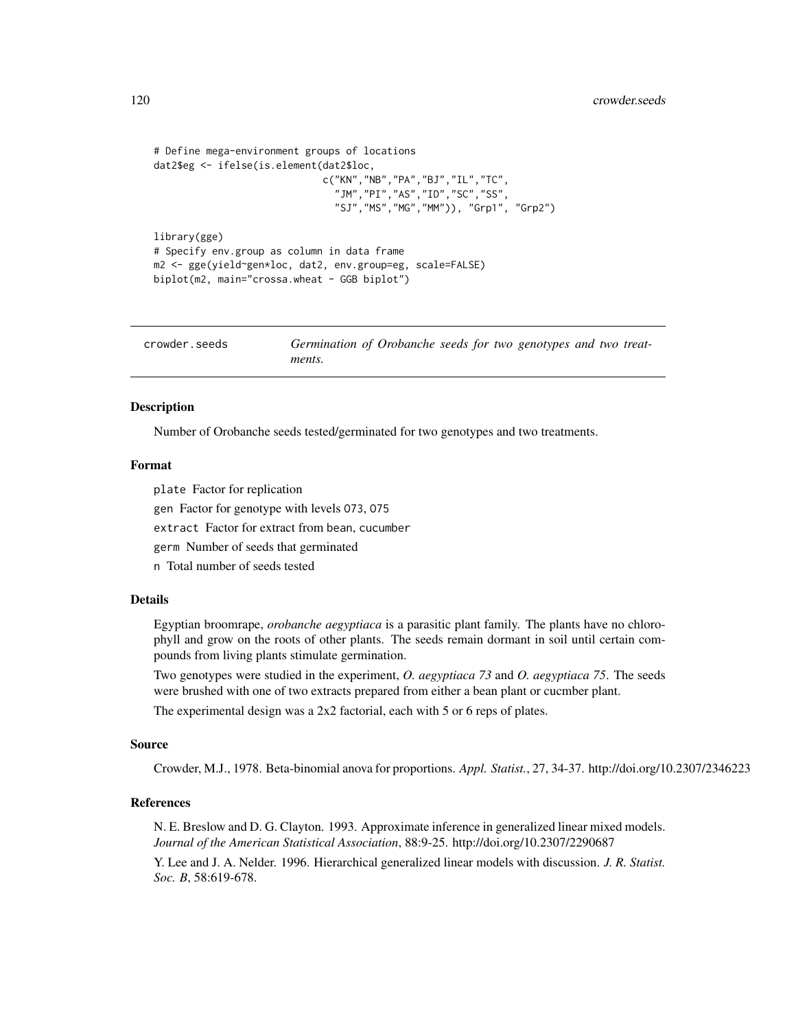```
# Define mega-environment groups of locations
dat2$eg <- ifelse(is.element(dat2$loc,
                             c("KN","NB","PA","BJ","IL","TC",
                               "JM","PI","AS","ID","SC","SS",
                               "SJ","MS","MG","MM")), "Grp1", "Grp2")

library(gge)
# Specify env.group as column in data frame
m2 <- gge(yield~gen*loc, dat2, env.group=eg, scale=FALSE)
biplot(m2, main="crossa.wheat - GGB biplot")
```

---

## crowder.seeds — *Germination of Orobanche seeds for two genotypes and two treatments.*

---

### Description

Number of Orobanche seeds tested/germinated for two genotypes and two treatments.

### Format

plate Factor for replication

gen Factor for genotype with levels O73, O75

extract Factor for extract from bean, cucumber

germ Number of seeds that germinated

n Total number of seeds tested

### Details

Egyptian broomrape, *orobanche aegyptiaca* is a parasitic plant family. The plants have no chlorophyll and grow on the roots of other plants. The seeds remain dormant in soil until certain compounds from living plants stimulate germination.

Two genotypes were studied in the experiment, *O. aegyptiaca 73* and *O. aegyptiaca 75*. The seeds were brushed with one of two extracts prepared from either a bean plant or cucmber plant.

The experimental design was a 2x2 factorial, each with 5 or 6 reps of plates.

### Source

Crowder, M.J., 1978. Beta-binomial anova for proportions. *Appl. Statist.*, 27, 34-37. http://doi.org/10.2307/2346223

### References

N. E. Breslow and D. G. Clayton. 1993. Approximate inference in generalized linear mixed models. *Journal of the American Statistical Association*, 88:9-25. http://doi.org/10.2307/2290687

Y. Lee and J. A. Nelder. 1996. Hierarchical generalized linear models with discussion. *J. R. Statist. Soc. B*, 58:619-678.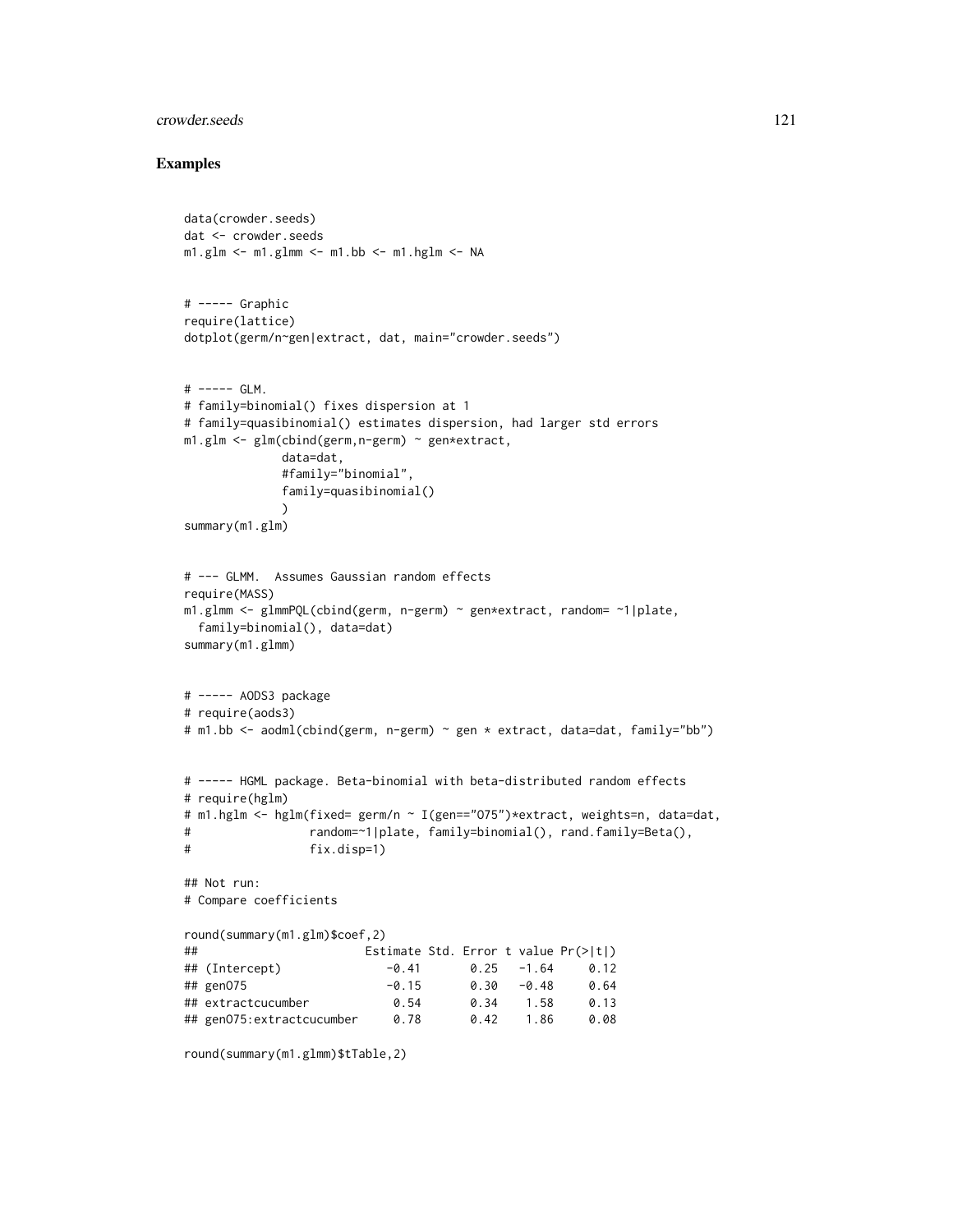## Examples

```
data(crowder.seeds)
dat <- crowder.seeds
m1.glm <- m1.glmm <- m1.bb <- m1.hglm <- NA


# ----- Graphic
require(lattice)
dotplot(germ/n~gen|extract, dat, main="crowder.seeds")


# ----- GLM.
# family=binomial() fixes dispersion at 1
# family=quasibinomial() estimates dispersion, had larger std errors
m1.glm <- glm(cbind(germ,n-germ) ~ gen*extract,
              data=dat,
              #family="binomial",
              family=quasibinomial()
              )
summary(m1.glm)


# --- GLMM.  Assumes Gaussian random effects
require(MASS)
m1.glmm <- glmmPQL(cbind(germ, n-germ) ~ gen*extract, random= ~1|plate,
  family=binomial(), data=dat)
summary(m1.glmm)


# ----- AODS3 package
# require(aods3)
# m1.bb <- aodml(cbind(germ, n-germ) ~ gen * extract, data=dat, family="bb")


# ----- HGML package. Beta-binomial with beta-distributed random effects
# require(hglm)
# m1.hglm <- hglm(fixed= germ/n ~ I(gen=="O75")*extract, weights=n, data=dat,
#                 random=~1|plate, family=binomial(), rand.family=Beta(),
#                 fix.disp=1)

## Not run:
# Compare coefficients

round(summary(m1.glm)$coef,2)
##                        Estimate Std. Error t value Pr(>|t|)
## (Intercept)               -0.41       0.25   -1.64     0.12
## genO75                    -0.15       0.30   -0.48     0.64
## extractcucumber            0.54       0.34    1.58     0.13
## genO75:extractcucumber     0.78       0.42    1.86     0.08

round(summary(m1.glmm)$tTable,2)
```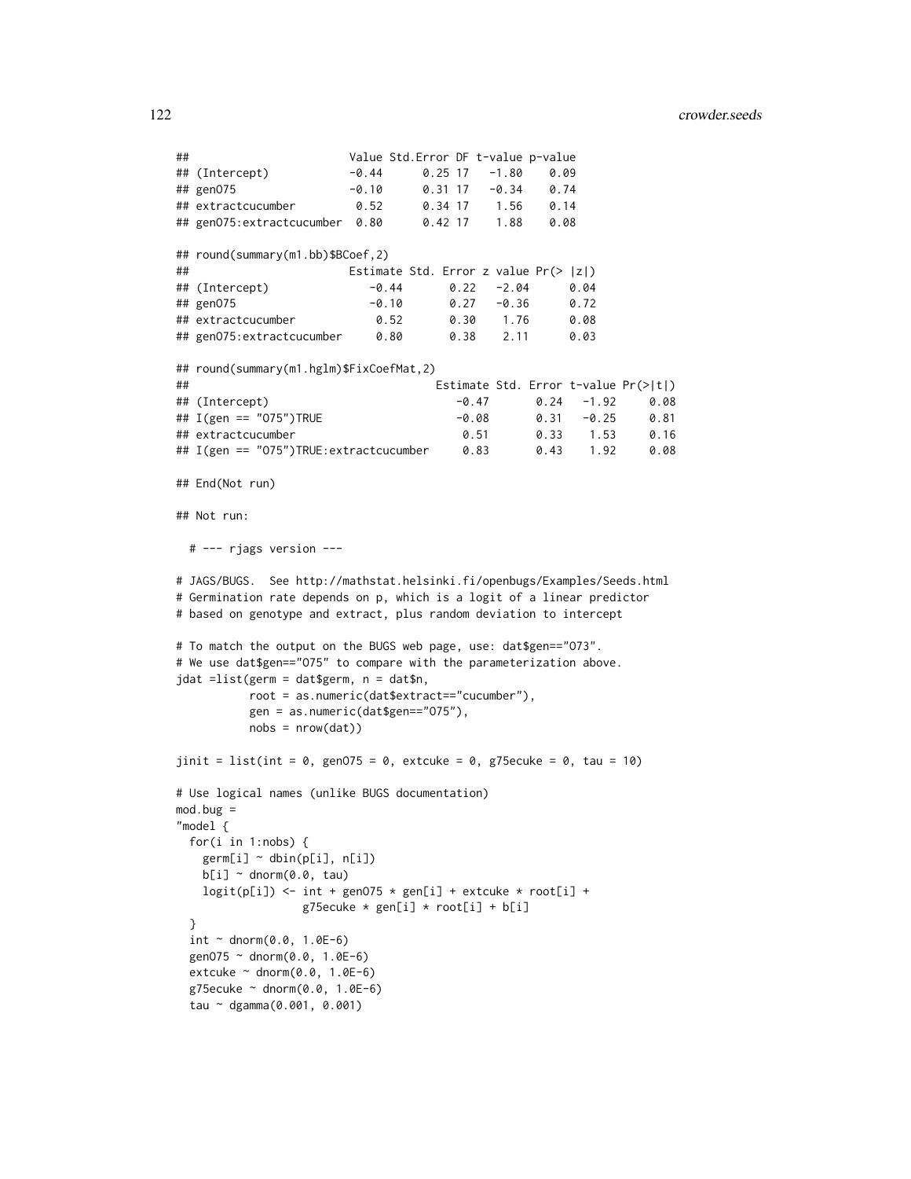```
##                        Value Std.Error DF t-value p-value
## (Intercept)            -0.44      0.25 17   -1.80    0.09
## gen075                 -0.10      0.31 17   -0.34    0.74
## extractcucumber         0.52      0.34 17    1.56    0.14
## gen075:extractcucumber  0.80      0.42 17    1.88    0.08

## round(summary(m1.bb)$BCoef,2)
##                        Estimate Std. Error z value Pr(> |z|)
## (Intercept)               -0.44       0.22   -2.04      0.04
## gen075                    -0.10       0.27   -0.36      0.72
## extractcucumber            0.52       0.30    1.76      0.08
## gen075:extractcucumber     0.80       0.38    2.11      0.03

## round(summary(m1.hglm)$FixCoefMat,2)
##                                      Estimate Std. Error t-value Pr(>|t|)
## (Intercept)                             -0.47       0.24   -1.92     0.08
## I(gen == "O75")TRUE                     -0.08       0.31   -0.25     0.81
## extractcucumber                          0.51       0.33    1.53     0.16
## I(gen == "O75")TRUE:extractcucumber     0.83       0.43    1.92     0.08

## End(Not run)

## Not run:

  # --- rjags version ---

# JAGS/BUGS.  See http://mathstat.helsinki.fi/openbugs/Examples/Seeds.html
# Germination rate depends on p, which is a logit of a linear predictor
# based on genotype and extract, plus random deviation to intercept

# To match the output on the BUGS web page, use: dat$gen=="O73".
# We use dat$gen=="O75" to compare with the parameterization above.
jdat =list(germ = dat$germ, n = dat$n,
           root = as.numeric(dat$extract=="cucumber"),
           gen = as.numeric(dat$gen=="O75"),
           nobs = nrow(dat))

jinit = list(int = 0, genO75 = 0, extcuke = 0, g75ecuke = 0, tau = 10)

# Use logical names (unlike BUGS documentation)
mod.bug =
"model {
  for(i in 1:nobs) {
    germ[i] ~ dbin(p[i], n[i])
    b[i] ~ dnorm(0.0, tau)
    logit(p[i]) <- int + genO75 * gen[i] + extcuke * root[i] +
                   g75ecuke * gen[i] * root[i] + b[i]
  }
  int ~ dnorm(0.0, 1.0E-6)
  genO75 ~ dnorm(0.0, 1.0E-6)
  extcuke ~ dnorm(0.0, 1.0E-6)
  g75ecuke ~ dnorm(0.0, 1.0E-6)
  tau ~ dgamma(0.001, 0.001)
```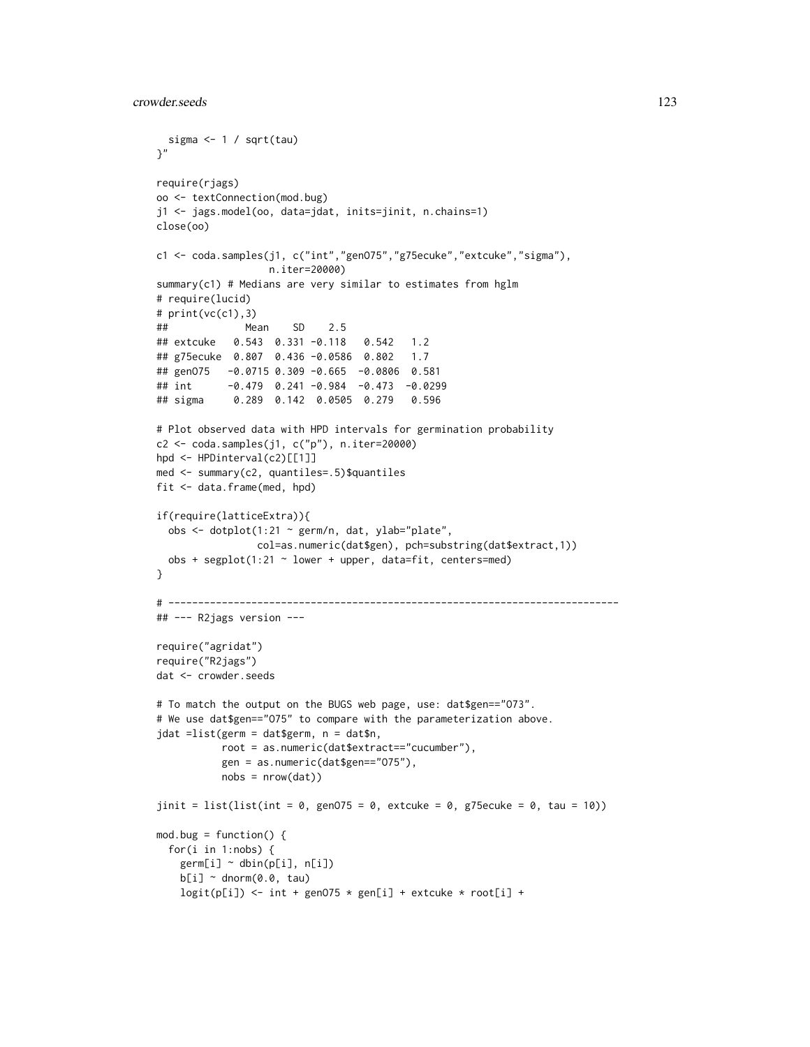```
  sigma <- 1 / sqrt(tau)
}"

require(rjags)
oo <- textConnection(mod.bug)
j1 <- jags.model(oo, data=jdat, inits=jinit, n.chains=1)
close(oo)

c1 <- coda.samples(j1, c("int","genO75","g75ecuke","extcuke","sigma"),
                   n.iter=20000)
summary(c1) # Medians are very similar to estimates from hglm
# require(lucid)
# print(vc(c1),3)
##             Mean    SD    2.5
## extcuke   0.543  0.331 -0.118   0.542   1.2
## g75ecuke  0.807  0.436 -0.0586  0.802   1.7
## genO75   -0.0715 0.309 -0.665  -0.0806  0.581
## int      -0.479  0.241 -0.984  -0.473  -0.0299
## sigma     0.289  0.142  0.0505  0.279   0.596

# Plot observed data with HPD intervals for germination probability
c2 <- coda.samples(j1, c("p"), n.iter=20000)
hpd <- HPDinterval(c2)[[1]]
med <- summary(c2, quantiles=.5)$quantiles
fit <- data.frame(med, hpd)

if(require(latticeExtra)){
  obs <- dotplot(1:21 ~ germ/n, dat, ylab="plate",
                 col=as.numeric(dat$gen), pch=substring(dat$extract,1))
  obs + segplot(1:21 ~ lower + upper, data=fit, centers=med)
}

# ----------------------------------------------------------------------------
## --- R2jags version ---

require("agridat")
require("R2jags")
dat <- crowder.seeds

# To match the output on the BUGS web page, use: dat$gen=="O73".
# We use dat$gen=="O75" to compare with the parameterization above.
jdat =list(germ = dat$germ, n = dat$n,
           root = as.numeric(dat$extract=="cucumber"),
           gen = as.numeric(dat$gen=="O75"),
           nobs = nrow(dat))

jinit = list(list(int = 0, genO75 = 0, extcuke = 0, g75ecuke = 0, tau = 10))

mod.bug = function() {
  for(i in 1:nobs) {
    germ[i] ~ dbin(p[i], n[i])
    b[i] ~ dnorm(0.0, tau)
    logit(p[i]) <- int + genO75 * gen[i] + extcuke * root[i] +
```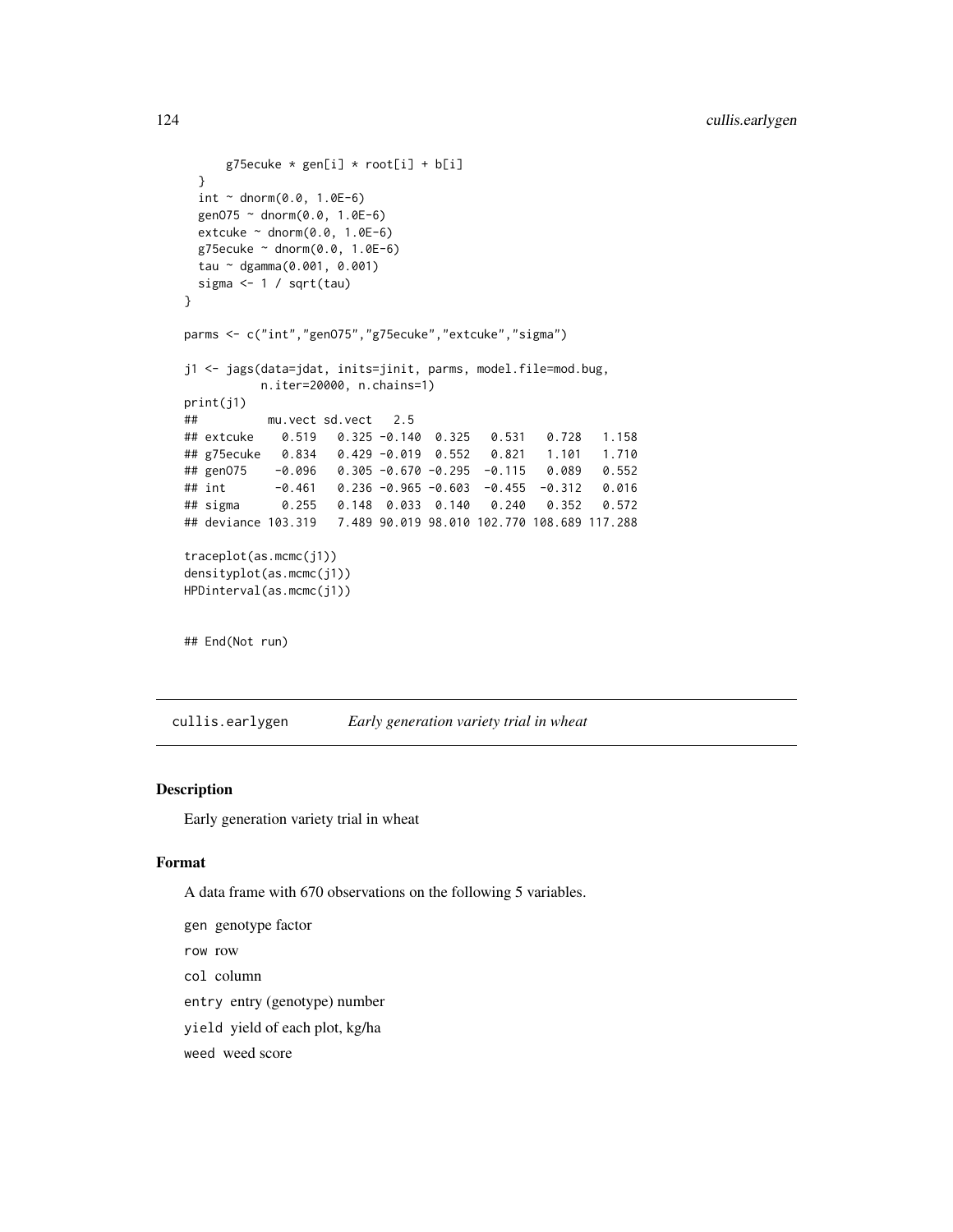```
      g75ecuke * gen[i] * root[i] + b[i]
  }
  int ~ dnorm(0.0, 1.0E-6)
  gen075 ~ dnorm(0.0, 1.0E-6)
  extcuke ~ dnorm(0.0, 1.0E-6)
  g75ecuke ~ dnorm(0.0, 1.0E-6)
  tau ~ dgamma(0.001, 0.001)
  sigma <- 1 / sqrt(tau)
}

parms <- c("int","gen075","g75ecuke","extcuke","sigma")

j1 <- jags(data=jdat, inits=jinit, parms, model.file=mod.bug,
          n.iter=20000, n.chains=1)
print(j1)
##          mu.vect sd.vect   2.5
## extcuke    0.519   0.325 -0.140  0.325   0.531   0.728   1.158
## g75ecuke   0.834   0.429 -0.019  0.552   0.821   1.101   1.710
## gen075    -0.096   0.305 -0.670 -0.295  -0.115   0.089   0.552
## int       -0.461   0.236 -0.965 -0.603  -0.455  -0.312   0.016
## sigma      0.255   0.148  0.033  0.140   0.240   0.352   0.572
## deviance 103.319   7.489 90.019 98.010 102.770 108.689 117.288

traceplot(as.mcmc(j1))
densityplot(as.mcmc(j1))
HPDinterval(as.mcmc(j1))


## End(Not run)
```

---

## cullis.earlygen *Early generation variety trial in wheat*

### Description

Early generation variety trial in wheat

### Format

A data frame with 670 observations on the following 5 variables.

- `gen` genotype factor
- `row` row
- `col` column
- `entry` entry (genotype) number
- `yield` yield of each plot, kg/ha
- `weed` weed score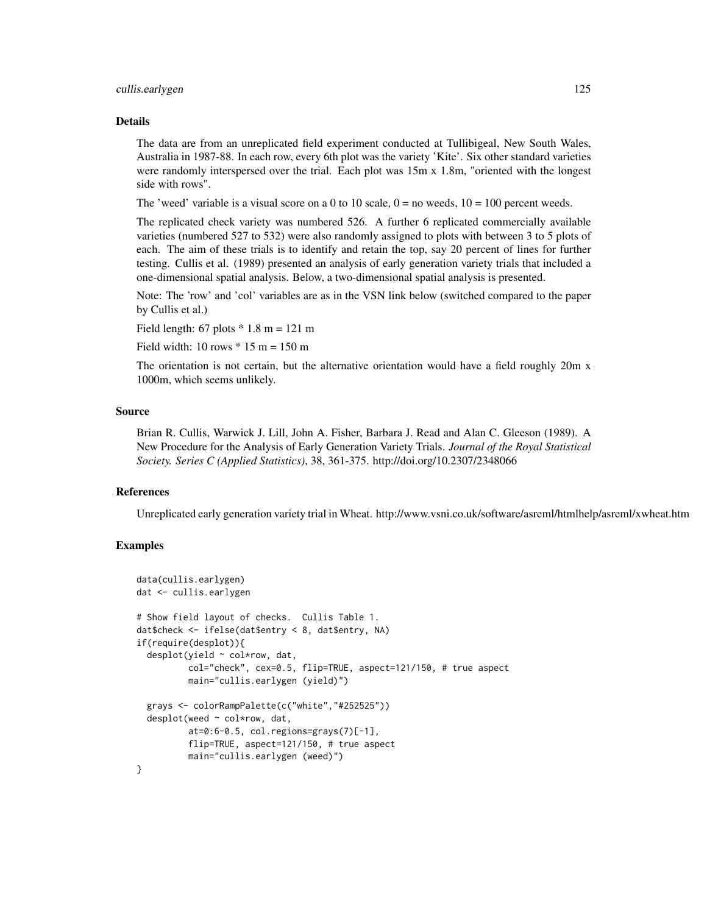## Details

The data are from an unreplicated field experiment conducted at Tullibigeal, New South Wales, Australia in 1987-88. In each row, every 6th plot was the variety 'Kite'. Six other standard varieties were randomly interspersed over the trial. Each plot was 15m x 1.8m, "oriented with the longest side with rows".

The 'weed' variable is a visual score on a 0 to 10 scale, 0 = no weeds, 10 = 100 percent weeds.

The replicated check variety was numbered 526. A further 6 replicated commercially available varieties (numbered 527 to 532) were also randomly assigned to plots with between 3 to 5 plots of each. The aim of these trials is to identify and retain the top, say 20 percent of lines for further testing. Cullis et al. (1989) presented an analysis of early generation variety trials that included a one-dimensional spatial analysis. Below, a two-dimensional spatial analysis is presented.

Note: The 'row' and 'col' variables are as in the VSN link below (switched compared to the paper by Cullis et al.)

Field length: 67 plots * 1.8 m = 121 m

Field width: 10 rows * 15 m = 150 m

The orientation is not certain, but the alternative orientation would have a field roughly 20m x 1000m, which seems unlikely.

## Source

Brian R. Cullis, Warwick J. Lill, John A. Fisher, Barbara J. Read and Alan C. Gleeson (1989). A New Procedure for the Analysis of Early Generation Variety Trials. *Journal of the Royal Statistical Society. Series C (Applied Statistics)*, 38, 361-375. http://doi.org/10.2307/2348066

## References

Unreplicated early generation variety trial in Wheat. http://www.vsni.co.uk/software/asreml/htmlhelp/asreml/xwheat.htm

## Examples

```
data(cullis.earlygen)
dat <- cullis.earlygen

# Show field layout of checks.  Cullis Table 1.
dat$check <- ifelse(dat$entry < 8, dat$entry, NA)
if(require(desplot)){
  desplot(yield ~ col*row, dat,
          col="check", cex=0.5, flip=TRUE, aspect=121/150, # true aspect
          main="cullis.earlygen (yield)")

  grays <- colorRampPalette(c("white","#252525"))
  desplot(weed ~ col*row, dat,
          at=0:6-0.5, col.regions=grays(7)[-1],
          flip=TRUE, aspect=121/150, # true aspect
          main="cullis.earlygen (weed)")
}
```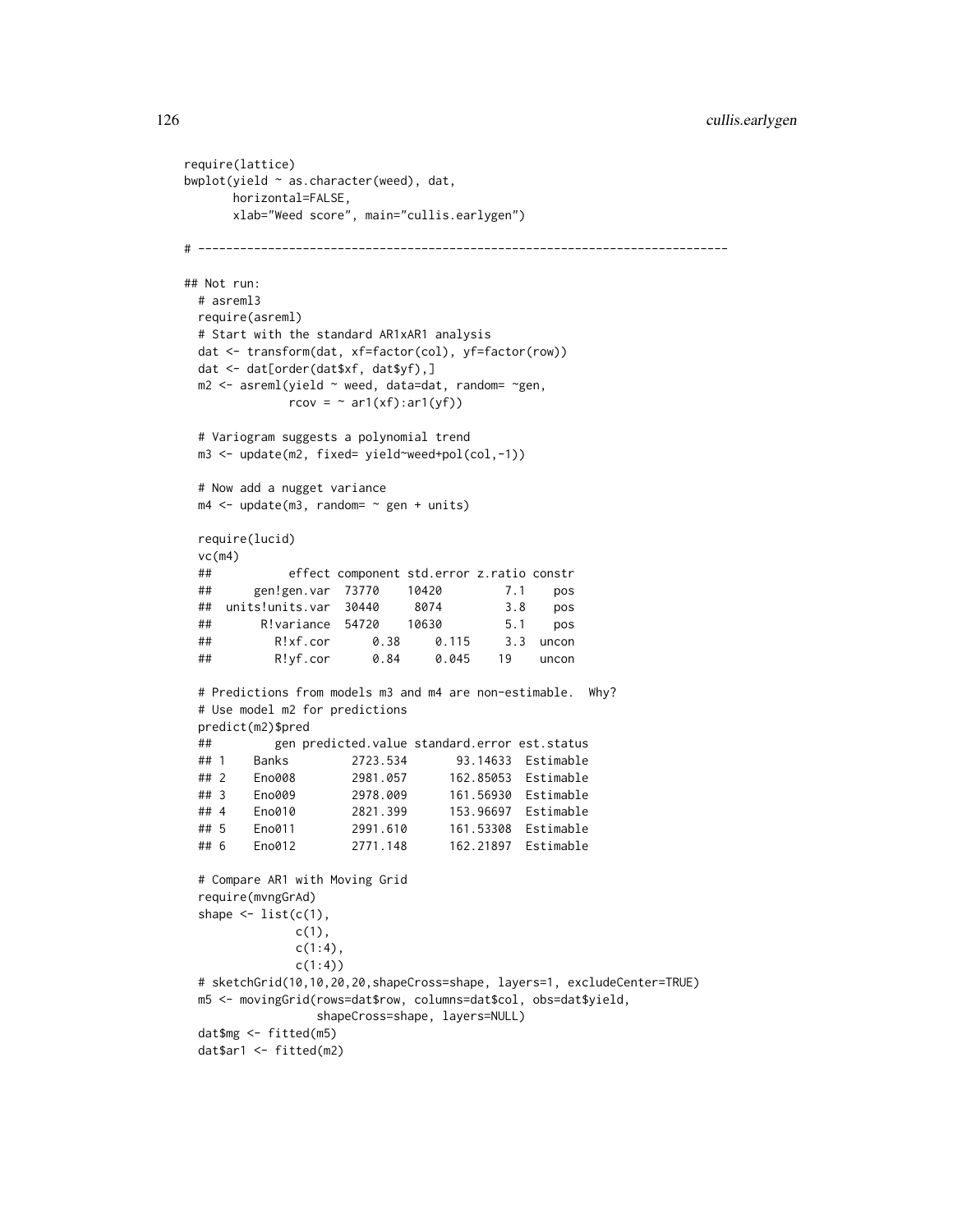```
require(lattice)
bwplot(yield ~ as.character(weed), dat,
       horizontal=FALSE,
       xlab="Weed score", main="cullis.earlygen")

# ----------------------------------------------------------------------------

## Not run:
  # asreml3
  require(asreml)
  # Start with the standard AR1xAR1 analysis
  dat <- transform(dat, xf=factor(col), yf=factor(row))
  dat <- dat[order(dat$xf, dat$yf),]
  m2 <- asreml(yield ~ weed, data=dat, random= ~gen,
               rcov = ~ ar1(xf):ar1(yf))

  # Variogram suggests a polynomial trend
  m3 <- update(m2, fixed= yield~weed+pol(col,-1))

  # Now add a nugget variance
  m4 <- update(m3, random= ~ gen + units)

  require(lucid)
  vc(m4)
  ##           effect component std.error z.ratio constr
  ##      gen!gen.var  73770    10420         7.1    pos
  ##  units!units.var  30440     8074         3.8    pos
  ##       R!variance  54720    10630         5.1    pos
  ##         R!xf.cor      0.38     0.115     3.3  uncon
  ##         R!yf.cor      0.84     0.045    19    uncon

  # Predictions from models m3 and m4 are non-estimable.  Why?
  # Use model m2 for predictions
  predict(m2)$pred
  ##         gen predicted.value standard.error est.status
  ## 1    Banks         2723.534       93.14633  Estimable
  ## 2    Eno008        2981.057      162.85053  Estimable
  ## 3    Eno009        2978.009      161.56930  Estimable
  ## 4    Eno010        2821.399      153.96697  Estimable
  ## 5    Eno011        2991.610      161.53308  Estimable
  ## 6    Eno012        2771.148      162.21897  Estimable

  # Compare AR1 with Moving Grid
  require(mvngGrAd)
  shape <- list(c(1),
               c(1),
               c(1:4),
               c(1:4))
  # sketchGrid(10,10,20,20,shapeCross=shape, layers=1, excludeCenter=TRUE)
  m5 <- movingGrid(rows=dat$row, columns=dat$col, obs=dat$yield,
                   shapeCross=shape, layers=NULL)
  dat$mg <- fitted(m5)
  dat$ar1 <- fitted(m2)
```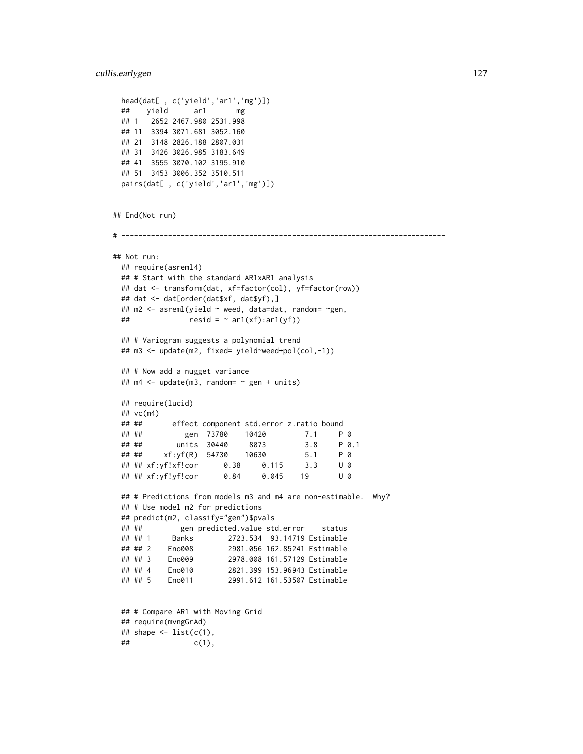```
  head(dat[ , c('yield','ar1','mg')])
  ##    yield      ar1       mg
  ## 1   2652 2467.980 2531.998
  ## 11  3394 3071.681 3052.160
  ## 21  3148 2826.188 2807.031
  ## 31  3426 3026.985 3183.649
  ## 41  3555 3070.102 3195.910
  ## 51  3453 3006.352 3510.511
  pairs(dat[ , c('yield','ar1','mg')])


## End(Not run)

# ----------------------------------------------------------------------------

## Not run:
  ## require(asreml4)
  ## # Start with the standard AR1xAR1 analysis
  ## dat <- transform(dat, xf=factor(col), yf=factor(row))
  ## dat <- dat[order(dat$xf, dat$yf),]
  ## m2 <- asreml(yield ~ weed, data=dat, random= ~gen,
  ##              resid = ~ ar1(xf):ar1(yf))

  ## # Variogram suggests a polynomial trend
  ## m3 <- update(m2, fixed= yield~weed+pol(col,-1))

  ## # Now add a nugget variance
  ## m4 <- update(m3, random= ~ gen + units)

  ## require(lucid)
  ## vc(m4)
  ## ##       effect component std.error z.ratio bound
  ## ##          gen  73780    10420         7.1     P 0
  ## ##        units  30440     8073         3.8     P 0.1
  ## ##     xf:yf(R)  54730    10630         5.1     P 0
  ## ## xf:yf!xf!cor      0.38     0.115     3.3     U 0
  ## ## xf:yf!yf!cor      0.84     0.045    19       U 0

  ## # Predictions from models m3 and m4 are non-estimable.  Why?
  ## # Use model m2 for predictions
  ## predict(m2, classify="gen")$pvals
  ## ##         gen predicted.value std.error    status
  ## ## 1     Banks        2723.534  93.14719 Estimable
  ## ## 2    Eno008        2981.056 162.85241 Estimable
  ## ## 3    Eno009        2978.008 161.57129 Estimable
  ## ## 4    Eno010        2821.399 153.96943 Estimable
  ## ## 5    Eno011        2991.612 161.53507 Estimable


  ## # Compare AR1 with Moving Grid
  ## require(mvngGrAd)
  ## shape <- list(c(1),
  ##               c(1),
```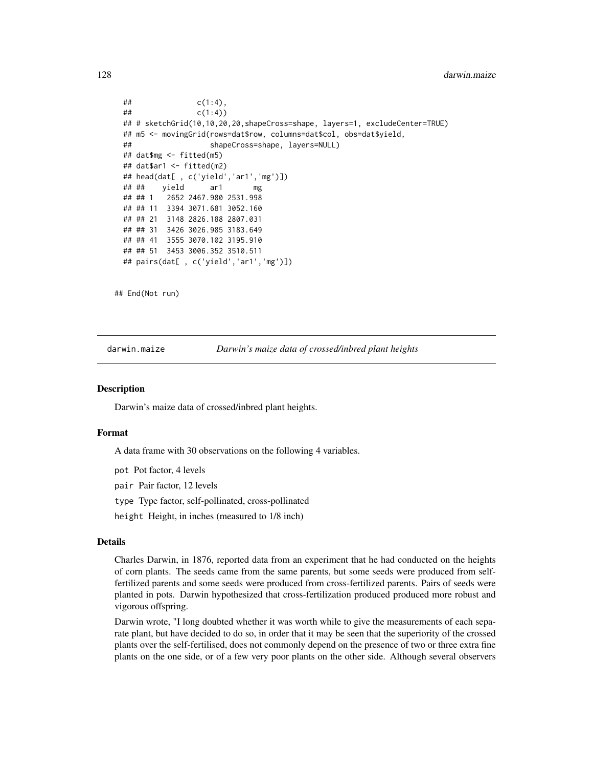```
  ##               c(1:4),
  ##               c(1:4))
  ## # sketchGrid(10,10,20,20,shapeCross=shape, layers=1, excludeCenter=TRUE)
  ## m5 <- movingGrid(rows=dat$row, columns=dat$col, obs=dat$yield,
  ##                  shapeCross=shape, layers=NULL)
  ## dat$mg <- fitted(m5)
  ## dat$ar1 <- fitted(m2)
  ## head(dat[ , c('yield','ar1','mg')])
  ## ##    yield      ar1       mg
  ## ## 1   2652 2467.980 2531.998
  ## ## 11  3394 3071.681 3052.160
  ## ## 21  3148 2826.188 2807.031
  ## ## 31  3426 3026.985 3183.649
  ## ## 41  3555 3070.102 3195.910
  ## ## 51  3453 3006.352 3510.511
  ## pairs(dat[ , c('yield','ar1','mg')])

## End(Not run)
```

# darwin.maize — *Darwin's maize data of crossed/inbred plant heights*

## Description

Darwin's maize data of crossed/inbred plant heights.

## Format

A data frame with 30 observations on the following 4 variables.

- `pot` Pot factor, 4 levels
- `pair` Pair factor, 12 levels
- `type` Type factor, self-pollinated, cross-pollinated
- `height` Height, in inches (measured to 1/8 inch)

## Details

Charles Darwin, in 1876, reported data from an experiment that he had conducted on the heights of corn plants. The seeds came from the same parents, but some seeds were produced from self-fertilized parents and some seeds were produced from cross-fertilized parents. Pairs of seeds were planted in pots. Darwin hypothesized that cross-fertilization produced produced more robust and vigorous offspring.

Darwin wrote, "I long doubted whether it was worth while to give the measurements of each separate plant, but have decided to do so, in order that it may be seen that the superiority of the crossed plants over the self-fertilised, does not commonly depend on the presence of two or three extra fine plants on the one side, or of a few very poor plants on the other side. Although several observers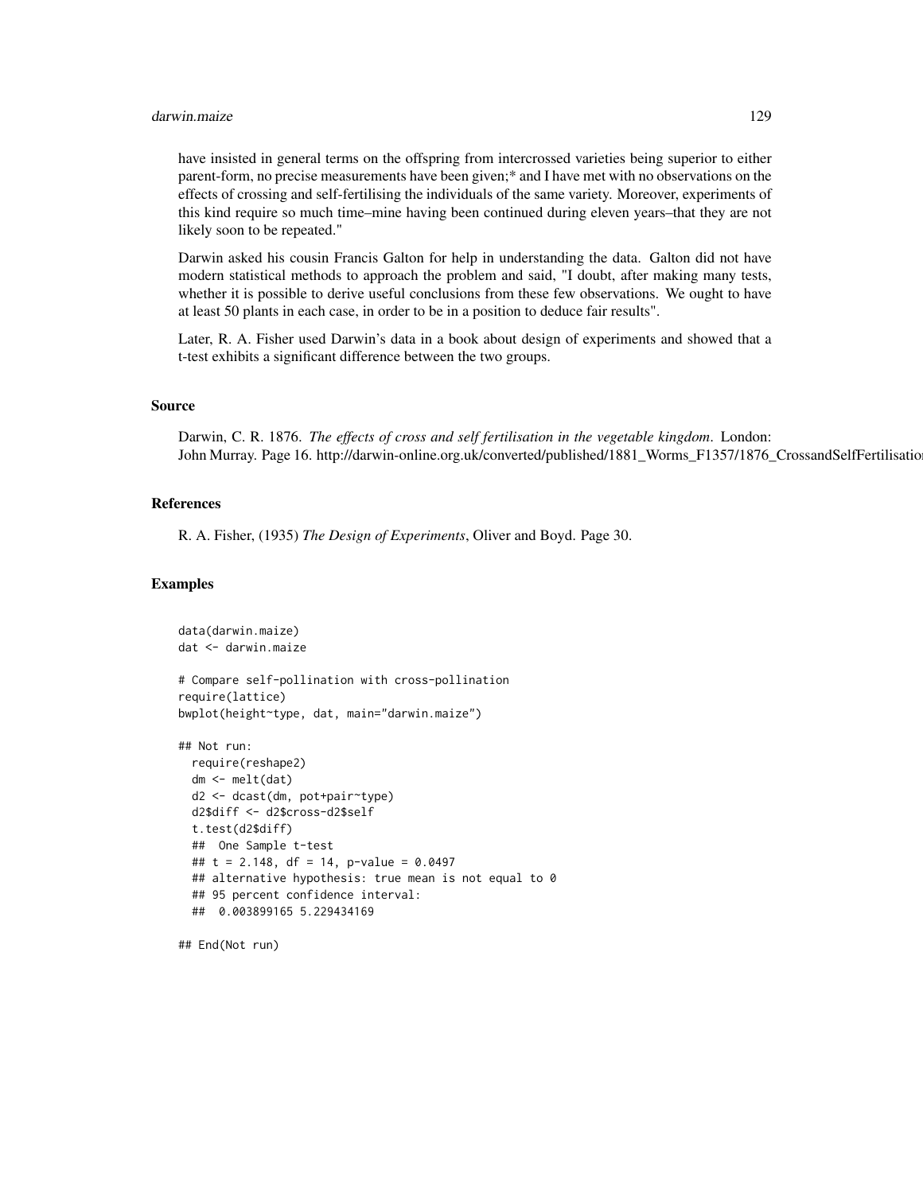have insisted in general terms on the offspring from intercrossed varieties being superior to either parent-form, no precise measurements have been given;* and I have met with no observations on the effects of crossing and self-fertilising the individuals of the same variety. Moreover, experiments of this kind require so much time–mine having been continued during eleven years–that they are not likely soon to be repeated."

Darwin asked his cousin Francis Galton for help in understanding the data. Galton did not have modern statistical methods to approach the problem and said, "I doubt, after making many tests, whether it is possible to derive useful conclusions from these few observations. We ought to have at least 50 plants in each case, in order to be in a position to deduce fair results".

Later, R. A. Fisher used Darwin's data in a book about design of experiments and showed that a t-test exhibits a significant difference between the two groups.

### Source

Darwin, C. R. 1876. *The effects of cross and self fertilisation in the vegetable kingdom*. London: John Murray. Page 16. http://darwin-online.org.uk/converted/published/1881_Worms_F1357/1876_CrossandSelfFertilisatio

### References

R. A. Fisher, (1935) *The Design of Experiments*, Oliver and Boyd. Page 30.

### Examples

```
data(darwin.maize)
dat <- darwin.maize

# Compare self-pollination with cross-pollination
require(lattice)
bwplot(height~type, dat, main="darwin.maize")

## Not run:
  require(reshape2)
  dm <- melt(dat)
  d2 <- dcast(dm, pot+pair~type)
  d2$diff <- d2$cross-d2$self
  t.test(d2$diff)
  ##  One Sample t-test
  ## t = 2.148, df = 14, p-value = 0.0497
  ## alternative hypothesis: true mean is not equal to 0
  ## 95 percent confidence interval:
  ##  0.003899165 5.229434169

## End(Not run)
```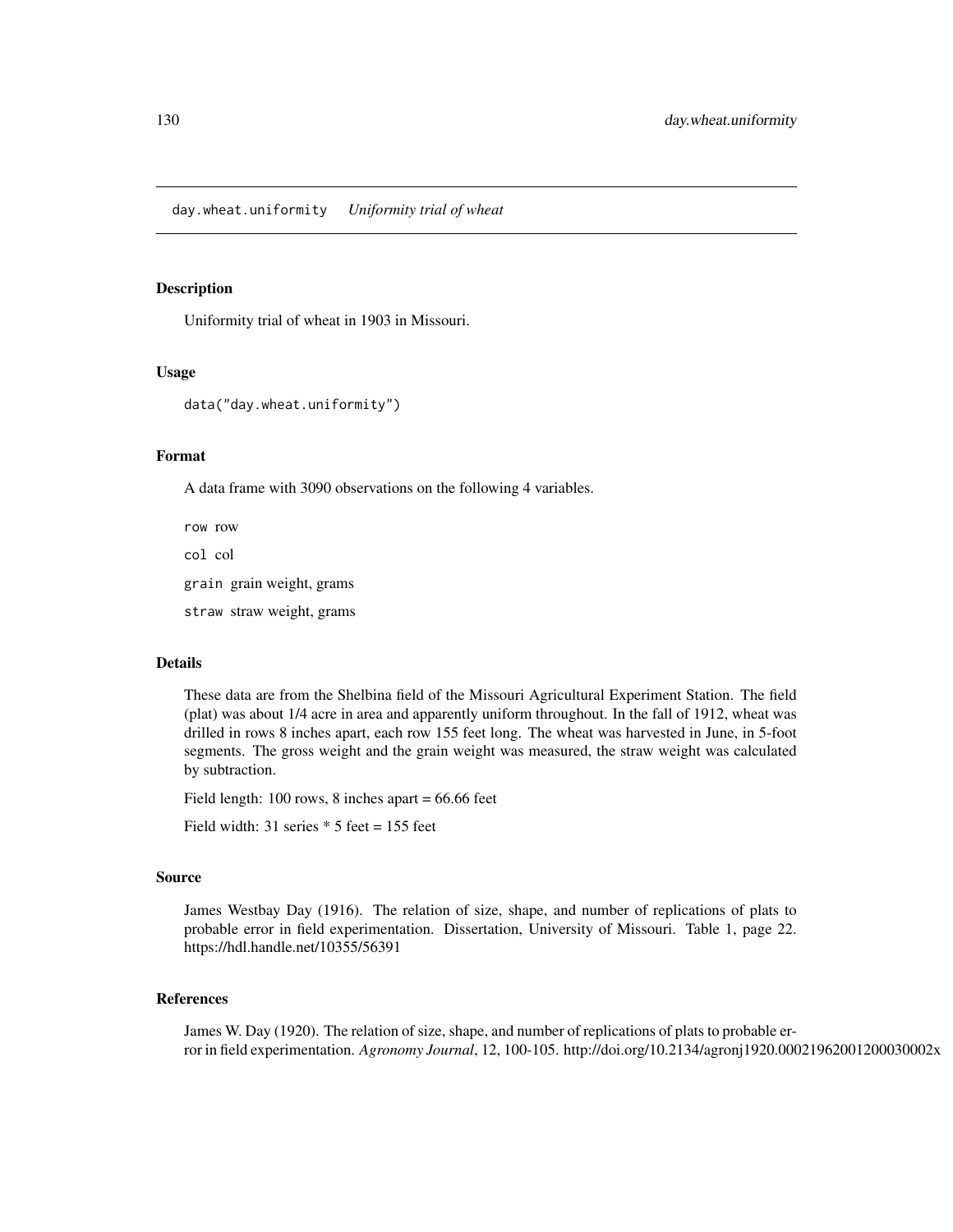day.wheat.uniformity *Uniformity trial of wheat*

## Description

Uniformity trial of wheat in 1903 in Missouri.

## Usage

```
data("day.wheat.uniformity")
```

## Format

A data frame with 3090 observations on the following 4 variables.

`row` row

`col` col

`grain` grain weight, grams

`straw` straw weight, grams

## Details

These data are from the Shelbina field of the Missouri Agricultural Experiment Station. The field (plat) was about 1/4 acre in area and apparently uniform throughout. In the fall of 1912, wheat was drilled in rows 8 inches apart, each row 155 feet long. The wheat was harvested in June, in 5-foot segments. The gross weight and the grain weight was measured, the straw weight was calculated by subtraction.

Field length: 100 rows, 8 inches apart = 66.66 feet

Field width: 31 series * 5 feet = 155 feet

## Source

James Westbay Day (1916). The relation of size, shape, and number of replications of plats to probable error in field experimentation. Dissertation, University of Missouri. Table 1, page 22. https://hdl.handle.net/10355/56391

## References

James W. Day (1920). The relation of size, shape, and number of replications of plats to probable error in field experimentation. *Agronomy Journal*, 12, 100-105. http://doi.org/10.2134/agronj1920.00021962001200030002x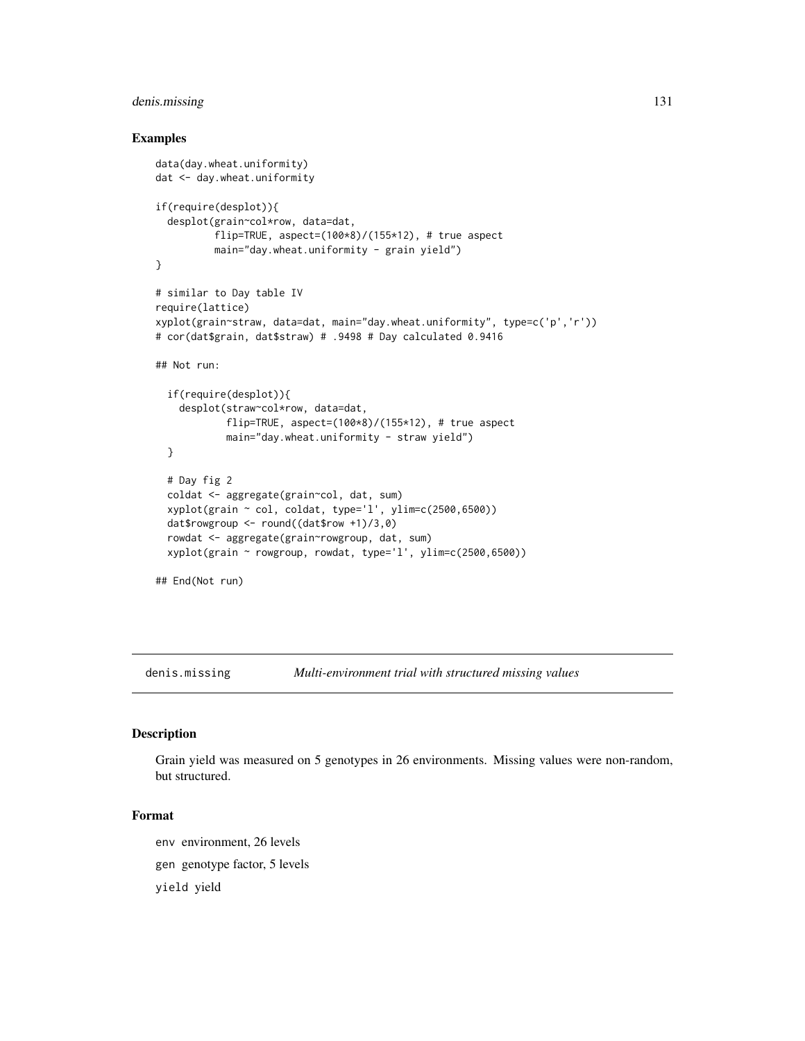## Examples

```
data(day.wheat.uniformity)
dat <- day.wheat.uniformity

if(require(desplot)){
  desplot(grain~col*row, data=dat,
          flip=TRUE, aspect=(100*8)/(155*12), # true aspect
          main="day.wheat.uniformity - grain yield")
}

# similar to Day table IV
require(lattice)
xyplot(grain~straw, data=dat, main="day.wheat.uniformity", type=c('p','r'))
# cor(dat$grain, dat$straw) # .9498 # Day calculated 0.9416

## Not run:

  if(require(desplot)){
    desplot(straw~col*row, data=dat,
            flip=TRUE, aspect=(100*8)/(155*12), # true aspect
            main="day.wheat.uniformity - straw yield")
  }

  # Day fig 2
  coldat <- aggregate(grain~col, dat, sum)
  xyplot(grain ~ col, coldat, type='l', ylim=c(2500,6500))
  dat$rowgroup <- round((dat$row +1)/3,0)
  rowdat <- aggregate(grain~rowgroup, dat, sum)
  xyplot(grain ~ rowgroup, rowdat, type='l', ylim=c(2500,6500))

## End(Not run)
```

---

`denis.missing` *Multi-environment trial with structured missing values*

---

## Description

Grain yield was measured on 5 genotypes in 26 environments. Missing values were non-random, but structured.

## Format

`env` environment, 26 levels

`gen` genotype factor, 5 levels

`yield` yield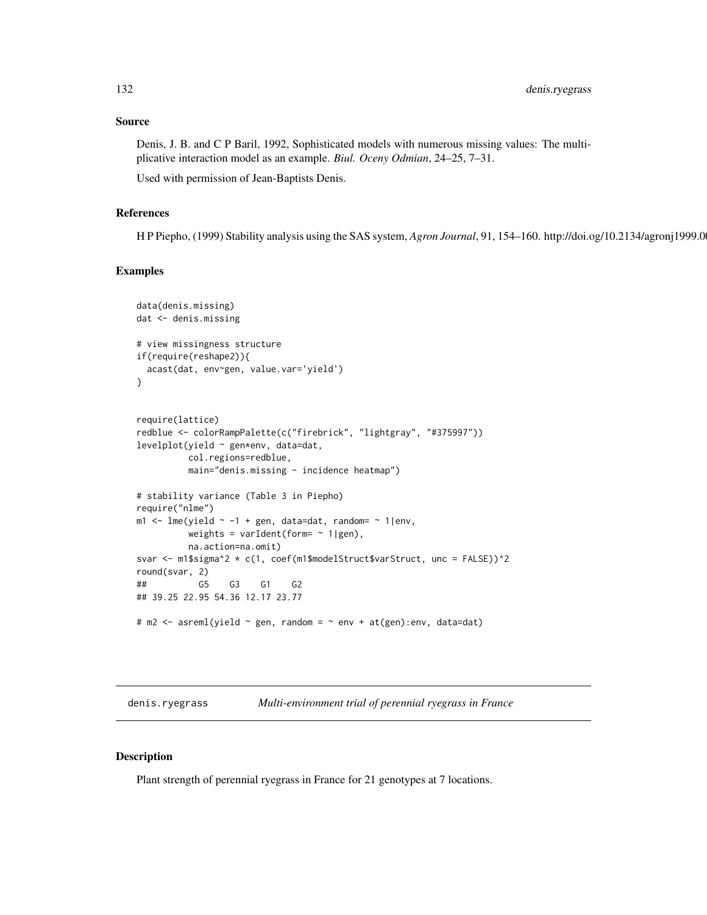### Source

Denis, J. B. and C P Baril, 1992, Sophisticated models with numerous missing values: The multiplicative interaction model as an example. *Biul. Oceny Odmian*, 24–25, 7–31.

Used with permission of Jean-Baptists Denis.

### References

H P Piepho, (1999) Stability analysis using the SAS system, *Agron Journal*, 91, 154–160. http://doi.og/10.2134/agronj1999.0

### Examples

```
data(denis.missing)
dat <- denis.missing

# view missingness structure
if(require(reshape2)){
  acast(dat, env~gen, value.var='yield')
}


require(lattice)
redblue <- colorRampPalette(c("firebrick", "lightgray", "#375997"))
levelplot(yield ~ gen*env, data=dat,
          col.regions=redblue,
          main="denis.missing - incidence heatmap")

# stability variance (Table 3 in Piepho)
require("nlme")
m1 <- lme(yield ~ -1 + gen, data=dat, random= ~ 1|env,
          weights = varIdent(form= ~ 1|gen),
          na.action=na.omit)
svar <- m1$sigma^2 * c(1, coef(m1$modelStruct$varStruct, unc = FALSE))^2
round(svar, 2)
##          G5    G3    G1    G2
## 39.25 22.95 54.36 12.17 23.77

# m2 <- asreml(yield ~ gen, random = ~ env + at(gen):env, data=dat)
```

---

## denis.ryegrass *Multi-environment trial of perennial ryegrass in France*

### Description

Plant strength of perennial ryegrass in France for 21 genotypes at 7 locations.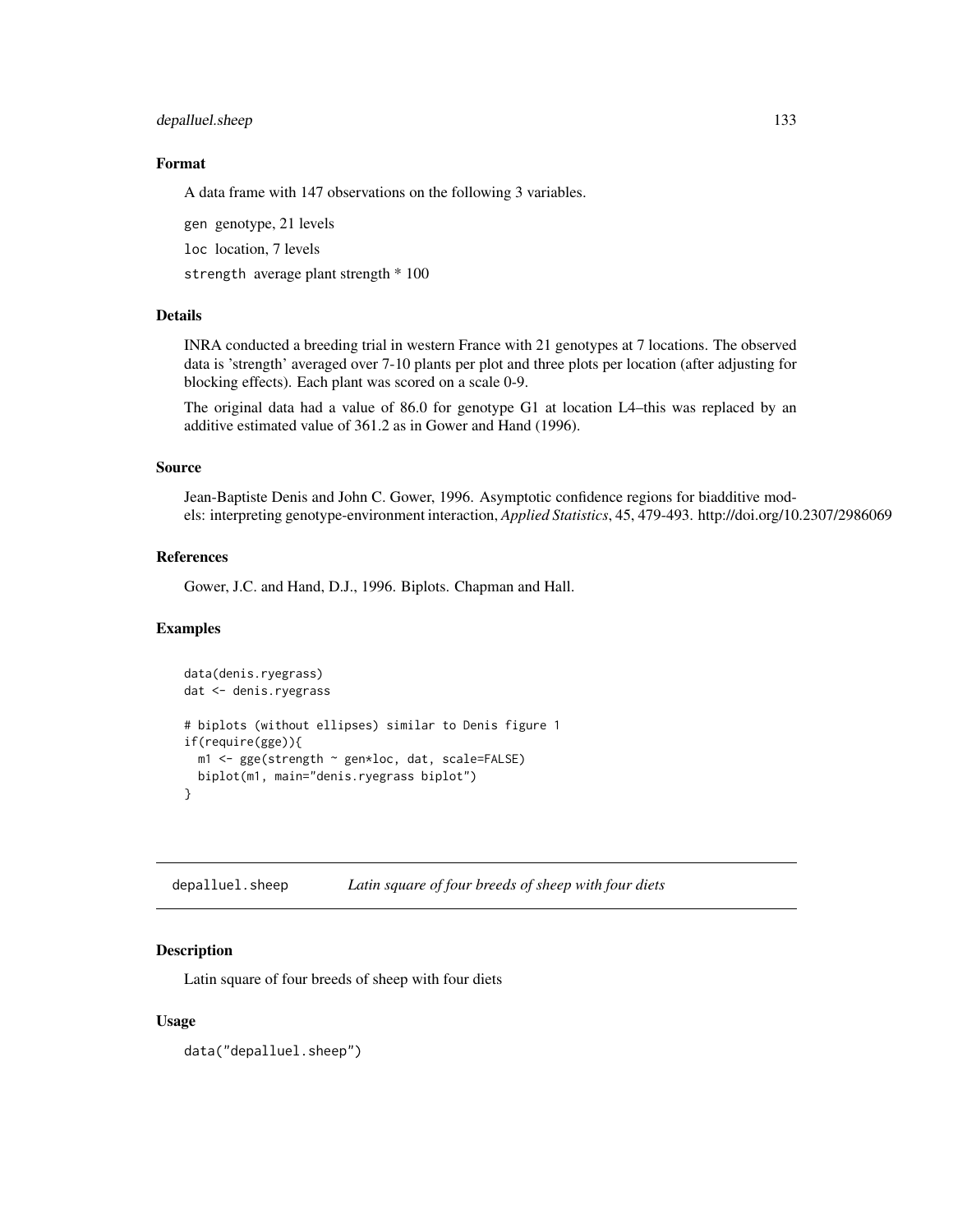### Format

A data frame with 147 observations on the following 3 variables.

`gen` genotype, 21 levels

`loc` location, 7 levels

`strength` average plant strength * 100

### Details

INRA conducted a breeding trial in western France with 21 genotypes at 7 locations. The observed data is 'strength' averaged over 7-10 plants per plot and three plots per location (after adjusting for blocking effects). Each plant was scored on a scale 0-9.

The original data had a value of 86.0 for genotype G1 at location L4–this was replaced by an additive estimated value of 361.2 as in Gower and Hand (1996).

### Source

Jean-Baptiste Denis and John C. Gower, 1996. Asymptotic confidence regions for biadditive models: interpreting genotype-environment interaction, *Applied Statistics*, 45, 479-493. http://doi.org/10.2307/2986069

### References

Gower, J.C. and Hand, D.J., 1996. Biplots. Chapman and Hall.

### Examples

```
data(denis.ryegrass)
dat <- denis.ryegrass

# biplots (without ellipses) similar to Denis figure 1
if(require(gge)){
  m1 <- gge(strength ~ gen*loc, dat, scale=FALSE)
  biplot(m1, main="denis.ryegrass biplot")
}
```

---

## depalluel.sheep — *Latin square of four breeds of sheep with four diets*

### Description

Latin square of four breeds of sheep with four diets

### Usage

```
data("depalluel.sheep")
```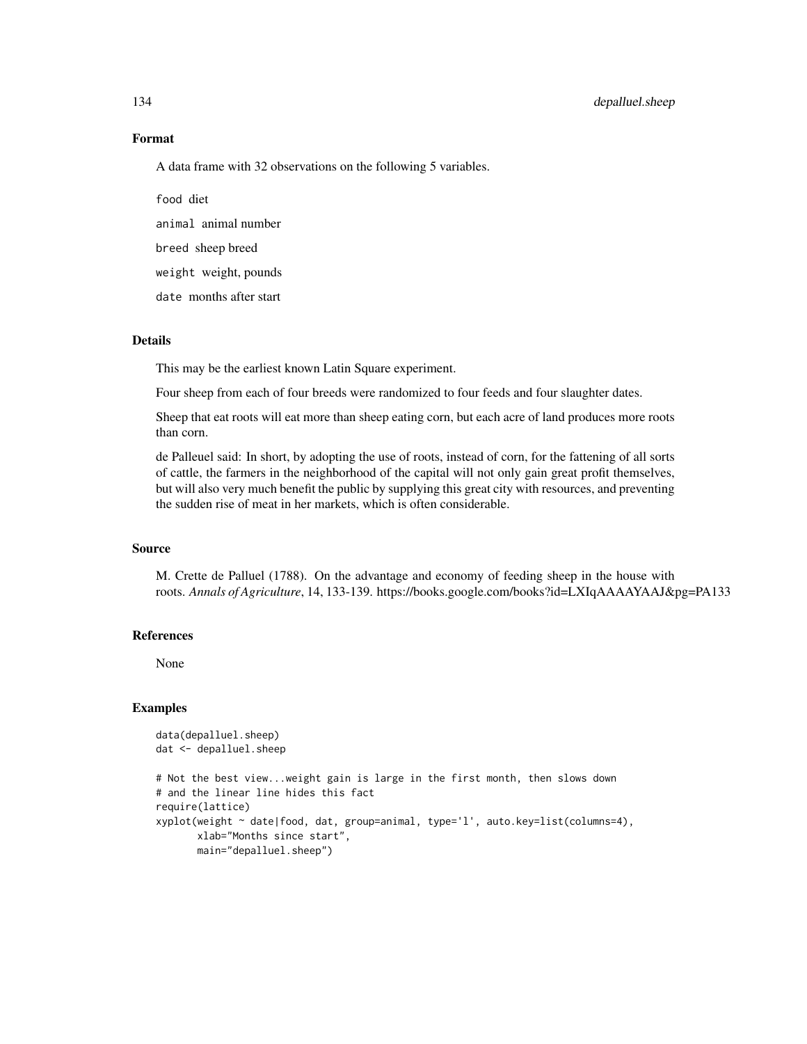### Format

A data frame with 32 observations on the following 5 variables.

`food` diet

`animal` animal number

`breed` sheep breed

`weight` weight, pounds

`date` months after start

### Details

This may be the earliest known Latin Square experiment.

Four sheep from each of four breeds were randomized to four feeds and four slaughter dates.

Sheep that eat roots will eat more than sheep eating corn, but each acre of land produces more roots than corn.

de Palleuel said: In short, by adopting the use of roots, instead of corn, for the fattening of all sorts of cattle, the farmers in the neighborhood of the capital will not only gain great profit themselves, but will also very much benefit the public by supplying this great city with resources, and preventing the sudden rise of meat in her markets, which is often considerable.

### Source

M. Crette de Palluel (1788). On the advantage and economy of feeding sheep in the house with roots. *Annals of Agriculture*, 14, 133-139. https://books.google.com/books?id=LXIqAAAAYAAJ&pg=PA133

### References

None

### Examples

```
data(depalluel.sheep)
dat <- depalluel.sheep

# Not the best view...weight gain is large in the first month, then slows down
# and the linear line hides this fact
require(lattice)
xyplot(weight ~ date|food, dat, group=animal, type='l', auto.key=list(columns=4),
       xlab="Months since start",
       main="depalluel.sheep")
```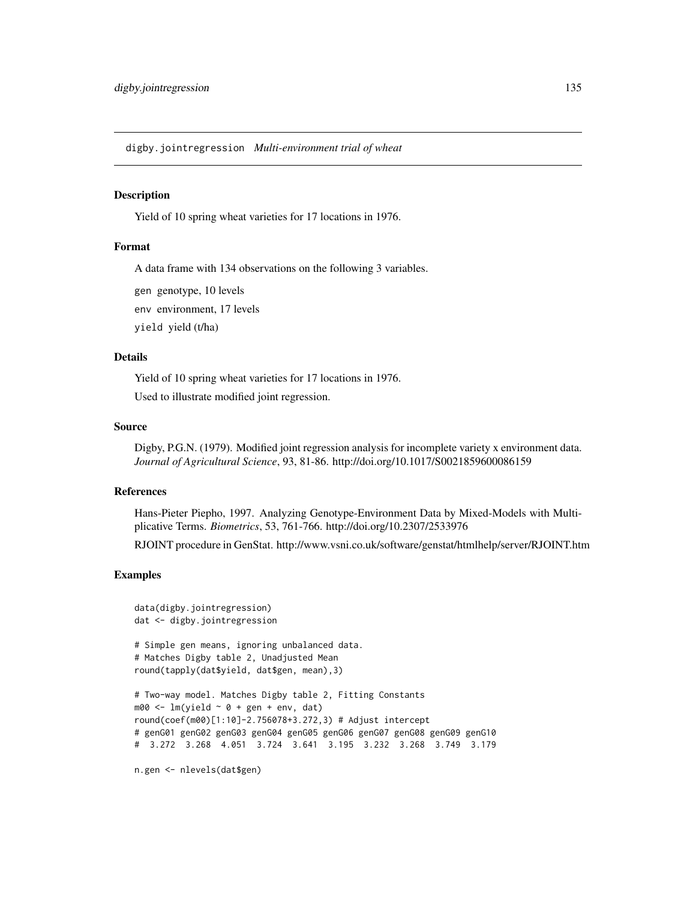digby.jointregression *Multi-environment trial of wheat*

## Description

Yield of 10 spring wheat varieties for 17 locations in 1976.

## Format

A data frame with 134 observations on the following 3 variables.

`gen` genotype, 10 levels

`env` environment, 17 levels

`yield` yield (t/ha)

## Details

Yield of 10 spring wheat varieties for 17 locations in 1976.

Used to illustrate modified joint regression.

## Source

Digby, P.G.N. (1979). Modified joint regression analysis for incomplete variety x environment data. *Journal of Agricultural Science*, 93, 81-86. http://doi.org/10.1017/S0021859600086159

## References

Hans-Pieter Piepho, 1997. Analyzing Genotype-Environment Data by Mixed-Models with Multiplicative Terms. *Biometrics*, 53, 761-766. http://doi.org/10.2307/2533976

RJOINT procedure in GenStat. http://www.vsni.co.uk/software/genstat/htmlhelp/server/RJOINT.htm

## Examples

```
data(digby.jointregression)
dat <- digby.jointregression

# Simple gen means, ignoring unbalanced data.
# Matches Digby table 2, Unadjusted Mean
round(tapply(dat$yield, dat$gen, mean),3)

# Two-way model. Matches Digby table 2, Fitting Constants
m00 <- lm(yield ~ 0 + gen + env, dat)
round(coef(m00)[1:10]-2.756078+3.272,3) # Adjust intercept
# genG01 genG02 genG03 genG04 genG05 genG06 genG07 genG08 genG09 genG10
#  3.272  3.268  4.051  3.724  3.641  3.195  3.232  3.268  3.749  3.179

n.gen <- nlevels(dat$gen)
```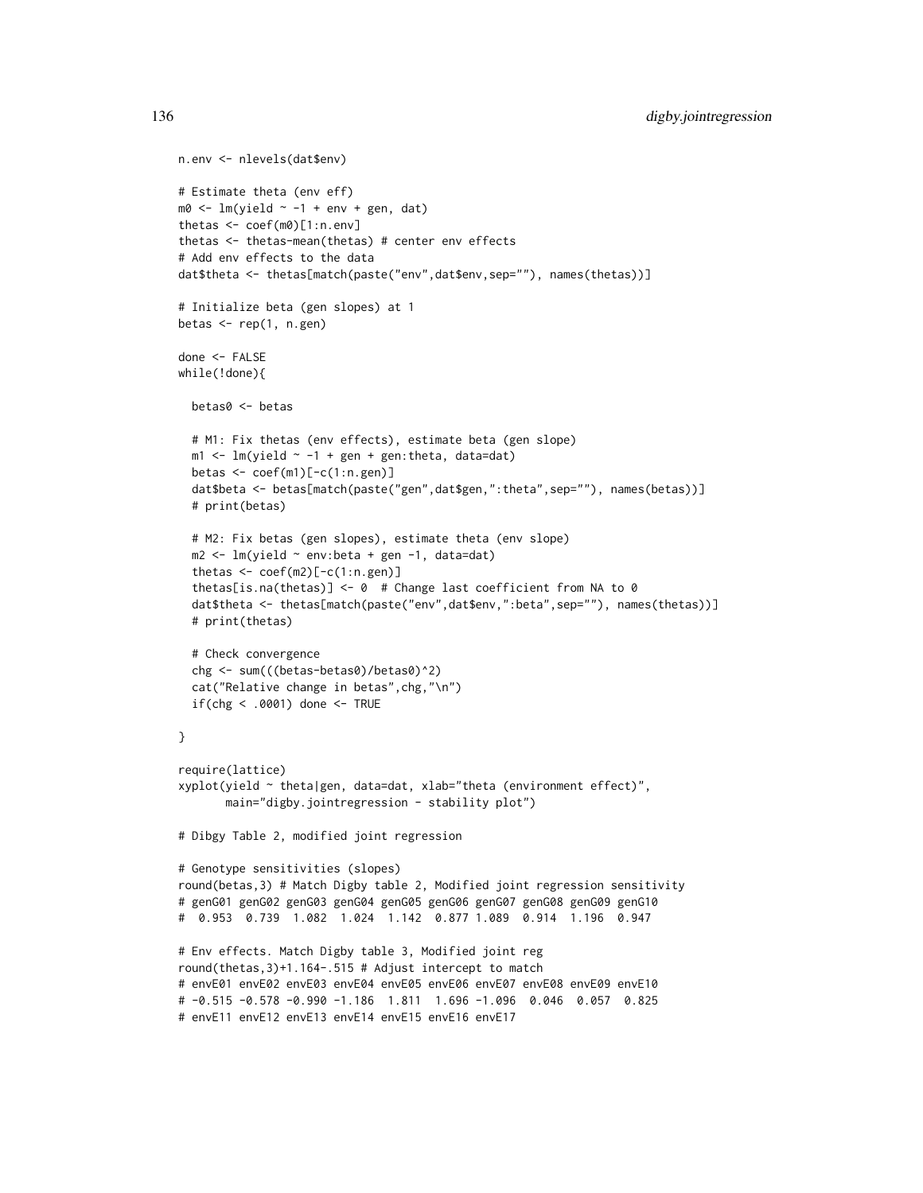```
n.env <- nlevels(dat$env)

# Estimate theta (env eff)
m0 <- lm(yield ~ -1 + env + gen, dat)
thetas <- coef(m0)[1:n.env]
thetas <- thetas-mean(thetas) # center env effects
# Add env effects to the data
dat$theta <- thetas[match(paste("env",dat$env,sep=""), names(thetas))]

# Initialize beta (gen slopes) at 1
betas <- rep(1, n.gen)

done <- FALSE
while(!done){

  betas0 <- betas

  # M1: Fix thetas (env effects), estimate beta (gen slope)
  m1 <- lm(yield ~ -1 + gen + gen:theta, data=dat)
  betas <- coef(m1)[-c(1:n.gen)]
  dat$beta <- betas[match(paste("gen",dat$gen,":theta",sep=""), names(betas))]
  # print(betas)

  # M2: Fix betas (gen slopes), estimate theta (env slope)
  m2 <- lm(yield ~ env:beta + gen -1, data=dat)
  thetas <- coef(m2)[-c(1:n.gen)]
  thetas[is.na(thetas)] <- 0  # Change last coefficient from NA to 0
  dat$theta <- thetas[match(paste("env",dat$env,":beta",sep=""), names(thetas))]
  # print(thetas)

  # Check convergence
  chg <- sum(((betas-betas0)/betas0)^2)
  cat("Relative change in betas",chg,"\n")
  if(chg < .0001) done <- TRUE

}

require(lattice)
xyplot(yield ~ theta|gen, data=dat, xlab="theta (environment effect)",
       main="digby.jointregression - stability plot")

# Dibgy Table 2, modified joint regression

# Genotype sensitivities (slopes)
round(betas,3) # Match Digby table 2, Modified joint regression sensitivity
# genG01 genG02 genG03 genG04 genG05 genG06 genG07 genG08 genG09 genG10
#  0.953  0.739  1.082  1.024  1.142  0.877 1.089  0.914  1.196  0.947

# Env effects. Match Digby table 3, Modified joint reg
round(thetas,3)+1.164-.515 # Adjust intercept to match
# envE01 envE02 envE03 envE04 envE05 envE06 envE07 envE08 envE09 envE10
# -0.515 -0.578 -0.990 -1.186  1.811  1.696 -1.096  0.046  0.057  0.825
# envE11 envE12 envE13 envE14 envE15 envE16 envE17
```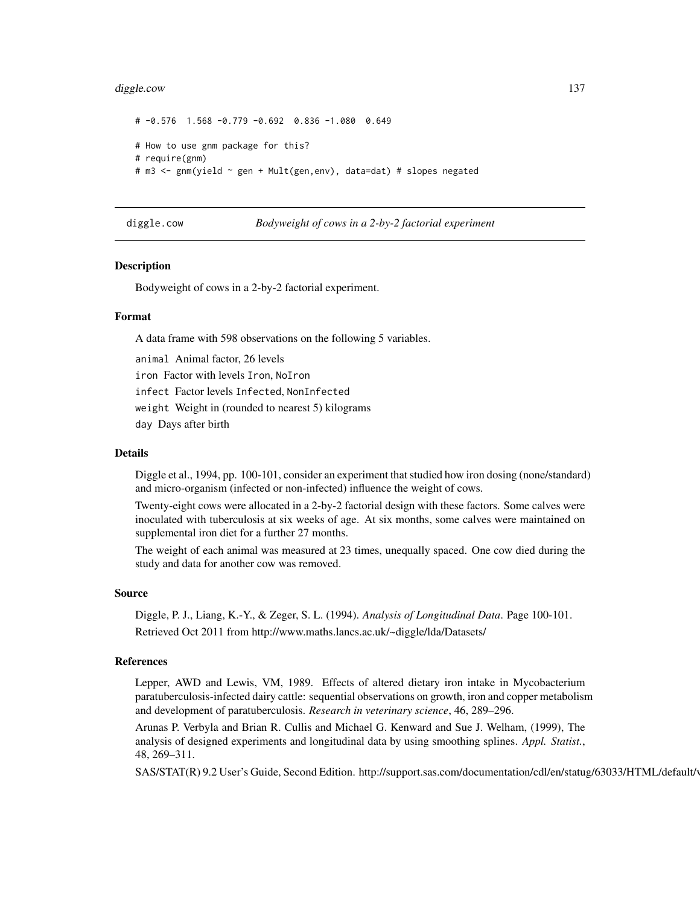```
# -0.576  1.568 -0.779 -0.692  0.836 -1.080  0.649

# How to use gnm package for this?
# require(gnm)
# m3 <- gnm(yield ~ gen + Mult(gen,env), data=dat) # slopes negated
```

---

diggle.cow &nbsp;&nbsp;&nbsp;&nbsp; *Bodyweight of cows in a 2-by-2 factorial experiment*

---

### Description

Bodyweight of cows in a 2-by-2 factorial experiment.

### Format

A data frame with 598 observations on the following 5 variables.

`animal` Animal factor, 26 levels

`iron` Factor with levels `Iron`, `NoIron`

`infect` Factor levels `Infected`, `NonInfected`

`weight` Weight in (rounded to nearest 5) kilograms

`day` Days after birth

### Details

Diggle et al., 1994, pp. 100-101, consider an experiment that studied how iron dosing (none/standard) and micro-organism (infected or non-infected) influence the weight of cows.

Twenty-eight cows were allocated in a 2-by-2 factorial design with these factors. Some calves were inoculated with tuberculosis at six weeks of age. At six months, some calves were maintained on supplemental iron diet for a further 27 months.

The weight of each animal was measured at 23 times, unequally spaced. One cow died during the study and data for another cow was removed.

### Source

Diggle, P. J., Liang, K.-Y., & Zeger, S. L. (1994). *Analysis of Longitudinal Data*. Page 100-101.

Retrieved Oct 2011 from http://www.maths.lancs.ac.uk/~diggle/lda/Datasets/

### References

Lepper, AWD and Lewis, VM, 1989. Effects of altered dietary iron intake in Mycobacterium paratuberculosis-infected dairy cattle: sequential observations on growth, iron and copper metabolism and development of paratuberculosis. *Research in veterinary science*, 46, 289–296.

Arunas P. Verbyla and Brian R. Cullis and Michael G. Kenward and Sue J. Welham, (1999), The analysis of designed experiments and longitudinal data by using smoothing splines. *Appl. Statist.*, 48, 269–311.

SAS/STAT(R) 9.2 User's Guide, Second Edition. http://support.sas.com/documentation/cdl/en/statug/63033/HTML/default/v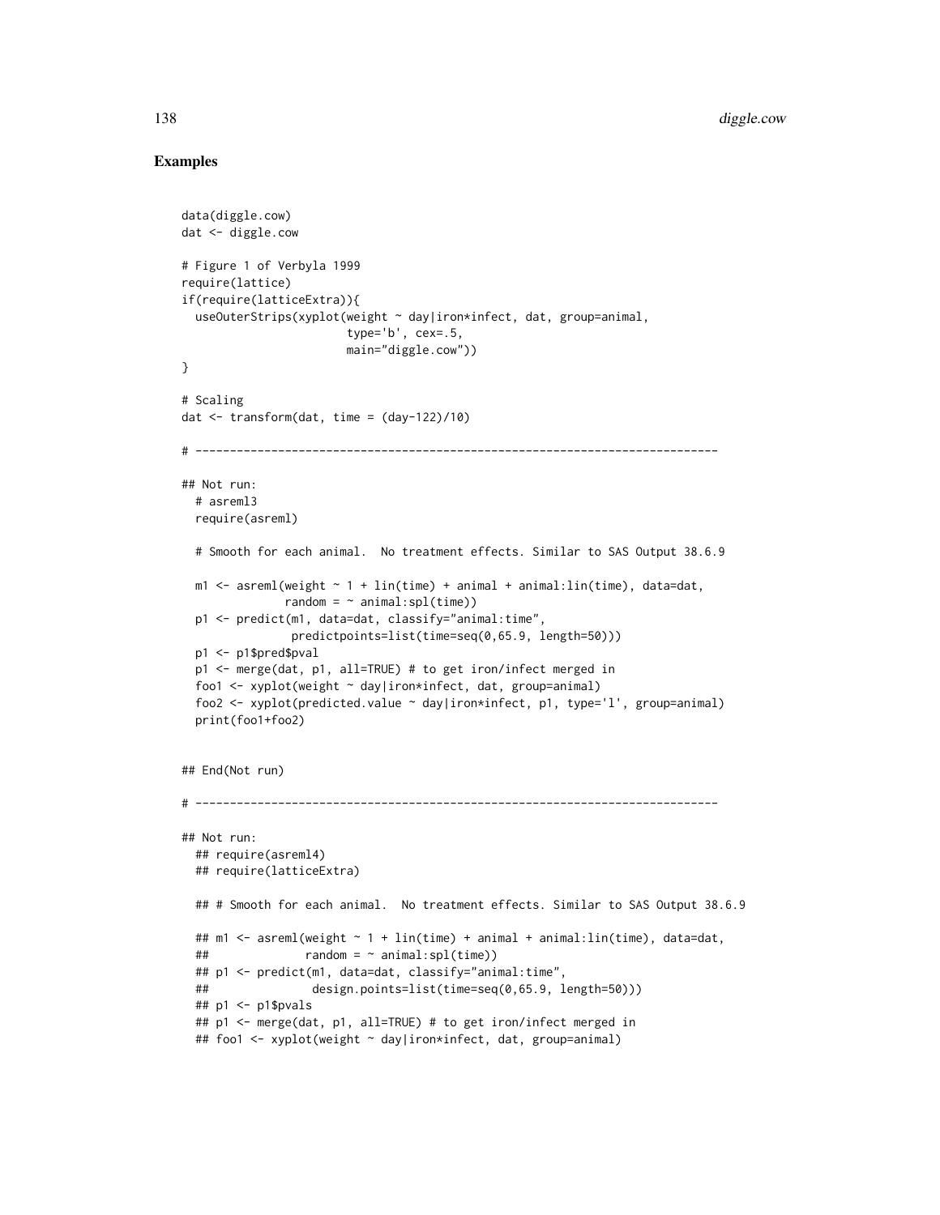## Examples

```
data(diggle.cow)
dat <- diggle.cow

# Figure 1 of Verbyla 1999
require(lattice)
if(require(latticeExtra)){
  useOuterStrips(xyplot(weight ~ day|iron*infect, dat, group=animal,
                        type='b', cex=.5,
                        main="diggle.cow"))
}

# Scaling
dat <- transform(dat, time = (day-122)/10)

# ----------------------------------------------------------------------------

## Not run:
  # asreml3
  require(asreml)

  # Smooth for each animal.  No treatment effects. Similar to SAS Output 38.6.9

  m1 <- asreml(weight ~ 1 + lin(time) + animal + animal:lin(time), data=dat,
             random = ~ animal:spl(time))
  p1 <- predict(m1, data=dat, classify="animal:time",
               predictpoints=list(time=seq(0,65.9, length=50)))
  p1 <- p1$pred$pval
  p1 <- merge(dat, p1, all=TRUE) # to get iron/infect merged in
  foo1 <- xyplot(weight ~ day|iron*infect, dat, group=animal)
  foo2 <- xyplot(predicted.value ~ day|iron*infect, p1, type='l', group=animal)
  print(foo1+foo2)


## End(Not run)

# ----------------------------------------------------------------------------

## Not run:
  ## require(asreml4)
  ## require(latticeExtra)

  ## # Smooth for each animal.  No treatment effects. Similar to SAS Output 38.6.9

  ## m1 <- asreml(weight ~ 1 + lin(time) + animal + animal:lin(time), data=dat,
  ##              random = ~ animal:spl(time))
  ## p1 <- predict(m1, data=dat, classify="animal:time",
  ##               design.points=list(time=seq(0,65.9, length=50)))
  ## p1 <- p1$pvals
  ## p1 <- merge(dat, p1, all=TRUE) # to get iron/infect merged in
  ## foo1 <- xyplot(weight ~ day|iron*infect, dat, group=animal)
```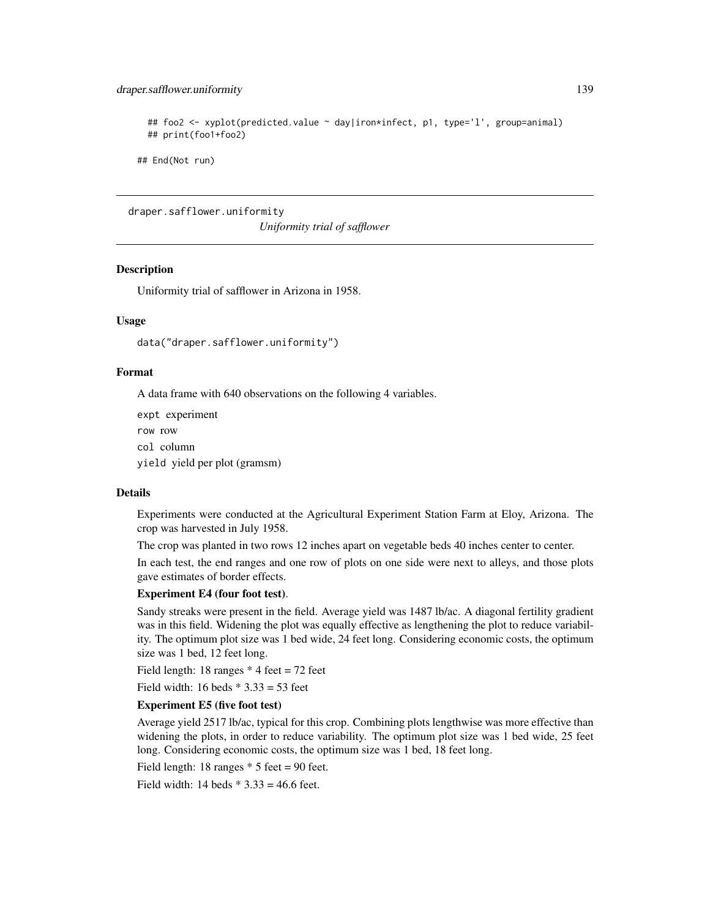```
## foo2 <- xyplot(predicted.value ~ day|iron*infect, p1, type='l', group=animal)
## print(foo1+foo2)

## End(Not run)
```

---

## draper.safflower.uniformity

*Uniformity trial of safflower*

---

### Description

Uniformity trial of safflower in Arizona in 1958.

### Usage

```
data("draper.safflower.uniformity")
```

### Format

A data frame with 640 observations on the following 4 variables.

`expt` experiment

`row` row

`col` column

`yield` yield per plot (gramsm)

### Details

Experiments were conducted at the Agricultural Experiment Station Farm at Eloy, Arizona. The crop was harvested in July 1958.

The crop was planted in two rows 12 inches apart on vegetable beds 40 inches center to center.

In each test, the end ranges and one row of plots on one side were next to alleys, and those plots gave estimates of border effects.

**Experiment E4 (four foot test)**.

Sandy streaks were present in the field. Average yield was 1487 lb/ac. A diagonal fertility gradient was in this field. Widening the plot was equally effective as lengthening the plot to reduce variability. The optimum plot size was 1 bed wide, 24 feet long. Considering economic costs, the optimum size was 1 bed, 12 feet long.

Field length: 18 ranges * 4 feet = 72 feet

Field width: 16 beds * 3.33 = 53 feet

**Experiment E5 (five foot test)**

Average yield 2517 lb/ac, typical for this crop. Combining plots lengthwise was more effective than widening the plots, in order to reduce variability. The optimum plot size was 1 bed wide, 25 feet long. Considering economic costs, the optimum size was 1 bed, 18 feet long.

Field length: 18 ranges * 5 feet = 90 feet.

Field width: 14 beds * 3.33 = 46.6 feet.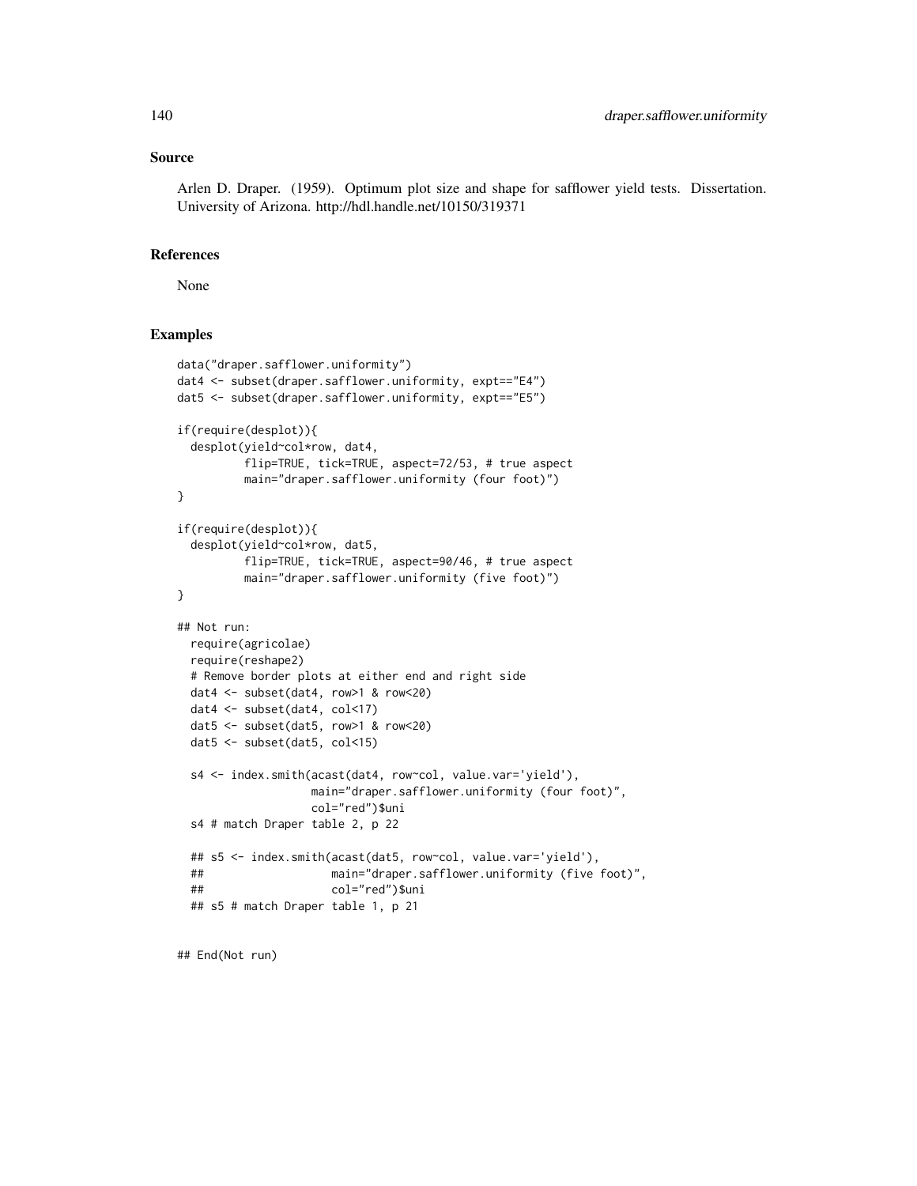## Source

Arlen D. Draper. (1959). Optimum plot size and shape for safflower yield tests. Dissertation. University of Arizona. http://hdl.handle.net/10150/319371

## References

None

## Examples

```
data("draper.safflower.uniformity")
dat4 <- subset(draper.safflower.uniformity, expt=="E4")
dat5 <- subset(draper.safflower.uniformity, expt=="E5")

if(require(desplot)){
  desplot(yield~col*row, dat4,
          flip=TRUE, tick=TRUE, aspect=72/53, # true aspect
          main="draper.safflower.uniformity (four foot)")
}

if(require(desplot)){
  desplot(yield~col*row, dat5,
          flip=TRUE, tick=TRUE, aspect=90/46, # true aspect
          main="draper.safflower.uniformity (five foot)")
}

## Not run:
  require(agricolae)
  require(reshape2)
  # Remove border plots at either end and right side
  dat4 <- subset(dat4, row>1 & row<20)
  dat4 <- subset(dat4, col<17)
  dat5 <- subset(dat5, row>1 & row<20)
  dat5 <- subset(dat5, col<15)

  s4 <- index.smith(acast(dat4, row~col, value.var='yield'),
                    main="draper.safflower.uniformity (four foot)",
                    col="red")$uni
  s4 # match Draper table 2, p 22

  ## s5 <- index.smith(acast(dat5, row~col, value.var='yield'),
  ##                   main="draper.safflower.uniformity (five foot)",
  ##                   col="red")$uni
  ## s5 # match Draper table 1, p 21


## End(Not run)
```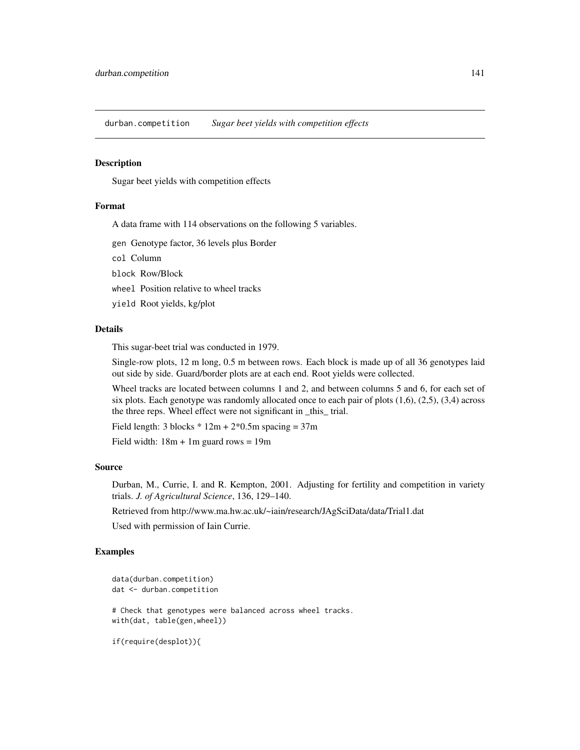## durban.competition *Sugar beet yields with competition effects*

### Description

Sugar beet yields with competition effects

### Format

A data frame with 114 observations on the following 5 variables.

- `gen` Genotype factor, 36 levels plus Border
- `col` Column
- `block` Row/Block
- `wheel` Position relative to wheel tracks
- `yield` Root yields, kg/plot

### Details

This sugar-beet trial was conducted in 1979.

Single-row plots, 12 m long, 0.5 m between rows. Each block is made up of all 36 genotypes laid out side by side. Guard/border plots are at each end. Root yields were collected.

Wheel tracks are located between columns 1 and 2, and between columns 5 and 6, for each set of six plots. Each genotype was randomly allocated once to each pair of plots (1,6), (2,5), (3,4) across the three reps. Wheel effect were not significant in _this_ trial.

Field length: 3 blocks * 12m + 2*0.5m spacing = 37m

Field width: 18m + 1m guard rows = 19m

### Source

Durban, M., Currie, I. and R. Kempton, 2001. Adjusting for fertility and competition in variety trials. *J. of Agricultural Science*, 136, 129–140.

Retrieved from http://www.ma.hw.ac.uk/~iain/research/JAgSciData/data/Trial1.dat

Used with permission of Iain Currie.

### Examples

```
data(durban.competition)
dat <- durban.competition

# Check that genotypes were balanced across wheel tracks.
with(dat, table(gen,wheel))

if(require(desplot)){
```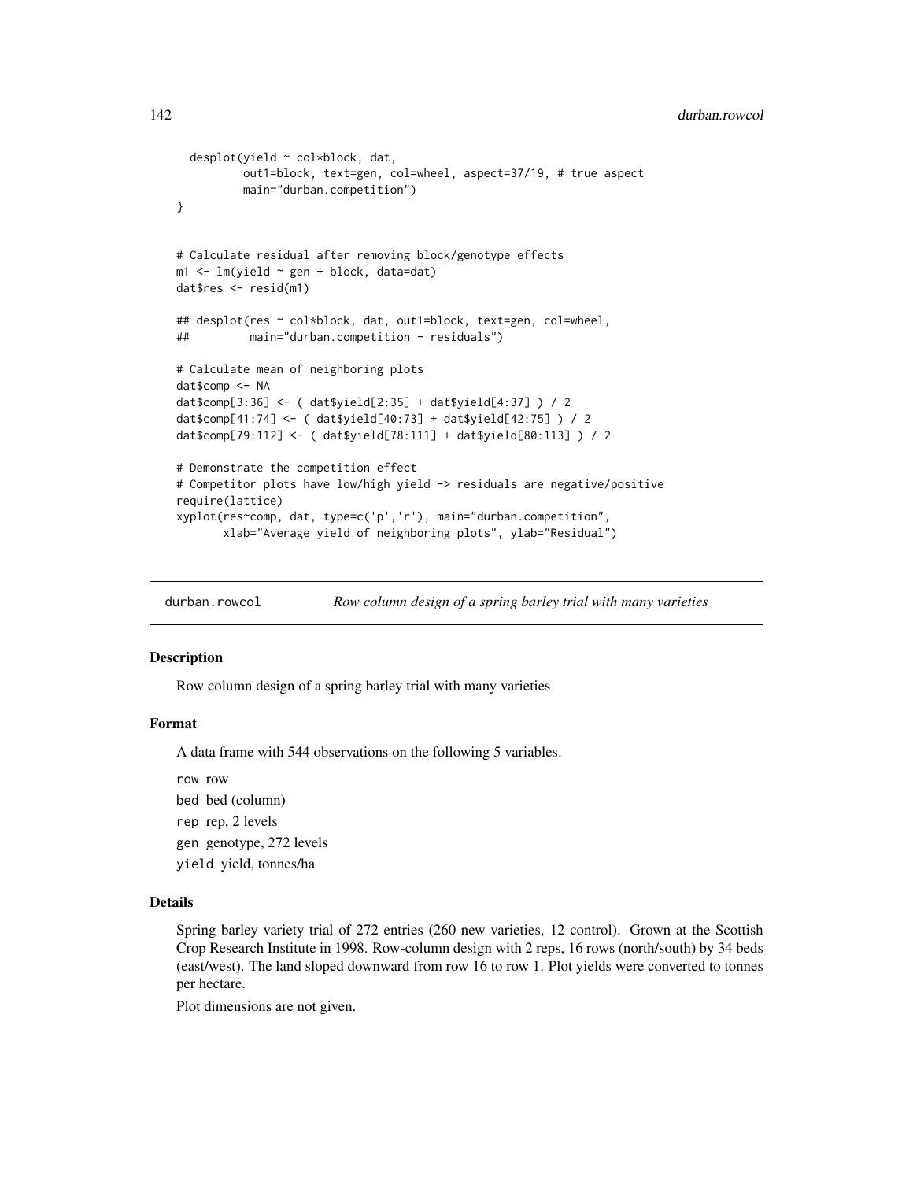```
  desplot(yield ~ col*block, dat,
          out1=block, text=gen, col=wheel, aspect=37/19, # true aspect
          main="durban.competition")
}


# Calculate residual after removing block/genotype effects
m1 <- lm(yield ~ gen + block, data=dat)
dat$res <- resid(m1)

## desplot(res ~ col*block, dat, out1=block, text=gen, col=wheel,
##         main="durban.competition - residuals")

# Calculate mean of neighboring plots
dat$comp <- NA
dat$comp[3:36] <- ( dat$yield[2:35] + dat$yield[4:37] ) / 2
dat$comp[41:74] <- ( dat$yield[40:73] + dat$yield[42:75] ) / 2
dat$comp[79:112] <- ( dat$yield[78:111] + dat$yield[80:113] ) / 2

# Demonstrate the competition effect
# Competitor plots have low/high yield -> residuals are negative/positive
require(lattice)
xyplot(res~comp, dat, type=c('p','r'), main="durban.competition",
       xlab="Average yield of neighboring plots", ylab="Residual")
```

## durban.rowcol — *Row column design of a spring barley trial with many varieties*

### Description

Row column design of a spring barley trial with many varieties

### Format

A data frame with 544 observations on the following 5 variables.

- `row` row
- `bed` bed (column)
- `rep` rep, 2 levels
- `gen` genotype, 272 levels
- `yield` yield, tonnes/ha

### Details

Spring barley variety trial of 272 entries (260 new varieties, 12 control). Grown at the Scottish Crop Research Institute in 1998. Row-column design with 2 reps, 16 rows (north/south) by 34 beds (east/west). The land sloped downward from row 16 to row 1. Plot yields were converted to tonnes per hectare.

Plot dimensions are not given.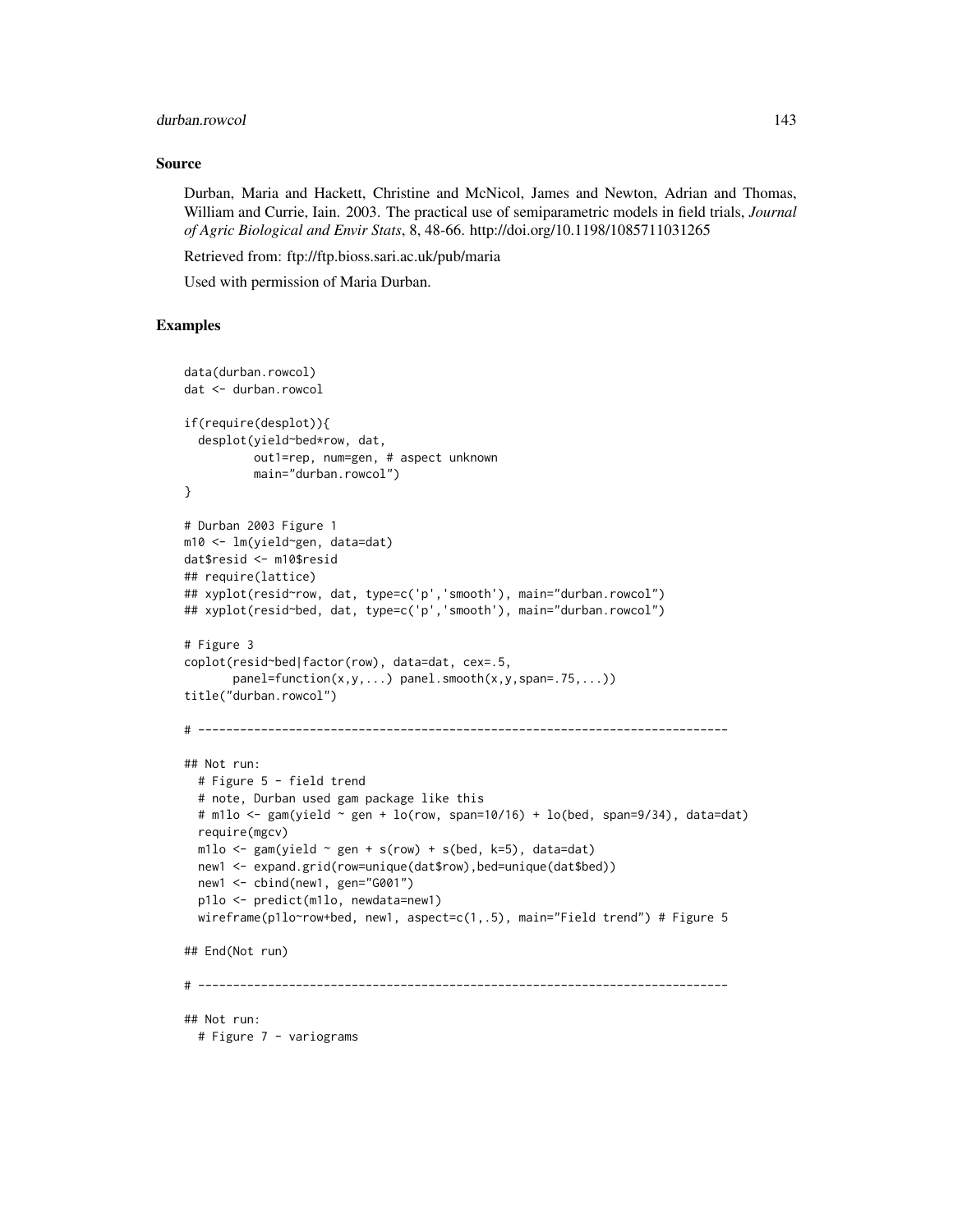### Source

Durban, Maria and Hackett, Christine and McNicol, James and Newton, Adrian and Thomas, William and Currie, Iain. 2003. The practical use of semiparametric models in field trials, *Journal of Agric Biological and Envir Stats*, 8, 48-66. http://doi.org/10.1198/1085711031265

Retrieved from: ftp://ftp.bioss.sari.ac.uk/pub/maria

Used with permission of Maria Durban.

### Examples

```
data(durban.rowcol)
dat <- durban.rowcol

if(require(desplot)){
  desplot(yield~bed*row, dat,
          out1=rep, num=gen, # aspect unknown
          main="durban.rowcol")
}

# Durban 2003 Figure 1
m10 <- lm(yield~gen, data=dat)
dat$resid <- m10$resid
## require(lattice)
## xyplot(resid~row, dat, type=c('p','smooth'), main="durban.rowcol")
## xyplot(resid~bed, dat, type=c('p','smooth'), main="durban.rowcol")

# Figure 3
coplot(resid~bed|factor(row), data=dat, cex=.5,
       panel=function(x,y,...) panel.smooth(x,y,span=.75,...))
title("durban.rowcol")

# ----------------------------------------------------------------------------

## Not run:
  # Figure 5 - field trend
  # note, Durban used gam package like this
  # m1lo <- gam(yield ~ gen + lo(row, span=10/16) + lo(bed, span=9/34), data=dat)
  require(mgcv)
  m1lo <- gam(yield ~ gen + s(row) + s(bed, k=5), data=dat)
  new1 <- expand.grid(row=unique(dat$row),bed=unique(dat$bed))
  new1 <- cbind(new1, gen="G001")
  p1lo <- predict(m1lo, newdata=new1)
  wireframe(p1lo~row+bed, new1, aspect=c(1,.5), main="Field trend") # Figure 5

## End(Not run)

# ----------------------------------------------------------------------------

## Not run:
  # Figure 7 - variograms
```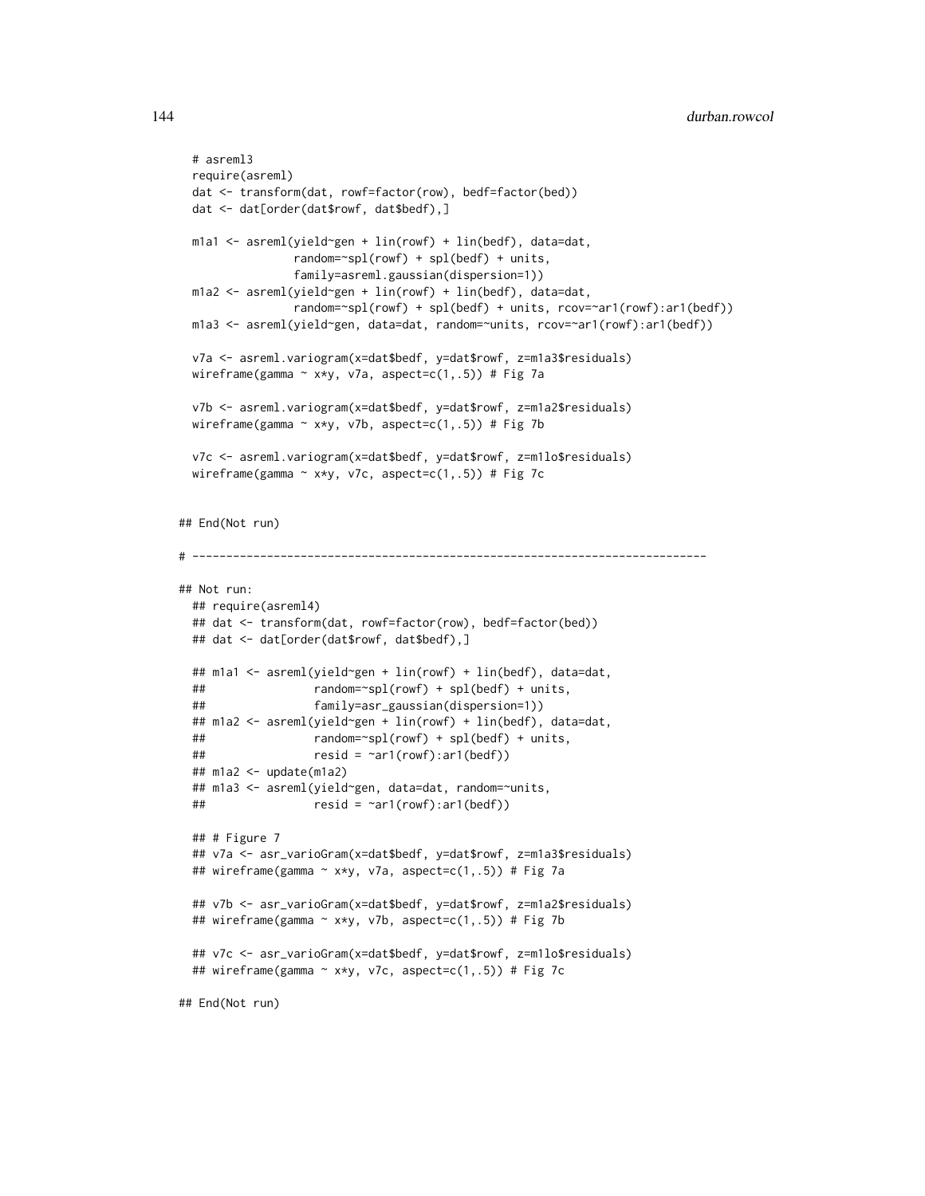```
  # asreml3
  require(asreml)
  dat <- transform(dat, rowf=factor(row), bedf=factor(bed))
  dat <- dat[order(dat$rowf, dat$bedf),]

  m1a1 <- asreml(yield~gen + lin(rowf) + lin(bedf), data=dat,
                 random=~spl(rowf) + spl(bedf) + units,
                 family=asreml.gaussian(dispersion=1))
  m1a2 <- asreml(yield~gen + lin(rowf) + lin(bedf), data=dat,
                 random=~spl(rowf) + spl(bedf) + units, rcov=~ar1(rowf):ar1(bedf))
  m1a3 <- asreml(yield~gen, data=dat, random=~units, rcov=~ar1(rowf):ar1(bedf))

  v7a <- asreml.variogram(x=dat$bedf, y=dat$rowf, z=m1a3$residuals)
  wireframe(gamma ~ x*y, v7a, aspect=c(1,.5)) # Fig 7a

  v7b <- asreml.variogram(x=dat$bedf, y=dat$rowf, z=m1a2$residuals)
  wireframe(gamma ~ x*y, v7b, aspect=c(1,.5)) # Fig 7b

  v7c <- asreml.variogram(x=dat$bedf, y=dat$rowf, z=m1lo$residuals)
  wireframe(gamma ~ x*y, v7c, aspect=c(1,.5)) # Fig 7c


## End(Not run)

# ----------------------------------------------------------------------------

## Not run:
  ## require(asreml4)
  ## dat <- transform(dat, rowf=factor(row), bedf=factor(bed))
  ## dat <- dat[order(dat$rowf, dat$bedf),]

  ## m1a1 <- asreml(yield~gen + lin(rowf) + lin(bedf), data=dat,
  ##                random=~spl(rowf) + spl(bedf) + units,
  ##                family=asr_gaussian(dispersion=1))
  ## m1a2 <- asreml(yield~gen + lin(rowf) + lin(bedf), data=dat,
  ##                random=~spl(rowf) + spl(bedf) + units,
  ##                resid = ~ar1(rowf):ar1(bedf))
  ## m1a2 <- update(m1a2)
  ## m1a3 <- asreml(yield~gen, data=dat, random=~units,
  ##                resid = ~ar1(rowf):ar1(bedf))

  ## # Figure 7
  ## v7a <- asr_varioGram(x=dat$bedf, y=dat$rowf, z=m1a3$residuals)
  ## wireframe(gamma ~ x*y, v7a, aspect=c(1,.5)) # Fig 7a

  ## v7b <- asr_varioGram(x=dat$bedf, y=dat$rowf, z=m1a2$residuals)
  ## wireframe(gamma ~ x*y, v7b, aspect=c(1,.5)) # Fig 7b

  ## v7c <- asr_varioGram(x=dat$bedf, y=dat$rowf, z=m1lo$residuals)
  ## wireframe(gamma ~ x*y, v7c, aspect=c(1,.5)) # Fig 7c

## End(Not run)
```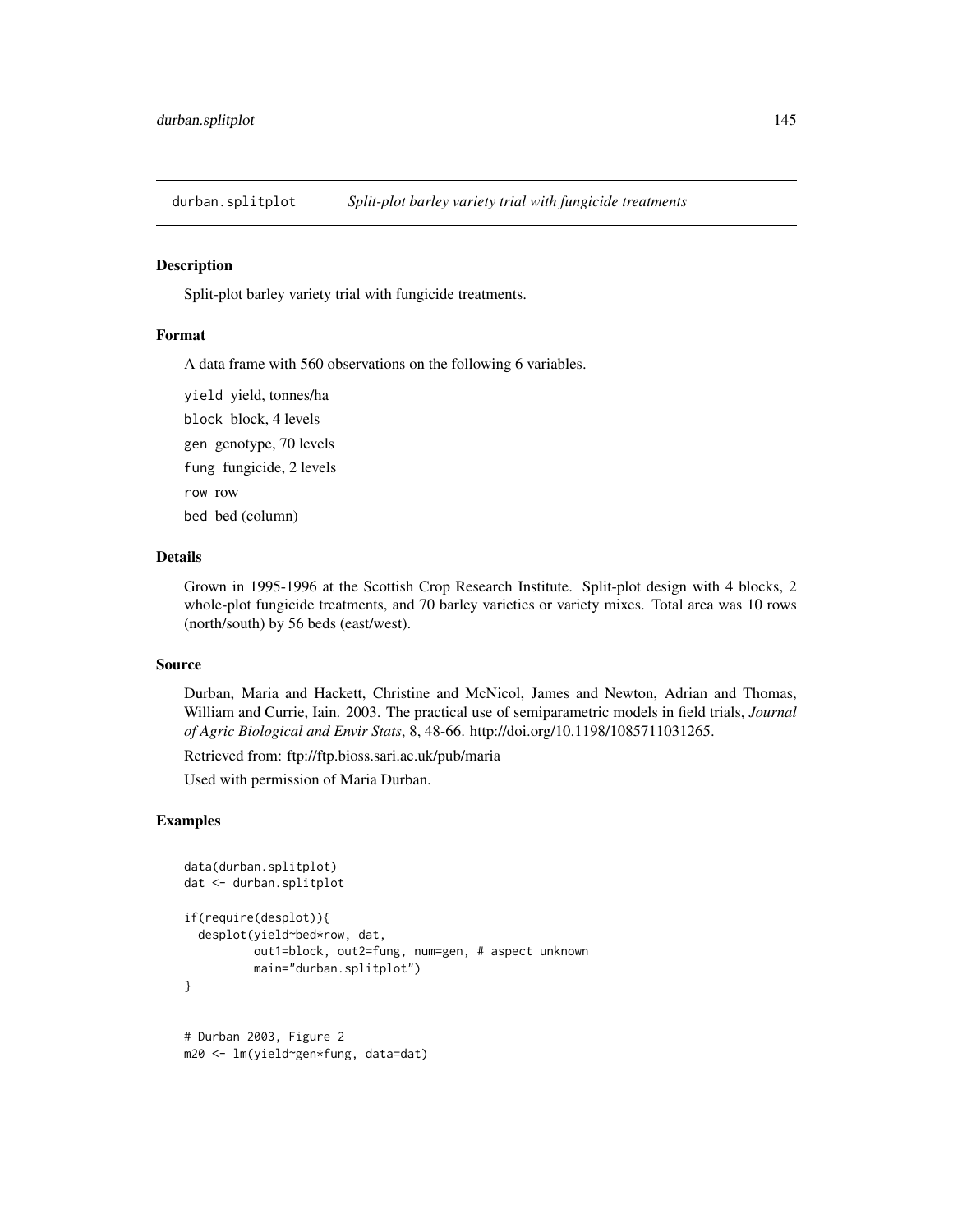## durban.splitplot — *Split-plot barley variety trial with fungicide treatments*

### Description

Split-plot barley variety trial with fungicide treatments.

### Format

A data frame with 560 observations on the following 6 variables.

yield yield, tonnes/ha

block block, 4 levels

gen genotype, 70 levels

fung fungicide, 2 levels

row row

bed bed (column)

### Details

Grown in 1995-1996 at the Scottish Crop Research Institute. Split-plot design with 4 blocks, 2 whole-plot fungicide treatments, and 70 barley varieties or variety mixes. Total area was 10 rows (north/south) by 56 beds (east/west).

### Source

Durban, Maria and Hackett, Christine and McNicol, James and Newton, Adrian and Thomas, William and Currie, Iain. 2003. The practical use of semiparametric models in field trials, *Journal of Agric Biological and Envir Stats*, 8, 48-66. http://doi.org/10.1198/1085711031265.

Retrieved from: ftp://ftp.bioss.sari.ac.uk/pub/maria

Used with permission of Maria Durban.

### Examples

```
data(durban.splitplot)
dat <- durban.splitplot

if(require(desplot)){
  desplot(yield~bed*row, dat,
          out1=block, out2=fung, num=gen, # aspect unknown
          main="durban.splitplot")
}


# Durban 2003, Figure 2
m20 <- lm(yield~gen*fung, data=dat)
```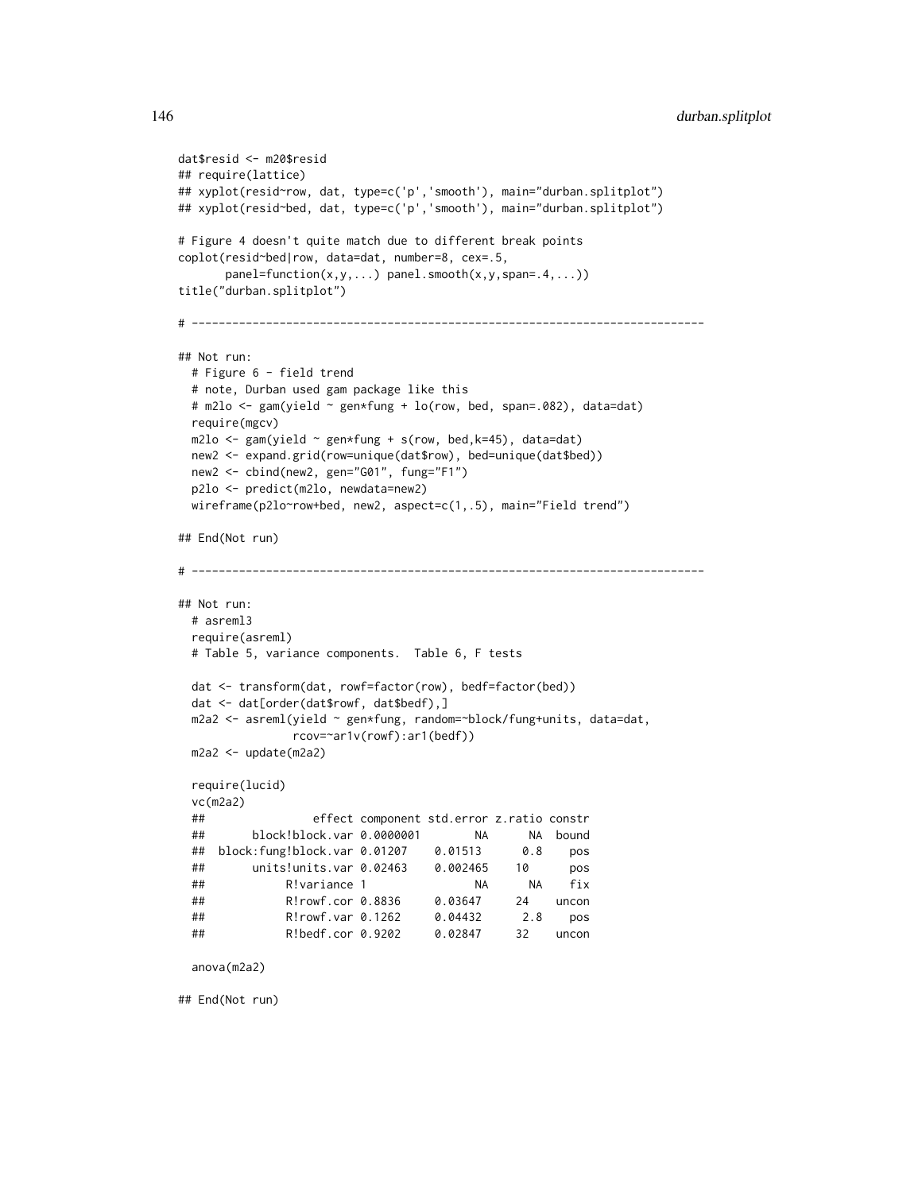```
dat$resid <- m20$resid
## require(lattice)
## xyplot(resid~row, dat, type=c('p','smooth'), main="durban.splitplot")
## xyplot(resid~bed, dat, type=c('p','smooth'), main="durban.splitplot")

# Figure 4 doesn't quite match due to different break points
coplot(resid~bed|row, data=dat, number=8, cex=.5,
       panel=function(x,y,...) panel.smooth(x,y,span=.4,...))
title("durban.splitplot")

# ----------------------------------------------------------------------------

## Not run:
  # Figure 6 - field trend
  # note, Durban used gam package like this
  # m2lo <- gam(yield ~ gen*fung + lo(row, bed, span=.082), data=dat)
  require(mgcv)
  m2lo <- gam(yield ~ gen*fung + s(row, bed,k=45), data=dat)
  new2 <- expand.grid(row=unique(dat$row), bed=unique(dat$bed))
  new2 <- cbind(new2, gen="G01", fung="F1")
  p2lo <- predict(m2lo, newdata=new2)
  wireframe(p2lo~row+bed, new2, aspect=c(1,.5), main="Field trend")

## End(Not run)

# ----------------------------------------------------------------------------

## Not run:
  # asreml3
  require(asreml)
  # Table 5, variance components.  Table 6, F tests

  dat <- transform(dat, rowf=factor(row), bedf=factor(bed))
  dat <- dat[order(dat$rowf, dat$bedf),]
  m2a2 <- asreml(yield ~ gen*fung, random=~block/fung+units, data=dat,
                 rcov=~ar1v(rowf):ar1(bedf))
  m2a2 <- update(m2a2)

  require(lucid)
  vc(m2a2)
  ##                effect component std.error z.ratio constr
  ##       block!block.var 0.0000001        NA      NA  bound
  ##  block:fung!block.var 0.01207    0.01513      0.8    pos
  ##       units!units.var 0.02463    0.002465    10      pos
  ##            R!variance 1                NA      NA    fix
  ##            R!rowf.cor 0.8836     0.03647     24    uncon
  ##            R!rowf.var 0.1262     0.04432      2.8    pos
  ##            R!bedf.cor 0.9202     0.02847     32    uncon

  anova(m2a2)

## End(Not run)
```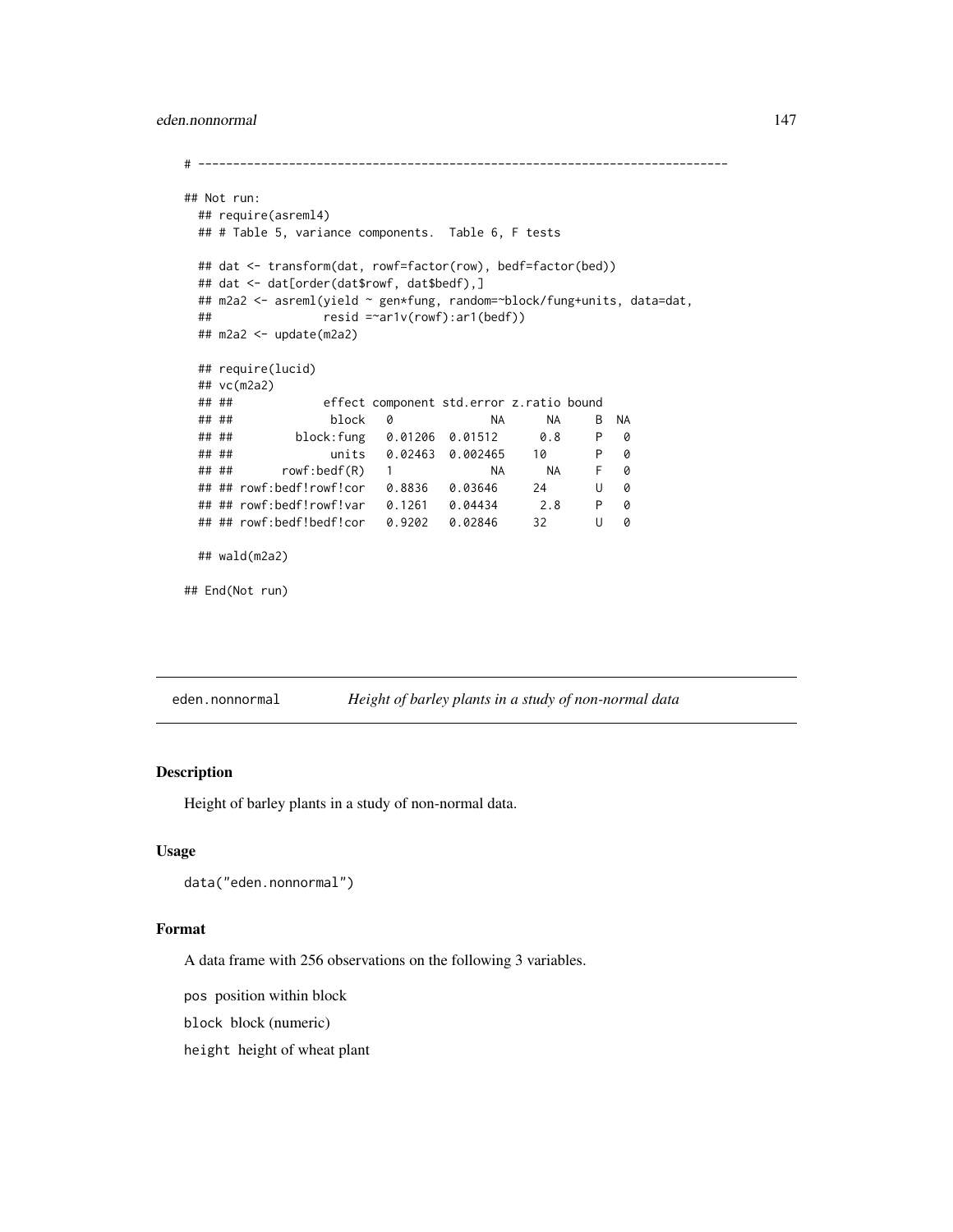```
# ----------------------------------------------------------------------------

## Not run:
  ## require(asreml4)
  ## # Table 5, variance components.  Table 6, F tests

  ## dat <- transform(dat, rowf=factor(row), bedf=factor(bed))
  ## dat <- dat[order(dat$rowf, dat$bedf),]
  ## m2a2 <- asreml(yield ~ gen*fung, random=~block/fung+units, data=dat,
  ##                resid =~ar1v(rowf):ar1(bedf))
  ## m2a2 <- update(m2a2)

  ## require(lucid)
  ## vc(m2a2)
  ## ##               effect component std.error z.ratio bound
  ## ##                block   0              NA      NA     B  NA
  ## ##           block:fung   0.01206  0.01512      0.8     P   0
  ## ##                units   0.02463  0.002465    10       P   0
  ## ##         rowf:bedf(R)   1              NA      NA     F   0
  ## ## rowf:bedf!rowf!cor   0.8836   0.03646     24       U   0
  ## ## rowf:bedf!rowf!var   0.1261   0.04434      2.8     P   0
  ## ## rowf:bedf!bedf!cor   0.9202   0.02846     32       U   0

  ## wald(m2a2)

## End(Not run)
```

---

## eden.nonnormal *Height of barley plants in a study of non-normal data*

---

### Description

Height of barley plants in a study of non-normal data.

### Usage

```
data("eden.nonnormal")
```

### Format

A data frame with 256 observations on the following 3 variables.

`pos` position within block

`block` block (numeric)

`height` height of wheat plant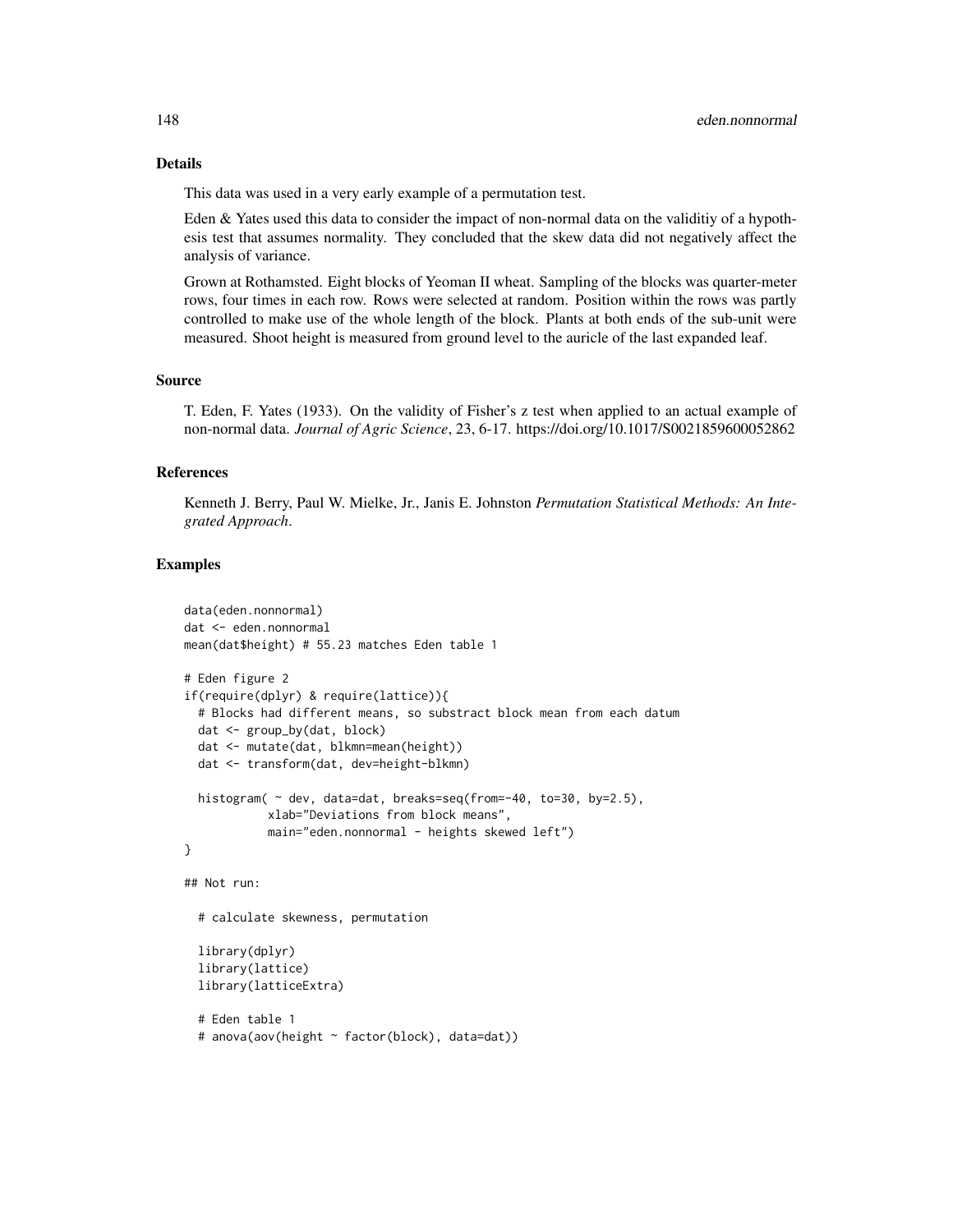## Details

This data was used in a very early example of a permutation test.

Eden & Yates used this data to consider the impact of non-normal data on the validitiy of a hypothesis test that assumes normality. They concluded that the skew data did not negatively affect the analysis of variance.

Grown at Rothamsted. Eight blocks of Yeoman II wheat. Sampling of the blocks was quarter-meter rows, four times in each row. Rows were selected at random. Position within the rows was partly controlled to make use of the whole length of the block. Plants at both ends of the sub-unit were measured. Shoot height is measured from ground level to the auricle of the last expanded leaf.

## Source

T. Eden, F. Yates (1933). On the validity of Fisher's z test when applied to an actual example of non-normal data. *Journal of Agric Science*, 23, 6-17. https://doi.org/10.1017/S0021859600052862

## References

Kenneth J. Berry, Paul W. Mielke, Jr., Janis E. Johnston *Permutation Statistical Methods: An Integrated Approach*.

## Examples

```
data(eden.nonnormal)
dat <- eden.nonnormal
mean(dat$height) # 55.23 matches Eden table 1

# Eden figure 2
if(require(dplyr) & require(lattice)){
  # Blocks had different means, so substract block mean from each datum
  dat <- group_by(dat, block)
  dat <- mutate(dat, blkmn=mean(height))
  dat <- transform(dat, dev=height-blkmn)

  histogram( ~ dev, data=dat, breaks=seq(from=-40, to=30, by=2.5),
            xlab="Deviations from block means",
            main="eden.nonnormal - heights skewed left")
}

## Not run:

  # calculate skewness, permutation

  library(dplyr)
  library(lattice)
  library(latticeExtra)

  # Eden table 1
  # anova(aov(height ~ factor(block), data=dat))
```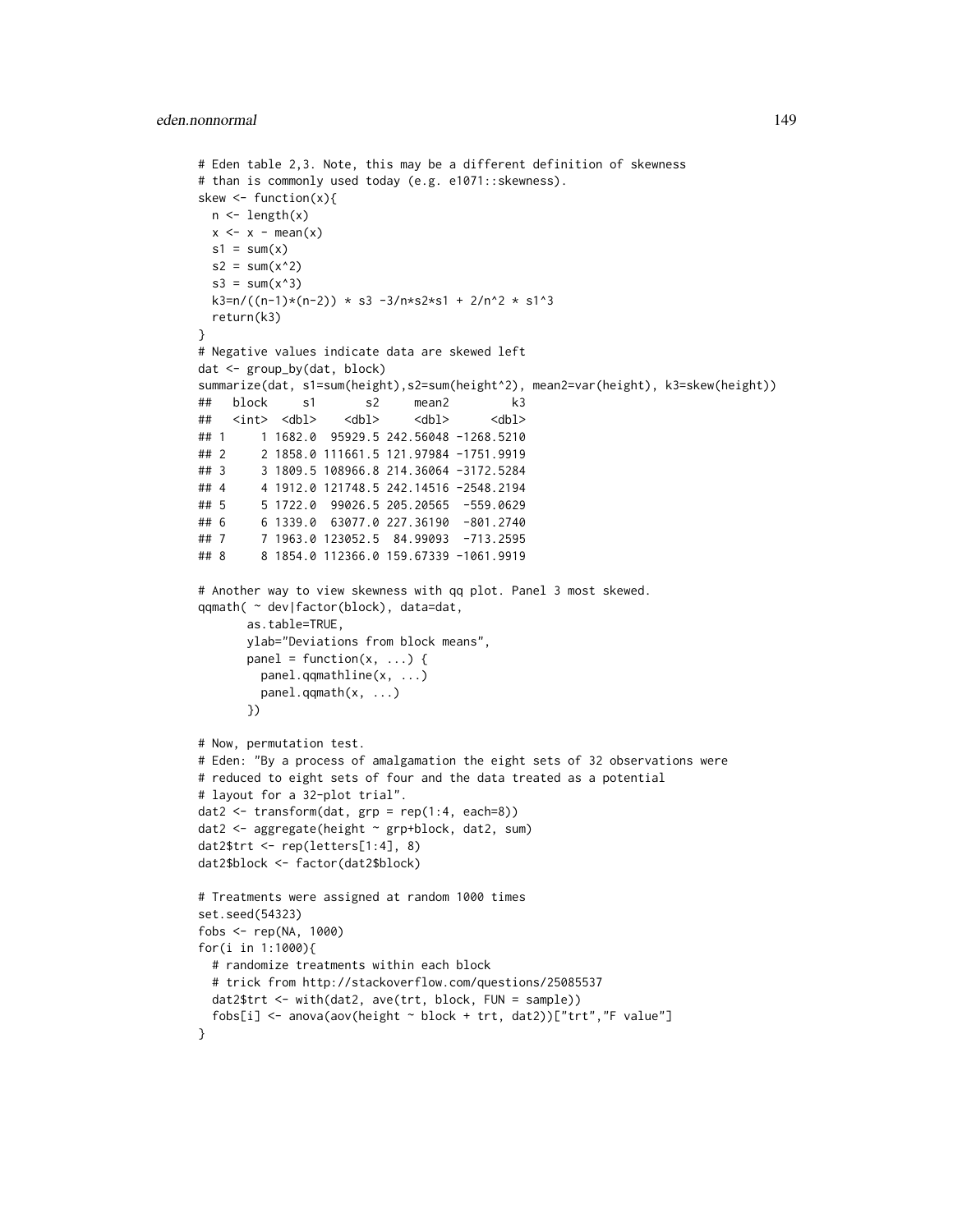```
# Eden table 2,3. Note, this may be a different definition of skewness
# than is commonly used today (e.g. e1071::skewness).
skew <- function(x){
  n <- length(x)
  x <- x - mean(x)
  s1 = sum(x)
  s2 = sum(x^2)
  s3 = sum(x^3)
  k3=n/((n-1)*(n-2)) * s3 -3/n*s2*s1 + 2/n^2 * s1^3
  return(k3)
}
# Negative values indicate data are skewed left
dat <- group_by(dat, block)
summarize(dat, s1=sum(height),s2=sum(height^2), mean2=var(height), k3=skew(height))
##   block     s1       s2     mean2         k3
##   <int>  <dbl>    <dbl>     <dbl>      <dbl>
## 1     1 1682.0  95929.5 242.56048 -1268.5210
## 2     2 1858.0 111661.5 121.97984 -1751.9919
## 3     3 1809.5 108966.8 214.36064 -3172.5284
## 4     4 1912.0 121748.5 242.14516 -2548.2194
## 5     5 1722.0  99026.5 205.20565  -559.0629
## 6     6 1339.0  63077.0 227.36190  -801.2740
## 7     7 1963.0 123052.5  84.99093  -713.2595
## 8     8 1854.0 112366.0 159.67339 -1061.9919

# Another way to view skewness with qq plot. Panel 3 most skewed.
qqmath( ~ dev|factor(block), data=dat,
       as.table=TRUE,
       ylab="Deviations from block means",
       panel = function(x, ...) {
         panel.qqmathline(x, ...)
         panel.qqmath(x, ...)
       })

# Now, permutation test.
# Eden: "By a process of amalgamation the eight sets of 32 observations were
# reduced to eight sets of four and the data treated as a potential
# layout for a 32-plot trial".
dat2 <- transform(dat, grp = rep(1:4, each=8))
dat2 <- aggregate(height ~ grp+block, dat2, sum)
dat2$trt <- rep(letters[1:4], 8)
dat2$block <- factor(dat2$block)

# Treatments were assigned at random 1000 times
set.seed(54323)
fobs <- rep(NA, 1000)
for(i in 1:1000){
  # randomize treatments within each block
  # trick from http://stackoverflow.com/questions/25085537
  dat2$trt <- with(dat2, ave(trt, block, FUN = sample))
  fobs[i] <- anova(aov(height ~ block + trt, dat2))["trt","F value"]
}
```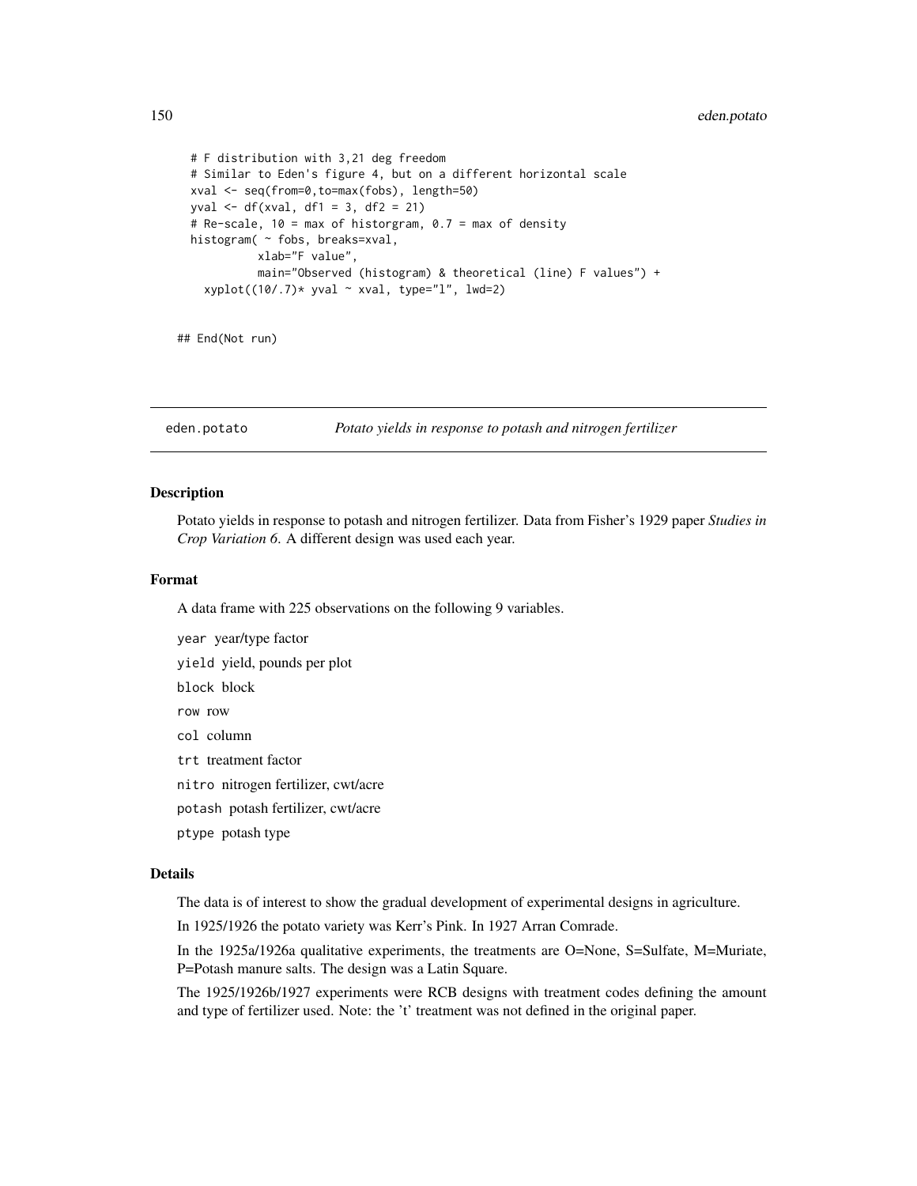```
  # F distribution with 3,21 deg freedom
  # Similar to Eden's figure 4, but on a different horizontal scale
  xval <- seq(from=0,to=max(fobs), length=50)
  yval <- df(xval, df1 = 3, df2 = 21)
  # Re-scale, 10 = max of historgram, 0.7 = max of density
  histogram( ~ fobs, breaks=xval,
            xlab="F value",
            main="Observed (histogram) & theoretical (line) F values") +
    xyplot((10/.7)* yval ~ xval, type="l", lwd=2)


## End(Not run)
```

## eden.potato — *Potato yields in response to potash and nitrogen fertilizer*

### Description

Potato yields in response to potash and nitrogen fertilizer. Data from Fisher's 1929 paper *Studies in Crop Variation 6*. A different design was used each year.

### Format

A data frame with 225 observations on the following 9 variables.

- `year` year/type factor
- `yield` yield, pounds per plot
- `block` block
- `row` row
- `col` column
- `trt` treatment factor
- `nitro` nitrogen fertilizer, cwt/acre
- `potash` potash fertilizer, cwt/acre
- `ptype` potash type

### Details

The data is of interest to show the gradual development of experimental designs in agriculture.

In 1925/1926 the potato variety was Kerr's Pink. In 1927 Arran Comrade.

In the 1925a/1926a qualitative experiments, the treatments are O=None, S=Sulfate, M=Muriate, P=Potash manure salts. The design was a Latin Square.

The 1925/1926b/1927 experiments were RCB designs with treatment codes defining the amount and type of fertilizer used. Note: the 't' treatment was not defined in the original paper.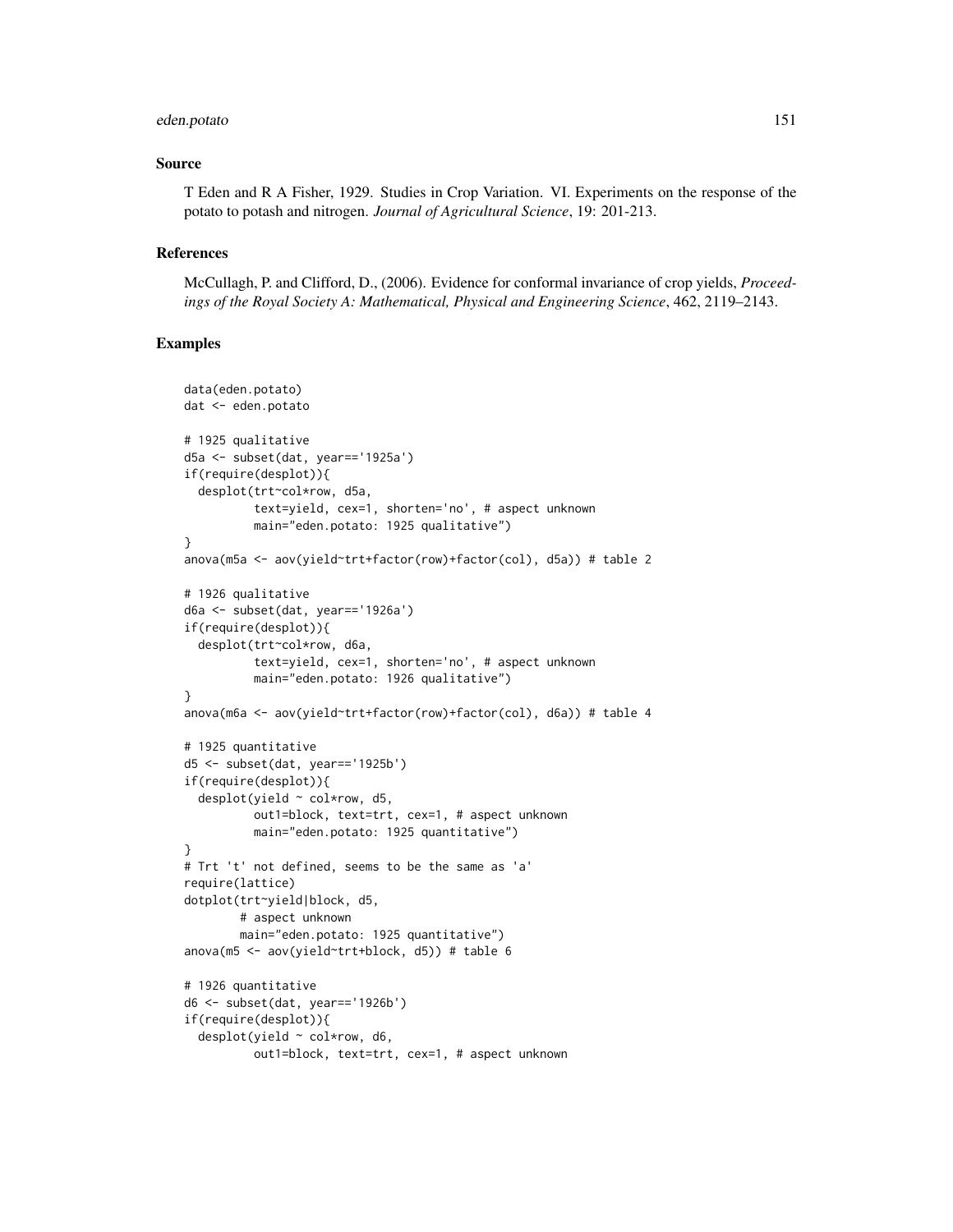### Source

T Eden and R A Fisher, 1929. Studies in Crop Variation. VI. Experiments on the response of the potato to potash and nitrogen. *Journal of Agricultural Science*, 19: 201-213.

### References

McCullagh, P. and Clifford, D., (2006). Evidence for conformal invariance of crop yields, *Proceedings of the Royal Society A: Mathematical, Physical and Engineering Science*, 462, 2119–2143.

### Examples

```
data(eden.potato)
dat <- eden.potato

# 1925 qualitative
d5a <- subset(dat, year=='1925a')
if(require(desplot)){
  desplot(trt~col*row, d5a,
          text=yield, cex=1, shorten='no', # aspect unknown
          main="eden.potato: 1925 qualitative")
}
anova(m5a <- aov(yield~trt+factor(row)+factor(col), d5a)) # table 2

# 1926 qualitative
d6a <- subset(dat, year=='1926a')
if(require(desplot)){
  desplot(trt~col*row, d6a,
          text=yield, cex=1, shorten='no', # aspect unknown
          main="eden.potato: 1926 qualitative")
}
anova(m6a <- aov(yield~trt+factor(row)+factor(col), d6a)) # table 4

# 1925 quantitative
d5 <- subset(dat, year=='1925b')
if(require(desplot)){
  desplot(yield ~ col*row, d5,
          out1=block, text=trt, cex=1, # aspect unknown
          main="eden.potato: 1925 quantitative")
}
# Trt 't' not defined, seems to be the same as 'a'
require(lattice)
dotplot(trt~yield|block, d5,
        # aspect unknown
        main="eden.potato: 1925 quantitative")
anova(m5 <- aov(yield~trt+block, d5)) # table 6

# 1926 quantitative
d6 <- subset(dat, year=='1926b')
if(require(desplot)){
  desplot(yield ~ col*row, d6,
          out1=block, text=trt, cex=1, # aspect unknown
```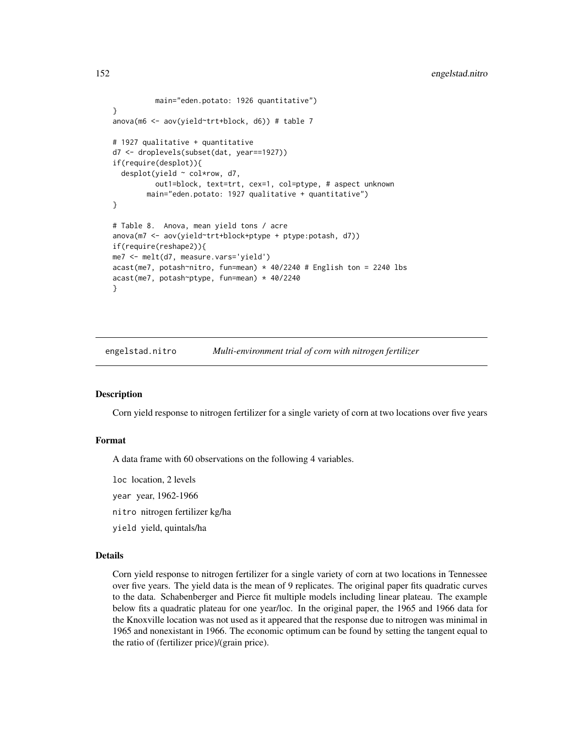```
          main="eden.potato: 1926 quantitative")
}
anova(m6 <- aov(yield~trt+block, d6)) # table 7

# 1927 qualitative + quantitative
d7 <- droplevels(subset(dat, year==1927))
if(require(desplot)){
  desplot(yield ~ col*row, d7,
          out1=block, text=trt, cex=1, col=ptype, # aspect unknown
        main="eden.potato: 1927 qualitative + quantitative")
}

# Table 8.  Anova, mean yield tons / acre
anova(m7 <- aov(yield~trt+block+ptype + ptype:potash, d7))
if(require(reshape2)){
me7 <- melt(d7, measure.vars='yield')
acast(me7, potash~nitro, fun=mean) * 40/2240 # English ton = 2240 lbs
acast(me7, potash~ptype, fun=mean) * 40/2240
}
```

---

## engelstad.nitro — *Multi-environment trial of corn with nitrogen fertilizer*

### Description

Corn yield response to nitrogen fertilizer for a single variety of corn at two locations over five years

### Format

A data frame with 60 observations on the following 4 variables.

- `loc` location, 2 levels
- `year` year, 1962-1966
- `nitro` nitrogen fertilizer kg/ha
- `yield` yield, quintals/ha

### Details

Corn yield response to nitrogen fertilizer for a single variety of corn at two locations in Tennessee over five years. The yield data is the mean of 9 replicates. The original paper fits quadratic curves to the data. Schabenberger and Pierce fit multiple models including linear plateau. The example below fits a quadratic plateau for one year/loc. In the original paper, the 1965 and 1966 data for the Knoxville location was not used as it appeared that the response due to nitrogen was minimal in 1965 and nonexistant in 1966. The economic optimum can be found by setting the tangent equal to the ratio of (fertilizer price)/(grain price).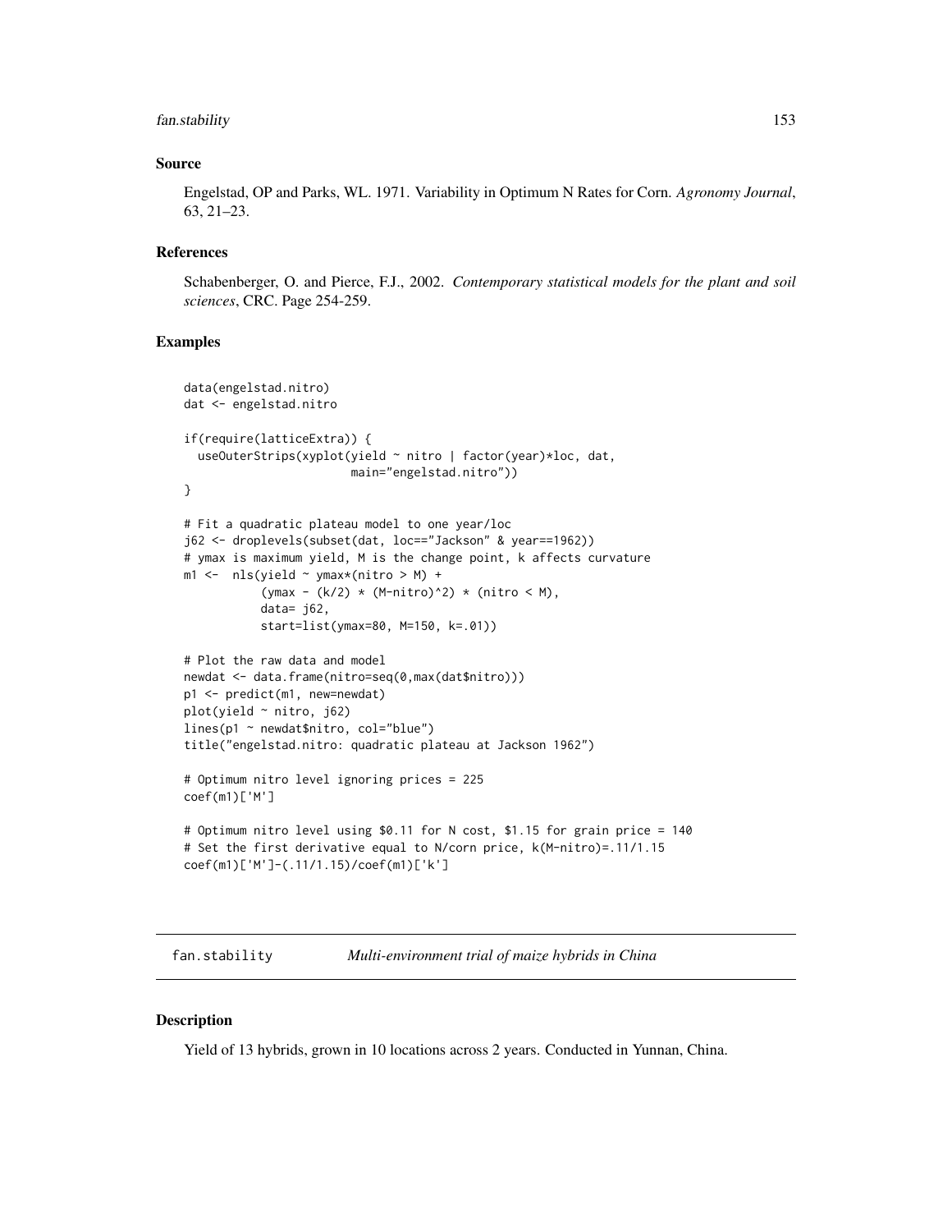### Source

Engelstad, OP and Parks, WL. 1971. Variability in Optimum N Rates for Corn. *Agronomy Journal*, 63, 21–23.

### References

Schabenberger, O. and Pierce, F.J., 2002. *Contemporary statistical models for the plant and soil sciences*, CRC. Page 254-259.

### Examples

```
data(engelstad.nitro)
dat <- engelstad.nitro

if(require(latticeExtra)) {
  useOuterStrips(xyplot(yield ~ nitro | factor(year)*loc, dat,
                        main="engelstad.nitro"))
}

# Fit a quadratic plateau model to one year/loc
j62 <- droplevels(subset(dat, loc=="Jackson" & year==1962))
# ymax is maximum yield, M is the change point, k affects curvature
m1 <-  nls(yield ~ ymax*(nitro > M) +
           (ymax - (k/2) * (M-nitro)^2) * (nitro < M),
           data= j62,
           start=list(ymax=80, M=150, k=.01))

# Plot the raw data and model
newdat <- data.frame(nitro=seq(0,max(dat$nitro)))
p1 <- predict(m1, new=newdat)
plot(yield ~ nitro, j62)
lines(p1 ~ newdat$nitro, col="blue")
title("engelstad.nitro: quadratic plateau at Jackson 1962")

# Optimum nitro level ignoring prices = 225
coef(m1)['M']

# Optimum nitro level using $0.11 for N cost, $1.15 for grain price = 140
# Set the first derivative equal to N/corn price, k(M-nitro)=.11/1.15
coef(m1)['M']-(.11/1.15)/coef(m1)['k']
```

---

## fan.stability — *Multi-environment trial of maize hybrids in China*

### Description

Yield of 13 hybrids, grown in 10 locations across 2 years. Conducted in Yunnan, China.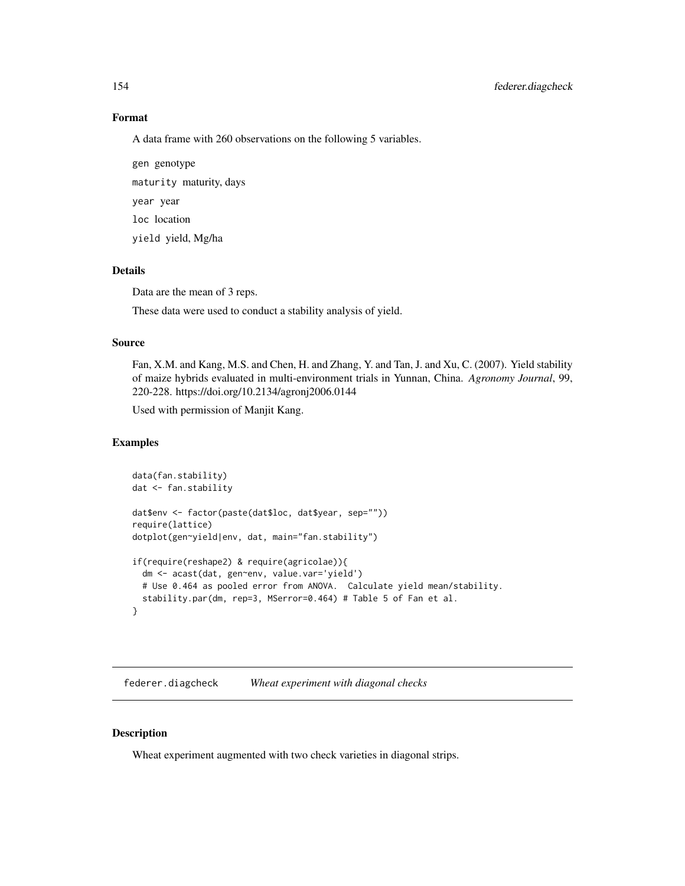### Format

A data frame with 260 observations on the following 5 variables.

`gen` genotype

`maturity` maturity, days

`year` year

`loc` location

`yield` yield, Mg/ha

### Details

Data are the mean of 3 reps.

These data were used to conduct a stability analysis of yield.

### Source

Fan, X.M. and Kang, M.S. and Chen, H. and Zhang, Y. and Tan, J. and Xu, C. (2007). Yield stability of maize hybrids evaluated in multi-environment trials in Yunnan, China. *Agronomy Journal*, 99, 220-228. https://doi.org/10.2134/agronj2006.0144

Used with permission of Manjit Kang.

### Examples

```
data(fan.stability)
dat <- fan.stability

dat$env <- factor(paste(dat$loc, dat$year, sep=""))
require(lattice)
dotplot(gen~yield|env, dat, main="fan.stability")

if(require(reshape2) & require(agricolae)){
  dm <- acast(dat, gen~env, value.var='yield')
  # Use 0.464 as pooled error from ANOVA.  Calculate yield mean/stability.
  stability.par(dm, rep=3, MSerror=0.464) # Table 5 of Fan et al.
}
```

---

## federer.diagcheck *Wheat experiment with diagonal checks*

### Description

Wheat experiment augmented with two check varieties in diagonal strips.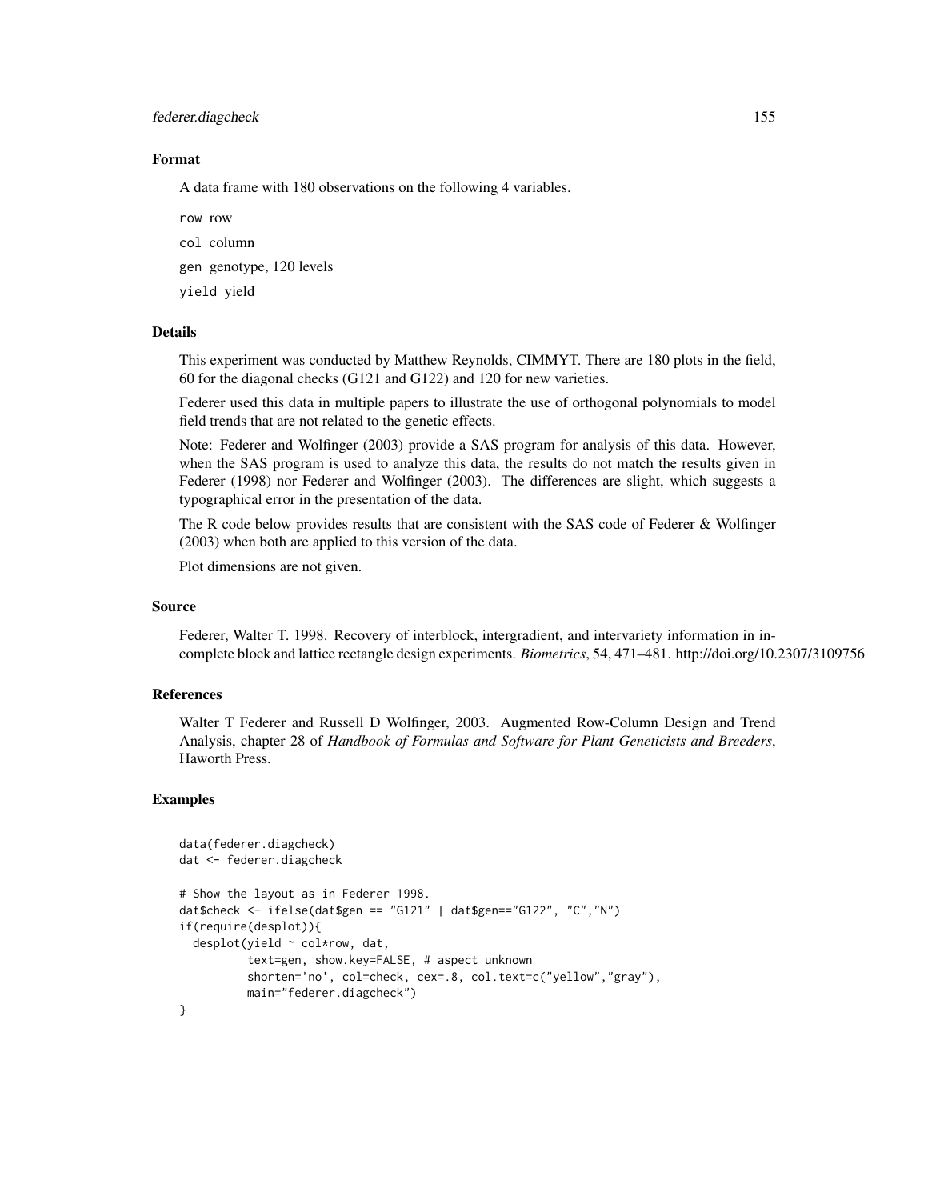### Format

A data frame with 180 observations on the following 4 variables.

`row` row

`col` column

`gen` genotype, 120 levels

`yield` yield

### Details

This experiment was conducted by Matthew Reynolds, CIMMYT. There are 180 plots in the field, 60 for the diagonal checks (G121 and G122) and 120 for new varieties.

Federer used this data in multiple papers to illustrate the use of orthogonal polynomials to model field trends that are not related to the genetic effects.

Note: Federer and Wolfinger (2003) provide a SAS program for analysis of this data. However, when the SAS program is used to analyze this data, the results do not match the results given in Federer (1998) nor Federer and Wolfinger (2003). The differences are slight, which suggests a typographical error in the presentation of the data.

The R code below provides results that are consistent with the SAS code of Federer & Wolfinger (2003) when both are applied to this version of the data.

Plot dimensions are not given.

### Source

Federer, Walter T. 1998. Recovery of interblock, intergradient, and intervariety information in incomplete block and lattice rectangle design experiments. *Biometrics*, 54, 471–481. http://doi.org/10.2307/3109756

### References

Walter T Federer and Russell D Wolfinger, 2003. Augmented Row-Column Design and Trend Analysis, chapter 28 of *Handbook of Formulas and Software for Plant Geneticists and Breeders*, Haworth Press.

### Examples

```
data(federer.diagcheck)
dat <- federer.diagcheck

# Show the layout as in Federer 1998.
dat$check <- ifelse(dat$gen == "G121" | dat$gen=="G122", "C","N")
if(require(desplot)){
  desplot(yield ~ col*row, dat,
          text=gen, show.key=FALSE, # aspect unknown
          shorten='no', col=check, cex=.8, col.text=c("yellow","gray"),
          main="federer.diagcheck")
}
```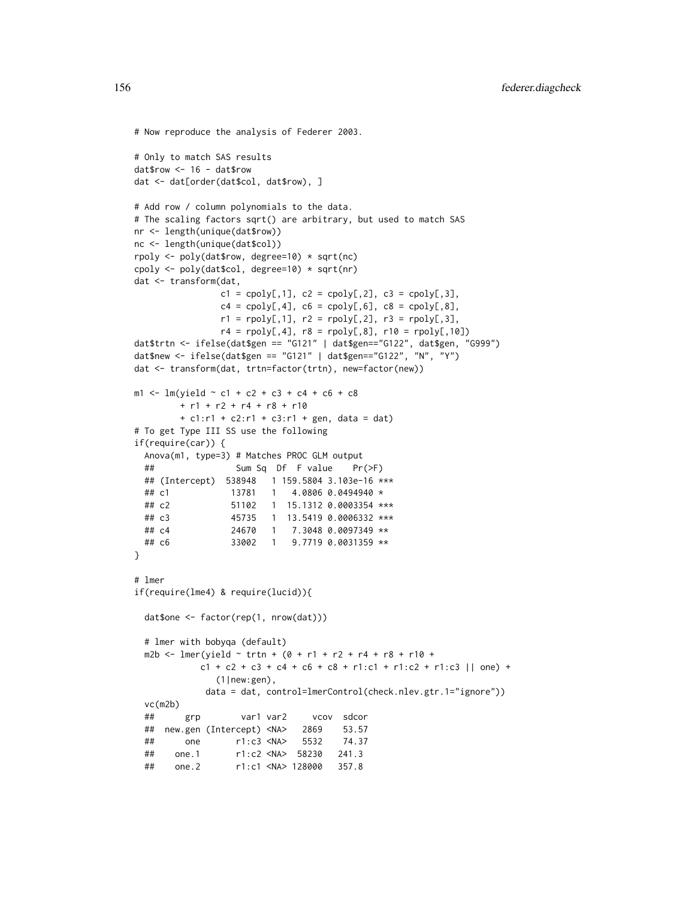```
# Now reproduce the analysis of Federer 2003.

# Only to match SAS results
dat$row <- 16 - dat$row
dat <- dat[order(dat$col, dat$row), ]

# Add row / column polynomials to the data.
# The scaling factors sqrt() are arbitrary, but used to match SAS
nr <- length(unique(dat$row))
nc <- length(unique(dat$col))
rpoly <- poly(dat$row, degree=10) * sqrt(nc)
cpoly <- poly(dat$col, degree=10) * sqrt(nr)
dat <- transform(dat,
                 c1 = cpoly[,1], c2 = cpoly[,2], c3 = cpoly[,3],
                 c4 = cpoly[,4], c6 = cpoly[,6], c8 = cpoly[,8],
                 r1 = rpoly[,1], r2 = rpoly[,2], r3 = rpoly[,3],
                 r4 = rpoly[,4], r8 = rpoly[,8], r10 = rpoly[,10])
dat$trtn <- ifelse(dat$gen == "G121" | dat$gen=="G122", dat$gen, "G999")
dat$new <- ifelse(dat$gen == "G121" | dat$gen=="G122", "N", "Y")
dat <- transform(dat, trtn=factor(trtn), new=factor(new))

m1 <- lm(yield ~ c1 + c2 + c3 + c4 + c6 + c8
         + r1 + r2 + r4 + r8 + r10
         + c1:r1 + c2:r1 + c3:r1 + gen, data = dat)
# To get Type III SS use the following
if(require(car)) {
  Anova(m1, type=3) # Matches PROC GLM output
  ##                Sum Sq  Df  F value    Pr(>F)
  ## (Intercept)  538948   1 159.5804 3.103e-16 ***
  ## c1            13781   1   4.0806 0.0494940 *
  ## c2            51102   1  15.1312 0.0003354 ***
  ## c3            45735   1  13.5419 0.0006332 ***
  ## c4            24670   1   7.3048 0.0097349 **
  ## c6            33002   1   9.7719 0.0031359 **
}

# lmer
if(require(lme4) & require(lucid)){

  dat$one <- factor(rep(1, nrow(dat)))

  # lmer with bobyqa (default)
  m2b <- lmer(yield ~ trtn + (0 + r1 + r2 + r4 + r8 + r10 +
             c1 + c2 + c3 + c4 + c6 + c8 + r1:c1 + r1:c2 + r1:c3 || one) +
               (1|new:gen),
             data = dat, control=lmerControl(check.nlev.gtr.1="ignore"))
  vc(m2b)
  ##      grp        var1 var2     vcov  sdcor
  ##  new.gen (Intercept) <NA>   2869    53.57
  ##      one       r1:c3 <NA>   5532    74.37
  ##    one.1       r1:c2 <NA>  58230   241.3
  ##    one.2       r1:c1 <NA> 128000   357.8
```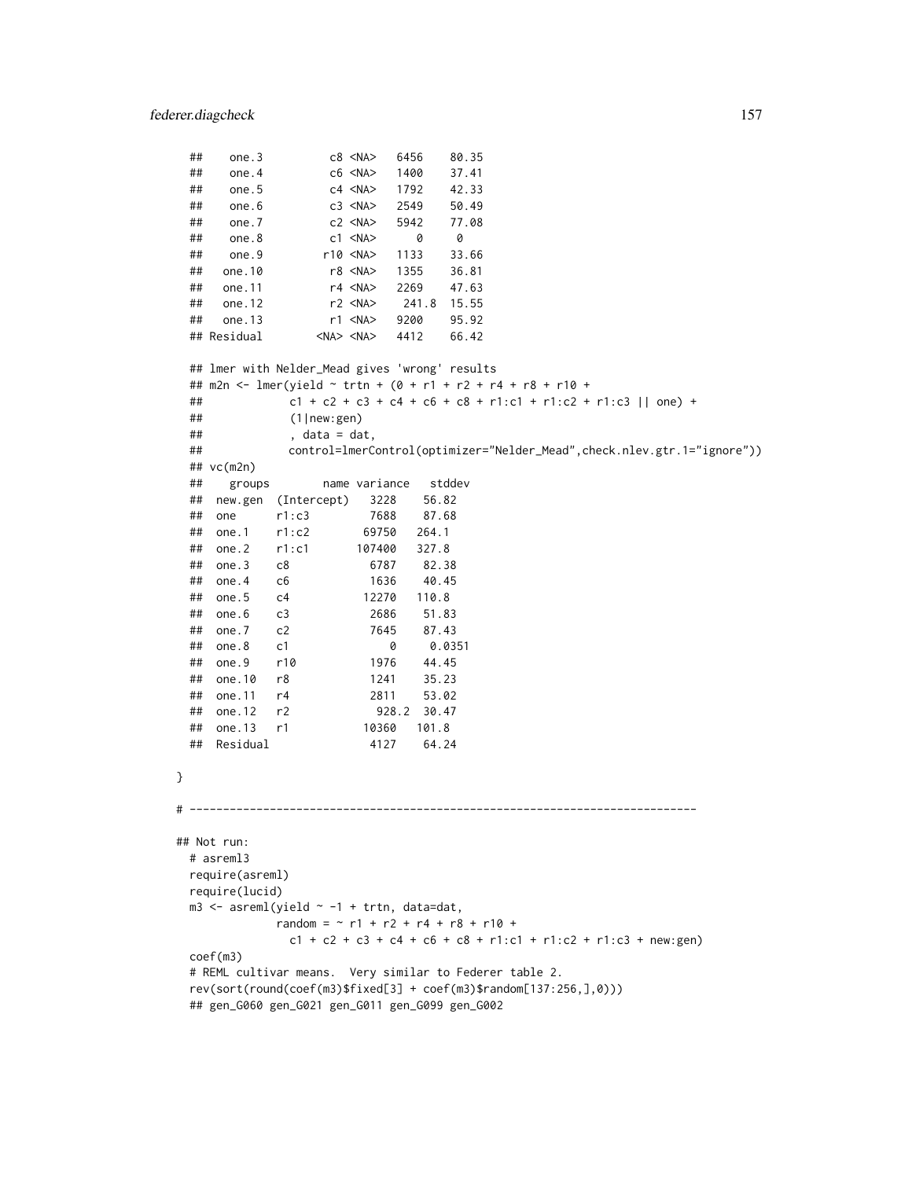```
  ##     one.3          c8 <NA>   6456    80.35
  ##     one.4          c6 <NA>   1400    37.41
  ##     one.5          c4 <NA>   1792    42.33
  ##     one.6          c3 <NA>   2549    50.49
  ##     one.7          c2 <NA>   5942    77.08
  ##     one.8          c1 <NA>      0     0
  ##     one.9         r10 <NA>   1133    33.66
  ##    one.10          r8 <NA>   1355    36.81
  ##    one.11          r4 <NA>   2269    47.63
  ##    one.12          r2 <NA>    241.8  15.55
  ##    one.13          r1 <NA>   9200    95.92
  ## Residual        <NA> <NA>   4412    66.42

  ## lmer with Nelder_Mead gives 'wrong' results
  ## m2n <- lmer(yield ~ trtn + (0 + r1 + r2 + r4 + r8 + r10 +
  ##             c1 + c2 + c3 + c4 + c6 + c8 + r1:c1 + r1:c2 + r1:c3 || one) +
  ##             (1|new:gen)
  ##             , data = dat,
  ##             control=lmerControl(optimizer="Nelder_Mead",check.nlev.gtr.1="ignore"))
  ## vc(m2n)
  ##    groups        name variance   stddev
  ##  new.gen  (Intercept)   3228    56.82
  ##  one      r1:c3         7688    87.68
  ##  one.1    r1:c2        69750   264.1
  ##  one.2    r1:c1       107400   327.8
  ##  one.3    c8            6787    82.38
  ##  one.4    c6            1636    40.45
  ##  one.5    c4           12270   110.8
  ##  one.6    c3            2686    51.83
  ##  one.7    c2            7645    87.43
  ##  one.8    c1               0     0.0351
  ##  one.9    r10           1976    44.45
  ##  one.10   r8            1241    35.23
  ##  one.11   r4            2811    53.02
  ##  one.12   r2             928.2  30.47
  ##  one.13   r1           10360   101.8
  ##  Residual               4127    64.24

}

# ----------------------------------------------------------------------------

## Not run:
  # asreml3
  require(asreml)
  require(lucid)
  m3 <- asreml(yield ~ -1 + trtn, data=dat,
              random = ~ r1 + r2 + r4 + r8 + r10 +
                c1 + c2 + c3 + c4 + c6 + c8 + r1:c1 + r1:c2 + r1:c3 + new:gen)
  coef(m3)
  # REML cultivar means.  Very similar to Federer table 2.
  rev(sort(round(coef(m3)$fixed[3] + coef(m3)$random[137:256,],0)))
  ## gen_G060 gen_G021 gen_G011 gen_G099 gen_G002
```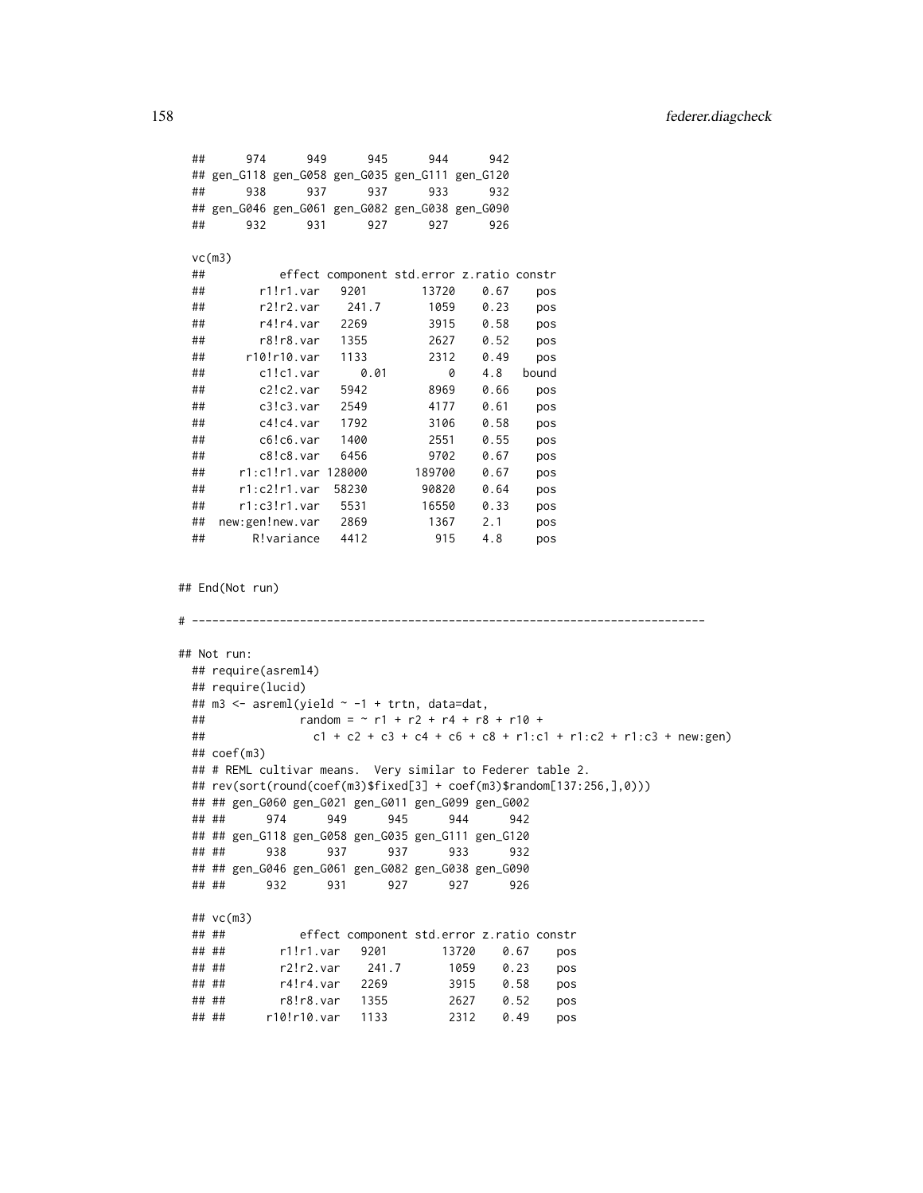```
## 974 949 945 944 942
## gen_G118 gen_G058 gen_G035 gen_G111 gen_G120
## 938 937 937 933 932
## gen_G046 gen_G061 gen_G082 gen_G038 gen_G090
## 932 931 927 927 926

vc(m3)
## effect component std.error z.ratio constr
## r1!r1.var 9201 13720 0.67 pos
## r2!r2.var 241.7 1059 0.23 pos
## r4!r4.var 2269 3915 0.58 pos
## r8!r8.var 1355 2627 0.52 pos
## r10!r10.var 1133 2312 0.49 pos
## c1!c1.var 0.01 0 4.8 bound
## c2!c2.var 5942 8969 0.66 pos
## c3!c3.var 2549 4177 0.61 pos
## c4!c4.var 1792 3106 0.58 pos
## c6!c6.var 1400 2551 0.55 pos
## c8!c8.var 6456 9702 0.67 pos
## r1:c1!r1.var 128000 189700 0.67 pos
## r1:c2!r1.var 58230 90820 0.64 pos
## r1:c3!r1.var 5531 16550 0.33 pos
## new:gen!new.var 2869 1367 2.1 pos
## R!variance 4412 915 4.8 pos


## End(Not run)

# --------------------------------------------------------------------------

## Not run:
 ## require(asreml4)
 ## require(lucid)
 ## m3 <- asreml(yield ~ -1 + trtn, data=dat,
 ## random = ~ r1 + r2 + r4 + r8 + r10 +
 ## c1 + c2 + c3 + c4 + c6 + c8 + r1:c1 + r1:c2 + r1:c3 + new:gen)
 ## coef(m3)
 ## # REML cultivar means. Very similar to Federer table 2.
 ## rev(sort(round(coef(m3)$fixed[3] + coef(m3)$random[137:256,],0)))
 ## ## gen_G060 gen_G021 gen_G011 gen_G099 gen_G002
 ## ## 974 949 945 944 942
 ## ## gen_G118 gen_G058 gen_G035 gen_G111 gen_G120
 ## ## 938 937 937 933 932
 ## ## gen_G046 gen_G061 gen_G082 gen_G038 gen_G090
 ## ## 932 931 927 927 926

 ## vc(m3)
 ## ## effect component std.error z.ratio constr
 ## ## r1!r1.var 9201 13720 0.67 pos
 ## ## r2!r2.var 241.7 1059 0.23 pos
 ## ## r4!r4.var 2269 3915 0.58 pos
 ## ## r8!r8.var 1355 2627 0.52 pos
 ## ## r10!r10.var 1133 2312 0.49 pos
```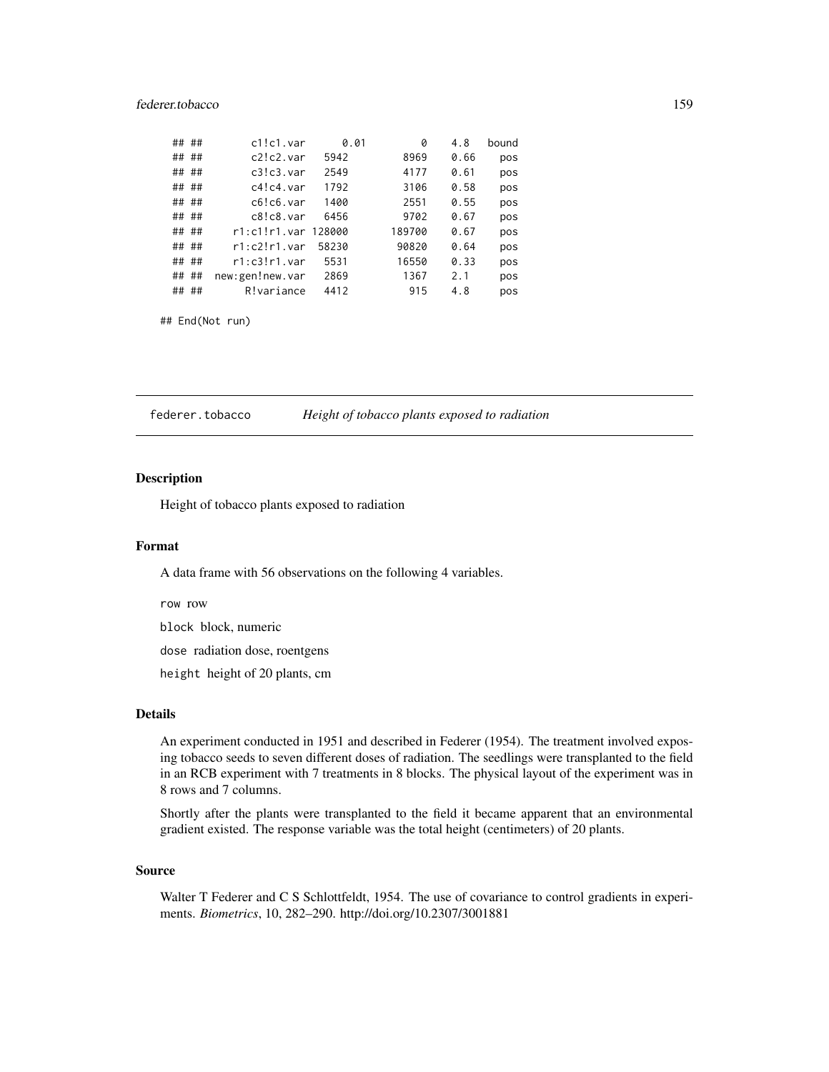```
## ##        c1!c1.var      0.01         0    4.8   bound
## ##        c2!c2.var   5942         8969   0.66    pos
## ##        c3!c3.var   2549         4177   0.61    pos
## ##        c4!c4.var   1792         3106   0.58    pos
## ##        c6!c6.var   1400         2551   0.55    pos
## ##        c8!c8.var   6456         9702   0.67    pos
## ##     r1:c1!r1.var 128000       189700   0.67    pos
## ##     r1:c2!r1.var  58230        90820   0.64    pos
## ##     r1:c3!r1.var   5531        16550   0.33    pos
## ##  new:gen!new.var   2869         1367   2.1     pos
## ##       R!variance   4412          915   4.8     pos

## End(Not run)
```

## federer.tobacco *Height of tobacco plants exposed to radiation*

### Description

Height of tobacco plants exposed to radiation

### Format

A data frame with 56 observations on the following 4 variables.

`row` row

`block` block, numeric

`dose` radiation dose, roentgens

`height` height of 20 plants, cm

### Details

An experiment conducted in 1951 and described in Federer (1954). The treatment involved exposing tobacco seeds to seven different doses of radiation. The seedlings were transplanted to the field in an RCB experiment with 7 treatments in 8 blocks. The physical layout of the experiment was in 8 rows and 7 columns.

Shortly after the plants were transplanted to the field it became apparent that an environmental gradient existed. The response variable was the total height (centimeters) of 20 plants.

### Source

Walter T Federer and C S Schlottfeldt, 1954. The use of covariance to control gradients in experiments. *Biometrics*, 10, 282–290. http://doi.org/10.2307/3001881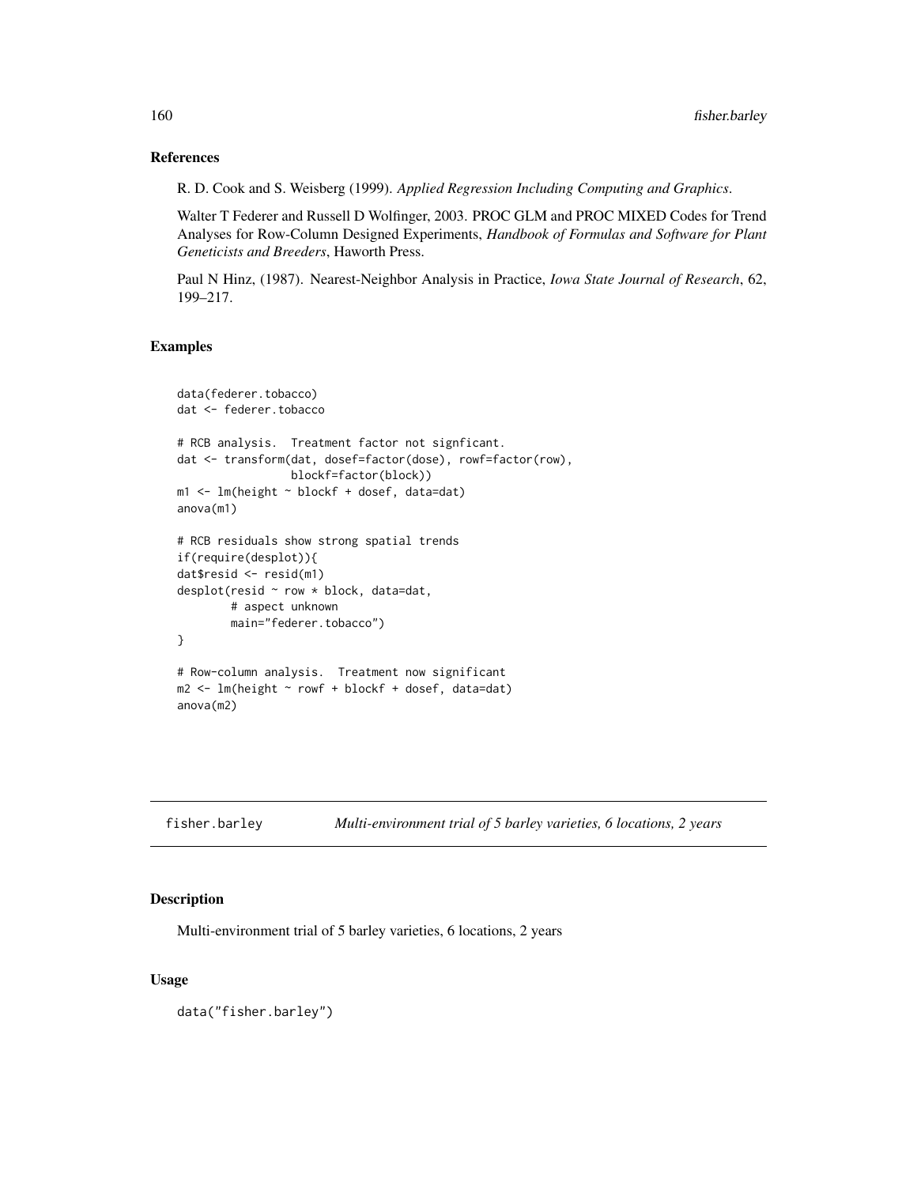## References

R. D. Cook and S. Weisberg (1999). *Applied Regression Including Computing and Graphics*.

Walter T Federer and Russell D Wolfinger, 2003. PROC GLM and PROC MIXED Codes for Trend Analyses for Row-Column Designed Experiments, *Handbook of Formulas and Software for Plant Geneticists and Breeders*, Haworth Press.

Paul N Hinz, (1987). Nearest-Neighbor Analysis in Practice, *Iowa State Journal of Research*, 62, 199–217.

## Examples

```
data(federer.tobacco)
dat <- federer.tobacco

# RCB analysis.  Treatment factor not signficant.
dat <- transform(dat, dosef=factor(dose), rowf=factor(row),
                 blockf=factor(block))
m1 <- lm(height ~ blockf + dosef, data=dat)
anova(m1)

# RCB residuals show strong spatial trends
if(require(desplot)){
dat$resid <- resid(m1)
desplot(resid ~ row * block, data=dat,
        # aspect unknown
        main="federer.tobacco")
}

# Row-column analysis.  Treatment now significant
m2 <- lm(height ~ rowf + blockf + dosef, data=dat)
anova(m2)
```

---

# fisher.barley    *Multi-environment trial of 5 barley varieties, 6 locations, 2 years*

---

## Description

Multi-environment trial of 5 barley varieties, 6 locations, 2 years

## Usage

```
data("fisher.barley")
```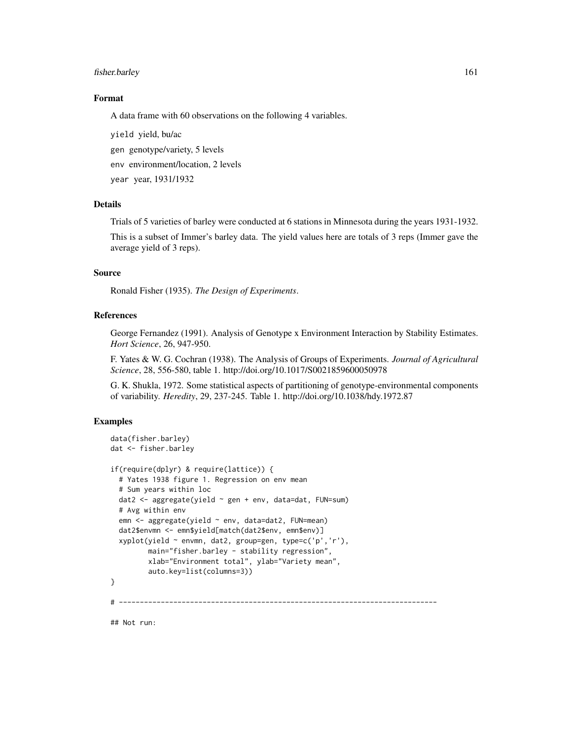### Format

A data frame with 60 observations on the following 4 variables.

`yield` yield, bu/ac

`gen` genotype/variety, 5 levels

`env` environment/location, 2 levels

`year` year, 1931/1932

### Details

Trials of 5 varieties of barley were conducted at 6 stations in Minnesota during the years 1931-1932.

This is a subset of Immer's barley data. The yield values here are totals of 3 reps (Immer gave the average yield of 3 reps).

### Source

Ronald Fisher (1935). *The Design of Experiments*.

### References

George Fernandez (1991). Analysis of Genotype x Environment Interaction by Stability Estimates. *Hort Science*, 26, 947-950.

F. Yates & W. G. Cochran (1938). The Analysis of Groups of Experiments. *Journal of Agricultural Science*, 28, 556-580, table 1. http://doi.org/10.1017/S0021859600050978

G. K. Shukla, 1972. Some statistical aspects of partitioning of genotype-environmental components of variability. *Heredity*, 29, 237-245. Table 1. http://doi.org/10.1038/hdy.1972.87

### Examples

```
data(fisher.barley)
dat <- fisher.barley

if(require(dplyr) & require(lattice)) {
  # Yates 1938 figure 1. Regression on env mean
  # Sum years within loc
  dat2 <- aggregate(yield ~ gen + env, data=dat, FUN=sum)
  # Avg within env
  emn <- aggregate(yield ~ env, data=dat2, FUN=mean)
  dat2$envmn <- emn$yield[match(dat2$env, emn$env)]
  xyplot(yield ~ envmn, dat2, group=gen, type=c('p','r'),
         main="fisher.barley - stability regression",
         xlab="Environment total", ylab="Variety mean",
         auto.key=list(columns=3))
}

# ----------------------------------------------------------------------------

## Not run:
```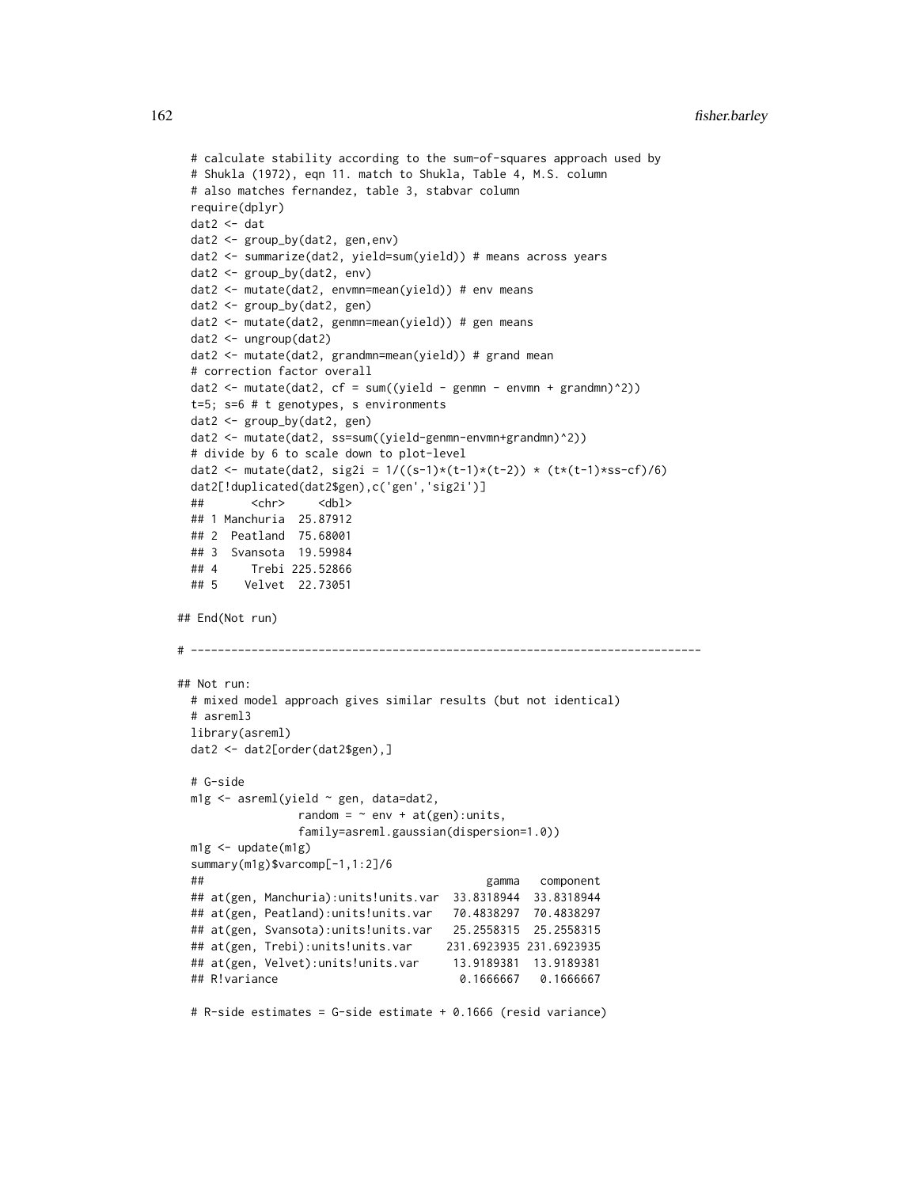```
  # calculate stability according to the sum-of-squares approach used by
  # Shukla (1972), eqn 11. match to Shukla, Table 4, M.S. column
  # also matches fernandez, table 3, stabvar column
  require(dplyr)
  dat2 <- dat
  dat2 <- group_by(dat2, gen,env)
  dat2 <- summarize(dat2, yield=sum(yield)) # means across years
  dat2 <- group_by(dat2, env)
  dat2 <- mutate(dat2, envmn=mean(yield)) # env means
  dat2 <- group_by(dat2, gen)
  dat2 <- mutate(dat2, genmn=mean(yield)) # gen means
  dat2 <- ungroup(dat2)
  dat2 <- mutate(dat2, grandmn=mean(yield)) # grand mean
  # correction factor overall
  dat2 <- mutate(dat2, cf = sum((yield - genmn - envmn + grandmn)^2))
  t=5; s=6 # t genotypes, s environments
  dat2 <- group_by(dat2, gen)
  dat2 <- mutate(dat2, ss=sum((yield-genmn-envmn+grandmn)^2))
  # divide by 6 to scale down to plot-level
  dat2 <- mutate(dat2, sig2i = 1/((s-1)*(t-1)*(t-2)) * (t*(t-1)*ss-cf)/6)
  dat2[!duplicated(dat2$gen),c('gen','sig2i')]
  ##       <chr>     <dbl>
  ## 1 Manchuria  25.87912
  ## 2  Peatland  75.68001
  ## 3  Svansota  19.59984
  ## 4     Trebi 225.52866
  ## 5    Velvet  22.73051

## End(Not run)

# ----------------------------------------------------------------------------

## Not run:
  # mixed model approach gives similar results (but not identical)
  # asreml3
  library(asreml)
  dat2 <- dat2[order(dat2$gen),]

  # G-side
  m1g <- asreml(yield ~ gen, data=dat2,
                random = ~ env + at(gen):units,
                family=asreml.gaussian(dispersion=1.0))
  m1g <- update(m1g)
  summary(m1g)$varcomp[-1,1:2]/6
  ##                                         gamma   component
  ## at(gen, Manchuria):units!units.var  33.8318944  33.8318944
  ## at(gen, Peatland):units!units.var   70.4838297  70.4838297
  ## at(gen, Svansota):units!units.var   25.2558315  25.2558315
  ## at(gen, Trebi):units!units.var     231.6923935 231.6923935
  ## at(gen, Velvet):units!units.var     13.9189381  13.9189381
  ## R!variance                           0.1666667   0.1666667

  # R-side estimates = G-side estimate + 0.1666 (resid variance)
```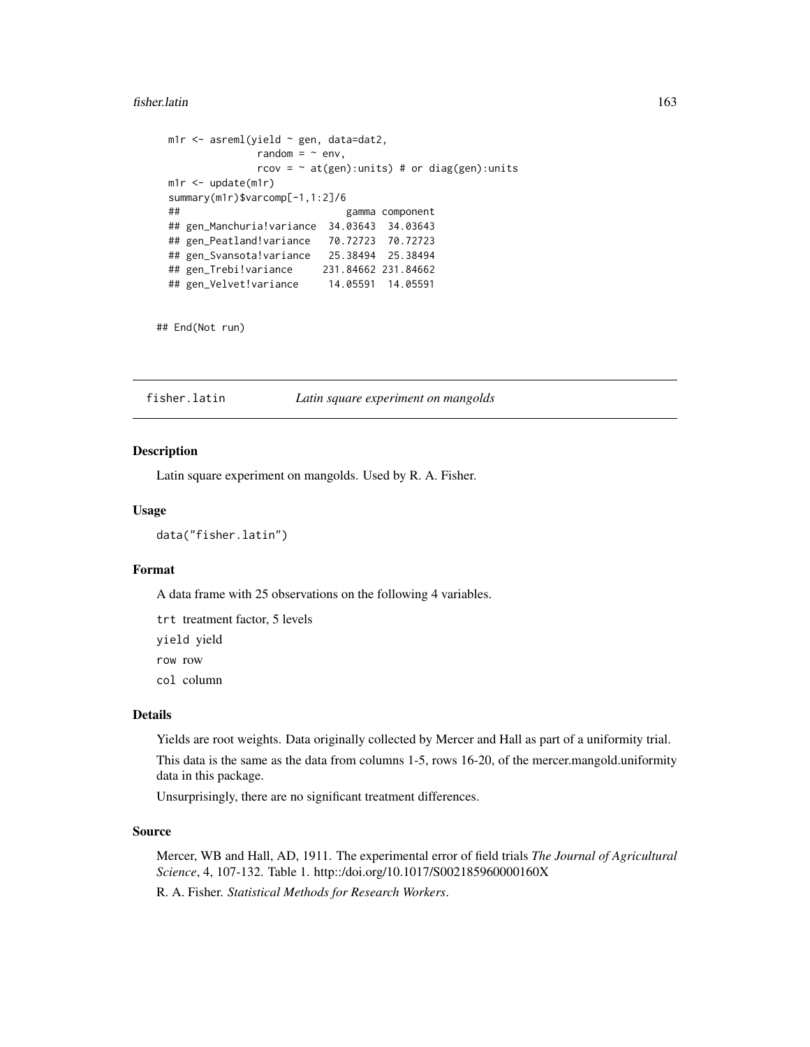```
m1r <- asreml(yield ~ gen, data=dat2,
              random = ~ env,
              rcov = ~ at(gen):units) # or diag(gen):units
m1r <- update(m1r)
summary(m1r)$varcomp[-1,1:2]/6
##                              gamma component
## gen_Manchuria!variance  34.03643  34.03643
## gen_Peatland!variance   70.72723  70.72723
## gen_Svansota!variance   25.38494  25.38494
## gen_Trebi!variance     231.84662 231.84662
## gen_Velvet!variance     14.05591  14.05591
```

```
## End(Not run)
```

---

`fisher.latin` *Latin square experiment on mangolds*

---

## Description

Latin square experiment on mangolds. Used by R. A. Fisher.

## Usage

```
data("fisher.latin")
```

## Format

A data frame with 25 observations on the following 4 variables.

`trt` treatment factor, 5 levels

`yield` yield

`row` row

`col` column

## Details

Yields are root weights. Data originally collected by Mercer and Hall as part of a uniformity trial.

This data is the same as the data from columns 1-5, rows 16-20, of the mercer.mangold.uniformity data in this package.

Unsurprisingly, there are no significant treatment differences.

## Source

Mercer, WB and Hall, AD, 1911. The experimental error of field trials *The Journal of Agricultural Science*, 4, 107-132. Table 1. http::/doi.org/10.1017/S002185960000160X

R. A. Fisher. *Statistical Methods for Research Workers*.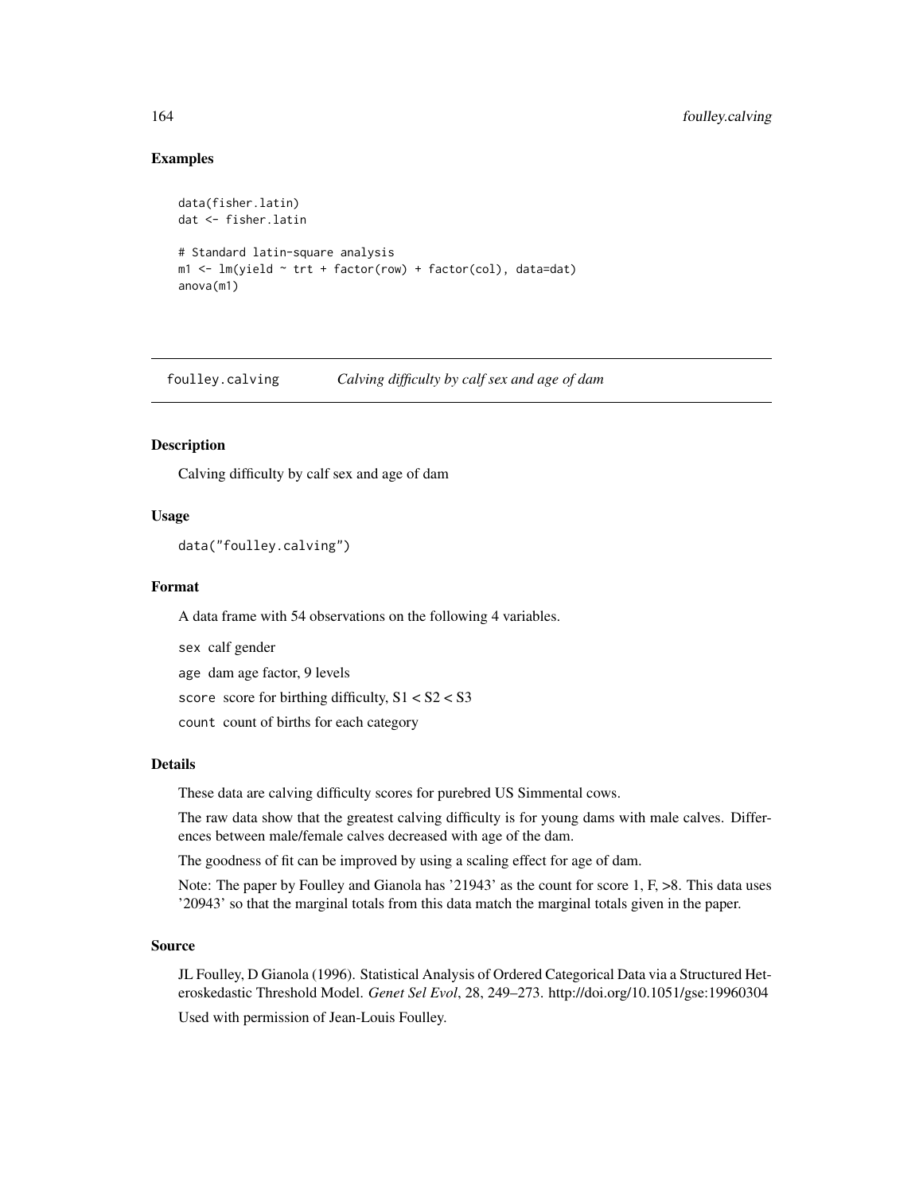## Examples

```
data(fisher.latin)
dat <- fisher.latin

# Standard latin-square analysis
m1 <- lm(yield ~ trt + factor(row) + factor(col), data=dat)
anova(m1)
```

---

# foulley.calving — *Calving difficulty by calf sex and age of dam*

---

## Description

Calving difficulty by calf sex and age of dam

## Usage

```
data("foulley.calving")
```

## Format

A data frame with 54 observations on the following 4 variables.

`sex` calf gender

`age` dam age factor, 9 levels

`score` score for birthing difficulty, S1 < S2 < S3

`count` count of births for each category

## Details

These data are calving difficulty scores for purebred US Simmental cows.

The raw data show that the greatest calving difficulty is for young dams with male calves. Differences between male/female calves decreased with age of the dam.

The goodness of fit can be improved by using a scaling effect for age of dam.

Note: The paper by Foulley and Gianola has '21943' as the count for score 1, F, >8. This data uses '20943' so that the marginal totals from this data match the marginal totals given in the paper.

## Source

JL Foulley, D Gianola (1996). Statistical Analysis of Ordered Categorical Data via a Structured Heteroskedastic Threshold Model. *Genet Sel Evol*, 28, 249–273. http://doi.org/10.1051/gse:19960304

Used with permission of Jean-Louis Foulley.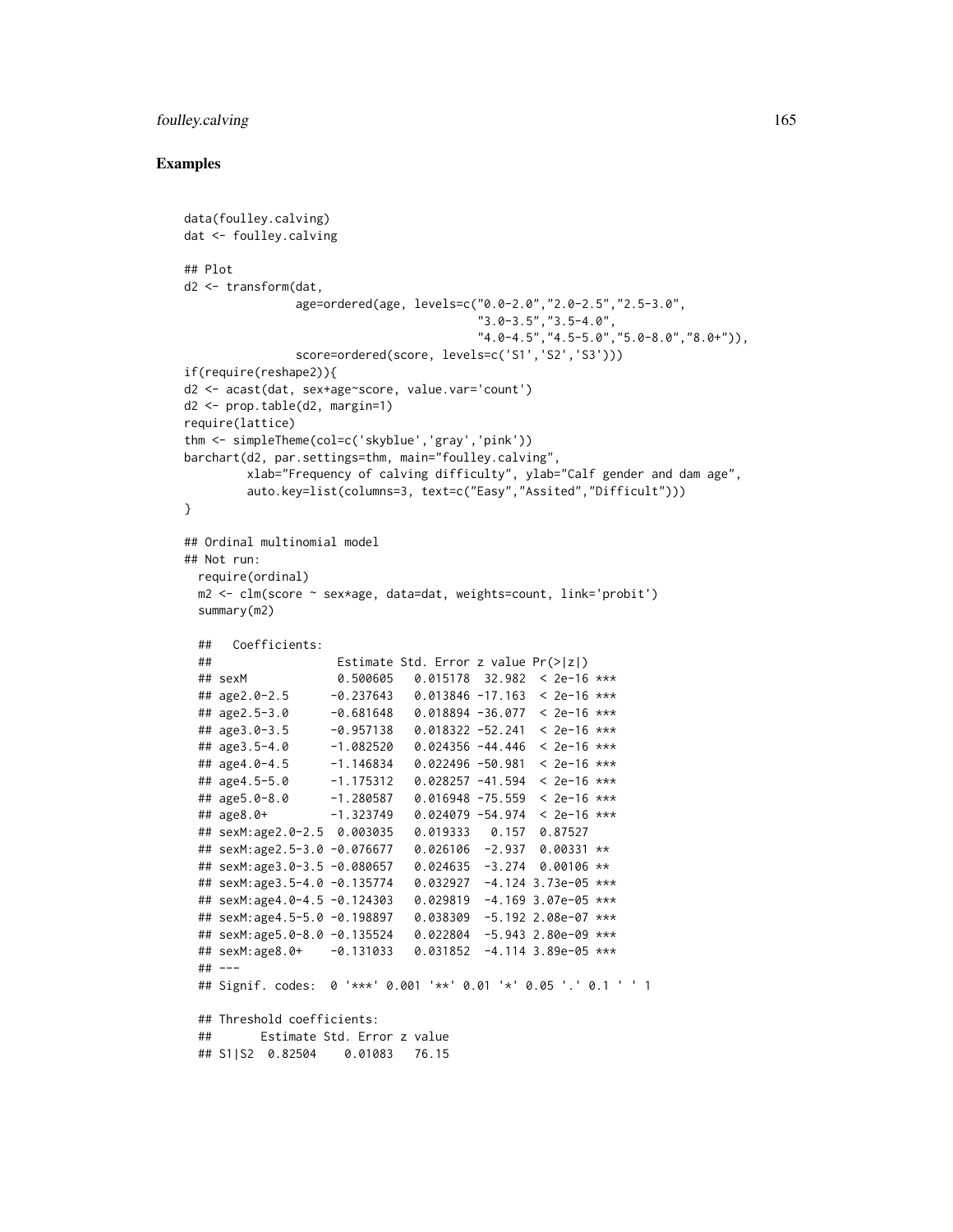## Examples

```
data(foulley.calving)
dat <- foulley.calving

## Plot
d2 <- transform(dat,
                age=ordered(age, levels=c("0.0-2.0","2.0-2.5","2.5-3.0",
                                          "3.0-3.5","3.5-4.0",
                                          "4.0-4.5","4.5-5.0","5.0-8.0","8.0+")),
                score=ordered(score, levels=c('S1','S2','S3')))
if(require(reshape2)){
d2 <- acast(dat, sex+age~score, value.var='count')
d2 <- prop.table(d2, margin=1)
require(lattice)
thm <- simpleTheme(col=c('skyblue','gray','pink'))
barchart(d2, par.settings=thm, main="foulley.calving",
         xlab="Frequency of calving difficulty", ylab="Calf gender and dam age",
         auto.key=list(columns=3, text=c("Easy","Assited","Difficult")))
}

## Ordinal multinomial model
## Not run:
  require(ordinal)
  m2 <- clm(score ~ sex*age, data=dat, weights=count, link='probit')
  summary(m2)

  ##   Coefficients:
  ##                   Estimate Std. Error z value Pr(>|z|)
  ## sexM              0.500605   0.015178  32.982  < 2e-16 ***
  ## age2.0-2.5       -0.237643   0.013846 -17.163  < 2e-16 ***
  ## age2.5-3.0       -0.681648   0.018894 -36.077  < 2e-16 ***
  ## age3.0-3.5       -0.957138   0.018322 -52.241  < 2e-16 ***
  ## age3.5-4.0       -1.082520   0.024356 -44.446  < 2e-16 ***
  ## age4.0-4.5       -1.146834   0.022496 -50.981  < 2e-16 ***
  ## age4.5-5.0       -1.175312   0.028257 -41.594  < 2e-16 ***
  ## age5.0-8.0       -1.280587   0.016948 -75.559  < 2e-16 ***
  ## age8.0+          -1.323749   0.024079 -54.974  < 2e-16 ***
  ## sexM:age2.0-2.5  0.003035   0.019333   0.157  0.87527
  ## sexM:age2.5-3.0 -0.076677   0.026106  -2.937  0.00331 **
  ## sexM:age3.0-3.5 -0.080657   0.024635  -3.274  0.00106 **
  ## sexM:age3.5-4.0 -0.135774   0.032927  -4.124 3.73e-05 ***
  ## sexM:age4.0-4.5 -0.124303   0.029819  -4.169 3.07e-05 ***
  ## sexM:age4.5-5.0 -0.198897   0.038309  -5.192 2.08e-07 ***
  ## sexM:age5.0-8.0 -0.135524   0.022804  -5.943 2.80e-09 ***
  ## sexM:age8.0+    -0.131033   0.031852  -4.114 3.89e-05 ***
  ## ---
  ## Signif. codes:  0 '***' 0.001 '**' 0.01 '*' 0.05 '.' 0.1 ' ' 1

  ## Threshold coefficients:
  ##       Estimate Std. Error z value
  ## S1|S2  0.82504    0.01083   76.15
```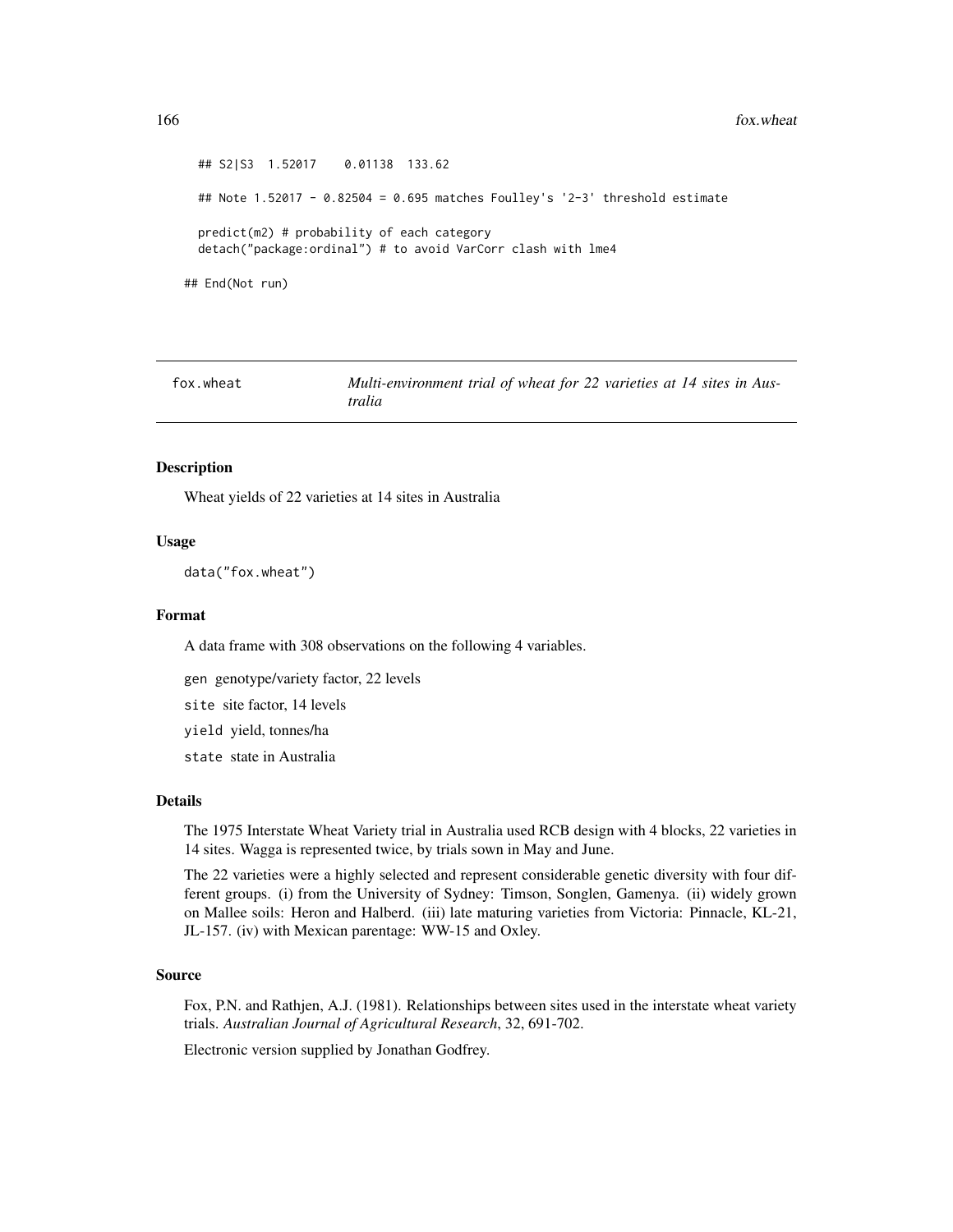```
## S2|S3  1.52017    0.01138  133.62

## Note 1.52017 - 0.82504 = 0.695 matches Foulley's '2-3' threshold estimate

predict(m2) # probability of each category
detach("package:ordinal") # to avoid VarCorr clash with lme4

## End(Not run)
```

---

# fox.wheat *Multi-environment trial of wheat for 22 varieties at 14 sites in Australia*

---

## Description

Wheat yields of 22 varieties at 14 sites in Australia

## Usage

```
data("fox.wheat")
```

## Format

A data frame with 308 observations on the following 4 variables.

`gen` genotype/variety factor, 22 levels

`site` site factor, 14 levels

`yield` yield, tonnes/ha

`state` state in Australia

## Details

The 1975 Interstate Wheat Variety trial in Australia used RCB design with 4 blocks, 22 varieties in 14 sites. Wagga is represented twice, by trials sown in May and June.

The 22 varieties were a highly selected and represent considerable genetic diversity with four different groups. (i) from the University of Sydney: Timson, Songlen, Gamenya. (ii) widely grown on Mallee soils: Heron and Halberd. (iii) late maturing varieties from Victoria: Pinnacle, KL-21, JL-157. (iv) with Mexican parentage: WW-15 and Oxley.

## Source

Fox, P.N. and Rathjen, A.J. (1981). Relationships between sites used in the interstate wheat variety trials. *Australian Journal of Agricultural Research*, 32, 691-702.

Electronic version supplied by Jonathan Godfrey.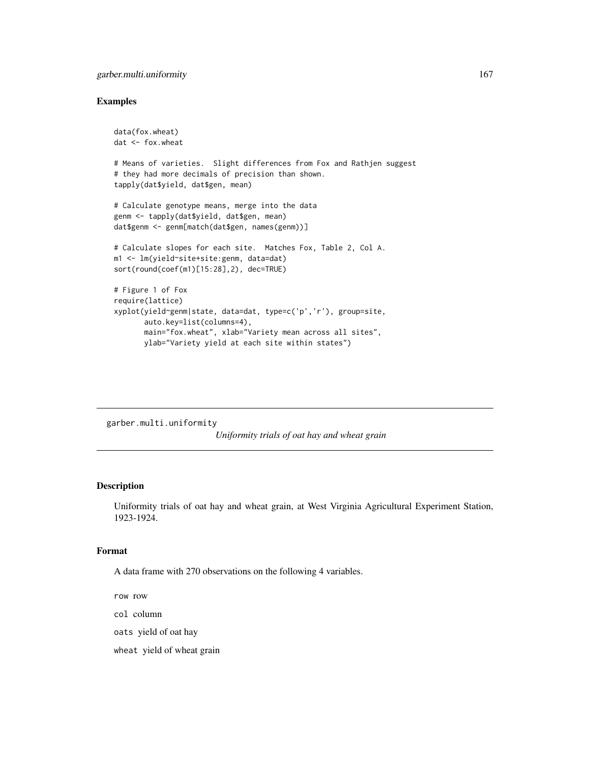### Examples

```
data(fox.wheat)
dat <- fox.wheat

# Means of varieties.  Slight differences from Fox and Rathjen suggest
# they had more decimals of precision than shown.
tapply(dat$yield, dat$gen, mean)

# Calculate genotype means, merge into the data
genm <- tapply(dat$yield, dat$gen, mean)
dat$genm <- genm[match(dat$gen, names(genm))]

# Calculate slopes for each site.  Matches Fox, Table 2, Col A.
m1 <- lm(yield~site+site:genm, data=dat)
sort(round(coef(m1)[15:28],2), dec=TRUE)

# Figure 1 of Fox
require(lattice)
xyplot(yield~genm|state, data=dat, type=c('p','r'), group=site,
       auto.key=list(columns=4),
       main="fox.wheat", xlab="Variety mean across all sites",
       ylab="Variety yield at each site within states")
```

---

## garber.multi.uniformity

*Uniformity trials of oat hay and wheat grain*

---

### Description

Uniformity trials of oat hay and wheat grain, at West Virginia Agricultural Experiment Station, 1923-1924.

### Format

A data frame with 270 observations on the following 4 variables.

`row` row

`col` column

`oats` yield of oat hay

`wheat` yield of wheat grain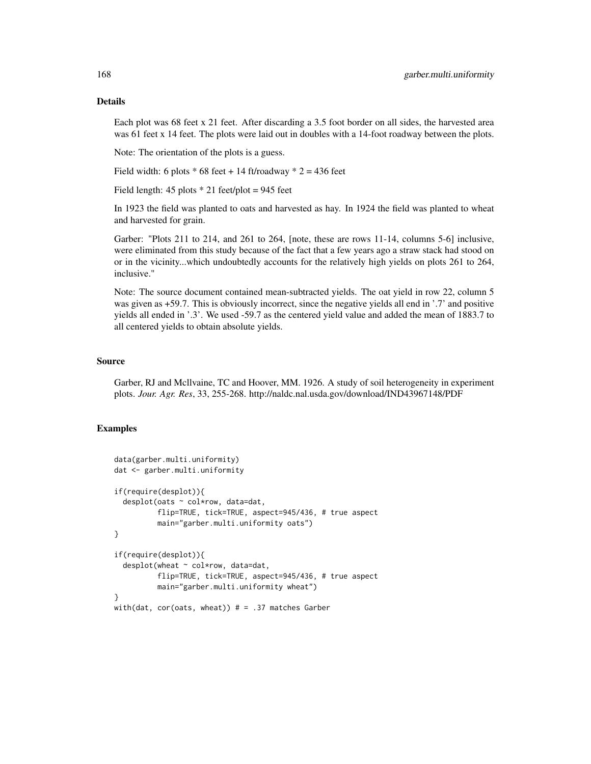### Details

Each plot was 68 feet x 21 feet. After discarding a 3.5 foot border on all sides, the harvested area was 61 feet x 14 feet. The plots were laid out in doubles with a 14-foot roadway between the plots.

Note: The orientation of the plots is a guess.

Field width: 6 plots * 68 feet + 14 ft/roadway * 2 = 436 feet

Field length: 45 plots * 21 feet/plot = 945 feet

In 1923 the field was planted to oats and harvested as hay. In 1924 the field was planted to wheat and harvested for grain.

Garber: "Plots 211 to 214, and 261 to 264, [note, these are rows 11-14, columns 5-6] inclusive, were eliminated from this study because of the fact that a few years ago a straw stack had stood on or in the vicinity...which undoubtedly accounts for the relatively high yields on plots 261 to 264, inclusive."

Note: The source document contained mean-subtracted yields. The oat yield in row 22, column 5 was given as +59.7. This is obviously incorrect, since the negative yields all end in '.7' and positive yields all ended in '.3'. We used -59.7 as the centered yield value and added the mean of 1883.7 to all centered yields to obtain absolute yields.

### Source

Garber, RJ and McIlvaine, TC and Hoover, MM. 1926. A study of soil heterogeneity in experiment plots. *Jour. Agr. Res*, 33, 255-268. http://naldc.nal.usda.gov/download/IND43967148/PDF

### Examples

```
data(garber.multi.uniformity)
dat <- garber.multi.uniformity

if(require(desplot)){
  desplot(oats ~ col*row, data=dat,
          flip=TRUE, tick=TRUE, aspect=945/436, # true aspect
          main="garber.multi.uniformity oats")
}

if(require(desplot)){
  desplot(wheat ~ col*row, data=dat,
          flip=TRUE, tick=TRUE, aspect=945/436, # true aspect
          main="garber.multi.uniformity wheat")
}
with(dat, cor(oats, wheat)) # = .37 matches Garber
```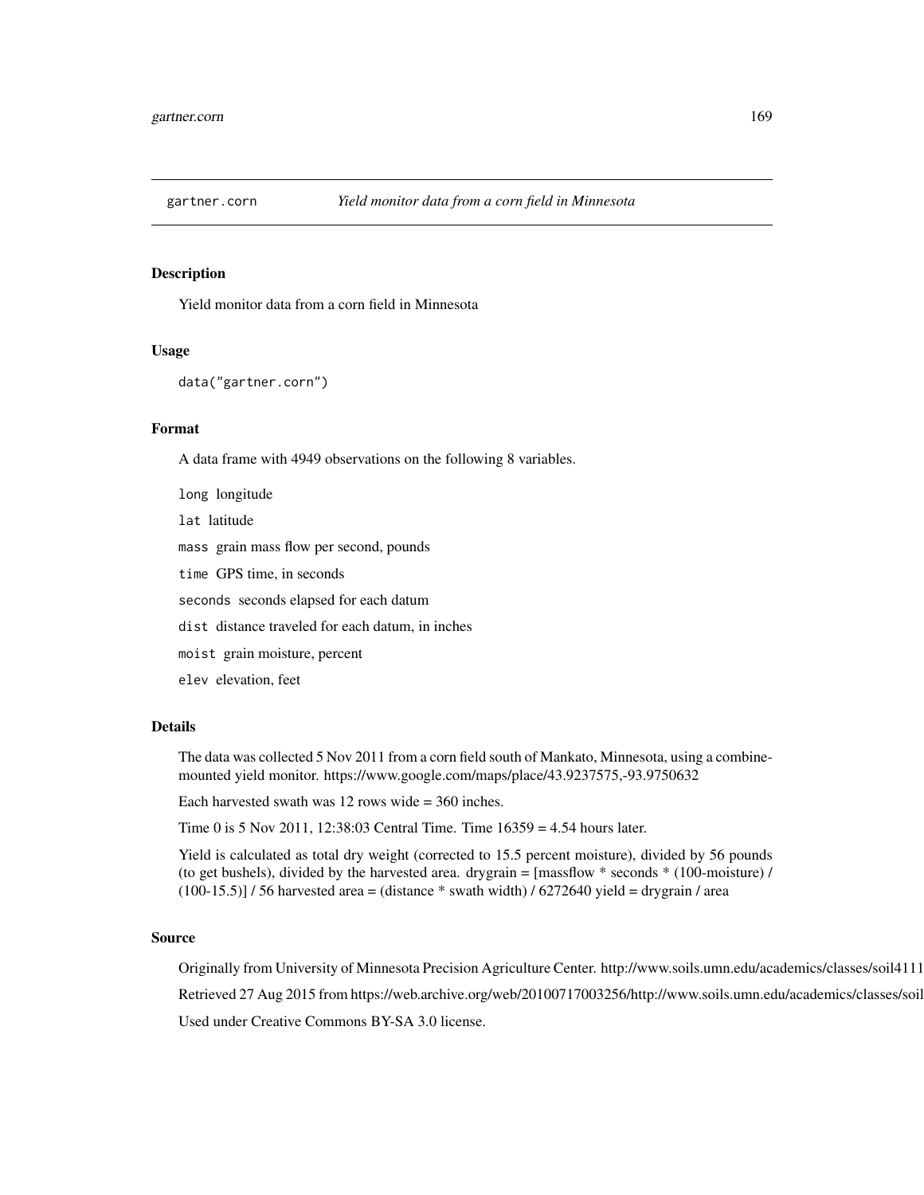## gartner.corn — *Yield monitor data from a corn field in Minnesota*

### Description

Yield monitor data from a corn field in Minnesota

### Usage

```
data("gartner.corn")
```

### Format

A data frame with 4949 observations on the following 8 variables.

- `long` longitude
- `lat` latitude
- `mass` grain mass flow per second, pounds
- `time` GPS time, in seconds
- `seconds` seconds elapsed for each datum
- `dist` distance traveled for each datum, in inches
- `moist` grain moisture, percent
- `elev` elevation, feet

### Details

The data was collected 5 Nov 2011 from a corn field south of Mankato, Minnesota, using a combine-mounted yield monitor. https://www.google.com/maps/place/43.9237575,-93.9750632

Each harvested swath was 12 rows wide = 360 inches.

Time 0 is 5 Nov 2011, 12:38:03 Central Time. Time 16359 = 4.54 hours later.

Yield is calculated as total dry weight (corrected to 15.5 percent moisture), divided by 56 pounds (to get bushels), divided by the harvested area. drygrain = [massflow * seconds * (100-moisture) / (100-15.5)] / 56 harvested area = (distance * swath width) / 6272640 yield = drygrain / area

### Source

Originally from University of Minnesota Precision Agriculture Center. http://www.soils.umn.edu/academics/classes/soil4111

Retrieved 27 Aug 2015 from https://web.archive.org/web/20100717003256/http://www.soils.umn.edu/academics/classes/soil

Used under Creative Commons BY-SA 3.0 license.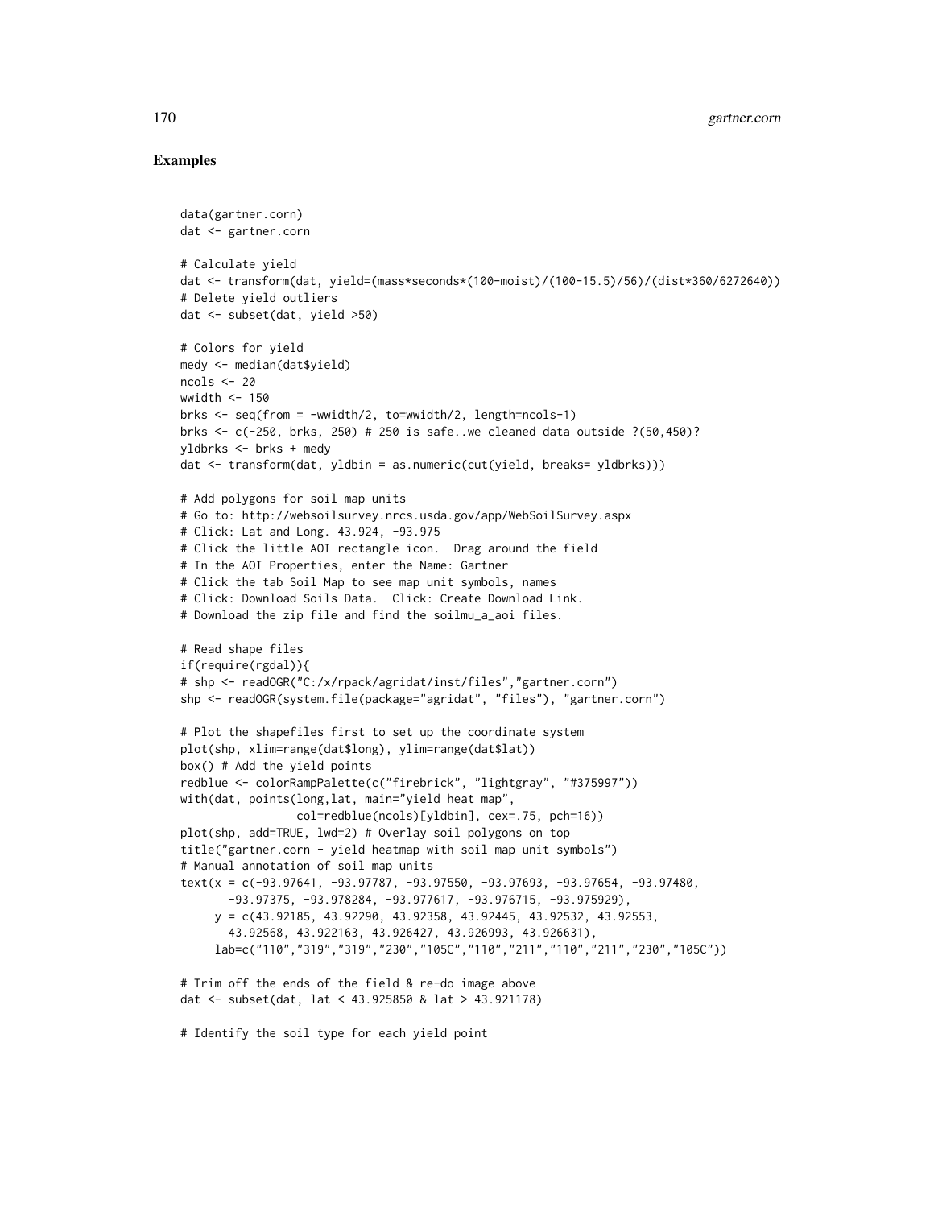## Examples

```
data(gartner.corn)
dat <- gartner.corn

# Calculate yield
dat <- transform(dat, yield=(mass*seconds*(100-moist)/(100-15.5)/56)/(dist*360/6272640))
# Delete yield outliers
dat <- subset(dat, yield >50)

# Colors for yield
medy <- median(dat$yield)
ncols <- 20
wwidth <- 150
brks <- seq(from = -wwidth/2, to=wwidth/2, length=ncols-1)
brks <- c(-250, brks, 250) # 250 is safe..we cleaned data outside ?(50,450)?
yldbrks <- brks + medy
dat <- transform(dat, yldbin = as.numeric(cut(yield, breaks= yldbrks)))

# Add polygons for soil map units
# Go to: http://websoilsurvey.nrcs.usda.gov/app/WebSoilSurvey.aspx
# Click: Lat and Long. 43.924, -93.975
# Click the little AOI rectangle icon.  Drag around the field
# In the AOI Properties, enter the Name: Gartner
# Click the tab Soil Map to see map unit symbols, names
# Click: Download Soils Data.  Click: Create Download Link.
# Download the zip file and find the soilmu_a_aoi files.

# Read shape files
if(require(rgdal)){
# shp <- readOGR("C:/x/rpack/agridat/inst/files","gartner.corn")
shp <- readOGR(system.file(package="agridat", "files"), "gartner.corn")

# Plot the shapefiles first to set up the coordinate system
plot(shp, xlim=range(dat$long), ylim=range(dat$lat))
box() # Add the yield points
redblue <- colorRampPalette(c("firebrick", "lightgray", "#375997"))
with(dat, points(long,lat, main="yield heat map",
                 col=redblue(ncols)[yldbin], cex=.75, pch=16))
plot(shp, add=TRUE, lwd=2) # Overlay soil polygons on top
title("gartner.corn - yield heatmap with soil map unit symbols")
# Manual annotation of soil map units
text(x = c(-93.97641, -93.97787, -93.97550, -93.97693, -93.97654, -93.97480,
       -93.97375, -93.978284, -93.977617, -93.976715, -93.975929),
     y = c(43.92185, 43.92290, 43.92358, 43.92445, 43.92532, 43.92553,
       43.92568, 43.922163, 43.926427, 43.926993, 43.926631),
     lab=c("110","319","319","230","105C","110","211","110","211","230","105C"))

# Trim off the ends of the field & re-do image above
dat <- subset(dat, lat < 43.925850 & lat > 43.921178)

# Identify the soil type for each yield point
```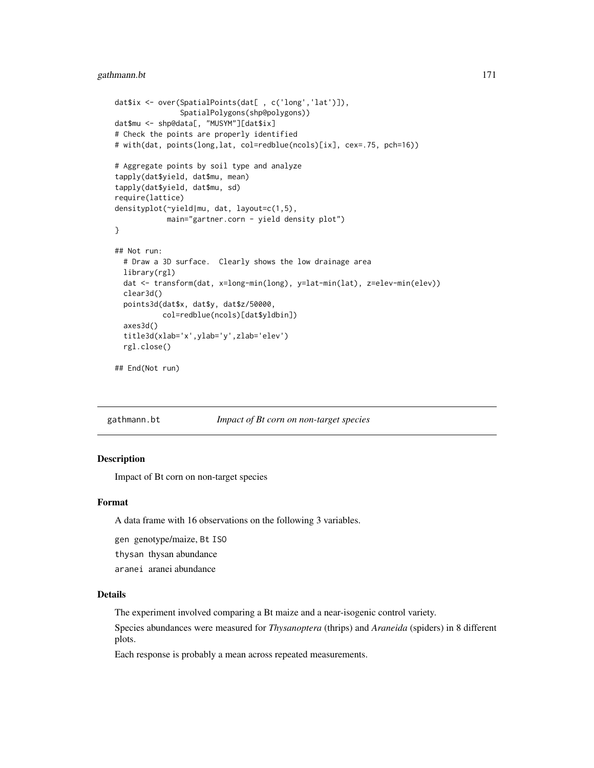```
dat$ix <- over(SpatialPoints(dat[ , c('long','lat')]),
               SpatialPolygons(shp@polygons))
dat$mu <- shp@data[, "MUSYM"][dat$ix]
# Check the points are properly identified
# with(dat, points(long,lat, col=redblue(ncols)[ix], cex=.75, pch=16))

# Aggregate points by soil type and analyze
tapply(dat$yield, dat$mu, mean)
tapply(dat$yield, dat$mu, sd)
require(lattice)
densityplot(~yield|mu, dat, layout=c(1,5),
            main="gartner.corn - yield density plot")
}

## Not run:
  # Draw a 3D surface.  Clearly shows the low drainage area
  library(rgl)
  dat <- transform(dat, x=long-min(long), y=lat-min(lat), z=elev-min(elev))
  clear3d()
  points3d(dat$x, dat$y, dat$z/50000,
           col=redblue(ncols)[dat$yldbin])
  axes3d()
  title3d(xlab='x',ylab='y',zlab='elev')
  rgl.close()

## End(Not run)
```

## gathmann.bt — *Impact of Bt corn on non-target species*

### Description

Impact of Bt corn on non-target species

### Format

A data frame with 16 observations on the following 3 variables.

`gen` genotype/maize, `Bt` `ISO`

`thysan` thysan abundance

`aranei` aranei abundance

### Details

The experiment involved comparing a Bt maize and a near-isogenic control variety.

Species abundances were measured for *Thysanoptera* (thrips) and *Araneida* (spiders) in 8 different plots.

Each response is probably a mean across repeated measurements.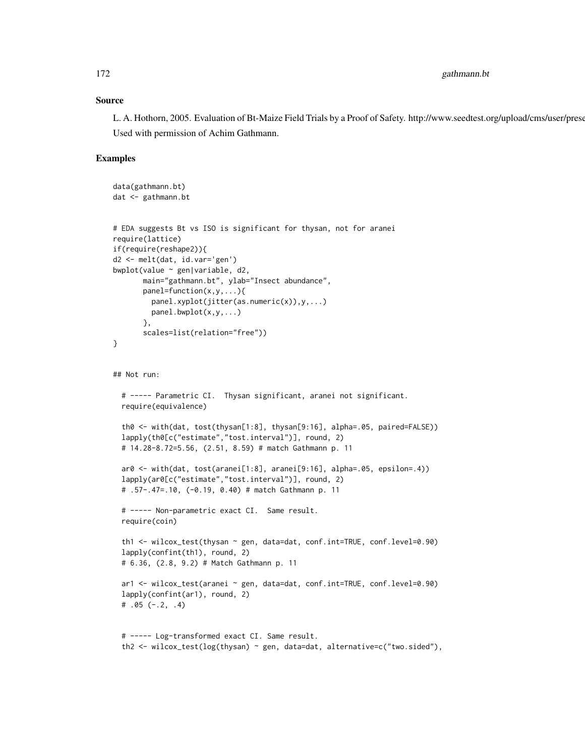## Source

L. A. Hothorn, 2005. Evaluation of Bt-Maize Field Trials by a Proof of Safety. http://www.seedtest.org/upload/cms/user/prese
Used with permission of Achim Gathmann.

## Examples

```
data(gathmann.bt)
dat <- gathmann.bt


# EDA suggests Bt vs ISO is significant for thysan, not for aranei
require(lattice)
if(require(reshape2)){
d2 <- melt(dat, id.var='gen')
bwplot(value ~ gen|variable, d2,
       main="gathmann.bt", ylab="Insect abundance",
       panel=function(x,y,...){
         panel.xyplot(jitter(as.numeric(x)),y,...)
         panel.bwplot(x,y,...)
       },
       scales=list(relation="free"))
}


## Not run:

  # ----- Parametric CI.  Thysan significant, aranei not significant.
  require(equivalence)

  th0 <- with(dat, tost(thysan[1:8], thysan[9:16], alpha=.05, paired=FALSE))
  lapply(th0[c("estimate","tost.interval")], round, 2)
  # 14.28-8.72=5.56, (2.51, 8.59) # match Gathmann p. 11

  ar0 <- with(dat, tost(aranei[1:8], aranei[9:16], alpha=.05, epsilon=.4))
  lapply(ar0[c("estimate","tost.interval")], round, 2)
  # .57-.47=.10, (-0.19, 0.40) # match Gathmann p. 11

  # ----- Non-parametric exact CI.  Same result.
  require(coin)

  th1 <- wilcox_test(thysan ~ gen, data=dat, conf.int=TRUE, conf.level=0.90)
  lapply(confint(th1), round, 2)
  # 6.36, (2.8, 9.2) # Match Gathmann p. 11

  ar1 <- wilcox_test(aranei ~ gen, data=dat, conf.int=TRUE, conf.level=0.90)
  lapply(confint(ar1), round, 2)
  # .05 (-.2, .4)


  # ----- Log-transformed exact CI. Same result.
  th2 <- wilcox_test(log(thysan) ~ gen, data=dat, alternative=c("two.sided"),
```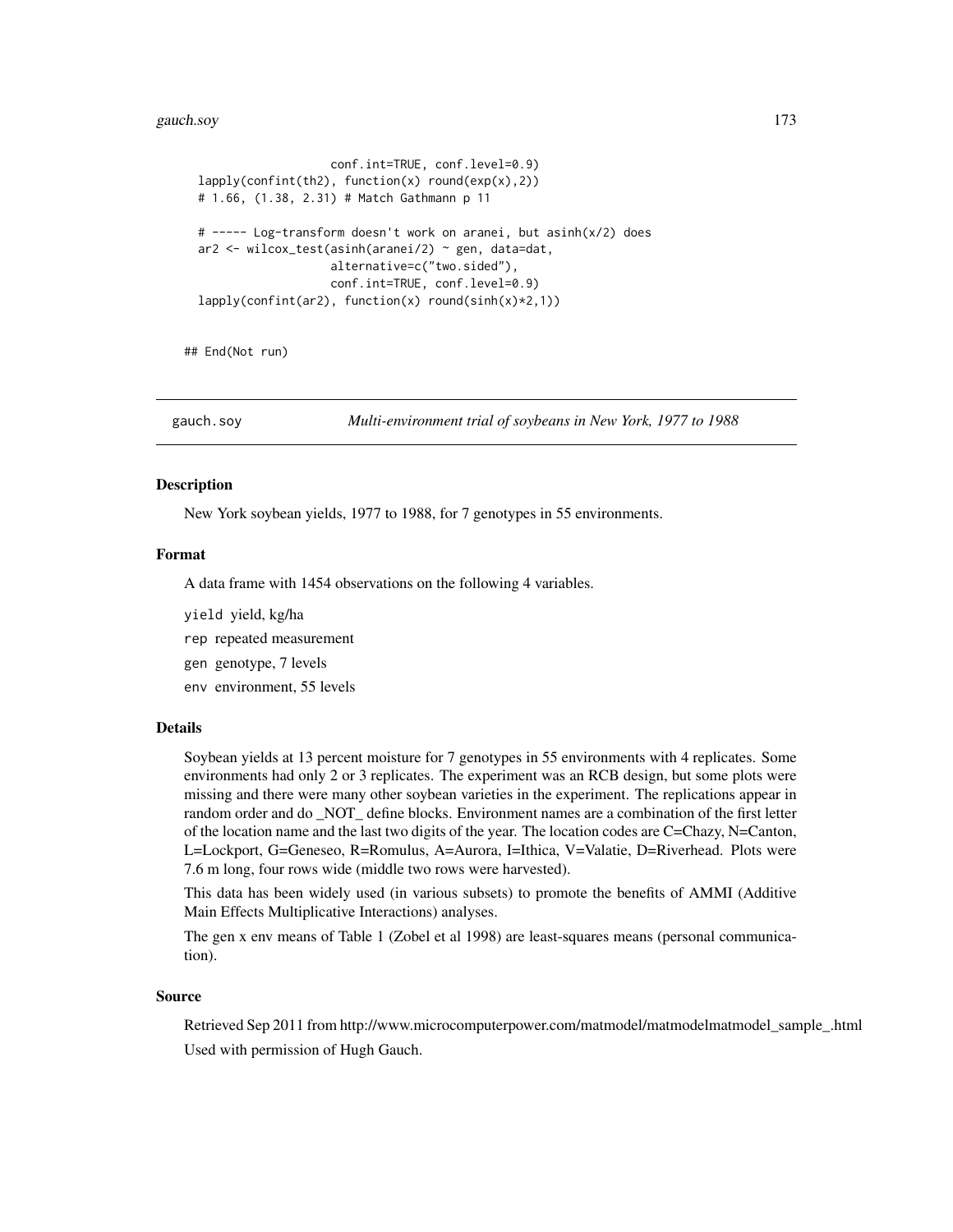```
                    conf.int=TRUE, conf.level=0.9)
lapply(confint(th2), function(x) round(exp(x),2))
# 1.66, (1.38, 2.31) # Match Gathmann p 11

# ----- Log-transform doesn't work on aranei, but asinh(x/2) does
ar2 <- wilcox_test(asinh(aranei/2) ~ gen, data=dat,
                    alternative=c("two.sided"),
                    conf.int=TRUE, conf.level=0.9)
lapply(confint(ar2), function(x) round(sinh(x)*2,1))

## End(Not run)
```

## gauch.soy *Multi-environment trial of soybeans in New York, 1977 to 1988*

### Description

New York soybean yields, 1977 to 1988, for 7 genotypes in 55 environments.

### Format

A data frame with 1454 observations on the following 4 variables.

`yield` yield, kg/ha

`rep` repeated measurement

`gen` genotype, 7 levels

`env` environment, 55 levels

### Details

Soybean yields at 13 percent moisture for 7 genotypes in 55 environments with 4 replicates. Some environments had only 2 or 3 replicates. The experiment was an RCB design, but some plots were missing and there were many other soybean varieties in the experiment. The replications appear in random order and do _NOT_ define blocks. Environment names are a combination of the first letter of the location name and the last two digits of the year. The location codes are C=Chazy, N=Canton, L=Lockport, G=Geneseo, R=Romulus, A=Aurora, I=Ithica, V=Valatie, D=Riverhead. Plots were 7.6 m long, four rows wide (middle two rows were harvested).

This data has been widely used (in various subsets) to promote the benefits of AMMI (Additive Main Effects Multiplicative Interactions) analyses.

The gen x env means of Table 1 (Zobel et al 1998) are least-squares means (personal communication).

### Source

Retrieved Sep 2011 from http://www.microcomputerpower.com/matmodel/matmodelmatmodel_sample_.html

Used with permission of Hugh Gauch.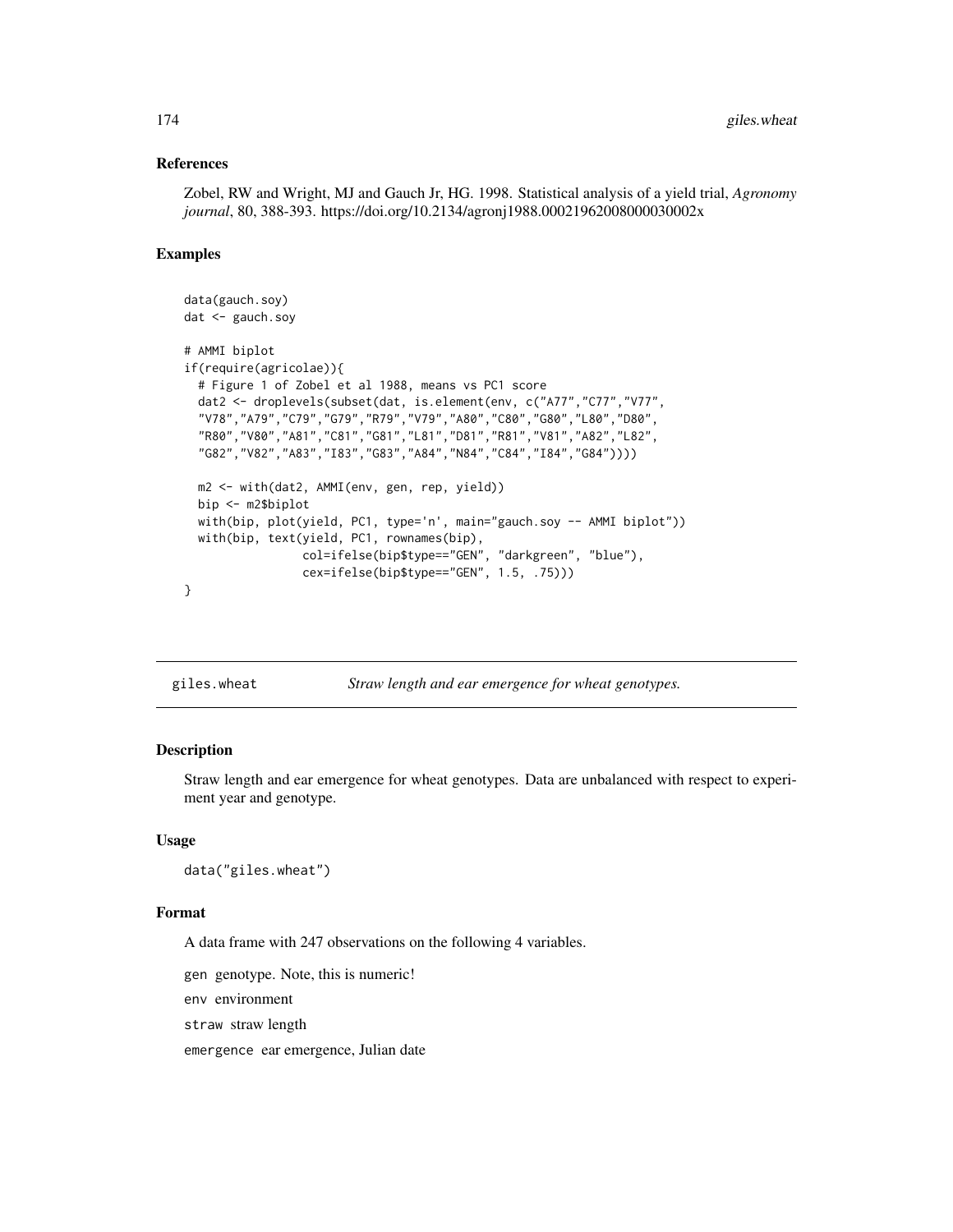### References

Zobel, RW and Wright, MJ and Gauch Jr, HG. 1998. Statistical analysis of a yield trial, *Agronomy journal*, 80, 388-393. https://doi.org/10.2134/agronj1988.00021962008000030002x

### Examples

```
data(gauch.soy)
dat <- gauch.soy

# AMMI biplot
if(require(agricolae)){
  # Figure 1 of Zobel et al 1988, means vs PC1 score
  dat2 <- droplevels(subset(dat, is.element(env, c("A77","C77","V77",
  "V78","A79","C79","G79","R79","V79","A80","C80","G80","L80","D80",
  "R80","V80","A81","C81","G81","L81","D81","R81","V81","A82","L82",
  "G82","V82","A83","I83","G83","A84","N84","C84","I84","G84"))))

  m2 <- with(dat2, AMMI(env, gen, rep, yield))
  bip <- m2$biplot
  with(bip, plot(yield, PC1, type='n', main="gauch.soy -- AMMI biplot"))
  with(bip, text(yield, PC1, rownames(bip),
                 col=ifelse(bip$type=="GEN", "darkgreen", "blue"),
                 cex=ifelse(bip$type=="GEN", 1.5, .75)))
}
```

---

## giles.wheat — *Straw length and ear emergence for wheat genotypes.*

### Description

Straw length and ear emergence for wheat genotypes. Data are unbalanced with respect to experiment year and genotype.

### Usage

```
data("giles.wheat")
```

### Format

A data frame with 247 observations on the following 4 variables.

`gen` genotype. Note, this is numeric!

`env` environment

`straw` straw length

`emergence` ear emergence, Julian date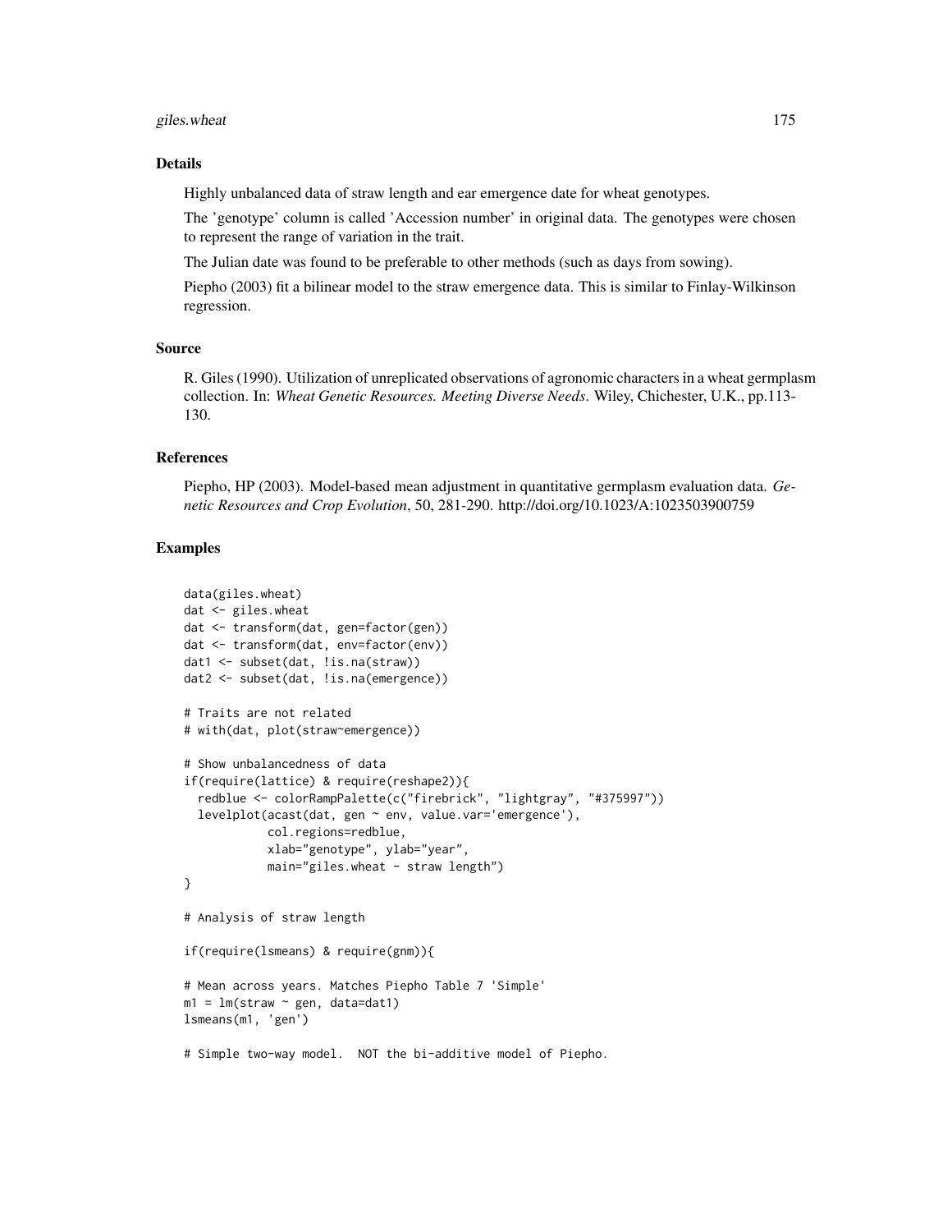### Details

Highly unbalanced data of straw length and ear emergence date for wheat genotypes.

The 'genotype' column is called 'Accession number' in original data. The genotypes were chosen to represent the range of variation in the trait.

The Julian date was found to be preferable to other methods (such as days from sowing).

Piepho (2003) fit a bilinear model to the straw emergence data. This is similar to Finlay-Wilkinson regression.

### Source

R. Giles (1990). Utilization of unreplicated observations of agronomic characters in a wheat germplasm collection. In: *Wheat Genetic Resources. Meeting Diverse Needs.* Wiley, Chichester, U.K., pp.113-130.

### References

Piepho, HP (2003). Model-based mean adjustment in quantitative germplasm evaluation data. *Genetic Resources and Crop Evolution*, 50, 281-290. http://doi.org/10.1023/A:1023503900759

### Examples

```
data(giles.wheat)
dat <- giles.wheat
dat <- transform(dat, gen=factor(gen))
dat <- transform(dat, env=factor(env))
dat1 <- subset(dat, !is.na(straw))
dat2 <- subset(dat, !is.na(emergence))

# Traits are not related
# with(dat, plot(straw~emergence))

# Show unbalancedness of data
if(require(lattice) & require(reshape2)){
  redblue <- colorRampPalette(c("firebrick", "lightgray", "#375997"))
  levelplot(acast(dat, gen ~ env, value.var='emergence'),
            col.regions=redblue,
            xlab="genotype", ylab="year",
            main="giles.wheat - straw length")
}

# Analysis of straw length

if(require(lsmeans) & require(gnm)){

# Mean across years. Matches Piepho Table 7 'Simple'
m1 = lm(straw ~ gen, data=dat1)
lsmeans(m1, 'gen')

# Simple two-way model.  NOT the bi-additive model of Piepho.
```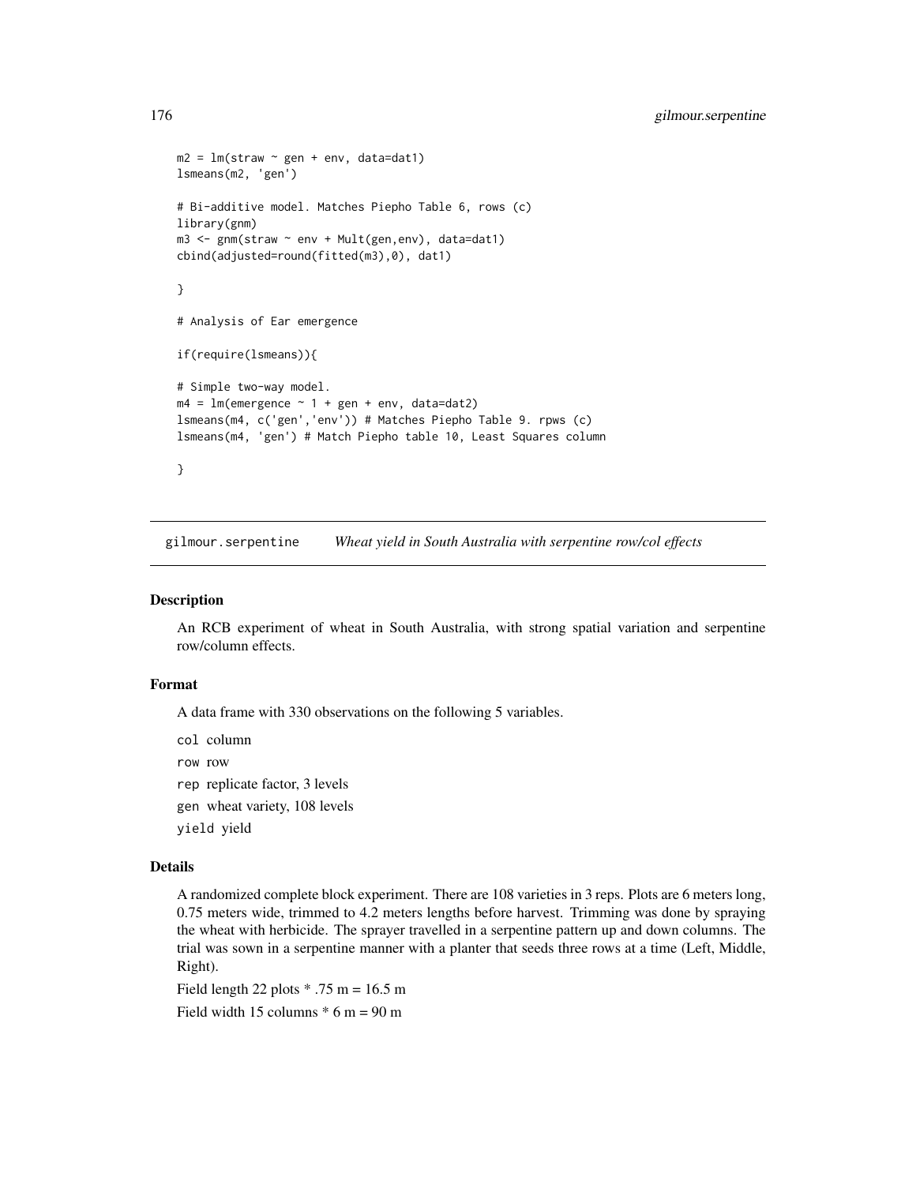```
m2 = lm(straw ~ gen + env, data=dat1)
lsmeans(m2, 'gen')

# Bi-additive model. Matches Piepho Table 6, rows (c)
library(gnm)
m3 <- gnm(straw ~ env + Mult(gen,env), data=dat1)
cbind(adjusted=round(fitted(m3),0), dat1)

}

# Analysis of Ear emergence

if(require(lsmeans)){

# Simple two-way model.
m4 = lm(emergence ~ 1 + gen + env, data=dat2)
lsmeans(m4, c('gen','env')) # Matches Piepho Table 9. rpws (c)
lsmeans(m4, 'gen') # Match Piepho table 10, Least Squares column

}
```

---

## gilmour.serpentine — *Wheat yield in South Australia with serpentine row/col effects*

### Description

An RCB experiment of wheat in South Australia, with strong spatial variation and serpentine row/column effects.

### Format

A data frame with 330 observations on the following 5 variables.

`col` column

`row` row

`rep` replicate factor, 3 levels

`gen` wheat variety, 108 levels

`yield` yield

### Details

A randomized complete block experiment. There are 108 varieties in 3 reps. Plots are 6 meters long, 0.75 meters wide, trimmed to 4.2 meters lengths before harvest. Trimming was done by spraying the wheat with herbicide. The sprayer travelled in a serpentine pattern up and down columns. The trial was sown in a serpentine manner with a planter that seeds three rows at a time (Left, Middle, Right).

Field length 22 plots * .75 m = 16.5 m

Field width 15 columns * 6 m = 90 m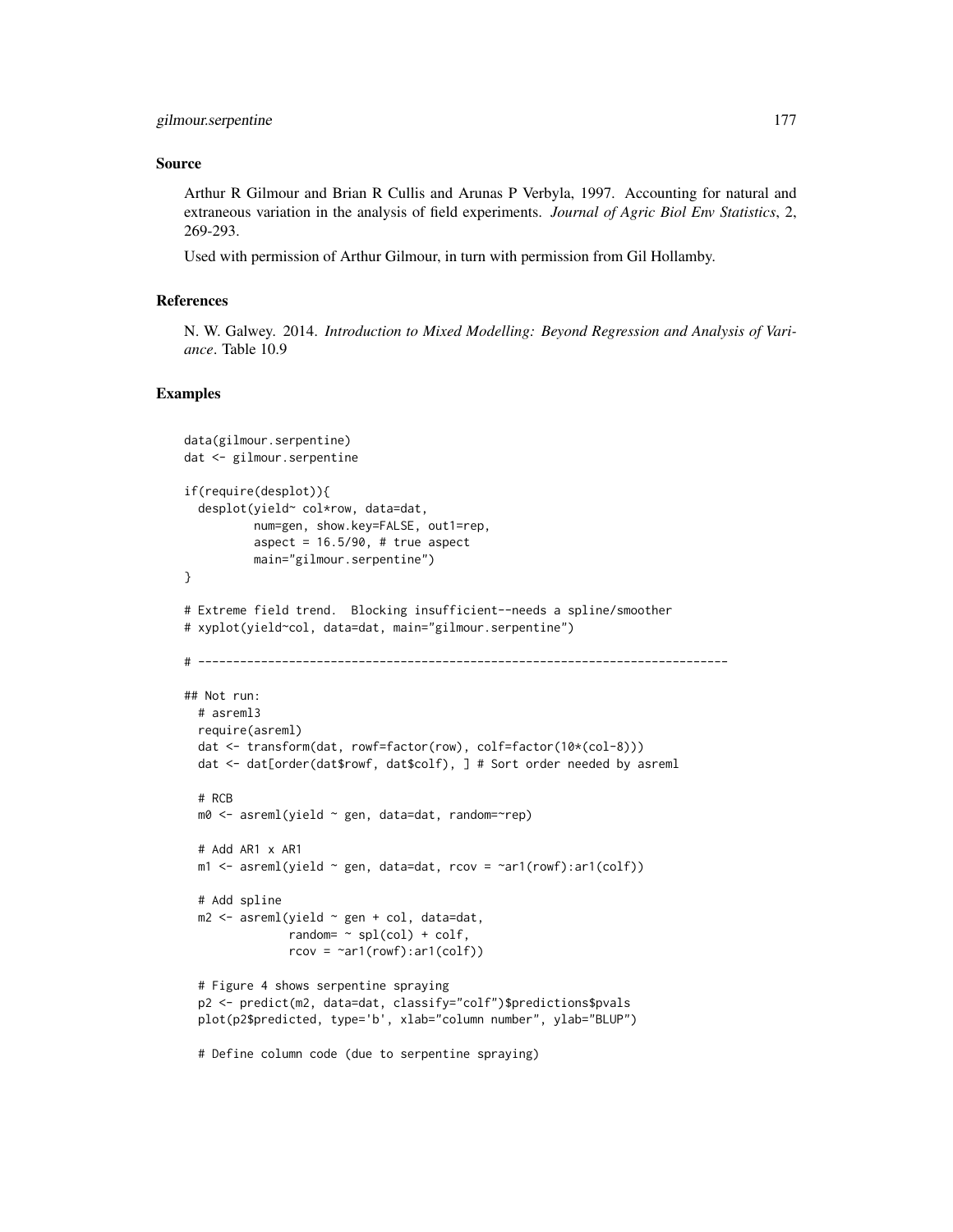### Source

Arthur R Gilmour and Brian R Cullis and Arunas P Verbyla, 1997. Accounting for natural and extraneous variation in the analysis of field experiments. *Journal of Agric Biol Env Statistics*, 2, 269-293.

Used with permission of Arthur Gilmour, in turn with permission from Gil Hollamby.

### References

N. W. Galwey. 2014. *Introduction to Mixed Modelling: Beyond Regression and Analysis of Variance*. Table 10.9

### Examples

```
data(gilmour.serpentine)
dat <- gilmour.serpentine

if(require(desplot)){
  desplot(yield~ col*row, data=dat,
          num=gen, show.key=FALSE, out1=rep,
          aspect = 16.5/90, # true aspect
          main="gilmour.serpentine")
}

# Extreme field trend.  Blocking insufficient--needs a spline/smoother
# xyplot(yield~col, data=dat, main="gilmour.serpentine")

# ----------------------------------------------------------------------------

## Not run:
  # asreml3
  require(asreml)
  dat <- transform(dat, rowf=factor(row), colf=factor(10*(col-8)))
  dat <- dat[order(dat$rowf, dat$colf), ] # Sort order needed by asreml

  # RCB
  m0 <- asreml(yield ~ gen, data=dat, random=~rep)

  # Add AR1 x AR1
  m1 <- asreml(yield ~ gen, data=dat, rcov = ~ar1(rowf):ar1(colf))

  # Add spline
  m2 <- asreml(yield ~ gen + col, data=dat,
               random= ~ spl(col) + colf,
               rcov = ~ar1(rowf):ar1(colf))

  # Figure 4 shows serpentine spraying
  p2 <- predict(m2, data=dat, classify="colf")$predictions$pvals
  plot(p2$predicted, type='b', xlab="column number", ylab="BLUP")

  # Define column code (due to serpentine spraying)
```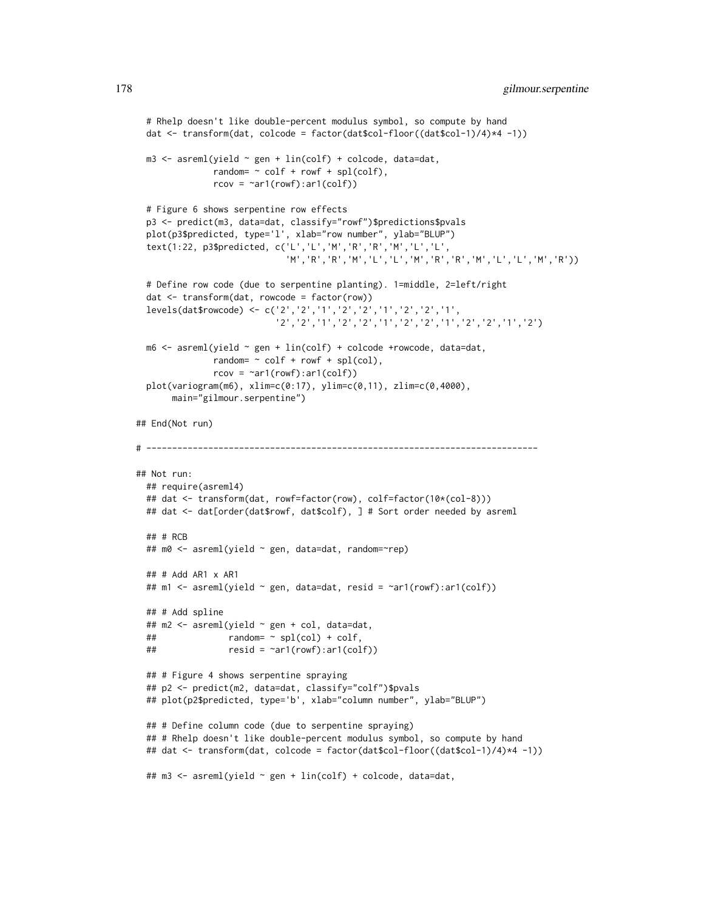```
  # Rhelp doesn't like double-percent modulus symbol, so compute by hand
  dat <- transform(dat, colcode = factor(dat$col-floor((dat$col-1)/4)*4 -1))

  m3 <- asreml(yield ~ gen + lin(colf) + colcode, data=dat,
               random= ~ colf + rowf + spl(colf),
               rcov = ~ar1(rowf):ar1(colf))

  # Figure 6 shows serpentine row effects
  p3 <- predict(m3, data=dat, classify="rowf")$predictions$pvals
  plot(p3$predicted, type='l', xlab="row number", ylab="BLUP")
  text(1:22, p3$predicted, c('L','L','M','R','R','M','L','L',
                             'M','R','R','M','L','L','M','R','R','M','L','L','M','R'))

  # Define row code (due to serpentine planting). 1=middle, 2=left/right
  dat <- transform(dat, rowcode = factor(row))
  levels(dat$rowcode) <- c('2','2','1','2','2','1','2','2','1',
                           '2','2','1','2','2','1','2','2','1','2','2','1','2')

  m6 <- asreml(yield ~ gen + lin(colf) + colcode +rowcode, data=dat,
               random= ~ colf + rowf + spl(col),
               rcov = ~ar1(rowf):ar1(colf))
  plot(variogram(m6), xlim=c(0:17), ylim=c(0,11), zlim=c(0,4000),
       main="gilmour.serpentine")

## End(Not run)

# ---------------------------------------------------------------------------

## Not run:
  ## require(asreml4)
  ## dat <- transform(dat, rowf=factor(row), colf=factor(10*(col-8)))
  ## dat <- dat[order(dat$rowf, dat$colf), ] # Sort order needed by asreml

  ## # RCB
  ## m0 <- asreml(yield ~ gen, data=dat, random=~rep)

  ## # Add AR1 x AR1
  ## m1 <- asreml(yield ~ gen, data=dat, resid = ~ar1(rowf):ar1(colf))

  ## # Add spline
  ## m2 <- asreml(yield ~ gen + col, data=dat,
  ##              random= ~ spl(col) + colf,
  ##              resid = ~ar1(rowf):ar1(colf))

  ## # Figure 4 shows serpentine spraying
  ## p2 <- predict(m2, data=dat, classify="colf")$pvals
  ## plot(p2$predicted, type='b', xlab="column number", ylab="BLUP")

  ## # Define column code (due to serpentine spraying)
  ## # Rhelp doesn't like double-percent modulus symbol, so compute by hand
  ## dat <- transform(dat, colcode = factor(dat$col-floor((dat$col-1)/4)*4 -1))

  ## m3 <- asreml(yield ~ gen + lin(colf) + colcode, data=dat,
```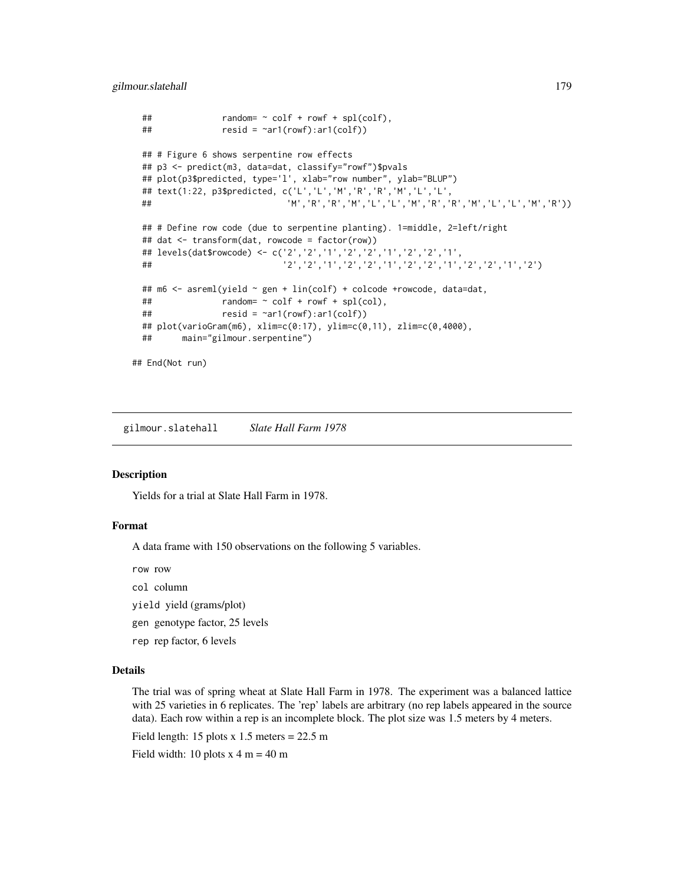```
##              random= ~ colf + rowf + spl(colf),
##              resid = ~ar1(rowf):ar1(colf))

## # Figure 6 shows serpentine row effects
## p3 <- predict(m3, data=dat, classify="rowf")$pvals
## plot(p3$predicted, type='l', xlab="row number", ylab="BLUP")
## text(1:22, p3$predicted, c('L','L','M','R','R','M','L','L',
##                           'M','R','R','M','L','L','M','R','R','M','L','L','M','R'))

## # Define row code (due to serpentine planting). 1=middle, 2=left/right
## dat <- transform(dat, rowcode = factor(row))
## levels(dat$rowcode) <- c('2','2','1','2','2','1','2','2','1',
##                          '2','2','1','2','2','1','2','2','1','2','2','1','2')

## m6 <- asreml(yield ~ gen + lin(colf) + colcode +rowcode, data=dat,
##              random= ~ colf + spl(col),
##              resid = ~ar1(rowf):ar1(colf))
## plot(varioGram(m6), xlim=c(0:17), ylim=c(0,11), zlim=c(0,4000),
##      main="gilmour.serpentine")

## End(Not run)
```

## gilmour.slatehall *Slate Hall Farm 1978*

### Description

Yields for a trial at Slate Hall Farm in 1978.

### Format

A data frame with 150 observations on the following 5 variables.

`row` row

`col` column

`yield` yield (grams/plot)

`gen` genotype factor, 25 levels

`rep` rep factor, 6 levels

### Details

The trial was of spring wheat at Slate Hall Farm in 1978. The experiment was a balanced lattice with 25 varieties in 6 replicates. The 'rep' labels are arbitrary (no rep labels appeared in the source data). Each row within a rep is an incomplete block. The plot size was 1.5 meters by 4 meters.

Field length: 15 plots x 1.5 meters = 22.5 m

Field width: 10 plots x 4 m = 40 m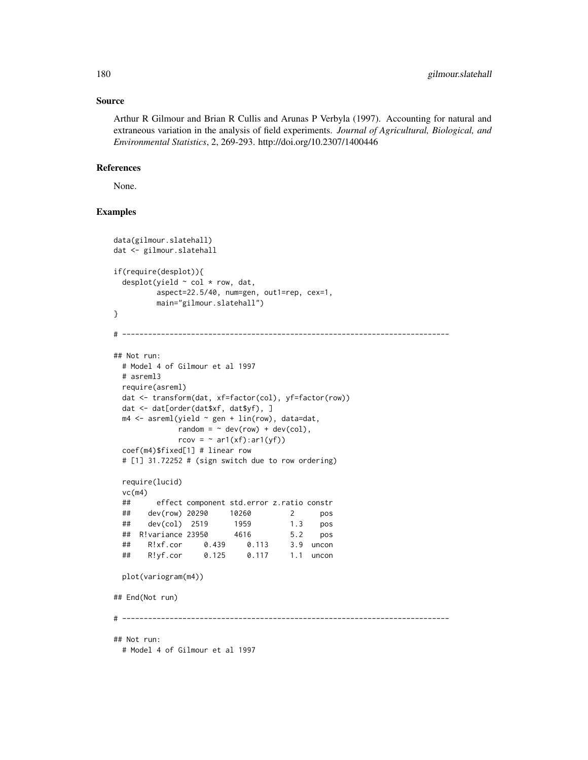### Source

Arthur R Gilmour and Brian R Cullis and Arunas P Verbyla (1997). Accounting for natural and extraneous variation in the analysis of field experiments. *Journal of Agricultural, Biological, and Environmental Statistics*, 2, 269-293. http://doi.org/10.2307/1400446

### References

None.

### Examples

```
data(gilmour.slatehall)
dat <- gilmour.slatehall

if(require(desplot)){
  desplot(yield ~ col * row, dat,
          aspect=22.5/40, num=gen, out1=rep, cex=1,
          main="gilmour.slatehall")
}

# ----------------------------------------------------------------------------

## Not run:
  # Model 4 of Gilmour et al 1997
  # asreml3
  require(asreml)
  dat <- transform(dat, xf=factor(col), yf=factor(row))
  dat <- dat[order(dat$xf, dat$yf), ]
  m4 <- asreml(yield ~ gen + lin(row), data=dat,
               random = ~ dev(row) + dev(col),
               rcov = ~ ar1(xf):ar1(yf))
  coef(m4)$fixed[1] # linear row
  # [1] 31.72252 # (sign switch due to row ordering)

  require(lucid)
  vc(m4)
  ##      effect component std.error z.ratio constr
  ##    dev(row) 20290     10260         2      pos
  ##    dev(col)  2519      1959         1.3    pos
  ##  R!variance 23950      4616         5.2    pos
  ##    R!xf.cor     0.439     0.113     3.9  uncon
  ##    R!yf.cor     0.125     0.117     1.1  uncon

  plot(variogram(m4))

## End(Not run)

# ----------------------------------------------------------------------------

## Not run:
  # Model 4 of Gilmour et al 1997
```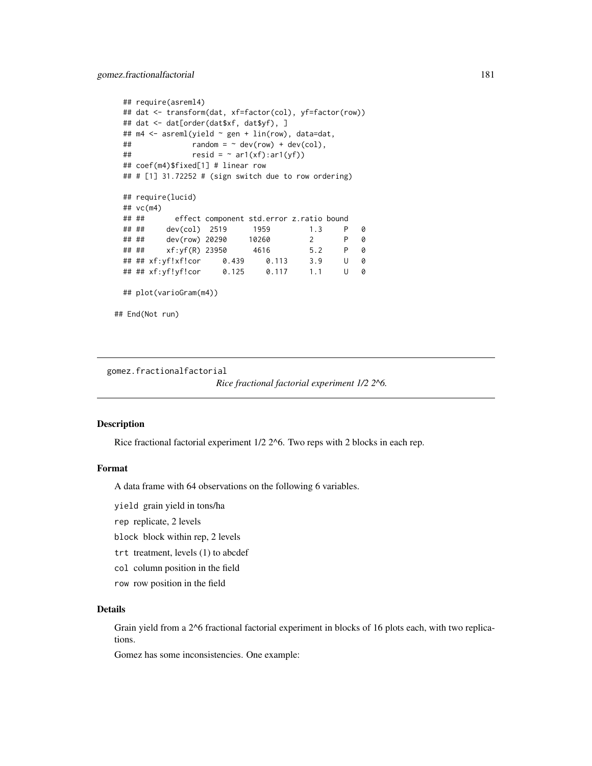```
  ## require(asreml4)
  ## dat <- transform(dat, xf=factor(col), yf=factor(row))
  ## dat <- dat[order(dat$xf, dat$yf), ]
  ## m4 <- asreml(yield ~ gen + lin(row), data=dat,
  ##              random = ~ dev(row) + dev(col),
  ##              resid = ~ ar1(xf):ar1(yf))
  ## coef(m4)$fixed[1] # linear row
  ## # [1] 31.72252 # (sign switch due to row ordering)

  ## require(lucid)
  ## vc(m4)
  ## ##       effect component std.error z.ratio bound
  ## ##     dev(col)  2519      1959         1.3     P   0
  ## ##     dev(row) 20290     10260         2       P   0
  ## ##     xf:yf(R) 23950      4616         5.2     P   0
  ## ## xf:yf!xf!cor     0.439     0.113     3.9     U   0
  ## ## xf:yf!yf!cor     0.125     0.117     1.1     U   0

  ## plot(varioGram(m4))

## End(Not run)
```

---

gomez.fractionalfactorial

*Rice fractional factorial experiment 1/2 2^6.*

---

### Description

Rice fractional factorial experiment 1/2 2^6. Two reps with 2 blocks in each rep.

### Format

A data frame with 64 observations on the following 6 variables.

`yield` grain yield in tons/ha

`rep` replicate, 2 levels

`block` block within rep, 2 levels

`trt` treatment, levels (1) to abcdef

`col` column position in the field

`row` row position in the field

### Details

Grain yield from a 2^6 fractional factorial experiment in blocks of 16 plots each, with two replications.

Gomez has some inconsistencies. One example: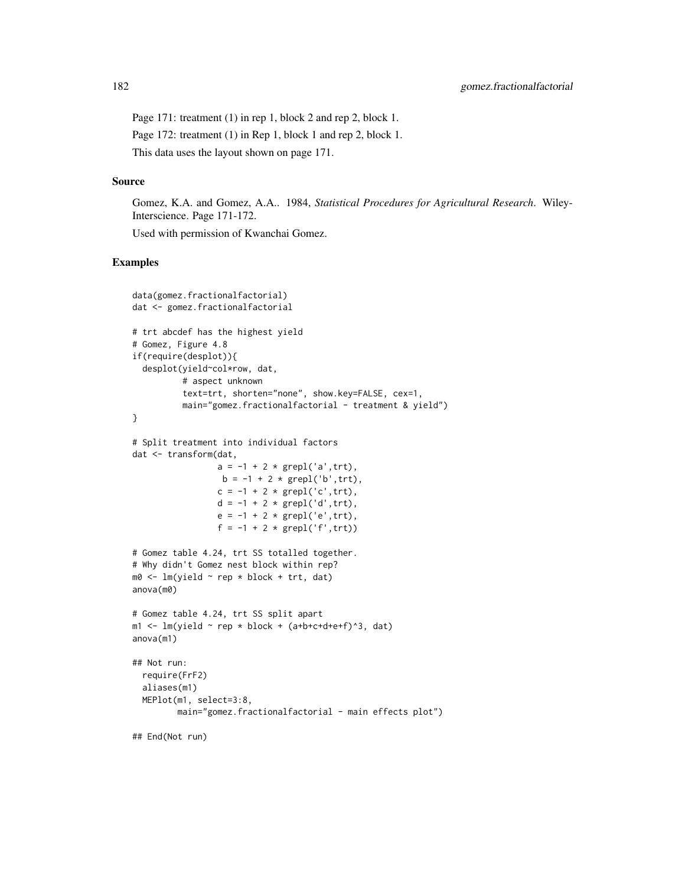Page 171: treatment (1) in rep 1, block 2 and rep 2, block 1.

Page 172: treatment (1) in Rep 1, block 1 and rep 2, block 1.

This data uses the layout shown on page 171.

### Source

Gomez, K.A. and Gomez, A.A.. 1984, *Statistical Procedures for Agricultural Research*. Wiley-Interscience. Page 171-172.

Used with permission of Kwanchai Gomez.

### Examples

```
data(gomez.fractionalfactorial)
dat <- gomez.fractionalfactorial

# trt abcdef has the highest yield
# Gomez, Figure 4.8
if(require(desplot)){
  desplot(yield~col*row, dat,
          # aspect unknown
          text=trt, shorten="none", show.key=FALSE, cex=1,
          main="gomez.fractionalfactorial - treatment & yield")
}

# Split treatment into individual factors
dat <- transform(dat,
                 a = -1 + 2 * grepl('a',trt),
                  b = -1 + 2 * grepl('b',trt),
                 c = -1 + 2 * grepl('c',trt),
                 d = -1 + 2 * grepl('d',trt),
                 e = -1 + 2 * grepl('e',trt),
                 f = -1 + 2 * grepl('f',trt))

# Gomez table 4.24, trt SS totalled together.
# Why didn't Gomez nest block within rep?
m0 <- lm(yield ~ rep * block + trt, dat)
anova(m0)

# Gomez table 4.24, trt SS split apart
m1 <- lm(yield ~ rep * block + (a+b+c+d+e+f)^3, dat)
anova(m1)

## Not run:
  require(FrF2)
  aliases(m1)
  MEPlot(m1, select=3:8,
         main="gomez.fractionalfactorial - main effects plot")

## End(Not run)
```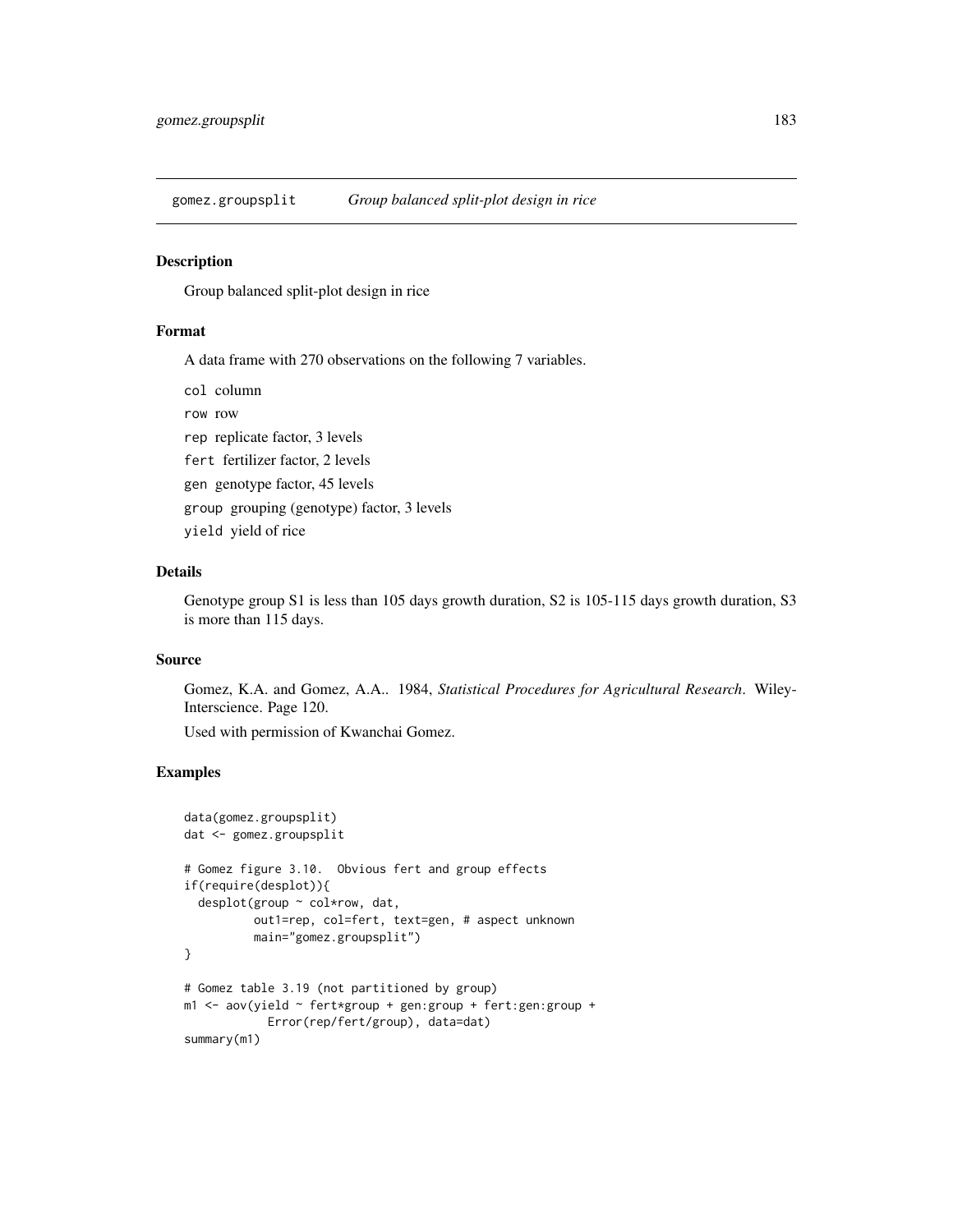gomez.groupsplit *Group balanced split-plot design in rice*

## Description

Group balanced split-plot design in rice

## Format

A data frame with 270 observations on the following 7 variables.

- `col` column
- `row` row
- `rep` replicate factor, 3 levels
- `fert` fertilizer factor, 2 levels
- `gen` genotype factor, 45 levels
- `group` grouping (genotype) factor, 3 levels
- `yield` yield of rice

## Details

Genotype group S1 is less than 105 days growth duration, S2 is 105-115 days growth duration, S3 is more than 115 days.

## Source

Gomez, K.A. and Gomez, A.A.. 1984, *Statistical Procedures for Agricultural Research*. Wiley-Interscience. Page 120.

Used with permission of Kwanchai Gomez.

## Examples

```
data(gomez.groupsplit)
dat <- gomez.groupsplit

# Gomez figure 3.10.  Obvious fert and group effects
if(require(desplot)){
  desplot(group ~ col*row, dat,
          out1=rep, col=fert, text=gen, # aspect unknown
          main="gomez.groupsplit")
}

# Gomez table 3.19 (not partitioned by group)
m1 <- aov(yield ~ fert*group + gen:group + fert:gen:group +
            Error(rep/fert/group), data=dat)
summary(m1)
```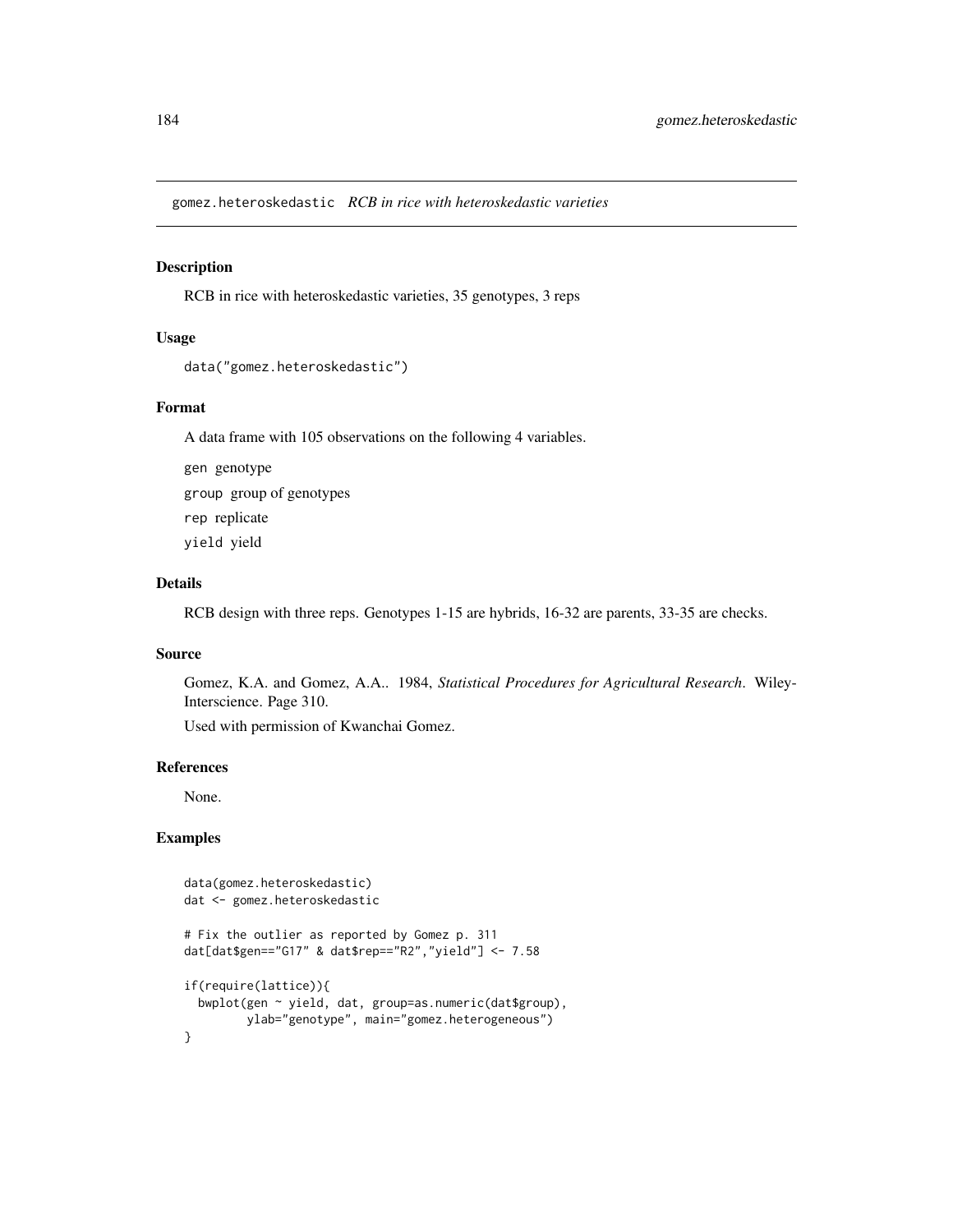## gomez.heteroskedastic *RCB in rice with heteroskedastic varieties*

### Description

RCB in rice with heteroskedastic varieties, 35 genotypes, 3 reps

### Usage

```
data("gomez.heteroskedastic")
```

### Format

A data frame with 105 observations on the following 4 variables.

`gen` genotype

`group` group of genotypes

`rep` replicate

`yield` yield

### Details

RCB design with three reps. Genotypes 1-15 are hybrids, 16-32 are parents, 33-35 are checks.

### Source

Gomez, K.A. and Gomez, A.A.. 1984, *Statistical Procedures for Agricultural Research*. Wiley-Interscience. Page 310.

Used with permission of Kwanchai Gomez.

### References

None.

### Examples

```
data(gomez.heteroskedastic)
dat <- gomez.heteroskedastic

# Fix the outlier as reported by Gomez p. 311
dat[dat$gen=="G17" & dat$rep=="R2","yield"] <- 7.58

if(require(lattice)){
  bwplot(gen ~ yield, dat, group=as.numeric(dat$group),
         ylab="genotype", main="gomez.heterogeneous")
}
```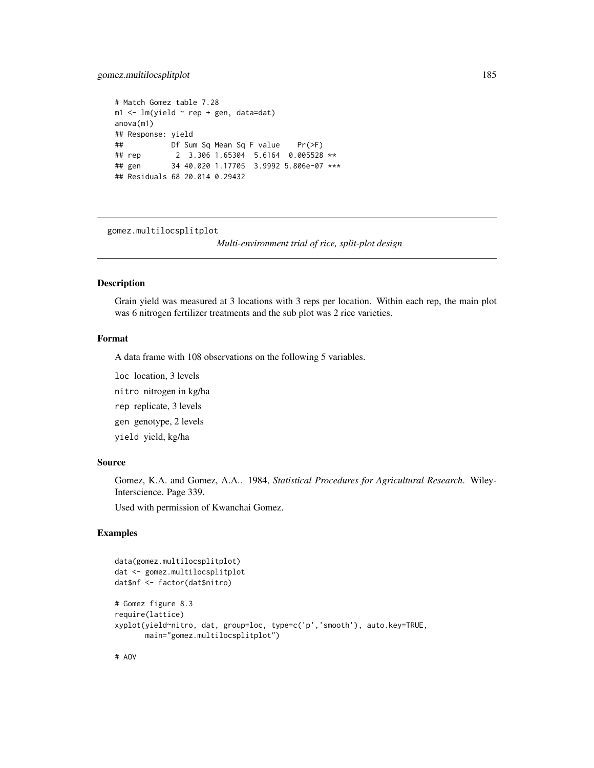```
# Match Gomez table 7.28
m1 <- lm(yield ~ rep + gen, data=dat)
anova(m1)
## Response: yield
##           Df Sum Sq Mean Sq F value    Pr(>F)
## rep        2  3.306 1.65304  5.6164  0.005528 **
## gen       34 40.020 1.17705  3.9992 5.806e-07 ***
## Residuals 68 20.014 0.29432
```

---

gomez.multilocsplitplot    *Multi-environment trial of rice, split-plot design*

---

## Description

Grain yield was measured at 3 locations with 3 reps per location. Within each rep, the main plot was 6 nitrogen fertilizer treatments and the sub plot was 2 rice varieties.

## Format

A data frame with 108 observations on the following 5 variables.

`loc` location, 3 levels

`nitro` nitrogen in kg/ha

`rep` replicate, 3 levels

`gen` genotype, 2 levels

`yield` yield, kg/ha

## Source

Gomez, K.A. and Gomez, A.A.. 1984, *Statistical Procedures for Agricultural Research*. Wiley-Interscience. Page 339.

Used with permission of Kwanchai Gomez.

## Examples

```
data(gomez.multilocsplitplot)
dat <- gomez.multilocsplitplot
dat$nf <- factor(dat$nitro)

# Gomez figure 8.3
require(lattice)
xyplot(yield~nitro, dat, group=loc, type=c('p','smooth'), auto.key=TRUE,
       main="gomez.multilocsplitplot")

# AOV
```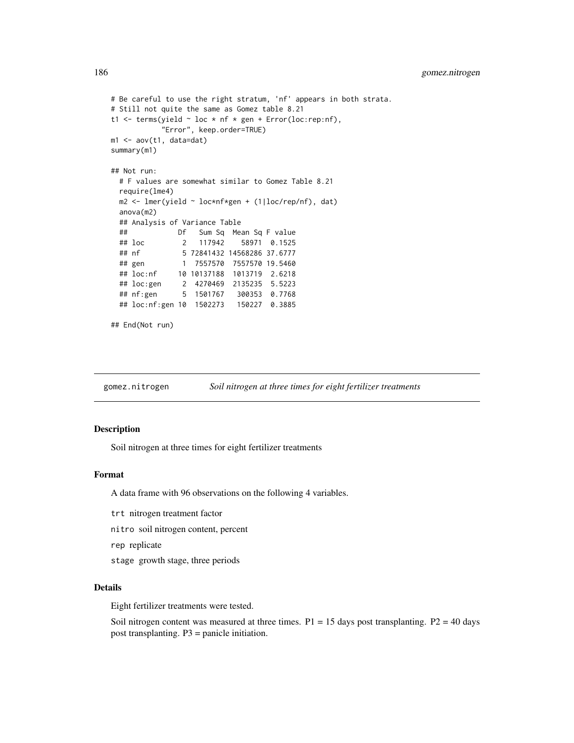```
# Be careful to use the right stratum, 'nf' appears in both strata.
# Still not quite the same as Gomez table 8.21
t1 <- terms(yield ~ loc * nf * gen + Error(loc:rep:nf),
            "Error", keep.order=TRUE)
m1 <- aov(t1, data=dat)
summary(m1)

## Not run:
  # F values are somewhat similar to Gomez Table 8.21
  require(lme4)
  m2 <- lmer(yield ~ loc*nf*gen + (1|loc/rep/nf), dat)
  anova(m2)
  ## Analysis of Variance Table
  ##            Df   Sum Sq  Mean Sq F value
  ## loc         2   117942    58971  0.1525
  ## nf          5 72841432 14568286 37.6777
  ## gen         1  7557570  7557570 19.5460
  ## loc:nf     10 10137188  1013719  2.6218
  ## loc:gen     2  4270469  2135235  5.5223
  ## nf:gen      5  1501767   300353  0.7768
  ## loc:nf:gen 10  1502273   150227  0.3885

## End(Not run)
```

## gomez.nitrogen *Soil nitrogen at three times for eight fertilizer treatments*

### Description

Soil nitrogen at three times for eight fertilizer treatments

### Format

A data frame with 96 observations on the following 4 variables.

`trt` nitrogen treatment factor

`nitro` soil nitrogen content, percent

`rep` replicate

`stage` growth stage, three periods

### Details

Eight fertilizer treatments were tested.

Soil nitrogen content was measured at three times. P1 = 15 days post transplanting. P2 = 40 days post transplanting. P3 = panicle initiation.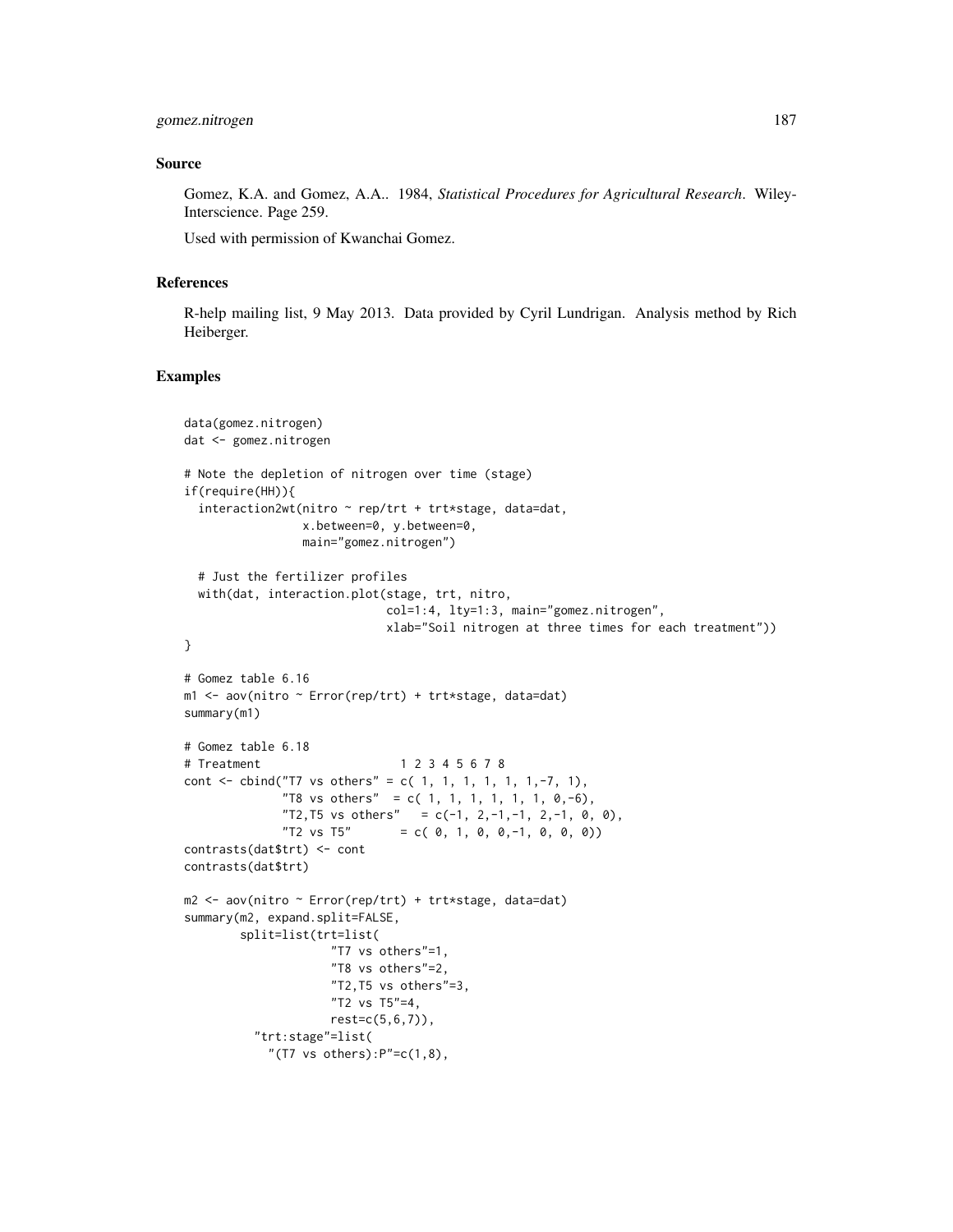## Source

Gomez, K.A. and Gomez, A.A.. 1984, *Statistical Procedures for Agricultural Research*. Wiley-Interscience. Page 259.

Used with permission of Kwanchai Gomez.

## References

R-help mailing list, 9 May 2013. Data provided by Cyril Lundrigan. Analysis method by Rich Heiberger.

## Examples

```
data(gomez.nitrogen)
dat <- gomez.nitrogen

# Note the depletion of nitrogen over time (stage)
if(require(HH)){
  interaction2wt(nitro ~ rep/trt + trt*stage, data=dat,
                 x.between=0, y.between=0,
                 main="gomez.nitrogen")

  # Just the fertilizer profiles
  with(dat, interaction.plot(stage, trt, nitro,
                             col=1:4, lty=1:3, main="gomez.nitrogen",
                             xlab="Soil nitrogen at three times for each treatment"))
}

# Gomez table 6.16
m1 <- aov(nitro ~ Error(rep/trt) + trt*stage, data=dat)
summary(m1)

# Gomez table 6.18
# Treatment                     1 2 3 4 5 6 7 8
cont <- cbind("T7 vs others" = c( 1, 1, 1, 1, 1, 1,-7, 1),
              "T8 vs others"  = c( 1, 1, 1, 1, 1, 1, 0,-6),
              "T2,T5 vs others"   = c(-1, 2,-1,-1, 2,-1, 0, 0),
              "T2 vs T5"       = c( 0, 1, 0, 0,-1, 0, 0, 0))
contrasts(dat$trt) <- cont
contrasts(dat$trt)

m2 <- aov(nitro ~ Error(rep/trt) + trt*stage, data=dat)
summary(m2, expand.split=FALSE,
        split=list(trt=list(
                     "T7 vs others"=1,
                     "T8 vs others"=2,
                     "T2,T5 vs others"=3,
                     "T2 vs T5"=4,
                     rest=c(5,6,7)),
          "trt:stage"=list(
            "(T7 vs others):P"=c(1,8),
```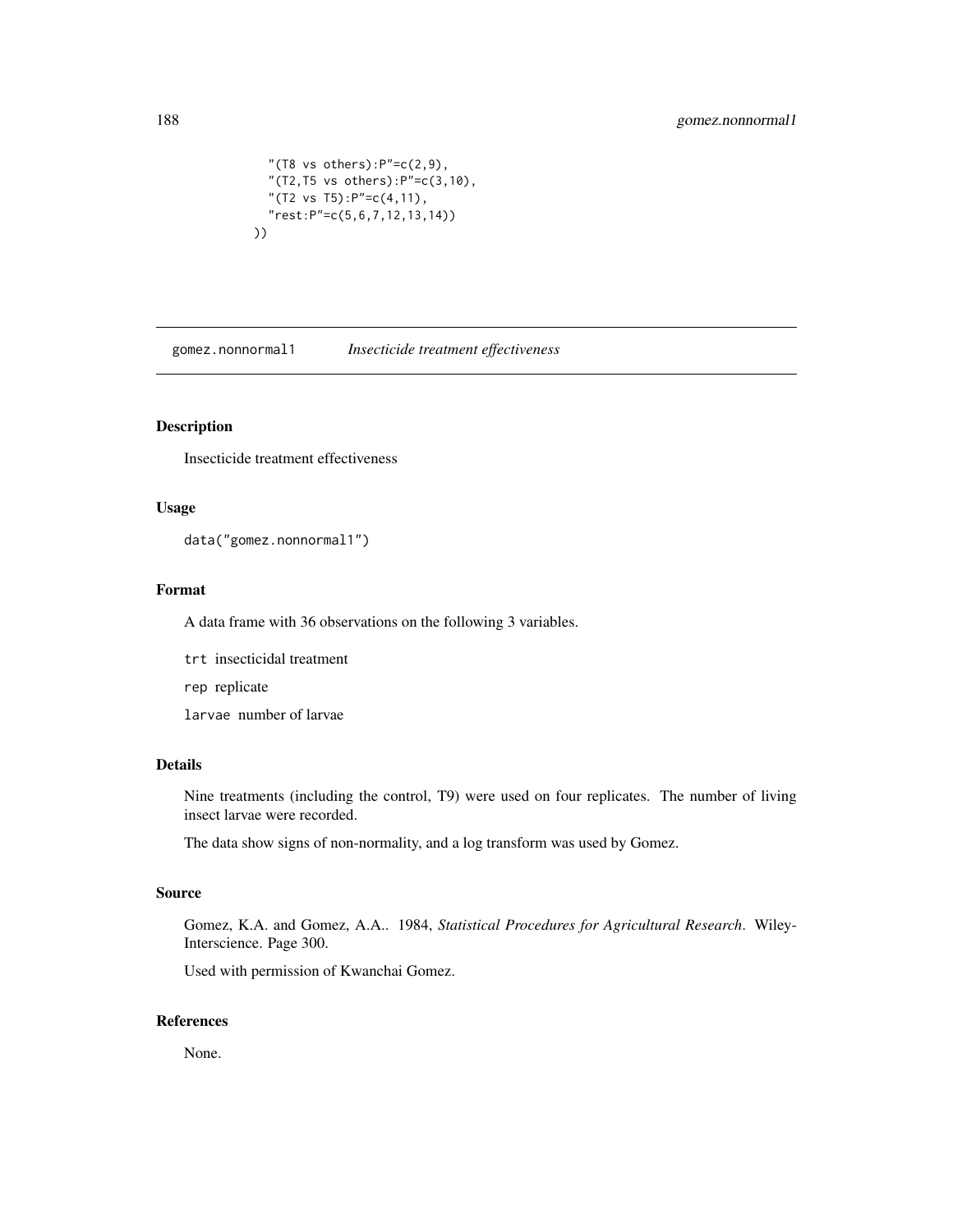```
    "(T8 vs others):P"=c(2,9),
    "(T2,T5 vs others):P"=c(3,10),
    "(T2 vs T5):P"=c(4,11),
    "rest:P"=c(5,6,7,12,13,14))
))
```

## gomez.nonnormal1 *Insecticide treatment effectiveness*

### Description

Insecticide treatment effectiveness

### Usage

```
data("gomez.nonnormal1")
```

### Format

A data frame with 36 observations on the following 3 variables.

`trt` insecticidal treatment

`rep` replicate

`larvae` number of larvae

### Details

Nine treatments (including the control, T9) were used on four replicates. The number of living insect larvae were recorded.

The data show signs of non-normality, and a log transform was used by Gomez.

### Source

Gomez, K.A. and Gomez, A.A.. 1984, *Statistical Procedures for Agricultural Research*. Wiley-Interscience. Page 300.

Used with permission of Kwanchai Gomez.

### References

None.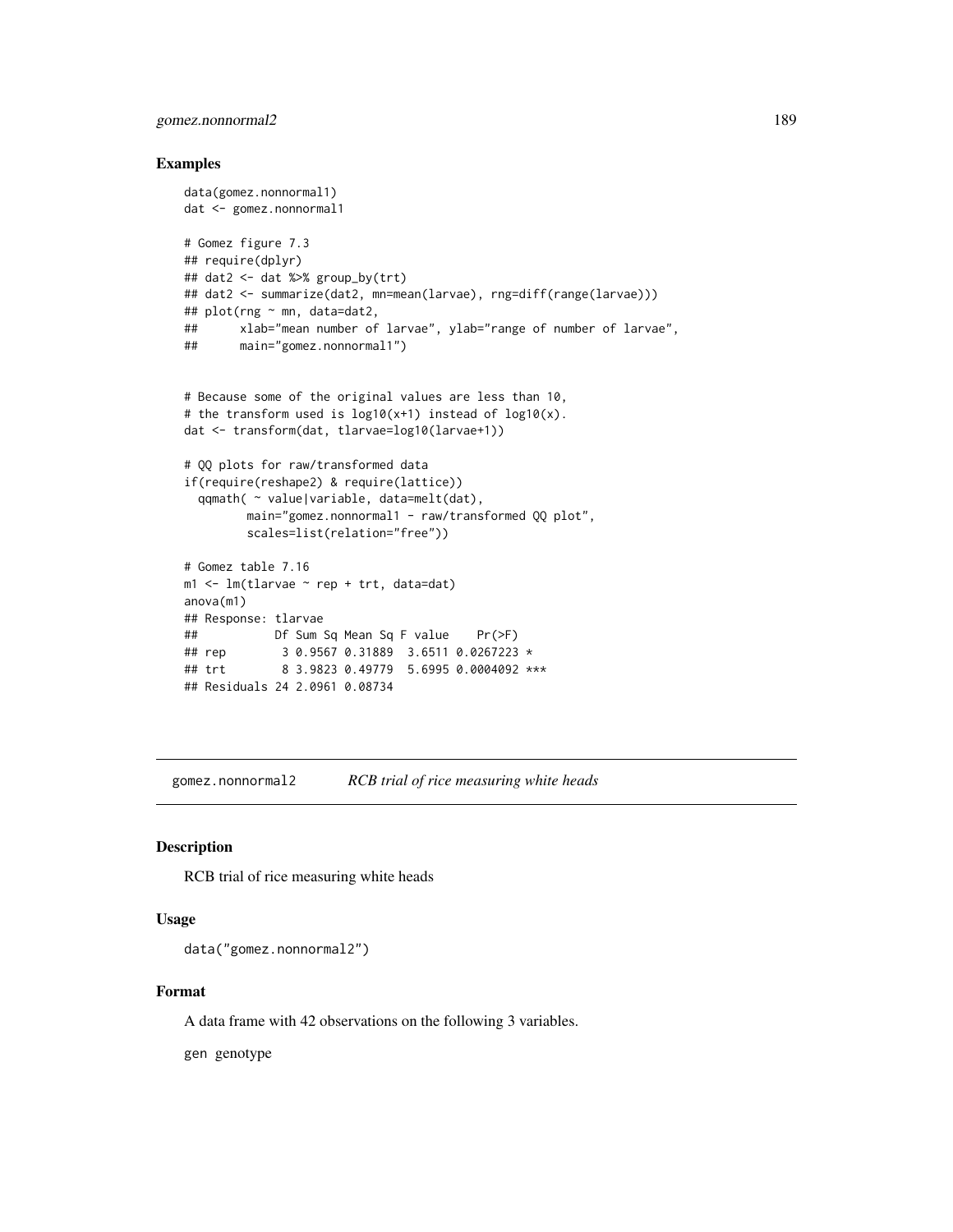## Examples

```
data(gomez.nonnormal1)
dat <- gomez.nonnormal1

# Gomez figure 7.3
## require(dplyr)
## dat2 <- dat %>% group_by(trt)
## dat2 <- summarize(dat2, mn=mean(larvae), rng=diff(range(larvae)))
## plot(rng ~ mn, data=dat2,
##      xlab="mean number of larvae", ylab="range of number of larvae",
##      main="gomez.nonnormal1")


# Because some of the original values are less than 10,
# the transform used is log10(x+1) instead of log10(x).
dat <- transform(dat, tlarvae=log10(larvae+1))

# QQ plots for raw/transformed data
if(require(reshape2) & require(lattice))
  qqmath( ~ value|variable, data=melt(dat),
         main="gomez.nonnormal1 - raw/transformed QQ plot",
         scales=list(relation="free"))

# Gomez table 7.16
m1 <- lm(tlarvae ~ rep + trt, data=dat)
anova(m1)
## Response: tlarvae
##           Df Sum Sq Mean Sq F value    Pr(>F)
## rep        3 0.9567 0.31889  3.6511 0.0267223 *
## trt        8 3.9823 0.49779  5.6995 0.0004092 ***
## Residuals 24 2.0961 0.08734
```

---

`gomez.nonnormal2` *RCB trial of rice measuring white heads*

---

### Description

RCB trial of rice measuring white heads

### Usage

```
data("gomez.nonnormal2")
```

### Format

A data frame with 42 observations on the following 3 variables.

gen genotype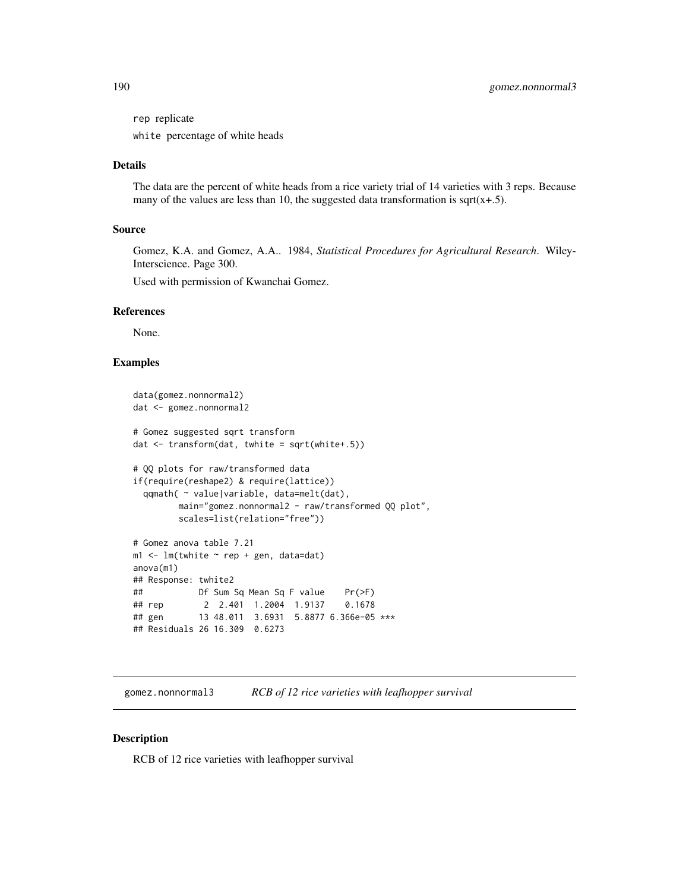rep replicate

white percentage of white heads

### Details

The data are the percent of white heads from a rice variety trial of 14 varieties with 3 reps. Because many of the values are less than 10, the suggested data transformation is sqrt(x+.5).

### Source

Gomez, K.A. and Gomez, A.A.. 1984, *Statistical Procedures for Agricultural Research*. Wiley-Interscience. Page 300.

Used with permission of Kwanchai Gomez.

### References

None.

### Examples

```
data(gomez.nonnormal2)
dat <- gomez.nonnormal2

# Gomez suggested sqrt transform
dat <- transform(dat, twhite = sqrt(white+.5))

# QQ plots for raw/transformed data
if(require(reshape2) & require(lattice))
  qqmath( ~ value|variable, data=melt(dat),
         main="gomez.nonnormal2 - raw/transformed QQ plot",
         scales=list(relation="free"))

# Gomez anova table 7.21
m1 <- lm(twhite ~ rep + gen, data=dat)
anova(m1)
## Response: twhite2
##           Df Sum Sq Mean Sq F value    Pr(>F)
## rep        2  2.401  1.2004  1.9137    0.1678
## gen       13 48.011  3.6931  5.8877 6.366e-05 ***
## Residuals 26 16.309  0.6273
```

---

## gomez.nonnormal3 *RCB of 12 rice varieties with leafhopper survival*

### Description

RCB of 12 rice varieties with leafhopper survival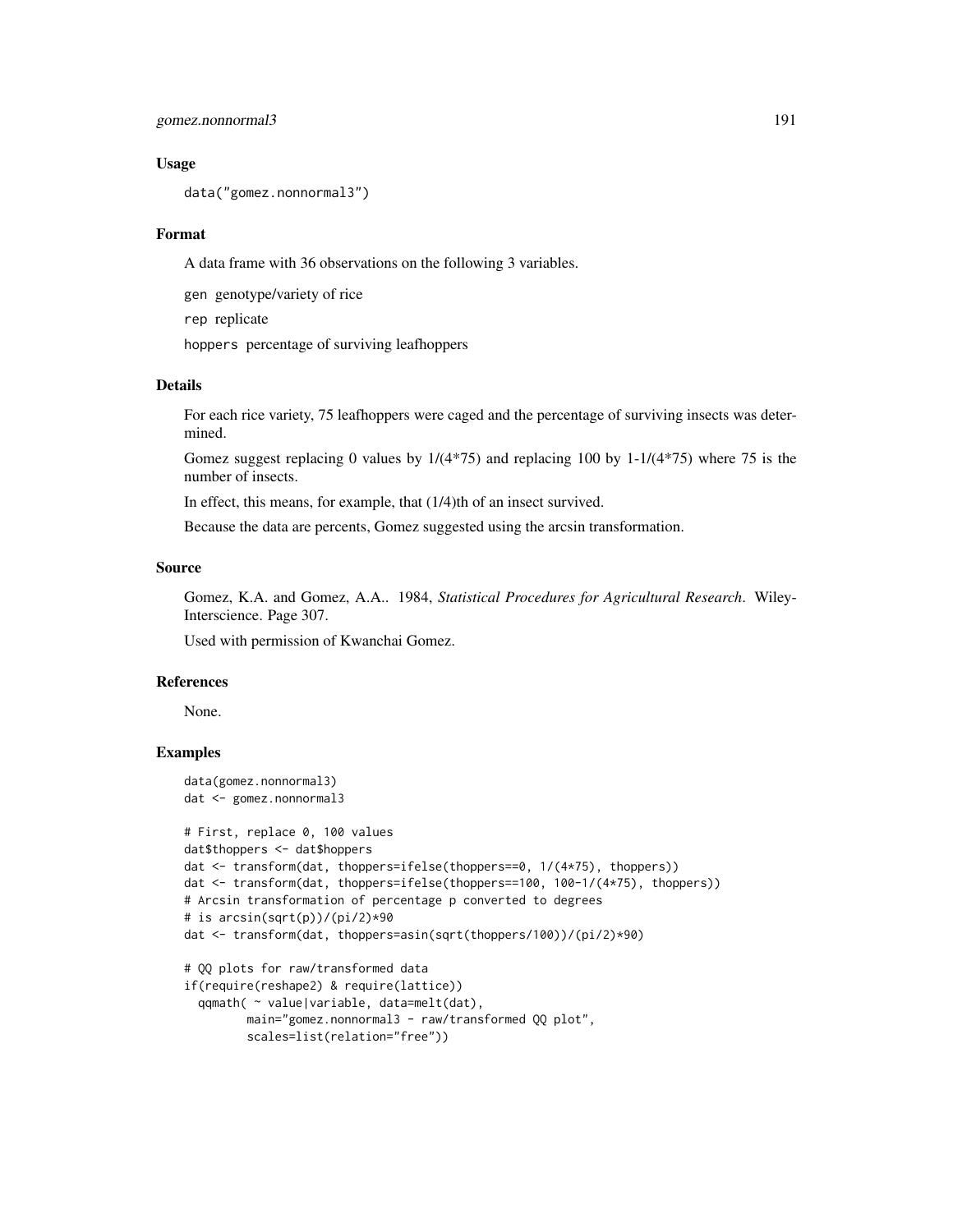### Usage

```
data("gomez.nonnormal3")
```

### Format

A data frame with 36 observations on the following 3 variables.

`gen` genotype/variety of rice

`rep` replicate

`hoppers` percentage of surviving leafhoppers

### Details

For each rice variety, 75 leafhoppers were caged and the percentage of surviving insects was determined.

Gomez suggest replacing 0 values by 1/(4*75) and replacing 100 by 1-1/(4*75) where 75 is the number of insects.

In effect, this means, for example, that (1/4)th of an insect survived.

Because the data are percents, Gomez suggested using the arcsin transformation.

### Source

Gomez, K.A. and Gomez, A.A.. 1984, *Statistical Procedures for Agricultural Research*. Wiley-Interscience. Page 307.

Used with permission of Kwanchai Gomez.

### References

None.

### Examples

```
data(gomez.nonnormal3)
dat <- gomez.nonnormal3

# First, replace 0, 100 values
dat$thoppers <- dat$hoppers
dat <- transform(dat, thoppers=ifelse(thoppers==0, 1/(4*75), thoppers))
dat <- transform(dat, thoppers=ifelse(thoppers==100, 100-1/(4*75), thoppers))
# Arcsin transformation of percentage p converted to degrees
# is arcsin(sqrt(p))/(pi/2)*90
dat <- transform(dat, thoppers=asin(sqrt(thoppers/100))/(pi/2)*90)

# QQ plots for raw/transformed data
if(require(reshape2) & require(lattice))
  qqmath( ~ value|variable, data=melt(dat),
         main="gomez.nonnormal3 - raw/transformed QQ plot",
         scales=list(relation="free"))
```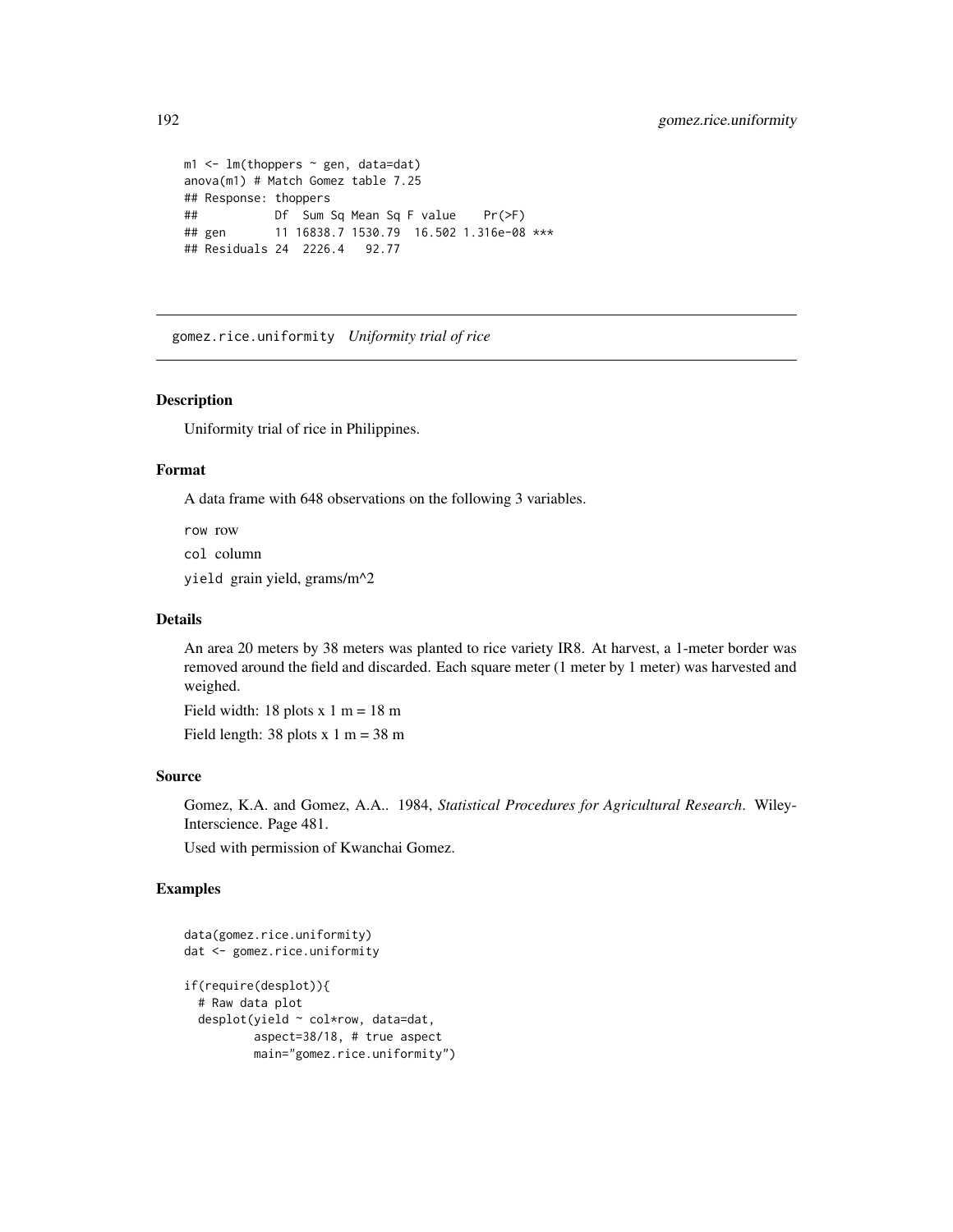```
m1 <- lm(thoppers ~ gen, data=dat)
anova(m1) # Match Gomez table 7.25
## Response: thoppers
##           Df  Sum Sq Mean Sq F value    Pr(>F)
## gen       11 16838.7 1530.79  16.502 1.316e-08 ***
## Residuals 24  2226.4   92.77
```

## gomez.rice.uniformity *Uniformity trial of rice*

### Description

Uniformity trial of rice in Philippines.

### Format

A data frame with 648 observations on the following 3 variables.

row row

col column

yield grain yield, grams/m^2

### Details

An area 20 meters by 38 meters was planted to rice variety IR8. At harvest, a 1-meter border was removed around the field and discarded. Each square meter (1 meter by 1 meter) was harvested and weighed.

Field width: 18 plots x 1 m = 18 m

Field length: 38 plots x 1 m = 38 m

### Source

Gomez, K.A. and Gomez, A.A.. 1984, *Statistical Procedures for Agricultural Research*. Wiley-Interscience. Page 481.

Used with permission of Kwanchai Gomez.

### Examples

```
data(gomez.rice.uniformity)
dat <- gomez.rice.uniformity

if(require(desplot)){
  # Raw data plot
  desplot(yield ~ col*row, data=dat,
          aspect=38/18, # true aspect
          main="gomez.rice.uniformity")
```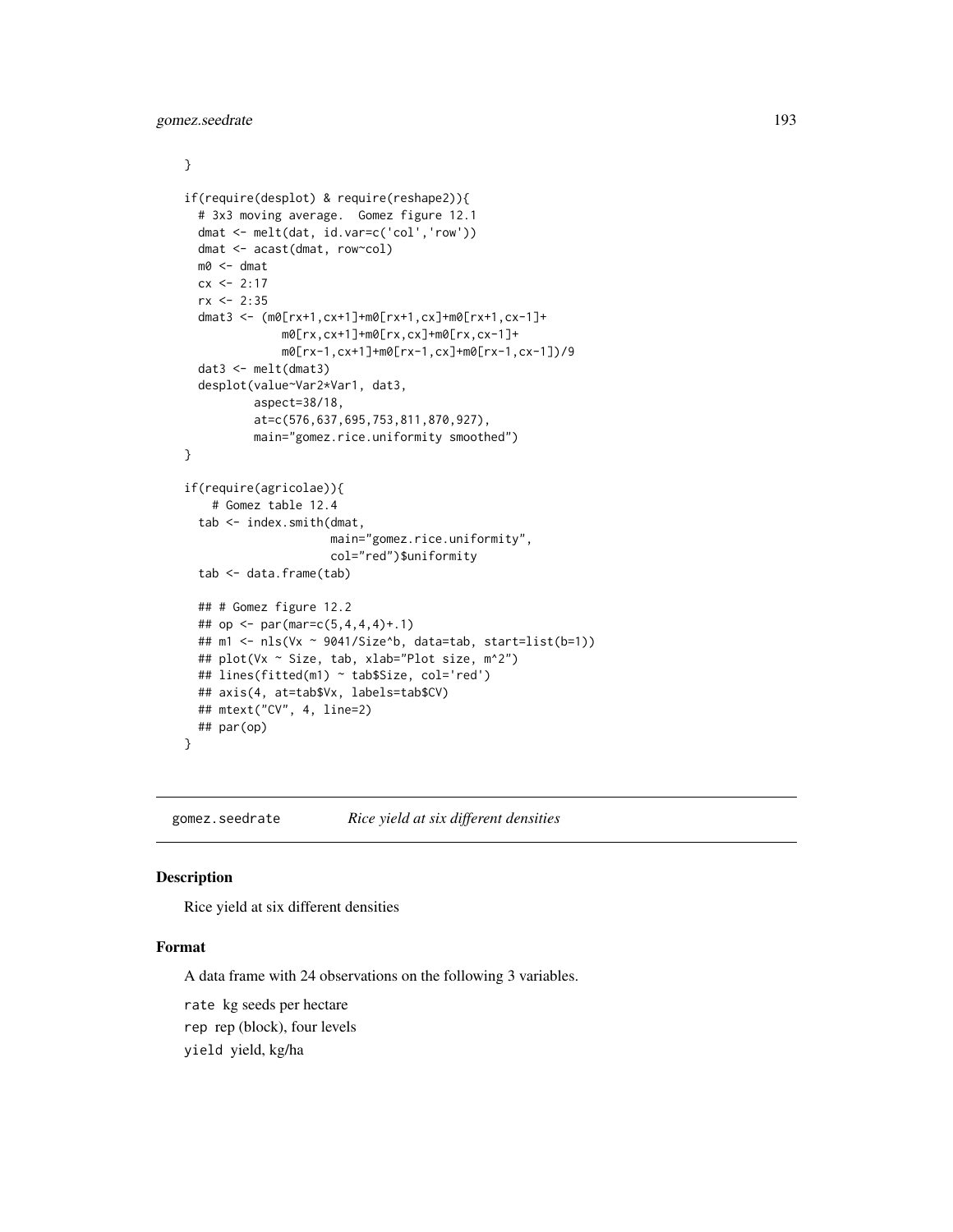```
}

if(require(desplot) & require(reshape2)){
  # 3x3 moving average.  Gomez figure 12.1
  dmat <- melt(dat, id.var=c('col','row'))
  dmat <- acast(dmat, row~col)
  m0 <- dmat
  cx <- 2:17
  rx <- 2:35
  dmat3 <- (m0[rx+1,cx+1]+m0[rx+1,cx]+m0[rx+1,cx-1]+
            m0[rx,cx+1]+m0[rx,cx]+m0[rx,cx-1]+
            m0[rx-1,cx+1]+m0[rx-1,cx]+m0[rx-1,cx-1])/9
  dat3 <- melt(dmat3)
  desplot(value~Var2*Var1, dat3,
          aspect=38/18,
          at=c(576,637,695,753,811,870,927),
          main="gomez.rice.uniformity smoothed")
}

if(require(agricolae)){
    # Gomez table 12.4
  tab <- index.smith(dmat,
                     main="gomez.rice.uniformity",
                     col="red")$uniformity
  tab <- data.frame(tab)

  ## # Gomez figure 12.2
  ## op <- par(mar=c(5,4,4,4)+.1)
  ## m1 <- nls(Vx ~ 9041/Size^b, data=tab, start=list(b=1))
  ## plot(Vx ~ Size, tab, xlab="Plot size, m^2")
  ## lines(fitted(m1) ~ tab$Size, col='red')
  ## axis(4, at=tab$Vx, labels=tab$CV)
  ## mtext("CV", 4, line=2)
  ## par(op)
}
```

---

gomez.seedrate *Rice yield at six different densities*

---

## Description

Rice yield at six different densities

## Format

A data frame with 24 observations on the following 3 variables.

rate kg seeds per hectare

rep rep (block), four levels

yield yield, kg/ha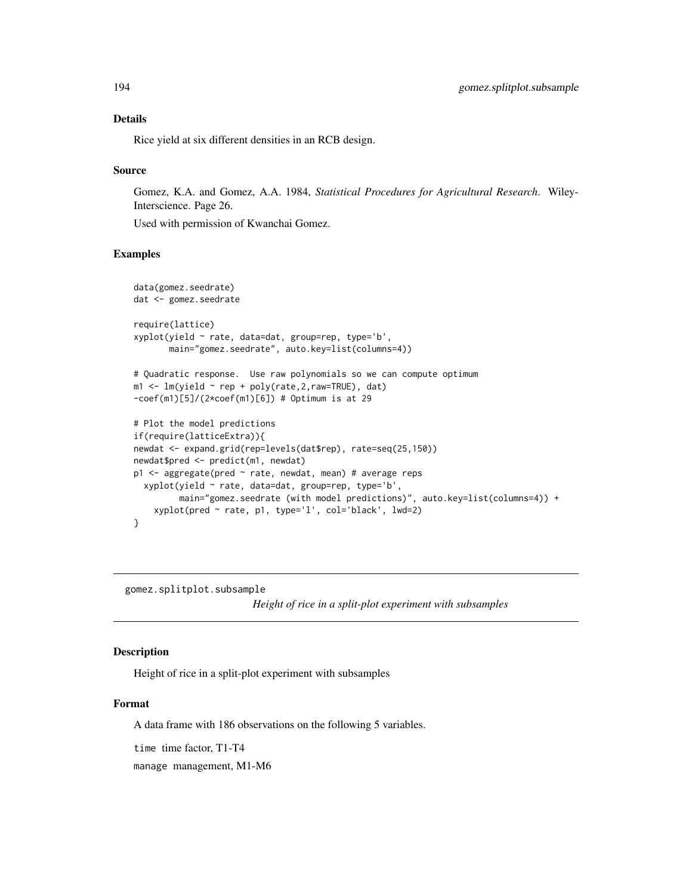## Details

Rice yield at six different densities in an RCB design.

## Source

Gomez, K.A. and Gomez, A.A. 1984, *Statistical Procedures for Agricultural Research*. Wiley-Interscience. Page 26.

Used with permission of Kwanchai Gomez.

## Examples

```
data(gomez.seedrate)
dat <- gomez.seedrate

require(lattice)
xyplot(yield ~ rate, data=dat, group=rep, type='b',
       main="gomez.seedrate", auto.key=list(columns=4))

# Quadratic response.  Use raw polynomials so we can compute optimum
m1 <- lm(yield ~ rep + poly(rate,2,raw=TRUE), dat)
-coef(m1)[5]/(2*coef(m1)[6]) # Optimum is at 29

# Plot the model predictions
if(require(latticeExtra)){
newdat <- expand.grid(rep=levels(dat$rep), rate=seq(25,150))
newdat$pred <- predict(m1, newdat)
p1 <- aggregate(pred ~ rate, newdat, mean) # average reps
  xyplot(yield ~ rate, data=dat, group=rep, type='b',
         main="gomez.seedrate (with model predictions)", auto.key=list(columns=4)) +
    xyplot(pred ~ rate, p1, type='l', col='black', lwd=2)
}
```

---

# gomez.splitplot.subsample

*Height of rice in a split-plot experiment with subsamples*

## Description

Height of rice in a split-plot experiment with subsamples

## Format

A data frame with 186 observations on the following 5 variables.

`time` time factor, T1-T4

`manage` management, M1-M6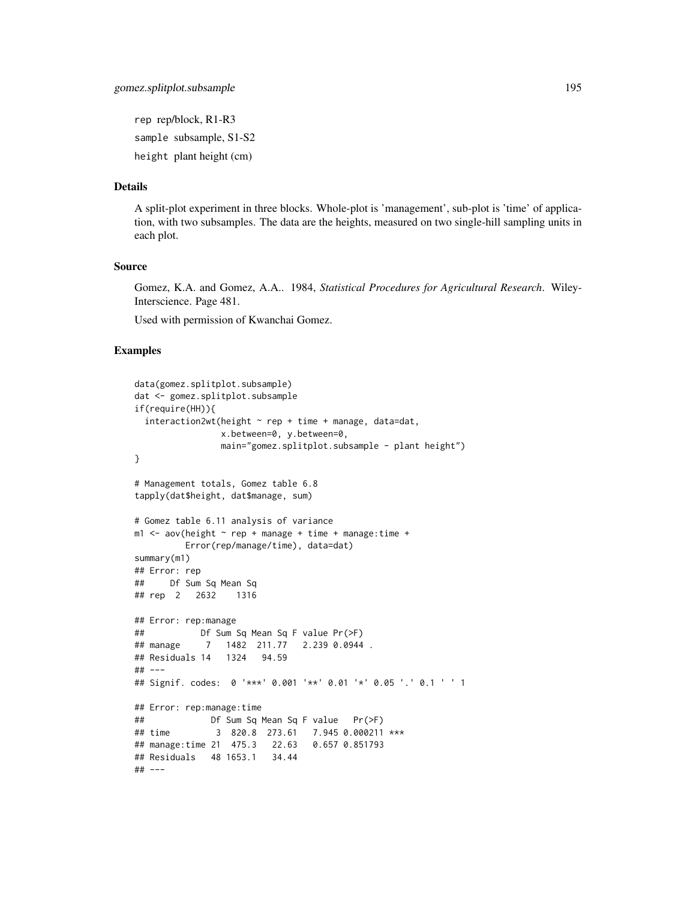rep rep/block, R1-R3

sample subsample, S1-S2

height plant height (cm)

### Details

A split-plot experiment in three blocks. Whole-plot is 'management', sub-plot is 'time' of application, with two subsamples. The data are the heights, measured on two single-hill sampling units in each plot.

### Source

Gomez, K.A. and Gomez, A.A.. 1984, *Statistical Procedures for Agricultural Research*. Wiley-Interscience. Page 481.

Used with permission of Kwanchai Gomez.

### Examples

```
data(gomez.splitplot.subsample)
dat <- gomez.splitplot.subsample
if(require(HH)){
  interaction2wt(height ~ rep + time + manage, data=dat,
                 x.between=0, y.between=0,
                 main="gomez.splitplot.subsample - plant height")
}

# Management totals, Gomez table 6.8
tapply(dat$height, dat$manage, sum)

# Gomez table 6.11 analysis of variance
m1 <- aov(height ~ rep + manage + time + manage:time +
          Error(rep/manage/time), data=dat)
summary(m1)
## Error: rep
##     Df Sum Sq Mean Sq
## rep  2   2632    1316

## Error: rep:manage
##           Df Sum Sq Mean Sq F value Pr(>F)
## manage     7   1482  211.77   2.239 0.0944 .
## Residuals 14   1324   94.59
## ---
## Signif. codes:  0 '***' 0.001 '**' 0.01 '*' 0.05 '.' 0.1 ' ' 1

## Error: rep:manage:time
##             Df Sum Sq Mean Sq F value   Pr(>F)
## time         3  820.8  273.61   7.945 0.000211 ***
## manage:time 21  475.3   22.63   0.657 0.851793
## Residuals   48 1653.1   34.44
## ---
```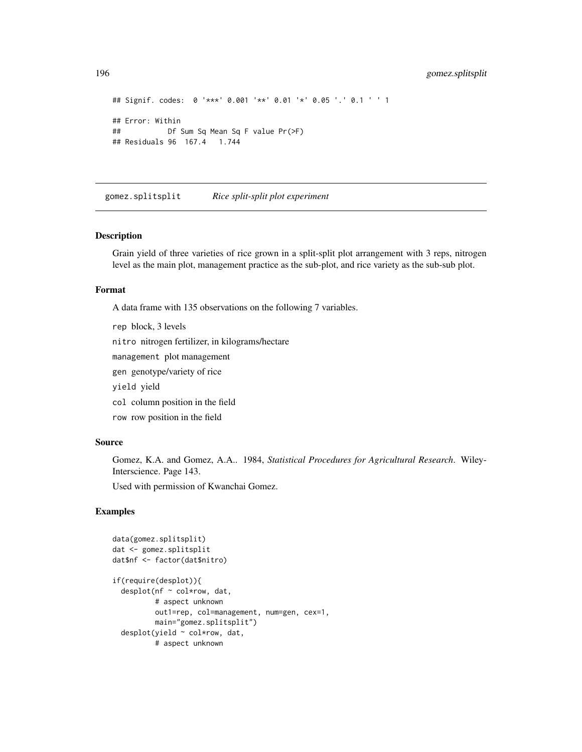```
## Signif. codes:  0 '***' 0.001 '**' 0.01 '*' 0.05 '.' 0.1 ' ' 1

## Error: Within
##           Df Sum Sq Mean Sq F value Pr(>F)
## Residuals 96  167.4   1.744
```

---

## gomez.splitsplit    *Rice split-split plot experiment*

---

### Description

Grain yield of three varieties of rice grown in a split-split plot arrangement with 3 reps, nitrogen level as the main plot, management practice as the sub-plot, and rice variety as the sub-sub plot.

### Format

A data frame with 135 observations on the following 7 variables.

`rep` block, 3 levels

`nitro` nitrogen fertilizer, in kilograms/hectare

`management` plot management

`gen` genotype/variety of rice

`yield` yield

`col` column position in the field

`row` row position in the field

### Source

Gomez, K.A. and Gomez, A.A.. 1984, *Statistical Procedures for Agricultural Research*. Wiley-Interscience. Page 143.

Used with permission of Kwanchai Gomez.

### Examples

```
data(gomez.splitsplit)
dat <- gomez.splitsplit
dat$nf <- factor(dat$nitro)

if(require(desplot)){
  desplot(nf ~ col*row, dat,
          # aspect unknown
          out1=rep, col=management, num=gen, cex=1,
          main="gomez.splitsplit")
  desplot(yield ~ col*row, dat,
          # aspect unknown
```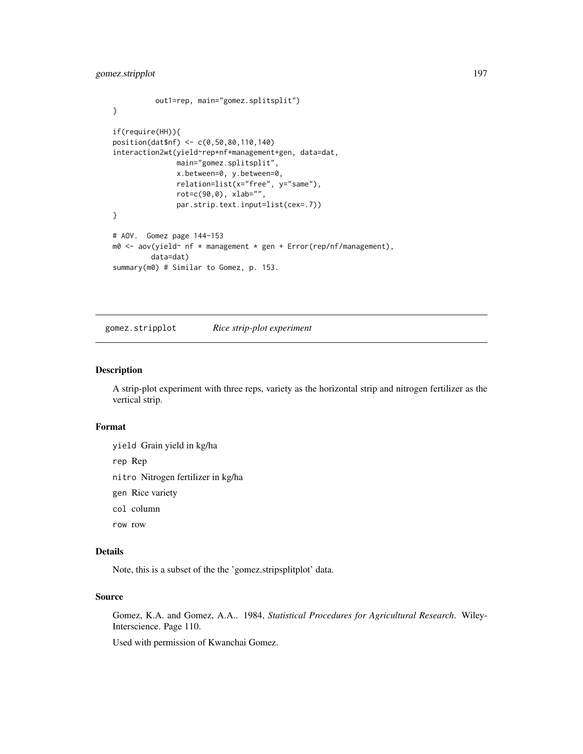```
          out1=rep, main="gomez.splitsplit")
}

if(require(HH)){
position(dat$nf) <- c(0,50,80,110,140)
interaction2wt(yield~rep+nf+management+gen, data=dat,
               main="gomez.splitsplit",
               x.between=0, y.between=0,
               relation=list(x="free", y="same"),
               rot=c(90,0), xlab="",
               par.strip.text.input=list(cex=.7))
}

# AOV.  Gomez page 144-153
m0 <- aov(yield~ nf * management * gen + Error(rep/nf/management),
         data=dat)
summary(m0) # Similar to Gomez, p. 153.
```

## gomez.stripplot *Rice strip-plot experiment*

### Description

A strip-plot experiment with three reps, variety as the horizontal strip and nitrogen fertilizer as the vertical strip.

### Format

`yield` Grain yield in kg/ha

`rep` Rep

`nitro` Nitrogen fertilizer in kg/ha

`gen` Rice variety

`col` column

`row` row

### Details

Note, this is a subset of the the 'gomez.stripsplitplot' data.

### Source

Gomez, K.A. and Gomez, A.A.. 1984, *Statistical Procedures for Agricultural Research*. Wiley-Interscience. Page 110.

Used with permission of Kwanchai Gomez.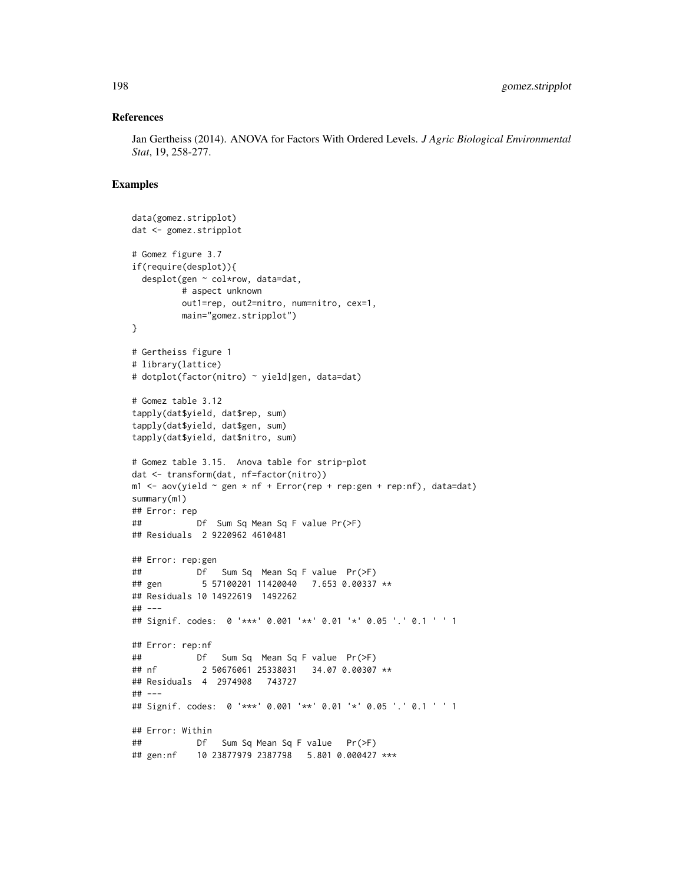## References

Jan Gertheiss (2014). ANOVA for Factors With Ordered Levels. *J Agric Biological Environmental Stat*, 19, 258-277.

## Examples

```
data(gomez.stripplot)
dat <- gomez.stripplot

# Gomez figure 3.7
if(require(desplot)){
  desplot(gen ~ col*row, data=dat,
          # aspect unknown
          out1=rep, out2=nitro, num=nitro, cex=1,
          main="gomez.stripplot")
}

# Gertheiss figure 1
# library(lattice)
# dotplot(factor(nitro) ~ yield|gen, data=dat)

# Gomez table 3.12
tapply(dat$yield, dat$rep, sum)
tapply(dat$yield, dat$gen, sum)
tapply(dat$yield, dat$nitro, sum)

# Gomez table 3.15.  Anova table for strip-plot
dat <- transform(dat, nf=factor(nitro))
m1 <- aov(yield ~ gen * nf + Error(rep + rep:gen + rep:nf), data=dat)
summary(m1)
## Error: rep
##           Df  Sum Sq Mean Sq F value Pr(>F)
## Residuals  2 9220962 4610481

## Error: rep:gen
##           Df   Sum Sq  Mean Sq F value  Pr(>F)
## gen        5 57100201 11420040   7.653 0.00337 **
## Residuals 10 14922619  1492262
## ---
## Signif. codes:  0 '***' 0.001 '**' 0.01 '*' 0.05 '.' 0.1 ' ' 1

## Error: rep:nf
##           Df   Sum Sq  Mean Sq F value  Pr(>F)
## nf         2 50676061 25338031   34.07 0.00307 **
## Residuals  4  2974908   743727
## ---
## Signif. codes:  0 '***' 0.001 '**' 0.01 '*' 0.05 '.' 0.1 ' ' 1

## Error: Within
##           Df   Sum Sq Mean Sq F value   Pr(>F)
## gen:nf    10 23877979 2387798   5.801 0.000427 ***
```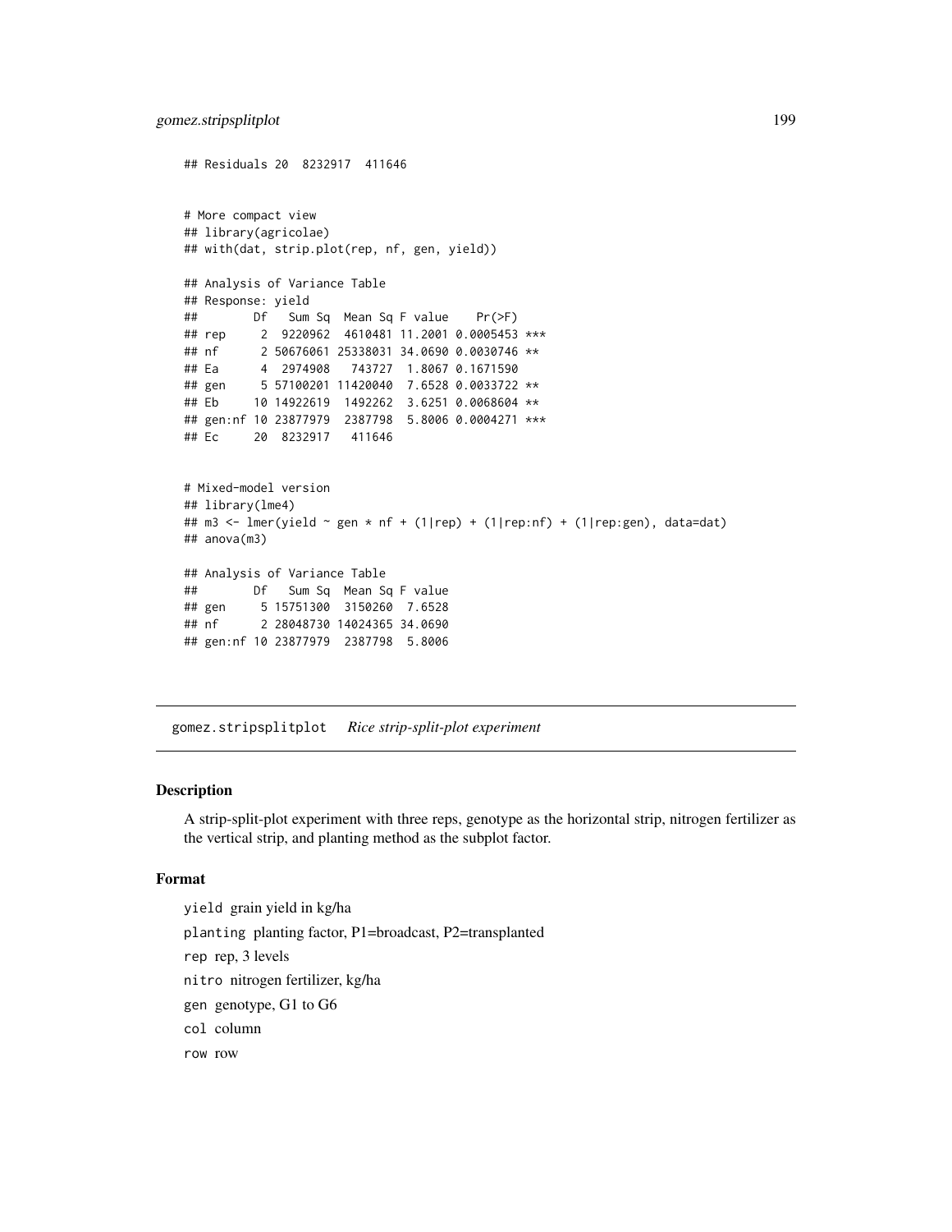```
## Residuals 20  8232917  411646


# More compact view
## library(agricolae)
## with(dat, strip.plot(rep, nf, gen, yield))

## Analysis of Variance Table
## Response: yield
##         Df   Sum Sq  Mean Sq F value    Pr(>F)    
## rep      2  9220962  4610481 11.2001 0.0005453 ***
## nf       2 50676061 25338031 34.0690 0.0030746 ** 
## Ea       4  2974908   743727  1.8067 0.1671590    
## gen      5 57100201 11420040  7.6528 0.0033722 ** 
## Eb      10 14922619  1492262  3.6251 0.0068604 ** 
## gen:nf 10 23877979  2387798  5.8006 0.0004271 ***
## Ec      20  8232917   411646                      


# Mixed-model version
## library(lme4)
## m3 <- lmer(yield ~ gen * nf + (1|rep) + (1|rep:nf) + (1|rep:gen), data=dat)
## anova(m3)

## Analysis of Variance Table
##         Df   Sum Sq  Mean Sq F value
## gen      5 15751300  3150260  7.6528
## nf       2 28048730 14024365 34.0690
## gen:nf 10 23877979  2387798  5.8006
```

---

gomez.stripsplitplot *Rice strip-split-plot experiment*

---

## Description

A strip-split-plot experiment with three reps, genotype as the horizontal strip, nitrogen fertilizer as the vertical strip, and planting method as the subplot factor.

## Format

`yield` grain yield in kg/ha

`planting` planting factor, P1=broadcast, P2=transplanted

`rep` rep, 3 levels

`nitro` nitrogen fertilizer, kg/ha

`gen` genotype, G1 to G6

`col` column

`row` row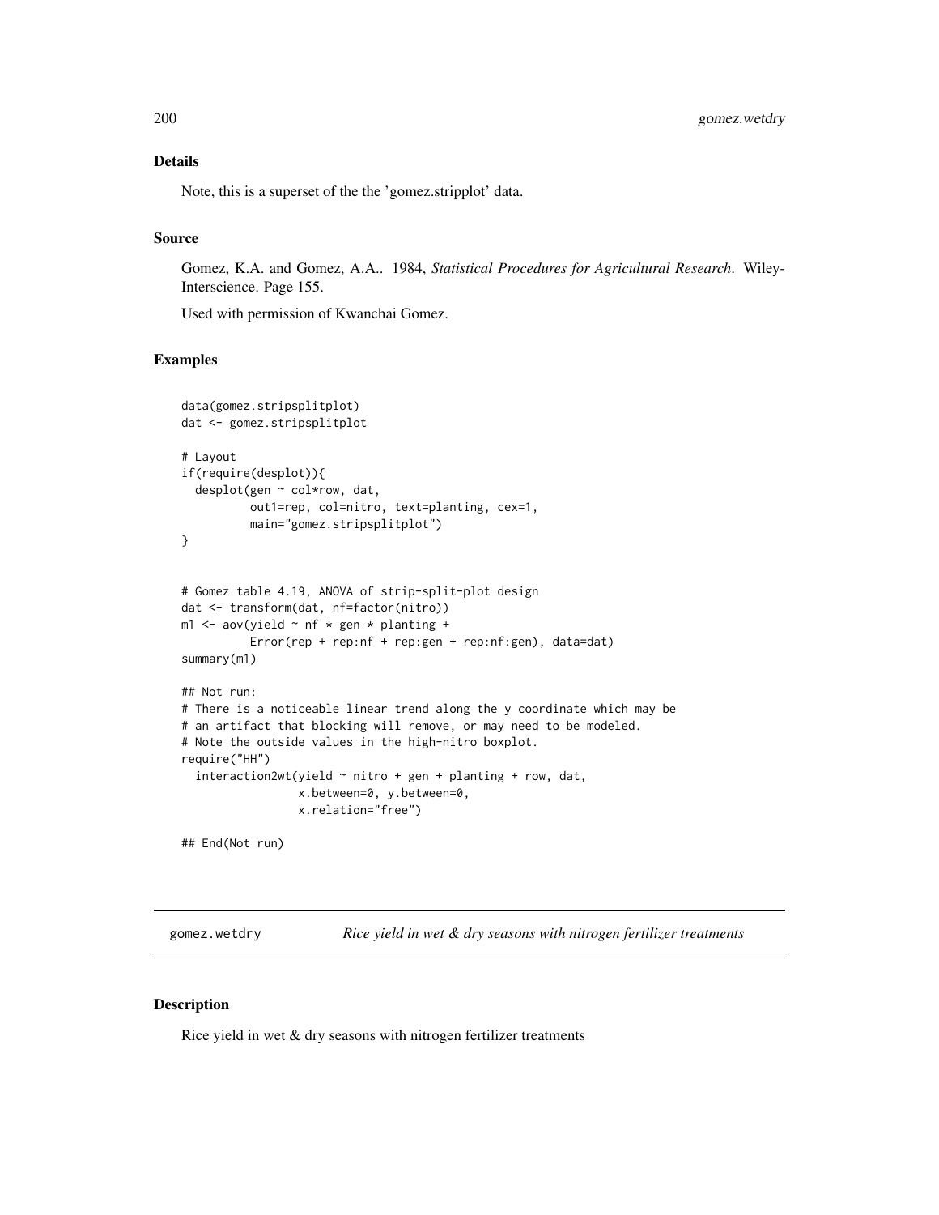## Details

Note, this is a superset of the the 'gomez.stripplot' data.

## Source

Gomez, K.A. and Gomez, A.A.. 1984, *Statistical Procedures for Agricultural Research*. Wiley-Interscience. Page 155.

Used with permission of Kwanchai Gomez.

## Examples

```
data(gomez.stripsplitplot)
dat <- gomez.stripsplitplot

# Layout
if(require(desplot)){
  desplot(gen ~ col*row, dat,
          out1=rep, col=nitro, text=planting, cex=1,
          main="gomez.stripsplitplot")
}


# Gomez table 4.19, ANOVA of strip-split-plot design
dat <- transform(dat, nf=factor(nitro))
m1 <- aov(yield ~ nf * gen * planting +
          Error(rep + rep:nf + rep:gen + rep:nf:gen), data=dat)
summary(m1)

## Not run:
# There is a noticeable linear trend along the y coordinate which may be
# an artifact that blocking will remove, or may need to be modeled.
# Note the outside values in the high-nitro boxplot.
require("HH")
  interaction2wt(yield ~ nitro + gen + planting + row, dat,
                 x.between=0, y.between=0,
                 x.relation="free")

## End(Not run)
```

---

# gomez.wetdry — *Rice yield in wet & dry seasons with nitrogen fertilizer treatments*

## Description

Rice yield in wet & dry seasons with nitrogen fertilizer treatments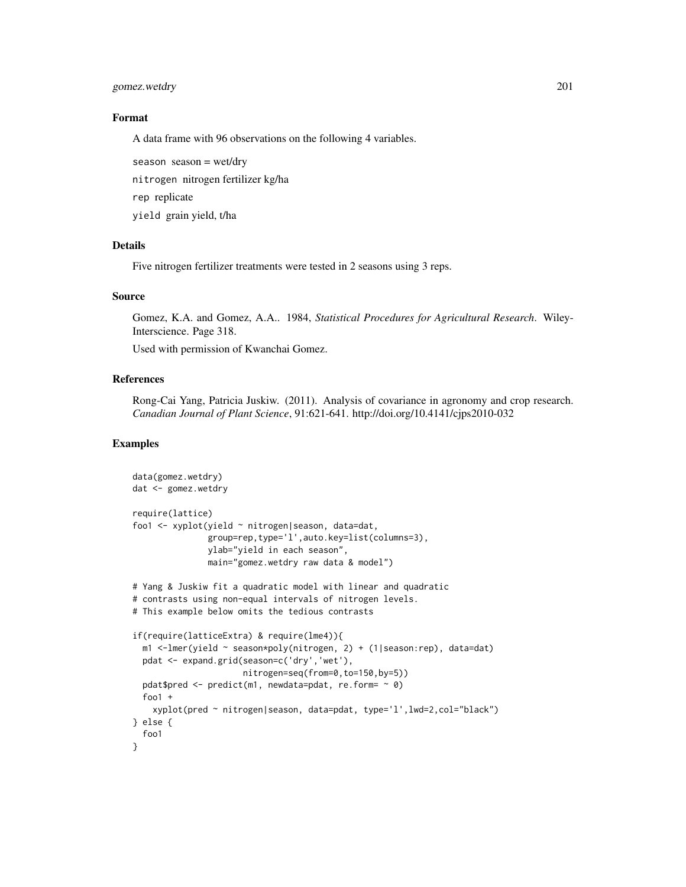### Format

A data frame with 96 observations on the following 4 variables.

`season` season = wet/dry

`nitrogen` nitrogen fertilizer kg/ha

`rep` replicate

`yield` grain yield, t/ha

### Details

Five nitrogen fertilizer treatments were tested in 2 seasons using 3 reps.

### Source

Gomez, K.A. and Gomez, A.A.. 1984, *Statistical Procedures for Agricultural Research*. Wiley-Interscience. Page 318.

Used with permission of Kwanchai Gomez.

### References

Rong-Cai Yang, Patricia Juskiw. (2011). Analysis of covariance in agronomy and crop research. *Canadian Journal of Plant Science*, 91:621-641. http://doi.org/10.4141/cjps2010-032

### Examples

```
data(gomez.wetdry)
dat <- gomez.wetdry

require(lattice)
foo1 <- xyplot(yield ~ nitrogen|season, data=dat,
               group=rep,type='l',auto.key=list(columns=3),
               ylab="yield in each season",
               main="gomez.wetdry raw data & model")

# Yang & Juskiw fit a quadratic model with linear and quadratic
# contrasts using non-equal intervals of nitrogen levels.
# This example below omits the tedious contrasts

if(require(latticeExtra) & require(lme4)){
  m1 <-lmer(yield ~ season*poly(nitrogen, 2) + (1|season:rep), data=dat)
  pdat <- expand.grid(season=c('dry','wet'),
                      nitrogen=seq(from=0,to=150,by=5))
  pdat$pred <- predict(m1, newdata=pdat, re.form= ~ 0)
  foo1 +
    xyplot(pred ~ nitrogen|season, data=pdat, type='l',lwd=2,col="black")
} else {
  foo1
}
```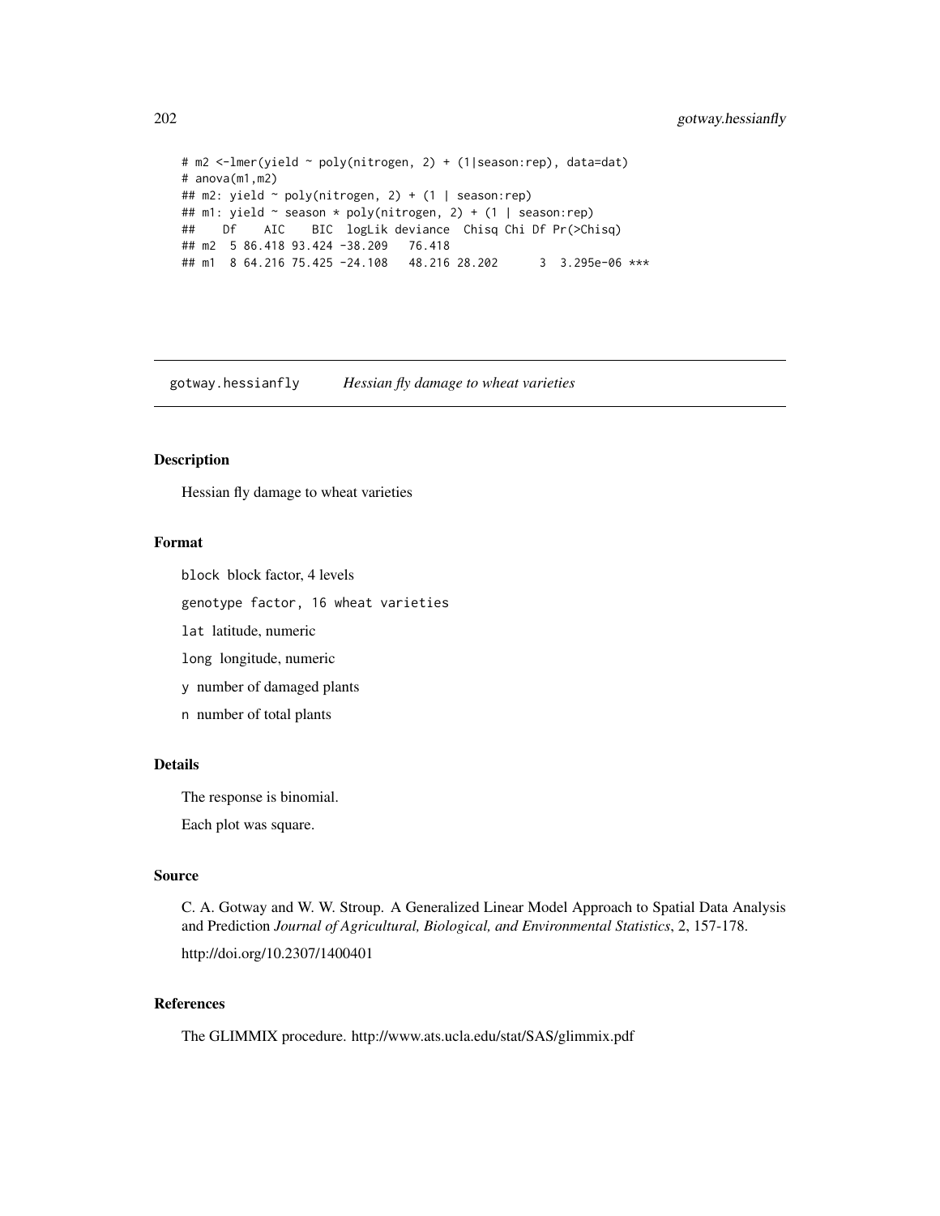```
# m2 <-lmer(yield ~ poly(nitrogen, 2) + (1|season:rep), data=dat)
# anova(m1,m2)
## m2: yield ~ poly(nitrogen, 2) + (1 | season:rep)
## m1: yield ~ season * poly(nitrogen, 2) + (1 | season:rep)
##    Df    AIC    BIC  logLik deviance  Chisq Chi Df Pr(>Chisq)
## m2  5 86.418 93.424 -38.209   76.418
## m1  8 64.216 75.425 -24.108   48.216 28.202      3  3.295e-06 ***
```

---

## gotway.hessianfly — *Hessian fly damage to wheat varieties*

### Description

Hessian fly damage to wheat varieties

### Format

`block` block factor, 4 levels

`genotype` factor, 16 wheat varieties

`lat` latitude, numeric

`long` longitude, numeric

`y` number of damaged plants

`n` number of total plants

### Details

The response is binomial.

Each plot was square.

### Source

C. A. Gotway and W. W. Stroup. A Generalized Linear Model Approach to Spatial Data Analysis and Prediction *Journal of Agricultural, Biological, and Environmental Statistics*, 2, 157-178.

http://doi.org/10.2307/1400401

### References

The GLIMMIX procedure. http://www.ats.ucla.edu/stat/SAS/glimmix.pdf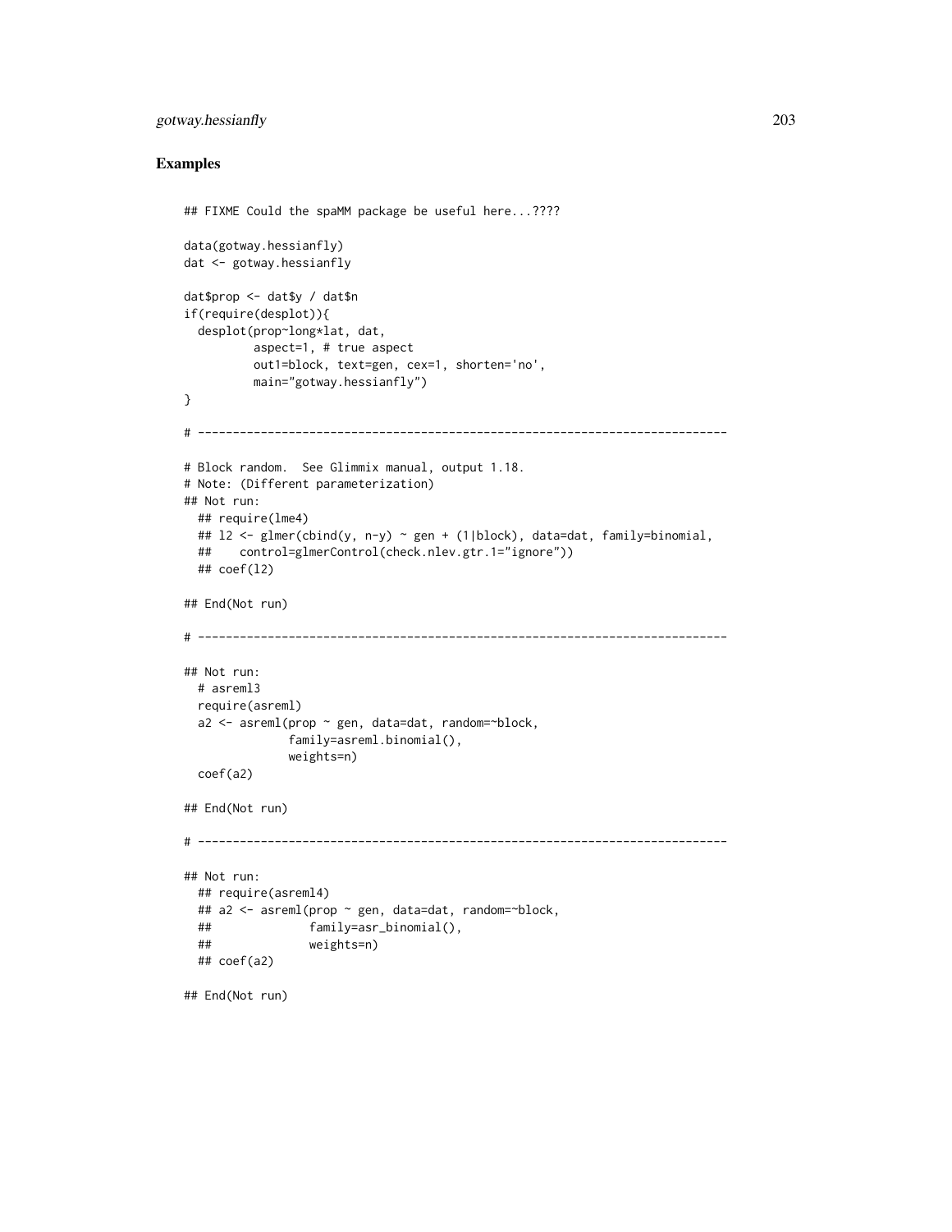## Examples

```
## FIXME Could the spaMM package be useful here...????

data(gotway.hessianfly)
dat <- gotway.hessianfly

dat$prop <- dat$y / dat$n
if(require(desplot)){
  desplot(prop~long*lat, dat,
          aspect=1, # true aspect
          out1=block, text=gen, cex=1, shorten='no',
          main="gotway.hessianfly")
}

# ----------------------------------------------------------------------------

# Block random.  See Glimmix manual, output 1.18.
# Note: (Different parameterization)
## Not run:
  ## require(lme4)
  ## l2 <- glmer(cbind(y, n-y) ~ gen + (1|block), data=dat, family=binomial,
  ##     control=glmerControl(check.nlev.gtr.1="ignore"))
  ## coef(l2)

## End(Not run)

# ----------------------------------------------------------------------------

## Not run:
  # asreml3
  require(asreml)
  a2 <- asreml(prop ~ gen, data=dat, random=~block,
              family=asreml.binomial(),
              weights=n)
  coef(a2)

## End(Not run)

# ----------------------------------------------------------------------------

## Not run:
  ## require(asreml4)
  ## a2 <- asreml(prop ~ gen, data=dat, random=~block,
  ##              family=asr_binomial(),
  ##              weights=n)
  ## coef(a2)

## End(Not run)
```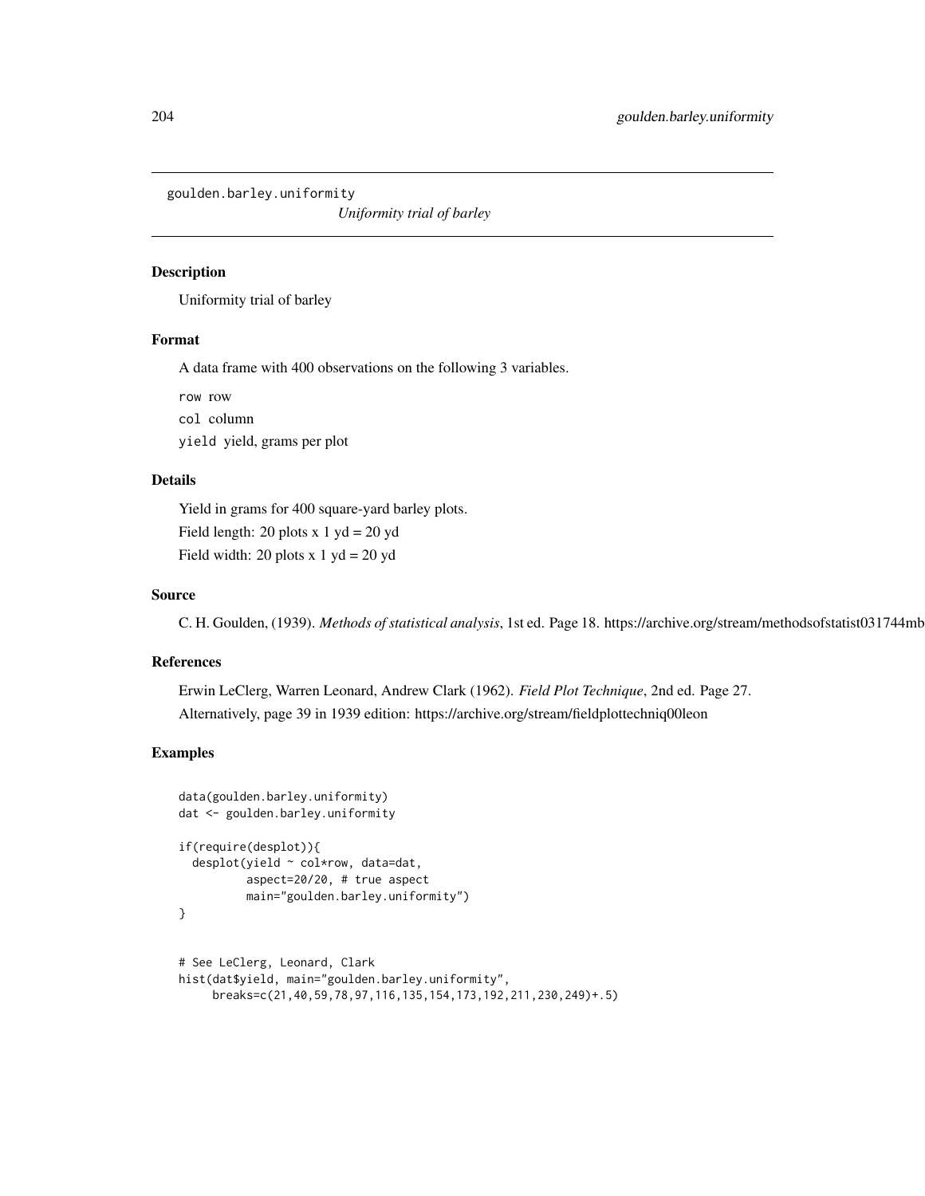goulden.barley.uniformity

*Uniformity trial of barley*

## Description

Uniformity trial of barley

## Format

A data frame with 400 observations on the following 3 variables.

`row` row

`col` column

`yield` yield, grams per plot

## Details

Yield in grams for 400 square-yard barley plots.

Field length: 20 plots x 1 yd = 20 yd

Field width: 20 plots x 1 yd = 20 yd

## Source

C. H. Goulden, (1939). *Methods of statistical analysis*, 1st ed. Page 18. https://archive.org/stream/methodsofstatist031744mb

## References

Erwin LeClerg, Warren Leonard, Andrew Clark (1962). *Field Plot Technique*, 2nd ed. Page 27.

Alternatively, page 39 in 1939 edition: https://archive.org/stream/fieldplottechniq00leon

## Examples

```
data(goulden.barley.uniformity)
dat <- goulden.barley.uniformity

if(require(desplot)){
  desplot(yield ~ col*row, data=dat,
          aspect=20/20, # true aspect
          main="goulden.barley.uniformity")
}


# See LeClerg, Leonard, Clark
hist(dat$yield, main="goulden.barley.uniformity",
     breaks=c(21,40,59,78,97,116,135,154,173,192,211,230,249)+.5)
```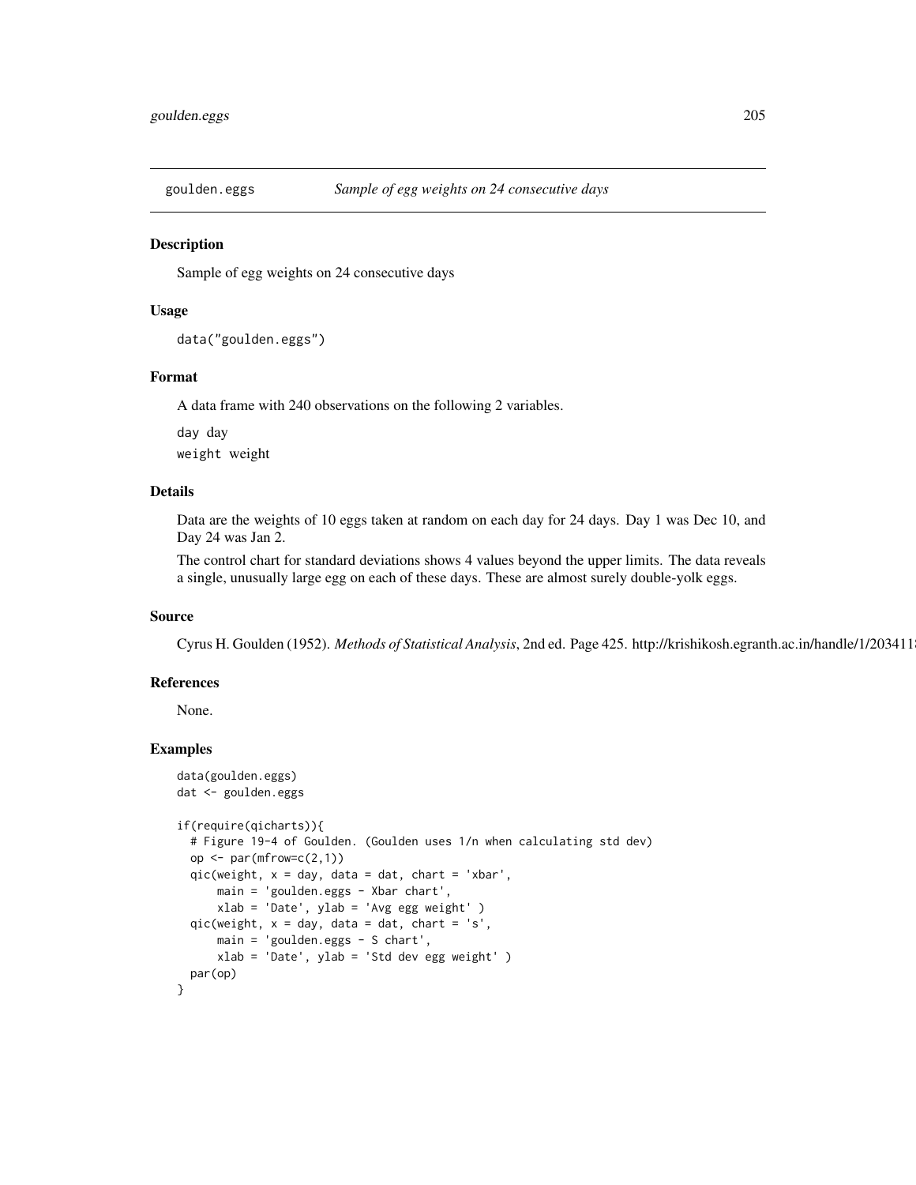goulden.eggs *Sample of egg weights on 24 consecutive days*

## Description

Sample of egg weights on 24 consecutive days

## Usage

```
data("goulden.eggs")
```

## Format

A data frame with 240 observations on the following 2 variables.

day day

weight weight

## Details

Data are the weights of 10 eggs taken at random on each day for 24 days. Day 1 was Dec 10, and Day 24 was Jan 2.

The control chart for standard deviations shows 4 values beyond the upper limits. The data reveals a single, unusually large egg on each of these days. These are almost surely double-yolk eggs.

## Source

Cyrus H. Goulden (1952). *Methods of Statistical Analysis*, 2nd ed. Page 425. http://krishikosh.egranth.ac.in/handle/1/203411

## References

None.

## Examples

```
data(goulden.eggs)
dat <- goulden.eggs

if(require(qicharts)){
  # Figure 19-4 of Goulden. (Goulden uses 1/n when calculating std dev)
  op <- par(mfrow=c(2,1))
  qic(weight, x = day, data = dat, chart = 'xbar',
      main = 'goulden.eggs - Xbar chart',
      xlab = 'Date', ylab = 'Avg egg weight' )
  qic(weight, x = day, data = dat, chart = 's',
      main = 'goulden.eggs - S chart',
      xlab = 'Date', ylab = 'Std dev egg weight' )
  par(op)
}
```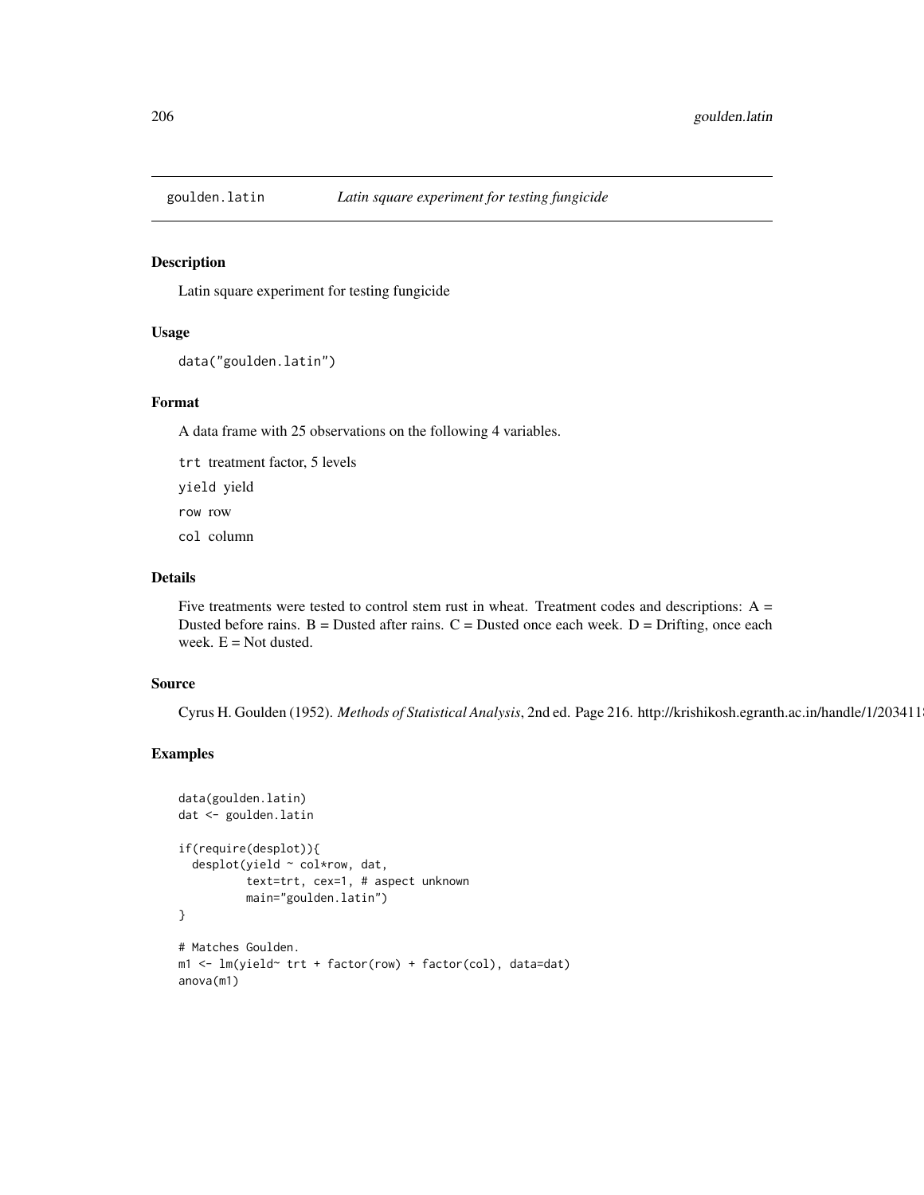# goulden.latin — *Latin square experiment for testing fungicide*

## Description

Latin square experiment for testing fungicide

## Usage

```
data("goulden.latin")
```

## Format

A data frame with 25 observations on the following 4 variables.

`trt` treatment factor, 5 levels

`yield` yield

`row` row

`col` column

## Details

Five treatments were tested to control stem rust in wheat. Treatment codes and descriptions: A = Dusted before rains. B = Dusted after rains. C = Dusted once each week. D = Drifting, once each week. E = Not dusted.

## Source

Cyrus H. Goulden (1952). *Methods of Statistical Analysis*, 2nd ed. Page 216. http://krishikosh.egranth.ac.in/handle/1/203411

## Examples

```
data(goulden.latin)
dat <- goulden.latin

if(require(desplot)){
  desplot(yield ~ col*row, dat,
          text=trt, cex=1, # aspect unknown
          main="goulden.latin")
}

# Matches Goulden.
m1 <- lm(yield~ trt + factor(row) + factor(col), data=dat)
anova(m1)
```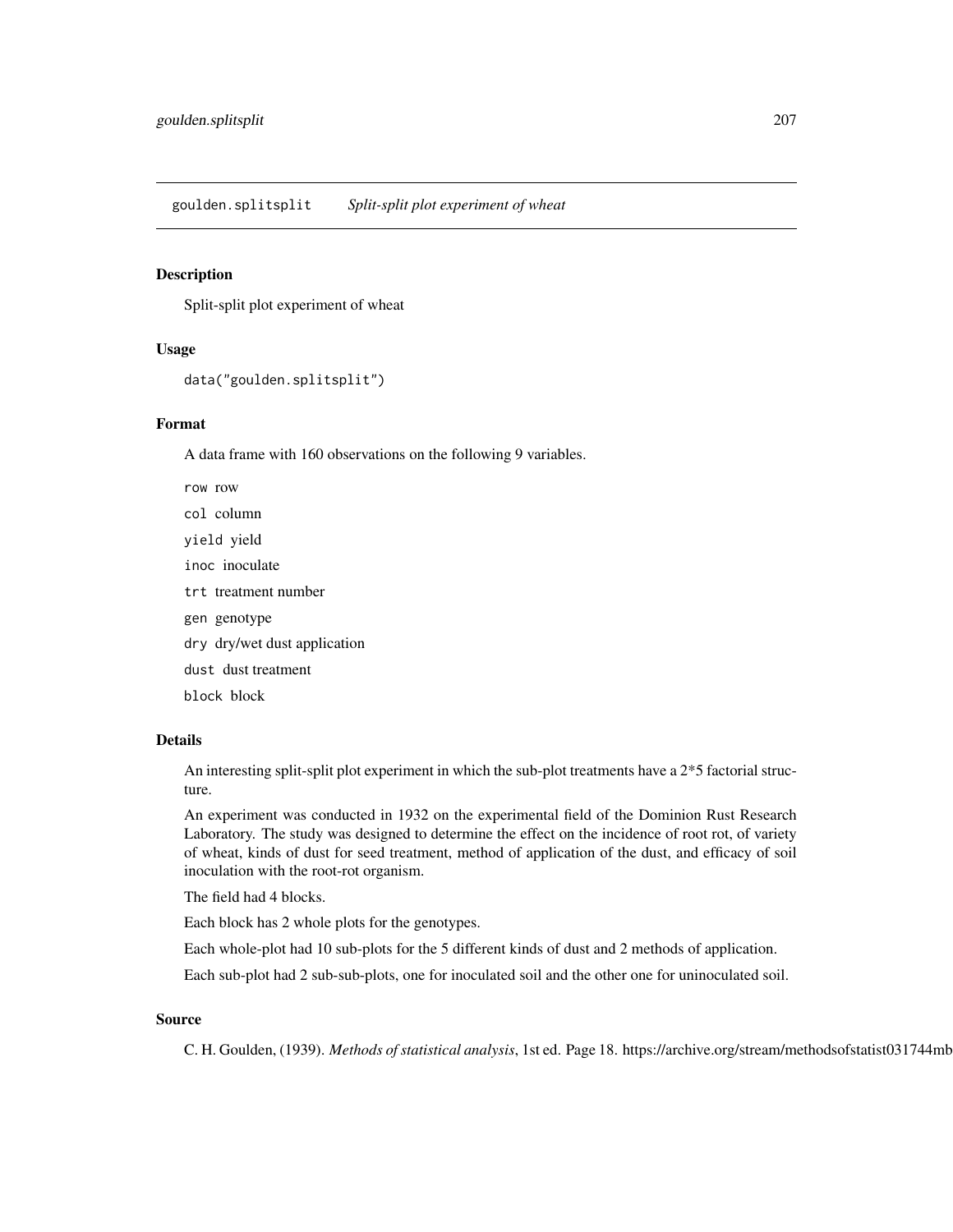goulden.splitsplit    *Split-split plot experiment of wheat*

## Description

Split-split plot experiment of wheat

## Usage

```
data("goulden.splitsplit")
```

## Format

A data frame with 160 observations on the following 9 variables.

`row` row

`col` column

`yield` yield

`inoc` inoculate

`trt` treatment number

`gen` genotype

`dry` dry/wet dust application

`dust` dust treatment

`block` block

## Details

An interesting split-split plot experiment in which the sub-plot treatments have a 2*5 factorial structure.

An experiment was conducted in 1932 on the experimental field of the Dominion Rust Research Laboratory. The study was designed to determine the effect on the incidence of root rot, of variety of wheat, kinds of dust for seed treatment, method of application of the dust, and efficacy of soil inoculation with the root-rot organism.

The field had 4 blocks.

Each block has 2 whole plots for the genotypes.

Each whole-plot had 10 sub-plots for the 5 different kinds of dust and 2 methods of application.

Each sub-plot had 2 sub-sub-plots, one for inoculated soil and the other one for uninoculated soil.

## Source

C. H. Goulden, (1939). *Methods of statistical analysis*, 1st ed. Page 18. https://archive.org/stream/methodsofstatist031744mb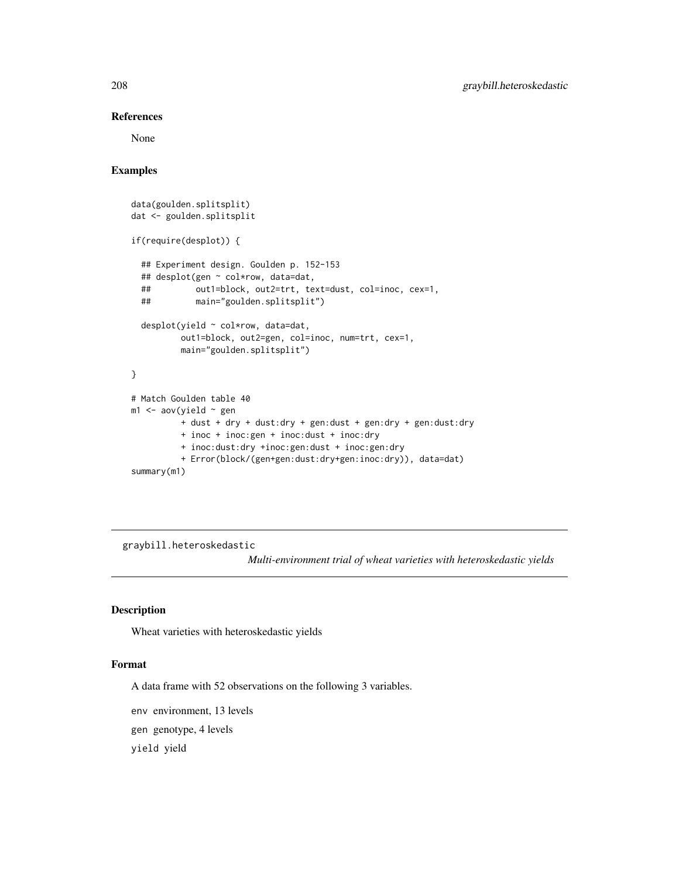## References

None

## Examples

```
data(goulden.splitsplit)
dat <- goulden.splitsplit

if(require(desplot)) {

  ## Experiment design. Goulden p. 152-153
  ## desplot(gen ~ col*row, data=dat,
  ##         out1=block, out2=trt, text=dust, col=inoc, cex=1,
  ##         main="goulden.splitsplit")

  desplot(yield ~ col*row, data=dat,
          out1=block, out2=gen, col=inoc, num=trt, cex=1,
          main="goulden.splitsplit")

}

# Match Goulden table 40
m1 <- aov(yield ~ gen
          + dust + dry + dust:dry + gen:dust + gen:dry + gen:dust:dry
          + inoc + inoc:gen + inoc:dust + inoc:dry
          + inoc:dust:dry +inoc:gen:dust + inoc:gen:dry
          + Error(block/(gen+gen:dust:dry+gen:inoc:dry)), data=dat)
summary(m1)
```

---

graybill.heteroskedastic &nbsp;&nbsp;&nbsp; *Multi-environment trial of wheat varieties with heteroskedastic yields*

---

## Description

Wheat varieties with heteroskedastic yields

## Format

A data frame with 52 observations on the following 3 variables.

`env` environment, 13 levels

`gen` genotype, 4 levels

`yield` yield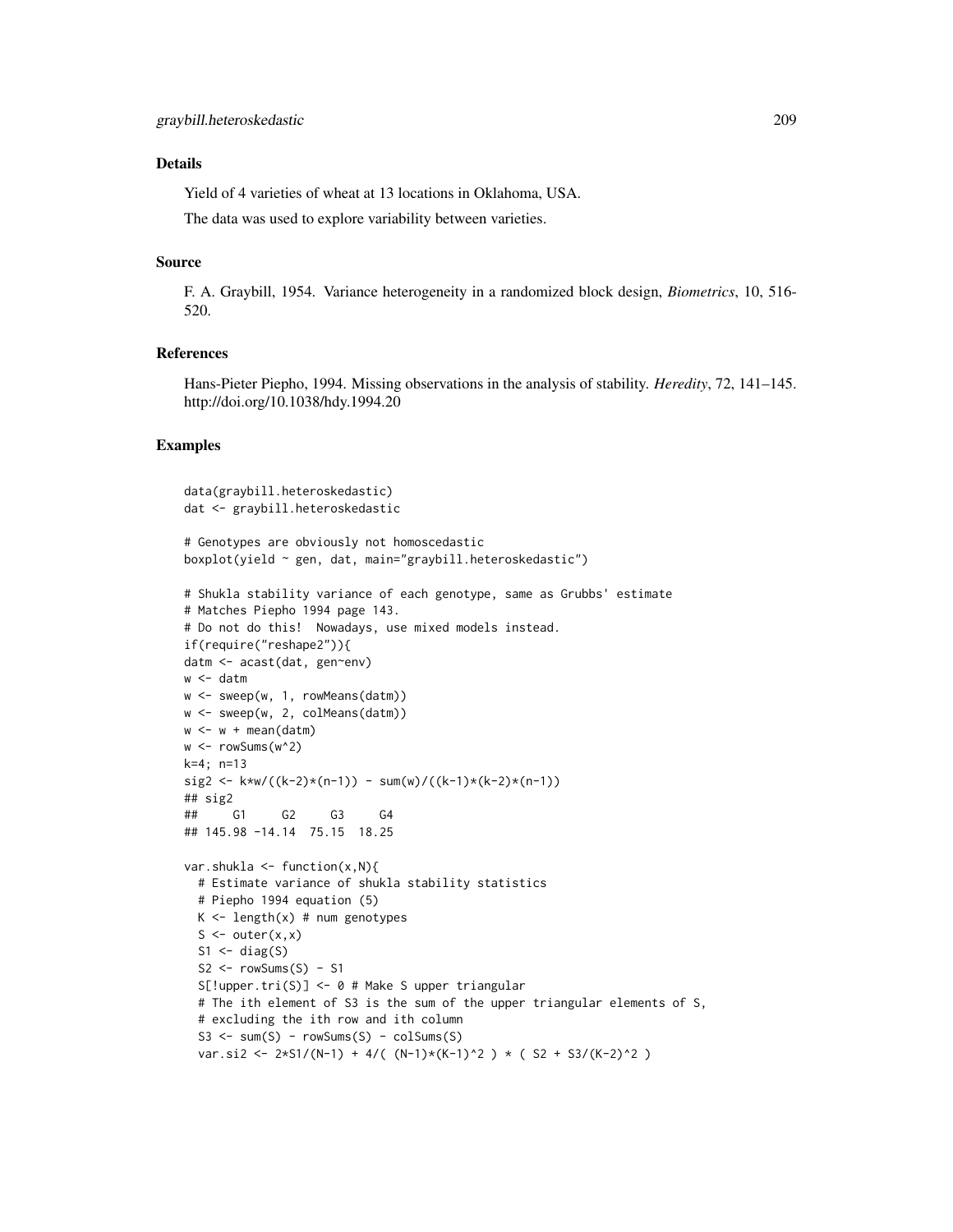### Details

Yield of 4 varieties of wheat at 13 locations in Oklahoma, USA.

The data was used to explore variability between varieties.

### Source

F. A. Graybill, 1954. Variance heterogeneity in a randomized block design, *Biometrics*, 10, 516-520.

### References

Hans-Pieter Piepho, 1994. Missing observations in the analysis of stability. *Heredity*, 72, 141–145. http://doi.org/10.1038/hdy.1994.20

### Examples

```
data(graybill.heteroskedastic)
dat <- graybill.heteroskedastic

# Genotypes are obviously not homoscedastic
boxplot(yield ~ gen, dat, main="graybill.heteroskedastic")

# Shukla stability variance of each genotype, same as Grubbs' estimate
# Matches Piepho 1994 page 143.
# Do not do this!  Nowadays, use mixed models instead.
if(require("reshape2")){
datm <- acast(dat, gen~env)
w <- datm
w <- sweep(w, 1, rowMeans(datm))
w <- sweep(w, 2, colMeans(datm))
w <- w + mean(datm)
w <- rowSums(w^2)
k=4; n=13
sig2 <- k*w/((k-2)*(n-1)) - sum(w)/((k-1)*(k-2)*(n-1))
## sig2
##     G1     G2     G3     G4
## 145.98 -14.14  75.15  18.25

var.shukla <- function(x,N){
  # Estimate variance of shukla stability statistics
  # Piepho 1994 equation (5)
  K <- length(x) # num genotypes
  S <- outer(x,x)
  S1 <- diag(S)
  S2 <- rowSums(S) - S1
  S[!upper.tri(S)] <- 0 # Make S upper triangular
  # The ith element of S3 is the sum of the upper triangular elements of S,
  # excluding the ith row and ith column
  S3 <- sum(S) - rowSums(S) - colSums(S)
  var.si2 <- 2*S1/(N-1) + 4/( (N-1)*(K-1)^2 ) * ( S2 + S3/(K-2)^2 )
```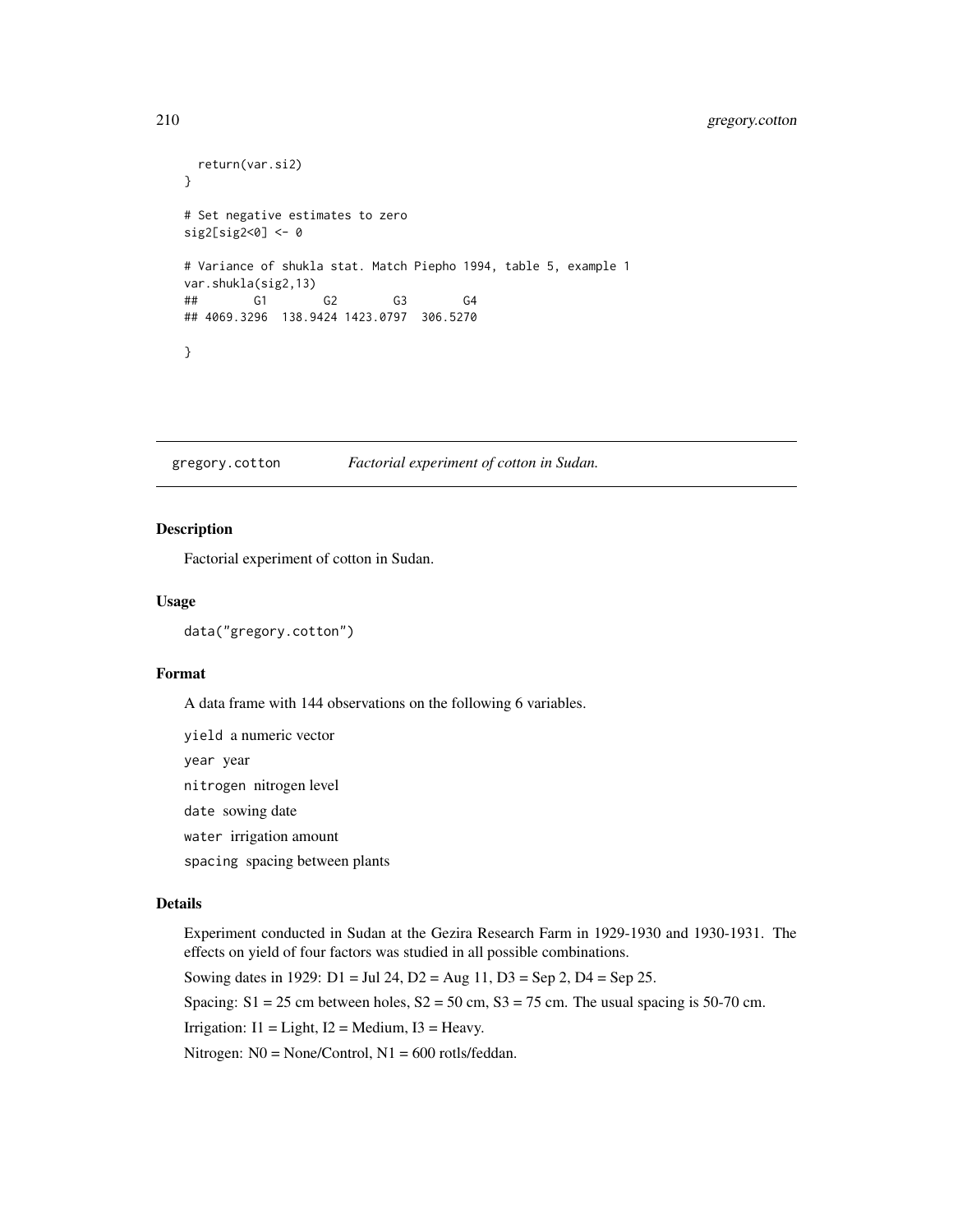```
  return(var.si2)
}

# Set negative estimates to zero
sig2[sig2<0] <- 0

# Variance of shukla stat. Match Piepho 1994, table 5, example 1
var.shukla(sig2,13)
##        G1        G2        G3        G4
## 4069.3296  138.9424 1423.0797  306.5270

}
```

---

## gregory.cotton — *Factorial experiment of cotton in Sudan.*

### Description

Factorial experiment of cotton in Sudan.

### Usage

```
data("gregory.cotton")
```

### Format

A data frame with 144 observations on the following 6 variables.

- `yield` a numeric vector
- `year` year
- `nitrogen` nitrogen level
- `date` sowing date
- `water` irrigation amount
- `spacing` spacing between plants

### Details

Experiment conducted in Sudan at the Gezira Research Farm in 1929-1930 and 1930-1931. The effects on yield of four factors was studied in all possible combinations.

Sowing dates in 1929: D1 = Jul 24, D2 = Aug 11, D3 = Sep 2, D4 = Sep 25.

Spacing: S1 = 25 cm between holes, S2 = 50 cm, S3 = 75 cm. The usual spacing is 50-70 cm.

Irrigation: I1 = Light, I2 = Medium, I3 = Heavy.

Nitrogen: N0 = None/Control, N1 = 600 rotls/feddan.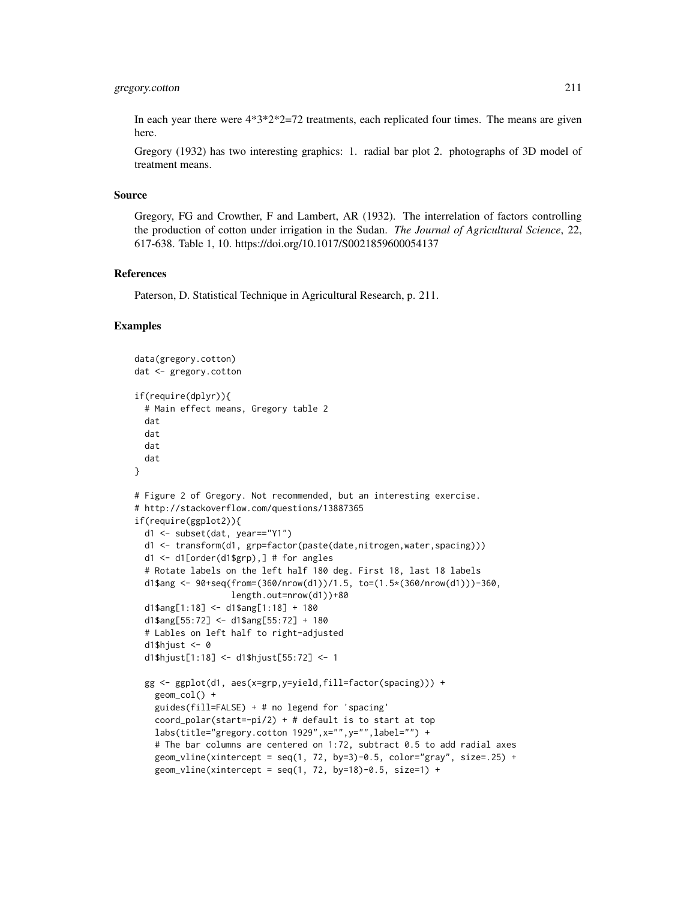In each year there were 4*3*2*2=72 treatments, each replicated four times. The means are given here.

Gregory (1932) has two interesting graphics: 1. radial bar plot 2. photographs of 3D model of treatment means.

### Source

Gregory, FG and Crowther, F and Lambert, AR (1932). The interrelation of factors controlling the production of cotton under irrigation in the Sudan. *The Journal of Agricultural Science*, 22, 617-638. Table 1, 10. https://doi.org/10.1017/S0021859600054137

### References

Paterson, D. Statistical Technique in Agricultural Research, p. 211.

### Examples

```
data(gregory.cotton)
dat <- gregory.cotton

if(require(dplyr)){
  # Main effect means, Gregory table 2
  dat
  dat
  dat
  dat
}

# Figure 2 of Gregory. Not recommended, but an interesting exercise.
# http://stackoverflow.com/questions/13887365
if(require(ggplot2)){
  d1 <- subset(dat, year=="Y1")
  d1 <- transform(d1, grp=factor(paste(date,nitrogen,water,spacing)))
  d1 <- d1[order(d1$grp),] # for angles
  # Rotate labels on the left half 180 deg. First 18, last 18 labels
  d1$ang <- 90+seq(from=(360/nrow(d1))/1.5, to=(1.5*(360/nrow(d1)))-360,
                   length.out=nrow(d1))+80
  d1$ang[1:18] <- d1$ang[1:18] + 180
  d1$ang[55:72] <- d1$ang[55:72] + 180
  # Lables on left half to right-adjusted
  d1$hjust <- 0
  d1$hjust[1:18] <- d1$hjust[55:72] <- 1

  gg <- ggplot(d1, aes(x=grp,y=yield,fill=factor(spacing))) +
    geom_col() +
    guides(fill=FALSE) + # no legend for 'spacing'
    coord_polar(start=-pi/2) + # default is to start at top
    labs(title="gregory.cotton 1929",x="",y="",label="") +
    # The bar columns are centered on 1:72, subtract 0.5 to add radial axes
    geom_vline(xintercept = seq(1, 72, by=3)-0.5, color="gray", size=.25) +
    geom_vline(xintercept = seq(1, 72, by=18)-0.5, size=1) +
```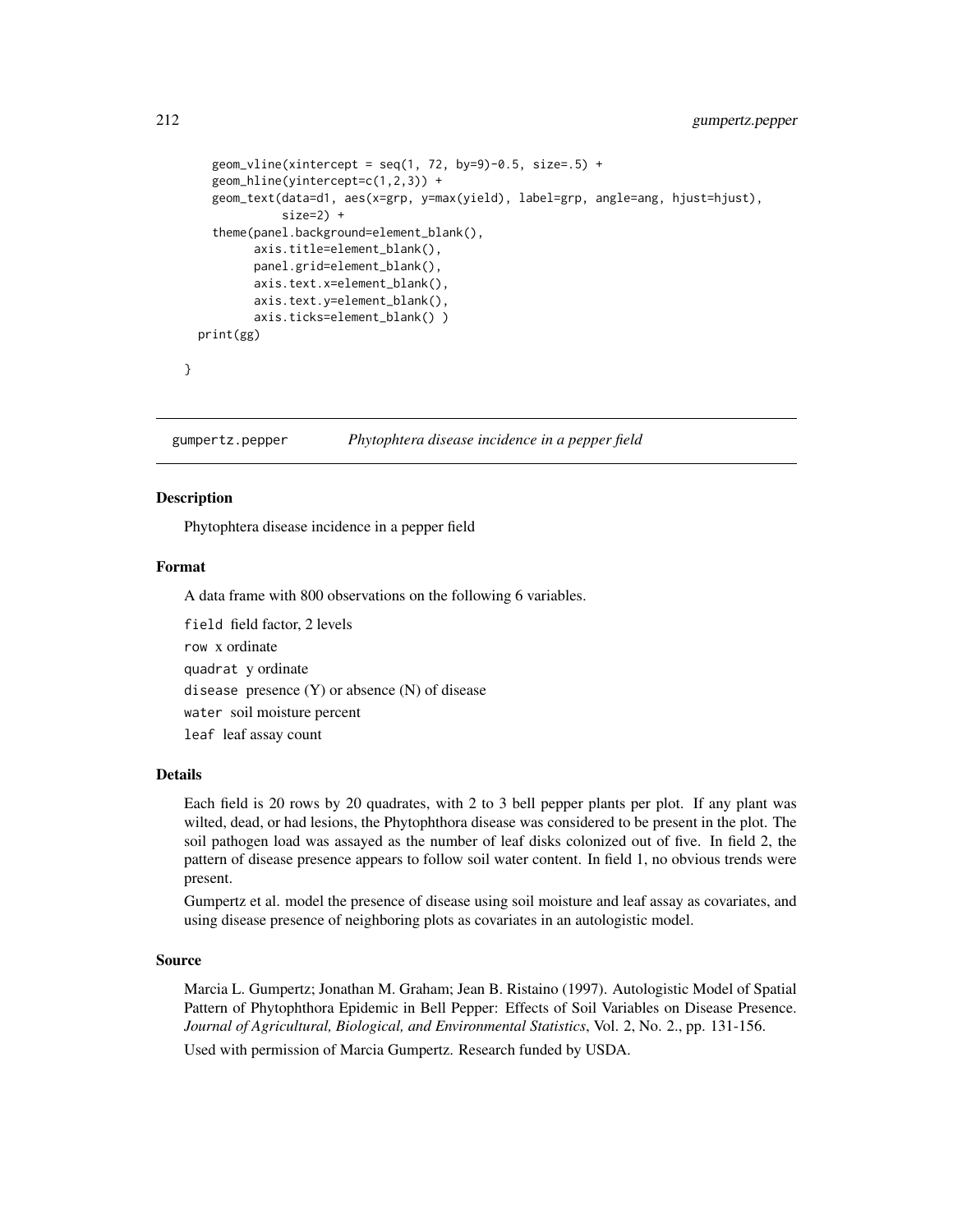```
    geom_vline(xintercept = seq(1, 72, by=9)-0.5, size=.5) +
    geom_hline(yintercept=c(1,2,3)) +
    geom_text(data=d1, aes(x=grp, y=max(yield), label=grp, angle=ang, hjust=hjust),
              size=2) +
    theme(panel.background=element_blank(),
          axis.title=element_blank(),
          panel.grid=element_blank(),
          axis.text.x=element_blank(),
          axis.text.y=element_blank(),
          axis.ticks=element_blank() )
  print(gg)

}
```

## gumpertz.pepper    *Phytophtera disease incidence in a pepper field*

### Description

Phytophtera disease incidence in a pepper field

### Format

A data frame with 800 observations on the following 6 variables.

- `field` field factor, 2 levels
- `row` x ordinate
- `quadrat` y ordinate
- `disease` presence (Y) or absence (N) of disease
- `water` soil moisture percent
- `leaf` leaf assay count

### Details

Each field is 20 rows by 20 quadrates, with 2 to 3 bell pepper plants per plot. If any plant was wilted, dead, or had lesions, the Phytophthora disease was considered to be present in the plot. The soil pathogen load was assayed as the number of leaf disks colonized out of five. In field 2, the pattern of disease presence appears to follow soil water content. In field 1, no obvious trends were present.

Gumpertz et al. model the presence of disease using soil moisture and leaf assay as covariates, and using disease presence of neighboring plots as covariates in an autologistic model.

### Source

Marcia L. Gumpertz; Jonathan M. Graham; Jean B. Ristaino (1997). Autologistic Model of Spatial Pattern of Phytophthora Epidemic in Bell Pepper: Effects of Soil Variables on Disease Presence. *Journal of Agricultural, Biological, and Environmental Statistics*, Vol. 2, No. 2., pp. 131-156.

Used with permission of Marcia Gumpertz. Research funded by USDA.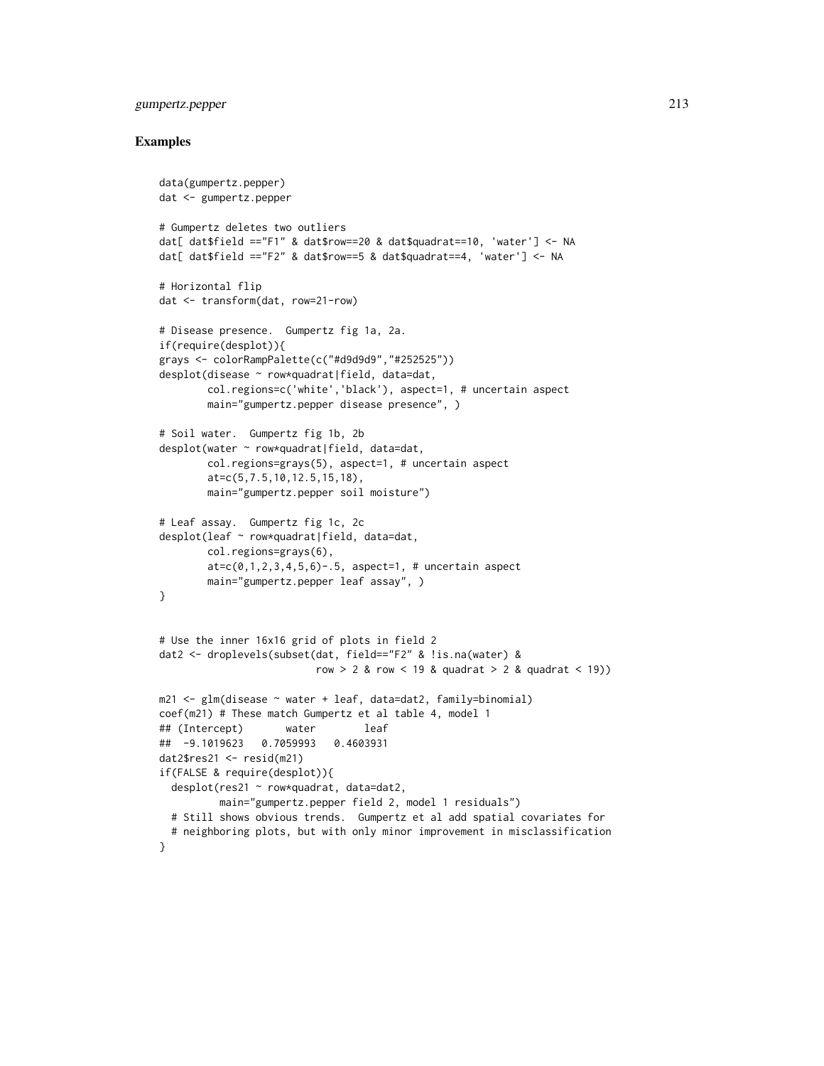## Examples

```
data(gumpertz.pepper)
dat <- gumpertz.pepper

# Gumpertz deletes two outliers
dat[ dat$field =="F1" & dat$row==20 & dat$quadrat==10, 'water'] <- NA
dat[ dat$field =="F2" & dat$row==5 & dat$quadrat==4, 'water'] <- NA

# Horizontal flip
dat <- transform(dat, row=21-row)

# Disease presence.  Gumpertz fig 1a, 2a.
if(require(desplot)){
grays <- colorRampPalette(c("#d9d9d9","#252525"))
desplot(disease ~ row*quadrat|field, data=dat,
        col.regions=c('white','black'), aspect=1, # uncertain aspect
        main="gumpertz.pepper disease presence", )

# Soil water.  Gumpertz fig 1b, 2b
desplot(water ~ row*quadrat|field, data=dat,
        col.regions=grays(5), aspect=1, # uncertain aspect
        at=c(5,7.5,10,12.5,15,18),
        main="gumpertz.pepper soil moisture")

# Leaf assay.  Gumpertz fig 1c, 2c
desplot(leaf ~ row*quadrat|field, data=dat,
        col.regions=grays(6),
        at=c(0,1,2,3,4,5,6)-.5, aspect=1, # uncertain aspect
        main="gumpertz.pepper leaf assay", )
}


# Use the inner 16x16 grid of plots in field 2
dat2 <- droplevels(subset(dat, field=="F2" & !is.na(water) &
                          row > 2 & row < 19 & quadrat > 2 & quadrat < 19))

m21 <- glm(disease ~ water + leaf, data=dat2, family=binomial)
coef(m21) # These match Gumpertz et al table 4, model 1
## (Intercept)       water        leaf
##  -9.1019623   0.7059993   0.4603931
dat2$res21 <- resid(m21)
if(FALSE & require(desplot)){
  desplot(res21 ~ row*quadrat, data=dat2,
          main="gumpertz.pepper field 2, model 1 residuals")
  # Still shows obvious trends.  Gumpertz et al add spatial covariates for
  # neighboring plots, but with only minor improvement in misclassification
}
```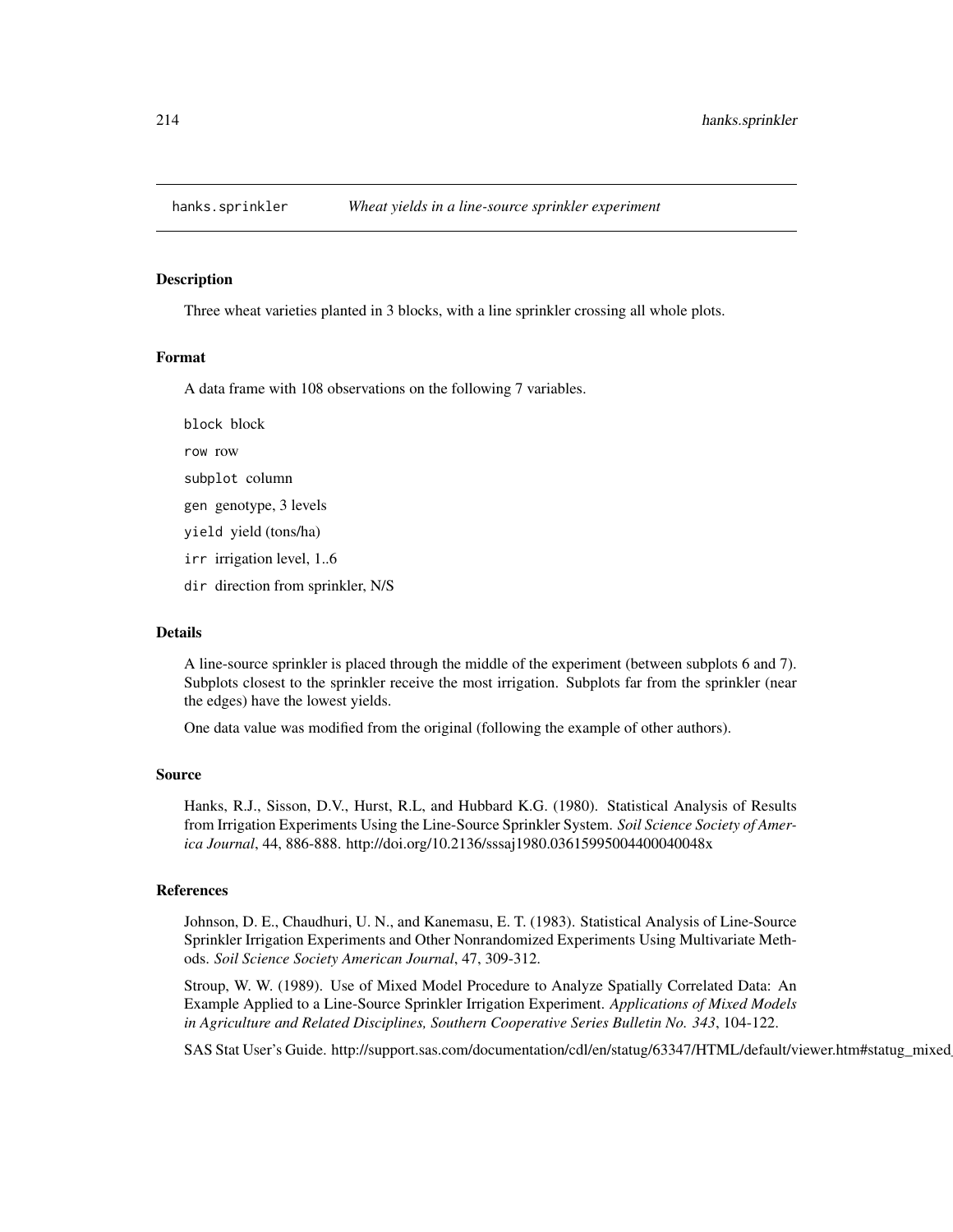# hanks.sprinkler    *Wheat yields in a line-source sprinkler experiment*

## Description

Three wheat varieties planted in 3 blocks, with a line sprinkler crossing all whole plots.

## Format

A data frame with 108 observations on the following 7 variables.

`block` block

`row` row

`subplot` column

`gen` genotype, 3 levels

`yield` yield (tons/ha)

`irr` irrigation level, 1..6

`dir` direction from sprinkler, N/S

## Details

A line-source sprinkler is placed through the middle of the experiment (between subplots 6 and 7). Subplots closest to the sprinkler receive the most irrigation. Subplots far from the sprinkler (near the edges) have the lowest yields.

One data value was modified from the original (following the example of other authors).

## Source

Hanks, R.J., Sisson, D.V., Hurst, R.L, and Hubbard K.G. (1980). Statistical Analysis of Results from Irrigation Experiments Using the Line-Source Sprinkler System. *Soil Science Society of America Journal*, 44, 886-888. http://doi.org/10.2136/sssaj1980.03615995004400040048x

## References

Johnson, D. E., Chaudhuri, U. N., and Kanemasu, E. T. (1983). Statistical Analysis of Line-Source Sprinkler Irrigation Experiments and Other Nonrandomized Experiments Using Multivariate Methods. *Soil Science Society American Journal*, 47, 309-312.

Stroup, W. W. (1989). Use of Mixed Model Procedure to Analyze Spatially Correlated Data: An Example Applied to a Line-Source Sprinkler Irrigation Experiment. *Applications of Mixed Models in Agriculture and Related Disciplines, Southern Cooperative Series Bulletin No. 343*, 104-122.

SAS Stat User's Guide. http://support.sas.com/documentation/cdl/en/statug/63347/HTML/default/viewer.htm#statug_mixed_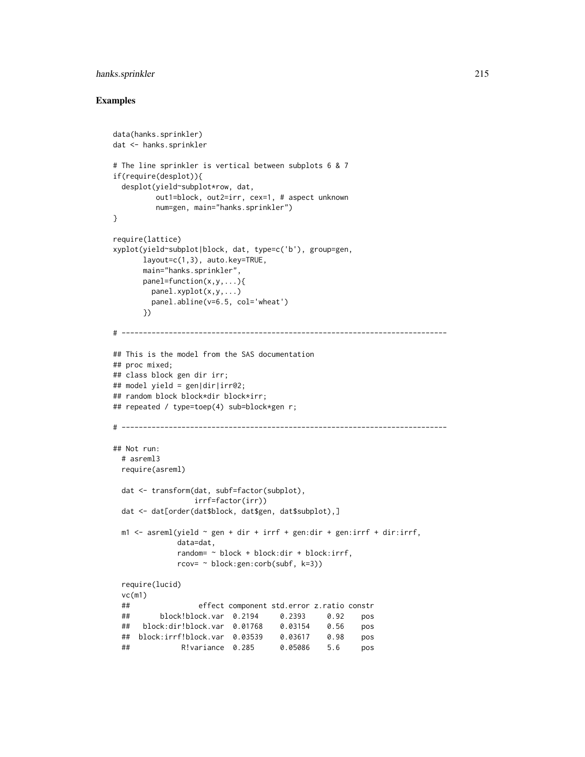## Examples

```
data(hanks.sprinkler)
dat <- hanks.sprinkler

# The line sprinkler is vertical between subplots 6 & 7
if(require(desplot)){
  desplot(yield~subplot*row, dat,
          out1=block, out2=irr, cex=1, # aspect unknown
          num=gen, main="hanks.sprinkler")
}

require(lattice)
xyplot(yield~subplot|block, dat, type=c('b'), group=gen,
       layout=c(1,3), auto.key=TRUE,
       main="hanks.sprinkler",
       panel=function(x,y,...){
         panel.xyplot(x,y,...)
         panel.abline(v=6.5, col='wheat')
       })

# ----------------------------------------------------------------------------

## This is the model from the SAS documentation
## proc mixed;
## class block gen dir irr;
## model yield = gen|dir|irr@2;
## random block block*dir block*irr;
## repeated / type=toep(4) sub=block*gen r;

# ----------------------------------------------------------------------------

## Not run:
  # asreml3
  require(asreml)

  dat <- transform(dat, subf=factor(subplot),
                   irrf=factor(irr))
  dat <- dat[order(dat$block, dat$gen, dat$subplot),]

  m1 <- asreml(yield ~ gen + dir + irrf + gen:dir + gen:irrf + dir:irrf,
               data=dat,
               random= ~ block + block:dir + block:irrf,
               rcov= ~ block:gen:corb(subf, k=3))

  require(lucid)
  vc(m1)
  ##                effect component std.error z.ratio constr
  ##       block!block.var  0.2194     0.2393     0.92    pos
  ##   block:dir!block.var  0.01768    0.03154    0.56    pos
  ##  block:irrf!block.var  0.03539    0.03617    0.98    pos
  ##            R!variance  0.285      0.05086    5.6     pos
```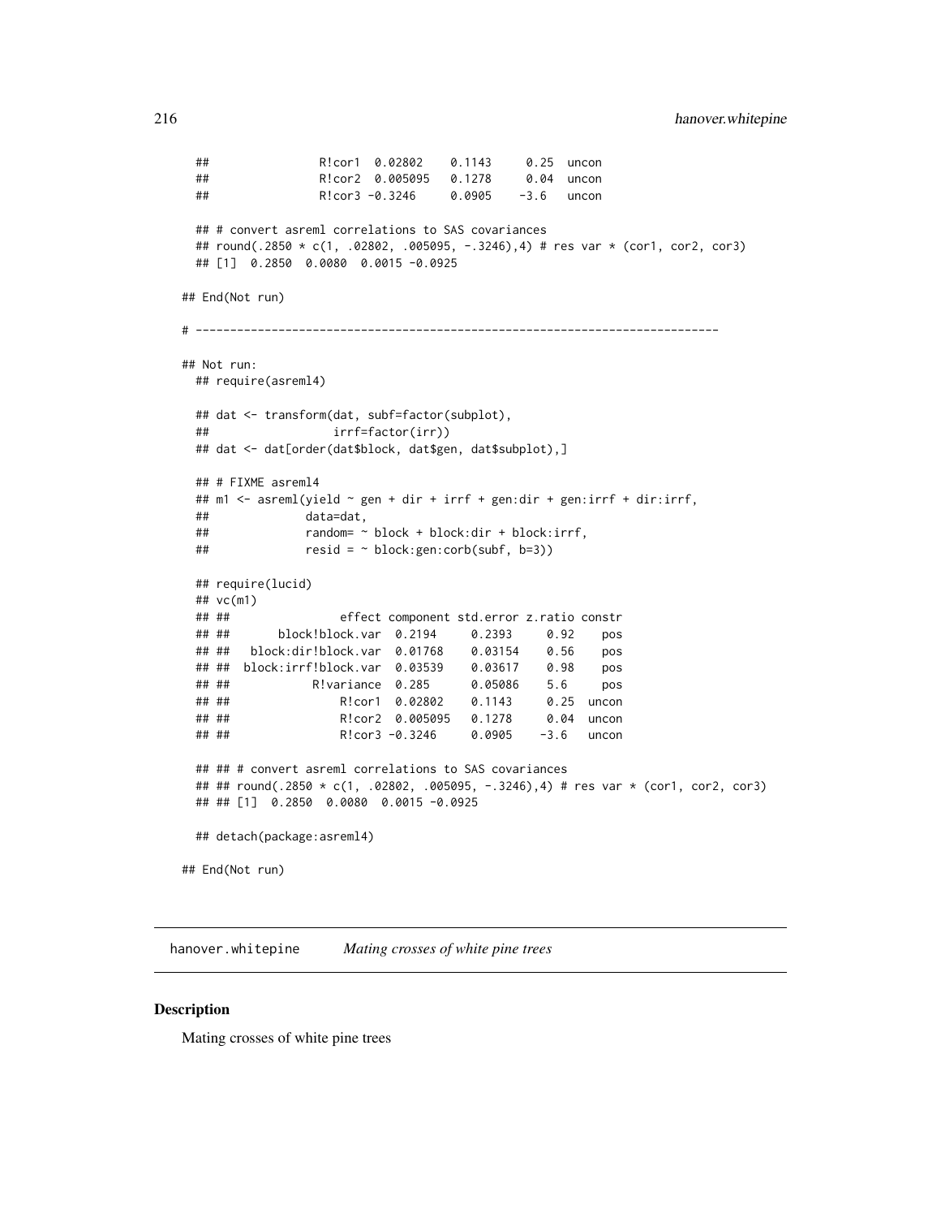```
  ##               R!cor1  0.02802    0.1143     0.25  uncon
  ##               R!cor2  0.005095   0.1278     0.04  uncon
  ##               R!cor3 -0.3246     0.0905    -3.6   uncon

  ## # convert asreml correlations to SAS covariances
  ## round(.2850 * c(1, .02802, .005095, -.3246),4) # res var * (cor1, cor2, cor3)
  ## [1]  0.2850  0.0080  0.0015 -0.0925

## End(Not run)

# ----------------------------------------------------------------------------

## Not run:
  ## require(asreml4)

  ## dat <- transform(dat, subf=factor(subplot),
  ##                  irrf=factor(irr))
  ## dat <- dat[order(dat$block, dat$gen, dat$subplot),]

  ## # FIXME asreml4
  ## m1 <- asreml(yield ~ gen + dir + irrf + gen:dir + gen:irrf + dir:irrf,
  ##              data=dat,
  ##              random= ~ block + block:dir + block:irrf,
  ##              resid = ~ block:gen:corb(subf, b=3))

  ## require(lucid)
  ## vc(m1)
  ## ##                effect component std.error z.ratio constr
  ## ##       block!block.var  0.2194     0.2393     0.92    pos
  ## ##   block:dir!block.var  0.01768    0.03154    0.56    pos
  ## ##  block:irrf!block.var  0.03539    0.03617    0.98    pos
  ## ##            R!variance  0.285      0.05086    5.6     pos
  ## ##                R!cor1  0.02802    0.1143     0.25  uncon
  ## ##                R!cor2  0.005095   0.1278     0.04  uncon
  ## ##                R!cor3 -0.3246     0.0905    -3.6   uncon

  ## ## # convert asreml correlations to SAS covariances
  ## ## round(.2850 * c(1, .02802, .005095, -.3246),4) # res var * (cor1, cor2, cor3)
  ## ## [1]  0.2850  0.0080  0.0015 -0.0925

  ## detach(package:asreml4)

## End(Not run)
```

---

hanover.whitepine *Mating crosses of white pine trees*

---

### Description

Mating crosses of white pine trees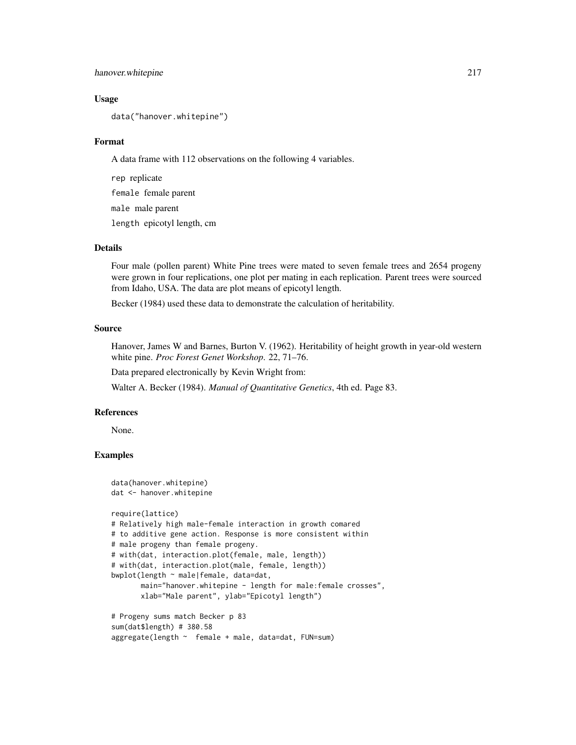### Usage

```
data("hanover.whitepine")
```

### Format

A data frame with 112 observations on the following 4 variables.

`rep` replicate

`female` female parent

`male` male parent

`length` epicotyl length, cm

### Details

Four male (pollen parent) White Pine trees were mated to seven female trees and 2654 progeny were grown in four replications, one plot per mating in each replication. Parent trees were sourced from Idaho, USA. The data are plot means of epicotyl length.

Becker (1984) used these data to demonstrate the calculation of heritability.

### Source

Hanover, James W and Barnes, Burton V. (1962). Heritability of height growth in year-old western white pine. *Proc Forest Genet Workshop*. 22, 71–76.

Data prepared electronically by Kevin Wright from:

Walter A. Becker (1984). *Manual of Quantitative Genetics*, 4th ed. Page 83.

### References

None.

### Examples

```
data(hanover.whitepine)
dat <- hanover.whitepine

require(lattice)
# Relatively high male-female interaction in growth comared
# to additive gene action. Response is more consistent within
# male progeny than female progeny.
# with(dat, interaction.plot(female, male, length))
# with(dat, interaction.plot(male, female, length))
bwplot(length ~ male|female, data=dat,
       main="hanover.whitepine - length for male:female crosses",
       xlab="Male parent", ylab="Epicotyl length")

# Progeny sums match Becker p 83
sum(dat$length) # 380.58
aggregate(length ~  female + male, data=dat, FUN=sum)
```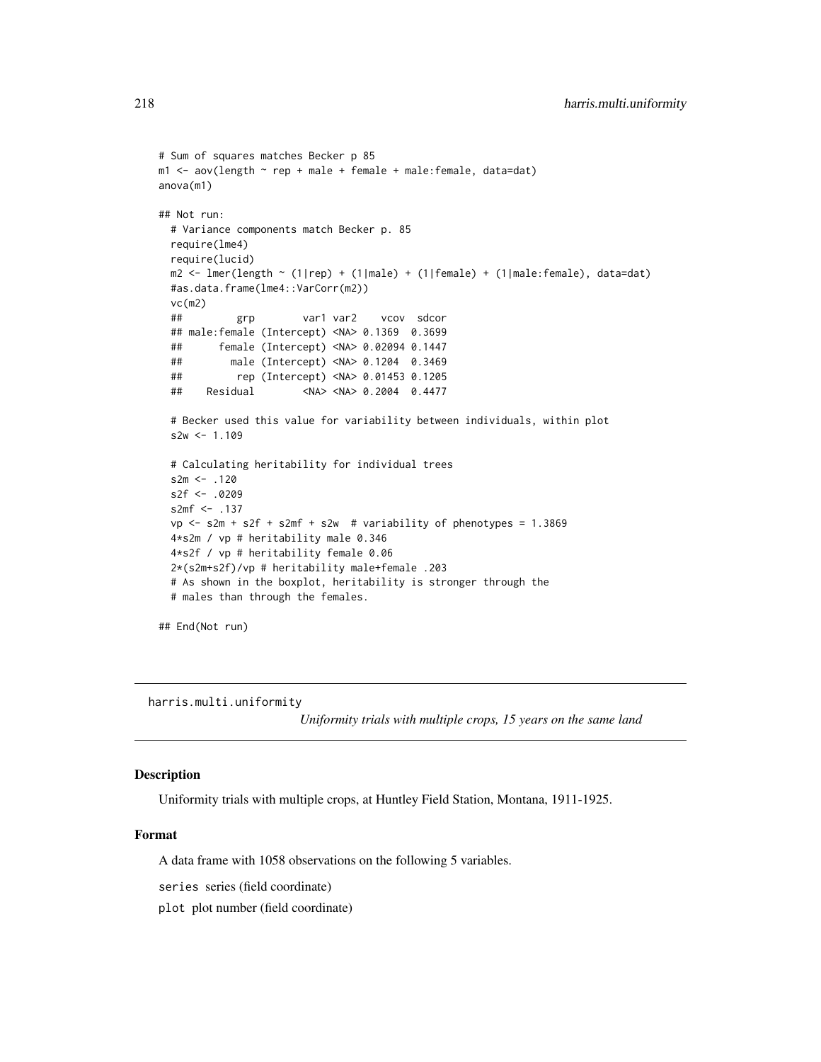```
# Sum of squares matches Becker p 85
m1 <- aov(length ~ rep + male + female + male:female, data=dat)
anova(m1)

## Not run:
  # Variance components match Becker p. 85
  require(lme4)
  require(lucid)
  m2 <- lmer(length ~ (1|rep) + (1|male) + (1|female) + (1|male:female), data=dat)
  #as.data.frame(lme4::VarCorr(m2))
  vc(m2)
  ##         grp        var1 var2    vcov  sdcor
  ## male:female (Intercept) <NA> 0.1369  0.3699
  ##      female (Intercept) <NA> 0.02094 0.1447
  ##        male (Intercept) <NA> 0.1204  0.3469
  ##         rep (Intercept) <NA> 0.01453 0.1205
  ##    Residual        <NA> <NA> 0.2004  0.4477

  # Becker used this value for variability between individuals, within plot
  s2w <- 1.109

  # Calculating heritability for individual trees
  s2m <- .120
  s2f <- .0209
  s2mf <- .137
  vp <- s2m + s2f + s2mf + s2w  # variability of phenotypes = 1.3869
  4*s2m / vp # heritability male 0.346
  4*s2f / vp # heritability female 0.06
  2*(s2m+s2f)/vp # heritability male+female .203
  # As shown in the boxplot, heritability is stronger through the
  # males than through the females.

## End(Not run)
```

---

harris.multi.uniformity *Uniformity trials with multiple crops, 15 years on the same land*

---

### Description

Uniformity trials with multiple crops, at Huntley Field Station, Montana, 1911-1925.

### Format

A data frame with 1058 observations on the following 5 variables.

`series` series (field coordinate)

`plot` plot number (field coordinate)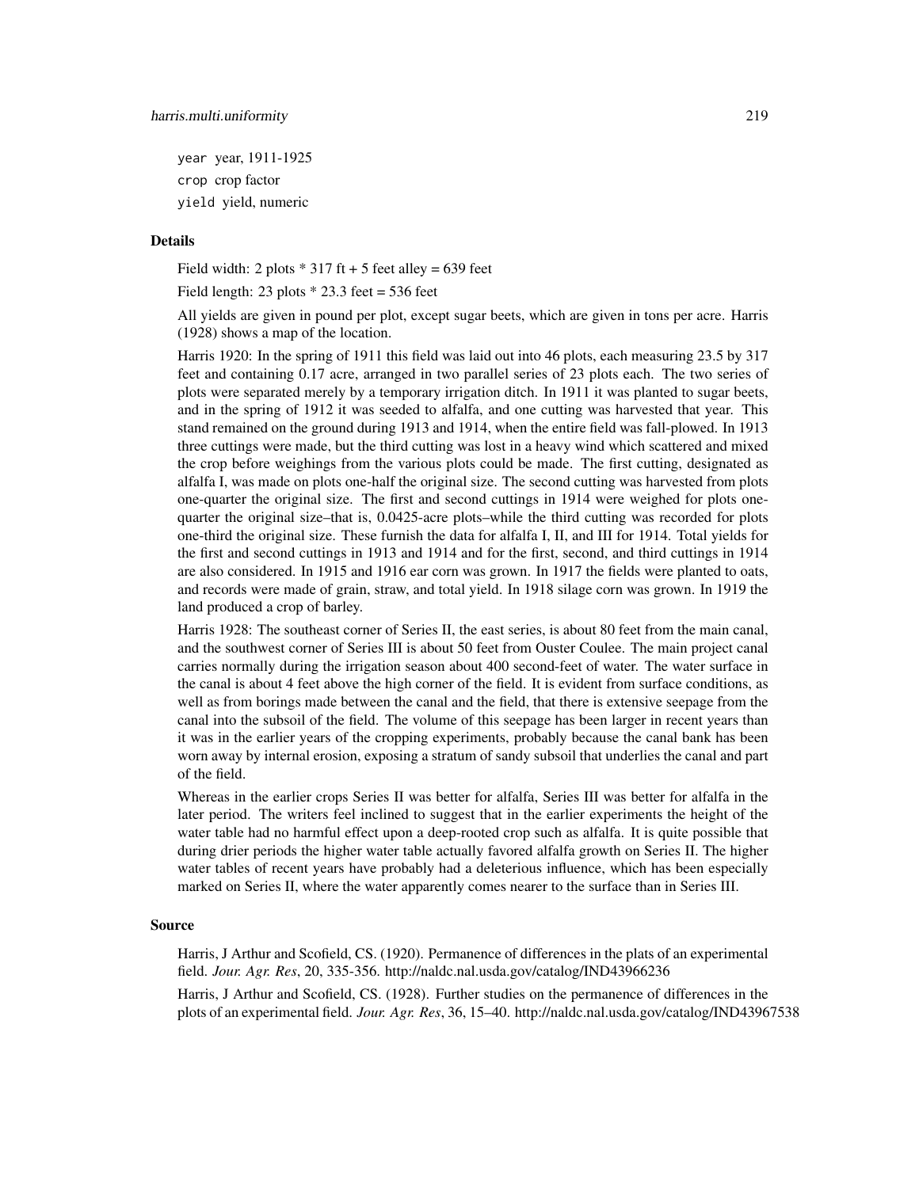year year, 1911-1925

crop crop factor

yield yield, numeric

## Details

Field width: 2 plots * 317 ft + 5 feet alley = 639 feet

Field length: 23 plots * 23.3 feet = 536 feet

All yields are given in pound per plot, except sugar beets, which are given in tons per acre. Harris (1928) shows a map of the location.

Harris 1920: In the spring of 1911 this field was laid out into 46 plots, each measuring 23.5 by 317 feet and containing 0.17 acre, arranged in two parallel series of 23 plots each. The two series of plots were separated merely by a temporary irrigation ditch. In 1911 it was planted to sugar beets, and in the spring of 1912 it was seeded to alfalfa, and one cutting was harvested that year. This stand remained on the ground during 1913 and 1914, when the entire field was fall-plowed. In 1913 three cuttings were made, but the third cutting was lost in a heavy wind which scattered and mixed the crop before weighings from the various plots could be made. The first cutting, designated as alfalfa I, was made on plots one-half the original size. The second cutting was harvested from plots one-quarter the original size. The first and second cuttings in 1914 were weighed for plots one-quarter the original size–that is, 0.0425-acre plots–while the third cutting was recorded for plots one-third the original size. These furnish the data for alfalfa I, II, and III for 1914. Total yields for the first and second cuttings in 1913 and 1914 and for the first, second, and third cuttings in 1914 are also considered. In 1915 and 1916 ear corn was grown. In 1917 the fields were planted to oats, and records were made of grain, straw, and total yield. In 1918 silage corn was grown. In 1919 the land produced a crop of barley.

Harris 1928: The southeast corner of Series II, the east series, is about 80 feet from the main canal, and the southwest corner of Series III is about 50 feet from Ouster Coulee. The main project canal carries normally during the irrigation season about 400 second-feet of water. The water surface in the canal is about 4 feet above the high corner of the field. It is evident from surface conditions, as well as from borings made between the canal and the field, that there is extensive seepage from the canal into the subsoil of the field. The volume of this seepage has been larger in recent years than it was in the earlier years of the cropping experiments, probably because the canal bank has been worn away by internal erosion, exposing a stratum of sandy subsoil that underlies the canal and part of the field.

Whereas in the earlier crops Series II was better for alfalfa, Series III was better for alfalfa in the later period. The writers feel inclined to suggest that in the earlier experiments the height of the water table had no harmful effect upon a deep-rooted crop such as alfalfa. It is quite possible that during drier periods the higher water table actually favored alfalfa growth on Series II. The higher water tables of recent years have probably had a deleterious influence, which has been especially marked on Series II, where the water apparently comes nearer to the surface than in Series III.

## Source

Harris, J Arthur and Scofield, CS. (1920). Permanence of differences in the plats of an experimental field. *Jour. Agr. Res*, 20, 335-356. http://naldc.nal.usda.gov/catalog/IND43966236

Harris, J Arthur and Scofield, CS. (1928). Further studies on the permanence of differences in the plots of an experimental field. *Jour. Agr. Res*, 36, 15–40. http://naldc.nal.usda.gov/catalog/IND43967538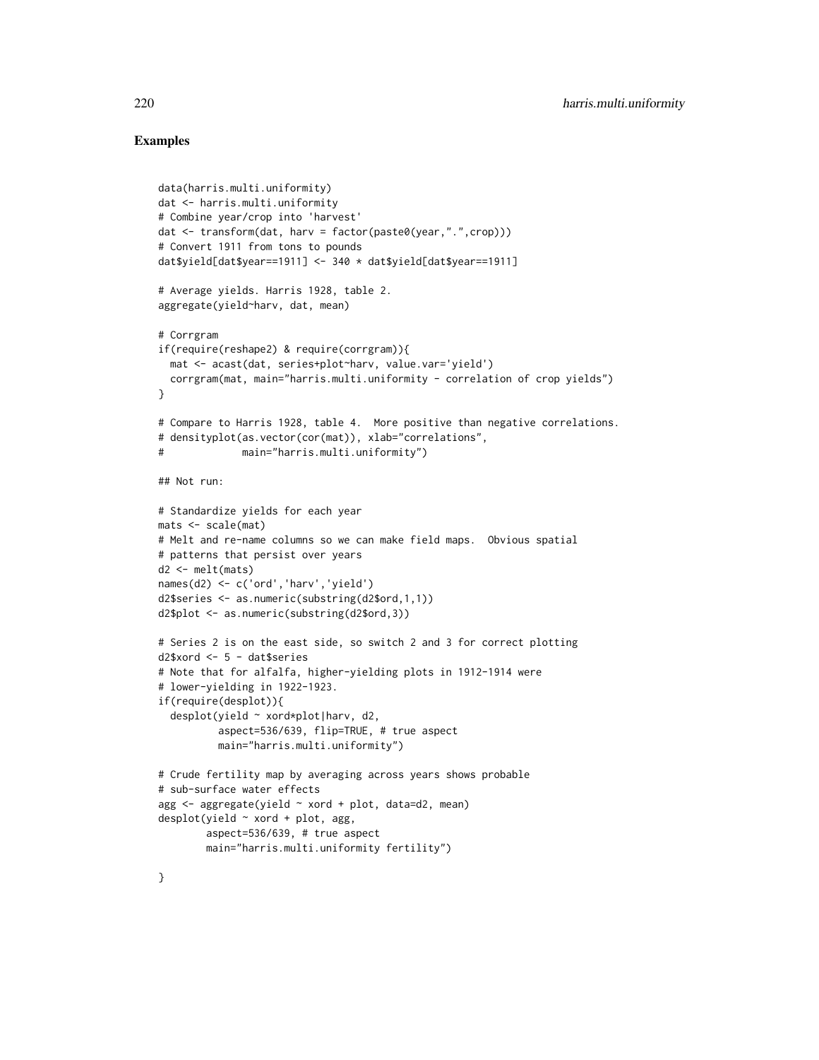## Examples

```
data(harris.multi.uniformity)
dat <- harris.multi.uniformity
# Combine year/crop into 'harvest'
dat <- transform(dat, harv = factor(paste0(year,".",crop)))
# Convert 1911 from tons to pounds
dat$yield[dat$year==1911] <- 340 * dat$yield[dat$year==1911]

# Average yields. Harris 1928, table 2.
aggregate(yield~harv, dat, mean)

# Corrgram
if(require(reshape2) & require(corrgram)){
  mat <- acast(dat, series+plot~harv, value.var='yield')
  corrgram(mat, main="harris.multi.uniformity - correlation of crop yields")
}

# Compare to Harris 1928, table 4.  More positive than negative correlations.
# densityplot(as.vector(cor(mat)), xlab="correlations",
#             main="harris.multi.uniformity")

## Not run:

# Standardize yields for each year
mats <- scale(mat)
# Melt and re-name columns so we can make field maps.  Obvious spatial
# patterns that persist over years
d2 <- melt(mats)
names(d2) <- c('ord','harv','yield')
d2$series <- as.numeric(substring(d2$ord,1,1))
d2$plot <- as.numeric(substring(d2$ord,3))

# Series 2 is on the east side, so switch 2 and 3 for correct plotting
d2$xord <- 5 - dat$series
# Note that for alfalfa, higher-yielding plots in 1912-1914 were
# lower-yielding in 1922-1923.
if(require(desplot)){
  desplot(yield ~ xord*plot|harv, d2,
          aspect=536/639, flip=TRUE, # true aspect
          main="harris.multi.uniformity")

# Crude fertility map by averaging across years shows probable
# sub-surface water effects
agg <- aggregate(yield ~ xord + plot, data=d2, mean)
desplot(yield ~ xord + plot, agg,
        aspect=536/639, # true aspect
        main="harris.multi.uniformity fertility")

}
```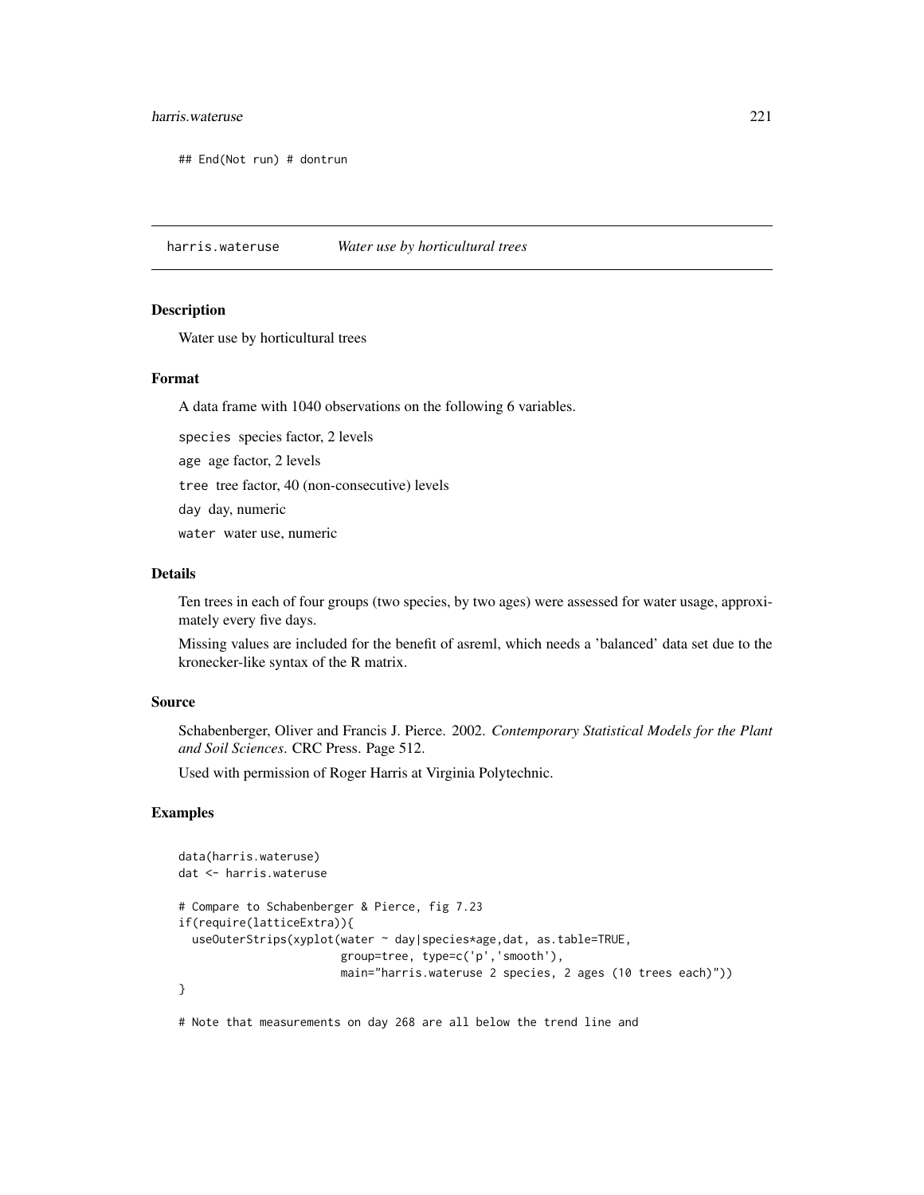```
## End(Not run) # dontrun
```

## harris.wateruse *Water use by horticultural trees*

### Description

Water use by horticultural trees

### Format

A data frame with 1040 observations on the following 6 variables.

`species` species factor, 2 levels

`age` age factor, 2 levels

`tree` tree factor, 40 (non-consecutive) levels

`day` day, numeric

`water` water use, numeric

### Details

Ten trees in each of four groups (two species, by two ages) were assessed for water usage, approximately every five days.

Missing values are included for the benefit of asreml, which needs a 'balanced' data set due to the kronecker-like syntax of the R matrix.

### Source

Schabenberger, Oliver and Francis J. Pierce. 2002. *Contemporary Statistical Models for the Plant and Soil Sciences*. CRC Press. Page 512.

Used with permission of Roger Harris at Virginia Polytechnic.

### Examples

```
data(harris.wateruse)
dat <- harris.wateruse

# Compare to Schabenberger & Pierce, fig 7.23
if(require(latticeExtra)){
  useOuterStrips(xyplot(water ~ day|species*age,dat, as.table=TRUE,
                        group=tree, type=c('p','smooth'),
                        main="harris.wateruse 2 species, 2 ages (10 trees each)"))
}

# Note that measurements on day 268 are all below the trend line and
```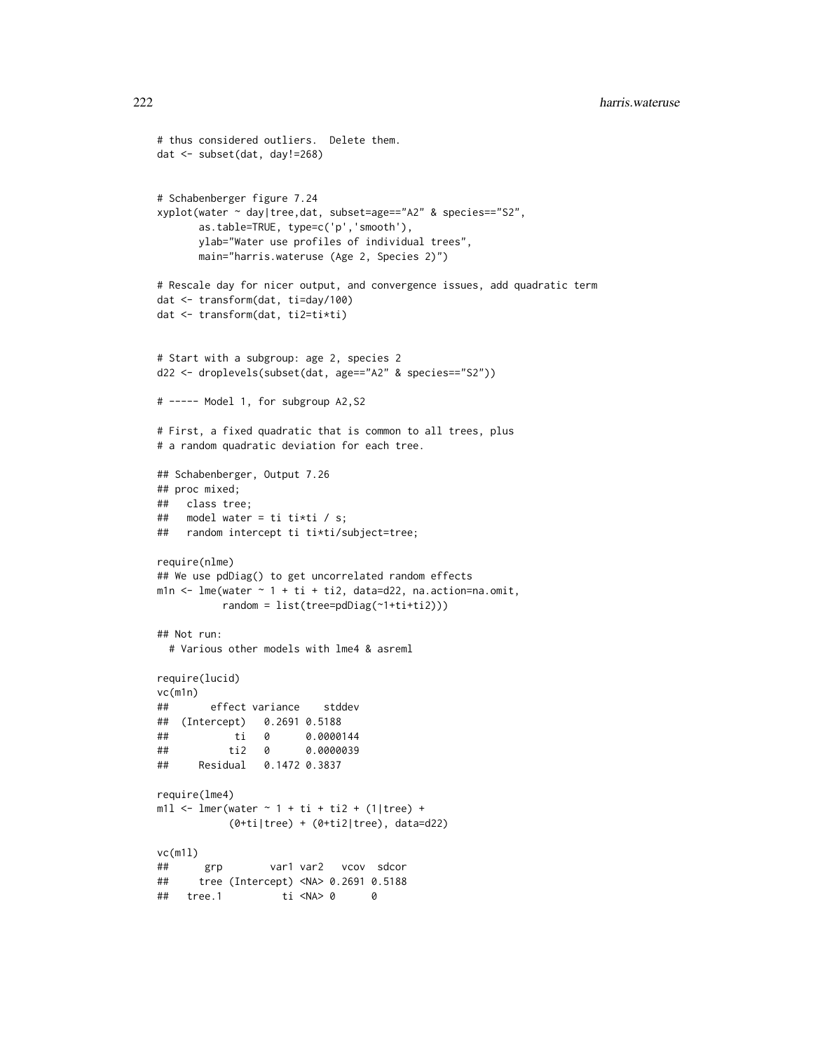```
# thus considered outliers.  Delete them.
dat <- subset(dat, day!=268)


# Schabenberger figure 7.24
xyplot(water ~ day|tree,dat, subset=age=="A2" & species=="S2",
       as.table=TRUE, type=c('p','smooth'),
       ylab="Water use profiles of individual trees",
       main="harris.wateruse (Age 2, Species 2)")

# Rescale day for nicer output, and convergence issues, add quadratic term
dat <- transform(dat, ti=day/100)
dat <- transform(dat, ti2=ti*ti)


# Start with a subgroup: age 2, species 2
d22 <- droplevels(subset(dat, age=="A2" & species=="S2"))

# ----- Model 1, for subgroup A2,S2

# First, a fixed quadratic that is common to all trees, plus
# a random quadratic deviation for each tree.

## Schabenberger, Output 7.26
## proc mixed;
##   class tree;
##   model water = ti ti*ti / s;
##   random intercept ti ti*ti/subject=tree;

require(nlme)
## We use pdDiag() to get uncorrelated random effects
m1n <- lme(water ~ 1 + ti + ti2, data=d22, na.action=na.omit,
           random = list(tree=pdDiag(~1+ti+ti2)))

## Not run:
  # Various other models with lme4 & asreml

require(lucid)
vc(m1n)
##       effect variance    stddev
##  (Intercept)   0.2691 0.5188
##           ti   0      0.0000144
##          ti2   0      0.0000039
##     Residual   0.1472 0.3837

require(lme4)
m1l <- lmer(water ~ 1 + ti + ti2 + (1|tree) +
            (0+ti|tree) + (0+ti2|tree), data=d22)

vc(m1l)
##      grp        var1 var2   vcov  sdcor
##     tree (Intercept) <NA> 0.2691 0.5188
##   tree.1          ti <NA> 0      0
```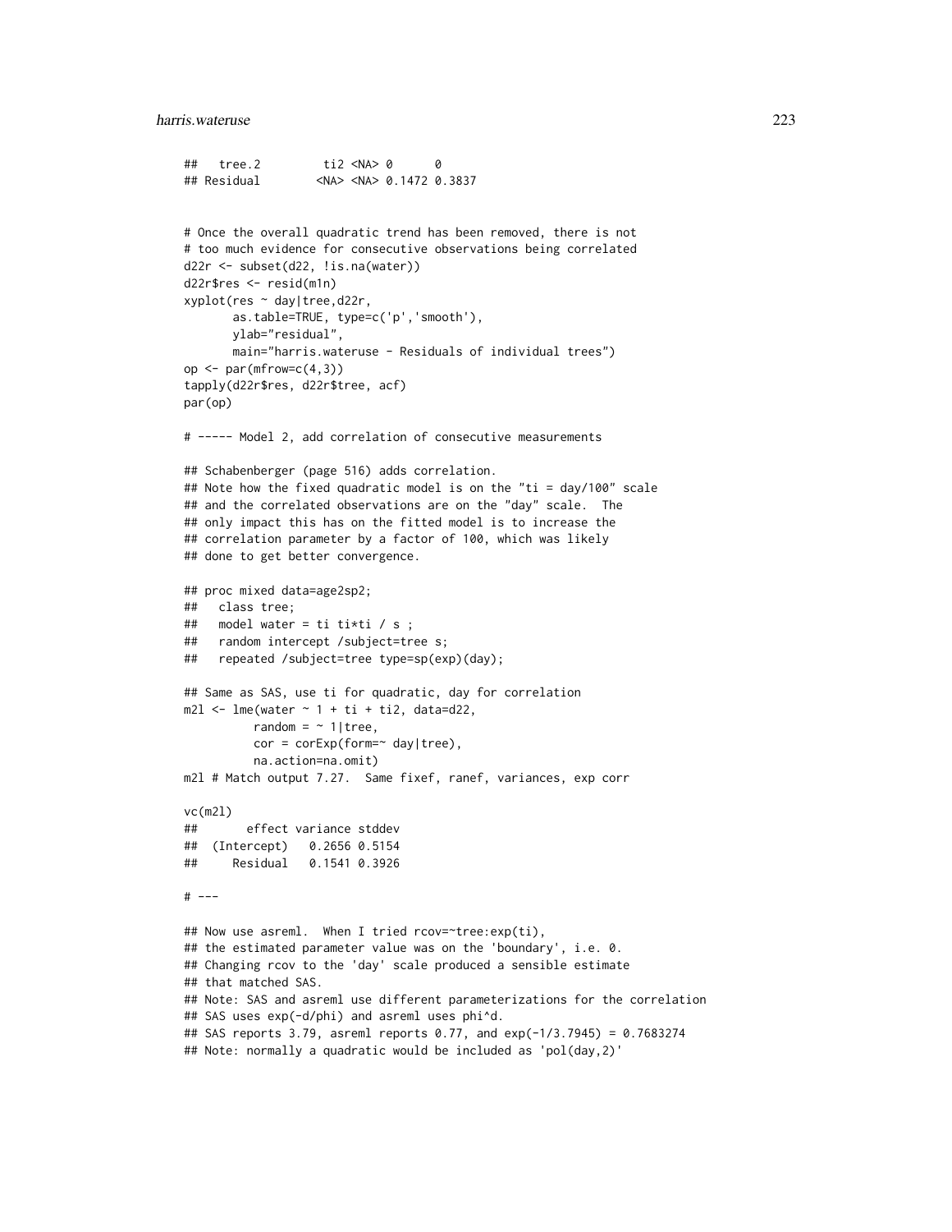```
##   tree.2         ti2 <NA> 0      0
## Residual        <NA> <NA> 0.1472 0.3837


# Once the overall quadratic trend has been removed, there is not
# too much evidence for consecutive observations being correlated
d22r <- subset(d22, !is.na(water))
d22r$res <- resid(m1n)
xyplot(res ~ day|tree,d22r,
       as.table=TRUE, type=c('p','smooth'),
       ylab="residual",
       main="harris.wateruse - Residuals of individual trees")
op <- par(mfrow=c(4,3))
tapply(d22r$res, d22r$tree, acf)
par(op)

# ----- Model 2, add correlation of consecutive measurements

## Schabenberger (page 516) adds correlation.
## Note how the fixed quadratic model is on the "ti = day/100" scale
## and the correlated observations are on the "day" scale.  The
## only impact this has on the fitted model is to increase the
## correlation parameter by a factor of 100, which was likely
## done to get better convergence.

## proc mixed data=age2sp2;
##   class tree;
##   model water = ti ti*ti / s ;
##   random intercept /subject=tree s;
##   repeated /subject=tree type=sp(exp)(day);

## Same as SAS, use ti for quadratic, day for correlation
m2l <- lme(water ~ 1 + ti + ti2, data=d22,
          random = ~ 1|tree,
          cor = corExp(form=~ day|tree),
          na.action=na.omit)
m2l # Match output 7.27.  Same fixef, ranef, variances, exp corr

vc(m2l)
##       effect variance stddev
##  (Intercept)   0.2656 0.5154
##     Residual   0.1541 0.3926

# ---

## Now use asreml.  When I tried rcov=~tree:exp(ti),
## the estimated parameter value was on the 'boundary', i.e. 0.
## Changing rcov to the 'day' scale produced a sensible estimate
## that matched SAS.
## Note: SAS and asreml use different parameterizations for the correlation
## SAS uses exp(-d/phi) and asreml uses phi^d.
## SAS reports 3.79, asreml reports 0.77, and exp(-1/3.7945) = 0.7683274
## Note: normally a quadratic would be included as 'pol(day,2)'
```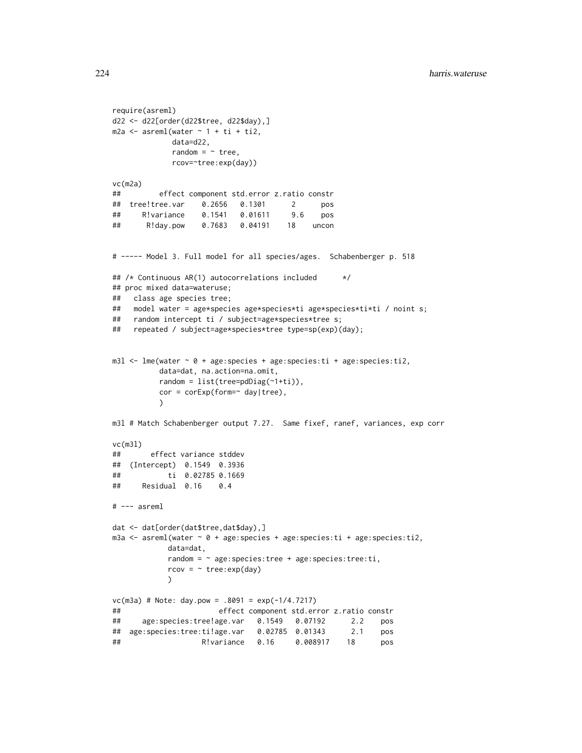```
require(asreml)
d22 <- d22[order(d22$tree, d22$day),]
m2a <- asreml(water ~ 1 + ti + ti2,
              data=d22,
              random = ~ tree,
              rcov=~tree:exp(day))

vc(m2a)
##         effect component std.error z.ratio constr
##  tree!tree.var    0.2656   0.1301      2      pos
##     R!variance    0.1541   0.01611     9.6    pos
##      R!day.pow    0.7683   0.04191    18    uncon


# ----- Model 3. Full model for all species/ages.  Schabenberger p. 518

## /* Continuous AR(1) autocorrelations included      */
## proc mixed data=wateruse;
##   class age species tree;
##   model water = age*species age*species*ti age*species*ti*ti / noint s;
##   random intercept ti / subject=age*species*tree s;
##   repeated / subject=age*species*tree type=sp(exp)(day);


m3l <- lme(water ~ 0 + age:species + age:species:ti + age:species:ti2,
           data=dat, na.action=na.omit,
           random = list(tree=pdDiag(~1+ti)),
           cor = corExp(form=~ day|tree),
           )

m3l # Match Schabenberger output 7.27.  Same fixef, ranef, variances, exp corr

vc(m3l)
##       effect variance stddev
##  (Intercept)  0.1549  0.3936
##           ti  0.02785 0.1669
##     Residual  0.16    0.4

# --- asreml

dat <- dat[order(dat$tree,dat$day),]
m3a <- asreml(water ~ 0 + age:species + age:species:ti + age:species:ti2,
             data=dat,
             random = ~ age:species:tree + age:species:tree:ti,
             rcov = ~ tree:exp(day)
             )

vc(m3a) # Note: day.pow = .8091 = exp(-1/4.7217)
##                        effect component std.error z.ratio constr
##     age:species:tree!age.var   0.1549   0.07192      2.2    pos
##  age:species:tree:ti!age.var   0.02785  0.01343      2.1    pos
##                   R!variance   0.16     0.008917    18      pos
```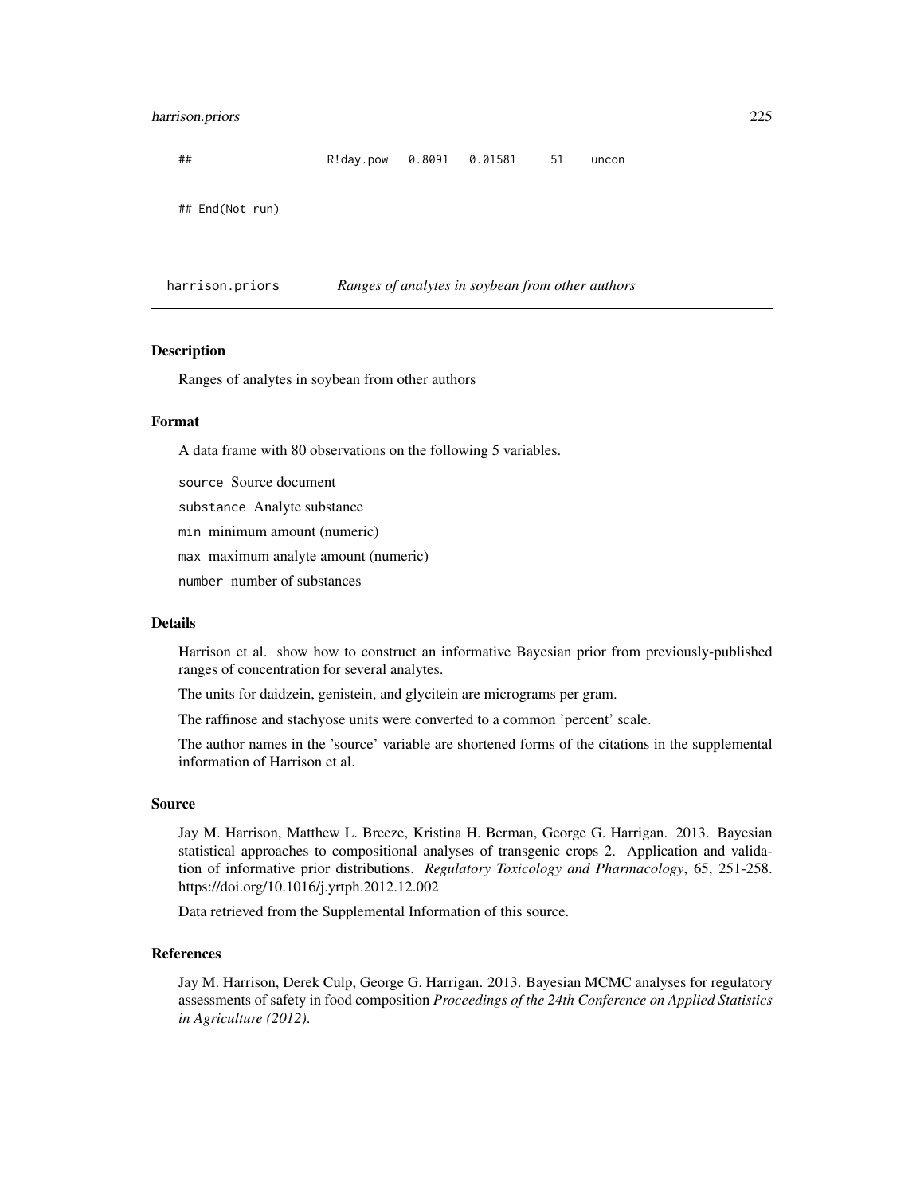```
##                 R!day.pow   0.8091   0.01581     51    uncon

## End(Not run)
```

## harrison.priors    *Ranges of analytes in soybean from other authors*

### Description

Ranges of analytes in soybean from other authors

### Format

A data frame with 80 observations on the following 5 variables.

`source` Source document

`substance` Analyte substance

`min` minimum amount (numeric)

`max` maximum analyte amount (numeric)

`number` number of substances

### Details

Harrison et al. show how to construct an informative Bayesian prior from previously-published ranges of concentration for several analytes.

The units for daidzein, genistein, and glycitein are micrograms per gram.

The raffinose and stachyose units were converted to a common 'percent' scale.

The author names in the 'source' variable are shortened forms of the citations in the supplemental information of Harrison et al.

### Source

Jay M. Harrison, Matthew L. Breeze, Kristina H. Berman, George G. Harrigan. 2013. Bayesian statistical approaches to compositional analyses of transgenic crops 2. Application and validation of informative prior distributions. *Regulatory Toxicology and Pharmacology*, 65, 251-258. https://doi.org/10.1016/j.yrtph.2012.12.002

Data retrieved from the Supplemental Information of this source.

### References

Jay M. Harrison, Derek Culp, George G. Harrigan. 2013. Bayesian MCMC analyses for regulatory assessments of safety in food composition *Proceedings of the 24th Conference on Applied Statistics in Agriculture (2012).*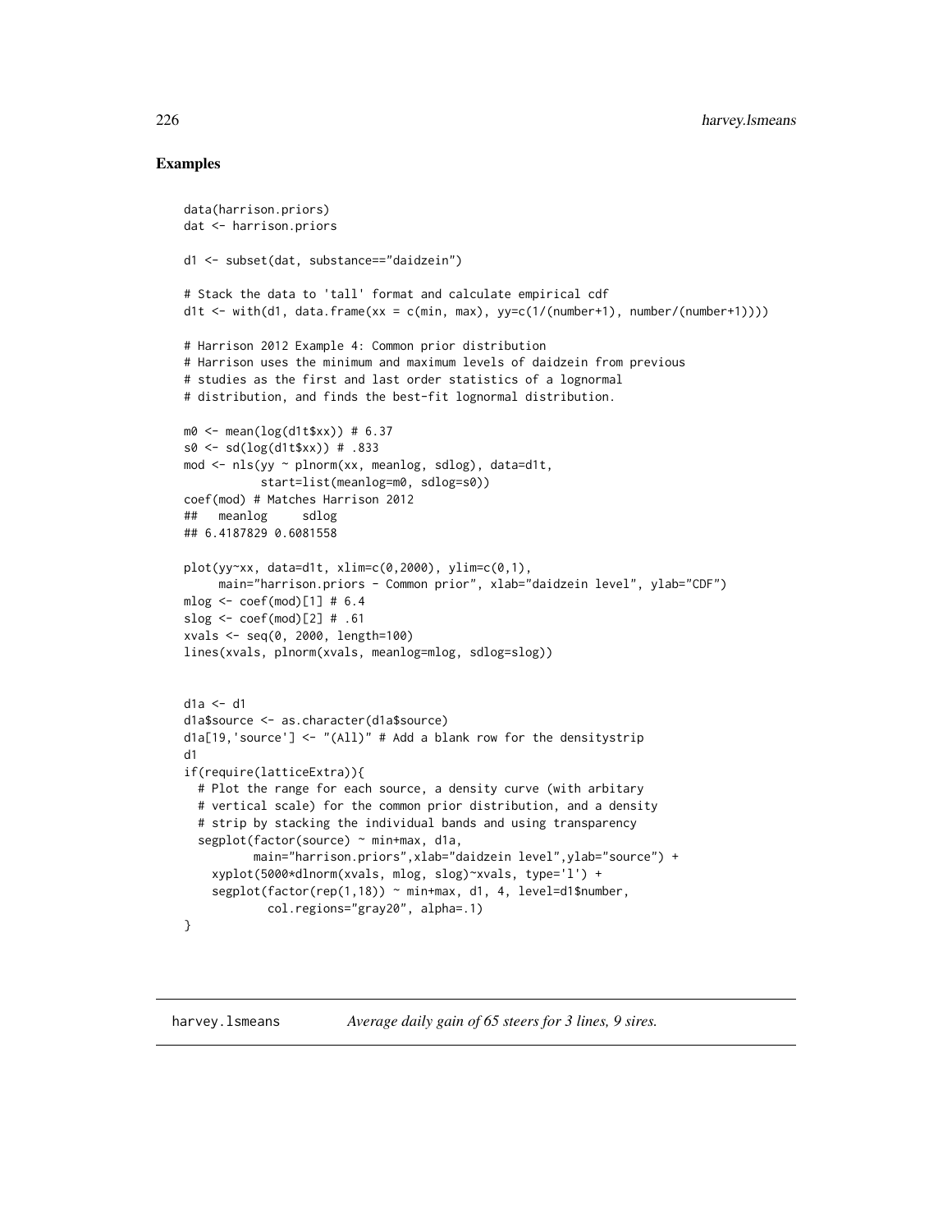## Examples

```
data(harrison.priors)
dat <- harrison.priors

d1 <- subset(dat, substance=="daidzein")

# Stack the data to 'tall' format and calculate empirical cdf
d1t <- with(d1, data.frame(xx = c(min, max), yy=c(1/(number+1), number/(number+1))))

# Harrison 2012 Example 4: Common prior distribution
# Harrison uses the minimum and maximum levels of daidzein from previous
# studies as the first and last order statistics of a lognormal
# distribution, and finds the best-fit lognormal distribution.

m0 <- mean(log(d1t$xx)) # 6.37
s0 <- sd(log(d1t$xx)) # .833
mod <- nls(yy ~ plnorm(xx, meanlog, sdlog), data=d1t,
           start=list(meanlog=m0, sdlog=s0))
coef(mod) # Matches Harrison 2012
##   meanlog     sdlog
## 6.4187829 0.6081558

plot(yy~xx, data=d1t, xlim=c(0,2000), ylim=c(0,1),
     main="harrison.priors - Common prior", xlab="daidzein level", ylab="CDF")
mlog <- coef(mod)[1] # 6.4
slog <- coef(mod)[2] # .61
xvals <- seq(0, 2000, length=100)
lines(xvals, plnorm(xvals, meanlog=mlog, sdlog=slog))


d1a <- d1
d1a$source <- as.character(d1a$source)
d1a[19,'source'] <- "(All)" # Add a blank row for the densitystrip
d1
if(require(latticeExtra)){
  # Plot the range for each source, a density curve (with arbitary
  # vertical scale) for the common prior distribution, and a density
  # strip by stacking the individual bands and using transparency
  segplot(factor(source) ~ min+max, d1a,
          main="harrison.priors",xlab="daidzein level",ylab="source") +
    xyplot(5000*dlnorm(xvals, mlog, slog)~xvals, type='l') +
    segplot(factor(rep(1,18)) ~ min+max, d1, 4, level=d1$number,
            col.regions="gray20", alpha=.1)
}
```

---

harvey.lsmeans *Average daily gain of 65 steers for 3 lines, 9 sires.*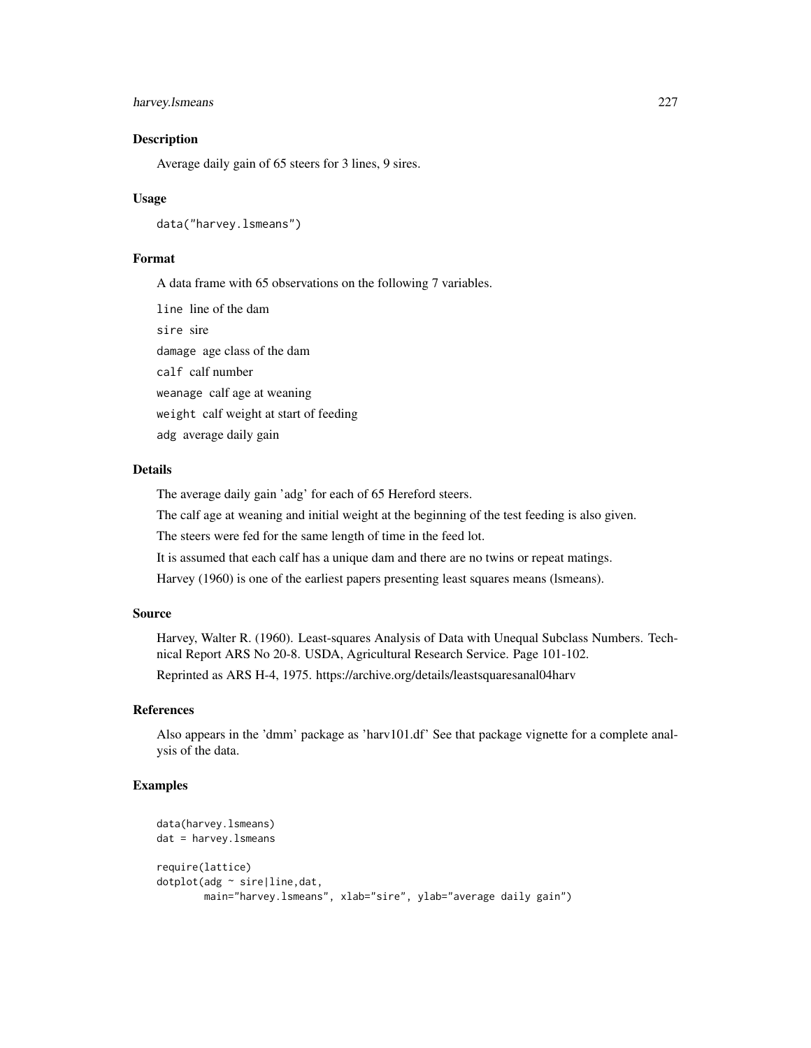## Description

Average daily gain of 65 steers for 3 lines, 9 sires.

## Usage

```
data("harvey.lsmeans")
```

## Format

A data frame with 65 observations on the following 7 variables.

- `line` line of the dam
- `sire` sire
- `damage` age class of the dam
- `calf` calf number
- `weanage` calf age at weaning
- `weight` calf weight at start of feeding
- `adg` average daily gain

## Details

The average daily gain 'adg' for each of 65 Hereford steers.

The calf age at weaning and initial weight at the beginning of the test feeding is also given.

The steers were fed for the same length of time in the feed lot.

It is assumed that each calf has a unique dam and there are no twins or repeat matings.

Harvey (1960) is one of the earliest papers presenting least squares means (lsmeans).

## Source

Harvey, Walter R. (1960). Least-squares Analysis of Data with Unequal Subclass Numbers. Technical Report ARS No 20-8. USDA, Agricultural Research Service. Page 101-102.

Reprinted as ARS H-4, 1975. https://archive.org/details/leastsquaresanal04harv

## References

Also appears in the 'dmm' package as 'harv101.df' See that package vignette for a complete analysis of the data.

## Examples

```
data(harvey.lsmeans)
dat = harvey.lsmeans

require(lattice)
dotplot(adg ~ sire|line,dat,
        main="harvey.lsmeans", xlab="sire", ylab="average daily gain")
```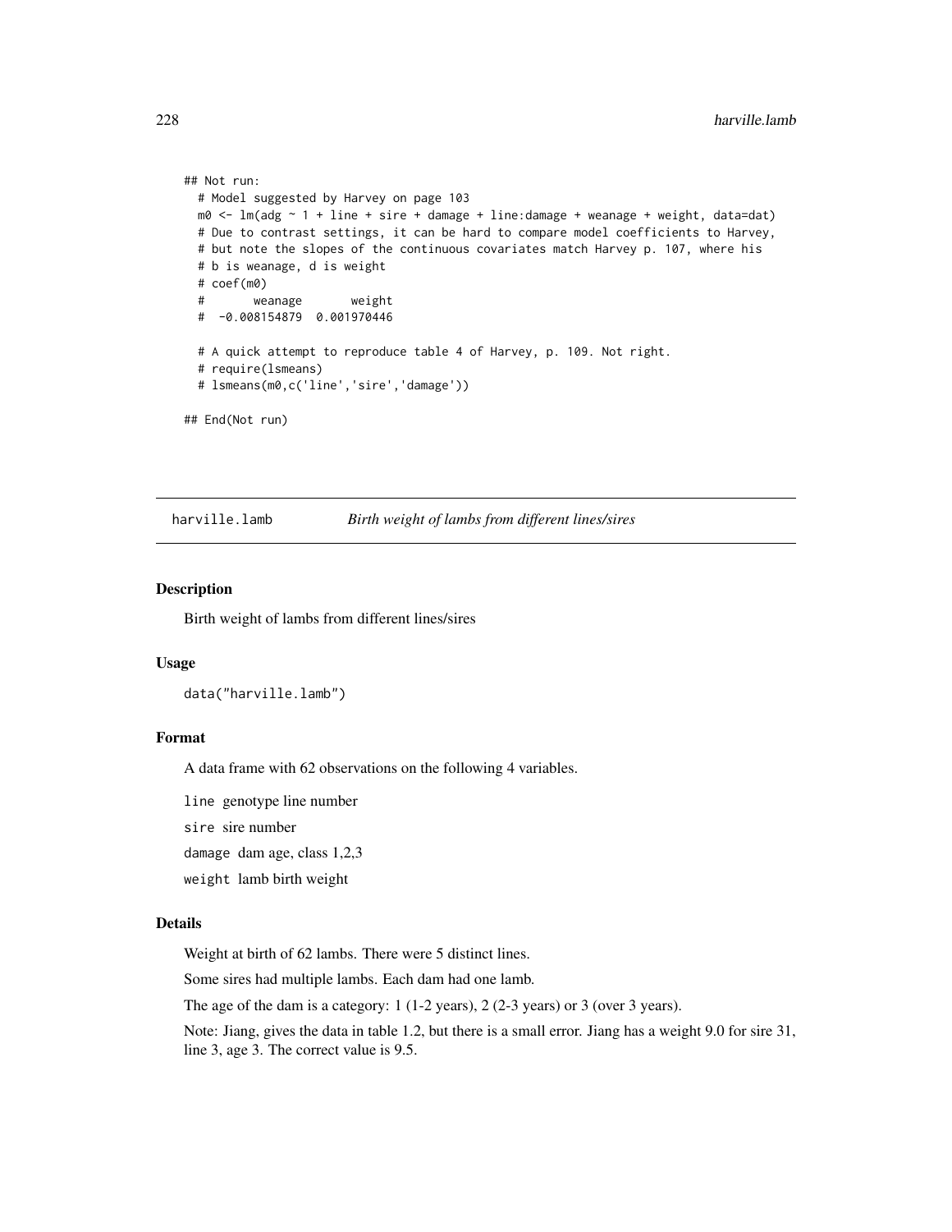```
## Not run:
  # Model suggested by Harvey on page 103
  m0 <- lm(adg ~ 1 + line + sire + damage + line:damage + weanage + weight, data=dat)
  # Due to contrast settings, it can be hard to compare model coefficients to Harvey,
  # but note the slopes of the continuous covariates match Harvey p. 107, where his
  # b is weanage, d is weight
  # coef(m0)
  #       weanage       weight
  #  -0.008154879  0.001970446

  # A quick attempt to reproduce table 4 of Harvey, p. 109. Not right.
  # require(lsmeans)
  # lsmeans(m0,c('line','sire','damage'))

## End(Not run)
```

## harville.lamb *Birth weight of lambs from different lines/sires*

### Description

Birth weight of lambs from different lines/sires

### Usage

```
data("harville.lamb")
```

### Format

A data frame with 62 observations on the following 4 variables.

`line` genotype line number

`sire` sire number

`damage` dam age, class 1,2,3

`weight` lamb birth weight

### Details

Weight at birth of 62 lambs. There were 5 distinct lines.

Some sires had multiple lambs. Each dam had one lamb.

The age of the dam is a category: 1 (1-2 years), 2 (2-3 years) or 3 (over 3 years).

Note: Jiang, gives the data in table 1.2, but there is a small error. Jiang has a weight 9.0 for sire 31, line 3, age 3. The correct value is 9.5.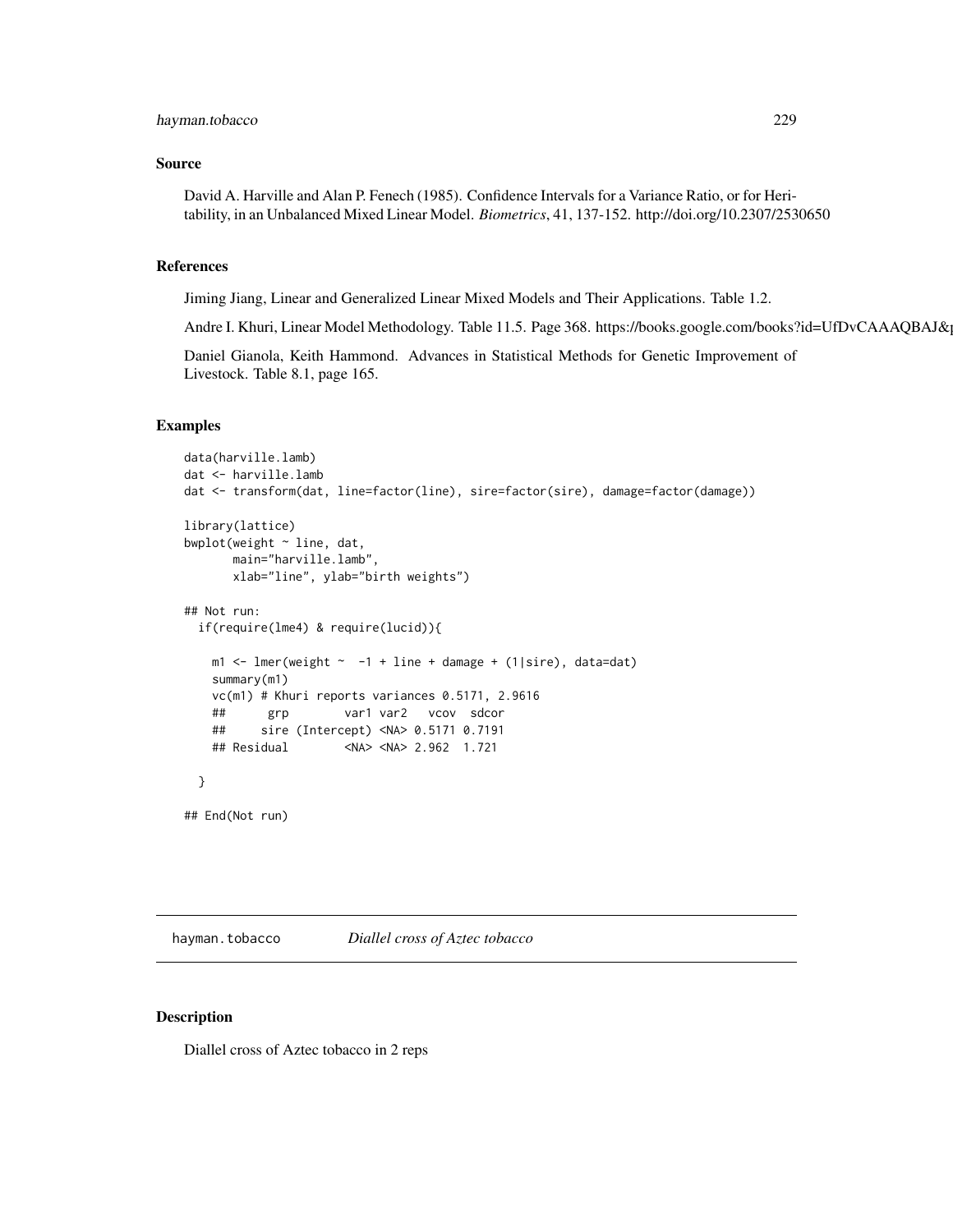### Source

David A. Harville and Alan P. Fenech (1985). Confidence Intervals for a Variance Ratio, or for Heritability, in an Unbalanced Mixed Linear Model. *Biometrics*, 41, 137-152. http://doi.org/10.2307/2530650

### References

Jiming Jiang, Linear and Generalized Linear Mixed Models and Their Applications. Table 1.2.

Andre I. Khuri, Linear Model Methodology. Table 11.5. Page 368. https://books.google.com/books?id=UfDvCAAAQBAJ&

Daniel Gianola, Keith Hammond. Advances in Statistical Methods for Genetic Improvement of Livestock. Table 8.1, page 165.

### Examples

```
data(harville.lamb)
dat <- harville.lamb
dat <- transform(dat, line=factor(line), sire=factor(sire), damage=factor(damage))

library(lattice)
bwplot(weight ~ line, dat,
       main="harville.lamb",
       xlab="line", ylab="birth weights")

## Not run:
  if(require(lme4) & require(lucid)){

    m1 <- lmer(weight ~  -1 + line + damage + (1|sire), data=dat)
    summary(m1)
    vc(m1) # Khuri reports variances 0.5171, 2.9616
    ##      grp        var1 var2   vcov  sdcor
    ##     sire (Intercept) <NA> 0.5171 0.7191
    ## Residual        <NA> <NA> 2.962  1.721

  }

## End(Not run)
```

---

## hayman.tobacco *Diallel cross of Aztec tobacco*

### Description

Diallel cross of Aztec tobacco in 2 reps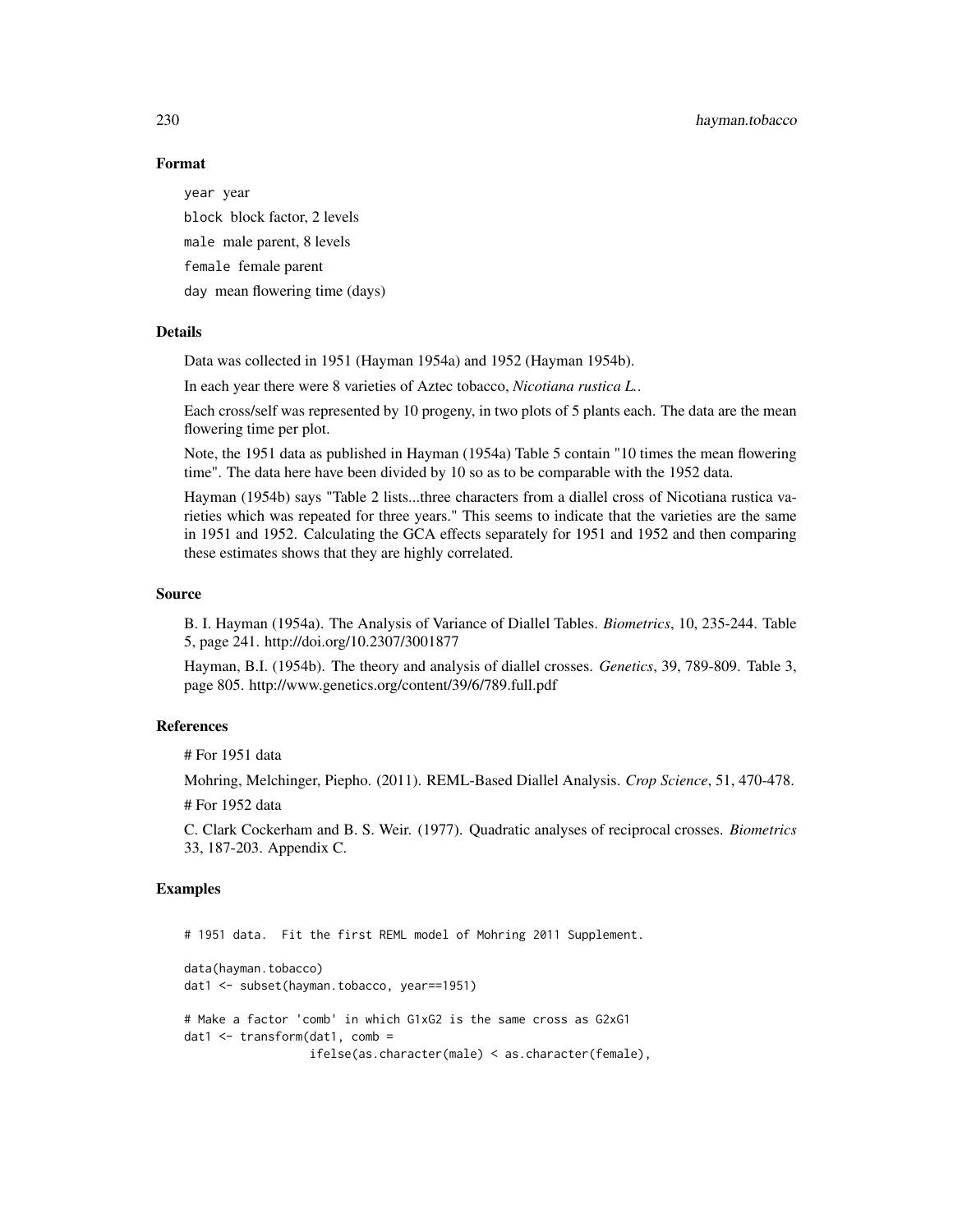## Format

`year` year

`block` block factor, 2 levels

`male` male parent, 8 levels

`female` female parent

`day` mean flowering time (days)

## Details

Data was collected in 1951 (Hayman 1954a) and 1952 (Hayman 1954b).

In each year there were 8 varieties of Aztec tobacco, *Nicotiana rustica L.*.

Each cross/self was represented by 10 progeny, in two plots of 5 plants each. The data are the mean flowering time per plot.

Note, the 1951 data as published in Hayman (1954a) Table 5 contain "10 times the mean flowering time". The data here have been divided by 10 so as to be comparable with the 1952 data.

Hayman (1954b) says "Table 2 lists...three characters from a diallel cross of Nicotiana rustica varieties which was repeated for three years." This seems to indicate that the varieties are the same in 1951 and 1952. Calculating the GCA effects separately for 1951 and 1952 and then comparing these estimates shows that they are highly correlated.

## Source

B. I. Hayman (1954a). The Analysis of Variance of Diallel Tables. *Biometrics*, 10, 235-244. Table 5, page 241. http://doi.org/10.2307/3001877

Hayman, B.I. (1954b). The theory and analysis of diallel crosses. *Genetics*, 39, 789-809. Table 3, page 805. http://www.genetics.org/content/39/6/789.full.pdf

## References

# For 1951 data

Mohring, Melchinger, Piepho. (2011). REML-Based Diallel Analysis. *Crop Science*, 51, 470-478.

# For 1952 data

C. Clark Cockerham and B. S. Weir. (1977). Quadratic analyses of reciprocal crosses. *Biometrics* 33, 187-203. Appendix C.

## Examples

```
# 1951 data.  Fit the first REML model of Mohring 2011 Supplement.

data(hayman.tobacco)
dat1 <- subset(hayman.tobacco, year==1951)

# Make a factor 'comb' in which G1xG2 is the same cross as G2xG1
dat1 <- transform(dat1, comb =
                  ifelse(as.character(male) < as.character(female),
```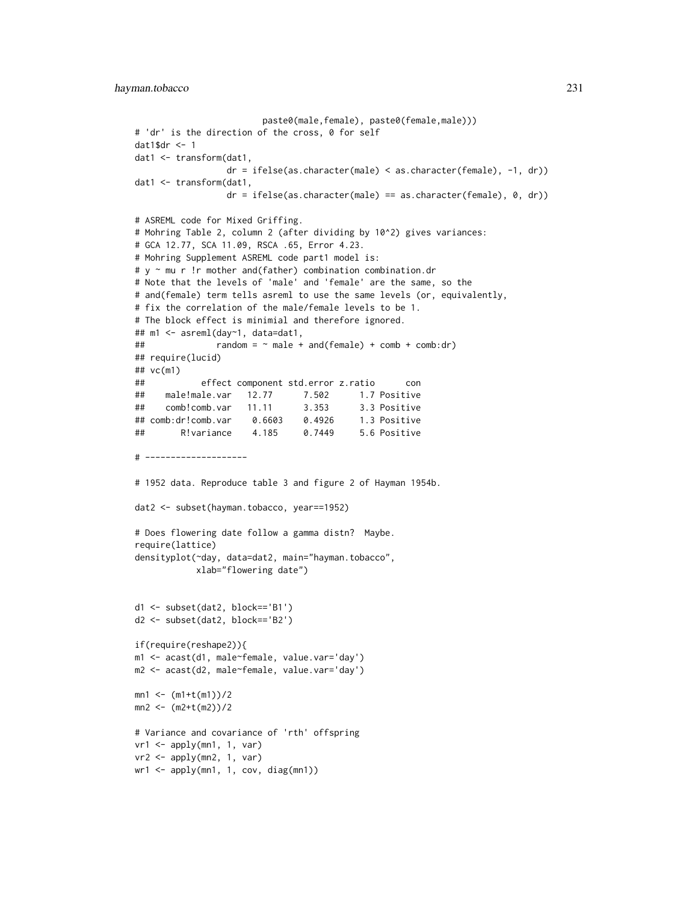```
                         paste0(male,female), paste0(female,male)))
# 'dr' is the direction of the cross, 0 for self
dat1$dr <- 1
dat1 <- transform(dat1,
                  dr = ifelse(as.character(male) < as.character(female), -1, dr))
dat1 <- transform(dat1,
                  dr = ifelse(as.character(male) == as.character(female), 0, dr))

# ASREML code for Mixed Griffing.
# Mohring Table 2, column 2 (after dividing by 10^2) gives variances:
# GCA 12.77, SCA 11.09, RSCA .65, Error 4.23.
# Mohring Supplement ASREML code part1 model is:
# y ~ mu r !r mother and(father) combination combination.dr
# Note that the levels of 'male' and 'female' are the same, so the
# and(female) term tells asreml to use the same levels (or, equivalently,
# fix the correlation of the male/female levels to be 1.
# The block effect is minimial and therefore ignored.
## m1 <- asreml(day~1, data=dat1,
##              random = ~ male + and(female) + comb + comb:dr)
## require(lucid)
## vc(m1)
##           effect component std.error z.ratio      con
##    male!male.var   12.77      7.502      1.7 Positive
##    comb!comb.var   11.11      3.353      3.3 Positive
## comb:dr!comb.var    0.6603    0.4926     1.3 Positive
##       R!variance    4.185     0.7449     5.6 Positive

# --------------------

# 1952 data. Reproduce table 3 and figure 2 of Hayman 1954b.

dat2 <- subset(hayman.tobacco, year==1952)

# Does flowering date follow a gamma distn?  Maybe.
require(lattice)
densityplot(~day, data=dat2, main="hayman.tobacco",
            xlab="flowering date")


d1 <- subset(dat2, block=='B1')
d2 <- subset(dat2, block=='B2')

if(require(reshape2)){
m1 <- acast(d1, male~female, value.var='day')
m2 <- acast(d2, male~female, value.var='day')

mn1 <- (m1+t(m1))/2
mn2 <- (m2+t(m2))/2

# Variance and covariance of 'rth' offspring
vr1 <- apply(mn1, 1, var)
vr2 <- apply(mn2, 1, var)
wr1 <- apply(mn1, 1, cov, diag(mn1))
```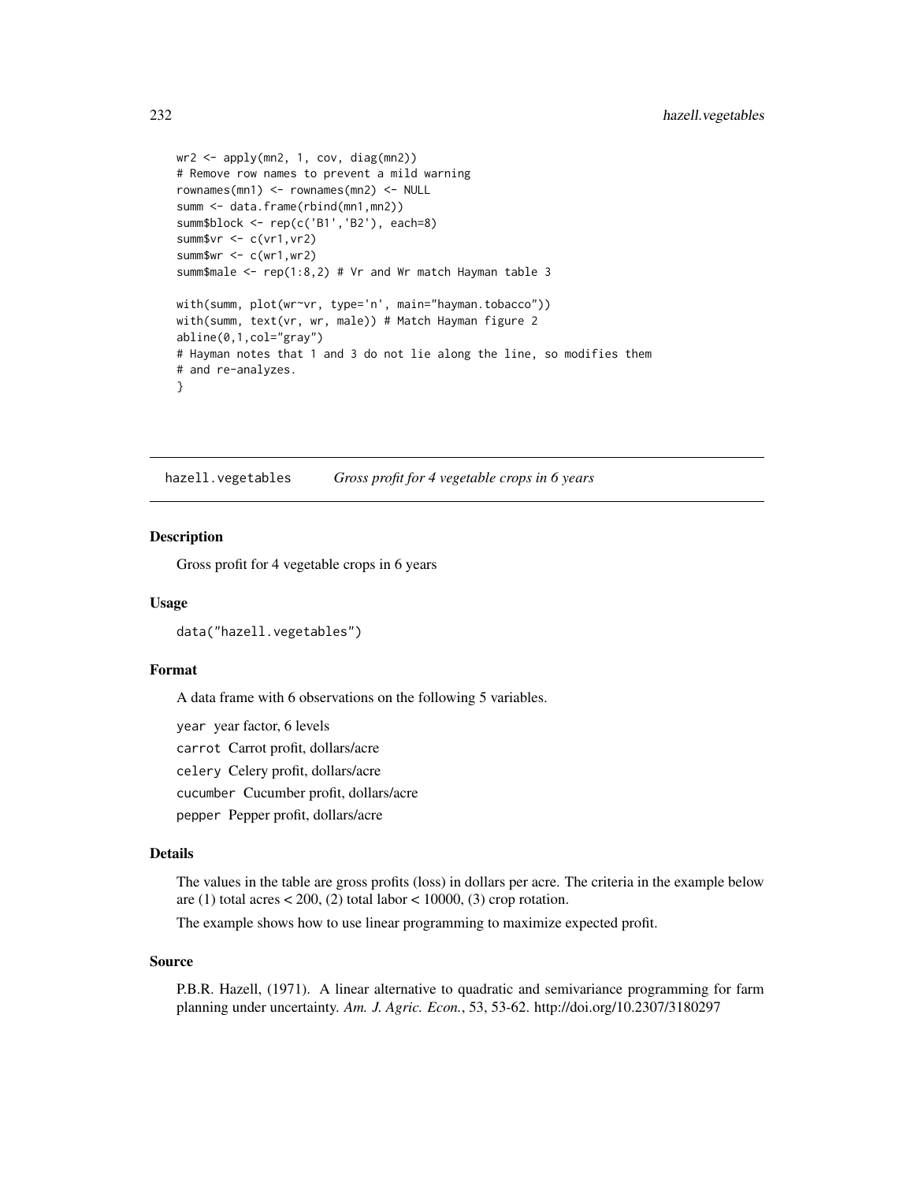```
wr2 <- apply(mn2, 1, cov, diag(mn2))
# Remove row names to prevent a mild warning
rownames(mn1) <- rownames(mn2) <- NULL
summ <- data.frame(rbind(mn1,mn2))
summ$block <- rep(c('B1','B2'), each=8)
summ$vr <- c(vr1,vr2)
summ$wr <- c(wr1,wr2)
summ$male <- rep(1:8,2) # Vr and Wr match Hayman table 3

with(summ, plot(wr~vr, type='n', main="hayman.tobacco"))
with(summ, text(vr, wr, male)) # Match Hayman figure 2
abline(0,1,col="gray")
# Hayman notes that 1 and 3 do not lie along the line, so modifies them
# and re-analyzes.
}
```

---

## hazell.vegetables — *Gross profit for 4 vegetable crops in 6 years*

---

### Description

Gross profit for 4 vegetable crops in 6 years

### Usage

```
data("hazell.vegetables")
```

### Format

A data frame with 6 observations on the following 5 variables.

`year` year factor, 6 levels

`carrot` Carrot profit, dollars/acre

`celery` Celery profit, dollars/acre

`cucumber` Cucumber profit, dollars/acre

`pepper` Pepper profit, dollars/acre

### Details

The values in the table are gross profits (loss) in dollars per acre. The criteria in the example below are (1) total acres < 200, (2) total labor < 10000, (3) crop rotation.

The example shows how to use linear programming to maximize expected profit.

### Source

P.B.R. Hazell, (1971). A linear alternative to quadratic and semivariance programming for farm planning under uncertainty. *Am. J. Agric. Econ.*, 53, 53-62. http://doi.org/10.2307/3180297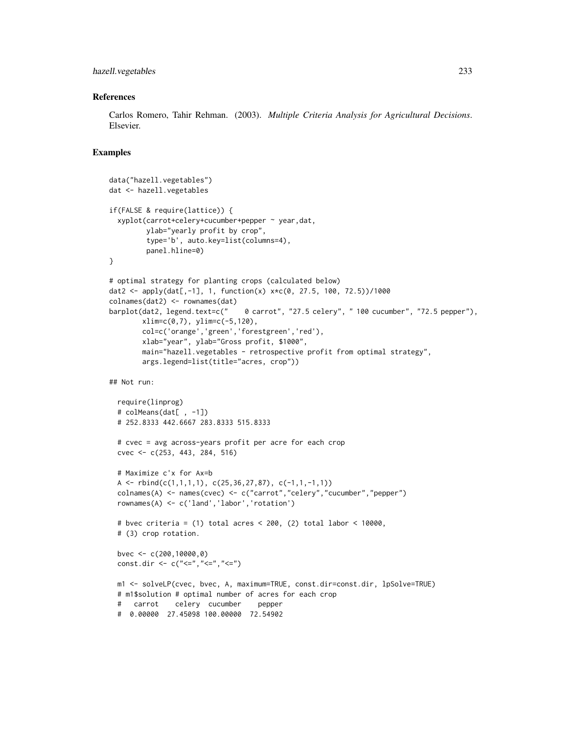### References

Carlos Romero, Tahir Rehman. (2003). *Multiple Criteria Analysis for Agricultural Decisions*. Elsevier.

### Examples

```
data("hazell.vegetables")
dat <- hazell.vegetables

if(FALSE & require(lattice)) {
  xyplot(carrot+celery+cucumber+pepper ~ year,dat,
         ylab="yearly profit by crop",
         type='b', auto.key=list(columns=4),
         panel.hline=0)
}

# optimal strategy for planting crops (calculated below)
dat2 <- apply(dat[,-1], 1, function(x) x*c(0, 27.5, 100, 72.5))/1000
colnames(dat2) <- rownames(dat)
barplot(dat2, legend.text=c("    0 carrot", "27.5 celery", " 100 cucumber", "72.5 pepper"),
        xlim=c(0,7), ylim=c(-5,120),
        col=c('orange','green','forestgreen','red'),
        xlab="year", ylab="Gross profit, $1000",
        main="hazell.vegetables - retrospective profit from optimal strategy",
        args.legend=list(title="acres, crop"))

## Not run:

  require(linprog)
  # colMeans(dat[ , -1])
  # 252.8333 442.6667 283.8333 515.8333

  # cvec = avg across-years profit per acre for each crop
  cvec <- c(253, 443, 284, 516)

  # Maximize c'x for Ax=b
  A <- rbind(c(1,1,1,1), c(25,36,27,87), c(-1,1,-1,1))
  colnames(A) <- names(cvec) <- c("carrot","celery","cucumber","pepper")
  rownames(A) <- c('land','labor','rotation')

  # bvec criteria = (1) total acres < 200, (2) total labor < 10000,
  # (3) crop rotation.

  bvec <- c(200,10000,0)
  const.dir <- c("<=","<=","<=")

  m1 <- solveLP(cvec, bvec, A, maximum=TRUE, const.dir=const.dir, lpSolve=TRUE)
  # m1$solution # optimal number of acres for each crop
  #   carrot    celery  cucumber    pepper
  #  0.00000  27.45098 100.00000  72.54902
```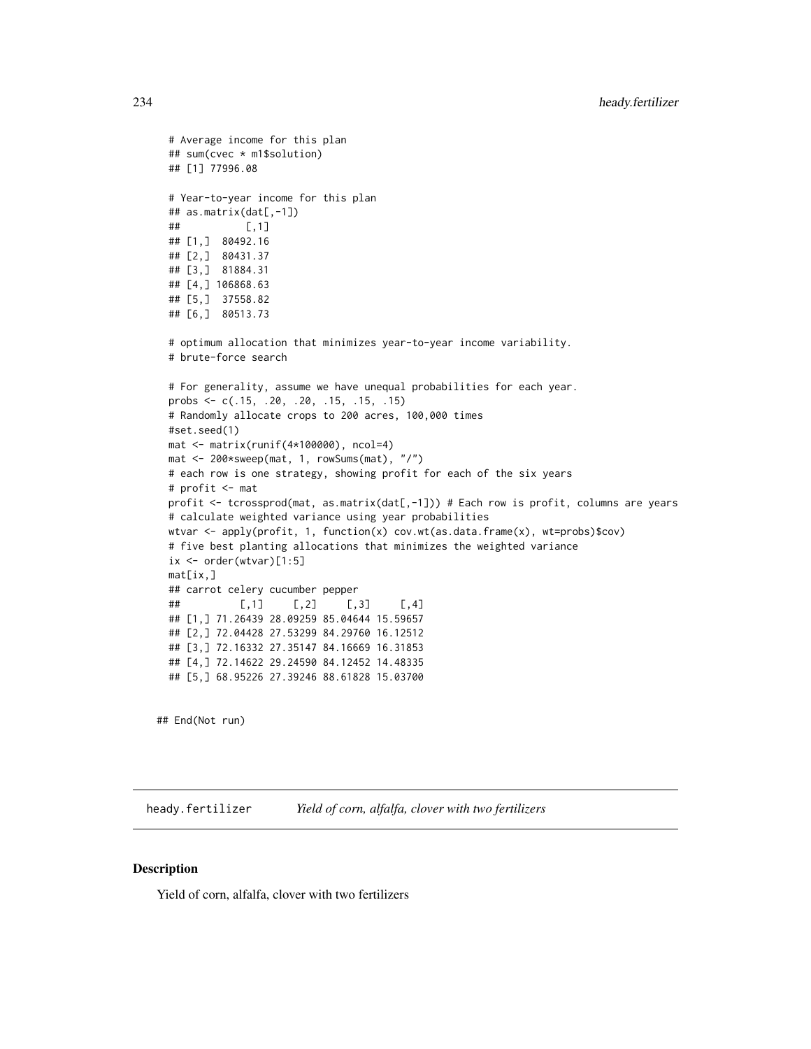```
# Average income for this plan
## sum(cvec * m1$solution)
## [1] 77996.08

# Year-to-year income for this plan
## as.matrix(dat[,-1])
##           [,1]
## [1,]  80492.16
## [2,]  80431.37
## [3,]  81884.31
## [4,] 106868.63
## [5,]  37558.82
## [6,]  80513.73

# optimum allocation that minimizes year-to-year income variability.
# brute-force search

# For generality, assume we have unequal probabilities for each year.
probs <- c(.15, .20, .20, .15, .15, .15)
# Randomly allocate crops to 200 acres, 100,000 times
#set.seed(1)
mat <- matrix(runif(4*100000), ncol=4)
mat <- 200*sweep(mat, 1, rowSums(mat), "/")
# each row is one strategy, showing profit for each of the six years
# profit <- mat
profit <- tcrossprod(mat, as.matrix(dat[,-1])) # Each row is profit, columns are years
# calculate weighted variance using year probabilities
wtvar <- apply(profit, 1, function(x) cov.wt(as.data.frame(x), wt=probs)$cov)
# five best planting allocations that minimizes the weighted variance
ix <- order(wtvar)[1:5]
mat[ix,]
## carrot celery cucumber pepper
##          [,1]     [,2]     [,3]     [,4]
## [1,] 71.26439 28.09259 85.04644 15.59657
## [2,] 72.04428 27.53299 84.29760 16.12512
## [3,] 72.16332 27.35147 84.16669 16.31853
## [4,] 72.14622 29.24590 84.12452 14.48335
## [5,] 68.95226 27.39246 88.61828 15.03700

## End(Not run)
```

---

## heady.fertilizer — *Yield of corn, alfalfa, clover with two fertilizers*

### Description

Yield of corn, alfalfa, clover with two fertilizers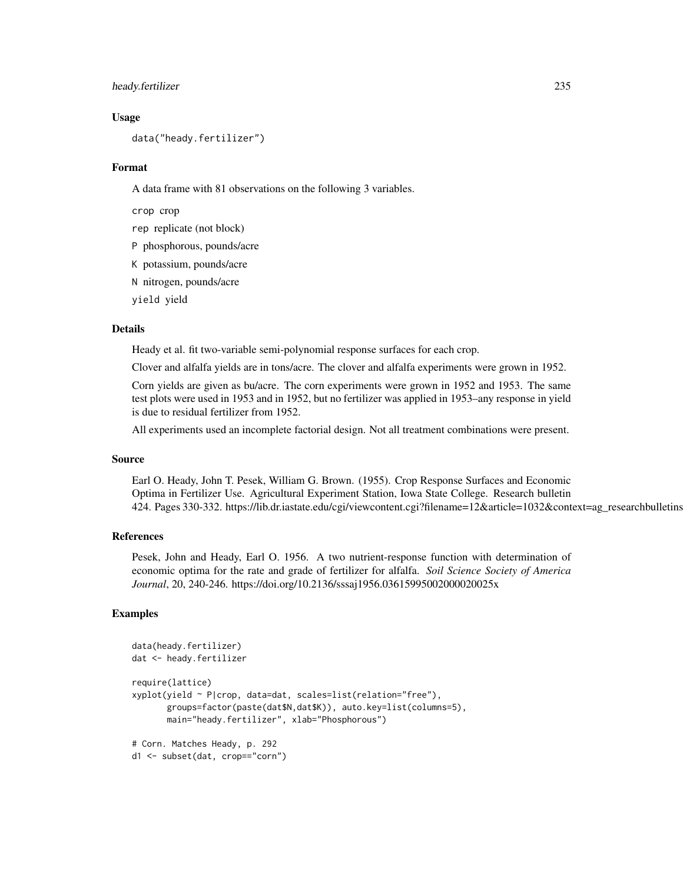### Usage

```
data("heady.fertilizer")
```

### Format

A data frame with 81 observations on the following 3 variables.

`crop` crop

`rep` replicate (not block)

`P` phosphorous, pounds/acre

`K` potassium, pounds/acre

`N` nitrogen, pounds/acre

`yield` yield

### Details

Heady et al. fit two-variable semi-polynomial response surfaces for each crop.

Clover and alfalfa yields are in tons/acre. The clover and alfalfa experiments were grown in 1952.

Corn yields are given as bu/acre. The corn experiments were grown in 1952 and 1953. The same test plots were used in 1953 and in 1952, but no fertilizer was applied in 1953–any response in yield is due to residual fertilizer from 1952.

All experiments used an incomplete factorial design. Not all treatment combinations were present.

### Source

Earl O. Heady, John T. Pesek, William G. Brown. (1955). Crop Response Surfaces and Economic Optima in Fertilizer Use. Agricultural Experiment Station, Iowa State College. Research bulletin 424. Pages 330-332. https://lib.dr.iastate.edu/cgi/viewcontent.cgi?filename=12&article=1032&context=ag_researchbulletins

### References

Pesek, John and Heady, Earl O. 1956. A two nutrient-response function with determination of economic optima for the rate and grade of fertilizer for alfalfa. *Soil Science Society of America Journal*, 20, 240-246. https://doi.org/10.2136/sssaj1956.03615995002000020025x

### Examples

```
data(heady.fertilizer)
dat <- heady.fertilizer

require(lattice)
xyplot(yield ~ P|crop, data=dat, scales=list(relation="free"),
       groups=factor(paste(dat$N,dat$K)), auto.key=list(columns=5),
       main="heady.fertilizer", xlab="Phosphorous")

# Corn. Matches Heady, p. 292
d1 <- subset(dat, crop=="corn")
```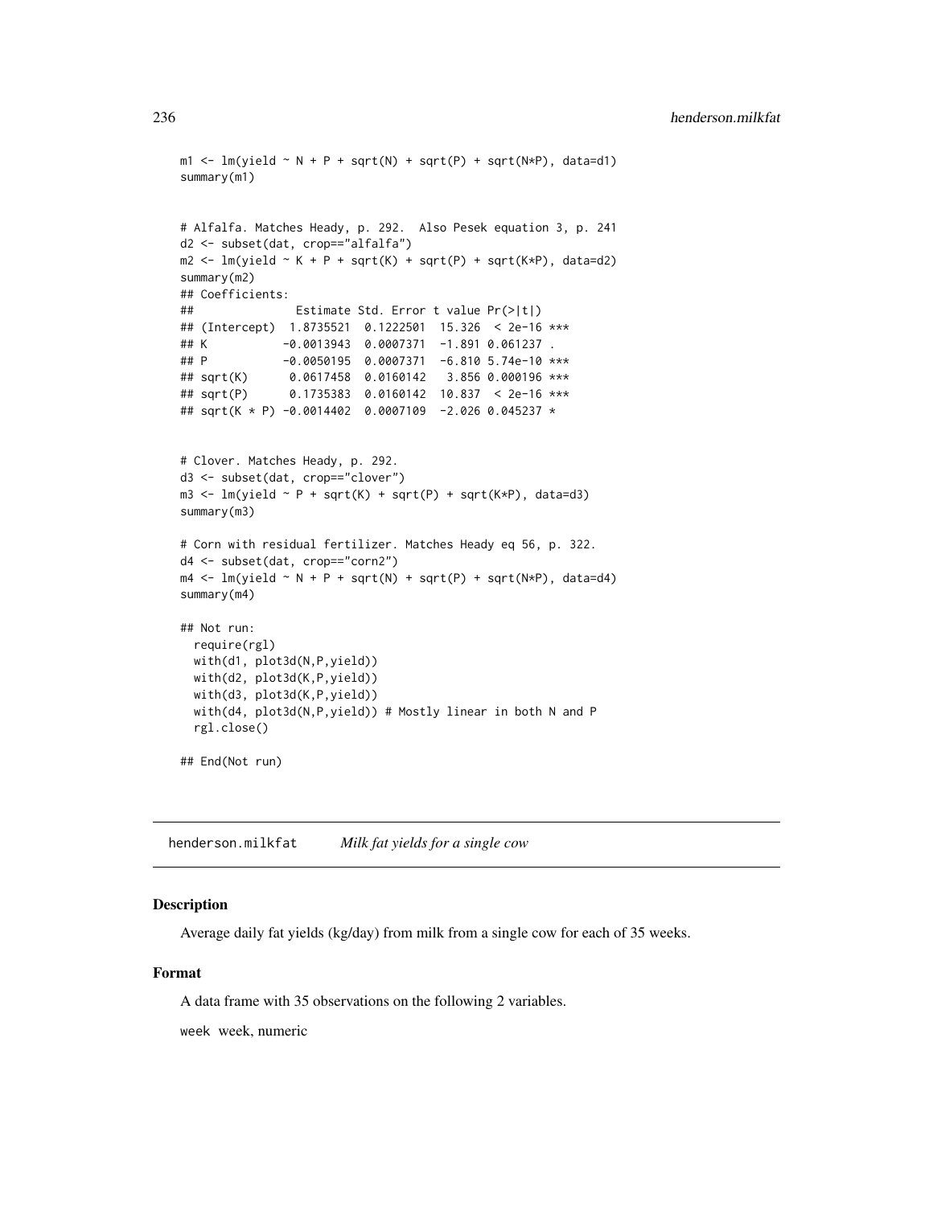```
m1 <- lm(yield ~ N + P + sqrt(N) + sqrt(P) + sqrt(N*P), data=d1)
summary(m1)


# Alfalfa. Matches Heady, p. 292.  Also Pesek equation 3, p. 241
d2 <- subset(dat, crop=="alfalfa")
m2 <- lm(yield ~ K + P + sqrt(K) + sqrt(P) + sqrt(K*P), data=d2)
summary(m2)
## Coefficients:
##               Estimate Std. Error t value Pr(>|t|)
## (Intercept)  1.8735521  0.1222501  15.326  < 2e-16 ***
## K           -0.0013943  0.0007371  -1.891 0.061237 .
## P           -0.0050195  0.0007371  -6.810 5.74e-10 ***
## sqrt(K)      0.0617458  0.0160142   3.856 0.000196 ***
## sqrt(P)      0.1735383  0.0160142  10.837  < 2e-16 ***
## sqrt(K * P) -0.0014402  0.0007109  -2.026 0.045237 *


# Clover. Matches Heady, p. 292.
d3 <- subset(dat, crop=="clover")
m3 <- lm(yield ~ P + sqrt(K) + sqrt(P) + sqrt(K*P), data=d3)
summary(m3)

# Corn with residual fertilizer. Matches Heady eq 56, p. 322.
d4 <- subset(dat, crop=="corn2")
m4 <- lm(yield ~ N + P + sqrt(N) + sqrt(P) + sqrt(N*P), data=d4)
summary(m4)

## Not run:
  require(rgl)
  with(d1, plot3d(N,P,yield))
  with(d2, plot3d(K,P,yield))
  with(d3, plot3d(K,P,yield))
  with(d4, plot3d(N,P,yield)) # Mostly linear in both N and P
  rgl.close()

## End(Not run)
```

---

henderson.milkfat *Milk fat yields for a single cow*

---

### Description

Average daily fat yields (kg/day) from milk from a single cow for each of 35 weeks.

### Format

A data frame with 35 observations on the following 2 variables.

week week, numeric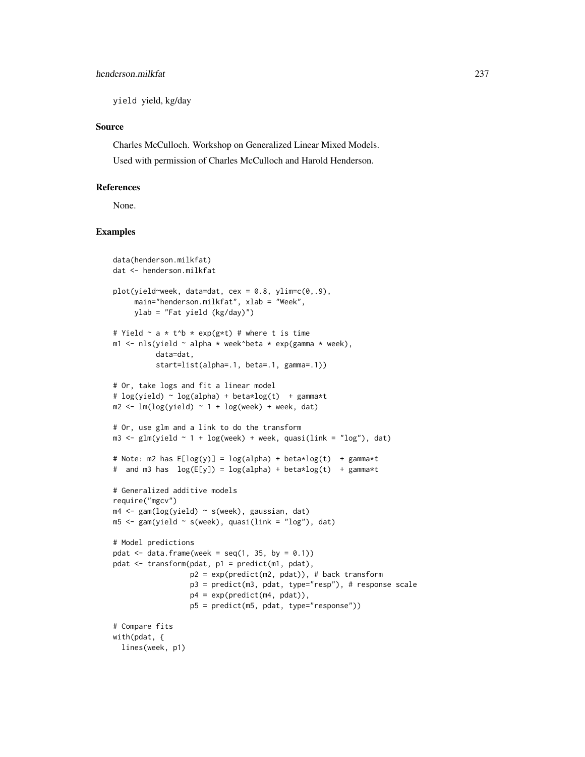yield yield, kg/day

## Source

Charles McCulloch. Workshop on Generalized Linear Mixed Models.

Used with permission of Charles McCulloch and Harold Henderson.

## References

None.

## Examples

```
data(henderson.milkfat)
dat <- henderson.milkfat

plot(yield~week, data=dat, cex = 0.8, ylim=c(0,.9),
     main="henderson.milkfat", xlab = "Week",
     ylab = "Fat yield (kg/day)")

# Yield ~ a * t^b * exp(g*t) # where t is time
m1 <- nls(yield ~ alpha * week^beta * exp(gamma * week),
          data=dat,
          start=list(alpha=.1, beta=.1, gamma=.1))

# Or, take logs and fit a linear model
# log(yield) ~ log(alpha) + beta*log(t)  + gamma*t
m2 <- lm(log(yield) ~ 1 + log(week) + week, dat)

# Or, use glm and a link to do the transform
m3 <- glm(yield ~ 1 + log(week) + week, quasi(link = "log"), dat)

# Note: m2 has E[log(y)] = log(alpha) + beta*log(t)  + gamma*t
#  and m3 has  log(E[y]) = log(alpha) + beta*log(t)  + gamma*t

# Generalized additive models
require("mgcv")
m4 <- gam(log(yield) ~ s(week), gaussian, dat)
m5 <- gam(yield ~ s(week), quasi(link = "log"), dat)

# Model predictions
pdat <- data.frame(week = seq(1, 35, by = 0.1))
pdat <- transform(pdat, p1 = predict(m1, pdat),
                  p2 = exp(predict(m2, pdat)), # back transform
                  p3 = predict(m3, pdat, type="resp"), # response scale
                  p4 = exp(predict(m4, pdat)),
                  p5 = predict(m5, pdat, type="response"))

# Compare fits
with(pdat, {
  lines(week, p1)
```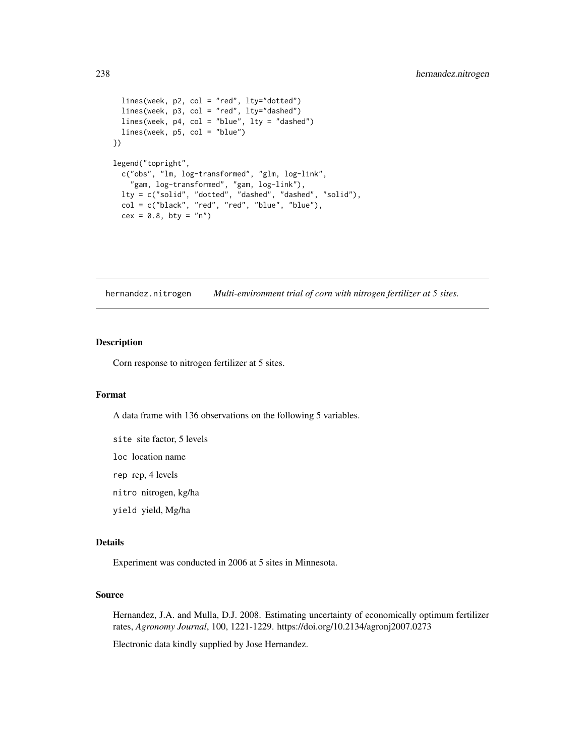```
  lines(week, p2, col = "red", lty="dotted")
  lines(week, p3, col = "red", lty="dashed")
  lines(week, p4, col = "blue", lty = "dashed")
  lines(week, p5, col = "blue")
})

legend("topright",
  c("obs", "lm, log-transformed", "glm, log-link",
    "gam, log-transformed", "gam, log-link"),
  lty = c("solid", "dotted", "dashed", "dashed", "solid"),
  col = c("black", "red", "red", "blue", "blue"),
  cex = 0.8, bty = "n")
```

---

hernandez.nitrogen &nbsp;&nbsp;&nbsp; *Multi-environment trial of corn with nitrogen fertilizer at 5 sites.*

---

## Description

Corn response to nitrogen fertilizer at 5 sites.

## Format

A data frame with 136 observations on the following 5 variables.

`site` site factor, 5 levels

`loc` location name

`rep` rep, 4 levels

`nitro` nitrogen, kg/ha

`yield` yield, Mg/ha

## Details

Experiment was conducted in 2006 at 5 sites in Minnesota.

## Source

Hernandez, J.A. and Mulla, D.J. 2008. Estimating uncertainty of economically optimum fertilizer rates, *Agronomy Journal*, 100, 1221-1229. https://doi.org/10.2134/agronj2007.0273

Electronic data kindly supplied by Jose Hernandez.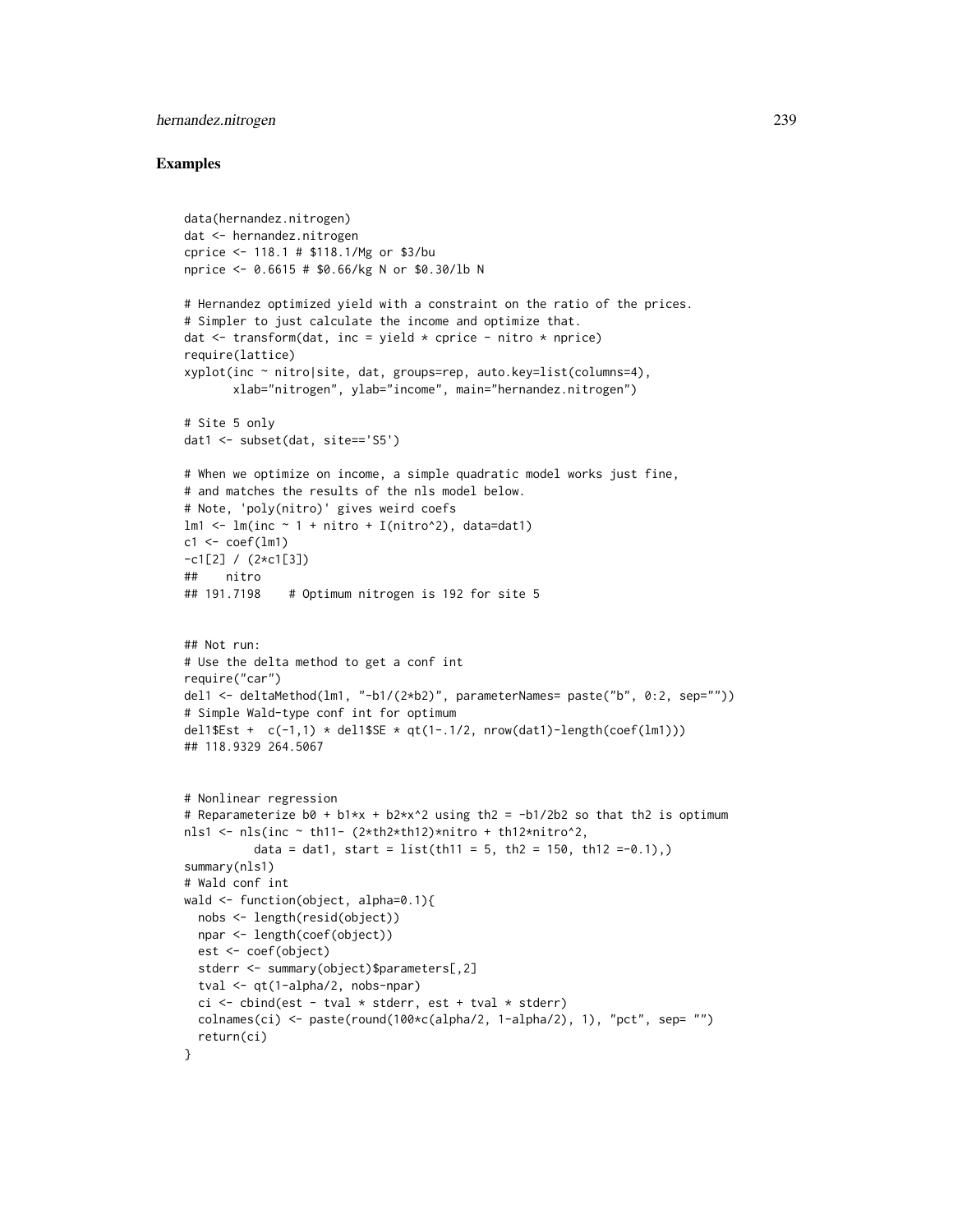## Examples

```
data(hernandez.nitrogen)
dat <- hernandez.nitrogen
cprice <- 118.1 # $118.1/Mg or $3/bu
nprice <- 0.6615 # $0.66/kg N or $0.30/lb N

# Hernandez optimized yield with a constraint on the ratio of the prices.
# Simpler to just calculate the income and optimize that.
dat <- transform(dat, inc = yield * cprice - nitro * nprice)
require(lattice)
xyplot(inc ~ nitro|site, dat, groups=rep, auto.key=list(columns=4),
       xlab="nitrogen", ylab="income", main="hernandez.nitrogen")

# Site 5 only
dat1 <- subset(dat, site=='S5')

# When we optimize on income, a simple quadratic model works just fine,
# and matches the results of the nls model below.
# Note, 'poly(nitro)' gives weird coefs
lm1 <- lm(inc ~ 1 + nitro + I(nitro^2), data=dat1)
c1 <- coef(lm1)
-c1[2] / (2*c1[3])
##    nitro
## 191.7198    # Optimum nitrogen is 192 for site 5


## Not run:
# Use the delta method to get a conf int
require("car")
del1 <- deltaMethod(lm1, "-b1/(2*b2)", parameterNames= paste("b", 0:2, sep=""))
# Simple Wald-type conf int for optimum
del1$Est +  c(-1,1) * del1$SE * qt(1-.1/2, nrow(dat1)-length(coef(lm1)))
## 118.9329 264.5067


# Nonlinear regression
# Reparameterize b0 + b1*x + b2*x^2 using th2 = -b1/2b2 so that th2 is optimum
nls1 <- nls(inc ~ th11- (2*th2*th12)*nitro + th12*nitro^2,
          data = dat1, start = list(th11 = 5, th2 = 150, th12 =-0.1),)
summary(nls1)
# Wald conf int
wald <- function(object, alpha=0.1){
  nobs <- length(resid(object))
  npar <- length(coef(object))
  est <- coef(object)
  stderr <- summary(object)$parameters[,2]
  tval <- qt(1-alpha/2, nobs-npar)
  ci <- cbind(est - tval * stderr, est + tval * stderr)
  colnames(ci) <- paste(round(100*c(alpha/2, 1-alpha/2), 1), "pct", sep= "")
  return(ci)
}
```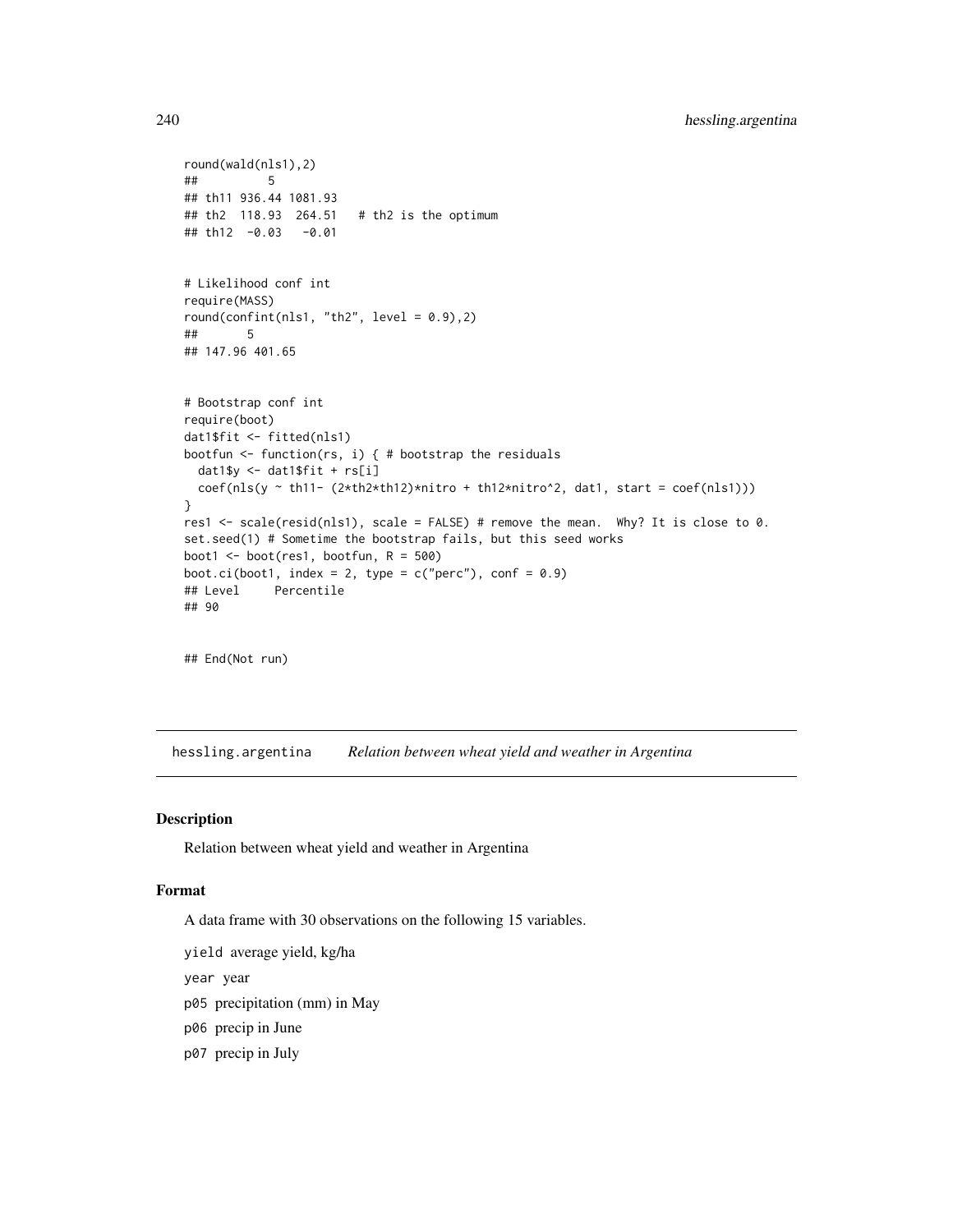```
round(wald(nls1),2)
##          5
## th11 936.44 1081.93
## th2  118.93  264.51   # th2 is the optimum
## th12  -0.03   -0.01


# Likelihood conf int
require(MASS)
round(confint(nls1, "th2", level = 0.9),2)
##      5
## 147.96 401.65


# Bootstrap conf int
require(boot)
dat1$fit <- fitted(nls1)
bootfun <- function(rs, i) { # bootstrap the residuals
  dat1$y <- dat1$fit + rs[i]
  coef(nls(y ~ th11- (2*th2*th12)*nitro + th12*nitro^2, dat1, start = coef(nls1)))
}
res1 <- scale(resid(nls1), scale = FALSE) # remove the mean.  Why? It is close to 0.
set.seed(1) # Sometime the bootstrap fails, but this seed works
boot1 <- boot(res1, bootfun, R = 500)
boot.ci(boot1, index = 2, type = c("perc"), conf = 0.9)
## Level     Percentile
## 90


## End(Not run)
```

---

hessling.argentina     *Relation between wheat yield and weather in Argentina*

---

### Description

Relation between wheat yield and weather in Argentina

### Format

A data frame with 30 observations on the following 15 variables.

`yield` average yield, kg/ha

`year` year

`p05` precipitation (mm) in May

`p06` precip in June

`p07` precip in July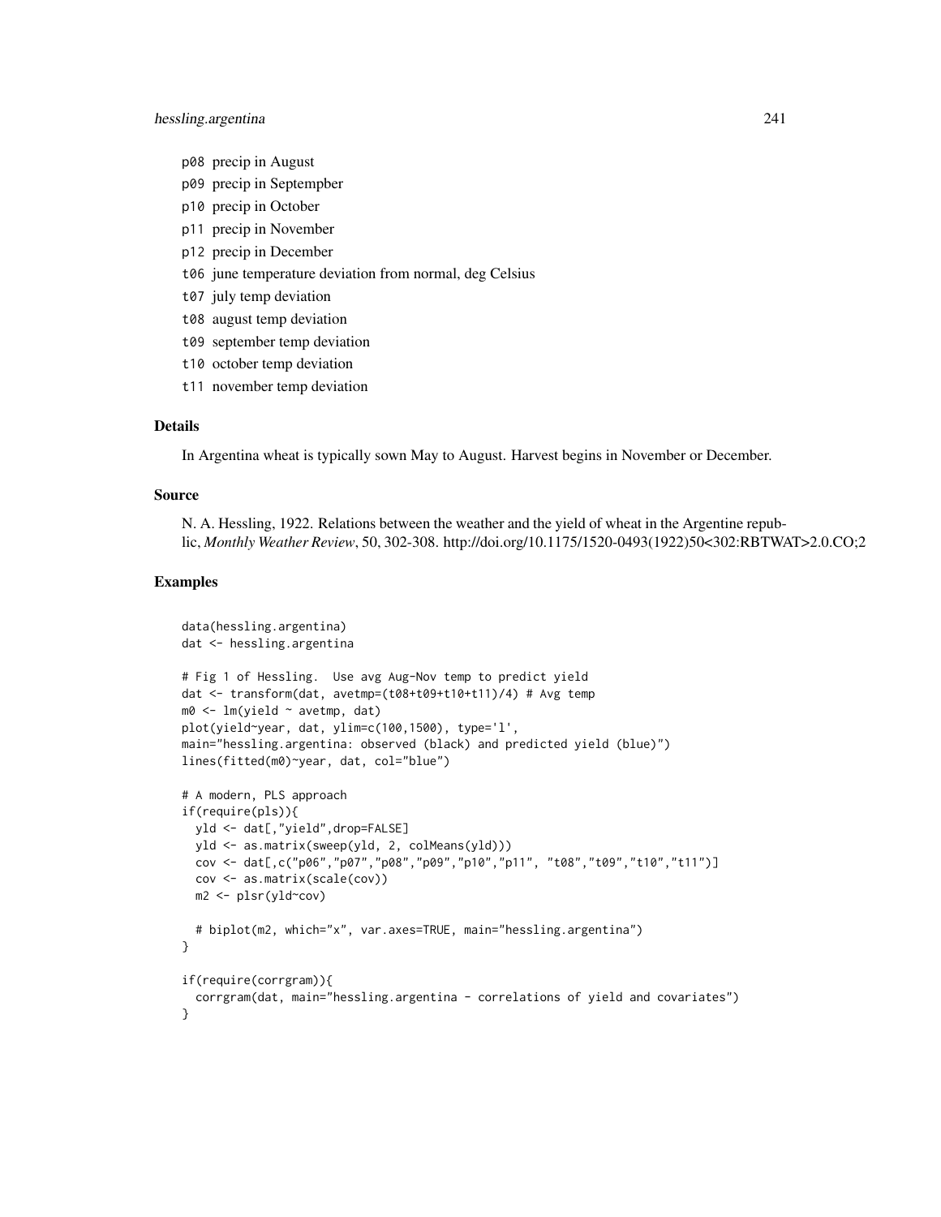p08 precip in August

p09 precip in Septempber

p10 precip in October

p11 precip in November

p12 precip in December

t06 june temperature deviation from normal, deg Celsius

t07 july temp deviation

t08 august temp deviation

t09 september temp deviation

t10 october temp deviation

t11 november temp deviation

## Details

In Argentina wheat is typically sown May to August. Harvest begins in November or December.

## Source

N. A. Hessling, 1922. Relations between the weather and the yield of wheat in the Argentine republic, *Monthly Weather Review*, 50, 302-308. http://doi.org/10.1175/1520-0493(1922)50<302:RBTWAT>2.0.CO;2

## Examples

```
data(hessling.argentina)
dat <- hessling.argentina

# Fig 1 of Hessling.  Use avg Aug-Nov temp to predict yield
dat <- transform(dat, avetmp=(t08+t09+t10+t11)/4) # Avg temp
m0 <- lm(yield ~ avetmp, dat)
plot(yield~year, dat, ylim=c(100,1500), type='l',
main="hessling.argentina: observed (black) and predicted yield (blue)")
lines(fitted(m0)~year, dat, col="blue")

# A modern, PLS approach
if(require(pls)){
  yld <- dat[,"yield",drop=FALSE]
  yld <- as.matrix(sweep(yld, 2, colMeans(yld)))
  cov <- dat[,c("p06","p07","p08","p09","p10","p11", "t08","t09","t10","t11")]
  cov <- as.matrix(scale(cov))
  m2 <- plsr(yld~cov)

  # biplot(m2, which="x", var.axes=TRUE, main="hessling.argentina")
}

if(require(corrgram)){
  corrgram(dat, main="hessling.argentina - correlations of yield and covariates")
}
```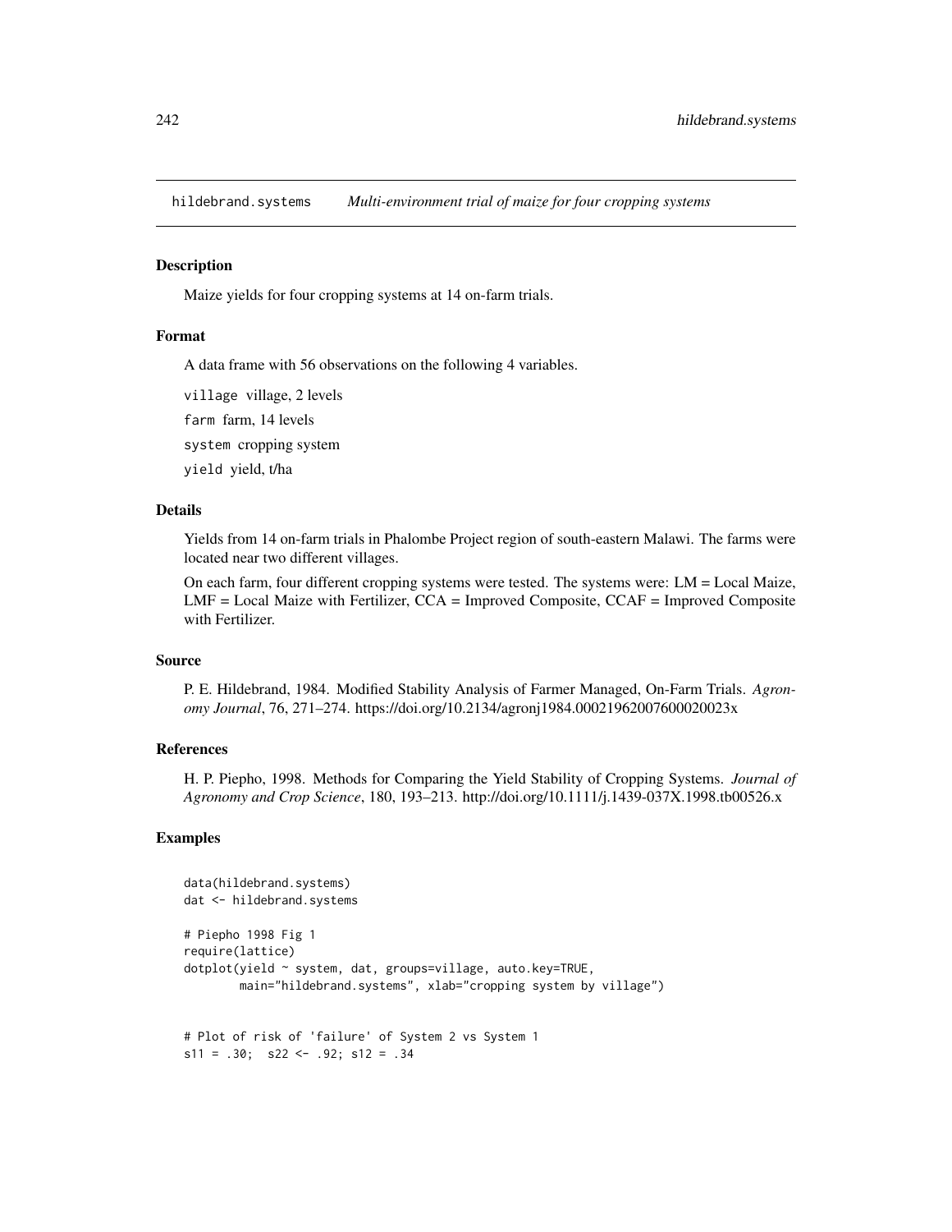# hildebrand.systems *Multi-environment trial of maize for four cropping systems*

## Description

Maize yields for four cropping systems at 14 on-farm trials.

## Format

A data frame with 56 observations on the following 4 variables.

`village` village, 2 levels

`farm` farm, 14 levels

`system` cropping system

`yield` yield, t/ha

## Details

Yields from 14 on-farm trials in Phalombe Project region of south-eastern Malawi. The farms were located near two different villages.

On each farm, four different cropping systems were tested. The systems were: LM = Local Maize, LMF = Local Maize with Fertilizer, CCA = Improved Composite, CCAF = Improved Composite with Fertilizer.

## Source

P. E. Hildebrand, 1984. Modified Stability Analysis of Farmer Managed, On-Farm Trials. *Agronomy Journal*, 76, 271–274. https://doi.org/10.2134/agronj1984.00021962007600020023x

## References

H. P. Piepho, 1998. Methods for Comparing the Yield Stability of Cropping Systems. *Journal of Agronomy and Crop Science*, 180, 193–213. http://doi.org/10.1111/j.1439-037X.1998.tb00526.x

## Examples

```
data(hildebrand.systems)
dat <- hildebrand.systems

# Piepho 1998 Fig 1
require(lattice)
dotplot(yield ~ system, dat, groups=village, auto.key=TRUE,
        main="hildebrand.systems", xlab="cropping system by village")


# Plot of risk of 'failure' of System 2 vs System 1
s11 = .30;  s22 <- .92; s12 = .34
```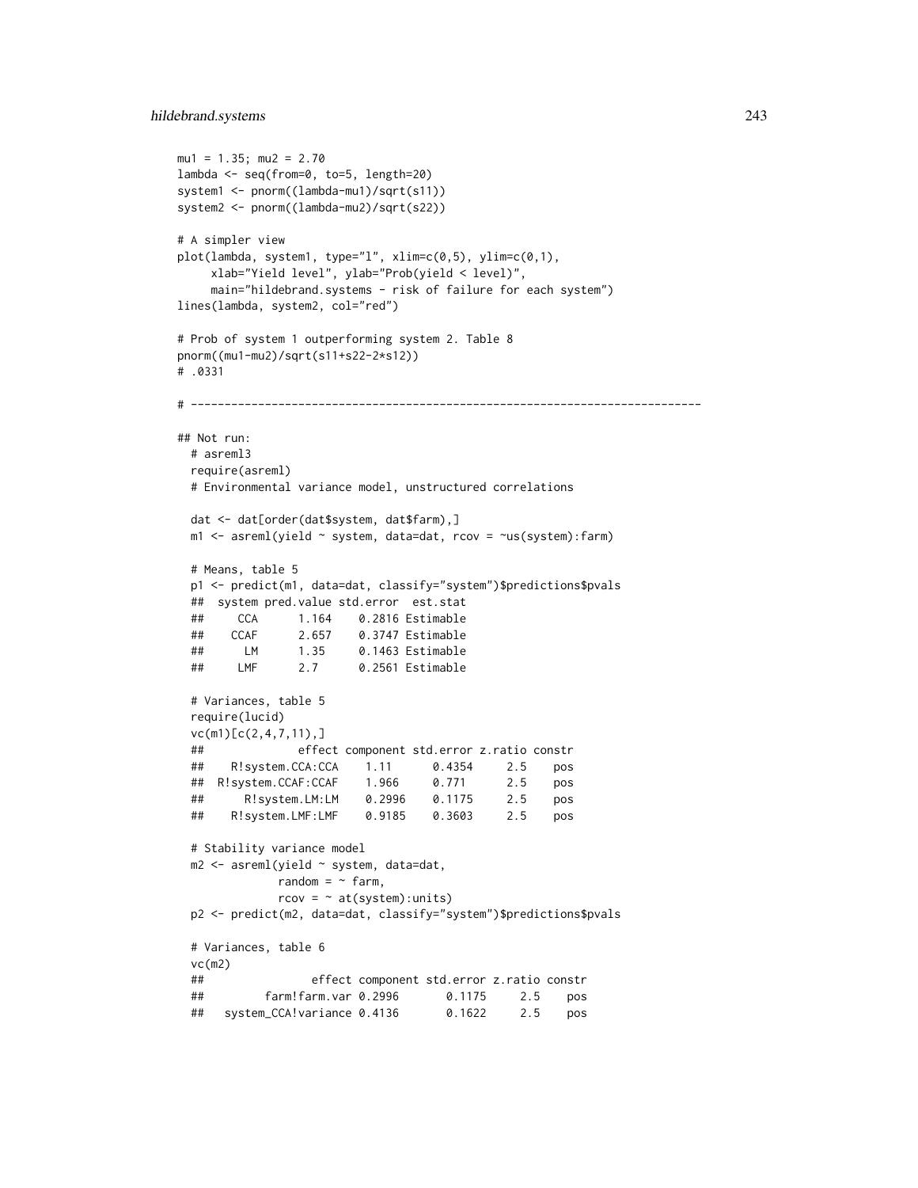```
mu1 = 1.35; mu2 = 2.70
lambda <- seq(from=0, to=5, length=20)
system1 <- pnorm((lambda-mu1)/sqrt(s11))
system2 <- pnorm((lambda-mu2)/sqrt(s22))

# A simpler view
plot(lambda, system1, type="l", xlim=c(0,5), ylim=c(0,1),
     xlab="Yield level", ylab="Prob(yield < level)",
     main="hildebrand.systems - risk of failure for each system")
lines(lambda, system2, col="red")

# Prob of system 1 outperforming system 2. Table 8
pnorm((mu1-mu2)/sqrt(s11+s22-2*s12))
# .0331

# ----------------------------------------------------------------------------

## Not run:
  # asreml3
  require(asreml)
  # Environmental variance model, unstructured correlations

  dat <- dat[order(dat$system, dat$farm),]
  m1 <- asreml(yield ~ system, data=dat, rcov = ~us(system):farm)

  # Means, table 5
  p1 <- predict(m1, data=dat, classify="system")$predictions$pvals
  ##  system pred.value std.error  est.stat
  ##     CCA      1.164    0.2816 Estimable
  ##    CCAF      2.657    0.3747 Estimable
  ##      LM      1.35     0.1463 Estimable
  ##     LMF      2.7      0.2561 Estimable

  # Variances, table 5
  require(lucid)
  vc(m1)[c(2,4,7,11),]
  ##              effect component std.error z.ratio constr
  ##    R!system.CCA:CCA    1.11      0.4354     2.5    pos
  ##  R!system.CCAF:CCAF    1.966     0.771      2.5    pos
  ##      R!system.LM:LM    0.2996    0.1175     2.5    pos
  ##    R!system.LMF:LMF    0.9185    0.3603     2.5    pos

  # Stability variance model
  m2 <- asreml(yield ~ system, data=dat,
              random = ~ farm,
              rcov = ~ at(system):units)
  p2 <- predict(m2, data=dat, classify="system")$predictions$pvals

  # Variances, table 6
  vc(m2)
  ##                effect component std.error z.ratio constr
  ##         farm!farm.var 0.2996       0.1175     2.5    pos
  ##   system_CCA!variance 0.4136       0.1622     2.5    pos
```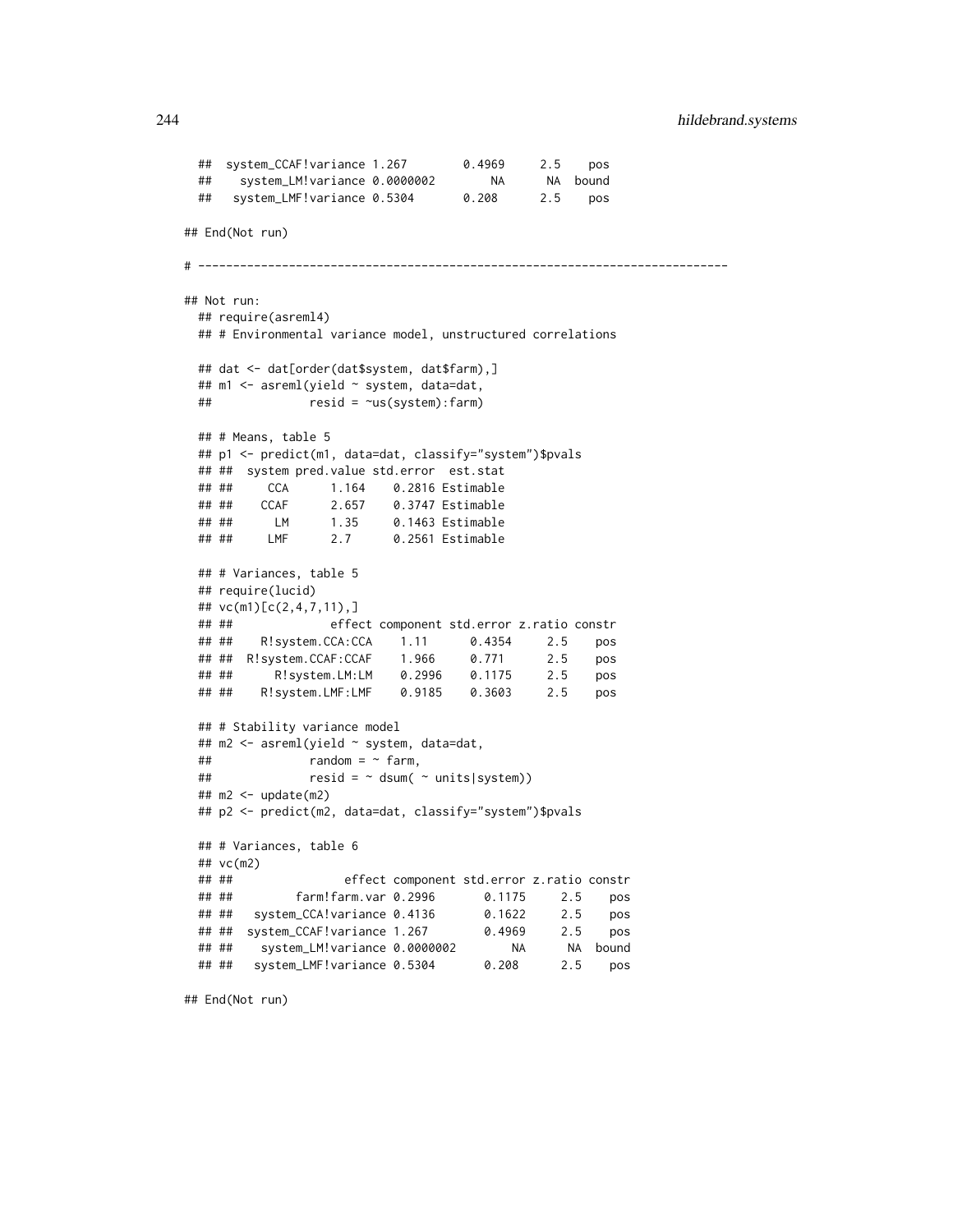```
  ##  system_CCAF!variance 1.267        0.4969     2.5    pos
  ##    system_LM!variance 0.0000002        NA      NA  bound
  ##   system_LMF!variance 0.5304       0.208      2.5    pos

## End(Not run)

# --------------------------------------------------------------------------

## Not run:
  ## require(asreml4)
  ## # Environmental variance model, unstructured correlations

  ## dat <- dat[order(dat$system, dat$farm),]
  ## m1 <- asreml(yield ~ system, data=dat,
  ##              resid = ~us(system):farm)

  ## # Means, table 5
  ## p1 <- predict(m1, data=dat, classify="system")$pvals
  ## ##  system pred.value std.error  est.stat
  ## ##     CCA      1.164    0.2816 Estimable
  ## ##    CCAF      2.657    0.3747 Estimable
  ## ##      LM      1.35     0.1463 Estimable
  ## ##     LMF      2.7      0.2561 Estimable

  ## # Variances, table 5
  ## require(lucid)
  ## vc(m1)[c(2,4,7,11),]
  ## ##              effect component std.error z.ratio constr
  ## ##    R!system.CCA:CCA    1.11      0.4354     2.5    pos
  ## ##  R!system.CCAF:CCAF    1.966     0.771      2.5    pos
  ## ##      R!system.LM:LM    0.2996    0.1175     2.5    pos
  ## ##    R!system.LMF:LMF    0.9185    0.3603     2.5    pos

  ## # Stability variance model
  ## m2 <- asreml(yield ~ system, data=dat,
  ##              random = ~ farm,
  ##              resid = ~ dsum( ~ units|system))
  ## m2 <- update(m2)
  ## p2 <- predict(m2, data=dat, classify="system")$pvals

  ## # Variances, table 6
  ## vc(m2)
  ## ##                effect component std.error z.ratio constr
  ## ##         farm!farm.var 0.2996       0.1175     2.5    pos
  ## ##   system_CCA!variance 0.4136       0.1622     2.5    pos
  ## ##  system_CCAF!variance 1.267        0.4969     2.5    pos
  ## ##    system_LM!variance 0.0000002        NA      NA  bound
  ## ##   system_LMF!variance 0.5304       0.208      2.5    pos

## End(Not run)
```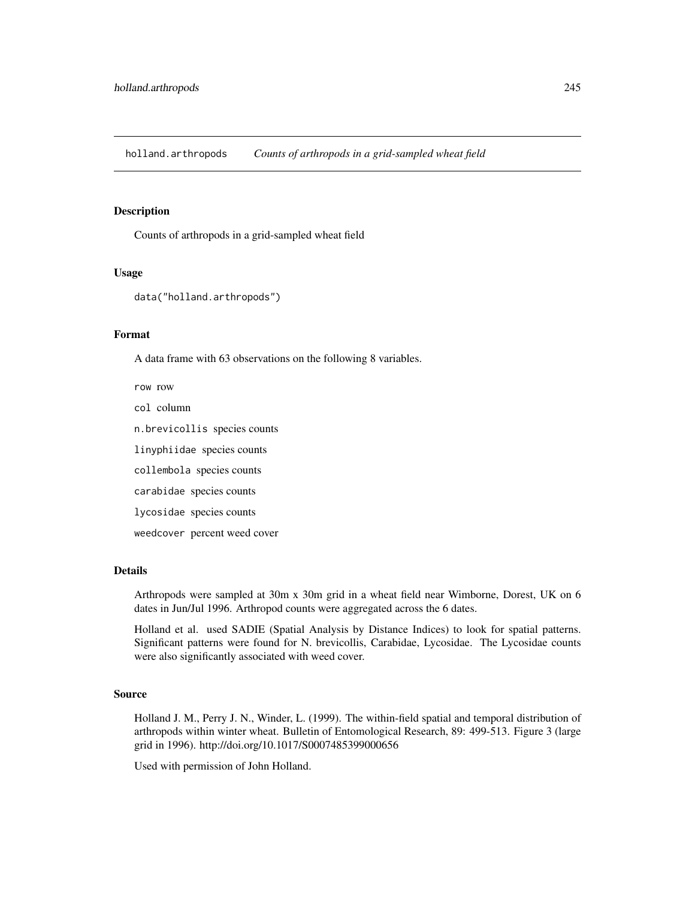## holland.arthropods *Counts of arthropods in a grid-sampled wheat field*

### Description

Counts of arthropods in a grid-sampled wheat field

### Usage

```
data("holland.arthropods")
```

### Format

A data frame with 63 observations on the following 8 variables.

`row` row

`col` column

`n.brevicollis` species counts

`linyphiidae` species counts

`collembola` species counts

`carabidae` species counts

`lycosidae` species counts

`weedcover` percent weed cover

### Details

Arthropods were sampled at 30m x 30m grid in a wheat field near Wimborne, Dorest, UK on 6 dates in Jun/Jul 1996. Arthropod counts were aggregated across the 6 dates.

Holland et al. used SADIE (Spatial Analysis by Distance Indices) to look for spatial patterns. Significant patterns were found for N. brevicollis, Carabidae, Lycosidae. The Lycosidae counts were also significantly associated with weed cover.

### Source

Holland J. M., Perry J. N., Winder, L. (1999). The within-field spatial and temporal distribution of arthropods within winter wheat. Bulletin of Entomological Research, 89: 499-513. Figure 3 (large grid in 1996). http://doi.org/10.1017/S0007485399000656

Used with permission of John Holland.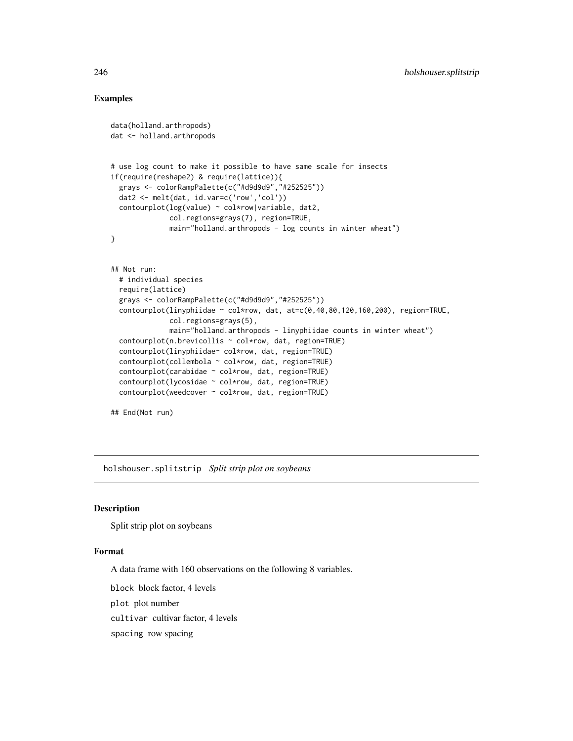## Examples

```
data(holland.arthropods)
dat <- holland.arthropods


# use log count to make it possible to have same scale for insects
if(require(reshape2) & require(lattice)){
  grays <- colorRampPalette(c("#d9d9d9","#252525"))
  dat2 <- melt(dat, id.var=c('row','col'))
  contourplot(log(value) ~ col*row|variable, dat2,
              col.regions=grays(7), region=TRUE,
              main="holland.arthropods - log counts in winter wheat")
}


## Not run:
  # individual species
  require(lattice)
  grays <- colorRampPalette(c("#d9d9d9","#252525"))
  contourplot(linyphiidae ~ col*row, dat, at=c(0,40,80,120,160,200), region=TRUE,
              col.regions=grays(5),
              main="holland.arthropods - linyphiidae counts in winter wheat")
  contourplot(n.brevicollis ~ col*row, dat, region=TRUE)
  contourplot(linyphiidae~ col*row, dat, region=TRUE)
  contourplot(collembola ~ col*row, dat, region=TRUE)
  contourplot(carabidae ~ col*row, dat, region=TRUE)
  contourplot(lycosidae ~ col*row, dat, region=TRUE)
  contourplot(weedcover ~ col*row, dat, region=TRUE)

## End(Not run)
```

---

# holshouser.splitstrip *Split strip plot on soybeans*

## Description

Split strip plot on soybeans

## Format

A data frame with 160 observations on the following 8 variables.

`block` block factor, 4 levels

`plot` plot number

`cultivar` cultivar factor, 4 levels

`spacing` row spacing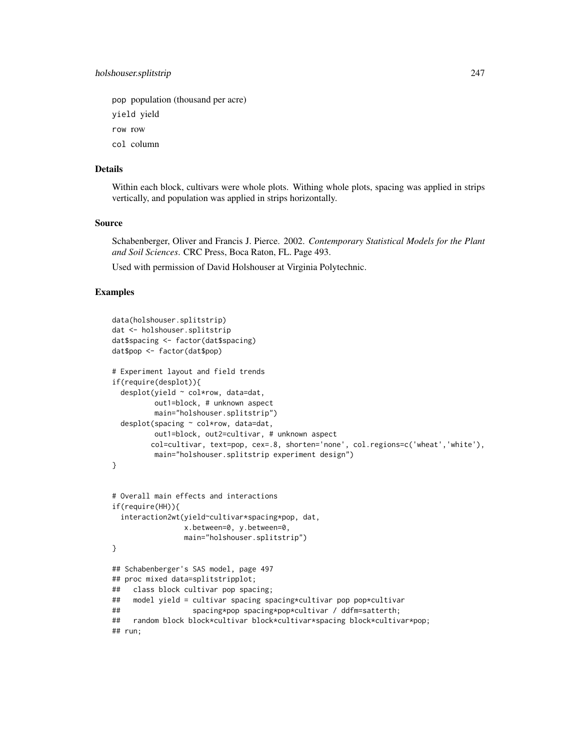`pop` population (thousand per acre)

`yield` yield

`row` row

`col` column

## Details

Within each block, cultivars were whole plots. Withing whole plots, spacing was applied in strips vertically, and population was applied in strips horizontally.

## Source

Schabenberger, Oliver and Francis J. Pierce. 2002. *Contemporary Statistical Models for the Plant and Soil Sciences*. CRC Press, Boca Raton, FL. Page 493.

Used with permission of David Holshouser at Virginia Polytechnic.

## Examples

```
data(holshouser.splitstrip)
dat <- holshouser.splitstrip
dat$spacing <- factor(dat$spacing)
dat$pop <- factor(dat$pop)

# Experiment layout and field trends
if(require(desplot)){
  desplot(yield ~ col*row, data=dat,
          out1=block, # unknown aspect
          main="holshouser.splitstrip")
  desplot(spacing ~ col*row, data=dat,
          out1=block, out2=cultivar, # unknown aspect
         col=cultivar, text=pop, cex=.8, shorten='none', col.regions=c('wheat','white'),
          main="holshouser.splitstrip experiment design")
}


# Overall main effects and interactions
if(require(HH)){
  interaction2wt(yield~cultivar*spacing*pop, dat,
                 x.between=0, y.between=0,
                 main="holshouser.splitstrip")
}

## Schabenberger's SAS model, page 497
## proc mixed data=splitstripplot;
##   class block cultivar pop spacing;
##   model yield = cultivar spacing spacing*cultivar pop pop*cultivar
##                 spacing*pop spacing*pop*cultivar / ddfm=satterth;
##   random block block*cultivar block*cultivar*spacing block*cultivar*pop;
## run;
```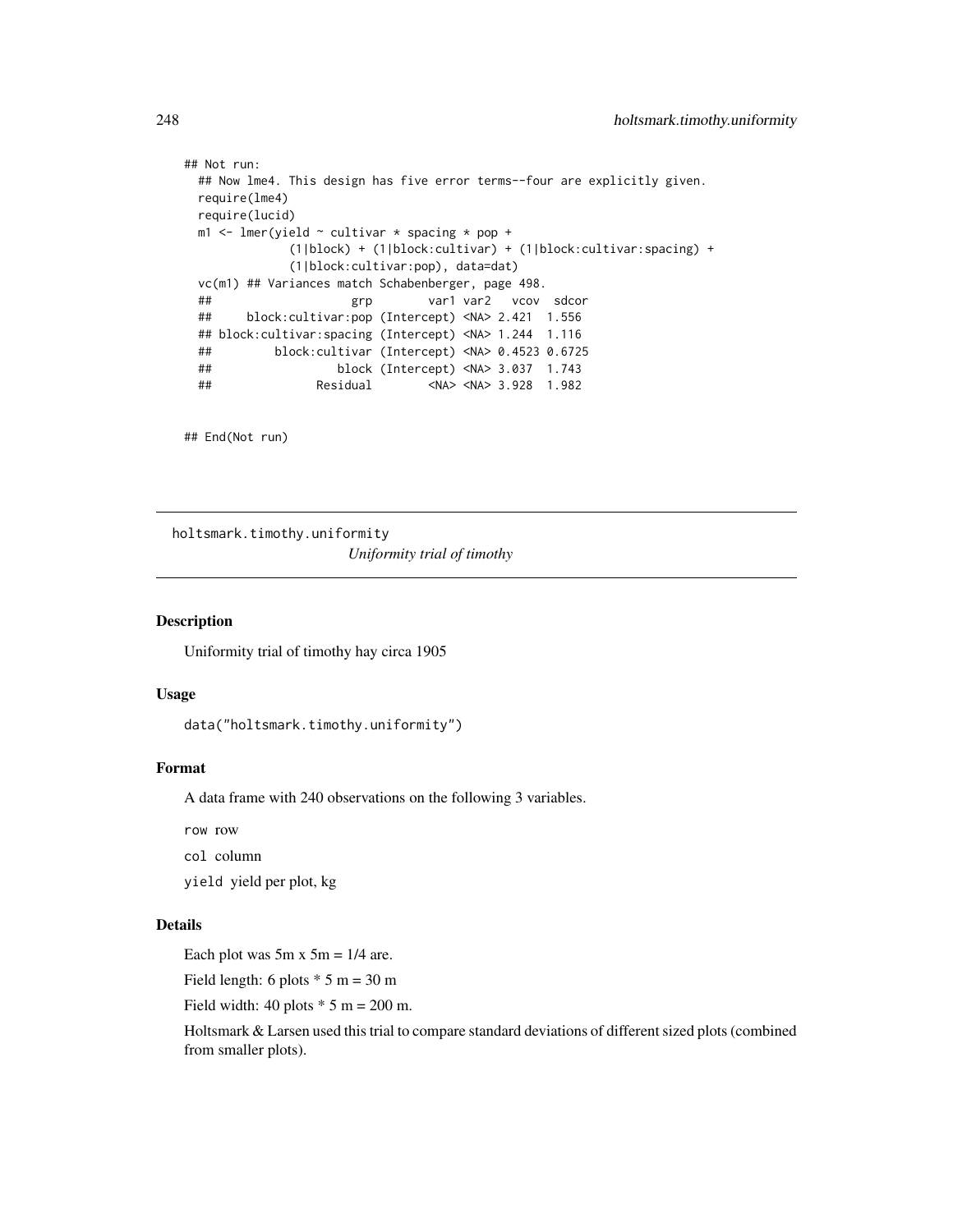```
## Not run:
  ## Now lme4. This design has five error terms--four are explicitly given.
  require(lme4)
  require(lucid)
  m1 <- lmer(yield ~ cultivar * spacing * pop +
               (1|block) + (1|block:cultivar) + (1|block:cultivar:spacing) +
               (1|block:cultivar:pop), data=dat)
  vc(m1) ## Variances match Schabenberger, page 498.
  ##                   grp        var1 var2   vcov  sdcor
  ##     block:cultivar:pop (Intercept) <NA> 2.421  1.556
  ## block:cultivar:spacing (Intercept) <NA> 1.244  1.116
  ##         block:cultivar (Intercept) <NA> 0.4523 0.6725
  ##                  block (Intercept) <NA> 3.037  1.743
  ##               Residual        <NA> <NA> 3.928  1.982

## End(Not run)
```

---

holtsmark.timothy.uniformity    *Uniformity trial of timothy*

---

## Description

Uniformity trial of timothy hay circa 1905

## Usage

```
data("holtsmark.timothy.uniformity")
```

## Format

A data frame with 240 observations on the following 3 variables.

`row` row

`col` column

`yield` yield per plot, kg

## Details

Each plot was 5m x 5m = 1/4 are.

Field length: 6 plots * 5 m = 30 m

Field width: 40 plots * 5 m = 200 m.

Holtsmark & Larsen used this trial to compare standard deviations of different sized plots (combined from smaller plots).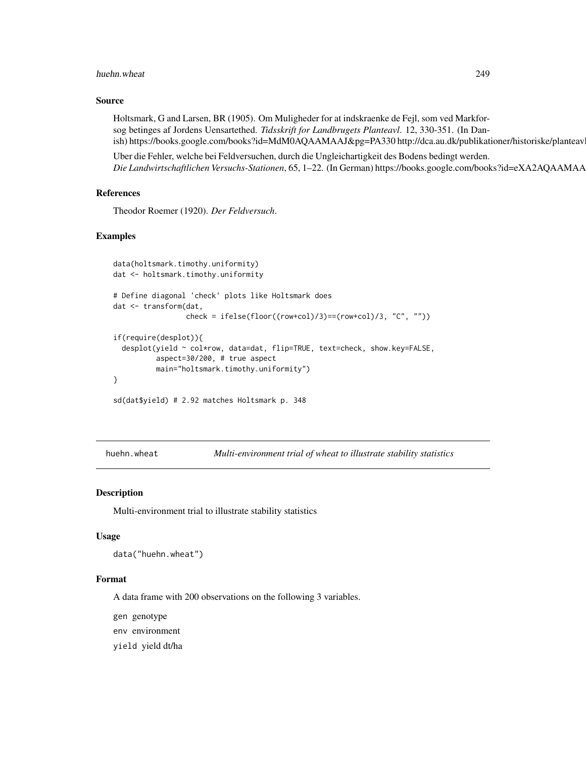### Source

Holtsmark, G and Larsen, BR (1905). Om Muligheder for at indskraenke de Fejl, som ved Markforsog betinges af Jordens Uensartethed. *Tidsskrift for Landbrugets Planteavl*. 12, 330-351. (In Danish) https://books.google.com/books?id=MdM0AQAAMAAJ&pg=PA330 http://dca.au.dk/publikationer/historiske/planteavl

Uber die Fehler, welche bei Feldversuchen, durch die Ungleichartigkeit des Bodens bedingt werden. *Die Landwirtschaftlichen Versuchs-Stationen*, 65, 1–22. (In German) https://books.google.com/books?id=eXA2AQAAMAA

### References

Theodor Roemer (1920). *Der Feldversuch*.

### Examples

```
data(holtsmark.timothy.uniformity)
dat <- holtsmark.timothy.uniformity

# Define diagonal 'check' plots like Holtsmark does
dat <- transform(dat,
                 check = ifelse(floor((row+col)/3)==(row+col)/3, "C", ""))

if(require(desplot)){
  desplot(yield ~ col*row, data=dat, flip=TRUE, text=check, show.key=FALSE,
          aspect=30/200, # true aspect
          main="holtsmark.timothy.uniformity")
}

sd(dat$yield) # 2.92 matches Holtsmark p. 348
```

---

## huehn.wheat — *Multi-environment trial of wheat to illustrate stability statistics*

### Description

Multi-environment trial to illustrate stability statistics

### Usage

```
data("huehn.wheat")
```

### Format

A data frame with 200 observations on the following 3 variables.

- `gen` genotype
- `env` environment
- `yield` yield dt/ha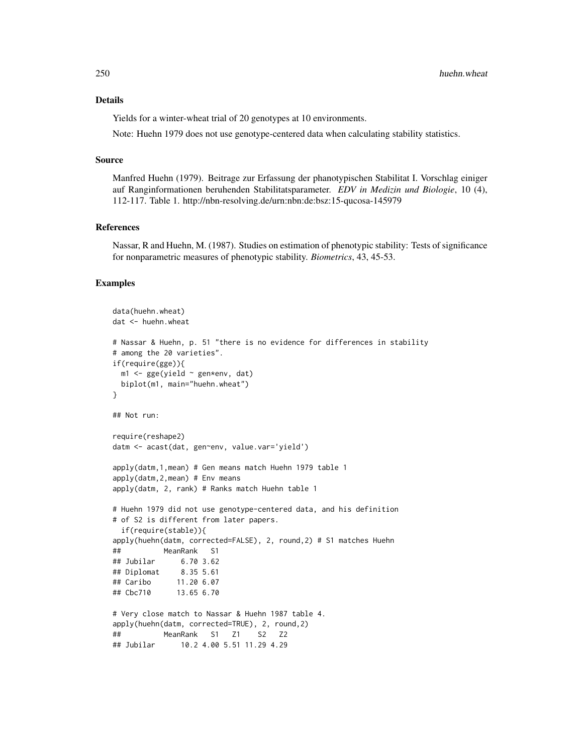### Details

Yields for a winter-wheat trial of 20 genotypes at 10 environments.

Note: Huehn 1979 does not use genotype-centered data when calculating stability statistics.

### Source

Manfred Huehn (1979). Beitrage zur Erfassung der phanotypischen Stabilitat I. Vorschlag einiger auf Ranginformationen beruhenden Stabilitatsparameter. *EDV in Medizin und Biologie*, 10 (4), 112-117. Table 1. http://nbn-resolving.de/urn:nbn:de:bsz:15-qucosa-145979

### References

Nassar, R and Huehn, M. (1987). Studies on estimation of phenotypic stability: Tests of significance for nonparametric measures of phenotypic stability. *Biometrics*, 43, 45-53.

### Examples

```
data(huehn.wheat)
dat <- huehn.wheat

# Nassar & Huehn, p. 51 "there is no evidence for differences in stability
# among the 20 varieties".
if(require(gge)){
  m1 <- gge(yield ~ gen*env, dat)
  biplot(m1, main="huehn.wheat")
}

## Not run:

require(reshape2)
datm <- acast(dat, gen~env, value.var='yield')

apply(datm,1,mean) # Gen means match Huehn 1979 table 1
apply(datm,2,mean) # Env means
apply(datm, 2, rank) # Ranks match Huehn table 1

# Huehn 1979 did not use genotype-centered data, and his definition
# of S2 is different from later papers.
  if(require(stable)){
apply(huehn(datm, corrected=FALSE), 2, round,2) # S1 matches Huehn
##          MeanRank   S1
## Jubilar      6.70 3.62
## Diplomat     8.35 5.61
## Caribo      11.20 6.07
## Cbc710      13.65 6.70

# Very close match to Nassar & Huehn 1987 table 4.
apply(huehn(datm, corrected=TRUE), 2, round,2)
##          MeanRank   S1   Z1    S2   Z2
## Jubilar      10.2 4.00 5.51 11.29 4.29
```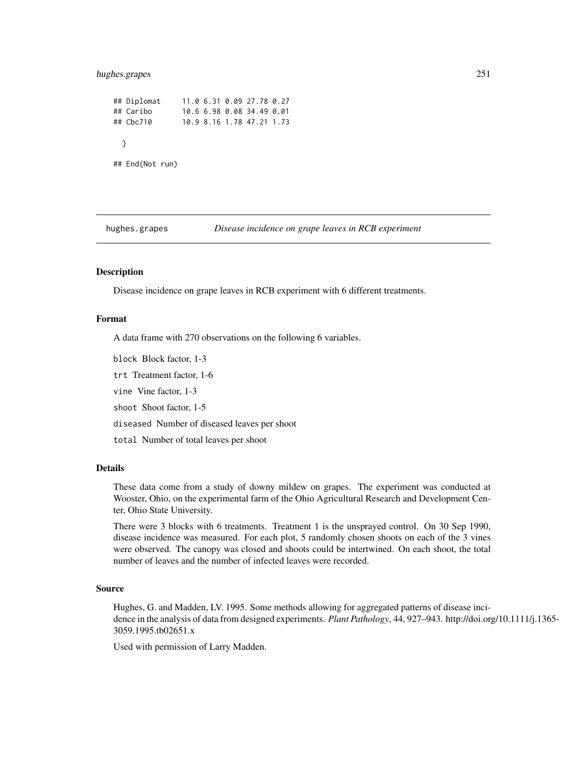```
## Diplomat     11.0 6.31 0.09 27.78 0.27
## Caribo       10.6 6.98 0.08 34.49 0.01
## Cbc710       10.9 8.16 1.78 47.21 1.73

  }

## End(Not run)
```

## hughes.grapes — *Disease incidence on grape leaves in RCB experiment*

### Description

Disease incidence on grape leaves in RCB experiment with 6 different treatments.

### Format

A data frame with 270 observations on the following 6 variables.

`block` Block factor, 1-3

`trt` Treatment factor, 1-6

`vine` Vine factor, 1-3

`shoot` Shoot factor, 1-5

`diseased` Number of diseased leaves per shoot

`total` Number of total leaves per shoot

### Details

These data come from a study of downy mildew on grapes. The experiment was conducted at Wooster, Ohio, on the experimental farm of the Ohio Agricultural Research and Development Center, Ohio State University.

There were 3 blocks with 6 treatments. Treatment 1 is the unsprayed control. On 30 Sep 1990, disease incidence was measured. For each plot, 5 randomly chosen shoots on each of the 3 vines were observed. The canopy was closed and shoots could be intertwined. On each shoot, the total number of leaves and the number of infected leaves were recorded.

### Source

Hughes, G. and Madden, LV. 1995. Some methods allowing for aggregated patterns of disease incidence in the analysis of data from designed experiments. *Plant Pathology*, 44, 927–943. http://doi.org/10.1111/j.1365-3059.1995.tb02651.x

Used with permission of Larry Madden.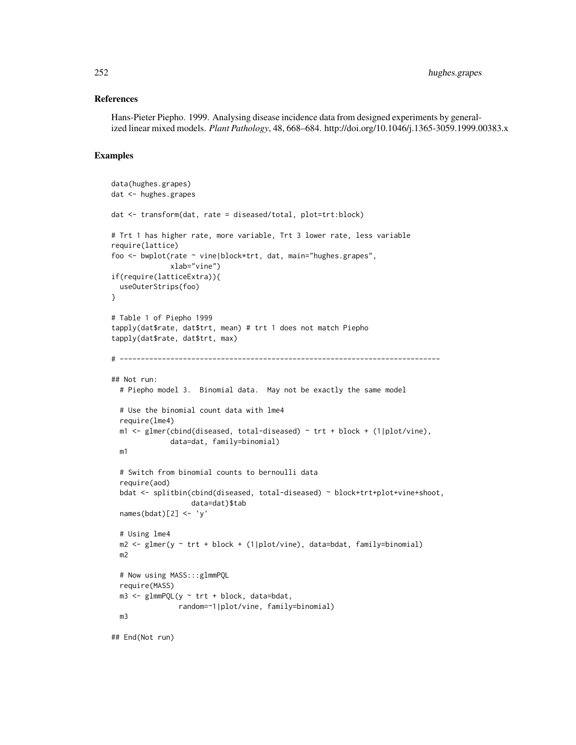## References

Hans-Pieter Piepho. 1999. Analysing disease incidence data from designed experiments by generalized linear mixed models. *Plant Pathology*, 48, 668–684. http://doi.org/10.1046/j.1365-3059.1999.00383.x

## Examples

```
data(hughes.grapes)
dat <- hughes.grapes

dat <- transform(dat, rate = diseased/total, plot=trt:block)

# Trt 1 has higher rate, more variable, Trt 3 lower rate, less variable
require(lattice)
foo <- bwplot(rate ~ vine|block*trt, dat, main="hughes.grapes",
              xlab="vine")
if(require(latticeExtra)){
  useOuterStrips(foo)
}

# Table 1 of Piepho 1999
tapply(dat$rate, dat$trt, mean) # trt 1 does not match Piepho
tapply(dat$rate, dat$trt, max)

# ----------------------------------------------------------------------------

## Not run:
  # Piepho model 3.  Binomial data.  May not be exactly the same model

  # Use the binomial count data with lme4
  require(lme4)
  m1 <- glmer(cbind(diseased, total-diseased) ~ trt + block + (1|plot/vine),
              data=dat, family=binomial)
  m1

  # Switch from binomial counts to bernoulli data
  require(aod)
  bdat <- splitbin(cbind(diseased, total-diseased) ~ block+trt+plot+vine+shoot,
                   data=dat)$tab
  names(bdat)[2] <- 'y'

  # Using lme4
  m2 <- glmer(y ~ trt + block + (1|plot/vine), data=bdat, family=binomial)
  m2

  # Now using MASS:::glmmPQL
  require(MASS)
  m3 <- glmmPQL(y ~ trt + block, data=bdat,
                random=~1|plot/vine, family=binomial)
  m3

## End(Not run)
```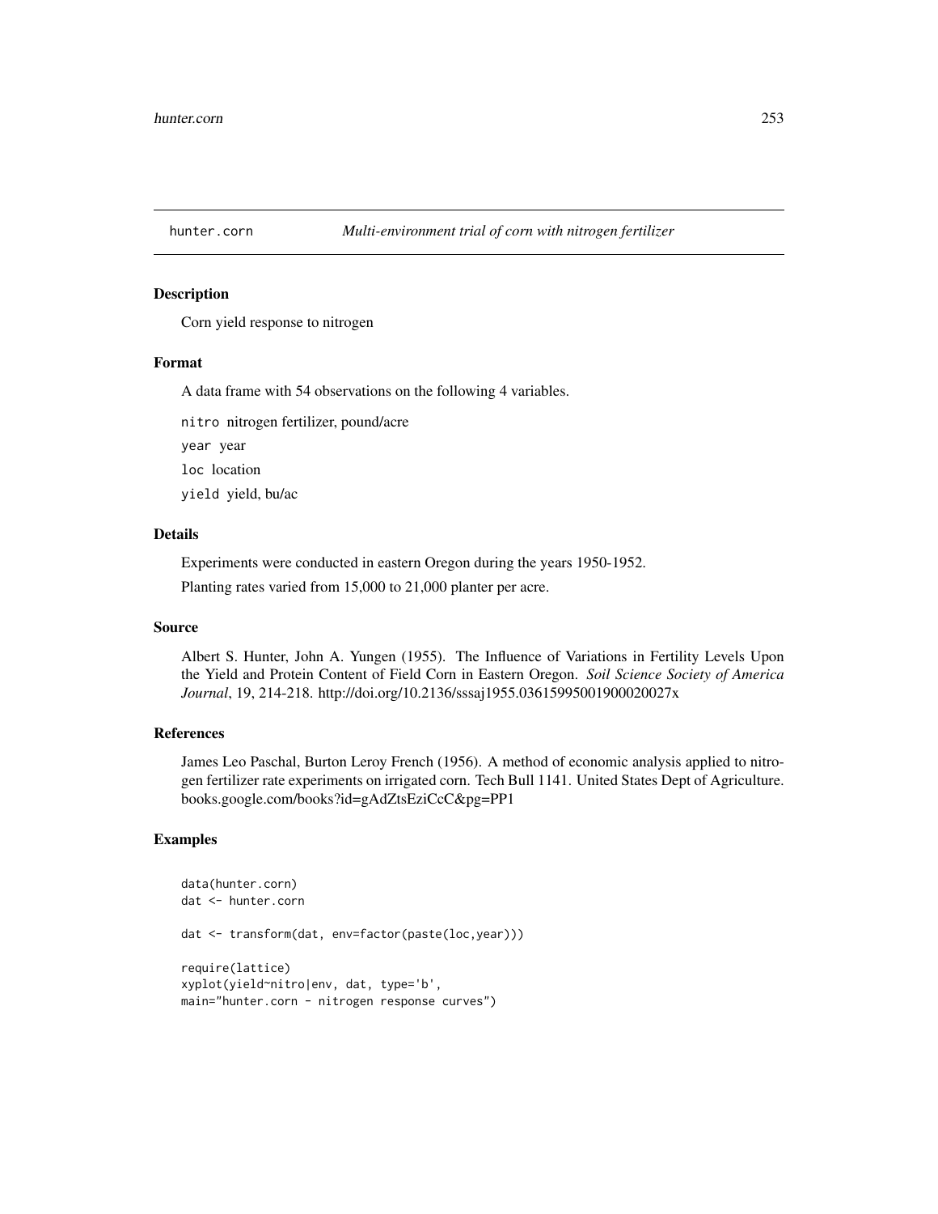## hunter.corn *Multi-environment trial of corn with nitrogen fertilizer*

### Description

Corn yield response to nitrogen

### Format

A data frame with 54 observations on the following 4 variables.

`nitro` nitrogen fertilizer, pound/acre

`year` year

`loc` location

`yield` yield, bu/ac

### Details

Experiments were conducted in eastern Oregon during the years 1950-1952.

Planting rates varied from 15,000 to 21,000 planter per acre.

### Source

Albert S. Hunter, John A. Yungen (1955). The Influence of Variations in Fertility Levels Upon the Yield and Protein Content of Field Corn in Eastern Oregon. *Soil Science Society of America Journal*, 19, 214-218. http://doi.org/10.2136/sssaj1955.03615995001900020027x

### References

James Leo Paschal, Burton Leroy French (1956). A method of economic analysis applied to nitrogen fertilizer rate experiments on irrigated corn. Tech Bull 1141. United States Dept of Agriculture. books.google.com/books?id=gAdZtsEziCcC&pg=PP1

### Examples

```
data(hunter.corn)
dat <- hunter.corn

dat <- transform(dat, env=factor(paste(loc,year)))

require(lattice)
xyplot(yield~nitro|env, dat, type='b',
main="hunter.corn - nitrogen response curves")
```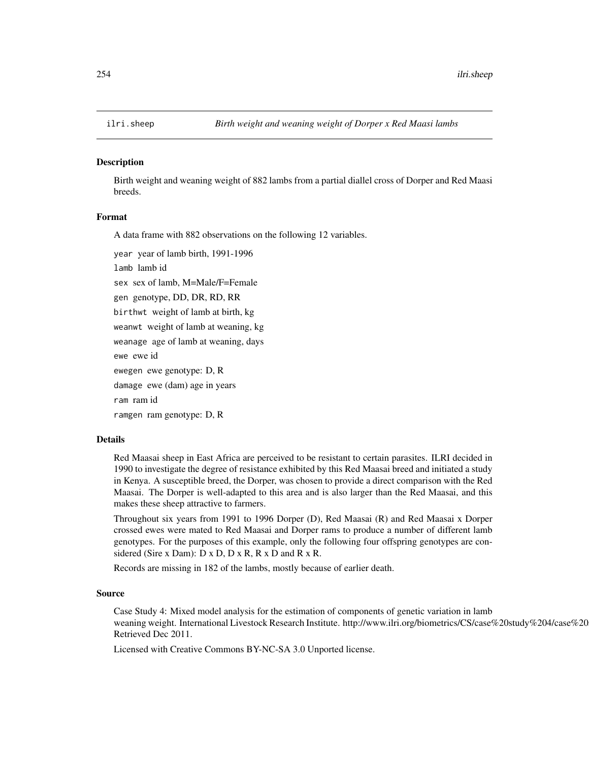ilri.sheep *Birth weight and weaning weight of Dorper x Red Maasi lambs*

## Description

Birth weight and weaning weight of 882 lambs from a partial diallel cross of Dorper and Red Maasi breeds.

## Format

A data frame with 882 observations on the following 12 variables.

- `year` year of lamb birth, 1991-1996
- `lamb` lamb id
- `sex` sex of lamb, M=Male/F=Female
- `gen` genotype, DD, DR, RD, RR
- `birthwt` weight of lamb at birth, kg
- `weanwt` weight of lamb at weaning, kg
- `weanage` age of lamb at weaning, days
- `ewe` ewe id
- `ewegen` ewe genotype: D, R
- `damage` ewe (dam) age in years
- `ram` ram id
- `ramgen` ram genotype: D, R

## Details

Red Maasai sheep in East Africa are perceived to be resistant to certain parasites. ILRI decided in 1990 to investigate the degree of resistance exhibited by this Red Maasai breed and initiated a study in Kenya. A susceptible breed, the Dorper, was chosen to provide a direct comparison with the Red Maasai. The Dorper is well-adapted to this area and is also larger than the Red Maasai, and this makes these sheep attractive to farmers.

Throughout six years from 1991 to 1996 Dorper (D), Red Maasai (R) and Red Maasai x Dorper crossed ewes were mated to Red Maasai and Dorper rams to produce a number of different lamb genotypes. For the purposes of this example, only the following four offspring genotypes are considered (Sire x Dam): D x D, D x R, R x D and R x R.

Records are missing in 182 of the lambs, mostly because of earlier death.

## Source

Case Study 4: Mixed model analysis for the estimation of components of genetic variation in lamb weaning weight. International Livestock Research Institute. http://www.ilri.org/biometrics/CS/case%20study%204/case%20 Retrieved Dec 2011.

Licensed with Creative Commons BY-NC-SA 3.0 Unported license.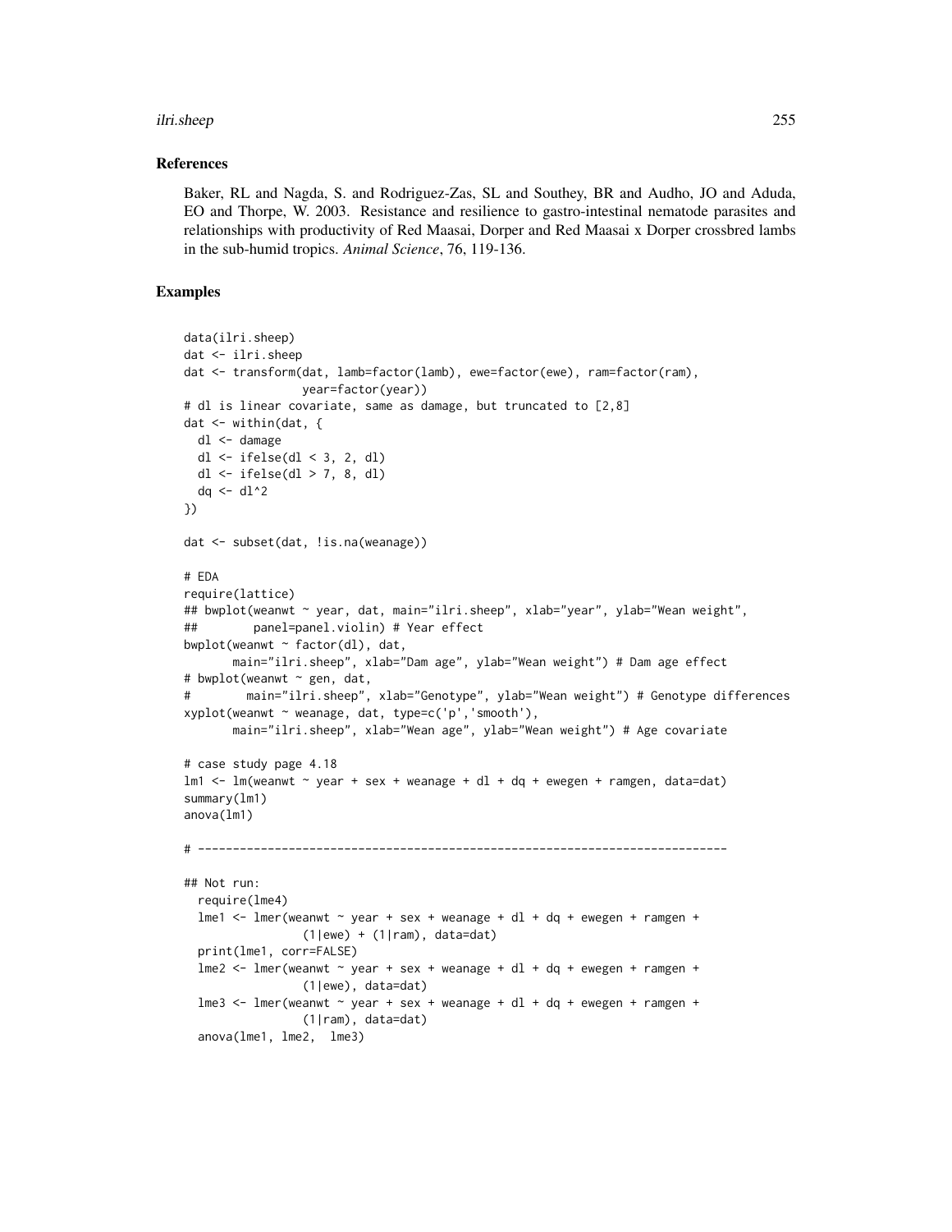## References

Baker, RL and Nagda, S. and Rodriguez-Zas, SL and Southey, BR and Audho, JO and Aduda, EO and Thorpe, W. 2003. Resistance and resilience to gastro-intestinal nematode parasites and relationships with productivity of Red Maasai, Dorper and Red Maasai x Dorper crossbred lambs in the sub-humid tropics. *Animal Science*, 76, 119-136.

## Examples

```
data(ilri.sheep)
dat <- ilri.sheep
dat <- transform(dat, lamb=factor(lamb), ewe=factor(ewe), ram=factor(ram),
                 year=factor(year))
# dl is linear covariate, same as damage, but truncated to [2,8]
dat <- within(dat, {
  dl <- damage
  dl <- ifelse(dl < 3, 2, dl)
  dl <- ifelse(dl > 7, 8, dl)
  dq <- dl^2
})

dat <- subset(dat, !is.na(weanage))

# EDA
require(lattice)
## bwplot(weanwt ~ year, dat, main="ilri.sheep", xlab="year", ylab="Wean weight",
##        panel=panel.violin) # Year effect
bwplot(weanwt ~ factor(dl), dat,
       main="ilri.sheep", xlab="Dam age", ylab="Wean weight") # Dam age effect
# bwplot(weanwt ~ gen, dat,
#        main="ilri.sheep", xlab="Genotype", ylab="Wean weight") # Genotype differences
xyplot(weanwt ~ weanage, dat, type=c('p','smooth'),
       main="ilri.sheep", xlab="Wean age", ylab="Wean weight") # Age covariate

# case study page 4.18
lm1 <- lm(weanwt ~ year + sex + weanage + dl + dq + ewegen + ramgen, data=dat)
summary(lm1)
anova(lm1)

# ----------------------------------------------------------------------------

## Not run:
  require(lme4)
  lme1 <- lmer(weanwt ~ year + sex + weanage + dl + dq + ewegen + ramgen +
                 (1|ewe) + (1|ram), data=dat)
  print(lme1, corr=FALSE)
  lme2 <- lmer(weanwt ~ year + sex + weanage + dl + dq + ewegen + ramgen +
                 (1|ewe), data=dat)
  lme3 <- lmer(weanwt ~ year + sex + weanage + dl + dq + ewegen + ramgen +
                 (1|ram), data=dat)
  anova(lme1, lme2,  lme3)
```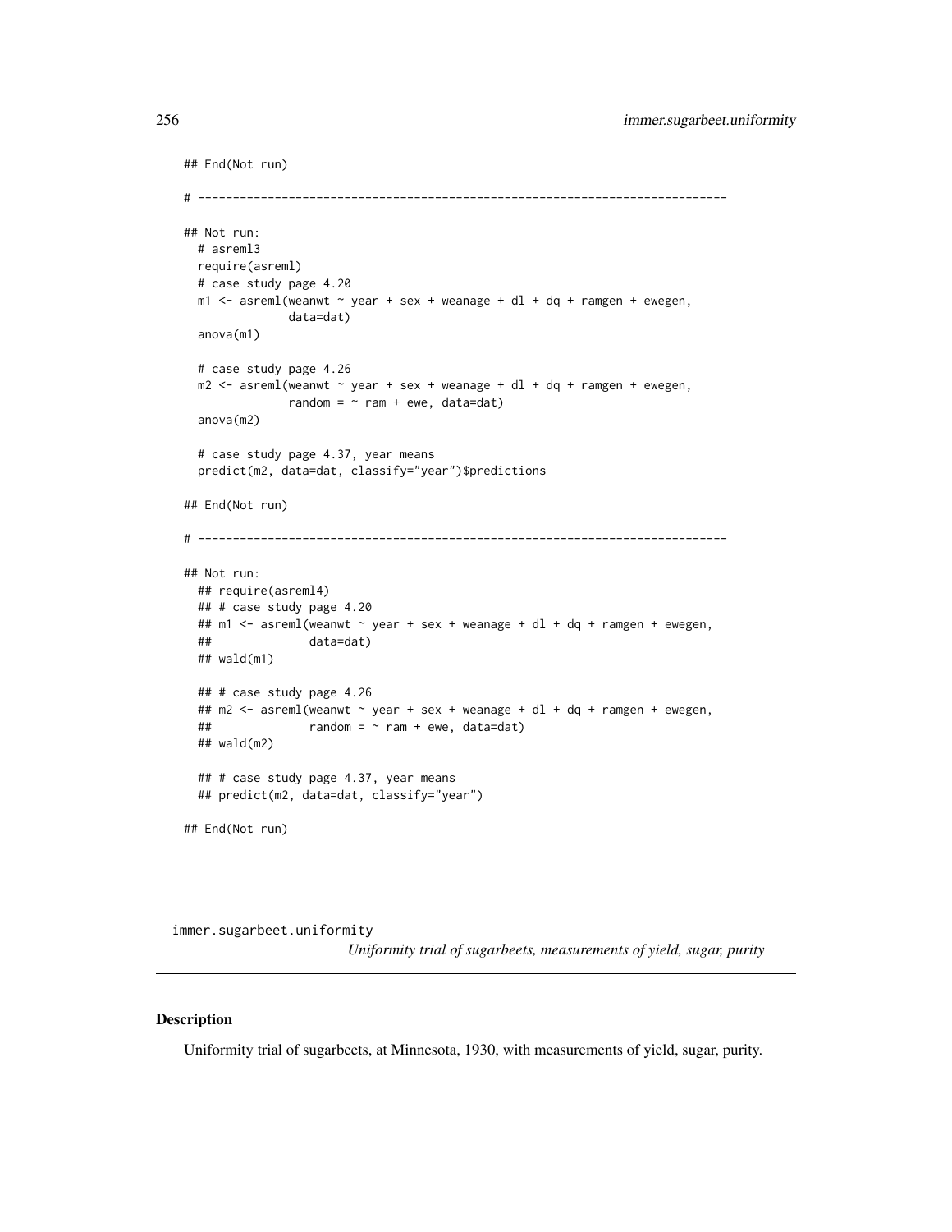```
## End(Not run)

# ----------------------------------------------------------------------------

## Not run:
  # asreml3
  require(asreml)
  # case study page 4.20
  m1 <- asreml(weanwt ~ year + sex + weanage + dl + dq + ramgen + ewegen,
               data=dat)
  anova(m1)

  # case study page 4.26
  m2 <- asreml(weanwt ~ year + sex + weanage + dl + dq + ramgen + ewegen,
               random = ~ ram + ewe, data=dat)
  anova(m2)

  # case study page 4.37, year means
  predict(m2, data=dat, classify="year")$predictions

## End(Not run)

# ----------------------------------------------------------------------------

## Not run:
  ## require(asreml4)
  ## # case study page 4.20
  ## m1 <- asreml(weanwt ~ year + sex + weanage + dl + dq + ramgen + ewegen,
  ##              data=dat)
  ## wald(m1)

  ## # case study page 4.26
  ## m2 <- asreml(weanwt ~ year + sex + weanage + dl + dq + ramgen + ewegen,
  ##              random = ~ ram + ewe, data=dat)
  ## wald(m2)

  ## # case study page 4.37, year means
  ## predict(m2, data=dat, classify="year")

## End(Not run)
```

---

immer.sugarbeet.uniformity &nbsp;&nbsp;&nbsp; *Uniformity trial of sugarbeets, measurements of yield, sugar, purity*

---

### Description

Uniformity trial of sugarbeets, at Minnesota, 1930, with measurements of yield, sugar, purity.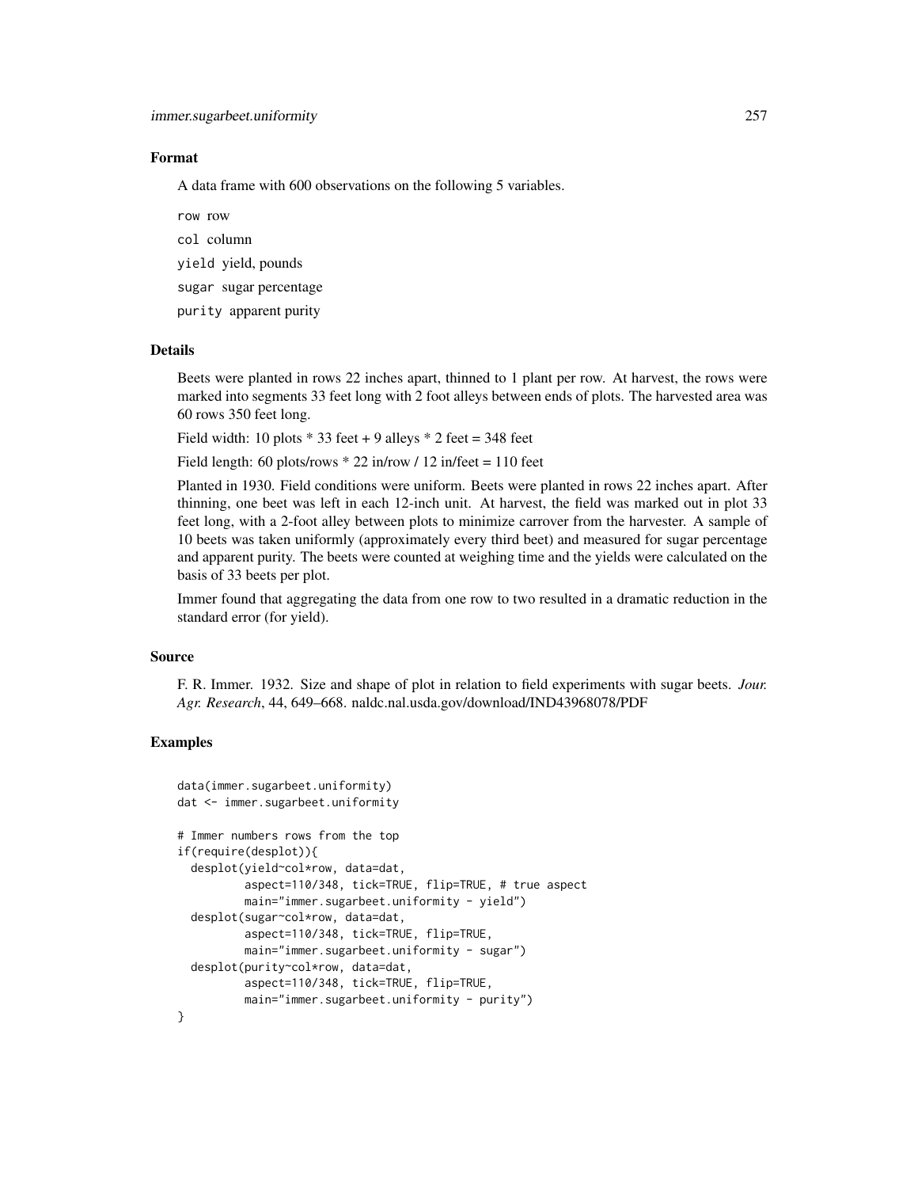## Format

A data frame with 600 observations on the following 5 variables.

`row` row

`col` column

`yield` yield, pounds

`sugar` sugar percentage

`purity` apparent purity

## Details

Beets were planted in rows 22 inches apart, thinned to 1 plant per row. At harvest, the rows were marked into segments 33 feet long with 2 foot alleys between ends of plots. The harvested area was 60 rows 350 feet long.

Field width: 10 plots * 33 feet + 9 alleys * 2 feet = 348 feet

Field length: 60 plots/rows * 22 in/row / 12 in/feet = 110 feet

Planted in 1930. Field conditions were uniform. Beets were planted in rows 22 inches apart. After thinning, one beet was left in each 12-inch unit. At harvest, the field was marked out in plot 33 feet long, with a 2-foot alley between plots to minimize carrover from the harvester. A sample of 10 beets was taken uniformly (approximately every third beet) and measured for sugar percentage and apparent purity. The beets were counted at weighing time and the yields were calculated on the basis of 33 beets per plot.

Immer found that aggregating the data from one row to two resulted in a dramatic reduction in the standard error (for yield).

## Source

F. R. Immer. 1932. Size and shape of plot in relation to field experiments with sugar beets. *Jour. Agr. Research*, 44, 649–668. naldc.nal.usda.gov/download/IND43968078/PDF

## Examples

```
data(immer.sugarbeet.uniformity)
dat <- immer.sugarbeet.uniformity

# Immer numbers rows from the top
if(require(desplot)){
  desplot(yield~col*row, data=dat,
          aspect=110/348, tick=TRUE, flip=TRUE, # true aspect
          main="immer.sugarbeet.uniformity - yield")
  desplot(sugar~col*row, data=dat,
          aspect=110/348, tick=TRUE, flip=TRUE,
          main="immer.sugarbeet.uniformity - sugar")
  desplot(purity~col*row, data=dat,
          aspect=110/348, tick=TRUE, flip=TRUE,
          main="immer.sugarbeet.uniformity - purity")
}
```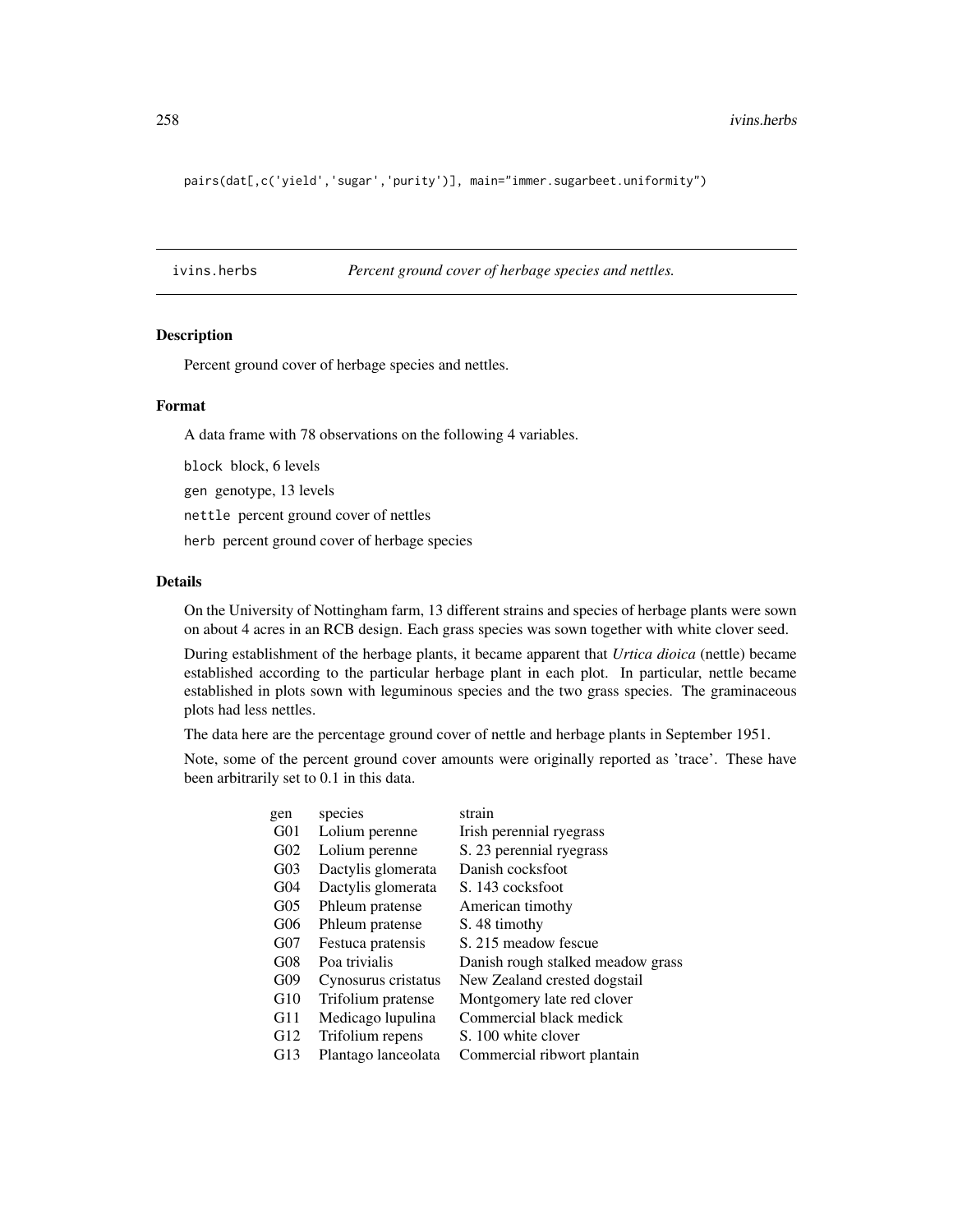```
pairs(dat[,c('yield','sugar','purity')], main="immer.sugarbeet.uniformity")
```

---

## ivins.herbs — *Percent ground cover of herbage species and nettles.*

### Description

Percent ground cover of herbage species and nettles.

### Format

A data frame with 78 observations on the following 4 variables.

`block` block, 6 levels

`gen` genotype, 13 levels

`nettle` percent ground cover of nettles

`herb` percent ground cover of herbage species

### Details

On the University of Nottingham farm, 13 different strains and species of herbage plants were sown on about 4 acres in an RCB design. Each grass species was sown together with white clover seed.

During establishment of the herbage plants, it became apparent that *Urtica dioica* (nettle) became established according to the particular herbage plant in each plot. In particular, nettle became established in plots sown with leguminous species and the two grass species. The graminaceous plots had less nettles.

The data here are the percentage ground cover of nettle and herbage plants in September 1951.

Note, some of the percent ground cover amounts were originally reported as 'trace'. These have been arbitrarily set to 0.1 in this data.

| gen | species | strain |
|---|---|---|
| G01 | Lolium perenne | Irish perennial ryegrass |
| G02 | Lolium perenne | S. 23 perennial ryegrass |
| G03 | Dactylis glomerata | Danish cocksfoot |
| G04 | Dactylis glomerata | S. 143 cocksfoot |
| G05 | Phleum pratense | American timothy |
| G06 | Phleum pratense | S. 48 timothy |
| G07 | Festuca pratensis | S. 215 meadow fescue |
| G08 | Poa trivialis | Danish rough stalked meadow grass |
| G09 | Cynosurus cristatus | New Zealand crested dogstail |
| G10 | Trifolium pratense | Montgomery late red clover |
| G11 | Medicago lupulina | Commercial black medick |
| G12 | Trifolium repens | S. 100 white clover |
| G13 | Plantago lanceolata | Commercial ribwort plantain |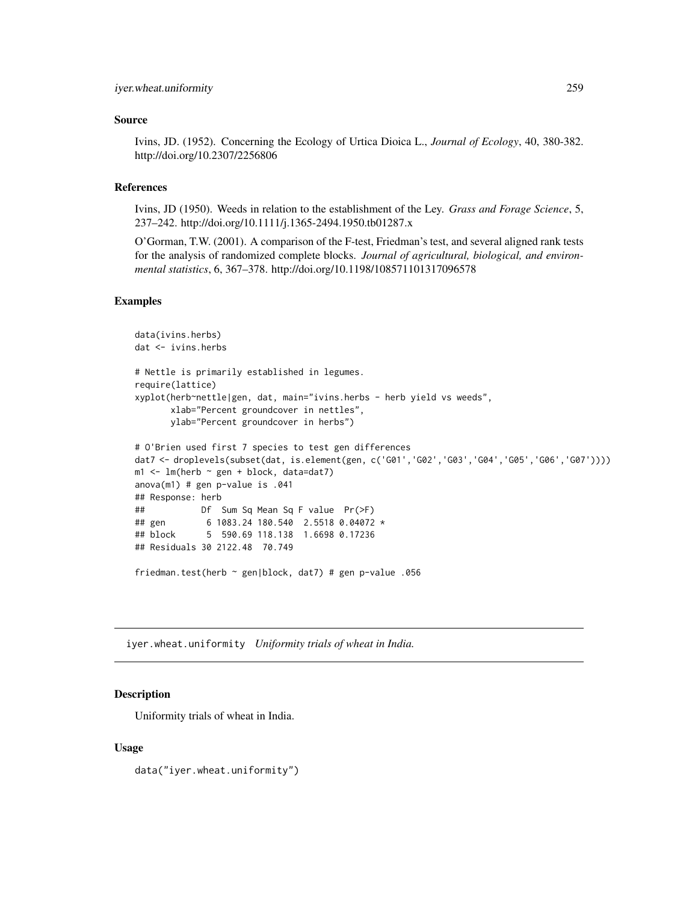### Source

Ivins, JD. (1952). Concerning the Ecology of Urtica Dioica L., *Journal of Ecology*, 40, 380-382. http://doi.org/10.2307/2256806

### References

Ivins, JD (1950). Weeds in relation to the establishment of the Ley. *Grass and Forage Science*, 5, 237–242. http://doi.org/10.1111/j.1365-2494.1950.tb01287.x

O'Gorman, T.W. (2001). A comparison of the F-test, Friedman's test, and several aligned rank tests for the analysis of randomized complete blocks. *Journal of agricultural, biological, and environmental statistics*, 6, 367–378. http://doi.org/10.1198/108571101317096578

### Examples

```
data(ivins.herbs)
dat <- ivins.herbs

# Nettle is primarily established in legumes.
require(lattice)
xyplot(herb~nettle|gen, dat, main="ivins.herbs - herb yield vs weeds",
       xlab="Percent groundcover in nettles",
       ylab="Percent groundcover in herbs")

# O'Brien used first 7 species to test gen differences
dat7 <- droplevels(subset(dat, is.element(gen, c('G01','G02','G03','G04','G05','G06','G07'))))
m1 <- lm(herb ~ gen + block, data=dat7)
anova(m1) # gen p-value is .041
## Response: herb
##           Df  Sum Sq Mean Sq F value  Pr(>F)
## gen        6 1083.24 180.540  2.5518 0.04072 *
## block      5  590.69 118.138  1.6698 0.17236
## Residuals 30 2122.48  70.749

friedman.test(herb ~ gen|block, dat7) # gen p-value .056
```

---

## iyer.wheat.uniformity *Uniformity trials of wheat in India.*

### Description

Uniformity trials of wheat in India.

### Usage

```
data("iyer.wheat.uniformity")
```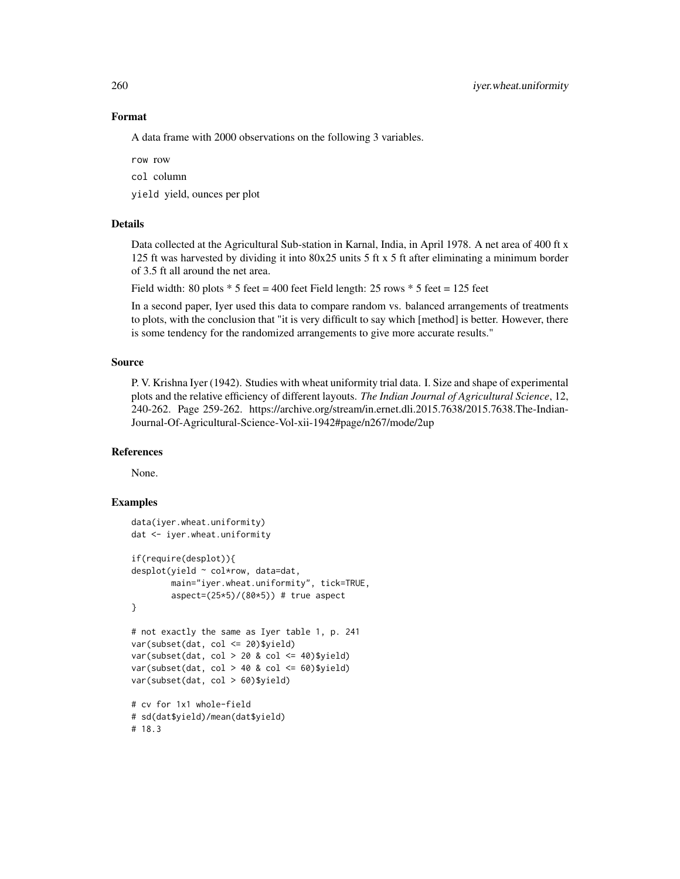### Format

A data frame with 2000 observations on the following 3 variables.

`row` row

`col` column

`yield` yield, ounces per plot

### Details

Data collected at the Agricultural Sub-station in Karnal, India, in April 1978. A net area of 400 ft x 125 ft was harvested by dividing it into 80x25 units 5 ft x 5 ft after eliminating a minimum border of 3.5 ft all around the net area.

Field width: 80 plots * 5 feet = 400 feet Field length: 25 rows * 5 feet = 125 feet

In a second paper, Iyer used this data to compare random vs. balanced arrangements of treatments to plots, with the conclusion that "it is very difficult to say which [method] is better. However, there is some tendency for the randomized arrangements to give more accurate results."

### Source

P. V. Krishna Iyer (1942). Studies with wheat uniformity trial data. I. Size and shape of experimental plots and the relative efficiency of different layouts. *The Indian Journal of Agricultural Science*, 12, 240-262. Page 259-262. https://archive.org/stream/in.ernet.dli.2015.7638/2015.7638.The-Indian-Journal-Of-Agricultural-Science-Vol-xii-1942#page/n267/mode/2up

### References

None.

### Examples

```
data(iyer.wheat.uniformity)
dat <- iyer.wheat.uniformity

if(require(desplot)){
desplot(yield ~ col*row, data=dat,
        main="iyer.wheat.uniformity", tick=TRUE,
        aspect=(25*5)/(80*5)) # true aspect
}

# not exactly the same as Iyer table 1, p. 241
var(subset(dat, col <= 20)$yield)
var(subset(dat, col > 20 & col <= 40)$yield)
var(subset(dat, col > 40 & col <= 60)$yield)
var(subset(dat, col > 60)$yield)

# cv for 1x1 whole-field
# sd(dat$yield)/mean(dat$yield)
# 18.3
```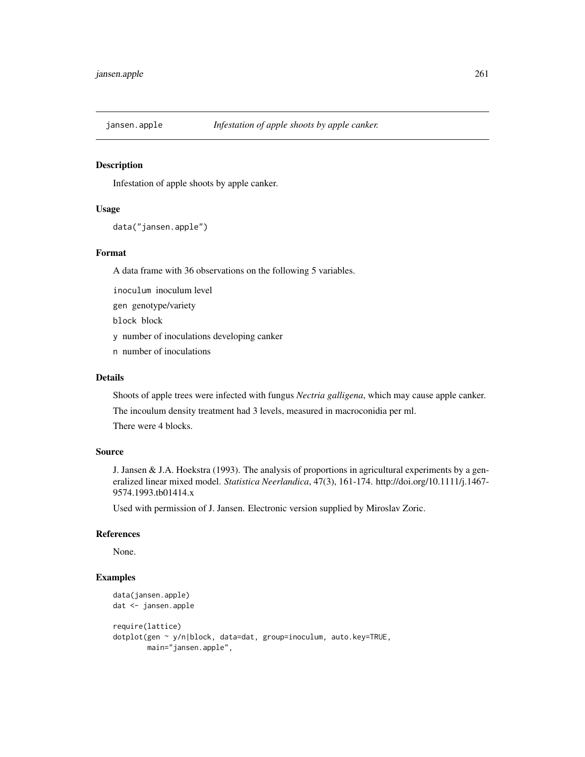jansen.apple *Infestation of apple shoots by apple canker.*

## Description

Infestation of apple shoots by apple canker.

## Usage

```
data("jansen.apple")
```

## Format

A data frame with 36 observations on the following 5 variables.

`inoculum` inoculum level

`gen` genotype/variety

`block` block

`y` number of inoculations developing canker

`n` number of inoculations

## Details

Shoots of apple trees were infected with fungus *Nectria galligena*, which may cause apple canker.

The incoulum density treatment had 3 levels, measured in macroconidia per ml.

There were 4 blocks.

## Source

J. Jansen & J.A. Hoekstra (1993). The analysis of proportions in agricultural experiments by a generalized linear mixed model. *Statistica Neerlandica*, 47(3), 161-174. http://doi.org/10.1111/j.1467-9574.1993.tb01414.x

Used with permission of J. Jansen. Electronic version supplied by Miroslav Zoric.

## References

None.

## Examples

```
data(jansen.apple)
dat <- jansen.apple

require(lattice)
dotplot(gen ~ y/n|block, data=dat, group=inoculum, auto.key=TRUE,
        main="jansen.apple",
```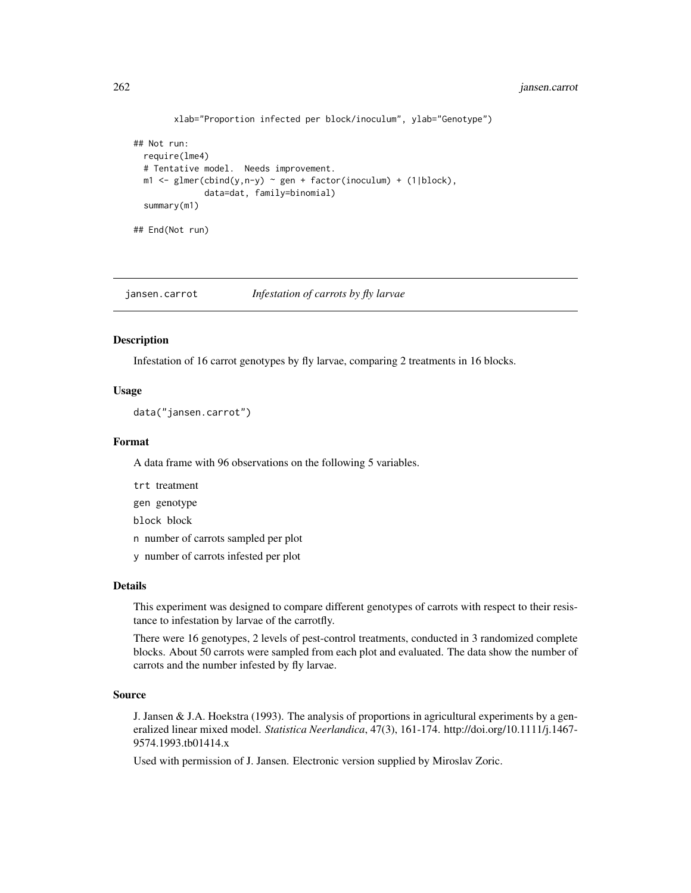```
        xlab="Proportion infected per block/inoculum", ylab="Genotype")

## Not run:
  require(lme4)
  # Tentative model.  Needs improvement.
  m1 <- glmer(cbind(y,n-y) ~ gen + factor(inoculum) + (1|block),
              data=dat, family=binomial)
  summary(m1)

## End(Not run)
```

---

## jansen.carrot — *Infestation of carrots by fly larvae*

### Description

Infestation of 16 carrot genotypes by fly larvae, comparing 2 treatments in 16 blocks.

### Usage

```
data("jansen.carrot")
```

### Format

A data frame with 96 observations on the following 5 variables.

- `trt` treatment
- `gen` genotype
- `block` block
- `n` number of carrots sampled per plot
- `y` number of carrots infested per plot

### Details

This experiment was designed to compare different genotypes of carrots with respect to their resistance to infestation by larvae of the carrotfly.

There were 16 genotypes, 2 levels of pest-control treatments, conducted in 3 randomized complete blocks. About 50 carrots were sampled from each plot and evaluated. The data show the number of carrots and the number infested by fly larvae.

### Source

J. Jansen & J.A. Hoekstra (1993). The analysis of proportions in agricultural experiments by a generalized linear mixed model. *Statistica Neerlandica*, 47(3), 161-174. http://doi.org/10.1111/j.1467-9574.1993.tb01414.x

Used with permission of J. Jansen. Electronic version supplied by Miroslav Zoric.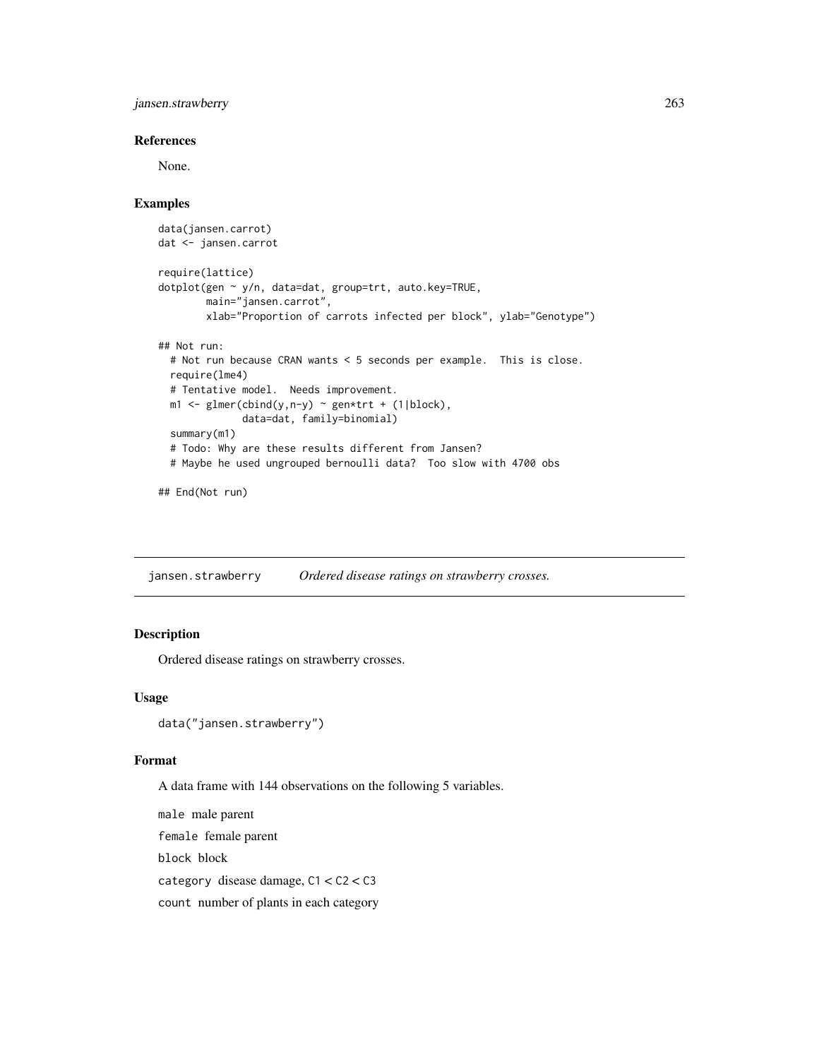### References

None.

### Examples

```
data(jansen.carrot)
dat <- jansen.carrot

require(lattice)
dotplot(gen ~ y/n, data=dat, group=trt, auto.key=TRUE,
        main="jansen.carrot",
        xlab="Proportion of carrots infected per block", ylab="Genotype")

## Not run:
  # Not run because CRAN wants < 5 seconds per example.  This is close.
  require(lme4)
  # Tentative model.  Needs improvement.
  m1 <- glmer(cbind(y,n-y) ~ gen*trt + (1|block),
              data=dat, family=binomial)
  summary(m1)
  # Todo: Why are these results different from Jansen?
  # Maybe he used ungrouped bernoulli data?  Too slow with 4700 obs

## End(Not run)
```

---

## jansen.strawberry    *Ordered disease ratings on strawberry crosses.*

---

### Description

Ordered disease ratings on strawberry crosses.

### Usage

```
data("jansen.strawberry")
```

### Format

A data frame with 144 observations on the following 5 variables.

`male` male parent

`female` female parent

`block` block

`category` disease damage, `C1` < `C2` < `C3`

`count` number of plants in each category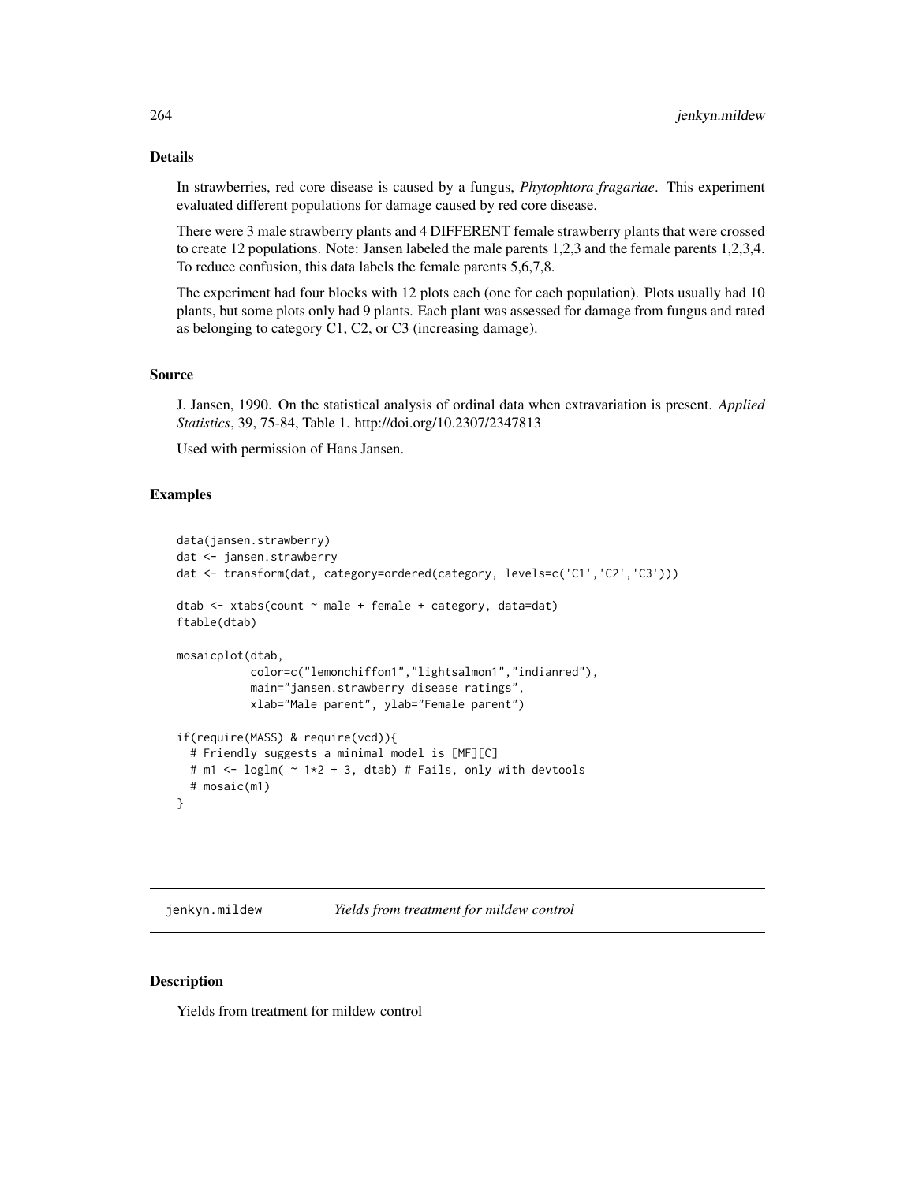### Details

In strawberries, red core disease is caused by a fungus, *Phytophtora fragariae*. This experiment evaluated different populations for damage caused by red core disease.

There were 3 male strawberry plants and 4 DIFFERENT female strawberry plants that were crossed to create 12 populations. Note: Jansen labeled the male parents 1,2,3 and the female parents 1,2,3,4. To reduce confusion, this data labels the female parents 5,6,7,8.

The experiment had four blocks with 12 plots each (one for each population). Plots usually had 10 plants, but some plots only had 9 plants. Each plant was assessed for damage from fungus and rated as belonging to category C1, C2, or C3 (increasing damage).

### Source

J. Jansen, 1990. On the statistical analysis of ordinal data when extravariation is present. *Applied Statistics*, 39, 75-84, Table 1. http://doi.org/10.2307/2347813

Used with permission of Hans Jansen.

### Examples

```
data(jansen.strawberry)
dat <- jansen.strawberry
dat <- transform(dat, category=ordered(category, levels=c('C1','C2','C3')))

dtab <- xtabs(count ~ male + female + category, data=dat)
ftable(dtab)

mosaicplot(dtab,
           color=c("lemonchiffon1","lightsalmon1","indianred"),
           main="jansen.strawberry disease ratings",
           xlab="Male parent", ylab="Female parent")

if(require(MASS) & require(vcd)){
  # Friendly suggests a minimal model is [MF][C]
  # m1 <- loglm( ~ 1*2 + 3, dtab) # Fails, only with devtools
  # mosaic(m1)
}
```

---

## jenkyn.mildew *Yields from treatment for mildew control*

### Description

Yields from treatment for mildew control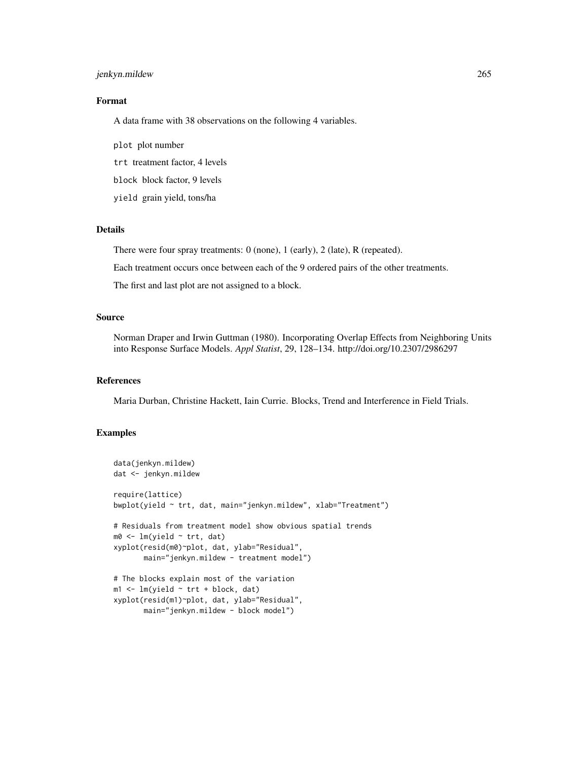### Format

A data frame with 38 observations on the following 4 variables.

`plot` plot number

`trt` treatment factor, 4 levels

`block` block factor, 9 levels

`yield` grain yield, tons/ha

### Details

There were four spray treatments: 0 (none), 1 (early), 2 (late), R (repeated).

Each treatment occurs once between each of the 9 ordered pairs of the other treatments.

The first and last plot are not assigned to a block.

### Source

Norman Draper and Irwin Guttman (1980). Incorporating Overlap Effects from Neighboring Units into Response Surface Models. *Appl Statist*, 29, 128–134. http://doi.org/10.2307/2986297

### References

Maria Durban, Christine Hackett, Iain Currie. Blocks, Trend and Interference in Field Trials.

### Examples

```
data(jenkyn.mildew)
dat <- jenkyn.mildew

require(lattice)
bwplot(yield ~ trt, dat, main="jenkyn.mildew", xlab="Treatment")

# Residuals from treatment model show obvious spatial trends
m0 <- lm(yield ~ trt, dat)
xyplot(resid(m0)~plot, dat, ylab="Residual",
       main="jenkyn.mildew - treatment model")

# The blocks explain most of the variation
m1 <- lm(yield ~ trt + block, dat)
xyplot(resid(m1)~plot, dat, ylab="Residual",
       main="jenkyn.mildew - block model")
```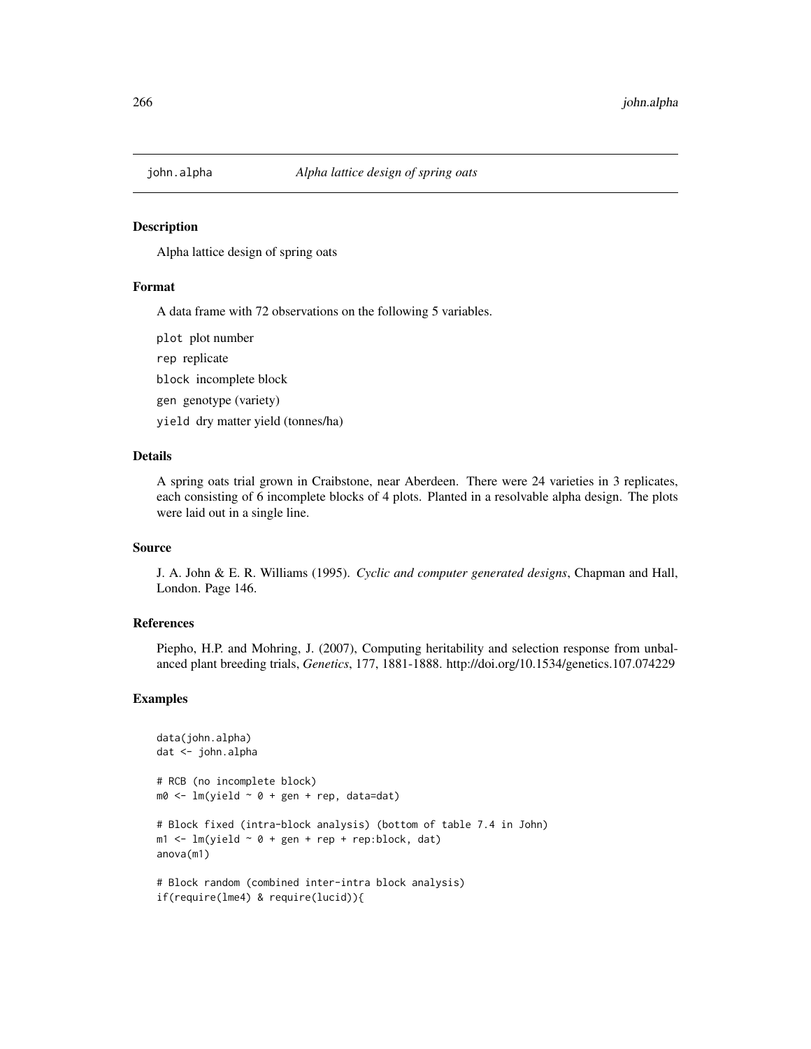## john.alpha

*Alpha lattice design of spring oats*

### Description

Alpha lattice design of spring oats

### Format

A data frame with 72 observations on the following 5 variables.

- `plot` plot number
- `rep` replicate
- `block` incomplete block
- `gen` genotype (variety)
- `yield` dry matter yield (tonnes/ha)

### Details

A spring oats trial grown in Craibstone, near Aberdeen. There were 24 varieties in 3 replicates, each consisting of 6 incomplete blocks of 4 plots. Planted in a resolvable alpha design. The plots were laid out in a single line.

### Source

J. A. John & E. R. Williams (1995). *Cyclic and computer generated designs*, Chapman and Hall, London. Page 146.

### References

Piepho, H.P. and Mohring, J. (2007), Computing heritability and selection response from unbalanced plant breeding trials, *Genetics*, 177, 1881-1888. http://doi.org/10.1534/genetics.107.074229

### Examples

```
data(john.alpha)
dat <- john.alpha

# RCB (no incomplete block)
m0 <- lm(yield ~ 0 + gen + rep, data=dat)

# Block fixed (intra-block analysis) (bottom of table 7.4 in John)
m1 <- lm(yield ~ 0 + gen + rep + rep:block, dat)
anova(m1)

# Block random (combined inter-intra block analysis)
if(require(lme4) & require(lucid)){
```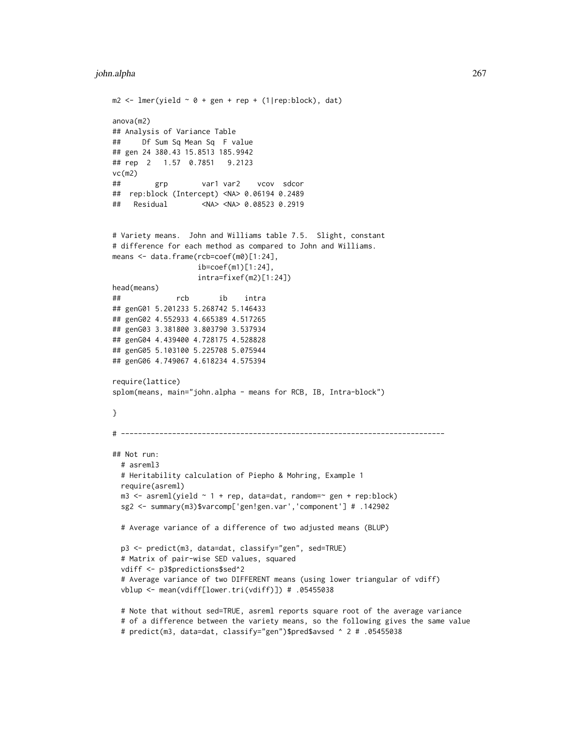```
m2 <- lmer(yield ~ 0 + gen + rep + (1|rep:block), dat)

anova(m2)
## Analysis of Variance Table
##     Df Sum Sq Mean Sq  F value
## gen 24 380.43 15.8513 185.9942
## rep  2   1.57  0.7851   9.2123
vc(m2)
##        grp        var1 var2    vcov  sdcor
##  rep:block (Intercept) <NA> 0.06194 0.2489
##   Residual        <NA> <NA> 0.08523 0.2919


# Variety means.  John and Williams table 7.5.  Slight, constant
# difference for each method as compared to John and Williams.
means <- data.frame(rcb=coef(m0)[1:24],
                    ib=coef(m1)[1:24],
                    intra=fixef(m2)[1:24])
head(means)
##             rcb       ib    intra
## genG01 5.201233 5.268742 5.146433
## genG02 4.552933 4.665389 4.517265
## genG03 3.381800 3.803790 3.537934
## genG04 4.439400 4.728175 4.528828
## genG05 5.103100 5.225708 5.075944
## genG06 4.749067 4.618234 4.575394

require(lattice)
splom(means, main="john.alpha - means for RCB, IB, Intra-block")

}

# ----------------------------------------------------------------------------

## Not run:
  # asreml3
  # Heritability calculation of Piepho & Mohring, Example 1
  require(asreml)
  m3 <- asreml(yield ~ 1 + rep, data=dat, random=~ gen + rep:block)
  sg2 <- summary(m3)$varcomp['gen!gen.var','component'] # .142902

  # Average variance of a difference of two adjusted means (BLUP)

  p3 <- predict(m3, data=dat, classify="gen", sed=TRUE)
  # Matrix of pair-wise SED values, squared
  vdiff <- p3$predictions$sed^2
  # Average variance of two DIFFERENT means (using lower triangular of vdiff)
  vblup <- mean(vdiff[lower.tri(vdiff)]) # .05455038

  # Note that without sed=TRUE, asreml reports square root of the average variance
  # of a difference between the variety means, so the following gives the same value
  # predict(m3, data=dat, classify="gen")$pred$avsed ^ 2 # .05455038
```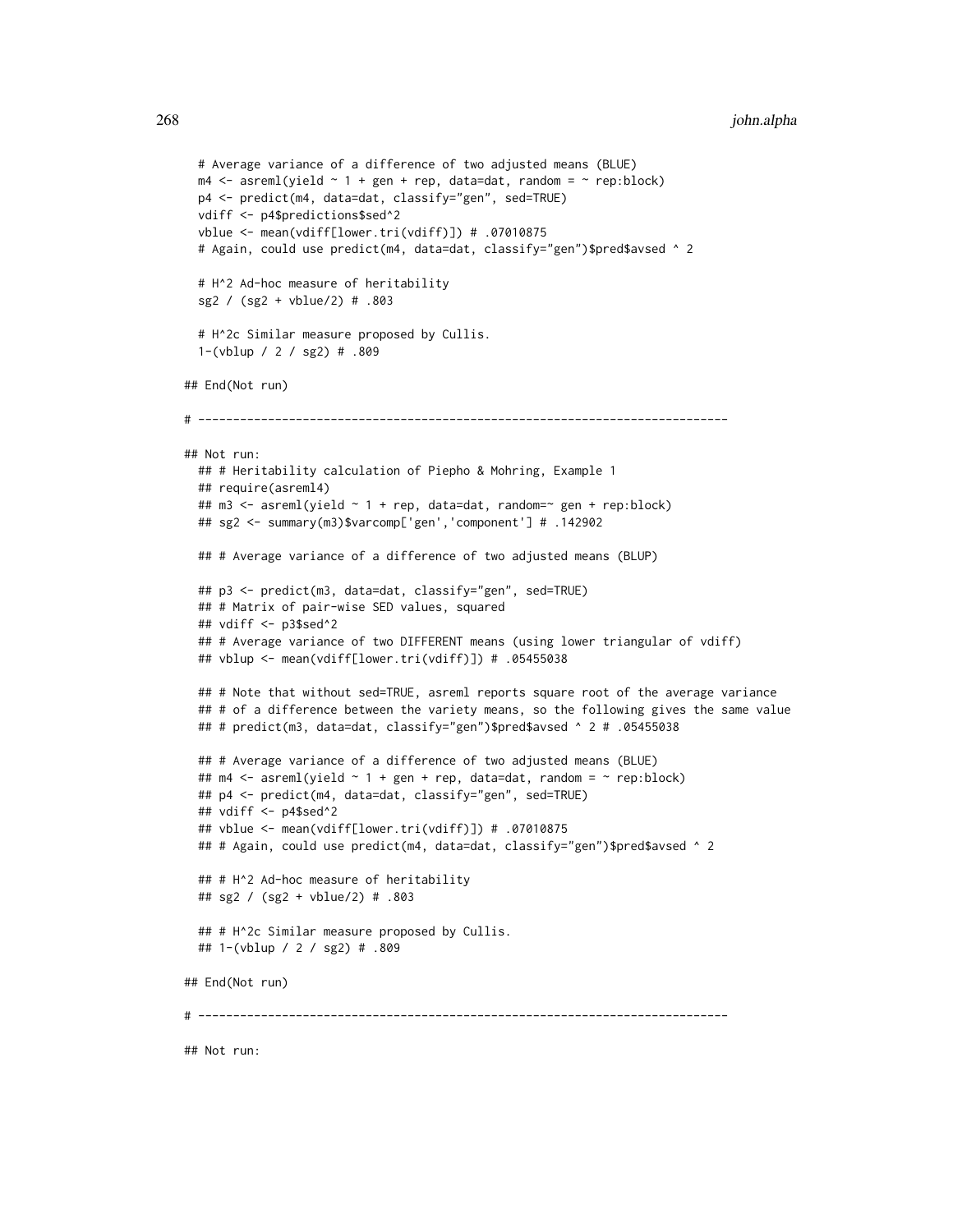```
  # Average variance of a difference of two adjusted means (BLUE)
  m4 <- asreml(yield ~ 1 + gen + rep, data=dat, random = ~ rep:block)
  p4 <- predict(m4, data=dat, classify="gen", sed=TRUE)
  vdiff <- p4$predictions$sed^2
  vblue <- mean(vdiff[lower.tri(vdiff)]) # .07010875
  # Again, could use predict(m4, data=dat, classify="gen")$pred$avsed ^ 2

  # H^2 Ad-hoc measure of heritability
  sg2 / (sg2 + vblue/2) # .803

  # H^2c Similar measure proposed by Cullis.
  1-(vblup / 2 / sg2) # .809

## End(Not run)

# ----------------------------------------------------------------------------

## Not run:
  ## # Heritability calculation of Piepho & Mohring, Example 1
  ## require(asreml4)
  ## m3 <- asreml(yield ~ 1 + rep, data=dat, random=~ gen + rep:block)
  ## sg2 <- summary(m3)$varcomp['gen','component'] # .142902

  ## # Average variance of a difference of two adjusted means (BLUP)

  ## p3 <- predict(m3, data=dat, classify="gen", sed=TRUE)
  ## # Matrix of pair-wise SED values, squared
  ## vdiff <- p3$sed^2
  ## # Average variance of two DIFFERENT means (using lower triangular of vdiff)
  ## vblup <- mean(vdiff[lower.tri(vdiff)]) # .05455038

  ## # Note that without sed=TRUE, asreml reports square root of the average variance
  ## # of a difference between the variety means, so the following gives the same value
  ## # predict(m3, data=dat, classify="gen")$pred$avsed ^ 2 # .05455038

  ## # Average variance of a difference of two adjusted means (BLUE)
  ## m4 <- asreml(yield ~ 1 + gen + rep, data=dat, random = ~ rep:block)
  ## p4 <- predict(m4, data=dat, classify="gen", sed=TRUE)
  ## vdiff <- p4$sed^2
  ## vblue <- mean(vdiff[lower.tri(vdiff)]) # .07010875
  ## # Again, could use predict(m4, data=dat, classify="gen")$pred$avsed ^ 2

  ## # H^2 Ad-hoc measure of heritability
  ## sg2 / (sg2 + vblue/2) # .803

  ## # H^2c Similar measure proposed by Cullis.
  ## 1-(vblup / 2 / sg2) # .809

## End(Not run)

# ----------------------------------------------------------------------------

## Not run:
```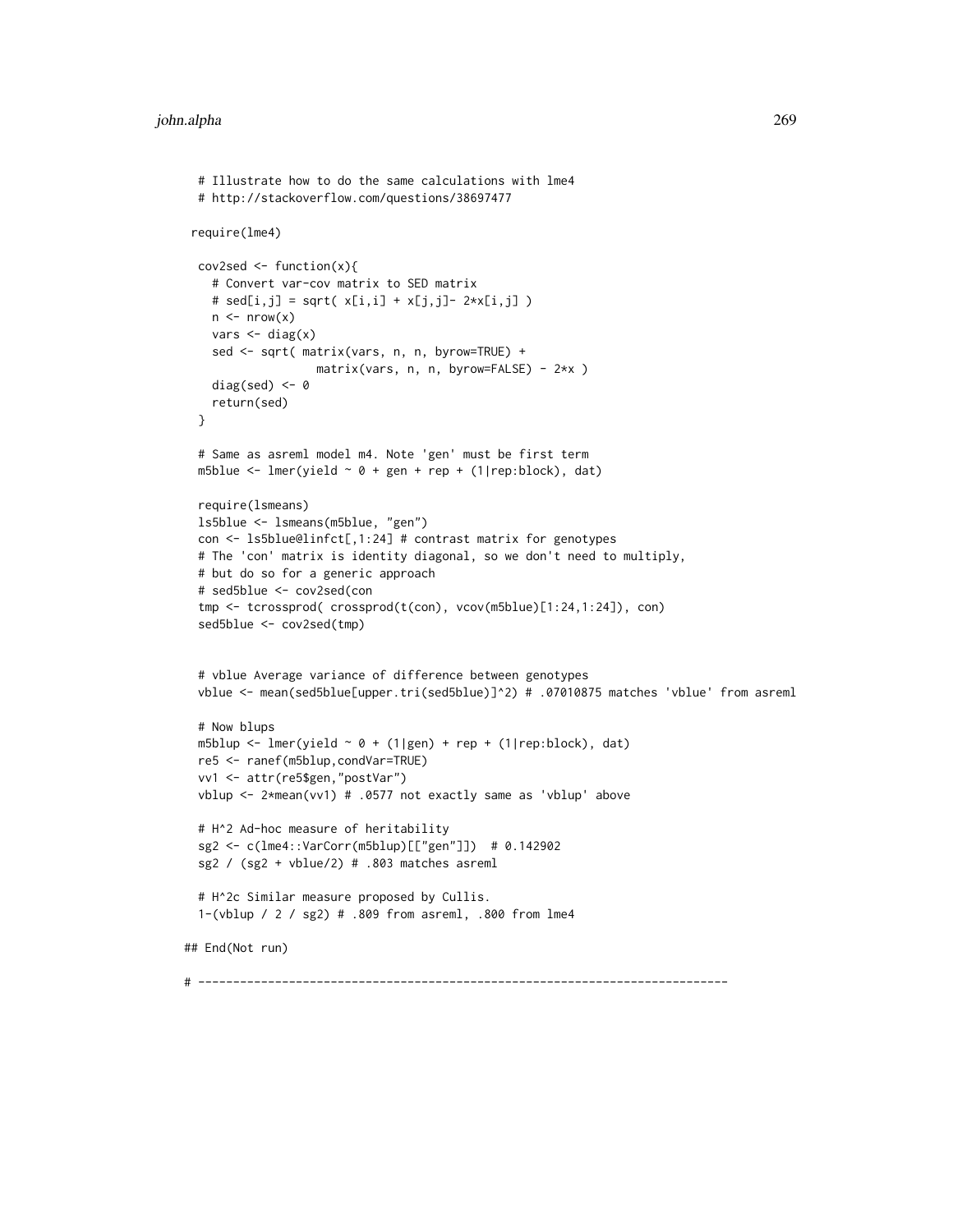```
  # Illustrate how to do the same calculations with lme4
  # http://stackoverflow.com/questions/38697477

 require(lme4)

  cov2sed <- function(x){
    # Convert var-cov matrix to SED matrix
    # sed[i,j] = sqrt( x[i,i] + x[j,j]- 2*x[i,j] )
    n <- nrow(x)
    vars <- diag(x)
    sed <- sqrt( matrix(vars, n, n, byrow=TRUE) +
                 matrix(vars, n, n, byrow=FALSE) - 2*x )
    diag(sed) <- 0
    return(sed)
  }

  # Same as asreml model m4. Note 'gen' must be first term
  m5blue <- lmer(yield ~ 0 + gen + rep + (1|rep:block), dat)

  require(lsmeans)
  ls5blue <- lsmeans(m5blue, "gen")
  con <- ls5blue@linfct[,1:24] # contrast matrix for genotypes
  # The 'con' matrix is identity diagonal, so we don't need to multiply,
  # but do so for a generic approach
  # sed5blue <- cov2sed(con
  tmp <- tcrossprod( crossprod(t(con), vcov(m5blue)[1:24,1:24]), con)
  sed5blue <- cov2sed(tmp)


  # vblue Average variance of difference between genotypes
  vblue <- mean(sed5blue[upper.tri(sed5blue)]^2) # .07010875 matches 'vblue' from asreml

  # Now blups
  m5blup <- lmer(yield ~ 0 + (1|gen) + rep + (1|rep:block), dat)
  re5 <- ranef(m5blup,condVar=TRUE)
  vv1 <- attr(re5$gen,"postVar")
  vblup <- 2*mean(vv1) # .0577 not exactly same as 'vblup' above

  # H^2 Ad-hoc measure of heritability
  sg2 <- c(lme4::VarCorr(m5blup)[["gen"]])  # 0.142902
  sg2 / (sg2 + vblue/2) # .803 matches asreml

  # H^2c Similar measure proposed by Cullis.
  1-(vblup / 2 / sg2) # .809 from asreml, .800 from lme4

## End(Not run)

# ----------------------------------------------------------------------------
```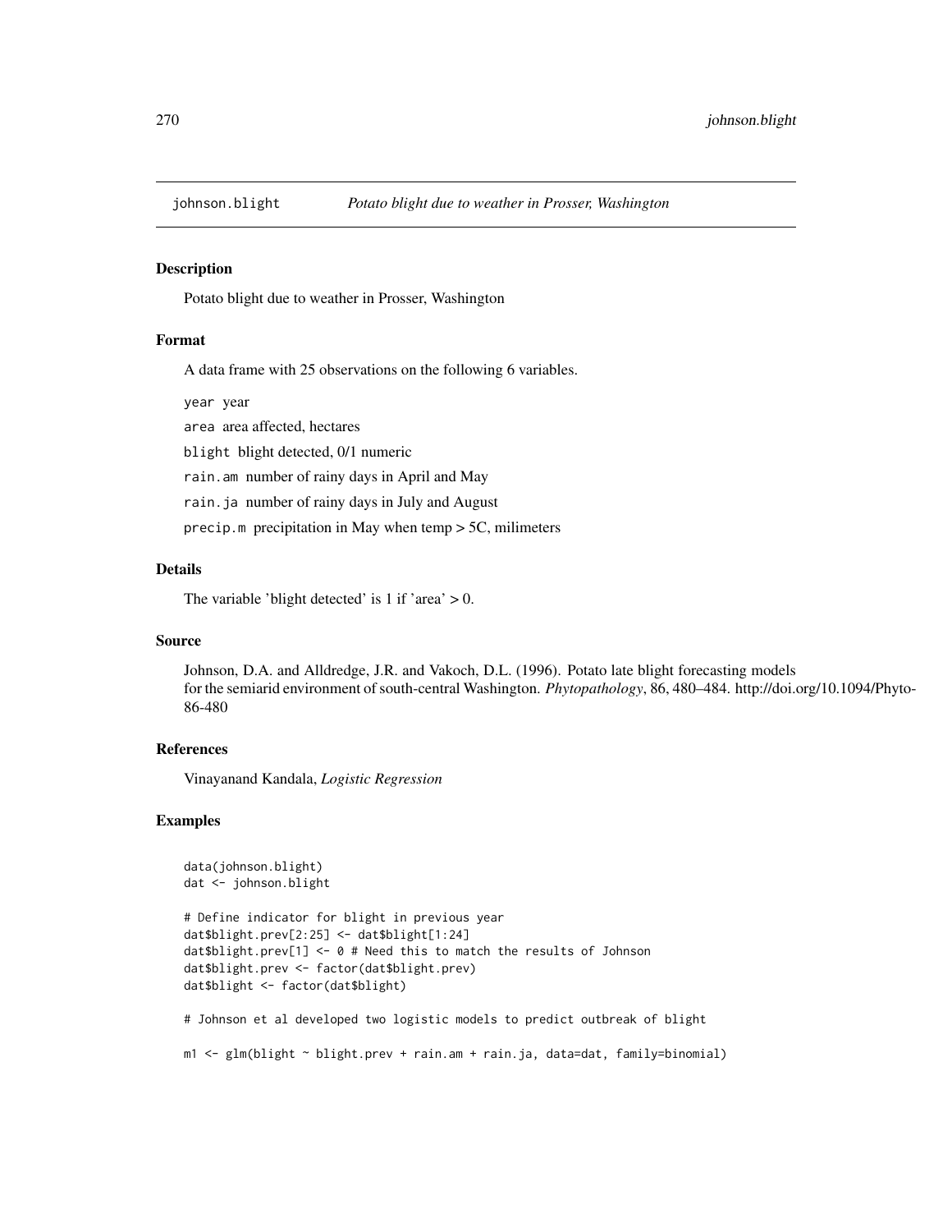# johnson.blight

*Potato blight due to weather in Prosser, Washington*

## Description

Potato blight due to weather in Prosser, Washington

## Format

A data frame with 25 observations on the following 6 variables.

- `year` year
- `area` area affected, hectares
- `blight` blight detected, 0/1 numeric
- `rain.am` number of rainy days in April and May
- `rain.ja` number of rainy days in July and August
- `precip.m` precipitation in May when temp > 5C, milimeters

## Details

The variable 'blight detected' is 1 if 'area' > 0.

## Source

Johnson, D.A. and Alldredge, J.R. and Vakoch, D.L. (1996). Potato late blight forecasting models for the semiarid environment of south-central Washington. *Phytopathology*, 86, 480–484. http://doi.org/10.1094/Phyto-86-480

## References

Vinayanand Kandala, *Logistic Regression*

## Examples

```
data(johnson.blight)
dat <- johnson.blight

# Define indicator for blight in previous year
dat$blight.prev[2:25] <- dat$blight[1:24]
dat$blight.prev[1] <- 0 # Need this to match the results of Johnson
dat$blight.prev <- factor(dat$blight.prev)
dat$blight <- factor(dat$blight)

# Johnson et al developed two logistic models to predict outbreak of blight

m1 <- glm(blight ~ blight.prev + rain.am + rain.ja, data=dat, family=binomial)
```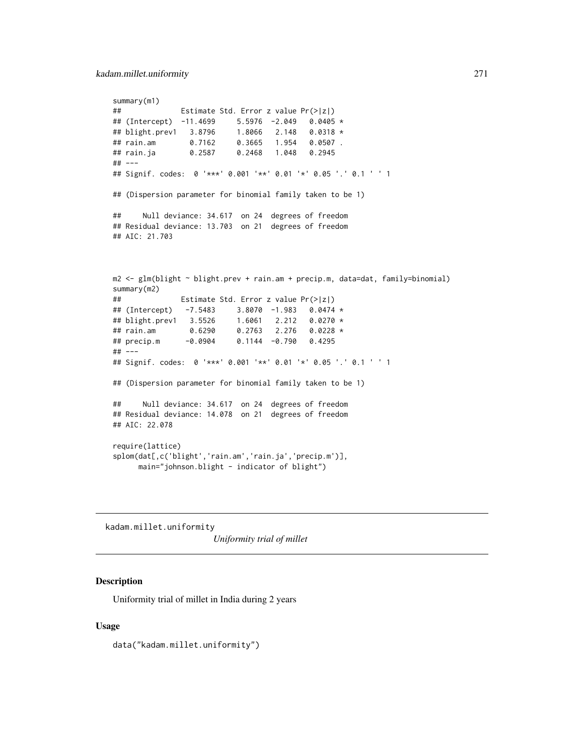```
summary(m1)
##              Estimate Std. Error z value Pr(>|z|)
## (Intercept)  -11.4699     5.5976  -2.049   0.0405 *
## blight.prev1   3.8796     1.8066   2.148   0.0318 *
## rain.am        0.7162     0.3665   1.954   0.0507 .
## rain.ja        0.2587     0.2468   1.048   0.2945
## ---
## Signif. codes:  0 '***' 0.001 '**' 0.01 '*' 0.05 '.' 0.1 ' ' 1

## (Dispersion parameter for binomial family taken to be 1)

##     Null deviance: 34.617  on 24  degrees of freedom
## Residual deviance: 13.703  on 21  degrees of freedom
## AIC: 21.703


m2 <- glm(blight ~ blight.prev + rain.am + precip.m, data=dat, family=binomial)
summary(m2)
##              Estimate Std. Error z value Pr(>|z|)
## (Intercept)   -7.5483     3.8070  -1.983   0.0474 *
## blight.prev1   3.5526     1.6061   2.212   0.0270 *
## rain.am        0.6290     0.2763   2.276   0.0228 *
## precip.m      -0.0904     0.1144  -0.790   0.4295
## ---
## Signif. codes:  0 '***' 0.001 '**' 0.01 '*' 0.05 '.' 0.1 ' ' 1

## (Dispersion parameter for binomial family taken to be 1)

##     Null deviance: 34.617  on 24  degrees of freedom
## Residual deviance: 14.078  on 21  degrees of freedom
## AIC: 22.078

require(lattice)
splom(dat[,c('blight','rain.am','rain.ja','precip.m')],
      main="johnson.blight - indicator of blight")
```

---

kadam.millet.uniformity &nbsp;&nbsp;&nbsp;&nbsp; *Uniformity trial of millet*

---

## Description

Uniformity trial of millet in India during 2 years

## Usage

```
data("kadam.millet.uniformity")
```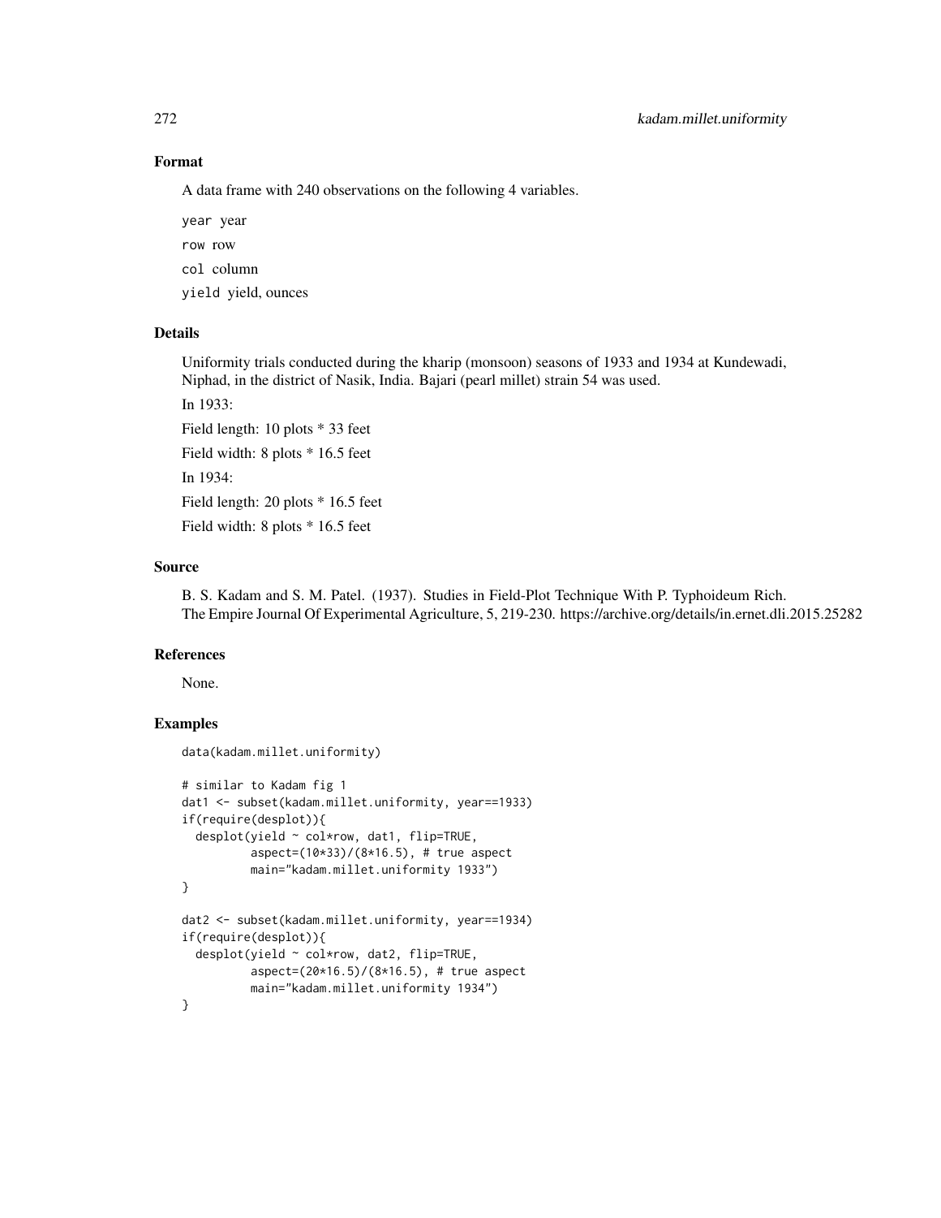## Format

A data frame with 240 observations on the following 4 variables.

`year` year

`row` row

`col` column

`yield` yield, ounces

## Details

Uniformity trials conducted during the kharip (monsoon) seasons of 1933 and 1934 at Kundewadi, Niphad, in the district of Nasik, India. Bajari (pearl millet) strain 54 was used.

In 1933:

Field length: 10 plots * 33 feet

Field width: 8 plots * 16.5 feet

In 1934:

Field length: 20 plots * 16.5 feet

Field width: 8 plots * 16.5 feet

## Source

B. S. Kadam and S. M. Patel. (1937). Studies in Field-Plot Technique With P. Typhoideum Rich. The Empire Journal Of Experimental Agriculture, 5, 219-230. https://archive.org/details/in.ernet.dli.2015.25282

## References

None.

## Examples

```
data(kadam.millet.uniformity)

# similar to Kadam fig 1
dat1 <- subset(kadam.millet.uniformity, year==1933)
if(require(desplot)){
  desplot(yield ~ col*row, dat1, flip=TRUE,
          aspect=(10*33)/(8*16.5), # true aspect
          main="kadam.millet.uniformity 1933")
}

dat2 <- subset(kadam.millet.uniformity, year==1934)
if(require(desplot)){
  desplot(yield ~ col*row, dat2, flip=TRUE,
          aspect=(20*16.5)/(8*16.5), # true aspect
          main="kadam.millet.uniformity 1934")
}
```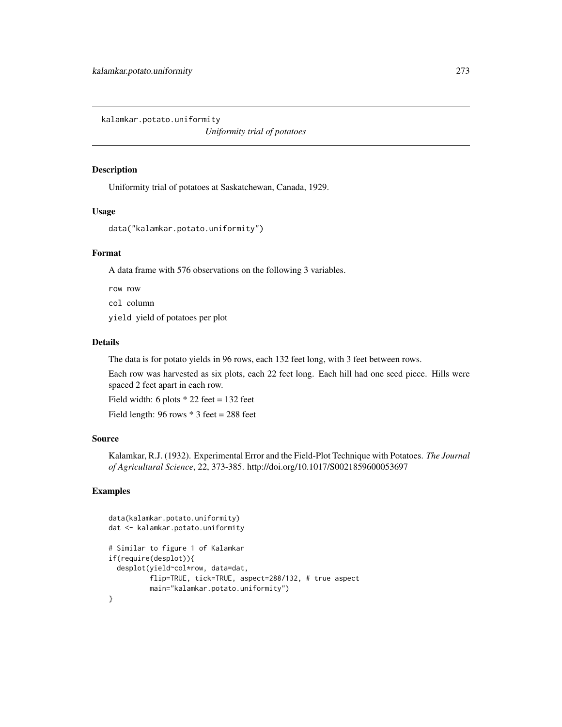`kalamkar.potato.uniformity`

*Uniformity trial of potatoes*

## Description

Uniformity trial of potatoes at Saskatchewan, Canada, 1929.

## Usage

```
data("kalamkar.potato.uniformity")
```

## Format

A data frame with 576 observations on the following 3 variables.

`row` row

`col` column

`yield` yield of potatoes per plot

## Details

The data is for potato yields in 96 rows, each 132 feet long, with 3 feet between rows.

Each row was harvested as six plots, each 22 feet long. Each hill had one seed piece. Hills were spaced 2 feet apart in each row.

Field width: 6 plots * 22 feet = 132 feet

Field length: 96 rows * 3 feet = 288 feet

## Source

Kalamkar, R.J. (1932). Experimental Error and the Field-Plot Technique with Potatoes. *The Journal of Agricultural Science*, 22, 373-385. http://doi.org/10.1017/S0021859600053697

## Examples

```
data(kalamkar.potato.uniformity)
dat <- kalamkar.potato.uniformity

# Similar to figure 1 of Kalamkar
if(require(desplot)){
  desplot(yield~col*row, data=dat,
          flip=TRUE, tick=TRUE, aspect=288/132, # true aspect
          main="kalamkar.potato.uniformity")
}
```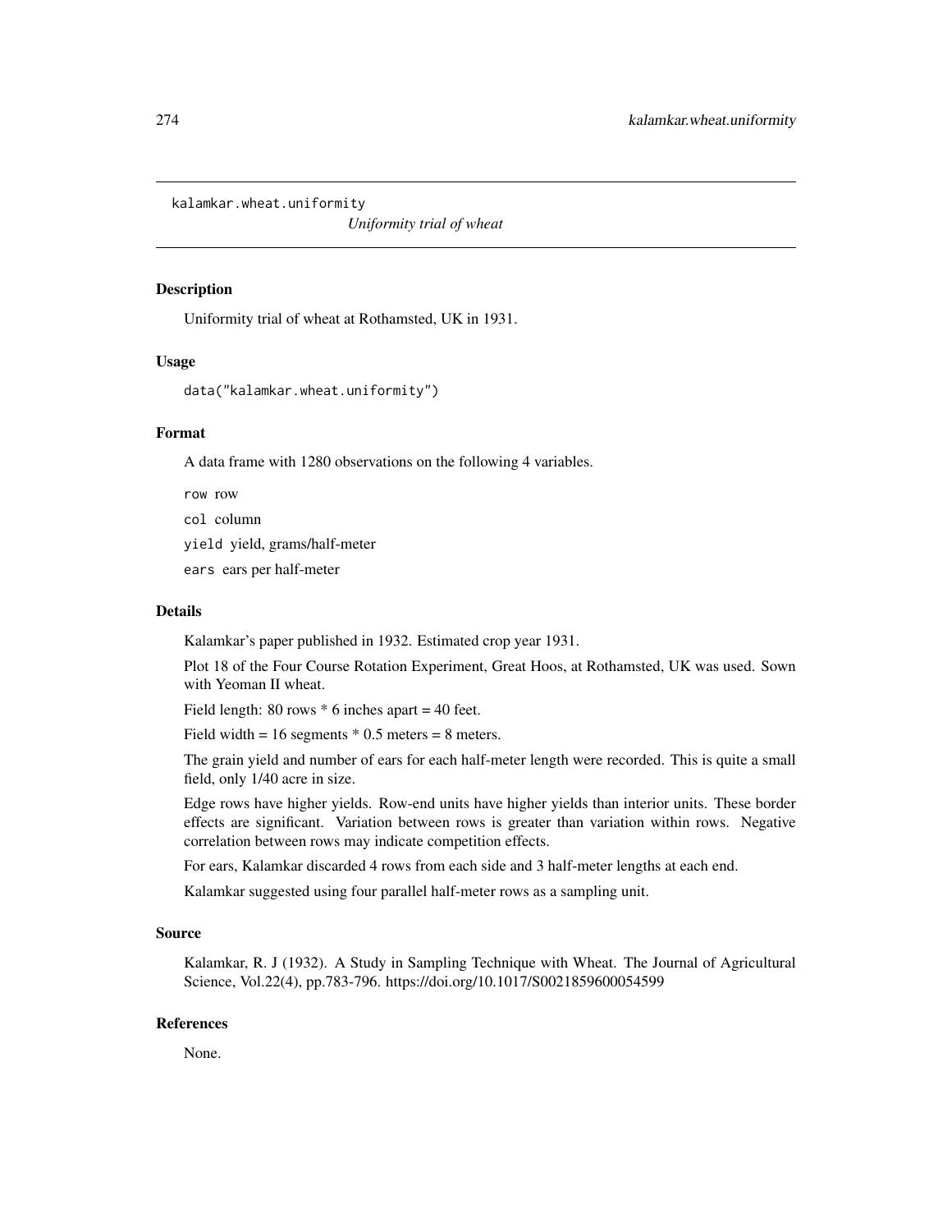kalamkar.wheat.uniformity

*Uniformity trial of wheat*

## Description

Uniformity trial of wheat at Rothamsted, UK in 1931.

## Usage

```
data("kalamkar.wheat.uniformity")
```

## Format

A data frame with 1280 observations on the following 4 variables.

`row` row

`col` column

`yield` yield, grams/half-meter

`ears` ears per half-meter

## Details

Kalamkar's paper published in 1932. Estimated crop year 1931.

Plot 18 of the Four Course Rotation Experiment, Great Hoos, at Rothamsted, UK was used. Sown with Yeoman II wheat.

Field length: 80 rows * 6 inches apart = 40 feet.

Field width = 16 segments * 0.5 meters = 8 meters.

The grain yield and number of ears for each half-meter length were recorded. This is quite a small field, only 1/40 acre in size.

Edge rows have higher yields. Row-end units have higher yields than interior units. These border effects are significant. Variation between rows is greater than variation within rows. Negative correlation between rows may indicate competition effects.

For ears, Kalamkar discarded 4 rows from each side and 3 half-meter lengths at each end.

Kalamkar suggested using four parallel half-meter rows as a sampling unit.

## Source

Kalamkar, R. J (1932). A Study in Sampling Technique with Wheat. The Journal of Agricultural Science, Vol.22(4), pp.783-796. https://doi.org/10.1017/S0021859600054599

## References

None.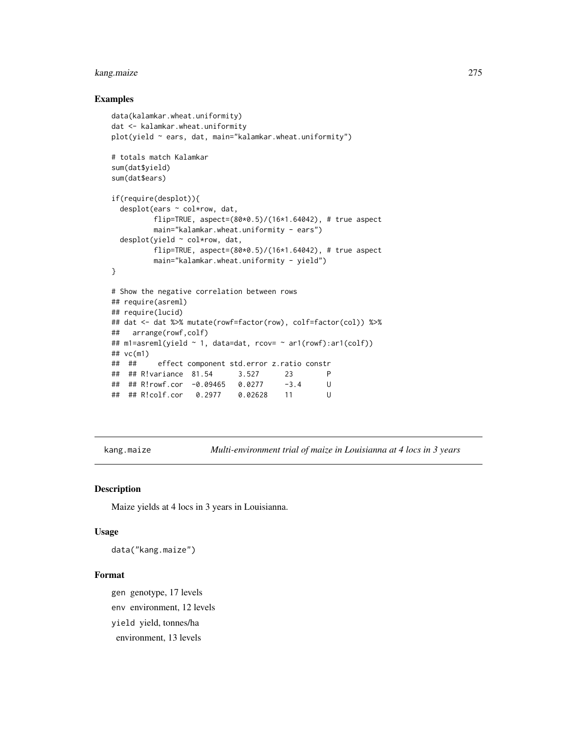## Examples

```
data(kalamkar.wheat.uniformity)
dat <- kalamkar.wheat.uniformity
plot(yield ~ ears, dat, main="kalamkar.wheat.uniformity")

# totals match Kalamkar
sum(dat$yield)
sum(dat$ears)

if(require(desplot)){
  desplot(ears ~ col*row, dat,
          flip=TRUE, aspect=(80*0.5)/(16*1.64042), # true aspect
          main="kalamkar.wheat.uniformity - ears")
  desplot(yield ~ col*row, dat,
          flip=TRUE, aspect=(80*0.5)/(16*1.64042), # true aspect
          main="kalamkar.wheat.uniformity - yield")
}

# Show the negative correlation between rows
## require(asreml)
## require(lucid)
## dat <- dat %>% mutate(rowf=factor(row), colf=factor(col)) %>%
##   arrange(rowf,colf)
## m1=asreml(yield ~ 1, data=dat, rcov= ~ ar1(rowf):ar1(colf))
## vc(m1)
##  ##     effect component std.error z.ratio constr
##  ## R!variance  81.54      3.527      23        P
##  ## R!rowf.cor  -0.09465   0.0277     -3.4      U
##  ## R!colf.cor   0.2977    0.02628    11        U
```

---

kang.maize    *Multi-environment trial of maize in Louisianna at 4 locs in 3 years*

---

## Description

Maize yields at 4 locs in 3 years in Louisianna.

## Usage

```
data("kang.maize")
```

## Format

`gen` genotype, 17 levels

`env` environment, 12 levels

`yield` yield, tonnes/ha

environment, 13 levels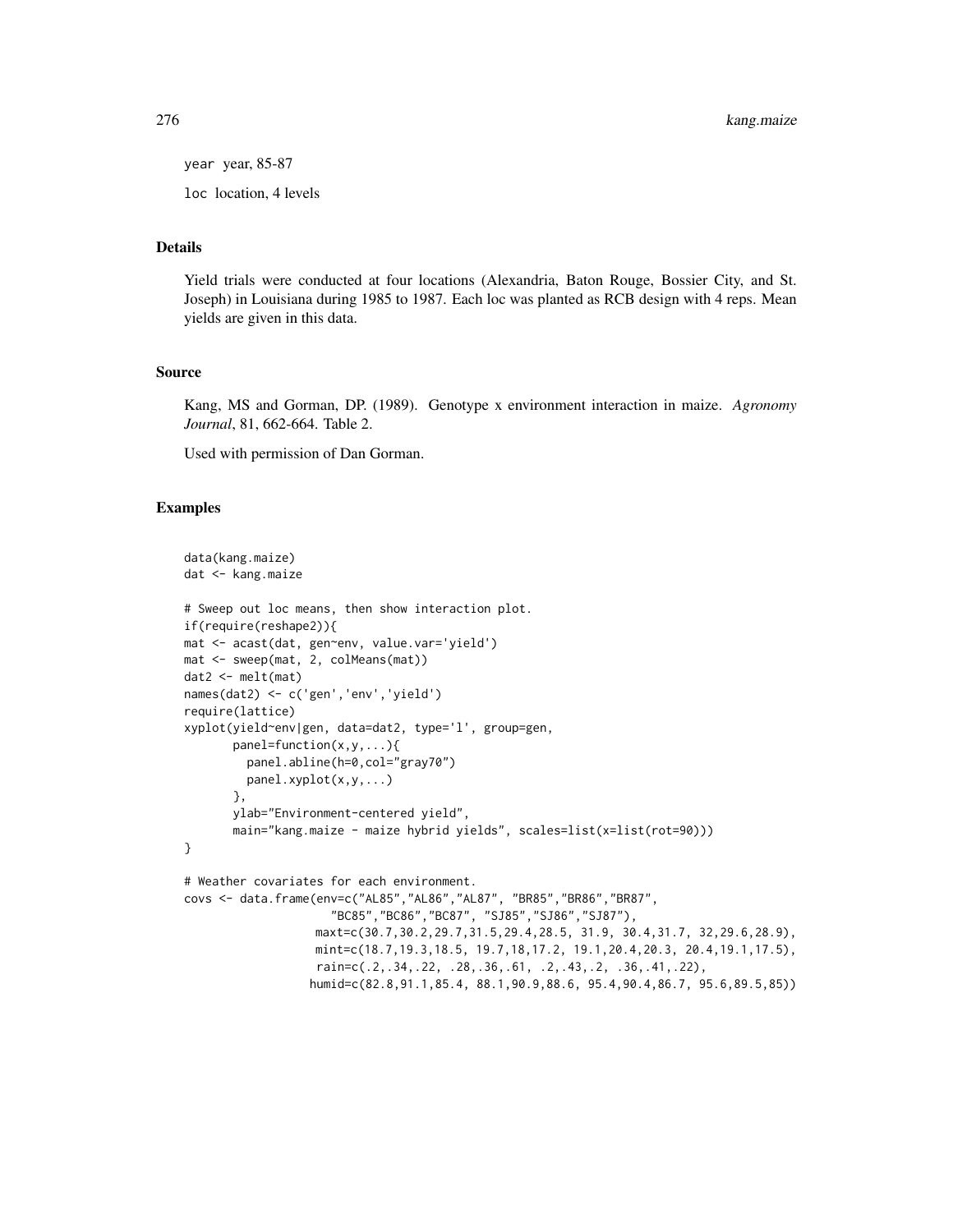year year, 85-87

loc location, 4 levels

## Details

Yield trials were conducted at four locations (Alexandria, Baton Rouge, Bossier City, and St. Joseph) in Louisiana during 1985 to 1987. Each loc was planted as RCB design with 4 reps. Mean yields are given in this data.

## Source

Kang, MS and Gorman, DP. (1989). Genotype x environment interaction in maize. *Agronomy Journal*, 81, 662-664. Table 2.

Used with permission of Dan Gorman.

## Examples

```
data(kang.maize)
dat <- kang.maize

# Sweep out loc means, then show interaction plot.
if(require(reshape2)){
mat <- acast(dat, gen~env, value.var='yield')
mat <- sweep(mat, 2, colMeans(mat))
dat2 <- melt(mat)
names(dat2) <- c('gen','env','yield')
require(lattice)
xyplot(yield~env|gen, data=dat2, type='l', group=gen,
       panel=function(x,y,...){
         panel.abline(h=0,col="gray70")
         panel.xyplot(x,y,...)
       },
       ylab="Environment-centered yield",
       main="kang.maize - maize hybrid yields", scales=list(x=list(rot=90)))
}

# Weather covariates for each environment.
covs <- data.frame(env=c("AL85","AL86","AL87", "BR85","BR86","BR87",
                     "BC85","BC86","BC87", "SJ85","SJ86","SJ87"),
                   maxt=c(30.7,30.2,29.7,31.5,29.4,28.5, 31.9, 30.4,31.7, 32,29.6,28.9),
                   mint=c(18.7,19.3,18.5, 19.7,18,17.2, 19.1,20.4,20.3, 20.4,19.1,17.5),
                   rain=c(.2,.34,.22, .28,.36,.61, .2,.43,.2, .36,.41,.22),
                  humid=c(82.8,91.1,85.4, 88.1,90.9,88.6, 95.4,90.4,86.7, 95.6,89.5,85))
```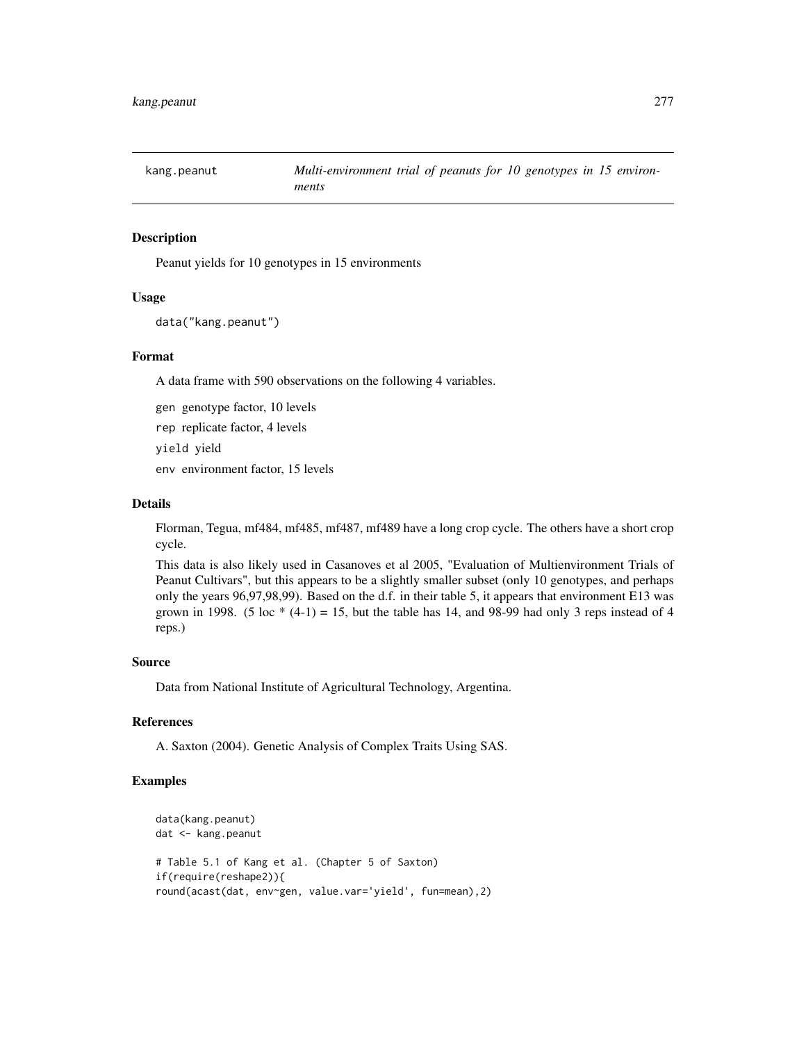# kang.peanut *Multi-environment trial of peanuts for 10 genotypes in 15 environments*

## Description

Peanut yields for 10 genotypes in 15 environments

## Usage

```
data("kang.peanut")
```

## Format

A data frame with 590 observations on the following 4 variables.

gen genotype factor, 10 levels

rep replicate factor, 4 levels

yield yield

env environment factor, 15 levels

## Details

Florman, Tegua, mf484, mf485, mf487, mf489 have a long crop cycle. The others have a short crop cycle.

This data is also likely used in Casanoves et al 2005, "Evaluation of Multienvironment Trials of Peanut Cultivars", but this appears to be a slightly smaller subset (only 10 genotypes, and perhaps only the years 96,97,98,99). Based on the d.f. in their table 5, it appears that environment E13 was grown in 1998. (5 loc * (4-1) = 15, but the table has 14, and 98-99 had only 3 reps instead of 4 reps.)

## Source

Data from National Institute of Agricultural Technology, Argentina.

## References

A. Saxton (2004). Genetic Analysis of Complex Traits Using SAS.

## Examples

```
data(kang.peanut)
dat <- kang.peanut

# Table 5.1 of Kang et al. (Chapter 5 of Saxton)
if(require(reshape2)){
round(acast(dat, env~gen, value.var='yield', fun=mean),2)
```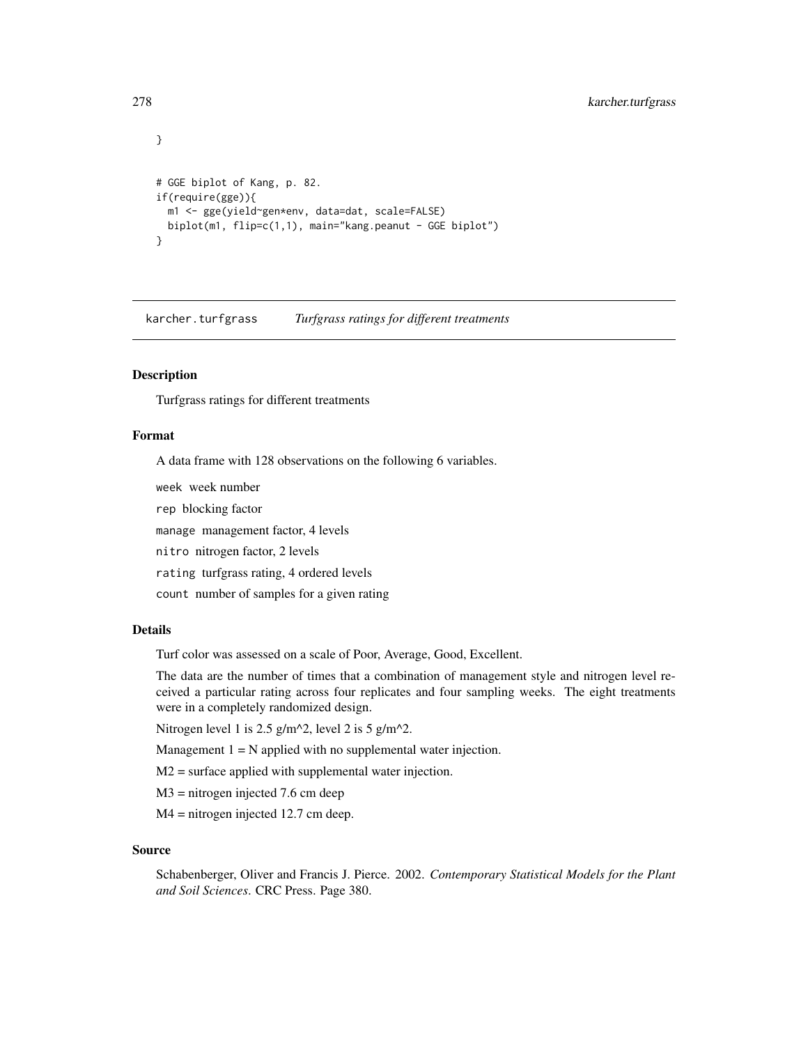```
}

# GGE biplot of Kang, p. 82.
if(require(gge)){
  m1 <- gge(yield~gen*env, data=dat, scale=FALSE)
  biplot(m1, flip=c(1,1), main="kang.peanut - GGE biplot")
}
```

## karcher.turfgrass *Turfgrass ratings for different treatments*

### Description

Turfgrass ratings for different treatments

### Format

A data frame with 128 observations on the following 6 variables.

`week` week number

`rep` blocking factor

`manage` management factor, 4 levels

`nitro` nitrogen factor, 2 levels

`rating` turfgrass rating, 4 ordered levels

`count` number of samples for a given rating

### Details

Turf color was assessed on a scale of Poor, Average, Good, Excellent.

The data are the number of times that a combination of management style and nitrogen level received a particular rating across four replicates and four sampling weeks. The eight treatments were in a completely randomized design.

Nitrogen level 1 is 2.5 g/m^2, level 2 is 5 g/m^2.

Management 1 = N applied with no supplemental water injection.

M2 = surface applied with supplemental water injection.

M3 = nitrogen injected 7.6 cm deep

M4 = nitrogen injected 12.7 cm deep.

### Source

Schabenberger, Oliver and Francis J. Pierce. 2002. *Contemporary Statistical Models for the Plant and Soil Sciences*. CRC Press. Page 380.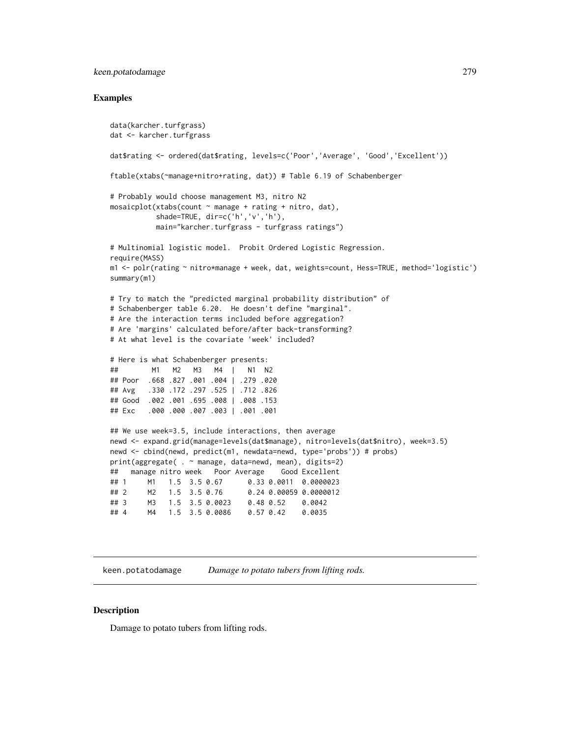### Examples

```
data(karcher.turfgrass)
dat <- karcher.turfgrass

dat$rating <- ordered(dat$rating, levels=c('Poor','Average', 'Good','Excellent'))

ftable(xtabs(~manage+nitro+rating, dat)) # Table 6.19 of Schabenberger

# Probably would choose management M3, nitro N2
mosaicplot(xtabs(count ~ manage + rating + nitro, dat),
           shade=TRUE, dir=c('h','v','h'),
           main="karcher.turfgrass - turfgrass ratings")

# Multinomial logistic model.  Probit Ordered Logistic Regression.
require(MASS)
m1 <- polr(rating ~ nitro*manage + week, dat, weights=count, Hess=TRUE, method='logistic')
summary(m1)

# Try to match the "predicted marginal probability distribution" of
# Schabenberger table 6.20.  He doesn't define "marginal".
# Are the interaction terms included before aggregation?
# Are 'margins' calculated before/after back-transforming?
# At what level is the covariate 'week' included?

# Here is what Schabenberger presents:
##        M1   M2   M3   M4   |   N1  N2
## Poor  .668 .827 .001 .004 | .279 .020
## Avg   .330 .172 .297 .525 | .712 .826
## Good  .002 .001 .695 .008 | .008 .153
## Exc   .000 .000 .007 .003 | .001 .001

## We use week=3.5, include interactions, then average
newd <- expand.grid(manage=levels(dat$manage), nitro=levels(dat$nitro), week=3.5)
newd <- cbind(newd, predict(m1, newdata=newd, type='probs')) # probs)
print(aggregate( . ~ manage, data=newd, mean), digits=2)
##   manage nitro week   Poor Average    Good Excellent
## 1     M1   1.5  3.5 0.67      0.33 0.0011  0.0000023
## 2     M2   1.5  3.5 0.76      0.24 0.00059 0.0000012
## 3     M3   1.5  3.5 0.0023    0.48 0.52    0.0042
## 4     M4   1.5  3.5 0.0086    0.57 0.42    0.0035
```

---

## keen.potatodamage    *Damage to potato tubers from lifting rods.*

---

### Description

Damage to potato tubers from lifting rods.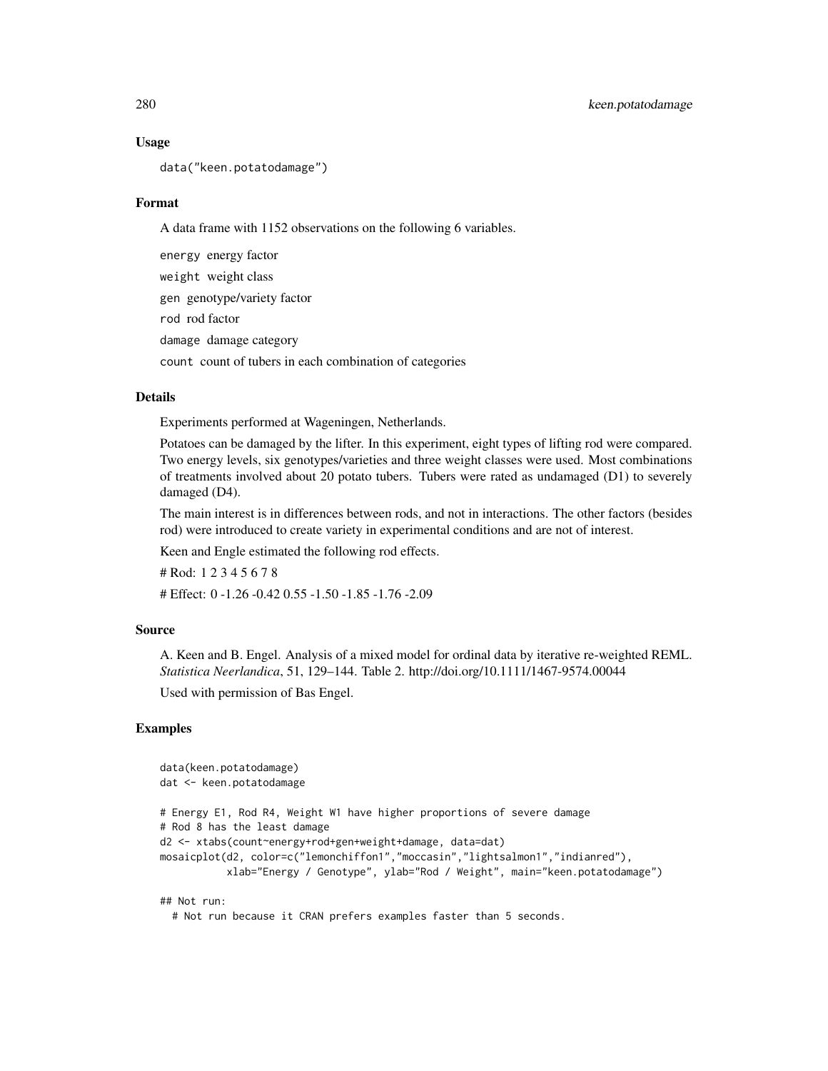## Usage

```
data("keen.potatodamage")
```

## Format

A data frame with 1152 observations on the following 6 variables.

`energy` energy factor

`weight` weight class

`gen` genotype/variety factor

`rod` rod factor

`damage` damage category

`count` count of tubers in each combination of categories

## Details

Experiments performed at Wageningen, Netherlands.

Potatoes can be damaged by the lifter. In this experiment, eight types of lifting rod were compared. Two energy levels, six genotypes/varieties and three weight classes were used. Most combinations of treatments involved about 20 potato tubers. Tubers were rated as undamaged (D1) to severely damaged (D4).

The main interest is in differences between rods, and not in interactions. The other factors (besides rod) were introduced to create variety in experimental conditions and are not of interest.

Keen and Engle estimated the following rod effects.

# Rod: 1 2 3 4 5 6 7 8

# Effect: 0 -1.26 -0.42 0.55 -1.50 -1.85 -1.76 -2.09

## Source

A. Keen and B. Engel. Analysis of a mixed model for ordinal data by iterative re-weighted REML. *Statistica Neerlandica*, 51, 129–144. Table 2. http://doi.org/10.1111/1467-9574.00044

Used with permission of Bas Engel.

## Examples

```
data(keen.potatodamage)
dat <- keen.potatodamage

# Energy E1, Rod R4, Weight W1 have higher proportions of severe damage
# Rod 8 has the least damage
d2 <- xtabs(count~energy+rod+gen+weight+damage, data=dat)
mosaicplot(d2, color=c("lemonchiffon1","moccasin","lightsalmon1","indianred"),
           xlab="Energy / Genotype", ylab="Rod / Weight", main="keen.potatodamage")

## Not run:
  # Not run because it CRAN prefers examples faster than 5 seconds.
```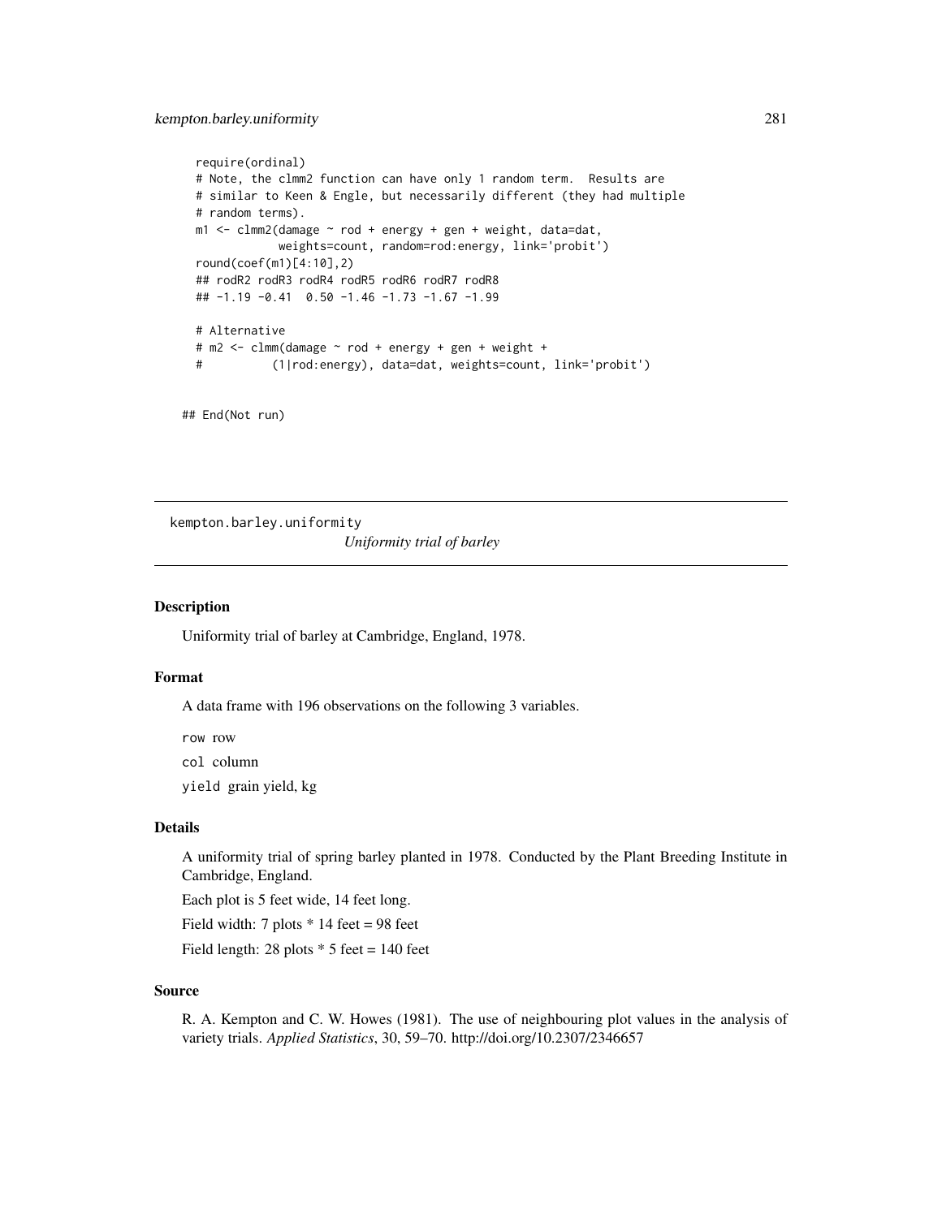```
require(ordinal)
# Note, the clmm2 function can have only 1 random term.  Results are
# similar to Keen & Engle, but necessarily different (they had multiple
# random terms).
m1 <- clmm2(damage ~ rod + energy + gen + weight, data=dat,
            weights=count, random=rod:energy, link='probit')
round(coef(m1)[4:10],2)
## rodR2 rodR3 rodR4 rodR5 rodR6 rodR7 rodR8
## -1.19 -0.41  0.50 -1.46 -1.73 -1.67 -1.99

# Alternative
# m2 <- clmm(damage ~ rod + energy + gen + weight +
#          (1|rod:energy), data=dat, weights=count, link='probit')

## End(Not run)
```

---

kempton.barley.uniformity &nbsp;&nbsp;&nbsp; *Uniformity trial of barley*

---

## Description

Uniformity trial of barley at Cambridge, England, 1978.

## Format

A data frame with 196 observations on the following 3 variables.

`row` row

`col` column

`yield` grain yield, kg

## Details

A uniformity trial of spring barley planted in 1978. Conducted by the Plant Breeding Institute in Cambridge, England.

Each plot is 5 feet wide, 14 feet long.

Field width: 7 plots * 14 feet = 98 feet

Field length: 28 plots * 5 feet = 140 feet

## Source

R. A. Kempton and C. W. Howes (1981). The use of neighbouring plot values in the analysis of variety trials. *Applied Statistics*, 30, 59–70. http://doi.org/10.2307/2346657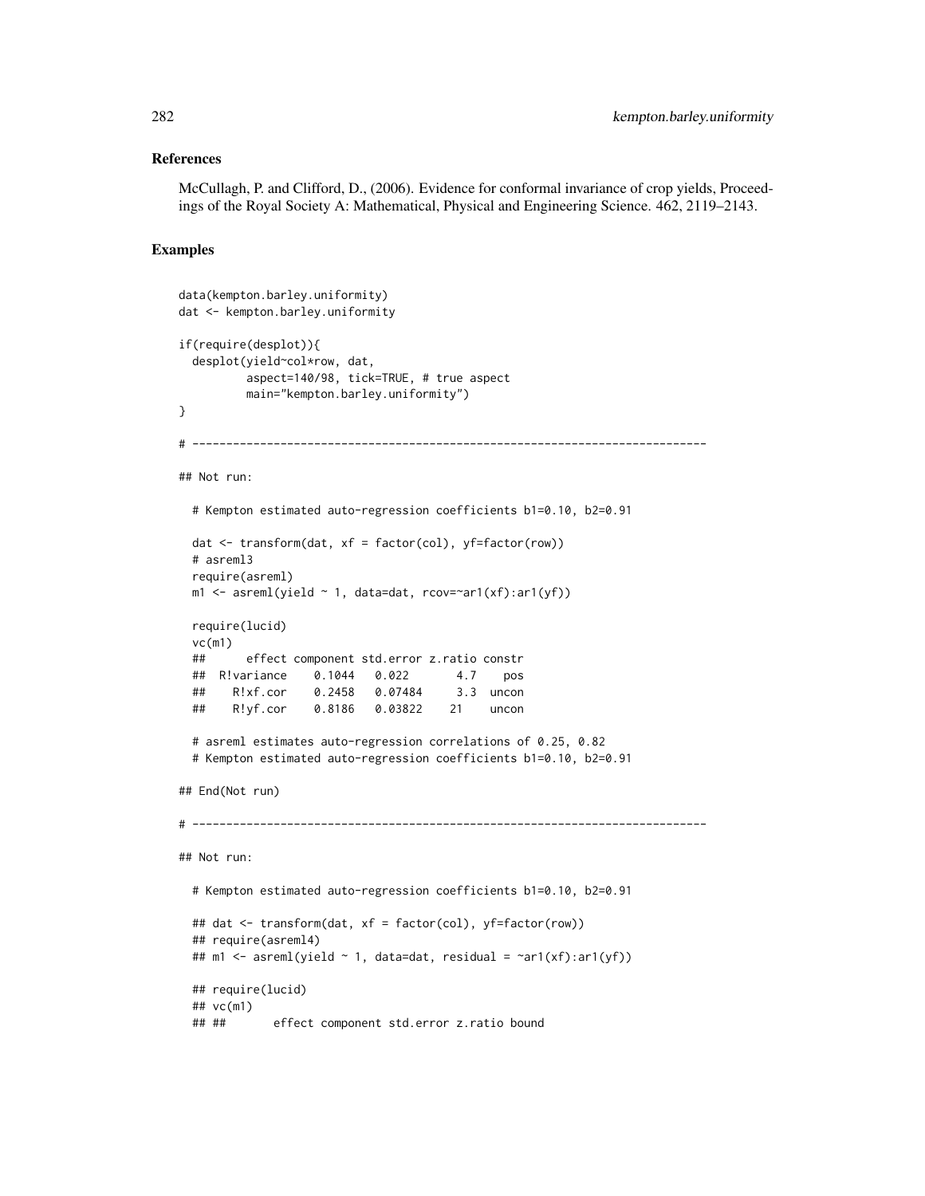### References

McCullagh, P. and Clifford, D., (2006). Evidence for conformal invariance of crop yields, Proceedings of the Royal Society A: Mathematical, Physical and Engineering Science. 462, 2119–2143.

### Examples

```
data(kempton.barley.uniformity)
dat <- kempton.barley.uniformity

if(require(desplot)){
  desplot(yield~col*row, dat,
          aspect=140/98, tick=TRUE, # true aspect
          main="kempton.barley.uniformity")
}

# ----------------------------------------------------------------------------

## Not run:

  # Kempton estimated auto-regression coefficients b1=0.10, b2=0.91

  dat <- transform(dat, xf = factor(col), yf=factor(row))
  # asreml3
  require(asreml)
  m1 <- asreml(yield ~ 1, data=dat, rcov=~ar1(xf):ar1(yf))

  require(lucid)
  vc(m1)
  ##      effect component std.error z.ratio constr
  ##  R!variance    0.1044   0.022       4.7    pos
  ##    R!xf.cor    0.2458   0.07484     3.3  uncon
  ##    R!yf.cor    0.8186   0.03822    21    uncon

  # asreml estimates auto-regression correlations of 0.25, 0.82
  # Kempton estimated auto-regression coefficients b1=0.10, b2=0.91

## End(Not run)

# ----------------------------------------------------------------------------

## Not run:

  # Kempton estimated auto-regression coefficients b1=0.10, b2=0.91

  ## dat <- transform(dat, xf = factor(col), yf=factor(row))
  ## require(asreml4)
  ## m1 <- asreml(yield ~ 1, data=dat, residual = ~ar1(xf):ar1(yf))

  ## require(lucid)
  ## vc(m1)
  ## ##       effect component std.error z.ratio bound
```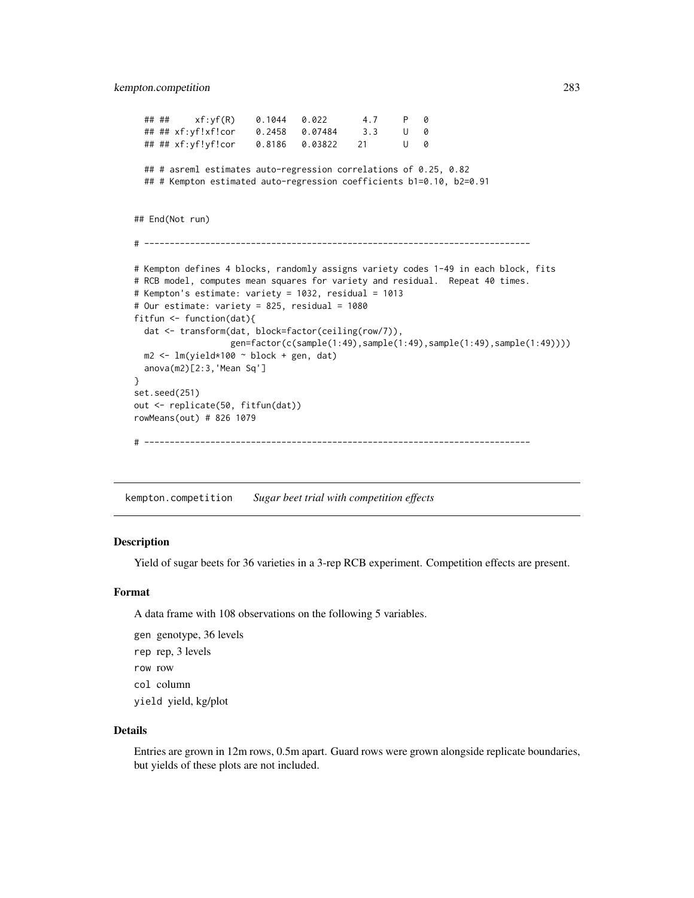```
  ## ##     xf:yf(R)    0.1044   0.022       4.7     P   0
  ## ## xf:yf!xf!cor    0.2458   0.07484     3.3     U   0
  ## ## xf:yf!yf!cor    0.8186   0.03822    21       U   0

  ## # asreml estimates auto-regression correlations of 0.25, 0.82
  ## # Kempton estimated auto-regression coefficients b1=0.10, b2=0.91


## End(Not run)

# ----------------------------------------------------------------------------

# Kempton defines 4 blocks, randomly assigns variety codes 1-49 in each block, fits
# RCB model, computes mean squares for variety and residual.  Repeat 40 times.
# Kempton's estimate: variety = 1032, residual = 1013
# Our estimate: variety = 825, residual = 1080
fitfun <- function(dat){
  dat <- transform(dat, block=factor(ceiling(row/7)),
                   gen=factor(c(sample(1:49),sample(1:49),sample(1:49),sample(1:49))))
  m2 <- lm(yield*100 ~ block + gen, dat)
  anova(m2)[2:3,'Mean Sq']
}
set.seed(251)
out <- replicate(50, fitfun(dat))
rowMeans(out) # 826 1079

# ----------------------------------------------------------------------------
```

## kempton.competition    *Sugar beet trial with competition effects*

### Description

Yield of sugar beets for 36 varieties in a 3-rep RCB experiment. Competition effects are present.

### Format

A data frame with 108 observations on the following 5 variables.

- `gen` genotype, 36 levels
- `rep` rep, 3 levels
- `row` row
- `col` column
- `yield` yield, kg/plot

### Details

Entries are grown in 12m rows, 0.5m apart. Guard rows were grown alongside replicate boundaries, but yields of these plots are not included.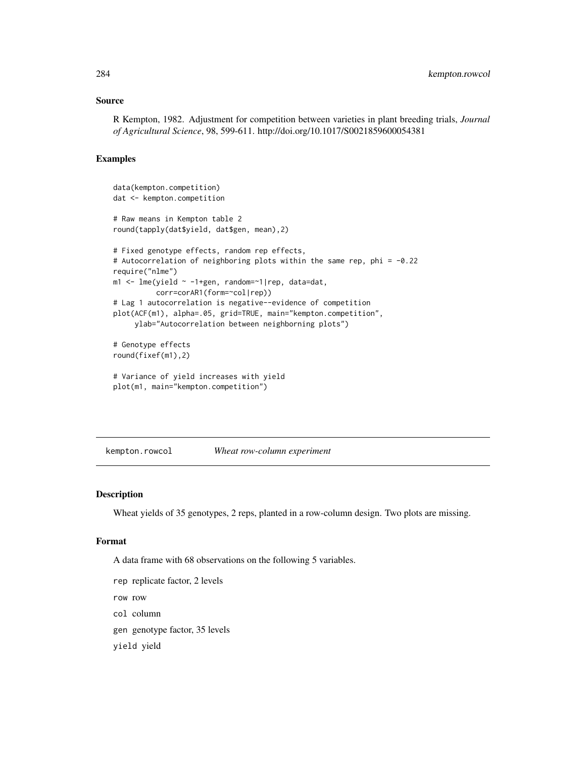### Source

R Kempton, 1982. Adjustment for competition between varieties in plant breeding trials, *Journal of Agricultural Science*, 98, 599-611. http://doi.org/10.1017/S0021859600054381

### Examples

```
data(kempton.competition)
dat <- kempton.competition

# Raw means in Kempton table 2
round(tapply(dat$yield, dat$gen, mean),2)

# Fixed genotype effects, random rep effects,
# Autocorrelation of neighboring plots within the same rep, phi = -0.22
require("nlme")
m1 <- lme(yield ~ -1+gen, random=~1|rep, data=dat,
          corr=corAR1(form=~col|rep))
# Lag 1 autocorrelation is negative--evidence of competition
plot(ACF(m1), alpha=.05, grid=TRUE, main="kempton.competition",
     ylab="Autocorrelation between neighborning plots")

# Genotype effects
round(fixef(m1),2)

# Variance of yield increases with yield
plot(m1, main="kempton.competition")
```

---

## kempton.rowcol &nbsp;&nbsp;&nbsp; *Wheat row-column experiment*

---

### Description

Wheat yields of 35 genotypes, 2 reps, planted in a row-column design. Two plots are missing.

### Format

A data frame with 68 observations on the following 5 variables.

- `rep` replicate factor, 2 levels
- `row` row
- `col` column
- `gen` genotype factor, 35 levels
- `yield` yield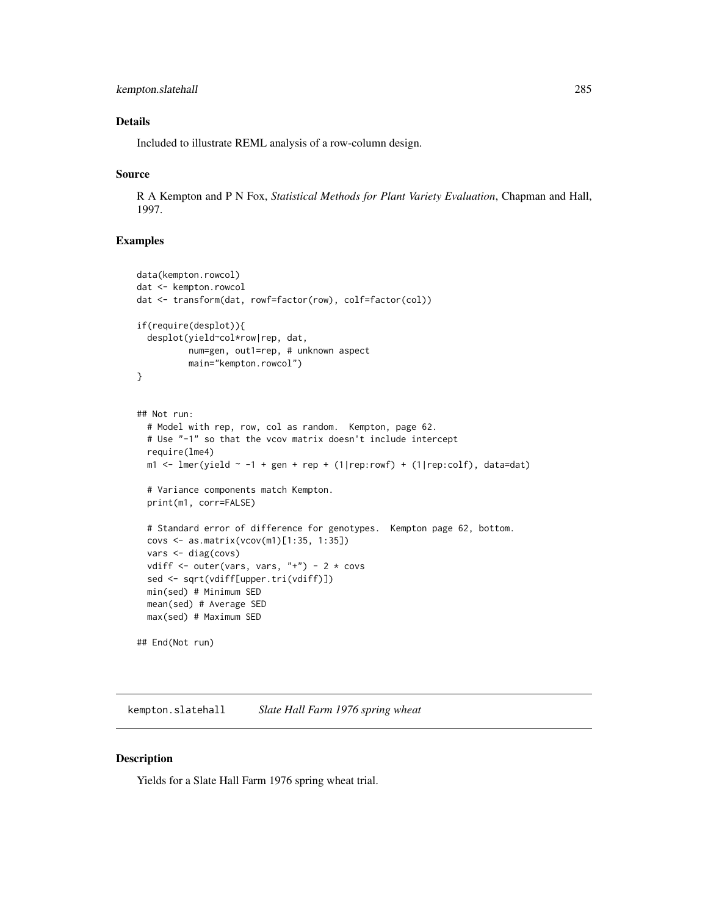### Details

Included to illustrate REML analysis of a row-column design.

### Source

R A Kempton and P N Fox, *Statistical Methods for Plant Variety Evaluation*, Chapman and Hall, 1997.

### Examples

```
data(kempton.rowcol)
dat <- kempton.rowcol
dat <- transform(dat, rowf=factor(row), colf=factor(col))

if(require(desplot)){
  desplot(yield~col*row|rep, dat,
          num=gen, out1=rep, # unknown aspect
          main="kempton.rowcol")
}


## Not run:
  # Model with rep, row, col as random.  Kempton, page 62.
  # Use "-1" so that the vcov matrix doesn't include intercept
  require(lme4)
  m1 <- lmer(yield ~ -1 + gen + rep + (1|rep:rowf) + (1|rep:colf), data=dat)

  # Variance components match Kempton.
  print(m1, corr=FALSE)

  # Standard error of difference for genotypes.  Kempton page 62, bottom.
  covs <- as.matrix(vcov(m1)[1:35, 1:35])
  vars <- diag(covs)
  vdiff <- outer(vars, vars, "+") - 2 * covs
  sed <- sqrt(vdiff[upper.tri(vdiff)])
  min(sed) # Minimum SED
  mean(sed) # Average SED
  max(sed) # Maximum SED

## End(Not run)
```

---

## kempton.slatehall *Slate Hall Farm 1976 spring wheat*

### Description

Yields for a Slate Hall Farm 1976 spring wheat trial.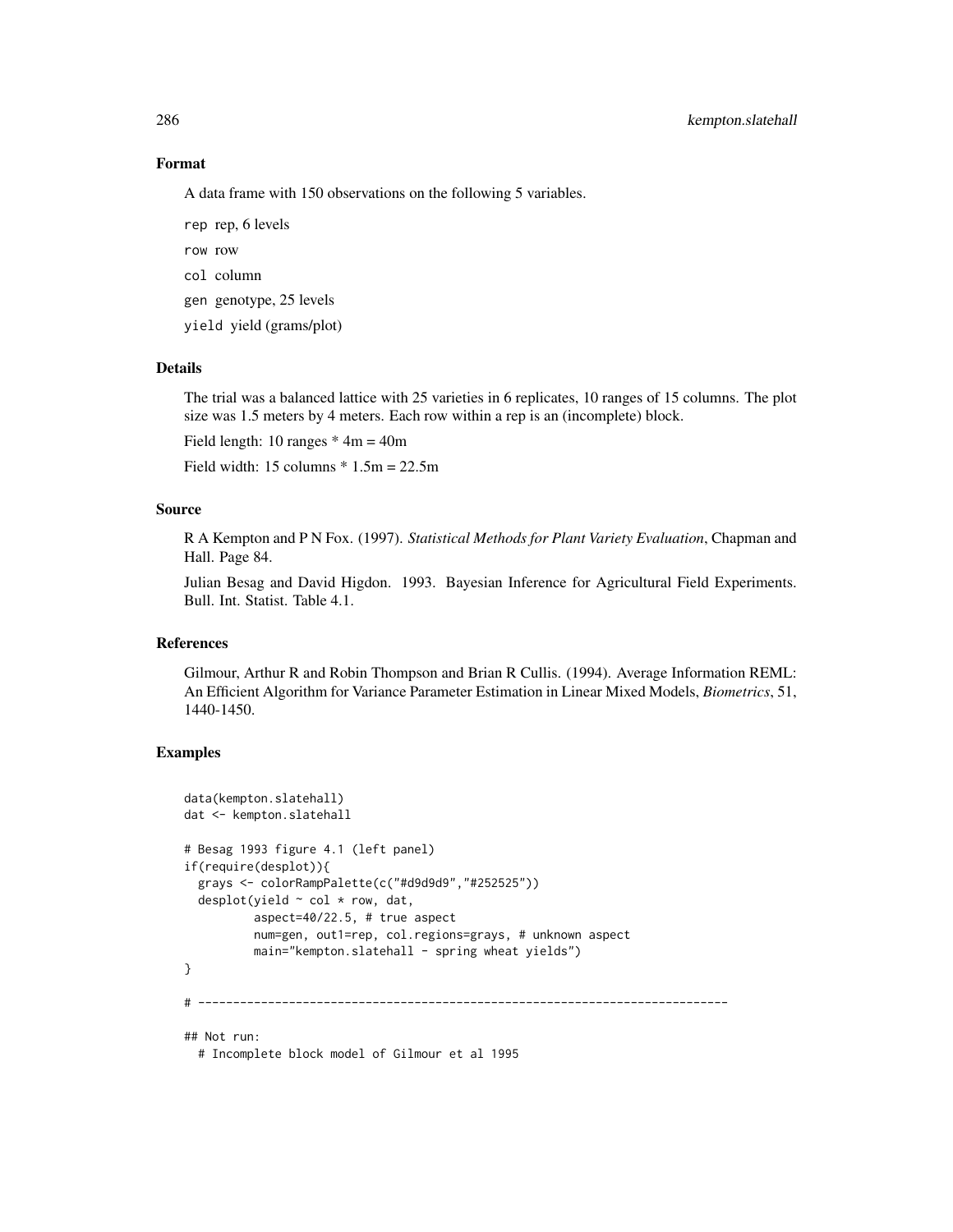### Format

A data frame with 150 observations on the following 5 variables.

`rep` rep, 6 levels

`row` row

`col` column

`gen` genotype, 25 levels

`yield` yield (grams/plot)

### Details

The trial was a balanced lattice with 25 varieties in 6 replicates, 10 ranges of 15 columns. The plot size was 1.5 meters by 4 meters. Each row within a rep is an (incomplete) block.

Field length: 10 ranges * 4m = 40m

Field width: 15 columns * 1.5m = 22.5m

### Source

R A Kempton and P N Fox. (1997). *Statistical Methods for Plant Variety Evaluation*, Chapman and Hall. Page 84.

Julian Besag and David Higdon. 1993. Bayesian Inference for Agricultural Field Experiments. Bull. Int. Statist. Table 4.1.

### References

Gilmour, Arthur R and Robin Thompson and Brian R Cullis. (1994). Average Information REML: An Efficient Algorithm for Variance Parameter Estimation in Linear Mixed Models, *Biometrics*, 51, 1440-1450.

### Examples

```
data(kempton.slatehall)
dat <- kempton.slatehall

# Besag 1993 figure 4.1 (left panel)
if(require(desplot)){
  grays <- colorRampPalette(c("#d9d9d9","#252525"))
  desplot(yield ~ col * row, dat,
          aspect=40/22.5, # true aspect
          num=gen, out1=rep, col.regions=grays, # unknown aspect
          main="kempton.slatehall - spring wheat yields")
}

# ---------------------------------------------------------------------------

## Not run:
  # Incomplete block model of Gilmour et al 1995
```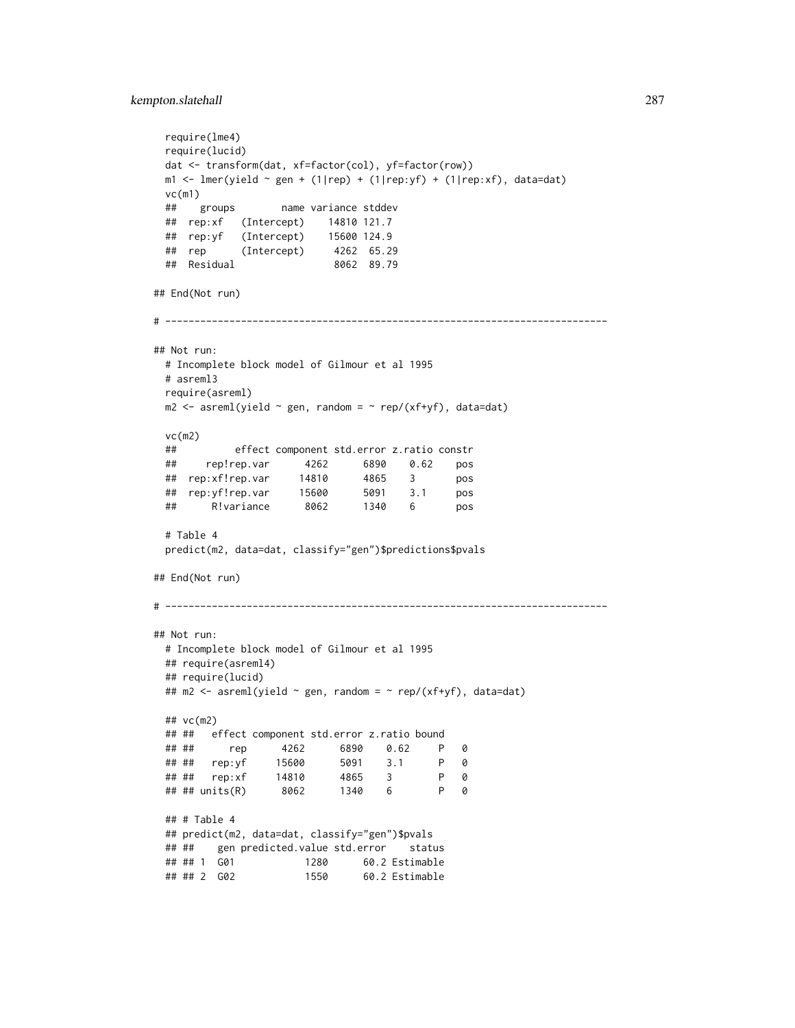```
  require(lme4)
  require(lucid)
  dat <- transform(dat, xf=factor(col), yf=factor(row))
  m1 <- lmer(yield ~ gen + (1|rep) + (1|rep:yf) + (1|rep:xf), data=dat)
  vc(m1)
  ##    groups        name variance stddev
  ##  rep:xf   (Intercept)    14810 121.7
  ##  rep:yf   (Intercept)    15600 124.9
  ##  rep      (Intercept)     4262  65.29
  ##  Residual                 8062  89.79

## End(Not run)

# ---------------------------------------------------------------------------

## Not run:
  # Incomplete block model of Gilmour et al 1995
  # asreml3
  require(asreml)
  m2 <- asreml(yield ~ gen, random = ~ rep/(xf+yf), data=dat)

  vc(m2)
  ##          effect component std.error z.ratio constr
  ##     rep!rep.var      4262      6890    0.62    pos
  ##  rep:xf!rep.var     14810      4865    3       pos
  ##  rep:yf!rep.var     15600      5091    3.1     pos
  ##      R!variance      8062      1340    6       pos

  # Table 4
  predict(m2, data=dat, classify="gen")$predictions$pvals

## End(Not run)

# ---------------------------------------------------------------------------

## Not run:
  # Incomplete block model of Gilmour et al 1995
  ## require(asreml4)
  ## require(lucid)
  ## m2 <- asreml(yield ~ gen, random = ~ rep/(xf+yf), data=dat)

  ## vc(m2)
  ## ##   effect component std.error z.ratio bound
  ## ##      rep      4262      6890    0.62     P   0
  ## ##   rep:yf     15600      5091    3.1      P   0
  ## ##   rep:xf     14810      4865    3        P   0
  ## ## units(R)      8062      1340    6        P   0

  ## # Table 4
  ## predict(m2, data=dat, classify="gen")$pvals
  ## ##    gen predicted.value std.error    status
  ## ## 1  G01            1280      60.2 Estimable
  ## ## 2  G02            1550      60.2 Estimable
```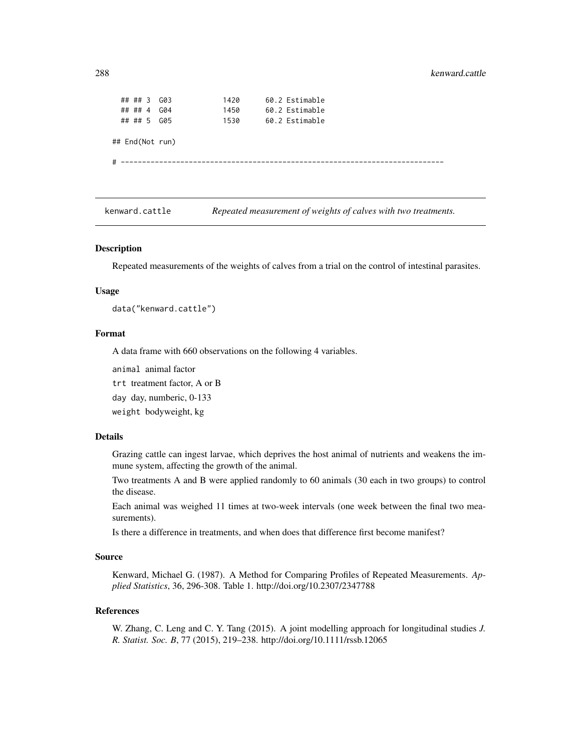```
  ## ## 3  G03           1420      60.2 Estimable
  ## ## 4  G04           1450      60.2 Estimable
  ## ## 5  G05           1530      60.2 Estimable

## End(Not run)

# --------------------------------------------------------------------------
```

---

kenward.cattle — *Repeated measurement of weights of calves with two treatments.*

---

### Description

Repeated measurements of the weights of calves from a trial on the control of intestinal parasites.

### Usage

```
data("kenward.cattle")
```

### Format

A data frame with 660 observations on the following 4 variables.

`animal` animal factor

`trt` treatment factor, A or B

`day` day, numberic, 0-133

`weight` bodyweight, kg

### Details

Grazing cattle can ingest larvae, which deprives the host animal of nutrients and weakens the immune system, affecting the growth of the animal.

Two treatments A and B were applied randomly to 60 animals (30 each in two groups) to control the disease.

Each animal was weighed 11 times at two-week intervals (one week between the final two measurements).

Is there a difference in treatments, and when does that difference first become manifest?

### Source

Kenward, Michael G. (1987). A Method for Comparing Profiles of Repeated Measurements. *Applied Statistics*, 36, 296-308. Table 1. http://doi.org/10.2307/2347788

### References

W. Zhang, C. Leng and C. Y. Tang (2015). A joint modelling approach for longitudinal studies *J. R. Statist. Soc. B*, 77 (2015), 219–238. http://doi.org/10.1111/rssb.12065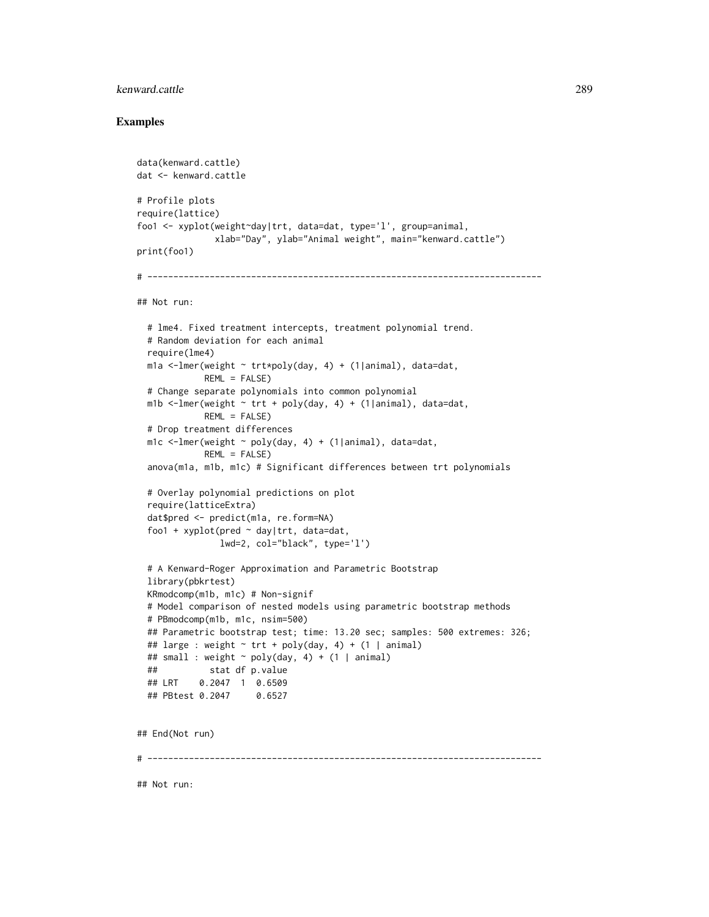## Examples

```
data(kenward.cattle)
dat <- kenward.cattle

# Profile plots
require(lattice)
foo1 <- xyplot(weight~day|trt, data=dat, type='l', group=animal,
               xlab="Day", ylab="Animal weight", main="kenward.cattle")
print(foo1)

# ----------------------------------------------------------------------------

## Not run:

  # lme4. Fixed treatment intercepts, treatment polynomial trend.
  # Random deviation for each animal
  require(lme4)
  m1a <-lmer(weight ~ trt*poly(day, 4) + (1|animal), data=dat,
             REML = FALSE)
  # Change separate polynomials into common polynomial
  m1b <-lmer(weight ~ trt + poly(day, 4) + (1|animal), data=dat,
             REML = FALSE)
  # Drop treatment differences
  m1c <-lmer(weight ~ poly(day, 4) + (1|animal), data=dat,
             REML = FALSE)
  anova(m1a, m1b, m1c) # Significant differences between trt polynomials

  # Overlay polynomial predictions on plot
  require(latticeExtra)
  dat$pred <- predict(m1a, re.form=NA)
  foo1 + xyplot(pred ~ day|trt, data=dat,
                lwd=2, col="black", type='l')

  # A Kenward-Roger Approximation and Parametric Bootstrap
  library(pbkrtest)
  KRmodcomp(m1b, m1c) # Non-signif
  # Model comparison of nested models using parametric bootstrap methods
  # PBmodcomp(m1b, m1c, nsim=500)
  ## Parametric bootstrap test; time: 13.20 sec; samples: 500 extremes: 326;
  ## large : weight ~ trt + poly(day, 4) + (1 | animal)
  ## small : weight ~ poly(day, 4) + (1 | animal)
  ##          stat df p.value
  ## LRT    0.2047  1  0.6509
  ## PBtest 0.2047     0.6527


## End(Not run)

# ----------------------------------------------------------------------------

## Not run:
```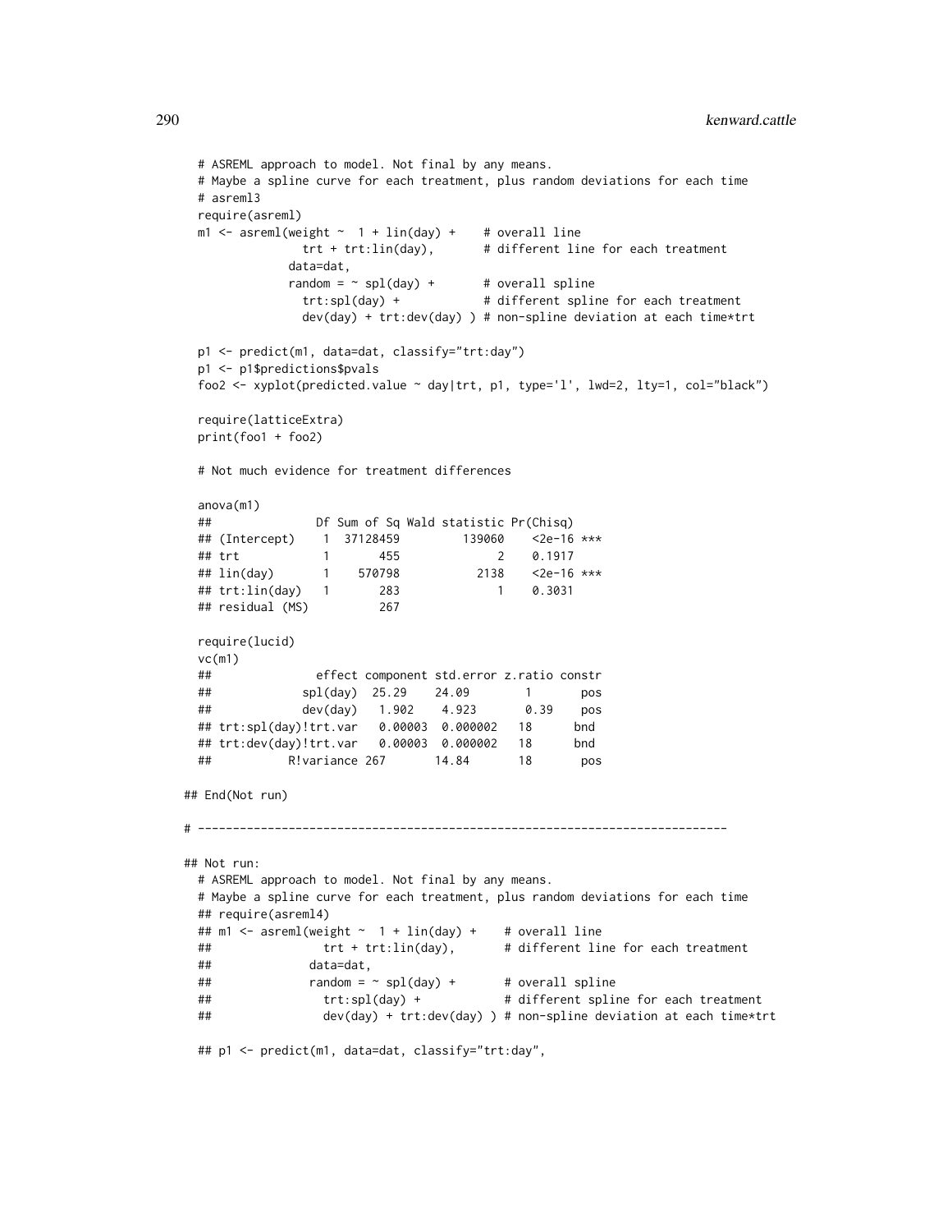```
# ASREML approach to model. Not final by any means.
# Maybe a spline curve for each treatment, plus random deviations for each time
# asreml3
require(asreml)
m1 <- asreml(weight ~  1 + lin(day) +    # overall line
               trt + trt:lin(day),       # different line for each treatment
             data=dat,
             random = ~ spl(day) +       # overall spline
               trt:spl(day) +            # different spline for each treatment
               dev(day) + trt:dev(day) ) # non-spline deviation at each time*trt

p1 <- predict(m1, data=dat, classify="trt:day")
p1 <- p1$predictions$pvals
foo2 <- xyplot(predicted.value ~ day|trt, p1, type='l', lwd=2, lty=1, col="black")

require(latticeExtra)
print(foo1 + foo2)

# Not much evidence for treatment differences

anova(m1)
##               Df Sum of Sq Wald statistic Pr(Chisq)
## (Intercept)    1  37128459         139060    <2e-16 ***
## trt            1       455              2    0.1917
## lin(day)       1    570798           2138    <2e-16 ***
## trt:lin(day)   1       283              1    0.3031
## residual (MS)          267

require(lucid)
vc(m1)
##               effect component std.error z.ratio constr
##             spl(day)  25.29    24.09       1       pos
##             dev(day)   1.902    4.923       0.39    pos
## trt:spl(day)!trt.var   0.00003  0.000002   18      bnd
## trt:dev(day)!trt.var   0.00003  0.000002   18      bnd
##           R!variance 267       14.84       18       pos

## End(Not run)

# ----------------------------------------------------------------------------

## Not run:
# ASREML approach to model. Not final by any means.
# Maybe a spline curve for each treatment, plus random deviations for each time
## require(asreml4)
## m1 <- asreml(weight ~  1 + lin(day) +    # overall line
##                trt + trt:lin(day),       # different line for each treatment
##              data=dat,
##              random = ~ spl(day) +       # overall spline
##                trt:spl(day) +            # different spline for each treatment
##                dev(day) + trt:dev(day) ) # non-spline deviation at each time*trt

## p1 <- predict(m1, data=dat, classify="trt:day",
```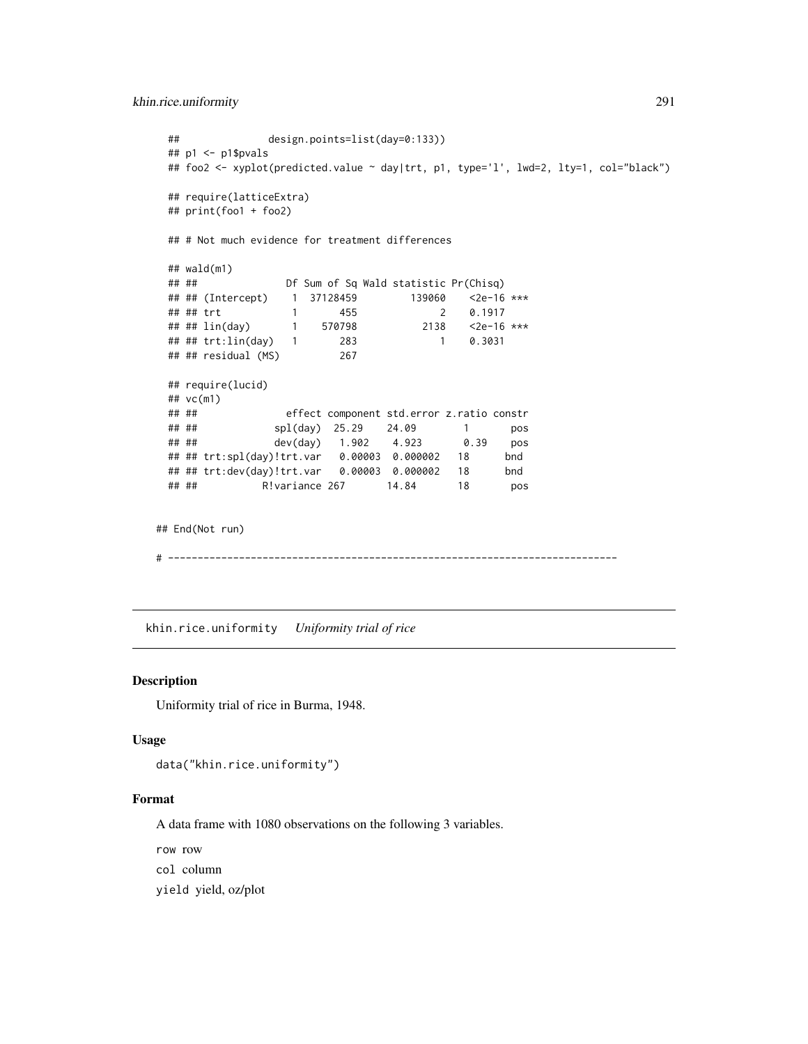```
  ##              design.points=list(day=0:133))
  ## p1 <- p1$pvals
  ## foo2 <- xyplot(predicted.value ~ day|trt, p1, type='l', lwd=2, lty=1, col="black")

  ## require(latticeExtra)
  ## print(foo1 + foo2)

  ## # Not much evidence for treatment differences

  ## wald(m1)
  ## ##               Df Sum of Sq Wald statistic Pr(Chisq)
  ## ## (Intercept)    1  37128459         139060    <2e-16 ***
  ## ## trt            1       455              2    0.1917
  ## ## lin(day)       1    570798           2138    <2e-16 ***
  ## ## trt:lin(day)   1       283              1    0.3031
  ## ## residual (MS)          267

  ## require(lucid)
  ## vc(m1)
  ## ##               effect component std.error z.ratio constr
  ## ##             spl(day)  25.29    24.09       1       pos
  ## ##             dev(day)   1.902    4.923       0.39    pos
  ## ## trt:spl(day)!trt.var   0.00003  0.000002   18      bnd
  ## ## trt:dev(day)!trt.var   0.00003  0.000002   18      bnd
  ## ##           R!variance 267       14.84       18       pos

## End(Not run)

# --------------------------------------------------------------------------
```

## khin.rice.uniformity *Uniformity trial of rice*

### Description

Uniformity trial of rice in Burma, 1948.

### Usage

```
data("khin.rice.uniformity")
```

### Format

A data frame with 1080 observations on the following 3 variables.

`row` row

`col` column

`yield` yield, oz/plot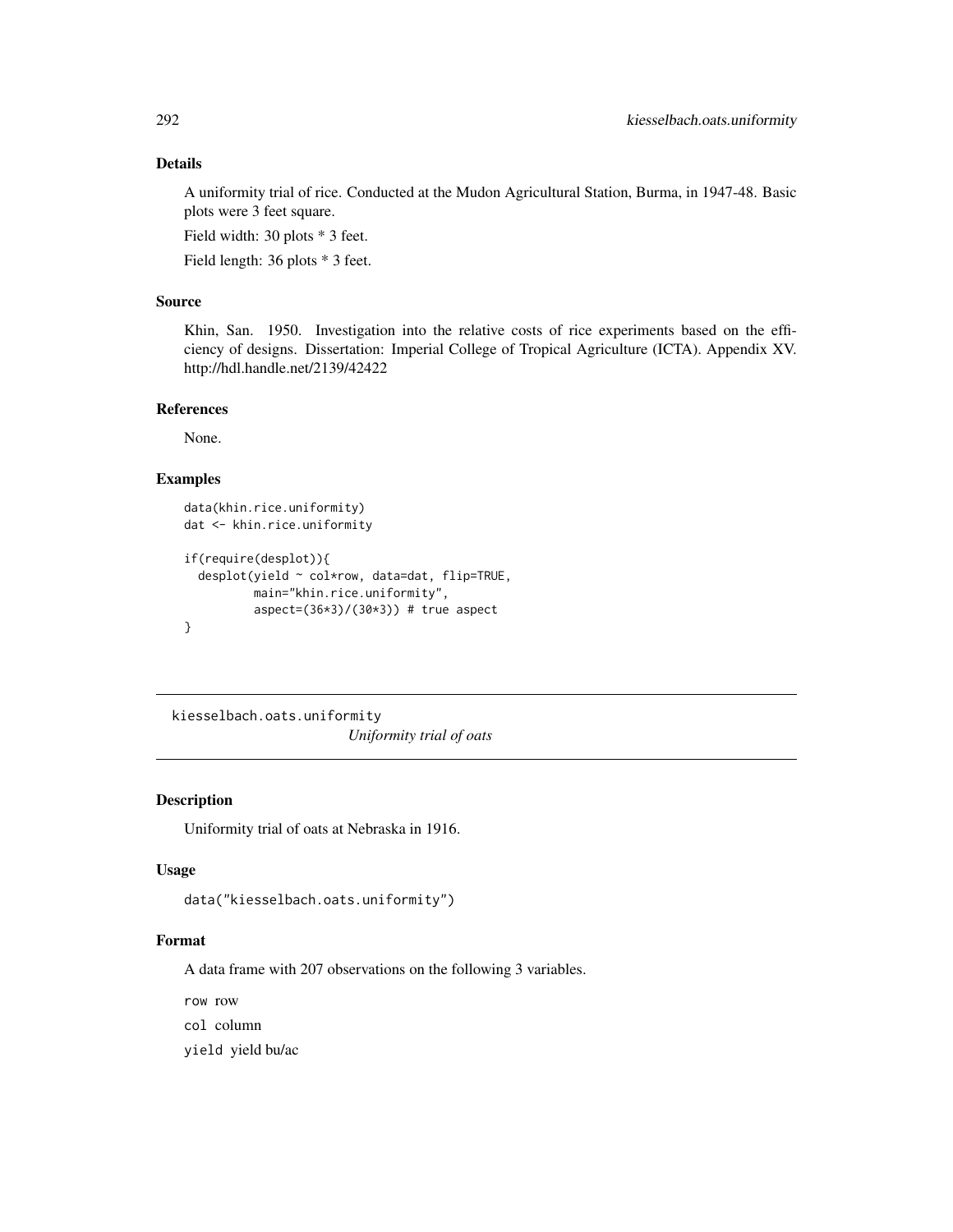## Details

A uniformity trial of rice. Conducted at the Mudon Agricultural Station, Burma, in 1947-48. Basic plots were 3 feet square.

Field width: 30 plots * 3 feet.

Field length: 36 plots * 3 feet.

## Source

Khin, San. 1950. Investigation into the relative costs of rice experiments based on the efficiency of designs. Dissertation: Imperial College of Tropical Agriculture (ICTA). Appendix XV. http://hdl.handle.net/2139/42422

## References

None.

## Examples

```
data(khin.rice.uniformity)
dat <- khin.rice.uniformity

if(require(desplot)){
  desplot(yield ~ col*row, data=dat, flip=TRUE,
          main="khin.rice.uniformity",
          aspect=(36*3)/(30*3)) # true aspect
}
```

---

# kiesselbach.oats.uniformity

*Uniformity trial of oats*

---

## Description

Uniformity trial of oats at Nebraska in 1916.

## Usage

```
data("kiesselbach.oats.uniformity")
```

## Format

A data frame with 207 observations on the following 3 variables.

row row

col column

yield yield bu/ac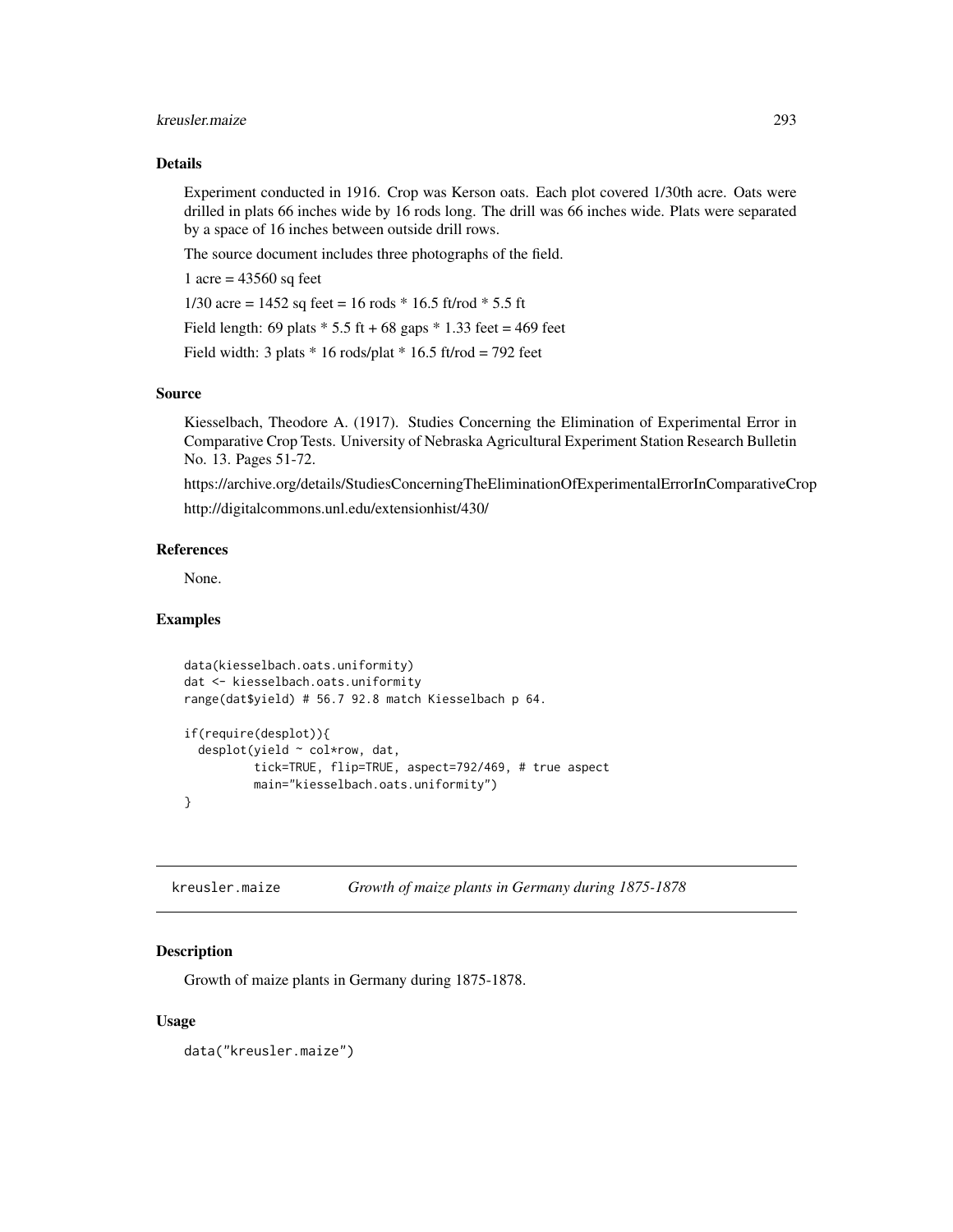### Details

Experiment conducted in 1916. Crop was Kerson oats. Each plot covered 1/30th acre. Oats were drilled in plats 66 inches wide by 16 rods long. The drill was 66 inches wide. Plats were separated by a space of 16 inches between outside drill rows.

The source document includes three photographs of the field.

1 acre = 43560 sq feet

1/30 acre = 1452 sq feet = 16 rods * 16.5 ft/rod * 5.5 ft

Field length: 69 plats * 5.5 ft + 68 gaps * 1.33 feet = 469 feet

Field width: 3 plats * 16 rods/plat * 16.5 ft/rod = 792 feet

### Source

Kiesselbach, Theodore A. (1917). Studies Concerning the Elimination of Experimental Error in Comparative Crop Tests. University of Nebraska Agricultural Experiment Station Research Bulletin No. 13. Pages 51-72.

https://archive.org/details/StudiesConcerningTheEliminationOfExperimentalErrorInComparativeCrop

http://digitalcommons.unl.edu/extensionhist/430/

### References

None.

### Examples

```
data(kiesselbach.oats.uniformity)
dat <- kiesselbach.oats.uniformity
range(dat$yield) # 56.7 92.8 match Kiesselbach p 64.

if(require(desplot)){
  desplot(yield ~ col*row, dat,
          tick=TRUE, flip=TRUE, aspect=792/469, # true aspect
          main="kiesselbach.oats.uniformity")
}
```

---

## kreusler.maize    *Growth of maize plants in Germany during 1875-1878*

### Description

Growth of maize plants in Germany during 1875-1878.

### Usage

```
data("kreusler.maize")
```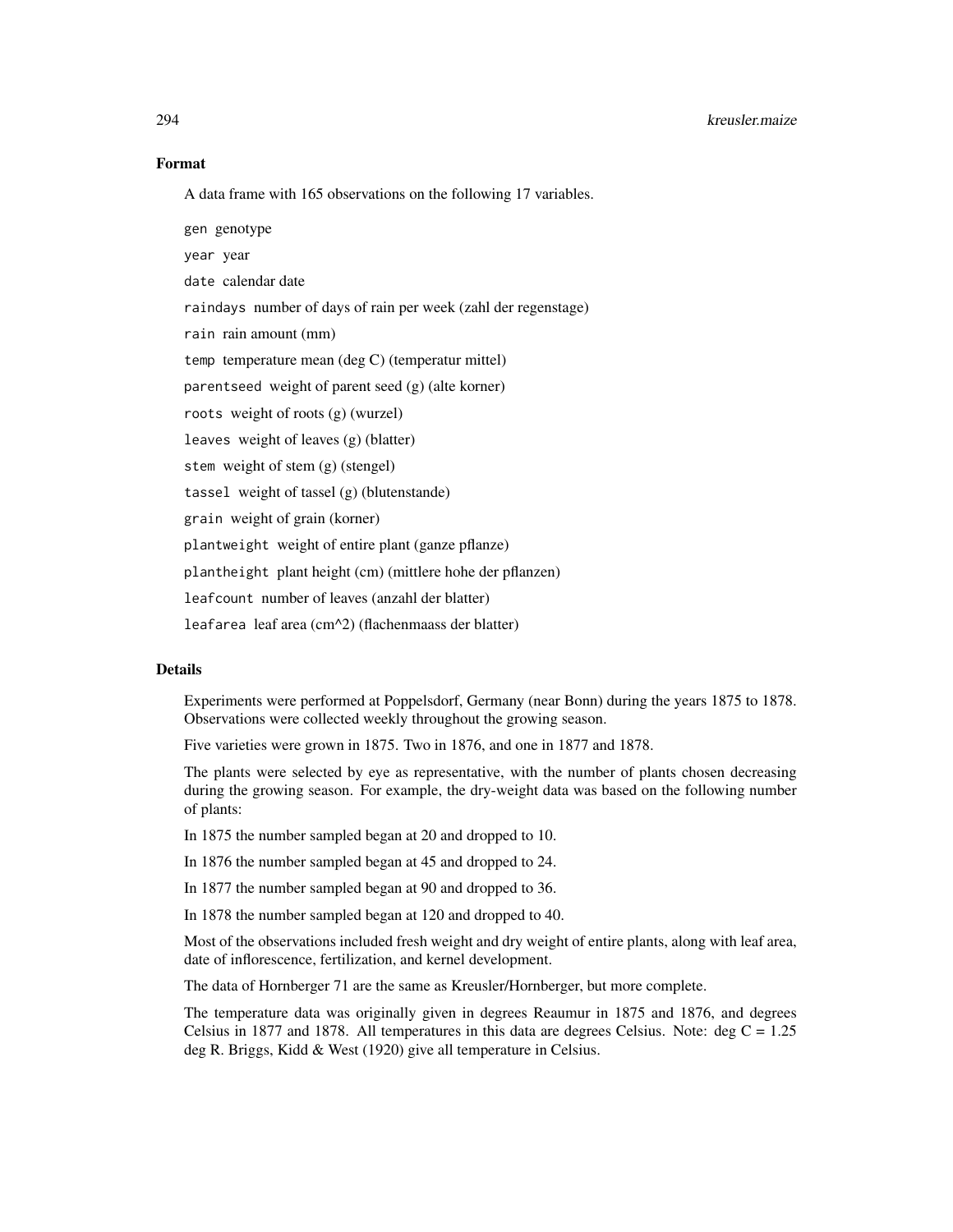### Format

A data frame with 165 observations on the following 17 variables.

`gen` genotype

`year` year

`date` calendar date

`raindays` number of days of rain per week (zahl der regenstage)

`rain` rain amount (mm)

`temp` temperature mean (deg C) (temperatur mittel)

`parentseed` weight of parent seed (g) (alte korner)

`roots` weight of roots (g) (wurzel)

`leaves` weight of leaves (g) (blatter)

`stem` weight of stem (g) (stengel)

`tassel` weight of tassel (g) (blutenstande)

`grain` weight of grain (korner)

`plantweight` weight of entire plant (ganze pflanze)

`plantheight` plant height (cm) (mittlere hohe der pflanzen)

`leafcount` number of leaves (anzahl der blatter)

`leafarea` leaf area (cm^2) (flachenmaass der blatter)

### Details

Experiments were performed at Poppelsdorf, Germany (near Bonn) during the years 1875 to 1878. Observations were collected weekly throughout the growing season.

Five varieties were grown in 1875. Two in 1876, and one in 1877 and 1878.

The plants were selected by eye as representative, with the number of plants chosen decreasing during the growing season. For example, the dry-weight data was based on the following number of plants:

In 1875 the number sampled began at 20 and dropped to 10.

In 1876 the number sampled began at 45 and dropped to 24.

In 1877 the number sampled began at 90 and dropped to 36.

In 1878 the number sampled began at 120 and dropped to 40.

Most of the observations included fresh weight and dry weight of entire plants, along with leaf area, date of inflorescence, fertilization, and kernel development.

The data of Hornberger 71 are the same as Kreusler/Hornberger, but more complete.

The temperature data was originally given in degrees Reaumur in 1875 and 1876, and degrees Celsius in 1877 and 1878. All temperatures in this data are degrees Celsius. Note: deg C = 1.25 deg R. Briggs, Kidd & West (1920) give all temperature in Celsius.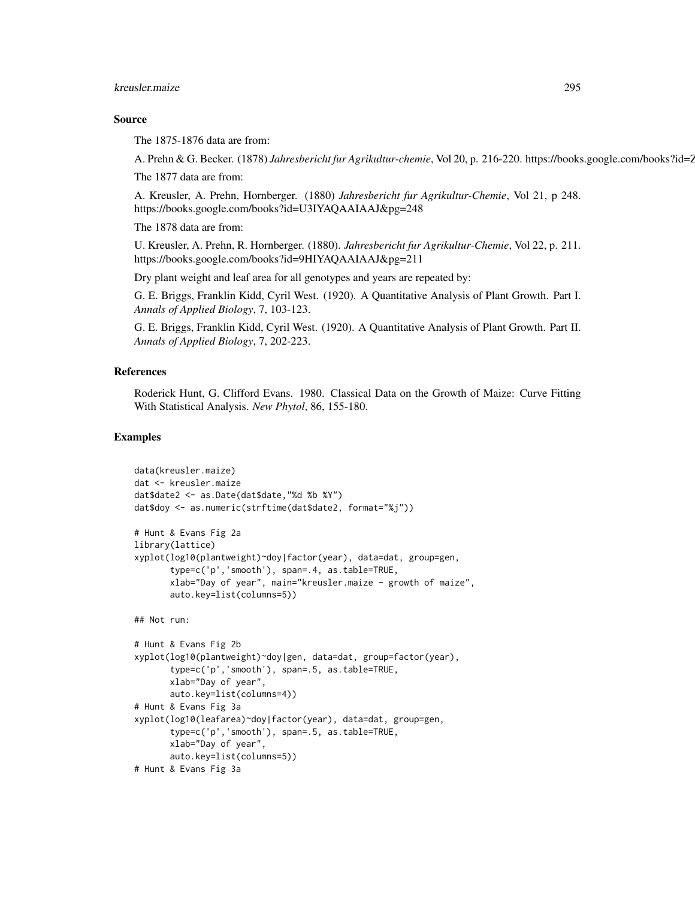## Source

The 1875-1876 data are from:

A. Prehn & G. Becker. (1878) *Jahresbericht fur Agrikultur-chemie*, Vol 20, p. 216-220. https://books.google.com/books?id=Z

The 1877 data are from:

A. Kreusler, A. Prehn, Hornberger. (1880) *Jahresbericht fur Agrikultur-Chemie*, Vol 21, p 248. https://books.google.com/books?id=U3IYAQAAIAAJ&pg=248

The 1878 data are from:

U. Kreusler, A. Prehn, R. Hornberger. (1880). *Jahresbericht fur Agrikultur-Chemie*, Vol 22, p. 211. https://books.google.com/books?id=9HIYAQAAIAAJ&pg=211

Dry plant weight and leaf area for all genotypes and years are repeated by:

G. E. Briggs, Franklin Kidd, Cyril West. (1920). A Quantitative Analysis of Plant Growth. Part I. *Annals of Applied Biology*, 7, 103-123.

G. E. Briggs, Franklin Kidd, Cyril West. (1920). A Quantitative Analysis of Plant Growth. Part II. *Annals of Applied Biology*, 7, 202-223.

## References

Roderick Hunt, G. Clifford Evans. 1980. Classical Data on the Growth of Maize: Curve Fitting With Statistical Analysis. *New Phytol*, 86, 155-180.

## Examples

```
data(kreusler.maize)
dat <- kreusler.maize
dat$date2 <- as.Date(dat$date,"%d %b %Y")
dat$doy <- as.numeric(strftime(dat$date2, format="%j"))

# Hunt & Evans Fig 2a
library(lattice)
xyplot(log10(plantweight)~doy|factor(year), data=dat, group=gen,
       type=c('p','smooth'), span=.4, as.table=TRUE,
       xlab="Day of year", main="kreusler.maize - growth of maize",
       auto.key=list(columns=5))

## Not run:

# Hunt & Evans Fig 2b
xyplot(log10(plantweight)~doy|gen, data=dat, group=factor(year),
       type=c('p','smooth'), span=.5, as.table=TRUE,
       xlab="Day of year",
       auto.key=list(columns=4))
# Hunt & Evans Fig 3a
xyplot(log10(leafarea)~doy|factor(year), data=dat, group=gen,
       type=c('p','smooth'), span=.5, as.table=TRUE,
       xlab="Day of year",
       auto.key=list(columns=5))
# Hunt & Evans Fig 3a
```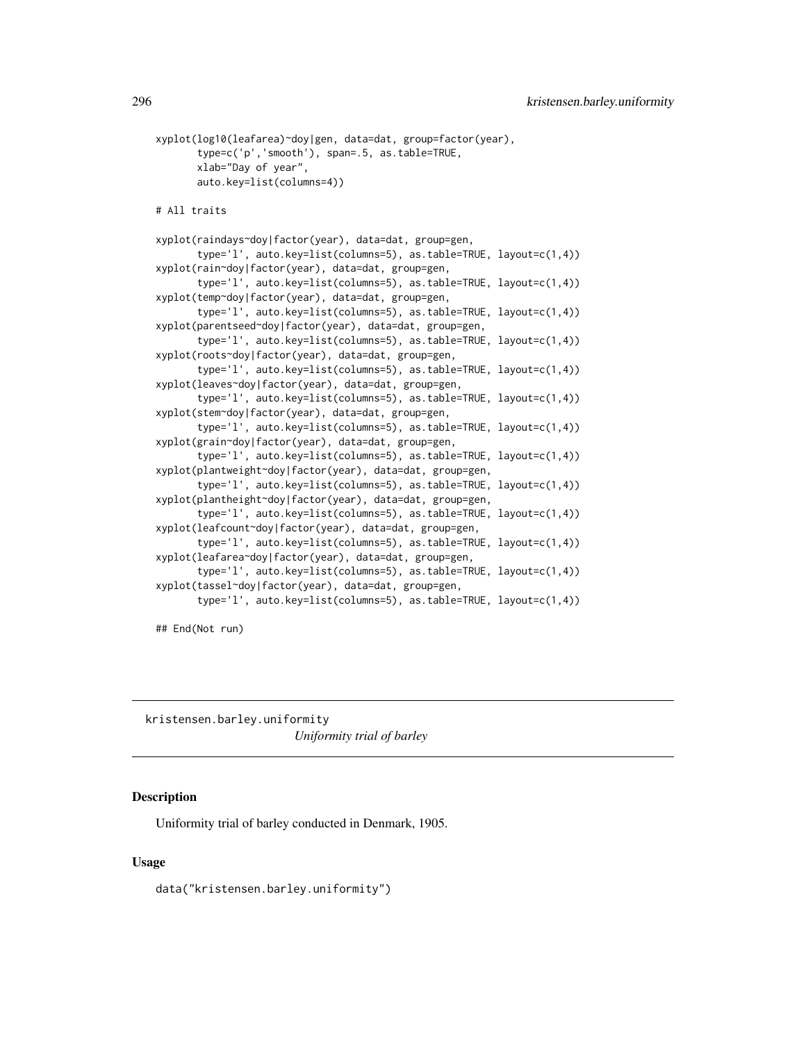```
xyplot(log10(leafarea)~doy|gen, data=dat, group=factor(year),
       type=c('p','smooth'), span=.5, as.table=TRUE,
       xlab="Day of year",
       auto.key=list(columns=4))

# All traits

xyplot(raindays~doy|factor(year), data=dat, group=gen,
       type='l', auto.key=list(columns=5), as.table=TRUE, layout=c(1,4))
xyplot(rain~doy|factor(year), data=dat, group=gen,
       type='l', auto.key=list(columns=5), as.table=TRUE, layout=c(1,4))
xyplot(temp~doy|factor(year), data=dat, group=gen,
       type='l', auto.key=list(columns=5), as.table=TRUE, layout=c(1,4))
xyplot(parentseed~doy|factor(year), data=dat, group=gen,
       type='l', auto.key=list(columns=5), as.table=TRUE, layout=c(1,4))
xyplot(roots~doy|factor(year), data=dat, group=gen,
       type='l', auto.key=list(columns=5), as.table=TRUE, layout=c(1,4))
xyplot(leaves~doy|factor(year), data=dat, group=gen,
       type='l', auto.key=list(columns=5), as.table=TRUE, layout=c(1,4))
xyplot(stem~doy|factor(year), data=dat, group=gen,
       type='l', auto.key=list(columns=5), as.table=TRUE, layout=c(1,4))
xyplot(grain~doy|factor(year), data=dat, group=gen,
       type='l', auto.key=list(columns=5), as.table=TRUE, layout=c(1,4))
xyplot(plantweight~doy|factor(year), data=dat, group=gen,
       type='l', auto.key=list(columns=5), as.table=TRUE, layout=c(1,4))
xyplot(plantheight~doy|factor(year), data=dat, group=gen,
       type='l', auto.key=list(columns=5), as.table=TRUE, layout=c(1,4))
xyplot(leafcount~doy|factor(year), data=dat, group=gen,
       type='l', auto.key=list(columns=5), as.table=TRUE, layout=c(1,4))
xyplot(leafarea~doy|factor(year), data=dat, group=gen,
       type='l', auto.key=list(columns=5), as.table=TRUE, layout=c(1,4))
xyplot(tassel~doy|factor(year), data=dat, group=gen,
       type='l', auto.key=list(columns=5), as.table=TRUE, layout=c(1,4))

## End(Not run)
```

---

kristensen.barley.uniformity    *Uniformity trial of barley*

---

## Description

Uniformity trial of barley conducted in Denmark, 1905.

## Usage

```
data("kristensen.barley.uniformity")
```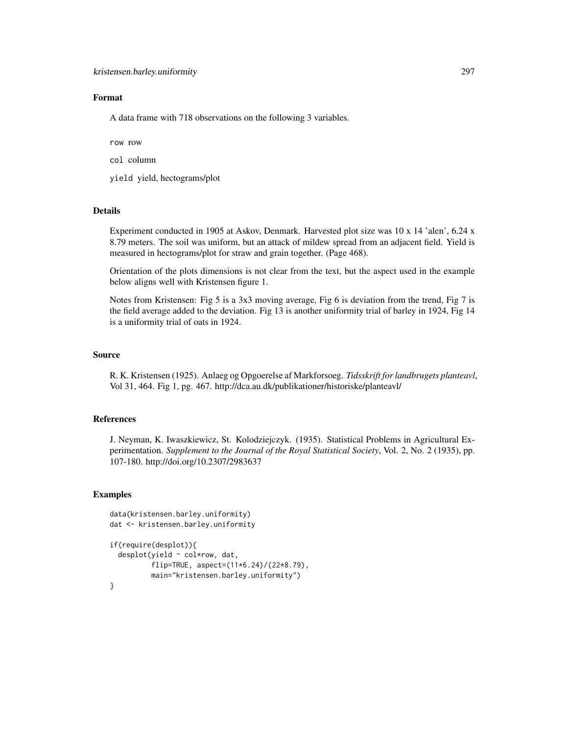## Format

A data frame with 718 observations on the following 3 variables.

`row` row

`col` column

`yield` yield, hectograms/plot

## Details

Experiment conducted in 1905 at Askov, Denmark. Harvested plot size was 10 x 14 'alen', 6.24 x 8.79 meters. The soil was uniform, but an attack of mildew spread from an adjacent field. Yield is measured in hectograms/plot for straw and grain together. (Page 468).

Orientation of the plots dimensions is not clear from the text, but the aspect used in the example below aligns well with Kristensen figure 1.

Notes from Kristensen: Fig 5 is a 3x3 moving average, Fig 6 is deviation from the trend, Fig 7 is the field average added to the deviation. Fig 13 is another uniformity trial of barley in 1924, Fig 14 is a uniformity trial of oats in 1924.

## Source

R. K. Kristensen (1925). Anlaeg og Opgoerelse af Markforsoeg. *Tidsskrift for landbrugets planteavl*, Vol 31, 464. Fig 1, pg. 467. http://dca.au.dk/publikationer/historiske/planteavl/

## References

J. Neyman, K. Iwaszkiewicz, St. Kolodziejczyk. (1935). Statistical Problems in Agricultural Experimentation. *Supplement to the Journal of the Royal Statistical Society*, Vol. 2, No. 2 (1935), pp. 107-180. http://doi.org/10.2307/2983637

## Examples

```
data(kristensen.barley.uniformity)
dat <- kristensen.barley.uniformity

if(require(desplot)){
  desplot(yield ~ col*row, dat,
          flip=TRUE, aspect=(11*6.24)/(22*8.79),
          main="kristensen.barley.uniformity")
}
```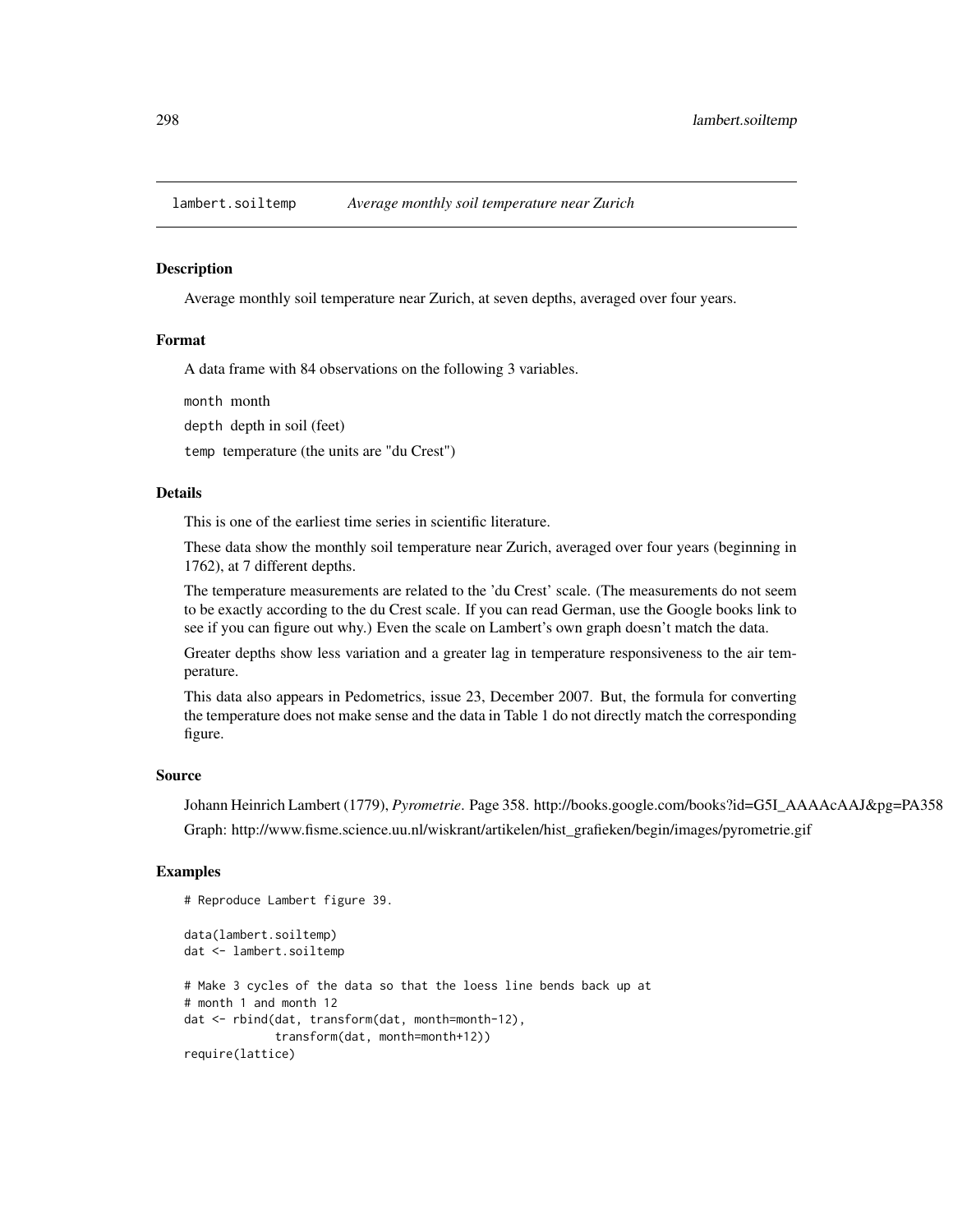lambert.soiltemp *Average monthly soil temperature near Zurich*

## Description

Average monthly soil temperature near Zurich, at seven depths, averaged over four years.

## Format

A data frame with 84 observations on the following 3 variables.

`month` month

`depth` depth in soil (feet)

`temp` temperature (the units are "du Crest")

## Details

This is one of the earliest time series in scientific literature.

These data show the monthly soil temperature near Zurich, averaged over four years (beginning in 1762), at 7 different depths.

The temperature measurements are related to the 'du Crest' scale. (The measurements do not seem to be exactly according to the du Crest scale. If you can read German, use the Google books link to see if you can figure out why.) Even the scale on Lambert's own graph doesn't match the data.

Greater depths show less variation and a greater lag in temperature responsiveness to the air temperature.

This data also appears in Pedometrics, issue 23, December 2007. But, the formula for converting the temperature does not make sense and the data in Table 1 do not directly match the corresponding figure.

## Source

Johann Heinrich Lambert (1779), *Pyrometrie*. Page 358. http://books.google.com/books?id=G5I_AAAAcAAJ&pg=PA358

Graph: http://www.fisme.science.uu.nl/wiskrant/artikelen/hist_grafieken/begin/images/pyrometrie.gif

## Examples

```
# Reproduce Lambert figure 39.

data(lambert.soiltemp)
dat <- lambert.soiltemp

# Make 3 cycles of the data so that the loess line bends back up at
# month 1 and month 12
dat <- rbind(dat, transform(dat, month=month-12),
             transform(dat, month=month+12))
require(lattice)
```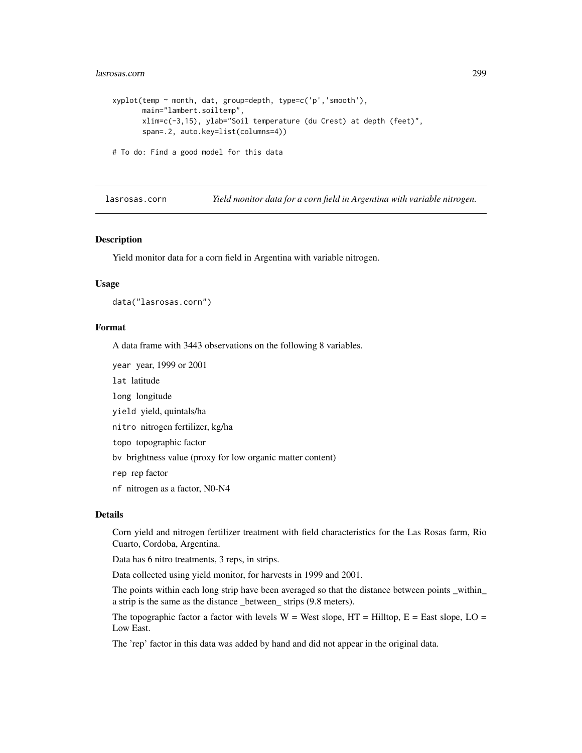```
xyplot(temp ~ month, dat, group=depth, type=c('p','smooth'),
       main="lambert.soiltemp",
       xlim=c(-3,15), ylab="Soil temperature (du Crest) at depth (feet)",
       span=.2, auto.key=list(columns=4))

# To do: Find a good model for this data
```

---

## lasrosas.corn — *Yield monitor data for a corn field in Argentina with variable nitrogen.*

---

### Description

Yield monitor data for a corn field in Argentina with variable nitrogen.

### Usage

```
data("lasrosas.corn")
```

### Format

A data frame with 3443 observations on the following 8 variables.

- `year` year, 1999 or 2001
- `lat` latitude
- `long` longitude
- `yield` yield, quintals/ha
- `nitro` nitrogen fertilizer, kg/ha
- `topo` topographic factor
- `bv` brightness value (proxy for low organic matter content)
- `rep` rep factor
- `nf` nitrogen as a factor, N0-N4

### Details

Corn yield and nitrogen fertilizer treatment with field characteristics for the Las Rosas farm, Rio Cuarto, Cordoba, Argentina.

Data has 6 nitro treatments, 3 reps, in strips.

Data collected using yield monitor, for harvests in 1999 and 2001.

The points within each long strip have been averaged so that the distance between points _within_ a strip is the same as the distance _between_ strips (9.8 meters).

The topographic factor a factor with levels W = West slope, HT = Hilltop, E = East slope, LO = Low East.

The 'rep' factor in this data was added by hand and did not appear in the original data.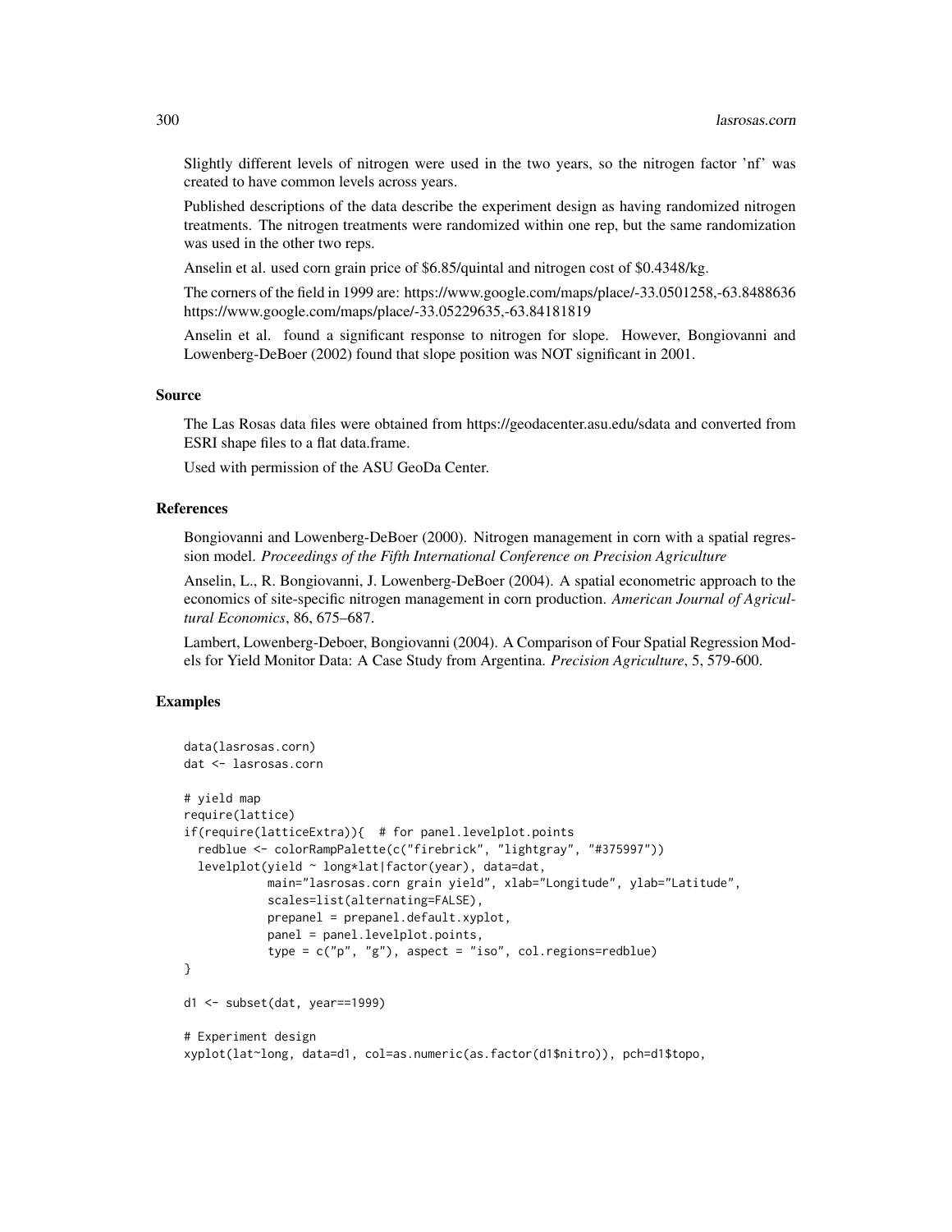Slightly different levels of nitrogen were used in the two years, so the nitrogen factor 'nf' was created to have common levels across years.

Published descriptions of the data describe the experiment design as having randomized nitrogen treatments. The nitrogen treatments were randomized within one rep, but the same randomization was used in the other two reps.

Anselin et al. used corn grain price of $6.85/quintal and nitrogen cost of $0.4348/kg.

The corners of the field in 1999 are: https://www.google.com/maps/place/-33.0501258,-63.8488636 https://www.google.com/maps/place/-33.05229635,-63.84181819

Anselin et al. found a significant response to nitrogen for slope. However, Bongiovanni and Lowenberg-DeBoer (2002) found that slope position was NOT significant in 2001.

## Source

The Las Rosas data files were obtained from https://geodacenter.asu.edu/sdata and converted from ESRI shape files to a flat data.frame.

Used with permission of the ASU GeoDa Center.

## References

Bongiovanni and Lowenberg-DeBoer (2000). Nitrogen management in corn with a spatial regression model. *Proceedings of the Fifth International Conference on Precision Agriculture*

Anselin, L., R. Bongiovanni, J. Lowenberg-DeBoer (2004). A spatial econometric approach to the economics of site-specific nitrogen management in corn production. *American Journal of Agricultural Economics*, 86, 675–687.

Lambert, Lowenberg-Deboer, Bongiovanni (2004). A Comparison of Four Spatial Regression Models for Yield Monitor Data: A Case Study from Argentina. *Precision Agriculture*, 5, 579-600.

## Examples

```
data(lasrosas.corn)
dat <- lasrosas.corn

# yield map
require(lattice)
if(require(latticeExtra)){  # for panel.levelplot.points
  redblue <- colorRampPalette(c("firebrick", "lightgray", "#375997"))
  levelplot(yield ~ long*lat|factor(year), data=dat,
            main="lasrosas.corn grain yield", xlab="Longitude", ylab="Latitude",
            scales=list(alternating=FALSE),
            prepanel = prepanel.default.xyplot,
            panel = panel.levelplot.points,
            type = c("p", "g"), aspect = "iso", col.regions=redblue)
}

d1 <- subset(dat, year==1999)

# Experiment design
xyplot(lat~long, data=d1, col=as.numeric(as.factor(d1$nitro)), pch=d1$topo,
```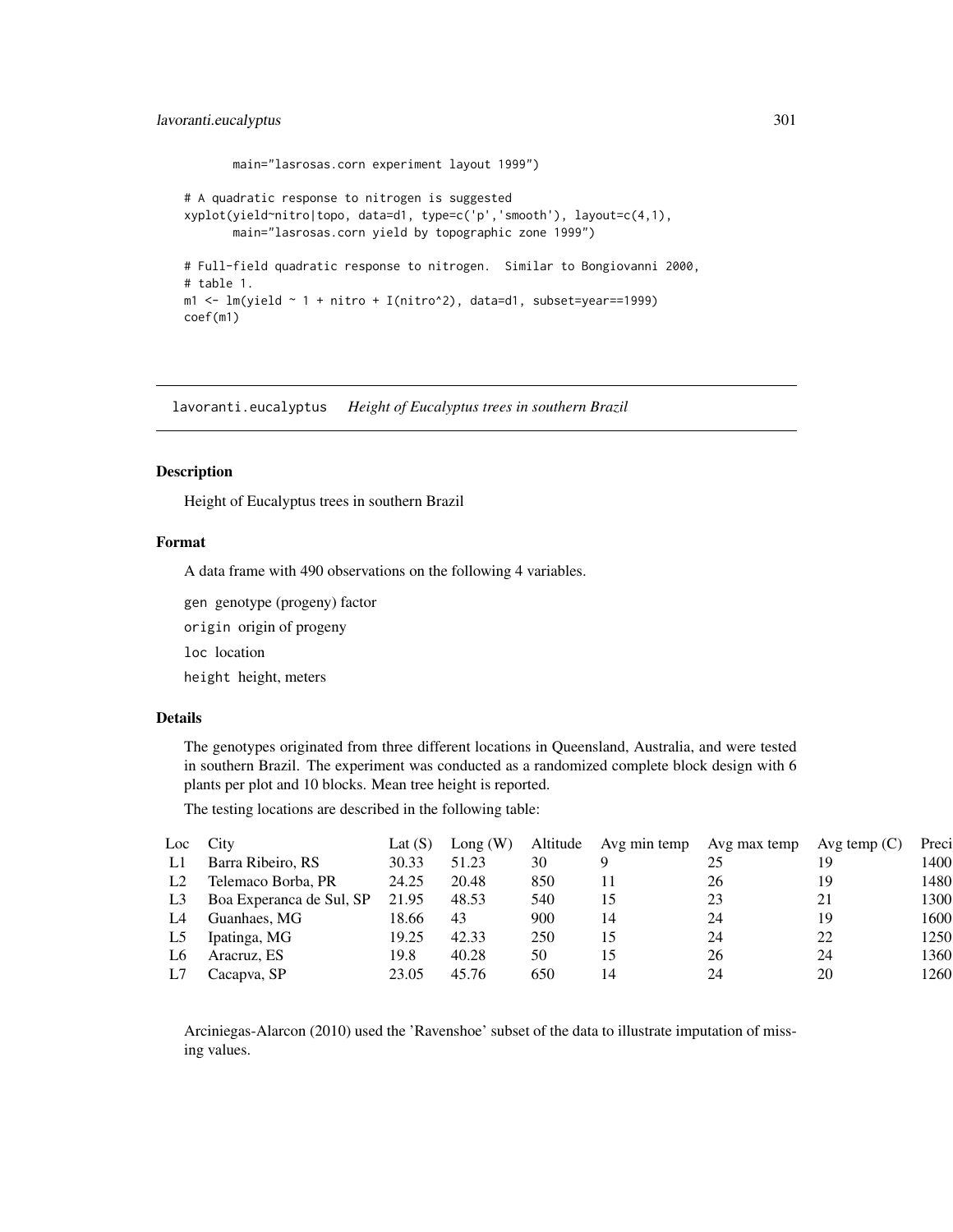```
       main="lasrosas.corn experiment layout 1999")

# A quadratic response to nitrogen is suggested
xyplot(yield~nitro|topo, data=d1, type=c('p','smooth'), layout=c(4,1),
       main="lasrosas.corn yield by topographic zone 1999")

# Full-field quadratic response to nitrogen.  Similar to Bongiovanni 2000,
# table 1.
m1 <- lm(yield ~ 1 + nitro + I(nitro^2), data=d1, subset=year==1999)
coef(m1)
```

---

## lavoranti.eucalyptus *Height of Eucalyptus trees in southern Brazil*

### Description

Height of Eucalyptus trees in southern Brazil

### Format

A data frame with 490 observations on the following 4 variables.

`gen` genotype (progeny) factor

`origin` origin of progeny

`loc` location

`height` height, meters

### Details

The genotypes originated from three different locations in Queensland, Australia, and were tested in southern Brazil. The experiment was conducted as a randomized complete block design with 6 plants per plot and 10 blocks. Mean tree height is reported.

The testing locations are described in the following table:

| Loc | City | Lat (S) | Long (W) | Altitude | Avg min temp | Avg max temp | Avg temp (C) | Preci |
|---|---|---|---|---|---|---|---|---|
| L1 | Barra Ribeiro, RS | 30.33 | 51.23 | 30 | 9 | 25 | 19 | 1400 |
| L2 | Telemaco Borba, PR | 24.25 | 20.48 | 850 | 11 | 26 | 19 | 1480 |
| L3 | Boa Experanca de Sul, SP | 21.95 | 48.53 | 540 | 15 | 23 | 21 | 1300 |
| L4 | Guanhaes, MG | 18.66 | 43 | 900 | 14 | 24 | 19 | 1600 |
| L5 | Ipatinga, MG | 19.25 | 42.33 | 250 | 15 | 24 | 22 | 1250 |
| L6 | Aracruz, ES | 19.8 | 40.28 | 50 | 15 | 26 | 24 | 1360 |
| L7 | Cacapva, SP | 23.05 | 45.76 | 650 | 14 | 24 | 20 | 1260 |

Arciniegas-Alarcon (2010) used the 'Ravenshoe' subset of the data to illustrate imputation of missing values.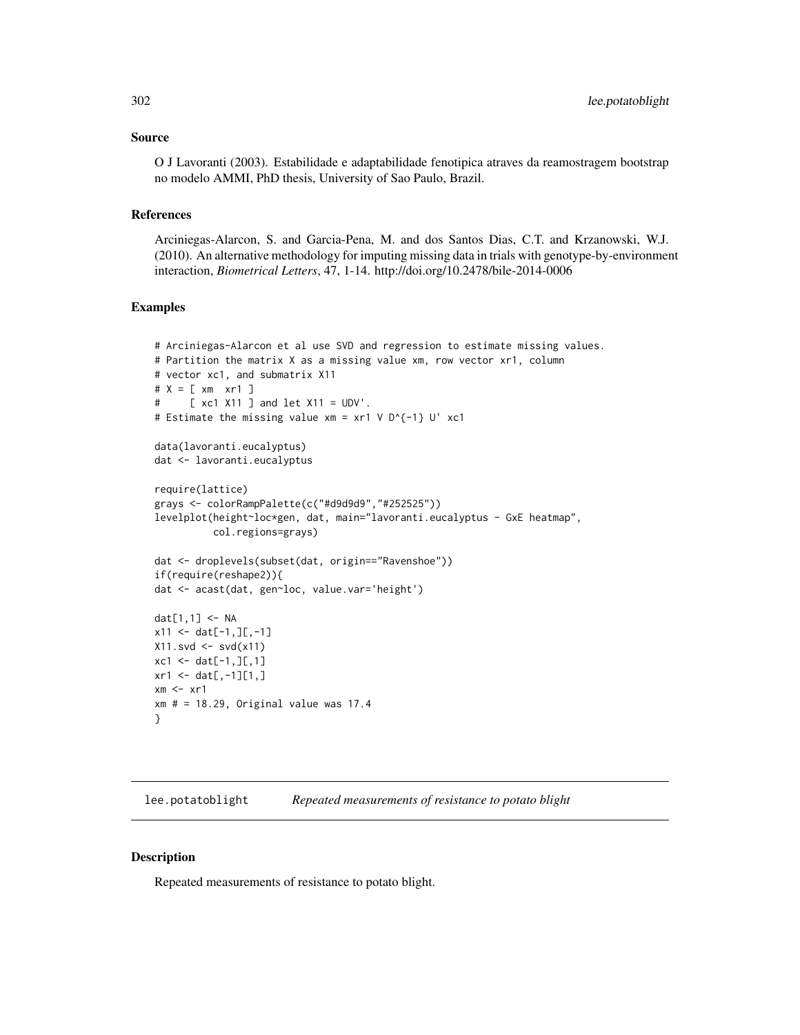### Source

O J Lavoranti (2003). Estabilidade e adaptabilidade fenotipica atraves da reamostragem bootstrap no modelo AMMI, PhD thesis, University of Sao Paulo, Brazil.

### References

Arciniegas-Alarcon, S. and Garcia-Pena, M. and dos Santos Dias, C.T. and Krzanowski, W.J. (2010). An alternative methodology for imputing missing data in trials with genotype-by-environment interaction, *Biometrical Letters*, 47, 1-14. http://doi.org/10.2478/bile-2014-0006

### Examples

```
# Arciniegas-Alarcon et al use SVD and regression to estimate missing values.
# Partition the matrix X as a missing value xm, row vector xr1, column
# vector xc1, and submatrix X11
# X = [ xm  xr1 ]
#     [ xc1 X11 ] and let X11 = UDV'.
# Estimate the missing value xm = xr1 V D^{-1} U' xc1

data(lavoranti.eucalyptus)
dat <- lavoranti.eucalyptus

require(lattice)
grays <- colorRampPalette(c("#d9d9d9","#252525"))
levelplot(height~loc*gen, dat, main="lavoranti.eucalyptus - GxE heatmap",
          col.regions=grays)

dat <- droplevels(subset(dat, origin=="Ravenshoe"))
if(require(reshape2)){
dat <- acast(dat, gen~loc, value.var='height')

dat[1,1] <- NA
x11 <- dat[-1,][,-1]
X11.svd <- svd(x11)
xc1 <- dat[-1,][,1]
xr1 <- dat[,-1][1,]
xm <- xr1
xm # = 18.29, Original value was 17.4
}
```

## lee.potatoblight *Repeated measurements of resistance to potato blight*

### Description

Repeated measurements of resistance to potato blight.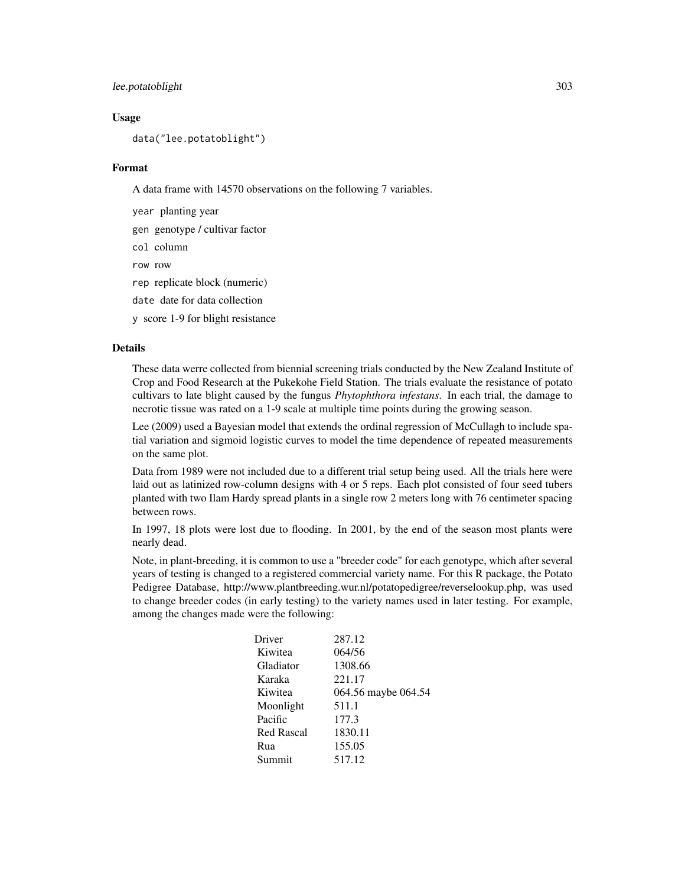## Usage

```
data("lee.potatoblight")
```

## Format

A data frame with 14570 observations on the following 7 variables.

- `year` planting year
- `gen` genotype / cultivar factor
- `col` column
- `row` row
- `rep` replicate block (numeric)
- `date` date for data collection
- `y` score 1-9 for blight resistance

## Details

These data werre collected from biennial screening trials conducted by the New Zealand Institute of Crop and Food Research at the Pukekohe Field Station. The trials evaluate the resistance of potato cultivars to late blight caused by the fungus *Phytophthora infestans*. In each trial, the damage to necrotic tissue was rated on a 1-9 scale at multiple time points during the growing season.

Lee (2009) used a Bayesian model that extends the ordinal regression of McCullagh to include spatial variation and sigmoid logistic curves to model the time dependence of repeated measurements on the same plot.

Data from 1989 were not included due to a different trial setup being used. All the trials here were laid out as latinized row-column designs with 4 or 5 reps. Each plot consisted of four seed tubers planted with two Ilam Hardy spread plants in a single row 2 meters long with 76 centimeter spacing between rows.

In 1997, 18 plots were lost due to flooding. In 2001, by the end of the season most plants were nearly dead.

Note, in plant-breeding, it is common to use a "breeder code" for each genotype, which after several years of testing is changed to a registered commercial variety name. For this R package, the Potato Pedigree Database, http://www.plantbreeding.wur.nl/potatopedigree/reverselookup.php, was used to change breeder codes (in early testing) to the variety names used in later testing. For example, among the changes made were the following:

```
Driver       287.12
Kiwitea      064/56
Gladiator    1308.66
Karaka       221.17
Kiwitea      064.56 maybe 064.54
Moonlight    511.1
Pacific      177.3
Red Rascal   1830.11
Rua          155.05
Summit       517.12
```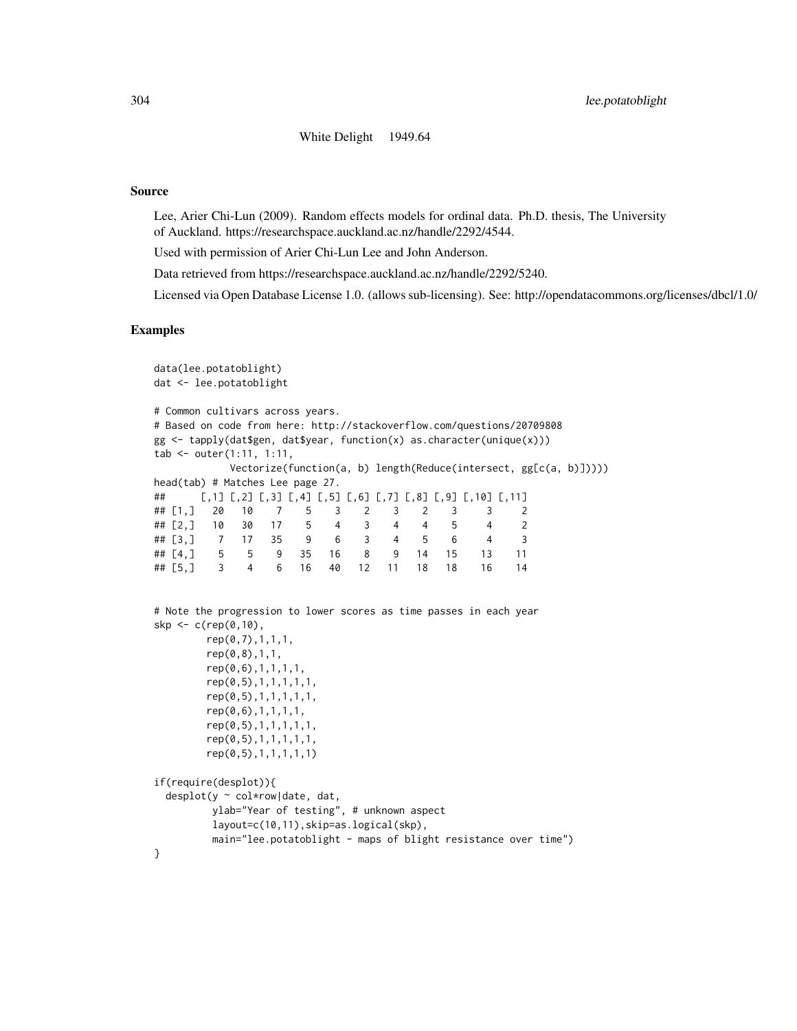White Delight 1949.64

## Source

Lee, Arier Chi-Lun (2009). Random effects models for ordinal data. Ph.D. thesis, The University of Auckland. https://researchspace.auckland.ac.nz/handle/2292/4544.

Used with permission of Arier Chi-Lun Lee and John Anderson.

Data retrieved from https://researchspace.auckland.ac.nz/handle/2292/5240.

Licensed via Open Database License 1.0. (allows sub-licensing). See: http://opendatacommons.org/licenses/dbcl/1.0/

## Examples

```
data(lee.potatoblight)
dat <- lee.potatoblight

# Common cultivars across years.
# Based on code from here: http://stackoverflow.com/questions/20709808
gg <- tapply(dat$gen, dat$year, function(x) as.character(unique(x)))
tab <- outer(1:11, 1:11,
             Vectorize(function(a, b) length(Reduce(intersect, gg[c(a, b)]))))
head(tab) # Matches Lee page 27.
##      [,1] [,2] [,3] [,4] [,5] [,6] [,7] [,8] [,9] [,10] [,11]
## [1,]   20   10    7    5    3    2    3    2    3     3     2
## [2,]   10   30   17    5    4    3    4    4    5     4     2
## [3,]    7   17   35    9    6    3    4    5    6     4     3
## [4,]    5    5    9   35   16    8    9   14   15    13    11
## [5,]    3    4    6   16   40   12   11   18   18    16    14


# Note the progression to lower scores as time passes in each year
skp <- c(rep(0,10),
         rep(0,7),1,1,1,
         rep(0,8),1,1,
         rep(0,6),1,1,1,1,
         rep(0,5),1,1,1,1,1,
         rep(0,5),1,1,1,1,1,
         rep(0,6),1,1,1,1,
         rep(0,5),1,1,1,1,1,
         rep(0,5),1,1,1,1,1,
         rep(0,5),1,1,1,1,1)

if(require(desplot)){
  desplot(y ~ col*row|date, dat,
          ylab="Year of testing", # unknown aspect
          layout=c(10,11),skip=as.logical(skp),
          main="lee.potatoblight - maps of blight resistance over time")
}
```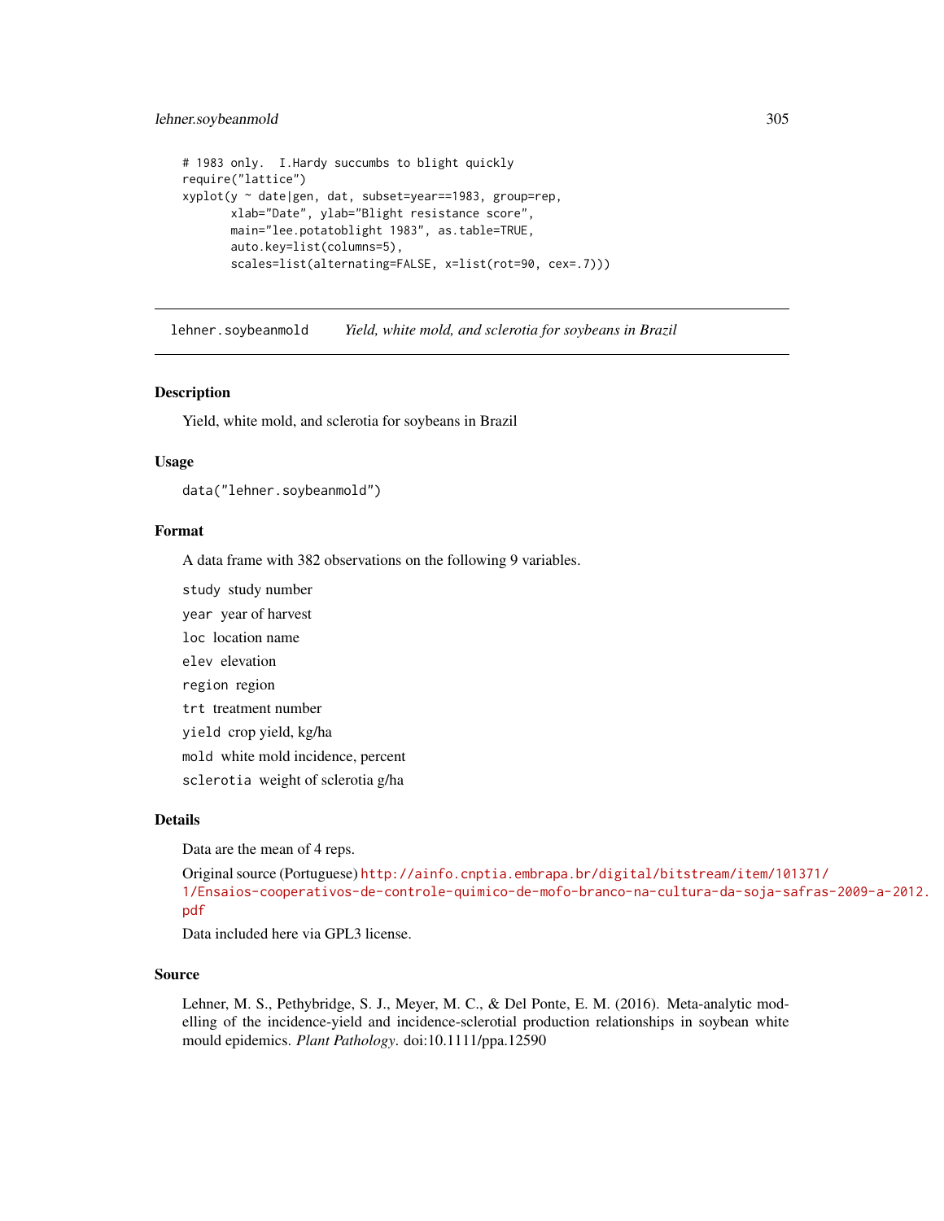```
# 1983 only.  I.Hardy succumbs to blight quickly
require("lattice")
xyplot(y ~ date|gen, dat, subset=year==1983, group=rep,
       xlab="Date", ylab="Blight resistance score",
       main="lee.potatoblight 1983", as.table=TRUE,
       auto.key=list(columns=5),
       scales=list(alternating=FALSE, x=list(rot=90, cex=.7)))
```

---

## lehner.soybeanmold *Yield, white mold, and sclerotia for soybeans in Brazil*

---

### Description

Yield, white mold, and sclerotia for soybeans in Brazil

### Usage

```
data("lehner.soybeanmold")
```

### Format

A data frame with 382 observations on the following 9 variables.

- `study` study number
- `year` year of harvest
- `loc` location name
- `elev` elevation
- `region` region
- `trt` treatment number
- `yield` crop yield, kg/ha
- `mold` white mold incidence, percent
- `sclerotia` weight of sclerotia g/ha

### Details

Data are the mean of 4 reps.

Original source (Portuguese) http://ainfo.cnptia.embrapa.br/digital/bitstream/item/101371/1/Ensaios-cooperativos-de-controle-quimico-de-mofo-branco-na-cultura-da-soja-safras-2009-a-2012.pdf

Data included here via GPL3 license.

### Source

Lehner, M. S., Pethybridge, S. J., Meyer, M. C., & Del Ponte, E. M. (2016). Meta-analytic modelling of the incidence-yield and incidence-sclerotial production relationships in soybean white mould epidemics. *Plant Pathology*. doi:10.1111/ppa.12590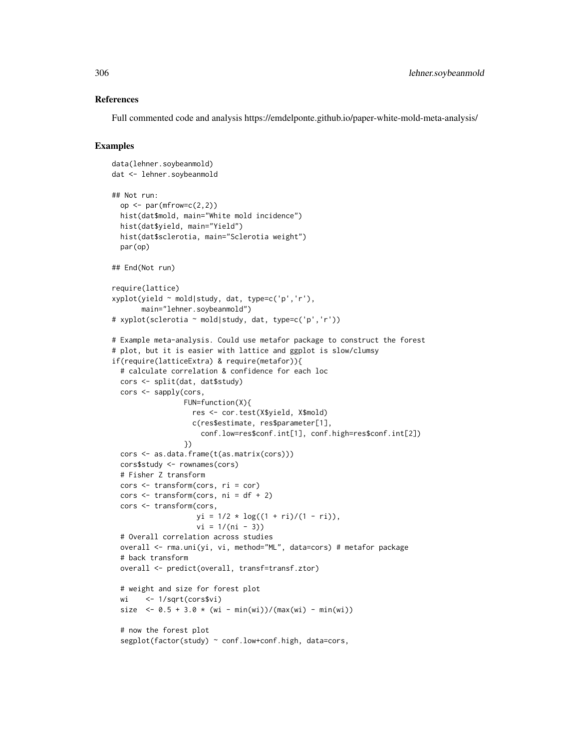## References

Full commented code and analysis https://emdelponte.github.io/paper-white-mold-meta-analysis/

## Examples

```
data(lehner.soybeanmold)
dat <- lehner.soybeanmold

## Not run:
  op <- par(mfrow=c(2,2))
  hist(dat$mold, main="White mold incidence")
  hist(dat$yield, main="Yield")
  hist(dat$sclerotia, main="Sclerotia weight")
  par(op)

## End(Not run)

require(lattice)
xyplot(yield ~ mold|study, dat, type=c('p','r'),
       main="lehner.soybeanmold")
# xyplot(sclerotia ~ mold|study, dat, type=c('p','r'))

# Example meta-analysis. Could use metafor package to construct the forest
# plot, but it is easier with lattice and ggplot is slow/clumsy
if(require(latticeExtra) & require(metafor)){
  # calculate correlation & confidence for each loc
  cors <- split(dat, dat$study)
  cors <- sapply(cors,
                 FUN=function(X){
                   res <- cor.test(X$yield, X$mold)
                   c(res$estimate, res$parameter[1],
                     conf.low=res$conf.int[1], conf.high=res$conf.int[2])
                 })
  cors <- as.data.frame(t(as.matrix(cors)))
  cors$study <- rownames(cors)
  # Fisher Z transform
  cors <- transform(cors, ri = cor)
  cors <- transform(cors, ni = df + 2)
  cors <- transform(cors,
                    yi = 1/2 * log((1 + ri)/(1 - ri)),
                    vi = 1/(ni - 3))
  # Overall correlation across studies
  overall <- rma.uni(yi, vi, method="ML", data=cors) # metafor package
  # back transform
  overall <- predict(overall, transf=transf.ztor)

  # weight and size for forest plot
  wi    <- 1/sqrt(cors$vi)
  size  <- 0.5 + 3.0 * (wi - min(wi))/(max(wi) - min(wi))

  # now the forest plot
  segplot(factor(study) ~ conf.low+conf.high, data=cors,
```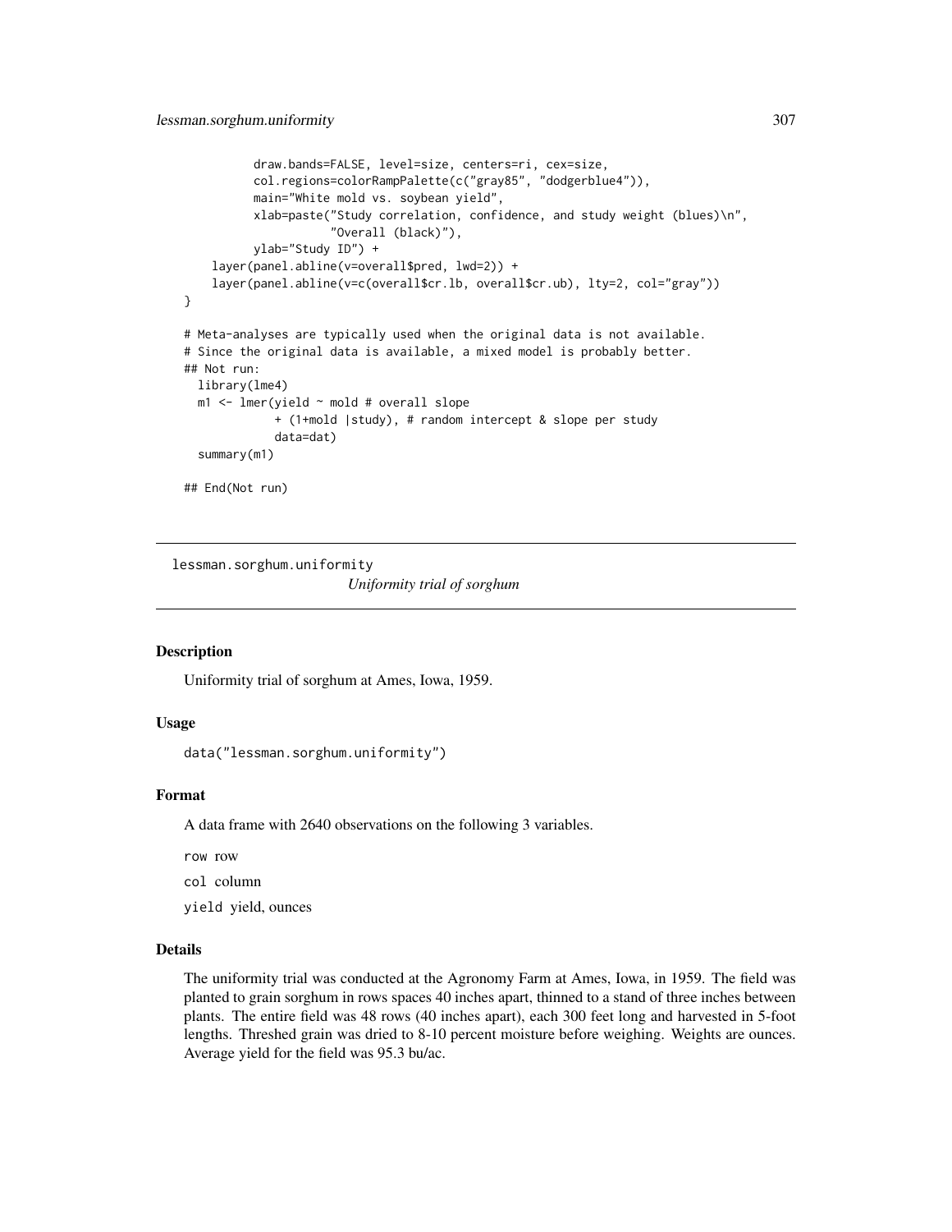```
          draw.bands=FALSE, level=size, centers=ri, cex=size,
          col.regions=colorRampPalette(c("gray85", "dodgerblue4")),
          main="White mold vs. soybean yield",
          xlab=paste("Study correlation, confidence, and study weight (blues)\n",
                     "Overall (black)"),
          ylab="Study ID") +
    layer(panel.abline(v=overall$pred, lwd=2)) +
    layer(panel.abline(v=c(overall$cr.lb, overall$cr.ub), lty=2, col="gray"))
}

# Meta-analyses are typically used when the original data is not available.
# Since the original data is available, a mixed model is probably better.
## Not run:
  library(lme4)
  m1 <- lmer(yield ~ mold # overall slope
             + (1+mold |study), # random intercept & slope per study
             data=dat)
  summary(m1)

## End(Not run)
```

---

lessman.sorghum.uniformity &emsp; *Uniformity trial of sorghum*

---

## Description

Uniformity trial of sorghum at Ames, Iowa, 1959.

## Usage

```
data("lessman.sorghum.uniformity")
```

## Format

A data frame with 2640 observations on the following 3 variables.

`row` row

`col` column

`yield` yield, ounces

## Details

The uniformity trial was conducted at the Agronomy Farm at Ames, Iowa, in 1959. The field was planted to grain sorghum in rows spaces 40 inches apart, thinned to a stand of three inches between plants. The entire field was 48 rows (40 inches apart), each 300 feet long and harvested in 5-foot lengths. Threshed grain was dried to 8-10 percent moisture before weighing. Weights are ounces. Average yield for the field was 95.3 bu/ac.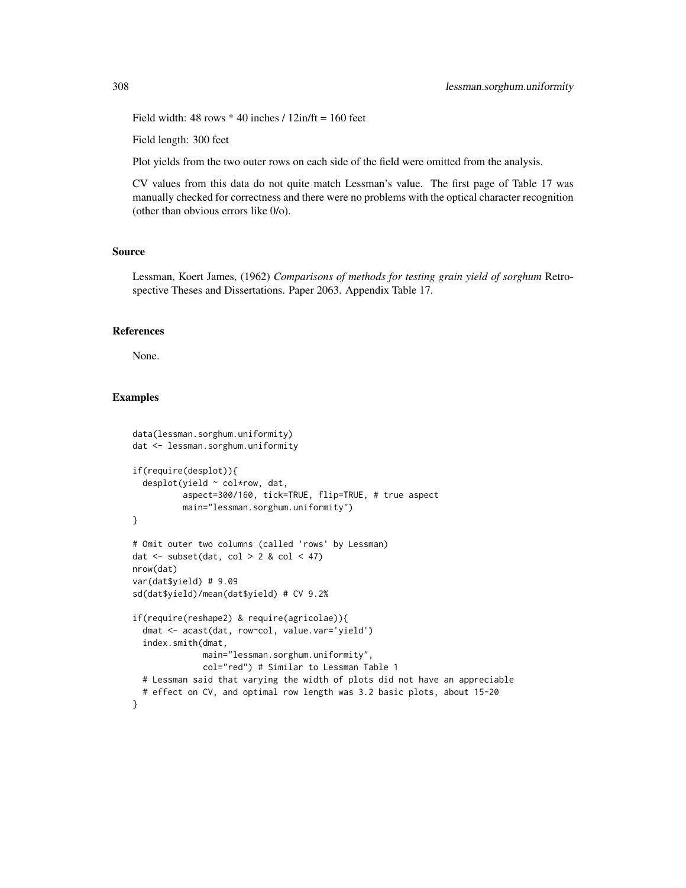Field width: 48 rows * 40 inches / 12in/ft = 160 feet

Field length: 300 feet

Plot yields from the two outer rows on each side of the field were omitted from the analysis.

CV values from this data do not quite match Lessman's value. The first page of Table 17 was manually checked for correctness and there were no problems with the optical character recognition (other than obvious errors like 0/o).

## Source

Lessman, Koert James, (1962) *Comparisons of methods for testing grain yield of sorghum* Retrospective Theses and Dissertations. Paper 2063. Appendix Table 17.

## References

None.

## Examples

```
data(lessman.sorghum.uniformity)
dat <- lessman.sorghum.uniformity

if(require(desplot)){
  desplot(yield ~ col*row, dat,
          aspect=300/160, tick=TRUE, flip=TRUE, # true aspect
          main="lessman.sorghum.uniformity")
}

# Omit outer two columns (called 'rows' by Lessman)
dat <- subset(dat, col > 2 & col < 47)
nrow(dat)
var(dat$yield) # 9.09
sd(dat$yield)/mean(dat$yield) # CV 9.2%

if(require(reshape2) & require(agricolae)){
  dmat <- acast(dat, row~col, value.var='yield')
  index.smith(dmat,
              main="lessman.sorghum.uniformity",
              col="red") # Similar to Lessman Table 1
  # Lessman said that varying the width of plots did not have an appreciable
  # effect on CV, and optimal row length was 3.2 basic plots, about 15-20
}
```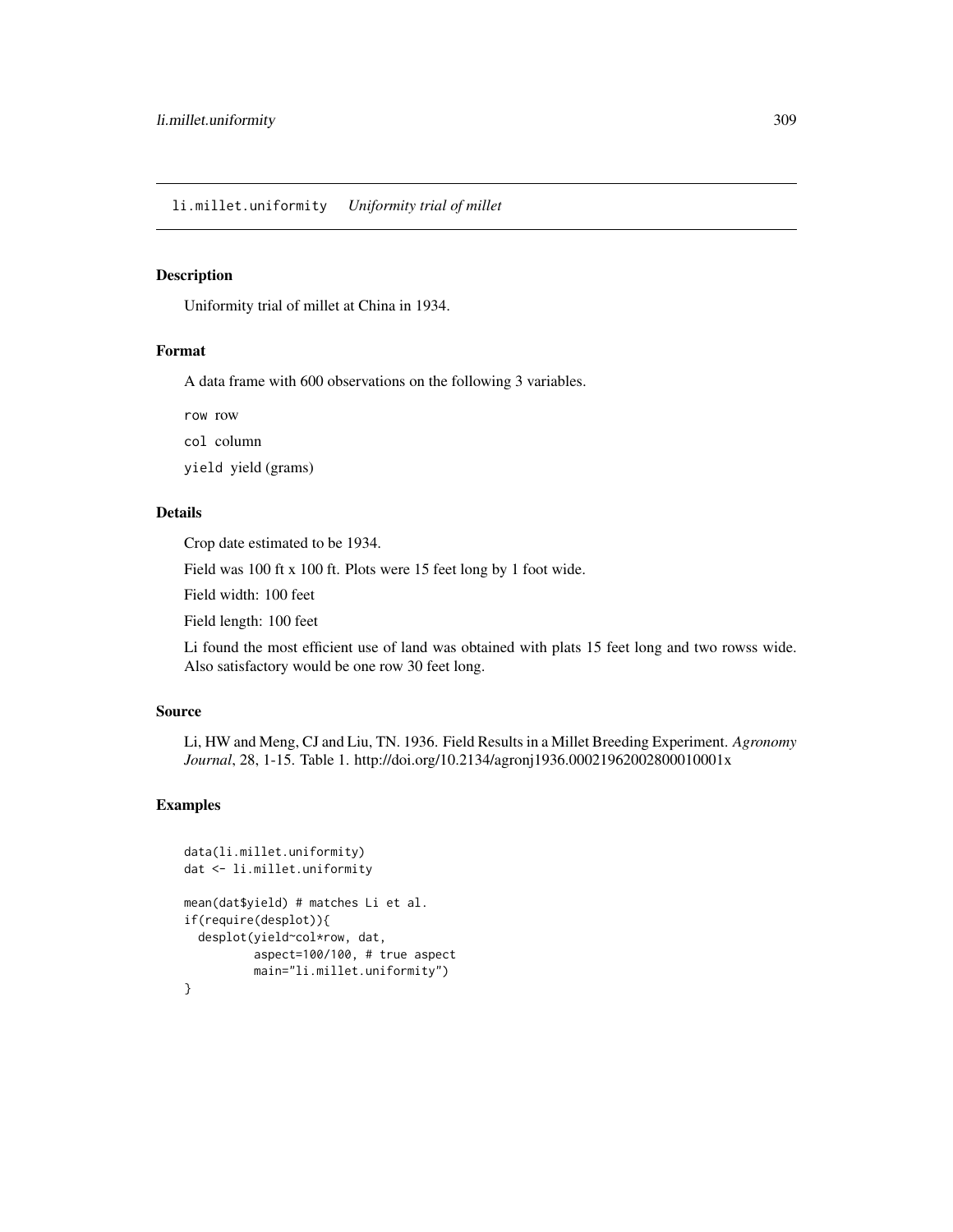li.millet.uniformity *Uniformity trial of millet*

## Description

Uniformity trial of millet at China in 1934.

## Format

A data frame with 600 observations on the following 3 variables.

`row` row

`col` column

`yield` yield (grams)

## Details

Crop date estimated to be 1934.

Field was 100 ft x 100 ft. Plots were 15 feet long by 1 foot wide.

Field width: 100 feet

Field length: 100 feet

Li found the most efficient use of land was obtained with plats 15 feet long and two rowss wide. Also satisfactory would be one row 30 feet long.

## Source

Li, HW and Meng, CJ and Liu, TN. 1936. Field Results in a Millet Breeding Experiment. *Agronomy Journal*, 28, 1-15. Table 1. http://doi.org/10.2134/agronj1936.00021962002800010001x

## Examples

```
data(li.millet.uniformity)
dat <- li.millet.uniformity

mean(dat$yield) # matches Li et al.
if(require(desplot)){
  desplot(yield~col*row, dat,
          aspect=100/100, # true aspect
          main="li.millet.uniformity")
}
```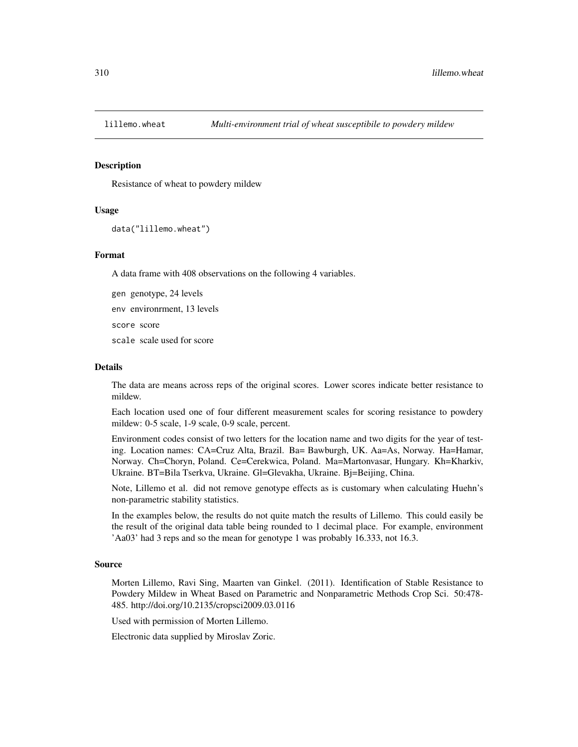lillemo.wheat *Multi-environment trial of wheat susceptibile to powdery mildew*

## Description

Resistance of wheat to powdery mildew

## Usage

```
data("lillemo.wheat")
```

## Format

A data frame with 408 observations on the following 4 variables.

`gen` genotype, 24 levels

`env` environrment, 13 levels

`score` score

`scale` scale used for score

## Details

The data are means across reps of the original scores. Lower scores indicate better resistance to mildew.

Each location used one of four different measurement scales for scoring resistance to powdery mildew: 0-5 scale, 1-9 scale, 0-9 scale, percent.

Environment codes consist of two letters for the location name and two digits for the year of testing. Location names: CA=Cruz Alta, Brazil. Ba= Bawburgh, UK. Aa=As, Norway. Ha=Hamar, Norway. Ch=Choryn, Poland. Ce=Cerekwica, Poland. Ma=Martonvasar, Hungary. Kh=Kharkiv, Ukraine. BT=Bila Tserkva, Ukraine. Gl=Glevakha, Ukraine. Bj=Beijing, China.

Note, Lillemo et al. did not remove genotype effects as is customary when calculating Huehn's non-parametric stability statistics.

In the examples below, the results do not quite match the results of Lillemo. This could easily be the result of the original data table being rounded to 1 decimal place. For example, environment 'Aa03' had 3 reps and so the mean for genotype 1 was probably 16.333, not 16.3.

## Source

Morten Lillemo, Ravi Sing, Maarten van Ginkel. (2011). Identification of Stable Resistance to Powdery Mildew in Wheat Based on Parametric and Nonparametric Methods Crop Sci. 50:478-485. http://doi.org/10.2135/cropsci2009.03.0116

Used with permission of Morten Lillemo.

Electronic data supplied by Miroslav Zoric.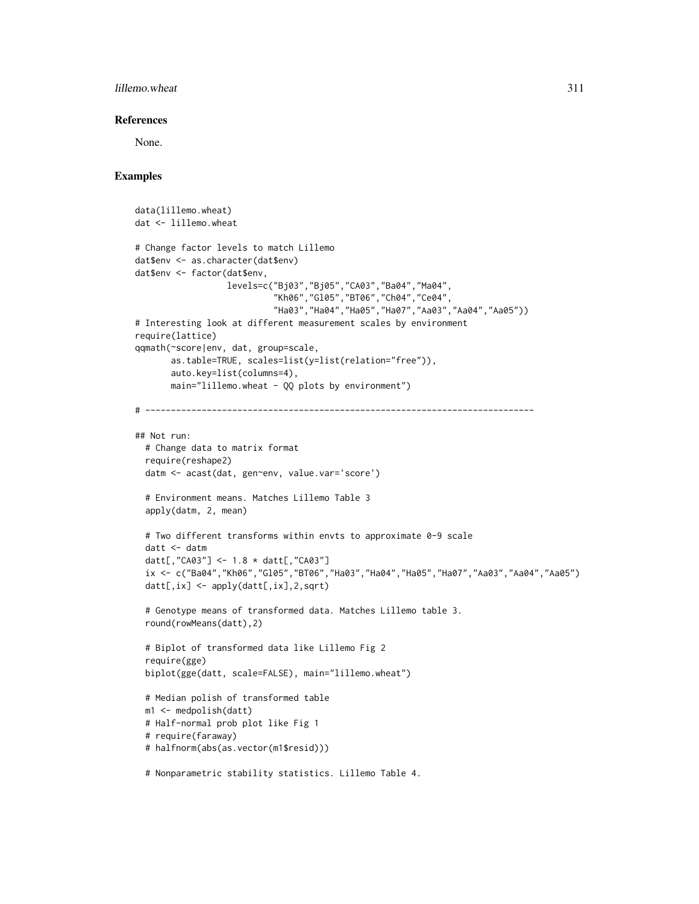### References

None.

### Examples

```
data(lillemo.wheat)
dat <- lillemo.wheat

# Change factor levels to match Lillemo
dat$env <- as.character(dat$env)
dat$env <- factor(dat$env,
                  levels=c("Bj03","Bj05","CA03","Ba04","Ma04",
                           "Kh06","Gl05","BT06","Ch04","Ce04",
                           "Ha03","Ha04","Ha05","Ha07","Aa03","Aa04","Aa05"))
# Interesting look at different measurement scales by environment
require(lattice)
qqmath(~score|env, dat, group=scale,
       as.table=TRUE, scales=list(y=list(relation="free")),
       auto.key=list(columns=4),
       main="lillemo.wheat - QQ plots by environment")

# ----------------------------------------------------------------------------

## Not run:
  # Change data to matrix format
  require(reshape2)
  datm <- acast(dat, gen~env, value.var='score')

  # Environment means. Matches Lillemo Table 3
  apply(datm, 2, mean)

  # Two different transforms within envts to approximate 0-9 scale
  datt <- datm
  datt[,"CA03"] <- 1.8 * datt[,"CA03"]
  ix <- c("Ba04","Kh06","Gl05","BT06","Ha03","Ha04","Ha05","Ha07","Aa03","Aa04","Aa05")
  datt[,ix] <- apply(datt[,ix],2,sqrt)

  # Genotype means of transformed data. Matches Lillemo table 3.
  round(rowMeans(datt),2)

  # Biplot of transformed data like Lillemo Fig 2
  require(gge)
  biplot(gge(datt, scale=FALSE), main="lillemo.wheat")

  # Median polish of transformed table
  m1 <- medpolish(datt)
  # Half-normal prob plot like Fig 1
  # require(faraway)
  # halfnorm(abs(as.vector(m1$resid)))

  # Nonparametric stability statistics. Lillemo Table 4.
```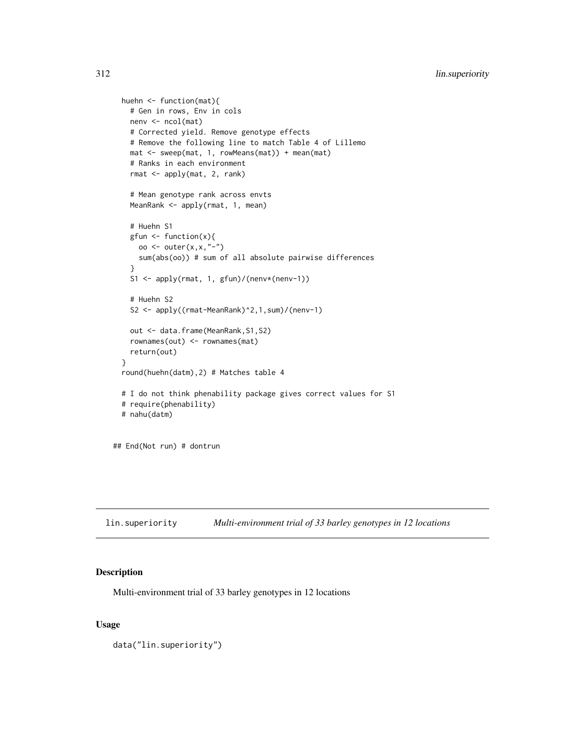```
  huehn <- function(mat){
    # Gen in rows, Env in cols
    nenv <- ncol(mat)
    # Corrected yield. Remove genotype effects
    # Remove the following line to match Table 4 of Lillemo
    mat <- sweep(mat, 1, rowMeans(mat)) + mean(mat)
    # Ranks in each environment
    rmat <- apply(mat, 2, rank)

    # Mean genotype rank across envts
    MeanRank <- apply(rmat, 1, mean)

    # Huehn S1
    gfun <- function(x){
      oo <- outer(x,x,"-")
      sum(abs(oo)) # sum of all absolute pairwise differences
    }
    S1 <- apply(rmat, 1, gfun)/(nenv*(nenv-1))

    # Huehn S2
    S2 <- apply((rmat-MeanRank)^2,1,sum)/(nenv-1)

    out <- data.frame(MeanRank,S1,S2)
    rownames(out) <- rownames(mat)
    return(out)
  }
  round(huehn(datm),2) # Matches table 4

  # I do not think phenability package gives correct values for S1
  # require(phenability)
  # nahu(datm)

## End(Not run) # dontrun
```

## lin.superiority — *Multi-environment trial of 33 barley genotypes in 12 locations*

### Description

Multi-environment trial of 33 barley genotypes in 12 locations

### Usage

```
data("lin.superiority")
```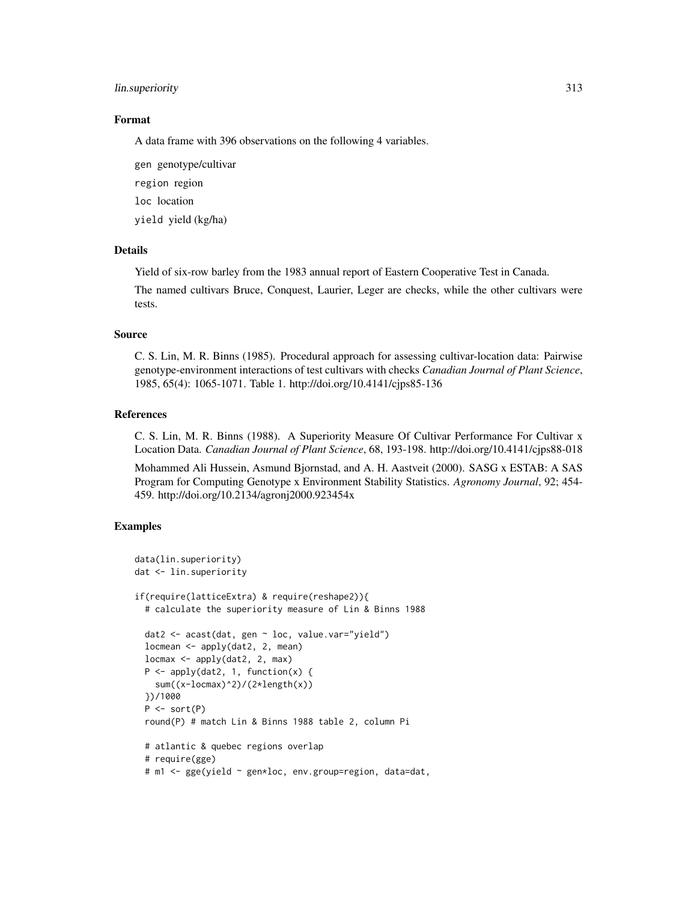### Format

A data frame with 396 observations on the following 4 variables.

`gen` genotype/cultivar

`region` region

`loc` location

`yield` yield (kg/ha)

### Details

Yield of six-row barley from the 1983 annual report of Eastern Cooperative Test in Canada.

The named cultivars Bruce, Conquest, Laurier, Leger are checks, while the other cultivars were tests.

### Source

C. S. Lin, M. R. Binns (1985). Procedural approach for assessing cultivar-location data: Pairwise genotype-environment interactions of test cultivars with checks *Canadian Journal of Plant Science*, 1985, 65(4): 1065-1071. Table 1. http://doi.org/10.4141/cjps85-136

### References

C. S. Lin, M. R. Binns (1988). A Superiority Measure Of Cultivar Performance For Cultivar x Location Data. *Canadian Journal of Plant Science*, 68, 193-198. http://doi.org/10.4141/cjps88-018

Mohammed Ali Hussein, Asmund Bjornstad, and A. H. Aastveit (2000). SASG x ESTAB: A SAS Program for Computing Genotype x Environment Stability Statistics. *Agronomy Journal*, 92; 454-459. http://doi.org/10.2134/agronj2000.923454x

### Examples

```
data(lin.superiority)
dat <- lin.superiority

if(require(latticeExtra) & require(reshape2)){
  # calculate the superiority measure of Lin & Binns 1988

  dat2 <- acast(dat, gen ~ loc, value.var="yield")
  locmean <- apply(dat2, 2, mean)
  locmax <- apply(dat2, 2, max)
  P <- apply(dat2, 1, function(x) {
    sum((x-locmax)^2)/(2*length(x))
  })/1000
  P <- sort(P)
  round(P) # match Lin & Binns 1988 table 2, column Pi

  # atlantic & quebec regions overlap
  # require(gge)
  # m1 <- gge(yield ~ gen*loc, env.group=region, data=dat,
```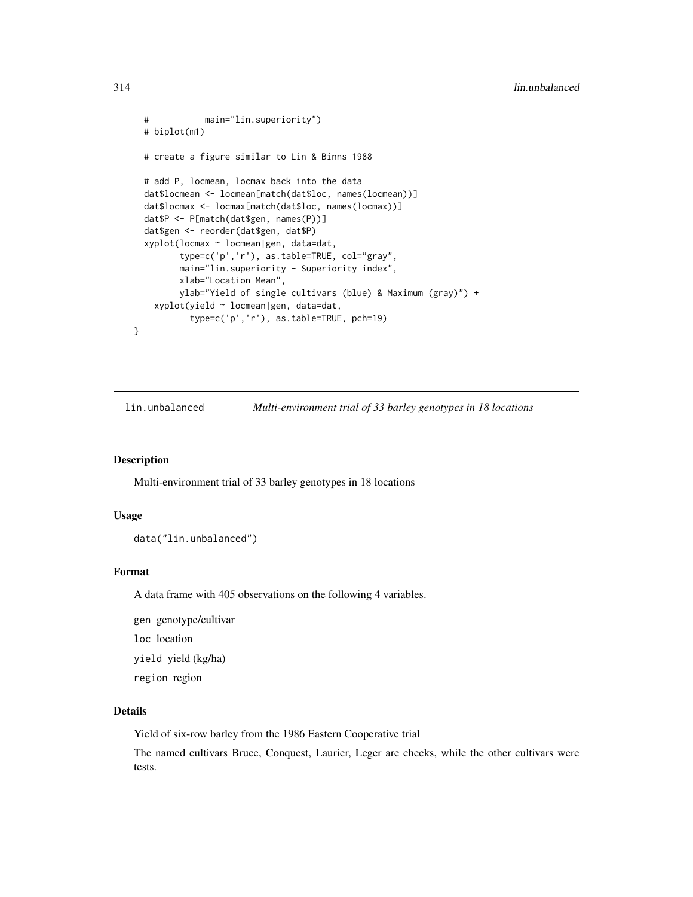```
  #           main="lin.superiority")
  # biplot(m1)

  # create a figure similar to Lin & Binns 1988

  # add P, locmean, locmax back into the data
  dat$locmean <- locmean[match(dat$loc, names(locmean))]
  dat$locmax <- locmax[match(dat$loc, names(locmax))]
  dat$P <- P[match(dat$gen, names(P))]
  dat$gen <- reorder(dat$gen, dat$P)
  xyplot(locmax ~ locmean|gen, data=dat,
         type=c('p','r'), as.table=TRUE, col="gray",
         main="lin.superiority - Superiority index",
         xlab="Location Mean",
         ylab="Yield of single cultivars (blue) & Maximum (gray)") +
    xyplot(yield ~ locmean|gen, data=dat,
           type=c('p','r'), as.table=TRUE, pch=19)
}
```

## lin.unbalanced *Multi-environment trial of 33 barley genotypes in 18 locations*

### Description

Multi-environment trial of 33 barley genotypes in 18 locations

### Usage

```
data("lin.unbalanced")
```

### Format

A data frame with 405 observations on the following 4 variables.

`gen` genotype/cultivar

`loc` location

`yield` yield (kg/ha)

`region` region

### Details

Yield of six-row barley from the 1986 Eastern Cooperative trial

The named cultivars Bruce, Conquest, Laurier, Leger are checks, while the other cultivars were tests.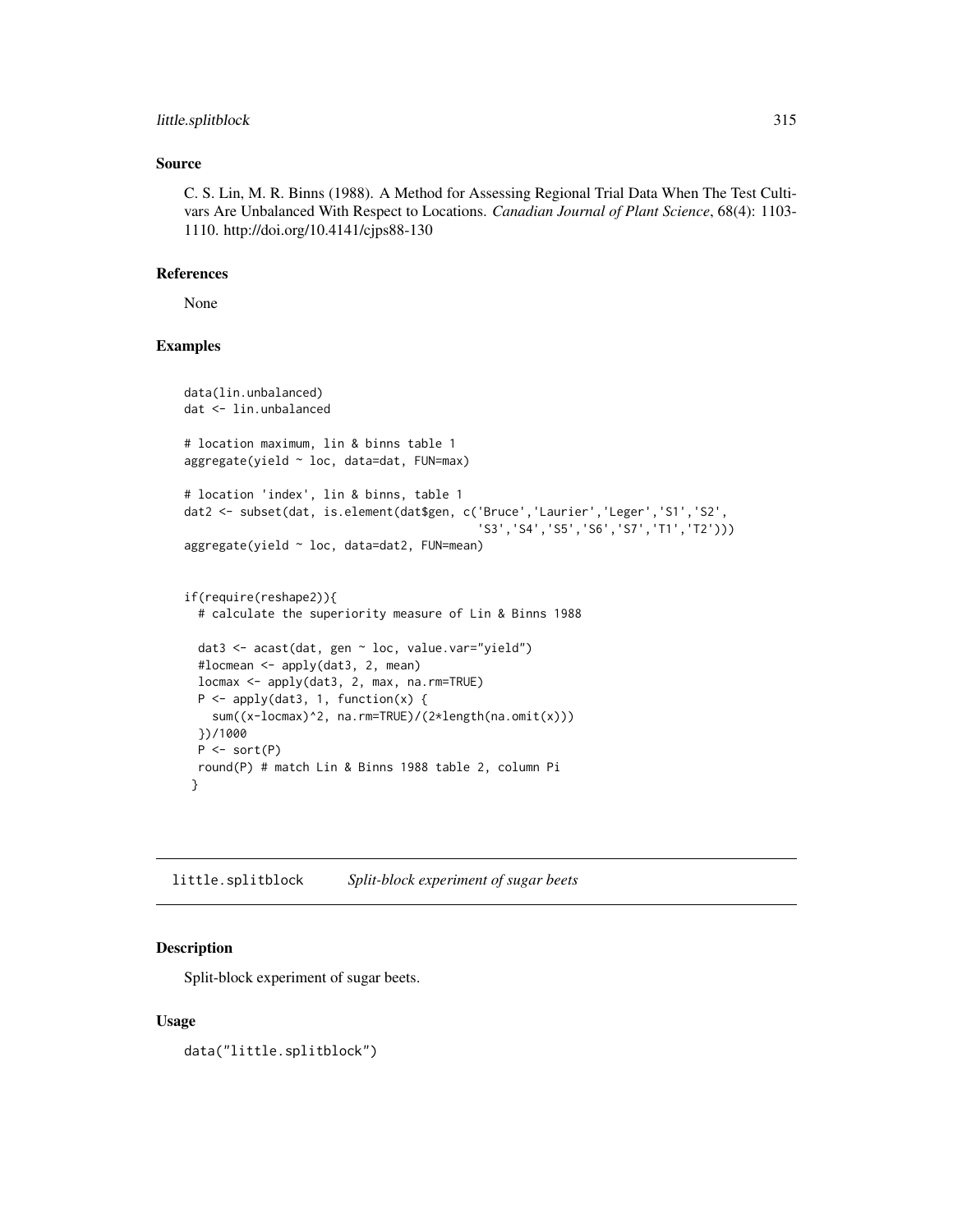### Source

C. S. Lin, M. R. Binns (1988). A Method for Assessing Regional Trial Data When The Test Cultivars Are Unbalanced With Respect to Locations. *Canadian Journal of Plant Science*, 68(4): 1103-1110. http://doi.org/10.4141/cjps88-130

### References

None

### Examples

```
data(lin.unbalanced)
dat <- lin.unbalanced

# location maximum, lin & binns table 1
aggregate(yield ~ loc, data=dat, FUN=max)

# location 'index', lin & binns, table 1
dat2 <- subset(dat, is.element(dat$gen, c('Bruce','Laurier','Leger','S1','S2',
                                          'S3','S4','S5','S6','S7','T1','T2')))
aggregate(yield ~ loc, data=dat2, FUN=mean)


if(require(reshape2)){
  # calculate the superiority measure of Lin & Binns 1988

  dat3 <- acast(dat, gen ~ loc, value.var="yield")
  #locmean <- apply(dat3, 2, mean)
  locmax <- apply(dat3, 2, max, na.rm=TRUE)
  P <- apply(dat3, 1, function(x) {
    sum((x-locmax)^2, na.rm=TRUE)/(2*length(na.omit(x)))
  })/1000
  P <- sort(P)
  round(P) # match Lin & Binns 1988 table 2, column Pi
 }
```

---

## little.splitblock *Split-block experiment of sugar beets*

### Description

Split-block experiment of sugar beets.

### Usage

```
data("little.splitblock")
```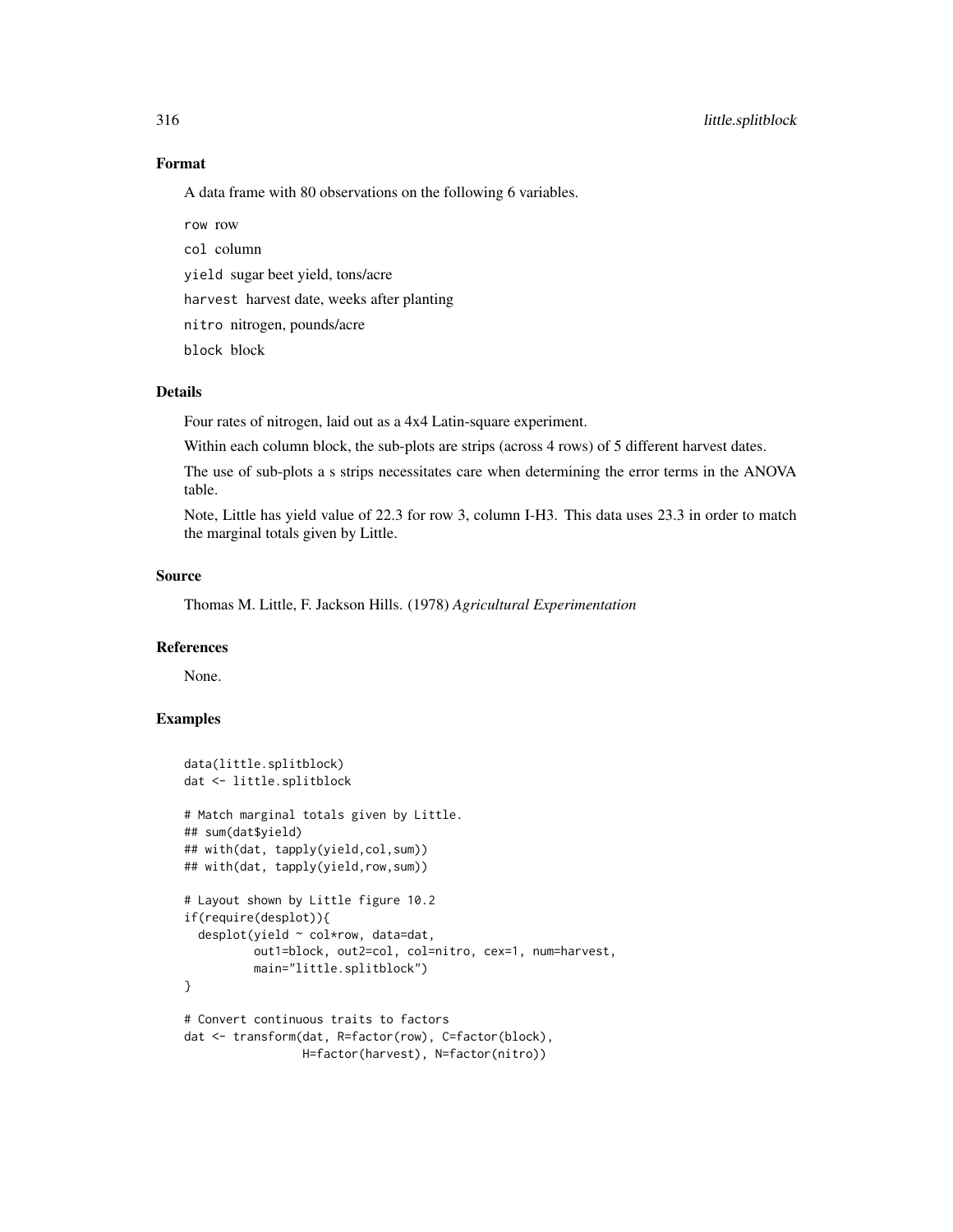## Format

A data frame with 80 observations on the following 6 variables.

row row

col column

yield sugar beet yield, tons/acre

harvest harvest date, weeks after planting

nitro nitrogen, pounds/acre

block block

## Details

Four rates of nitrogen, laid out as a 4x4 Latin-square experiment.

Within each column block, the sub-plots are strips (across 4 rows) of 5 different harvest dates.

The use of sub-plots a s strips necessitates care when determining the error terms in the ANOVA table.

Note, Little has yield value of 22.3 for row 3, column I-H3. This data uses 23.3 in order to match the marginal totals given by Little.

## Source

Thomas M. Little, F. Jackson Hills. (1978) *Agricultural Experimentation*

## References

None.

## Examples

```
data(little.splitblock)
dat <- little.splitblock

# Match marginal totals given by Little.
## sum(dat$yield)
## with(dat, tapply(yield,col,sum))
## with(dat, tapply(yield,row,sum))

# Layout shown by Little figure 10.2
if(require(desplot)){
  desplot(yield ~ col*row, data=dat,
          out1=block, out2=col, col=nitro, cex=1, num=harvest,
          main="little.splitblock")
}

# Convert continuous traits to factors
dat <- transform(dat, R=factor(row), C=factor(block),
                 H=factor(harvest), N=factor(nitro))
```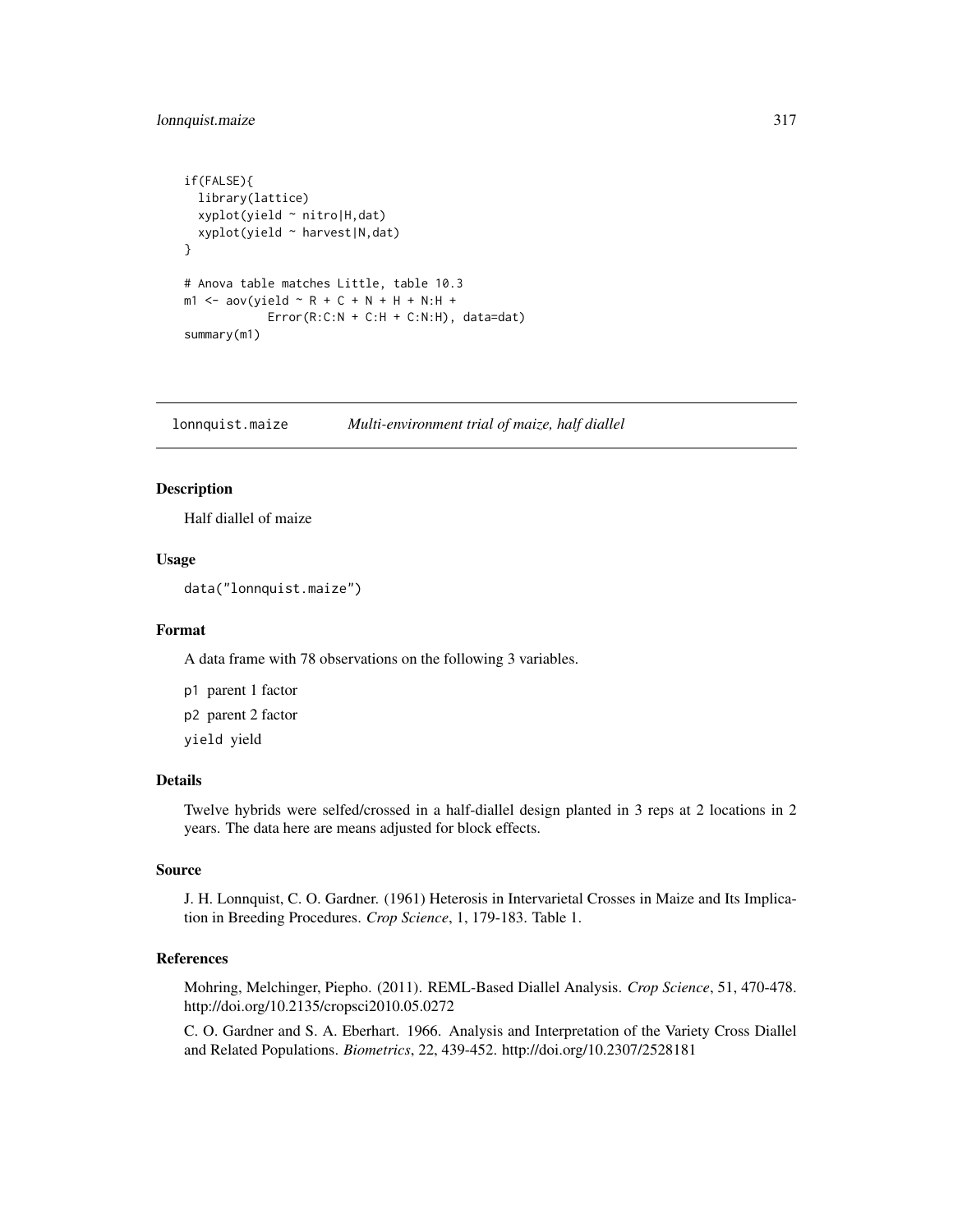```
if(FALSE){
  library(lattice)
  xyplot(yield ~ nitro|H,dat)
  xyplot(yield ~ harvest|N,dat)
}

# Anova table matches Little, table 10.3
m1 <- aov(yield ~ R + C + N + H + N:H +
            Error(R:C:N + C:H + C:N:H), data=dat)
summary(m1)
```

---

## lonnquist.maize *Multi-environment trial of maize, half diallel*

---

### Description

Half diallel of maize

### Usage

```
data("lonnquist.maize")
```

### Format

A data frame with 78 observations on the following 3 variables.

- `p1` parent 1 factor
- `p2` parent 2 factor
- `yield` yield

### Details

Twelve hybrids were selfed/crossed in a half-diallel design planted in 3 reps at 2 locations in 2 years. The data here are means adjusted for block effects.

### Source

J. H. Lonnquist, C. O. Gardner. (1961) Heterosis in Intervarietal Crosses in Maize and Its Implication in Breeding Procedures. *Crop Science*, 1, 179-183. Table 1.

### References

Mohring, Melchinger, Piepho. (2011). REML-Based Diallel Analysis. *Crop Science*, 51, 470-478. http://doi.org/10.2135/cropsci2010.05.0272

C. O. Gardner and S. A. Eberhart. 1966. Analysis and Interpretation of the Variety Cross Diallel and Related Populations. *Biometrics*, 22, 439-452. http://doi.org/10.2307/2528181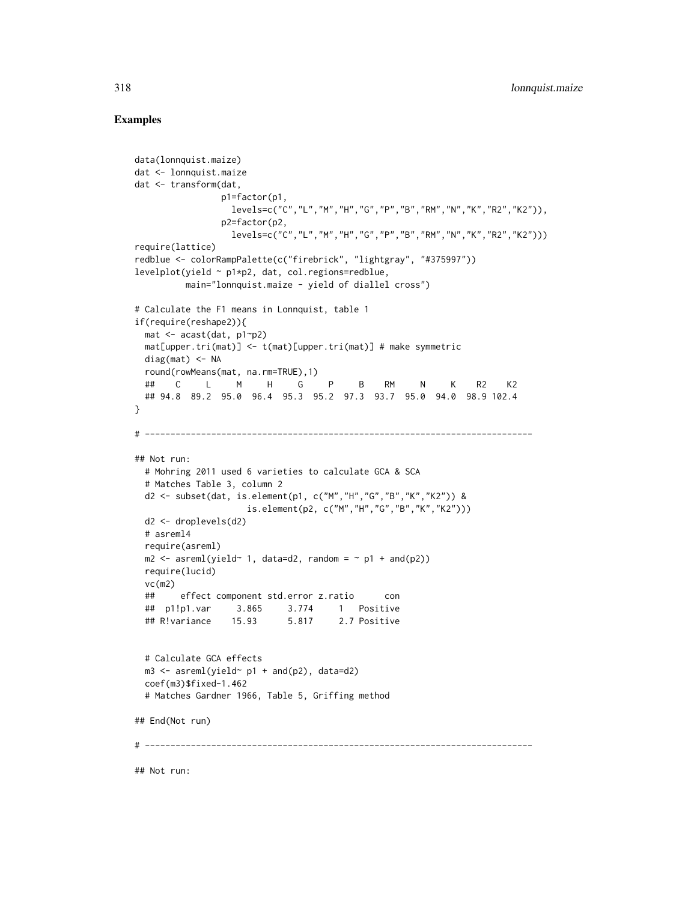## Examples

```
data(lonnquist.maize)
dat <- lonnquist.maize
dat <- transform(dat,
                 p1=factor(p1,
                   levels=c("C","L","M","H","G","P","B","RM","N","K","R2","K2")),
                 p2=factor(p2,
                   levels=c("C","L","M","H","G","P","B","RM","N","K","R2","K2")))
require(lattice)
redblue <- colorRampPalette(c("firebrick", "lightgray", "#375997"))
levelplot(yield ~ p1*p2, dat, col.regions=redblue,
          main="lonnquist.maize - yield of diallel cross")

# Calculate the F1 means in Lonnquist, table 1
if(require(reshape2)){
  mat <- acast(dat, p1~p2)
  mat[upper.tri(mat)] <- t(mat)[upper.tri(mat)] # make symmetric
  diag(mat) <- NA
  round(rowMeans(mat, na.rm=TRUE),1)
  ##    C     L     M     H     G     P     B    RM     N     K    R2    K2
  ## 94.8  89.2  95.0  96.4  95.3  95.2  97.3  93.7  95.0  94.0  98.9 102.4
}

# ----------------------------------------------------------------------------

## Not run:
  # Mohring 2011 used 6 varieties to calculate GCA & SCA
  # Matches Table 3, column 2
  d2 <- subset(dat, is.element(p1, c("M","H","G","B","K","K2")) &
                    is.element(p2, c("M","H","G","B","K","K2")))
  d2 <- droplevels(d2)
  # asreml4
  require(asreml)
  m2 <- asreml(yield~ 1, data=d2, random = ~ p1 + and(p2))
  require(lucid)
  vc(m2)
  ##      effect component std.error z.ratio      con
  ##  p1!p1.var     3.865     3.774       1   Positive
  ## R!variance    15.93      5.817     2.7 Positive


  # Calculate GCA effects
  m3 <- asreml(yield~ p1 + and(p2), data=d2)
  coef(m3)$fixed-1.462
  # Matches Gardner 1966, Table 5, Griffing method

## End(Not run)

# ----------------------------------------------------------------------------

## Not run:
```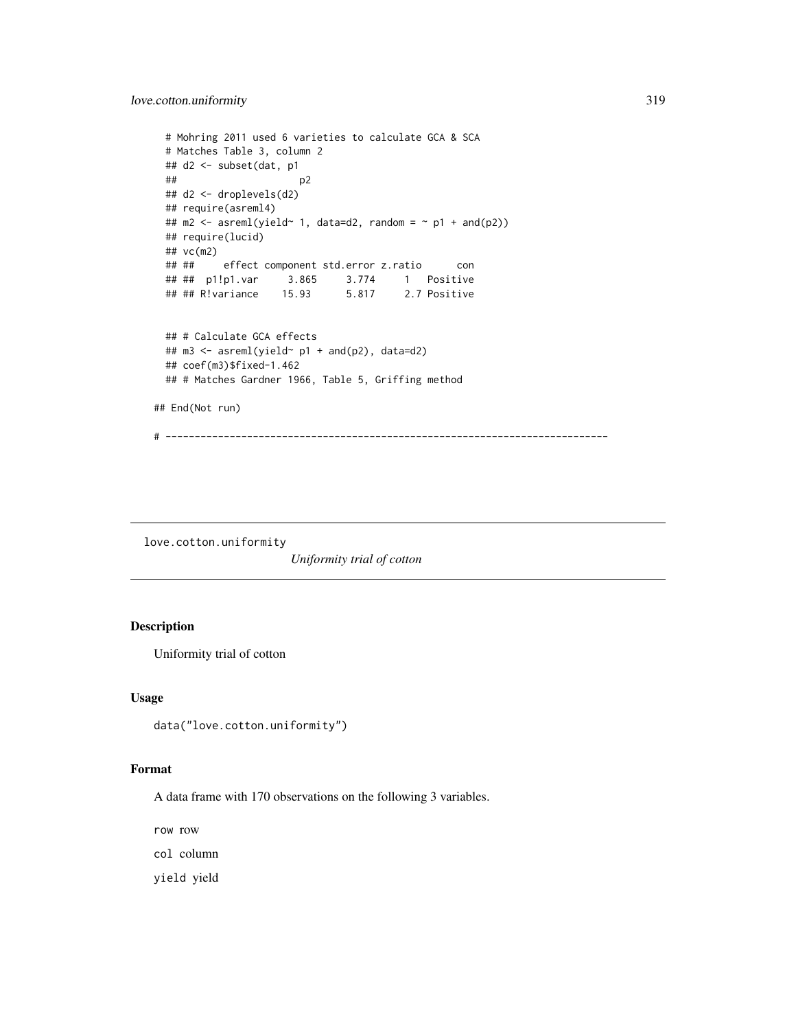```
  # Mohring 2011 used 6 varieties to calculate GCA & SCA
  # Matches Table 3, column 2
  ## d2 <- subset(dat, p1
  ##                    p2
  ## d2 <- droplevels(d2)
  ## require(asreml4)
  ## m2 <- asreml(yield~ 1, data=d2, random = ~ p1 + and(p2))
  ## require(lucid)
  ## vc(m2)
  ## ##     effect component std.error z.ratio      con
  ## ##  p1!p1.var     3.865     3.774     1   Positive
  ## ## R!variance    15.93      5.817     2.7 Positive


  ## # Calculate GCA effects
  ## m3 <- asreml(yield~ p1 + and(p2), data=d2)
  ## coef(m3)$fixed-1.462
  ## # Matches Gardner 1966, Table 5, Griffing method

## End(Not run)

# ----------------------------------------------------------------------------
```

## love.cotton.uniformity

*Uniformity trial of cotton*

### Description

Uniformity trial of cotton

### Usage

```
data("love.cotton.uniformity")
```

### Format

A data frame with 170 observations on the following 3 variables.

`row` row

`col` column

`yield` yield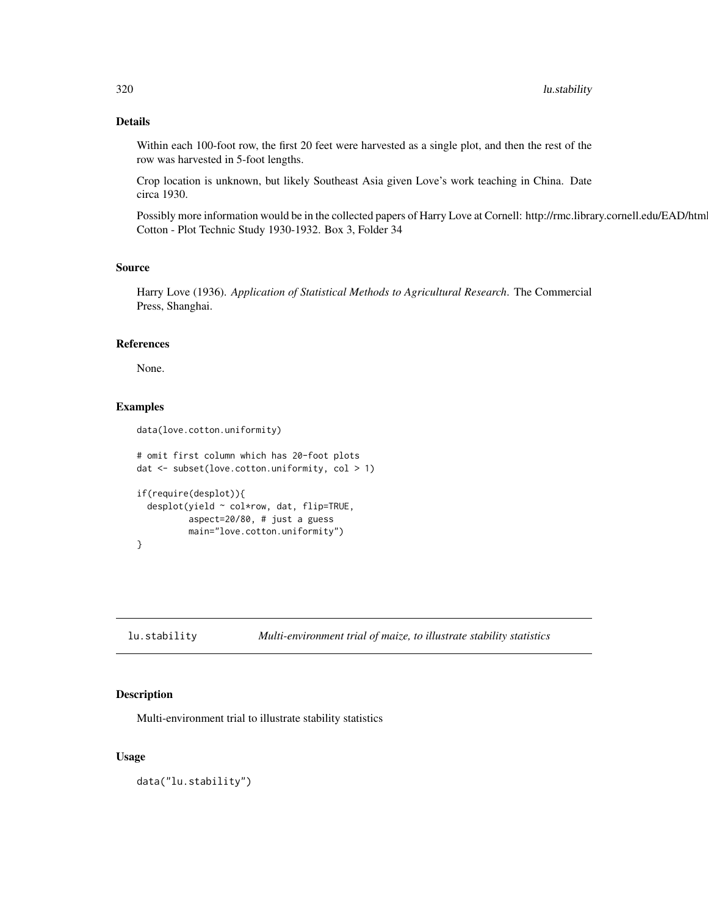### Details

Within each 100-foot row, the first 20 feet were harvested as a single plot, and then the rest of the row was harvested in 5-foot lengths.

Crop location is unknown, but likely Southeast Asia given Love's work teaching in China. Date circa 1930.

Possibly more information would be in the collected papers of Harry Love at Cornell: http://rmc.library.cornell.edu/EAD/html Cotton - Plot Technic Study 1930-1932. Box 3, Folder 34

### Source

Harry Love (1936). *Application of Statistical Methods to Agricultural Research*. The Commercial Press, Shanghai.

### References

None.

### Examples

```
data(love.cotton.uniformity)

# omit first column which has 20-foot plots
dat <- subset(love.cotton.uniformity, col > 1)

if(require(desplot)){
  desplot(yield ~ col*row, dat, flip=TRUE,
          aspect=20/80, # just a guess
          main="love.cotton.uniformity")
}
```

---

## lu.stability — *Multi-environment trial of maize, to illustrate stability statistics*

### Description

Multi-environment trial to illustrate stability statistics

### Usage

```
data("lu.stability")
```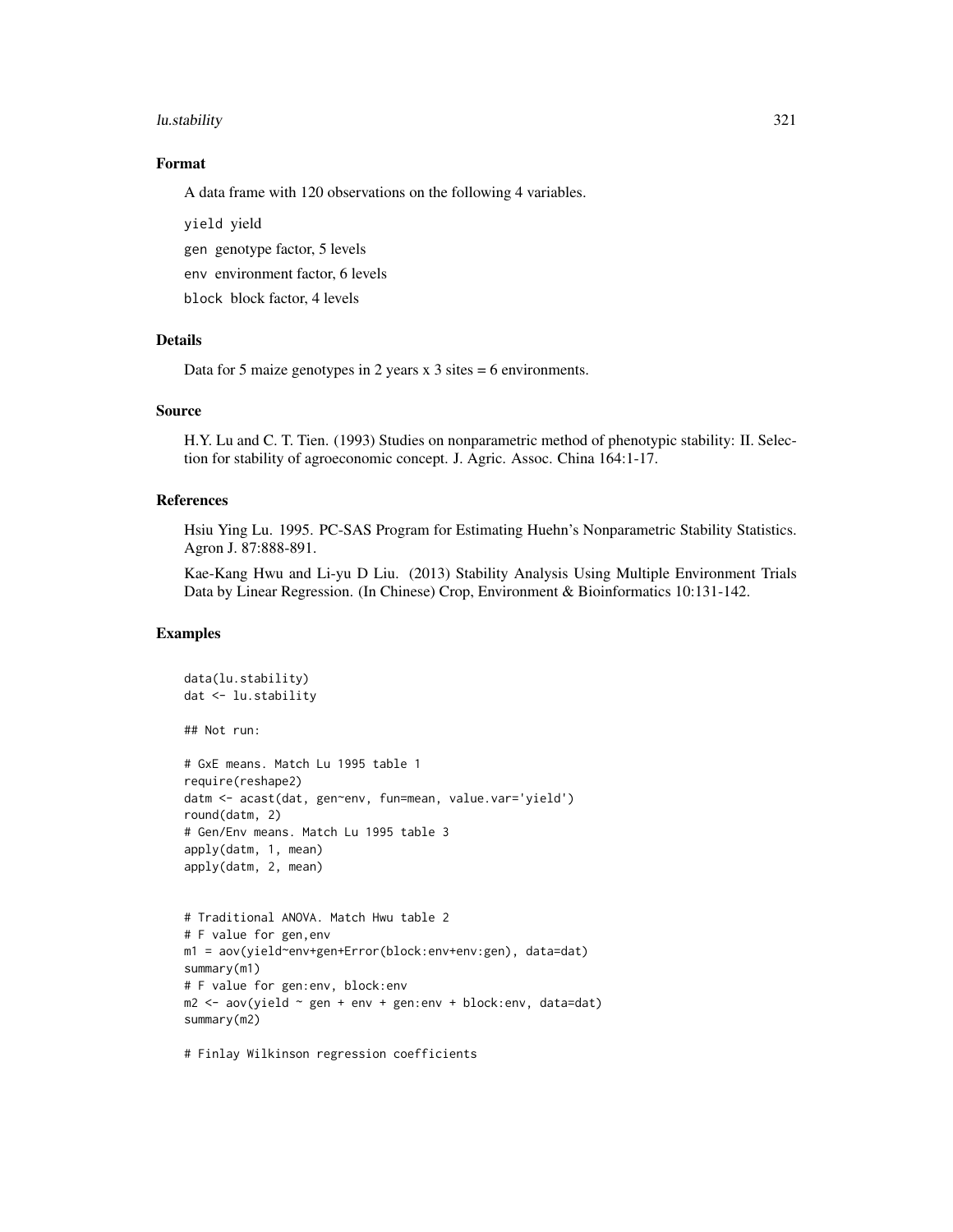### Format

A data frame with 120 observations on the following 4 variables.

`yield` yield

`gen` genotype factor, 5 levels

`env` environment factor, 6 levels

`block` block factor, 4 levels

### Details

Data for 5 maize genotypes in 2 years x 3 sites = 6 environments.

### Source

H.Y. Lu and C. T. Tien. (1993) Studies on nonparametric method of phenotypic stability: II. Selection for stability of agroeconomic concept. J. Agric. Assoc. China 164:1-17.

### References

Hsiu Ying Lu. 1995. PC-SAS Program for Estimating Huehn's Nonparametric Stability Statistics. Agron J. 87:888-891.

Kae-Kang Hwu and Li-yu D Liu. (2013) Stability Analysis Using Multiple Environment Trials Data by Linear Regression. (In Chinese) Crop, Environment & Bioinformatics 10:131-142.

### Examples

```
data(lu.stability)
dat <- lu.stability

## Not run:

# GxE means. Match Lu 1995 table 1
require(reshape2)
datm <- acast(dat, gen~env, fun=mean, value.var='yield')
round(datm, 2)
# Gen/Env means. Match Lu 1995 table 3
apply(datm, 1, mean)
apply(datm, 2, mean)


# Traditional ANOVA. Match Hwu table 2
# F value for gen,env
m1 = aov(yield~env+gen+Error(block:env+env:gen), data=dat)
summary(m1)
# F value for gen:env, block:env
m2 <- aov(yield ~ gen + env + gen:env + block:env, data=dat)
summary(m2)

# Finlay Wilkinson regression coefficients
```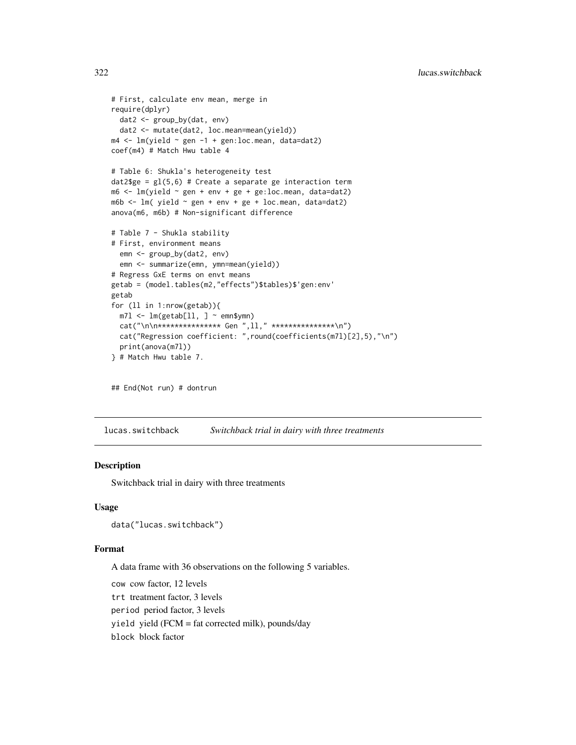```
# First, calculate env mean, merge in
require(dplyr)
  dat2 <- group_by(dat, env)
  dat2 <- mutate(dat2, loc.mean=mean(yield))
m4 <- lm(yield ~ gen -1 + gen:loc.mean, data=dat2)
coef(m4) # Match Hwu table 4

# Table 6: Shukla's heterogeneity test
dat2$ge = gl(5,6) # Create a separate ge interaction term
m6 <- lm(yield ~ gen + env + ge + ge:loc.mean, data=dat2)
m6b <- lm( yield ~ gen + env + ge + loc.mean, data=dat2)
anova(m6, m6b) # Non-significant difference

# Table 7 - Shukla stability
# First, environment means
  emn <- group_by(dat2, env)
  emn <- summarize(emn, ymn=mean(yield))
# Regress GxE terms on envt means
getab = (model.tables(m2,"effects")$tables)$'gen:env'
getab
for (ll in 1:nrow(getab)){
  m7l <- lm(getab[ll, ] ~ emn$ymn)
  cat("\n\n*************** Gen ",ll," ***************\n")
  cat("Regression coefficient: ",round(coefficients(m7l)[2],5),"\n")
  print(anova(m7l))
} # Match Hwu table 7.


## End(Not run) # dontrun
```

---

lucas.switchback        *Switchback trial in dairy with three treatments*

---

## Description

Switchback trial in dairy with three treatments

## Usage

```
data("lucas.switchback")
```

## Format

A data frame with 36 observations on the following 5 variables.

`cow` cow factor, 12 levels

`trt` treatment factor, 3 levels

`period` period factor, 3 levels

`yield` yield (FCM = fat corrected milk), pounds/day

`block` block factor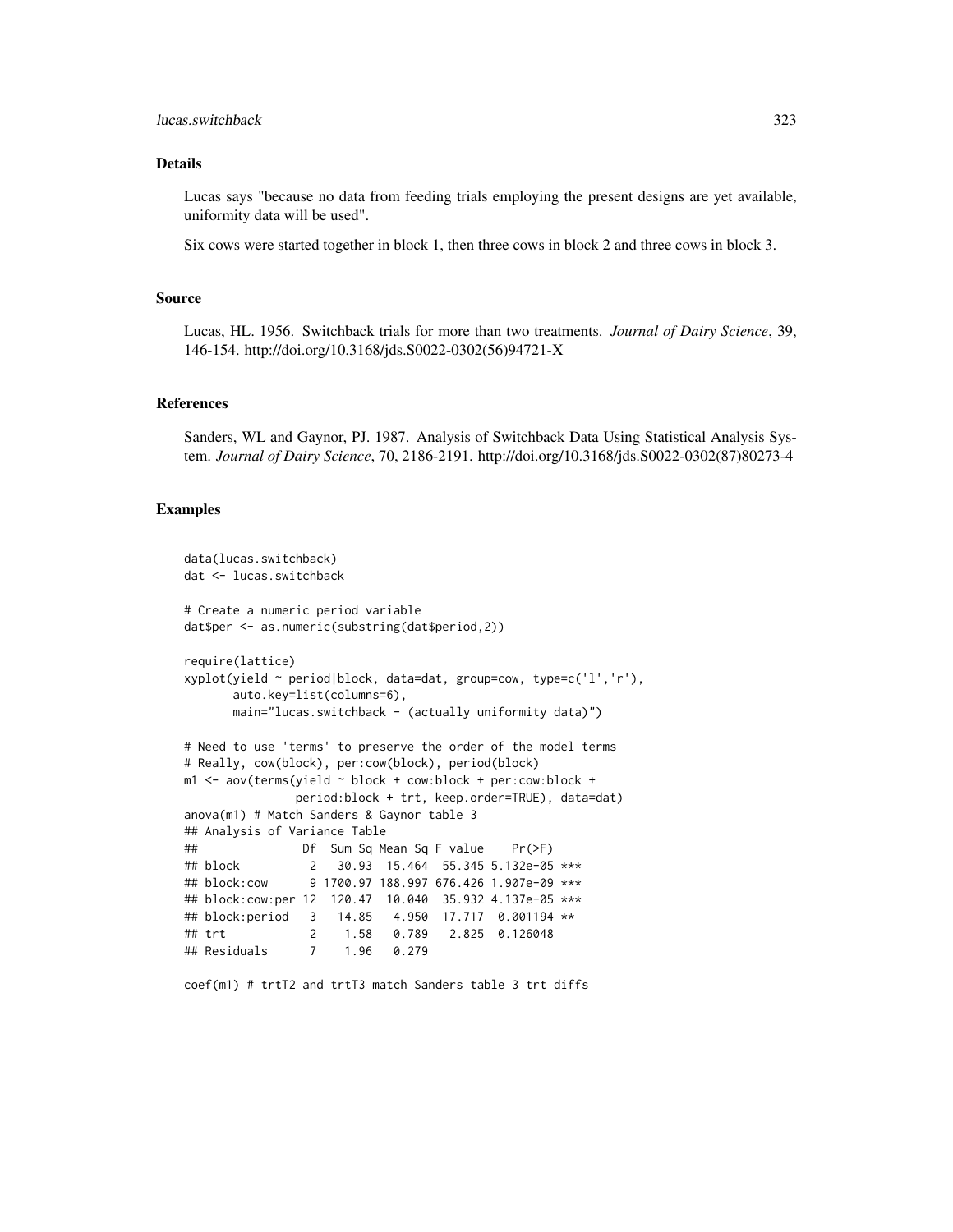## Details

Lucas says "because no data from feeding trials employing the present designs are yet available, uniformity data will be used".

Six cows were started together in block 1, then three cows in block 2 and three cows in block 3.

## Source

Lucas, HL. 1956. Switchback trials for more than two treatments. *Journal of Dairy Science*, 39, 146-154. http://doi.org/10.3168/jds.S0022-0302(56)94721-X

## References

Sanders, WL and Gaynor, PJ. 1987. Analysis of Switchback Data Using Statistical Analysis System. *Journal of Dairy Science*, 70, 2186-2191. http://doi.org/10.3168/jds.S0022-0302(87)80273-4

## Examples

```
data(lucas.switchback)
dat <- lucas.switchback

# Create a numeric period variable
dat$per <- as.numeric(substring(dat$period,2))

require(lattice)
xyplot(yield ~ period|block, data=dat, group=cow, type=c('l','r'),
       auto.key=list(columns=6),
       main="lucas.switchback - (actually uniformity data)")

# Need to use 'terms' to preserve the order of the model terms
# Really, cow(block), per:cow(block), period(block)
m1 <- aov(terms(yield ~ block + cow:block + per:cow:block +
                period:block + trt, keep.order=TRUE), data=dat)
anova(m1) # Match Sanders & Gaynor table 3
## Analysis of Variance Table
##               Df  Sum Sq Mean Sq F value    Pr(>F)
## block          2   30.93  15.464  55.345 5.132e-05 ***
## block:cow      9 1700.97 188.997 676.426 1.907e-09 ***
## block:cow:per 12  120.47  10.040  35.932 4.137e-05 ***
## block:period   3   14.85   4.950  17.717  0.001194 **
## trt            2    1.58   0.789   2.825  0.126048
## Residuals      7    1.96   0.279

coef(m1) # trtT2 and trtT3 match Sanders table 3 trt diffs
```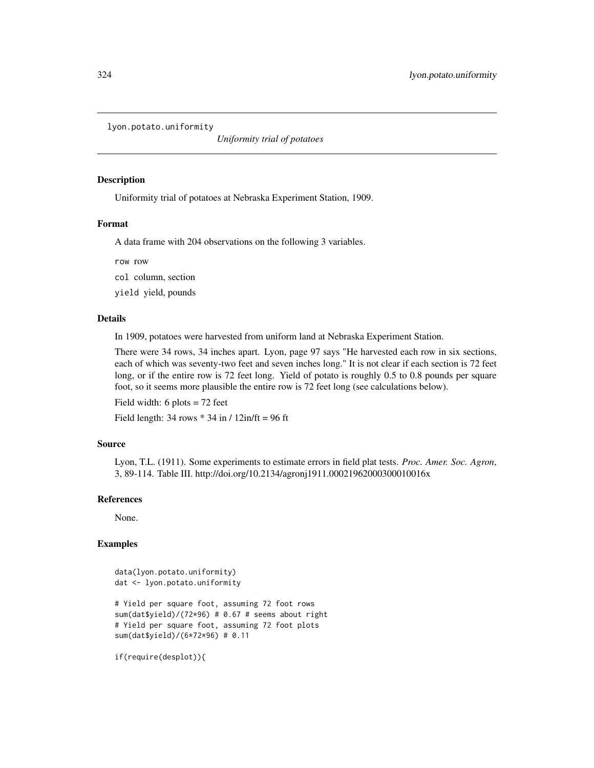```
lyon.potato.uniformity
```

*Uniformity trial of potatoes*

## Description

Uniformity trial of potatoes at Nebraska Experiment Station, 1909.

## Format

A data frame with 204 observations on the following 3 variables.

`row` row

`col` column, section

`yield` yield, pounds

## Details

In 1909, potatoes were harvested from uniform land at Nebraska Experiment Station.

There were 34 rows, 34 inches apart. Lyon, page 97 says "He harvested each row in six sections, each of which was seventy-two feet and seven inches long." It is not clear if each section is 72 feet long, or if the entire row is 72 feet long. Yield of potato is roughly 0.5 to 0.8 pounds per square foot, so it seems more plausible the entire row is 72 feet long (see calculations below).

Field width: 6 plots = 72 feet

Field length: 34 rows * 34 in / 12in/ft = 96 ft

## Source

Lyon, T.L. (1911). Some experiments to estimate errors in field plat tests. *Proc. Amer. Soc. Agron*, 3, 89-114. Table III. http://doi.org/10.2134/agronj1911.00021962000300010016x

## References

None.

## Examples

```
data(lyon.potato.uniformity)
dat <- lyon.potato.uniformity

# Yield per square foot, assuming 72 foot rows
sum(dat$yield)/(72*96) # 0.67 # seems about right
# Yield per square foot, assuming 72 foot plots
sum(dat$yield)/(6*72*96) # 0.11

if(require(desplot)){
```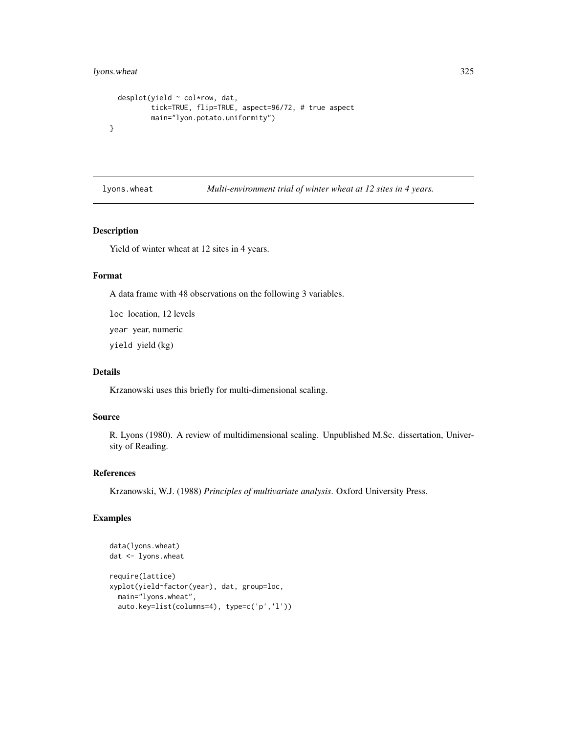```
  desplot(yield ~ col*row, dat,
          tick=TRUE, flip=TRUE, aspect=96/72, # true aspect
          main="lyon.potato.uniformity")
}
```

---

## lyons.wheat    *Multi-environment trial of winter wheat at 12 sites in 4 years.*

### Description

Yield of winter wheat at 12 sites in 4 years.

### Format

A data frame with 48 observations on the following 3 variables.

`loc` location, 12 levels

`year` year, numeric

`yield` yield (kg)

### Details

Krzanowski uses this briefly for multi-dimensional scaling.

### Source

R. Lyons (1980). A review of multidimensional scaling. Unpublished M.Sc. dissertation, University of Reading.

### References

Krzanowski, W.J. (1988) *Principles of multivariate analysis*. Oxford University Press.

### Examples

```
data(lyons.wheat)
dat <- lyons.wheat

require(lattice)
xyplot(yield~factor(year), dat, group=loc,
  main="lyons.wheat",
  auto.key=list(columns=4), type=c('p','l'))
```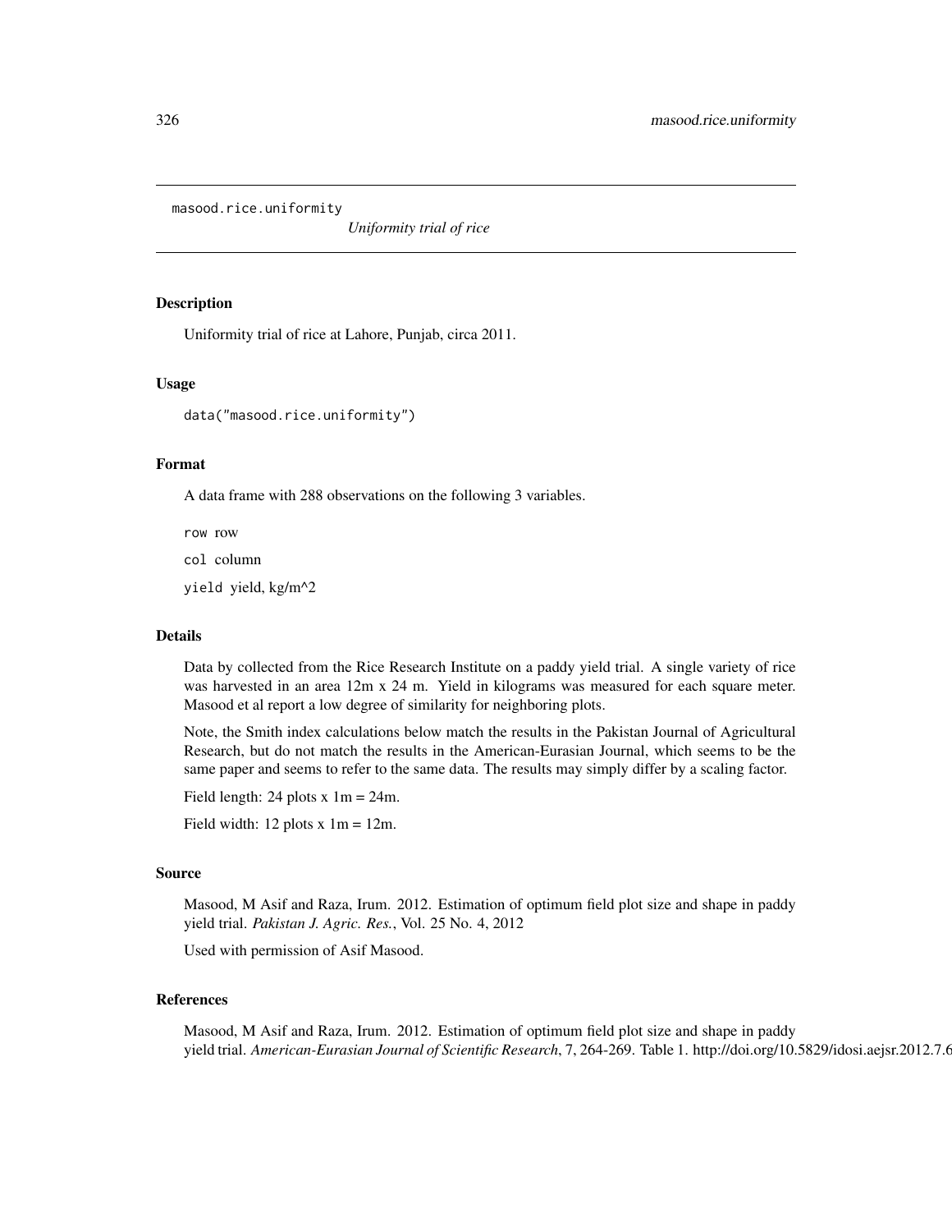masood.rice.uniformity *Uniformity trial of rice*

## Description

Uniformity trial of rice at Lahore, Punjab, circa 2011.

## Usage

```
data("masood.rice.uniformity")
```

## Format

A data frame with 288 observations on the following 3 variables.

`row` row

`col` column

`yield` yield, kg/m^2

## Details

Data by collected from the Rice Research Institute on a paddy yield trial. A single variety of rice was harvested in an area 12m x 24 m. Yield in kilograms was measured for each square meter. Masood et al report a low degree of similarity for neighboring plots.

Note, the Smith index calculations below match the results in the Pakistan Journal of Agricultural Research, but do not match the results in the American-Eurasian Journal, which seems to be the same paper and seems to refer to the same data. The results may simply differ by a scaling factor.

Field length: 24 plots x 1m = 24m.

Field width: 12 plots x 1m = 12m.

## Source

Masood, M Asif and Raza, Irum. 2012. Estimation of optimum field plot size and shape in paddy yield trial. *Pakistan J. Agric. Res.*, Vol. 25 No. 4, 2012

Used with permission of Asif Masood.

## References

Masood, M Asif and Raza, Irum. 2012. Estimation of optimum field plot size and shape in paddy yield trial. *American-Eurasian Journal of Scientific Research*, 7, 264-269. Table 1. http://doi.org/10.5829/idosi.aejsr.2012.7.6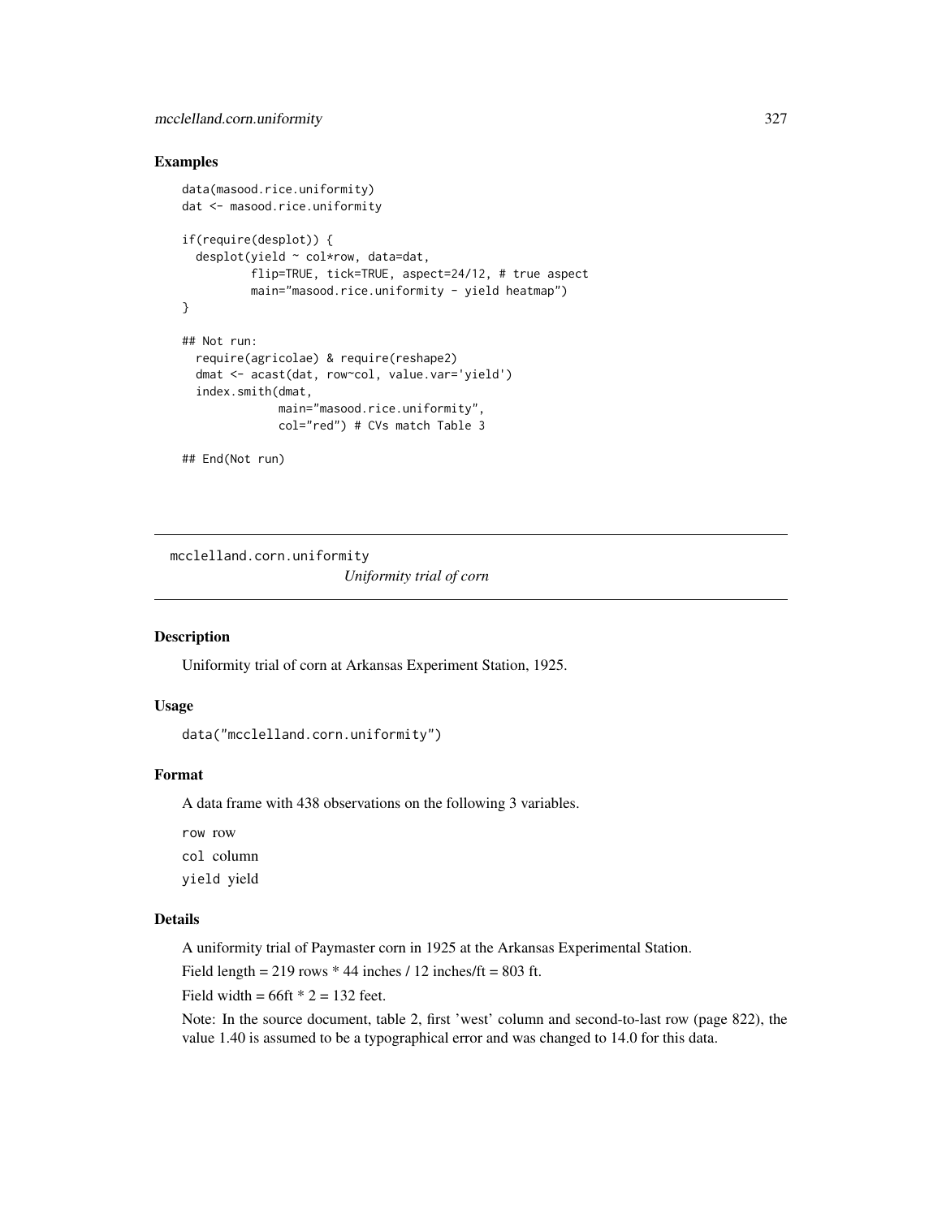## Examples

```
data(masood.rice.uniformity)
dat <- masood.rice.uniformity

if(require(desplot)) {
  desplot(yield ~ col*row, data=dat,
          flip=TRUE, tick=TRUE, aspect=24/12, # true aspect
          main="masood.rice.uniformity - yield heatmap")
}

## Not run:
  require(agricolae) & require(reshape2)
  dmat <- acast(dat, row~col, value.var='yield')
  index.smith(dmat,
              main="masood.rice.uniformity",
              col="red") # CVs match Table 3

## End(Not run)
```

---

mcclelland.corn.uniformity    *Uniformity trial of corn*

---

## Description

Uniformity trial of corn at Arkansas Experiment Station, 1925.

## Usage

```
data("mcclelland.corn.uniformity")
```

## Format

A data frame with 438 observations on the following 3 variables.

`row` row

`col` column

`yield` yield

## Details

A uniformity trial of Paymaster corn in 1925 at the Arkansas Experimental Station.

Field length = 219 rows * 44 inches / 12 inches/ft = 803 ft.

Field width = 66ft * 2 = 132 feet.

Note: In the source document, table 2, first 'west' column and second-to-last row (page 822), the value 1.40 is assumed to be a typographical error and was changed to 14.0 for this data.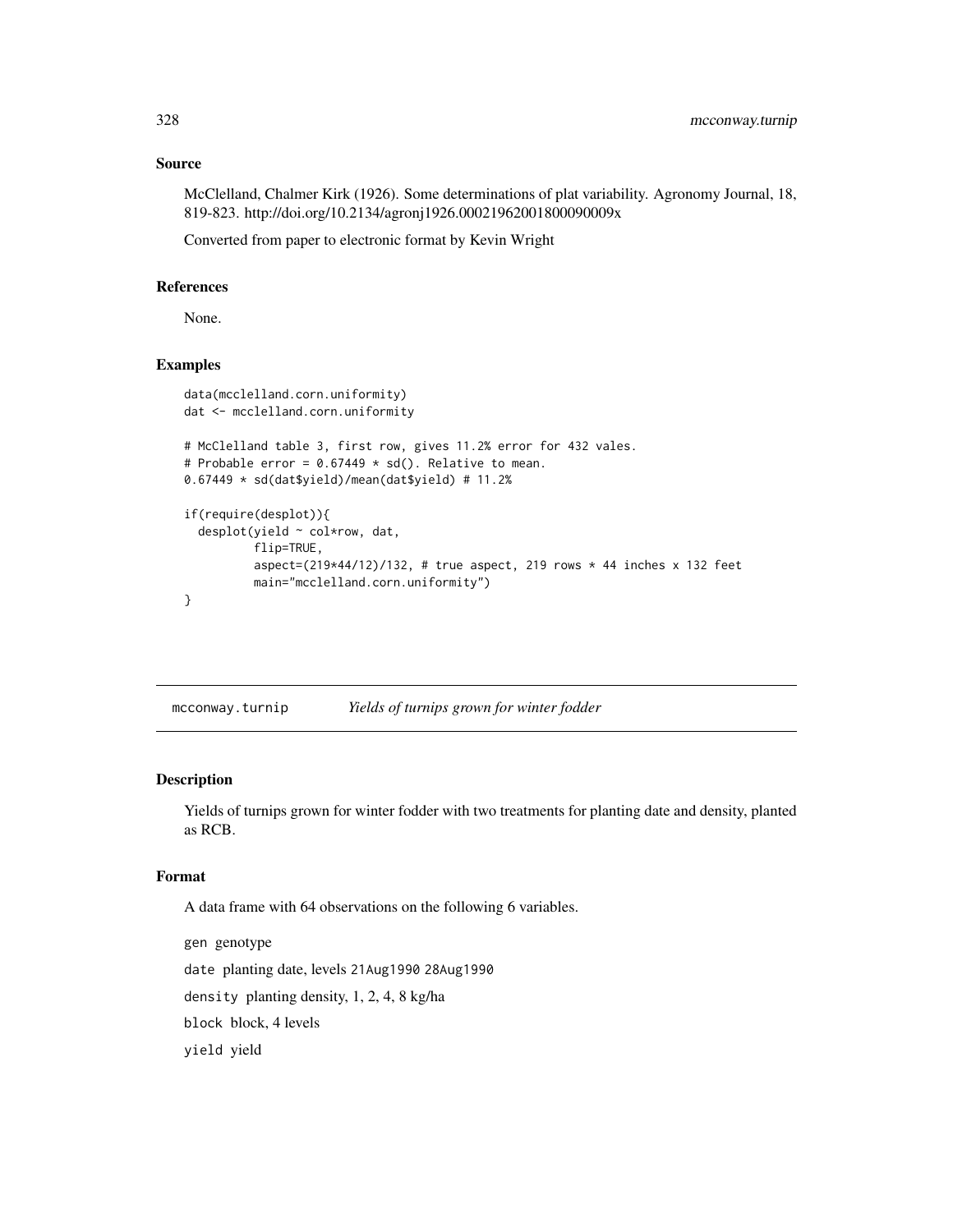## Source

McClelland, Chalmer Kirk (1926). Some determinations of plat variability. Agronomy Journal, 18, 819-823. http://doi.org/10.2134/agronj1926.00021962001800090009x

Converted from paper to electronic format by Kevin Wright

## References

None.

## Examples

```
data(mcclelland.corn.uniformity)
dat <- mcclelland.corn.uniformity

# McClelland table 3, first row, gives 11.2% error for 432 vales.
# Probable error = 0.67449 * sd(). Relative to mean.
0.67449 * sd(dat$yield)/mean(dat$yield) # 11.2%

if(require(desplot)){
  desplot(yield ~ col*row, dat,
          flip=TRUE,
          aspect=(219*44/12)/132, # true aspect, 219 rows * 44 inches x 132 feet
          main="mcclelland.corn.uniformity")
}
```

---

# mcconway.turnip *Yields of turnips grown for winter fodder*

## Description

Yields of turnips grown for winter fodder with two treatments for planting date and density, planted as RCB.

## Format

A data frame with 64 observations on the following 6 variables.

`gen` genotype

`date` planting date, levels `21Aug1990` `28Aug1990`

`density` planting density, 1, 2, 4, 8 kg/ha

`block` block, 4 levels

`yield` yield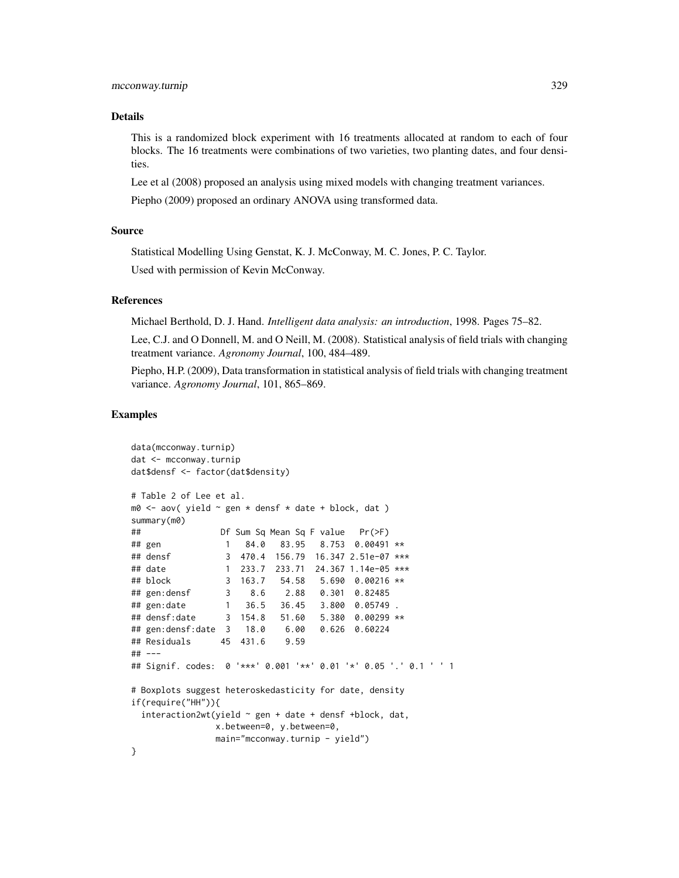### Details

This is a randomized block experiment with 16 treatments allocated at random to each of four blocks. The 16 treatments were combinations of two varieties, two planting dates, and four densities.

Lee et al (2008) proposed an analysis using mixed models with changing treatment variances.

Piepho (2009) proposed an ordinary ANOVA using transformed data.

### Source

Statistical Modelling Using Genstat, K. J. McConway, M. C. Jones, P. C. Taylor.

Used with permission of Kevin McConway.

### References

Michael Berthold, D. J. Hand. *Intelligent data analysis: an introduction*, 1998. Pages 75–82.

Lee, C.J. and O Donnell, M. and O Neill, M. (2008). Statistical analysis of field trials with changing treatment variance. *Agronomy Journal*, 100, 484–489.

Piepho, H.P. (2009), Data transformation in statistical analysis of field trials with changing treatment variance. *Agronomy Journal*, 101, 865–869.

### Examples

```
data(mcconway.turnip)
dat <- mcconway.turnip
dat$densf <- factor(dat$density)

# Table 2 of Lee et al.
m0 <- aov( yield ~ gen * densf * date + block, dat )
summary(m0)
##                Df Sum Sq Mean Sq F value   Pr(>F)
## gen             1   84.0   83.95   8.753  0.00491 **
## densf           3  470.4  156.79  16.347 2.51e-07 ***
## date            1  233.7  233.71  24.367 1.14e-05 ***
## block           3  163.7   54.58   5.690  0.00216 **
## gen:densf       3    8.6    2.88   0.301  0.82485
## gen:date        1   36.5   36.45   3.800  0.05749 .
## densf:date      3  154.8   51.60   5.380  0.00299 **
## gen:densf:date  3   18.0    6.00   0.626  0.60224
## Residuals      45  431.6    9.59
## ---
## Signif. codes:  0 '***' 0.001 '**' 0.01 '*' 0.05 '.' 0.1 ' ' 1

# Boxplots suggest heteroskedasticity for date, density
if(require("HH")){
  interaction2wt(yield ~ gen + date + densf +block, dat,
                 x.between=0, y.between=0,
                 main="mcconway.turnip - yield")
}
```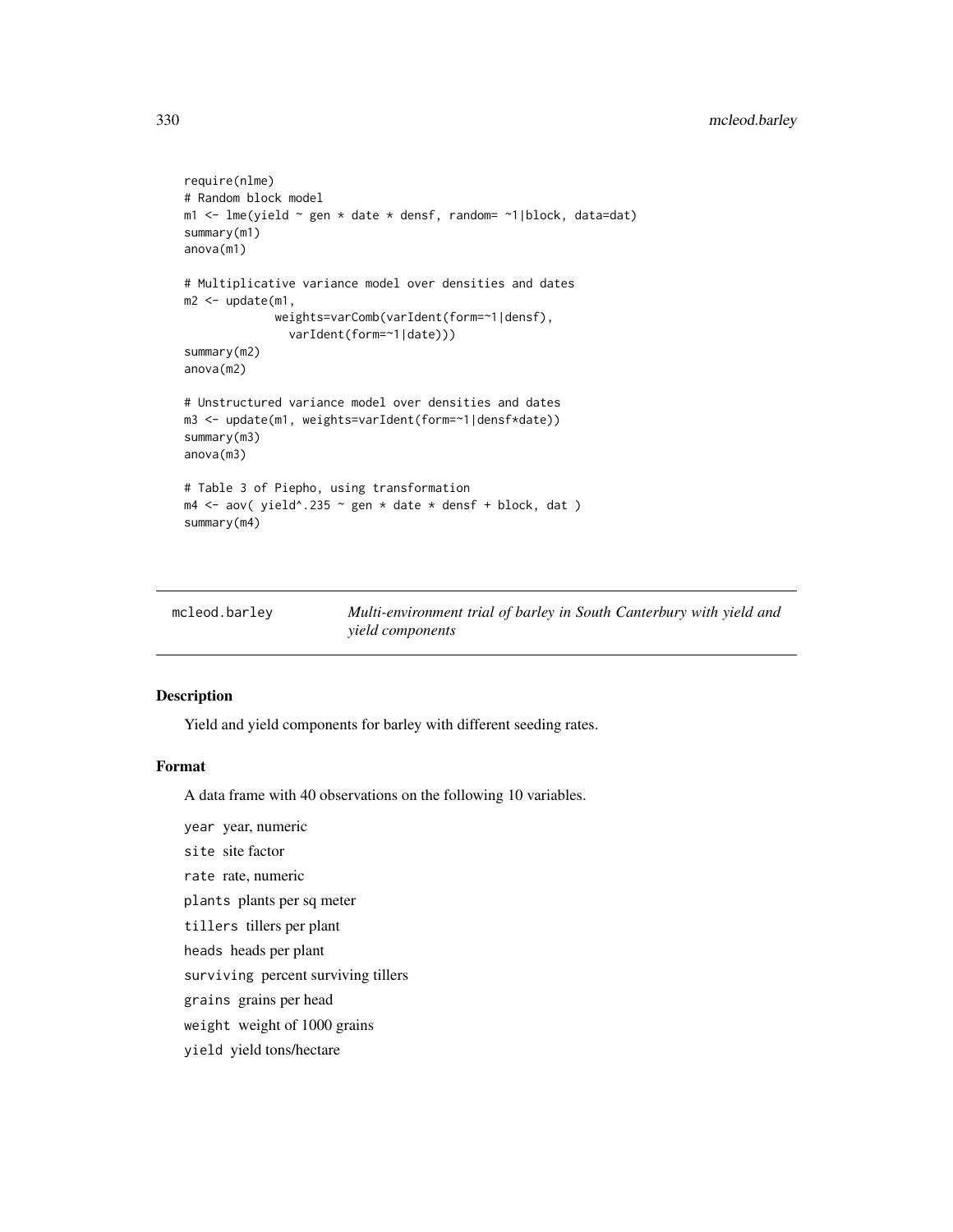```
require(nlme)
# Random block model
m1 <- lme(yield ~ gen * date * densf, random= ~1|block, data=dat)
summary(m1)
anova(m1)

# Multiplicative variance model over densities and dates
m2 <- update(m1,
             weights=varComb(varIdent(form=~1|densf),
               varIdent(form=~1|date)))
summary(m2)
anova(m2)

# Unstructured variance model over densities and dates
m3 <- update(m1, weights=varIdent(form=~1|densf*date))
summary(m3)
anova(m3)

# Table 3 of Piepho, using transformation
m4 <- aov( yield^.235 ~ gen * date * densf + block, dat )
summary(m4)
```

---

mcleod.barley — *Multi-environment trial of barley in South Canterbury with yield and yield components*

---

### Description

Yield and yield components for barley with different seeding rates.

### Format

A data frame with 40 observations on the following 10 variables.

`year` year, numeric

`site` site factor

`rate` rate, numeric

`plants` plants per sq meter

`tillers` tillers per plant

`heads` heads per plant

`surviving` percent surviving tillers

`grains` grains per head

`weight` weight of 1000 grains

`yield` yield tons/hectare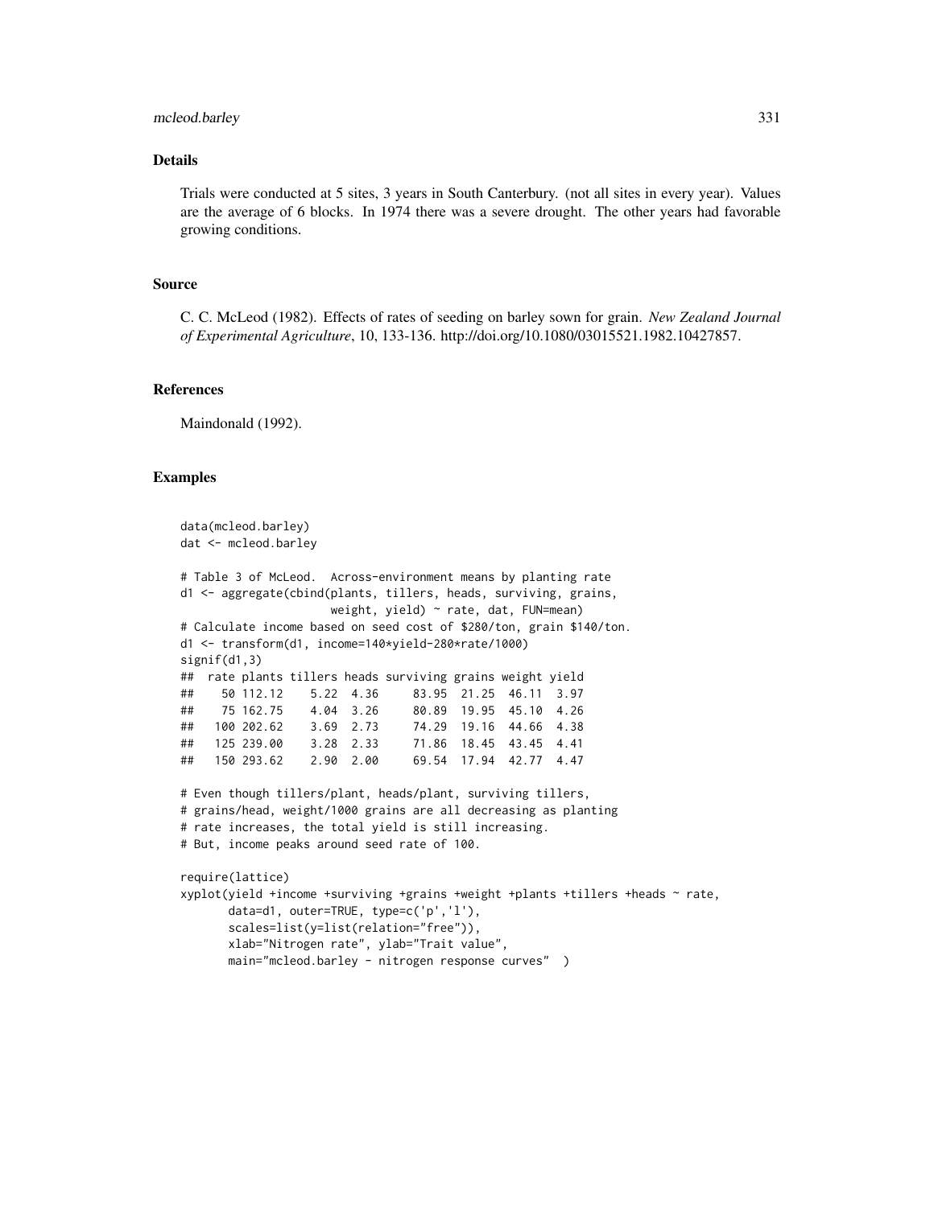## Details

Trials were conducted at 5 sites, 3 years in South Canterbury. (not all sites in every year). Values are the average of 6 blocks. In 1974 there was a severe drought. The other years had favorable growing conditions.

## Source

C. C. McLeod (1982). Effects of rates of seeding on barley sown for grain. *New Zealand Journal of Experimental Agriculture*, 10, 133-136. http://doi.org/10.1080/03015521.1982.10427857.

## References

Maindonald (1992).

## Examples

```
data(mcleod.barley)
dat <- mcleod.barley

# Table 3 of McLeod.  Across-environment means by planting rate
d1 <- aggregate(cbind(plants, tillers, heads, surviving, grains,
                      weight, yield) ~ rate, dat, FUN=mean)
# Calculate income based on seed cost of $280/ton, grain $140/ton.
d1 <- transform(d1, income=140*yield-280*rate/1000)
signif(d1,3)
##  rate plants tillers heads surviving grains weight yield
##    50 112.12    5.22  4.36     83.95  21.25  46.11  3.97
##    75 162.75    4.04  3.26     80.89  19.95  45.10  4.26
##   100 202.62    3.69  2.73     74.29  19.16  44.66  4.38
##   125 239.00    3.28  2.33     71.86  18.45  43.45  4.41
##   150 293.62    2.90  2.00     69.54  17.94  42.77  4.47

# Even though tillers/plant, heads/plant, surviving tillers,
# grains/head, weight/1000 grains are all decreasing as planting
# rate increases, the total yield is still increasing.
# But, income peaks around seed rate of 100.

require(lattice)
xyplot(yield +income +surviving +grains +weight +plants +tillers +heads ~ rate,
       data=d1, outer=TRUE, type=c('p','l'),
       scales=list(y=list(relation="free")),
       xlab="Nitrogen rate", ylab="Trait value",
       main="mcleod.barley - nitrogen response curves"  )
```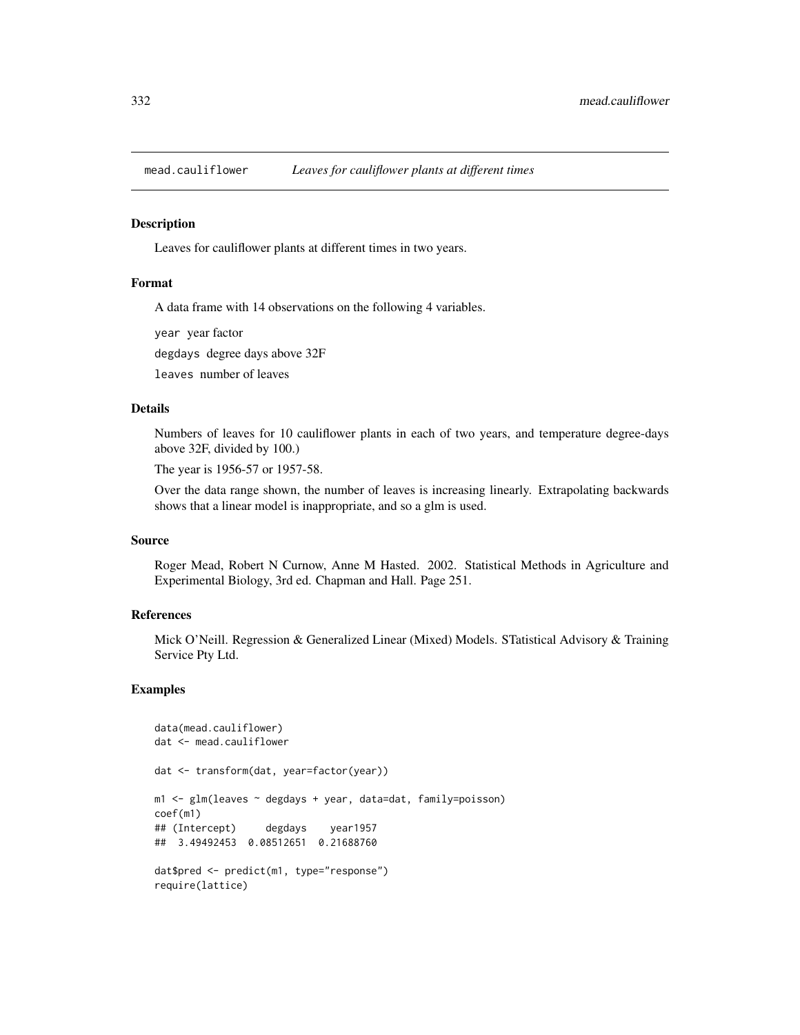mead.cauliflower *Leaves for cauliflower plants at different times*

## Description

Leaves for cauliflower plants at different times in two years.

## Format

A data frame with 14 observations on the following 4 variables.

`year` year factor

`degdays` degree days above 32F

`leaves` number of leaves

## Details

Numbers of leaves for 10 cauliflower plants in each of two years, and temperature degree-days above 32F, divided by 100.)

The year is 1956-57 or 1957-58.

Over the data range shown, the number of leaves is increasing linearly. Extrapolating backwards shows that a linear model is inappropriate, and so a glm is used.

## Source

Roger Mead, Robert N Curnow, Anne M Hasted. 2002. Statistical Methods in Agriculture and Experimental Biology, 3rd ed. Chapman and Hall. Page 251.

## References

Mick O'Neill. Regression & Generalized Linear (Mixed) Models. STatistical Advisory & Training Service Pty Ltd.

## Examples

```
data(mead.cauliflower)
dat <- mead.cauliflower

dat <- transform(dat, year=factor(year))

m1 <- glm(leaves ~ degdays + year, data=dat, family=poisson)
coef(m1)
## (Intercept)     degdays    year1957
##  3.49492453  0.08512651  0.21688760

dat$pred <- predict(m1, type="response")
require(lattice)
```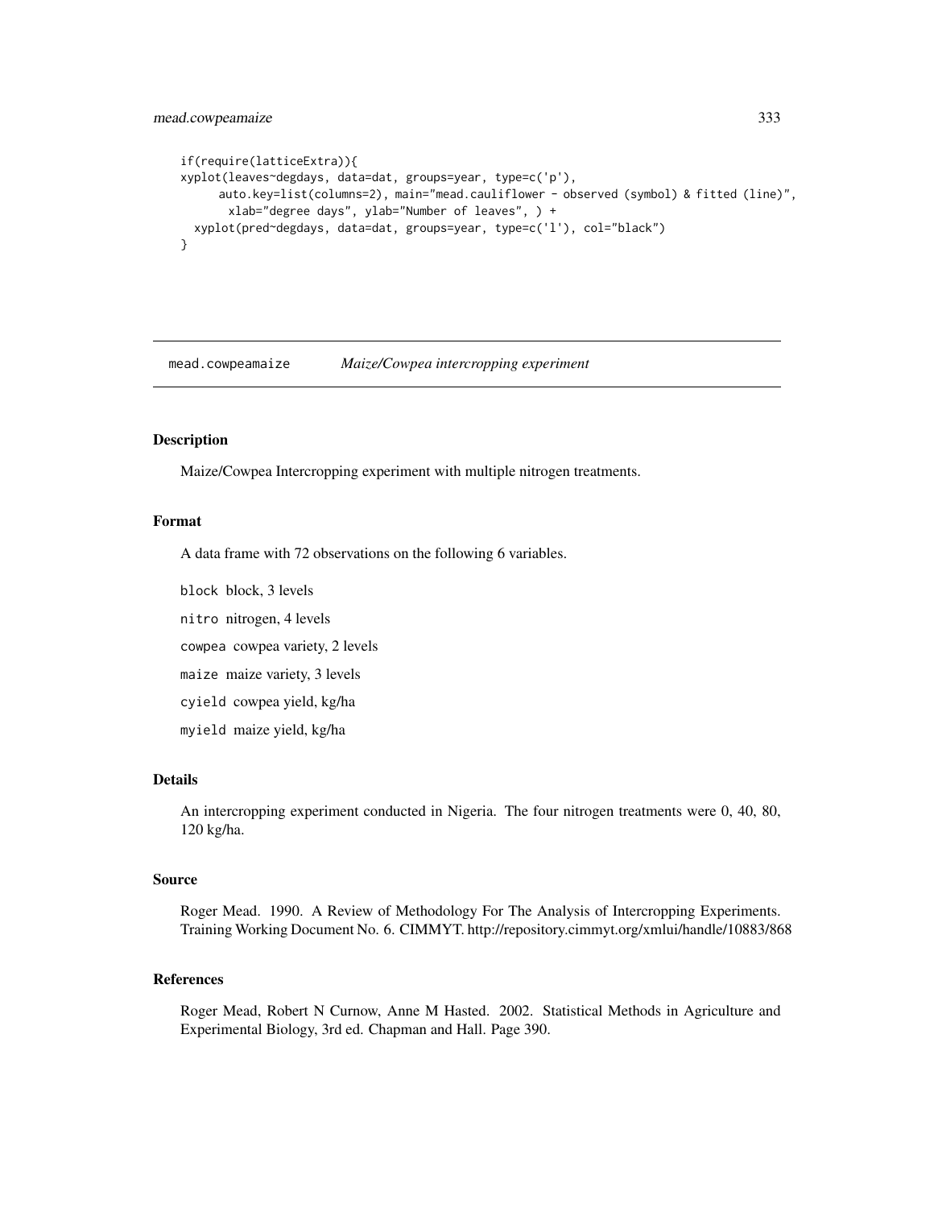```
if(require(latticeExtra)){
xyplot(leaves~degdays, data=dat, groups=year, type=c('p'),
      auto.key=list(columns=2), main="mead.cauliflower - observed (symbol) & fitted (line)",
        xlab="degree days", ylab="Number of leaves", ) +
  xyplot(pred~degdays, data=dat, groups=year, type=c('l'), col="black")
}
```

---

## mead.cowpeamaize — *Maize/Cowpea intercropping experiment*

### Description

Maize/Cowpea Intercropping experiment with multiple nitrogen treatments.

### Format

A data frame with 72 observations on the following 6 variables.

- `block` block, 3 levels
- `nitro` nitrogen, 4 levels
- `cowpea` cowpea variety, 2 levels
- `maize` maize variety, 3 levels
- `cyield` cowpea yield, kg/ha
- `myield` maize yield, kg/ha

### Details

An intercropping experiment conducted in Nigeria. The four nitrogen treatments were 0, 40, 80, 120 kg/ha.

### Source

Roger Mead. 1990. A Review of Methodology For The Analysis of Intercropping Experiments. Training Working Document No. 6. CIMMYT. http://repository.cimmyt.org/xmlui/handle/10883/868

### References

Roger Mead, Robert N Curnow, Anne M Hasted. 2002. Statistical Methods in Agriculture and Experimental Biology, 3rd ed. Chapman and Hall. Page 390.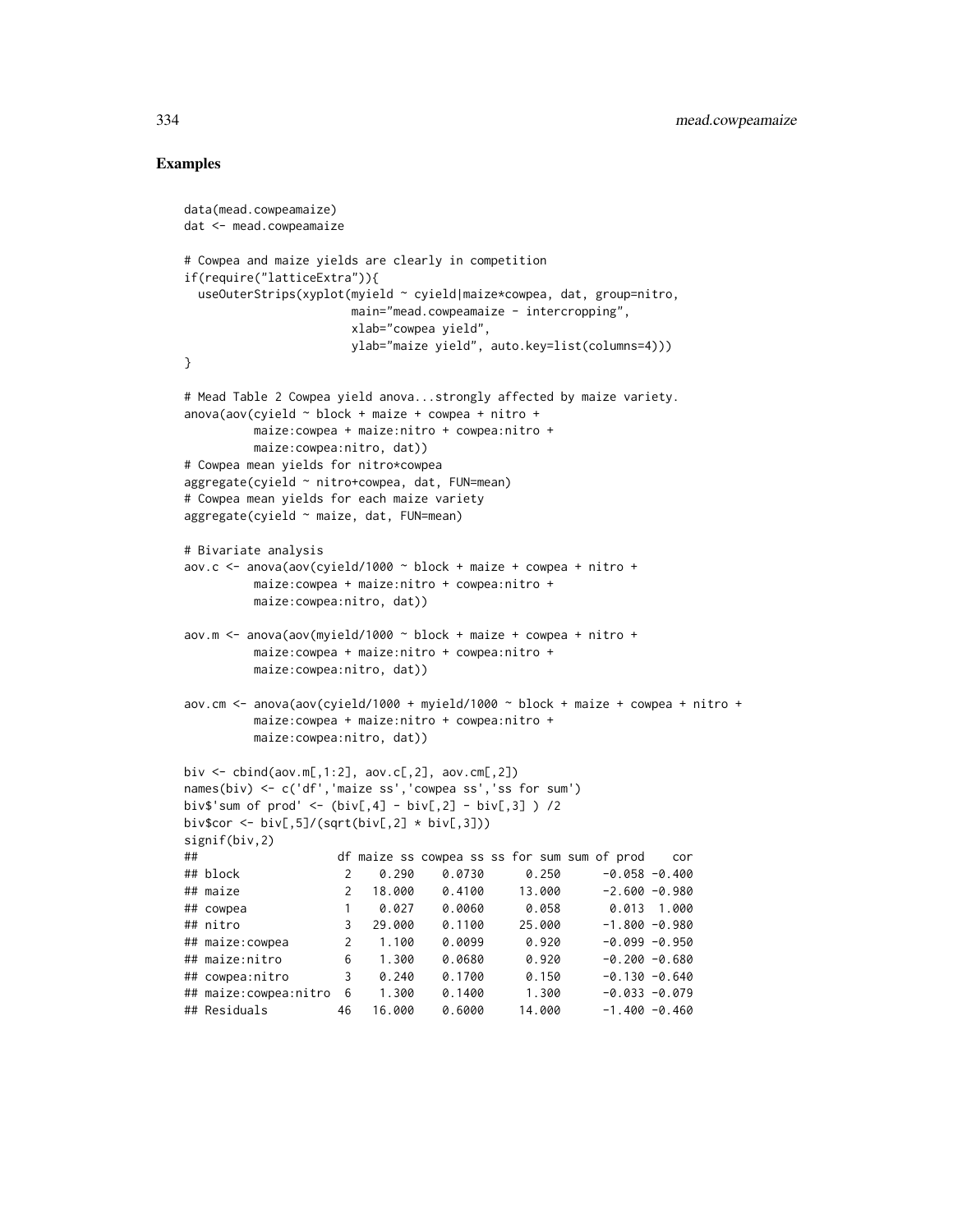## Examples

```
data(mead.cowpeamaize)
dat <- mead.cowpeamaize

# Cowpea and maize yields are clearly in competition
if(require("latticeExtra")){
  useOuterStrips(xyplot(myield ~ cyield|maize*cowpea, dat, group=nitro,
                        main="mead.cowpeamaize - intercropping",
                        xlab="cowpea yield",
                        ylab="maize yield", auto.key=list(columns=4)))
}

# Mead Table 2 Cowpea yield anova...strongly affected by maize variety.
anova(aov(cyield ~ block + maize + cowpea + nitro +
          maize:cowpea + maize:nitro + cowpea:nitro +
          maize:cowpea:nitro, dat))
# Cowpea mean yields for nitro*cowpea
aggregate(cyield ~ nitro+cowpea, dat, FUN=mean)
# Cowpea mean yields for each maize variety
aggregate(cyield ~ maize, dat, FUN=mean)

# Bivariate analysis
aov.c <- anova(aov(cyield/1000 ~ block + maize + cowpea + nitro +
          maize:cowpea + maize:nitro + cowpea:nitro +
          maize:cowpea:nitro, dat))

aov.m <- anova(aov(myield/1000 ~ block + maize + cowpea + nitro +
          maize:cowpea + maize:nitro + cowpea:nitro +
          maize:cowpea:nitro, dat))

aov.cm <- anova(aov(cyield/1000 + myield/1000 ~ block + maize + cowpea + nitro +
          maize:cowpea + maize:nitro + cowpea:nitro +
          maize:cowpea:nitro, dat))

biv <- cbind(aov.m[,1:2], aov.c[,2], aov.cm[,2])
names(biv) <- c('df','maize ss','cowpea ss','ss for sum')
biv$'sum of prod' <- (biv[,4] - biv[,2] - biv[,3] ) /2
biv$cor <- biv[,5]/(sqrt(biv[,2] * biv[,3]))
signif(biv,2)
##                    df maize ss cowpea ss ss for sum sum of prod    cor
## block               2    0.290    0.0730      0.250      -0.058 -0.400
## maize               2   18.000    0.4100     13.000      -2.600 -0.980
## cowpea              1    0.027    0.0060      0.058       0.013  1.000
## nitro               3   29.000    0.1100     25.000      -1.800 -0.980
## maize:cowpea        2    1.100    0.0099      0.920      -0.099 -0.950
## maize:nitro         6    1.300    0.0680      0.920      -0.200 -0.680
## cowpea:nitro        3    0.240    0.1700      0.150      -0.130 -0.640
## maize:cowpea:nitro  6    1.300    0.1400      1.300      -0.033 -0.079
## Residuals          46   16.000    0.6000     14.000      -1.400 -0.460
```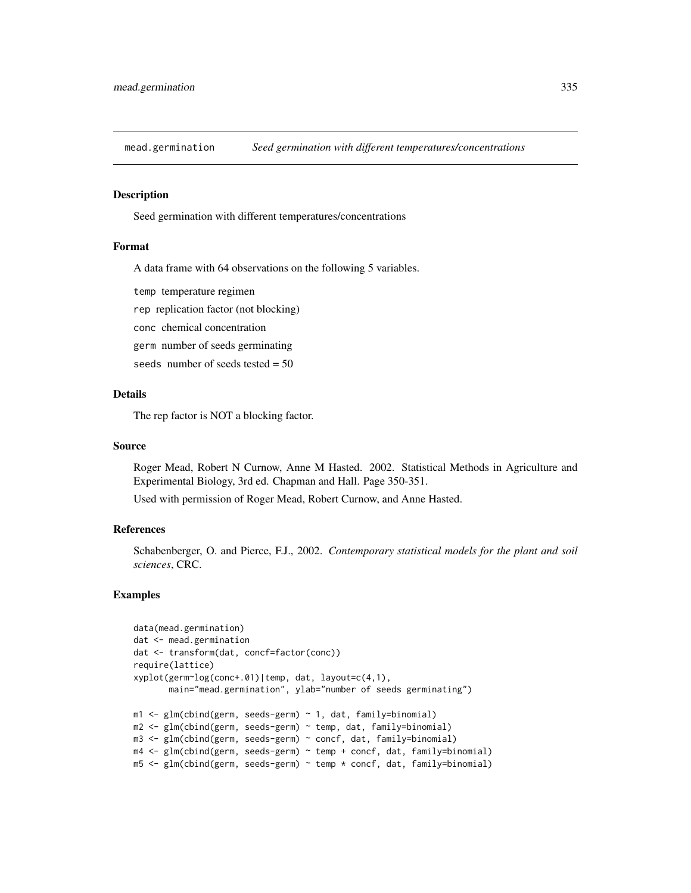## mead.germination *Seed germination with different temperatures/concentrations*

### Description

Seed germination with different temperatures/concentrations

### Format

A data frame with 64 observations on the following 5 variables.

- `temp` temperature regimen
- `rep` replication factor (not blocking)
- `conc` chemical concentration
- `germ` number of seeds germinating
- `seeds` number of seeds tested = 50

### Details

The rep factor is NOT a blocking factor.

### Source

Roger Mead, Robert N Curnow, Anne M Hasted. 2002. Statistical Methods in Agriculture and Experimental Biology, 3rd ed. Chapman and Hall. Page 350-351.

Used with permission of Roger Mead, Robert Curnow, and Anne Hasted.

### References

Schabenberger, O. and Pierce, F.J., 2002. *Contemporary statistical models for the plant and soil sciences*, CRC.

### Examples

```
data(mead.germination)
dat <- mead.germination
dat <- transform(dat, concf=factor(conc))
require(lattice)
xyplot(germ~log(conc+.01)|temp, dat, layout=c(4,1),
       main="mead.germination", ylab="number of seeds germinating")

m1 <- glm(cbind(germ, seeds-germ) ~ 1, dat, family=binomial)
m2 <- glm(cbind(germ, seeds-germ) ~ temp, dat, family=binomial)
m3 <- glm(cbind(germ, seeds-germ) ~ concf, dat, family=binomial)
m4 <- glm(cbind(germ, seeds-germ) ~ temp + concf, dat, family=binomial)
m5 <- glm(cbind(germ, seeds-germ) ~ temp * concf, dat, family=binomial)
```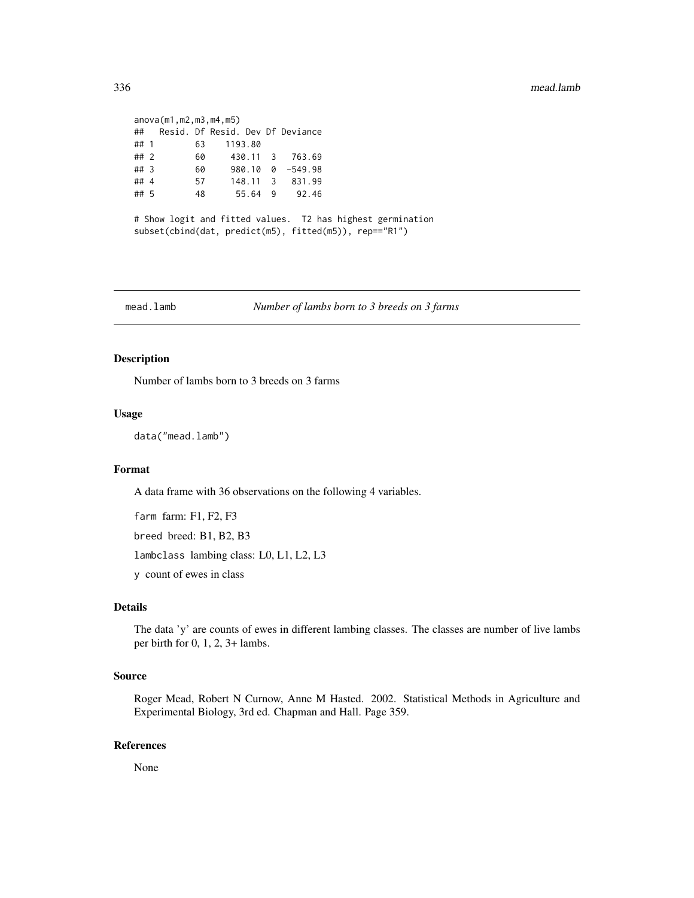```
anova(m1,m2,m3,m4,m5)
##   Resid. Df Resid. Dev Df Deviance
## 1        63    1193.80
## 2        60     430.11  3   763.69
## 3        60     980.10  0  -549.98
## 4        57     148.11  3   831.99
## 5        48      55.64  9    92.46

# Show logit and fitted values.  T2 has highest germination
subset(cbind(dat, predict(m5), fitted(m5)), rep=="R1")
```

---

mead.lamb — *Number of lambs born to 3 breeds on 3 farms*

---

## Description

Number of lambs born to 3 breeds on 3 farms

## Usage

```
data("mead.lamb")
```

## Format

A data frame with 36 observations on the following 4 variables.

`farm` farm: F1, F2, F3

`breed` breed: B1, B2, B3

`lambclass` lambing class: L0, L1, L2, L3

`y` count of ewes in class

## Details

The data 'y' are counts of ewes in different lambing classes. The classes are number of live lambs per birth for 0, 1, 2, 3+ lambs.

## Source

Roger Mead, Robert N Curnow, Anne M Hasted. 2002. Statistical Methods in Agriculture and Experimental Biology, 3rd ed. Chapman and Hall. Page 359.

## References

None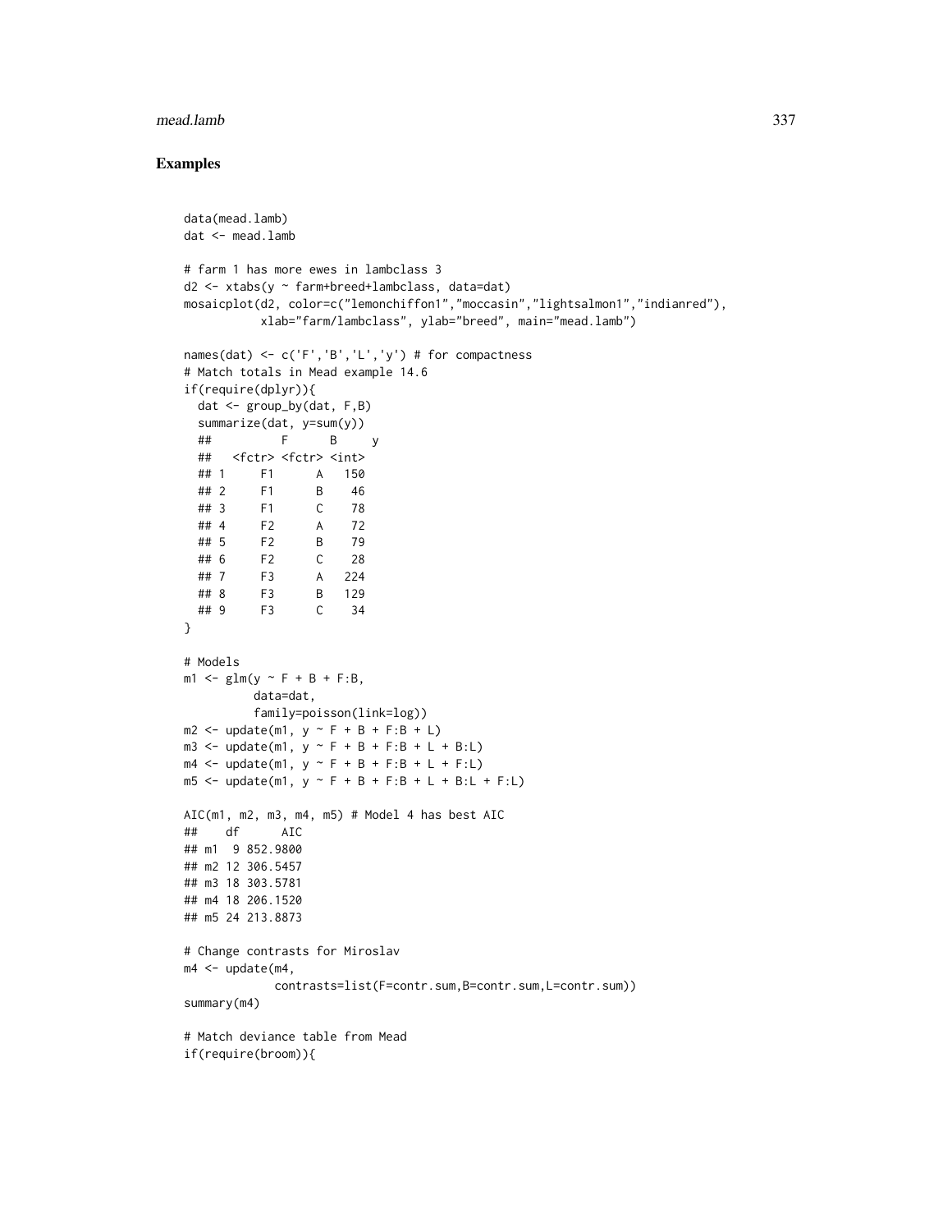## Examples

```
data(mead.lamb)
dat <- mead.lamb

# farm 1 has more ewes in lambclass 3
d2 <- xtabs(y ~ farm+breed+lambclass, data=dat)
mosaicplot(d2, color=c("lemonchiffon1","moccasin","lightsalmon1","indianred"),
           xlab="farm/lambclass", ylab="breed", main="mead.lamb")

names(dat) <- c('F','B','L','y') # for compactness
# Match totals in Mead example 14.6
if(require(dplyr)){
  dat <- group_by(dat, F,B)
  summarize(dat, y=sum(y))
  ##          F      B     y
  ##   <fctr> <fctr> <int>
  ## 1     F1      A   150
  ## 2     F1      B    46
  ## 3     F1      C    78
  ## 4     F2      A    72
  ## 5     F2      B    79
  ## 6     F2      C    28
  ## 7     F3      A   224
  ## 8     F3      B   129
  ## 9     F3      C    34
}

# Models
m1 <- glm(y ~ F + B + F:B,
          data=dat,
          family=poisson(link=log))
m2 <- update(m1, y ~ F + B + F:B + L)
m3 <- update(m1, y ~ F + B + F:B + L + B:L)
m4 <- update(m1, y ~ F + B + F:B + L + F:L)
m5 <- update(m1, y ~ F + B + F:B + L + B:L + F:L)

AIC(m1, m2, m3, m4, m5) # Model 4 has best AIC
##    df      AIC
## m1  9 852.9800
## m2 12 306.5457
## m3 18 303.5781
## m4 18 206.1520
## m5 24 213.8873

# Change contrasts for Miroslav
m4 <- update(m4,
             contrasts=list(F=contr.sum,B=contr.sum,L=contr.sum))
summary(m4)

# Match deviance table from Mead
if(require(broom)){
```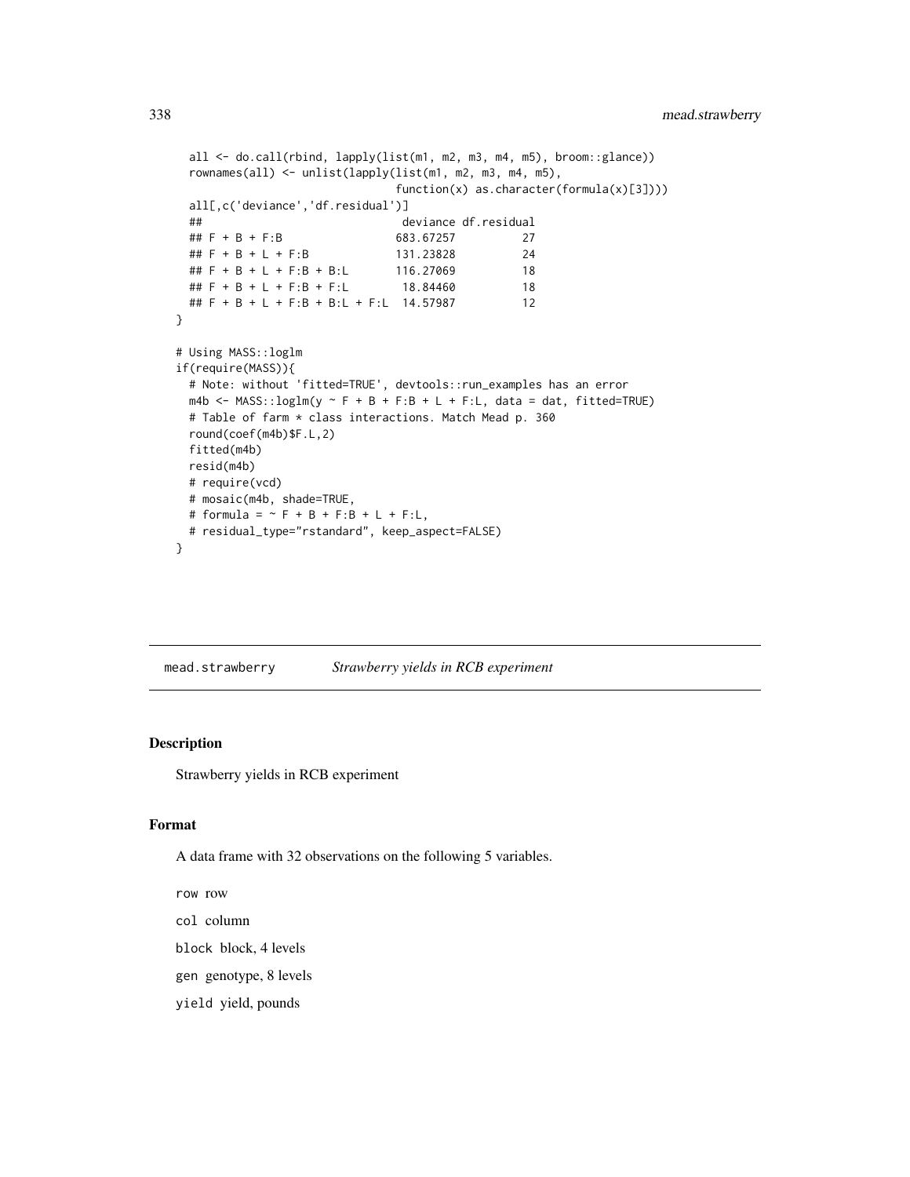```
  all <- do.call(rbind, lapply(list(m1, m2, m3, m4, m5), broom::glance))
  rownames(all) <- unlist(lapply(list(m1, m2, m3, m4, m5),
                                 function(x) as.character(formula(x)[3])))
  all[,c('deviance','df.residual')]
  ##                               deviance df.residual
  ## F + B + F:B                  683.67257          27
  ## F + B + L + F:B              131.23828          24
  ## F + B + L + F:B + B:L        116.27069          18
  ## F + B + L + F:B + F:L         18.84460          18
  ## F + B + L + F:B + B:L + F:L   14.57987          12
}

# Using MASS::loglm
if(require(MASS)){
  # Note: without 'fitted=TRUE', devtools::run_examples has an error
  m4b <- MASS::loglm(y ~ F + B + F:B + L + F:L, data = dat, fitted=TRUE)
  # Table of farm * class interactions. Match Mead p. 360
  round(coef(m4b)$F.L,2)
  fitted(m4b)
  resid(m4b)
  # require(vcd)
  # mosaic(m4b, shade=TRUE,
  # formula = ~ F + B + F:B + L + F:L,
  # residual_type="rstandard", keep_aspect=FALSE)
}
```

---

mead.strawberry *Strawberry yields in RCB experiment*

---

## Description

Strawberry yields in RCB experiment

## Format

A data frame with 32 observations on the following 5 variables.

- `row` row
- `col` column
- `block` block, 4 levels
- `gen` genotype, 8 levels
- `yield` yield, pounds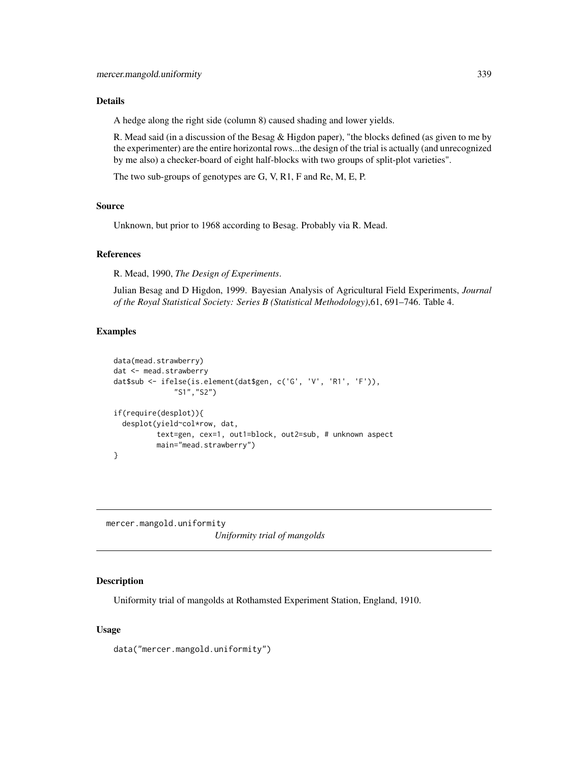## Details

A hedge along the right side (column 8) caused shading and lower yields.

R. Mead said (in a discussion of the Besag & Higdon paper), "the blocks defined (as given to me by the experimenter) are the entire horizontal rows...the design of the trial is actually (and unrecognized by me also) a checker-board of eight half-blocks with two groups of split-plot varieties".

The two sub-groups of genotypes are G, V, R1, F and Re, M, E, P.

## Source

Unknown, but prior to 1968 according to Besag. Probably via R. Mead.

## References

R. Mead, 1990, *The Design of Experiments*.

Julian Besag and D Higdon, 1999. Bayesian Analysis of Agricultural Field Experiments, *Journal of the Royal Statistical Society: Series B (Statistical Methodology)*,61, 691–746. Table 4.

## Examples

```
data(mead.strawberry)
dat <- mead.strawberry
dat$sub <- ifelse(is.element(dat$gen, c('G', 'V', 'R1', 'F')),
              "S1","S2")

if(require(desplot)){
  desplot(yield~col*row, dat,
          text=gen, cex=1, out1=block, out2=sub, # unknown aspect
          main="mead.strawberry")
}
```

---

# mercer.mangold.uniformity

*Uniformity trial of mangolds*

## Description

Uniformity trial of mangolds at Rothamsted Experiment Station, England, 1910.

## Usage

```
data("mercer.mangold.uniformity")
```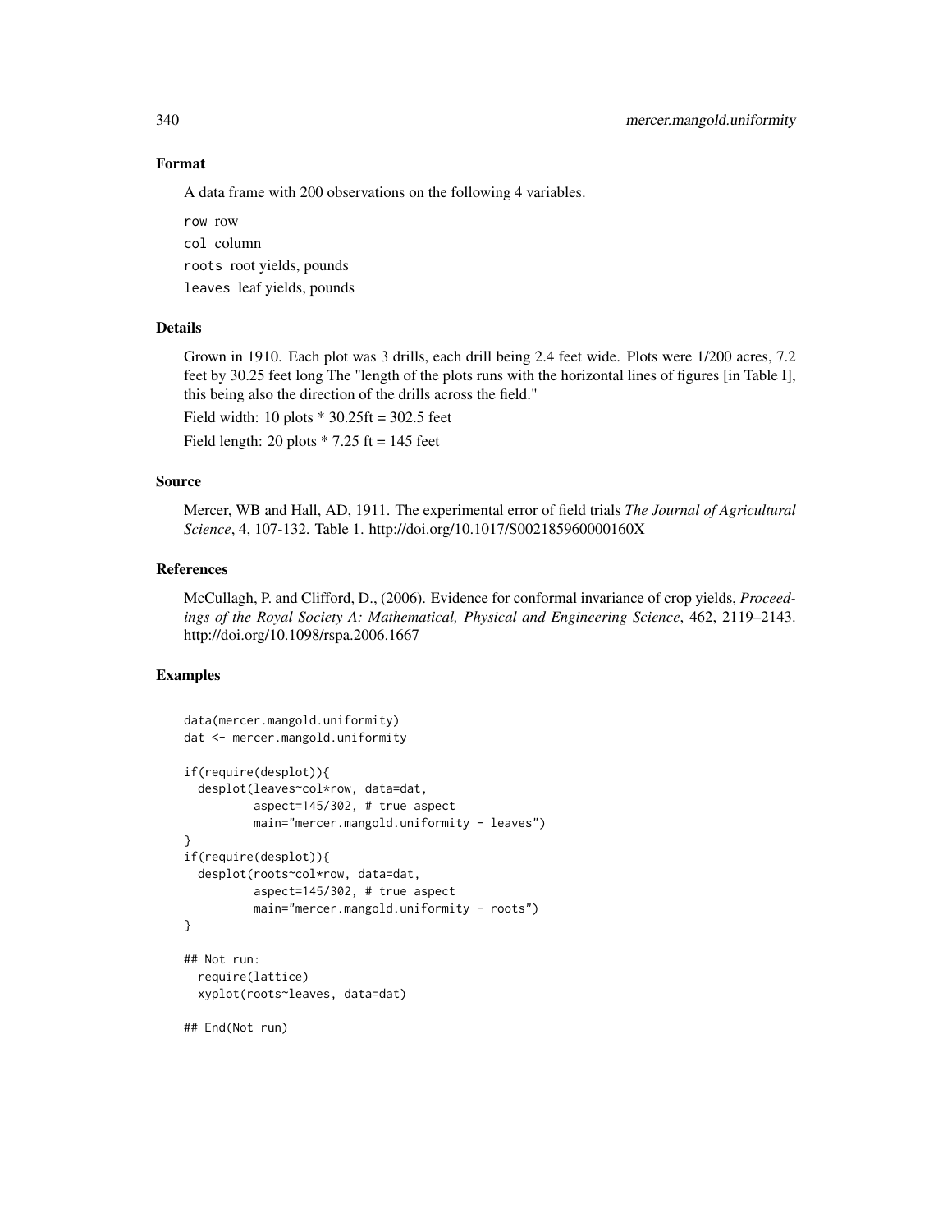## Format

A data frame with 200 observations on the following 4 variables.

`row` row

`col` column

`roots` root yields, pounds

`leaves` leaf yields, pounds

## Details

Grown in 1910. Each plot was 3 drills, each drill being 2.4 feet wide. Plots were 1/200 acres, 7.2 feet by 30.25 feet long The "length of the plots runs with the horizontal lines of figures [in Table I], this being also the direction of the drills across the field."

Field width: 10 plots * 30.25ft = 302.5 feet

Field length: 20 plots * 7.25 ft = 145 feet

## Source

Mercer, WB and Hall, AD, 1911. The experimental error of field trials *The Journal of Agricultural Science*, 4, 107-132. Table 1. http://doi.org/10.1017/S002185960000160X

## References

McCullagh, P. and Clifford, D., (2006). Evidence for conformal invariance of crop yields, *Proceedings of the Royal Society A: Mathematical, Physical and Engineering Science*, 462, 2119–2143. http://doi.org/10.1098/rspa.2006.1667

## Examples

```
data(mercer.mangold.uniformity)
dat <- mercer.mangold.uniformity

if(require(desplot)){
  desplot(leaves~col*row, data=dat,
          aspect=145/302, # true aspect
          main="mercer.mangold.uniformity - leaves")
}
if(require(desplot)){
  desplot(roots~col*row, data=dat,
          aspect=145/302, # true aspect
          main="mercer.mangold.uniformity - roots")
}

## Not run:
  require(lattice)
  xyplot(roots~leaves, data=dat)

## End(Not run)
```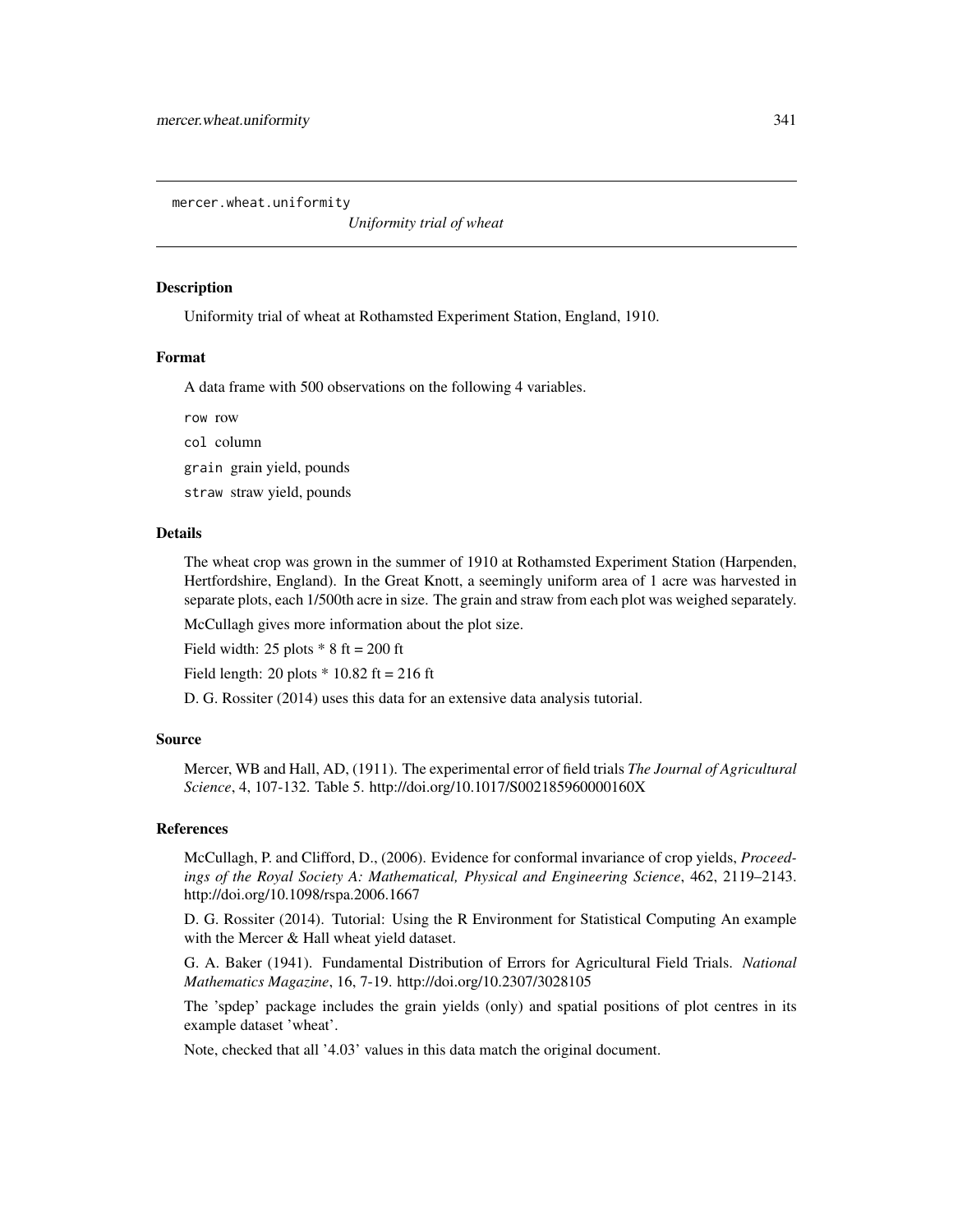mercer.wheat.uniformity *Uniformity trial of wheat*

## Description

Uniformity trial of wheat at Rothamsted Experiment Station, England, 1910.

## Format

A data frame with 500 observations on the following 4 variables.

`row` row

`col` column

`grain` grain yield, pounds

`straw` straw yield, pounds

## Details

The wheat crop was grown in the summer of 1910 at Rothamsted Experiment Station (Harpenden, Hertfordshire, England). In the Great Knott, a seemingly uniform area of 1 acre was harvested in separate plots, each 1/500th acre in size. The grain and straw from each plot was weighed separately.

McCullagh gives more information about the plot size.

Field width: 25 plots * 8 ft = 200 ft

Field length: 20 plots * 10.82 ft = 216 ft

D. G. Rossiter (2014) uses this data for an extensive data analysis tutorial.

## Source

Mercer, WB and Hall, AD, (1911). The experimental error of field trials *The Journal of Agricultural Science*, 4, 107-132. Table 5. http://doi.org/10.1017/S002185960000160X

## References

McCullagh, P. and Clifford, D., (2006). Evidence for conformal invariance of crop yields, *Proceedings of the Royal Society A: Mathematical, Physical and Engineering Science*, 462, 2119–2143. http://doi.org/10.1098/rspa.2006.1667

D. G. Rossiter (2014). Tutorial: Using the R Environment for Statistical Computing An example with the Mercer & Hall wheat yield dataset.

G. A. Baker (1941). Fundamental Distribution of Errors for Agricultural Field Trials. *National Mathematics Magazine*, 16, 7-19. http://doi.org/10.2307/3028105

The 'spdep' package includes the grain yields (only) and spatial positions of plot centres in its example dataset 'wheat'.

Note, checked that all '4.03' values in this data match the original document.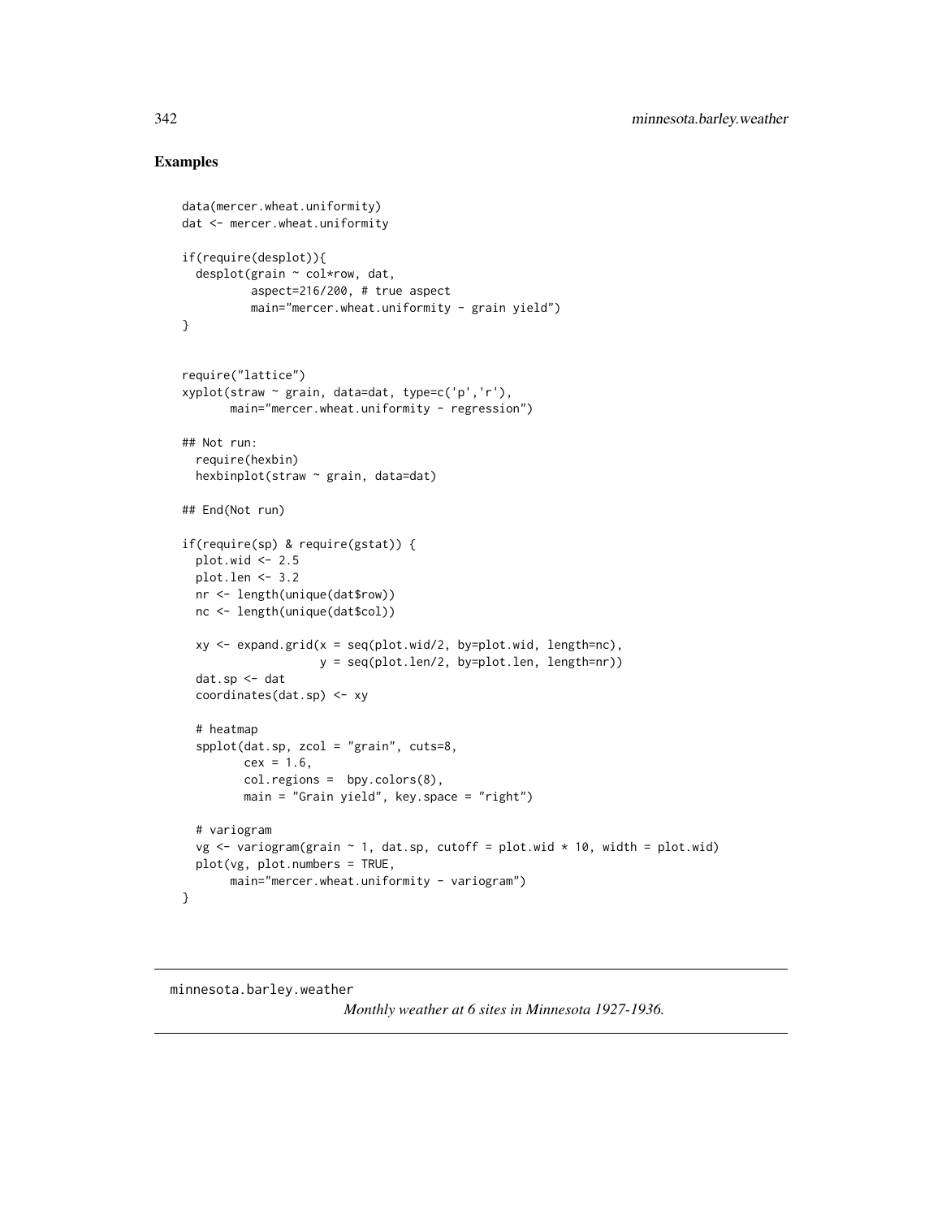## Examples

```
data(mercer.wheat.uniformity)
dat <- mercer.wheat.uniformity

if(require(desplot)){
  desplot(grain ~ col*row, dat,
          aspect=216/200, # true aspect
          main="mercer.wheat.uniformity - grain yield")
}


require("lattice")
xyplot(straw ~ grain, data=dat, type=c('p','r'),
       main="mercer.wheat.uniformity - regression")

## Not run:
  require(hexbin)
  hexbinplot(straw ~ grain, data=dat)

## End(Not run)

if(require(sp) & require(gstat)) {
  plot.wid <- 2.5
  plot.len <- 3.2
  nr <- length(unique(dat$row))
  nc <- length(unique(dat$col))

  xy <- expand.grid(x = seq(plot.wid/2, by=plot.wid, length=nc),
                    y = seq(plot.len/2, by=plot.len, length=nr))
  dat.sp <- dat
  coordinates(dat.sp) <- xy

  # heatmap
  spplot(dat.sp, zcol = "grain", cuts=8,
         cex = 1.6,
         col.regions =  bpy.colors(8),
         main = "Grain yield", key.space = "right")

  # variogram
  vg <- variogram(grain ~ 1, dat.sp, cutoff = plot.wid * 10, width = plot.wid)
  plot(vg, plot.numbers = TRUE,
       main="mercer.wheat.uniformity - variogram")
}
```

---

minnesota.barley.weather

*Monthly weather at 6 sites in Minnesota 1927-1936.*

---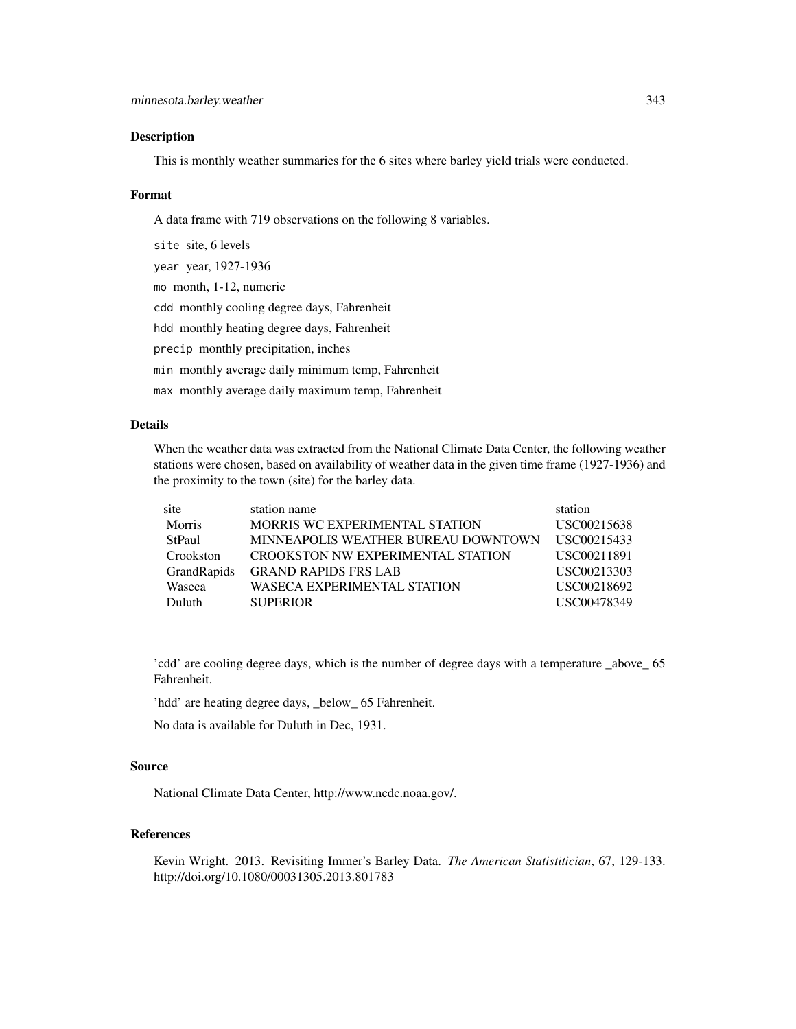## Description

This is monthly weather summaries for the 6 sites where barley yield trials were conducted.

## Format

A data frame with 719 observations on the following 8 variables.

- `site` site, 6 levels
- `year` year, 1927-1936
- `mo` month, 1-12, numeric
- `cdd` monthly cooling degree days, Fahrenheit
- `hdd` monthly heating degree days, Fahrenheit
- `precip` monthly precipitation, inches
- `min` monthly average daily minimum temp, Fahrenheit
- `max` monthly average daily maximum temp, Fahrenheit

## Details

When the weather data was extracted from the National Climate Data Center, the following weather stations were chosen, based on availability of weather data in the given time frame (1927-1936) and the proximity to the town (site) for the barley data.

| site | station name | station |
|---|---|---|
| Morris | MORRIS WC EXPERIMENTAL STATION | USC00215638 |
| StPaul | MINNEAPOLIS WEATHER BUREAU DOWNTOWN | USC00215433 |
| Crookston | CROOKSTON NW EXPERIMENTAL STATION | USC00211891 |
| GrandRapids | GRAND RAPIDS FRS LAB | USC00213303 |
| Waseca | WASECA EXPERIMENTAL STATION | USC00218692 |
| Duluth | SUPERIOR | USC00478349 |

'cdd' are cooling degree days, which is the number of degree days with a temperature _above_ 65 Fahrenheit.

'hdd' are heating degree days, _below_ 65 Fahrenheit.

No data is available for Duluth in Dec, 1931.

## Source

National Climate Data Center, http://www.ncdc.noaa.gov/.

## References

Kevin Wright. 2013. Revisiting Immer's Barley Data. *The American Statistitician*, 67, 129-133. http://doi.org/10.1080/00031305.2013.801783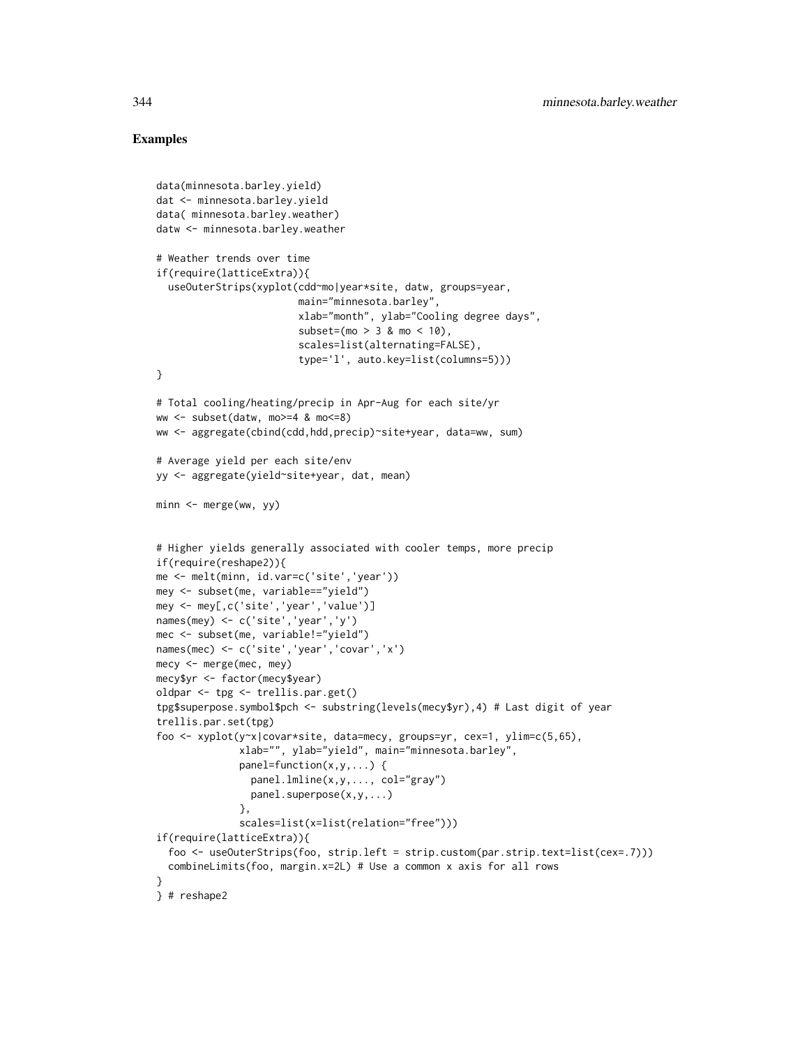## Examples

```
data(minnesota.barley.yield)
dat <- minnesota.barley.yield
data( minnesota.barley.weather)
datw <- minnesota.barley.weather

# Weather trends over time
if(require(latticeExtra)){
  useOuterStrips(xyplot(cdd~mo|year*site, datw, groups=year,
                        main="minnesota.barley",
                        xlab="month", ylab="Cooling degree days",
                        subset=(mo > 3 & mo < 10),
                        scales=list(alternating=FALSE),
                        type='l', auto.key=list(columns=5)))
}

# Total cooling/heating/precip in Apr-Aug for each site/yr
ww <- subset(datw, mo>=4 & mo<=8)
ww <- aggregate(cbind(cdd,hdd,precip)~site+year, data=ww, sum)

# Average yield per each site/env
yy <- aggregate(yield~site+year, dat, mean)

minn <- merge(ww, yy)


# Higher yields generally associated with cooler temps, more precip
if(require(reshape2)){
me <- melt(minn, id.var=c('site','year'))
mey <- subset(me, variable=="yield")
mey <- mey[,c('site','year','value')]
names(mey) <- c('site','year','y')
mec <- subset(me, variable!="yield")
names(mec) <- c('site','year','covar','x')
mecy <- merge(mec, mey)
mecy$yr <- factor(mecy$year)
oldpar <- tpg <- trellis.par.get()
tpg$superpose.symbol$pch <- substring(levels(mecy$yr),4) # Last digit of year
trellis.par.set(tpg)
foo <- xyplot(y~x|covar*site, data=mecy, groups=yr, cex=1, ylim=c(5,65),
              xlab="", ylab="yield", main="minnesota.barley",
              panel=function(x,y,...) {
                panel.lmline(x,y,..., col="gray")
                panel.superpose(x,y,...)
              },
              scales=list(x=list(relation="free")))
if(require(latticeExtra)){
  foo <- useOuterStrips(foo, strip.left = strip.custom(par.strip.text=list(cex=.7)))
  combineLimits(foo, margin.x=2L) # Use a common x axis for all rows
}
} # reshape2
```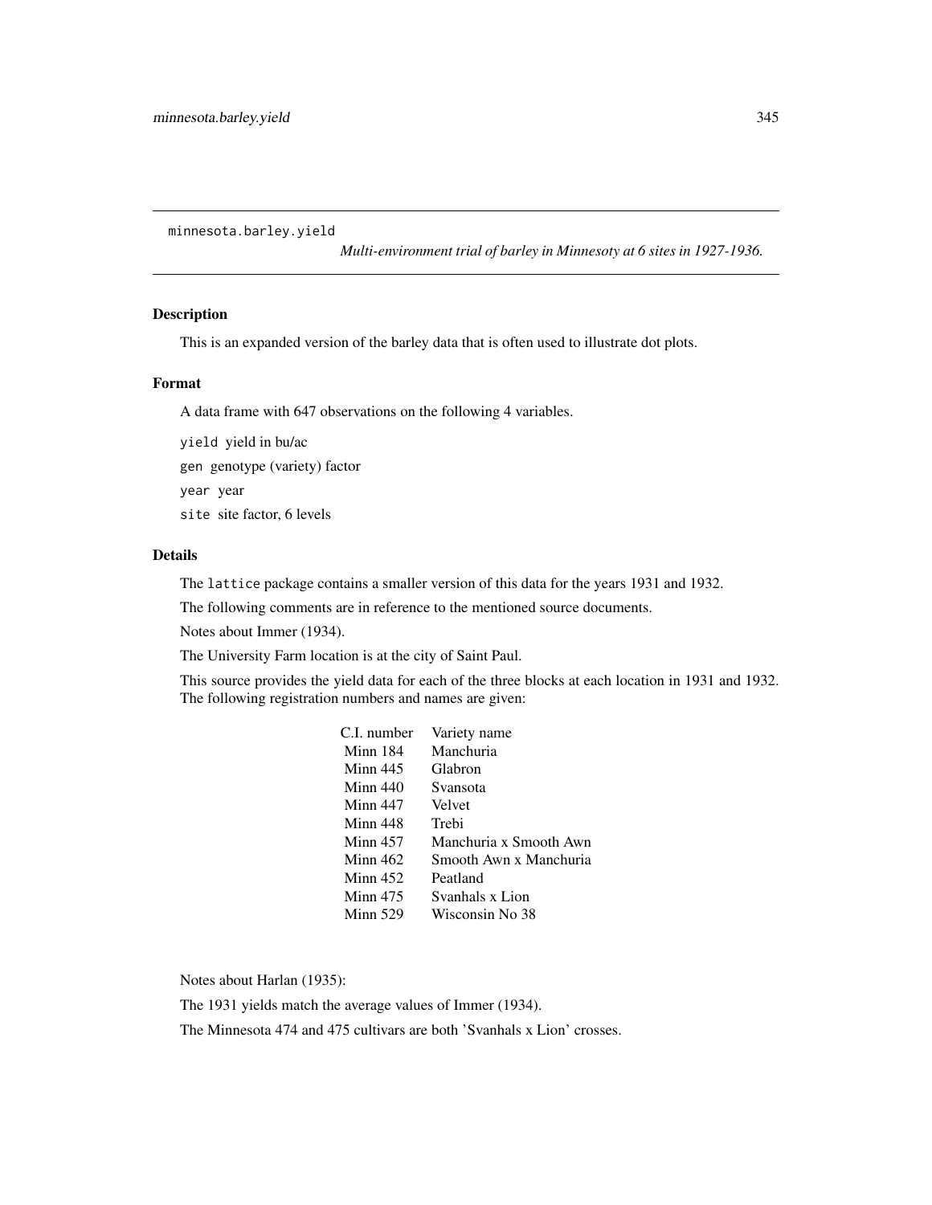minnesota.barley.yield *Multi-environment trial of barley in Minnesoty at 6 sites in 1927-1936.*

## Description

This is an expanded version of the barley data that is often used to illustrate dot plots.

## Format

A data frame with 647 observations on the following 4 variables.

`yield` yield in bu/ac

`gen` genotype (variety) factor

`year` year

`site` site factor, 6 levels

## Details

The `lattice` package contains a smaller version of this data for the years 1931 and 1932.

The following comments are in reference to the mentioned source documents.

Notes about Immer (1934).

The University Farm location is at the city of Saint Paul.

This source provides the yield data for each of the three blocks at each location in 1931 and 1932. The following registration numbers and names are given:

| C.I. number | Variety name |
|---|---|
| Minn 184 | Manchuria |
| Minn 445 | Glabron |
| Minn 440 | Svansota |
| Minn 447 | Velvet |
| Minn 448 | Trebi |
| Minn 457 | Manchuria x Smooth Awn |
| Minn 462 | Smooth Awn x Manchuria |
| Minn 452 | Peatland |
| Minn 475 | Svanhals x Lion |
| Minn 529 | Wisconsin No 38 |

Notes about Harlan (1935):

The 1931 yields match the average values of Immer (1934).

The Minnesota 474 and 475 cultivars are both 'Svanhals x Lion' crosses.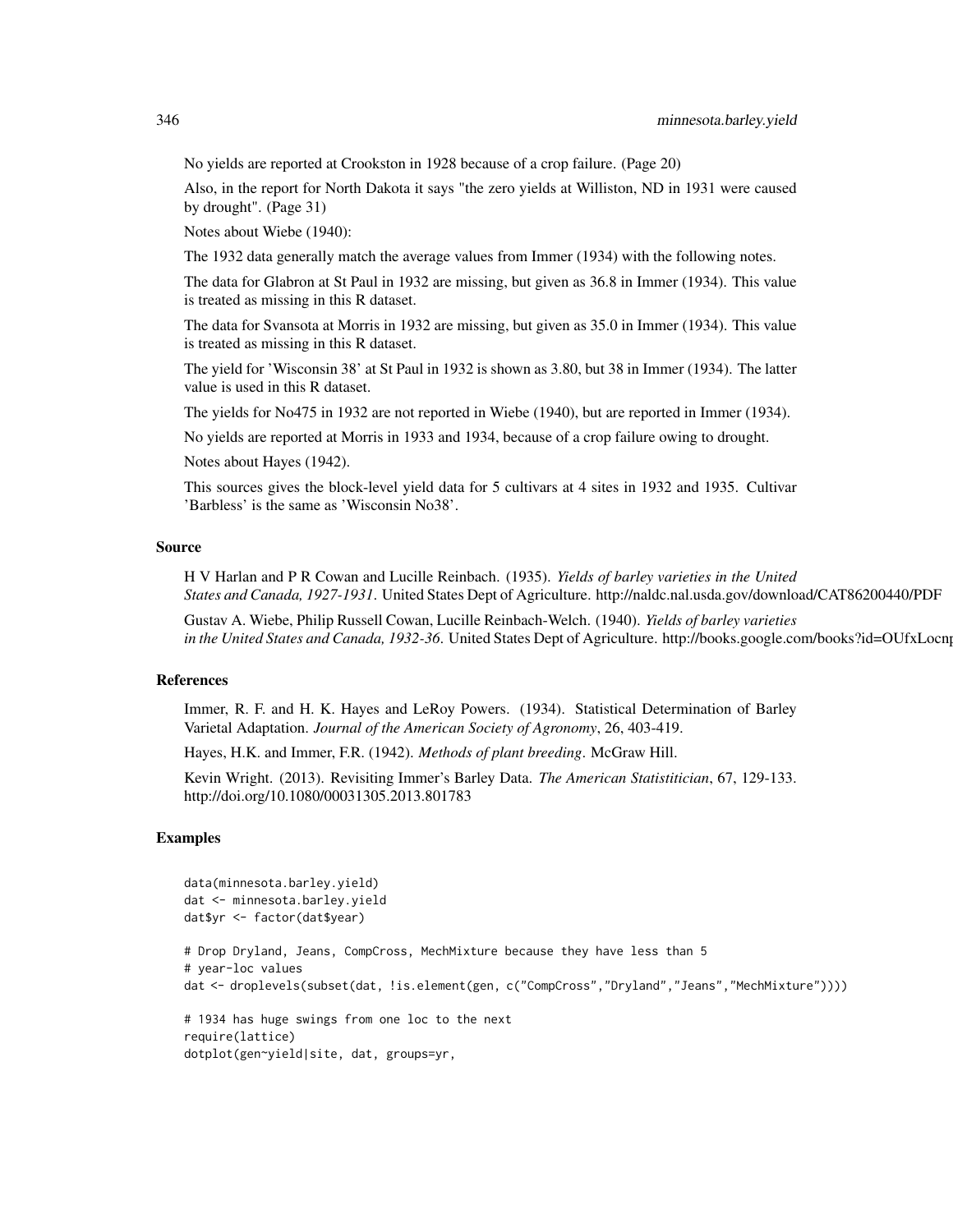No yields are reported at Crookston in 1928 because of a crop failure. (Page 20)

Also, in the report for North Dakota it says "the zero yields at Williston, ND in 1931 were caused by drought". (Page 31)

Notes about Wiebe (1940):

The 1932 data generally match the average values from Immer (1934) with the following notes.

The data for Glabron at St Paul in 1932 are missing, but given as 36.8 in Immer (1934). This value is treated as missing in this R dataset.

The data for Svansota at Morris in 1932 are missing, but given as 35.0 in Immer (1934). This value is treated as missing in this R dataset.

The yield for 'Wisconsin 38' at St Paul in 1932 is shown as 3.80, but 38 in Immer (1934). The latter value is used in this R dataset.

The yields for No475 in 1932 are not reported in Wiebe (1940), but are reported in Immer (1934).

No yields are reported at Morris in 1933 and 1934, because of a crop failure owing to drought.

Notes about Hayes (1942).

This sources gives the block-level yield data for 5 cultivars at 4 sites in 1932 and 1935. Cultivar 'Barbless' is the same as 'Wisconsin No38'.

## Source

H V Harlan and P R Cowan and Lucille Reinbach. (1935). *Yields of barley varieties in the United States and Canada, 1927-1931*. United States Dept of Agriculture. http://naldc.nal.usda.gov/download/CAT86200440/PDF

Gustav A. Wiebe, Philip Russell Cowan, Lucille Reinbach-Welch. (1940). *Yields of barley varieties in the United States and Canada, 1932-36*. United States Dept of Agriculture. http://books.google.com/books?id=OUfxLocn

## References

Immer, R. F. and H. K. Hayes and LeRoy Powers. (1934). Statistical Determination of Barley Varietal Adaptation. *Journal of the American Society of Agronomy*, 26, 403-419.

Hayes, H.K. and Immer, F.R. (1942). *Methods of plant breeding*. McGraw Hill.

Kevin Wright. (2013). Revisiting Immer's Barley Data. *The American Statistitician*, 67, 129-133. http://doi.org/10.1080/00031305.2013.801783

## Examples

```
data(minnesota.barley.yield)
dat <- minnesota.barley.yield
dat$yr <- factor(dat$year)

# Drop Dryland, Jeans, CompCross, MechMixture because they have less than 5
# year-loc values
dat <- droplevels(subset(dat, !is.element(gen, c("CompCross","Dryland","Jeans","MechMixture"))))

# 1934 has huge swings from one loc to the next
require(lattice)
dotplot(gen~yield|site, dat, groups=yr,
```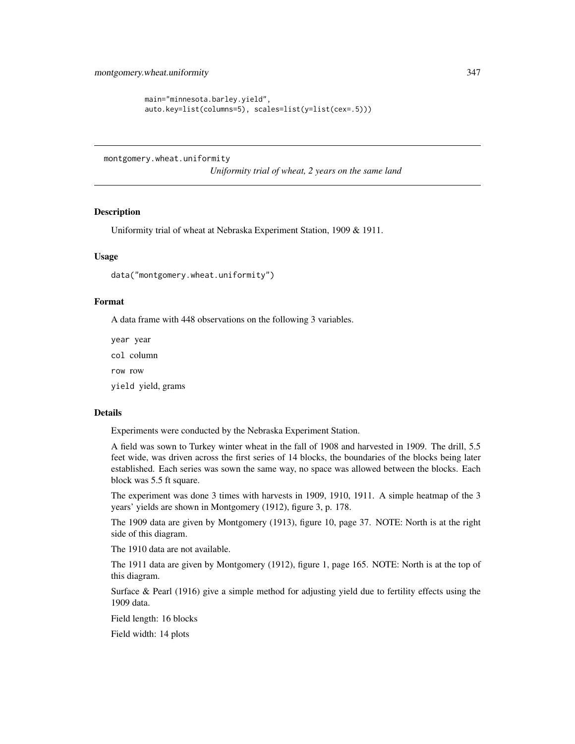```
main="minnesota.barley.yield",
auto.key=list(columns=5), scales=list(y=list(cex=.5)))
```

---

## montgomery.wheat.uniformity

*Uniformity trial of wheat, 2 years on the same land*

---

### Description

Uniformity trial of wheat at Nebraska Experiment Station, 1909 & 1911.

### Usage

```
data("montgomery.wheat.uniformity")
```

### Format

A data frame with 448 observations on the following 3 variables.

`year` year

`col` column

`row` row

`yield` yield, grams

### Details

Experiments were conducted by the Nebraska Experiment Station.

A field was sown to Turkey winter wheat in the fall of 1908 and harvested in 1909. The drill, 5.5 feet wide, was driven across the first series of 14 blocks, the boundaries of the blocks being later established. Each series was sown the same way, no space was allowed between the blocks. Each block was 5.5 ft square.

The experiment was done 3 times with harvests in 1909, 1910, 1911. A simple heatmap of the 3 years' yields are shown in Montgomery (1912), figure 3, p. 178.

The 1909 data are given by Montgomery (1913), figure 10, page 37. NOTE: North is at the right side of this diagram.

The 1910 data are not available.

The 1911 data are given by Montgomery (1912), figure 1, page 165. NOTE: North is at the top of this diagram.

Surface & Pearl (1916) give a simple method for adjusting yield due to fertility effects using the 1909 data.

Field length: 16 blocks

Field width: 14 plots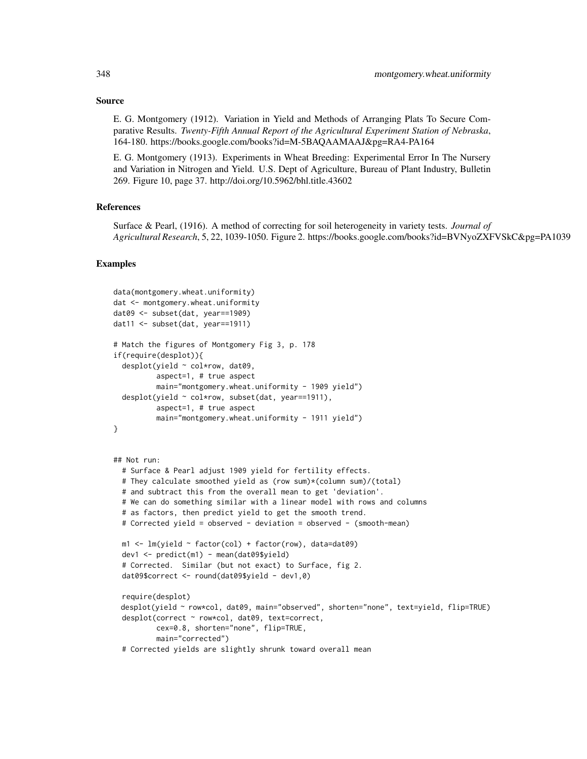## Source

E. G. Montgomery (1912). Variation in Yield and Methods of Arranging Plats To Secure Comparative Results. *Twenty-Fifth Annual Report of the Agricultural Experiment Station of Nebraska*, 164-180. https://books.google.com/books?id=M-5BAQAAMAAJ&pg=RA4-PA164

E. G. Montgomery (1913). Experiments in Wheat Breeding: Experimental Error In The Nursery and Variation in Nitrogen and Yield. U.S. Dept of Agriculture, Bureau of Plant Industry, Bulletin 269. Figure 10, page 37. http://doi.org/10.5962/bhl.title.43602

## References

Surface & Pearl, (1916). A method of correcting for soil heterogeneity in variety tests. *Journal of Agricultural Research*, 5, 22, 1039-1050. Figure 2. https://books.google.com/books?id=BVNyoZXFVSkC&pg=PA1039

## Examples

```
data(montgomery.wheat.uniformity)
dat <- montgomery.wheat.uniformity
dat09 <- subset(dat, year==1909)
dat11 <- subset(dat, year==1911)

# Match the figures of Montgomery Fig 3, p. 178
if(require(desplot)){
  desplot(yield ~ col*row, dat09,
          aspect=1, # true aspect
          main="montgomery.wheat.uniformity - 1909 yield")
  desplot(yield ~ col*row, subset(dat, year==1911),
          aspect=1, # true aspect
          main="montgomery.wheat.uniformity - 1911 yield")
}


## Not run:
  # Surface & Pearl adjust 1909 yield for fertility effects.
  # They calculate smoothed yield as (row sum)*(column sum)/(total)
  # and subtract this from the overall mean to get 'deviation'.
  # We can do something similar with a linear model with rows and columns
  # as factors, then predict yield to get the smooth trend.
  # Corrected yield = observed - deviation = observed - (smooth-mean)

  m1 <- lm(yield ~ factor(col) + factor(row), data=dat09)
  dev1 <- predict(m1) - mean(dat09$yield)
  # Corrected.  Similar (but not exact) to Surface, fig 2.
  dat09$correct <- round(dat09$yield - dev1,0)

  require(desplot)
  desplot(yield ~ row*col, dat09, main="observed", shorten="none", text=yield, flip=TRUE)
  desplot(correct ~ row*col, dat09, text=correct,
          cex=0.8, shorten="none", flip=TRUE,
          main="corrected")
  # Corrected yields are slightly shrunk toward overall mean
```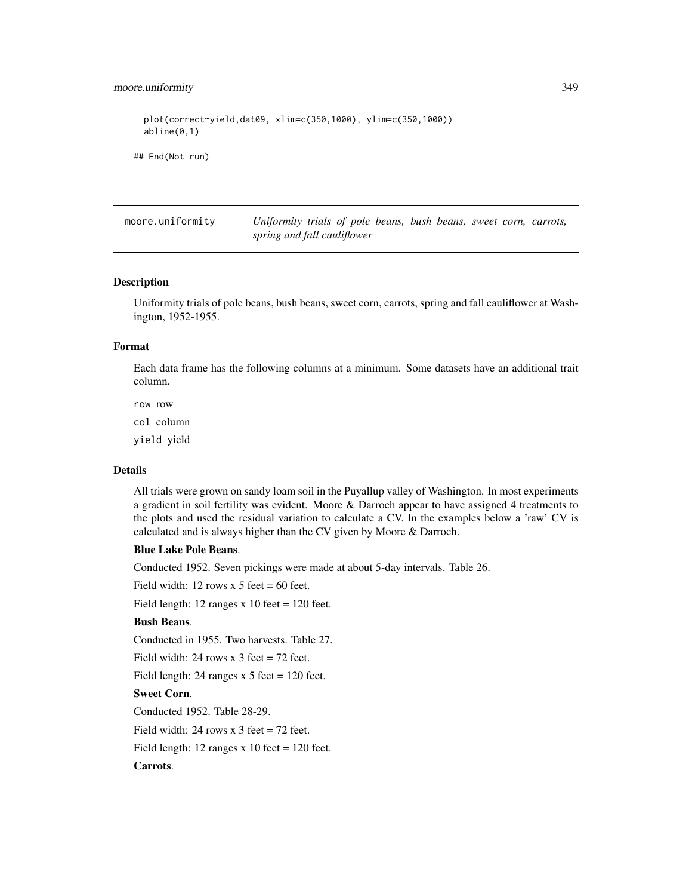```
  plot(correct~yield,dat09, xlim=c(350,1000), ylim=c(350,1000))
  abline(0,1)

## End(Not run)
```

---

moore.uniformity *Uniformity trials of pole beans, bush beans, sweet corn, carrots, spring and fall cauliflower*

---

## Description

Uniformity trials of pole beans, bush beans, sweet corn, carrots, spring and fall cauliflower at Washington, 1952-1955.

## Format

Each data frame has the following columns at a minimum. Some datasets have an additional trait column.

`row` row

`col` column

`yield` yield

## Details

All trials were grown on sandy loam soil in the Puyallup valley of Washington. In most experiments a gradient in soil fertility was evident. Moore & Darroch appear to have assigned 4 treatments to the plots and used the residual variation to calculate a CV. In the examples below a 'raw' CV is calculated and is always higher than the CV given by Moore & Darroch.

**Blue Lake Pole Beans**.

Conducted 1952. Seven pickings were made at about 5-day intervals. Table 26.

Field width: 12 rows x 5 feet = 60 feet.

Field length: 12 ranges x 10 feet = 120 feet.

**Bush Beans**.

Conducted in 1955. Two harvests. Table 27.

Field width: 24 rows x 3 feet = 72 feet.

Field length: 24 ranges x 5 feet = 120 feet.

**Sweet Corn**.

Conducted 1952. Table 28-29.

Field width: 24 rows x 3 feet = 72 feet.

Field length: 12 ranges x 10 feet = 120 feet.

**Carrots**.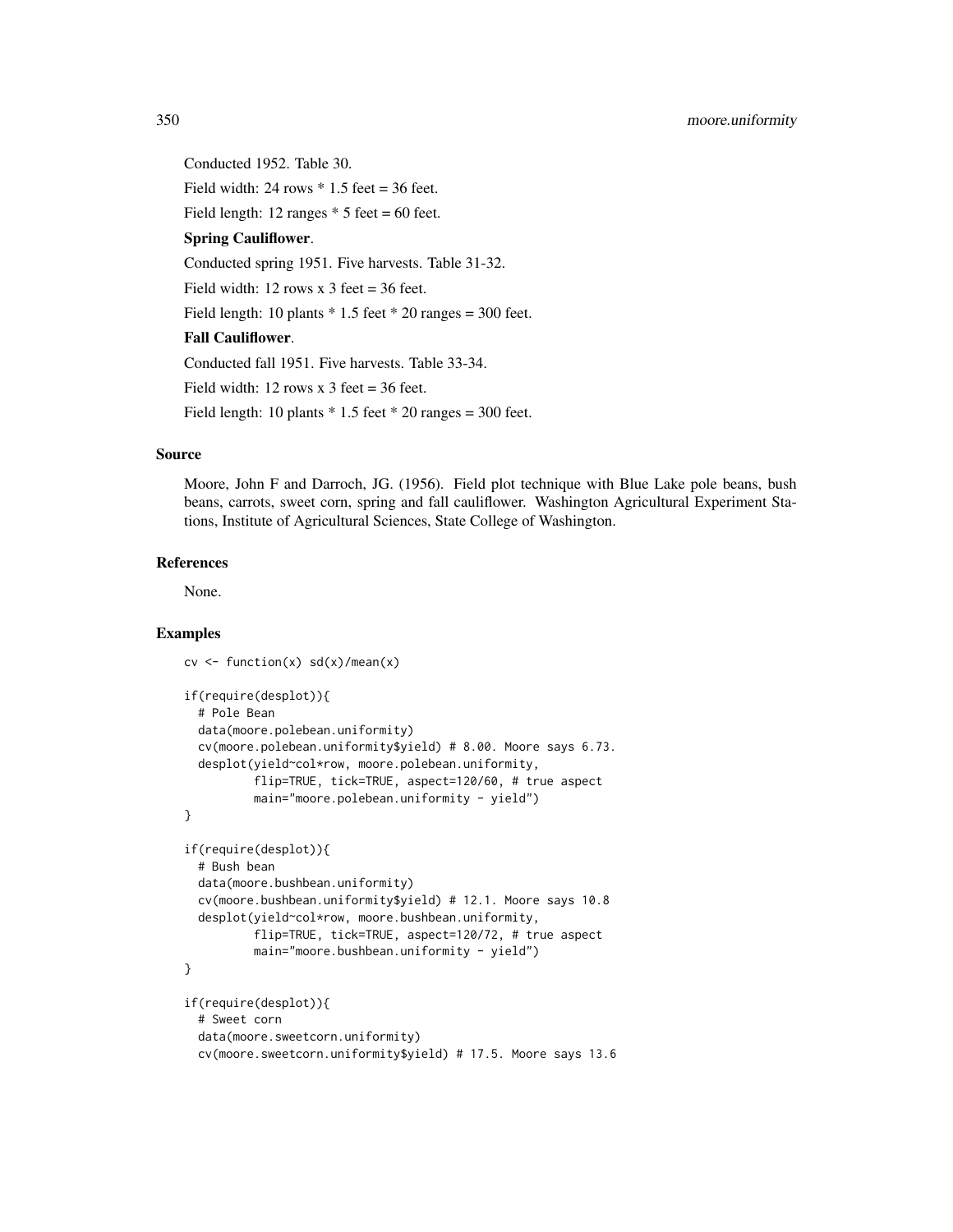Conducted 1952. Table 30.

Field width: 24 rows * 1.5 feet = 36 feet.

Field length: 12 ranges * 5 feet = 60 feet.

**Spring Cauliflower**.

Conducted spring 1951. Five harvests. Table 31-32.

Field width: 12 rows x 3 feet = 36 feet.

Field length: 10 plants * 1.5 feet * 20 ranges = 300 feet.

**Fall Cauliflower**.

Conducted fall 1951. Five harvests. Table 33-34.

Field width: 12 rows x 3 feet = 36 feet.

Field length: 10 plants * 1.5 feet * 20 ranges = 300 feet.

### Source

Moore, John F and Darroch, JG. (1956). Field plot technique with Blue Lake pole beans, bush beans, carrots, sweet corn, spring and fall cauliflower. Washington Agricultural Experiment Stations, Institute of Agricultural Sciences, State College of Washington.

### References

None.

### Examples

```
cv <- function(x) sd(x)/mean(x)

if(require(desplot)){
  # Pole Bean
  data(moore.polebean.uniformity)
  cv(moore.polebean.uniformity$yield) # 8.00. Moore says 6.73.
  desplot(yield~col*row, moore.polebean.uniformity,
          flip=TRUE, tick=TRUE, aspect=120/60, # true aspect
          main="moore.polebean.uniformity - yield")
}

if(require(desplot)){
  # Bush bean
  data(moore.bushbean.uniformity)
  cv(moore.bushbean.uniformity$yield) # 12.1. Moore says 10.8
  desplot(yield~col*row, moore.bushbean.uniformity,
          flip=TRUE, tick=TRUE, aspect=120/72, # true aspect
          main="moore.bushbean.uniformity - yield")
}

if(require(desplot)){
  # Sweet corn
  data(moore.sweetcorn.uniformity)
  cv(moore.sweetcorn.uniformity$yield) # 17.5. Moore says 13.6
```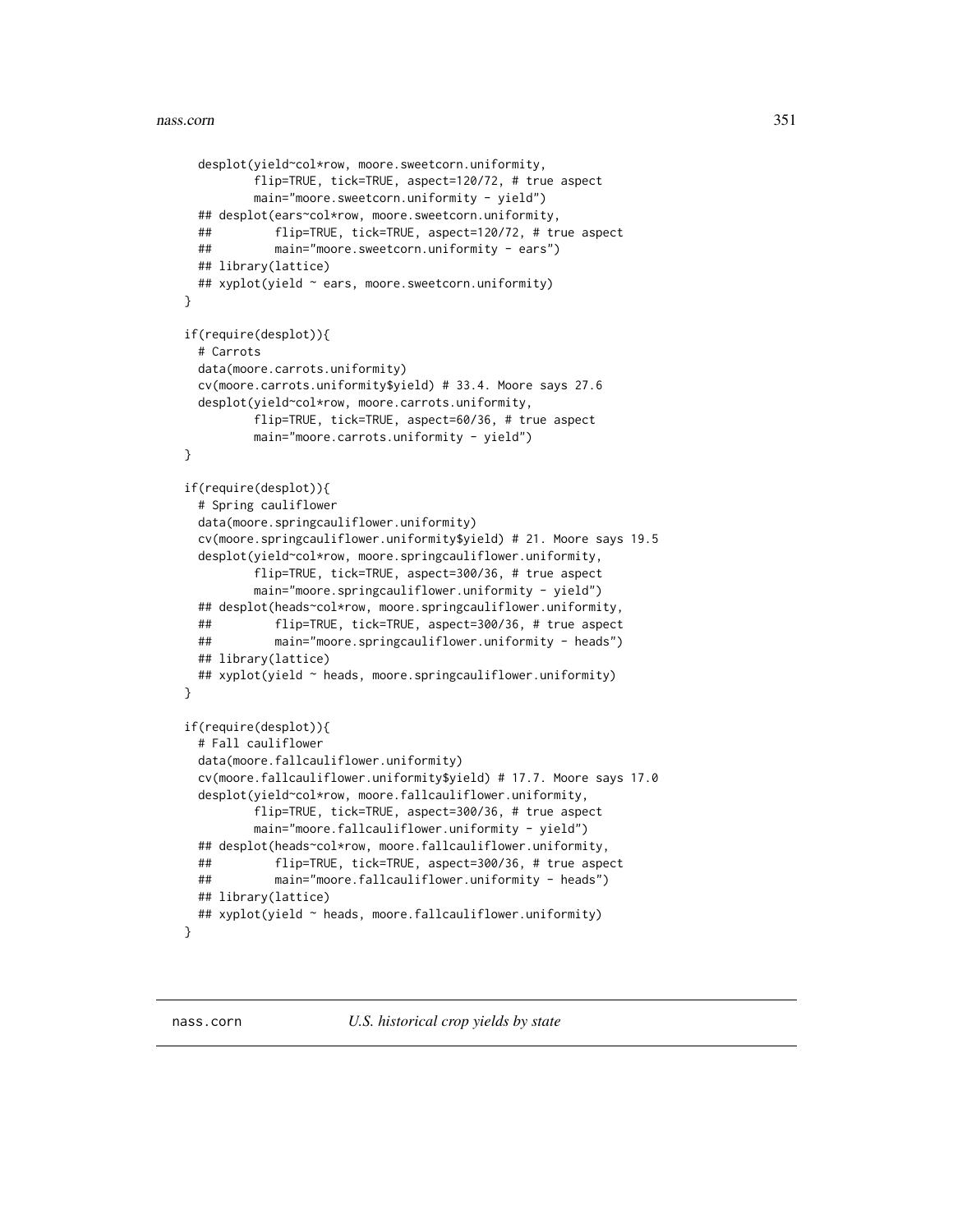```
  desplot(yield~col*row, moore.sweetcorn.uniformity,
          flip=TRUE, tick=TRUE, aspect=120/72, # true aspect
          main="moore.sweetcorn.uniformity - yield")
  ## desplot(ears~col*row, moore.sweetcorn.uniformity,
  ##         flip=TRUE, tick=TRUE, aspect=120/72, # true aspect
  ##         main="moore.sweetcorn.uniformity - ears")
  ## library(lattice)
  ## xyplot(yield ~ ears, moore.sweetcorn.uniformity)
}

if(require(desplot)){
  # Carrots
  data(moore.carrots.uniformity)
  cv(moore.carrots.uniformity$yield) # 33.4. Moore says 27.6
  desplot(yield~col*row, moore.carrots.uniformity,
          flip=TRUE, tick=TRUE, aspect=60/36, # true aspect
          main="moore.carrots.uniformity - yield")
}

if(require(desplot)){
  # Spring cauliflower
  data(moore.springcauliflower.uniformity)
  cv(moore.springcauliflower.uniformity$yield) # 21. Moore says 19.5
  desplot(yield~col*row, moore.springcauliflower.uniformity,
          flip=TRUE, tick=TRUE, aspect=300/36, # true aspect
          main="moore.springcauliflower.uniformity - yield")
  ## desplot(heads~col*row, moore.springcauliflower.uniformity,
  ##         flip=TRUE, tick=TRUE, aspect=300/36, # true aspect
  ##         main="moore.springcauliflower.uniformity - heads")
  ## library(lattice)
  ## xyplot(yield ~ heads, moore.springcauliflower.uniformity)
}

if(require(desplot)){
  # Fall cauliflower
  data(moore.fallcauliflower.uniformity)
  cv(moore.fallcauliflower.uniformity$yield) # 17.7. Moore says 17.0
  desplot(yield~col*row, moore.fallcauliflower.uniformity,
          flip=TRUE, tick=TRUE, aspect=300/36, # true aspect
          main="moore.fallcauliflower.uniformity - yield")
  ## desplot(heads~col*row, moore.fallcauliflower.uniformity,
  ##         flip=TRUE, tick=TRUE, aspect=300/36, # true aspect
  ##         main="moore.fallcauliflower.uniformity - heads")
  ## library(lattice)
  ## xyplot(yield ~ heads, moore.fallcauliflower.uniformity)
}
```

## nass.corn *U.S. historical crop yields by state*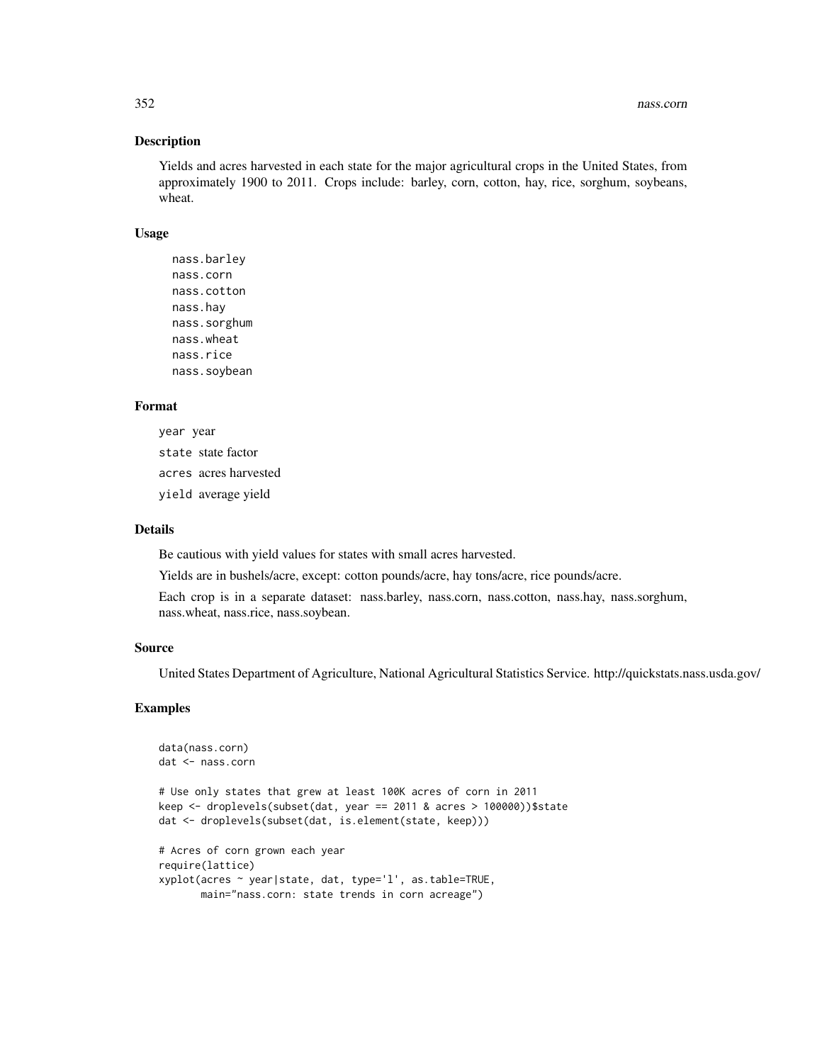## Description

Yields and acres harvested in each state for the major agricultural crops in the United States, from approximately 1900 to 2011. Crops include: barley, corn, cotton, hay, rice, sorghum, soybeans, wheat.

## Usage

```
nass.barley
nass.corn
nass.cotton
nass.hay
nass.sorghum
nass.wheat
nass.rice
nass.soybean
```

## Format

`year` year

`state` state factor

`acres` acres harvested

`yield` average yield

## Details

Be cautious with yield values for states with small acres harvested.

Yields are in bushels/acre, except: cotton pounds/acre, hay tons/acre, rice pounds/acre.

Each crop is in a separate dataset: nass.barley, nass.corn, nass.cotton, nass.hay, nass.sorghum, nass.wheat, nass.rice, nass.soybean.

## Source

United States Department of Agriculture, National Agricultural Statistics Service. http://quickstats.nass.usda.gov/

## Examples

```
data(nass.corn)
dat <- nass.corn

# Use only states that grew at least 100K acres of corn in 2011
keep <- droplevels(subset(dat, year == 2011 & acres > 100000))$state
dat <- droplevels(subset(dat, is.element(state, keep)))

# Acres of corn grown each year
require(lattice)
xyplot(acres ~ year|state, dat, type='l', as.table=TRUE,
       main="nass.corn: state trends in corn acreage")
```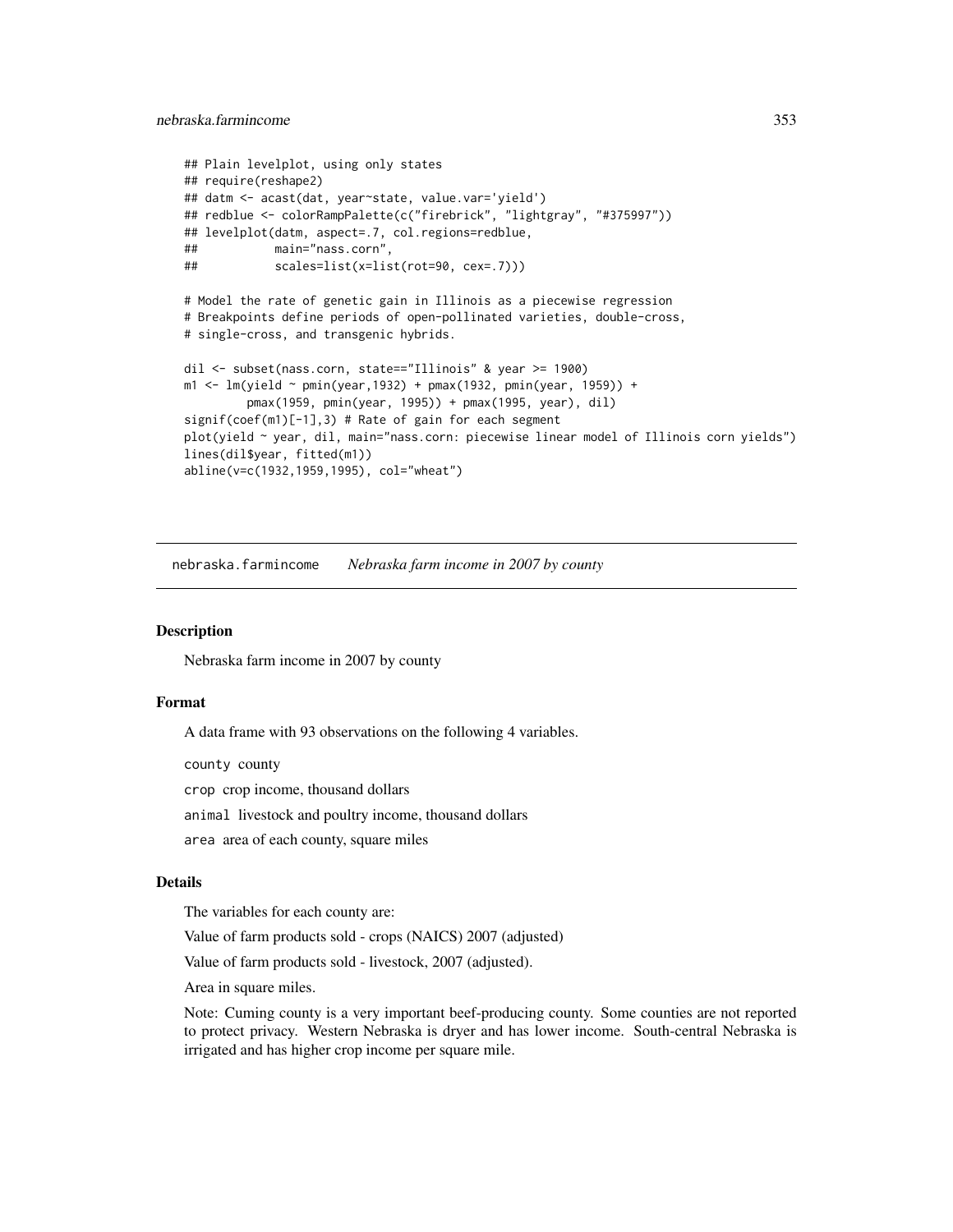```
## Plain levelplot, using only states
## require(reshape2)
## datm <- acast(dat, year~state, value.var='yield')
## redblue <- colorRampPalette(c("firebrick", "lightgray", "#375997"))
## levelplot(datm, aspect=.7, col.regions=redblue,
##           main="nass.corn",
##           scales=list(x=list(rot=90, cex=.7)))

# Model the rate of genetic gain in Illinois as a piecewise regression
# Breakpoints define periods of open-pollinated varieties, double-cross,
# single-cross, and transgenic hybrids.

dil <- subset(nass.corn, state=="Illinois" & year >= 1900)
m1 <- lm(yield ~ pmin(year,1932) + pmax(1932, pmin(year, 1959)) +
         pmax(1959, pmin(year, 1995)) + pmax(1995, year), dil)
signif(coef(m1)[-1],3) # Rate of gain for each segment
plot(yield ~ year, dil, main="nass.corn: piecewise linear model of Illinois corn yields")
lines(dil$year, fitted(m1))
abline(v=c(1932,1959,1995), col="wheat")
```

---

## nebraska.farmincome *Nebraska farm income in 2007 by county*

### Description

Nebraska farm income in 2007 by county

### Format

A data frame with 93 observations on the following 4 variables.

`county` county

`crop` crop income, thousand dollars

`animal` livestock and poultry income, thousand dollars

`area` area of each county, square miles

### Details

The variables for each county are:

Value of farm products sold - crops (NAICS) 2007 (adjusted)

Value of farm products sold - livestock, 2007 (adjusted).

Area in square miles.

Note: Cuming county is a very important beef-producing county. Some counties are not reported to protect privacy. Western Nebraska is dryer and has lower income. South-central Nebraska is irrigated and has higher crop income per square mile.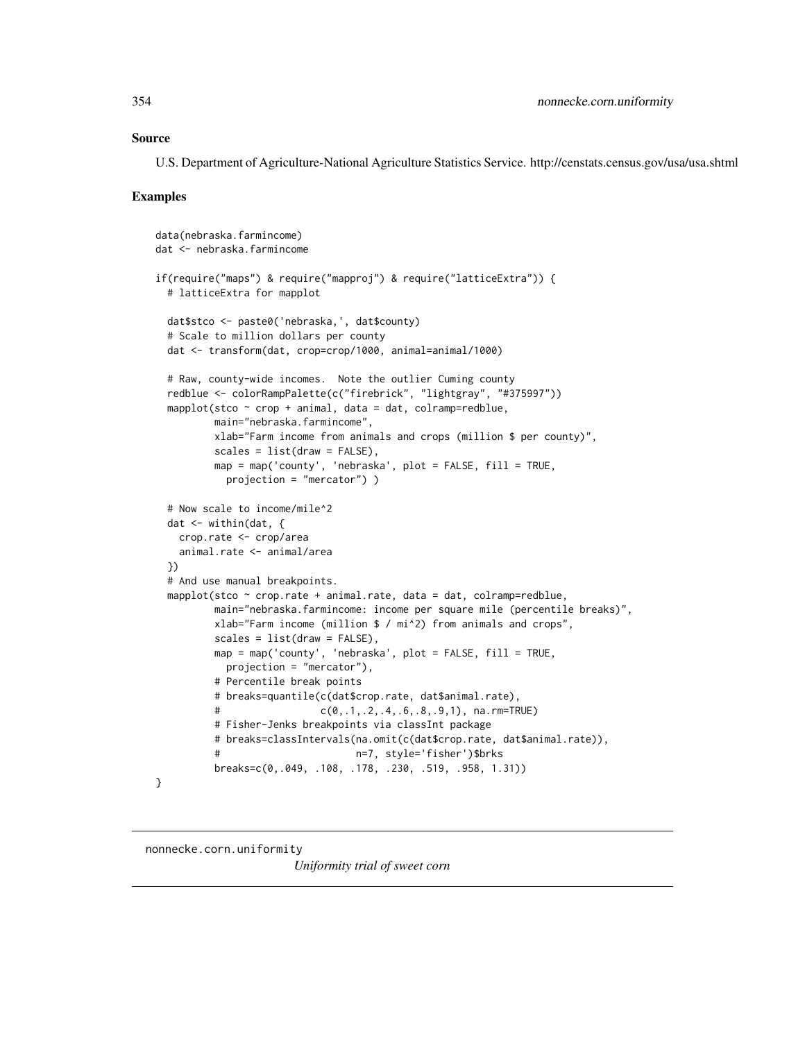## Source

U.S. Department of Agriculture-National Agriculture Statistics Service. http://censtats.census.gov/usa/usa.shtml

## Examples

```
data(nebraska.farmincome)
dat <- nebraska.farmincome

if(require("maps") & require("mapproj") & require("latticeExtra")) {
  # latticeExtra for mapplot

  dat$stco <- paste0('nebraska,', dat$county)
  # Scale to million dollars per county
  dat <- transform(dat, crop=crop/1000, animal=animal/1000)

  # Raw, county-wide incomes.  Note the outlier Cuming county
  redblue <- colorRampPalette(c("firebrick", "lightgray", "#375997"))
  mapplot(stco ~ crop + animal, data = dat, colramp=redblue,
          main="nebraska.farmincome",
          xlab="Farm income from animals and crops (million $ per county)",
          scales = list(draw = FALSE),
          map = map('county', 'nebraska', plot = FALSE, fill = TRUE,
            projection = "mercator") )

  # Now scale to income/mile^2
  dat <- within(dat, {
    crop.rate <- crop/area
    animal.rate <- animal/area
  })
  # And use manual breakpoints.
  mapplot(stco ~ crop.rate + animal.rate, data = dat, colramp=redblue,
          main="nebraska.farmincome: income per square mile (percentile breaks)",
          xlab="Farm income (million $ / mi^2) from animals and crops",
          scales = list(draw = FALSE),
          map = map('county', 'nebraska', plot = FALSE, fill = TRUE,
            projection = "mercator"),
          # Percentile break points
          # breaks=quantile(c(dat$crop.rate, dat$animal.rate),
          #                 c(0,.1,.2,.4,.6,.8,.9,1), na.rm=TRUE)
          # Fisher-Jenks breakpoints via classInt package
          # breaks=classIntervals(na.omit(c(dat$crop.rate, dat$animal.rate)),
          #                       n=7, style='fisher')$brks
          breaks=c(0,.049, .108, .178, .230, .519, .958, 1.31))
}
```

---

nonnecke.corn.uniformity    *Uniformity trial of sweet corn*

---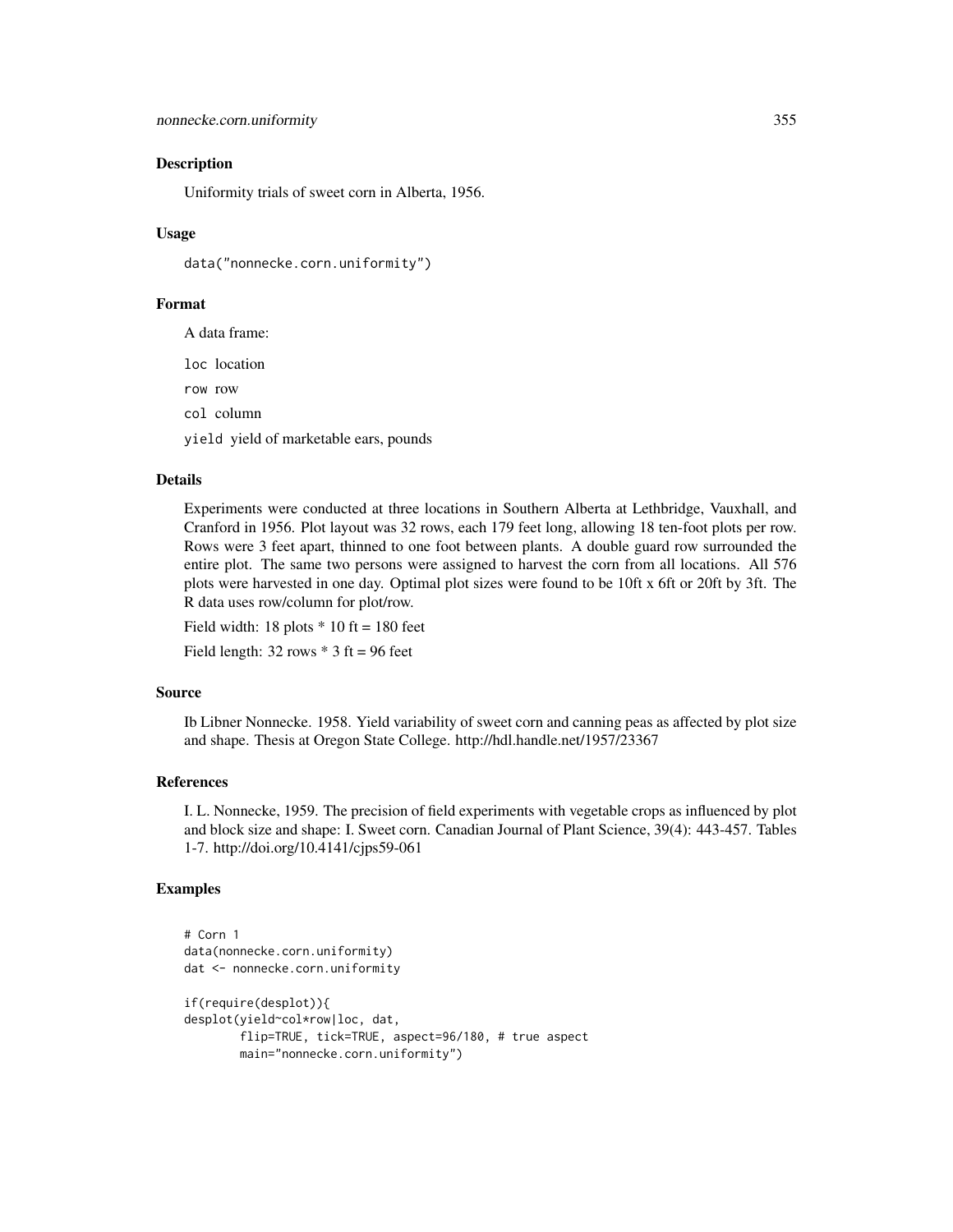## Description

Uniformity trials of sweet corn in Alberta, 1956.

## Usage

```
data("nonnecke.corn.uniformity")
```

## Format

A data frame:

`loc` location

`row` row

`col` column

`yield` yield of marketable ears, pounds

## Details

Experiments were conducted at three locations in Southern Alberta at Lethbridge, Vauxhall, and Cranford in 1956. Plot layout was 32 rows, each 179 feet long, allowing 18 ten-foot plots per row. Rows were 3 feet apart, thinned to one foot between plants. A double guard row surrounded the entire plot. The same two persons were assigned to harvest the corn from all locations. All 576 plots were harvested in one day. Optimal plot sizes were found to be 10ft x 6ft or 20ft by 3ft. The R data uses row/column for plot/row.

Field width: 18 plots * 10 ft = 180 feet

Field length: 32 rows * 3 ft = 96 feet

## Source

Ib Libner Nonnecke. 1958. Yield variability of sweet corn and canning peas as affected by plot size and shape. Thesis at Oregon State College. http://hdl.handle.net/1957/23367

## References

I. L. Nonnecke, 1959. The precision of field experiments with vegetable crops as influenced by plot and block size and shape: I. Sweet corn. Canadian Journal of Plant Science, 39(4): 443-457. Tables 1-7. http://doi.org/10.4141/cjps59-061

## Examples

```
# Corn 1
data(nonnecke.corn.uniformity)
dat <- nonnecke.corn.uniformity

if(require(desplot)){
desplot(yield~col*row|loc, dat,
        flip=TRUE, tick=TRUE, aspect=96/180, # true aspect
        main="nonnecke.corn.uniformity")
```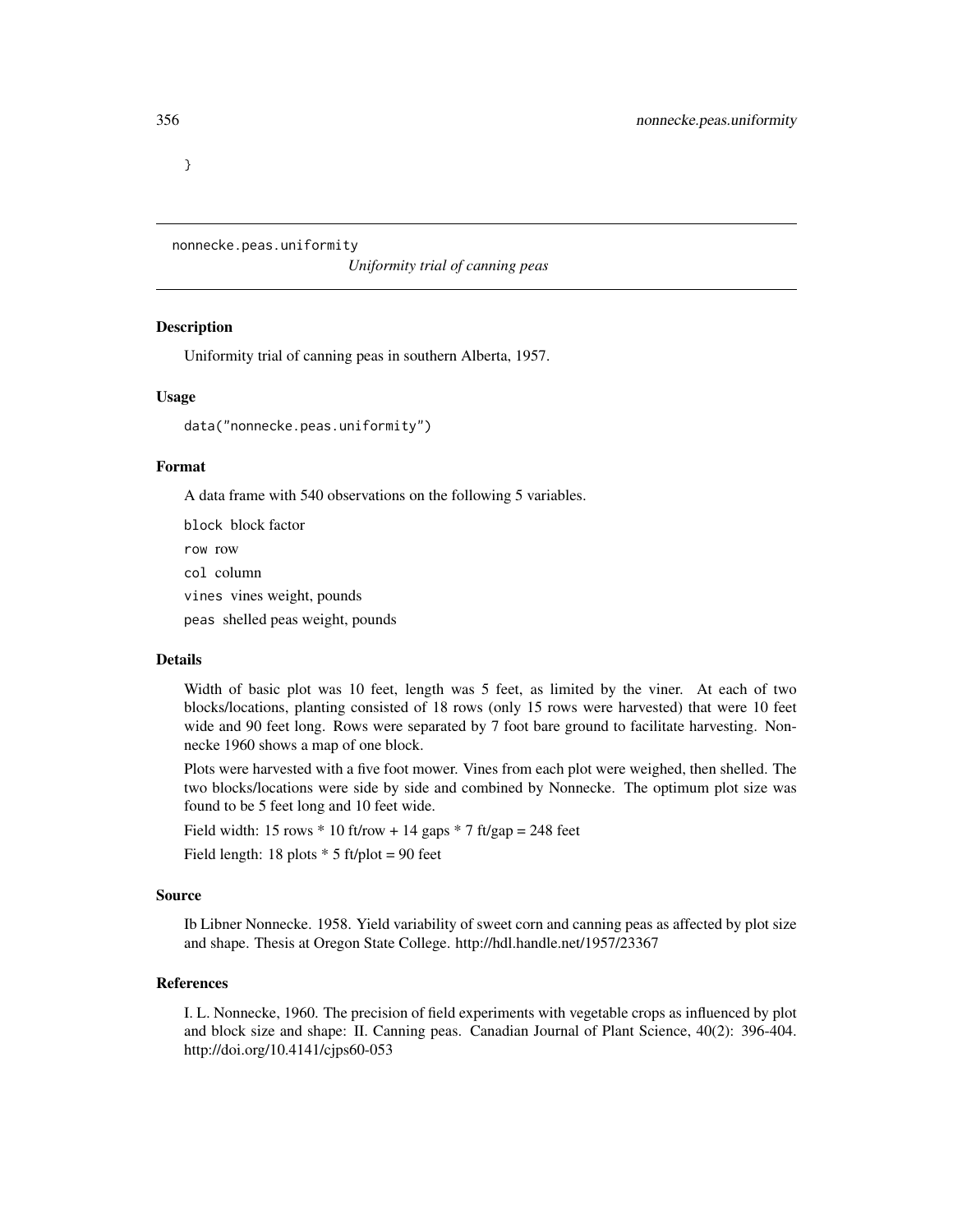}

nonnecke.peas.uniformity

*Uniformity trial of canning peas*

## Description

Uniformity trial of canning peas in southern Alberta, 1957.

## Usage

```
data("nonnecke.peas.uniformity")
```

## Format

A data frame with 540 observations on the following 5 variables.

`block` block factor

`row` row

`col` column

`vines` vines weight, pounds

`peas` shelled peas weight, pounds

## Details

Width of basic plot was 10 feet, length was 5 feet, as limited by the viner. At each of two blocks/locations, planting consisted of 18 rows (only 15 rows were harvested) that were 10 feet wide and 90 feet long. Rows were separated by 7 foot bare ground to facilitate harvesting. Nonnecke 1960 shows a map of one block.

Plots were harvested with a five foot mower. Vines from each plot were weighed, then shelled. The two blocks/locations were side by side and combined by Nonnecke. The optimum plot size was found to be 5 feet long and 10 feet wide.

Field width: 15 rows * 10 ft/row + 14 gaps * 7 ft/gap = 248 feet

Field length: 18 plots * 5 ft/plot = 90 feet

## Source

Ib Libner Nonnecke. 1958. Yield variability of sweet corn and canning peas as affected by plot size and shape. Thesis at Oregon State College. http://hdl.handle.net/1957/23367

## References

I. L. Nonnecke, 1960. The precision of field experiments with vegetable crops as influenced by plot and block size and shape: II. Canning peas. Canadian Journal of Plant Science, 40(2): 396-404. http://doi.org/10.4141/cjps60-053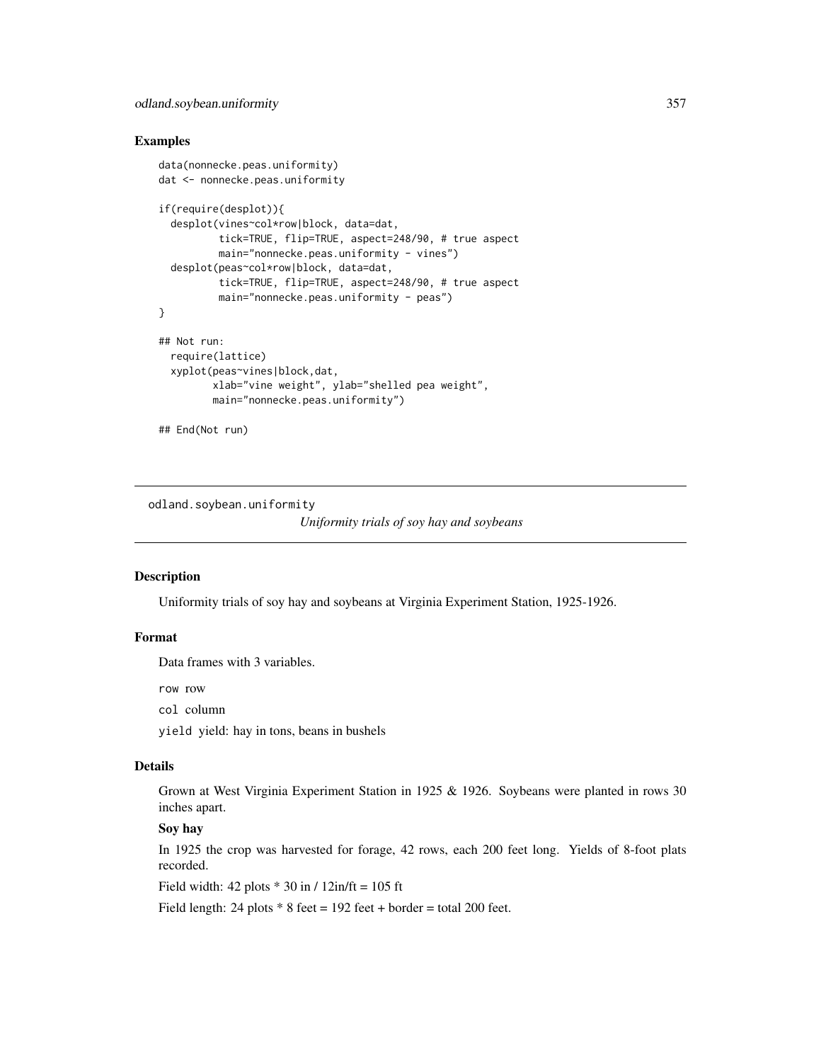### Examples

```
data(nonnecke.peas.uniformity)
dat <- nonnecke.peas.uniformity

if(require(desplot)){
  desplot(vines~col*row|block, data=dat,
          tick=TRUE, flip=TRUE, aspect=248/90, # true aspect
          main="nonnecke.peas.uniformity - vines")
  desplot(peas~col*row|block, data=dat,
          tick=TRUE, flip=TRUE, aspect=248/90, # true aspect
          main="nonnecke.peas.uniformity - peas")
}

## Not run:
  require(lattice)
  xyplot(peas~vines|block,dat,
         xlab="vine weight", ylab="shelled pea weight",
         main="nonnecke.peas.uniformity")

## End(Not run)
```

---

## odland.soybean.uniformity

*Uniformity trials of soy hay and soybeans*

---

### Description

Uniformity trials of soy hay and soybeans at Virginia Experiment Station, 1925-1926.

### Format

Data frames with 3 variables.

row row

col column

yield yield: hay in tons, beans in bushels

### Details

Grown at West Virginia Experiment Station in 1925 & 1926. Soybeans were planted in rows 30 inches apart.

**Soy hay**

In 1925 the crop was harvested for forage, 42 rows, each 200 feet long. Yields of 8-foot plats recorded.

Field width: 42 plots * 30 in / 12in/ft = 105 ft

Field length: 24 plots * 8 feet = 192 feet + border = total 200 feet.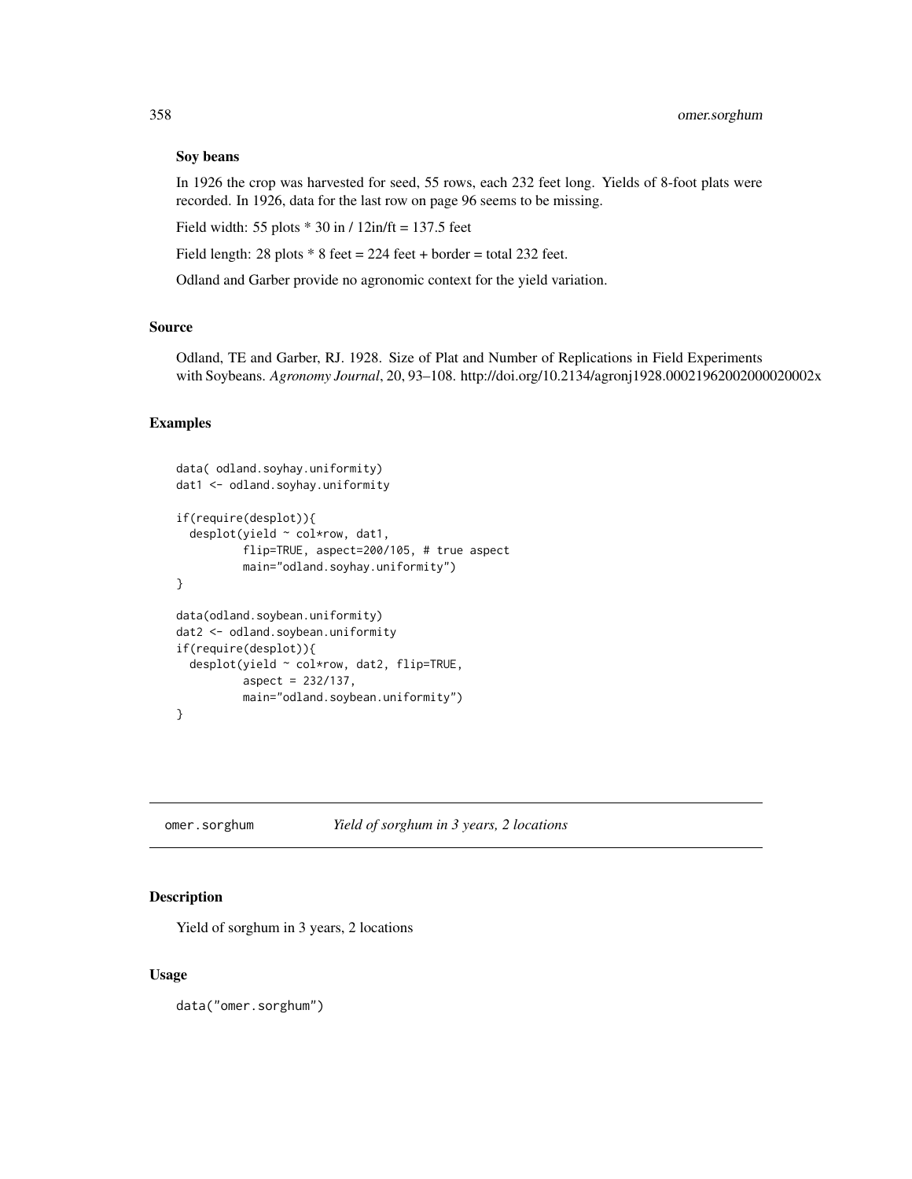### Soy beans

In 1926 the crop was harvested for seed, 55 rows, each 232 feet long. Yields of 8-foot plats were recorded. In 1926, data for the last row on page 96 seems to be missing.

Field width: 55 plots * 30 in / 12in/ft = 137.5 feet

Field length: 28 plots * 8 feet = 224 feet + border = total 232 feet.

Odland and Garber provide no agronomic context for the yield variation.

## Source

Odland, TE and Garber, RJ. 1928. Size of Plat and Number of Replications in Field Experiments with Soybeans. *Agronomy Journal*, 20, 93–108. http://doi.org/10.2134/agronj1928.00021962002000020002x

## Examples

```
data( odland.soyhay.uniformity)
dat1 <- odland.soyhay.uniformity

if(require(desplot)){
  desplot(yield ~ col*row, dat1,
          flip=TRUE, aspect=200/105, # true aspect
          main="odland.soyhay.uniformity")
}

data(odland.soybean.uniformity)
dat2 <- odland.soybean.uniformity
if(require(desplot)){
  desplot(yield ~ col*row, dat2, flip=TRUE,
          aspect = 232/137,
          main="odland.soybean.uniformity")
}
```

---

# omer.sorghum *Yield of sorghum in 3 years, 2 locations*

## Description

Yield of sorghum in 3 years, 2 locations

## Usage

```
data("omer.sorghum")
```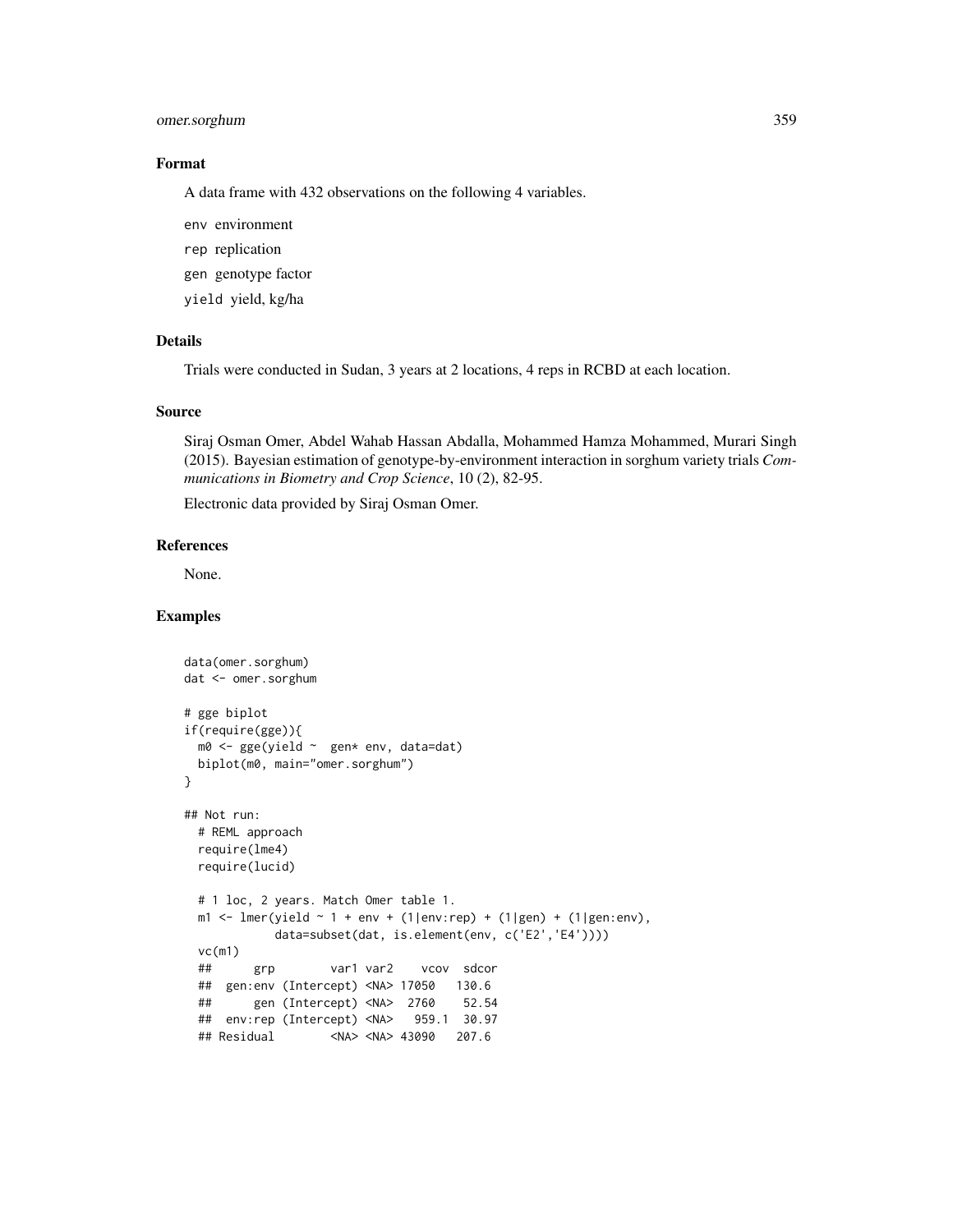### Format

A data frame with 432 observations on the following 4 variables.

`env` environment

`rep` replication

`gen` genotype factor

`yield` yield, kg/ha

### Details

Trials were conducted in Sudan, 3 years at 2 locations, 4 reps in RCBD at each location.

### Source

Siraj Osman Omer, Abdel Wahab Hassan Abdalla, Mohammed Hamza Mohammed, Murari Singh (2015). Bayesian estimation of genotype-by-environment interaction in sorghum variety trials *Communications in Biometry and Crop Science*, 10 (2), 82-95.

Electronic data provided by Siraj Osman Omer.

### References

None.

### Examples

```
data(omer.sorghum)
dat <- omer.sorghum

# gge biplot
if(require(gge)){
  m0 <- gge(yield ~  gen* env, data=dat)
  biplot(m0, main="omer.sorghum")
}

## Not run:
  # REML approach
  require(lme4)
  require(lucid)

  # 1 loc, 2 years. Match Omer table 1.
  m1 <- lmer(yield ~ 1 + env + (1|env:rep) + (1|gen) + (1|gen:env),
             data=subset(dat, is.element(env, c('E2','E4'))))
  vc(m1)
  ##      grp        var1 var2    vcov  sdcor
  ##  gen:env (Intercept) <NA> 17050   130.6
  ##      gen (Intercept) <NA>  2760    52.54
  ##  env:rep (Intercept) <NA>   959.1  30.97
  ## Residual        <NA> <NA> 43090   207.6
```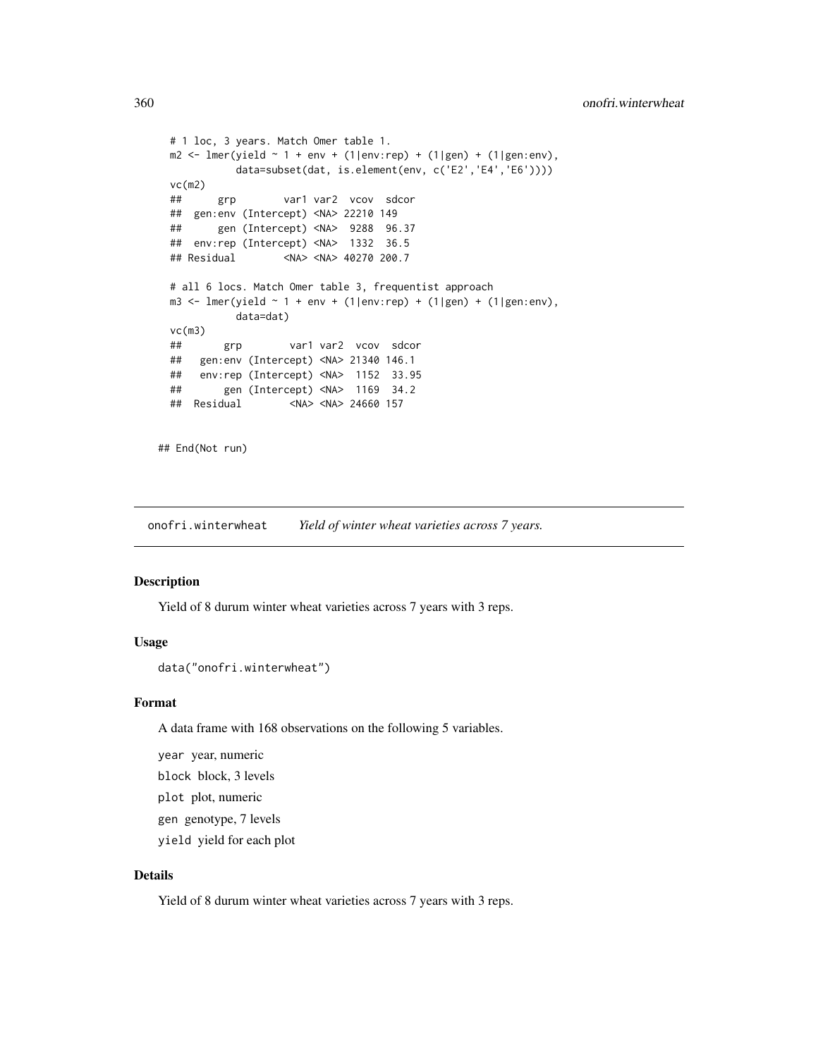```
# 1 loc, 3 years. Match Omer table 1.
m2 <- lmer(yield ~ 1 + env + (1|env:rep) + (1|gen) + (1|gen:env),
           data=subset(dat, is.element(env, c('E2','E4','E6'))))
vc(m2)
##      grp        var1 var2  vcov  sdcor
##  gen:env (Intercept) <NA> 22210 149
##      gen (Intercept) <NA>  9288  96.37
##  env:rep (Intercept) <NA>  1332  36.5
## Residual        <NA> <NA> 40270 200.7

# all 6 locs. Match Omer table 3, frequentist approach
m3 <- lmer(yield ~ 1 + env + (1|env:rep) + (1|gen) + (1|gen:env),
           data=dat)
vc(m3)
##       grp        var1 var2  vcov  sdcor
##   gen:env (Intercept) <NA> 21340 146.1
##   env:rep (Intercept) <NA>  1152  33.95
##       gen (Intercept) <NA>  1169  34.2
##  Residual        <NA> <NA> 24660 157

## End(Not run)
```

---

onofri.winterwheat *Yield of winter wheat varieties across 7 years.*

---

### Description

Yield of 8 durum winter wheat varieties across 7 years with 3 reps.

### Usage

```
data("onofri.winterwheat")
```

### Format

A data frame with 168 observations on the following 5 variables.

`year` year, numeric

`block` block, 3 levels

`plot` plot, numeric

`gen` genotype, 7 levels

`yield` yield for each plot

### Details

Yield of 8 durum winter wheat varieties across 7 years with 3 reps.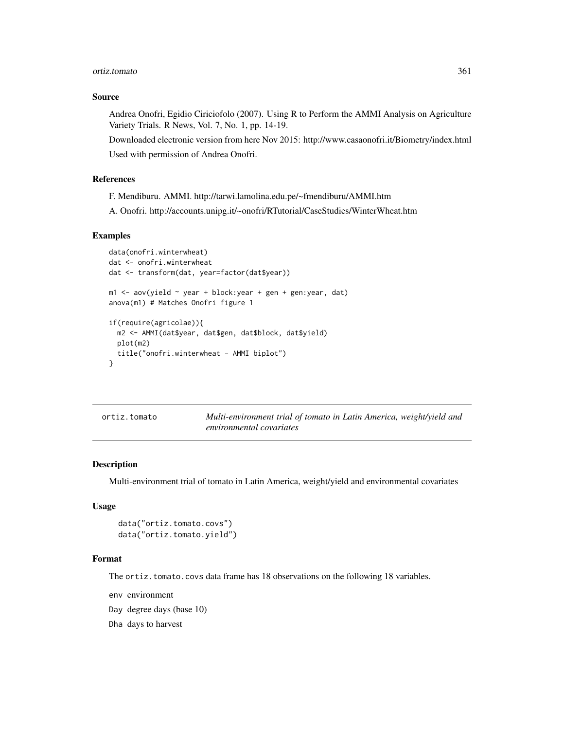### Source

Andrea Onofri, Egidio Ciriciofolo (2007). Using R to Perform the AMMI Analysis on Agriculture Variety Trials. R News, Vol. 7, No. 1, pp. 14-19.

Downloaded electronic version from here Nov 2015: http://www.casaonofri.it/Biometry/index.html

Used with permission of Andrea Onofri.

### References

F. Mendiburu. AMMI. http://tarwi.lamolina.edu.pe/~fmendiburu/AMMI.htm

A. Onofri. http://accounts.unipg.it/~onofri/RTutorial/CaseStudies/WinterWheat.htm

### Examples

```
data(onofri.winterwheat)
dat <- onofri.winterwheat
dat <- transform(dat, year=factor(dat$year))

m1 <- aov(yield ~ year + block:year + gen + gen:year, dat)
anova(m1) # Matches Onofri figure 1

if(require(agricolae)){
  m2 <- AMMI(dat$year, dat$gen, dat$block, dat$yield)
  plot(m2)
  title("onofri.winterwheat - AMMI biplot")
}
```

---

## ortiz.tomato — *Multi-environment trial of tomato in Latin America, weight/yield and environmental covariates*

### Description

Multi-environment trial of tomato in Latin America, weight/yield and environmental covariates

### Usage

```
data("ortiz.tomato.covs")
data("ortiz.tomato.yield")
```

### Format

The `ortiz.tomato.covs` data frame has 18 observations on the following 18 variables.

`env` environment

`Day` degree days (base 10)

`Dha` days to harvest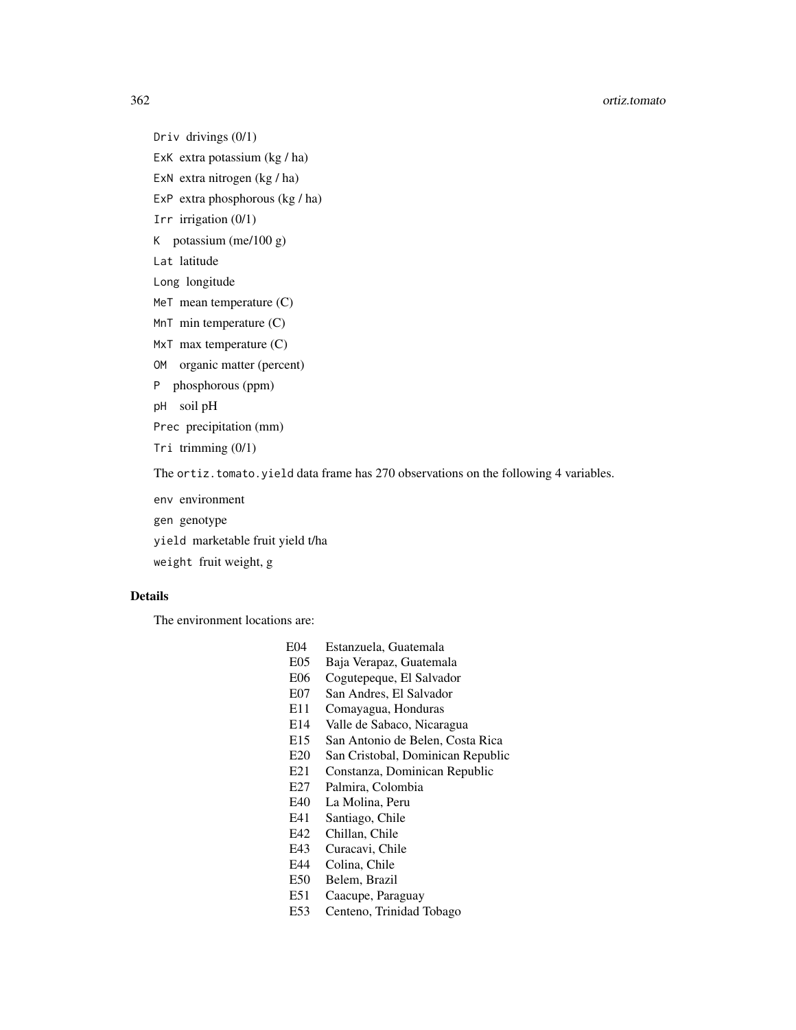Driv drivings (0/1)

ExK extra potassium (kg / ha)

ExN extra nitrogen (kg / ha)

ExP extra phosphorous (kg / ha)

Irr irrigation (0/1)

K potassium (me/100 g)

Lat latitude

Long longitude

MeT mean temperature (C)

MnT min temperature (C)

MxT max temperature (C)

OM organic matter (percent)

P phosphorous (ppm)

pH soil pH

Prec precipitation (mm)

Tri trimming (0/1)

The ortiz.tomato.yield data frame has 270 observations on the following 4 variables.

env environment

gen genotype

yield marketable fruit yield t/ha

weight fruit weight, g

### Details

The environment locations are:

| | |
|---|---|
| E04 | Estanzuela, Guatemala |
| E05 | Baja Verapaz, Guatemala |
| E06 | Cogutepeque, El Salvador |
| E07 | San Andres, El Salvador |
| E11 | Comayagua, Honduras |
| E14 | Valle de Sabaco, Nicaragua |
| E15 | San Antonio de Belen, Costa Rica |
| E20 | San Cristobal, Dominican Republic |
| E21 | Constanza, Dominican Republic |
| E27 | Palmira, Colombia |
| E40 | La Molina, Peru |
| E41 | Santiago, Chile |
| E42 | Chillan, Chile |
| E43 | Curacavi, Chile |
| E44 | Colina, Chile |
| E50 | Belem, Brazil |
| E51 | Caacupe, Paraguay |
| E53 | Centeno, Trinidad Tobago |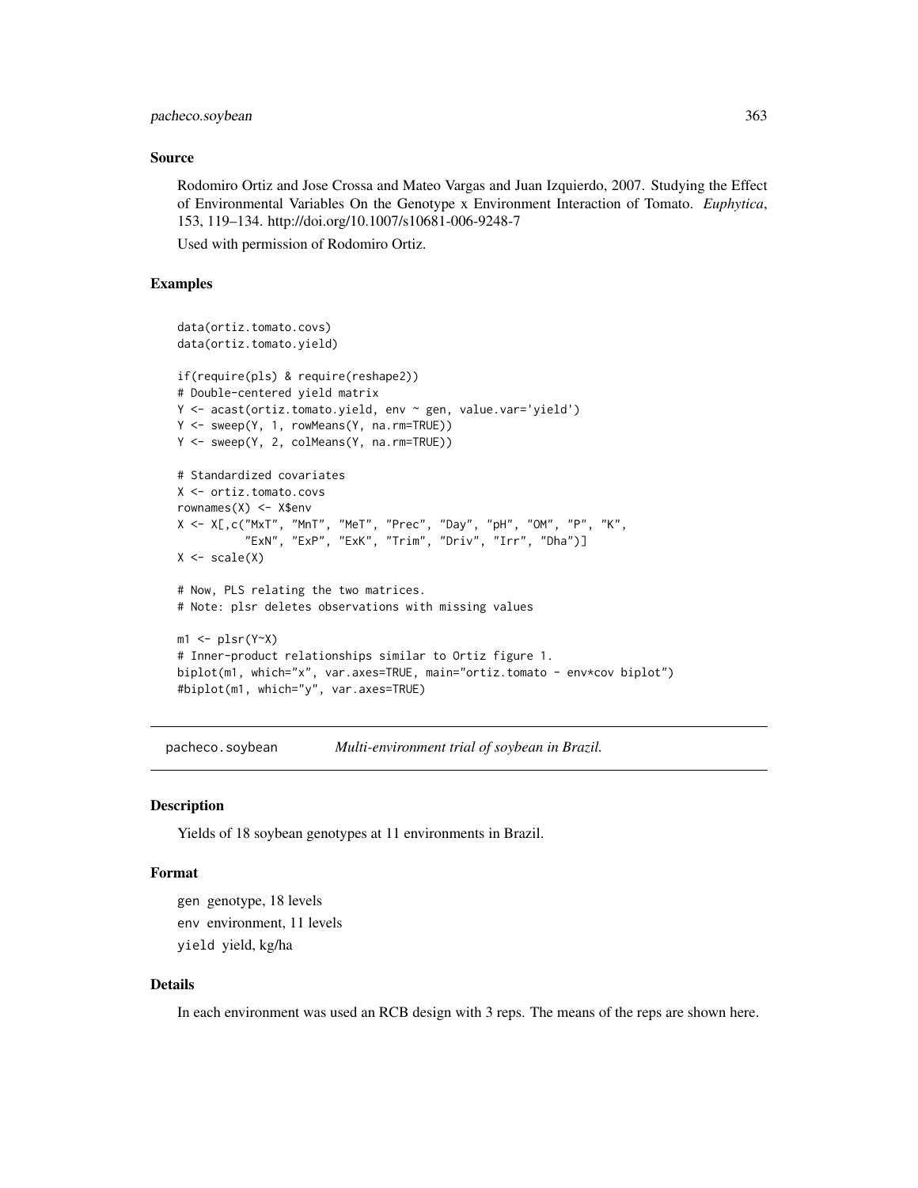### Source

Rodomiro Ortiz and Jose Crossa and Mateo Vargas and Juan Izquierdo, 2007. Studying the Effect of Environmental Variables On the Genotype x Environment Interaction of Tomato. *Euphytica*, 153, 119–134. http://doi.org/10.1007/s10681-006-9248-7

Used with permission of Rodomiro Ortiz.

### Examples

```
data(ortiz.tomato.covs)
data(ortiz.tomato.yield)

if(require(pls) & require(reshape2))
# Double-centered yield matrix
Y <- acast(ortiz.tomato.yield, env ~ gen, value.var='yield')
Y <- sweep(Y, 1, rowMeans(Y, na.rm=TRUE))
Y <- sweep(Y, 2, colMeans(Y, na.rm=TRUE))

# Standardized covariates
X <- ortiz.tomato.covs
rownames(X) <- X$env
X <- X[,c("MxT", "MnT", "MeT", "Prec", "Day", "pH", "OM", "P", "K",
          "ExN", "ExP", "ExK", "Trim", "Driv", "Irr", "Dha")]
X <- scale(X)

# Now, PLS relating the two matrices.
# Note: plsr deletes observations with missing values

m1 <- plsr(Y~X)
# Inner-product relationships similar to Ortiz figure 1.
biplot(m1, which="x", var.axes=TRUE, main="ortiz.tomato - env*cov biplot")
#biplot(m1, which="y", var.axes=TRUE)
```

---

## pacheco.soybean    *Multi-environment trial of soybean in Brazil.*

---

### Description

Yields of 18 soybean genotypes at 11 environments in Brazil.

### Format

gen genotype, 18 levels
env environment, 11 levels
yield yield, kg/ha

### Details

In each environment was used an RCB design with 3 reps. The means of the reps are shown here.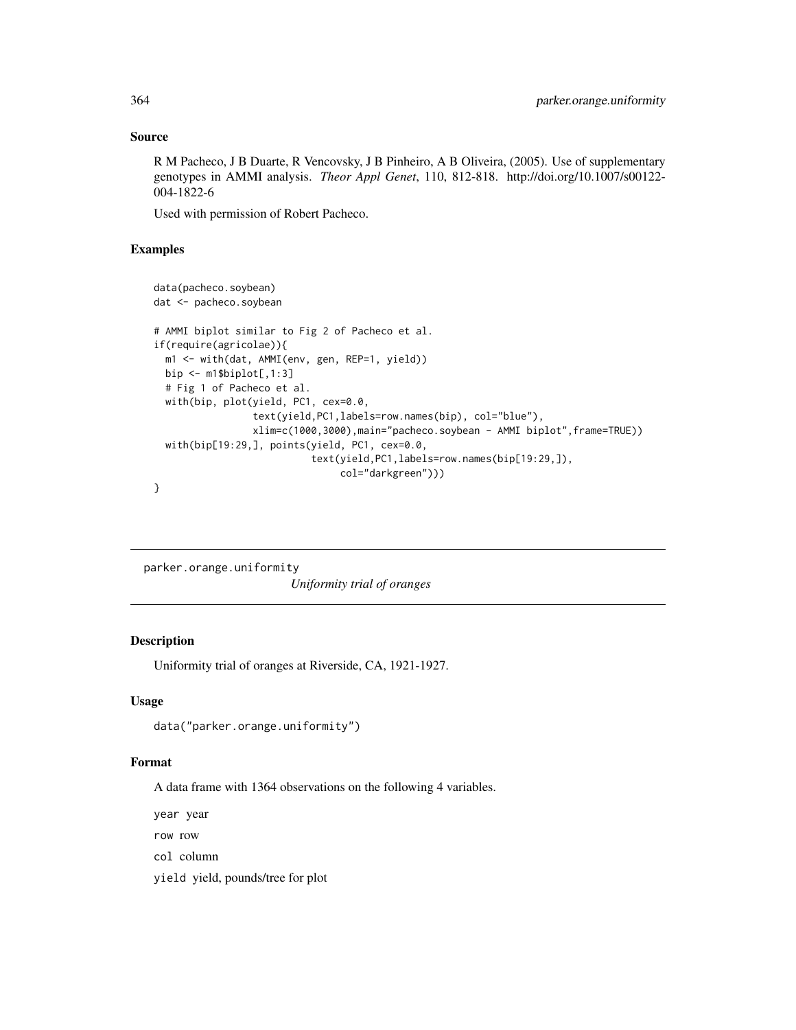### Source

R M Pacheco, J B Duarte, R Vencovsky, J B Pinheiro, A B Oliveira, (2005). Use of supplementary genotypes in AMMI analysis. *Theor Appl Genet*, 110, 812-818. http://doi.org/10.1007/s00122-004-1822-6

Used with permission of Robert Pacheco.

### Examples

```
data(pacheco.soybean)
dat <- pacheco.soybean

# AMMI biplot similar to Fig 2 of Pacheco et al.
if(require(agricolae)){
  m1 <- with(dat, AMMI(env, gen, REP=1, yield))
  bip <- m1$biplot[,1:3]
  # Fig 1 of Pacheco et al.
  with(bip, plot(yield, PC1, cex=0.0,
                 text(yield,PC1,labels=row.names(bip), col="blue"),
                 xlim=c(1000,3000),main="pacheco.soybean - AMMI biplot",frame=TRUE))
  with(bip[19:29,], points(yield, PC1, cex=0.0,
                           text(yield,PC1,labels=row.names(bip[19:29,]),
                                col="darkgreen")))
}
```

---

## parker.orange.uniformity

*Uniformity trial of oranges*

### Description

Uniformity trial of oranges at Riverside, CA, 1921-1927.

### Usage

```
data("parker.orange.uniformity")
```

### Format

A data frame with 1364 observations on the following 4 variables.

`year` year

`row` row

`col` column

`yield` yield, pounds/tree for plot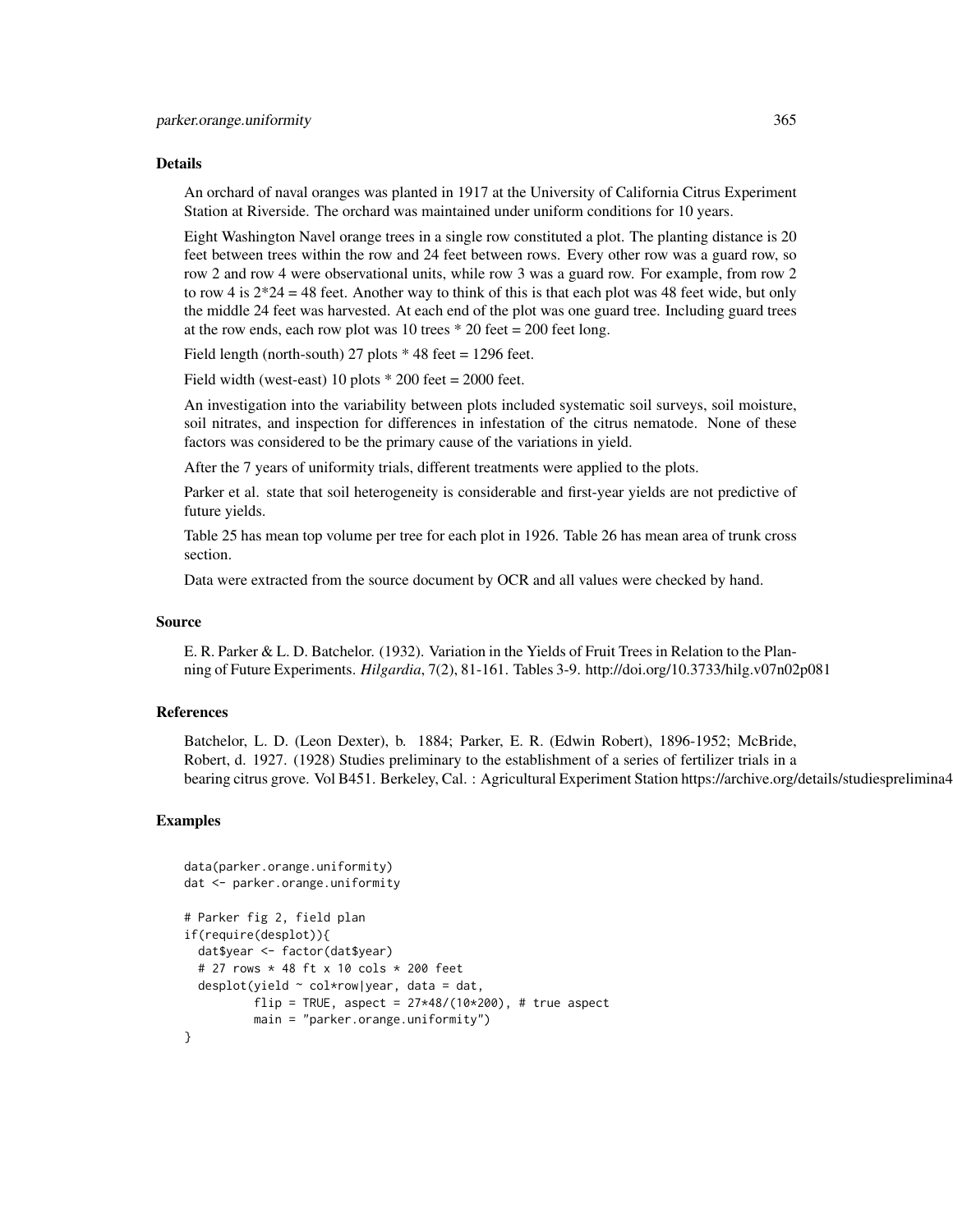## Details

An orchard of naval oranges was planted in 1917 at the University of California Citrus Experiment Station at Riverside. The orchard was maintained under uniform conditions for 10 years.

Eight Washington Navel orange trees in a single row constituted a plot. The planting distance is 20 feet between trees within the row and 24 feet between rows. Every other row was a guard row, so row 2 and row 4 were observational units, while row 3 was a guard row. For example, from row 2 to row 4 is 2*24 = 48 feet. Another way to think of this is that each plot was 48 feet wide, but only the middle 24 feet was harvested. At each end of the plot was one guard tree. Including guard trees at the row ends, each row plot was 10 trees * 20 feet = 200 feet long.

Field length (north-south) 27 plots * 48 feet = 1296 feet.

Field width (west-east) 10 plots * 200 feet = 2000 feet.

An investigation into the variability between plots included systematic soil surveys, soil moisture, soil nitrates, and inspection for differences in infestation of the citrus nematode. None of these factors was considered to be the primary cause of the variations in yield.

After the 7 years of uniformity trials, different treatments were applied to the plots.

Parker et al. state that soil heterogeneity is considerable and first-year yields are not predictive of future yields.

Table 25 has mean top volume per tree for each plot in 1926. Table 26 has mean area of trunk cross section.

Data were extracted from the source document by OCR and all values were checked by hand.

## Source

E. R. Parker & L. D. Batchelor. (1932). Variation in the Yields of Fruit Trees in Relation to the Planning of Future Experiments. *Hilgardia*, 7(2), 81-161. Tables 3-9. http://doi.org/10.3733/hilg.v07n02p081

## References

Batchelor, L. D. (Leon Dexter), b. 1884; Parker, E. R. (Edwin Robert), 1896-1952; McBride, Robert, d. 1927. (1928) Studies preliminary to the establishment of a series of fertilizer trials in a bearing citrus grove. Vol B451. Berkeley, Cal. : Agricultural Experiment Station https://archive.org/details/studiesprelimina4

## Examples

```
data(parker.orange.uniformity)
dat <- parker.orange.uniformity

# Parker fig 2, field plan
if(require(desplot)){
  dat$year <- factor(dat$year)
  # 27 rows * 48 ft x 10 cols * 200 feet
  desplot(yield ~ col*row|year, data = dat,
          flip = TRUE, aspect = 27*48/(10*200), # true aspect
          main = "parker.orange.uniformity")
}
```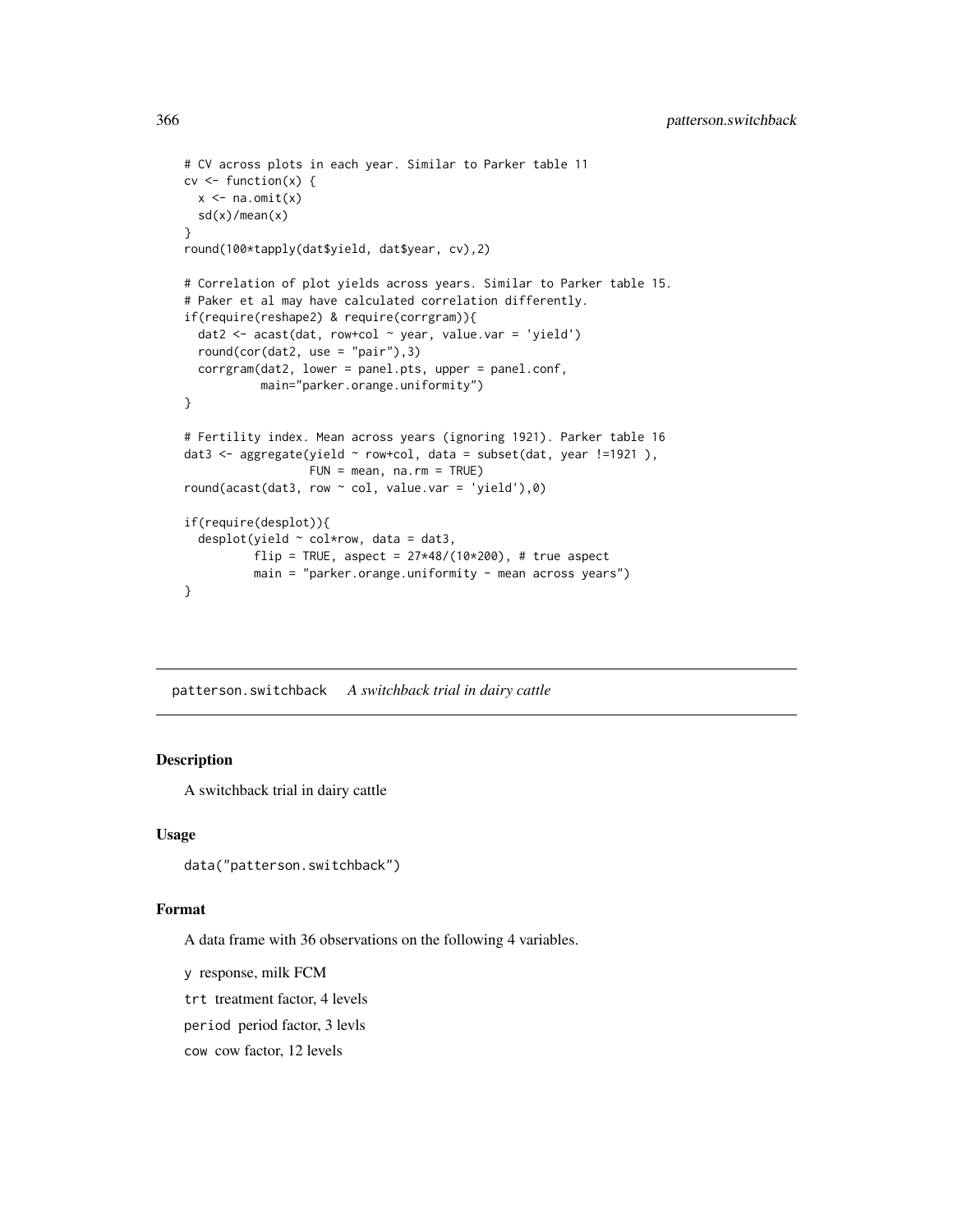```
# CV across plots in each year. Similar to Parker table 11
cv <- function(x) {
  x <- na.omit(x)
  sd(x)/mean(x)
}
round(100*tapply(dat$yield, dat$year, cv),2)

# Correlation of plot yields across years. Similar to Parker table 15.
# Paker et al may have calculated correlation differently.
if(require(reshape2) & require(corrgram)){
  dat2 <- acast(dat, row+col ~ year, value.var = 'yield')
  round(cor(dat2, use = "pair"),3)
  corrgram(dat2, lower = panel.pts, upper = panel.conf,
           main="parker.orange.uniformity")
}

# Fertility index. Mean across years (ignoring 1921). Parker table 16
dat3 <- aggregate(yield ~ row+col, data = subset(dat, year !=1921 ),
                  FUN = mean, na.rm = TRUE)
round(acast(dat3, row ~ col, value.var = 'yield'),0)

if(require(desplot)){
  desplot(yield ~ col*row, data = dat3,
          flip = TRUE, aspect = 27*48/(10*200), # true aspect
          main = "parker.orange.uniformity - mean across years")
}
```

## patterson.switchback *A switchback trial in dairy cattle*

### Description

A switchback trial in dairy cattle

### Usage

```
data("patterson.switchback")
```

### Format

A data frame with 36 observations on the following 4 variables.

`y` response, milk FCM

`trt` treatment factor, 4 levels

`period` period factor, 3 levls

`cow` cow factor, 12 levels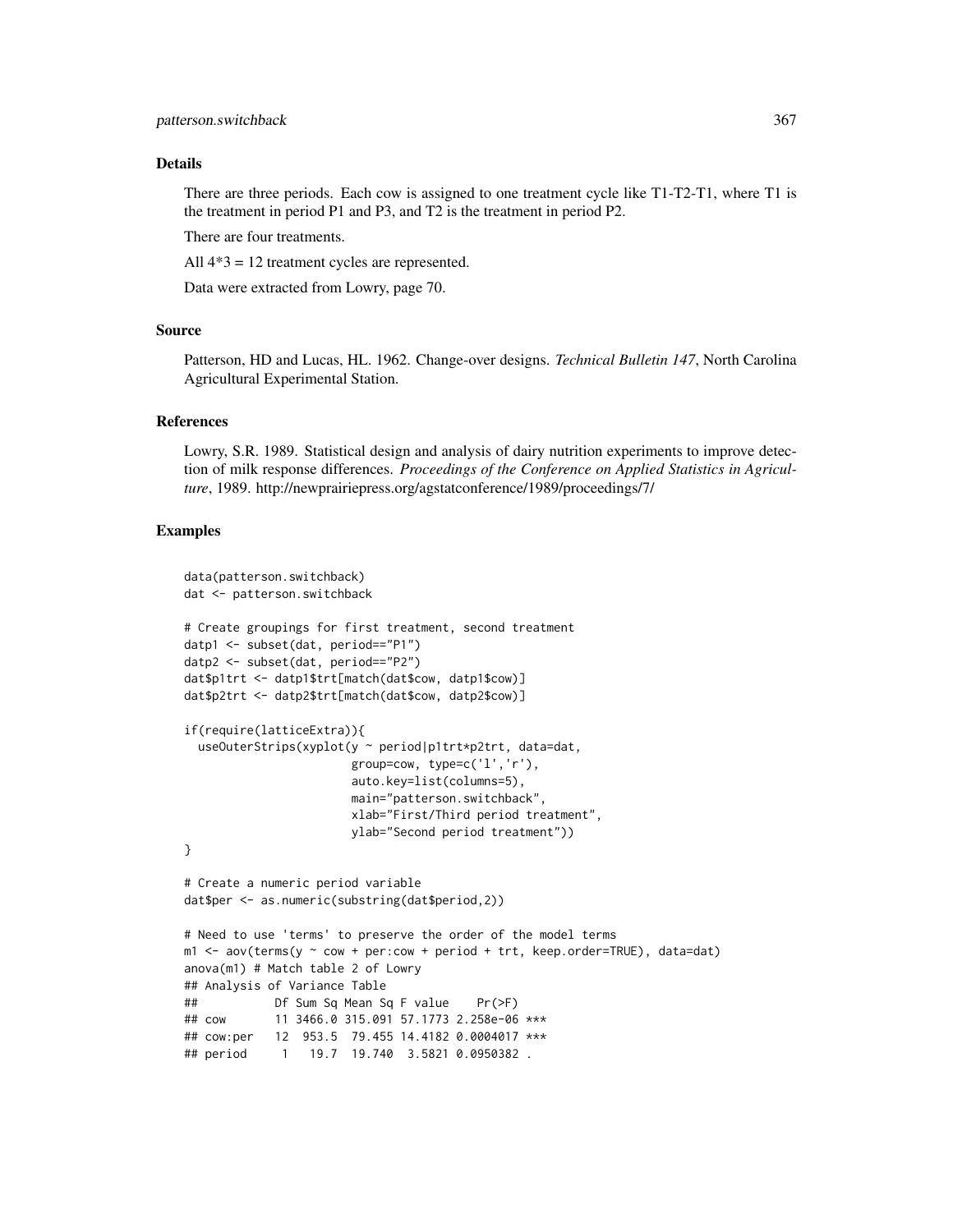## Details

There are three periods. Each cow is assigned to one treatment cycle like T1-T2-T1, where T1 is the treatment in period P1 and P3, and T2 is the treatment in period P2.

There are four treatments.

All 4*3 = 12 treatment cycles are represented.

Data were extracted from Lowry, page 70.

## Source

Patterson, HD and Lucas, HL. 1962. Change-over designs. *Technical Bulletin 147*, North Carolina Agricultural Experimental Station.

## References

Lowry, S.R. 1989. Statistical design and analysis of dairy nutrition experiments to improve detection of milk response differences. *Proceedings of the Conference on Applied Statistics in Agriculture*, 1989. http://newprairiepress.org/agstatconference/1989/proceedings/7/

## Examples

```
data(patterson.switchback)
dat <- patterson.switchback

# Create groupings for first treatment, second treatment
datp1 <- subset(dat, period=="P1")
datp2 <- subset(dat, period=="P2")
dat$p1trt <- datp1$trt[match(dat$cow, datp1$cow)]
dat$p2trt <- datp2$trt[match(dat$cow, datp2$cow)]

if(require(latticeExtra)){
  useOuterStrips(xyplot(y ~ period|p1trt*p2trt, data=dat,
                        group=cow, type=c('l','r'),
                        auto.key=list(columns=5),
                        main="patterson.switchback",
                        xlab="First/Third period treatment",
                        ylab="Second period treatment"))
}

# Create a numeric period variable
dat$per <- as.numeric(substring(dat$period,2))

# Need to use 'terms' to preserve the order of the model terms
m1 <- aov(terms(y ~ cow + per:cow + period + trt, keep.order=TRUE), data=dat)
anova(m1) # Match table 2 of Lowry
## Analysis of Variance Table
##           Df Sum Sq Mean Sq F value    Pr(>F)
## cow       11 3466.0 315.091 57.1773 2.258e-06 ***
## cow:per   12  953.5  79.455 14.4182 0.0004017 ***
## period     1   19.7  19.740  3.5821 0.0950382 .
```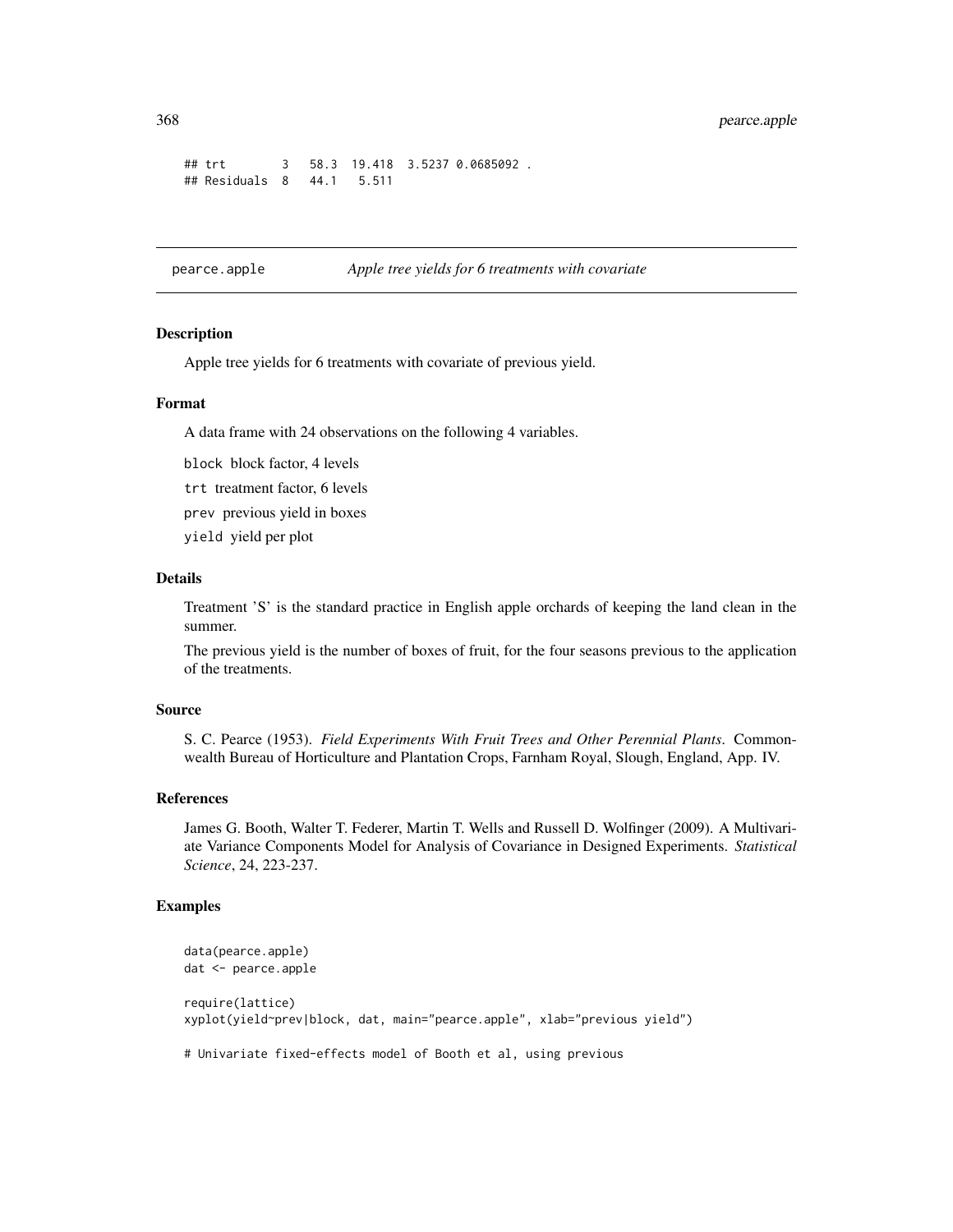```
## trt        3   58.3  19.418  3.5237 0.0685092 .
## Residuals  8   44.1   5.511
```

---

pearce.apple *Apple tree yields for 6 treatments with covariate*

---

## Description

Apple tree yields for 6 treatments with covariate of previous yield.

## Format

A data frame with 24 observations on the following 4 variables.

block block factor, 4 levels

trt treatment factor, 6 levels

prev previous yield in boxes

yield yield per plot

## Details

Treatment 'S' is the standard practice in English apple orchards of keeping the land clean in the summer.

The previous yield is the number of boxes of fruit, for the four seasons previous to the application of the treatments.

## Source

S. C. Pearce (1953). *Field Experiments With Fruit Trees and Other Perennial Plants*. Commonwealth Bureau of Horticulture and Plantation Crops, Farnham Royal, Slough, England, App. IV.

## References

James G. Booth, Walter T. Federer, Martin T. Wells and Russell D. Wolfinger (2009). A Multivariate Variance Components Model for Analysis of Covariance in Designed Experiments. *Statistical Science*, 24, 223-237.

## Examples

```
data(pearce.apple)
dat <- pearce.apple

require(lattice)
xyplot(yield~prev|block, dat, main="pearce.apple", xlab="previous yield")

# Univariate fixed-effects model of Booth et al, using previous
```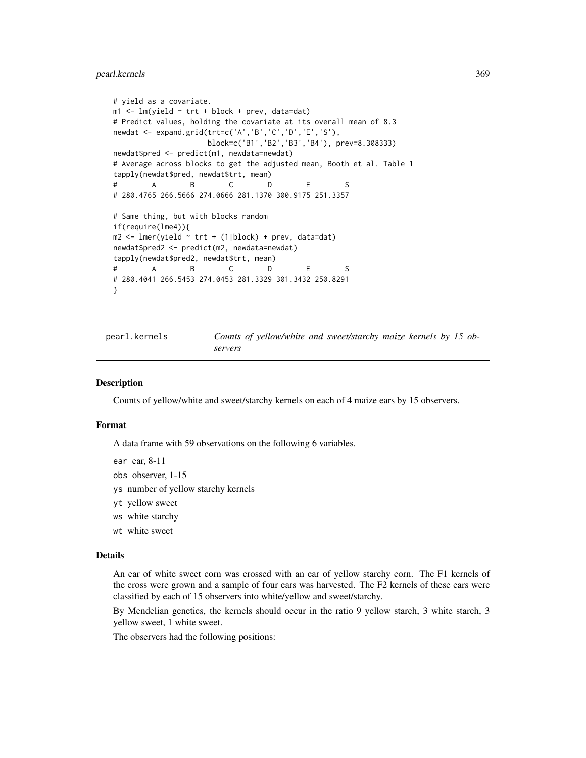```
# yield as a covariate.
m1 <- lm(yield ~ trt + block + prev, data=dat)
# Predict values, holding the covariate at its overall mean of 8.3
newdat <- expand.grid(trt=c('A','B','C','D','E','S'),
                      block=c('B1','B2','B3','B4'), prev=8.308333)
newdat$pred <- predict(m1, newdata=newdat)
# Average across blocks to get the adjusted mean, Booth et al. Table 1
tapply(newdat$pred, newdat$trt, mean)
#        A        B        C        D        E        S
# 280.4765 266.5666 274.0666 281.1370 300.9175 251.3357

# Same thing, but with blocks random
if(require(lme4)){
m2 <- lmer(yield ~ trt + (1|block) + prev, data=dat)
newdat$pred2 <- predict(m2, newdata=newdat)
tapply(newdat$pred2, newdat$trt, mean)
#        A        B        C        D        E        S
# 280.4041 266.5453 274.0453 281.3329 301.3432 250.8291
}
```

---

# pearl.kernels    *Counts of yellow/white and sweet/starchy maize kernels by 15 observers*

---

## Description

Counts of yellow/white and sweet/starchy kernels on each of 4 maize ears by 15 observers.

## Format

A data frame with 59 observations on the following 6 variables.

`ear` ear, 8-11

`obs` observer, 1-15

`ys` number of yellow starchy kernels

`yt` yellow sweet

`ws` white starchy

`wt` white sweet

## Details

An ear of white sweet corn was crossed with an ear of yellow starchy corn. The F1 kernels of the cross were grown and a sample of four ears was harvested. The F2 kernels of these ears were classified by each of 15 observers into white/yellow and sweet/starchy.

By Mendelian genetics, the kernels should occur in the ratio 9 yellow starch, 3 white starch, 3 yellow sweet, 1 white sweet.

The observers had the following positions: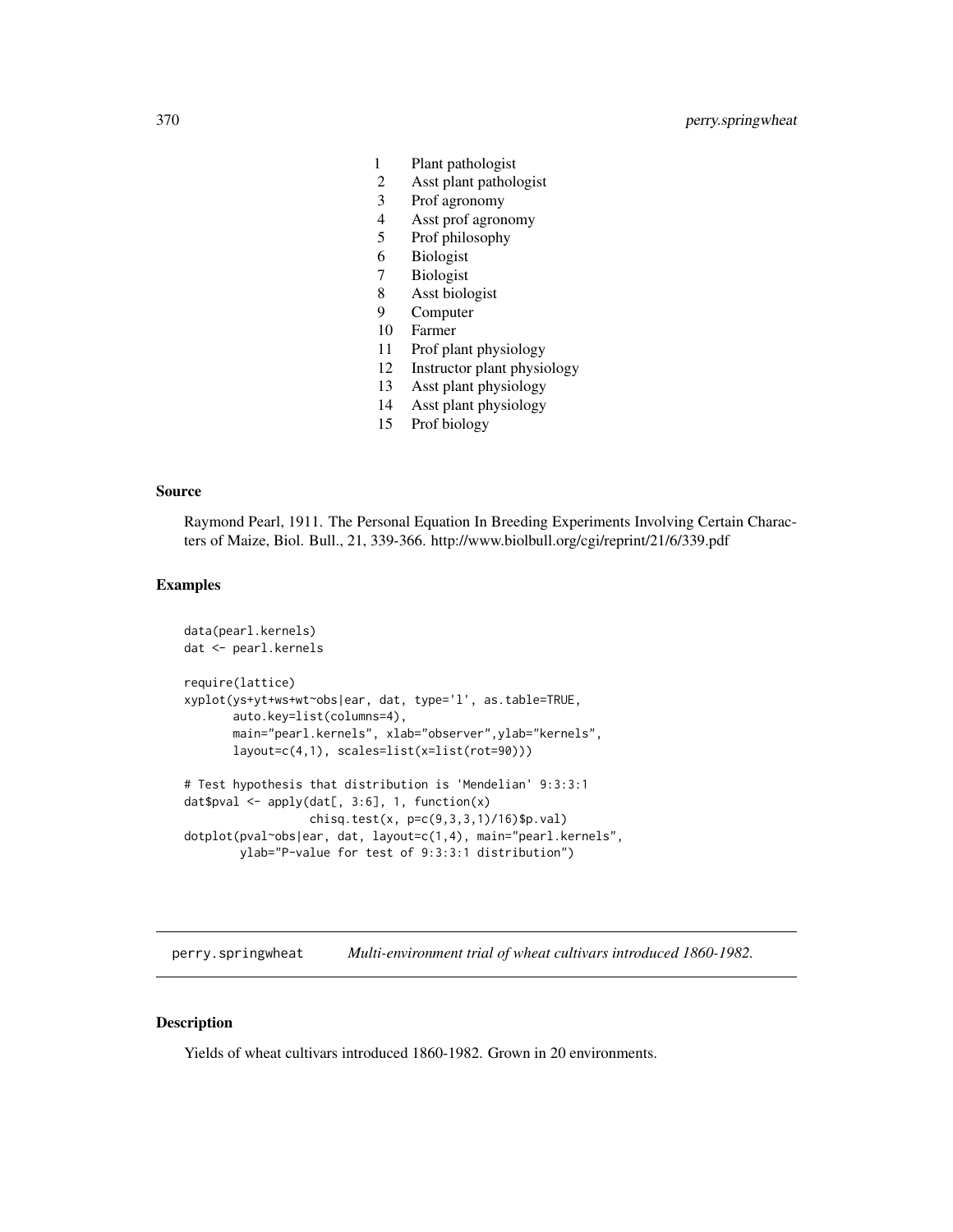| | |
|---|---|
| 1 | Plant pathologist |
| 2 | Asst plant pathologist |
| 3 | Prof agronomy |
| 4 | Asst prof agronomy |
| 5 | Prof philosophy |
| 6 | Biologist |
| 7 | Biologist |
| 8 | Asst biologist |
| 9 | Computer |
| 10 | Farmer |
| 11 | Prof plant physiology |
| 12 | Instructor plant physiology |
| 13 | Asst plant physiology |
| 14 | Asst plant physiology |
| 15 | Prof biology |

### Source

Raymond Pearl, 1911. The Personal Equation In Breeding Experiments Involving Certain Characters of Maize, Biol. Bull., 21, 339-366. http://www.biolbull.org/cgi/reprint/21/6/339.pdf

### Examples

```
data(pearl.kernels)
dat <- pearl.kernels

require(lattice)
xyplot(ys+yt+ws+wt~obs|ear, dat, type='l', as.table=TRUE,
       auto.key=list(columns=4),
       main="pearl.kernels", xlab="observer",ylab="kernels",
       layout=c(4,1), scales=list(x=list(rot=90)))

# Test hypothesis that distribution is 'Mendelian' 9:3:3:1
dat$pval <- apply(dat[, 3:6], 1, function(x)
                 chisq.test(x, p=c(9,3,3,1)/16)$p.val)
dotplot(pval~obs|ear, dat, layout=c(1,4), main="pearl.kernels",
        ylab="P-value for test of 9:3:3:1 distribution")
```

## perry.springwheat *Multi-environment trial of wheat cultivars introduced 1860-1982.*

### Description

Yields of wheat cultivars introduced 1860-1982. Grown in 20 environments.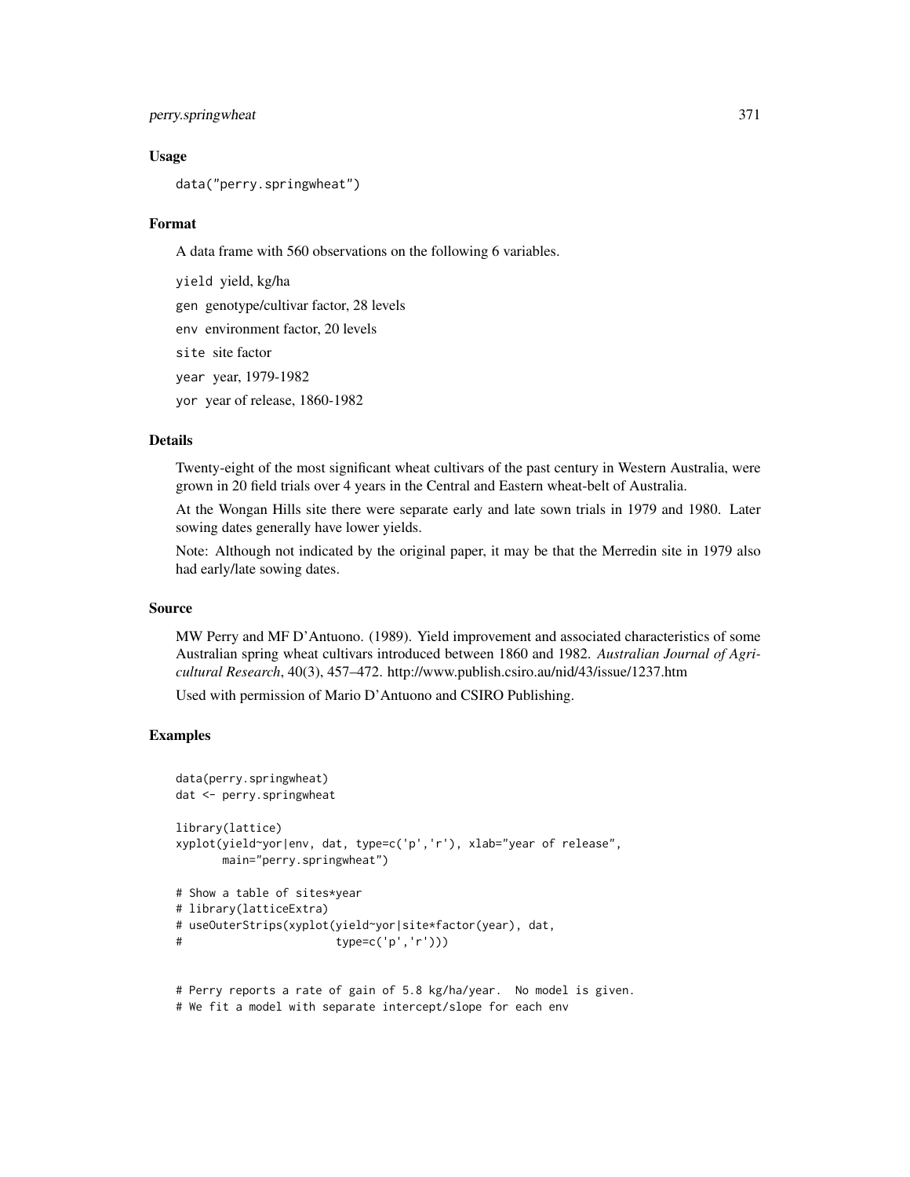### Usage

```
data("perry.springwheat")
```

### Format

A data frame with 560 observations on the following 6 variables.

- `yield` yield, kg/ha
- `gen` genotype/cultivar factor, 28 levels
- `env` environment factor, 20 levels
- `site` site factor
- `year` year, 1979-1982
- `yor` year of release, 1860-1982

### Details

Twenty-eight of the most significant wheat cultivars of the past century in Western Australia, were grown in 20 field trials over 4 years in the Central and Eastern wheat-belt of Australia.

At the Wongan Hills site there were separate early and late sown trials in 1979 and 1980. Later sowing dates generally have lower yields.

Note: Although not indicated by the original paper, it may be that the Merredin site in 1979 also had early/late sowing dates.

### Source

MW Perry and MF D'Antuono. (1989). Yield improvement and associated characteristics of some Australian spring wheat cultivars introduced between 1860 and 1982. *Australian Journal of Agricultural Research*, 40(3), 457–472. http://www.publish.csiro.au/nid/43/issue/1237.htm

Used with permission of Mario D'Antuono and CSIRO Publishing.

### Examples

```
data(perry.springwheat)
dat <- perry.springwheat

library(lattice)
xyplot(yield~yor|env, dat, type=c('p','r'), xlab="year of release",
       main="perry.springwheat")

# Show a table of sites*year
# library(latticeExtra)
# useOuterStrips(xyplot(yield~yor|site*factor(year), dat,
#                       type=c('p','r')))


# Perry reports a rate of gain of 5.8 kg/ha/year.  No model is given.
# We fit a model with separate intercept/slope for each env
```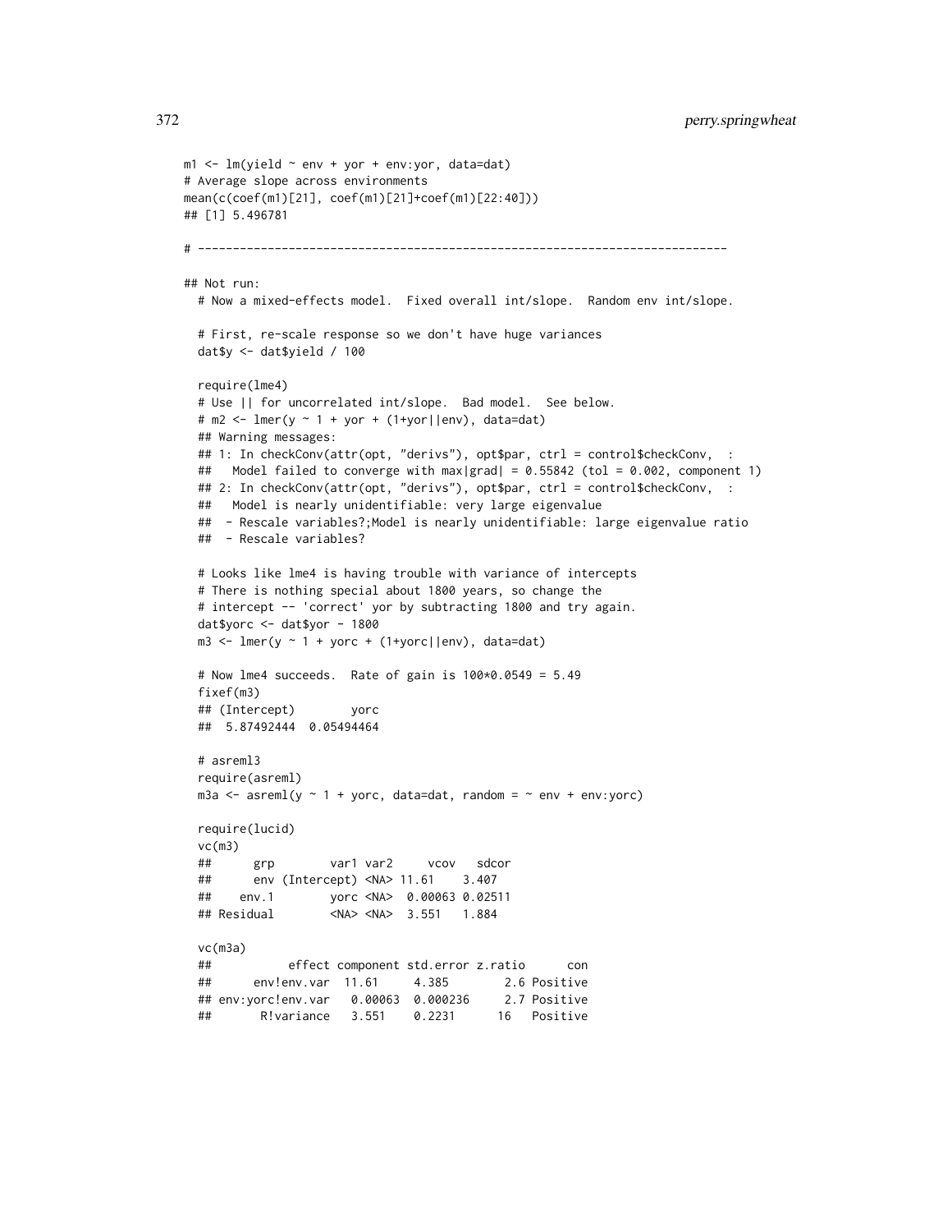```
m1 <- lm(yield ~ env + yor + env:yor, data=dat)
# Average slope across environments
mean(c(coef(m1)[21], coef(m1)[21]+coef(m1)[22:40]))
## [1] 5.496781

# ----------------------------------------------------------------------------

## Not run:
  # Now a mixed-effects model.  Fixed overall int/slope.  Random env int/slope.

  # First, re-scale response so we don't have huge variances
  dat$y <- dat$yield / 100

  require(lme4)
  # Use || for uncorrelated int/slope.  Bad model.  See below.
  # m2 <- lmer(y ~ 1 + yor + (1+yor||env), data=dat)
  ## Warning messages:
  ## 1: In checkConv(attr(opt, "derivs"), opt$par, ctrl = control$checkConv,  :
  ##   Model failed to converge with max|grad| = 0.55842 (tol = 0.002, component 1)
  ## 2: In checkConv(attr(opt, "derivs"), opt$par, ctrl = control$checkConv,  :
  ##   Model is nearly unidentifiable: very large eigenvalue
  ##  - Rescale variables?;Model is nearly unidentifiable: large eigenvalue ratio
  ##  - Rescale variables?

  # Looks like lme4 is having trouble with variance of intercepts
  # There is nothing special about 1800 years, so change the
  # intercept -- 'correct' yor by subtracting 1800 and try again.
  dat$yorc <- dat$yor - 1800
  m3 <- lmer(y ~ 1 + yorc + (1+yorc||env), data=dat)

  # Now lme4 succeeds.  Rate of gain is 100*0.0549 = 5.49
  fixef(m3)
  ## (Intercept)        yorc
  ##  5.87492444  0.05494464

  # asreml3
  require(asreml)
  m3a <- asreml(y ~ 1 + yorc, data=dat, random = ~ env + env:yorc)

  require(lucid)
  vc(m3)
  ##      grp        var1 var2     vcov   sdcor
  ##      env (Intercept) <NA> 11.61    3.407
  ##    env.1        yorc <NA>  0.00063 0.02511
  ## Residual        <NA> <NA>  3.551   1.884

  vc(m3a)
  ##           effect component std.error z.ratio      con
  ##      env!env.var  11.61     4.385        2.6 Positive
  ## env:yorc!env.var   0.00063  0.000236     2.7 Positive
  ##       R!variance   3.551    0.2231      16   Positive
```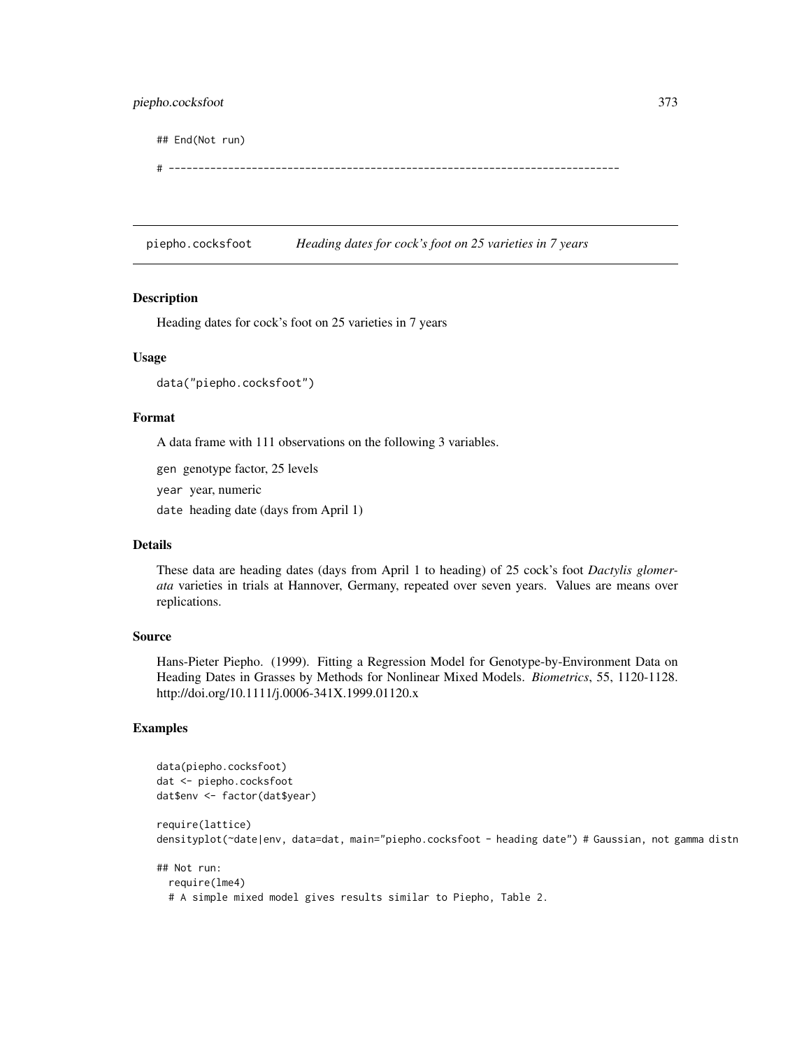```
## End(Not run)

# --------------------------------------------------------------------------
```

## piepho.cocksfoot — *Heading dates for cock's foot on 25 varieties in 7 years*

### Description

Heading dates for cock's foot on 25 varieties in 7 years

### Usage

```
data("piepho.cocksfoot")
```

### Format

A data frame with 111 observations on the following 3 variables.

- `gen` genotype factor, 25 levels
- `year` year, numeric
- `date` heading date (days from April 1)

### Details

These data are heading dates (days from April 1 to heading) of 25 cock's foot *Dactylis glomerata* varieties in trials at Hannover, Germany, repeated over seven years. Values are means over replications.

### Source

Hans-Pieter Piepho. (1999). Fitting a Regression Model for Genotype-by-Environment Data on Heading Dates in Grasses by Methods for Nonlinear Mixed Models. *Biometrics*, 55, 1120-1128. http://doi.org/10.1111/j.0006-341X.1999.01120.x

### Examples

```
data(piepho.cocksfoot)
dat <- piepho.cocksfoot
dat$env <- factor(dat$year)

require(lattice)
densityplot(~date|env, data=dat, main="piepho.cocksfoot - heading date") # Gaussian, not gamma distn

## Not run:
  require(lme4)
  # A simple mixed model gives results similar to Piepho, Table 2.
```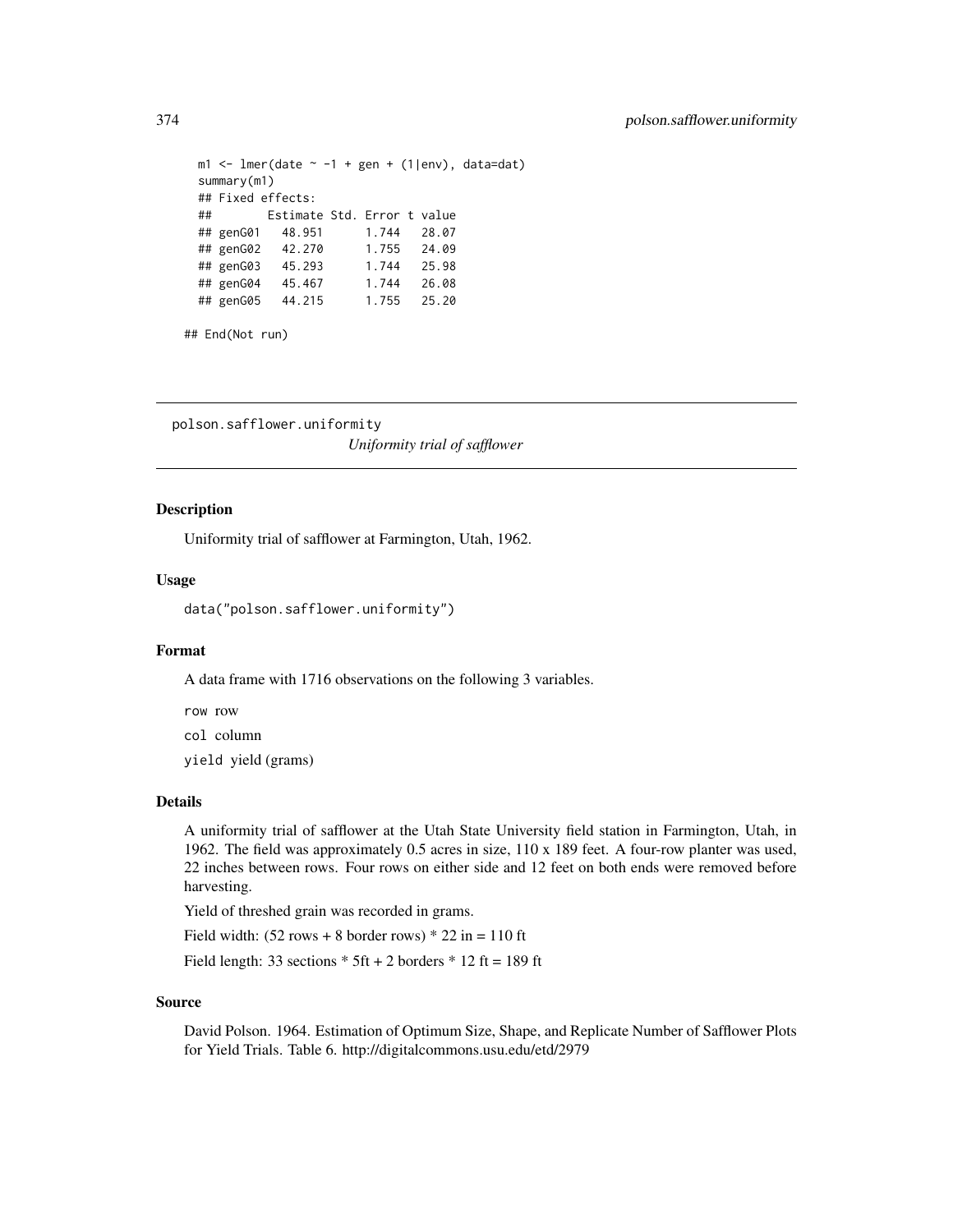```
  m1 <- lmer(date ~ -1 + gen + (1|env), data=dat)
  summary(m1)
  ## Fixed effects:
  ##        Estimate Std. Error t value
  ## genG01   48.951      1.744   28.07
  ## genG02   42.270      1.755   24.09
  ## genG03   45.293      1.744   25.98
  ## genG04   45.467      1.744   26.08
  ## genG05   44.215      1.755   25.20

## End(Not run)
```

---

polson.safflower.uniformity
*Uniformity trial of safflower*

---

## Description

Uniformity trial of safflower at Farmington, Utah, 1962.

## Usage

```
data("polson.safflower.uniformity")
```

## Format

A data frame with 1716 observations on the following 3 variables.

`row` row

`col` column

`yield` yield (grams)

## Details

A uniformity trial of safflower at the Utah State University field station in Farmington, Utah, in 1962. The field was approximately 0.5 acres in size, 110 x 189 feet. A four-row planter was used, 22 inches between rows. Four rows on either side and 12 feet on both ends were removed before harvesting.

Yield of threshed grain was recorded in grams.

Field width: (52 rows + 8 border rows) * 22 in = 110 ft

Field length: 33 sections * 5ft + 2 borders * 12 ft = 189 ft

## Source

David Polson. 1964. Estimation of Optimum Size, Shape, and Replicate Number of Safflower Plots for Yield Trials. Table 6. http://digitalcommons.usu.edu/etd/2979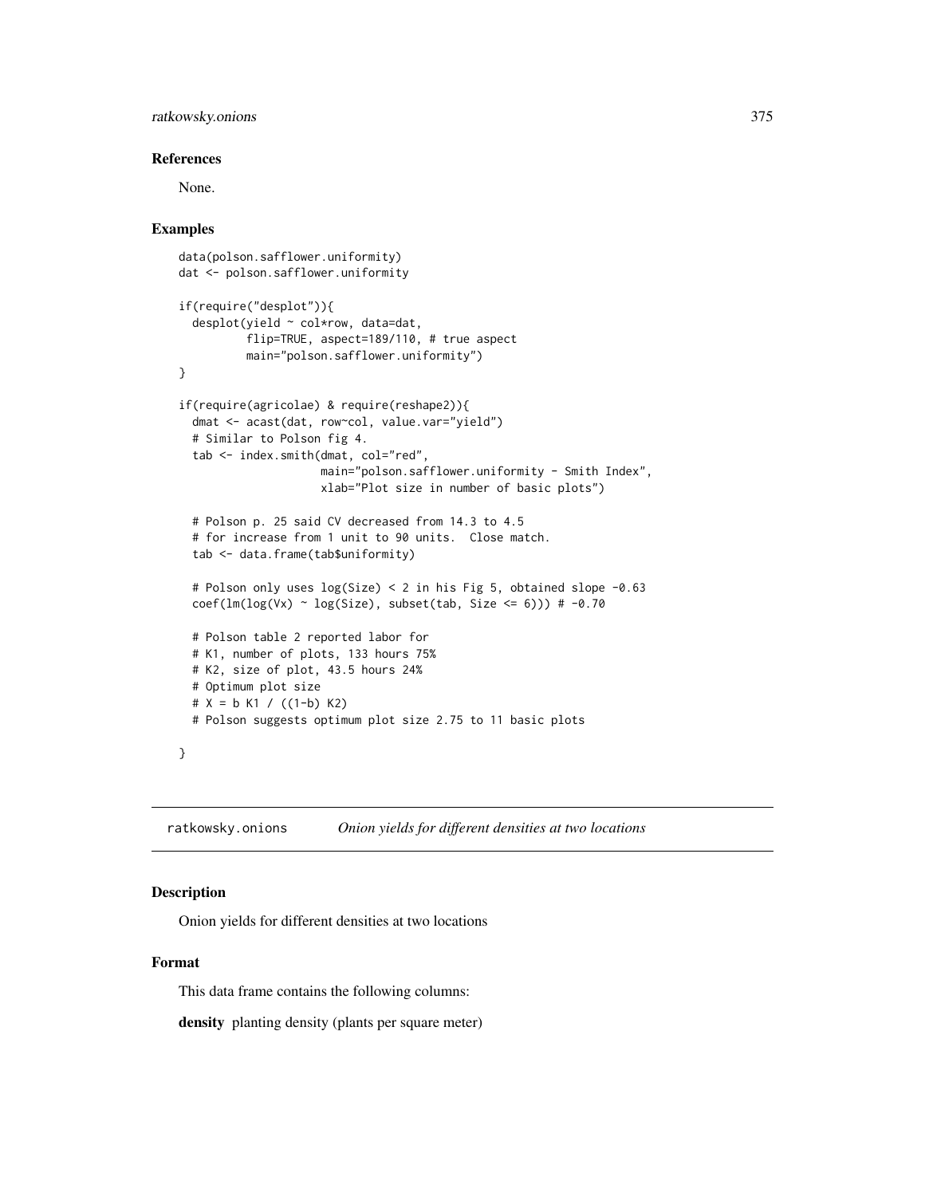### References

None.

### Examples

```
data(polson.safflower.uniformity)
dat <- polson.safflower.uniformity

if(require("desplot")){
  desplot(yield ~ col*row, data=dat,
          flip=TRUE, aspect=189/110, # true aspect
          main="polson.safflower.uniformity")
}

if(require(agricolae) & require(reshape2)){
  dmat <- acast(dat, row~col, value.var="yield")
  # Similar to Polson fig 4.
  tab <- index.smith(dmat, col="red",
                     main="polson.safflower.uniformity - Smith Index",
                     xlab="Plot size in number of basic plots")

  # Polson p. 25 said CV decreased from 14.3 to 4.5
  # for increase from 1 unit to 90 units.  Close match.
  tab <- data.frame(tab$uniformity)

  # Polson only uses log(Size) < 2 in his Fig 5, obtained slope -0.63
  coef(lm(log(Vx) ~ log(Size), subset(tab, Size <= 6))) # -0.70

  # Polson table 2 reported labor for
  # K1, number of plots, 133 hours 75%
  # K2, size of plot, 43.5 hours 24%
  # Optimum plot size
  # X = b K1 / ((1-b) K2)
  # Polson suggests optimum plot size 2.75 to 11 basic plots

}
```

---

## ratkowsky.onions    *Onion yields for different densities at two locations*

---

### Description

Onion yields for different densities at two locations

### Format

This data frame contains the following columns:

**density** planting density (plants per square meter)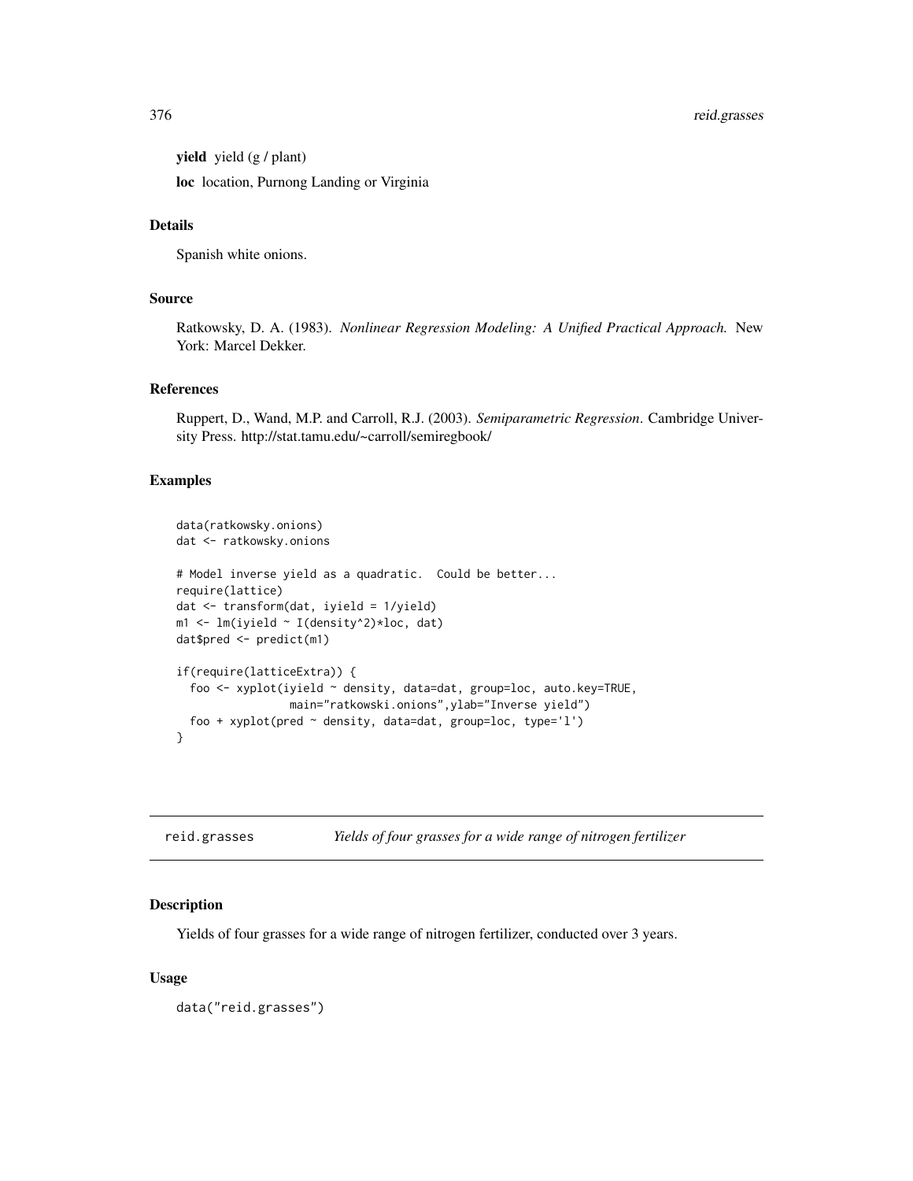**yield** yield (g / plant)

**loc** location, Purnong Landing or Virginia

### Details

Spanish white onions.

### Source

Ratkowsky, D. A. (1983). *Nonlinear Regression Modeling: A Unified Practical Approach.* New York: Marcel Dekker.

### References

Ruppert, D., Wand, M.P. and Carroll, R.J. (2003). *Semiparametric Regression*. Cambridge University Press. http://stat.tamu.edu/~carroll/semiregbook/

### Examples

```
data(ratkowsky.onions)
dat <- ratkowsky.onions

# Model inverse yield as a quadratic.  Could be better...
require(lattice)
dat <- transform(dat, iyield = 1/yield)
m1 <- lm(iyield ~ I(density^2)*loc, dat)
dat$pred <- predict(m1)

if(require(latticeExtra)) {
  foo <- xyplot(iyield ~ density, data=dat, group=loc, auto.key=TRUE,
                main="ratkowski.onions",ylab="Inverse yield")
  foo + xyplot(pred ~ density, data=dat, group=loc, type='l')
}
```

---

## reid.grasses *Yields of four grasses for a wide range of nitrogen fertilizer*

### Description

Yields of four grasses for a wide range of nitrogen fertilizer, conducted over 3 years.

### Usage

```
data("reid.grasses")
```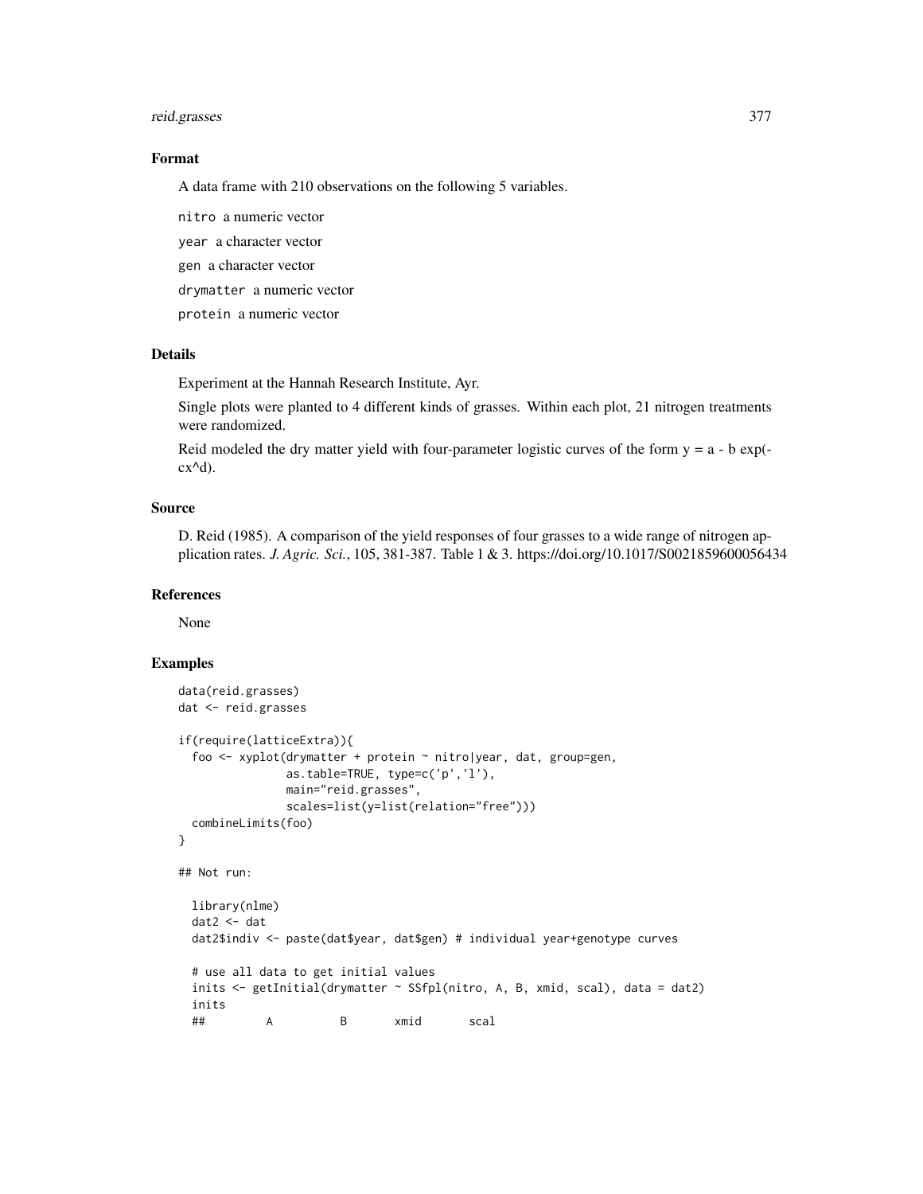## Format

A data frame with 210 observations on the following 5 variables.

`nitro` a numeric vector

`year` a character vector

`gen` a character vector

`drymatter` a numeric vector

`protein` a numeric vector

## Details

Experiment at the Hannah Research Institute, Ayr.

Single plots were planted to 4 different kinds of grasses. Within each plot, 21 nitrogen treatments were randomized.

Reid modeled the dry matter yield with four-parameter logistic curves of the form y = a - b exp(-cx^d).

## Source

D. Reid (1985). A comparison of the yield responses of four grasses to a wide range of nitrogen application rates. *J. Agric. Sci.*, 105, 381-387. Table 1 & 3. https://doi.org/10.1017/S0021859600056434

## References

None

## Examples

```
data(reid.grasses)
dat <- reid.grasses

if(require(latticeExtra)){
  foo <- xyplot(drymatter + protein ~ nitro|year, dat, group=gen,
                as.table=TRUE, type=c('p','l'),
                main="reid.grasses",
                scales=list(y=list(relation="free")))
  combineLimits(foo)
}

## Not run:

  library(nlme)
  dat2 <- dat
  dat2$indiv <- paste(dat$year, dat$gen) # individual year+genotype curves

  # use all data to get initial values
  inits <- getInitial(drymatter ~ SSfpl(nitro, A, B, xmid, scal), data = dat2)
  inits
  ##         A          B       xmid       scal
```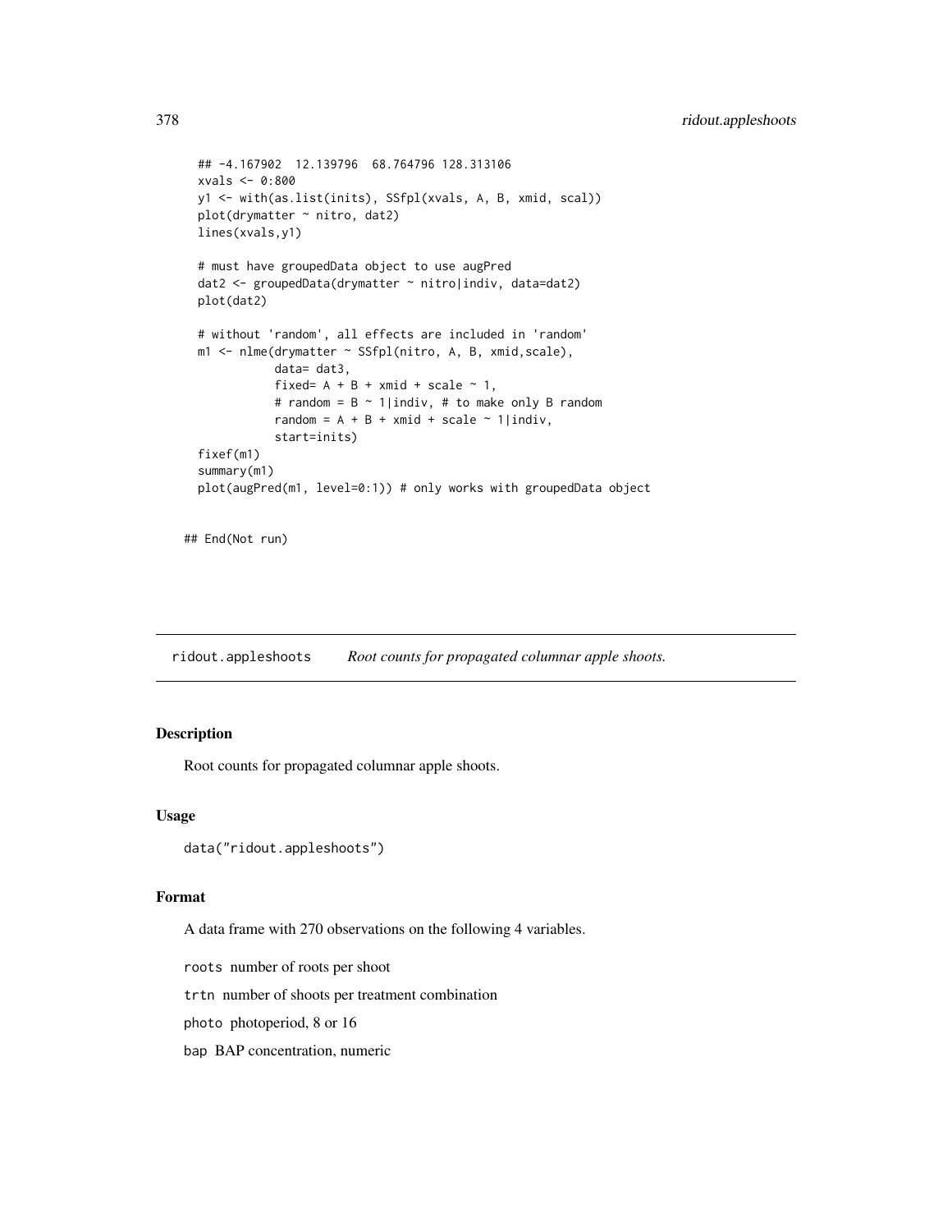```
## -4.167902  12.139796  68.764796 128.313106
xvals <- 0:800
y1 <- with(as.list(inits), SSfpl(xvals, A, B, xmid, scal))
plot(drymatter ~ nitro, dat2)
lines(xvals,y1)

# must have groupedData object to use augPred
dat2 <- groupedData(drymatter ~ nitro|indiv, data=dat2)
plot(dat2)

# without 'random', all effects are included in 'random'
m1 <- nlme(drymatter ~ SSfpl(nitro, A, B, xmid,scale),
           data= dat3,
           fixed= A + B + xmid + scale ~ 1,
           # random = B ~ 1|indiv, # to make only B random
           random = A + B + xmid + scale ~ 1|indiv,
           start=inits)
fixef(m1)
summary(m1)
plot(augPred(m1, level=0:1)) # only works with groupedData object

## End(Not run)
```

---

ridout.appleshoots    *Root counts for propagated columnar apple shoots.*

---

## Description

Root counts for propagated columnar apple shoots.

## Usage

```
data("ridout.appleshoots")
```

## Format

A data frame with 270 observations on the following 4 variables.

`roots` number of roots per shoot

`trtn` number of shoots per treatment combination

`photo` photoperiod, 8 or 16

`bap` BAP concentration, numeric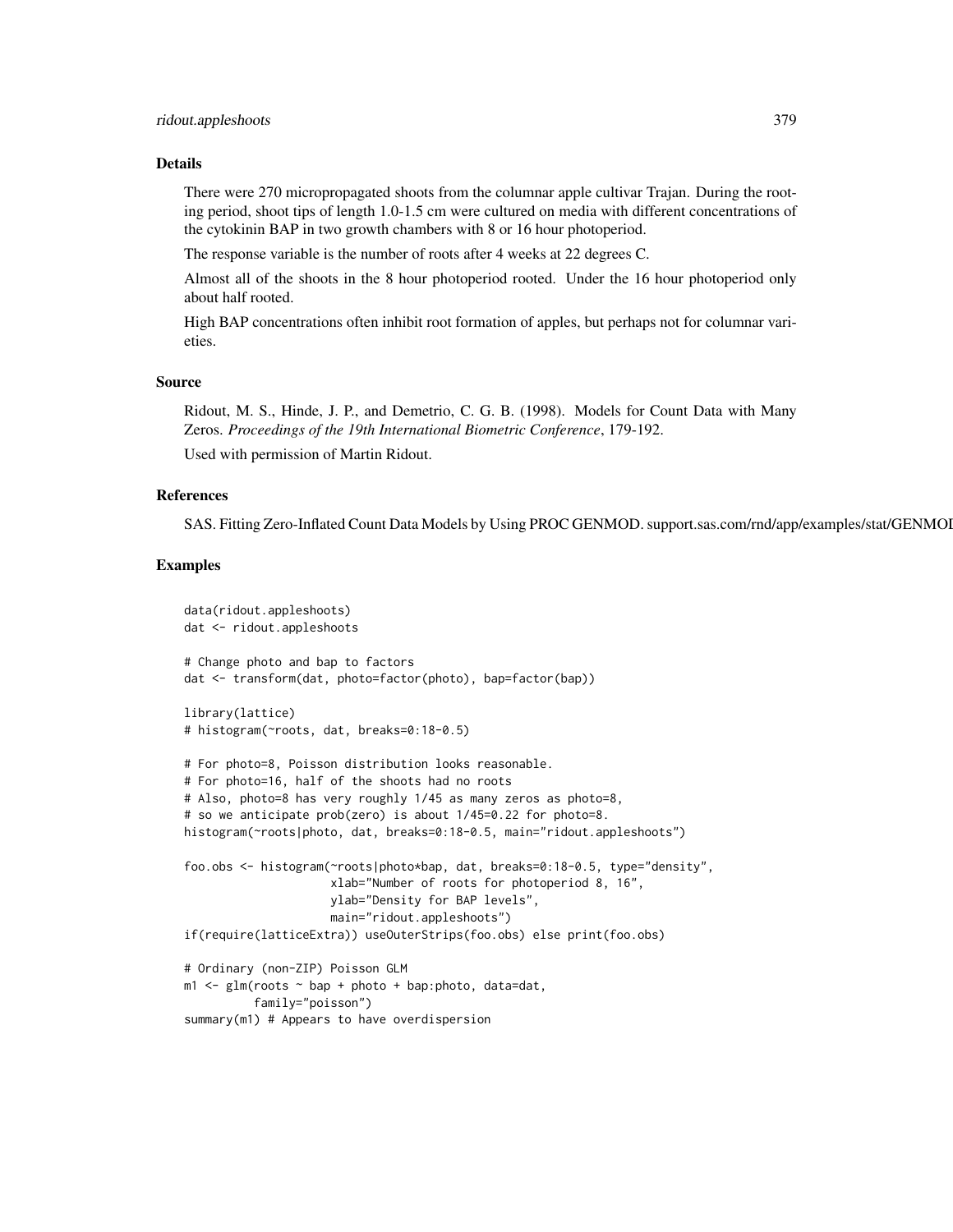## Details

There were 270 micropropagated shoots from the columnar apple cultivar Trajan. During the rooting period, shoot tips of length 1.0-1.5 cm were cultured on media with different concentrations of the cytokinin BAP in two growth chambers with 8 or 16 hour photoperiod.

The response variable is the number of roots after 4 weeks at 22 degrees C.

Almost all of the shoots in the 8 hour photoperiod rooted. Under the 16 hour photoperiod only about half rooted.

High BAP concentrations often inhibit root formation of apples, but perhaps not for columnar varieties.

## Source

Ridout, M. S., Hinde, J. P., and Demetrio, C. G. B. (1998). Models for Count Data with Many Zeros. *Proceedings of the 19th International Biometric Conference*, 179-192.

Used with permission of Martin Ridout.

## References

SAS. Fitting Zero-Inflated Count Data Models by Using PROC GENMOD. support.sas.com/rnd/app/examples/stat/GENMOD

## Examples

```
data(ridout.appleshoots)
dat <- ridout.appleshoots

# Change photo and bap to factors
dat <- transform(dat, photo=factor(photo), bap=factor(bap))

library(lattice)
# histogram(~roots, dat, breaks=0:18-0.5)

# For photo=8, Poisson distribution looks reasonable.
# For photo=16, half of the shoots had no roots
# Also, photo=8 has very roughly 1/45 as many zeros as photo=8,
# so we anticipate prob(zero) is about 1/45=0.22 for photo=8.
histogram(~roots|photo, dat, breaks=0:18-0.5, main="ridout.appleshoots")

foo.obs <- histogram(~roots|photo*bap, dat, breaks=0:18-0.5, type="density",
                     xlab="Number of roots for photoperiod 8, 16",
                     ylab="Density for BAP levels",
                     main="ridout.appleshoots")
if(require(latticeExtra)) useOuterStrips(foo.obs) else print(foo.obs)

# Ordinary (non-ZIP) Poisson GLM
m1 <- glm(roots ~ bap + photo + bap:photo, data=dat,
          family="poisson")
summary(m1) # Appears to have overdispersion
```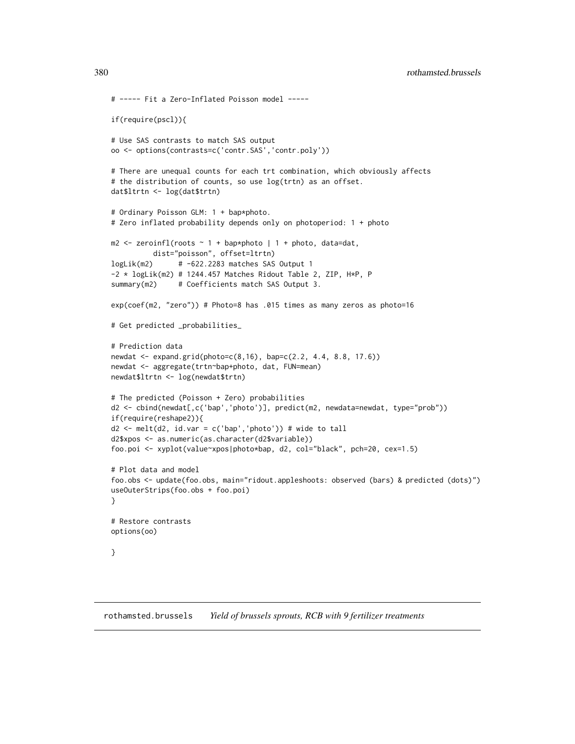```
# ----- Fit a Zero-Inflated Poisson model -----

if(require(pscl)){

# Use SAS contrasts to match SAS output
oo <- options(contrasts=c('contr.SAS','contr.poly'))

# There are unequal counts for each trt combination, which obviously affects
# the distribution of counts, so use log(trtn) as an offset.
dat$ltrtn <- log(dat$trtn)

# Ordinary Poisson GLM: 1 + bap*photo.
# Zero inflated probability depends only on photoperiod: 1 + photo

m2 <- zeroinfl(roots ~ 1 + bap*photo | 1 + photo, data=dat,
          dist="poisson", offset=ltrtn)
logLik(m2)      # -622.2283 matches SAS Output 1
-2 * logLik(m2) # 1244.457 Matches Ridout Table 2, ZIP, H*P, P
summary(m2)     # Coefficients match SAS Output 3.

exp(coef(m2, "zero")) # Photo=8 has .015 times as many zeros as photo=16

# Get predicted _probabilities_

# Prediction data
newdat <- expand.grid(photo=c(8,16), bap=c(2.2, 4.4, 8.8, 17.6))
newdat <- aggregate(trtn~bap+photo, dat, FUN=mean)
newdat$ltrtn <- log(newdat$trtn)

# The predicted (Poisson + Zero) probabilities
d2 <- cbind(newdat[,c('bap','photo')], predict(m2, newdata=newdat, type="prob"))
if(require(reshape2)){
d2 <- melt(d2, id.var = c('bap','photo')) # wide to tall
d2$xpos <- as.numeric(as.character(d2$variable))
foo.poi <- xyplot(value~xpos|photo*bap, d2, col="black", pch=20, cex=1.5)

# Plot data and model
foo.obs <- update(foo.obs, main="ridout.appleshoots: observed (bars) & predicted (dots)")
useOuterStrips(foo.obs + foo.poi)
}

# Restore contrasts
options(oo)

}
```

---

**rothamsted.brussels** *Yield of brussels sprouts, RCB with 9 fertilizer treatments*

---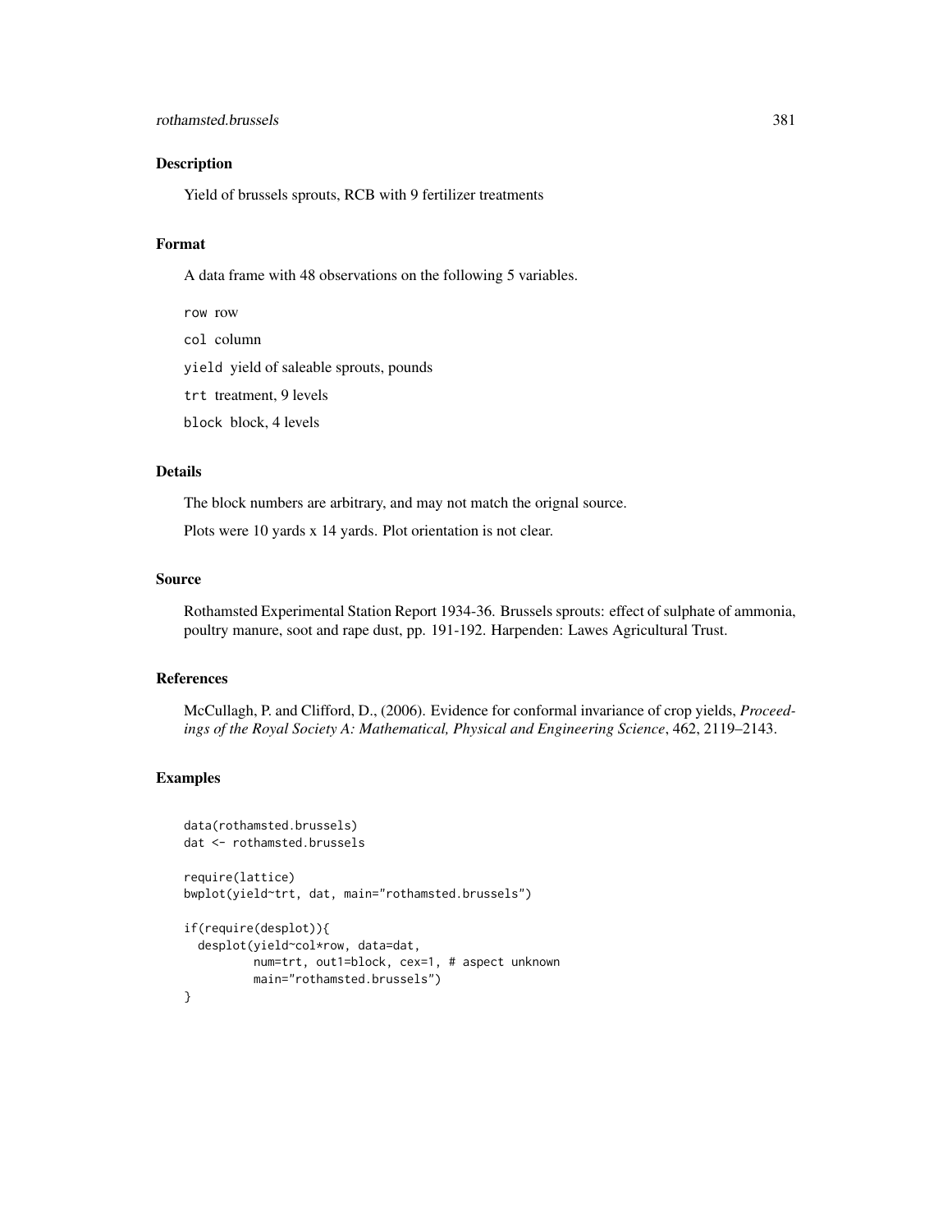### Description

Yield of brussels sprouts, RCB with 9 fertilizer treatments

### Format

A data frame with 48 observations on the following 5 variables.

`row` row

`col` column

`yield` yield of saleable sprouts, pounds

`trt` treatment, 9 levels

`block` block, 4 levels

### Details

The block numbers are arbitrary, and may not match the orignal source.

Plots were 10 yards x 14 yards. Plot orientation is not clear.

### Source

Rothamsted Experimental Station Report 1934-36. Brussels sprouts: effect of sulphate of ammonia, poultry manure, soot and rape dust, pp. 191-192. Harpenden: Lawes Agricultural Trust.

### References

McCullagh, P. and Clifford, D., (2006). Evidence for conformal invariance of crop yields, *Proceedings of the Royal Society A: Mathematical, Physical and Engineering Science*, 462, 2119–2143.

### Examples

```
data(rothamsted.brussels)
dat <- rothamsted.brussels

require(lattice)
bwplot(yield~trt, dat, main="rothamsted.brussels")

if(require(desplot)){
  desplot(yield~col*row, data=dat,
          num=trt, out1=block, cex=1, # aspect unknown
          main="rothamsted.brussels")
}
```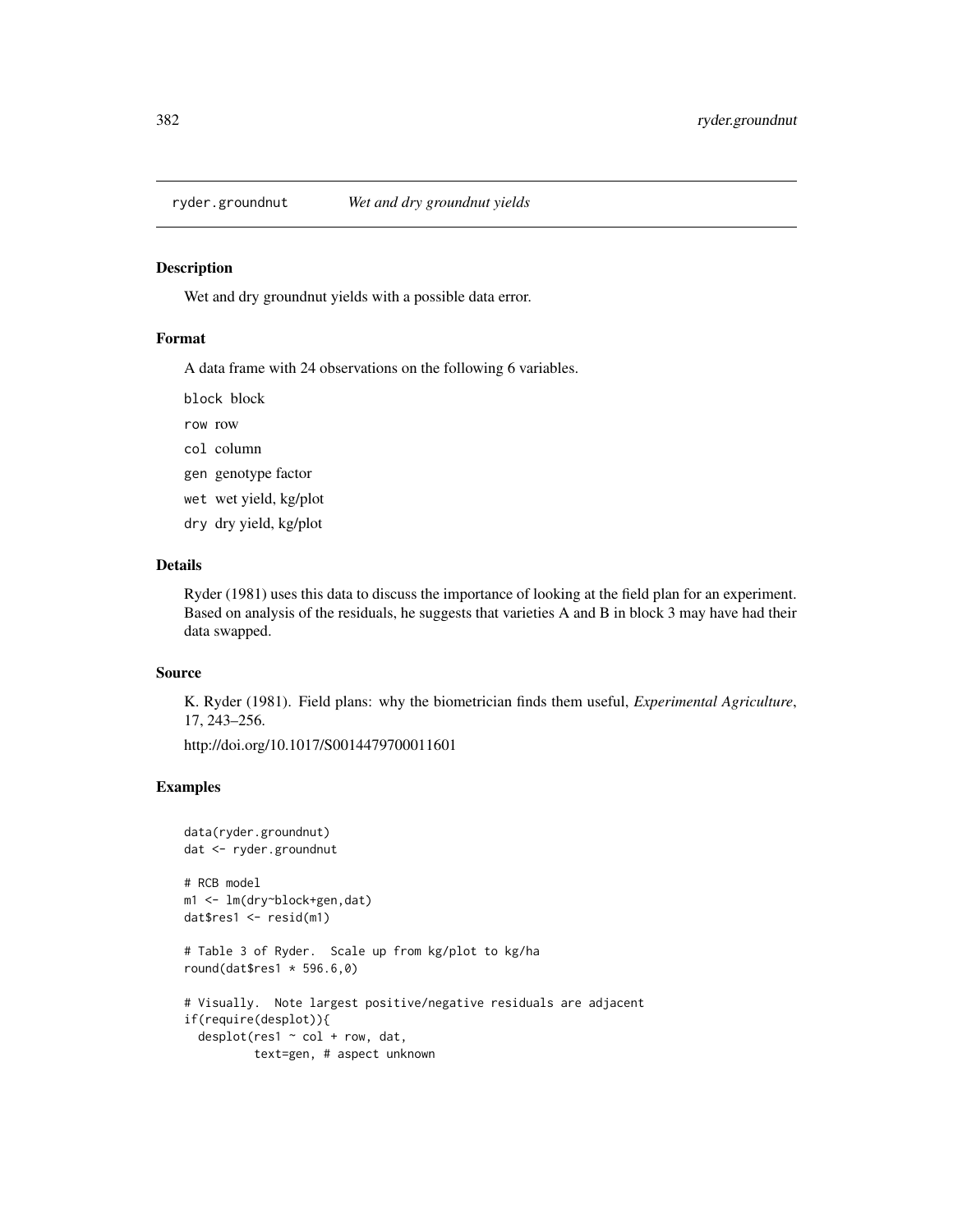ryder.groundnut *Wet and dry groundnut yields*

## Description

Wet and dry groundnut yields with a possible data error.

## Format

A data frame with 24 observations on the following 6 variables.

- `block` block
- `row` row
- `col` column
- `gen` genotype factor
- `wet` wet yield, kg/plot
- `dry` dry yield, kg/plot

## Details

Ryder (1981) uses this data to discuss the importance of looking at the field plan for an experiment. Based on analysis of the residuals, he suggests that varieties A and B in block 3 may have had their data swapped.

## Source

K. Ryder (1981). Field plans: why the biometrician finds them useful, *Experimental Agriculture*, 17, 243–256.

http://doi.org/10.1017/S0014479700011601

## Examples

```
data(ryder.groundnut)
dat <- ryder.groundnut

# RCB model
m1 <- lm(dry~block+gen,dat)
dat$res1 <- resid(m1)

# Table 3 of Ryder.  Scale up from kg/plot to kg/ha
round(dat$res1 * 596.6,0)

# Visually.  Note largest positive/negative residuals are adjacent
if(require(desplot)){
  desplot(res1 ~ col + row, dat,
          text=gen, # aspect unknown
```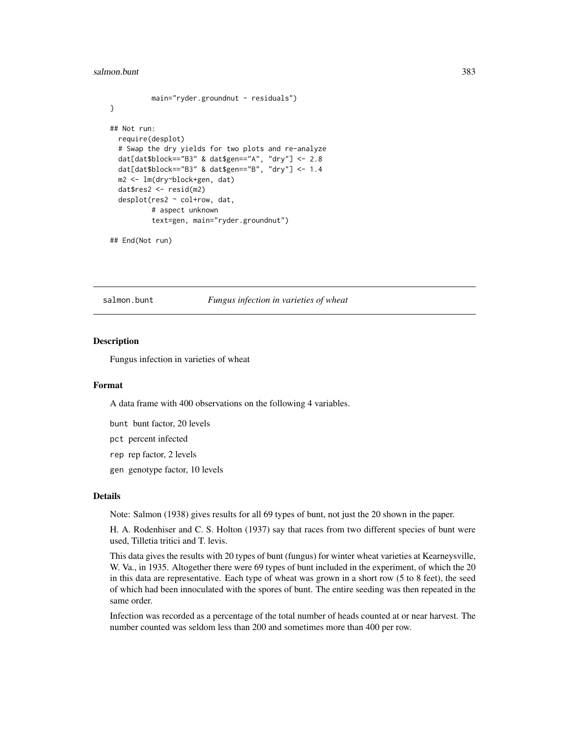```
main="ryder.groundnut - residuals")
}

## Not run:
  require(desplot)
  # Swap the dry yields for two plots and re-analyze
  dat[dat$block=="B3" & dat$gen=="A", "dry"] <- 2.8
  dat[dat$block=="B3" & dat$gen=="B", "dry"] <- 1.4
  m2 <- lm(dry~block+gen, dat)
  dat$res2 <- resid(m2)
  desplot(res2 ~ col+row, dat,
          # aspect unknown
          text=gen, main="ryder.groundnut")

## End(Not run)
```

## salmon.bunt *Fungus infection in varieties of wheat*

### Description

Fungus infection in varieties of wheat

### Format

A data frame with 400 observations on the following 4 variables.

`bunt` bunt factor, 20 levels

`pct` percent infected

`rep` rep factor, 2 levels

`gen` genotype factor, 10 levels

### Details

Note: Salmon (1938) gives results for all 69 types of bunt, not just the 20 shown in the paper.

H. A. Rodenhiser and C. S. Holton (1937) say that races from two different species of bunt were used, Tilletia tritici and T. levis.

This data gives the results with 20 types of bunt (fungus) for winter wheat varieties at Kearneysville, W. Va., in 1935. Altogether there were 69 types of bunt included in the experiment, of which the 20 in this data are representative. Each type of wheat was grown in a short row (5 to 8 feet), the seed of which had been innoculated with the spores of bunt. The entire seeding was then repeated in the same order.

Infection was recorded as a percentage of the total number of heads counted at or near harvest. The number counted was seldom less than 200 and sometimes more than 400 per row.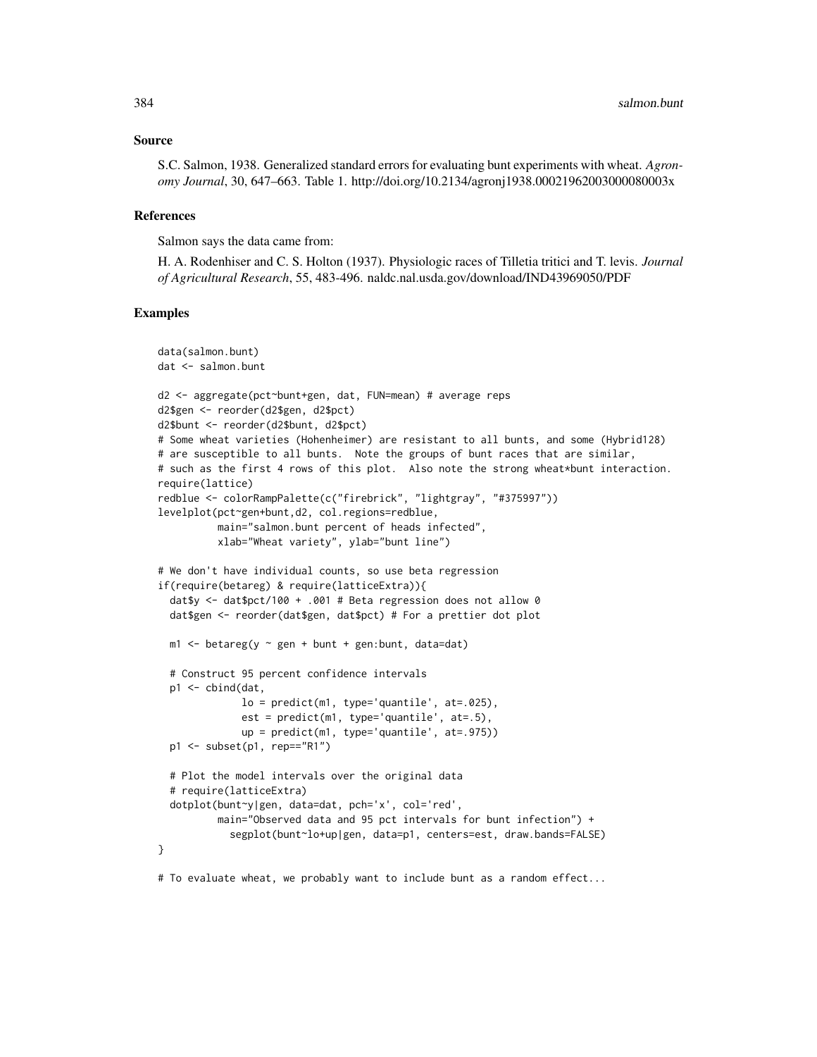## Source

S.C. Salmon, 1938. Generalized standard errors for evaluating bunt experiments with wheat. *Agronomy Journal*, 30, 647–663. Table 1. http://doi.org/10.2134/agronj1938.00021962003000080003x

## References

Salmon says the data came from:

H. A. Rodenhiser and C. S. Holton (1937). Physiologic races of Tilletia tritici and T. levis. *Journal of Agricultural Research*, 55, 483-496. naldc.nal.usda.gov/download/IND43969050/PDF

## Examples

```
data(salmon.bunt)
dat <- salmon.bunt

d2 <- aggregate(pct~bunt+gen, dat, FUN=mean) # average reps
d2$gen <- reorder(d2$gen, d2$pct)
d2$bunt <- reorder(d2$bunt, d2$pct)
# Some wheat varieties (Hohenheimer) are resistant to all bunts, and some (Hybrid128)
# are susceptible to all bunts.  Note the groups of bunt races that are similar,
# such as the first 4 rows of this plot.  Also note the strong wheat*bunt interaction.
require(lattice)
redblue <- colorRampPalette(c("firebrick", "lightgray", "#375997"))
levelplot(pct~gen+bunt,d2, col.regions=redblue,
          main="salmon.bunt percent of heads infected",
          xlab="Wheat variety", ylab="bunt line")

# We don't have individual counts, so use beta regression
if(require(betareg) & require(latticeExtra)){
  dat$y <- dat$pct/100 + .001 # Beta regression does not allow 0
  dat$gen <- reorder(dat$gen, dat$pct) # For a prettier dot plot

  m1 <- betareg(y ~ gen + bunt + gen:bunt, data=dat)

  # Construct 95 percent confidence intervals
  p1 <- cbind(dat,
              lo = predict(m1, type='quantile', at=.025),
              est = predict(m1, type='quantile', at=.5),
              up = predict(m1, type='quantile', at=.975))
  p1 <- subset(p1, rep=="R1")

  # Plot the model intervals over the original data
  # require(latticeExtra)
  dotplot(bunt~y|gen, data=dat, pch='x', col='red',
          main="Observed data and 95 pct intervals for bunt infection") +
            segplot(bunt~lo+up|gen, data=p1, centers=est, draw.bands=FALSE)
}

# To evaluate wheat, we probably want to include bunt as a random effect...
```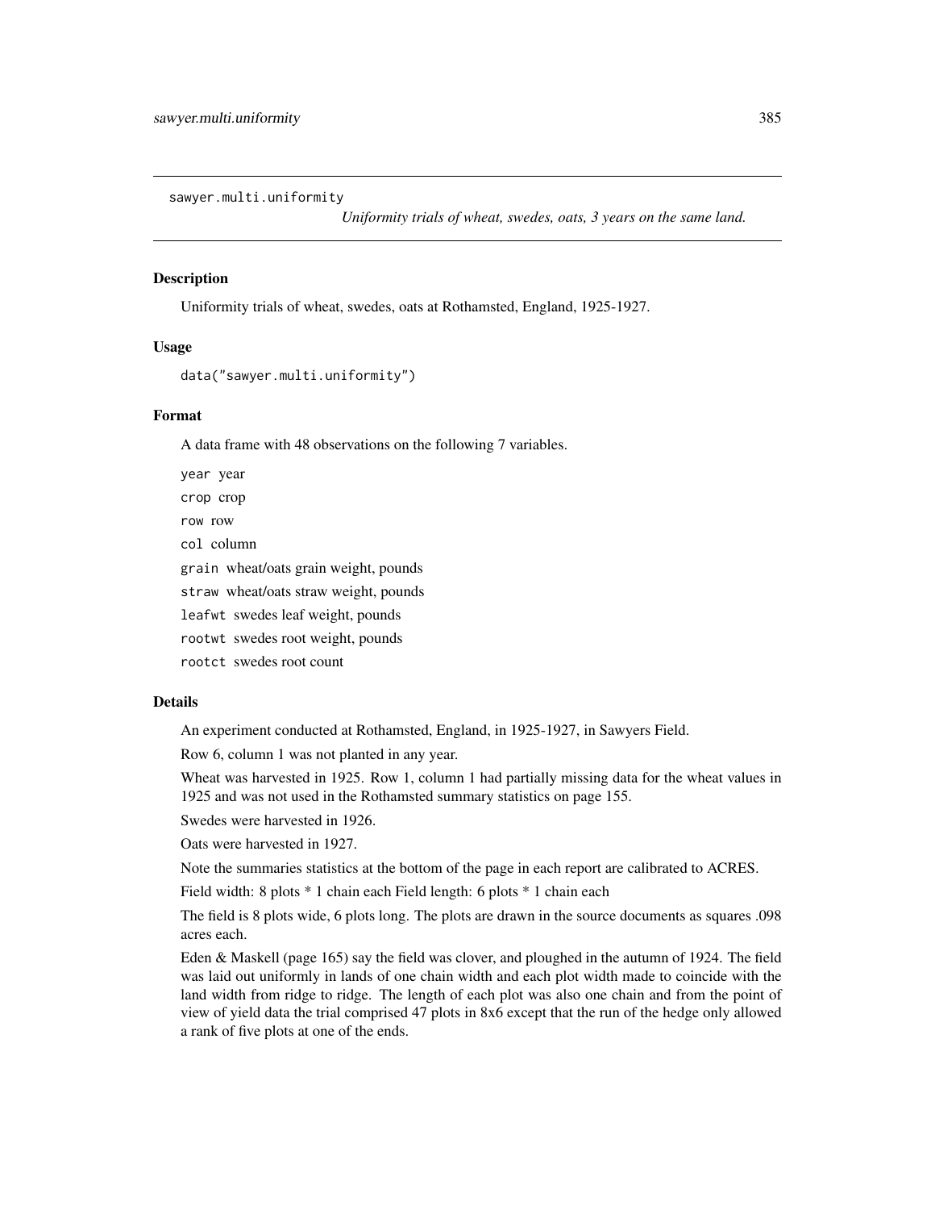sawyer.multi.uniformity *Uniformity trials of wheat, swedes, oats, 3 years on the same land.*

## Description

Uniformity trials of wheat, swedes, oats at Rothamsted, England, 1925-1927.

## Usage

```
data("sawyer.multi.uniformity")
```

## Format

A data frame with 48 observations on the following 7 variables.

- `year` year
- `crop` crop
- `row` row
- `col` column
- `grain` wheat/oats grain weight, pounds
- `straw` wheat/oats straw weight, pounds
- `leafwt` swedes leaf weight, pounds
- `rootwt` swedes root weight, pounds
- `rootct` swedes root count

## Details

An experiment conducted at Rothamsted, England, in 1925-1927, in Sawyers Field.

Row 6, column 1 was not planted in any year.

Wheat was harvested in 1925. Row 1, column 1 had partially missing data for the wheat values in 1925 and was not used in the Rothamsted summary statistics on page 155.

Swedes were harvested in 1926.

Oats were harvested in 1927.

Note the summaries statistics at the bottom of the page in each report are calibrated to ACRES.

Field width: 8 plots * 1 chain each Field length: 6 plots * 1 chain each

The field is 8 plots wide, 6 plots long. The plots are drawn in the source documents as squares .098 acres each.

Eden & Maskell (page 165) say the field was clover, and ploughed in the autumn of 1924. The field was laid out uniformly in lands of one chain width and each plot width made to coincide with the land width from ridge to ridge. The length of each plot was also one chain and from the point of view of yield data the trial comprised 47 plots in 8x6 except that the run of the hedge only allowed a rank of five plots at one of the ends.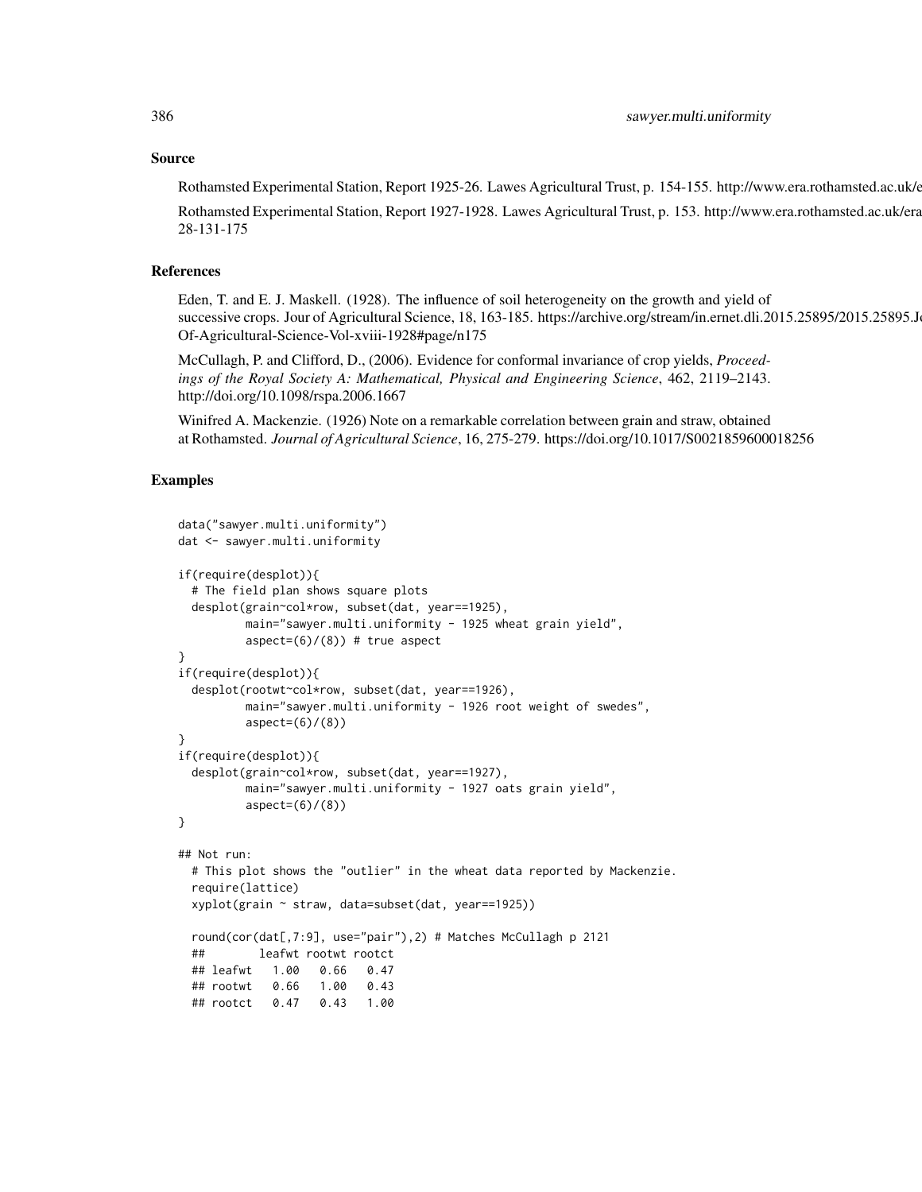## Source

Rothamsted Experimental Station, Report 1925-26. Lawes Agricultural Trust, p. 154-155. http://www.era.rothamsted.ac.uk/e

Rothamsted Experimental Station, Report 1927-1928. Lawes Agricultural Trust, p. 153. http://www.era.rothamsted.ac.uk/era 28-131-175

## References

Eden, T. and E. J. Maskell. (1928). The influence of soil heterogeneity on the growth and yield of successive crops. Jour of Agricultural Science, 18, 163-185. https://archive.org/stream/in.ernet.dli.2015.25895/2015.25895.Jo Of-Agricultural-Science-Vol-xviii-1928#page/n175

McCullagh, P. and Clifford, D., (2006). Evidence for conformal invariance of crop yields, *Proceedings of the Royal Society A: Mathematical, Physical and Engineering Science*, 462, 2119–2143. http://doi.org/10.1098/rspa.2006.1667

Winifred A. Mackenzie. (1926) Note on a remarkable correlation between grain and straw, obtained at Rothamsted. *Journal of Agricultural Science*, 16, 275-279. https://doi.org/10.1017/S0021859600018256

## Examples

```
data("sawyer.multi.uniformity")
dat <- sawyer.multi.uniformity

if(require(desplot)){
  # The field plan shows square plots
  desplot(grain~col*row, subset(dat, year==1925),
          main="sawyer.multi.uniformity - 1925 wheat grain yield",
          aspect=(6)/(8)) # true aspect
}
if(require(desplot)){
  desplot(rootwt~col*row, subset(dat, year==1926),
          main="sawyer.multi.uniformity - 1926 root weight of swedes",
          aspect=(6)/(8))
}
if(require(desplot)){
  desplot(grain~col*row, subset(dat, year==1927),
          main="sawyer.multi.uniformity - 1927 oats grain yield",
          aspect=(6)/(8))
}

## Not run:
  # This plot shows the "outlier" in the wheat data reported by Mackenzie.
  require(lattice)
  xyplot(grain ~ straw, data=subset(dat, year==1925))

  round(cor(dat[,7:9], use="pair"),2) # Matches McCullagh p 2121
  ##        leafwt rootwt rootct
  ## leafwt   1.00   0.66   0.47
  ## rootwt   0.66   1.00   0.43
  ## rootct   0.47   0.43   1.00
```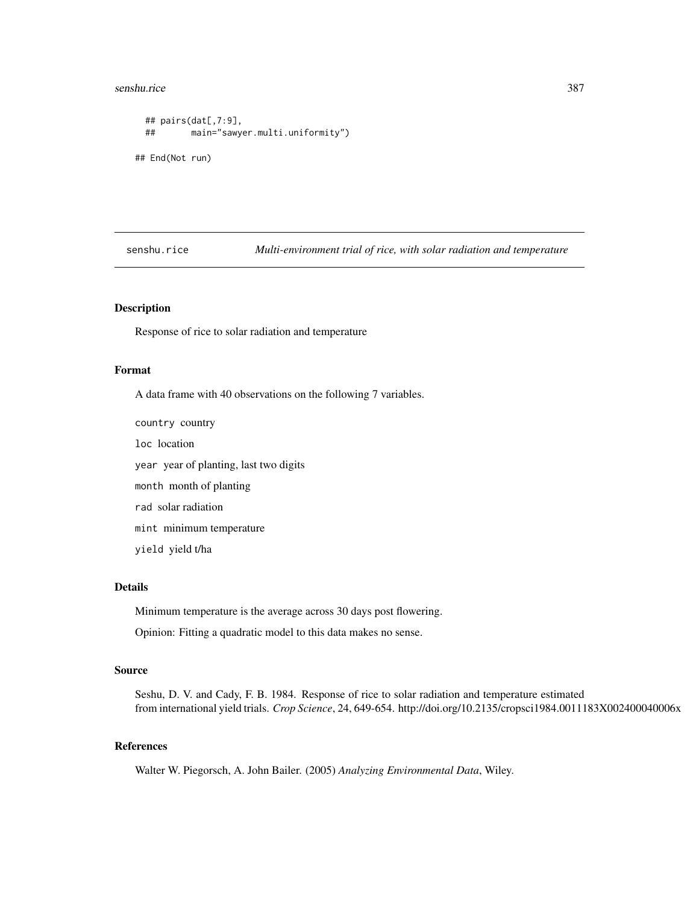```
## pairs(dat[,7:9],
##       main="sawyer.multi.uniformity")

## End(Not run)
```

---

senshu.rice　　　　*Multi-environment trial of rice, with solar radiation and temperature*

---

### Description

Response of rice to solar radiation and temperature

### Format

A data frame with 40 observations on the following 7 variables.

`country` country

`loc` location

`year` year of planting, last two digits

`month` month of planting

`rad` solar radiation

`mint` minimum temperature

`yield` yield t/ha

### Details

Minimum temperature is the average across 30 days post flowering.

Opinion: Fitting a quadratic model to this data makes no sense.

### Source

Seshu, D. V. and Cady, F. B. 1984. Response of rice to solar radiation and temperature estimated from international yield trials. *Crop Science*, 24, 649-654. http://doi.org/10.2135/cropsci1984.0011183X002400040006x

### References

Walter W. Piegorsch, A. John Bailer. (2005) *Analyzing Environmental Data*, Wiley.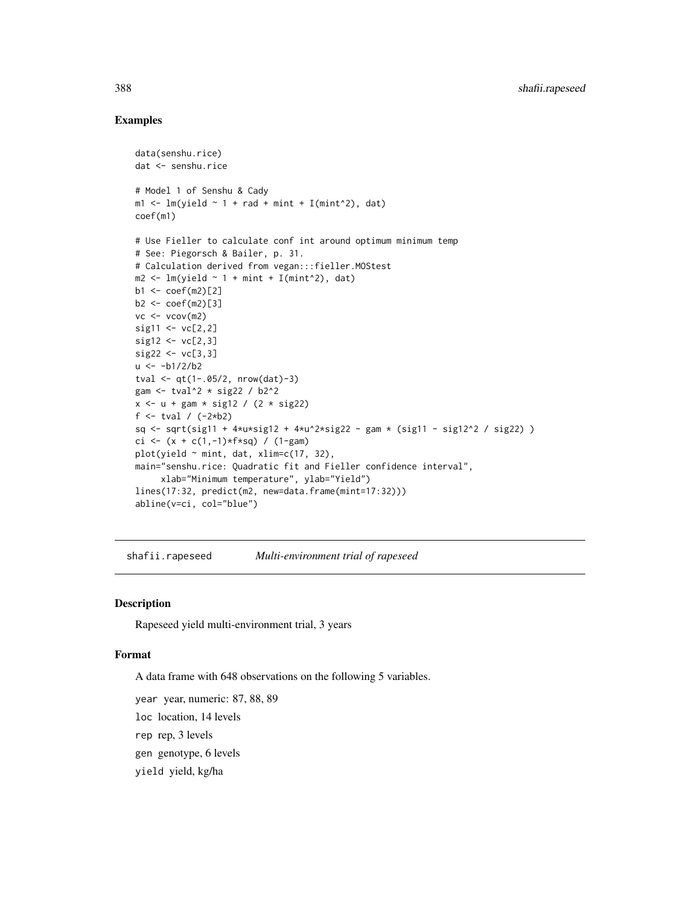## Examples

```
data(senshu.rice)
dat <- senshu.rice

# Model 1 of Senshu & Cady
m1 <- lm(yield ~ 1 + rad + mint + I(mint^2), dat)
coef(m1)

# Use Fieller to calculate conf int around optimum minimum temp
# See: Piegorsch & Bailer, p. 31.
# Calculation derived from vegan:::fieller.MOStest
m2 <- lm(yield ~ 1 + mint + I(mint^2), dat)
b1 <- coef(m2)[2]
b2 <- coef(m2)[3]
vc <- vcov(m2)
sig11 <- vc[2,2]
sig12 <- vc[2,3]
sig22 <- vc[3,3]
u <- -b1/2/b2
tval <- qt(1-.05/2, nrow(dat)-3)
gam <- tval^2 * sig22 / b2^2
x <- u + gam * sig12 / (2 * sig22)
f <- tval / (-2*b2)
sq <- sqrt(sig11 + 4*u*sig12 + 4*u^2*sig22 - gam * (sig11 - sig12^2 / sig22) )
ci <- (x + c(1,-1)*f*sq) / (1-gam)
plot(yield ~ mint, dat, xlim=c(17, 32),
main="senshu.rice: Quadratic fit and Fieller confidence interval",
     xlab="Minimum temperature", ylab="Yield")
lines(17:32, predict(m2, new=data.frame(mint=17:32)))
abline(v=ci, col="blue")
```

---

# shafii.rapeseed    *Multi-environment trial of rapeseed*

## Description

Rapeseed yield multi-environment trial, 3 years

## Format

A data frame with 648 observations on the following 5 variables.

`year` year, numeric: 87, 88, 89

`loc` location, 14 levels

`rep` rep, 3 levels

`gen` genotype, 6 levels

`yield` yield, kg/ha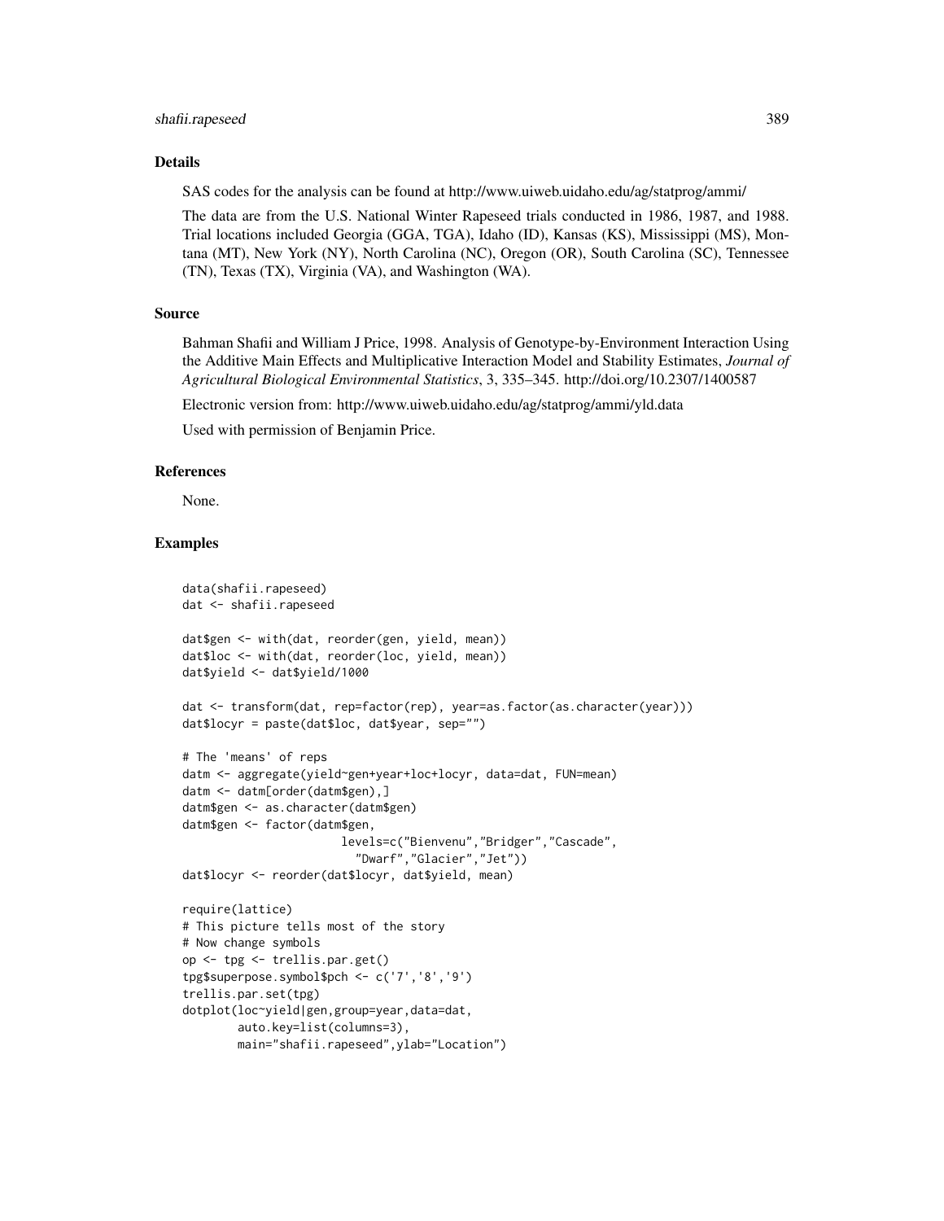## Details

SAS codes for the analysis can be found at http://www.uiweb.uidaho.edu/ag/statprog/ammi/

The data are from the U.S. National Winter Rapeseed trials conducted in 1986, 1987, and 1988. Trial locations included Georgia (GGA, TGA), Idaho (ID), Kansas (KS), Mississippi (MS), Montana (MT), New York (NY), North Carolina (NC), Oregon (OR), South Carolina (SC), Tennessee (TN), Texas (TX), Virginia (VA), and Washington (WA).

## Source

Bahman Shafii and William J Price, 1998. Analysis of Genotype-by-Environment Interaction Using the Additive Main Effects and Multiplicative Interaction Model and Stability Estimates, *Journal of Agricultural Biological Environmental Statistics*, 3, 335–345. http://doi.org/10.2307/1400587

Electronic version from: http://www.uiweb.uidaho.edu/ag/statprog/ammi/yld.data

Used with permission of Benjamin Price.

## References

None.

## Examples

```
data(shafii.rapeseed)
dat <- shafii.rapeseed

dat$gen <- with(dat, reorder(gen, yield, mean))
dat$loc <- with(dat, reorder(loc, yield, mean))
dat$yield <- dat$yield/1000

dat <- transform(dat, rep=factor(rep), year=as.factor(as.character(year)))
dat$locyr = paste(dat$loc, dat$year, sep="")

# The 'means' of reps
datm <- aggregate(yield~gen+year+loc+locyr, data=dat, FUN=mean)
datm <- datm[order(datm$gen),]
datm$gen <- as.character(datm$gen)
datm$gen <- factor(datm$gen,
                   levels=c("Bienvenu","Bridger","Cascade",
                     "Dwarf","Glacier","Jet"))
dat$locyr <- reorder(dat$locyr, dat$yield, mean)

require(lattice)
# This picture tells most of the story
# Now change symbols
op <- tpg <- trellis.par.get()
tpg$superpose.symbol$pch <- c('7','8','9')
trellis.par.set(tpg)
dotplot(loc~yield|gen,group=year,data=dat,
        auto.key=list(columns=3),
        main="shafii.rapeseed",ylab="Location")
```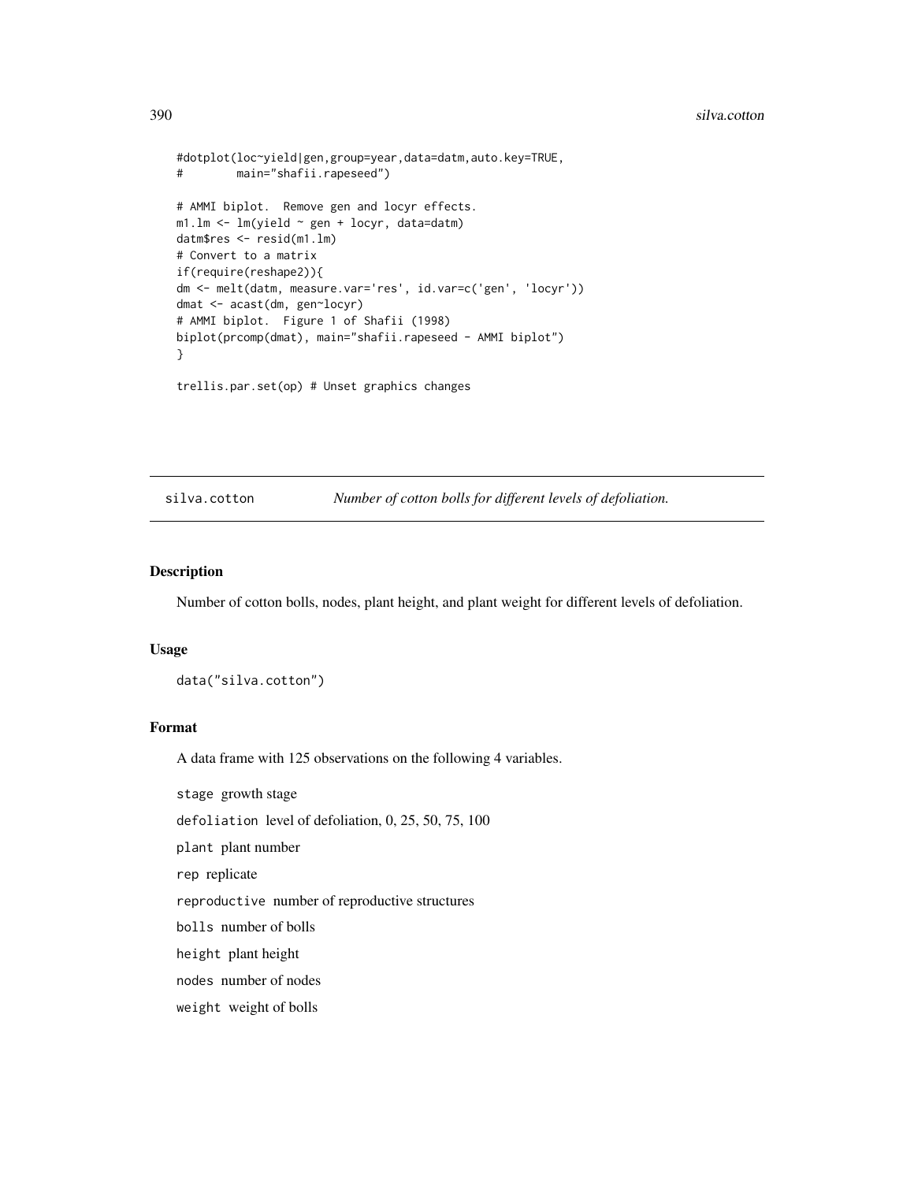```
#dotplot(loc~yield|gen,group=year,data=datm,auto.key=TRUE,
#         main="shafii.rapeseed")

# AMMI biplot.  Remove gen and locyr effects.
m1.lm <- lm(yield ~ gen + locyr, data=datm)
datm$res <- resid(m1.lm)
# Convert to a matrix
if(require(reshape2)){
dm <- melt(datm, measure.var='res', id.var=c('gen', 'locyr'))
dmat <- acast(dm, gen~locyr)
# AMMI biplot.  Figure 1 of Shafii (1998)
biplot(prcomp(dmat), main="shafii.rapeseed - AMMI biplot")
}

trellis.par.set(op) # Unset graphics changes
```

## silva.cotton *Number of cotton bolls for different levels of defoliation.*

### Description

Number of cotton bolls, nodes, plant height, and plant weight for different levels of defoliation.

### Usage

```
data("silva.cotton")
```

### Format

A data frame with 125 observations on the following 4 variables.

`stage` growth stage

`defoliation` level of defoliation, 0, 25, 50, 75, 100

`plant` plant number

`rep` replicate

`reproductive` number of reproductive structures

`bolls` number of bolls

`height` plant height

`nodes` number of nodes

`weight` weight of bolls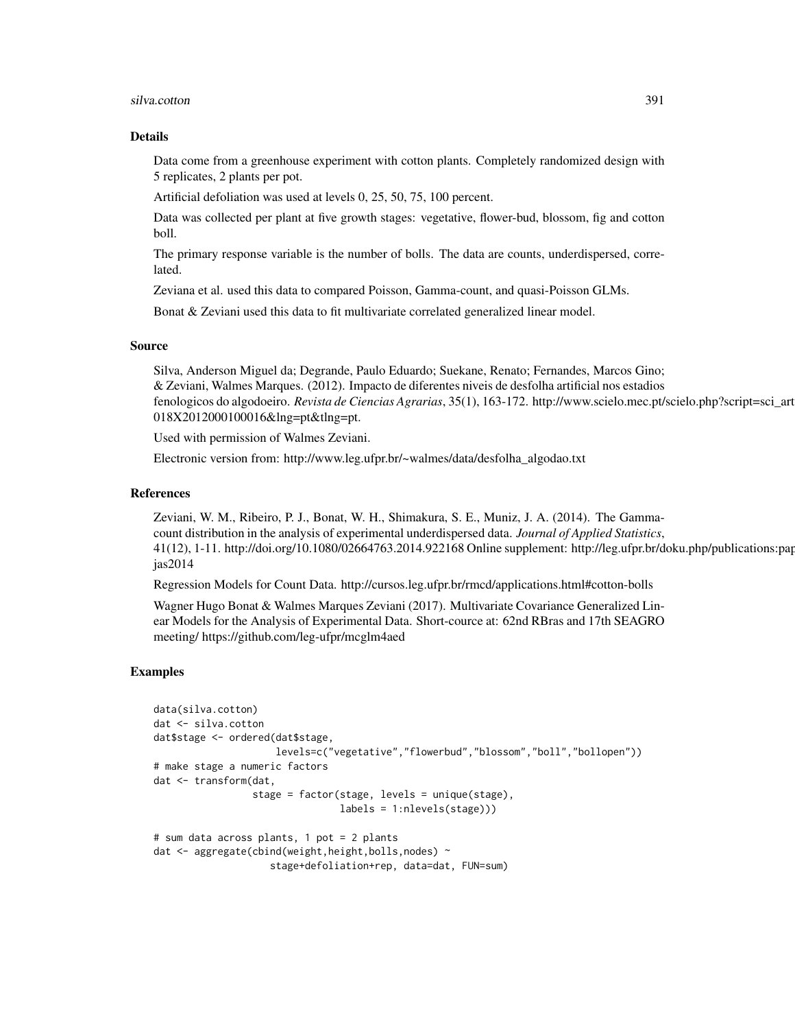### Details

Data come from a greenhouse experiment with cotton plants. Completely randomized design with 5 replicates, 2 plants per pot.

Artificial defoliation was used at levels 0, 25, 50, 75, 100 percent.

Data was collected per plant at five growth stages: vegetative, flower-bud, blossom, fig and cotton boll.

The primary response variable is the number of bolls. The data are counts, underdispersed, correlated.

Zeviana et al. used this data to compared Poisson, Gamma-count, and quasi-Poisson GLMs.

Bonat & Zeviani used this data to fit multivariate correlated generalized linear model.

### Source

Silva, Anderson Miguel da; Degrande, Paulo Eduardo; Suekane, Renato; Fernandes, Marcos Gino; & Zeviani, Walmes Marques. (2012). Impacto de diferentes niveis de desfolha artificial nos estadios fenologicos do algodoeiro. *Revista de Ciencias Agrarias*, 35(1), 163-172. http://www.scielo.mec.pt/scielo.php?script=sci_art 018X2012000100016&lng=pt&tlng=pt.

Used with permission of Walmes Zeviani.

Electronic version from: http://www.leg.ufpr.br/~walmes/data/desfolha_algodao.txt

### References

Zeviani, W. M., Ribeiro, P. J., Bonat, W. H., Shimakura, S. E., Muniz, J. A. (2014). The Gamma-count distribution in the analysis of experimental underdispersed data. *Journal of Applied Statistics*, 41(12), 1-11. http://doi.org/10.1080/02664763.2014.922168 Online supplement: http://leg.ufpr.br/doku.php/publications:pap jas2014

Regression Models for Count Data. http://cursos.leg.ufpr.br/rmcd/applications.html#cotton-bolls

Wagner Hugo Bonat & Walmes Marques Zeviani (2017). Multivariate Covariance Generalized Linear Models for the Analysis of Experimental Data. Short-cource at: 62nd RBras and 17th SEAGRO meeting/ https://github.com/leg-ufpr/mcglm4aed

### Examples

```
data(silva.cotton)
dat <- silva.cotton
dat$stage <- ordered(dat$stage,
                     levels=c("vegetative","flowerbud","blossom","boll","bollopen"))
# make stage a numeric factors
dat <- transform(dat,
                 stage = factor(stage, levels = unique(stage),
                                labels = 1:nlevels(stage)))

# sum data across plants, 1 pot = 2 plants
dat <- aggregate(cbind(weight,height,bolls,nodes) ~
                   stage+defoliation+rep, data=dat, FUN=sum)
```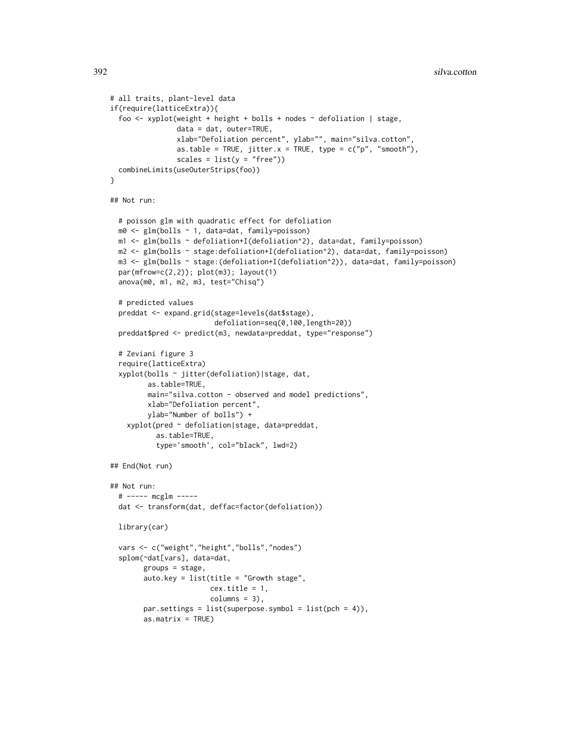```
# all traits, plant-level data
if(require(latticeExtra)){
  foo <- xyplot(weight + height + bolls + nodes ~ defoliation | stage,
                data = dat, outer=TRUE,
                xlab="Defoliation percent", ylab="", main="silva.cotton",
                as.table = TRUE, jitter.x = TRUE, type = c("p", "smooth"),
                scales = list(y = "free"))
  combineLimits(useOuterStrips(foo))
}

## Not run:

  # poisson glm with quadratic effect for defoliation
  m0 <- glm(bolls ~ 1, data=dat, family=poisson)
  m1 <- glm(bolls ~ defoliation+I(defoliation^2), data=dat, family=poisson)
  m2 <- glm(bolls ~ stage:defoliation+I(defoliation^2), data=dat, family=poisson)
  m3 <- glm(bolls ~ stage:(defoliation+I(defoliation^2)), data=dat, family=poisson)
  par(mfrow=c(2,2)); plot(m3); layout(1)
  anova(m0, m1, m2, m3, test="Chisq")

  # predicted values
  preddat <- expand.grid(stage=levels(dat$stage),
                         defoliation=seq(0,100,length=20))
  preddat$pred <- predict(m3, newdata=preddat, type="response")

  # Zeviani figure 3
  require(latticeExtra)
  xyplot(bolls ~ jitter(defoliation)|stage, dat,
         as.table=TRUE,
         main="silva.cotton - observed and model predictions",
         xlab="Defoliation percent",
         ylab="Number of bolls") +
    xyplot(pred ~ defoliation|stage, data=preddat,
           as.table=TRUE,
           type='smooth', col="black", lwd=2)

## End(Not run)

## Not run:
  # ----- mcglm -----
  dat <- transform(dat, deffac=factor(defoliation))

  library(car)

  vars <- c("weight","height","bolls","nodes")
  splom(~dat[vars], data=dat,
        groups = stage,
        auto.key = list(title = "Growth stage",
                        cex.title = 1,
                        columns = 3),
        par.settings = list(superpose.symbol = list(pch = 4)),
        as.matrix = TRUE)
```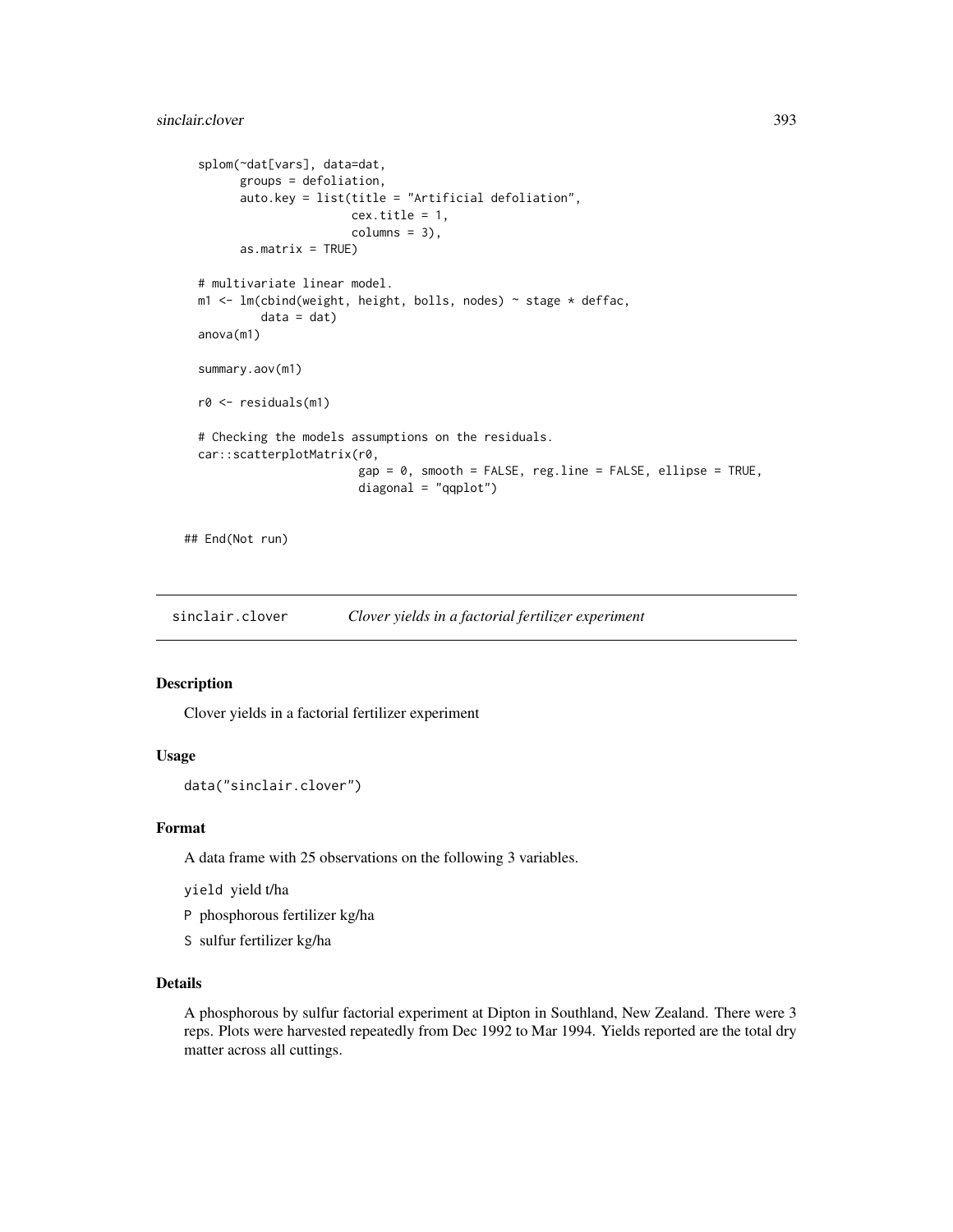```
  splom(~dat[vars], data=dat,
        groups = defoliation,
        auto.key = list(title = "Artificial defoliation",
                        cex.title = 1,
                        columns = 3),
        as.matrix = TRUE)

  # multivariate linear model.
  m1 <- lm(cbind(weight, height, bolls, nodes) ~ stage * deffac,
           data = dat)
  anova(m1)

  summary.aov(m1)

  r0 <- residuals(m1)

  # Checking the models assumptions on the residuals.
  car::scatterplotMatrix(r0,
                         gap = 0, smooth = FALSE, reg.line = FALSE, ellipse = TRUE,
                         diagonal = "qqplot")

## End(Not run)
```

---

## sinclair.clover — *Clover yields in a factorial fertilizer experiment*

### Description

Clover yields in a factorial fertilizer experiment

### Usage

```
data("sinclair.clover")
```

### Format

A data frame with 25 observations on the following 3 variables.

`yield` yield t/ha

`P` phosphorous fertilizer kg/ha

`S` sulfur fertilizer kg/ha

### Details

A phosphorous by sulfur factorial experiment at Dipton in Southland, New Zealand. There were 3 reps. Plots were harvested repeatedly from Dec 1992 to Mar 1994. Yields reported are the total dry matter across all cuttings.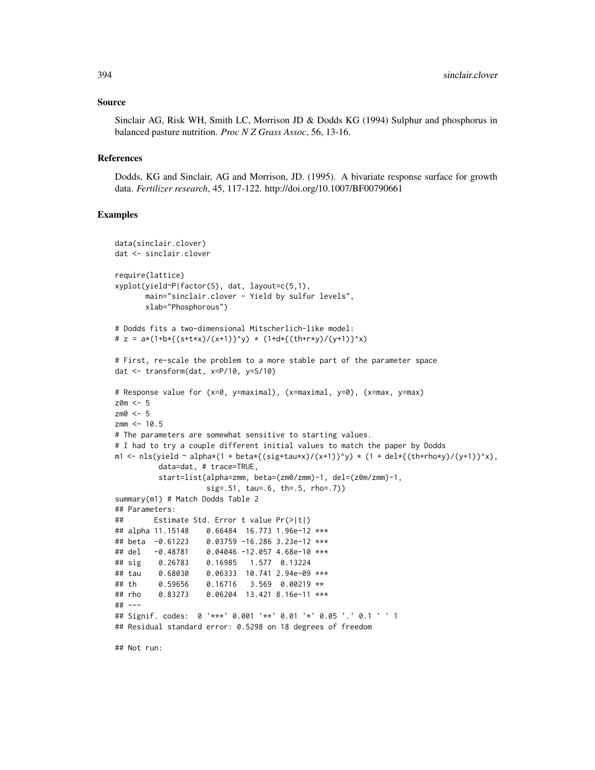## Source

Sinclair AG, Risk WH, Smith LC, Morrison JD & Dodds KG (1994) Sulphur and phosphorus in balanced pasture nutrition. *Proc N Z Grass Assoc*, 56, 13-16.

## References

Dodds, KG and Sinclair, AG and Morrison, JD. (1995). A bivariate response surface for growth data. *Fertilizer research*, 45, 117-122. http://doi.org/10.1007/BF00790661

## Examples

```
data(sinclair.clover)
dat <- sinclair.clover

require(lattice)
xyplot(yield~P|factor(S), dat, layout=c(5,1),
       main="sinclair.clover - Yield by sulfur levels",
       xlab="Phosphorous")

# Dodds fits a two-dimensional Mitscherlich-like model:
# z = a*(1+b*{(s+t*x)/(x+1)}^y) * (1+d*{(th+r*y)/(y+1)}^x)

# First, re-scale the problem to a more stable part of the parameter space
dat <- transform(dat, x=P/10, y=S/10)

# Response value for (x=0, y=maximal), (x=maximal, y=0), (x=max, y=max)
z0m <- 5
zm0 <- 5
zmm <- 10.5
# The parameters are somewhat sensitive to starting values.
# I had to try a couple different initial values to match the paper by Dodds
m1 <- nls(yield ~ alpha*(1 + beta*{(sig+tau*x)/(x+1)}^y) * (1 + del*{(th+rho*y)/(y+1)}^x),
          data=dat, # trace=TRUE,
          start=list(alpha=zmm, beta=(zm0/zmm)-1, del=(z0m/zmm)-1,
                     sig=.51, tau=.6, th=.5, rho=.7))
summary(m1) # Match Dodds Table 2
## Parameters:
##       Estimate Std. Error t value Pr(>|t|)
## alpha 11.15148    0.66484  16.773 1.96e-12 ***
## beta  -0.61223    0.03759 -16.286 3.23e-12 ***
## del   -0.48781    0.04046 -12.057 4.68e-10 ***
## sig    0.26783    0.16985   1.577  0.13224
## tau    0.68030    0.06333  10.741 2.94e-09 ***
## th     0.59656    0.16716   3.569  0.00219 **
## rho    0.83273    0.06204  13.421 8.16e-11 ***
## ---
## Signif. codes:  0 '***' 0.001 '**' 0.01 '*' 0.05 '.' 0.1 ' ' 1
## Residual standard error: 0.5298 on 18 degrees of freedom

## Not run:
```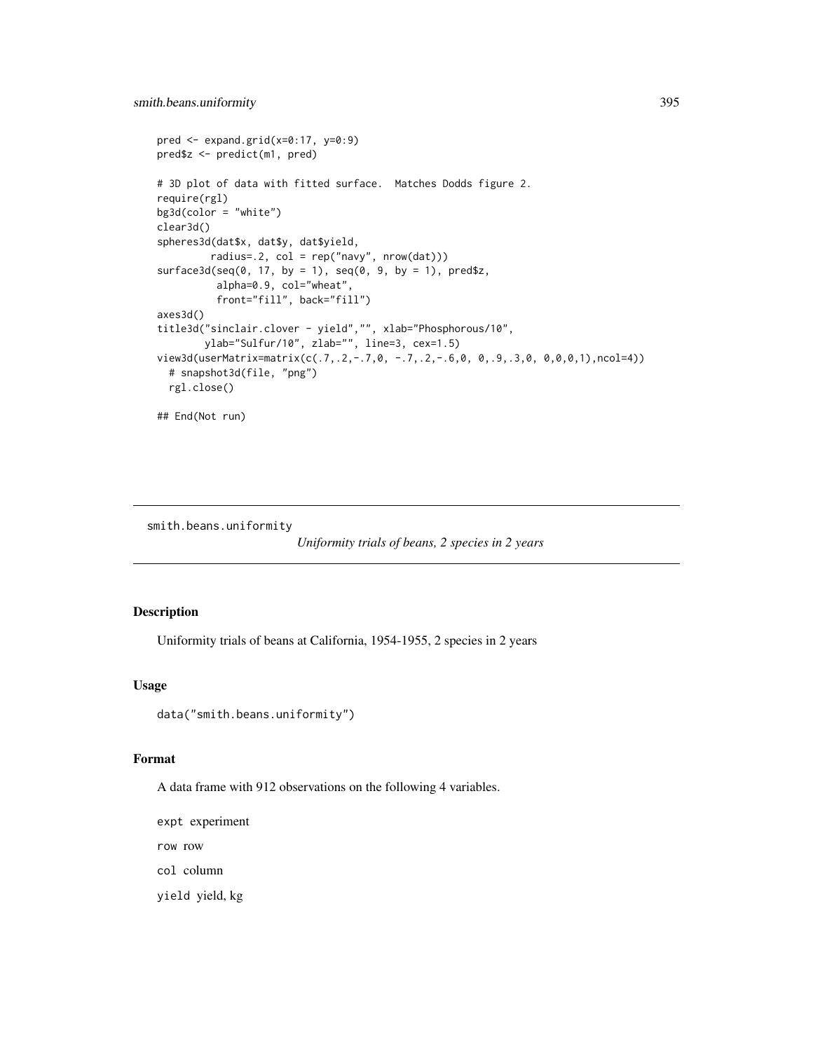```
pred <- expand.grid(x=0:17, y=0:9)
pred$z <- predict(m1, pred)

# 3D plot of data with fitted surface.  Matches Dodds figure 2.
require(rgl)
bg3d(color = "white")
clear3d()
spheres3d(dat$x, dat$y, dat$yield,
          radius=.2, col = rep("navy", nrow(dat)))
surface3d(seq(0, 17, by = 1), seq(0, 9, by = 1), pred$z,
          alpha=0.9, col="wheat",
          front="fill", back="fill")
axes3d()
title3d("sinclair.clover - yield","", xlab="Phosphorous/10",
        ylab="Sulfur/10", zlab="", line=3, cex=1.5)
view3d(userMatrix=matrix(c(.7,.2,-.7,0, -.7,.2,-.6,0, 0,.9,.3,0, 0,0,0,1),ncol=4))
  # snapshot3d(file, "png")
  rgl.close()

## End(Not run)
```

---

smith.beans.uniformity &nbsp;&nbsp;&nbsp;&nbsp; *Uniformity trials of beans, 2 species in 2 years*

---

## Description

Uniformity trials of beans at California, 1954-1955, 2 species in 2 years

## Usage

```
data("smith.beans.uniformity")
```

## Format

A data frame with 912 observations on the following 4 variables.

`expt` experiment

`row` row

`col` column

`yield` yield, kg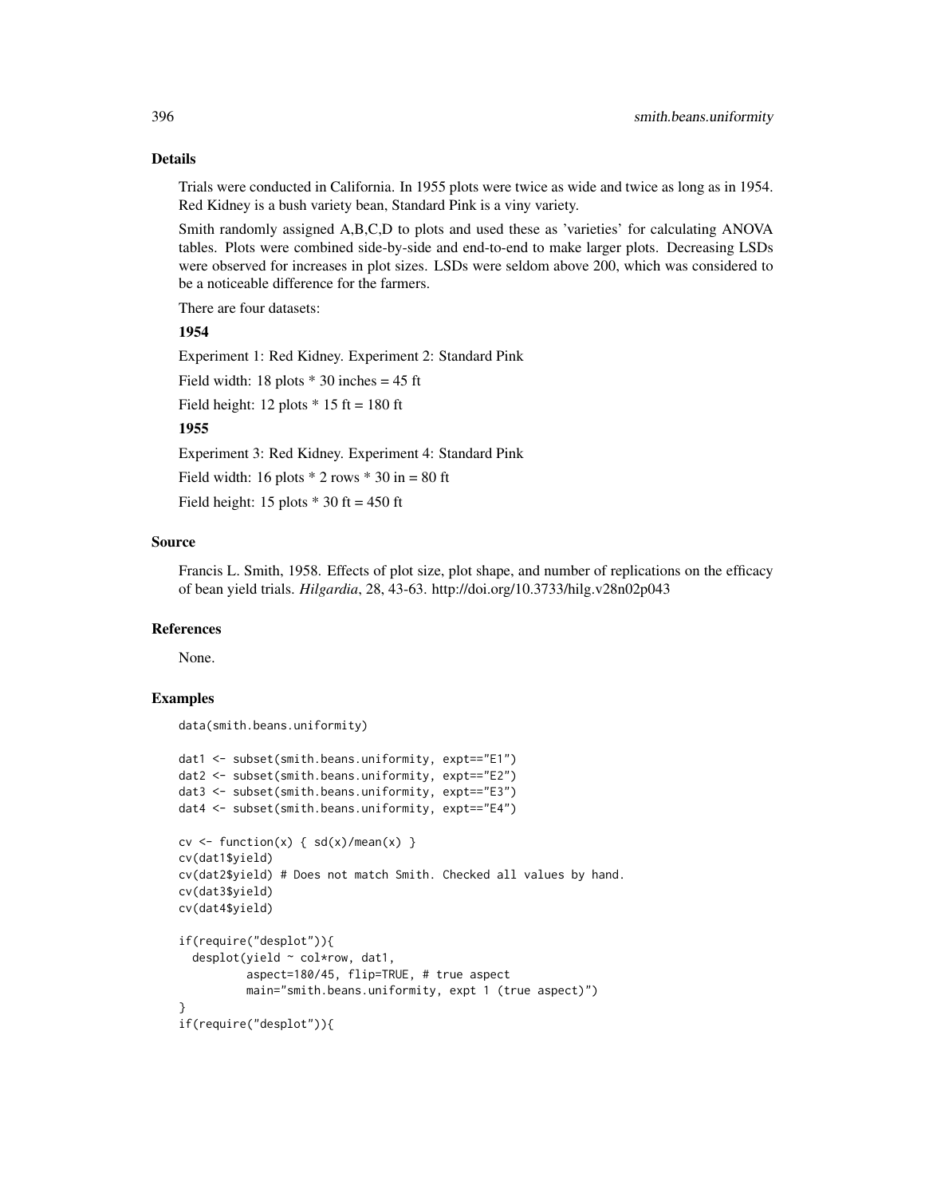## Details

Trials were conducted in California. In 1955 plots were twice as wide and twice as long as in 1954. Red Kidney is a bush variety bean, Standard Pink is a viny variety.

Smith randomly assigned A,B,C,D to plots and used these as 'varieties' for calculating ANOVA tables. Plots were combined side-by-side and end-to-end to make larger plots. Decreasing LSDs were observed for increases in plot sizes. LSDs were seldom above 200, which was considered to be a noticeable difference for the farmers.

There are four datasets:

**1954**

Experiment 1: Red Kidney. Experiment 2: Standard Pink

Field width: 18 plots * 30 inches = 45 ft

Field height: 12 plots * 15 ft = 180 ft

**1955**

Experiment 3: Red Kidney. Experiment 4: Standard Pink

Field width: 16 plots * 2 rows * 30 in = 80 ft

Field height: 15 plots * 30 ft = 450 ft

## Source

Francis L. Smith, 1958. Effects of plot size, plot shape, and number of replications on the efficacy of bean yield trials. *Hilgardia*, 28, 43-63. http://doi.org/10.3733/hilg.v28n02p043

## References

None.

## Examples

```
data(smith.beans.uniformity)

dat1 <- subset(smith.beans.uniformity, expt=="E1")
dat2 <- subset(smith.beans.uniformity, expt=="E2")
dat3 <- subset(smith.beans.uniformity, expt=="E3")
dat4 <- subset(smith.beans.uniformity, expt=="E4")

cv <- function(x) { sd(x)/mean(x) }
cv(dat1$yield)
cv(dat2$yield) # Does not match Smith. Checked all values by hand.
cv(dat3$yield)
cv(dat4$yield)

if(require("desplot")){
  desplot(yield ~ col*row, dat1,
          aspect=180/45, flip=TRUE, # true aspect
          main="smith.beans.uniformity, expt 1 (true aspect)")
}
if(require("desplot")){
```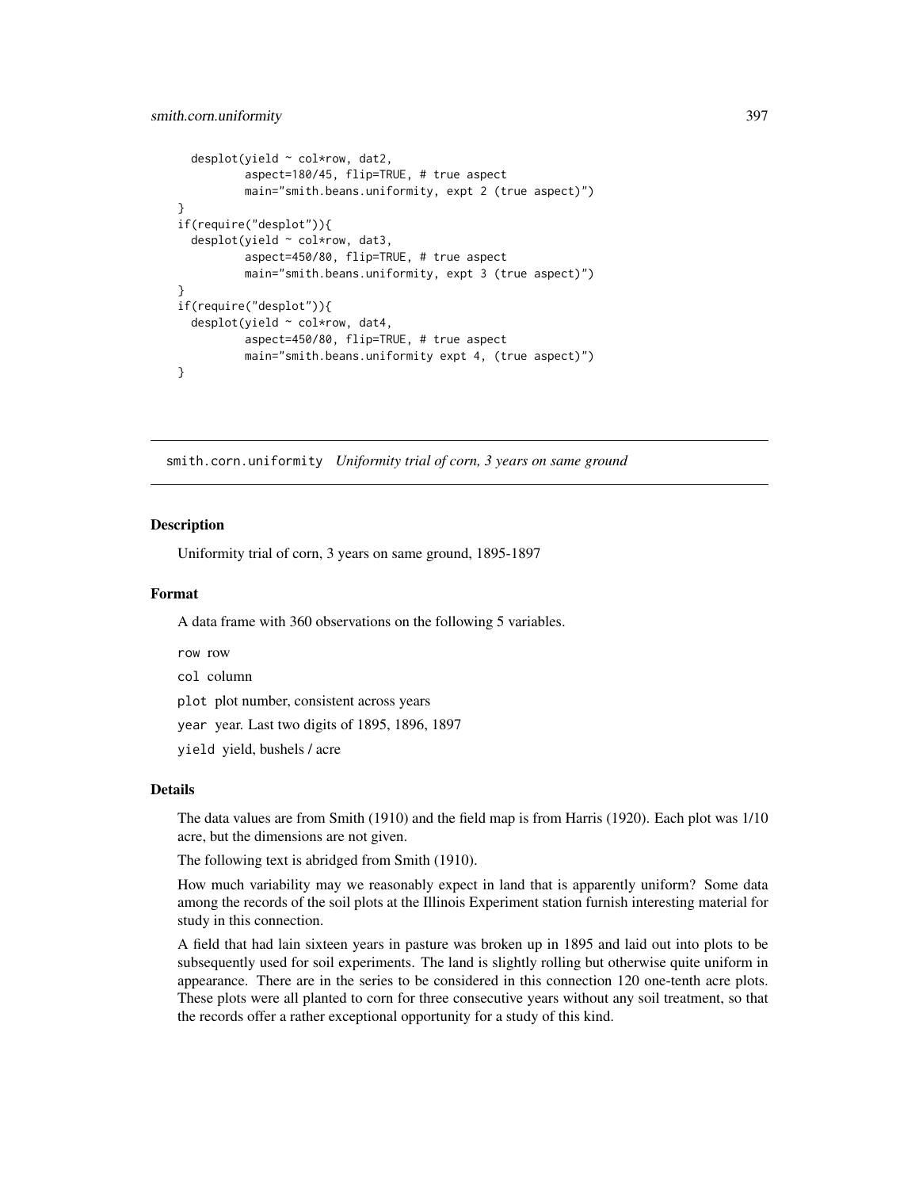```
  desplot(yield ~ col*row, dat2,
          aspect=180/45, flip=TRUE, # true aspect
          main="smith.beans.uniformity, expt 2 (true aspect)")
}
if(require("desplot")){
  desplot(yield ~ col*row, dat3,
          aspect=450/80, flip=TRUE, # true aspect
          main="smith.beans.uniformity, expt 3 (true aspect)")
}
if(require("desplot")){
  desplot(yield ~ col*row, dat4,
          aspect=450/80, flip=TRUE, # true aspect
          main="smith.beans.uniformity expt 4, (true aspect)")
}
```

---

## smith.corn.uniformity *Uniformity trial of corn, 3 years on same ground*

---

### Description

Uniformity trial of corn, 3 years on same ground, 1895-1897

### Format

A data frame with 360 observations on the following 5 variables.

row row

col column

plot plot number, consistent across years

year year. Last two digits of 1895, 1896, 1897

yield yield, bushels / acre

### Details

The data values are from Smith (1910) and the field map is from Harris (1920). Each plot was 1/10 acre, but the dimensions are not given.

The following text is abridged from Smith (1910).

How much variability may we reasonably expect in land that is apparently uniform? Some data among the records of the soil plots at the Illinois Experiment station furnish interesting material for study in this connection.

A field that had lain sixteen years in pasture was broken up in 1895 and laid out into plots to be subsequently used for soil experiments. The land is slightly rolling but otherwise quite uniform in appearance. There are in the series to be considered in this connection 120 one-tenth acre plots. These plots were all planted to corn for three consecutive years without any soil treatment, so that the records offer a rather exceptional opportunity for a study of this kind.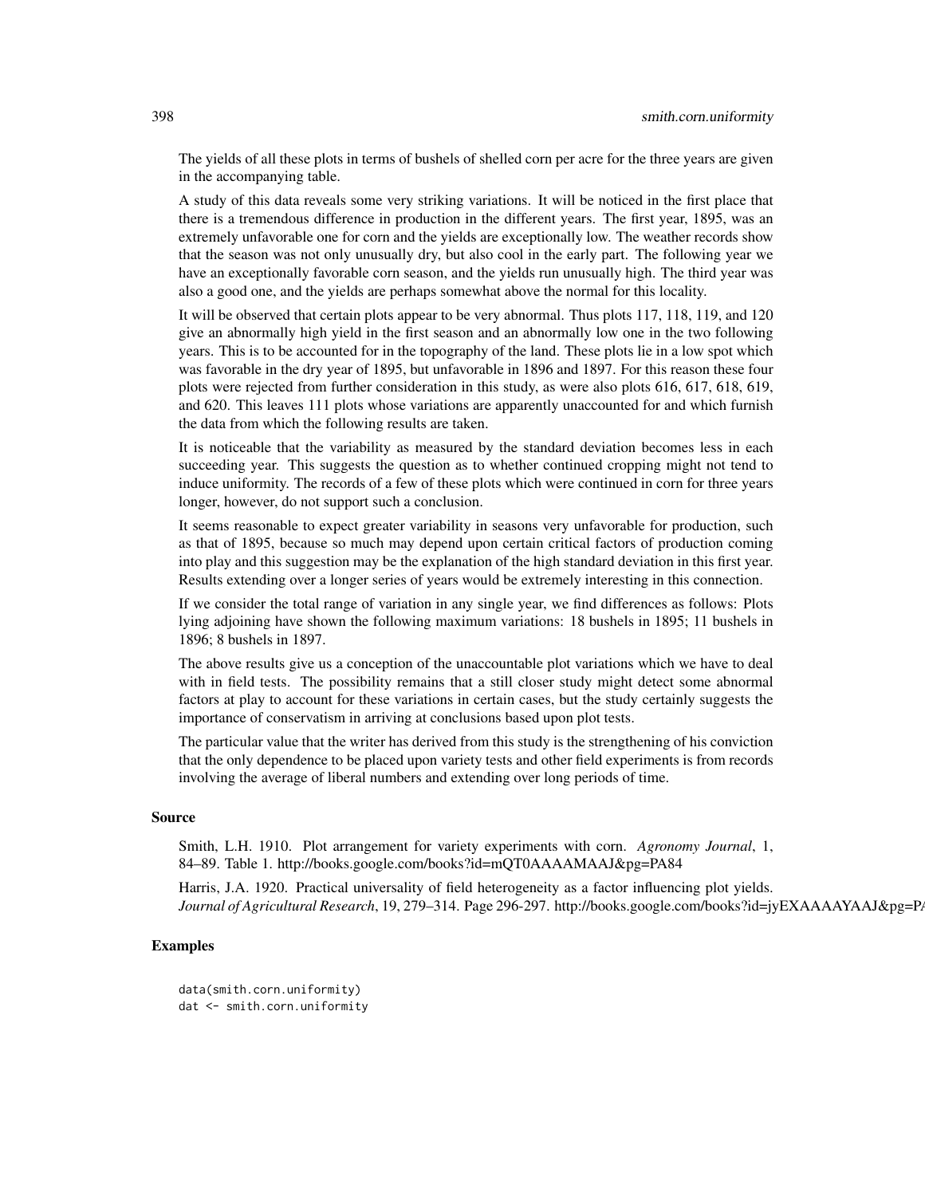The yields of all these plots in terms of bushels of shelled corn per acre for the three years are given in the accompanying table.

A study of this data reveals some very striking variations. It will be noticed in the first place that there is a tremendous difference in production in the different years. The first year, 1895, was an extremely unfavorable one for corn and the yields are exceptionally low. The weather records show that the season was not only unusually dry, but also cool in the early part. The following year we have an exceptionally favorable corn season, and the yields run unusually high. The third year was also a good one, and the yields are perhaps somewhat above the normal for this locality.

It will be observed that certain plots appear to be very abnormal. Thus plots 117, 118, 119, and 120 give an abnormally high yield in the first season and an abnormally low one in the two following years. This is to be accounted for in the topography of the land. These plots lie in a low spot which was favorable in the dry year of 1895, but unfavorable in 1896 and 1897. For this reason these four plots were rejected from further consideration in this study, as were also plots 616, 617, 618, 619, and 620. This leaves 111 plots whose variations are apparently unaccounted for and which furnish the data from which the following results are taken.

It is noticeable that the variability as measured by the standard deviation becomes less in each succeeding year. This suggests the question as to whether continued cropping might not tend to induce uniformity. The records of a few of these plots which were continued in corn for three years longer, however, do not support such a conclusion.

It seems reasonable to expect greater variability in seasons very unfavorable for production, such as that of 1895, because so much may depend upon certain critical factors of production coming into play and this suggestion may be the explanation of the high standard deviation in this first year. Results extending over a longer series of years would be extremely interesting in this connection.

If we consider the total range of variation in any single year, we find differences as follows: Plots lying adjoining have shown the following maximum variations: 18 bushels in 1895; 11 bushels in 1896; 8 bushels in 1897.

The above results give us a conception of the unaccountable plot variations which we have to deal with in field tests. The possibility remains that a still closer study might detect some abnormal factors at play to account for these variations in certain cases, but the study certainly suggests the importance of conservatism in arriving at conclusions based upon plot tests.

The particular value that the writer has derived from this study is the strengthening of his conviction that the only dependence to be placed upon variety tests and other field experiments is from records involving the average of liberal numbers and extending over long periods of time.

### Source

Smith, L.H. 1910. Plot arrangement for variety experiments with corn. *Agronomy Journal*, 1, 84–89. Table 1. http://books.google.com/books?id=mQT0AAAAMAAJ&pg=PA84

Harris, J.A. 1920. Practical universality of field heterogeneity as a factor influencing plot yields. *Journal of Agricultural Research*, 19, 279–314. Page 296-297. http://books.google.com/books?id=jyEXAAAAYAAJ&pg=PA

### Examples

```
data(smith.corn.uniformity)
dat <- smith.corn.uniformity
```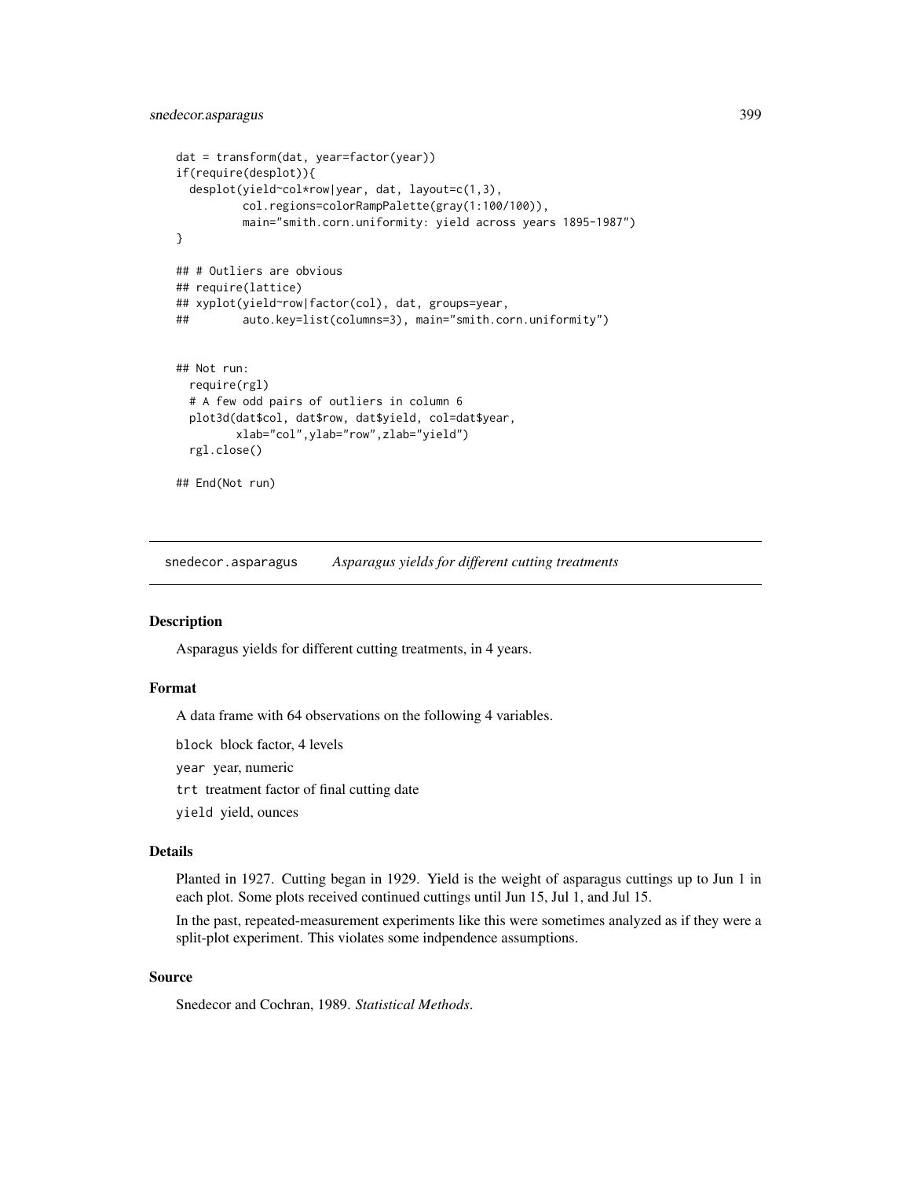```
dat = transform(dat, year=factor(year))
if(require(desplot)){
  desplot(yield~col*row|year, dat, layout=c(1,3),
          col.regions=colorRampPalette(gray(1:100/100)),
          main="smith.corn.uniformity: yield across years 1895-1987")
}

## # Outliers are obvious
## require(lattice)
## xyplot(yield~row|factor(col), dat, groups=year,
##        auto.key=list(columns=3), main="smith.corn.uniformity")


## Not run:
  require(rgl)
  # A few odd pairs of outliers in column 6
  plot3d(dat$col, dat$row, dat$yield, col=dat$year,
         xlab="col",ylab="row",zlab="yield")
  rgl.close()

## End(Not run)
```

---

`snedecor.asparagus` *Asparagus yields for different cutting treatments*

---

### Description

Asparagus yields for different cutting treatments, in 4 years.

### Format

A data frame with 64 observations on the following 4 variables.

`block` block factor, 4 levels

`year` year, numeric

`trt` treatment factor of final cutting date

`yield` yield, ounces

### Details

Planted in 1927. Cutting began in 1929. Yield is the weight of asparagus cuttings up to Jun 1 in each plot. Some plots received continued cuttings until Jun 15, Jul 1, and Jul 15.

In the past, repeated-measurement experiments like this were sometimes analyzed as if they were a split-plot experiment. This violates some indpendence assumptions.

### Source

Snedecor and Cochran, 1989. *Statistical Methods*.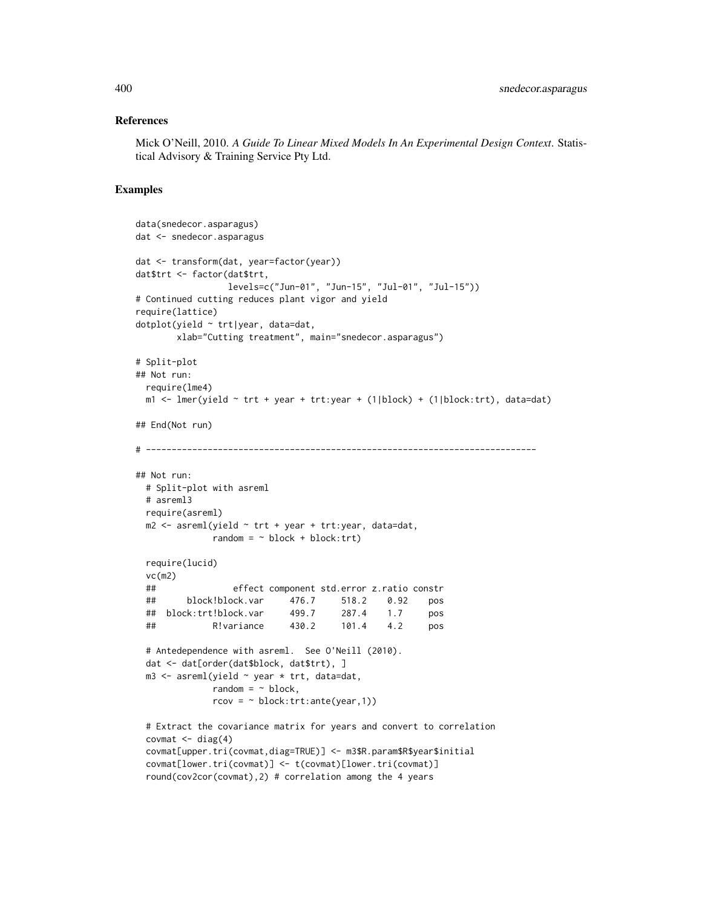### References

Mick O'Neill, 2010. *A Guide To Linear Mixed Models In An Experimental Design Context*. Statistical Advisory & Training Service Pty Ltd.

### Examples

```
data(snedecor.asparagus)
dat <- snedecor.asparagus

dat <- transform(dat, year=factor(year))
dat$trt <- factor(dat$trt,
                  levels=c("Jun-01", "Jun-15", "Jul-01", "Jul-15"))
# Continued cutting reduces plant vigor and yield
require(lattice)
dotplot(yield ~ trt|year, data=dat,
        xlab="Cutting treatment", main="snedecor.asparagus")

# Split-plot
## Not run:
  require(lme4)
  m1 <- lmer(yield ~ trt + year + trt:year + (1|block) + (1|block:trt), data=dat)

## End(Not run)

# ---------------------------------------------------------------------------

## Not run:
  # Split-plot with asreml
  # asreml3
  require(asreml)
  m2 <- asreml(yield ~ trt + year + trt:year, data=dat,
               random = ~ block + block:trt)

  require(lucid)
  vc(m2)
  ##               effect component std.error z.ratio constr
  ##      block!block.var     476.7     518.2    0.92    pos
  ##  block:trt!block.var     499.7     287.4    1.7     pos
  ##           R!variance     430.2     101.4    4.2     pos

  # Antedependence with asreml.  See O'Neill (2010).
  dat <- dat[order(dat$block, dat$trt), ]
  m3 <- asreml(yield ~ year * trt, data=dat,
               random = ~ block,
               rcov = ~ block:trt:ante(year,1))

  # Extract the covariance matrix for years and convert to correlation
  covmat <- diag(4)
  covmat[upper.tri(covmat,diag=TRUE)] <- m3$R.param$R$year$initial
  covmat[lower.tri(covmat)] <- t(covmat)[lower.tri(covmat)]
  round(cov2cor(covmat),2) # correlation among the 4 years
```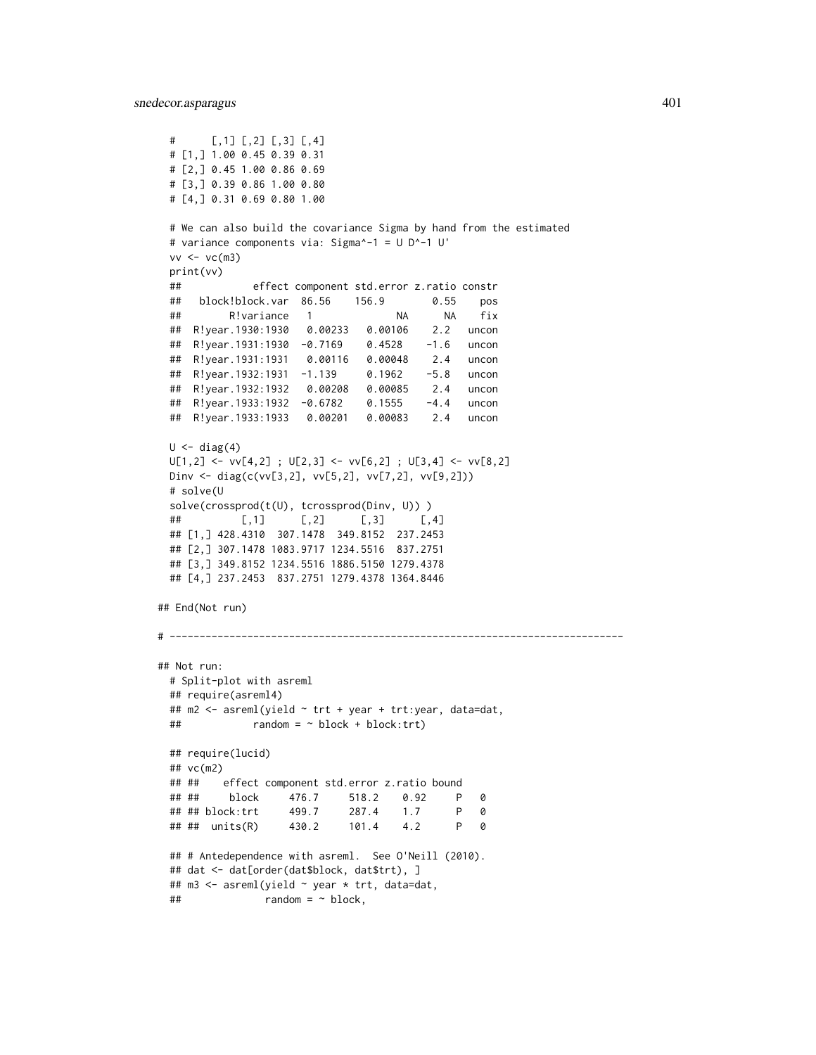```
  #      [,1] [,2] [,3] [,4]
  # [1,] 1.00 0.45 0.39 0.31
  # [2,] 0.45 1.00 0.86 0.69
  # [3,] 0.39 0.86 1.00 0.80
  # [4,] 0.31 0.69 0.80 1.00

  # We can also build the covariance Sigma by hand from the estimated
  # variance components via: Sigma^-1 = U D^-1 U'
  vv <- vc(m3)
  print(vv)
  ##            effect component std.error z.ratio constr
  ##   block!block.var  86.56    156.9        0.55    pos
  ##        R!variance   1              NA      NA    fix
  ##  R!year.1930:1930   0.00233   0.00106    2.2   uncon
  ##  R!year.1931:1930  -0.7169    0.4528    -1.6   uncon
  ##  R!year.1931:1931   0.00116   0.00048    2.4   uncon
  ##  R!year.1932:1931  -1.139     0.1962    -5.8   uncon
  ##  R!year.1932:1932   0.00208   0.00085    2.4   uncon
  ##  R!year.1933:1932  -0.6782    0.1555    -4.4   uncon
  ##  R!year.1933:1933   0.00201   0.00083    2.4   uncon

  U <- diag(4)
  U[1,2] <- vv[4,2] ; U[2,3] <- vv[6,2] ; U[3,4] <- vv[8,2]
  Dinv <- diag(c(vv[3,2], vv[5,2], vv[7,2], vv[9,2]))
  # solve(U
  solve(crossprod(t(U), tcrossprod(Dinv, U)) )
  ##          [,1]      [,2]      [,3]      [,4]
  ## [1,] 428.4310  307.1478  349.8152  237.2453
  ## [2,] 307.1478 1083.9717 1234.5516  837.2751
  ## [3,] 349.8152 1234.5516 1886.5150 1279.4378
  ## [4,] 237.2453  837.2751 1279.4378 1364.8446

## End(Not run)

# ----------------------------------------------------------------------------

## Not run:
  # Split-plot with asreml
  ## require(asreml4)
  ## m2 <- asreml(yield ~ trt + year + trt:year, data=dat,
  ##            random = ~ block + block:trt)

  ## require(lucid)
  ## vc(m2)
  ## ##    effect component std.error z.ratio bound
  ## ##     block     476.7     518.2    0.92     P   0
  ## ## block:trt     499.7     287.4    1.7      P   0
  ## ##  units(R)     430.2     101.4    4.2      P   0

  ## # Antedependence with asreml.  See O'Neill (2010).
  ## dat <- dat[order(dat$block, dat$trt), ]
  ## m3 <- asreml(yield ~ year * trt, data=dat,
  ##              random = ~ block,
```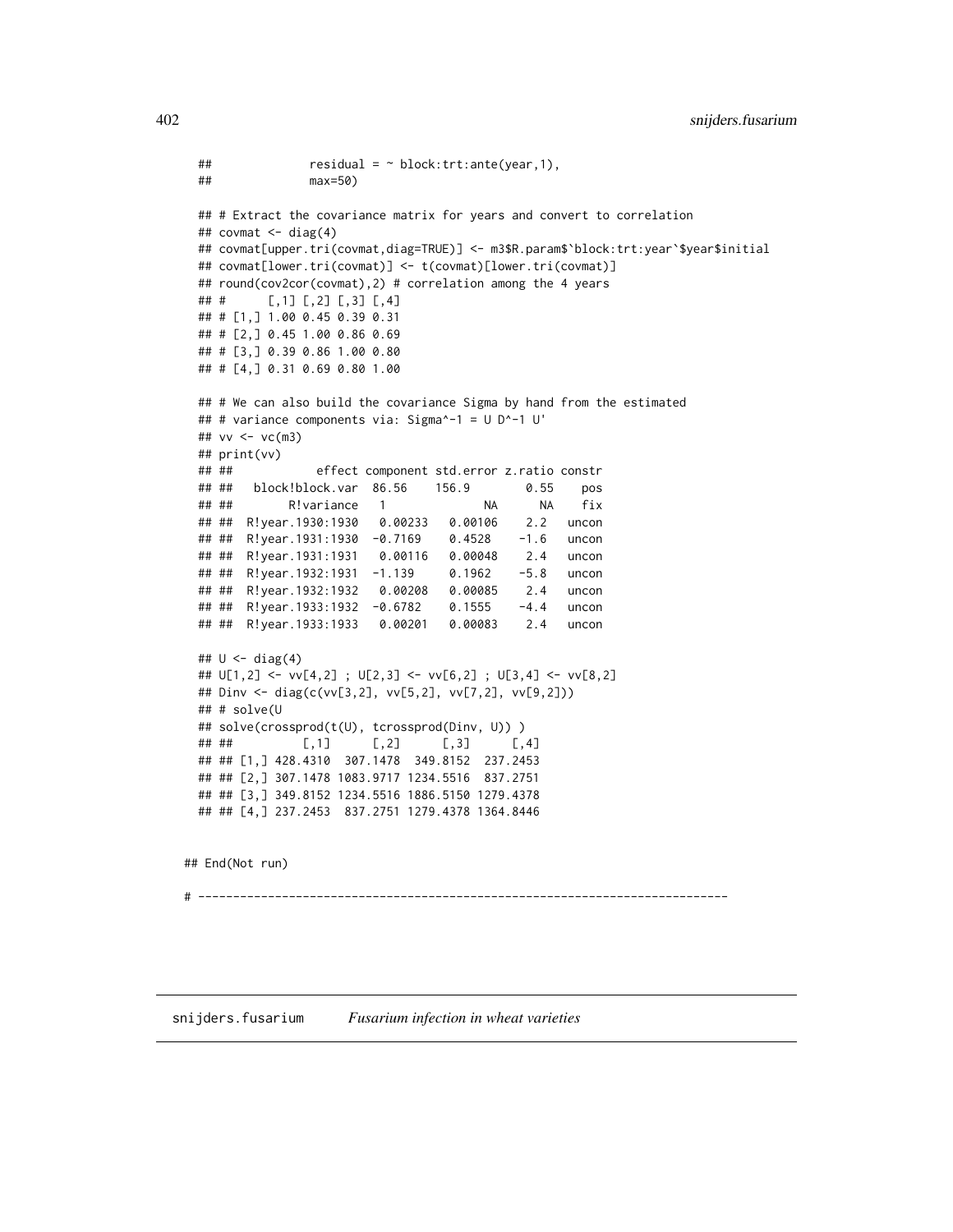```
  ##              residual = ~ block:trt:ante(year,1),
  ##              max=50)

  ## # Extract the covariance matrix for years and convert to correlation
  ## covmat <- diag(4)
  ## covmat[upper.tri(covmat,diag=TRUE)] <- m3$R.param$`block:trt:year`$year$initial
  ## covmat[lower.tri(covmat)] <- t(covmat)[lower.tri(covmat)]
  ## round(cov2cor(covmat),2) # correlation among the 4 years
  ## #      [,1] [,2] [,3] [,4]
  ## # [1,] 1.00 0.45 0.39 0.31
  ## # [2,] 0.45 1.00 0.86 0.69
  ## # [3,] 0.39 0.86 1.00 0.80
  ## # [4,] 0.31 0.69 0.80 1.00

  ## # We can also build the covariance Sigma by hand from the estimated
  ## # variance components via: Sigma^-1 = U D^-1 U'
  ## vv <- vc(m3)
  ## print(vv)
  ## ##            effect component std.error z.ratio constr
  ## ##   block!block.var  86.56    156.9        0.55    pos
  ## ##        R!variance   1              NA      NA    fix
  ## ##  R!year.1930:1930   0.00233   0.00106    2.2   uncon
  ## ##  R!year.1931:1930  -0.7169    0.4528    -1.6   uncon
  ## ##  R!year.1931:1931   0.00116   0.00048    2.4   uncon
  ## ##  R!year.1932:1931  -1.139     0.1962    -5.8   uncon
  ## ##  R!year.1932:1932   0.00208   0.00085    2.4   uncon
  ## ##  R!year.1933:1932  -0.6782    0.1555    -4.4   uncon
  ## ##  R!year.1933:1933   0.00201   0.00083    2.4   uncon

  ## U <- diag(4)
  ## U[1,2] <- vv[4,2] ; U[2,3] <- vv[6,2] ; U[3,4] <- vv[8,2]
  ## Dinv <- diag(c(vv[3,2], vv[5,2], vv[7,2], vv[9,2]))
  ## # solve(U
  ## solve(crossprod(t(U), tcrossprod(Dinv, U)) )
  ## ##          [,1]      [,2]      [,3]      [,4]
  ## ## [1,] 428.4310  307.1478  349.8152  237.2453
  ## ## [2,] 307.1478 1083.9717 1234.5516  837.2751
  ## ## [3,] 349.8152 1234.5516 1886.5150 1279.4378
  ## ## [4,] 237.2453  837.2751 1279.4378 1364.8446


## End(Not run)

# ----------------------------------------------------------------------------
```

---

snijders.fusarium    *Fusarium infection in wheat varieties*

---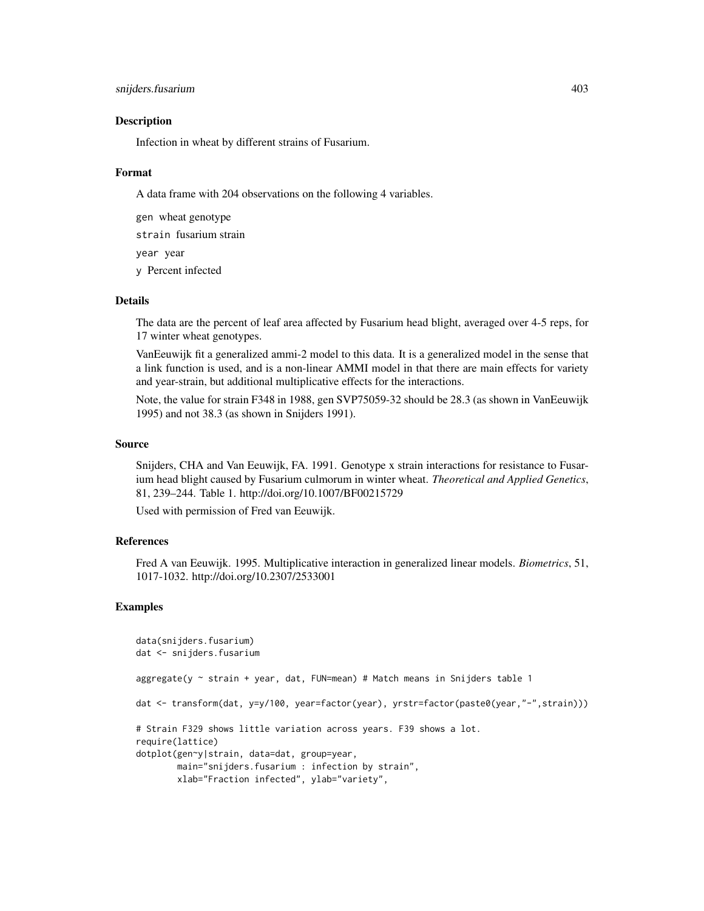## Description

Infection in wheat by different strains of Fusarium.

## Format

A data frame with 204 observations on the following 4 variables.

`gen` wheat genotype

`strain` fusarium strain

`year` year

`y` Percent infected

## Details

The data are the percent of leaf area affected by Fusarium head blight, averaged over 4-5 reps, for 17 winter wheat genotypes.

VanEeuwijk fit a generalized ammi-2 model to this data. It is a generalized model in the sense that a link function is used, and is a non-linear AMMI model in that there are main effects for variety and year-strain, but additional multiplicative effects for the interactions.

Note, the value for strain F348 in 1988, gen SVP75059-32 should be 28.3 (as shown in VanEeuwijk 1995) and not 38.3 (as shown in Snijders 1991).

## Source

Snijders, CHA and Van Eeuwijk, FA. 1991. Genotype x strain interactions for resistance to Fusarium head blight caused by Fusarium culmorum in winter wheat. *Theoretical and Applied Genetics*, 81, 239–244. Table 1. http://doi.org/10.1007/BF00215729

Used with permission of Fred van Eeuwijk.

## References

Fred A van Eeuwijk. 1995. Multiplicative interaction in generalized linear models. *Biometrics*, 51, 1017-1032. http://doi.org/10.2307/2533001

## Examples

```
data(snijders.fusarium)
dat <- snijders.fusarium

aggregate(y ~ strain + year, dat, FUN=mean) # Match means in Snijders table 1

dat <- transform(dat, y=y/100, year=factor(year), yrstr=factor(paste0(year,"-",strain)))

# Strain F329 shows little variation across years. F39 shows a lot.
require(lattice)
dotplot(gen~y|strain, data=dat, group=year,
        main="snijders.fusarium : infection by strain",
        xlab="Fraction infected", ylab="variety",
```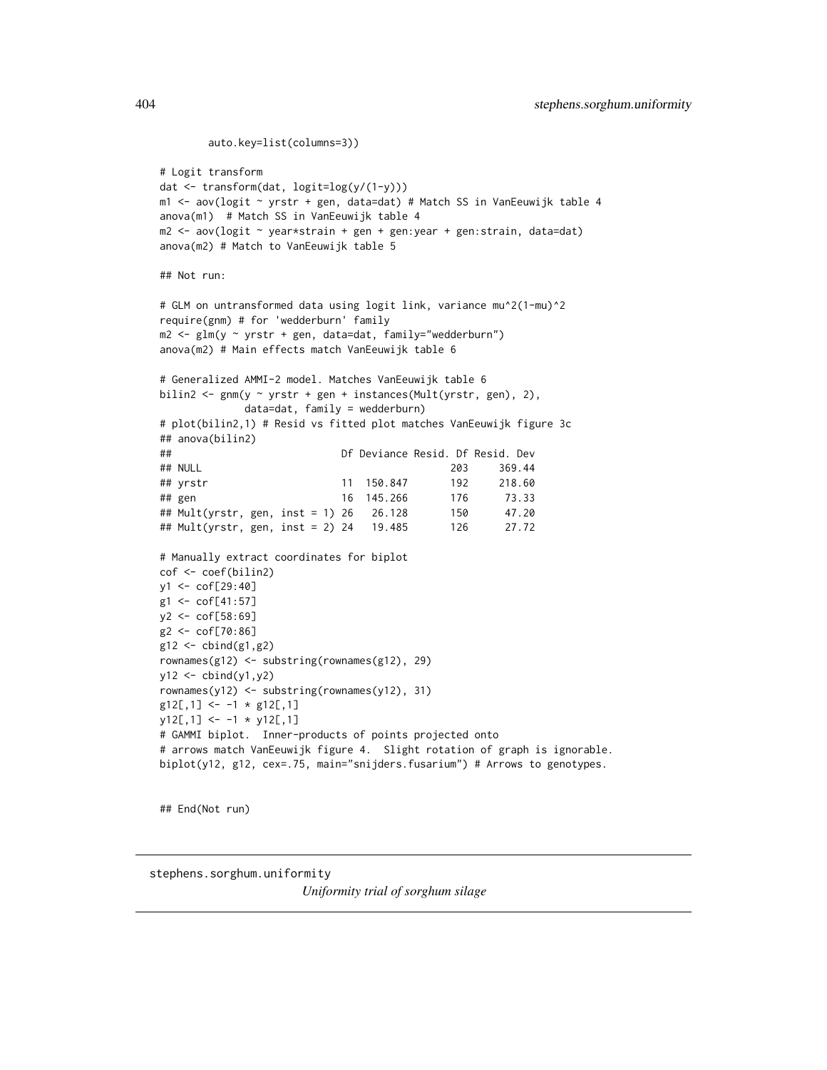```
        auto.key=list(columns=3))

# Logit transform
dat <- transform(dat, logit=log(y/(1-y)))
m1 <- aov(logit ~ yrstr + gen, data=dat) # Match SS in VanEeuwijk table 4
anova(m1)  # Match SS in VanEeuwijk table 4
m2 <- aov(logit ~ year*strain + gen + gen:year + gen:strain, data=dat)
anova(m2) # Match to VanEeuwijk table 5

## Not run:

# GLM on untransformed data using logit link, variance mu^2(1-mu)^2
require(gnm) # for 'wedderburn' family
m2 <- glm(y ~ yrstr + gen, data=dat, family="wedderburn")
anova(m2) # Main effects match VanEeuwijk table 6

# Generalized AMMI-2 model. Matches VanEeuwijk table 6
bilin2 <- gnm(y ~ yrstr + gen + instances(Mult(yrstr, gen), 2),
              data=dat, family = wedderburn)
# plot(bilin2,1) # Resid vs fitted plot matches VanEeuwijk figure 3c
## anova(bilin2)
##                             Df Deviance Resid. Df Resid. Dev
## NULL                                          203     369.44
## yrstr                       11  150.847       192     218.60
## gen                         16  145.266       176      73.33
## Mult(yrstr, gen, inst = 1) 26   26.128       150      47.20
## Mult(yrstr, gen, inst = 2) 24   19.485       126      27.72

# Manually extract coordinates for biplot
cof <- coef(bilin2)
y1 <- cof[29:40]
g1 <- cof[41:57]
y2 <- cof[58:69]
g2 <- cof[70:86]
g12 <- cbind(g1,g2)
rownames(g12) <- substring(rownames(g12), 29)
y12 <- cbind(y1,y2)
rownames(y12) <- substring(rownames(y12), 31)
g12[,1] <- -1 * g12[,1]
y12[,1] <- -1 * y12[,1]
# GAMMI biplot.  Inner-products of points projected onto
# arrows match VanEeuwijk figure 4.  Slight rotation of graph is ignorable.
biplot(y12, g12, cex=.75, main="snijders.fusarium") # Arrows to genotypes.


## End(Not run)
```

---

stephens.sorghum.uniformity

*Uniformity trial of sorghum silage*

---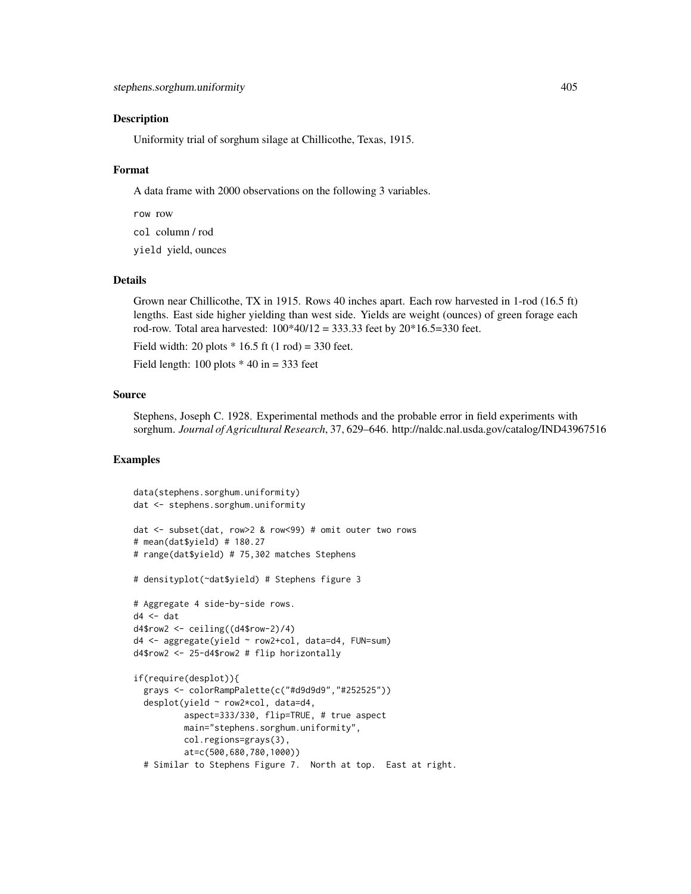## Description

Uniformity trial of sorghum silage at Chillicothe, Texas, 1915.

## Format

A data frame with 2000 observations on the following 3 variables.

`row` row

`col` column / rod

`yield` yield, ounces

## Details

Grown near Chillicothe, TX in 1915. Rows 40 inches apart. Each row harvested in 1-rod (16.5 ft) lengths. East side higher yielding than west side. Yields are weight (ounces) of green forage each rod-row. Total area harvested: 100*40/12 = 333.33 feet by 20*16.5=330 feet.

Field width: 20 plots * 16.5 ft (1 rod) = 330 feet.

Field length: 100 plots * 40 in = 333 feet

## Source

Stephens, Joseph C. 1928. Experimental methods and the probable error in field experiments with sorghum. *Journal of Agricultural Research*, 37, 629–646. http://naldc.nal.usda.gov/catalog/IND43967516

## Examples

```
data(stephens.sorghum.uniformity)
dat <- stephens.sorghum.uniformity

dat <- subset(dat, row>2 & row<99) # omit outer two rows
# mean(dat$yield) # 180.27
# range(dat$yield) # 75,302 matches Stephens

# densityplot(~dat$yield) # Stephens figure 3

# Aggregate 4 side-by-side rows.
d4 <- dat
d4$row2 <- ceiling((d4$row-2)/4)
d4 <- aggregate(yield ~ row2+col, data=d4, FUN=sum)
d4$row2 <- 25-d4$row2 # flip horizontally

if(require(desplot)){
  grays <- colorRampPalette(c("#d9d9d9","#252525"))
  desplot(yield ~ row2*col, data=d4,
          aspect=333/330, flip=TRUE, # true aspect
          main="stephens.sorghum.uniformity",
          col.regions=grays(3),
          at=c(500,680,780,1000))
  # Similar to Stephens Figure 7.  North at top.  East at right.
```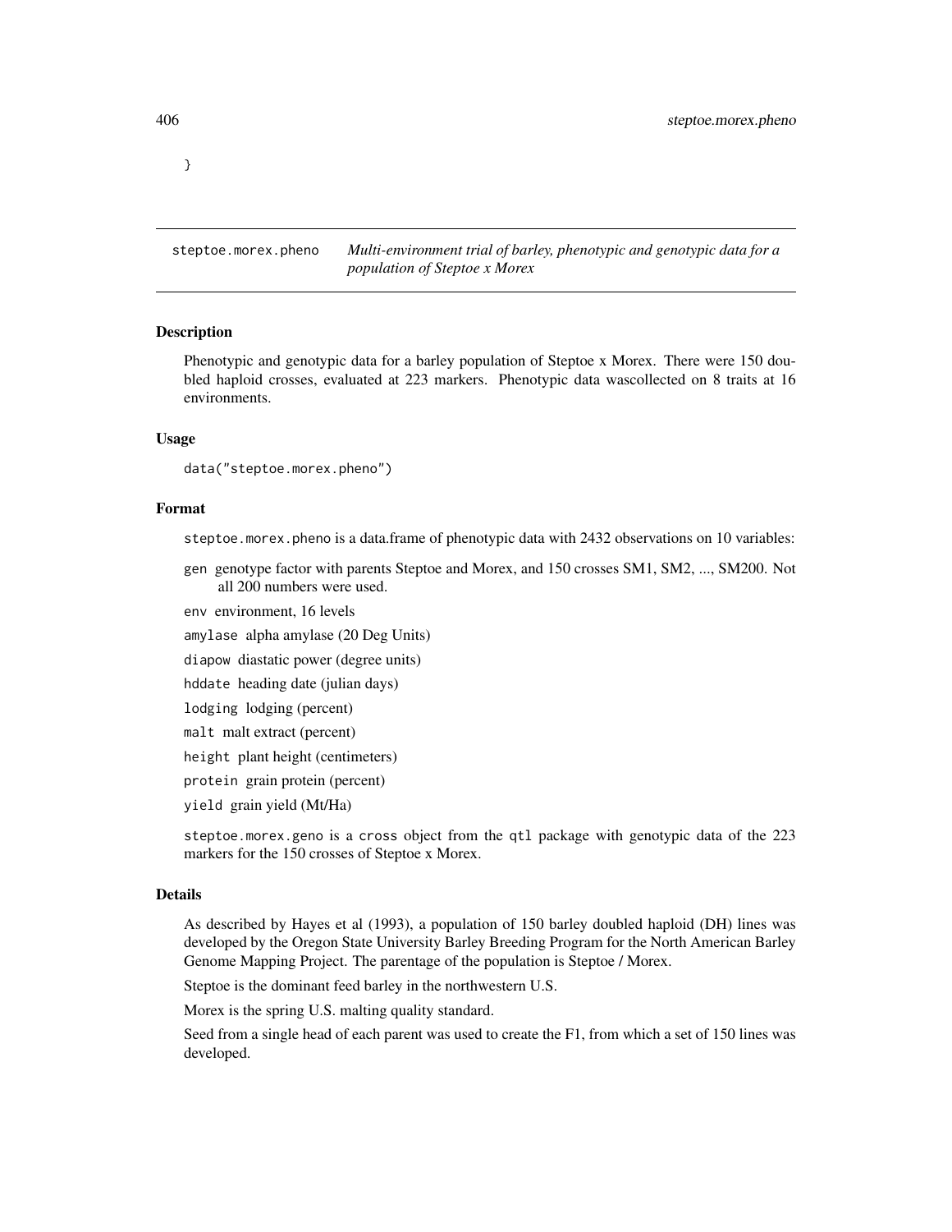}

## steptoe.morex.pheno    *Multi-environment trial of barley, phenotypic and genotypic data for a population of Steptoe x Morex*

### Description

Phenotypic and genotypic data for a barley population of Steptoe x Morex. There were 150 doubled haploid crosses, evaluated at 223 markers. Phenotypic data wascollected on 8 traits at 16 environments.

### Usage

```
data("steptoe.morex.pheno")
```

### Format

`steptoe.morex.pheno` is a data.frame of phenotypic data with 2432 observations on 10 variables:

- `gen` genotype factor with parents Steptoe and Morex, and 150 crosses SM1, SM2, ..., SM200. Not all 200 numbers were used.
- `env` environment, 16 levels
- `amylase` alpha amylase (20 Deg Units)
- `diapow` diastatic power (degree units)
- `hddate` heading date (julian days)
- `lodging` lodging (percent)
- `malt` malt extract (percent)
- `height` plant height (centimeters)
- `protein` grain protein (percent)
- `yield` grain yield (Mt/Ha)

`steptoe.morex.geno` is a `cross` object from the `qtl` package with genotypic data of the 223 markers for the 150 crosses of Steptoe x Morex.

### Details

As described by Hayes et al (1993), a population of 150 barley doubled haploid (DH) lines was developed by the Oregon State University Barley Breeding Program for the North American Barley Genome Mapping Project. The parentage of the population is Steptoe / Morex.

Steptoe is the dominant feed barley in the northwestern U.S.

Morex is the spring U.S. malting quality standard.

Seed from a single head of each parent was used to create the F1, from which a set of 150 lines was developed.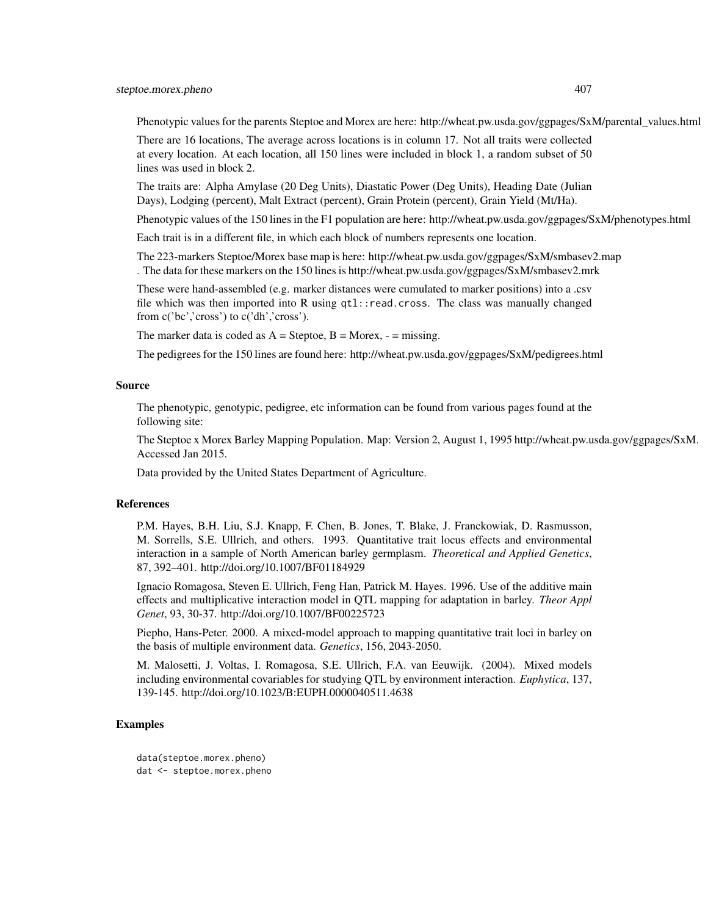Phenotypic values for the parents Steptoe and Morex are here: http://wheat.pw.usda.gov/ggpages/SxM/parental_values.html

There are 16 locations, The average across locations is in column 17. Not all traits were collected at every location. At each location, all 150 lines were included in block 1, a random subset of 50 lines was used in block 2.

The traits are: Alpha Amylase (20 Deg Units), Diastatic Power (Deg Units), Heading Date (Julian Days), Lodging (percent), Malt Extract (percent), Grain Protein (percent), Grain Yield (Mt/Ha).

Phenotypic values of the 150 lines in the F1 population are here: http://wheat.pw.usda.gov/ggpages/SxM/phenotypes.html

Each trait is in a different file, in which each block of numbers represents one location.

The 223-markers Steptoe/Morex base map is here: http://wheat.pw.usda.gov/ggpages/SxM/smbasev2.map . The data for these markers on the 150 lines is http://wheat.pw.usda.gov/ggpages/SxM/smbasev2.mrk

These were hand-assembled (e.g. marker distances were cumulated to marker positions) into a .csv file which was then imported into R using `qtl::read.cross`. The class was manually changed from c('bc','cross') to c('dh','cross').

The marker data is coded as A = Steptoe, B = Morex, - = missing.

The pedigrees for the 150 lines are found here: http://wheat.pw.usda.gov/ggpages/SxM/pedigrees.html

## Source

The phenotypic, genotypic, pedigree, etc information can be found from various pages found at the following site:

The Steptoe x Morex Barley Mapping Population. Map: Version 2, August 1, 1995 http://wheat.pw.usda.gov/ggpages/SxM. Accessed Jan 2015.

Data provided by the United States Department of Agriculture.

## References

P.M. Hayes, B.H. Liu, S.J. Knapp, F. Chen, B. Jones, T. Blake, J. Franckowiak, D. Rasmusson, M. Sorrells, S.E. Ullrich, and others. 1993. Quantitative trait locus effects and environmental interaction in a sample of North American barley germplasm. *Theoretical and Applied Genetics*, 87, 392–401. http://doi.org/10.1007/BF01184929

Ignacio Romagosa, Steven E. Ullrich, Feng Han, Patrick M. Hayes. 1996. Use of the additive main effects and multiplicative interaction model in QTL mapping for adaptation in barley. *Theor Appl Genet*, 93, 30-37. http://doi.org/10.1007/BF00225723

Piepho, Hans-Peter. 2000. A mixed-model approach to mapping quantitative trait loci in barley on the basis of multiple environment data. *Genetics*, 156, 2043-2050.

M. Malosetti, J. Voltas, I. Romagosa, S.E. Ullrich, F.A. van Eeuwijk. (2004). Mixed models including environmental covariables for studying QTL by environment interaction. *Euphytica*, 137, 139-145. http://doi.org/10.1023/B:EUPH.0000040511.4638

## Examples

```
data(steptoe.morex.pheno)
dat <- steptoe.morex.pheno
```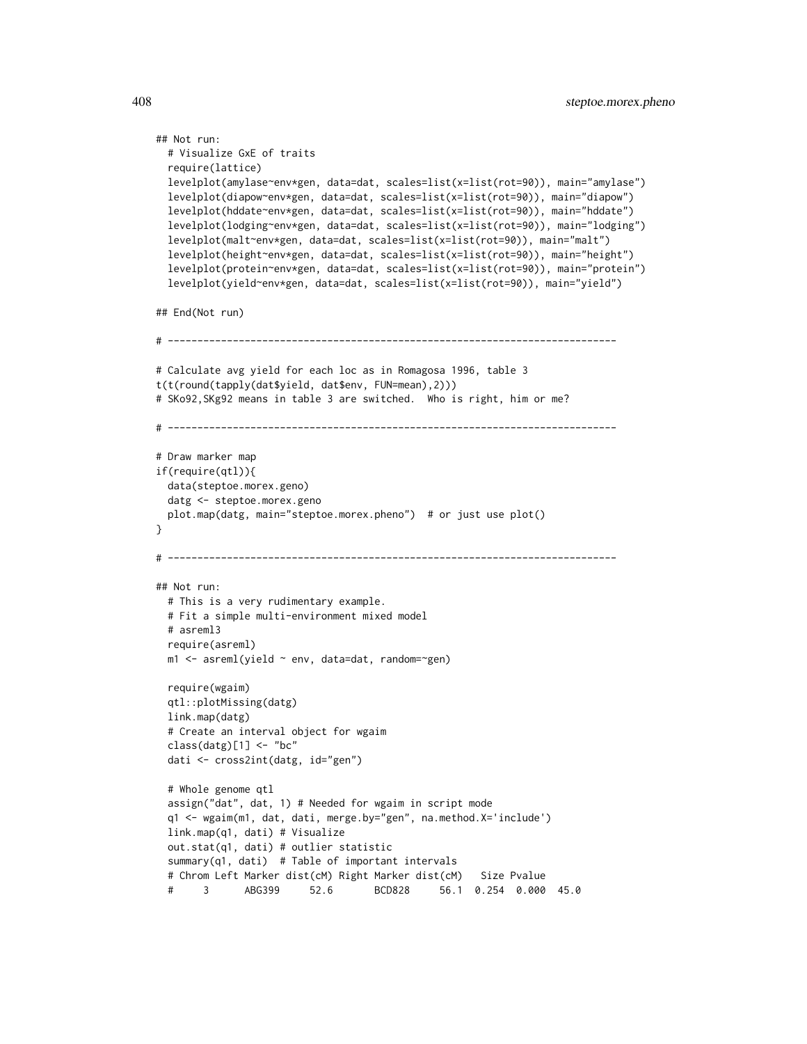```
## Not run:
  # Visualize GxE of traits
  require(lattice)
  levelplot(amylase~env*gen, data=dat, scales=list(x=list(rot=90)), main="amylase")
  levelplot(diapow~env*gen, data=dat, scales=list(x=list(rot=90)), main="diapow")
  levelplot(hddate~env*gen, data=dat, scales=list(x=list(rot=90)), main="hddate")
  levelplot(lodging~env*gen, data=dat, scales=list(x=list(rot=90)), main="lodging")
  levelplot(malt~env*gen, data=dat, scales=list(x=list(rot=90)), main="malt")
  levelplot(height~env*gen, data=dat, scales=list(x=list(rot=90)), main="height")
  levelplot(protein~env*gen, data=dat, scales=list(x=list(rot=90)), main="protein")
  levelplot(yield~env*gen, data=dat, scales=list(x=list(rot=90)), main="yield")

## End(Not run)

# ----------------------------------------------------------------------------

# Calculate avg yield for each loc as in Romagosa 1996, table 3
t(t(round(tapply(dat$yield, dat$env, FUN=mean),2)))
# SKo92,SKg92 means in table 3 are switched.  Who is right, him or me?

# ----------------------------------------------------------------------------

# Draw marker map
if(require(qtl)){
  data(steptoe.morex.geno)
  datg <- steptoe.morex.geno
  plot.map(datg, main="steptoe.morex.pheno")  # or just use plot()
}

# ----------------------------------------------------------------------------

## Not run:
  # This is a very rudimentary example.
  # Fit a simple multi-environment mixed model
  # asreml3
  require(asreml)
  m1 <- asreml(yield ~ env, data=dat, random=~gen)

  require(wgaim)
  qtl::plotMissing(datg)
  link.map(datg)
  # Create an interval object for wgaim
  class(datg)[1] <- "bc"
  dati <- cross2int(datg, id="gen")

  # Whole genome qtl
  assign("dat", dat, 1) # Needed for wgaim in script mode
  q1 <- wgaim(m1, dat, dati, merge.by="gen", na.method.X='include')
  link.map(q1, dati) # Visualize
  out.stat(q1, dati) # outlier statistic
  summary(q1, dati)  # Table of important intervals
  # Chrom Left Marker dist(cM) Right Marker dist(cM)   Size Pvalue
  #     3      ABG399     52.6       BCD828     56.1  0.254  0.000  45.0
```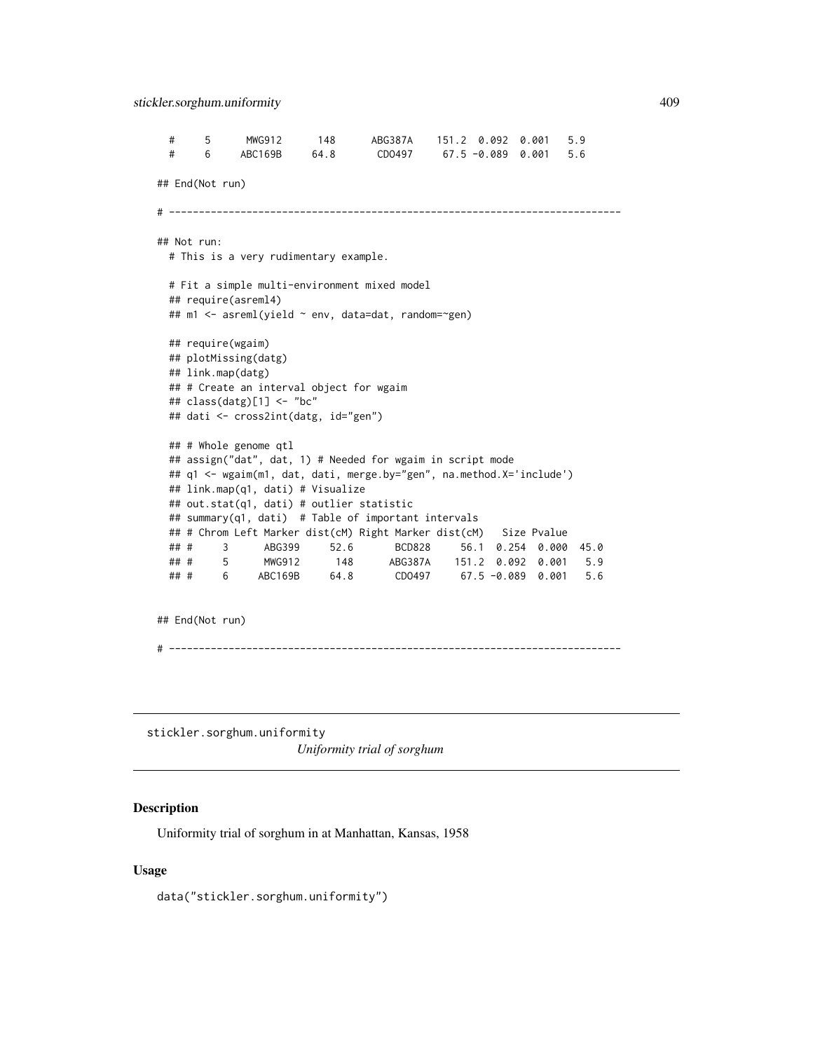```
  #     5      MWG912      148      ABG387A    151.2  0.092  0.001   5.9
  #     6     ABC169B     64.8       CDO497     67.5 -0.089  0.001   5.6

## End(Not run)

# ----------------------------------------------------------------------------

## Not run:
  # This is a very rudimentary example.

  # Fit a simple multi-environment mixed model
  ## require(asreml4)
  ## m1 <- asreml(yield ~ env, data=dat, random=~gen)

  ## require(wgaim)
  ## plotMissing(datg)
  ## link.map(datg)
  ## # Create an interval object for wgaim
  ## class(datg)[1] <- "bc"
  ## dati <- cross2int(datg, id="gen")

  ## # Whole genome qtl
  ## assign("dat", dat, 1) # Needed for wgaim in script mode
  ## q1 <- wgaim(m1, dat, dati, merge.by="gen", na.method.X='include')
  ## link.map(q1, dati) # Visualize
  ## out.stat(q1, dati) # outlier statistic
  ## summary(q1, dati)  # Table of important intervals
  ## # Chrom Left Marker dist(cM) Right Marker dist(cM)   Size Pvalue
  ## #     3      ABG399     52.6       BCD828     56.1  0.254  0.000  45.0
  ## #     5      MWG912      148      ABG387A    151.2  0.092  0.001   5.9
  ## #     6     ABC169B     64.8       CDO497     67.5 -0.089  0.001   5.6


## End(Not run)

# ----------------------------------------------------------------------------
```

## stickler.sorghum.uniformity

*Uniformity trial of sorghum*

### Description

Uniformity trial of sorghum in at Manhattan, Kansas, 1958

### Usage

```
data("stickler.sorghum.uniformity")
```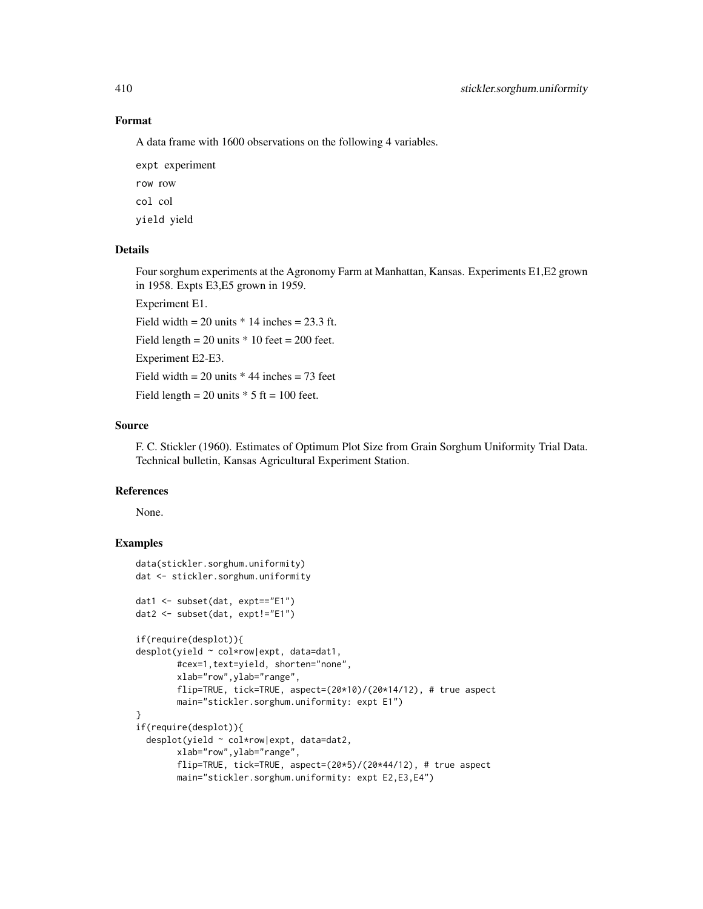### Format

A data frame with 1600 observations on the following 4 variables.

`expt` experiment

`row` row

`col` col

`yield` yield

### Details

Four sorghum experiments at the Agronomy Farm at Manhattan, Kansas. Experiments E1,E2 grown in 1958. Expts E3,E5 grown in 1959.

Experiment E1.

Field width = 20 units * 14 inches = 23.3 ft.

Field length = 20 units * 10 feet = 200 feet.

Experiment E2-E3.

Field width = 20 units * 44 inches = 73 feet

Field length = 20 units * 5 ft = 100 feet.

### Source

F. C. Stickler (1960). Estimates of Optimum Plot Size from Grain Sorghum Uniformity Trial Data. Technical bulletin, Kansas Agricultural Experiment Station.

### References

None.

### Examples

```
data(stickler.sorghum.uniformity)
dat <- stickler.sorghum.uniformity

dat1 <- subset(dat, expt=="E1")
dat2 <- subset(dat, expt!="E1")

if(require(desplot)){
desplot(yield ~ col*row|expt, data=dat1,
        #cex=1,text=yield, shorten="none",
        xlab="row",ylab="range",
        flip=TRUE, tick=TRUE, aspect=(20*10)/(20*14/12), # true aspect
        main="stickler.sorghum.uniformity: expt E1")
}
if(require(desplot)){
  desplot(yield ~ col*row|expt, data=dat2,
        xlab="row",ylab="range",
        flip=TRUE, tick=TRUE, aspect=(20*5)/(20*44/12), # true aspect
        main="stickler.sorghum.uniformity: expt E2,E3,E4")
```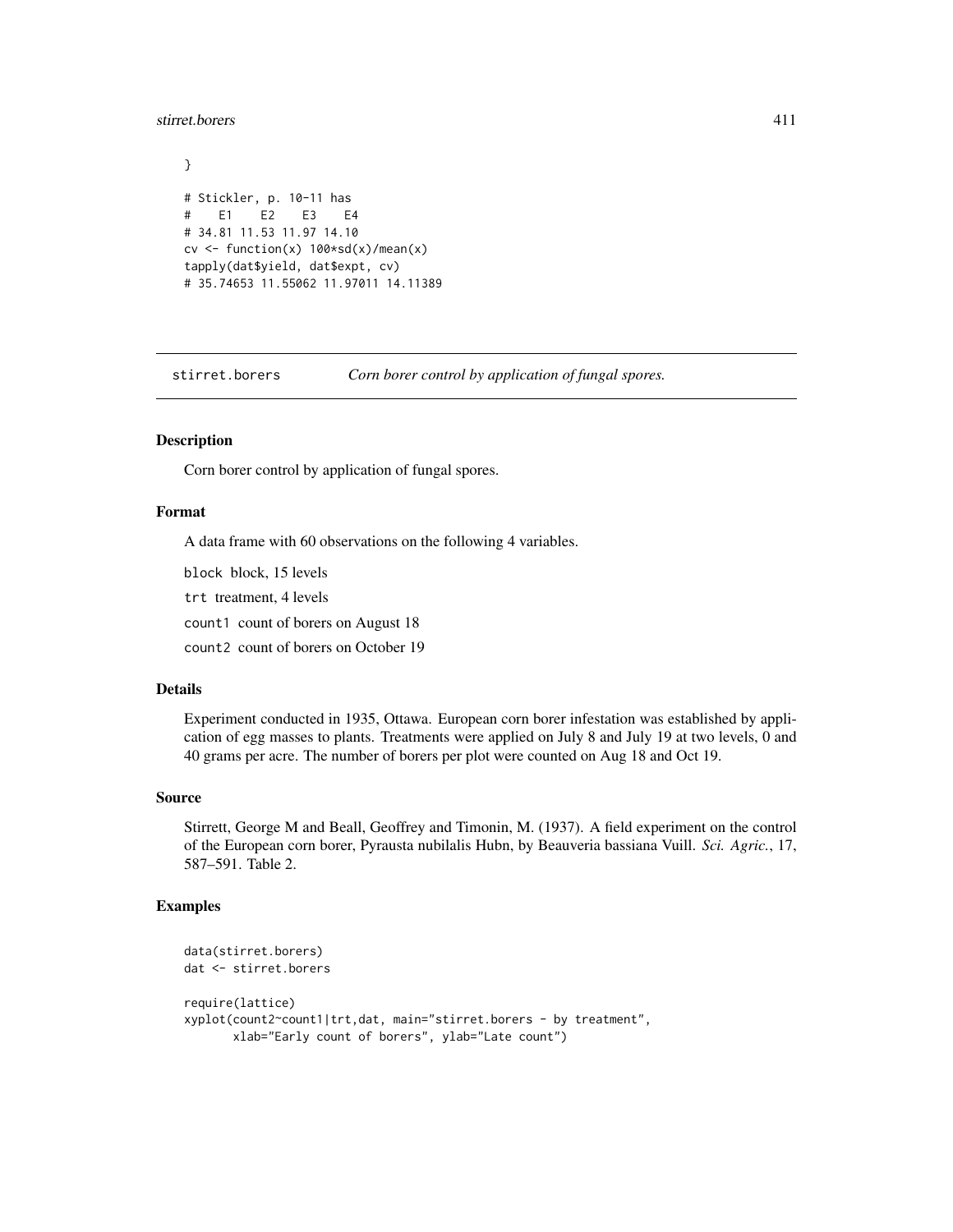```
}

# Stickler, p. 10-11 has
#    E1    E2    E3    E4
# 34.81 11.53 11.97 14.10
cv <- function(x) 100*sd(x)/mean(x)
tapply(dat$yield, dat$expt, cv)
# 35.74653 11.55062 11.97011 14.11389
```

---

## stirret.borers — *Corn borer control by application of fungal spores.*

### Description

Corn borer control by application of fungal spores.

### Format

A data frame with 60 observations on the following 4 variables.

`block` block, 15 levels

`trt` treatment, 4 levels

`count1` count of borers on August 18

`count2` count of borers on October 19

### Details

Experiment conducted in 1935, Ottawa. European corn borer infestation was established by application of egg masses to plants. Treatments were applied on July 8 and July 19 at two levels, 0 and 40 grams per acre. The number of borers per plot were counted on Aug 18 and Oct 19.

### Source

Stirrett, George M and Beall, Geoffrey and Timonin, M. (1937). A field experiment on the control of the European corn borer, Pyrausta nubilalis Hubn, by Beauveria bassiana Vuill. *Sci. Agric.*, 17, 587–591. Table 2.

### Examples

```
data(stirret.borers)
dat <- stirret.borers

require(lattice)
xyplot(count2~count1|trt,dat, main="stirret.borers - by treatment",
       xlab="Early count of borers", ylab="Late count")
```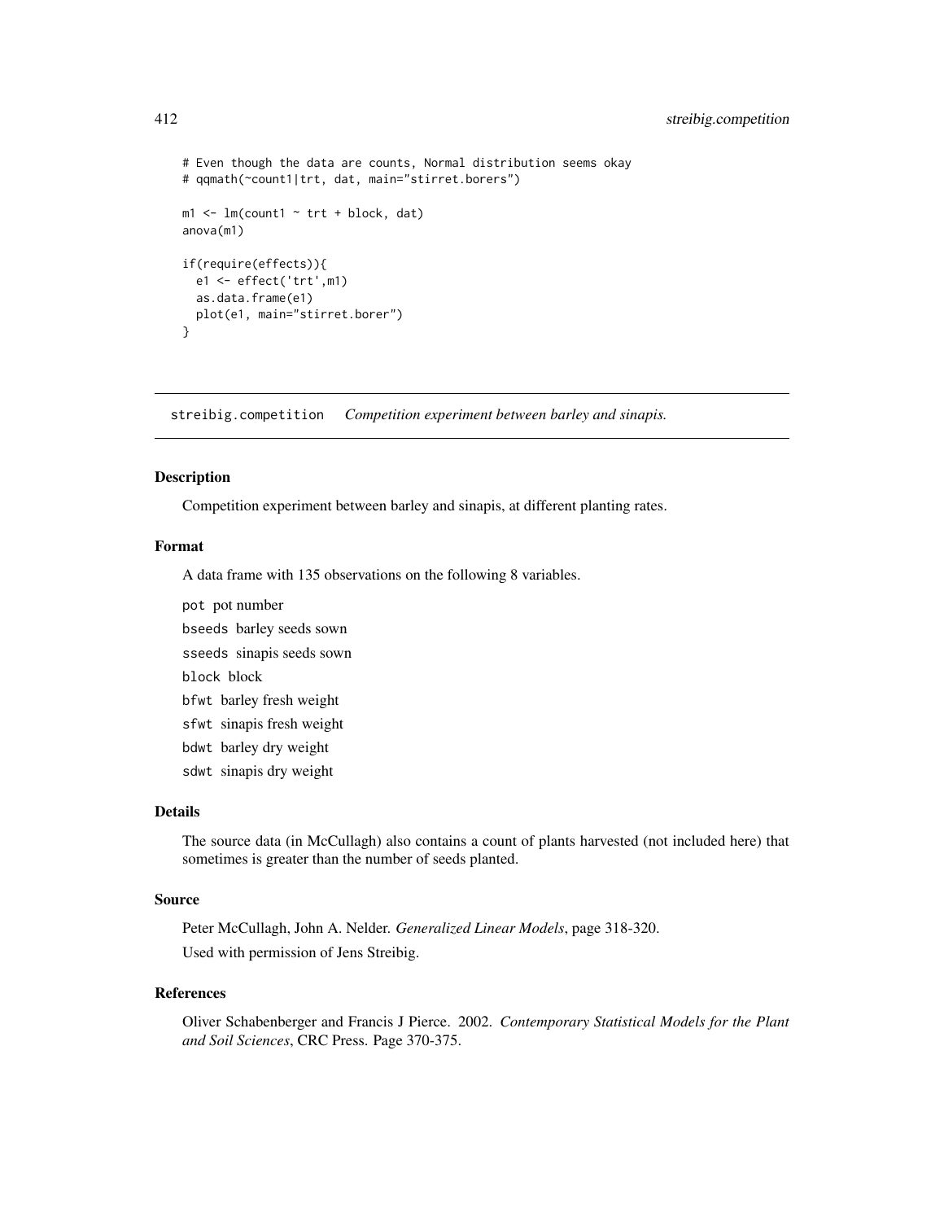```
# Even though the data are counts, Normal distribution seems okay
# qqmath(~count1|trt, dat, main="stirret.borers")

m1 <- lm(count1 ~ trt + block, dat)
anova(m1)

if(require(effects)){
  e1 <- effect('trt',m1)
  as.data.frame(e1)
  plot(e1, main="stirret.borer")
}
```

---

## streibig.competition *Competition experiment between barley and sinapis.*

---

### Description

Competition experiment between barley and sinapis, at different planting rates.

### Format

A data frame with 135 observations on the following 8 variables.

- pot pot number
- bseeds barley seeds sown
- sseeds sinapis seeds sown
- block block
- bfwt barley fresh weight
- sfwt sinapis fresh weight
- bdwt barley dry weight
- sdwt sinapis dry weight

### Details

The source data (in McCullagh) also contains a count of plants harvested (not included here) that sometimes is greater than the number of seeds planted.

### Source

Peter McCullagh, John A. Nelder. *Generalized Linear Models*, page 318-320.

Used with permission of Jens Streibig.

### References

Oliver Schabenberger and Francis J Pierce. 2002. *Contemporary Statistical Models for the Plant and Soil Sciences*, CRC Press. Page 370-375.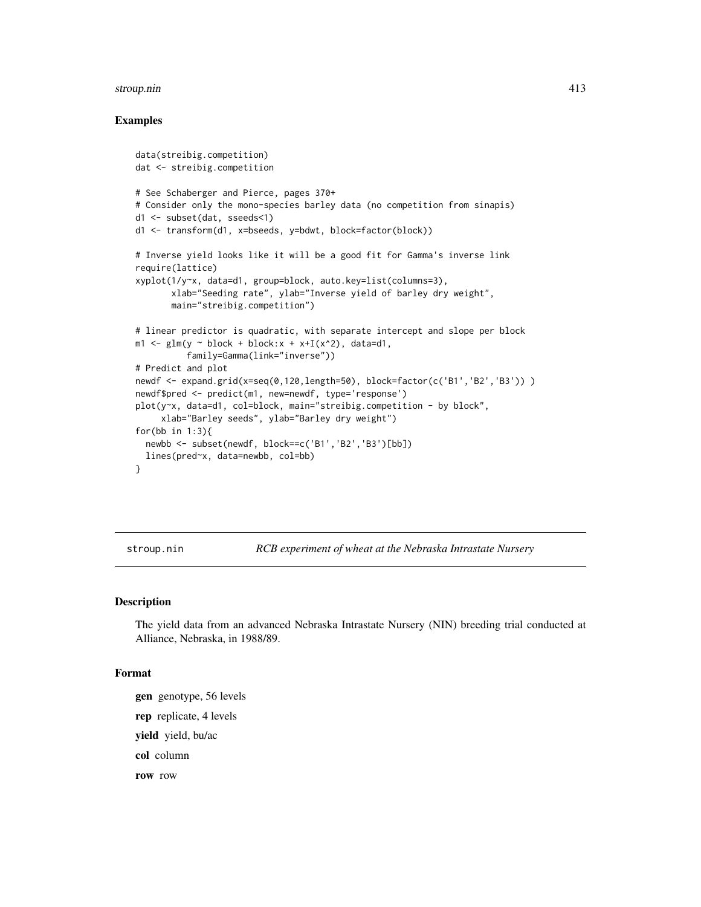## Examples

```
data(streibig.competition)
dat <- streibig.competition

# See Schaberger and Pierce, pages 370+
# Consider only the mono-species barley data (no competition from sinapis)
d1 <- subset(dat, sseeds<1)
d1 <- transform(d1, x=bseeds, y=bdwt, block=factor(block))

# Inverse yield looks like it will be a good fit for Gamma's inverse link
require(lattice)
xyplot(1/y~x, data=d1, group=block, auto.key=list(columns=3),
       xlab="Seeding rate", ylab="Inverse yield of barley dry weight",
       main="streibig.competition")

# linear predictor is quadratic, with separate intercept and slope per block
m1 <- glm(y ~ block + block:x + x+I(x^2), data=d1,
          family=Gamma(link="inverse"))
# Predict and plot
newdf <- expand.grid(x=seq(0,120,length=50), block=factor(c('B1','B2','B3')) )
newdf$pred <- predict(m1, new=newdf, type='response')
plot(y~x, data=d1, col=block, main="streibig.competition - by block",
     xlab="Barley seeds", ylab="Barley dry weight")
for(bb in 1:3){
  newbb <- subset(newdf, block==c('B1','B2','B3')[bb])
  lines(pred~x, data=newbb, col=bb)
}
```

---

stroup.nin *RCB experiment of wheat at the Nebraska Intrastate Nursery*

---

## Description

The yield data from an advanced Nebraska Intrastate Nursery (NIN) breeding trial conducted at Alliance, Nebraska, in 1988/89.

## Format

**gen** genotype, 56 levels

**rep** replicate, 4 levels

**yield** yield, bu/ac

**col** column

**row** row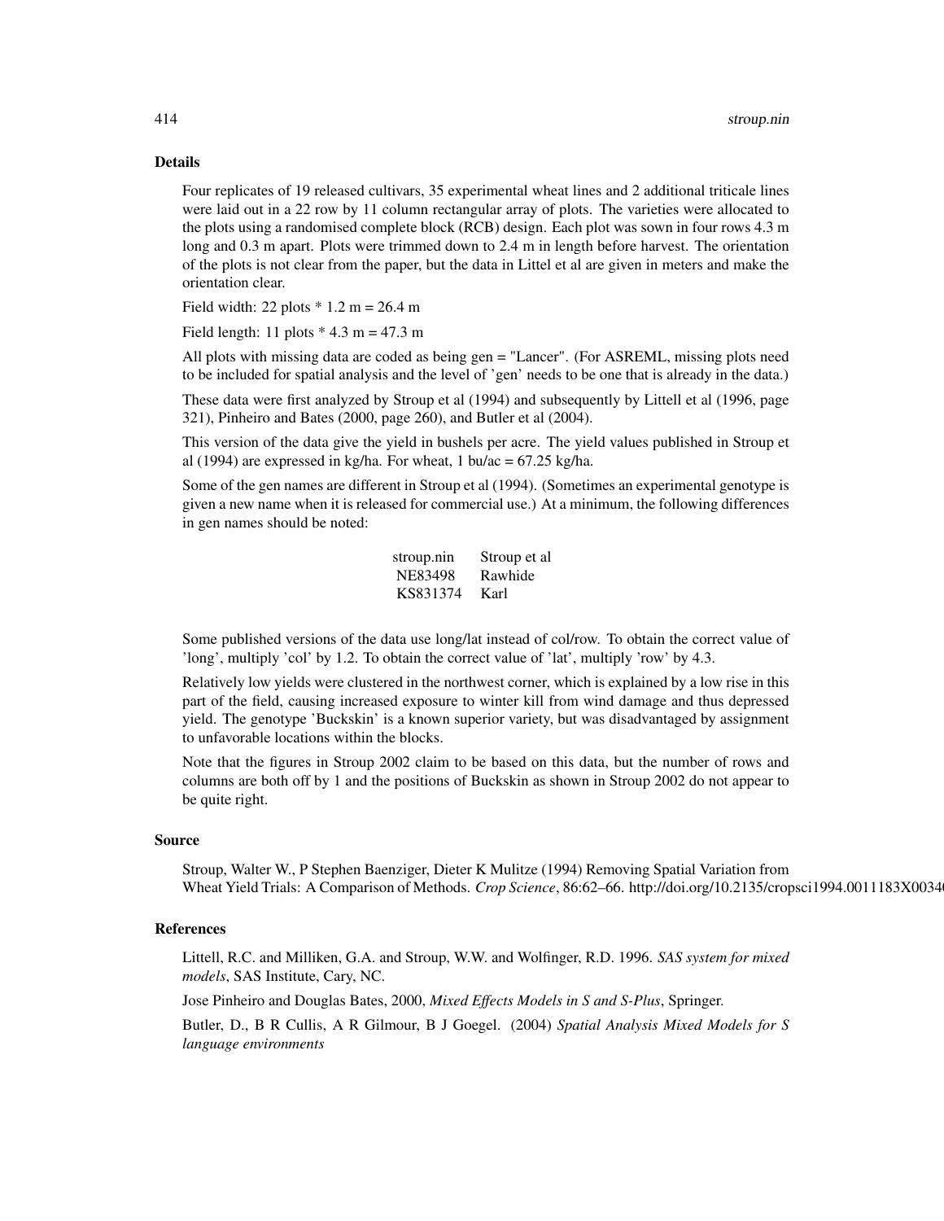## Details

Four replicates of 19 released cultivars, 35 experimental wheat lines and 2 additional triticale lines were laid out in a 22 row by 11 column rectangular array of plots. The varieties were allocated to the plots using a randomised complete block (RCB) design. Each plot was sown in four rows 4.3 m long and 0.3 m apart. Plots were trimmed down to 2.4 m in length before harvest. The orientation of the plots is not clear from the paper, but the data in Littel et al are given in meters and make the orientation clear.

Field width: 22 plots * 1.2 m = 26.4 m

Field length: 11 plots * 4.3 m = 47.3 m

All plots with missing data are coded as being gen = "Lancer". (For ASREML, missing plots need to be included for spatial analysis and the level of 'gen' needs to be one that is already in the data.)

These data were first analyzed by Stroup et al (1994) and subsequently by Littell et al (1996, page 321), Pinheiro and Bates (2000, page 260), and Butler et al (2004).

This version of the data give the yield in bushels per acre. The yield values published in Stroup et al (1994) are expressed in kg/ha. For wheat, 1 bu/ac = 67.25 kg/ha.

Some of the gen names are different in Stroup et al (1994). (Sometimes an experimental genotype is given a new name when it is released for commercial use.) At a minimum, the following differences in gen names should be noted:

| stroup.nin | Stroup et al |
|---|---|
| NE83498 | Rawhide |
| KS831374 | Karl |

Some published versions of the data use long/lat instead of col/row. To obtain the correct value of 'long', multiply 'col' by 1.2. To obtain the correct value of 'lat', multiply 'row' by 4.3.

Relatively low yields were clustered in the northwest corner, which is explained by a low rise in this part of the field, causing increased exposure to winter kill from wind damage and thus depressed yield. The genotype 'Buckskin' is a known superior variety, but was disadvantaged by assignment to unfavorable locations within the blocks.

Note that the figures in Stroup 2002 claim to be based on this data, but the number of rows and columns are both off by 1 and the positions of Buckskin as shown in Stroup 2002 do not appear to be quite right.

## Source

Stroup, Walter W., P Stephen Baenziger, Dieter K Mulitze (1994) Removing Spatial Variation from Wheat Yield Trials: A Comparison of Methods. *Crop Science*, 86:62–66. http://doi.org/10.2135/cropsci1994.0011183X0034

## References

Littell, R.C. and Milliken, G.A. and Stroup, W.W. and Wolfinger, R.D. 1996. *SAS system for mixed models*, SAS Institute, Cary, NC.

Jose Pinheiro and Douglas Bates, 2000, *Mixed Effects Models in S and S-Plus*, Springer.

Butler, D., B R Cullis, A R Gilmour, B J Goegel. (2004) *Spatial Analysis Mixed Models for S language environments*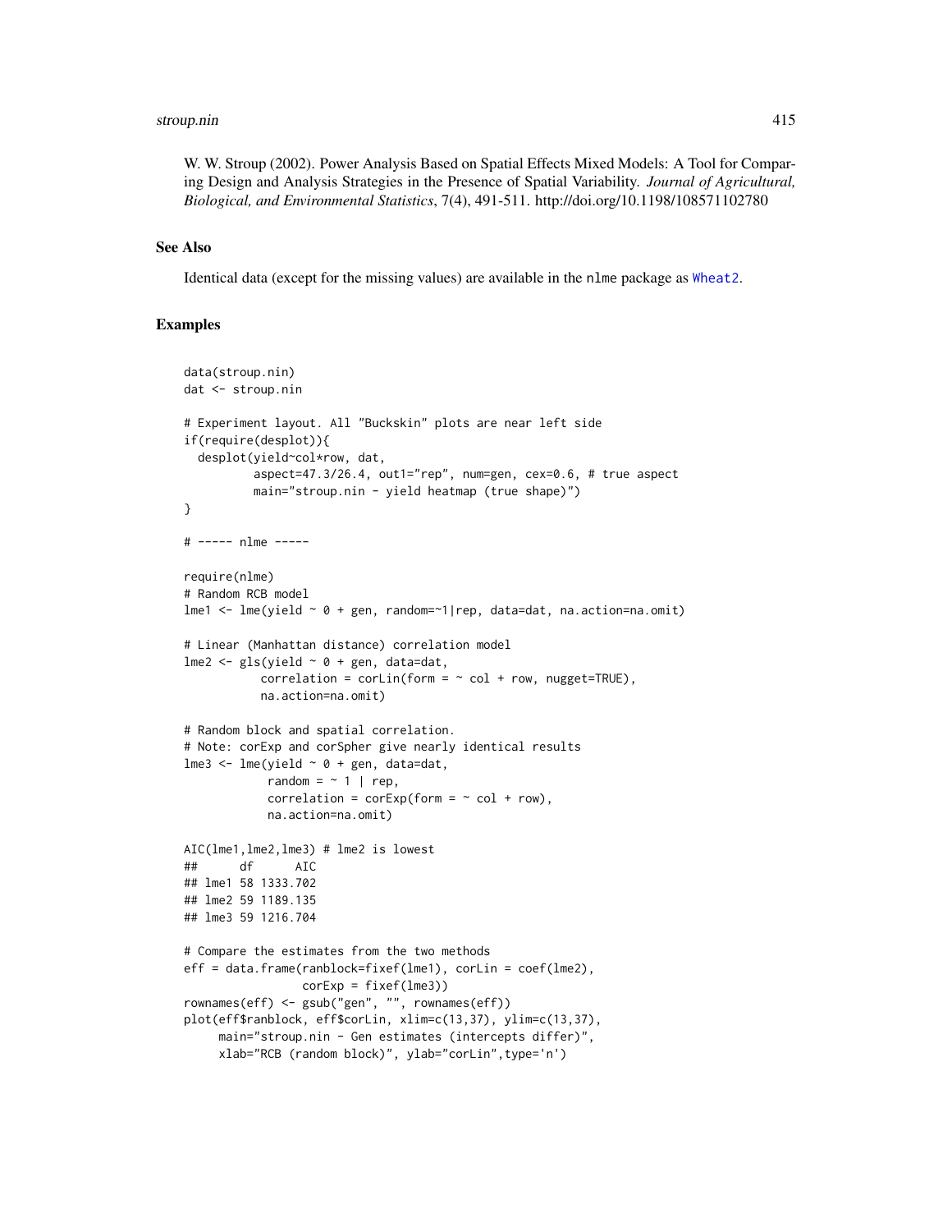W. W. Stroup (2002). Power Analysis Based on Spatial Effects Mixed Models: A Tool for Comparing Design and Analysis Strategies in the Presence of Spatial Variability. *Journal of Agricultural, Biological, and Environmental Statistics*, 7(4), 491-511. http://doi.org/10.1198/108571102780

## See Also

Identical data (except for the missing values) are available in the nlme package as Wheat2.

## Examples

```
data(stroup.nin)
dat <- stroup.nin

# Experiment layout. All "Buckskin" plots are near left side
if(require(desplot)){
  desplot(yield~col*row, dat,
          aspect=47.3/26.4, out1="rep", num=gen, cex=0.6, # true aspect
          main="stroup.nin - yield heatmap (true shape)")
}

# ----- nlme -----

require(nlme)
# Random RCB model
lme1 <- lme(yield ~ 0 + gen, random=~1|rep, data=dat, na.action=na.omit)

# Linear (Manhattan distance) correlation model
lme2 <- gls(yield ~ 0 + gen, data=dat,
           correlation = corLin(form = ~ col + row, nugget=TRUE),
           na.action=na.omit)

# Random block and spatial correlation.
# Note: corExp and corSpher give nearly identical results
lme3 <- lme(yield ~ 0 + gen, data=dat,
            random = ~ 1 | rep,
            correlation = corExp(form = ~ col + row),
            na.action=na.omit)

AIC(lme1,lme2,lme3) # lme2 is lowest
##      df      AIC
## lme1 58 1333.702
## lme2 59 1189.135
## lme3 59 1216.704

# Compare the estimates from the two methods
eff = data.frame(ranblock=fixef(lme1), corLin = coef(lme2),
                 corExp = fixef(lme3))
rownames(eff) <- gsub("gen", "", rownames(eff))
plot(eff$ranblock, eff$corLin, xlim=c(13,37), ylim=c(13,37),
     main="stroup.nin - Gen estimates (intercepts differ)",
     xlab="RCB (random block)", ylab="corLin",type='n')
```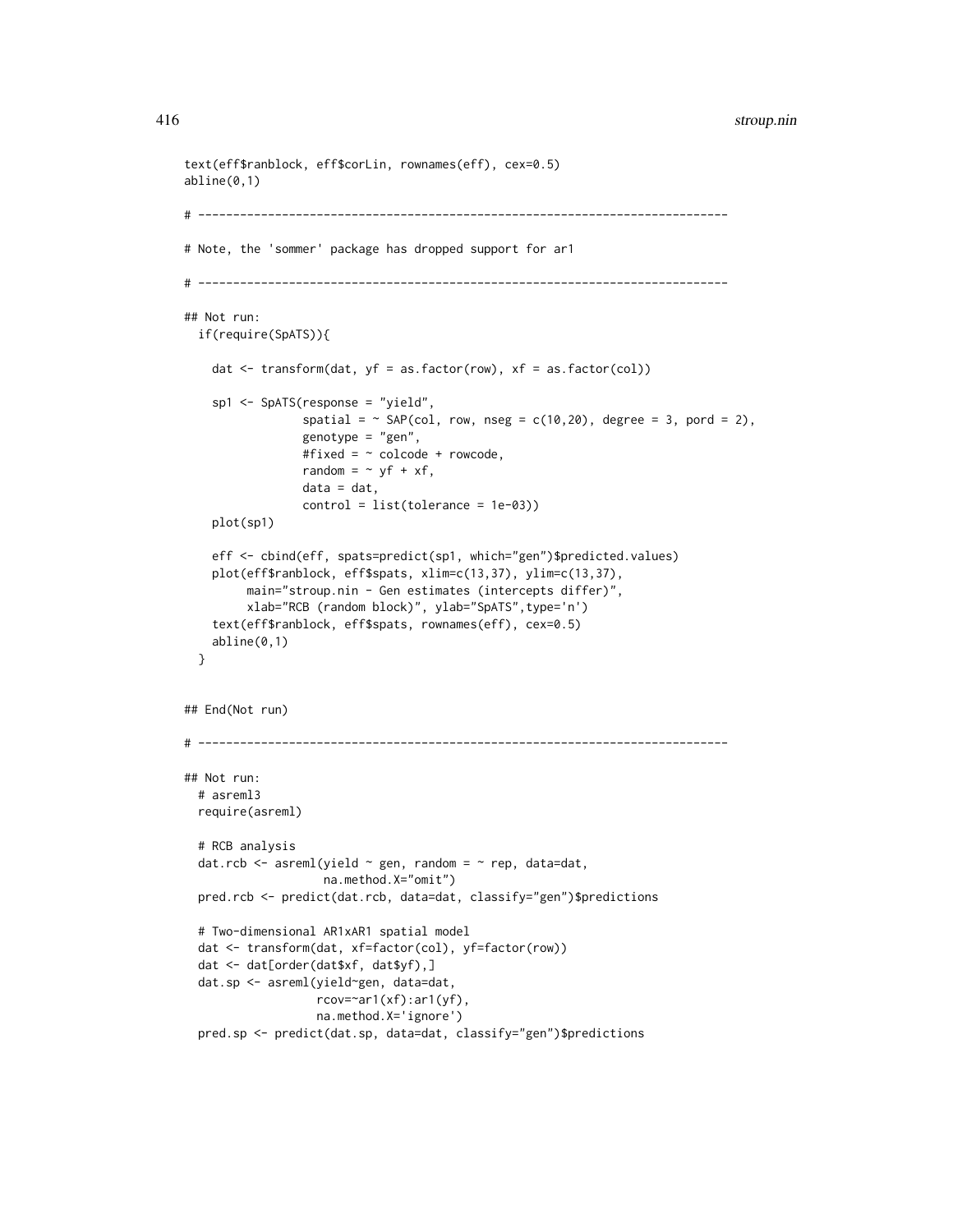```
text(eff$ranblock, eff$corLin, rownames(eff), cex=0.5)
abline(0,1)

# ----------------------------------------------------------------------------

# Note, the 'sommer' package has dropped support for ar1

# ----------------------------------------------------------------------------

## Not run:
  if(require(SpATS)){

    dat <- transform(dat, yf = as.factor(row), xf = as.factor(col))

    sp1 <- SpATS(response = "yield",
                 spatial = ~ SAP(col, row, nseg = c(10,20), degree = 3, pord = 2),
                 genotype = "gen",
                 #fixed = ~ colcode + rowcode,
                 random = ~ yf + xf,
                 data = dat,
                 control = list(tolerance = 1e-03))
    plot(sp1)

    eff <- cbind(eff, spats=predict(sp1, which="gen")$predicted.values)
    plot(eff$ranblock, eff$spats, xlim=c(13,37), ylim=c(13,37),
         main="stroup.nin - Gen estimates (intercepts differ)",
         xlab="RCB (random block)", ylab="SpATS",type='n')
    text(eff$ranblock, eff$spats, rownames(eff), cex=0.5)
    abline(0,1)
  }


## End(Not run)

# ----------------------------------------------------------------------------

## Not run:
  # asreml3
  require(asreml)

  # RCB analysis
  dat.rcb <- asreml(yield ~ gen, random = ~ rep, data=dat,
                    na.method.X="omit")
  pred.rcb <- predict(dat.rcb, data=dat, classify="gen")$predictions

  # Two-dimensional AR1xAR1 spatial model
  dat <- transform(dat, xf=factor(col), yf=factor(row))
  dat <- dat[order(dat$xf, dat$yf),]
  dat.sp <- asreml(yield~gen, data=dat,
                   rcov=~ar1(xf):ar1(yf),
                   na.method.X='ignore')
  pred.sp <- predict(dat.sp, data=dat, classify="gen")$predictions
```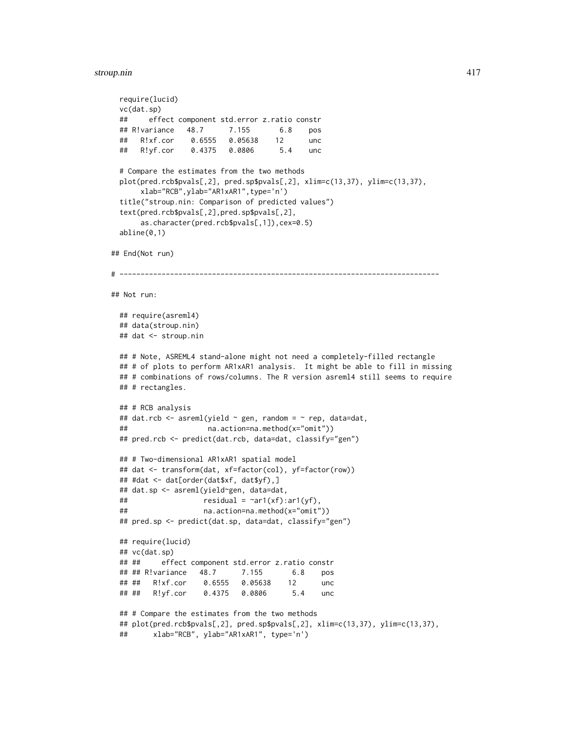```
  require(lucid)
  vc(dat.sp)
  ##     effect component std.error z.ratio constr
  ## R!variance   48.7      7.155       6.8    pos
  ##   R!xf.cor    0.6555   0.05638    12      unc
  ##   R!yf.cor    0.4375   0.0806      5.4    unc

  # Compare the estimates from the two methods
  plot(pred.rcb$pvals[,2], pred.sp$pvals[,2], xlim=c(13,37), ylim=c(13,37),
       xlab="RCB",ylab="AR1xAR1",type='n')
  title("stroup.nin: Comparison of predicted values")
  text(pred.rcb$pvals[,2],pred.sp$pvals[,2],
       as.character(pred.rcb$pvals[,1]),cex=0.5)
  abline(0,1)

## End(Not run)

# ---------------------------------------------------------------------------

## Not run:

  ## require(asreml4)
  ## data(stroup.nin)
  ## dat <- stroup.nin

  ## # Note, ASREML4 stand-alone might not need a completely-filled rectangle
  ## # of plots to perform AR1xAR1 analysis.  It might be able to fill in missing
  ## # combinations of rows/columns. The R version asreml4 still seems to require
  ## # rectangles.

  ## # RCB analysis
  ## dat.rcb <- asreml(yield ~ gen, random = ~ rep, data=dat,
  ##                   na.action=na.method(x="omit"))
  ## pred.rcb <- predict(dat.rcb, data=dat, classify="gen")

  ## # Two-dimensional AR1xAR1 spatial model
  ## dat <- transform(dat, xf=factor(col), yf=factor(row))
  ## #dat <- dat[order(dat$xf, dat$yf),]
  ## dat.sp <- asreml(yield~gen, data=dat,
  ##                  residual = ~ar1(xf):ar1(yf),
  ##                  na.action=na.method(x="omit"))
  ## pred.sp <- predict(dat.sp, data=dat, classify="gen")

  ## require(lucid)
  ## vc(dat.sp)
  ## ##     effect component std.error z.ratio constr
  ## ## R!variance   48.7      7.155       6.8    pos
  ## ##   R!xf.cor    0.6555   0.05638    12      unc
  ## ##   R!yf.cor    0.4375   0.0806      5.4    unc

  ## # Compare the estimates from the two methods
  ## plot(pred.rcb$pvals[,2], pred.sp$pvals[,2], xlim=c(13,37), ylim=c(13,37),
  ##      xlab="RCB", ylab="AR1xAR1", type='n')
```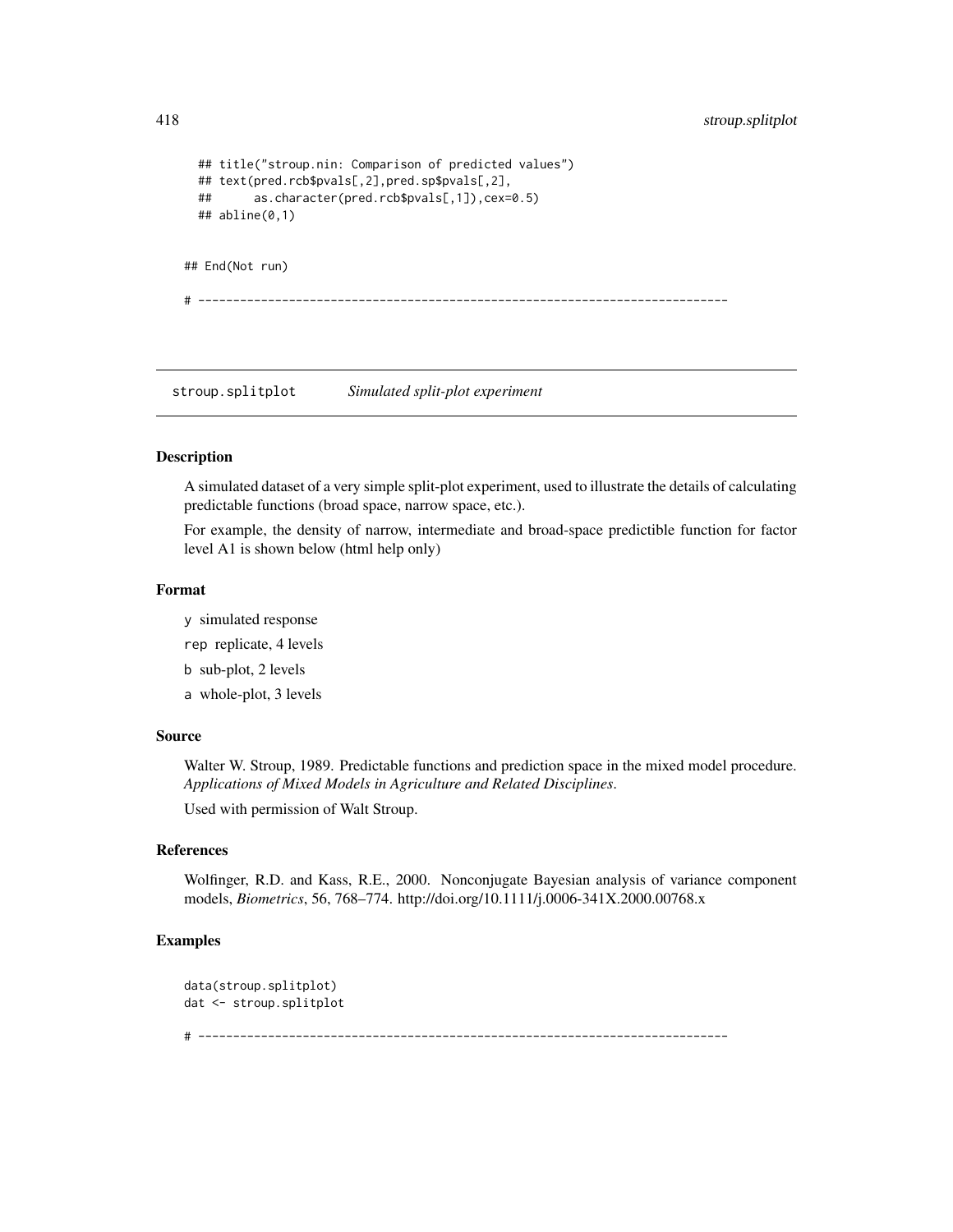```
  ## title("stroup.nin: Comparison of predicted values")
  ## text(pred.rcb$pvals[,2],pred.sp$pvals[,2],
  ##      as.character(pred.rcb$pvals[,1]),cex=0.5)
  ## abline(0,1)


## End(Not run)

# ----------------------------------------------------------------------------
```

## stroup.splitplot    *Simulated split-plot experiment*

### Description

A simulated dataset of a very simple split-plot experiment, used to illustrate the details of calculating predictable functions (broad space, narrow space, etc.).

For example, the density of narrow, intermediate and broad-space predictible function for factor level A1 is shown below (html help only)

### Format

`y` simulated response

`rep` replicate, 4 levels

`b` sub-plot, 2 levels

`a` whole-plot, 3 levels

### Source

Walter W. Stroup, 1989. Predictable functions and prediction space in the mixed model procedure. *Applications of Mixed Models in Agriculture and Related Disciplines*.

Used with permission of Walt Stroup.

### References

Wolfinger, R.D. and Kass, R.E., 2000. Nonconjugate Bayesian analysis of variance component models, *Biometrics*, 56, 768–774. http://doi.org/10.1111/j.0006-341X.2000.00768.x

### Examples

```
data(stroup.splitplot)
dat <- stroup.splitplot

# ----------------------------------------------------------------------------
```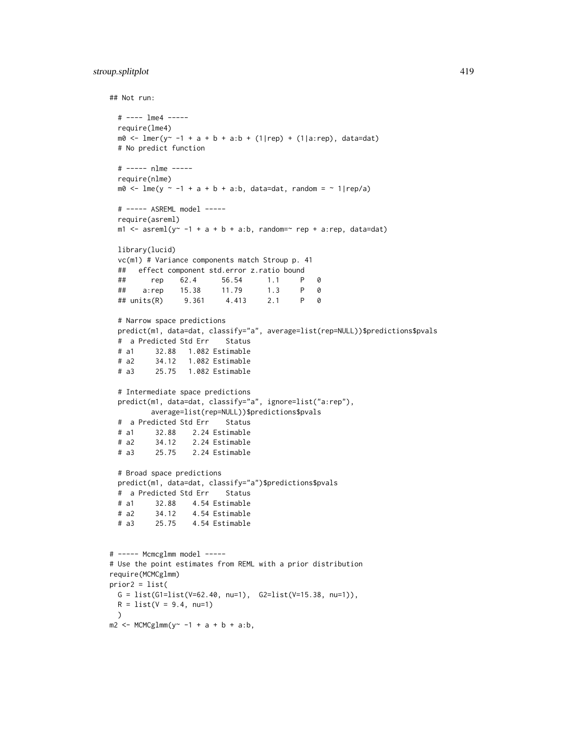```
## Not run:

  # ---- lme4 -----
  require(lme4)
  m0 <- lmer(y~ -1 + a + b + a:b + (1|rep) + (1|a:rep), data=dat)
  # No predict function

  # ----- nlme -----
  require(nlme)
  m0 <- lme(y ~ -1 + a + b + a:b, data=dat, random = ~ 1|rep/a)

  # ----- ASREML model -----
  require(asreml)
  m1 <- asreml(y~ -1 + a + b + a:b, random=~ rep + a:rep, data=dat)

  library(lucid)
  vc(m1) # Variance components match Stroup p. 41
  ##   effect component std.error z.ratio bound
  ##      rep    62.4      56.54      1.1     P   0
  ##    a:rep    15.38     11.79      1.3     P   0
  ## units(R)     9.361     4.413      2.1     P   0

  # Narrow space predictions
  predict(m1, data=dat, classify="a", average=list(rep=NULL))$predictions$pvals
  #  a Predicted Std Err    Status
  # a1     32.88   1.082 Estimable
  # a2     34.12   1.082 Estimable
  # a3     25.75   1.082 Estimable

  # Intermediate space predictions
  predict(m1, data=dat, classify="a", ignore=list("a:rep"),
          average=list(rep=NULL))$predictions$pvals
  #  a Predicted Std Err    Status
  # a1     32.88    2.24 Estimable
  # a2     34.12    2.24 Estimable
  # a3     25.75    2.24 Estimable

  # Broad space predictions
  predict(m1, data=dat, classify="a")$predictions$pvals
  #  a Predicted Std Err    Status
  # a1     32.88    4.54 Estimable
  # a2     34.12    4.54 Estimable
  # a3     25.75    4.54 Estimable


# ----- Mcmcglmm model -----
# Use the point estimates from REML with a prior distribution
require(MCMCglmm)
prior2 = list(
  G = list(G1=list(V=62.40, nu=1),  G2=list(V=15.38, nu=1)),
  R = list(V = 9.4, nu=1)
  )
m2 <- MCMCglmm(y~ -1 + a + b + a:b,
```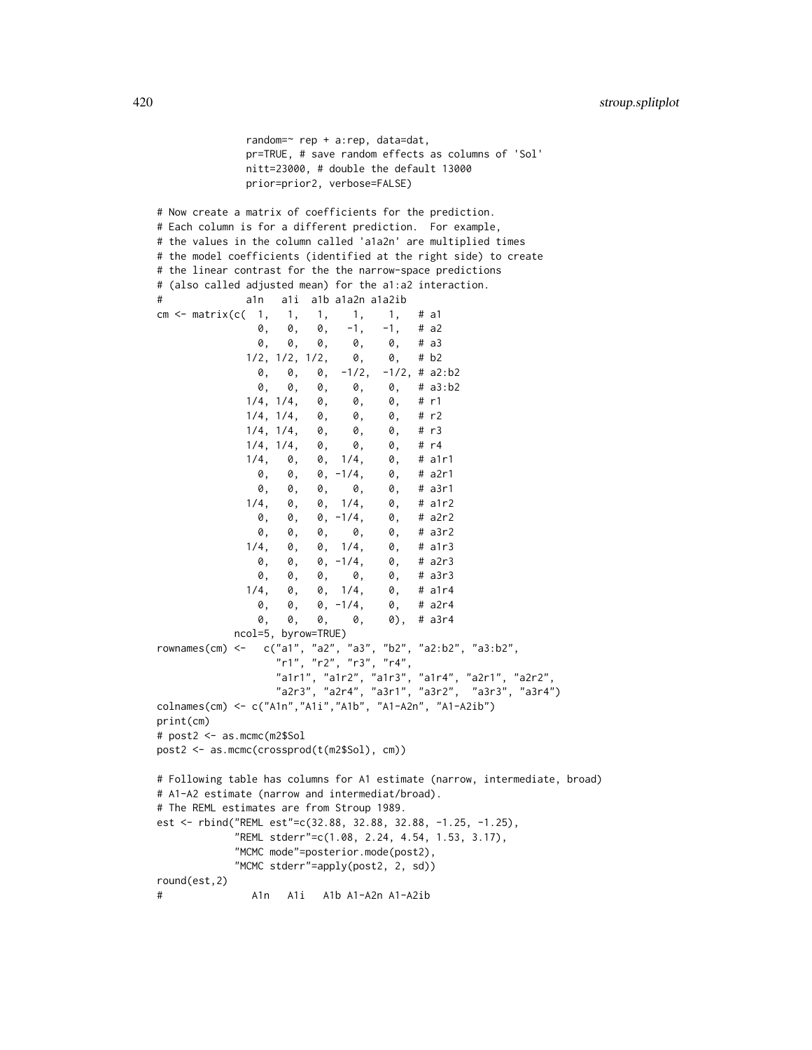```
                random=~ rep + a:rep, data=dat,
                pr=TRUE, # save random effects as columns of 'Sol'
                nitt=23000, # double the default 13000
                prior=prior2, verbose=FALSE)

# Now create a matrix of coefficients for the prediction.
# Each column is for a different prediction.  For example,
# the values in the column called 'a1a2n' are multiplied times
# the model coefficients (identified at the right side) to create
# the linear contrast for the the narrow-space predictions
# (also called adjusted mean) for the a1:a2 interaction.
#              a1n   a1i  a1b a1a2n a1a2ib
cm <- matrix(c(  1,    1,   1,    1,     1,   # a1
                 0,    0,   0,   -1,    -1,   # a2
                 0,    0,   0,    0,     0,   # a3
               1/2, 1/2, 1/2,    0,     0,   # b2
                 0,    0,   0, -1/2,  -1/2,  # a2:b2
                 0,    0,   0,    0,     0,   # a3:b2
               1/4, 1/4,    0,    0,     0,   # r1
               1/4, 1/4,    0,    0,     0,   # r2
               1/4, 1/4,    0,    0,     0,   # r3
               1/4, 1/4,    0,    0,     0,   # r4
               1/4,    0,   0,  1/4,     0,   # a1r1
                 0,    0,   0, -1/4,     0,   # a2r1
                 0,    0,   0,    0,     0,   # a3r1
               1/4,    0,   0,  1/4,     0,   # a1r2
                 0,    0,   0, -1/4,     0,   # a2r2
                 0,    0,   0,    0,     0,   # a3r2
               1/4,    0,   0,  1/4,     0,   # a1r3
                 0,    0,   0, -1/4,     0,   # a2r3
                 0,    0,   0,    0,     0,   # a3r3
               1/4,    0,   0,  1/4,     0,   # a1r4
                 0,    0,   0, -1/4,     0,   # a2r4
                 0,    0,   0,    0,     0),  # a3r4
             ncol=5, byrow=TRUE)
rownames(cm) <-   c("a1", "a2", "a3", "b2", "a2:b2", "a3:b2",
                    "r1", "r2", "r3", "r4",
                    "a1r1", "a1r2", "a1r3", "a1r4", "a2r1", "a2r2",
                    "a2r3", "a2r4", "a3r1", "a3r2",  "a3r3", "a3r4")
colnames(cm) <- c("A1n","A1i","A1b", "A1-A2n", "A1-A2ib")
print(cm)
# post2 <- as.mcmc(m2$Sol
post2 <- as.mcmc(crossprod(t(m2$Sol), cm))

# Following table has columns for A1 estimate (narrow, intermediate, broad)
# A1-A2 estimate (narrow and intermediat/broad).
# The REML estimates are from Stroup 1989.
est <- rbind("REML est"=c(32.88, 32.88, 32.88, -1.25, -1.25),
             "REML stderr"=c(1.08, 2.24, 4.54, 1.53, 3.17),
             "MCMC mode"=posterior.mode(post2),
             "MCMC stderr"=apply(post2, 2, sd))
round(est,2)
#               A1n   A1i   A1b A1-A2n A1-A2ib
```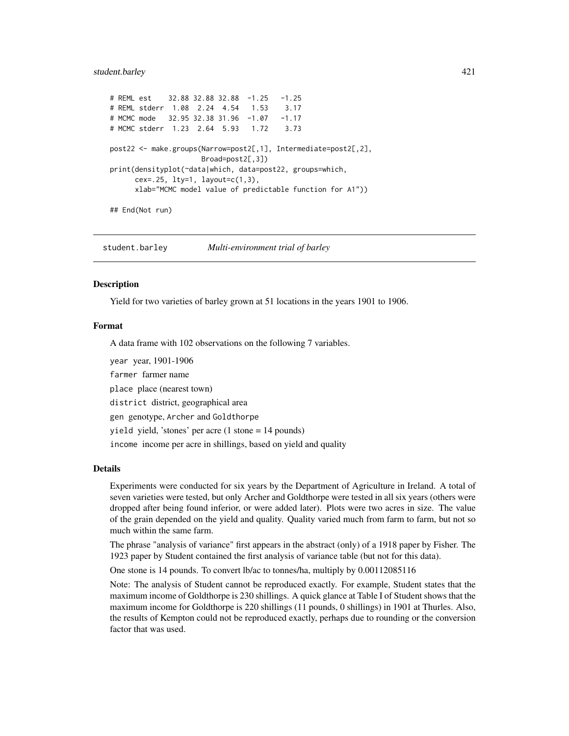```
# REML est    32.88 32.88 32.88  -1.25   -1.25
# REML stderr  1.08  2.24  4.54   1.53    3.17
# MCMC mode   32.95 32.38 31.96  -1.07   -1.17
# MCMC stderr  1.23  2.64  5.93   1.72    3.73

post22 <- make.groups(Narrow=post2[,1], Intermediate=post2[,2],
                      Broad=post2[,3])
print(densityplot(~data|which, data=post22, groups=which,
      cex=.25, lty=1, layout=c(1,3),
      xlab="MCMC model value of predictable function for A1"))

## End(Not run)
```

---

student.barley    *Multi-environment trial of barley*

---

### Description

Yield for two varieties of barley grown at 51 locations in the years 1901 to 1906.

### Format

A data frame with 102 observations on the following 7 variables.

`year` year, 1901-1906

`farmer` farmer name

`place` place (nearest town)

`district` district, geographical area

`gen` genotype, `Archer` and `Goldthorpe`

`yield` yield, 'stones' per acre (1 stone = 14 pounds)

`income` income per acre in shillings, based on yield and quality

### Details

Experiments were conducted for six years by the Department of Agriculture in Ireland. A total of seven varieties were tested, but only Archer and Goldthorpe were tested in all six years (others were dropped after being found inferior, or were added later). Plots were two acres in size. The value of the grain depended on the yield and quality. Quality varied much from farm to farm, but not so much within the same farm.

The phrase "analysis of variance" first appears in the abstract (only) of a 1918 paper by Fisher. The 1923 paper by Student contained the first analysis of variance table (but not for this data).

One stone is 14 pounds. To convert lb/ac to tonnes/ha, multiply by 0.00112085116

Note: The analysis of Student cannot be reproduced exactly. For example, Student states that the maximum income of Goldthorpe is 230 shillings. A quick glance at Table I of Student shows that the maximum income for Goldthorpe is 220 shillings (11 pounds, 0 shillings) in 1901 at Thurles. Also, the results of Kempton could not be reproduced exactly, perhaps due to rounding or the conversion factor that was used.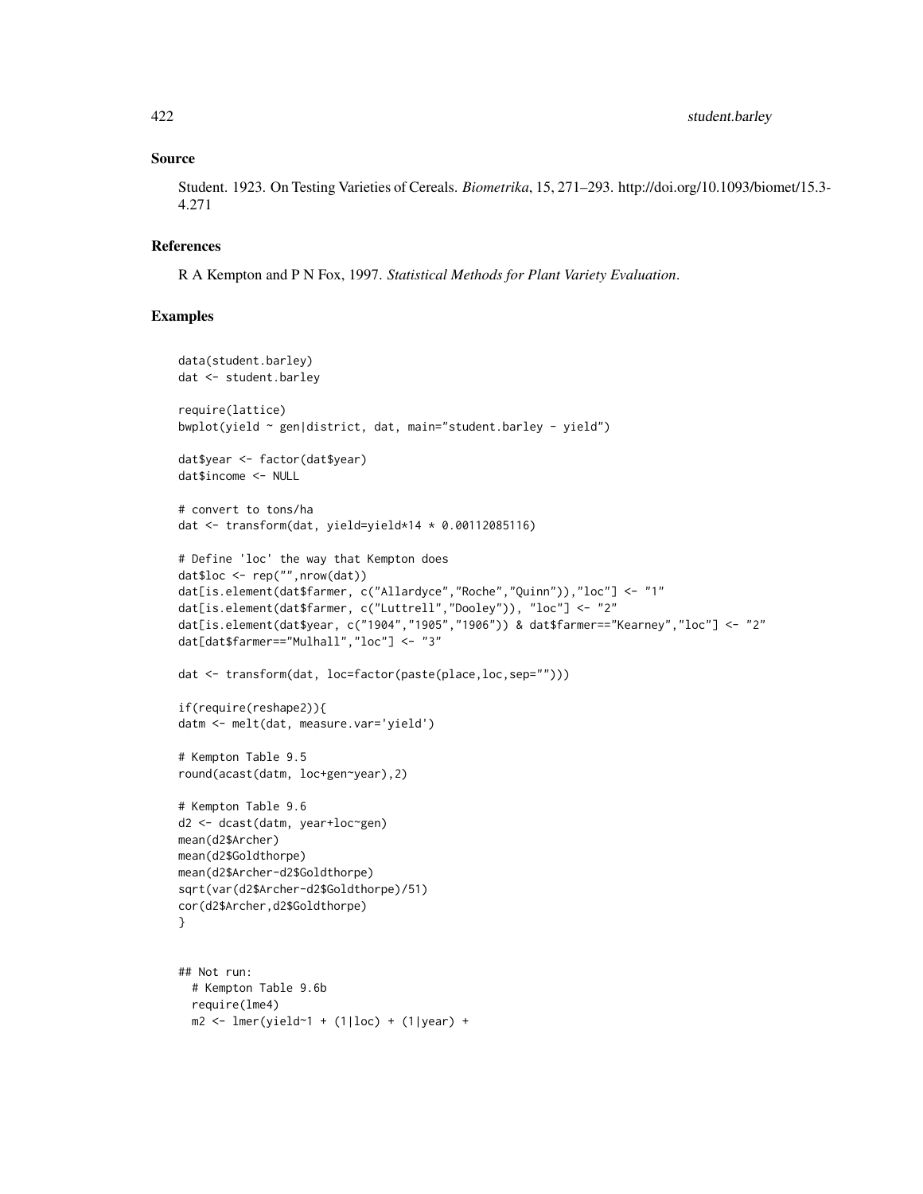## Source

Student. 1923. On Testing Varieties of Cereals. *Biometrika*, 15, 271–293. http://doi.org/10.1093/biomet/15.3-4.271

## References

R A Kempton and P N Fox, 1997. *Statistical Methods for Plant Variety Evaluation*.

## Examples

```
data(student.barley)
dat <- student.barley

require(lattice)
bwplot(yield ~ gen|district, dat, main="student.barley - yield")

dat$year <- factor(dat$year)
dat$income <- NULL

# convert to tons/ha
dat <- transform(dat, yield=yield*14 * 0.00112085116)

# Define 'loc' the way that Kempton does
dat$loc <- rep("",nrow(dat))
dat[is.element(dat$farmer, c("Allardyce","Roche","Quinn")),"loc"] <- "1"
dat[is.element(dat$farmer, c("Luttrell","Dooley")), "loc"] <- "2"
dat[is.element(dat$year, c("1904","1905","1906")) & dat$farmer=="Kearney","loc"] <- "2"
dat[dat$farmer=="Mulhall","loc"] <- "3"

dat <- transform(dat, loc=factor(paste(place,loc,sep="")))

if(require(reshape2)){
datm <- melt(dat, measure.var='yield')

# Kempton Table 9.5
round(acast(datm, loc+gen~year),2)

# Kempton Table 9.6
d2 <- dcast(datm, year+loc~gen)
mean(d2$Archer)
mean(d2$Goldthorpe)
mean(d2$Archer-d2$Goldthorpe)
sqrt(var(d2$Archer-d2$Goldthorpe)/51)
cor(d2$Archer,d2$Goldthorpe)
}


## Not run:
  # Kempton Table 9.6b
  require(lme4)
  m2 <- lmer(yield~1 + (1|loc) + (1|year) +
```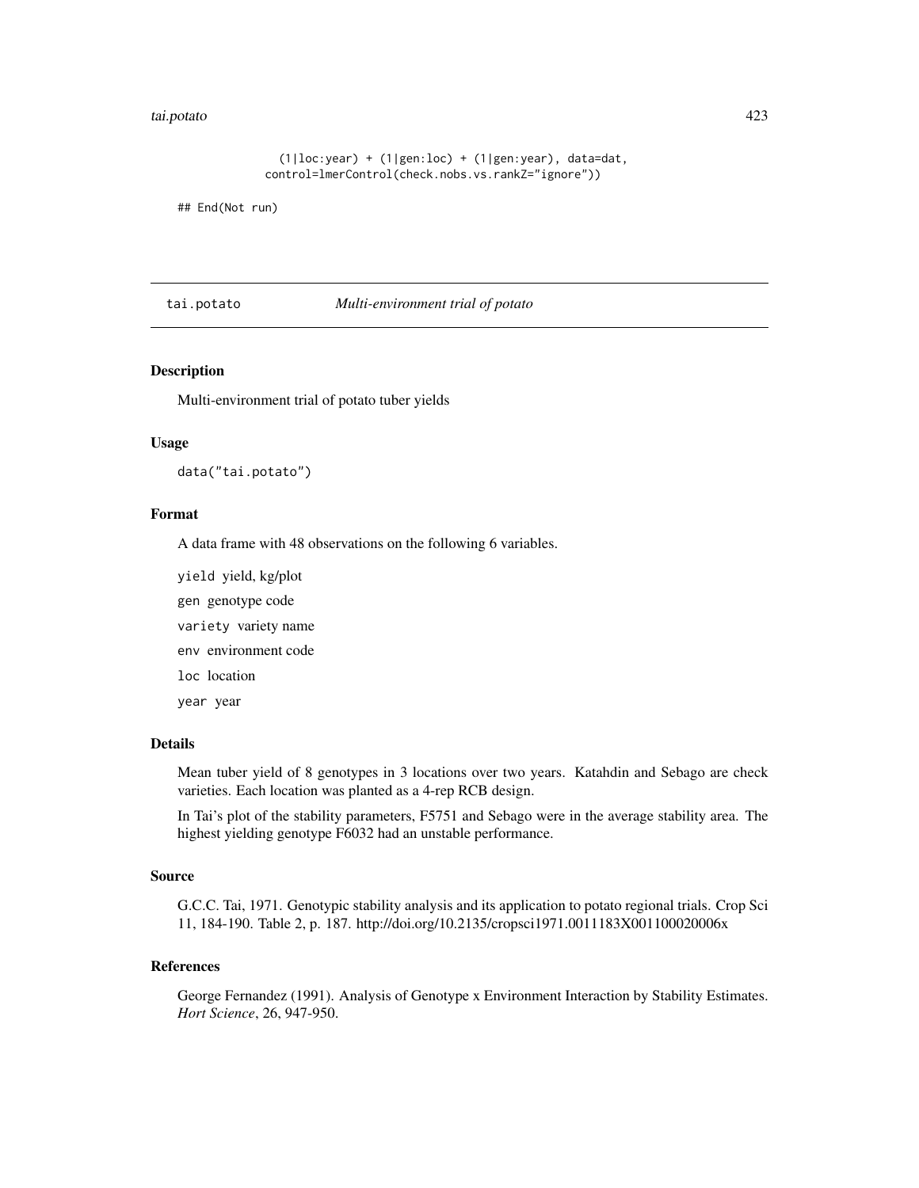```
               (1|loc:year) + (1|gen:loc) + (1|gen:year), data=dat,
             control=lmerControl(check.nobs.vs.rankZ="ignore"))

## End(Not run)
```

---

tai.potato *Multi-environment trial of potato*

---

## Description

Multi-environment trial of potato tuber yields

## Usage

```
data("tai.potato")
```

## Format

A data frame with 48 observations on the following 6 variables.

`yield` yield, kg/plot

`gen` genotype code

`variety` variety name

`env` environment code

`loc` location

`year` year

## Details

Mean tuber yield of 8 genotypes in 3 locations over two years. Katahdin and Sebago are check varieties. Each location was planted as a 4-rep RCB design.

In Tai's plot of the stability parameters, F5751 and Sebago were in the average stability area. The highest yielding genotype F6032 had an unstable performance.

## Source

G.C.C. Tai, 1971. Genotypic stability analysis and its application to potato regional trials. Crop Sci 11, 184-190. Table 2, p. 187. http://doi.org/10.2135/cropsci1971.0011183X001100020006x

## References

George Fernandez (1991). Analysis of Genotype x Environment Interaction by Stability Estimates. *Hort Science*, 26, 947-950.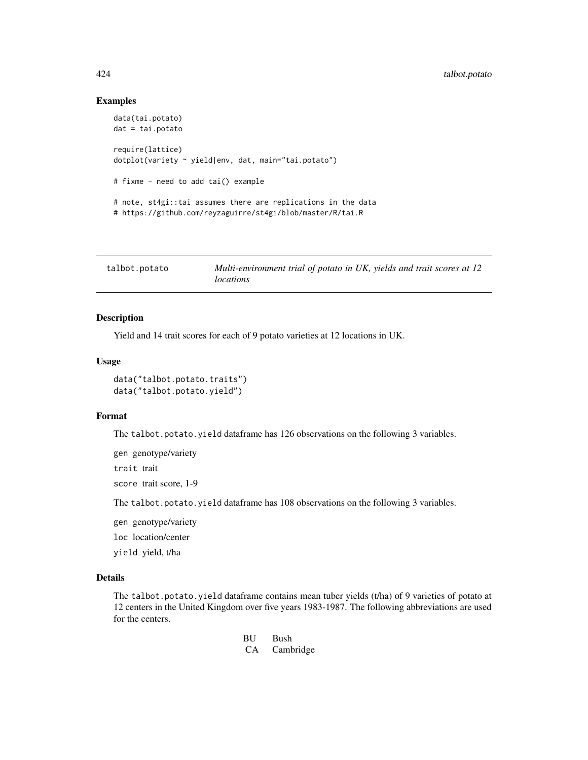## Examples

```
data(tai.potato)
dat = tai.potato

require(lattice)
dotplot(variety ~ yield|env, dat, main="tai.potato")

# fixme - need to add tai() example

# note, st4gi::tai assumes there are replications in the data
# https://github.com/reyzaguirre/st4gi/blob/master/R/tai.R
```

---

# talbot.potato — *Multi-environment trial of potato in UK, yields and trait scores at 12 locations*

---

### Description

Yield and 14 trait scores for each of 9 potato varieties at 12 locations in UK.

### Usage

```
data("talbot.potato.traits")
data("talbot.potato.yield")
```

### Format

The `talbot.potato.yield` dataframe has 126 observations on the following 3 variables.

`gen` genotype/variety

`trait` trait

`score` trait score, 1-9

The `talbot.potato.yield` dataframe has 108 observations on the following 3 variables.

`gen` genotype/variety

`loc` location/center

`yield` yield, t/ha

### Details

The `talbot.potato.yield` dataframe contains mean tuber yields (t/ha) of 9 varieties of potato at 12 centers in the United Kingdom over five years 1983-1987. The following abbreviations are used for the centers.

| | |
|---|---|
| BU | Bush |
| CA | Cambridge |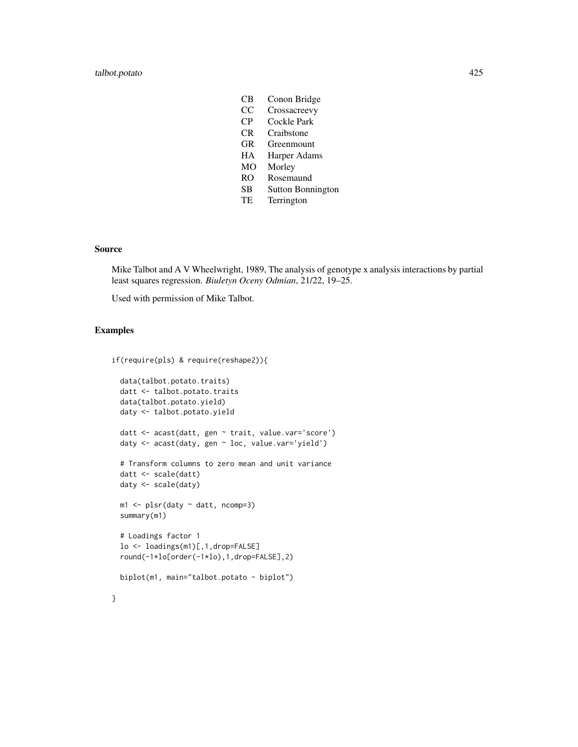| | |
|---|---|
| CB | Conon Bridge |
| CC | Crossacreevy |
| CP | Cockle Park |
| CR | Craibstone |
| GR | Greenmount |
| HA | Harper Adams |
| MO | Morley |
| RO | Rosemaund |
| SB | Sutton Bonnington |
| TE | Terrington |

## Source

Mike Talbot and A V Wheelwright, 1989, The analysis of genotype x analysis interactions by partial least squares regression. *Biuletyn Oceny Odmian*, 21/22, 19–25.

Used with permission of Mike Talbot.

## Examples

```
if(require(pls) & require(reshape2)){

  data(talbot.potato.traits)
  datt <- talbot.potato.traits
  data(talbot.potato.yield)
  daty <- talbot.potato.yield

  datt <- acast(datt, gen ~ trait, value.var='score')
  daty <- acast(daty, gen ~ loc, value.var='yield')

  # Transform columns to zero mean and unit variance
  datt <- scale(datt)
  daty <- scale(daty)

  m1 <- plsr(daty ~ datt, ncomp=3)
  summary(m1)

  # Loadings factor 1
  lo <- loadings(m1)[,1,drop=FALSE]
  round(-1*lo[order(-1*lo),1,drop=FALSE],2)

  biplot(m1, main="talbot.potato - biplot")

}
```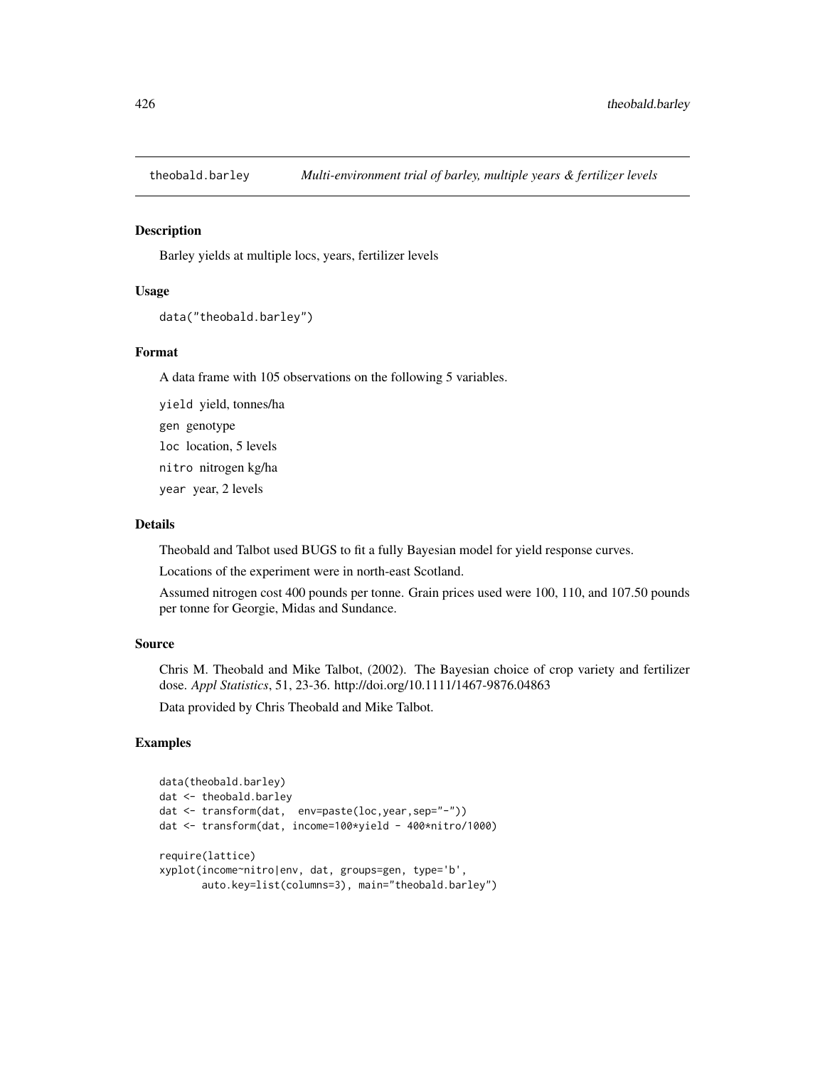`theobald.barley` *Multi-environment trial of barley, multiple years & fertilizer levels*

## Description

Barley yields at multiple locs, years, fertilizer levels

## Usage

```
data("theobald.barley")
```

## Format

A data frame with 105 observations on the following 5 variables.

`yield` yield, tonnes/ha

`gen` genotype

`loc` location, 5 levels

`nitro` nitrogen kg/ha

`year` year, 2 levels

## Details

Theobald and Talbot used BUGS to fit a fully Bayesian model for yield response curves.

Locations of the experiment were in north-east Scotland.

Assumed nitrogen cost 400 pounds per tonne. Grain prices used were 100, 110, and 107.50 pounds per tonne for Georgie, Midas and Sundance.

## Source

Chris M. Theobald and Mike Talbot, (2002). The Bayesian choice of crop variety and fertilizer dose. *Appl Statistics*, 51, 23-36. http://doi.org/10.1111/1467-9876.04863

Data provided by Chris Theobald and Mike Talbot.

## Examples

```
data(theobald.barley)
dat <- theobald.barley
dat <- transform(dat,  env=paste(loc,year,sep="-"))
dat <- transform(dat, income=100*yield - 400*nitro/1000)

require(lattice)
xyplot(income~nitro|env, dat, groups=gen, type='b',
       auto.key=list(columns=3), main="theobald.barley")
```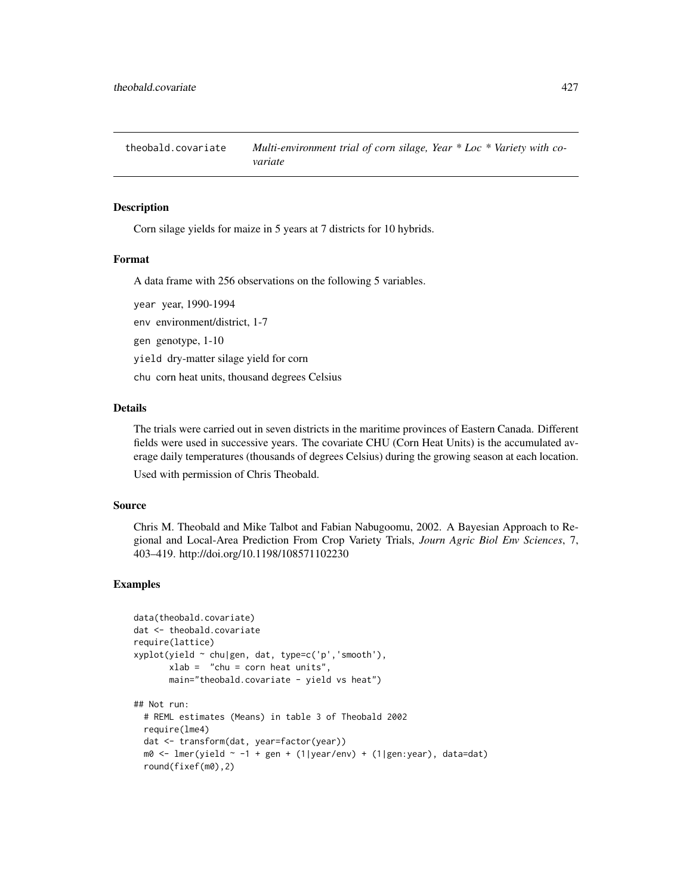theobald.covariate *Multi-environment trial of corn silage, Year * Loc * Variety with covariate*

## Description

Corn silage yields for maize in 5 years at 7 districts for 10 hybrids.

## Format

A data frame with 256 observations on the following 5 variables.

year year, 1990-1994

env environment/district, 1-7

gen genotype, 1-10

yield dry-matter silage yield for corn

chu corn heat units, thousand degrees Celsius

## Details

The trials were carried out in seven districts in the maritime provinces of Eastern Canada. Different fields were used in successive years. The covariate CHU (Corn Heat Units) is the accumulated average daily temperatures (thousands of degrees Celsius) during the growing season at each location.

Used with permission of Chris Theobald.

## Source

Chris M. Theobald and Mike Talbot and Fabian Nabugoomu, 2002. A Bayesian Approach to Regional and Local-Area Prediction From Crop Variety Trials, *Journ Agric Biol Env Sciences*, 7, 403–419. http://doi.org/10.1198/108571102230

## Examples

```
data(theobald.covariate)
dat <- theobald.covariate
require(lattice)
xyplot(yield ~ chu|gen, dat, type=c('p','smooth'),
       xlab =  "chu = corn heat units",
       main="theobald.covariate - yield vs heat")

## Not run:
  # REML estimates (Means) in table 3 of Theobald 2002
  require(lme4)
  dat <- transform(dat, year=factor(year))
  m0 <- lmer(yield ~ -1 + gen + (1|year/env) + (1|gen:year), data=dat)
  round(fixef(m0),2)
```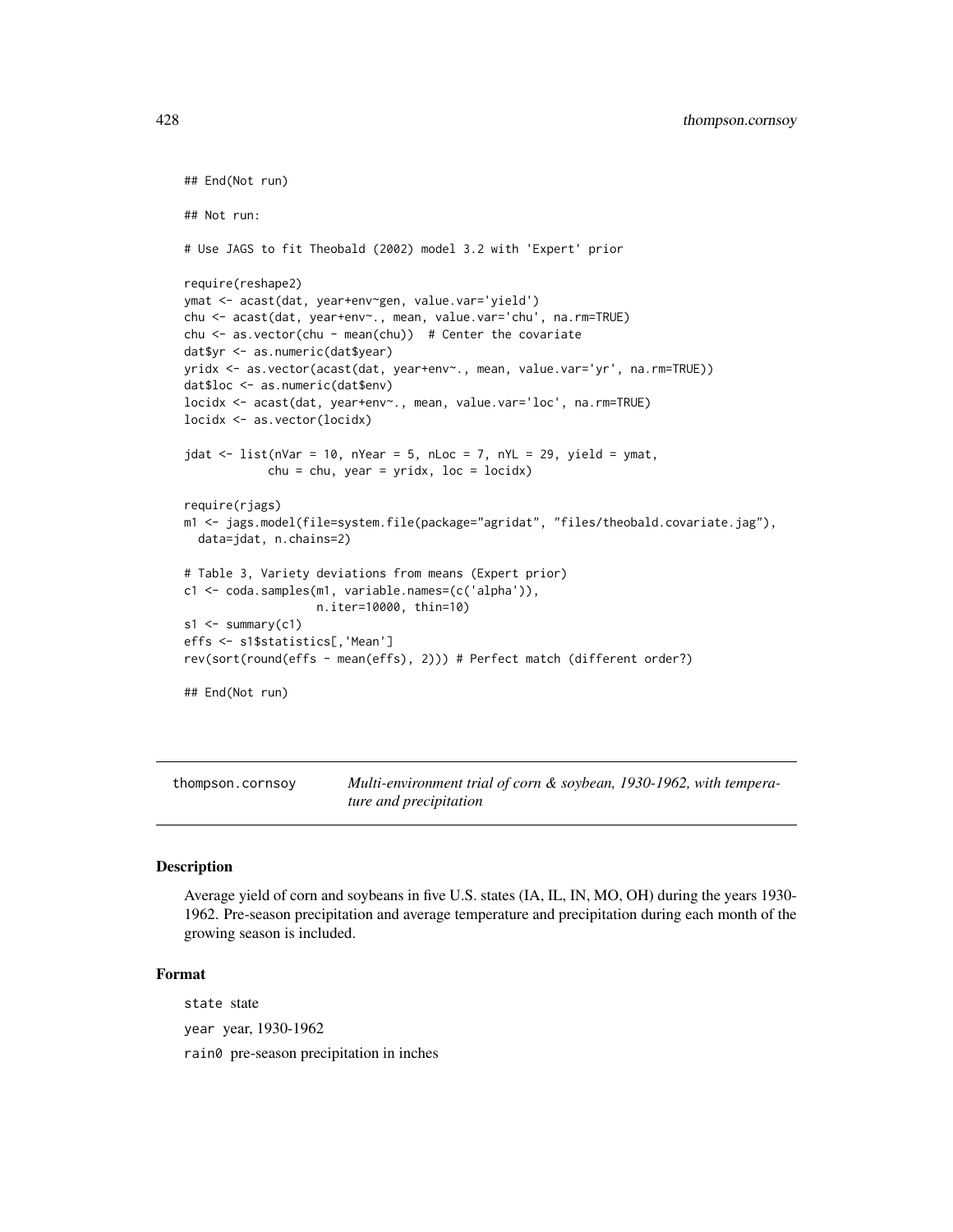```
## End(Not run)

## Not run:

# Use JAGS to fit Theobald (2002) model 3.2 with 'Expert' prior

require(reshape2)
ymat <- acast(dat, year+env~gen, value.var='yield')
chu <- acast(dat, year+env~., mean, value.var='chu', na.rm=TRUE)
chu <- as.vector(chu - mean(chu))  # Center the covariate
dat$yr <- as.numeric(dat$year)
yridx <- as.vector(acast(dat, year+env~., mean, value.var='yr', na.rm=TRUE))
dat$loc <- as.numeric(dat$env)
locidx <- acast(dat, year+env~., mean, value.var='loc', na.rm=TRUE)
locidx <- as.vector(locidx)

jdat <- list(nVar = 10, nYear = 5, nLoc = 7, nYL = 29, yield = ymat,
            chu = chu, year = yridx, loc = locidx)

require(rjags)
m1 <- jags.model(file=system.file(package="agridat", "files/theobald.covariate.jag"),
  data=jdat, n.chains=2)

# Table 3, Variety deviations from means (Expert prior)
c1 <- coda.samples(m1, variable.names=(c('alpha')),
                   n.iter=10000, thin=10)
s1 <- summary(c1)
effs <- s1$statistics[,'Mean']
rev(sort(round(effs - mean(effs), 2))) # Perfect match (different order?)

## End(Not run)
```

---

`thompson.cornsoy` *Multi-environment trial of corn & soybean, 1930-1962, with temperature and precipitation*

---

### Description

Average yield of corn and soybeans in five U.S. states (IA, IL, IN, MO, OH) during the years 1930-1962. Pre-season precipitation and average temperature and precipitation during each month of the growing season is included.

### Format

`state` state

`year` year, 1930-1962

`rain0` pre-season precipitation in inches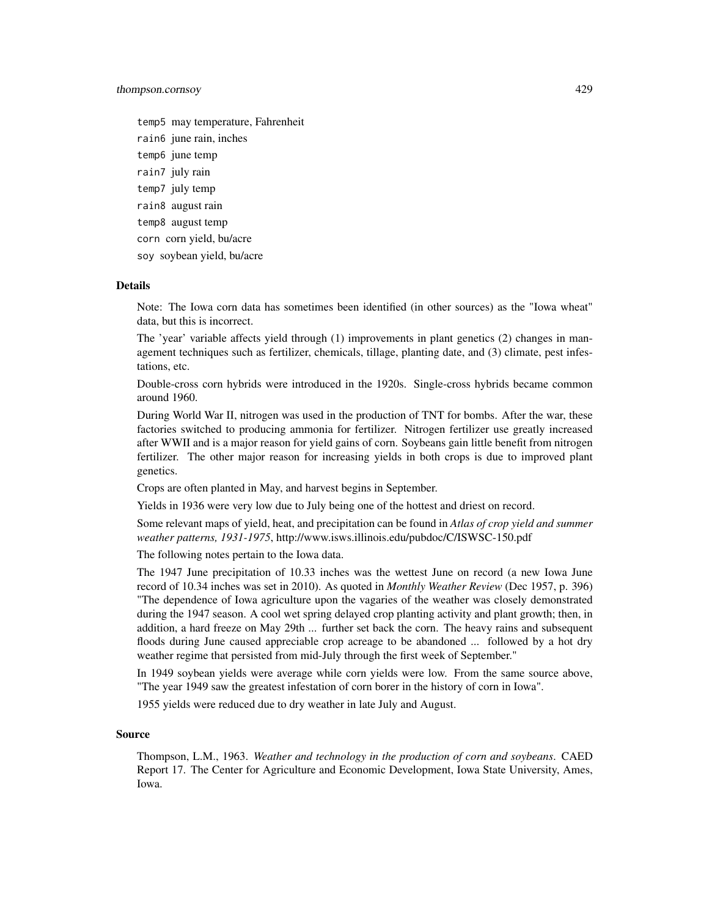temp5 may temperature, Fahrenheit

rain6 june rain, inches

temp6 june temp

rain7 july rain

temp7 july temp

rain8 august rain

temp8 august temp

corn corn yield, bu/acre

soy soybean yield, bu/acre

### Details

Note: The Iowa corn data has sometimes been identified (in other sources) as the "Iowa wheat" data, but this is incorrect.

The 'year' variable affects yield through (1) improvements in plant genetics (2) changes in management techniques such as fertilizer, chemicals, tillage, planting date, and (3) climate, pest infestations, etc.

Double-cross corn hybrids were introduced in the 1920s. Single-cross hybrids became common around 1960.

During World War II, nitrogen was used in the production of TNT for bombs. After the war, these factories switched to producing ammonia for fertilizer. Nitrogen fertilizer use greatly increased after WWII and is a major reason for yield gains of corn. Soybeans gain little benefit from nitrogen fertilizer. The other major reason for increasing yields in both crops is due to improved plant genetics.

Crops are often planted in May, and harvest begins in September.

Yields in 1936 were very low due to July being one of the hottest and driest on record.

Some relevant maps of yield, heat, and precipitation can be found in *Atlas of crop yield and summer weather patterns, 1931-1975*, http://www.isws.illinois.edu/pubdoc/C/ISWSC-150.pdf

The following notes pertain to the Iowa data.

The 1947 June precipitation of 10.33 inches was the wettest June on record (a new Iowa June record of 10.34 inches was set in 2010). As quoted in *Monthly Weather Review* (Dec 1957, p. 396) "The dependence of Iowa agriculture upon the vagaries of the weather was closely demonstrated during the 1947 season. A cool wet spring delayed crop planting activity and plant growth; then, in addition, a hard freeze on May 29th ... further set back the corn. The heavy rains and subsequent floods during June caused appreciable crop acreage to be abandoned ... followed by a hot dry weather regime that persisted from mid-July through the first week of September."

In 1949 soybean yields were average while corn yields were low. From the same source above, "The year 1949 saw the greatest infestation of corn borer in the history of corn in Iowa".

1955 yields were reduced due to dry weather in late July and August.

### Source

Thompson, L.M., 1963. *Weather and technology in the production of corn and soybeans*. CAED Report 17. The Center for Agriculture and Economic Development, Iowa State University, Ames, Iowa.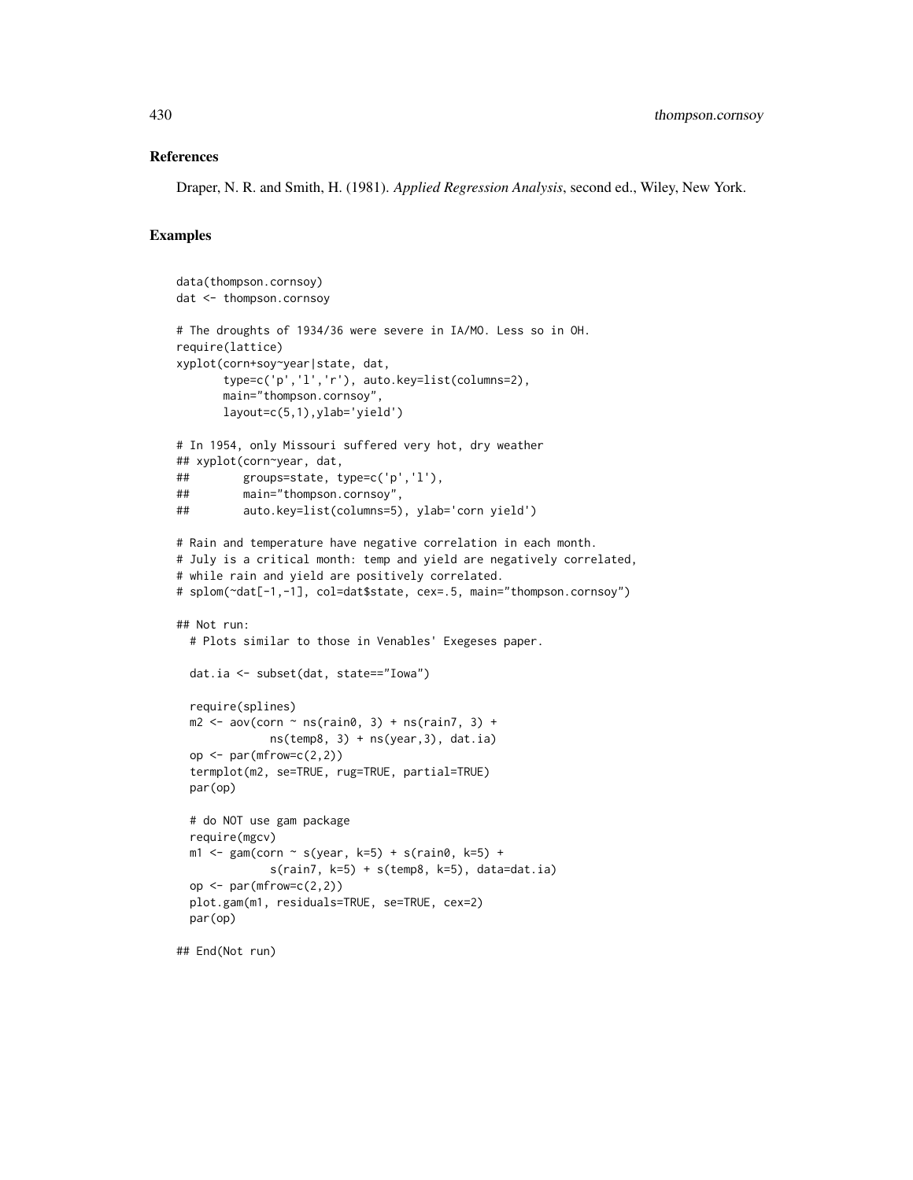### References

Draper, N. R. and Smith, H. (1981). *Applied Regression Analysis*, second ed., Wiley, New York.

### Examples

```
data(thompson.cornsoy)
dat <- thompson.cornsoy

# The droughts of 1934/36 were severe in IA/MO. Less so in OH.
require(lattice)
xyplot(corn+soy~year|state, dat,
       type=c('p','l','r'), auto.key=list(columns=2),
       main="thompson.cornsoy",
       layout=c(5,1),ylab='yield')

# In 1954, only Missouri suffered very hot, dry weather
## xyplot(corn~year, dat,
##        groups=state, type=c('p','l'),
##        main="thompson.cornsoy",
##        auto.key=list(columns=5), ylab='corn yield')

# Rain and temperature have negative correlation in each month.
# July is a critical month: temp and yield are negatively correlated,
# while rain and yield are positively correlated.
# splom(~dat[-1,-1], col=dat$state, cex=.5, main="thompson.cornsoy")

## Not run:
  # Plots similar to those in Venables' Exegeses paper.

  dat.ia <- subset(dat, state=="Iowa")

  require(splines)
  m2 <- aov(corn ~ ns(rain0, 3) + ns(rain7, 3) +
              ns(temp8, 3) + ns(year,3), dat.ia)
  op <- par(mfrow=c(2,2))
  termplot(m2, se=TRUE, rug=TRUE, partial=TRUE)
  par(op)

  # do NOT use gam package
  require(mgcv)
  m1 <- gam(corn ~ s(year, k=5) + s(rain0, k=5) +
              s(rain7, k=5) + s(temp8, k=5), data=dat.ia)
  op <- par(mfrow=c(2,2))
  plot.gam(m1, residuals=TRUE, se=TRUE, cex=2)
  par(op)

## End(Not run)
```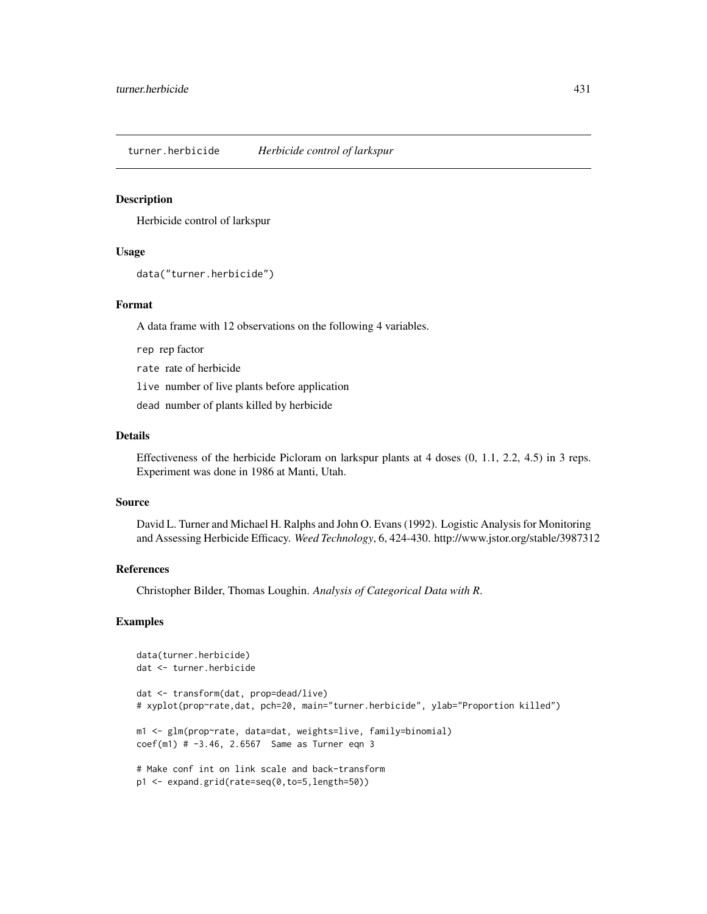## turner.herbicide *Herbicide control of larkspur*

### Description

Herbicide control of larkspur

### Usage

```
data("turner.herbicide")
```

### Format

A data frame with 12 observations on the following 4 variables.

`rep` rep factor

`rate` rate of herbicide

`live` number of live plants before application

`dead` number of plants killed by herbicide

### Details

Effectiveness of the herbicide Picloram on larkspur plants at 4 doses (0, 1.1, 2.2, 4.5) in 3 reps. Experiment was done in 1986 at Manti, Utah.

### Source

David L. Turner and Michael H. Ralphs and John O. Evans (1992). Logistic Analysis for Monitoring and Assessing Herbicide Efficacy. *Weed Technology*, 6, 424-430. http://www.jstor.org/stable/3987312

### References

Christopher Bilder, Thomas Loughin. *Analysis of Categorical Data with R*.

### Examples

```
data(turner.herbicide)
dat <- turner.herbicide

dat <- transform(dat, prop=dead/live)
# xyplot(prop~rate,dat, pch=20, main="turner.herbicide", ylab="Proportion killed")

m1 <- glm(prop~rate, data=dat, weights=live, family=binomial)
coef(m1) # -3.46, 2.6567  Same as Turner eqn 3

# Make conf int on link scale and back-transform
p1 <- expand.grid(rate=seq(0,to=5,length=50))
```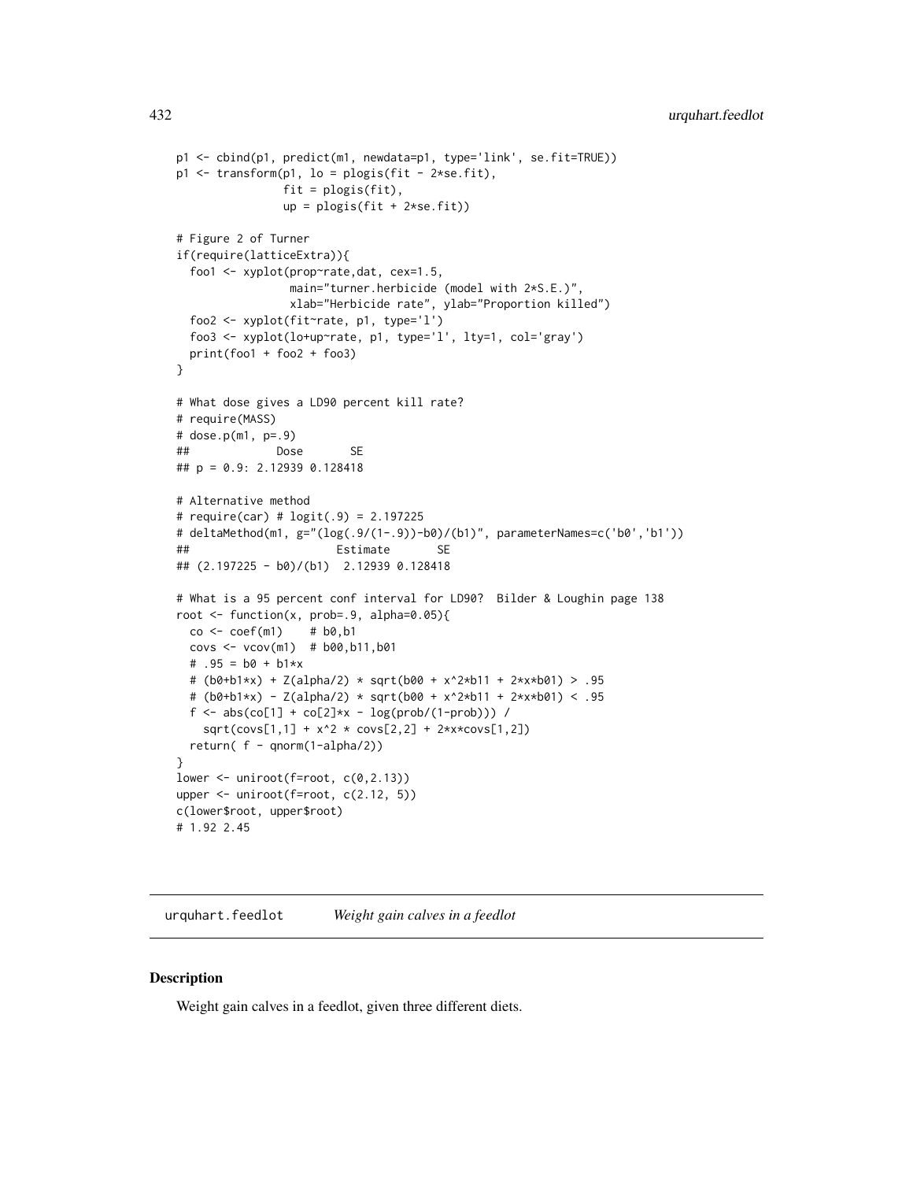```
p1 <- cbind(p1, predict(m1, newdata=p1, type='link', se.fit=TRUE))
p1 <- transform(p1, lo = plogis(fit - 2*se.fit),
                fit = plogis(fit),
                up = plogis(fit + 2*se.fit))

# Figure 2 of Turner
if(require(latticeExtra)){
  foo1 <- xyplot(prop~rate,dat, cex=1.5,
                 main="turner.herbicide (model with 2*S.E.)",
                 xlab="Herbicide rate", ylab="Proportion killed")
  foo2 <- xyplot(fit~rate, p1, type='l')
  foo3 <- xyplot(lo+up~rate, p1, type='l', lty=1, col='gray')
  print(foo1 + foo2 + foo3)
}

# What dose gives a LD90 percent kill rate?
# require(MASS)
# dose.p(m1, p=.9)
##             Dose       SE
## p = 0.9: 2.12939 0.128418

# Alternative method
# require(car) # logit(.9) = 2.197225
# deltaMethod(m1, g="(log(.9/(1-.9))-b0)/(b1)", parameterNames=c('b0','b1'))
##                      Estimate       SE
## (2.197225 - b0)/(b1)  2.12939 0.128418

# What is a 95 percent conf interval for LD90?  Bilder & Loughin page 138
root <- function(x, prob=.9, alpha=0.05){
  co <- coef(m1)    # b0,b1
  covs <- vcov(m1)  # b00,b11,b01
  # .95 = b0 + b1*x
  # (b0+b1*x) + Z(alpha/2) * sqrt(b00 + x^2*b11 + 2*x*b01) > .95
  # (b0+b1*x) - Z(alpha/2) * sqrt(b00 + x^2*b11 + 2*x*b01) < .95
  f <- abs(co[1] + co[2]*x - log(prob/(1-prob))) /
    sqrt(covs[1,1] + x^2 * covs[2,2] + 2*x*covs[1,2])
  return( f - qnorm(1-alpha/2))
}
lower <- uniroot(f=root, c(0,2.13))
upper <- uniroot(f=root, c(2.12, 5))
c(lower$root, upper$root)
# 1.92 2.45
```

---

urquhart.feedlot *Weight gain calves in a feedlot*

---

## Description

Weight gain calves in a feedlot, given three different diets.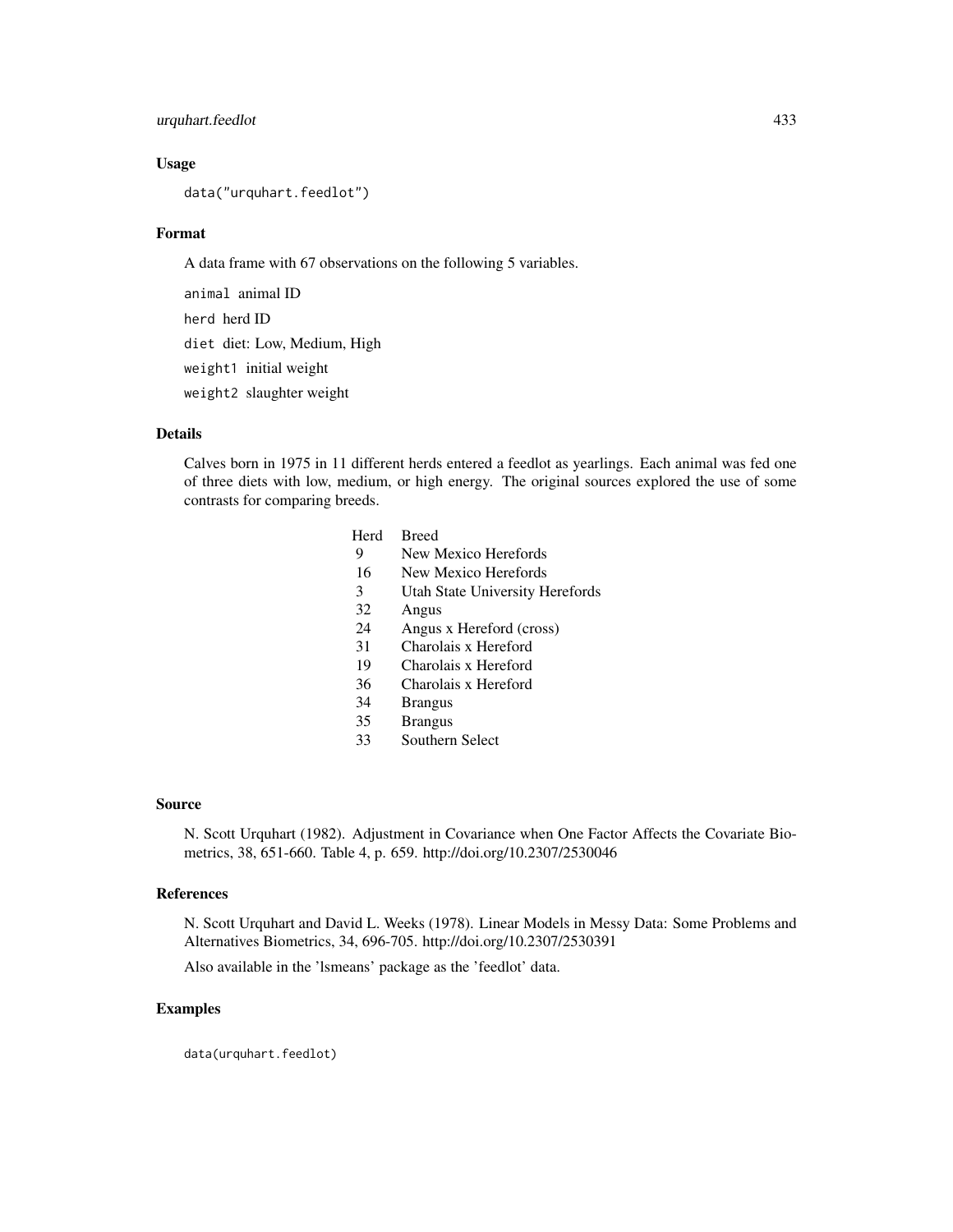## Usage

```
data("urquhart.feedlot")
```

## Format

A data frame with 67 observations on the following 5 variables.

- `animal` animal ID
- `herd` herd ID
- `diet` diet: Low, Medium, High
- `weight1` initial weight
- `weight2` slaughter weight

## Details

Calves born in 1975 in 11 different herds entered a feedlot as yearlings. Each animal was fed one of three diets with low, medium, or high energy. The original sources explored the use of some contrasts for comparing breeds.

| Herd | Breed |
|---|---|
| 9 | New Mexico Herefords |
| 16 | New Mexico Herefords |
| 3 | Utah State University Herefords |
| 32 | Angus |
| 24 | Angus x Hereford (cross) |
| 31 | Charolais x Hereford |
| 19 | Charolais x Hereford |
| 36 | Charolais x Hereford |
| 34 | Brangus |
| 35 | Brangus |
| 33 | Southern Select |

## Source

N. Scott Urquhart (1982). Adjustment in Covariance when One Factor Affects the Covariate Biometrics, 38, 651-660. Table 4, p. 659. http://doi.org/10.2307/2530046

## References

N. Scott Urquhart and David L. Weeks (1978). Linear Models in Messy Data: Some Problems and Alternatives Biometrics, 34, 696-705. http://doi.org/10.2307/2530391

Also available in the 'lsmeans' package as the 'feedlot' data.

## Examples

```
data(urquhart.feedlot)
```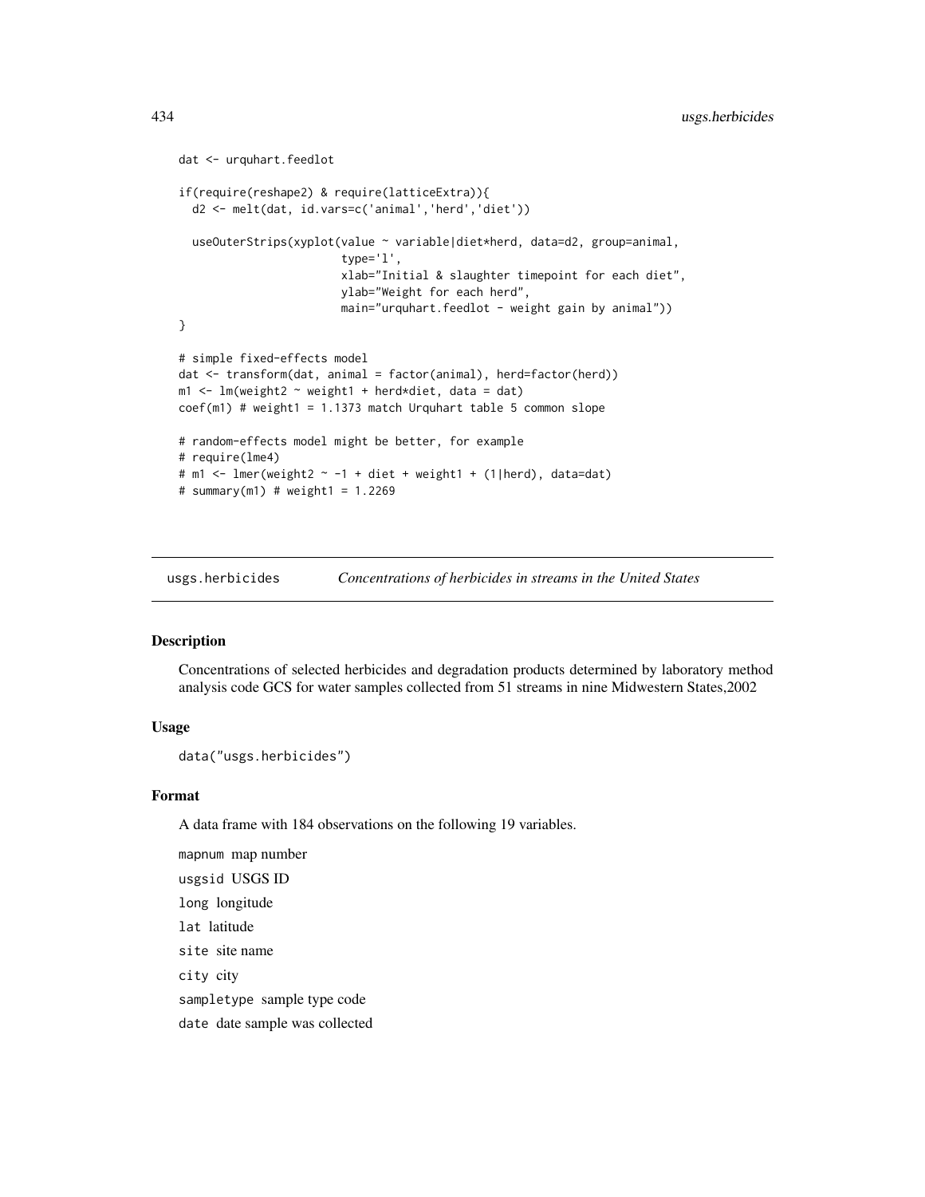```
dat <- urquhart.feedlot

if(require(reshape2) & require(latticeExtra)){
  d2 <- melt(dat, id.vars=c('animal','herd','diet'))

  useOuterStrips(xyplot(value ~ variable|diet*herd, data=d2, group=animal,
                        type='l',
                        xlab="Initial & slaughter timepoint for each diet",
                        ylab="Weight for each herd",
                        main="urquhart.feedlot - weight gain by animal"))
}

# simple fixed-effects model
dat <- transform(dat, animal = factor(animal), herd=factor(herd))
m1 <- lm(weight2 ~ weight1 + herd*diet, data = dat)
coef(m1) # weight1 = 1.1373 match Urquhart table 5 common slope

# random-effects model might be better, for example
# require(lme4)
# m1 <- lmer(weight2 ~ -1 + diet + weight1 + (1|herd), data=dat)
# summary(m1) # weight1 = 1.2269
```

---

## usgs.herbicides — *Concentrations of herbicides in streams in the United States*

### Description

Concentrations of selected herbicides and degradation products determined by laboratory method analysis code GCS for water samples collected from 51 streams in nine Midwestern States,2002

### Usage

```
data("usgs.herbicides")
```

### Format

A data frame with 184 observations on the following 19 variables.

`mapnum` map number

`usgsid` USGS ID

`long` longitude

`lat` latitude

`site` site name

`city` city

`sampletype` sample type code

`date` date sample was collected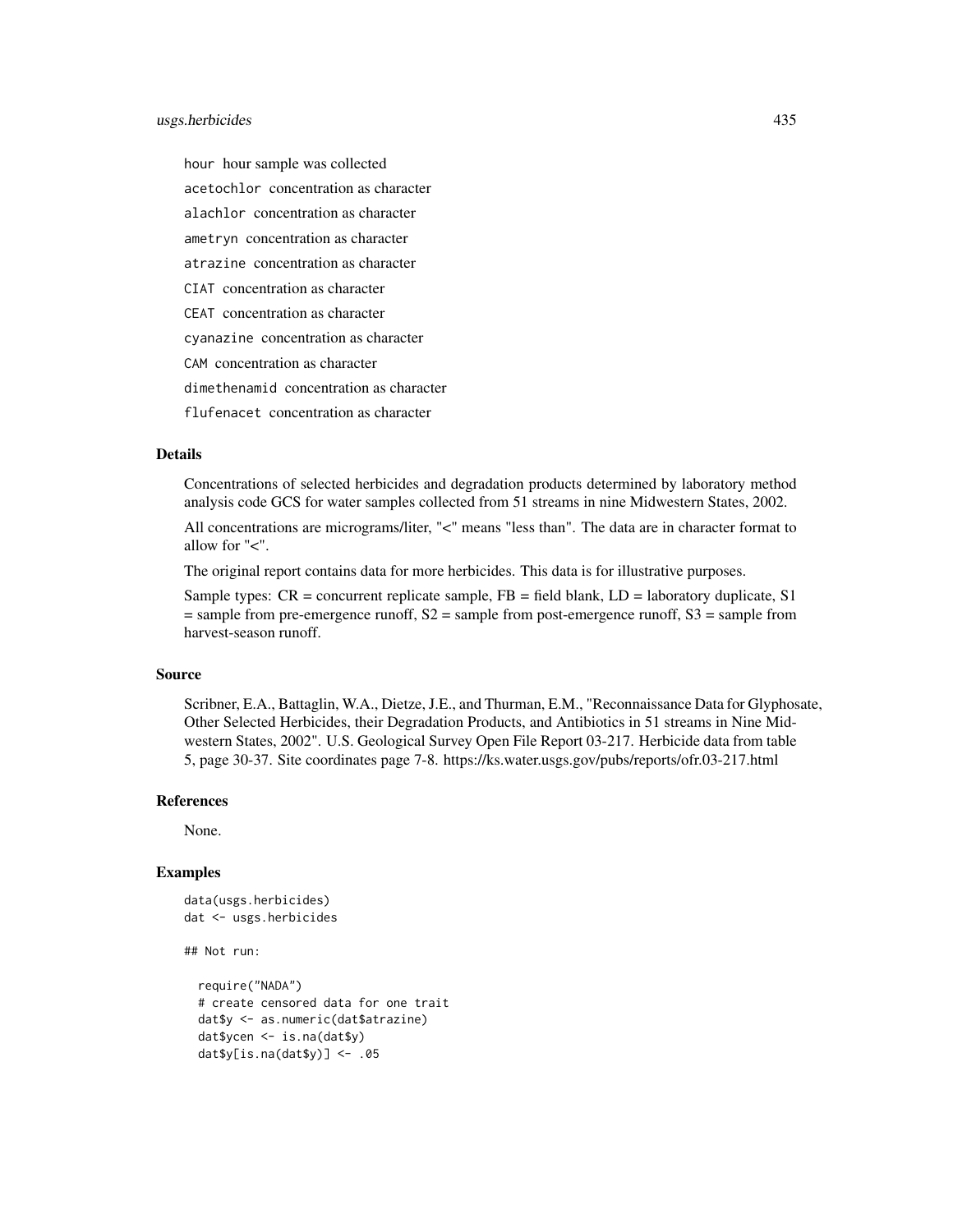hour hour sample was collected

acetochlor concentration as character

alachlor concentration as character

ametryn concentration as character

atrazine concentration as character

CIAT concentration as character

CEAT concentration as character

cyanazine concentration as character

CAM concentration as character

dimethenamid concentration as character

flufenacet concentration as character

## Details

Concentrations of selected herbicides and degradation products determined by laboratory method analysis code GCS for water samples collected from 51 streams in nine Midwestern States, 2002.

All concentrations are micrograms/liter, "<" means "less than". The data are in character format to allow for "<".

The original report contains data for more herbicides. This data is for illustrative purposes.

Sample types: CR = concurrent replicate sample, FB = field blank, LD = laboratory duplicate, S1 = sample from pre-emergence runoff, S2 = sample from post-emergence runoff, S3 = sample from harvest-season runoff.

## Source

Scribner, E.A., Battaglin, W.A., Dietze, J.E., and Thurman, E.M., "Reconnaissance Data for Glyphosate, Other Selected Herbicides, their Degradation Products, and Antibiotics in 51 streams in Nine Midwestern States, 2002". U.S. Geological Survey Open File Report 03-217. Herbicide data from table 5, page 30-37. Site coordinates page 7-8. https://ks.water.usgs.gov/pubs/reports/ofr.03-217.html

## References

None.

## Examples

```
data(usgs.herbicides)
dat <- usgs.herbicides

## Not run:

  require("NADA")
  # create censored data for one trait
  dat$y <- as.numeric(dat$atrazine)
  dat$ycen <- is.na(dat$y)
  dat$y[is.na(dat$y)] <- .05
```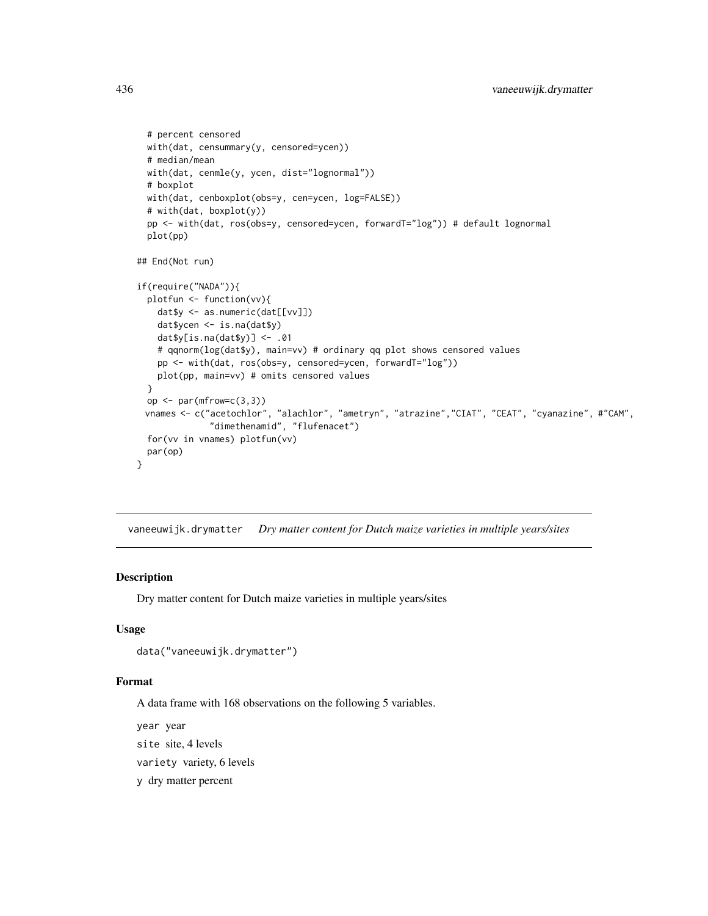```
  # percent censored
  with(dat, censummary(y, censored=ycen))
  # median/mean
  with(dat, cenmle(y, ycen, dist="lognormal"))
  # boxplot
  with(dat, cenboxplot(obs=y, cen=ycen, log=FALSE))
  # with(dat, boxplot(y))
  pp <- with(dat, ros(obs=y, censored=ycen, forwardT="log")) # default lognormal
  plot(pp)

## End(Not run)

if(require("NADA")){
  plotfun <- function(vv){
    dat$y <- as.numeric(dat[[vv]])
    dat$ycen <- is.na(dat$y)
    dat$y[is.na(dat$y)] <- .01
    # qqnorm(log(dat$y), main=vv) # ordinary qq plot shows censored values
    pp <- with(dat, ros(obs=y, censored=ycen, forwardT="log"))
    plot(pp, main=vv) # omits censored values
  }
  op <- par(mfrow=c(3,3))
 vnames <- c("acetochlor", "alachlor", "ametryn", "atrazine","CIAT", "CEAT", "cyanazine", #"CAM",
             "dimethenamid", "flufenacet")
  for(vv in vnames) plotfun(vv)
  par(op)
}
```

---

## vaneeuwijk.drymatter *Dry matter content for Dutch maize varieties in multiple years/sites*

### Description

Dry matter content for Dutch maize varieties in multiple years/sites

### Usage

```
data("vaneeuwijk.drymatter")
```

### Format

A data frame with 168 observations on the following 5 variables.

`year` year

`site` site, 4 levels

`variety` variety, 6 levels

`y` dry matter percent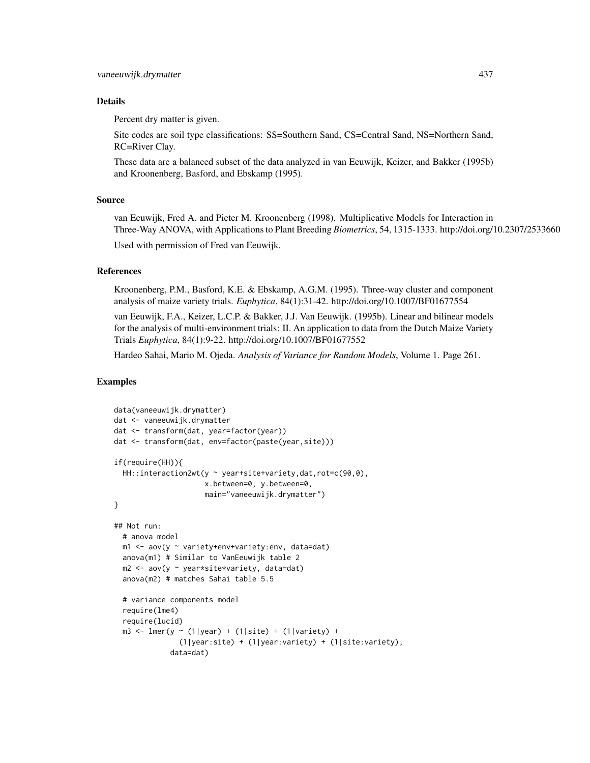## Details

Percent dry matter is given.

Site codes are soil type classifications: SS=Southern Sand, CS=Central Sand, NS=Northern Sand, RC=River Clay.

These data are a balanced subset of the data analyzed in van Eeuwijk, Keizer, and Bakker (1995b) and Kroonenberg, Basford, and Ebskamp (1995).

## Source

van Eeuwijk, Fred A. and Pieter M. Kroonenberg (1998). Multiplicative Models for Interaction in Three-Way ANOVA, with Applications to Plant Breeding *Biometrics*, 54, 1315-1333. http://doi.org/10.2307/2533660

Used with permission of Fred van Eeuwijk.

## References

Kroonenberg, P.M., Basford, K.E. & Ebskamp, A.G.M. (1995). Three-way cluster and component analysis of maize variety trials. *Euphytica*, 84(1):31-42. http://doi.org/10.1007/BF01677554

van Eeuwijk, F.A., Keizer, L.C.P. & Bakker, J.J. Van Eeuwijk. (1995b). Linear and bilinear models for the analysis of multi-environment trials: II. An application to data from the Dutch Maize Variety Trials *Euphytica*, 84(1):9-22. http://doi.org/10.1007/BF01677552

Hardeo Sahai, Mario M. Ojeda. *Analysis of Variance for Random Models*, Volume 1. Page 261.

## Examples

```
data(vaneeuwijk.drymatter)
dat <- vaneeuwijk.drymatter
dat <- transform(dat, year=factor(year))
dat <- transform(dat, env=factor(paste(year,site)))

if(require(HH)){
  HH::interaction2wt(y ~ year+site+variety,dat,rot=c(90,0),
                     x.between=0, y.between=0,
                     main="vaneeuwijk.drymatter")
}

## Not run:
  # anova model
  m1 <- aov(y ~ variety+env+variety:env, data=dat)
  anova(m1) # Similar to VanEeuwijk table 2
  m2 <- aov(y ~ year*site*variety, data=dat)
  anova(m2) # matches Sahai table 5.5

  # variance components model
  require(lme4)
  require(lucid)
  m3 <- lmer(y ~ (1|year) + (1|site) + (1|variety) +
               (1|year:site) + (1|year:variety) + (1|site:variety),
             data=dat)
```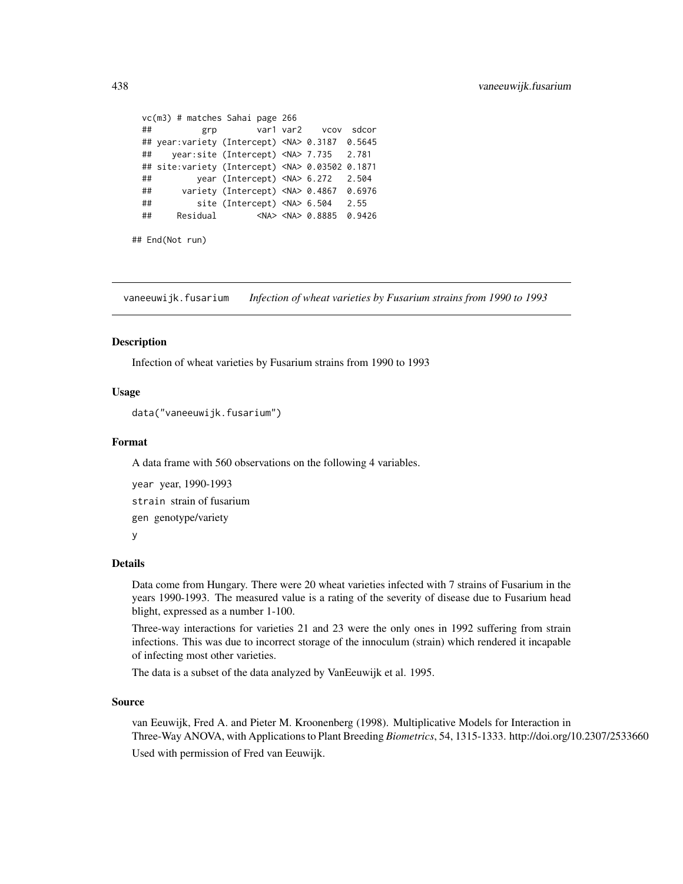```
vc(m3) # matches Sahai page 266
##          grp        var1 var2    vcov  sdcor
## year:variety (Intercept) <NA> 0.3187  0.5645
##    year:site (Intercept) <NA> 7.735   2.781
## site:variety (Intercept) <NA> 0.03502 0.1871
##         year (Intercept) <NA> 6.272   2.504
##      variety (Intercept) <NA> 0.4867  0.6976
##         site (Intercept) <NA> 6.504   2.55
##     Residual        <NA> <NA> 0.8885  0.9426

## End(Not run)
```

---

## vaneeuwijk.fusarium *Infection of wheat varieties by Fusarium strains from 1990 to 1993*

### Description

Infection of wheat varieties by Fusarium strains from 1990 to 1993

### Usage

```
data("vaneeuwijk.fusarium")
```

### Format

A data frame with 560 observations on the following 4 variables.

`year` year, 1990-1993

`strain` strain of fusarium

`gen` genotype/variety

`y`

### Details

Data come from Hungary. There were 20 wheat varieties infected with 7 strains of Fusarium in the years 1990-1993. The measured value is a rating of the severity of disease due to Fusarium head blight, expressed as a number 1-100.

Three-way interactions for varieties 21 and 23 were the only ones in 1992 suffering from strain infections. This was due to incorrect storage of the innoculum (strain) which rendered it incapable of infecting most other varieties.

The data is a subset of the data analyzed by VanEeuwijk et al. 1995.

### Source

van Eeuwijk, Fred A. and Pieter M. Kroonenberg (1998). Multiplicative Models for Interaction in Three-Way ANOVA, with Applications to Plant Breeding *Biometrics*, 54, 1315-1333. http://doi.org/10.2307/2533660

Used with permission of Fred van Eeuwijk.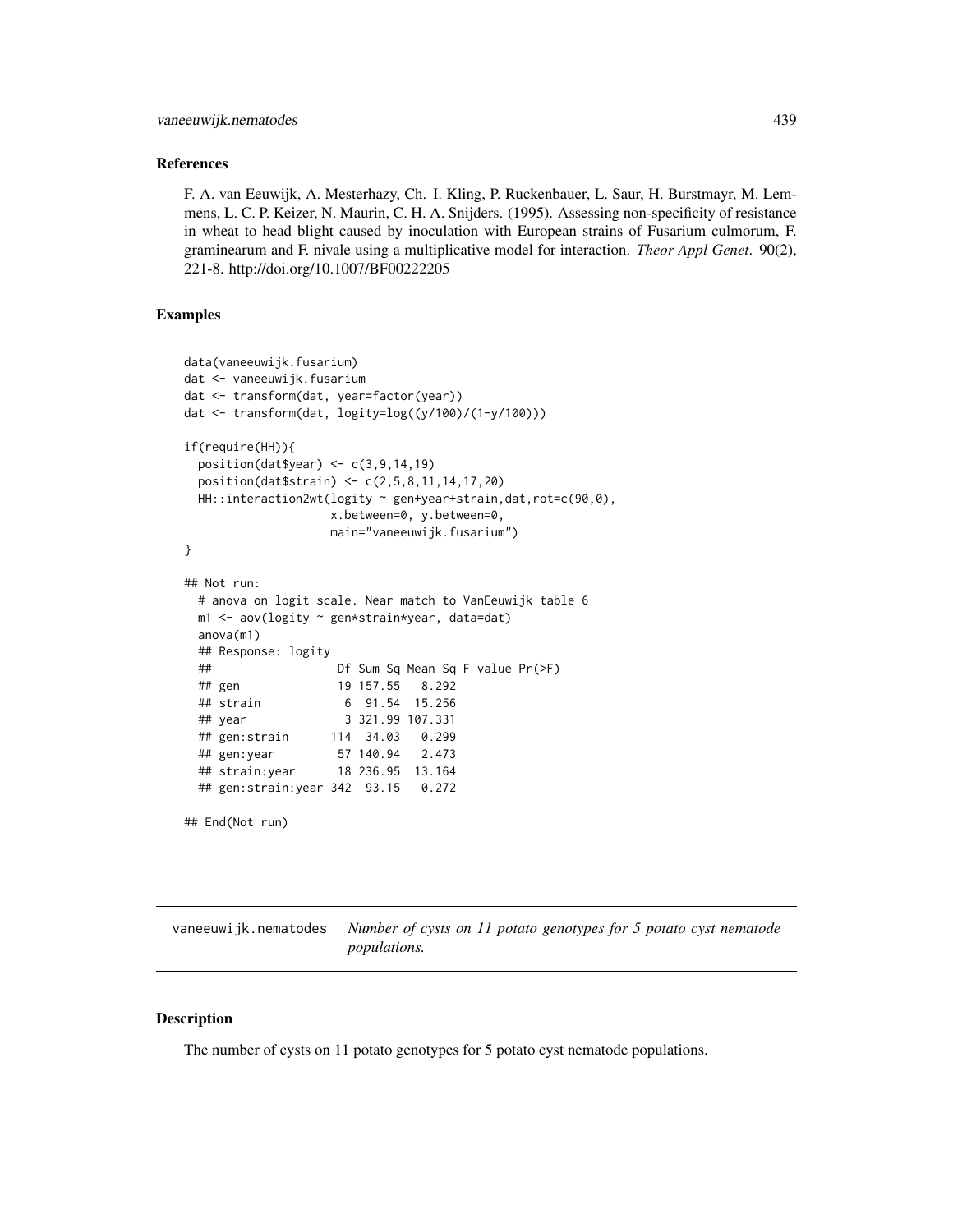### References

F. A. van Eeuwijk, A. Mesterhazy, Ch. I. Kling, P. Ruckenbauer, L. Saur, H. Burstmayr, M. Lemmens, L. C. P. Keizer, N. Maurin, C. H. A. Snijders. (1995). Assessing non-specificity of resistance in wheat to head blight caused by inoculation with European strains of Fusarium culmorum, F. graminearum and F. nivale using a multiplicative model for interaction. *Theor Appl Genet*. 90(2), 221-8. http://doi.org/10.1007/BF00222205

### Examples

```
data(vaneeuwijk.fusarium)
dat <- vaneeuwijk.fusarium
dat <- transform(dat, year=factor(year))
dat <- transform(dat, logity=log((y/100)/(1-y/100)))

if(require(HH)){
  position(dat$year) <- c(3,9,14,19)
  position(dat$strain) <- c(2,5,8,11,14,17,20)
  HH::interaction2wt(logity ~ gen+year+strain,dat,rot=c(90,0),
                     x.between=0, y.between=0,
                     main="vaneeuwijk.fusarium")
}

## Not run:
  # anova on logit scale. Near match to VanEeuwijk table 6
  m1 <- aov(logity ~ gen*strain*year, data=dat)
  anova(m1)
  ## Response: logity
  ##                  Df Sum Sq Mean Sq F value Pr(>F)
  ## gen              19 157.55   8.292
  ## strain            6  91.54  15.256
  ## year              3 321.99 107.331
  ## gen:strain      114  34.03   0.299
  ## gen:year         57 140.94   2.473
  ## strain:year      18 236.95  13.164
  ## gen:strain:year 342  93.15   0.272

## End(Not run)
```

## vaneeuwijk.nematodes *Number of cysts on 11 potato genotypes for 5 potato cyst nematode populations.*

### Description

The number of cysts on 11 potato genotypes for 5 potato cyst nematode populations.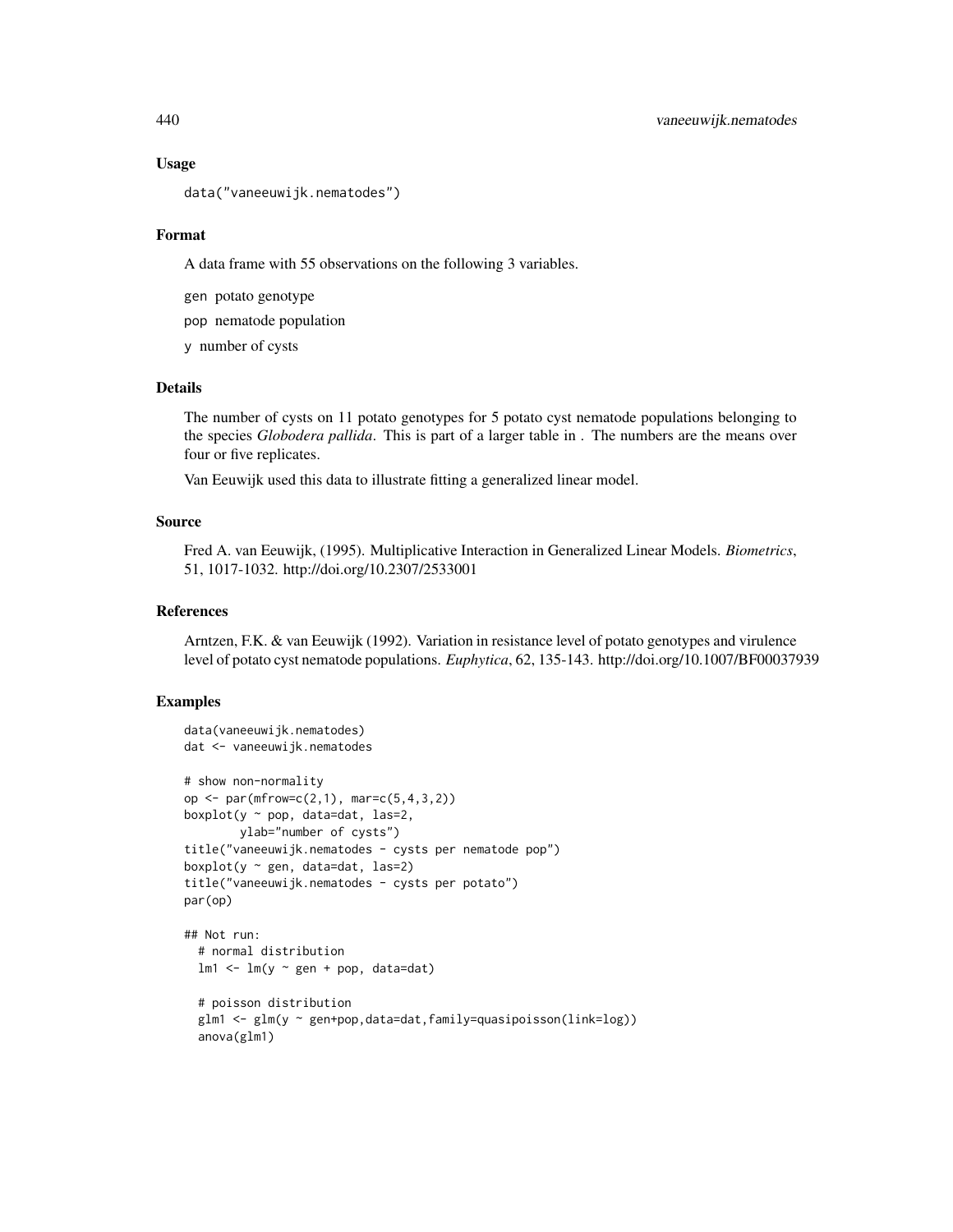## Usage

```
data("vaneeuwijk.nematodes")
```

## Format

A data frame with 55 observations on the following 3 variables.

`gen` potato genotype

`pop` nematode population

`y` number of cysts

## Details

The number of cysts on 11 potato genotypes for 5 potato cyst nematode populations belonging to the species *Globodera pallida*. This is part of a larger table in . The numbers are the means over four or five replicates.

Van Eeuwijk used this data to illustrate fitting a generalized linear model.

## Source

Fred A. van Eeuwijk, (1995). Multiplicative Interaction in Generalized Linear Models. *Biometrics*, 51, 1017-1032. http://doi.org/10.2307/2533001

## References

Arntzen, F.K. & van Eeuwijk (1992). Variation in resistance level of potato genotypes and virulence level of potato cyst nematode populations. *Euphytica*, 62, 135-143. http://doi.org/10.1007/BF00037939

## Examples

```
data(vaneeuwijk.nematodes)
dat <- vaneeuwijk.nematodes

# show non-normality
op <- par(mfrow=c(2,1), mar=c(5,4,3,2))
boxplot(y ~ pop, data=dat, las=2,
        ylab="number of cysts")
title("vaneeuwijk.nematodes - cysts per nematode pop")
boxplot(y ~ gen, data=dat, las=2)
title("vaneeuwijk.nematodes - cysts per potato")
par(op)

## Not run:
  # normal distribution
  lm1 <- lm(y ~ gen + pop, data=dat)

  # poisson distribution
  glm1 <- glm(y ~ gen+pop,data=dat,family=quasipoisson(link=log))
  anova(glm1)
```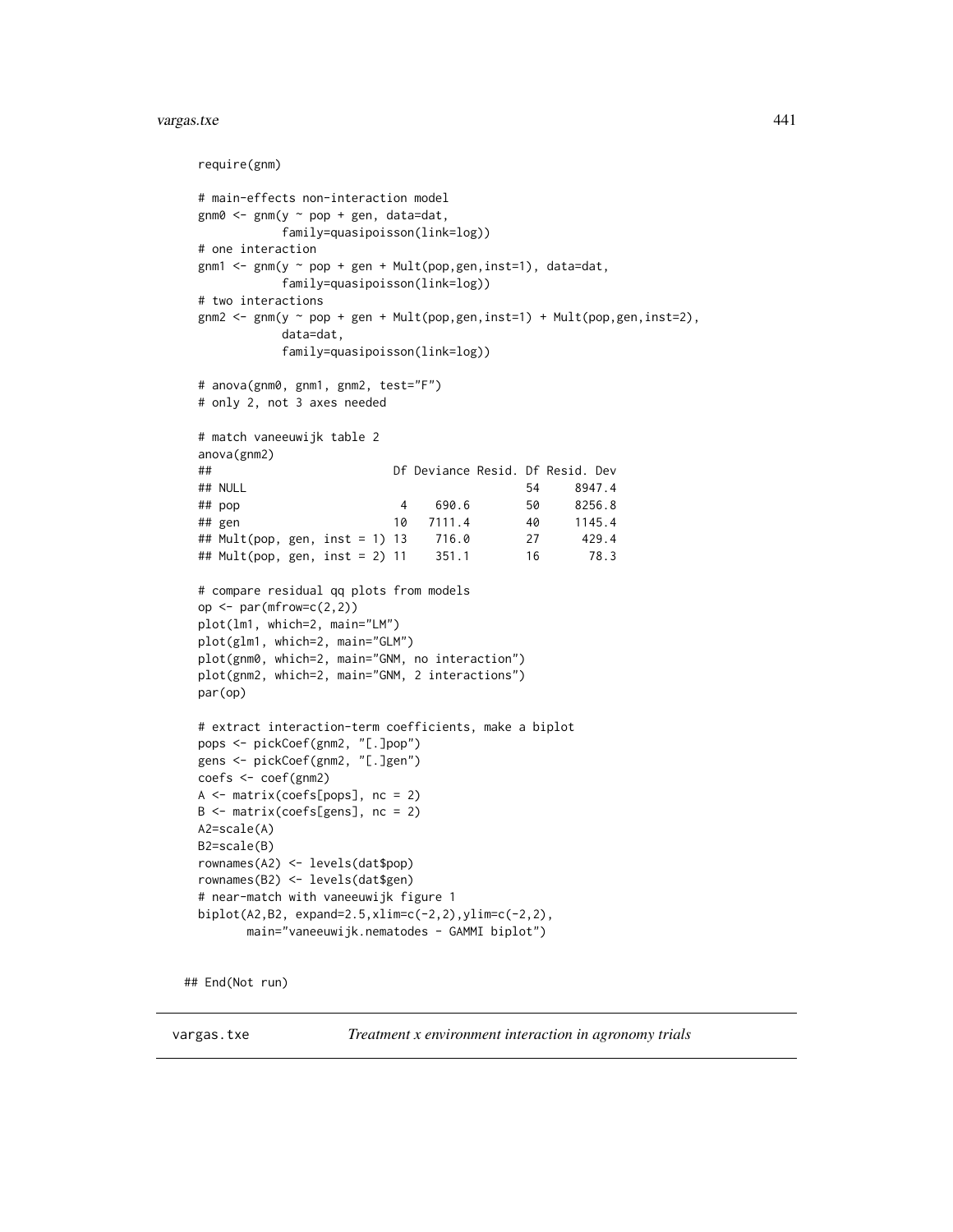```
require(gnm)

# main-effects non-interaction model
gnm0 <- gnm(y ~ pop + gen, data=dat,
            family=quasipoisson(link=log))
# one interaction
gnm1 <- gnm(y ~ pop + gen + Mult(pop,gen,inst=1), data=dat,
            family=quasipoisson(link=log))
# two interactions
gnm2 <- gnm(y ~ pop + gen + Mult(pop,gen,inst=1) + Mult(pop,gen,inst=2),
            data=dat,
            family=quasipoisson(link=log))

# anova(gnm0, gnm1, gnm2, test="F")
# only 2, not 3 axes needed

# match vaneeuwijk table 2
anova(gnm2)
##                            Df Deviance Resid. Df Resid. Dev
## NULL                                          54     8947.4
## pop                         4    690.6        50     8256.8
## gen                        10   7111.4        40     1145.4
## Mult(pop, gen, inst = 1) 13    716.0        27      429.4
## Mult(pop, gen, inst = 2) 11    351.1        16       78.3

# compare residual qq plots from models
op <- par(mfrow=c(2,2))
plot(lm1, which=2, main="LM")
plot(glm1, which=2, main="GLM")
plot(gnm0, which=2, main="GNM, no interaction")
plot(gnm2, which=2, main="GNM, 2 interactions")
par(op)

# extract interaction-term coefficients, make a biplot
pops <- pickCoef(gnm2, "[.]pop")
gens <- pickCoef(gnm2, "[.]gen")
coefs <- coef(gnm2)
A <- matrix(coefs[pops], nc = 2)
B <- matrix(coefs[gens], nc = 2)
A2=scale(A)
B2=scale(B)
rownames(A2) <- levels(dat$pop)
rownames(B2) <- levels(dat$gen)
# near-match with vaneeuwijk figure 1
biplot(A2,B2, expand=2.5,xlim=c(-2,2),ylim=c(-2,2),
       main="vaneeuwijk.nematodes - GAMMI biplot")

## End(Not run)
```

---

vargas.txe — *Treatment x environment interaction in agronomy trials*

---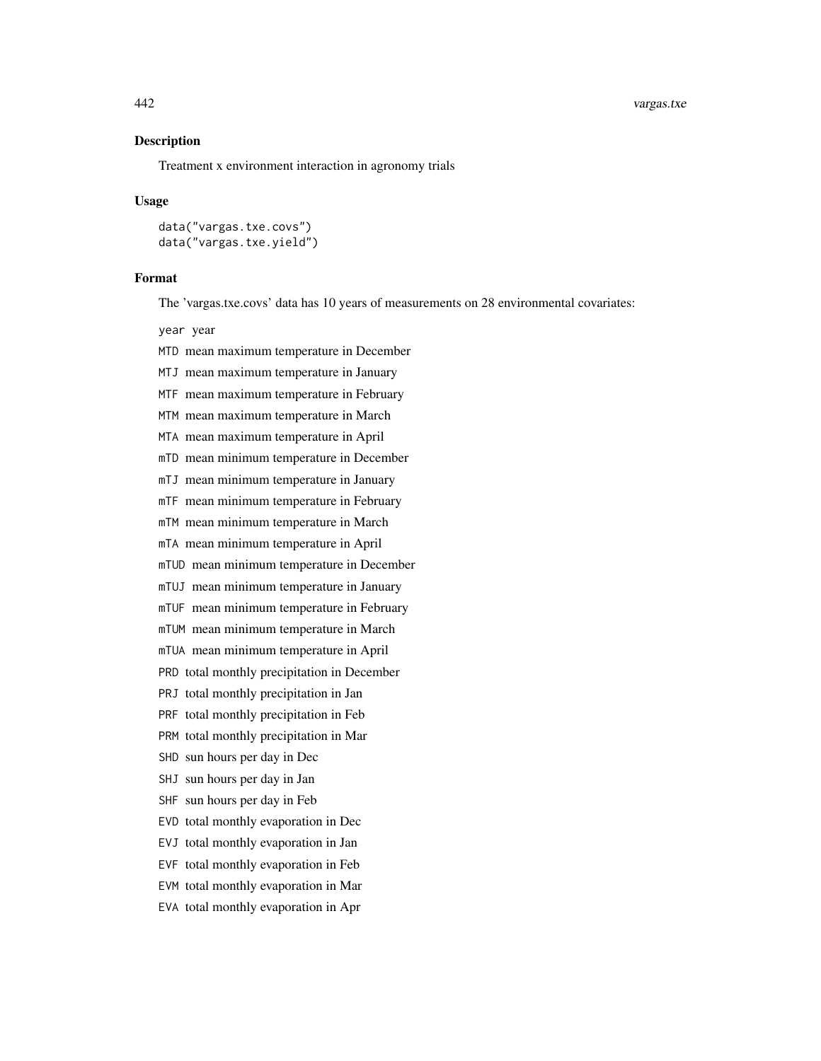## Description

Treatment x environment interaction in agronomy trials

## Usage

```
data("vargas.txe.covs")
data("vargas.txe.yield")
```

## Format

The 'vargas.txe.covs' data has 10 years of measurements on 28 environmental covariates:

- `year` year
- `MTD` mean maximum temperature in December
- `MTJ` mean maximum temperature in January
- `MTF` mean maximum temperature in February
- `MTM` mean maximum temperature in March
- `MTA` mean maximum temperature in April
- `mTD` mean minimum temperature in December
- `mTJ` mean minimum temperature in January
- `mTF` mean minimum temperature in February
- `mTM` mean minimum temperature in March
- `mTA` mean minimum temperature in April
- `mTUD` mean minimum temperature in December
- `mTUJ` mean minimum temperature in January
- `mTUF` mean minimum temperature in February
- `mTUM` mean minimum temperature in March
- `mTUA` mean minimum temperature in April
- `PRD` total monthly precipitation in December
- `PRJ` total monthly precipitation in Jan
- `PRF` total monthly precipitation in Feb
- `PRM` total monthly precipitation in Mar
- `SHD` sun hours per day in Dec
- `SHJ` sun hours per day in Jan
- `SHF` sun hours per day in Feb
- `EVD` total monthly evaporation in Dec
- `EVJ` total monthly evaporation in Jan
- `EVF` total monthly evaporation in Feb
- `EVM` total monthly evaporation in Mar
- `EVA` total monthly evaporation in Apr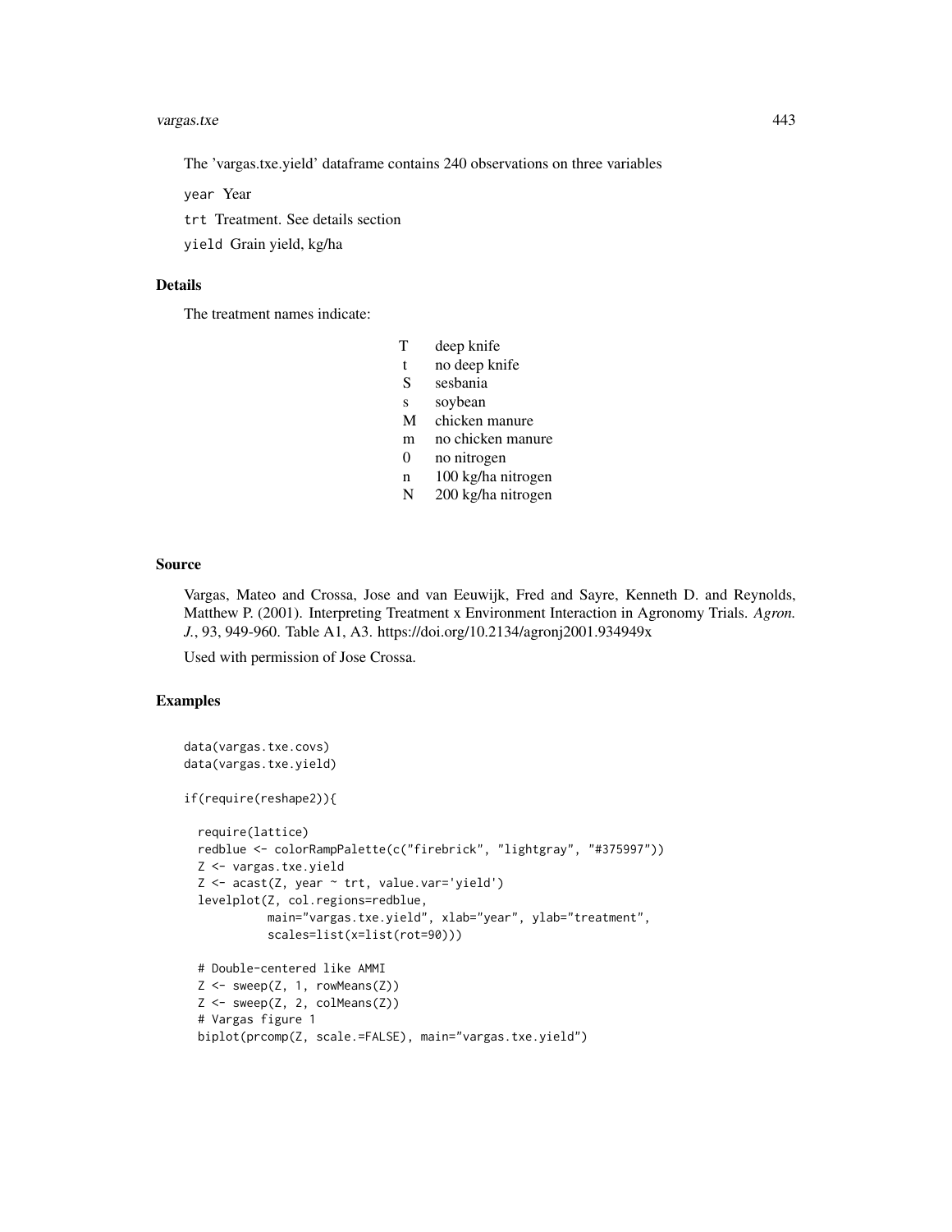The 'vargas.txe.yield' dataframe contains 240 observations on three variables

`year` Year

`trt` Treatment. See details section

`yield` Grain yield, kg/ha

## Details

The treatment names indicate:

| | |
|---|---|
| T | deep knife |
| t | no deep knife |
| S | sesbania |
| s | soybean |
| M | chicken manure |
| m | no chicken manure |
| 0 | no nitrogen |
| n | 100 kg/ha nitrogen |
| N | 200 kg/ha nitrogen |

## Source

Vargas, Mateo and Crossa, Jose and van Eeuwijk, Fred and Sayre, Kenneth D. and Reynolds, Matthew P. (2001). Interpreting Treatment x Environment Interaction in Agronomy Trials. *Agron. J.*, 93, 949-960. Table A1, A3. https://doi.org/10.2134/agronj2001.934949x

Used with permission of Jose Crossa.

## Examples

```
data(vargas.txe.covs)
data(vargas.txe.yield)

if(require(reshape2)){

  require(lattice)
  redblue <- colorRampPalette(c("firebrick", "lightgray", "#375997"))
  Z <- vargas.txe.yield
  Z <- acast(Z, year ~ trt, value.var='yield')
  levelplot(Z, col.regions=redblue,
            main="vargas.txe.yield", xlab="year", ylab="treatment",
            scales=list(x=list(rot=90)))

  # Double-centered like AMMI
  Z <- sweep(Z, 1, rowMeans(Z))
  Z <- sweep(Z, 2, colMeans(Z))
  # Vargas figure 1
  biplot(prcomp(Z, scale.=FALSE), main="vargas.txe.yield")
```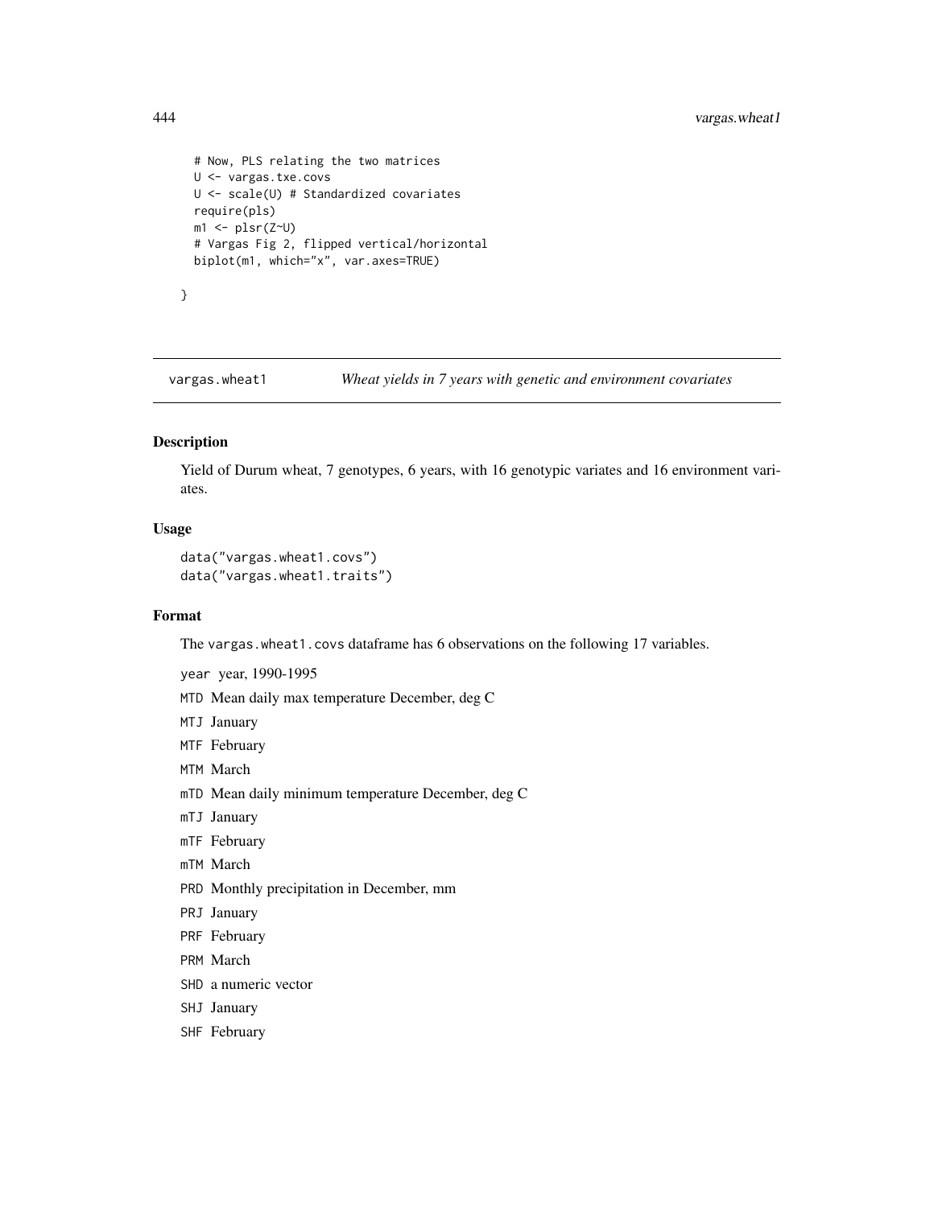```
  # Now, PLS relating the two matrices
  U <- vargas.txe.covs
  U <- scale(U) # Standardized covariates
  require(pls)
  m1 <- plsr(Z~U)
  # Vargas Fig 2, flipped vertical/horizontal
  biplot(m1, which="x", var.axes=TRUE)

}
```

---

vargas.wheat1 *Wheat yields in 7 years with genetic and environment covariates*

---

### Description

Yield of Durum wheat, 7 genotypes, 6 years, with 16 genotypic variates and 16 environment variates.

### Usage

```
data("vargas.wheat1.covs")
data("vargas.wheat1.traits")
```

### Format

The `vargas.wheat1.covs` dataframe has 6 observations on the following 17 variables.

`year` year, 1990-1995

`MTD` Mean daily max temperature December, deg C

`MTJ` January

`MTF` February

`MTM` March

`mTD` Mean daily minimum temperature December, deg C

`mTJ` January

`mTF` February

`mTM` March

`PRD` Monthly precipitation in December, mm

`PRJ` January

`PRF` February

`PRM` March

`SHD` a numeric vector

`SHJ` January

`SHF` February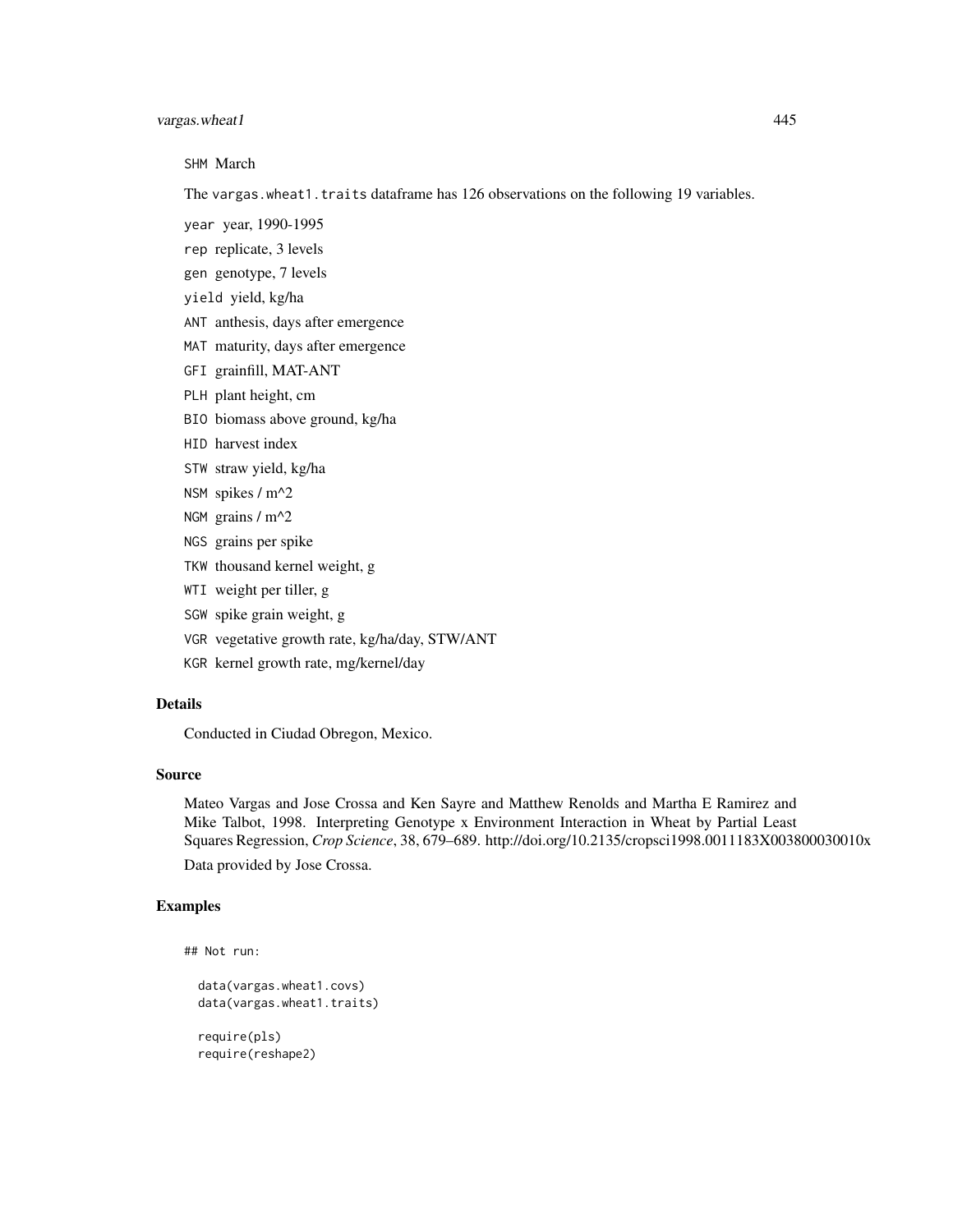SHM March

The `vargas.wheat1.traits` dataframe has 126 observations on the following 19 variables.

- `year` year, 1990-1995
- `rep` replicate, 3 levels
- `gen` genotype, 7 levels
- `yield` yield, kg/ha
- `ANT` anthesis, days after emergence
- `MAT` maturity, days after emergence
- `GFI` grainfill, MAT-ANT
- `PLH` plant height, cm
- `BIO` biomass above ground, kg/ha
- `HID` harvest index
- `STW` straw yield, kg/ha
- `NSM` spikes / m^2
- `NGM` grains / m^2
- `NGS` grains per spike
- `TKW` thousand kernel weight, g
- `WTI` weight per tiller, g
- `SGW` spike grain weight, g
- `VGR` vegetative growth rate, kg/ha/day, STW/ANT
- `KGR` kernel growth rate, mg/kernel/day

## Details

Conducted in Ciudad Obregon, Mexico.

## Source

Mateo Vargas and Jose Crossa and Ken Sayre and Matthew Renolds and Martha E Ramirez and Mike Talbot, 1998. Interpreting Genotype x Environment Interaction in Wheat by Partial Least Squares Regression, *Crop Science*, 38, 679–689. http://doi.org/10.2135/cropsci1998.0011183X003800030010x

Data provided by Jose Crossa.

## Examples

```
## Not run:

  data(vargas.wheat1.covs)
  data(vargas.wheat1.traits)

  require(pls)
  require(reshape2)
```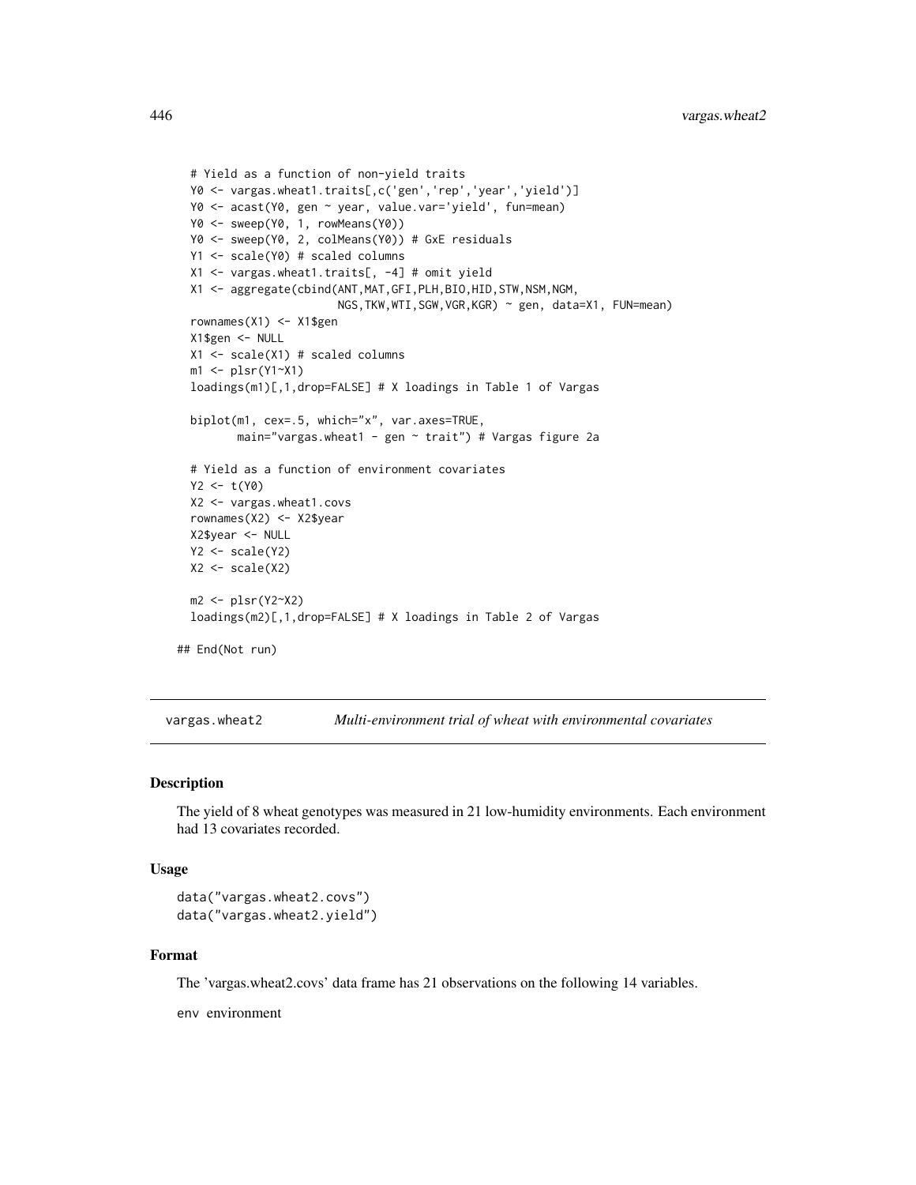```
  # Yield as a function of non-yield traits
  Y0 <- vargas.wheat1.traits[,c('gen','rep','year','yield')]
  Y0 <- acast(Y0, gen ~ year, value.var='yield', fun=mean)
  Y0 <- sweep(Y0, 1, rowMeans(Y0))
  Y0 <- sweep(Y0, 2, colMeans(Y0)) # GxE residuals
  Y1 <- scale(Y0) # scaled columns
  X1 <- vargas.wheat1.traits[, -4] # omit yield
  X1 <- aggregate(cbind(ANT,MAT,GFI,PLH,BIO,HID,STW,NSM,NGM,
                        NGS,TKW,WTI,SGW,VGR,KGR) ~ gen, data=X1, FUN=mean)
  rownames(X1) <- X1$gen
  X1$gen <- NULL
  X1 <- scale(X1) # scaled columns
  m1 <- plsr(Y1~X1)
  loadings(m1)[,1,drop=FALSE] # X loadings in Table 1 of Vargas

  biplot(m1, cex=.5, which="x", var.axes=TRUE,
         main="vargas.wheat1 - gen ~ trait") # Vargas figure 2a

  # Yield as a function of environment covariates
  Y2 <- t(Y0)
  X2 <- vargas.wheat1.covs
  rownames(X2) <- X2$year
  X2$year <- NULL
  Y2 <- scale(Y2)
  X2 <- scale(X2)

  m2 <- plsr(Y2~X2)
  loadings(m2)[,1,drop=FALSE] # X loadings in Table 2 of Vargas

## End(Not run)
```

---

vargas.wheat2 &nbsp;&nbsp;&nbsp;&nbsp; *Multi-environment trial of wheat with environmental covariates*

---

## Description

The yield of 8 wheat genotypes was measured in 21 low-humidity environments. Each environment had 13 covariates recorded.

## Usage

```
data("vargas.wheat2.covs")
data("vargas.wheat2.yield")
```

## Format

The 'vargas.wheat2.covs' data frame has 21 observations on the following 14 variables.

`env` environment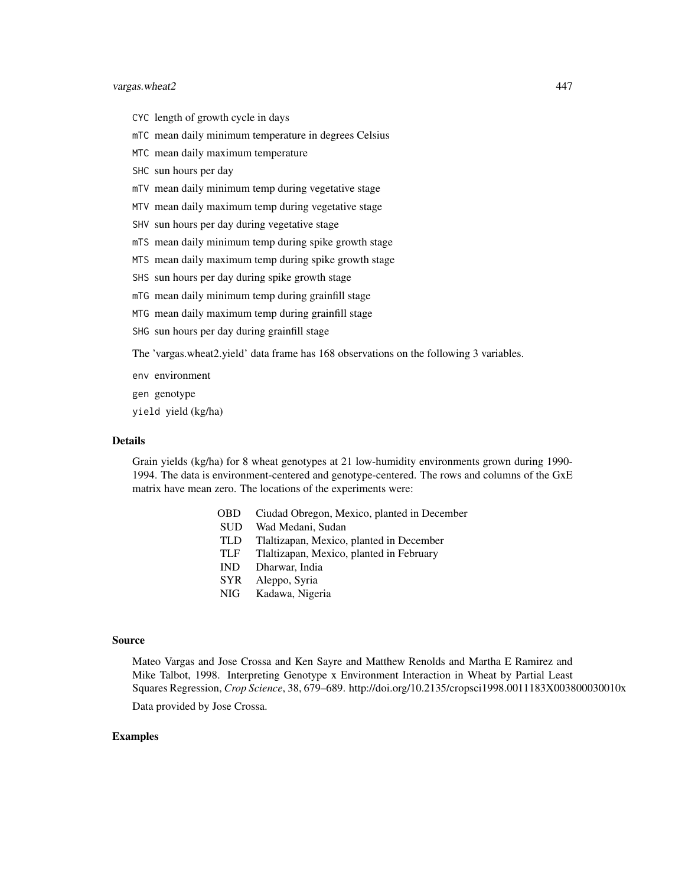CYC length of growth cycle in days

mTC mean daily minimum temperature in degrees Celsius

MTC mean daily maximum temperature

SHC sun hours per day

mTV mean daily minimum temp during vegetative stage

MTV mean daily maximum temp during vegetative stage

SHV sun hours per day during vegetative stage

mTS mean daily minimum temp during spike growth stage

MTS mean daily maximum temp during spike growth stage

SHS sun hours per day during spike growth stage

mTG mean daily minimum temp during grainfill stage

MTG mean daily maximum temp during grainfill stage

SHG sun hours per day during grainfill stage

The 'vargas.wheat2.yield' data frame has 168 observations on the following 3 variables.

env environment

gen genotype

yield yield (kg/ha)

### Details

Grain yields (kg/ha) for 8 wheat genotypes at 21 low-humidity environments grown during 1990-1994. The data is environment-centered and genotype-centered. The rows and columns of the GxE matrix have mean zero. The locations of the experiments were:

| | |
|---|---|
| OBD | Ciudad Obregon, Mexico, planted in December |
| SUD | Wad Medani, Sudan |
| TLD | Tlaltizapan, Mexico, planted in December |
| TLF | Tlaltizapan, Mexico, planted in February |
| IND | Dharwar, India |
| SYR | Aleppo, Syria |
| NIG | Kadawa, Nigeria |

### Source

Mateo Vargas and Jose Crossa and Ken Sayre and Matthew Renolds and Martha E Ramirez and Mike Talbot, 1998. Interpreting Genotype x Environment Interaction in Wheat by Partial Least Squares Regression, *Crop Science*, 38, 679–689. http://doi.org/10.2135/cropsci1998.0011183X003800030010x

Data provided by Jose Crossa.

### Examples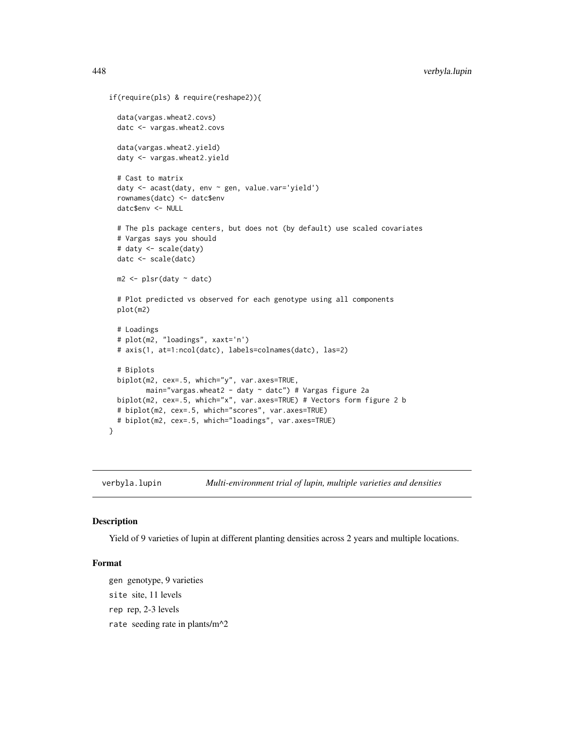```
if(require(pls) & require(reshape2)){

  data(vargas.wheat2.covs)
  datc <- vargas.wheat2.covs

  data(vargas.wheat2.yield)
  daty <- vargas.wheat2.yield

  # Cast to matrix
  daty <- acast(daty, env ~ gen, value.var='yield')
  rownames(datc) <- datc$env
  datc$env <- NULL

  # The pls package centers, but does not (by default) use scaled covariates
  # Vargas says you should
  # daty <- scale(daty)
  datc <- scale(datc)

  m2 <- plsr(daty ~ datc)

  # Plot predicted vs observed for each genotype using all components
  plot(m2)

  # Loadings
  # plot(m2, "loadings", xaxt='n')
  # axis(1, at=1:ncol(datc), labels=colnames(datc), las=2)

  # Biplots
  biplot(m2, cex=.5, which="y", var.axes=TRUE,
         main="vargas.wheat2 - daty ~ datc") # Vargas figure 2a
  biplot(m2, cex=.5, which="x", var.axes=TRUE) # Vectors form figure 2 b
  # biplot(m2, cex=.5, which="scores", var.axes=TRUE)
  # biplot(m2, cex=.5, which="loadings", var.axes=TRUE)
}
```

---

## verbyla.lupin — *Multi-environment trial of lupin, multiple varieties and densities*

### Description

Yield of 9 varieties of lupin at different planting densities across 2 years and multiple locations.

### Format

`gen` genotype, 9 varieties

`site` site, 11 levels

`rep` rep, 2-3 levels

`rate` seeding rate in plants/m^2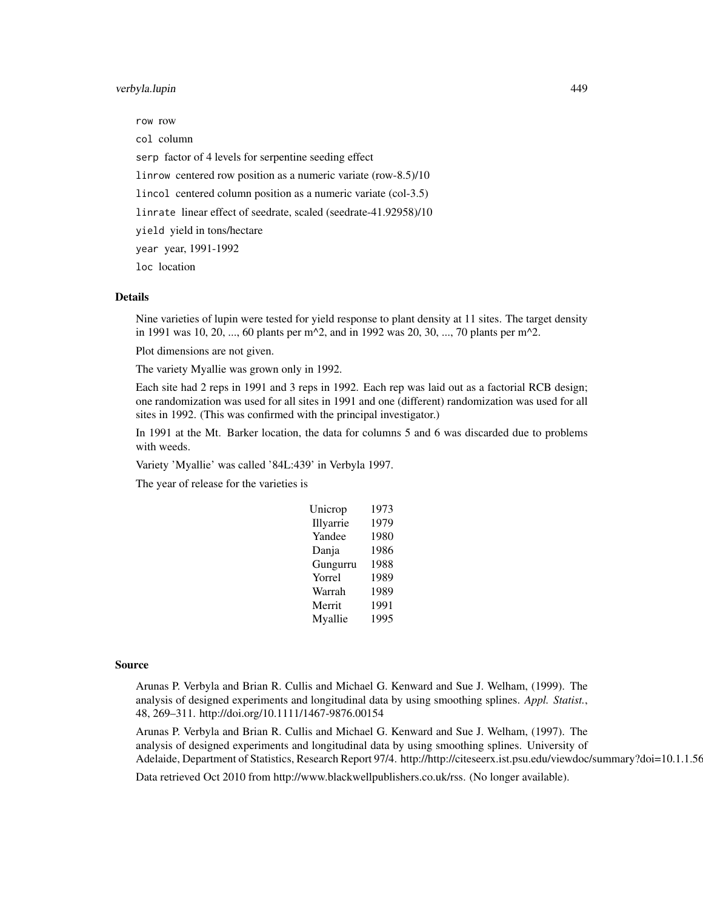`row` row

`col` column

`serp` factor of 4 levels for serpentine seeding effect

`linrow` centered row position as a numeric variate (row-8.5)/10

`lincol` centered column position as a numeric variate (col-3.5)

`linrate` linear effect of seedrate, scaled (seedrate-41.92958)/10

`yield` yield in tons/hectare

`year` year, 1991-1992

`loc` location

## Details

Nine varieties of lupin were tested for yield response to plant density at 11 sites. The target density in 1991 was 10, 20, ..., 60 plants per m^2, and in 1992 was 20, 30, ..., 70 plants per m^2.

Plot dimensions are not given.

The variety Myallie was grown only in 1992.

Each site had 2 reps in 1991 and 3 reps in 1992. Each rep was laid out as a factorial RCB design; one randomization was used for all sites in 1991 and one (different) randomization was used for all sites in 1992. (This was confirmed with the principal investigator.)

In 1991 at the Mt. Barker location, the data for columns 5 and 6 was discarded due to problems with weeds.

Variety 'Myallie' was called '84L:439' in Verbyla 1997.

The year of release for the varieties is

| | |
|---|---|
| Unicrop | 1973 |
| Illyarrie | 1979 |
| Yandee | 1980 |
| Danja | 1986 |
| Gungurru | 1988 |
| Yorrel | 1989 |
| Warrah | 1989 |
| Merrit | 1991 |
| Myallie | 1995 |

## Source

Arunas P. Verbyla and Brian R. Cullis and Michael G. Kenward and Sue J. Welham, (1999). The analysis of designed experiments and longitudinal data by using smoothing splines. *Appl. Statist.*, 48, 269–311. http://doi.org/10.1111/1467-9876.00154

Arunas P. Verbyla and Brian R. Cullis and Michael G. Kenward and Sue J. Welham, (1997). The analysis of designed experiments and longitudinal data by using smoothing splines. University of Adelaide, Department of Statistics, Research Report 97/4. http://http://citeseerx.ist.psu.edu/viewdoc/summary?doi=10.1.1.56

Data retrieved Oct 2010 from http://www.blackwellpublishers.co.uk/rss. (No longer available).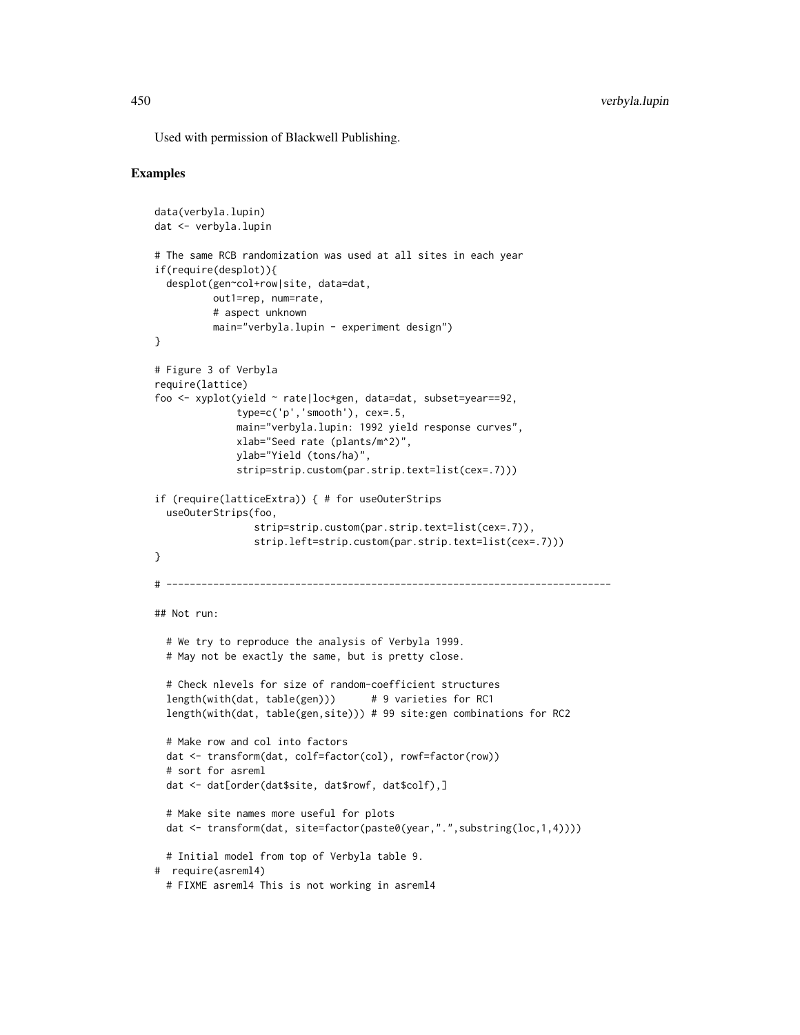Used with permission of Blackwell Publishing.

## Examples

```
data(verbyla.lupin)
dat <- verbyla.lupin

# The same RCB randomization was used at all sites in each year
if(require(desplot)){
  desplot(gen~col+row|site, data=dat,
          out1=rep, num=rate,
          # aspect unknown
          main="verbyla.lupin - experiment design")
}

# Figure 3 of Verbyla
require(lattice)
foo <- xyplot(yield ~ rate|loc*gen, data=dat, subset=year==92,
              type=c('p','smooth'), cex=.5,
              main="verbyla.lupin: 1992 yield response curves",
              xlab="Seed rate (plants/m^2)",
              ylab="Yield (tons/ha)",
              strip=strip.custom(par.strip.text=list(cex=.7)))

if (require(latticeExtra)) { # for useOuterStrips
  useOuterStrips(foo,
                 strip=strip.custom(par.strip.text=list(cex=.7)),
                 strip.left=strip.custom(par.strip.text=list(cex=.7)))
}

# ----------------------------------------------------------------------------

## Not run:

  # We try to reproduce the analysis of Verbyla 1999.
  # May not be exactly the same, but is pretty close.

  # Check nlevels for size of random-coefficient structures
  length(with(dat, table(gen)))      # 9 varieties for RC1
  length(with(dat, table(gen,site))) # 99 site:gen combinations for RC2

  # Make row and col into factors
  dat <- transform(dat, colf=factor(col), rowf=factor(row))
  # sort for asreml
  dat <- dat[order(dat$site, dat$rowf, dat$colf),]

  # Make site names more useful for plots
  dat <- transform(dat, site=factor(paste0(year,".",substring(loc,1,4))))

  # Initial model from top of Verbyla table 9.
#  require(asreml4)
  # FIXME asreml4 This is not working in asreml4
```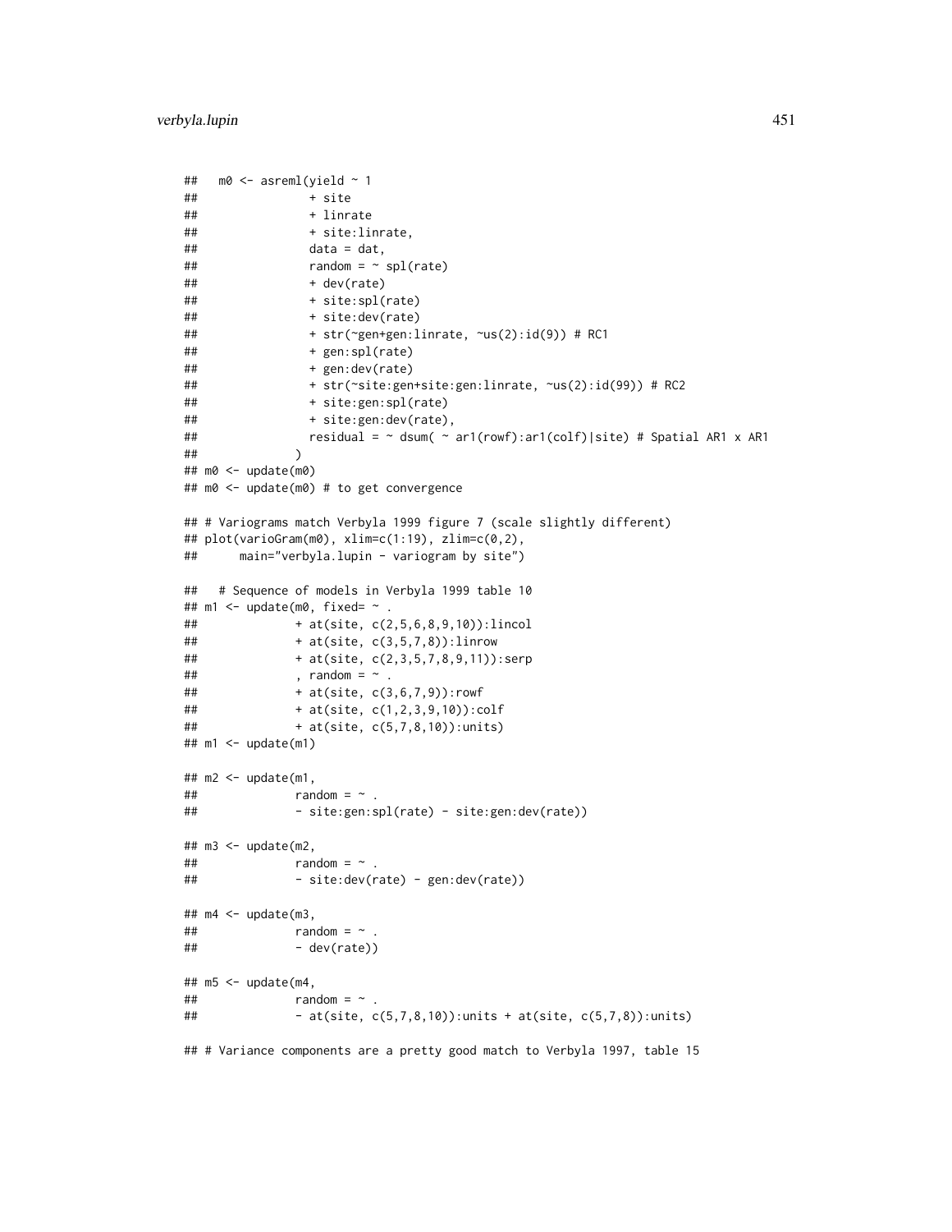```
##   m0 <- asreml(yield ~ 1
##               + site
##               + linrate
##               + site:linrate,
##               data = dat,
##               random = ~ spl(rate)
##               + dev(rate)
##               + site:spl(rate)
##               + site:dev(rate)
##               + str(~gen+gen:linrate, ~us(2):id(9)) # RC1
##               + gen:spl(rate)
##               + gen:dev(rate)
##               + str(~site:gen+site:gen:linrate, ~us(2):id(99)) # RC2
##               + site:gen:spl(rate)
##               + site:gen:dev(rate),
##               residual = ~ dsum( ~ ar1(rowf):ar1(colf)|site) # Spatial AR1 x AR1
##             )
## m0 <- update(m0)
## m0 <- update(m0) # to get convergence

## # Variograms match Verbyla 1999 figure 7 (scale slightly different)
## plot(varioGram(m0), xlim=c(1:19), zlim=c(0,2),
##      main="verbyla.lupin - variogram by site")

##   # Sequence of models in Verbyla 1999 table 10
## m1 <- update(m0, fixed= ~ .
##             + at(site, c(2,5,6,8,9,10)):lincol
##             + at(site, c(3,5,7,8)):linrow
##             + at(site, c(2,3,5,7,8,9,11)):serp
##             , random = ~ .
##             + at(site, c(3,6,7,9)):rowf
##             + at(site, c(1,2,3,9,10)):colf
##             + at(site, c(5,7,8,10)):units)
## m1 <- update(m1)

## m2 <- update(m1,
##             random = ~ .
##             - site:gen:spl(rate) - site:gen:dev(rate))

## m3 <- update(m2,
##             random = ~ .
##             - site:dev(rate) - gen:dev(rate))

## m4 <- update(m3,
##             random = ~ .
##             - dev(rate))

## m5 <- update(m4,
##             random = ~ .
##             - at(site, c(5,7,8,10)):units + at(site, c(5,7,8)):units)

## # Variance components are a pretty good match to Verbyla 1997, table 15
```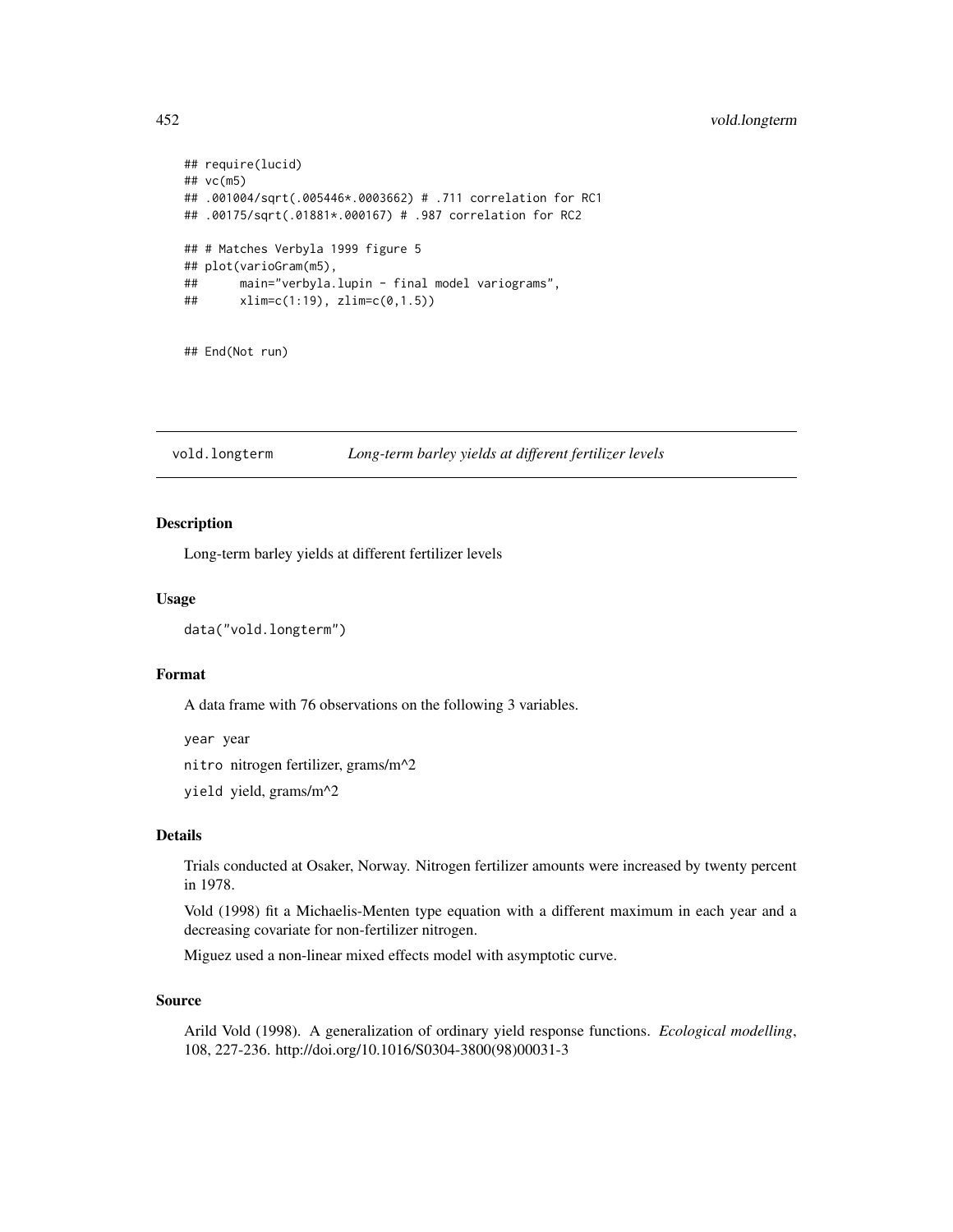```
## require(lucid)
## vc(m5)
## .001004/sqrt(.005446*.0003662) # .711 correlation for RC1
## .00175/sqrt(.01881*.000167) # .987 correlation for RC2

## # Matches Verbyla 1999 figure 5
## plot(varioGram(m5),
##      main="verbyla.lupin - final model variograms",
##      xlim=c(1:19), zlim=c(0,1.5))


## End(Not run)
```

---

## vold.longterm    *Long-term barley yields at different fertilizer levels*

---

### Description

Long-term barley yields at different fertilizer levels

### Usage

```
data("vold.longterm")
```

### Format

A data frame with 76 observations on the following 3 variables.

`year` year

`nitro` nitrogen fertilizer, grams/m^2

`yield` yield, grams/m^2

### Details

Trials conducted at Osaker, Norway. Nitrogen fertilizer amounts were increased by twenty percent in 1978.

Vold (1998) fit a Michaelis-Menten type equation with a different maximum in each year and a decreasing covariate for non-fertilizer nitrogen.

Miguez used a non-linear mixed effects model with asymptotic curve.

### Source

Arild Vold (1998). A generalization of ordinary yield response functions. *Ecological modelling*, 108, 227-236. http://doi.org/10.1016/S0304-3800(98)00031-3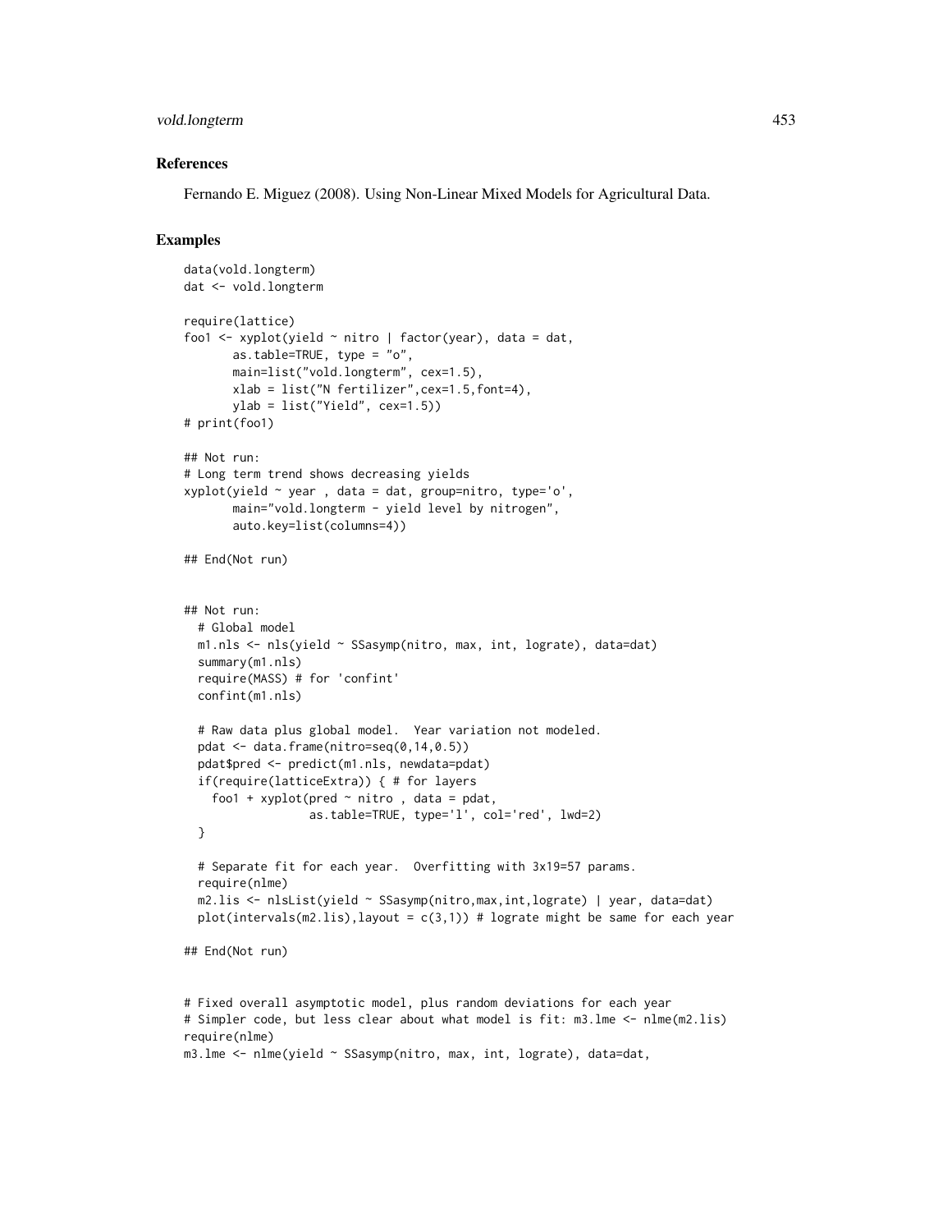### References

Fernando E. Miguez (2008). Using Non-Linear Mixed Models for Agricultural Data.

### Examples

```
data(vold.longterm)
dat <- vold.longterm

require(lattice)
foo1 <- xyplot(yield ~ nitro | factor(year), data = dat,
       as.table=TRUE, type = "o",
       main=list("vold.longterm", cex=1.5),
       xlab = list("N fertilizer",cex=1.5,font=4),
       ylab = list("Yield", cex=1.5))
# print(foo1)

## Not run:
# Long term trend shows decreasing yields
xyplot(yield ~ year , data = dat, group=nitro, type='o',
       main="vold.longterm - yield level by nitrogen",
       auto.key=list(columns=4))

## End(Not run)


## Not run:
  # Global model
  m1.nls <- nls(yield ~ SSasymp(nitro, max, int, lograte), data=dat)
  summary(m1.nls)
  require(MASS) # for 'confint'
  confint(m1.nls)

  # Raw data plus global model.  Year variation not modeled.
  pdat <- data.frame(nitro=seq(0,14,0.5))
  pdat$pred <- predict(m1.nls, newdata=pdat)
  if(require(latticeExtra)) { # for layers
    foo1 + xyplot(pred ~ nitro , data = pdat,
                  as.table=TRUE, type='l', col='red', lwd=2)
  }

  # Separate fit for each year.  Overfitting with 3x19=57 params.
  require(nlme)
  m2.lis <- nlsList(yield ~ SSasymp(nitro,max,int,lograte) | year, data=dat)
  plot(intervals(m2.lis),layout = c(3,1)) # lograte might be same for each year

## End(Not run)


# Fixed overall asymptotic model, plus random deviations for each year
# Simpler code, but less clear about what model is fit: m3.lme <- nlme(m2.lis)
require(nlme)
m3.lme <- nlme(yield ~ SSasymp(nitro, max, int, lograte), data=dat,
```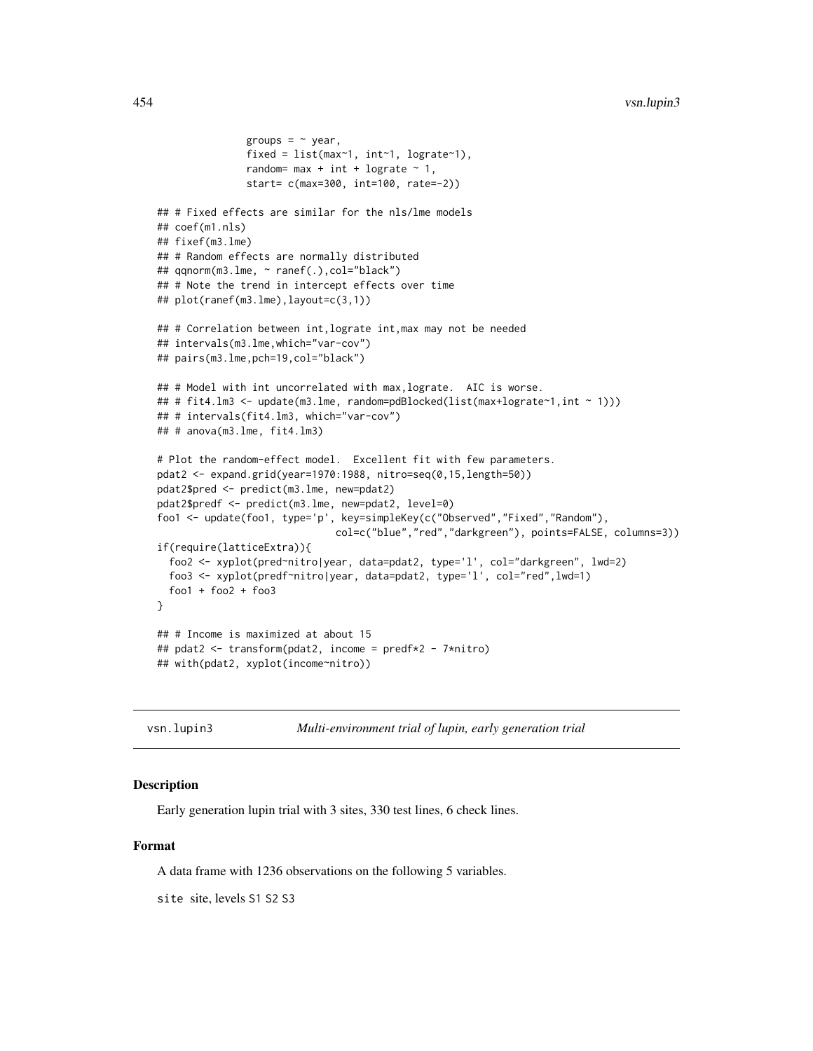```
              groups = ~ year,
              fixed = list(max~1, int~1, lograte~1),
              random= max + int + lograte ~ 1,
              start= c(max=300, int=100, rate=-2))

## # Fixed effects are similar for the nls/lme models
## coef(m1.nls)
## fixef(m3.lme)
## # Random effects are normally distributed
## qqnorm(m3.lme, ~ ranef(.),col="black")
## # Note the trend in intercept effects over time
## plot(ranef(m3.lme),layout=c(3,1))

## # Correlation between int,lograte int,max may not be needed
## intervals(m3.lme,which="var-cov")
## pairs(m3.lme,pch=19,col="black")

## # Model with int uncorrelated with max,lograte.  AIC is worse.
## # fit4.lm3 <- update(m3.lme, random=pdBlocked(list(max+lograte~1,int ~ 1)))
## # intervals(fit4.lm3, which="var-cov")
## # anova(m3.lme, fit4.lm3)

# Plot the random-effect model.  Excellent fit with few parameters.
pdat2 <- expand.grid(year=1970:1988, nitro=seq(0,15,length=50))
pdat2$pred <- predict(m3.lme, new=pdat2)
pdat2$predf <- predict(m3.lme, new=pdat2, level=0)
foo1 <- update(foo1, type='p', key=simpleKey(c("Observed","Fixed","Random"),
                             col=c("blue","red","darkgreen"), points=FALSE, columns=3))
if(require(latticeExtra)){
  foo2 <- xyplot(pred~nitro|year, data=pdat2, type='l', col="darkgreen", lwd=2)
  foo3 <- xyplot(predf~nitro|year, data=pdat2, type='l', col="red",lwd=1)
  foo1 + foo2 + foo3
}

## # Income is maximized at about 15
## pdat2 <- transform(pdat2, income = predf*2 - 7*nitro)
## with(pdat2, xyplot(income~nitro))
```

---

`vsn.lupin3` *Multi-environment trial of lupin, early generation trial*

---

## Description

Early generation lupin trial with 3 sites, 330 test lines, 6 check lines.

## Format

A data frame with 1236 observations on the following 5 variables.

`site` site, levels S1 S2 S3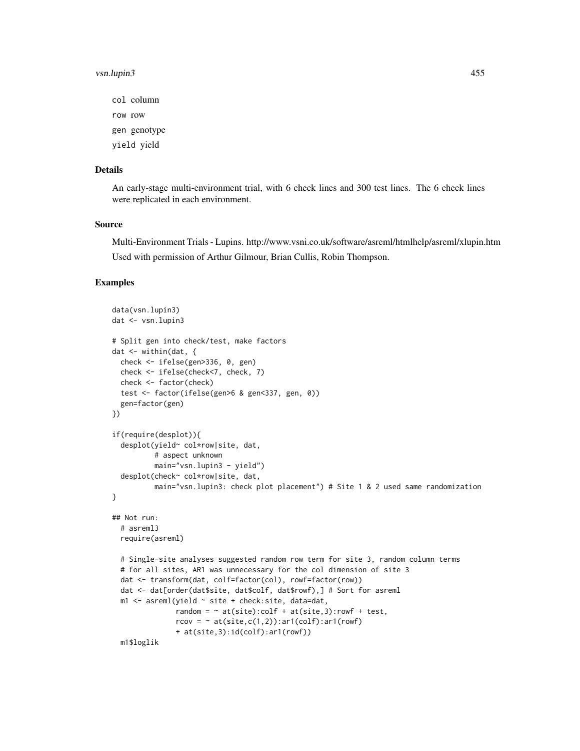`col` column

`row` row

`gen` genotype

`yield` yield

## Details

An early-stage multi-environment trial, with 6 check lines and 300 test lines. The 6 check lines were replicated in each environment.

## Source

Multi-Environment Trials - Lupins. http://www.vsni.co.uk/software/asreml/htmlhelp/asreml/xlupin.htm

Used with permission of Arthur Gilmour, Brian Cullis, Robin Thompson.

## Examples

```
data(vsn.lupin3)
dat <- vsn.lupin3

# Split gen into check/test, make factors
dat <- within(dat, {
  check <- ifelse(gen>336, 0, gen)
  check <- ifelse(check<7, check, 7)
  check <- factor(check)
  test <- factor(ifelse(gen>6 & gen<337, gen, 0))
  gen=factor(gen)
})

if(require(desplot)){
  desplot(yield~ col*row|site, dat,
          # aspect unknown
          main="vsn.lupin3 - yield")
  desplot(check~ col*row|site, dat,
          main="vsn.lupin3: check plot placement") # Site 1 & 2 used same randomization
}

## Not run:
  # asreml3
  require(asreml)

  # Single-site analyses suggested random row term for site 3, random column terms
  # for all sites, AR1 was unnecessary for the col dimension of site 3
  dat <- transform(dat, colf=factor(col), rowf=factor(row))
  dat <- dat[order(dat$site, dat$colf, dat$rowf),] # Sort for asreml
  m1 <- asreml(yield ~ site + check:site, data=dat,
               random = ~ at(site):colf + at(site,3):rowf + test,
               rcov = ~ at(site,c(1,2)):ar1(colf):ar1(rowf)
               + at(site,3):id(colf):ar1(rowf))
  m1$loglik
```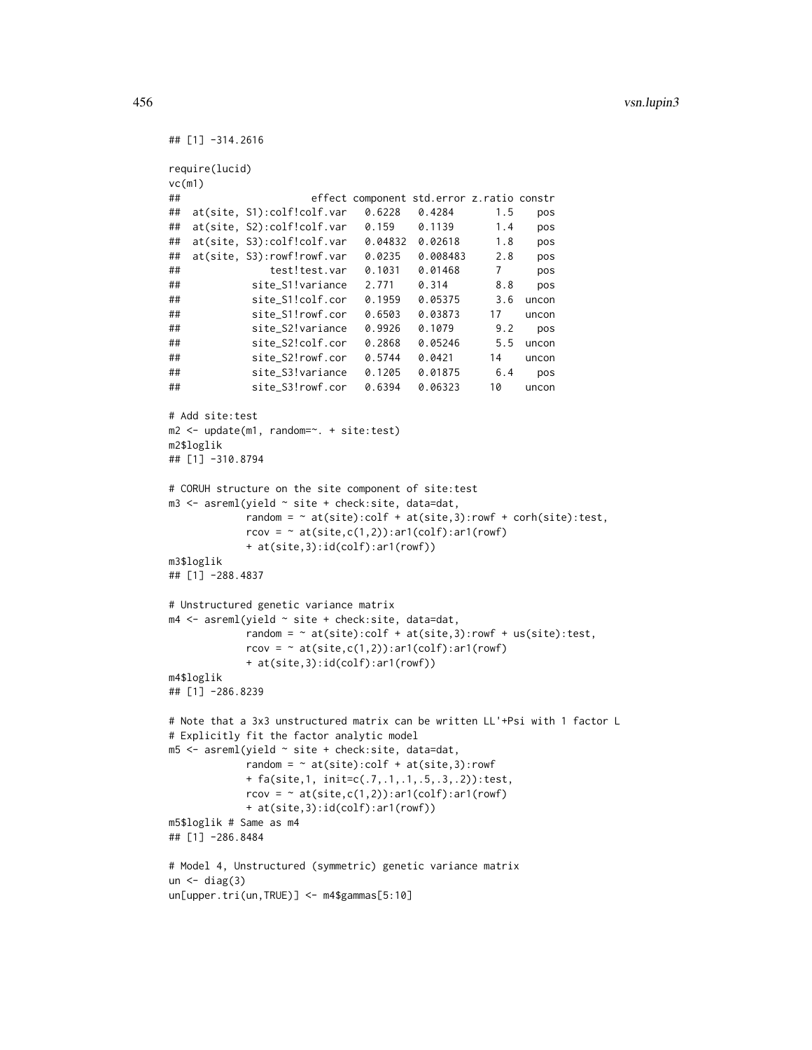```
## [1] -314.2616

require(lucid)
vc(m1)
##                      effect component std.error z.ratio constr
##  at(site, S1):colf!colf.var   0.6228   0.4284       1.5    pos
##  at(site, S2):colf!colf.var   0.159    0.1139       1.4    pos
##  at(site, S3):colf!colf.var   0.04832  0.02618      1.8    pos
##  at(site, S3):rowf!rowf.var   0.0235   0.008483     2.8    pos
##               test!test.var   0.1031   0.01468      7      pos
##            site_S1!variance   2.771    0.314        8.8    pos
##            site_S1!colf.cor   0.1959   0.05375      3.6  uncon
##            site_S1!rowf.cor   0.6503   0.03873     17    uncon
##            site_S2!variance   0.9926   0.1079       9.2    pos
##            site_S2!colf.cor   0.2868   0.05246      5.5  uncon
##            site_S2!rowf.cor   0.5744   0.0421      14    uncon
##            site_S3!variance   0.1205   0.01875      6.4    pos
##            site_S3!rowf.cor   0.6394   0.06323     10    uncon

# Add site:test
m2 <- update(m1, random=~. + site:test)
m2$loglik
## [1] -310.8794

# CORUH structure on the site component of site:test
m3 <- asreml(yield ~ site + check:site, data=dat,
             random = ~ at(site):colf + at(site,3):rowf + corh(site):test,
             rcov = ~ at(site,c(1,2)):ar1(colf):ar1(rowf)
             + at(site,3):id(colf):ar1(rowf))
m3$loglik
## [1] -288.4837

# Unstructured genetic variance matrix
m4 <- asreml(yield ~ site + check:site, data=dat,
             random = ~ at(site):colf + at(site,3):rowf + us(site):test,
             rcov = ~ at(site,c(1,2)):ar1(colf):ar1(rowf)
             + at(site,3):id(colf):ar1(rowf))
m4$loglik
## [1] -286.8239

# Note that a 3x3 unstructured matrix can be written LL'+Psi with 1 factor L
# Explicitly fit the factor analytic model
m5 <- asreml(yield ~ site + check:site, data=dat,
             random = ~ at(site):colf + at(site,3):rowf
             + fa(site,1, init=c(.7,.1,.1,.5,.3,.2)):test,
             rcov = ~ at(site,c(1,2)):ar1(colf):ar1(rowf)
             + at(site,3):id(colf):ar1(rowf))
m5$loglik # Same as m4
## [1] -286.8484

# Model 4, Unstructured (symmetric) genetic variance matrix
un <- diag(3)
un[upper.tri(un,TRUE)] <- m4$gammas[5:10]
```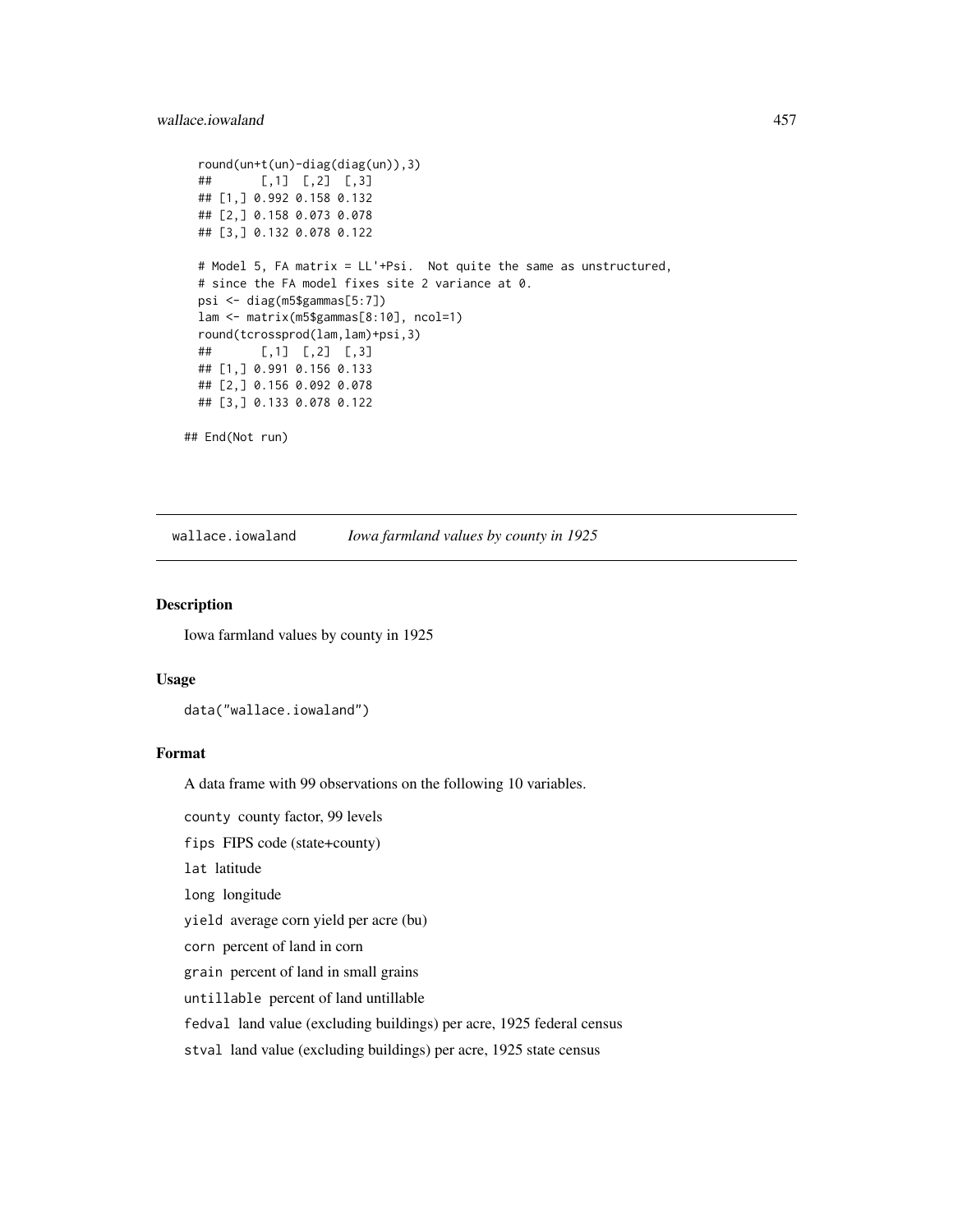```
  round(un+t(un)-diag(diag(un)),3)
  ##       [,1]  [,2]  [,3]
  ## [1,] 0.992 0.158 0.132
  ## [2,] 0.158 0.073 0.078
  ## [3,] 0.132 0.078 0.122

  # Model 5, FA matrix = LL'+Psi.  Not quite the same as unstructured,
  # since the FA model fixes site 2 variance at 0.
  psi <- diag(m5$gammas[5:7])
  lam <- matrix(m5$gammas[8:10], ncol=1)
  round(tcrossprod(lam,lam)+psi,3)
  ##       [,1]  [,2]  [,3]
  ## [1,] 0.991 0.156 0.133
  ## [2,] 0.156 0.092 0.078
  ## [3,] 0.133 0.078 0.122

## End(Not run)
```

---

## wallace.iowaland — *Iowa farmland values by county in 1925*

### Description

Iowa farmland values by county in 1925

### Usage

```
data("wallace.iowaland")
```

### Format

A data frame with 99 observations on the following 10 variables.

`county` county factor, 99 levels

`fips` FIPS code (state+county)

`lat` latitude

`long` longitude

`yield` average corn yield per acre (bu)

`corn` percent of land in corn

`grain` percent of land in small grains

`untillable` percent of land untillable

`fedval` land value (excluding buildings) per acre, 1925 federal census

`stval` land value (excluding buildings) per acre, 1925 state census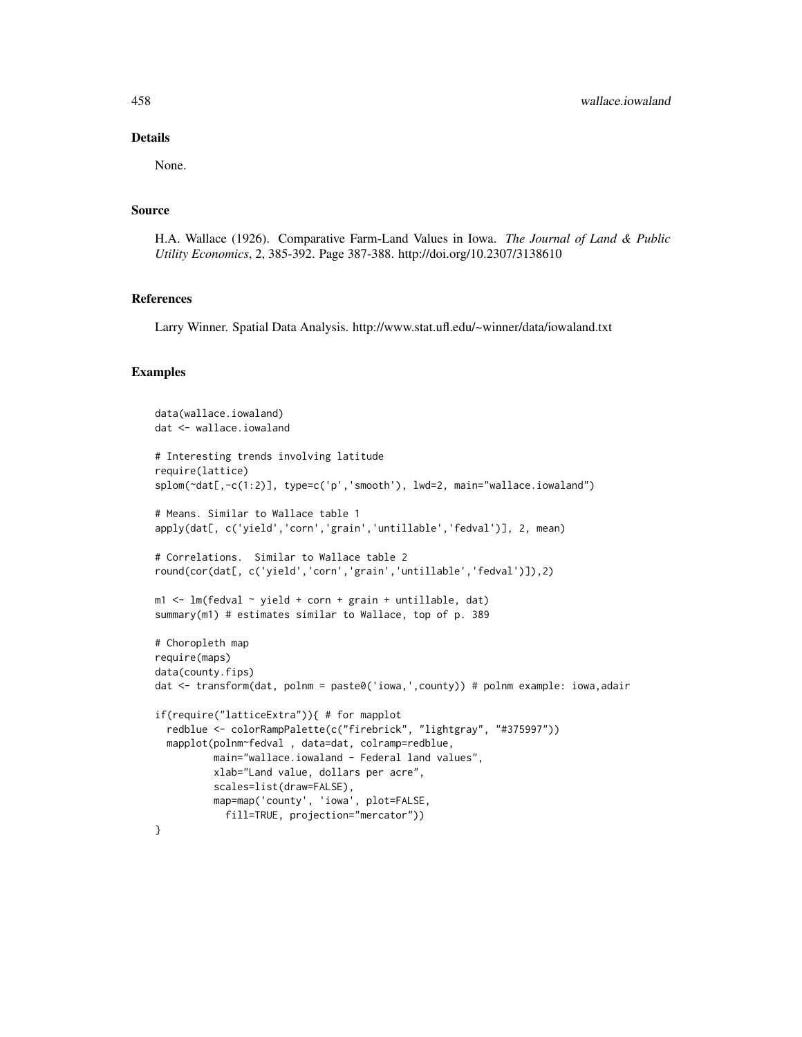### Details

None.

### Source

H.A. Wallace (1926). Comparative Farm-Land Values in Iowa. *The Journal of Land & Public Utility Economics*, 2, 385-392. Page 387-388. http://doi.org/10.2307/3138610

### References

Larry Winner. Spatial Data Analysis. http://www.stat.ufl.edu/~winner/data/iowaland.txt

### Examples

```
data(wallace.iowaland)
dat <- wallace.iowaland

# Interesting trends involving latitude
require(lattice)
splom(~dat[,-c(1:2)], type=c('p','smooth'), lwd=2, main="wallace.iowaland")

# Means. Similar to Wallace table 1
apply(dat[, c('yield','corn','grain','untillable','fedval')], 2, mean)

# Correlations.  Similar to Wallace table 2
round(cor(dat[, c('yield','corn','grain','untillable','fedval')]),2)

m1 <- lm(fedval ~ yield + corn + grain + untillable, dat)
summary(m1) # estimates similar to Wallace, top of p. 389

# Choropleth map
require(maps)
data(county.fips)
dat <- transform(dat, polnm = paste0('iowa,',county)) # polnm example: iowa,adair

if(require("latticeExtra")){ # for mapplot
  redblue <- colorRampPalette(c("firebrick", "lightgray", "#375997"))
  mapplot(polnm~fedval , data=dat, colramp=redblue,
          main="wallace.iowaland - Federal land values",
          xlab="Land value, dollars per acre",
          scales=list(draw=FALSE),
          map=map('county', 'iowa', plot=FALSE,
            fill=TRUE, projection="mercator"))
}
```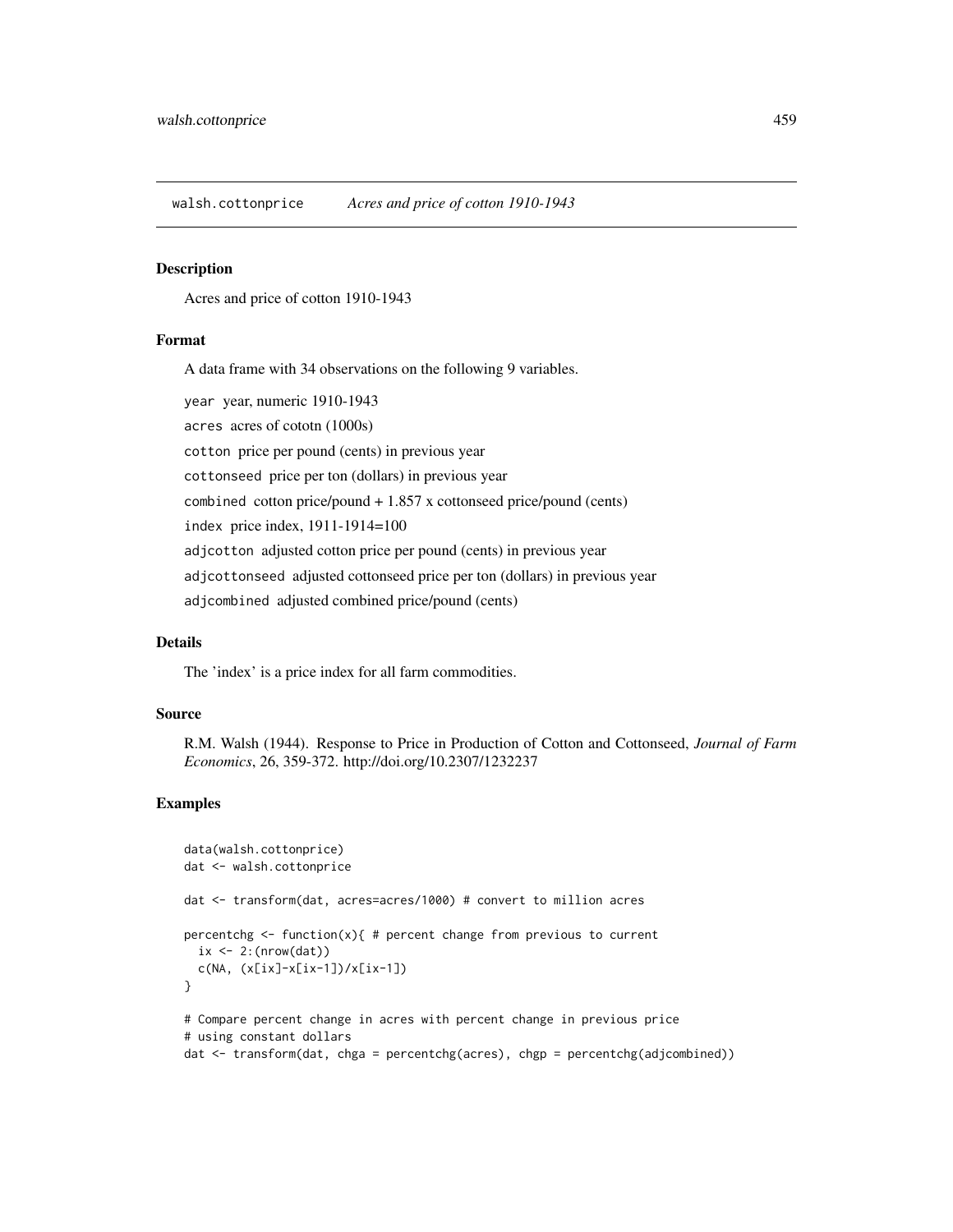## walsh.cottonprice *Acres and price of cotton 1910-1943*

### Description

Acres and price of cotton 1910-1943

### Format

A data frame with 34 observations on the following 9 variables.

`year` year, numeric 1910-1943

`acres` acres of cototn (1000s)

`cotton` price per pound (cents) in previous year

`cottonseed` price per ton (dollars) in previous year

`combined` cotton price/pound + 1.857 x cottonseed price/pound (cents)

`index` price index, 1911-1914=100

`adjcotton` adjusted cotton price per pound (cents) in previous year

`adjcottonseed` adjusted cottonseed price per ton (dollars) in previous year

`adjcombined` adjusted combined price/pound (cents)

### Details

The 'index' is a price index for all farm commodities.

### Source

R.M. Walsh (1944). Response to Price in Production of Cotton and Cottonseed, *Journal of Farm Economics*, 26, 359-372. http://doi.org/10.2307/1232237

### Examples

```
data(walsh.cottonprice)
dat <- walsh.cottonprice

dat <- transform(dat, acres=acres/1000) # convert to million acres

percentchg <- function(x){ # percent change from previous to current
  ix <- 2:(nrow(dat))
  c(NA, (x[ix]-x[ix-1])/x[ix-1])
}

# Compare percent change in acres with percent change in previous price
# using constant dollars
dat <- transform(dat, chga = percentchg(acres), chgp = percentchg(adjcombined))
```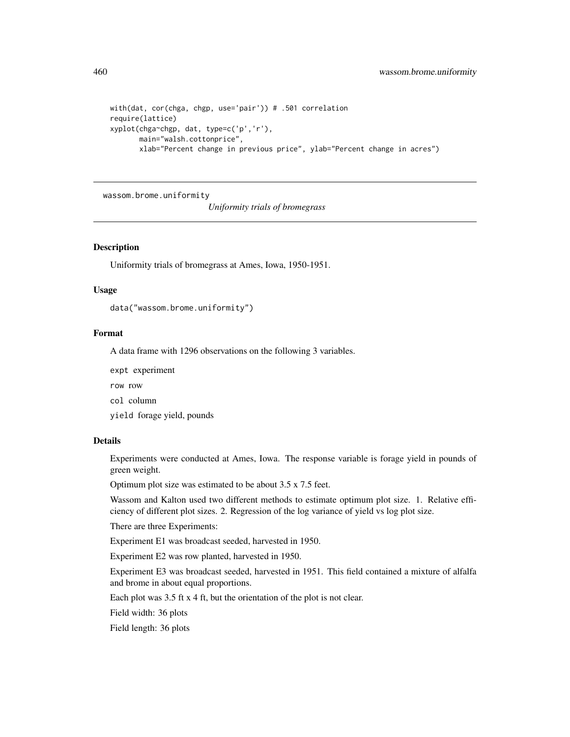```
with(dat, cor(chga, chgp, use='pair')) # .501 correlation
require(lattice)
xyplot(chga~chgp, dat, type=c('p','r'),
       main="walsh.cottonprice",
       xlab="Percent change in previous price", ylab="Percent change in acres")
```

---

## wassom.brome.uniformity — *Uniformity trials of bromegrass*

---

### Description

Uniformity trials of bromegrass at Ames, Iowa, 1950-1951.

### Usage

```
data("wassom.brome.uniformity")
```

### Format

A data frame with 1296 observations on the following 3 variables.

`expt` experiment

`row` row

`col` column

`yield` forage yield, pounds

### Details

Experiments were conducted at Ames, Iowa. The response variable is forage yield in pounds of green weight.

Optimum plot size was estimated to be about 3.5 x 7.5 feet.

Wassom and Kalton used two different methods to estimate optimum plot size. 1. Relative efficiency of different plot sizes. 2. Regression of the log variance of yield vs log plot size.

There are three Experiments:

Experiment E1 was broadcast seeded, harvested in 1950.

Experiment E2 was row planted, harvested in 1950.

Experiment E3 was broadcast seeded, harvested in 1951. This field contained a mixture of alfalfa and brome in about equal proportions.

Each plot was 3.5 ft x 4 ft, but the orientation of the plot is not clear.

Field width: 36 plots

Field length: 36 plots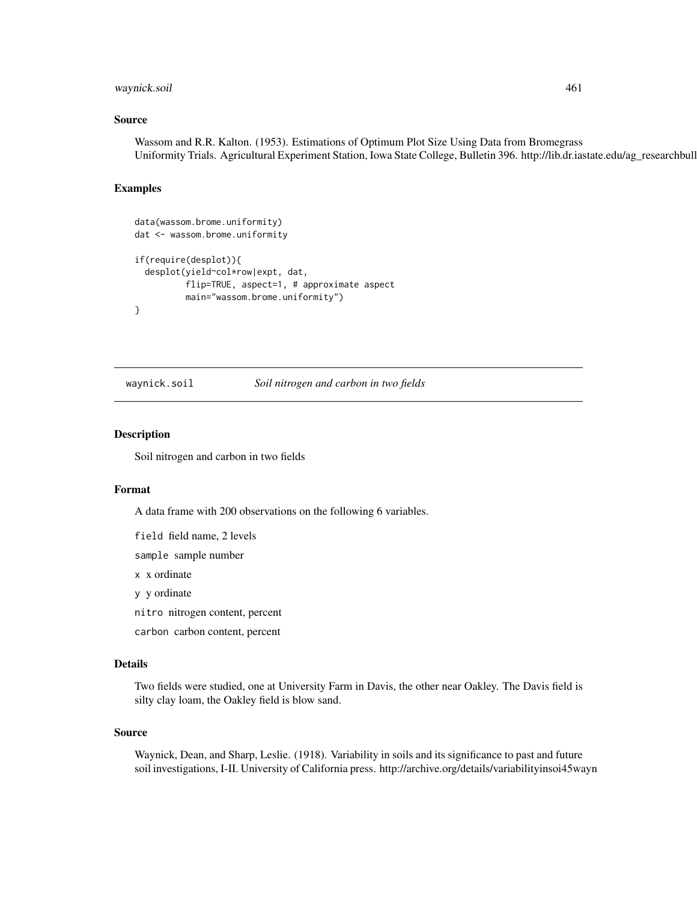## Source

Wassom and R.R. Kalton. (1953). Estimations of Optimum Plot Size Using Data from Bromegrass Uniformity Trials. Agricultural Experiment Station, Iowa State College, Bulletin 396. http://lib.dr.iastate.edu/ag_researchbull

## Examples

```
data(wassom.brome.uniformity)
dat <- wassom.brome.uniformity

if(require(desplot)){
  desplot(yield~col*row|expt, dat,
          flip=TRUE, aspect=1, # approximate aspect
          main="wassom.brome.uniformity")
}
```

---

# waynick.soil *Soil nitrogen and carbon in two fields*

---

## Description

Soil nitrogen and carbon in two fields

## Format

A data frame with 200 observations on the following 6 variables.

`field` field name, 2 levels

`sample` sample number

`x` x ordinate

`y` y ordinate

`nitro` nitrogen content, percent

`carbon` carbon content, percent

## Details

Two fields were studied, one at University Farm in Davis, the other near Oakley. The Davis field is silty clay loam, the Oakley field is blow sand.

## Source

Waynick, Dean, and Sharp, Leslie. (1918). Variability in soils and its significance to past and future soil investigations, I-II. University of California press. http://archive.org/details/variabilityinsoi45wayn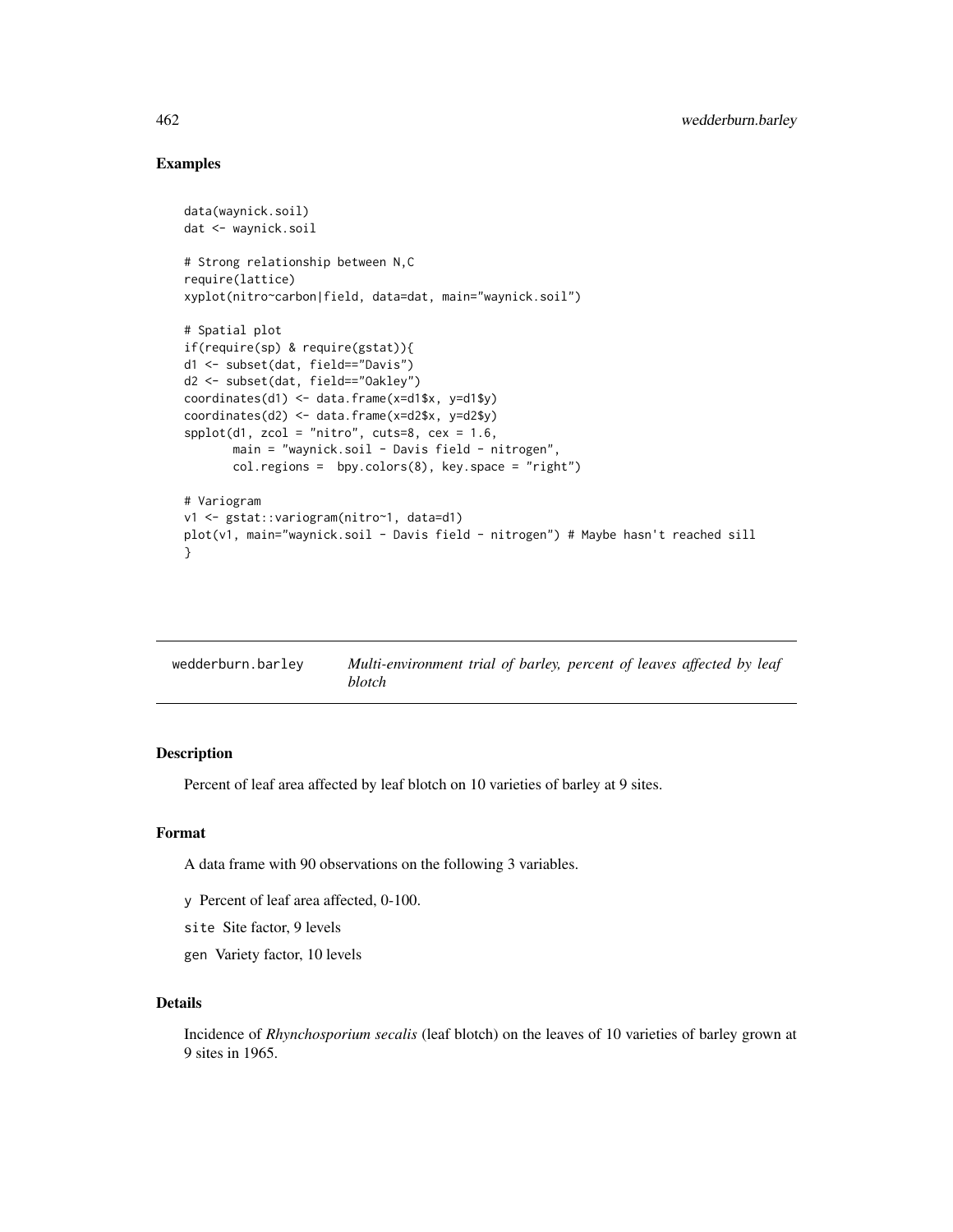## Examples

```
data(waynick.soil)
dat <- waynick.soil

# Strong relationship between N,C
require(lattice)
xyplot(nitro~carbon|field, data=dat, main="waynick.soil")

# Spatial plot
if(require(sp) & require(gstat)){
d1 <- subset(dat, field=="Davis")
d2 <- subset(dat, field=="Oakley")
coordinates(d1) <- data.frame(x=d1$x, y=d1$y)
coordinates(d2) <- data.frame(x=d2$x, y=d2$y)
spplot(d1, zcol = "nitro", cuts=8, cex = 1.6,
       main = "waynick.soil - Davis field - nitrogen",
       col.regions =  bpy.colors(8), key.space = "right")

# Variogram
v1 <- gstat::variogram(nitro~1, data=d1)
plot(v1, main="waynick.soil - Davis field - nitrogen") # Maybe hasn't reached sill
}
```

---

# wedderburn.barley — *Multi-environment trial of barley, percent of leaves affected by leaf blotch*

---

## Description

Percent of leaf area affected by leaf blotch on 10 varieties of barley at 9 sites.

## Format

A data frame with 90 observations on the following 3 variables.

- `y` Percent of leaf area affected, 0-100.
- `site` Site factor, 9 levels
- `gen` Variety factor, 10 levels

## Details

Incidence of *Rhynchosporium secalis* (leaf blotch) on the leaves of 10 varieties of barley grown at 9 sites in 1965.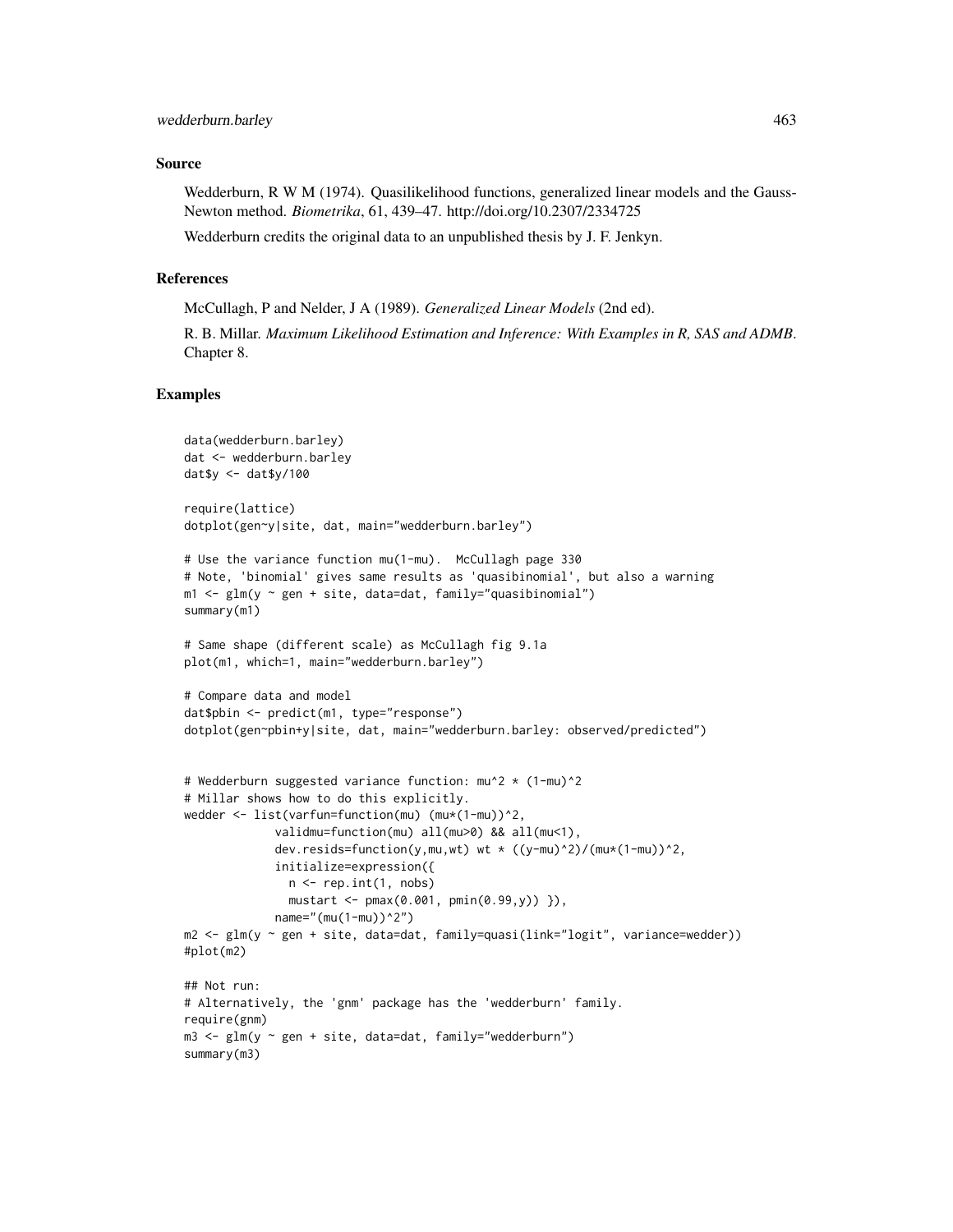## Source

Wedderburn, R W M (1974). Quasilikelihood functions, generalized linear models and the Gauss-Newton method. *Biometrika*, 61, 439–47. http://doi.org/10.2307/2334725

Wedderburn credits the original data to an unpublished thesis by J. F. Jenkyn.

## References

McCullagh, P and Nelder, J A (1989). *Generalized Linear Models* (2nd ed).

R. B. Millar. *Maximum Likelihood Estimation and Inference: With Examples in R, SAS and ADMB*. Chapter 8.

## Examples

```
data(wedderburn.barley)
dat <- wedderburn.barley
dat$y <- dat$y/100

require(lattice)
dotplot(gen~y|site, dat, main="wedderburn.barley")

# Use the variance function mu(1-mu).  McCullagh page 330
# Note, 'binomial' gives same results as 'quasibinomial', but also a warning
m1 <- glm(y ~ gen + site, data=dat, family="quasibinomial")
summary(m1)

# Same shape (different scale) as McCullagh fig 9.1a
plot(m1, which=1, main="wedderburn.barley")

# Compare data and model
dat$pbin <- predict(m1, type="response")
dotplot(gen~pbin+y|site, dat, main="wedderburn.barley: observed/predicted")


# Wedderburn suggested variance function: mu^2 * (1-mu)^2
# Millar shows how to do this explicitly.
wedder <- list(varfun=function(mu) (mu*(1-mu))^2,
            validmu=function(mu) all(mu>0) && all(mu<1),
            dev.resids=function(y,mu,wt) wt * ((y-mu)^2)/(mu*(1-mu))^2,
            initialize=expression({
              n <- rep.int(1, nobs)
              mustart <- pmax(0.001, pmin(0.99,y)) }),
            name="(mu(1-mu))^2")
m2 <- glm(y ~ gen + site, data=dat, family=quasi(link="logit", variance=wedder))
#plot(m2)

## Not run:
# Alternatively, the 'gnm' package has the 'wedderburn' family.
require(gnm)
m3 <- glm(y ~ gen + site, data=dat, family="wedderburn")
summary(m3)
```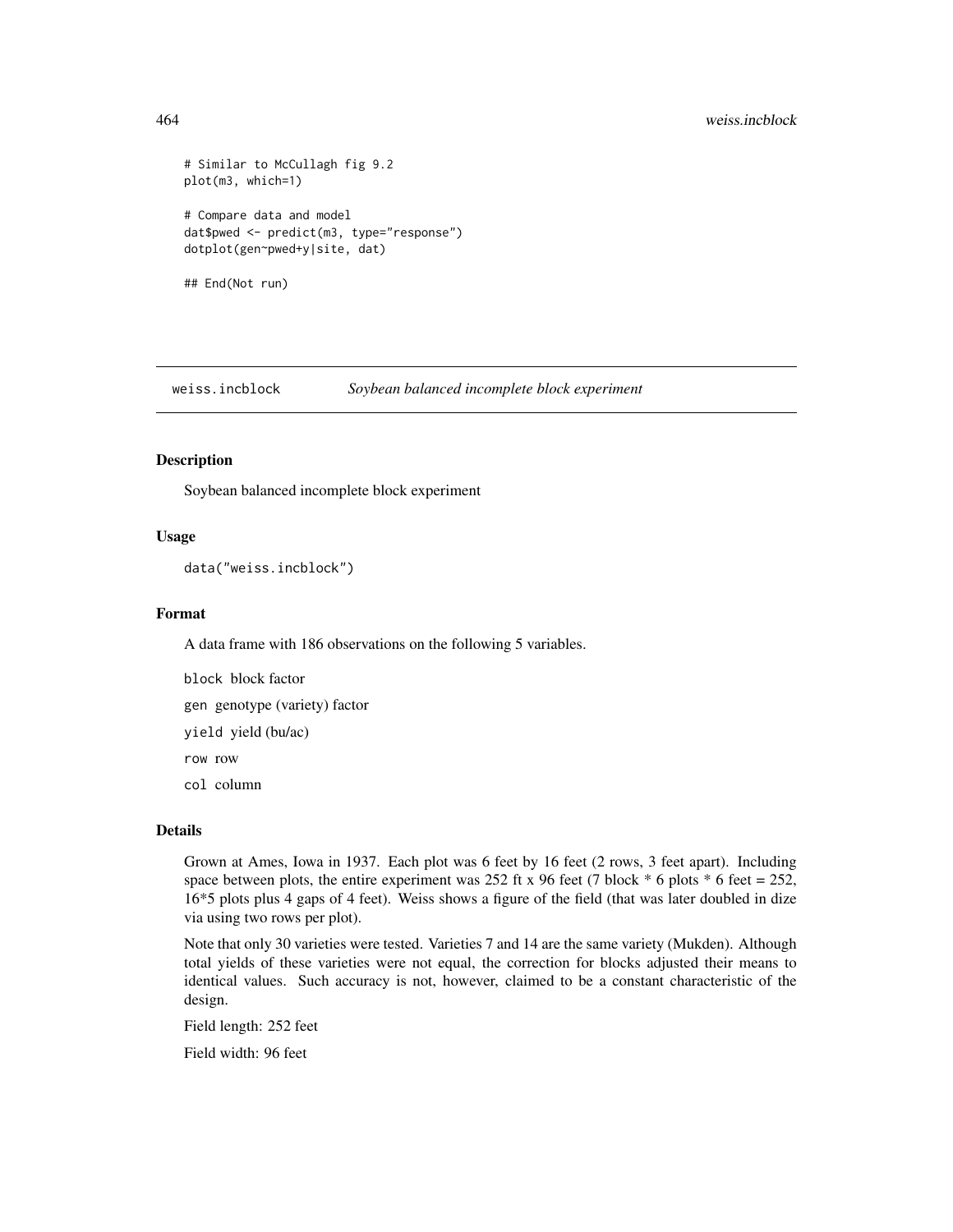```
# Similar to McCullagh fig 9.2
plot(m3, which=1)

# Compare data and model
dat$pwed <- predict(m3, type="response")
dotplot(gen~pwed+y|site, dat)

## End(Not run)
```

---

weiss.incblock *Soybean balanced incomplete block experiment*

---

## Description

Soybean balanced incomplete block experiment

## Usage

```
data("weiss.incblock")
```

## Format

A data frame with 186 observations on the following 5 variables.

`block` block factor

`gen` genotype (variety) factor

`yield` yield (bu/ac)

`row` row

`col` column

## Details

Grown at Ames, Iowa in 1937. Each plot was 6 feet by 16 feet (2 rows, 3 feet apart). Including space between plots, the entire experiment was 252 ft x 96 feet (7 block * 6 plots * 6 feet = 252, 16*5 plots plus 4 gaps of 4 feet). Weiss shows a figure of the field (that was later doubled in dize via using two rows per plot).

Note that only 30 varieties were tested. Varieties 7 and 14 are the same variety (Mukden). Although total yields of these varieties were not equal, the correction for blocks adjusted their means to identical values. Such accuracy is not, however, claimed to be a constant characteristic of the design.

Field length: 252 feet

Field width: 96 feet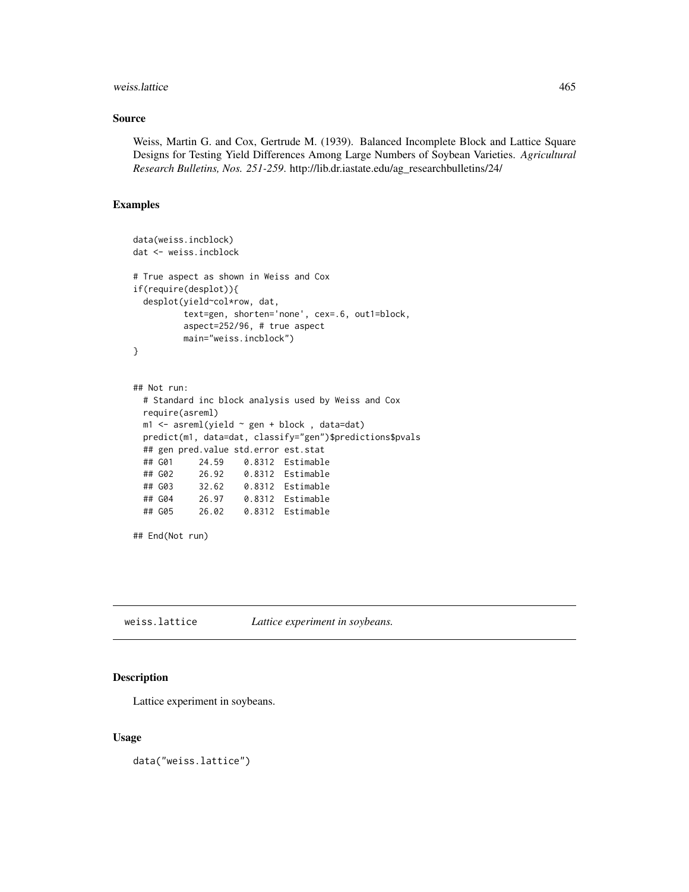## Source

Weiss, Martin G. and Cox, Gertrude M. (1939). Balanced Incomplete Block and Lattice Square Designs for Testing Yield Differences Among Large Numbers of Soybean Varieties. *Agricultural Research Bulletins, Nos. 251-259*. http://lib.dr.iastate.edu/ag_researchbulletins/24/

## Examples

```
data(weiss.incblock)
dat <- weiss.incblock

# True aspect as shown in Weiss and Cox
if(require(desplot)){
  desplot(yield~col*row, dat,
          text=gen, shorten='none', cex=.6, out1=block,
          aspect=252/96, # true aspect
          main="weiss.incblock")
}


## Not run:
  # Standard inc block analysis used by Weiss and Cox
  require(asreml)
  m1 <- asreml(yield ~ gen + block , data=dat)
  predict(m1, data=dat, classify="gen")$predictions$pvals
  ## gen pred.value std.error est.stat
  ## G01     24.59    0.8312  Estimable
  ## G02     26.92    0.8312  Estimable
  ## G03     32.62    0.8312  Estimable
  ## G04     26.97    0.8312  Estimable
  ## G05     26.02    0.8312  Estimable

## End(Not run)
```

---

# weiss.lattice *Lattice experiment in soybeans.*

## Description

Lattice experiment in soybeans.

## Usage

```
data("weiss.lattice")
```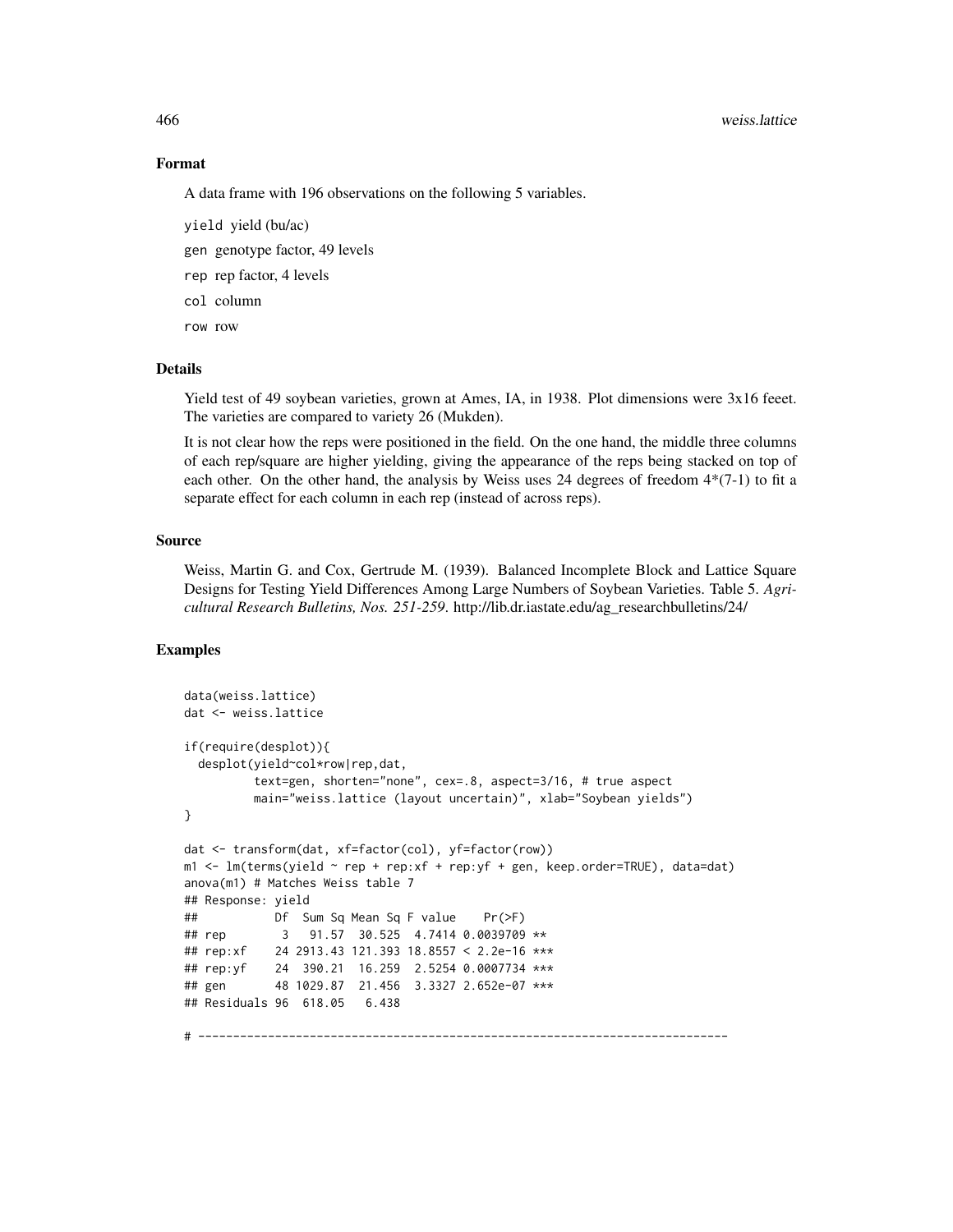## Format

A data frame with 196 observations on the following 5 variables.

`yield` yield (bu/ac)

`gen` genotype factor, 49 levels

`rep` rep factor, 4 levels

`col` column

`row` row

## Details

Yield test of 49 soybean varieties, grown at Ames, IA, in 1938. Plot dimensions were 3x16 feeet. The varieties are compared to variety 26 (Mukden).

It is not clear how the reps were positioned in the field. On the one hand, the middle three columns of each rep/square are higher yielding, giving the appearance of the reps being stacked on top of each other. On the other hand, the analysis by Weiss uses 24 degrees of freedom 4*(7-1) to fit a separate effect for each column in each rep (instead of across reps).

## Source

Weiss, Martin G. and Cox, Gertrude M. (1939). Balanced Incomplete Block and Lattice Square Designs for Testing Yield Differences Among Large Numbers of Soybean Varieties. Table 5. *Agricultural Research Bulletins, Nos. 251-259*. http://lib.dr.iastate.edu/ag_researchbulletins/24/

## Examples

```
data(weiss.lattice)
dat <- weiss.lattice

if(require(desplot)){
  desplot(yield~col*row|rep,dat,
          text=gen, shorten="none", cex=.8, aspect=3/16, # true aspect
          main="weiss.lattice (layout uncertain)", xlab="Soybean yields")
}

dat <- transform(dat, xf=factor(col), yf=factor(row))
m1 <- lm(terms(yield ~ rep + rep:xf + rep:yf + gen, keep.order=TRUE), data=dat)
anova(m1) # Matches Weiss table 7
## Response: yield
##           Df  Sum Sq Mean Sq F value    Pr(>F)
## rep        3   91.57  30.525  4.7414 0.0039709 **
## rep:xf    24 2913.43 121.393 18.8557 < 2.2e-16 ***
## rep:yf    24  390.21  16.259  2.5254 0.0007734 ***
## gen       48 1029.87  21.456  3.3327 2.652e-07 ***
## Residuals 96  618.05   6.438

# ----------------------------------------------------------------------------
```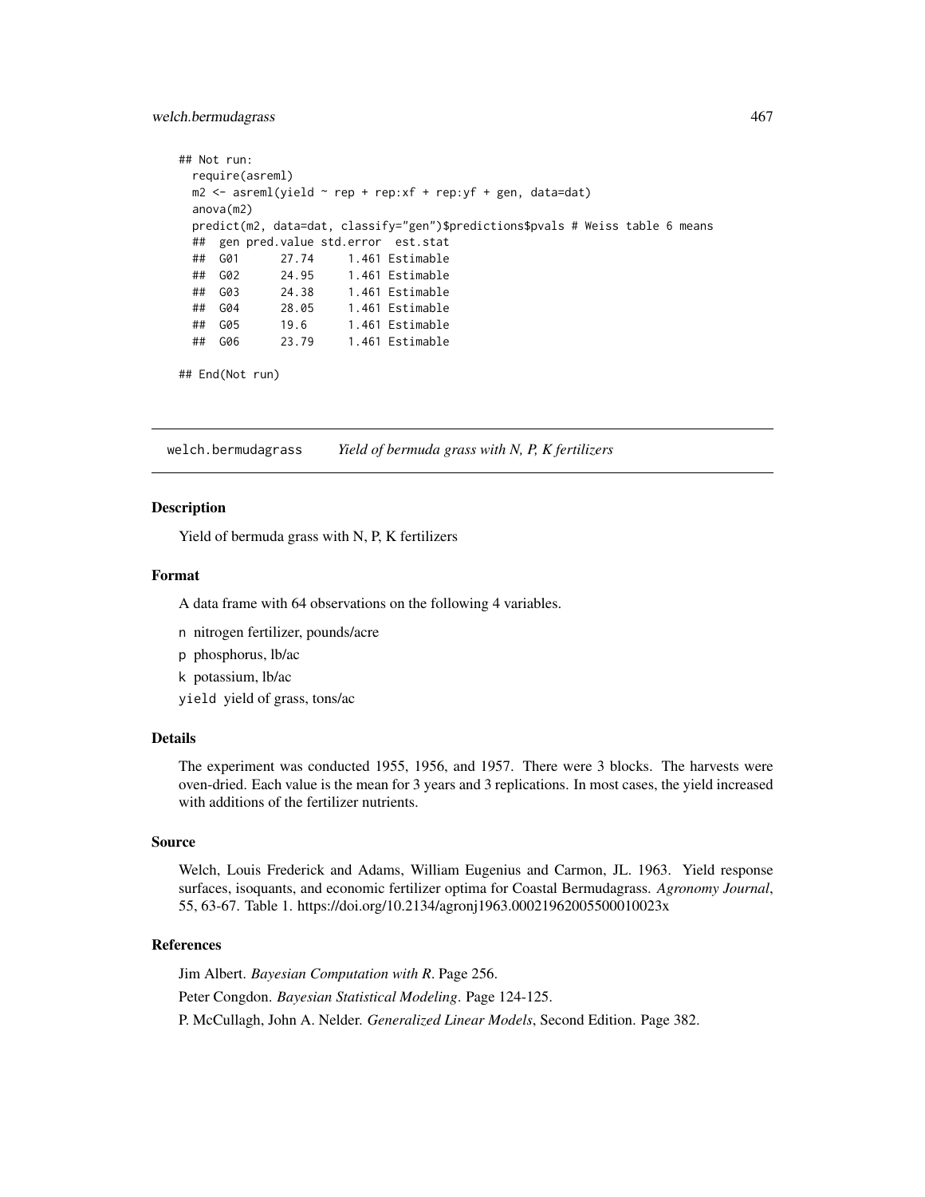```
## Not run:
  require(asreml)
  m2 <- asreml(yield ~ rep + rep:xf + rep:yf + gen, data=dat)
  anova(m2)
  predict(m2, data=dat, classify="gen")$predictions$pvals # Weiss table 6 means
  ##  gen pred.value std.error  est.stat
  ##  G01      27.74     1.461 Estimable
  ##  G02      24.95     1.461 Estimable
  ##  G03      24.38     1.461 Estimable
  ##  G04      28.05     1.461 Estimable
  ##  G05      19.6      1.461 Estimable
  ##  G06      23.79     1.461 Estimable

## End(Not run)
```

---

# welch.bermudagrass — *Yield of bermuda grass with N, P, K fertilizers*

---

## Description

Yield of bermuda grass with N, P, K fertilizers

## Format

A data frame with 64 observations on the following 4 variables.

- `n` nitrogen fertilizer, pounds/acre
- `p` phosphorus, lb/ac
- `k` potassium, lb/ac
- `yield` yield of grass, tons/ac

## Details

The experiment was conducted 1955, 1956, and 1957. There were 3 blocks. The harvests were oven-dried. Each value is the mean for 3 years and 3 replications. In most cases, the yield increased with additions of the fertilizer nutrients.

## Source

Welch, Louis Frederick and Adams, William Eugenius and Carmon, JL. 1963. Yield response surfaces, isoquants, and economic fertilizer optima for Coastal Bermudagrass. *Agronomy Journal*, 55, 63-67. Table 1. https://doi.org/10.2134/agronj1963.00021962005500010023x

## References

Jim Albert. *Bayesian Computation with R*. Page 256.

Peter Congdon. *Bayesian Statistical Modeling*. Page 124-125.

P. McCullagh, John A. Nelder. *Generalized Linear Models*, Second Edition. Page 382.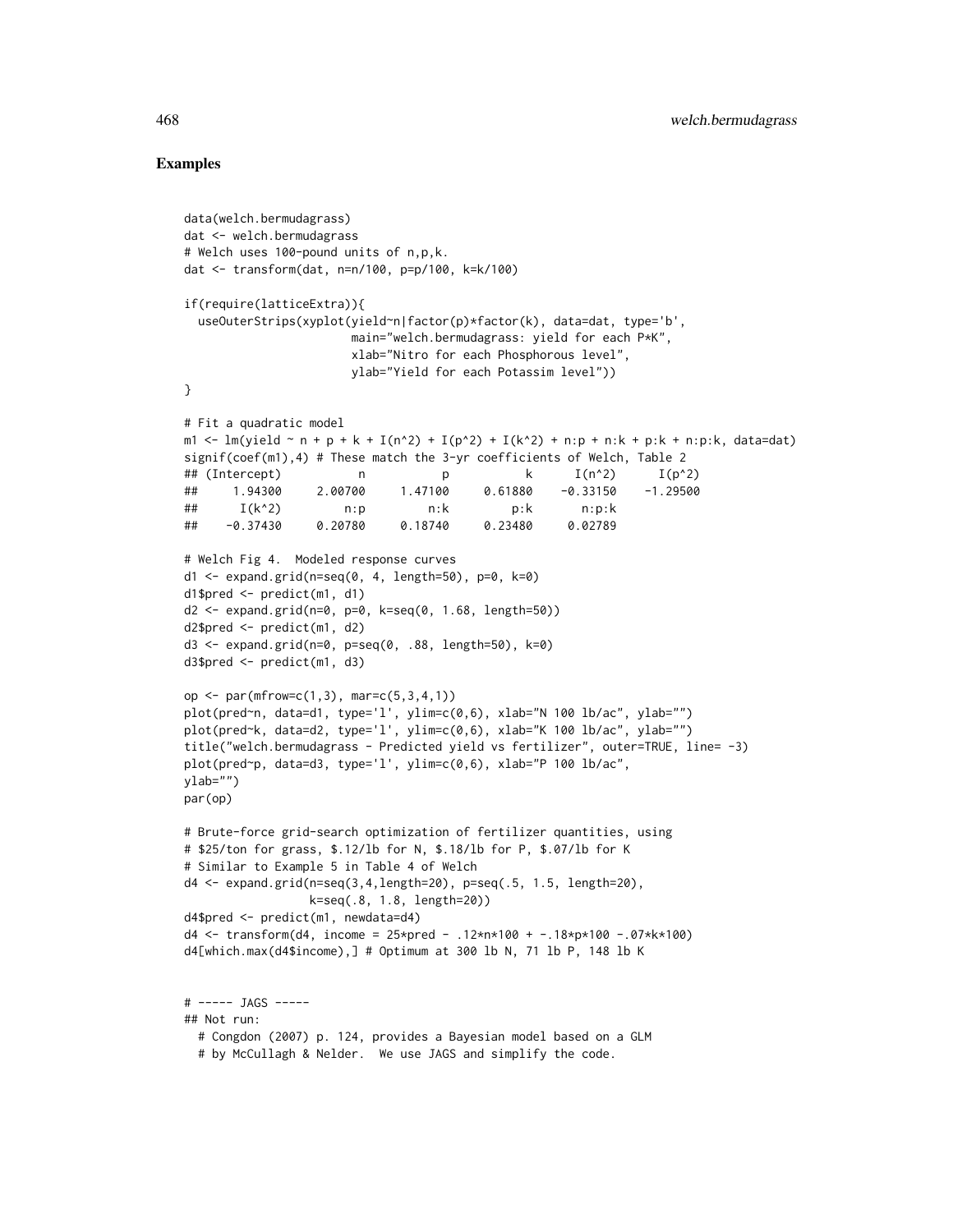## Examples

```
data(welch.bermudagrass)
dat <- welch.bermudagrass
# Welch uses 100-pound units of n,p,k.
dat <- transform(dat, n=n/100, p=p/100, k=k/100)

if(require(latticeExtra)){
  useOuterStrips(xyplot(yield~n|factor(p)*factor(k), data=dat, type='b',
                        main="welch.bermudagrass: yield for each P*K",
                        xlab="Nitro for each Phosphorous level",
                        ylab="Yield for each Potassim level"))
}

# Fit a quadratic model
m1 <- lm(yield ~ n + p + k + I(n^2) + I(p^2) + I(k^2) + n:p + n:k + p:k + n:p:k, data=dat)
signif(coef(m1),4) # These match the 3-yr coefficients of Welch, Table 2
## (Intercept)           n           p           k      I(n^2)      I(p^2)
##     1.94300     2.00700     1.47100     0.61880    -0.33150    -1.29500
##      I(k^2)         n:p         n:k         p:k       n:p:k
##    -0.37430     0.20780     0.18740     0.23480     0.02789

# Welch Fig 4.  Modeled response curves
d1 <- expand.grid(n=seq(0, 4, length=50), p=0, k=0)
d1$pred <- predict(m1, d1)
d2 <- expand.grid(n=0, p=0, k=seq(0, 1.68, length=50))
d2$pred <- predict(m1, d2)
d3 <- expand.grid(n=0, p=seq(0, .88, length=50), k=0)
d3$pred <- predict(m1, d3)

op <- par(mfrow=c(1,3), mar=c(5,3,4,1))
plot(pred~n, data=d1, type='l', ylim=c(0,6), xlab="N 100 lb/ac", ylab="")
plot(pred~k, data=d2, type='l', ylim=c(0,6), xlab="K 100 lb/ac", ylab="")
title("welch.bermudagrass - Predicted yield vs fertilizer", outer=TRUE, line= -3)
plot(pred~p, data=d3, type='l', ylim=c(0,6), xlab="P 100 lb/ac",
ylab="")
par(op)

# Brute-force grid-search optimization of fertilizer quantities, using
# $25/ton for grass, $.12/lb for N, $.18/lb for P, $.07/lb for K
# Similar to Example 5 in Table 4 of Welch
d4 <- expand.grid(n=seq(3,4,length=20), p=seq(.5, 1.5, length=20),
                  k=seq(.8, 1.8, length=20))
d4$pred <- predict(m1, newdata=d4)
d4 <- transform(d4, income = 25*pred - .12*n*100 + -.18*p*100 -.07*k*100)
d4[which.max(d4$income),] # Optimum at 300 lb N, 71 lb P, 148 lb K


# ----- JAGS -----
## Not run:
  # Congdon (2007) p. 124, provides a Bayesian model based on a GLM
  # by McCullagh & Nelder.  We use JAGS and simplify the code.
```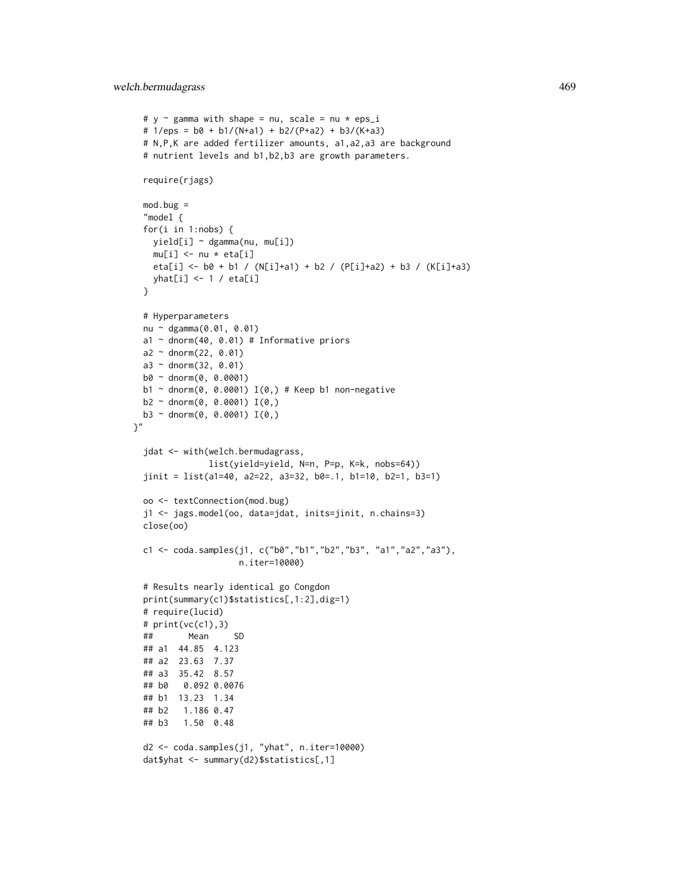```
# y ~ gamma with shape = nu, scale = nu * eps_i
# 1/eps = b0 + b1/(N+a1) + b2/(P+a2) + b3/(K+a3)
# N,P,K are added fertilizer amounts, a1,a2,a3 are background
# nutrient levels and b1,b2,b3 are growth parameters.

require(rjags)

mod.bug =
"model {
for(i in 1:nobs) {
  yield[i] ~ dgamma(nu, mu[i])
  mu[i] <- nu * eta[i]
  eta[i] <- b0 + b1 / (N[i]+a1) + b2 / (P[i]+a2) + b3 / (K[i]+a3)
  yhat[i] <- 1 / eta[i]
}

# Hyperparameters
nu ~ dgamma(0.01, 0.01)
a1 ~ dnorm(40, 0.01) # Informative priors
a2 ~ dnorm(22, 0.01)
a3 ~ dnorm(32, 0.01)
b0 ~ dnorm(0, 0.0001)
b1 ~ dnorm(0, 0.0001) I(0,) # Keep b1 non-negative
b2 ~ dnorm(0, 0.0001) I(0,)
b3 ~ dnorm(0, 0.0001) I(0,)
}"

jdat <- with(welch.bermudagrass,
             list(yield=yield, N=n, P=p, K=k, nobs=64))
jinit = list(a1=40, a2=22, a3=32, b0=.1, b1=10, b2=1, b3=1)

oo <- textConnection(mod.bug)
j1 <- jags.model(oo, data=jdat, inits=jinit, n.chains=3)
close(oo)

c1 <- coda.samples(j1, c("b0","b1","b2","b3", "a1","a2","a3"),
                   n.iter=10000)

# Results nearly identical go Congdon
print(summary(c1)$statistics[,1:2],dig=1)
# require(lucid)
# print(vc(c1),3)
##       Mean     SD
## a1  44.85  4.123
## a2  23.63  7.37
## a3  35.42  8.57
## b0   0.092 0.0076
## b1  13.23  1.34
## b2   1.186 0.47
## b3   1.50  0.48

d2 <- coda.samples(j1, "yhat", n.iter=10000)
dat$yhat <- summary(d2)$statistics[,1]
```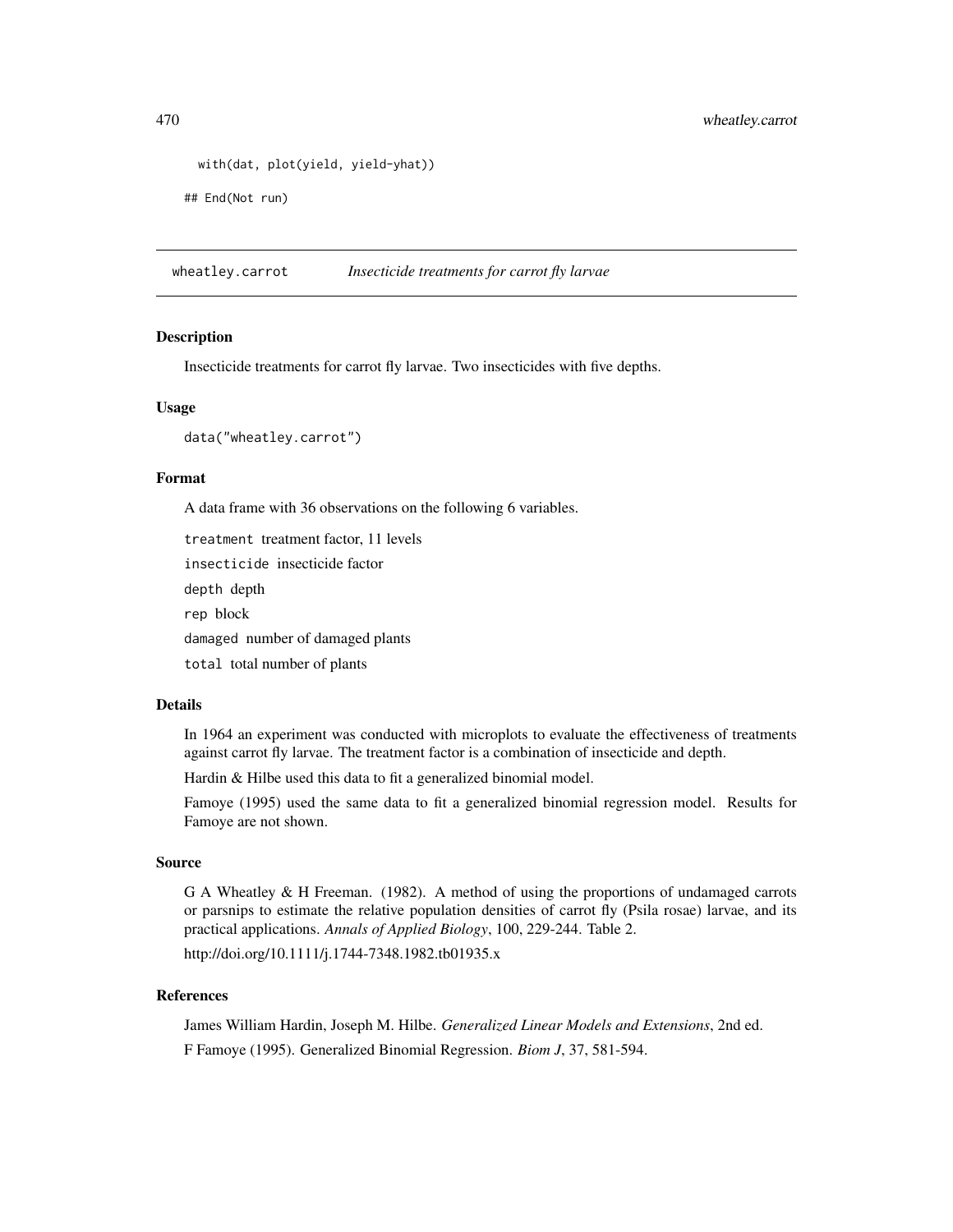```
  with(dat, plot(yield, yield-yhat))

## End(Not run)
```

---

## wheatley.carrot — *Insecticide treatments for carrot fly larvae*

### Description

Insecticide treatments for carrot fly larvae. Two insecticides with five depths.

### Usage

```
data("wheatley.carrot")
```

### Format

A data frame with 36 observations on the following 6 variables.

- `treatment` treatment factor, 11 levels
- `insecticide` insecticide factor
- `depth` depth
- `rep` block
- `damaged` number of damaged plants
- `total` total number of plants

### Details

In 1964 an experiment was conducted with microplots to evaluate the effectiveness of treatments against carrot fly larvae. The treatment factor is a combination of insecticide and depth.

Hardin & Hilbe used this data to fit a generalized binomial model.

Famoye (1995) used the same data to fit a generalized binomial regression model. Results for Famoye are not shown.

### Source

G A Wheatley & H Freeman. (1982). A method of using the proportions of undamaged carrots or parsnips to estimate the relative population densities of carrot fly (Psila rosae) larvae, and its practical applications. *Annals of Applied Biology*, 100, 229-244. Table 2.

http://doi.org/10.1111/j.1744-7348.1982.tb01935.x

### References

James William Hardin, Joseph M. Hilbe. *Generalized Linear Models and Extensions*, 2nd ed.

F Famoye (1995). Generalized Binomial Regression. *Biom J*, 37, 581-594.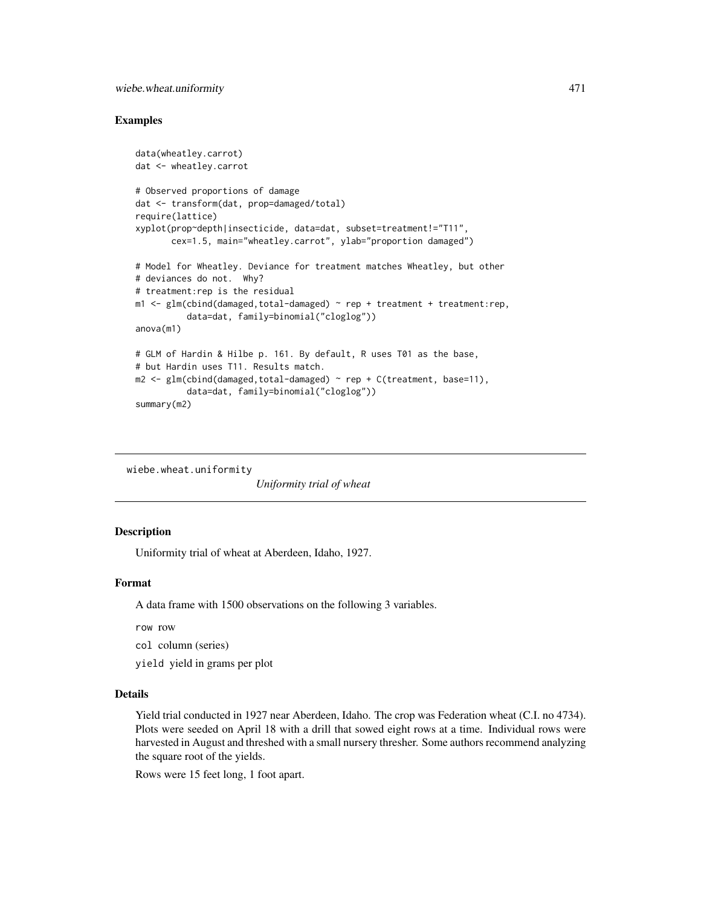### Examples

```
data(wheatley.carrot)
dat <- wheatley.carrot

# Observed proportions of damage
dat <- transform(dat, prop=damaged/total)
require(lattice)
xyplot(prop~depth|insecticide, data=dat, subset=treatment!="T11",
       cex=1.5, main="wheatley.carrot", ylab="proportion damaged")

# Model for Wheatley. Deviance for treatment matches Wheatley, but other
# deviances do not.  Why?
# treatment:rep is the residual
m1 <- glm(cbind(damaged,total-damaged) ~ rep + treatment + treatment:rep,
          data=dat, family=binomial("cloglog"))
anova(m1)

# GLM of Hardin & Hilbe p. 161. By default, R uses T01 as the base,
# but Hardin uses T11. Results match.
m2 <- glm(cbind(damaged,total-damaged) ~ rep + C(treatment, base=11),
          data=dat, family=binomial("cloglog"))
summary(m2)
```

---

## wiebe.wheat.uniformity    *Uniformity trial of wheat*

### Description

Uniformity trial of wheat at Aberdeen, Idaho, 1927.

### Format

A data frame with 1500 observations on the following 3 variables.

`row` row

`col` column (series)

`yield` yield in grams per plot

### Details

Yield trial conducted in 1927 near Aberdeen, Idaho. The crop was Federation wheat (C.I. no 4734). Plots were seeded on April 18 with a drill that sowed eight rows at a time. Individual rows were harvested in August and threshed with a small nursery thresher. Some authors recommend analyzing the square root of the yields.

Rows were 15 feet long, 1 foot apart.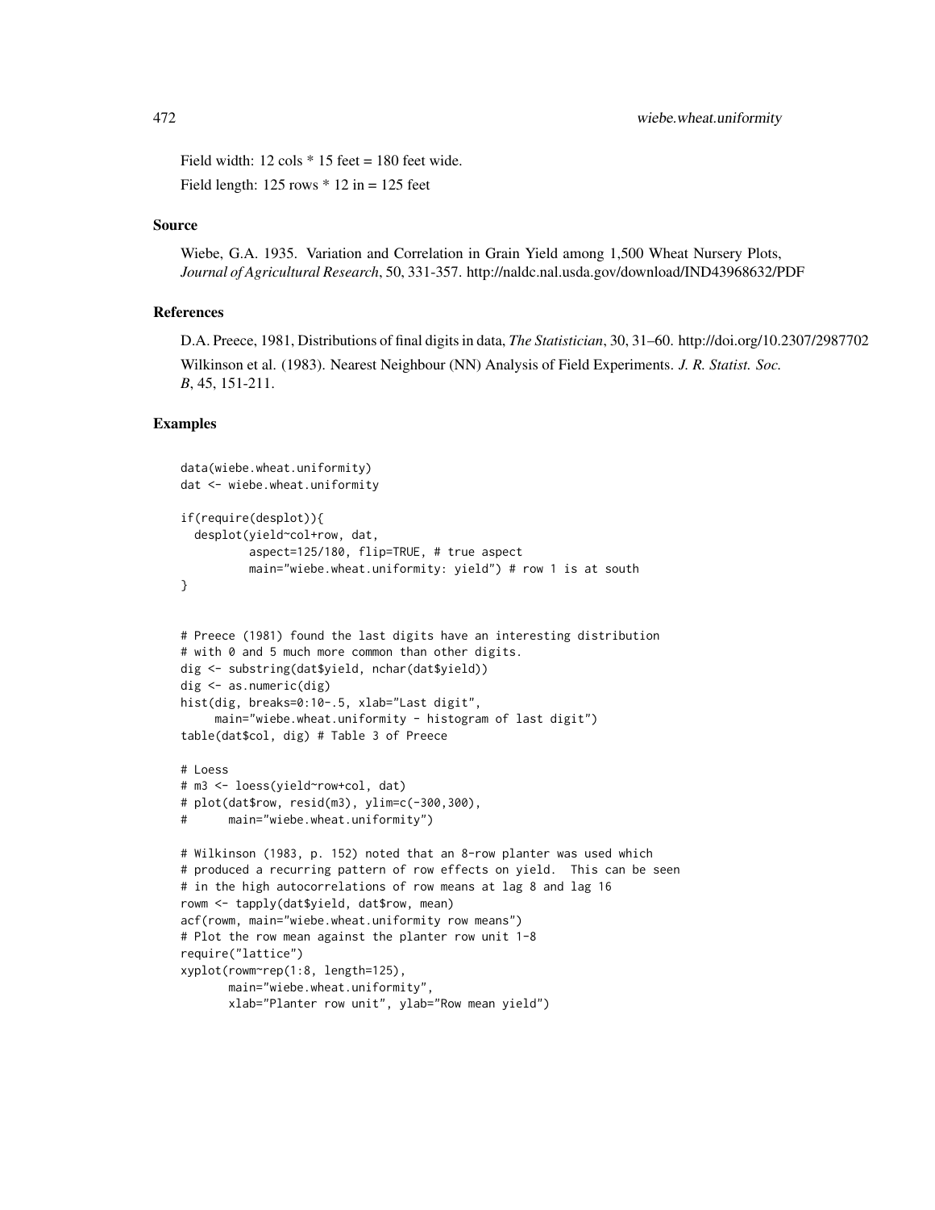Field width: 12 cols * 15 feet = 180 feet wide.

Field length: 125 rows * 12 in = 125 feet

## Source

Wiebe, G.A. 1935. Variation and Correlation in Grain Yield among 1,500 Wheat Nursery Plots, *Journal of Agricultural Research*, 50, 331-357. http://naldc.nal.usda.gov/download/IND43968632/PDF

## References

D.A. Preece, 1981, Distributions of final digits in data, *The Statistician*, 30, 31–60. http://doi.org/10.2307/2987702

Wilkinson et al. (1983). Nearest Neighbour (NN) Analysis of Field Experiments. *J. R. Statist. Soc. B*, 45, 151-211.

## Examples

```
data(wiebe.wheat.uniformity)
dat <- wiebe.wheat.uniformity

if(require(desplot)){
  desplot(yield~col+row, dat,
          aspect=125/180, flip=TRUE, # true aspect
          main="wiebe.wheat.uniformity: yield") # row 1 is at south
}


# Preece (1981) found the last digits have an interesting distribution
# with 0 and 5 much more common than other digits.
dig <- substring(dat$yield, nchar(dat$yield))
dig <- as.numeric(dig)
hist(dig, breaks=0:10-.5, xlab="Last digit",
     main="wiebe.wheat.uniformity - histogram of last digit")
table(dat$col, dig) # Table 3 of Preece

# Loess
# m3 <- loess(yield~row+col, dat)
# plot(dat$row, resid(m3), ylim=c(-300,300),
#      main="wiebe.wheat.uniformity")

# Wilkinson (1983, p. 152) noted that an 8-row planter was used which
# produced a recurring pattern of row effects on yield.  This can be seen
# in the high autocorrelations of row means at lag 8 and lag 16
rowm <- tapply(dat$yield, dat$row, mean)
acf(rowm, main="wiebe.wheat.uniformity row means")
# Plot the row mean against the planter row unit 1-8
require("lattice")
xyplot(rowm~rep(1:8, length=125),
       main="wiebe.wheat.uniformity",
       xlab="Planter row unit", ylab="Row mean yield")
```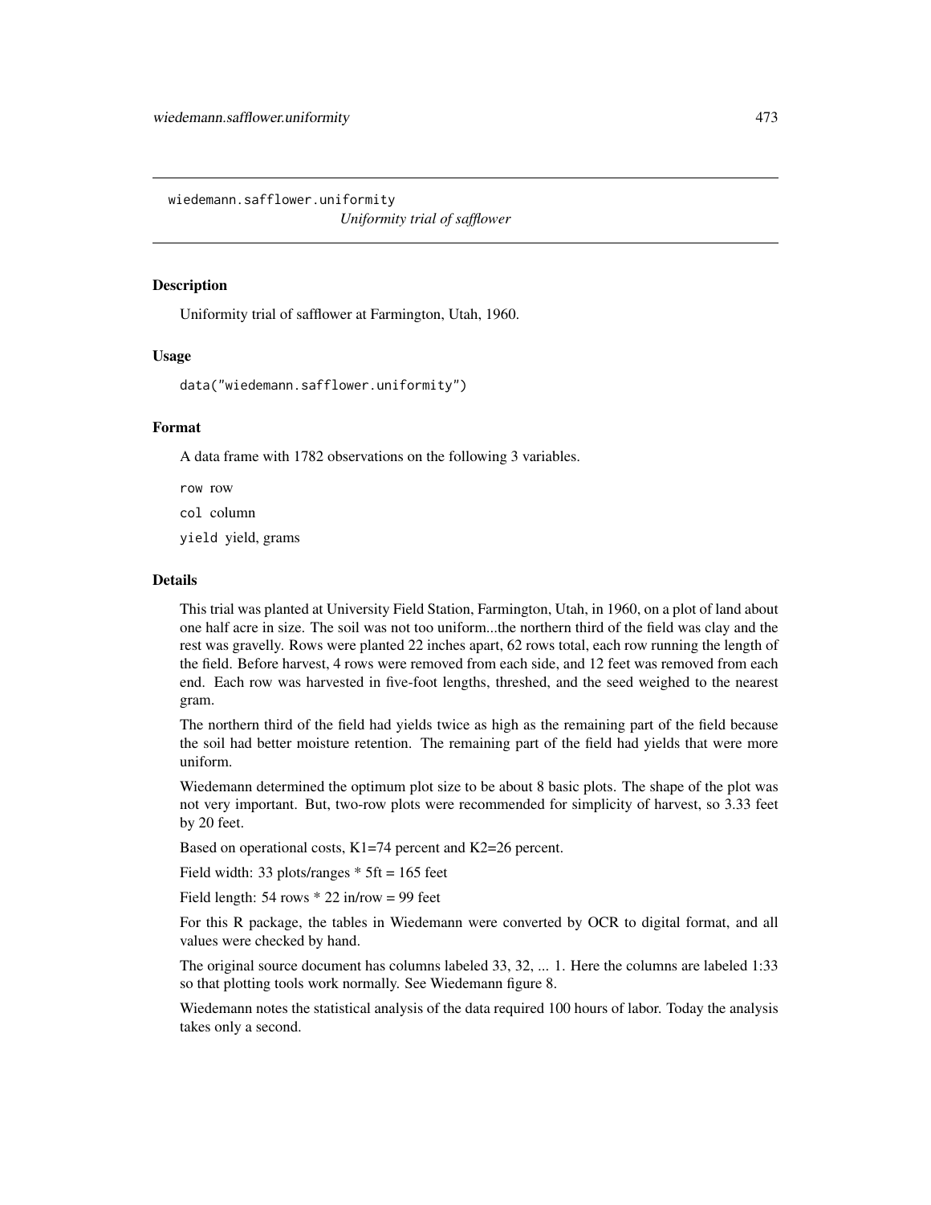# wiedemann.safflower.uniformity

*Uniformity trial of safflower*

## Description

Uniformity trial of safflower at Farmington, Utah, 1960.

## Usage

```
data("wiedemann.safflower.uniformity")
```

## Format

A data frame with 1782 observations on the following 3 variables.

`row` row

`col` column

`yield` yield, grams

## Details

This trial was planted at University Field Station, Farmington, Utah, in 1960, on a plot of land about one half acre in size. The soil was not too uniform...the northern third of the field was clay and the rest was gravelly. Rows were planted 22 inches apart, 62 rows total, each row running the length of the field. Before harvest, 4 rows were removed from each side, and 12 feet was removed from each end. Each row was harvested in five-foot lengths, threshed, and the seed weighed to the nearest gram.

The northern third of the field had yields twice as high as the remaining part of the field because the soil had better moisture retention. The remaining part of the field had yields that were more uniform.

Wiedemann determined the optimum plot size to be about 8 basic plots. The shape of the plot was not very important. But, two-row plots were recommended for simplicity of harvest, so 3.33 feet by 20 feet.

Based on operational costs, K1=74 percent and K2=26 percent.

Field width: 33 plots/ranges * 5ft = 165 feet

Field length: 54 rows * 22 in/row = 99 feet

For this R package, the tables in Wiedemann were converted by OCR to digital format, and all values were checked by hand.

The original source document has columns labeled 33, 32, ... 1. Here the columns are labeled 1:33 so that plotting tools work normally. See Wiedemann figure 8.

Wiedemann notes the statistical analysis of the data required 100 hours of labor. Today the analysis takes only a second.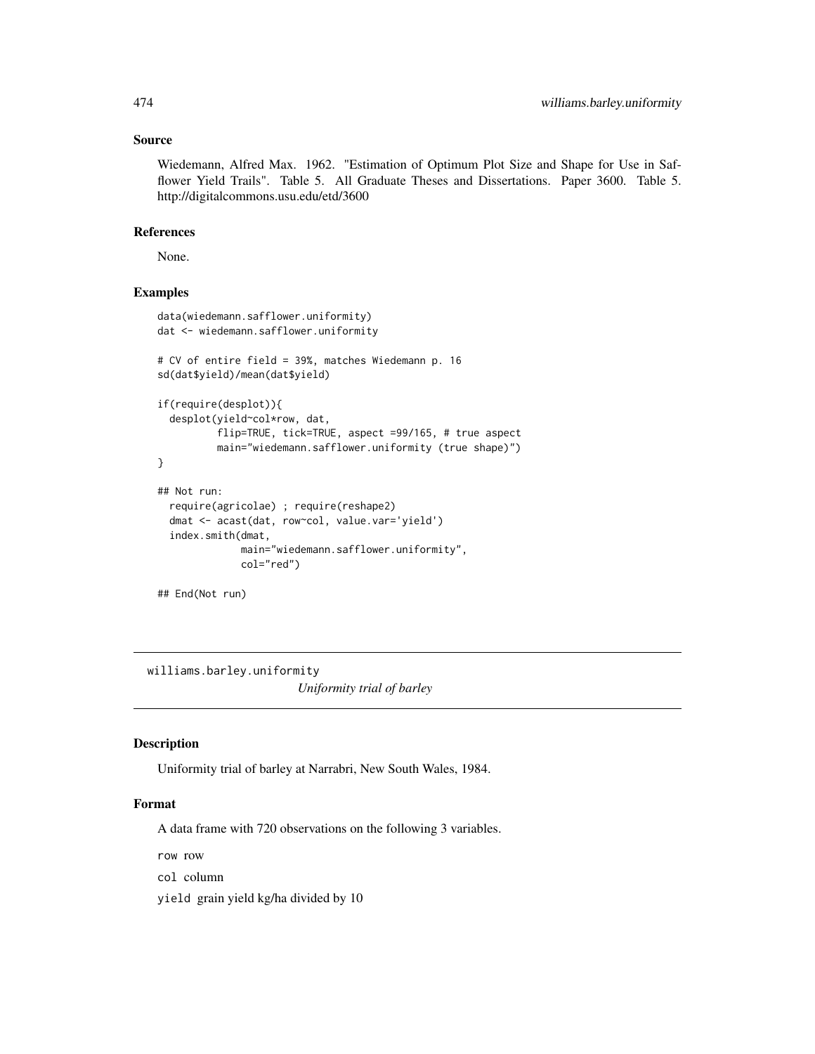### Source

Wiedemann, Alfred Max. 1962. "Estimation of Optimum Plot Size and Shape for Use in Safflower Yield Trails". Table 5. All Graduate Theses and Dissertations. Paper 3600. Table 5. http://digitalcommons.usu.edu/etd/3600

### References

None.

### Examples

```
data(wiedemann.safflower.uniformity)
dat <- wiedemann.safflower.uniformity

# CV of entire field = 39%, matches Wiedemann p. 16
sd(dat$yield)/mean(dat$yield)

if(require(desplot)){
  desplot(yield~col*row, dat,
          flip=TRUE, tick=TRUE, aspect =99/165, # true aspect
          main="wiedemann.safflower.uniformity (true shape)")
}

## Not run:
  require(agricolae) ; require(reshape2)
  dmat <- acast(dat, row~col, value.var='yield')
  index.smith(dmat,
              main="wiedemann.safflower.uniformity",
              col="red")

## End(Not run)
```

---

## williams.barley.uniformity

*Uniformity trial of barley*

### Description

Uniformity trial of barley at Narrabri, New South Wales, 1984.

### Format

A data frame with 720 observations on the following 3 variables.

`row` row

`col` column

`yield` grain yield kg/ha divided by 10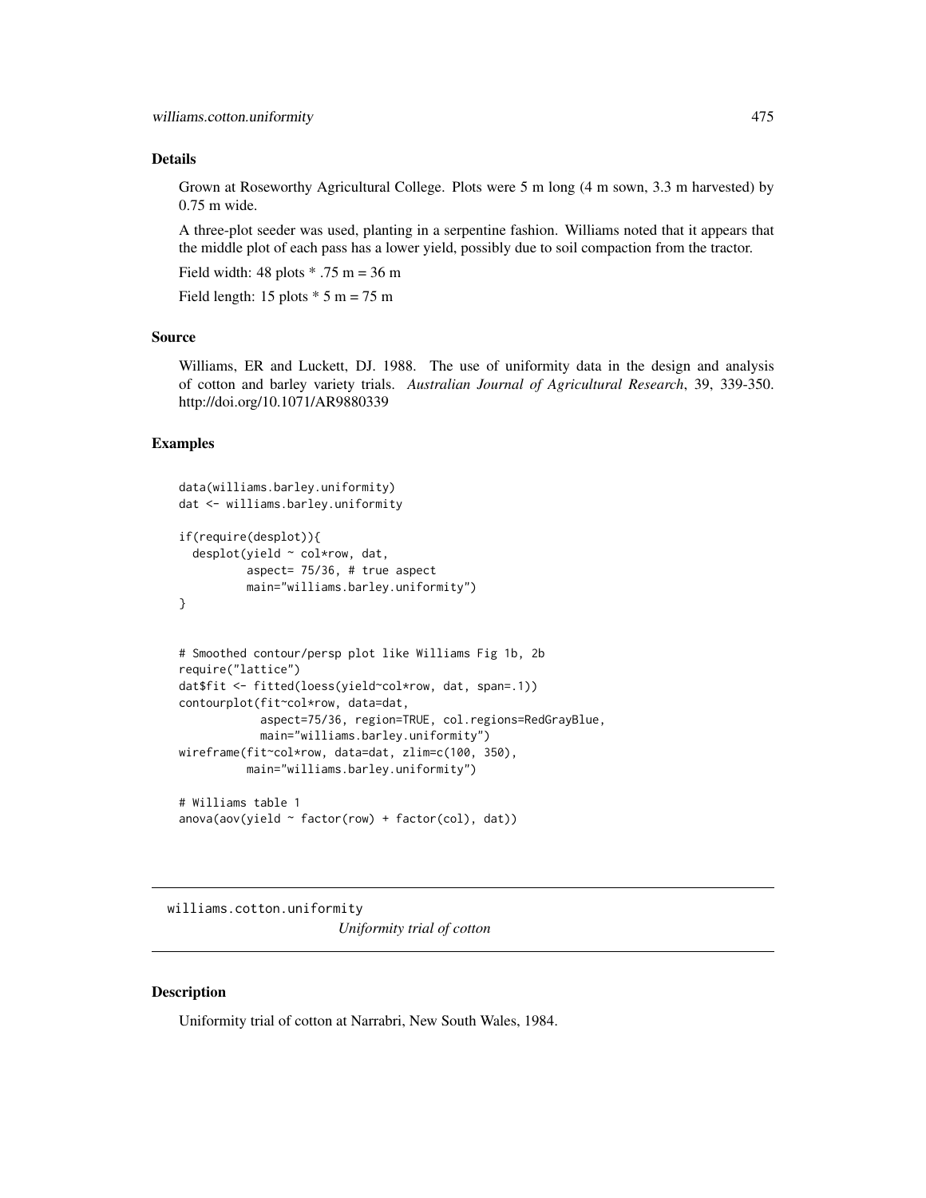## Details

Grown at Roseworthy Agricultural College. Plots were 5 m long (4 m sown, 3.3 m harvested) by 0.75 m wide.

A three-plot seeder was used, planting in a serpentine fashion. Williams noted that it appears that the middle plot of each pass has a lower yield, possibly due to soil compaction from the tractor.

Field width: 48 plots * .75 m = 36 m

Field length: 15 plots * 5 m = 75 m

## Source

Williams, ER and Luckett, DJ. 1988. The use of uniformity data in the design and analysis of cotton and barley variety trials. *Australian Journal of Agricultural Research*, 39, 339-350. http://doi.org/10.1071/AR9880339

## Examples

```
data(williams.barley.uniformity)
dat <- williams.barley.uniformity

if(require(desplot)){
  desplot(yield ~ col*row, dat,
          aspect= 75/36, # true aspect
          main="williams.barley.uniformity")
}


# Smoothed contour/persp plot like Williams Fig 1b, 2b
require("lattice")
dat$fit <- fitted(loess(yield~col*row, dat, span=.1))
contourplot(fit~col*row, data=dat,
            aspect=75/36, region=TRUE, col.regions=RedGrayBlue,
            main="williams.barley.uniformity")
wireframe(fit~col*row, data=dat, zlim=c(100, 350),
          main="williams.barley.uniformity")

# Williams table 1
anova(aov(yield ~ factor(row) + factor(col), dat))
```

---

williams.cotton.uniformity *Uniformity trial of cotton*

---

## Description

Uniformity trial of cotton at Narrabri, New South Wales, 1984.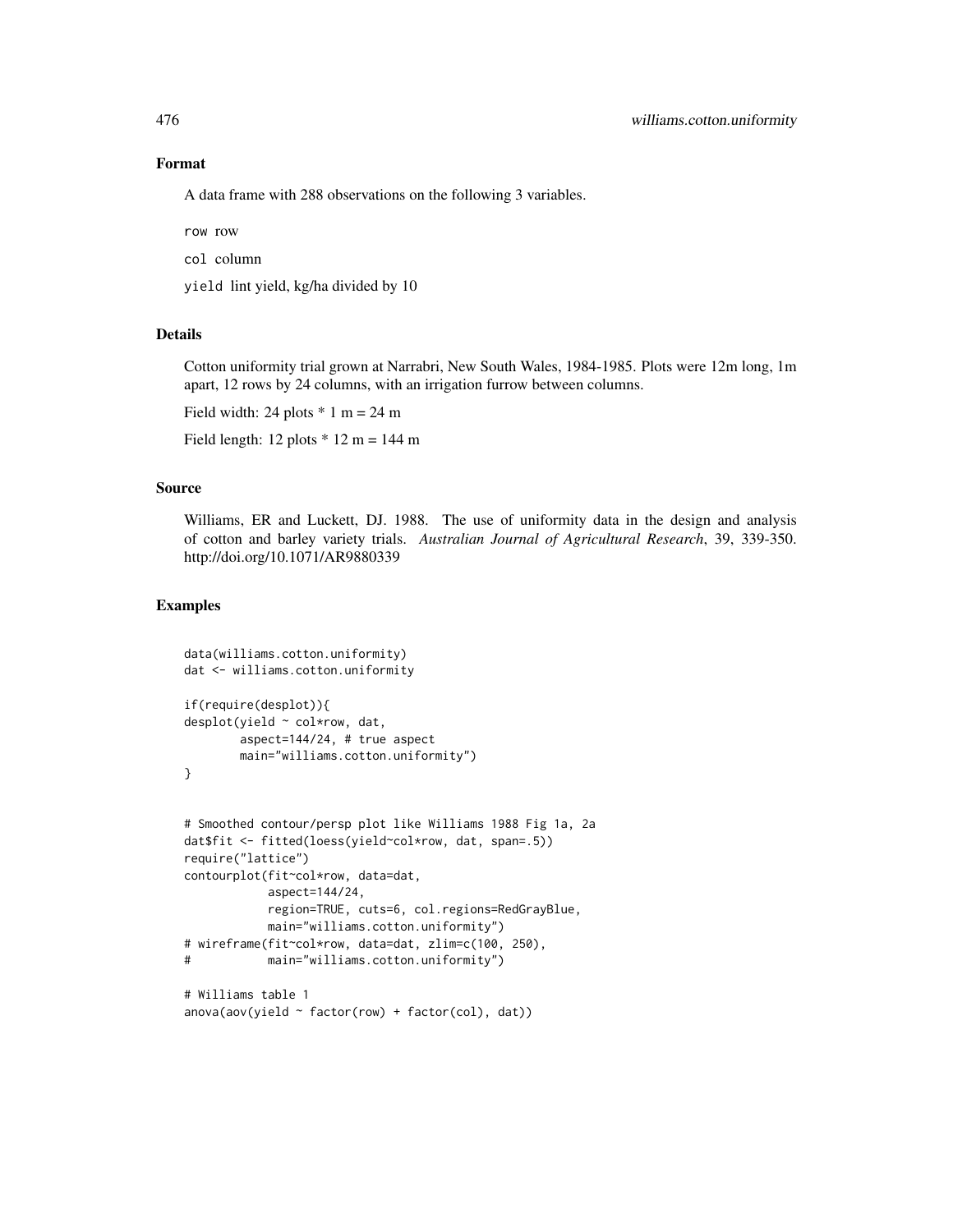### Format

A data frame with 288 observations on the following 3 variables.

`row` row

`col` column

`yield` lint yield, kg/ha divided by 10

### Details

Cotton uniformity trial grown at Narrabri, New South Wales, 1984-1985. Plots were 12m long, 1m apart, 12 rows by 24 columns, with an irrigation furrow between columns.

Field width: 24 plots * 1 m = 24 m

Field length: 12 plots * 12 m = 144 m

### Source

Williams, ER and Luckett, DJ. 1988. The use of uniformity data in the design and analysis of cotton and barley variety trials. *Australian Journal of Agricultural Research*, 39, 339-350. http://doi.org/10.1071/AR9880339

### Examples

```
data(williams.cotton.uniformity)
dat <- williams.cotton.uniformity

if(require(desplot)){
desplot(yield ~ col*row, dat,
        aspect=144/24, # true aspect
        main="williams.cotton.uniformity")
}


# Smoothed contour/persp plot like Williams 1988 Fig 1a, 2a
dat$fit <- fitted(loess(yield~col*row, dat, span=.5))
require("lattice")
contourplot(fit~col*row, data=dat,
            aspect=144/24,
            region=TRUE, cuts=6, col.regions=RedGrayBlue,
            main="williams.cotton.uniformity")
# wireframe(fit~col*row, data=dat, zlim=c(100, 250),
#           main="williams.cotton.uniformity")

# Williams table 1
anova(aov(yield ~ factor(row) + factor(col), dat))
```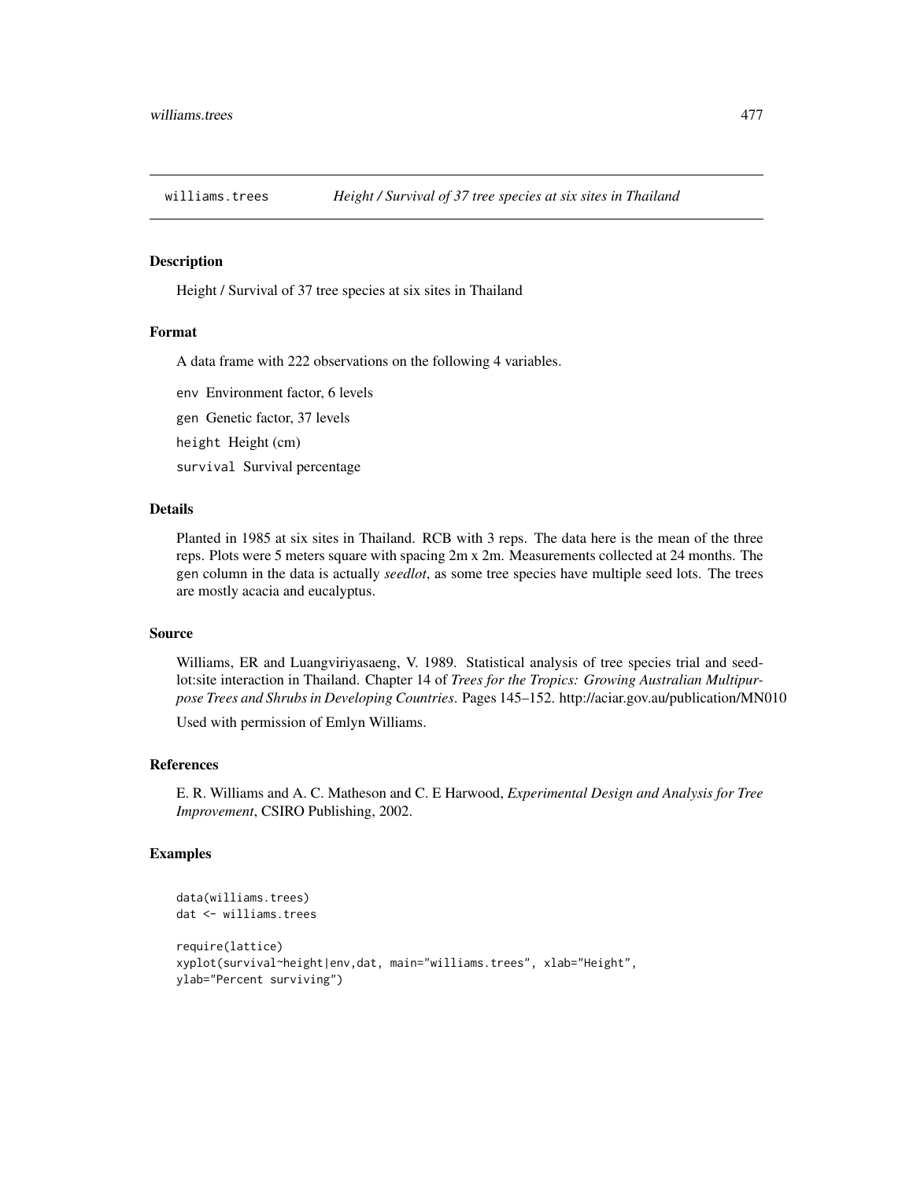williams.trees *Height / Survival of 37 tree species at six sites in Thailand*

## Description

Height / Survival of 37 tree species at six sites in Thailand

## Format

A data frame with 222 observations on the following 4 variables.

`env` Environment factor, 6 levels

`gen` Genetic factor, 37 levels

`height` Height (cm)

`survival` Survival percentage

## Details

Planted in 1985 at six sites in Thailand. RCB with 3 reps. The data here is the mean of the three reps. Plots were 5 meters square with spacing 2m x 2m. Measurements collected at 24 months. The gen column in the data is actually *seedlot*, as some tree species have multiple seed lots. The trees are mostly acacia and eucalyptus.

## Source

Williams, ER and Luangviriyasaeng, V. 1989. Statistical analysis of tree species trial and seedlot:site interaction in Thailand. Chapter 14 of *Trees for the Tropics: Growing Australian Multipurpose Trees and Shrubs in Developing Countries*. Pages 145–152. http://aciar.gov.au/publication/MN010

Used with permission of Emlyn Williams.

## References

E. R. Williams and A. C. Matheson and C. E Harwood, *Experimental Design and Analysis for Tree Improvement*, CSIRO Publishing, 2002.

## Examples

```
data(williams.trees)
dat <- williams.trees

require(lattice)
xyplot(survival~height|env,dat, main="williams.trees", xlab="Height",
ylab="Percent surviving")
```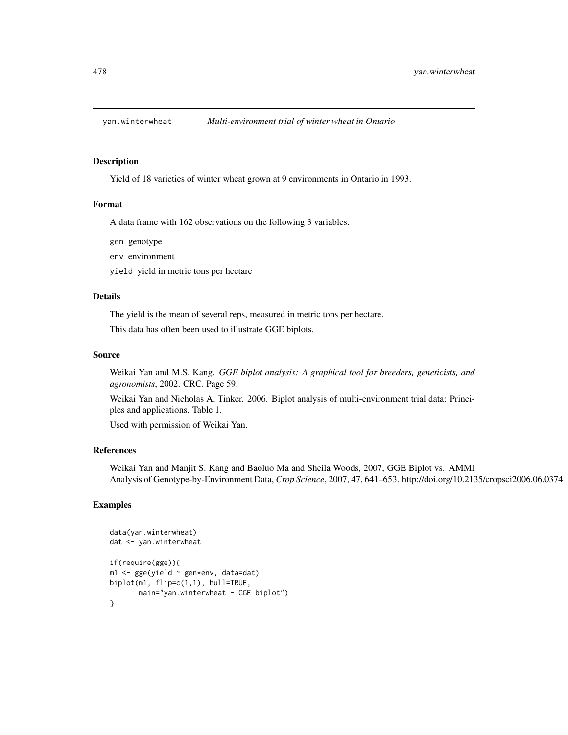# yan.winterwheat — *Multi-environment trial of winter wheat in Ontario*

## Description

Yield of 18 varieties of winter wheat grown at 9 environments in Ontario in 1993.

## Format

A data frame with 162 observations on the following 3 variables.

`gen` genotype

`env` environment

`yield` yield in metric tons per hectare

## Details

The yield is the mean of several reps, measured in metric tons per hectare.

This data has often been used to illustrate GGE biplots.

## Source

Weikai Yan and M.S. Kang. *GGE biplot analysis: A graphical tool for breeders, geneticists, and agronomists*, 2002. CRC. Page 59.

Weikai Yan and Nicholas A. Tinker. 2006. Biplot analysis of multi-environment trial data: Principles and applications. Table 1.

Used with permission of Weikai Yan.

## References

Weikai Yan and Manjit S. Kang and Baoluo Ma and Sheila Woods, 2007, GGE Biplot vs. AMMI Analysis of Genotype-by-Environment Data, *Crop Science*, 2007, 47, 641–653. http://doi.org/10.2135/cropsci2006.06.0374

## Examples

```
data(yan.winterwheat)
dat <- yan.winterwheat

if(require(gge)){
m1 <- gge(yield ~ gen*env, data=dat)
biplot(m1, flip=c(1,1), hull=TRUE,
       main="yan.winterwheat - GGE biplot")
}
```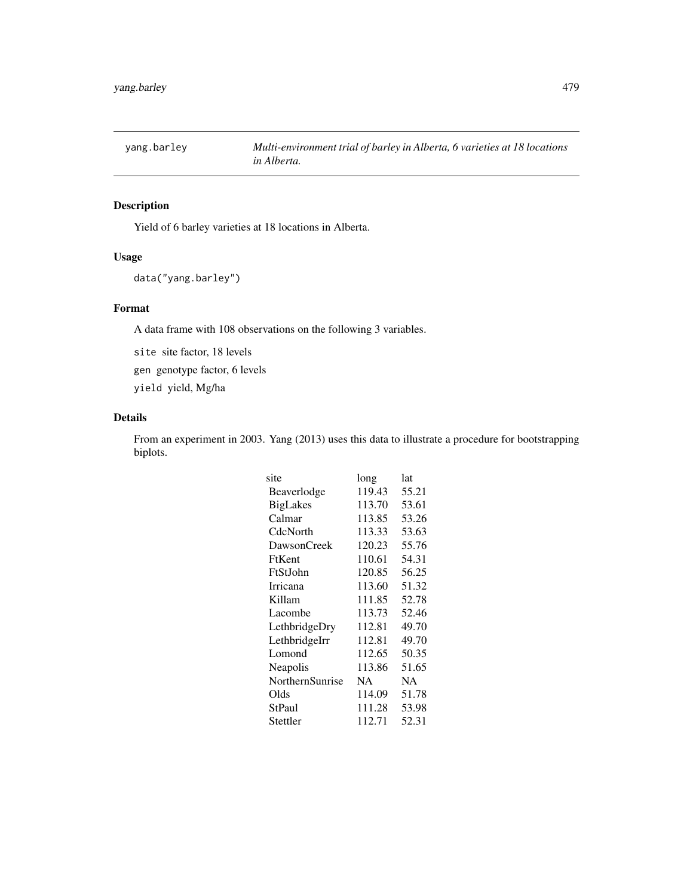yang.barley — *Multi-environment trial of barley in Alberta, 6 varieties at 18 locations in Alberta.*

## Description

Yield of 6 barley varieties at 18 locations in Alberta.

## Usage

```
data("yang.barley")
```

## Format

A data frame with 108 observations on the following 3 variables.

`site` site factor, 18 levels

`gen` genotype factor, 6 levels

`yield` yield, Mg/ha

## Details

From an experiment in 2003. Yang (2013) uses this data to illustrate a procedure for bootstrapping biplots.

| site | long | lat |
|---|---|---|
| Beaverlodge | 119.43 | 55.21 |
| BigLakes | 113.70 | 53.61 |
| Calmar | 113.85 | 53.26 |
| CdcNorth | 113.33 | 53.63 |
| DawsonCreek | 120.23 | 55.76 |
| FtKent | 110.61 | 54.31 |
| FtStJohn | 120.85 | 56.25 |
| Irricana | 113.60 | 51.32 |
| Killam | 111.85 | 52.78 |
| Lacombe | 113.73 | 52.46 |
| LethbridgeDry | 112.81 | 49.70 |
| LethbridgeIrr | 112.81 | 49.70 |
| Lomond | 112.65 | 50.35 |
| Neapolis | 113.86 | 51.65 |
| NorthernSunrise | NA | NA |
| Olds | 114.09 | 51.78 |
| StPaul | 111.28 | 53.98 |
| Stettler | 112.71 | 52.31 |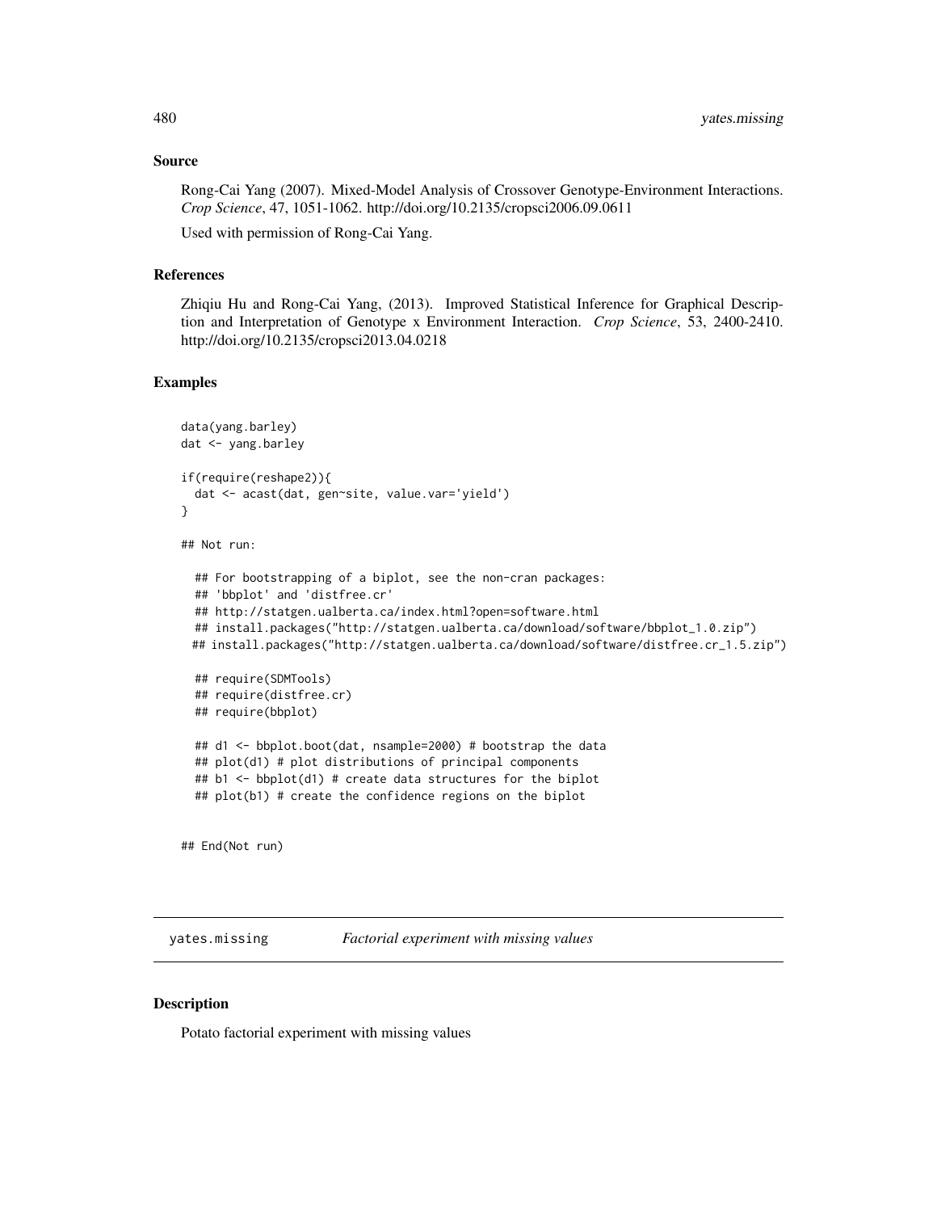### Source

Rong-Cai Yang (2007). Mixed-Model Analysis of Crossover Genotype-Environment Interactions. *Crop Science*, 47, 1051-1062. http://doi.org/10.2135/cropsci2006.09.0611

Used with permission of Rong-Cai Yang.

### References

Zhiqiu Hu and Rong-Cai Yang, (2013). Improved Statistical Inference for Graphical Description and Interpretation of Genotype x Environment Interaction. *Crop Science*, 53, 2400-2410. http://doi.org/10.2135/cropsci2013.04.0218

### Examples

```
data(yang.barley)
dat <- yang.barley

if(require(reshape2)){
  dat <- acast(dat, gen~site, value.var='yield')
}

## Not run:

  ## For bootstrapping of a biplot, see the non-cran packages:
  ## 'bbplot' and 'distfree.cr'
  ## http://statgen.ualberta.ca/index.html?open=software.html
  ## install.packages("http://statgen.ualberta.ca/download/software/bbplot_1.0.zip")
 ## install.packages("http://statgen.ualberta.ca/download/software/distfree.cr_1.5.zip")

  ## require(SDMTools)
  ## require(distfree.cr)
  ## require(bbplot)

  ## d1 <- bbplot.boot(dat, nsample=2000) # bootstrap the data
  ## plot(d1) # plot distributions of principal components
  ## b1 <- bbplot(d1) # create data structures for the biplot
  ## plot(b1) # create the confidence regions on the biplot


## End(Not run)
```

---

## yates.missing *Factorial experiment with missing values*

### Description

Potato factorial experiment with missing values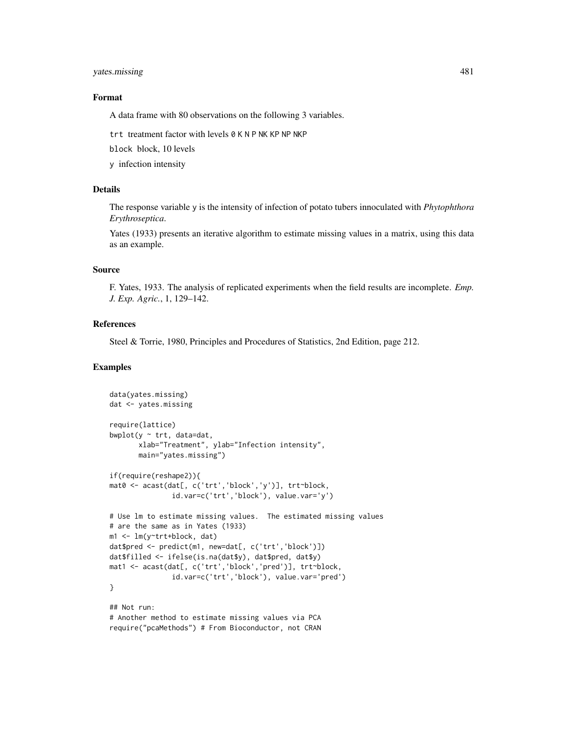## Format

A data frame with 80 observations on the following 3 variables.

`trt` treatment factor with levels `0 K N P NK KP NP NKP`

`block` block, 10 levels

`y` infection intensity

## Details

The response variable `y` is the intensity of infection of potato tubers innoculated with *Phytophthora Erythroseptica*.

Yates (1933) presents an iterative algorithm to estimate missing values in a matrix, using this data as an example.

## Source

F. Yates, 1933. The analysis of replicated experiments when the field results are incomplete. *Emp. J. Exp. Agric.*, 1, 129–142.

## References

Steel & Torrie, 1980, Principles and Procedures of Statistics, 2nd Edition, page 212.

## Examples

```
data(yates.missing)
dat <- yates.missing

require(lattice)
bwplot(y ~ trt, data=dat,
       xlab="Treatment", ylab="Infection intensity",
       main="yates.missing")

if(require(reshape2)){
mat0 <- acast(dat[, c('trt','block','y')], trt~block,
              id.var=c('trt','block'), value.var='y')

# Use lm to estimate missing values.  The estimated missing values
# are the same as in Yates (1933)
m1 <- lm(y~trt+block, dat)
dat$pred <- predict(m1, new=dat[, c('trt','block')])
dat$filled <- ifelse(is.na(dat$y), dat$pred, dat$y)
mat1 <- acast(dat[, c('trt','block','pred')], trt~block,
              id.var=c('trt','block'), value.var='pred')
}

## Not run:
# Another method to estimate missing values via PCA
require("pcaMethods") # From Bioconductor, not CRAN
```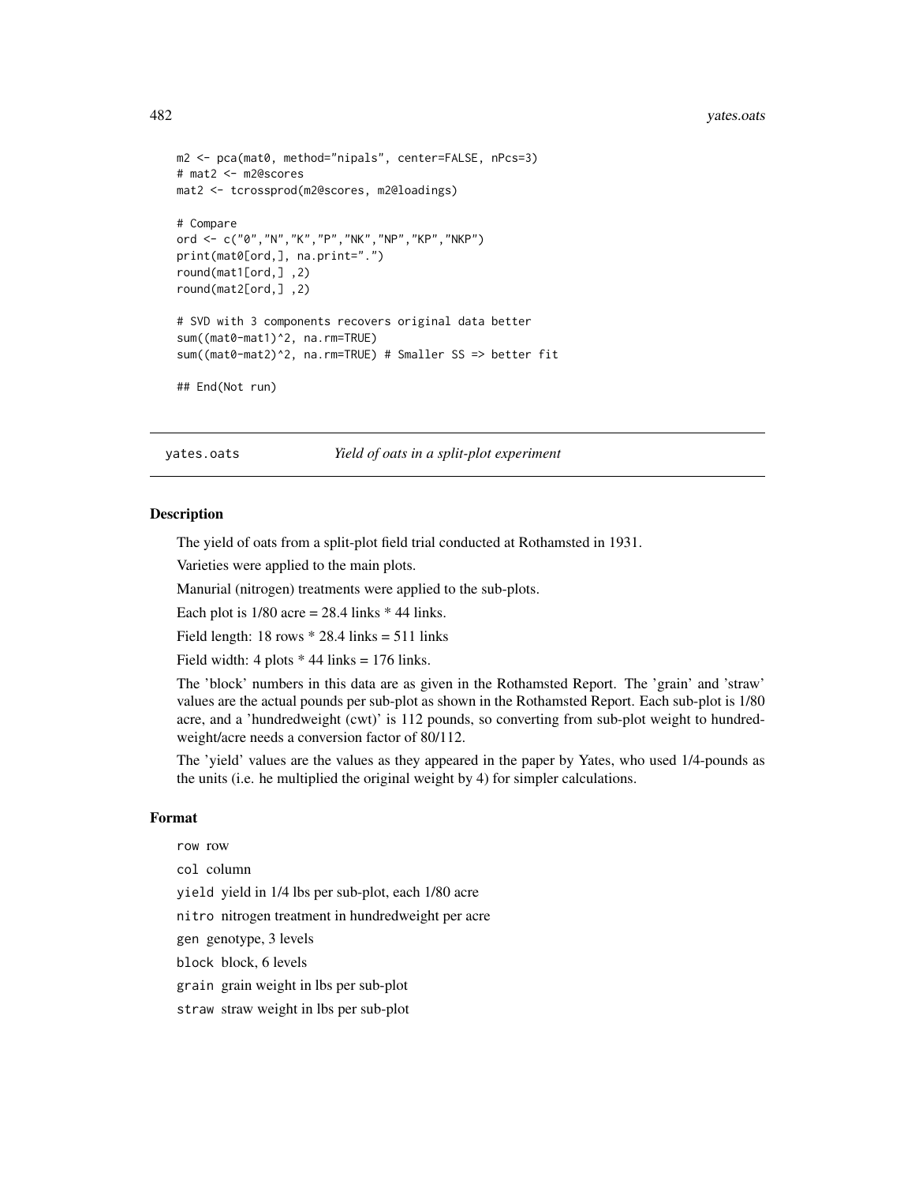```
m2 <- pca(mat0, method="nipals", center=FALSE, nPcs=3)
# mat2 <- m2@scores
mat2 <- tcrossprod(m2@scores, m2@loadings)

# Compare
ord <- c("0","N","K","P","NK","NP","KP","NKP")
print(mat0[ord,], na.print=".")
round(mat1[ord,] ,2)
round(mat2[ord,] ,2)

# SVD with 3 components recovers original data better
sum((mat0-mat1)^2, na.rm=TRUE)
sum((mat0-mat2)^2, na.rm=TRUE) # Smaller SS => better fit

## End(Not run)
```

## yates.oats *Yield of oats in a split-plot experiment*

### Description

The yield of oats from a split-plot field trial conducted at Rothamsted in 1931.

Varieties were applied to the main plots.

Manurial (nitrogen) treatments were applied to the sub-plots.

Each plot is 1/80 acre = 28.4 links * 44 links.

Field length: 18 rows * 28.4 links = 511 links

Field width: 4 plots * 44 links = 176 links.

The 'block' numbers in this data are as given in the Rothamsted Report. The 'grain' and 'straw' values are the actual pounds per sub-plot as shown in the Rothamsted Report. Each sub-plot is 1/80 acre, and a 'hundredweight (cwt)' is 112 pounds, so converting from sub-plot weight to hundredweight/acre needs a conversion factor of 80/112.

The 'yield' values are the values as they appeared in the paper by Yates, who used 1/4-pounds as the units (i.e. he multiplied the original weight by 4) for simpler calculations.

### Format

`row` row

`col` column

`yield` yield in 1/4 lbs per sub-plot, each 1/80 acre

`nitro` nitrogen treatment in hundredweight per acre

`gen` genotype, 3 levels

`block` block, 6 levels

`grain` grain weight in lbs per sub-plot

`straw` straw weight in lbs per sub-plot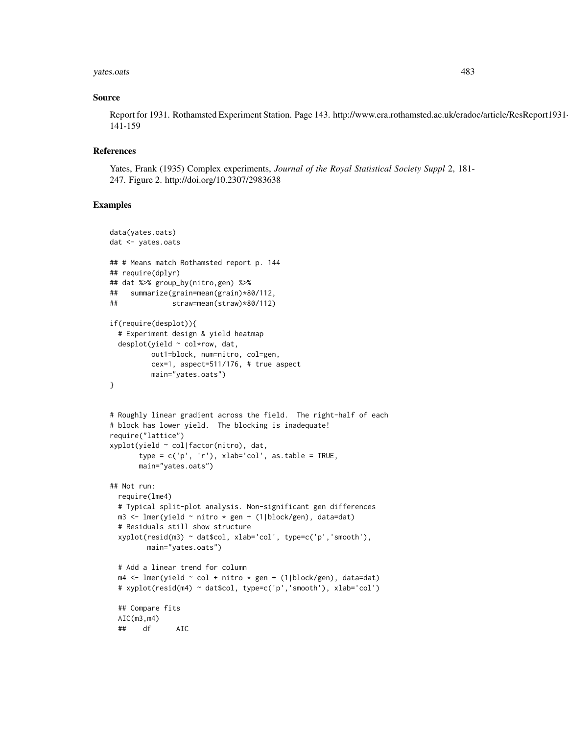### Source

Report for 1931. Rothamsted Experiment Station. Page 143. http://www.era.rothamsted.ac.uk/eradoc/article/ResReport1931-141-159

### References

Yates, Frank (1935) Complex experiments, *Journal of the Royal Statistical Society Suppl* 2, 181-247. Figure 2. http://doi.org/10.2307/2983638

### Examples

```
data(yates.oats)
dat <- yates.oats

## # Means match Rothamsted report p. 144
## require(dplyr)
## dat %>% group_by(nitro,gen) %>%
##   summarize(grain=mean(grain)*80/112,
##             straw=mean(straw)*80/112)

if(require(desplot)){
  # Experiment design & yield heatmap
  desplot(yield ~ col*row, dat,
          out1=block, num=nitro, col=gen,
          cex=1, aspect=511/176, # true aspect
          main="yates.oats")
}


# Roughly linear gradient across the field.  The right-half of each
# block has lower yield.  The blocking is inadequate!
require("lattice")
xyplot(yield ~ col|factor(nitro), dat,
       type = c('p', 'r'), xlab='col', as.table = TRUE,
       main="yates.oats")

## Not run:
  require(lme4)
  # Typical split-plot analysis. Non-significant gen differences
  m3 <- lmer(yield ~ nitro * gen + (1|block/gen), data=dat)
  # Residuals still show structure
  xyplot(resid(m3) ~ dat$col, xlab='col', type=c('p','smooth'),
         main="yates.oats")

  # Add a linear trend for column
  m4 <- lmer(yield ~ col + nitro * gen + (1|block/gen), data=dat)
  # xyplot(resid(m4) ~ dat$col, type=c('p','smooth'), xlab='col')

  ## Compare fits
  AIC(m3,m4)
  ##    df      AIC
```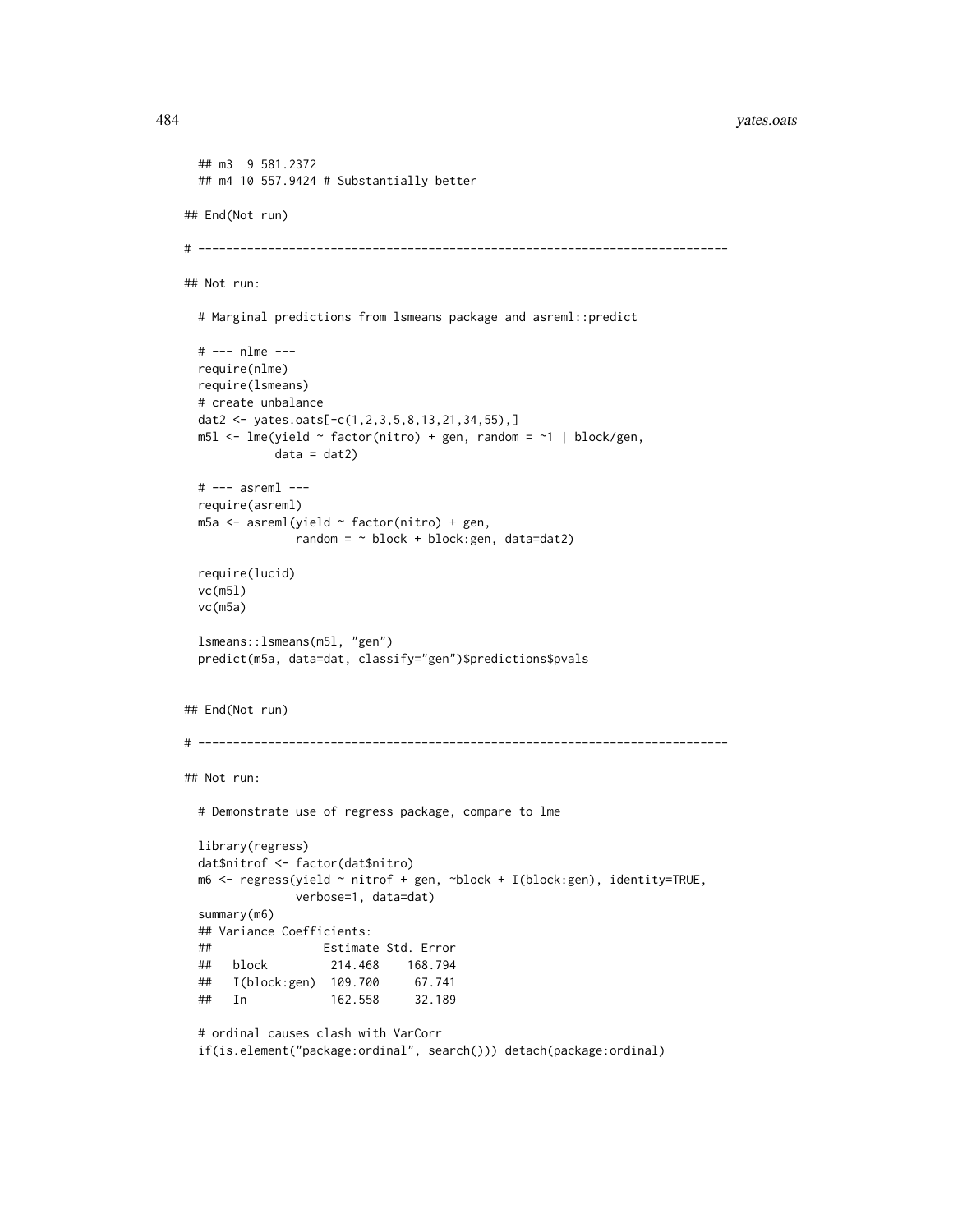```
  ## m3  9 581.2372
  ## m4 10 557.9424 # Substantially better

## End(Not run)

# ---------------------------------------------------------------------------

## Not run:

  # Marginal predictions from lsmeans package and asreml::predict

  # --- nlme ---
  require(nlme)
  require(lsmeans)
  # create unbalance
  dat2 <- yates.oats[-c(1,2,3,5,8,13,21,34,55),]
  m5l <- lme(yield ~ factor(nitro) + gen, random = ~1 | block/gen,
             data = dat2)

  # --- asreml ---
  require(asreml)
  m5a <- asreml(yield ~ factor(nitro) + gen,
                random = ~ block + block:gen, data=dat2)

  require(lucid)
  vc(m5l)
  vc(m5a)

  lsmeans::lsmeans(m5l, "gen")
  predict(m5a, data=dat, classify="gen")$predictions$pvals


## End(Not run)

# ---------------------------------------------------------------------------

## Not run:

  # Demonstrate use of regress package, compare to lme

  library(regress)
  dat$nitrof <- factor(dat$nitro)
  m6 <- regress(yield ~ nitrof + gen, ~block + I(block:gen), identity=TRUE,
                verbose=1, data=dat)
  summary(m6)
  ## Variance Coefficients:
  ##               Estimate Std. Error
  ##   block         214.468    168.794
  ##   I(block:gen)  109.700     67.741
  ##   In            162.558     32.189

  # ordinal causes clash with VarCorr
  if(is.element("package:ordinal", search())) detach(package:ordinal)
```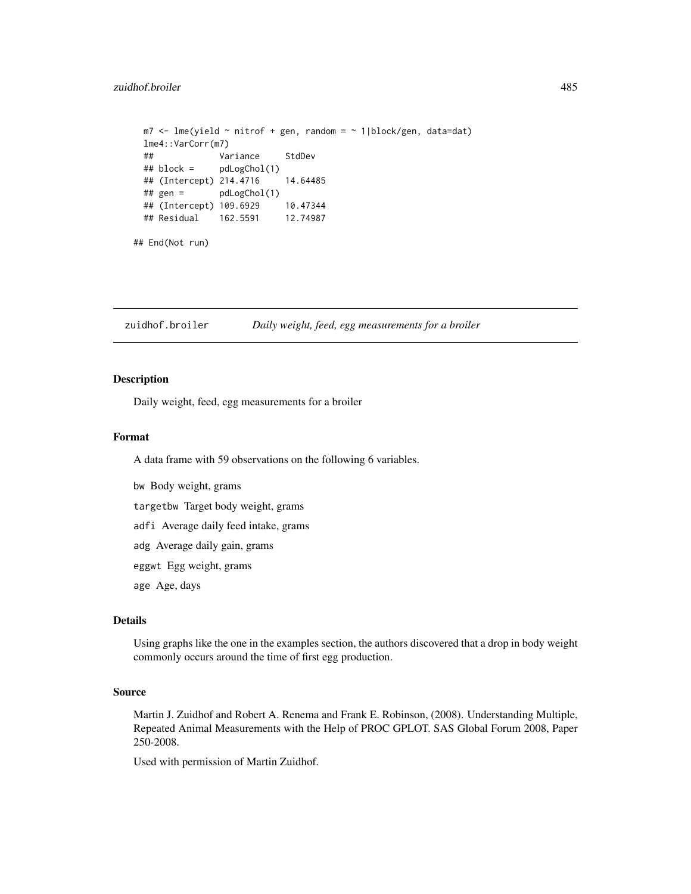```
  m7 <- lme(yield ~ nitrof + gen, random = ~ 1|block/gen, data=dat)
  lme4::VarCorr(m7)
  ##             Variance     StdDev
  ## block =     pdLogChol(1)
  ## (Intercept) 214.4716     14.64485
  ## gen =       pdLogChol(1)
  ## (Intercept) 109.6929     10.47344
  ## Residual    162.5591     12.74987

## End(Not run)
```

---

zuidhof.broiler *Daily weight, feed, egg measurements for a broiler*

---

### Description

Daily weight, feed, egg measurements for a broiler

### Format

A data frame with 59 observations on the following 6 variables.

`bw` Body weight, grams

`targetbw` Target body weight, grams

`adfi` Average daily feed intake, grams

`adg` Average daily gain, grams

`eggwt` Egg weight, grams

`age` Age, days

### Details

Using graphs like the one in the examples section, the authors discovered that a drop in body weight commonly occurs around the time of first egg production.

### Source

Martin J. Zuidhof and Robert A. Renema and Frank E. Robinson, (2008). Understanding Multiple, Repeated Animal Measurements with the Help of PROC GPLOT. SAS Global Forum 2008, Paper 250-2008.

Used with permission of Martin Zuidhof.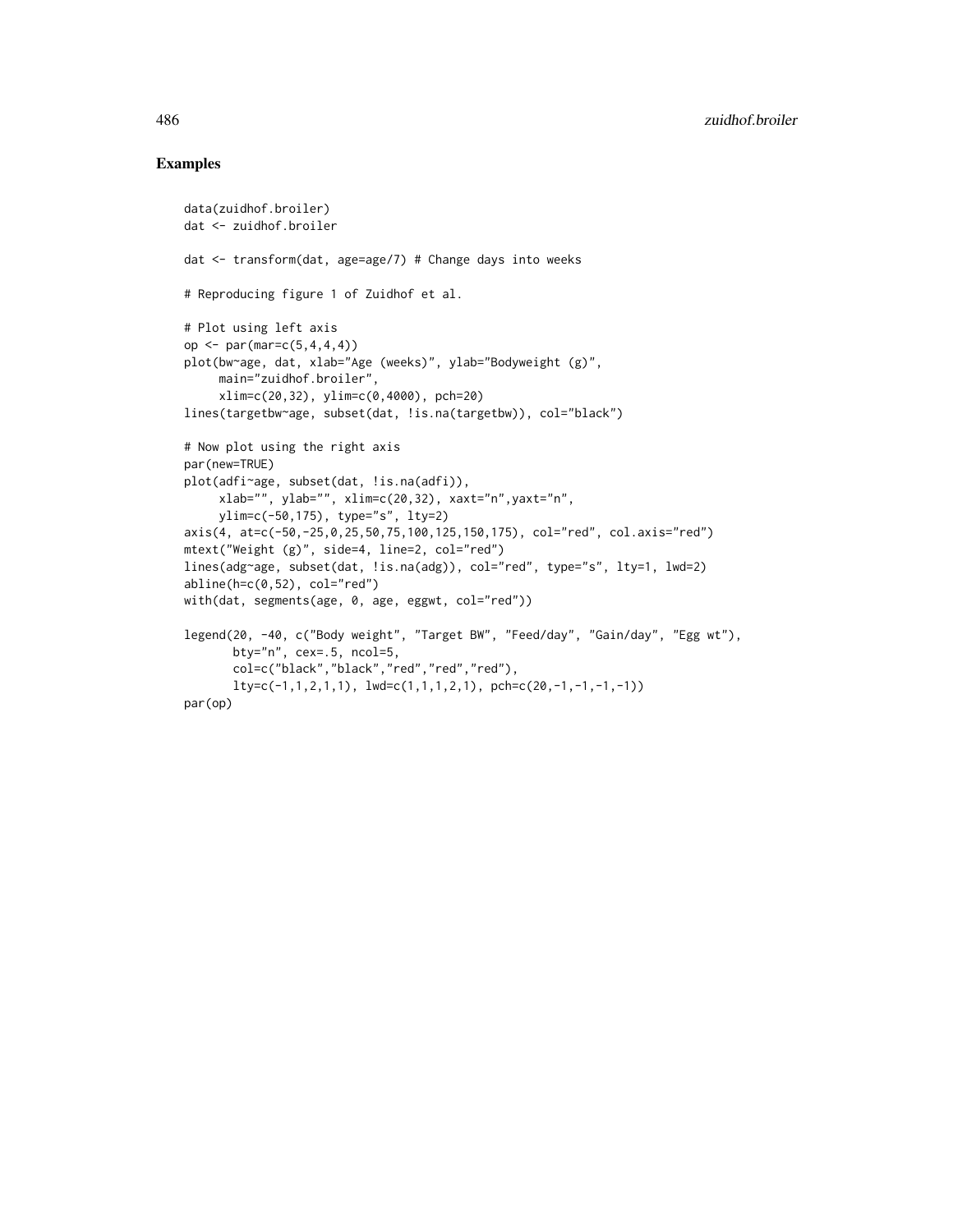## Examples

```
data(zuidhof.broiler)
dat <- zuidhof.broiler

dat <- transform(dat, age=age/7) # Change days into weeks

# Reproducing figure 1 of Zuidhof et al.

# Plot using left axis
op <- par(mar=c(5,4,4,4))
plot(bw~age, dat, xlab="Age (weeks)", ylab="Bodyweight (g)",
     main="zuidhof.broiler",
     xlim=c(20,32), ylim=c(0,4000), pch=20)
lines(targetbw~age, subset(dat, !is.na(targetbw)), col="black")

# Now plot using the right axis
par(new=TRUE)
plot(adfi~age, subset(dat, !is.na(adfi)),
     xlab="", ylab="", xlim=c(20,32), xaxt="n",yaxt="n",
     ylim=c(-50,175), type="s", lty=2)
axis(4, at=c(-50,-25,0,25,50,75,100,125,150,175), col="red", col.axis="red")
mtext("Weight (g)", side=4, line=2, col="red")
lines(adg~age, subset(dat, !is.na(adg)), col="red", type="s", lty=1, lwd=2)
abline(h=c(0,52), col="red")
with(dat, segments(age, 0, age, eggwt, col="red"))

legend(20, -40, c("Body weight", "Target BW", "Feed/day", "Gain/day", "Egg wt"),
       bty="n", cex=.5, ncol=5,
       col=c("black","black","red","red","red"),
       lty=c(-1,1,2,1,1), lwd=c(1,1,1,2,1), pch=c(20,-1,-1,-1,-1))
par(op)
```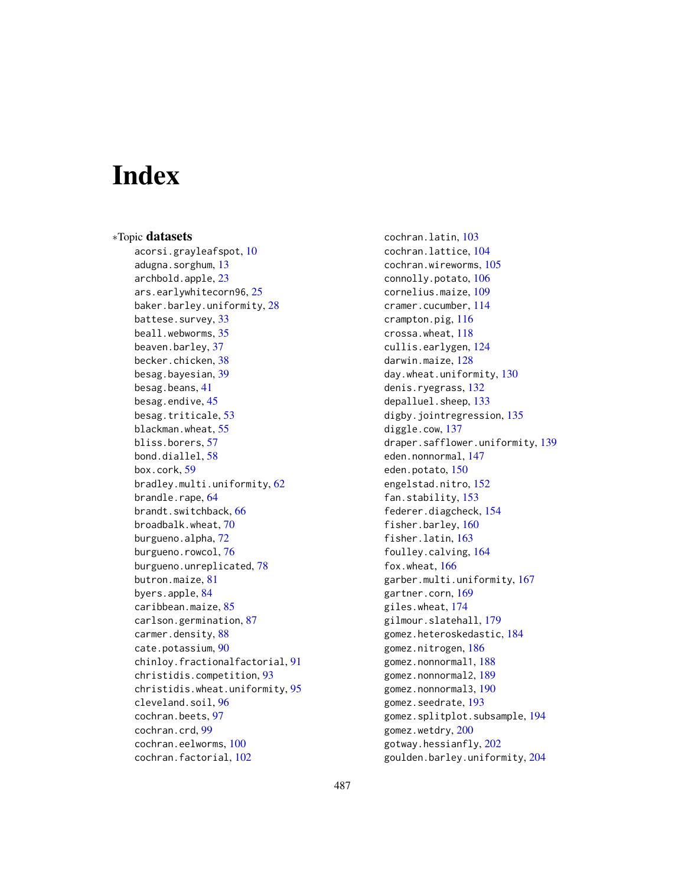# Index

∗Topic **datasets**

acorsi.grayleafspot, 10
adugna.sorghum, 13
archbold.apple, 23
ars.earlywhitecorn96, 25
baker.barley.uniformity, 28
battese.survey, 33
beall.webworms, 35
beaven.barley, 37
becker.chicken, 38
besag.bayesian, 39
besag.beans, 41
besag.endive, 45
besag.triticale, 53
blackman.wheat, 55
bliss.borers, 57
bond.diallel, 58
box.cork, 59
bradley.multi.uniformity, 62
brandle.rape, 64
brandt.switchback, 66
broadbalk.wheat, 70
burgueno.alpha, 72
burgueno.rowcol, 76
burgueno.unreplicated, 78
butron.maize, 81
byers.apple, 84
caribbean.maize, 85
carlson.germination, 87
carmer.density, 88
cate.potassium, 90
chinloy.fractionalfactorial, 91
christidis.competition, 93
christidis.wheat.uniformity, 95
cleveland.soil, 96
cochran.beets, 97
cochran.crd, 99
cochran.eelworms, 100
cochran.factorial, 102
cochran.latin, 103
cochran.lattice, 104
cochran.wireworms, 105
connolly.potato, 106
cornelius.maize, 109
cramer.cucumber, 114
crampton.pig, 116
crossa.wheat, 118
cullis.earlygen, 124
darwin.maize, 128
day.wheat.uniformity, 130
denis.ryegrass, 132
depalluel.sheep, 133
digby.jointregression, 135
diggle.cow, 137
draper.safflower.uniformity, 139
eden.nonnormal, 147
eden.potato, 150
engelstad.nitro, 152
fan.stability, 153
federer.diagcheck, 154
fisher.barley, 160
fisher.latin, 163
foulley.calving, 164
fox.wheat, 166
garber.multi.uniformity, 167
gartner.corn, 169
giles.wheat, 174
gilmour.slatehall, 179
gomez.heteroskedastic, 184
gomez.nitrogen, 186
gomez.nonnormal1, 188
gomez.nonnormal2, 189
gomez.nonnormal3, 190
gomez.seedrate, 193
gomez.splitplot.subsample, 194
gomez.wetdry, 200
gotway.hessianfly, 202
goulden.barley.uniformity, 204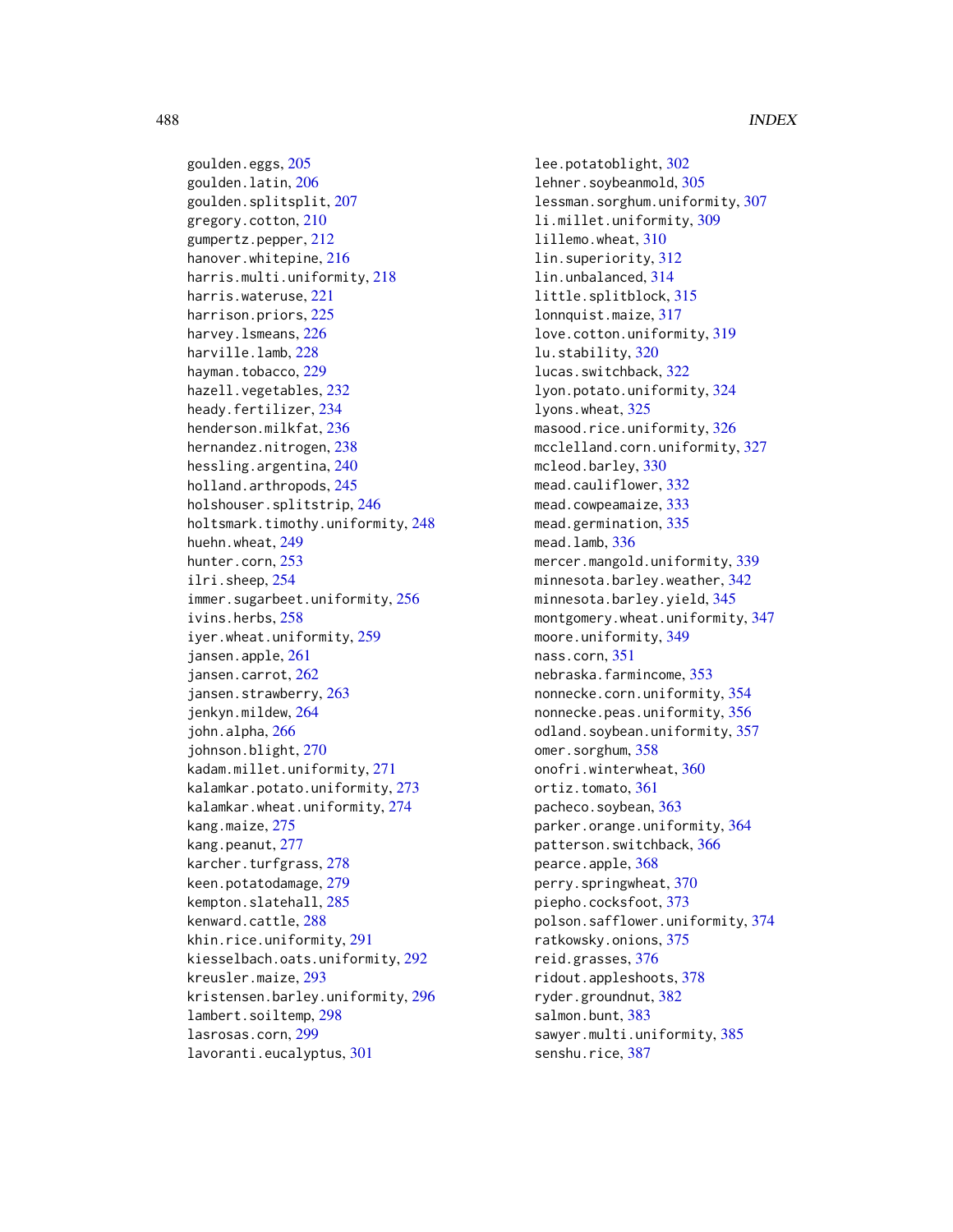goulden.eggs, 205
goulden.latin, 206
goulden.splitsplit, 207
gregory.cotton, 210
gumpertz.pepper, 212
hanover.whitepine, 216
harris.multi.uniformity, 218
harris.wateruse, 221
harrison.priors, 225
harvey.lsmeans, 226
harville.lamb, 228
hayman.tobacco, 229
hazell.vegetables, 232
heady.fertilizer, 234
henderson.milkfat, 236
hernandez.nitrogen, 238
hessling.argentina, 240
holland.arthropods, 245
holshouser.splitstrip, 246
holtsmark.timothy.uniformity, 248
huehn.wheat, 249
hunter.corn, 253
ilri.sheep, 254
immer.sugarbeet.uniformity, 256
ivins.herbs, 258
iyer.wheat.uniformity, 259
jansen.apple, 261
jansen.carrot, 262
jansen.strawberry, 263
jenkyn.mildew, 264
john.alpha, 266
johnson.blight, 270
kadam.millet.uniformity, 271
kalamkar.potato.uniformity, 273
kalamkar.wheat.uniformity, 274
kang.maize, 275
kang.peanut, 277
karcher.turfgrass, 278
keen.potatodamage, 279
kempton.slatehall, 285
kenward.cattle, 288
khin.rice.uniformity, 291
kiesselbach.oats.uniformity, 292
kreusler.maize, 293
kristensen.barley.uniformity, 296
lambert.soiltemp, 298
lasrosas.corn, 299
lavoranti.eucalyptus, 301
lee.potatoblight, 302
lehner.soybeanmold, 305
lessman.sorghum.uniformity, 307
li.millet.uniformity, 309
lillemo.wheat, 310
lin.superiority, 312
lin.unbalanced, 314
little.splitblock, 315
lonnquist.maize, 317
love.cotton.uniformity, 319
lu.stability, 320
lucas.switchback, 322
lyon.potato.uniformity, 324
lyons.wheat, 325
masood.rice.uniformity, 326
mcclelland.corn.uniformity, 327
mcleod.barley, 330
mead.cauliflower, 332
mead.cowpeamaize, 333
mead.germination, 335
mead.lamb, 336
mercer.mangold.uniformity, 339
minnesota.barley.weather, 342
minnesota.barley.yield, 345
montgomery.wheat.uniformity, 347
moore.uniformity, 349
nass.corn, 351
nebraska.farmincome, 353
nonnecke.corn.uniformity, 354
nonnecke.peas.uniformity, 356
odland.soybean.uniformity, 357
omer.sorghum, 358
onofri.winterwheat, 360
ortiz.tomato, 361
pacheco.soybean, 363
parker.orange.uniformity, 364
patterson.switchback, 366
pearce.apple, 368
perry.springwheat, 370
piepho.cocksfoot, 373
polson.safflower.uniformity, 374
ratkowsky.onions, 375
reid.grasses, 376
ridout.appleshoots, 378
ryder.groundnut, 382
salmon.bunt, 383
sawyer.multi.uniformity, 385
senshu.rice, 387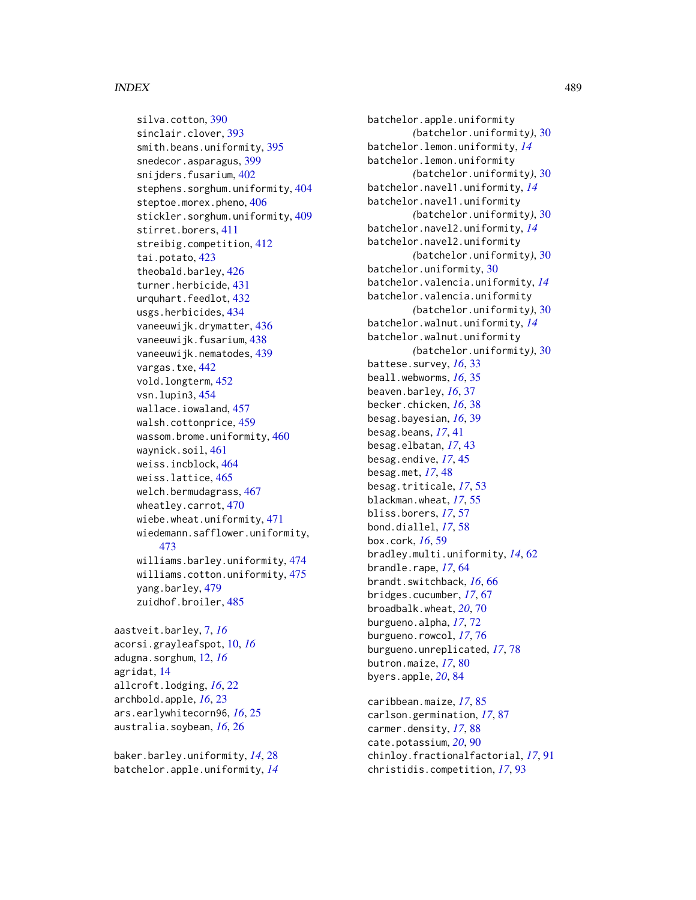silva.cotton, 390
sinclair.clover, 393
smith.beans.uniformity, 395
snedecor.asparagus, 399
snijders.fusarium, 402
stephens.sorghum.uniformity, 404
steptoe.morex.pheno, 406
stickler.sorghum.uniformity, 409
stirret.borers, 411
streibig.competition, 412
tai.potato, 423
theobald.barley, 426
turner.herbicide, 431
urquhart.feedlot, 432
usgs.herbicides, 434
vaneeuwijk.drymatter, 436
vaneeuwijk.fusarium, 438
vaneeuwijk.nematodes, 439
vargas.txe, 442
vold.longterm, 452
vsn.lupin3, 454
wallace.iowaland, 457
walsh.cottonprice, 459
wassom.brome.uniformity, 460
waynick.soil, 461
weiss.incblock, 464
weiss.lattice, 465
welch.bermudagrass, 467
wheatley.carrot, 470
wiebe.wheat.uniformity, 471
wiedemann.safflower.uniformity, 473
williams.barley.uniformity, 474
williams.cotton.uniformity, 475
yang.barley, 479
zuidhof.broiler, 485

aastveit.barley, 7, *16*
acorsi.grayleafspot, 10, *16*
adugna.sorghum, 12, *16*
agridat, 14
allcroft.lodging, *16*, 22
archbold.apple, *16*, 23
ars.earlywhitecorn96, *16*, 25
australia.soybean, *16*, 26

baker.barley.uniformity, *14*, 28
batchelor.apple.uniformity, *14*
batchelor.apple.uniformity (batchelor.uniformity), 30
batchelor.lemon.uniformity, *14*
batchelor.lemon.uniformity (batchelor.uniformity), 30
batchelor.navel1.uniformity, *14*
batchelor.navel1.uniformity (batchelor.uniformity), 30
batchelor.navel2.uniformity, *14*
batchelor.navel2.uniformity (batchelor.uniformity), 30
batchelor.uniformity, 30
batchelor.valencia.uniformity, *14*
batchelor.valencia.uniformity (batchelor.uniformity), 30
batchelor.walnut.uniformity, *14*
batchelor.walnut.uniformity (batchelor.uniformity), 30
battese.survey, *16*, 33
beall.webworms, *16*, 35
beaven.barley, *16*, 37
becker.chicken, *16*, 38
besag.bayesian, *16*, 39
besag.beans, *17*, 41
besag.elbatan, *17*, 43
besag.endive, *17*, 45
besag.met, *17*, 48
besag.triticale, *17*, 53
blackman.wheat, *17*, 55
bliss.borers, *17*, 57
bond.diallel, *17*, 58
box.cork, *16*, 59
bradley.multi.uniformity, *14*, 62
brandle.rape, *17*, 64
brandt.switchback, *16*, 66
bridges.cucumber, *17*, 67
broadbalk.wheat, *20*, 70
burgueno.alpha, *17*, 72
burgueno.rowcol, *17*, 76
burgueno.unreplicated, *17*, 78
butron.maize, *17*, 80
byers.apple, *20*, 84

caribbean.maize, *17*, 85
carlson.germination, *17*, 87
carmer.density, *17*, 88
cate.potassium, *20*, 90
chinloy.fractionalfactorial, *17*, 91
christidis.competition, *17*, 93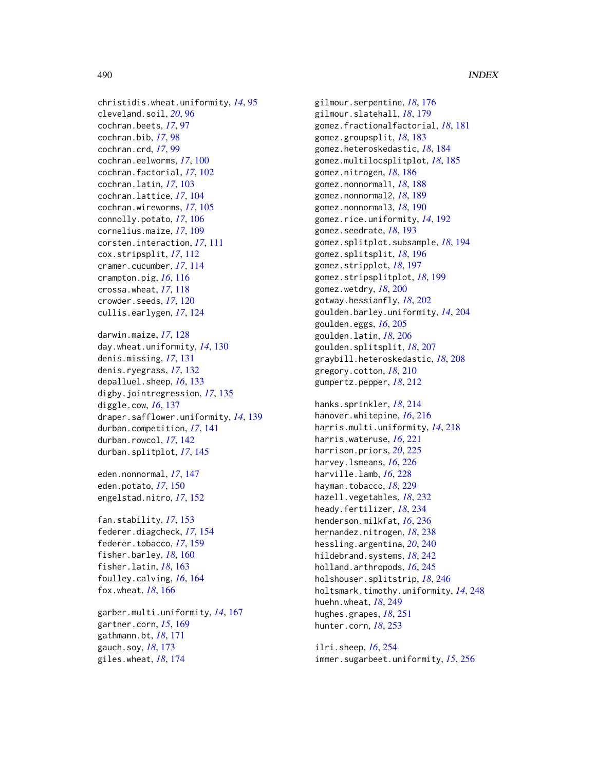christidis.wheat.uniformity, *14*, 95
cleveland.soil, *20*, 96
cochran.beets, *17*, 97
cochran.bib, *17*, 98
cochran.crd, *17*, 99
cochran.eelworms, *17*, 100
cochran.factorial, *17*, 102
cochran.latin, *17*, 103
cochran.lattice, *17*, 104
cochran.wireworms, *17*, 105
connolly.potato, *17*, 106
cornelius.maize, *17*, 109
corsten.interaction, *17*, 111
cox.stripsplit, *17*, 112
cramer.cucumber, *17*, 114
crampton.pig, *16*, 116
crossa.wheat, *17*, 118
crowder.seeds, *17*, 120
cullis.earlygen, *17*, 124

darwin.maize, *17*, 128
day.wheat.uniformity, *14*, 130
denis.missing, *17*, 131
denis.ryegrass, *17*, 132
depalluel.sheep, *16*, 133
digby.jointregression, *17*, 135
diggle.cow, *16*, 137
draper.safflower.uniformity, *14*, 139
durban.competition, *17*, 141
durban.rowcol, *17*, 142
durban.splitplot, *17*, 145

eden.nonnormal, *17*, 147
eden.potato, *17*, 150
engelstad.nitro, *17*, 152

fan.stability, *17*, 153
federer.diagcheck, *17*, 154
federer.tobacco, *17*, 159
fisher.barley, *18*, 160
fisher.latin, *18*, 163
foulley.calving, *16*, 164
fox.wheat, *18*, 166

garber.multi.uniformity, *14*, 167
gartner.corn, *15*, 169
gathmann.bt, *18*, 171
gauch.soy, *18*, 173
giles.wheat, *18*, 174
gilmour.serpentine, *18*, 176
gilmour.slatehall, *18*, 179
gomez.fractionalfactorial, *18*, 181
gomez.groupsplit, *18*, 183
gomez.heteroskedastic, *18*, 184
gomez.multilocsplitplot, *18*, 185
gomez.nitrogen, *18*, 186
gomez.nonnormal1, *18*, 188
gomez.nonnormal2, *18*, 189
gomez.nonnormal3, *18*, 190
gomez.rice.uniformity, *14*, 192
gomez.seedrate, *18*, 193
gomez.splitplot.subsample, *18*, 194
gomez.splitsplit, *18*, 196
gomez.stripplot, *18*, 197
gomez.stripsplitplot, *18*, 199
gomez.wetdry, *18*, 200
gotway.hessianfly, *18*, 202
goulden.barley.uniformity, *14*, 204
goulden.eggs, *16*, 205
goulden.latin, *18*, 206
goulden.splitsplit, *18*, 207
graybill.heteroskedastic, *18*, 208
gregory.cotton, *18*, 210
gumpertz.pepper, *18*, 212

hanks.sprinkler, *18*, 214
hanover.whitepine, *16*, 216
harris.multi.uniformity, *14*, 218
harris.wateruse, *16*, 221
harrison.priors, *20*, 225
harvey.lsmeans, *16*, 226
harville.lamb, *16*, 228
hayman.tobacco, *18*, 229
hazell.vegetables, *18*, 232
heady.fertilizer, *18*, 234
henderson.milkfat, *16*, 236
hernandez.nitrogen, *18*, 238
hessling.argentina, *20*, 240
hildebrand.systems, *18*, 242
holland.arthropods, *16*, 245
holshouser.splitstrip, *18*, 246
holtsmark.timothy.uniformity, *14*, 248
huehn.wheat, *18*, 249
hughes.grapes, *18*, 251
hunter.corn, *18*, 253

ilri.sheep, *16*, 254
immer.sugarbeet.uniformity, *15*, 256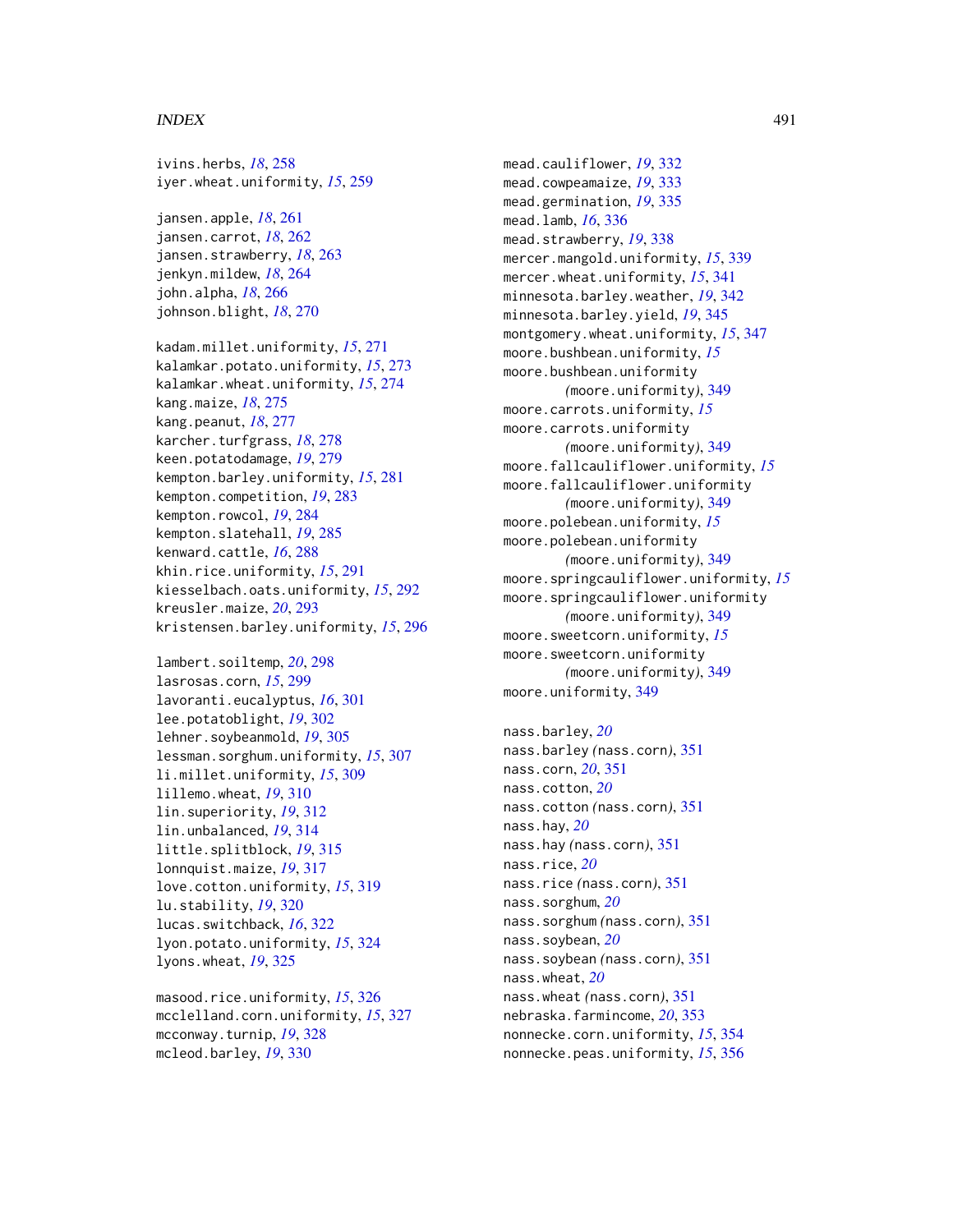ivins.herbs, *18*, 258
iyer.wheat.uniformity, *15*, 259

jansen.apple, *18*, 261
jansen.carrot, *18*, 262
jansen.strawberry, *18*, 263
jenkyn.mildew, *18*, 264
john.alpha, *18*, 266
johnson.blight, *18*, 270

kadam.millet.uniformity, *15*, 271
kalamkar.potato.uniformity, *15*, 273
kalamkar.wheat.uniformity, *15*, 274
kang.maize, *18*, 275
kang.peanut, *18*, 277
karcher.turfgrass, *18*, 278
keen.potatodamage, *19*, 279
kempton.barley.uniformity, *15*, 281
kempton.competition, *19*, 283
kempton.rowcol, *19*, 284
kempton.slatehall, *19*, 285
kenward.cattle, *16*, 288
khin.rice.uniformity, *15*, 291
kiesselbach.oats.uniformity, *15*, 292
kreusler.maize, *20*, 293
kristensen.barley.uniformity, *15*, 296

lambert.soiltemp, *20*, 298
lasrosas.corn, *15*, 299
lavoranti.eucalyptus, *16*, 301
lee.potatoblight, *19*, 302
lehner.soybeanmold, *19*, 305
lessman.sorghum.uniformity, *15*, 307
li.millet.uniformity, *15*, 309
lillemo.wheat, *19*, 310
lin.superiority, *19*, 312
lin.unbalanced, *19*, 314
little.splitblock, *19*, 315
lonnquist.maize, *19*, 317
love.cotton.uniformity, *15*, 319
lu.stability, *19*, 320
lucas.switchback, *16*, 322
lyon.potato.uniformity, *15*, 324
lyons.wheat, *19*, 325

masood.rice.uniformity, *15*, 326
mcclelland.corn.uniformity, *15*, 327
mcconway.turnip, *19*, 328
mcleod.barley, *19*, 330
mead.cauliflower, *19*, 332
mead.cowpeamaize, *19*, 333
mead.germination, *19*, 335
mead.lamb, *16*, 336
mead.strawberry, *19*, 338
mercer.mangold.uniformity, *15*, 339
mercer.wheat.uniformity, *15*, 341
minnesota.barley.weather, *19*, 342
minnesota.barley.yield, *19*, 345
montgomery.wheat.uniformity, *15*, 347
moore.bushbean.uniformity, *15*
moore.bushbean.uniformity *(moore.uniformity)*, 349
moore.carrots.uniformity, *15*
moore.carrots.uniformity *(moore.uniformity)*, 349
moore.fallcauliflower.uniformity, *15*
moore.fallcauliflower.uniformity *(moore.uniformity)*, 349
moore.polebean.uniformity, *15*
moore.polebean.uniformity *(moore.uniformity)*, 349
moore.springcauliflower.uniformity, *15*
moore.springcauliflower.uniformity *(moore.uniformity)*, 349
moore.sweetcorn.uniformity, *15*
moore.sweetcorn.uniformity *(moore.uniformity)*, 349
moore.uniformity, 349

nass.barley, *20*
nass.barley *(nass.corn)*, 351
nass.corn, *20*, 351
nass.cotton, *20*
nass.cotton *(nass.corn)*, 351
nass.hay, *20*
nass.hay *(nass.corn)*, 351
nass.rice, *20*
nass.rice *(nass.corn)*, 351
nass.sorghum, *20*
nass.sorghum *(nass.corn)*, 351
nass.soybean, *20*
nass.soybean *(nass.corn)*, 351
nass.wheat, *20*
nass.wheat *(nass.corn)*, 351
nebraska.farmincome, *20*, 353
nonnecke.corn.uniformity, *15*, 354
nonnecke.peas.uniformity, *15*, 356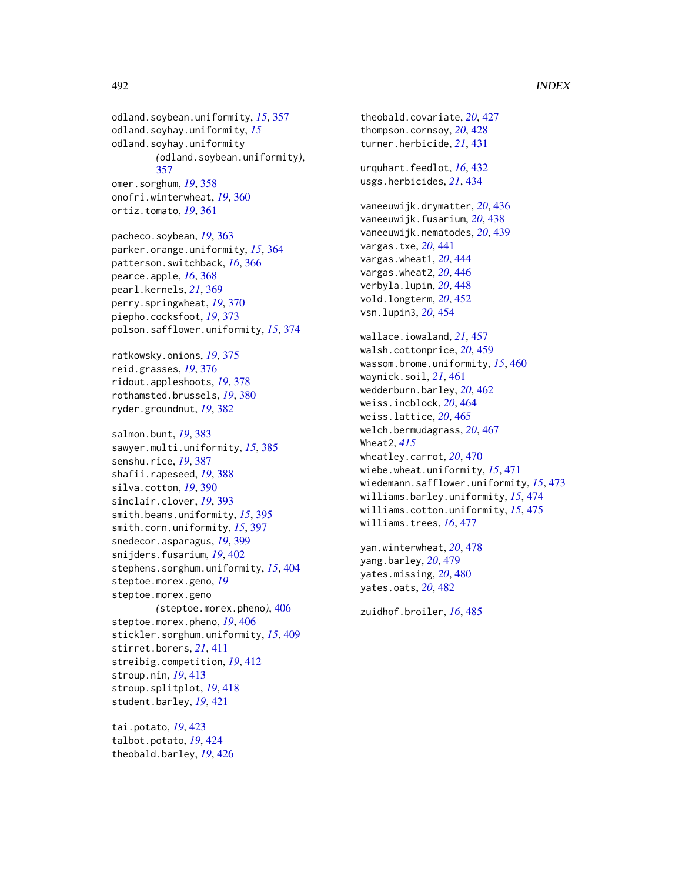odland.soybean.uniformity, *15*, 357
odland.soyhay.uniformity, *15*
odland.soyhay.uniformity
    *(*odland.soybean.uniformity*)*,
    357
omer.sorghum, *19*, 358
onofri.winterwheat, *19*, 360
ortiz.tomato, *19*, 361

pacheco.soybean, *19*, 363
parker.orange.uniformity, *15*, 364
patterson.switchback, *16*, 366
pearce.apple, *16*, 368
pearl.kernels, *21*, 369
perry.springwheat, *19*, 370
piepho.cocksfoot, *19*, 373
polson.safflower.uniformity, *15*, 374

ratkowsky.onions, *19*, 375
reid.grasses, *19*, 376
ridout.appleshoots, *19*, 378
rothamsted.brussels, *19*, 380
ryder.groundnut, *19*, 382

salmon.bunt, *19*, 383
sawyer.multi.uniformity, *15*, 385
senshu.rice, *19*, 387
shafii.rapeseed, *19*, 388
silva.cotton, *19*, 390
sinclair.clover, *19*, 393
smith.beans.uniformity, *15*, 395
smith.corn.uniformity, *15*, 397
snedecor.asparagus, *19*, 399
snijders.fusarium, *19*, 402
stephens.sorghum.uniformity, *15*, 404
steptoe.morex.geno, *19*
steptoe.morex.geno
    *(*steptoe.morex.pheno*)*, 406
steptoe.morex.pheno, *19*, 406
stickler.sorghum.uniformity, *15*, 409
stirret.borers, *21*, 411
streibig.competition, *19*, 412
stroup.nin, *19*, 413
stroup.splitplot, *19*, 418
student.barley, *19*, 421

tai.potato, *19*, 423
talbot.potato, *19*, 424
theobald.barley, *19*, 426
theobald.covariate, *20*, 427
thompson.cornsoy, *20*, 428
turner.herbicide, *21*, 431

urquhart.feedlot, *16*, 432
usgs.herbicides, *21*, 434

vaneeuwijk.drymatter, *20*, 436
vaneeuwijk.fusarium, *20*, 438
vaneeuwijk.nematodes, *20*, 439
vargas.txe, *20*, 441
vargas.wheat1, *20*, 444
vargas.wheat2, *20*, 446
verbyla.lupin, *20*, 448
vold.longterm, *20*, 452
vsn.lupin3, *20*, 454

wallace.iowaland, *21*, 457
walsh.cottonprice, *20*, 459
wassom.brome.uniformity, *15*, 460
waynick.soil, *21*, 461
wedderburn.barley, *20*, 462
weiss.incblock, *20*, 464
weiss.lattice, *20*, 465
welch.bermudagrass, *20*, 467
Wheat2, *415*
wheatley.carrot, *20*, 470
wiebe.wheat.uniformity, *15*, 471
wiedemann.safflower.uniformity, *15*, 473
williams.barley.uniformity, *15*, 474
williams.cotton.uniformity, *15*, 475
williams.trees, *16*, 477

yan.winterwheat, *20*, 478
yang.barley, *20*, 479
yates.missing, *20*, 480
yates.oats, *20*, 482

zuidhof.broiler, *16*, 485